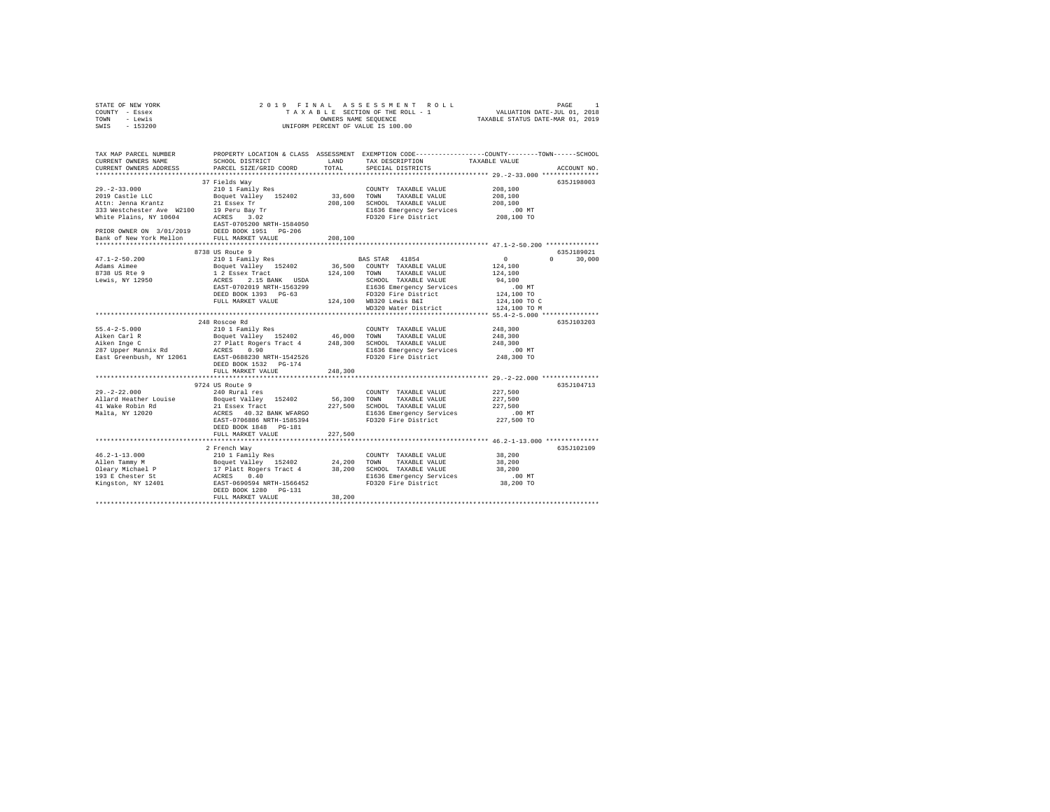STATE OF NEW YORK
COUNTY - Essex
TOWN - Lewis
SWIS - 153200

2019 FINAL ASSESSMENT ROLL
TAXABLE SECTION OF THE ROLL - 1
OWNERS NAME SEQUENCE
UNIFORM PERCENT OF VALUE IS 100.00

VALUATION DATE-JUL 01, 2018
TAXABLE STATUS DATE-MAR 01, 2019

```
TAX MAP PARCEL NUMBER         PROPERTY LOCATION & CLASS  ASSESSMENT  EXEMPTION CODE-----------------COUNTY--------TOWN------SCHOOL
CURRENT OWNERS NAME           SCHOOL DISTRICT             LAND       TAX DESCRIPTION            TAXABLE VALUE
CURRENT OWNERS ADDRESS        PARCEL SIZE/GRID COORD      TOTAL      SPECIAL DISTRICTS                                    ACCOUNT NO.
******************************************************************************************************* 29.-2-33.000 ***************
                              37 Fields Way                                                                               635J198003
29.-2-33.000                  210 1 Family Res                       COUNTY  TAXABLE VALUE          208,100
2019 Castle LLC               Boquet Valley  152402       33,600     TOWN    TAXABLE VALUE          208,100
Attn: Jenna Krantz            21 Essex Tr                208,100     SCHOOL  TAXABLE VALUE          208,100
333 Westchester Ave  W2100    19 Peru Bay Tr                         E1636 Emergency Services          .00 MT
White Plains, NY 10604        ACRES    3.02                          FD320 Fire District            208,100 TO
                              EAST-0705200 NRTH-1584050
PRIOR OWNER ON 3/01/2019      DEED BOOK 1951   PG-206
Bank of New York Mellon       FULL MARKET VALUE          208,100
******************************************************************************************************* 47.1-2-50.200 **************
                              8738 US Route 9                                                                             635J189021
47.1-2-50.200                 210 1 Family Res                       BAS STAR  41854                    0           0      30,000
Adams Aimee                   Boquet Valley  152402       36,500     COUNTY  TAXABLE VALUE          124,100
8738 US Rte 9                 1 2 Essex Tract            124,100     TOWN    TAXABLE VALUE          124,100
Lewis, NY 12950               ACRES    2.15 BANK   USDA              SCHOOL  TAXABLE VALUE           94,100
                              EAST-0702019 NRTH-1563299              E1636 Emergency Services          .00 MT
                              DEED BOOK 1393   PG-63                 FD320 Fire District            124,100 TO
                              FULL MARKET VALUE          124,100     WB320 Lewis B&I                124,100 TO C
                                                                     WD320 Water District           124,100 TO M
******************************************************************************************************* 55.4-2-5.000 ***************
                              248 Roscoe Rd                                                                               635J103203
55.4-2-5.000                  210 1 Family Res                       COUNTY  TAXABLE VALUE          248,300
Aiken Carl R                  Boquet Valley  152402       46,000     TOWN    TAXABLE VALUE          248,300
Aiken Inge C                  27 Platt Rogers Tract 4    248,300     SCHOOL  TAXABLE VALUE          248,300
287 Upper Mannix Rd           ACRES    0.90                          E1636 Emergency Services          .00 MT
East Greenbush, NY 12061      EAST-0688230 NRTH-1542526              FD320 Fire District            248,300 TO
                              DEED BOOK 1532   PG-174
                              FULL MARKET VALUE          248,300
******************************************************************************************************* 29.-2-22.000 ***************
                              9724 US Route 9                                                                             635J104713
29.-2-22.000                  240 Rural res                          COUNTY  TAXABLE VALUE          227,500
Allard Heather Louise         Boquet Valley  152402       56,300     TOWN    TAXABLE VALUE          227,500
41 Wake Robin Rd              21 Essex Tract             227,500     SCHOOL  TAXABLE VALUE          227,500
Malta, NY 12020               ACRES   40.32 BANK WFARGO              E1636 Emergency Services          .00 MT
                              EAST-0706886 NRTH-1585394              FD320 Fire District            227,500 TO
                              DEED BOOK 1848   PG-181
                              FULL MARKET VALUE          227,500
******************************************************************************************************* 46.2-1-13.000 **************
                              2 French Way                                                                                635J102109
46.2-1-13.000                 210 1 Family Res                       COUNTY  TAXABLE VALUE           38,200
Allen Tammy M                 Boquet Valley  152402       24,200     TOWN    TAXABLE VALUE           38,200
Oleary Michael P              17 Platt Rogers Tract 4     38,200     SCHOOL  TAXABLE VALUE           38,200
193 E Chester St              ACRES    0.40                          E1636 Emergency Services          .00 MT
Kingston, NY 12401            EAST-0690594 NRTH-1566452              FD320 Fire District             38,200 TO
                              DEED BOOK 1280   PG-131
                              FULL MARKET VALUE           38,200
************************************************************************************************************************************
```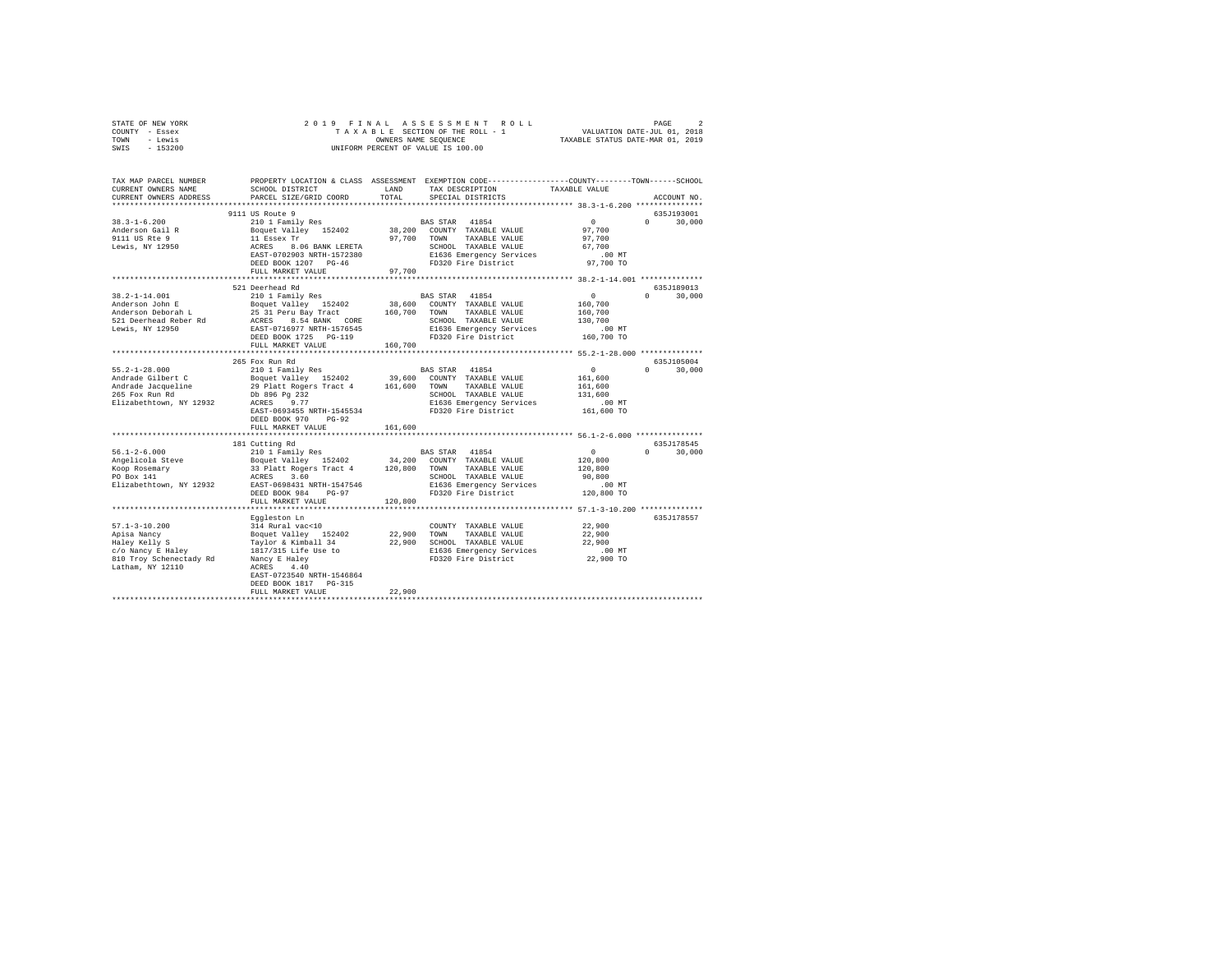STATE OF NEW YORK — 2019 FINAL ASSESSMENT ROLL
COUNTY - Essex — TAXABLE SECTION OF THE ROLL - 1 — VALUATION DATE-JUL 01, 2018
TOWN - Lewis — OWNERS NAME SEQUENCE — TAXABLE STATUS DATE-MAR 01, 2019
SWIS - 153200 — UNIFORM PERCENT OF VALUE IS 100.00

```
TAX MAP PARCEL NUMBER          PROPERTY LOCATION & CLASS  ASSESSMENT  EXEMPTION CODE------------------COUNTY--------TOWN------SCHOOL
CURRENT OWNERS NAME            SCHOOL DISTRICT              LAND      TAX DESCRIPTION             TAXABLE VALUE
CURRENT OWNERS ADDRESS         PARCEL SIZE/GRID COORD       TOTAL     SPECIAL DISTRICTS                                   ACCOUNT NO.
************************************************************************************************** 38.3-1-6.200 ***************
                               9111 US Route 9                                                                           635J193001
38.3-1-6.200                   210 1 Family Res                        BAS STAR  41854                 0            0      30,000
Anderson Gail R                Boquet Valley   152402       38,200    COUNTY  TAXABLE VALUE           97,700
9111 US Rte 9                  11 Essex Tr                  97,700    TOWN    TAXABLE VALUE           97,700
Lewis, NY 12950                ACRES    8.06 BANK LERETA              SCHOOL  TAXABLE VALUE           67,700
                               EAST-0702903 NRTH-1572380              E1636 Emergency Services           .00 MT
                               DEED BOOK 1207   PG-46                 FD320 Fire District             97,700 TO
                               FULL MARKET VALUE            97,700
************************************************************************************************** 38.2-1-14.001 **************
                               521 Deerhead Rd                                                                           635J189013
38.2-1-14.001                  210 1 Family Res                        BAS STAR  41854                 0            0      30,000
Anderson John E                Boquet Valley   152402       38,600    COUNTY  TAXABLE VALUE          160,700
Anderson Deborah L             25 31 Peru Bay Tract        160,700    TOWN    TAXABLE VALUE          160,700
521 Deerhead Reber Rd          ACRES    8.54 BANK  CORE               SCHOOL  TAXABLE VALUE          130,700
Lewis, NY 12950                EAST-0716977 NRTH-1576545              E1636 Emergency Services           .00 MT
                               DEED BOOK 1725   PG-119                FD320 Fire District            160,700 TO
                               FULL MARKET VALUE           160,700
************************************************************************************************** 55.2-1-28.000 **************
                               265 Fox Run Rd                                                                            635J105004
55.2-1-28.000                  210 1 Family Res                        BAS STAR  41854                 0            0      30,000
Andrade Gilbert C              Boquet Valley   152402       39,600    COUNTY  TAXABLE VALUE          161,600
Andrade Jacqueline             29 Platt Rogers Tract 4     161,600    TOWN    TAXABLE VALUE          161,600
265 Fox Run Rd                 Db 896 Pg 232                          SCHOOL  TAXABLE VALUE          131,600
Elizabethtown, NY 12932        ACRES    9.77                          E1636 Emergency Services           .00 MT
                               EAST-0693455 NRTH-1545534              FD320 Fire District            161,600 TO
                               DEED BOOK 970    PG-92
                               FULL MARKET VALUE           161,600
************************************************************************************************** 56.1-2-6.000 ***************
                               181 Cutting Rd                                                                            635J178545
56.1-2-6.000                   210 1 Family Res                        BAS STAR  41854                 0            0      30,000
Angelicola Steve               Boquet Valley   152402       34,200    COUNTY  TAXABLE VALUE          120,800
Koop Rosemary                  33 Platt Rogers Tract 4     120,800    TOWN    TAXABLE VALUE          120,800
PO Box 141                     ACRES    3.60                          SCHOOL  TAXABLE VALUE           90,800
Elizabethtown, NY 12932        EAST-0698431 NRTH-1547546              E1636 Emergency Services           .00 MT
                               DEED BOOK 984    PG-97                 FD320 Fire District            120,800 TO
                               FULL MARKET VALUE           120,800
************************************************************************************************** 57.1-3-10.200 **************
                               Eggleston Ln                                                                              635J178557
57.1-3-10.200                  314 Rural vac<10                       COUNTY  TAXABLE VALUE           22,900
Apisa Nancy                    Boquet Valley   152402       22,900    TOWN    TAXABLE VALUE           22,900
Haley Kelly S                  Taylor & Kimball 34          22,900    SCHOOL  TAXABLE VALUE           22,900
c/o Nancy E Haley              1817/315 Life Use to                   E1636 Emergency Services           .00 MT
810 Troy Schenectady Rd        Nancy E Haley                          FD320 Fire District             22,900 TO
Latham, NY 12110               ACRES    4.40
                               EAST-0723540 NRTH-1546864
                               DEED BOOK 1817   PG-315
                               FULL MARKET VALUE            22,900
********************************************************************************************************************************
```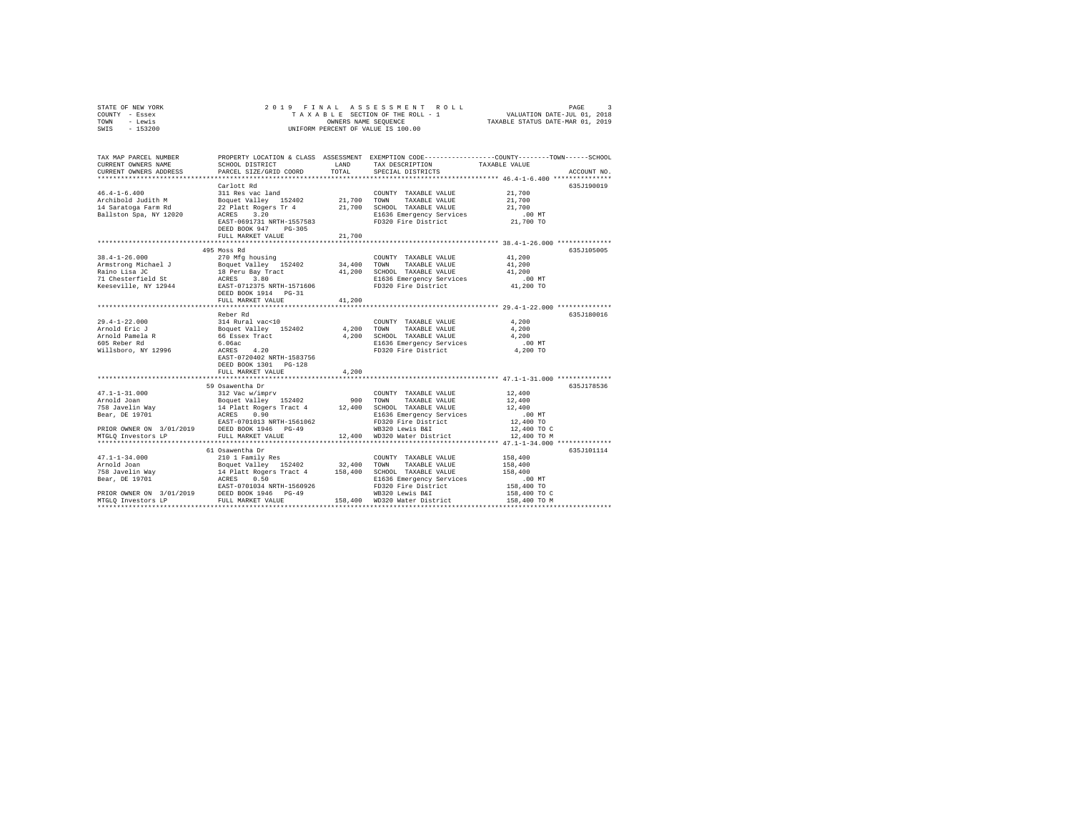STATE OF NEW YORK
COUNTY - Essex
TOWN - Lewis
SWIS - 153200

2 0 1 9 F I N A L A S S E S S M E N T R O L L
T A X A B L E SECTION OF THE ROLL - 1
OWNERS NAME SEQUENCE
UNIFORM PERCENT OF VALUE IS 100.00

VALUATION DATE-JUL 01, 2018
TAXABLE STATUS DATE-MAR 01, 2019

```
TAX MAP PARCEL NUMBER      PROPERTY LOCATION & CLASS  ASSESSMENT  EXEMPTION CODE------------------COUNTY--------TOWN------SCHOOL
CURRENT OWNERS NAME        SCHOOL DISTRICT              LAND      TAX DESCRIPTION           TAXABLE VALUE
CURRENT OWNERS ADDRESS     PARCEL SIZE/GRID COORD       TOTAL     SPECIAL DISTRICTS                                       ACCOUNT NO.
******************************************************************************************************* 46.4-1-6.400 ***************
                           Carlott Rd                                                                                    635J190019
46.4-1-6.400               311 Res vac land                        COUNTY  TAXABLE VALUE            21,700
Archibold Judith M         Boquet Valley  152402       21,700     TOWN    TAXABLE VALUE            21,700
14 Saratoga Farm Rd        22 Platt Rogers Tr 4        21,700     SCHOOL  TAXABLE VALUE            21,700
Ballston Spa, NY 12020     ACRES    3.20                          E1636 Emergency Services             .00 MT
                           EAST-0691731 NRTH-1557583              FD320 Fire District              21,700 TO
                           DEED BOOK 947    PG-305
                           FULL MARKET VALUE           21,700
******************************************************************************************************* 38.4-1-26.000 **************
                           495 Moss Rd                                                                                   635J105005
38.4-1-26.000              270 Mfg housing                         COUNTY  TAXABLE VALUE            41,200
Armstrong Michael J        Boquet Valley  152402       34,400     TOWN    TAXABLE VALUE            41,200
Raino Lisa JC              18 Peru Bay Tract           41,200     SCHOOL  TAXABLE VALUE            41,200
71 Chesterfield St         ACRES    3.80                          E1636 Emergency Services             .00 MT
Keeseville, NY 12944       EAST-0712375 NRTH-1571606              FD320 Fire District              41,200 TO
                           DEED BOOK 1914   PG-31
                           FULL MARKET VALUE           41,200
******************************************************************************************************* 29.4-1-22.000 **************
                           Reber Rd                                                                                      635J180016
29.4-1-22.000              314 Rural vac<10                        COUNTY  TAXABLE VALUE             4,200
Arnold Eric J              Boquet Valley  152402        4,200     TOWN    TAXABLE VALUE             4,200
Arnold Pamela R            66 Essex Tract               4,200     SCHOOL  TAXABLE VALUE             4,200
605 Reber Rd               6.06ac                                 E1636 Emergency Services             .00 MT
Willsboro, NY 12996        ACRES    4.20                          FD320 Fire District               4,200 TO
                           EAST-0720402 NRTH-1583756
                           DEED BOOK 1301   PG-128
                           FULL MARKET VALUE            4,200
******************************************************************************************************* 47.1-1-31.000 **************
                           59 Osawentha Dr                                                                               635J178536
47.1-1-31.000              312 Vac w/imprv                         COUNTY  TAXABLE VALUE            12,400
Arnold Joan                Boquet Valley  152402          900     TOWN    TAXABLE VALUE            12,400
758 Javelin Way            14 Platt Rogers Tract 4     12,400     SCHOOL  TAXABLE VALUE            12,400
Bear, DE 19701             ACRES    0.90                          E1636 Emergency Services             .00 MT
                           EAST-0701013 NRTH-1561062              FD320 Fire District              12,400 TO
PRIOR OWNER ON 3/01/2019   DEED BOOK 1946   PG-49                 WB320 Lewis B&I                  12,400 TO C
MTGLQ Investors LP         FULL MARKET VALUE           12,400     WD320 Water District             12,400 TO M
******************************************************************************************************* 47.1-1-34.000 **************
                           61 Osawentha Dr                                                                               635J101114
47.1-1-34.000              210 1 Family Res                        COUNTY  TAXABLE VALUE           158,400
Arnold Joan                Boquet Valley  152402       32,400     TOWN    TAXABLE VALUE           158,400
758 Javelin Way            14 Platt Rogers Tract 4    158,400     SCHOOL  TAXABLE VALUE           158,400
Bear, DE 19701             ACRES    0.50                          E1636 Emergency Services             .00 MT
                           EAST-0701034 NRTH-1560926              FD320 Fire District             158,400 TO
PRIOR OWNER ON 3/01/2019   DEED BOOK 1946   PG-49                 WB320 Lewis B&I                 158,400 TO C
MTGLQ Investors LP         FULL MARKET VALUE          158,400     WD320 Water District            158,400 TO M
************************************************************************************************************************************
```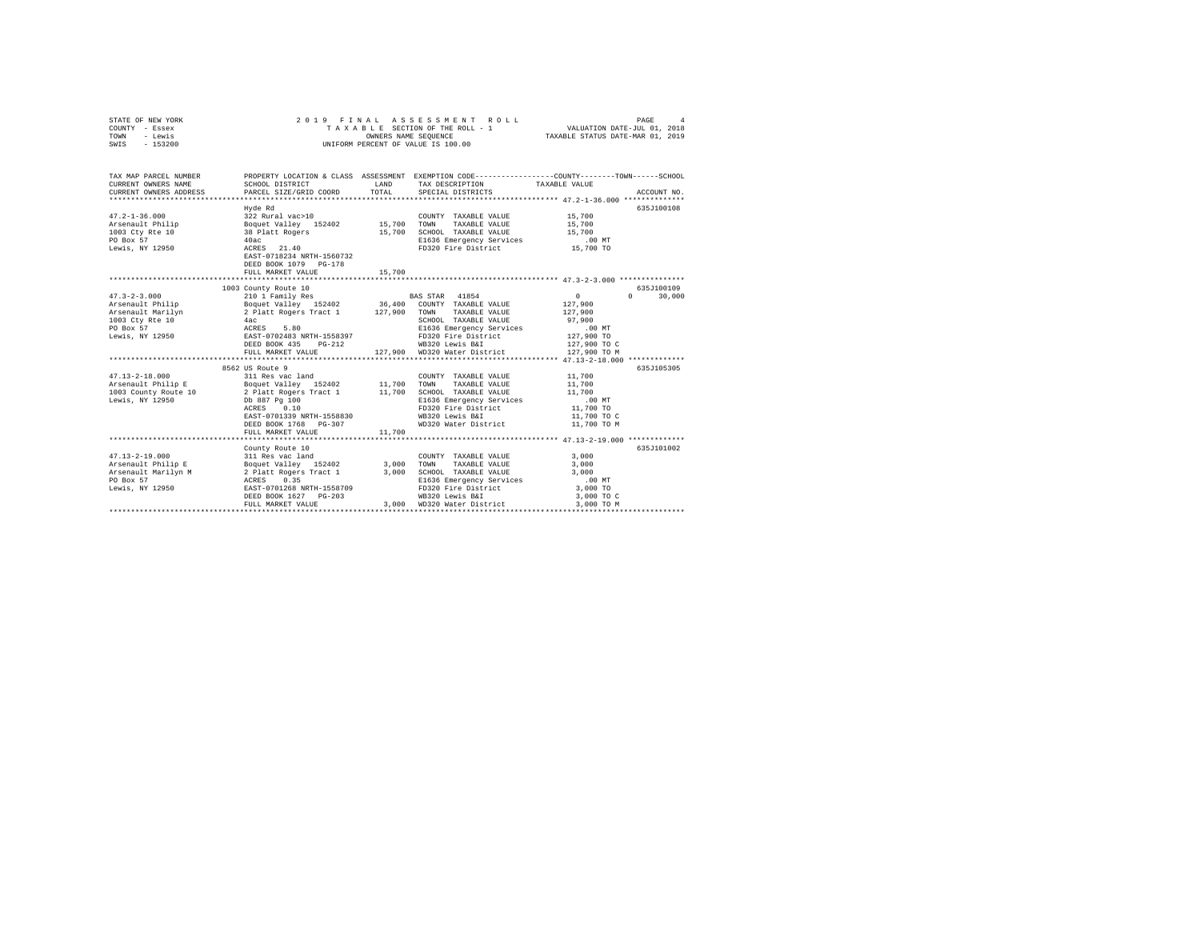STATE OF NEW YORK
COUNTY - Essex
TOWN - Lewis
SWIS - 153200

2 0 1 9 F I N A L A S S E S S M E N T R O L L
T A X A B L E SECTION OF THE ROLL - 1
OWNERS NAME SEQUENCE
UNIFORM PERCENT OF VALUE IS 100.00

VALUATION DATE-JUL 01, 2018
TAXABLE STATUS DATE-MAR 01, 2019

```
TAX MAP PARCEL NUMBER     PROPERTY LOCATION & CLASS  ASSESSMENT  EXEMPTION CODE-----------------COUNTY--------TOWN------SCHOOL
CURRENT OWNERS NAME       SCHOOL DISTRICT               LAND      TAX DESCRIPTION            TAXABLE VALUE
CURRENT OWNERS ADDRESS    PARCEL SIZE/GRID COORD        TOTAL     SPECIAL DISTRICTS                                     ACCOUNT NO.
******************************************************************************************** 47.2-1-36.000 **************
                          Hyde Rd                                                                                  635J100108
47.2-1-36.000             322 Rural vac>10                         COUNTY  TAXABLE VALUE          15,700
Arsenault Philip          Boquet Valley  152402        15,700      TOWN    TAXABLE VALUE          15,700
1003 Cty Rte 10           38 Platt Rogers              15,700      SCHOOL  TAXABLE VALUE          15,700
PO Box 57                 40ac                                     E1636 Emergency Services          .00 MT
Lewis, NY 12950           ACRES   21.40                            FD320 Fire District            15,700 TO
                          EAST-0718234 NRTH-1560732
                          DEED BOOK 1079   PG-178
                          FULL MARKET VALUE            15,700
******************************************************************************************** 47.3-2-3.000 ***************
                          1003 County Route 10                                                                     635J100109
47.3-2-3.000              210 1 Family Res                    BAS STAR  41854                  0           0      30,000
Arsenault Philip          Boquet Valley  152402        36,400      COUNTY  TAXABLE VALUE         127,900
Arsenault Marilyn         2 Platt Rogers Tract 1      127,900      TOWN    TAXABLE VALUE         127,900
1003 Cty Rte 10           4ac                                      SCHOOL  TAXABLE VALUE          97,900
PO Box 57                 ACRES    5.80                            E1636 Emergency Services          .00 MT
Lewis, NY 12950           EAST-0702483 NRTH-1558397                FD320 Fire District           127,900 TO
                          DEED BOOK 435    PG-212                  WB320 Lewis B&I               127,900 TO C
                          FULL MARKET VALUE           127,900      WD320 Water District          127,900 TO M
******************************************************************************************** 47.13-2-18.000 *************
                          8562 US Route 9                                                                          635J105305
47.13-2-18.000            311 Res vac land                         COUNTY  TAXABLE VALUE          11,700
Arsenault Philip E        Boquet Valley  152402        11,700      TOWN    TAXABLE VALUE          11,700
1003 County Route 10      2 Platt Rogers Tract 1       11,700      SCHOOL  TAXABLE VALUE          11,700
Lewis, NY 12950           Db 887 Pg 100                            E1636 Emergency Services          .00 MT
                          ACRES    0.10                            FD320 Fire District            11,700 TO
                          EAST-0701339 NRTH-1558830                WB320 Lewis B&I                11,700 TO C
                          DEED BOOK 1768   PG-307                  WD320 Water District           11,700 TO M
                          FULL MARKET VALUE            11,700
******************************************************************************************** 47.13-2-19.000 *************
                          County Route 10                                                                          635J101002
47.13-2-19.000            311 Res vac land                         COUNTY  TAXABLE VALUE           3,000
Arsenault Philip E        Boquet Valley  152402         3,000      TOWN    TAXABLE VALUE           3,000
Arsenault Marilyn M       2 Platt Rogers Tract 1        3,000      SCHOOL  TAXABLE VALUE           3,000
PO Box 57                 ACRES    0.35                            E1636 Emergency Services          .00 MT
Lewis, NY 12950           EAST-0701268 NRTH-1558709                FD320 Fire District             3,000 TO
                          DEED BOOK 1627   PG-203                  WB320 Lewis B&I                 3,000 TO C
                          FULL MARKET VALUE             3,000      WD320 Water District            3,000 TO M
**************************************************************************************************************************
```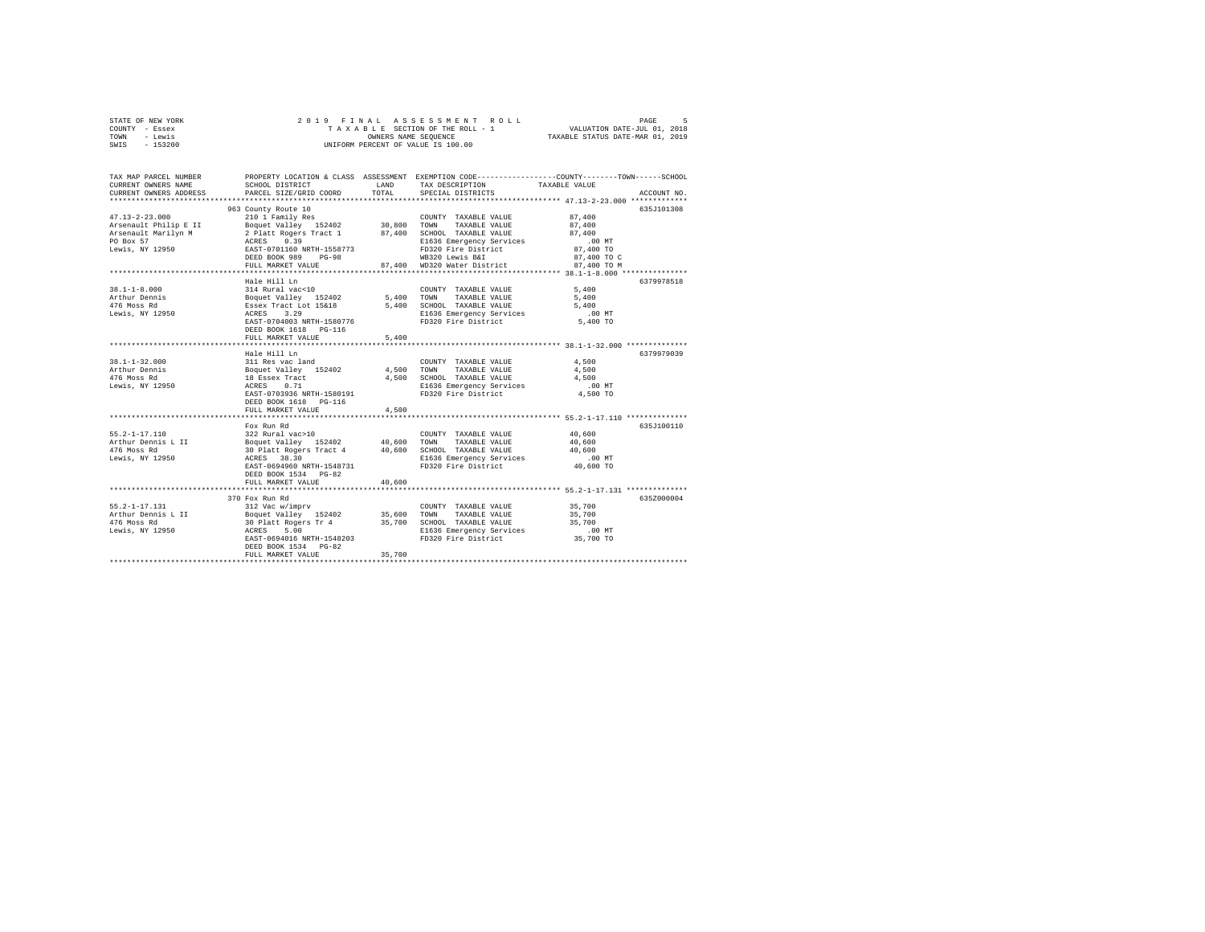STATE OF NEW YORK
COUNTY - Essex
TOWN - Lewis
SWIS - 153200

2019 FINAL ASSESSMENT ROLL
TAXABLE SECTION OF THE ROLL - 1
OWNERS NAME SEQUENCE
UNIFORM PERCENT OF VALUE IS 100.00

VALUATION DATE-JUL 01, 2018
TAXABLE STATUS DATE-MAR 01, 2019

| TAX MAP PARCEL NUMBER / CURRENT OWNERS NAME / CURRENT OWNERS ADDRESS | PROPERTY LOCATION & CLASS / SCHOOL DISTRICT / PARCEL SIZE/GRID COORD | ASSESSMENT LAND / TOTAL | EXEMPTION CODE / TAX DESCRIPTION / SPECIAL DISTRICTS | COUNTY--------TOWN------SCHOOL TAXABLE VALUE | ACCOUNT NO. |
|---|---|---|---|---|---|
| 47.13-2-23.000 | 963 County Route 10 | | | | 635J101308 |
| | 210 1 Family Res | | COUNTY TAXABLE VALUE | 87,400 | |
| Arsenault Philip E II | Boquet Valley 152402 | 30,800 | TOWN TAXABLE VALUE | 87,400 | |
| Arsenault Marilyn M | 2 Platt Rogers Tract 1 | 87,400 | SCHOOL TAXABLE VALUE | 87,400 | |
| PO Box 57 | ACRES 0.39 | | E1636 Emergency Services | .00 MT | |
| Lewis, NY 12950 | EAST-0701160 NRTH-1558773 | | FD320 Fire District | 87,400 TO | |
| | DEED BOOK 989 PG-98 | | WB320 Lewis B&I | 87,400 TO C | |
| | FULL MARKET VALUE | 87,400 | WD320 Water District | 87,400 TO M | |
| 38.1-1-8.000 | Hale Hill Ln | | | | 6379978518 |
| | 314 Rural vac<10 | | COUNTY TAXABLE VALUE | 5,400 | |
| Arthur Dennis | Boquet Valley 152402 | 5,400 | TOWN TAXABLE VALUE | 5,400 | |
| 476 Moss Rd | Essex Tract Lot 15&18 | 5,400 | SCHOOL TAXABLE VALUE | 5,400 | |
| Lewis, NY 12950 | ACRES 3.29 | | E1636 Emergency Services | .00 MT | |
| | EAST-0704003 NRTH-1580776 | | FD320 Fire District | 5,400 TO | |
| | DEED BOOK 1618 PG-116 | | | | |
| | FULL MARKET VALUE | 5,400 | | | |
| 38.1-1-32.000 | Hale Hill Ln | | | | 6379979039 |
| | 311 Res vac land | | COUNTY TAXABLE VALUE | 4,500 | |
| Arthur Dennis | Boquet Valley 152402 | 4,500 | TOWN TAXABLE VALUE | 4,500 | |
| 476 Moss Rd | 18 Essex Tract | 4,500 | SCHOOL TAXABLE VALUE | 4,500 | |
| Lewis, NY 12950 | ACRES 0.71 | | E1636 Emergency Services | .00 MT | |
| | EAST-0703936 NRTH-1580191 | | FD320 Fire District | 4,500 TO | |
| | DEED BOOK 1618 PG-116 | | | | |
| | FULL MARKET VALUE | 4,500 | | | |
| 55.2-1-17.110 | Fox Run Rd | | | | 635J100110 |
| | 322 Rural vac>10 | | COUNTY TAXABLE VALUE | 40,600 | |
| Arthur Dennis L II | Boquet Valley 152402 | 40,600 | TOWN TAXABLE VALUE | 40,600 | |
| 476 Moss Rd | 30 Platt Rogers Tract 4 | 40,600 | SCHOOL TAXABLE VALUE | 40,600 | |
| Lewis, NY 12950 | ACRES 38.30 | | E1636 Emergency Services | .00 MT | |
| | EAST-0694960 NRTH-1548731 | | FD320 Fire District | 40,600 TO | |
| | DEED BOOK 1534 PG-82 | | | | |
| | FULL MARKET VALUE | 40,600 | | | |
| 55.2-1-17.131 | 370 Fox Run Rd | | | | 635Z000004 |
| | 312 Vac w/imprv | | COUNTY TAXABLE VALUE | 35,700 | |
| Arthur Dennis L II | Boquet Valley 152402 | 35,600 | TOWN TAXABLE VALUE | 35,700 | |
| 476 Moss Rd | 30 Platt Rogers Tr 4 | 35,700 | SCHOOL TAXABLE VALUE | 35,700 | |
| Lewis, NY 12950 | ACRES 5.00 | | E1636 Emergency Services | .00 MT | |
| | EAST-0694016 NRTH-1548203 | | FD320 Fire District | 35,700 TO | |
| | DEED BOOK 1534 PG-82 | | | | |
| | FULL MARKET VALUE | 35,700 | | | |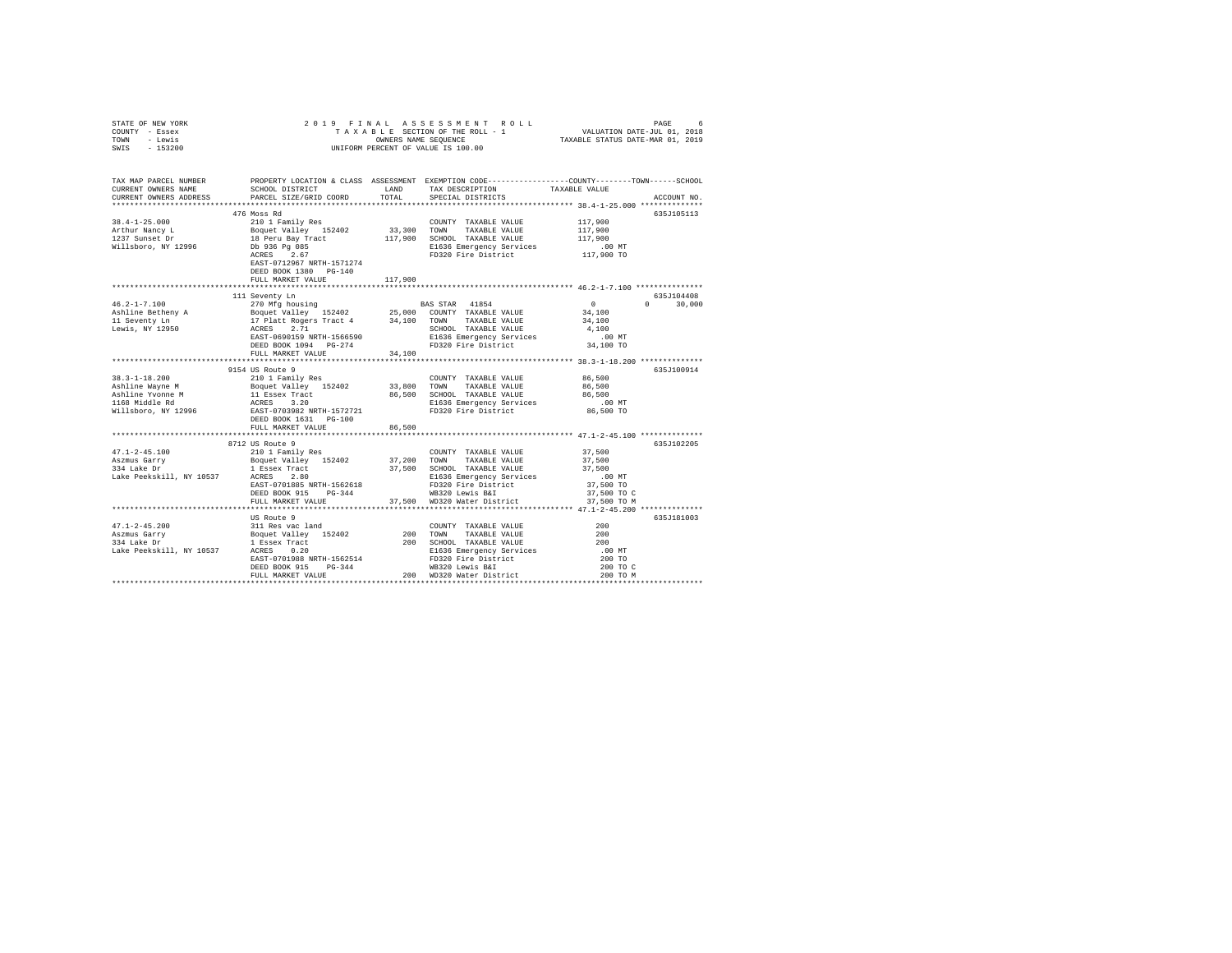STATE OF NEW YORK — 2019 FINAL ASSESSMENT ROLL
COUNTY - Essex — TAXABLE SECTION OF THE ROLL - 1 — VALUATION DATE-JUL 01, 2018
TOWN - Lewis — OWNERS NAME SEQUENCE — TAXABLE STATUS DATE-MAR 01, 2019
SWIS - 153200 — UNIFORM PERCENT OF VALUE IS 100.00

| TAX MAP PARCEL NUMBER / CURRENT OWNERS NAME / CURRENT OWNERS ADDRESS | PROPERTY LOCATION & CLASS / SCHOOL DISTRICT / PARCEL SIZE/GRID COORD | ASSESSMENT LAND / TOTAL | EXEMPTION CODE / TAX DESCRIPTION / SPECIAL DISTRICTS | COUNTY / TOWN / SCHOOL TAXABLE VALUE | ACCOUNT NO. |
|---|---|---|---|---|---|
| 38.4-1-25.000 | 476 Moss Rd | | | | 635J105113 |
| Arthur Nancy L | 210 1 Family Res | | COUNTY TAXABLE VALUE | 117,900 | |
| 1237 Sunset Dr | Boquet Valley 152402 | 33,300 | TOWN TAXABLE VALUE | 117,900 | |
| Willsboro, NY 12996 | 18 Peru Bay Tract | 117,900 | SCHOOL TAXABLE VALUE | 117,900 | |
| | Db 936 Pg 085 | | E1636 Emergency Services | .00 MT | |
| | ACRES 2.67 | | FD320 Fire District | 117,900 TO | |
| | EAST-0712967 NRTH-1571274 | | | | |
| | DEED BOOK 1380 PG-140 | | | | |
| | FULL MARKET VALUE | 117,900 | | | |
| 46.2-1-7.100 | 111 Seventy Ln | | | | 635J104408 |
| Ashline Betheny A | 270 Mfg housing | | BAS STAR 41854 | 0 0 30,000 | |
| 11 Seventy Ln | Boquet Valley 152402 | 25,000 | COUNTY TAXABLE VALUE | 34,100 | |
| Lewis, NY 12950 | 17 Platt Rogers Tract 4 | 34,100 | TOWN TAXABLE VALUE | 34,100 | |
| | ACRES 2.71 | | SCHOOL TAXABLE VALUE | 4,100 | |
| | EAST-0690159 NRTH-1566590 | | E1636 Emergency Services | .00 MT | |
| | DEED BOOK 1094 PG-274 | | FD320 Fire District | 34,100 TO | |
| | FULL MARKET VALUE | 34,100 | | | |
| 38.3-1-18.200 | 9154 US Route 9 | | | | 635J100914 |
| Ashline Wayne M | 210 1 Family Res | | COUNTY TAXABLE VALUE | 86,500 | |
| Ashline Yvonne M | Boquet Valley 152402 | 33,800 | TOWN TAXABLE VALUE | 86,500 | |
| 1168 Middle Rd | 11 Essex Tract | 86,500 | SCHOOL TAXABLE VALUE | 86,500 | |
| Willsboro, NY 12996 | ACRES 3.20 | | E1636 Emergency Services | .00 MT | |
| | EAST-0703982 NRTH-1572721 | | FD320 Fire District | 86,500 TO | |
| | DEED BOOK 1631 PG-100 | | | | |
| | FULL MARKET VALUE | 86,500 | | | |
| 47.1-2-45.100 | 8712 US Route 9 | | | | 635J102205 |
| Aszmus Garry | 210 1 Family Res | | COUNTY TAXABLE VALUE | 37,500 | |
| 334 Lake Dr | Boquet Valley 152402 | 37,200 | TOWN TAXABLE VALUE | 37,500 | |
| Lake Peekskill, NY 10537 | 1 Essex Tract | 37,500 | SCHOOL TAXABLE VALUE | 37,500 | |
| | ACRES 2.80 | | E1636 Emergency Services | .00 MT | |
| | EAST-0701885 NRTH-1562618 | | FD320 Fire District | 37,500 TO | |
| | DEED BOOK 915 PG-344 | | WB320 Lewis B&I | 37,500 TO C | |
| | FULL MARKET VALUE | 37,500 | WD320 Water District | 37,500 TO M | |
| 47.1-2-45.200 | US Route 9 | | | | 635J181003 |
| Aszmus Garry | 311 Res vac land | | COUNTY TAXABLE VALUE | 200 | |
| 334 Lake Dr | Boquet Valley 152402 | 200 | TOWN TAXABLE VALUE | 200 | |
| Lake Peekskill, NY 10537 | 1 Essex Tract | 200 | SCHOOL TAXABLE VALUE | 200 | |
| | ACRES 0.20 | | E1636 Emergency Services | .00 MT | |
| | EAST-0701988 NRTH-1562514 | | FD320 Fire District | 200 TO | |
| | DEED BOOK 915 PG-344 | | WB320 Lewis B&I | 200 TO C | |
| | FULL MARKET VALUE | 200 | WD320 Water District | 200 TO M | |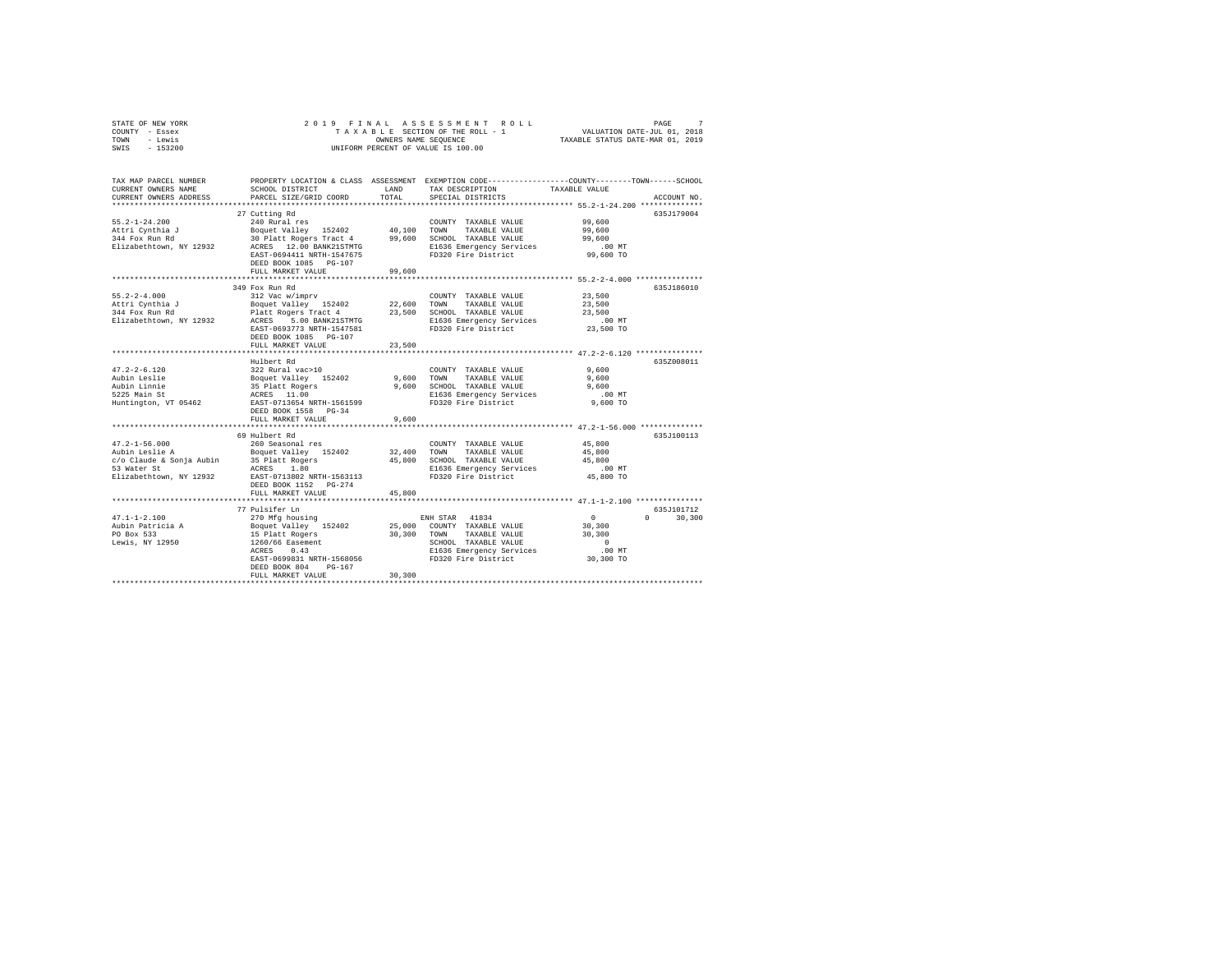STATE OF NEW YORK — 2019 FINAL ASSESSMENT ROLL
COUNTY - Essex — TAXABLE SECTION OF THE ROLL - 1 — VALUATION DATE-JUL 01, 2018
TOWN - Lewis — OWNERS NAME SEQUENCE — TAXABLE STATUS DATE-MAR 01, 2019
SWIS - 153200 — UNIFORM PERCENT OF VALUE IS 100.00

| TAX MAP PARCEL NUMBER / CURRENT OWNERS NAME / CURRENT OWNERS ADDRESS | PROPERTY LOCATION & CLASS / SCHOOL DISTRICT / PARCEL SIZE/GRID COORD | ASSESSMENT LAND / TOTAL | EXEMPTION CODE / TAX DESCRIPTION / SPECIAL DISTRICTS | COUNTY / TOWN / SCHOOL TAXABLE VALUE | ACCOUNT NO. |
|---|---|---|---|---|---|
| 55.2-1-24.200 | 27 Cutting Rd | | | | 635J179004 |
| | 240 Rural res | | COUNTY TAXABLE VALUE | 99,600 | |
| Attri Cynthia J | Boquet Valley 152402 | 40,100 | TOWN TAXABLE VALUE | 99,600 | |
| 344 Fox Run Rd | 30 Platt Rogers Tract 4 | 99,600 | SCHOOL TAXABLE VALUE | 99,600 | |
| Elizabethtown, NY 12932 | ACRES 12.00 BANK21STMTG | | E1636 Emergency Services | .00 MT | |
| | EAST-0694411 NRTH-1547675 | | FD320 Fire District | 99,600 TO | |
| | DEED BOOK 1085 PG-107 | | | | |
| | FULL MARKET VALUE | 99,600 | | | |
| 55.2-2-4.000 | 349 Fox Run Rd | | | | 635J186010 |
| | 312 Vac w/imprv | | COUNTY TAXABLE VALUE | 23,500 | |
| Attri Cynthia J | Boquet Valley 152402 | 22,600 | TOWN TAXABLE VALUE | 23,500 | |
| 344 Fox Run Rd | Platt Rogers Tract 4 | 23,500 | SCHOOL TAXABLE VALUE | 23,500 | |
| Elizabethtown, NY 12932 | ACRES 5.00 BANK21STMTG | | E1636 Emergency Services | .00 MT | |
| | EAST-0693773 NRTH-1547581 | | FD320 Fire District | 23,500 TO | |
| | DEED BOOK 1085 PG-107 | | | | |
| | FULL MARKET VALUE | 23,500 | | | |
| 47.2-2-6.120 | Hulbert Rd | | | | 635Z008011 |
| | 322 Rural vac>10 | | COUNTY TAXABLE VALUE | 9,600 | |
| Aubin Leslie | Boquet Valley 152402 | 9,600 | TOWN TAXABLE VALUE | 9,600 | |
| Aubin Linnie | 35 Platt Rogers | 9,600 | SCHOOL TAXABLE VALUE | 9,600 | |
| 5225 Main St | ACRES 11.00 | | E1636 Emergency Services | .00 MT | |
| Huntington, VT 05462 | EAST-0713654 NRTH-1561599 | | FD320 Fire District | 9,600 TO | |
| | DEED BOOK 1558 PG-34 | | | | |
| | FULL MARKET VALUE | 9,600 | | | |
| 47.2-1-56.000 | 69 Hulbert Rd | | | | 635J100113 |
| | 260 Seasonal res | | COUNTY TAXABLE VALUE | 45,800 | |
| Aubin Leslie A | Boquet Valley 152402 | 32,400 | TOWN TAXABLE VALUE | 45,800 | |
| c/o Claude & Sonja Aubin | 35 Platt Rogers | 45,800 | SCHOOL TAXABLE VALUE | 45,800 | |
| 53 Water St | ACRES 1.80 | | E1636 Emergency Services | .00 MT | |
| Elizabethtown, NY 12932 | EAST-0713802 NRTH-1563113 | | FD320 Fire District | 45,800 TO | |
| | DEED BOOK 1152 PG-274 | | | | |
| | FULL MARKET VALUE | 45,800 | | | |
| 47.1-1-2.100 | 77 Pulsifer Ln | | | | 635J101712 |
| | 270 Mfg housing | | ENH STAR 41834 | 0 0 30,300 | |
| Aubin Patricia A | Boquet Valley 152402 | 25,000 | COUNTY TAXABLE VALUE | 30,300 | |
| PO Box 533 | 15 Platt Rogers | 30,300 | TOWN TAXABLE VALUE | 30,300 | |
| Lewis, NY 12950 | 1260/66 Easement | | SCHOOL TAXABLE VALUE | 0 | |
| | ACRES 0.43 | | E1636 Emergency Services | .00 MT | |
| | EAST-0699831 NRTH-1568056 | | FD320 Fire District | 30,300 TO | |
| | DEED BOOK 804 PG-167 | | | | |
| | FULL MARKET VALUE | 30,300 | | | |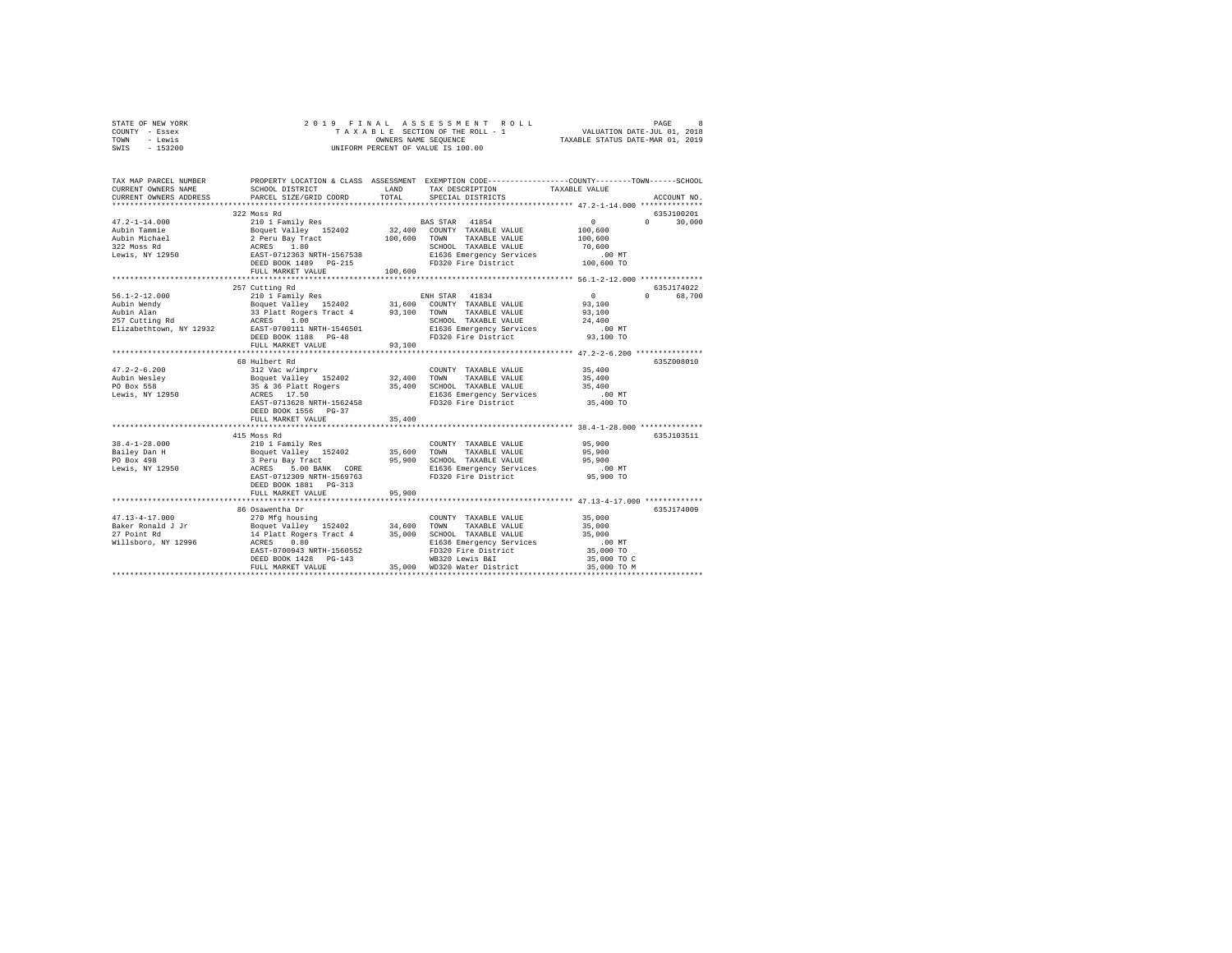STATE OF NEW YORK | 2019 FINAL ASSESSMENT ROLL | VALUATION DATE-JUL 01, 2018
COUNTY - Essex | TAXABLE SECTION OF THE ROLL - 1 | TAXABLE STATUS DATE-MAR 01, 2019
TOWN - Lewis | OWNERS NAME SEQUENCE
SWIS - 153200 | UNIFORM PERCENT OF VALUE IS 100.00

| TAX MAP PARCEL NUMBER / CURRENT OWNERS NAME / CURRENT OWNERS ADDRESS | PROPERTY LOCATION & CLASS / SCHOOL DISTRICT / PARCEL SIZE/GRID COORD | ASSESSMENT LAND / TOTAL | EXEMPTION CODE / TAX DESCRIPTION / SPECIAL DISTRICTS | COUNTY / TOWN / SCHOOL TAXABLE VALUE | ACCOUNT NO. |
|---|---|---|---|---|---|
| 47.2-1-14.000 | 322 Moss Rd | | | | 635J100201 |
| Aubin Tammie | 210 1 Family Res | | BAS STAR 41854 | 0 0 30,000 | |
| Aubin Michael | Boquet Valley 152402 | 32,400 | COUNTY TAXABLE VALUE | 100,600 | |
| 322 Moss Rd | 2 Peru Bay Tract | 100,600 | TOWN TAXABLE VALUE | 100,600 | |
| Lewis, NY 12950 | ACRES 1.80 | | SCHOOL TAXABLE VALUE | 70,600 | |
| | EAST-0712363 NRTH-1567538 | | E1636 Emergency Services | .00 MT | |
| | DEED BOOK 1489 PG-215 | | FD320 Fire District | 100,600 TO | |
| | FULL MARKET VALUE | 100,600 | | | |
| 56.1-2-12.000 | 257 Cutting Rd | | | | 635J174022 |
| Aubin Wendy | 210 1 Family Res | | ENH STAR 41834 | 0 0 68,700 | |
| Aubin Alan | Boquet Valley 152402 | 31,600 | COUNTY TAXABLE VALUE | 93,100 | |
| 257 Cutting Rd | 33 Platt Rogers Tract 4 | 93,100 | TOWN TAXABLE VALUE | 93,100 | |
| Elizabethtown, NY 12932 | ACRES 1.00 | | SCHOOL TAXABLE VALUE | 24,400 | |
| | EAST-0700111 NRTH-1546501 | | E1636 Emergency Services | .00 MT | |
| | DEED BOOK 1188 PG-48 | | FD320 Fire District | 93,100 TO | |
| | FULL MARKET VALUE | 93,100 | | | |
| 47.2-2-6.200 | 68 Hulbert Rd | | | | 635Z008010 |
| Aubin Wesley | 312 Vac w/imprv | | COUNTY TAXABLE VALUE | 35,400 | |
| PO Box 558 | Boquet Valley 152402 | 32,400 | TOWN TAXABLE VALUE | 35,400 | |
| Lewis, NY 12950 | 35 & 36 Platt Rogers | 35,400 | SCHOOL TAXABLE VALUE | 35,400 | |
| | ACRES 17.50 | | E1636 Emergency Services | .00 MT | |
| | EAST-0713628 NRTH-1562458 | | FD320 Fire District | 35,400 TO | |
| | DEED BOOK 1556 PG-37 | | | | |
| | FULL MARKET VALUE | 35,400 | | | |
| 38.4-1-28.000 | 415 Moss Rd | | | | 635J103511 |
| Bailey Dan H | 210 1 Family Res | | COUNTY TAXABLE VALUE | 95,900 | |
| PO Box 498 | Boquet Valley 152402 | 35,600 | TOWN TAXABLE VALUE | 95,900 | |
| Lewis, NY 12950 | 3 Peru Bay Tract | 95,900 | SCHOOL TAXABLE VALUE | 95,900 | |
| | ACRES 5.00 BANK CORE | | E1636 Emergency Services | .00 MT | |
| | EAST-0712309 NRTH-1569763 | | FD320 Fire District | 95,900 TO | |
| | DEED BOOK 1881 PG-313 | | | | |
| | FULL MARKET VALUE | 95,900 | | | |
| 47.13-4-17.000 | 86 Osawentha Dr | | | | 635J174009 |
| Baker Ronald J Jr | 270 Mfg housing | | COUNTY TAXABLE VALUE | 35,000 | |
| 27 Point Rd | Boquet Valley 152402 | 34,600 | TOWN TAXABLE VALUE | 35,000 | |
| Willsboro, NY 12996 | 14 Platt Rogers Tract 4 | 35,000 | SCHOOL TAXABLE VALUE | 35,000 | |
| | ACRES 0.80 | | E1636 Emergency Services | .00 MT | |
| | EAST-0700943 NRTH-1560552 | | FD320 Fire District | 35,000 TO | |
| | DEED BOOK 1428 PG-143 | | WB320 Lewis B&I | 35,000 TO C | |
| | FULL MARKET VALUE | 35,000 | WD320 Water District | 35,000 TO M | |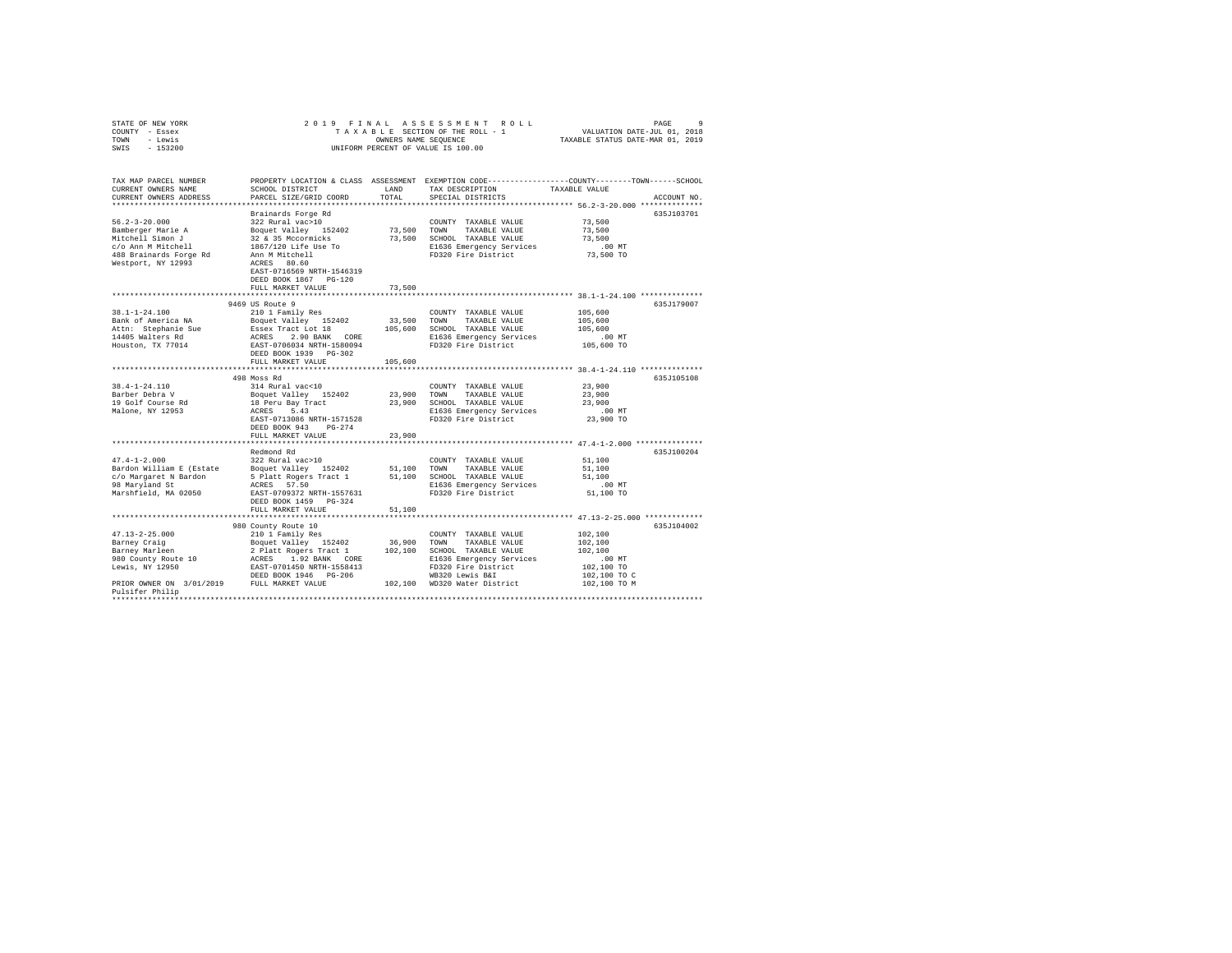STATE OF NEW YORK 2019 FINAL ASSESSMENT ROLL
COUNTY - Essex TAXABLE SECTION OF THE ROLL - 1 VALUATION DATE-JUL 01, 2018
TOWN - Lewis OWNERS NAME SEQUENCE TAXABLE STATUS DATE-MAR 01, 2019
SWIS - 153200 UNIFORM PERCENT OF VALUE IS 100.00

| TAX MAP PARCEL NUMBER / CURRENT OWNERS NAME / CURRENT OWNERS ADDRESS | PROPERTY LOCATION & CLASS / SCHOOL DISTRICT / PARCEL SIZE/GRID COORD | ASSESSMENT LAND | TOTAL | EXEMPTION CODE / TAX DESCRIPTION / SPECIAL DISTRICTS | TAXABLE VALUE (COUNTY--TOWN--SCHOOL) | ACCOUNT NO. |
|---|---|---|---|---|---|---|
| **56.2-3-20.000** | Brainards Forge Rd | | | | | 635J103701 |
| 56.2-3-20.000 | 322 Rural vac>10 | | | COUNTY TAXABLE VALUE | 73,500 | |
| Bamberger Marie A | Boquet Valley 152402 | 73,500 | | TOWN TAXABLE VALUE | 73,500 | |
| Mitchell Simon J | 32 & 35 Mccormicks | | 73,500 | SCHOOL TAXABLE VALUE | 73,500 | |
| c/o Ann M Mitchell | 1867/120 Life Use To | | | E1636 Emergency Services | .00 MT | |
| 488 Brainards Forge Rd | Ann M Mitchell | | | FD320 Fire District | 73,500 TO | |
| Westport, NY 12993 | ACRES 80.60 | | | | | |
| | EAST-0716569 NRTH-1546319 | | | | | |
| | DEED BOOK 1867 PG-120 | | | | | |
| | FULL MARKET VALUE | | 73,500 | | | |
| **38.1-1-24.100** | 9469 US Route 9 | | | | | 635J179007 |
| 38.1-1-24.100 | 210 1 Family Res | | | COUNTY TAXABLE VALUE | 105,600 | |
| Bank of America NA | Boquet Valley 152402 | 33,500 | | TOWN TAXABLE VALUE | 105,600 | |
| Attn: Stephanie Sue | Essex Tract Lot 18 | | 105,600 | SCHOOL TAXABLE VALUE | 105,600 | |
| 14405 Walters Rd | ACRES 2.90 BANK CORE | | | E1636 Emergency Services | .00 MT | |
| Houston, TX 77014 | EAST-0706034 NRTH-1580094 | | | FD320 Fire District | 105,600 TO | |
| | DEED BOOK 1939 PG-302 | | | | | |
| | FULL MARKET VALUE | | 105,600 | | | |
| **38.4-1-24.110** | 498 Moss Rd | | | | | 635J105108 |
| 38.4-1-24.110 | 314 Rural vac<10 | | | COUNTY TAXABLE VALUE | 23,900 | |
| Barber Debra V | Boquet Valley 152402 | 23,900 | | TOWN TAXABLE VALUE | 23,900 | |
| 19 Golf Course Rd | 18 Peru Bay Tract | | 23,900 | SCHOOL TAXABLE VALUE | 23,900 | |
| Malone, NY 12953 | ACRES 5.43 | | | E1636 Emergency Services | .00 MT | |
| | EAST-0713086 NRTH-1571528 | | | FD320 Fire District | 23,900 TO | |
| | DEED BOOK 943 PG-274 | | | | | |
| | FULL MARKET VALUE | | 23,900 | | | |
| **47.4-1-2.000** | Redmond Rd | | | | | 635J100204 |
| 47.4-1-2.000 | 322 Rural vac>10 | | | COUNTY TAXABLE VALUE | 51,100 | |
| Bardon William E (Estate | Boquet Valley 152402 | 51,100 | | TOWN TAXABLE VALUE | 51,100 | |
| c/o Margaret N Bardon | 5 Platt Rogers Tract 1 | | 51,100 | SCHOOL TAXABLE VALUE | 51,100 | |
| 98 Maryland St | ACRES 57.50 | | | E1636 Emergency Services | .00 MT | |
| Marshfield, MA 02050 | EAST-0709372 NRTH-1557631 | | | FD320 Fire District | 51,100 TO | |
| | DEED BOOK 1459 PG-324 | | | | | |
| | FULL MARKET VALUE | | 51,100 | | | |
| **47.13-2-25.000** | 980 County Route 10 | | | | | 635J104002 |
| 47.13-2-25.000 | 210 1 Family Res | | | COUNTY TAXABLE VALUE | 102,100 | |
| Barney Craig | Boquet Valley 152402 | 36,900 | | TOWN TAXABLE VALUE | 102,100 | |
| Barney Marleen | 2 Platt Rogers Tract 1 | | 102,100 | SCHOOL TAXABLE VALUE | 102,100 | |
| 980 County Route 10 | ACRES 1.92 BANK CORE | | | E1636 Emergency Services | .00 MT | |
| Lewis, NY 12950 | EAST-0701450 NRTH-1558413 | | | FD320 Fire District | 102,100 TO | |
| | DEED BOOK 1946 PG-206 | | | WB320 Lewis B&I | 102,100 TO C | |
| PRIOR OWNER ON 3/01/2019 | FULL MARKET VALUE | | 102,100 | WD320 Water District | 102,100 TO M | |
| Pulsifer Philip | | | | | | |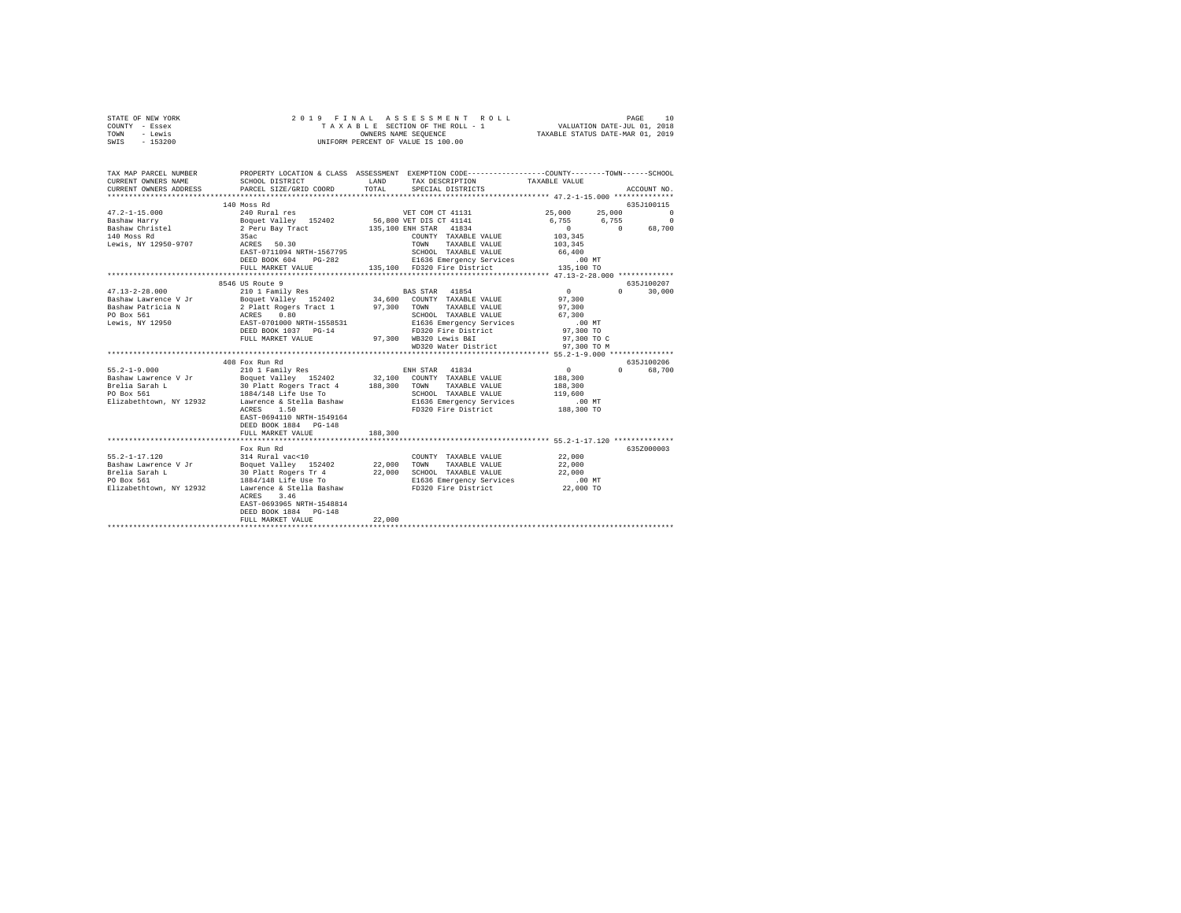STATE OF NEW YORK                    2 0 1 9   F I N A L   A S S E S S M E N T   R O L L                    PAGE 10
COUNTY - Essex                              T A X A B L E  SECTION OF THE ROLL - 1                    VALUATION DATE-JUL 01, 2018
TOWN - Lewis                                      OWNERS NAME SEQUENCE                          TAXABLE STATUS DATE-MAR 01, 2019
SWIS - 153200                               UNIFORM PERCENT OF VALUE IS 100.00

```
TAX MAP PARCEL NUMBER          PROPERTY LOCATION & CLASS  ASSESSMENT  EXEMPTION CODE-----------------COUNTY--------TOWN------SCHOOL
CURRENT OWNERS NAME            SCHOOL DISTRICT              LAND      TAX DESCRIPTION            TAXABLE VALUE
CURRENT OWNERS ADDRESS         PARCEL SIZE/GRID COORD       TOTAL     SPECIAL DISTRICTS                                    ACCOUNT NO.
******************************************************************************************************* 47.2-1-15.000 **************
                               140 Moss Rd                                                                               635J100115
47.2-1-15.000                  240 Rural res                          VET COM CT 41131          25,000      25,000            0
Bashaw Harry                   Boquet Valley  152402       56,800 VET DIS CT 41141               6,755       6,755            0
Bashaw Christel                2 Peru Bay Tract           135,100 ENH STAR  41834                    0           0       68,700
140 Moss Rd                    35ac                                  COUNTY  TAXABLE VALUE         103,345
Lewis, NY 12950-9707           ACRES  50.30                          TOWN    TAXABLE VALUE         103,345
                               EAST-0711094 NRTH-1567795             SCHOOL  TAXABLE VALUE          66,400
                               DEED BOOK 604    PG-282               E1636 Emergency Services          .00 MT
                               FULL MARKET VALUE          135,100    FD320 Fire District           135,100 TO
******************************************************************************************************* 47.13-2-28.000 *************
                               8546 US Route 9                                                                           635J100207
47.13-2-28.000                 210 1 Family Res                       BAS STAR  41854                    0           0       30,000
Bashaw Lawrence V Jr           Boquet Valley  152402       34,600    COUNTY  TAXABLE VALUE          97,300
Bashaw Patricia N              2 Platt Rogers Tract 1      97,300    TOWN    TAXABLE VALUE          97,300
PO Box 561                     ACRES   0.80                          SCHOOL  TAXABLE VALUE          67,300
Lewis, NY 12950                EAST-0701000 NRTH-1558531             E1636 Emergency Services          .00 MT
                               DEED BOOK 1037   PG-14                FD320 Fire District            97,300 TO
                               FULL MARKET VALUE           97,300    WB320 Lewis B&I                97,300 TO C
                                                                     WD320 Water District           97,300 TO M
******************************************************************************************************* 55.2-1-9.000 ***************
                               408 Fox Run Rd                                                                            635J100206
55.2-1-9.000                   210 1 Family Res                       ENH STAR  41834                    0           0       68,700
Bashaw Lawrence V Jr           Boquet Valley  152402       32,100    COUNTY  TAXABLE VALUE         188,300
Brelia Sarah L                 30 Platt Rogers Tract 4    188,300    TOWN    TAXABLE VALUE         188,300
PO Box 561                     1884/148 Life Use To                  SCHOOL  TAXABLE VALUE         119,600
Elizabethtown, NY 12932        Lawrence & Stella Bashaw              E1636 Emergency Services          .00 MT
                               ACRES   1.50                          FD320 Fire District           188,300 TO
                               EAST-0694110 NRTH-1549164
                               DEED BOOK 1884   PG-148
                               FULL MARKET VALUE          188,300
******************************************************************************************************* 55.2-1-17.120 **************
                               Fox Run Rd                                                                                635Z000003
55.2-1-17.120                  314 Rural vac<10                      COUNTY  TAXABLE VALUE          22,000
Bashaw Lawrence V Jr           Boquet Valley  152402       22,000    TOWN    TAXABLE VALUE          22,000
Brelia Sarah L                 30 Platt Rogers Tr 4        22,000    SCHOOL  TAXABLE VALUE          22,000
PO Box 561                     1884/148 Life Use To                  E1636 Emergency Services          .00 MT
Elizabethtown, NY 12932        Lawrence & Stella Bashaw              FD320 Fire District            22,000 TO
                               ACRES   3.46
                               EAST-0693965 NRTH-1548814
                               DEED BOOK 1884   PG-148
                               FULL MARKET VALUE           22,000
************************************************************************************************************************************
```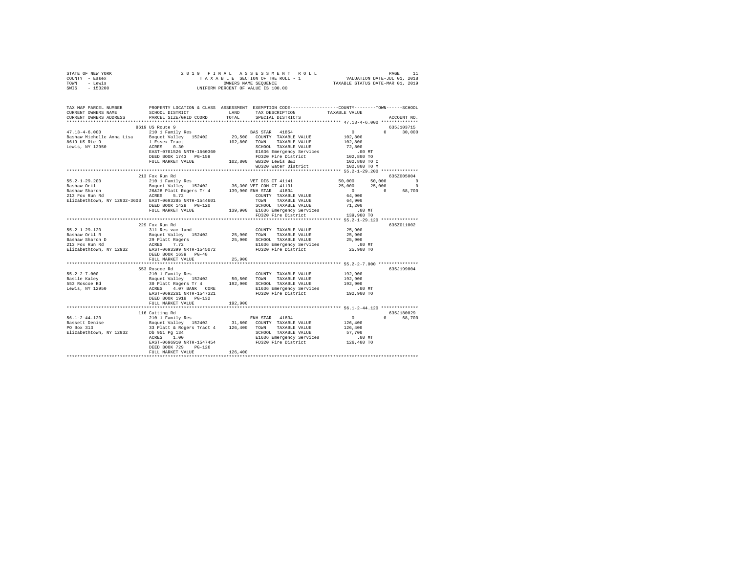STATE OF NEW YORK
COUNTY - Essex
TOWN - Lewis
SWIS - 153200

2019 FINAL ASSESSMENT ROLL
TAXABLE SECTION OF THE ROLL - 1
OWNERS NAME SEQUENCE
UNIFORM PERCENT OF VALUE IS 100.00

VALUATION DATE-JUL 01, 2018
TAXABLE STATUS DATE-MAR 01, 2019

```
TAX MAP PARCEL NUMBER         PROPERTY LOCATION & CLASS  ASSESSMENT  EXEMPTION CODE-----------------COUNTY--------TOWN------SCHOOL
CURRENT OWNERS NAME           SCHOOL DISTRICT             LAND        TAX DESCRIPTION            TAXABLE VALUE
CURRENT OWNERS ADDRESS        PARCEL SIZE/GRID COORD      TOTAL       SPECIAL DISTRICTS                                     ACCOUNT NO.
*********************************************************************************************** 47.13-4-6.000 **************
                              8619 US Route 9                                                                             635J103715
47.13-4-6.000                 210 1 Family Res                        BAS STAR  41854                0            0      30,000
Bashaw Michelle Anna Lisa     Boquet Valley  152402        29,500     COUNTY  TAXABLE VALUE          102,800
8619 US Rte 9                 1 Essex Tract               102,800     TOWN    TAXABLE VALUE          102,800
Lewis, NY 12950               ACRES    0.30                           SCHOOL  TAXABLE VALUE           72,800
                              EAST-0701526 NRTH-1560360               E1636 Emergency Services          .00 MT
                              DEED BOOK 1743   PG-159                 FD320 Fire District            102,800 TO
                              FULL MARKET VALUE           102,800     WB320 Lewis B&I                102,800 TO C
                                                                      WD320 Water District           102,800 TO M
*********************************************************************************************** 55.2-1-29.200 **************
                              213 Fox Run Rd                                                                              635Z005004
55.2-1-29.200                 210 1 Family Res                        VET DIS CT 41141           50,000       50,000          0
Bashaw Oril                   Boquet Valley  152402        36,300     VET COM CT 41131           25,000       25,000          0
Bashaw Sharon                 26&28 Platt Rogers Tr 4     139,900     ENH STAR  41834                0            0      68,700
213 Fox Run Rd                ACRES    5.72                           COUNTY  TAXABLE VALUE           64,900
Elizabethtown, NY 12932-3603  EAST-0693285 NRTH-1544601               TOWN    TAXABLE VALUE           64,900
                              DEED BOOK 1428   PG-120                 SCHOOL  TAXABLE VALUE           71,200
                              FULL MARKET VALUE           139,900     E1636 Emergency Services          .00 MT
                                                                      FD320 Fire District            139,900 TO
*********************************************************************************************** 55.2-1-29.120 **************
                              229 Fox Run Rd                                                                              635Z011002
55.2-1-29.120                 311 Res vac land                        COUNTY  TAXABLE VALUE           25,900
Bashaw Oril R                 Boquet Valley  152402        25,900     TOWN    TAXABLE VALUE           25,900
Bashaw Sharon D               29 Platt Rogers              25,900     SCHOOL  TAXABLE VALUE           25,900
213 Fox Run Rd                ACRES    7.72                           E1636 Emergency Services          .00 MT
Elizabethtown, NY 12932       EAST-0693399 NRTH-1545072               FD320 Fire District             25,900 TO
                              DEED BOOK 1639   PG-48
                              FULL MARKET VALUE            25,900
*********************************************************************************************** 55.2-2-7.000 ***************
                              553 Roscoe Rd                                                                               635J199004
55.2-2-7.000                  210 1 Family Res                        COUNTY  TAXABLE VALUE          192,900
Basile Kaley                  Boquet Valley  152402        50,500     TOWN    TAXABLE VALUE          192,900
553 Roscoe Rd                 30 Platt Rogers Tr 4        192,900     SCHOOL  TAXABLE VALUE          192,900
Lewis, NY 12950               ACRES    4.07 BANK  CORE                E1636 Emergency Services          .00 MT
                              EAST-0692261 NRTH-1547321               FD320 Fire District            192,900 TO
                              DEED BOOK 1918   PG-132
                              FULL MARKET VALUE           192,900
*********************************************************************************************** 56.1-2-44.120 **************
                              116 Cutting Rd                                                                              635J180029
56.1-2-44.120                 210 1 Family Res                        ENH STAR  41834                0            0      68,700
Bassett Denise                Boquet Valley  152402        31,600     COUNTY  TAXABLE VALUE          126,400
PO Box 313                    33 Platt & Rogers Tract 4   126,400     TOWN    TAXABLE VALUE          126,400
Elizabethtown, NY 12932       Db 951 Pg 134                           SCHOOL  TAXABLE VALUE           57,700
                              ACRES    1.00                           E1636 Emergency Services          .00 MT
                              EAST-0696910 NRTH-1547454               FD320 Fire District            126,400 TO
                              DEED BOOK 729    PG-126
                              FULL MARKET VALUE           126,400
****************************************************************************************************************************
```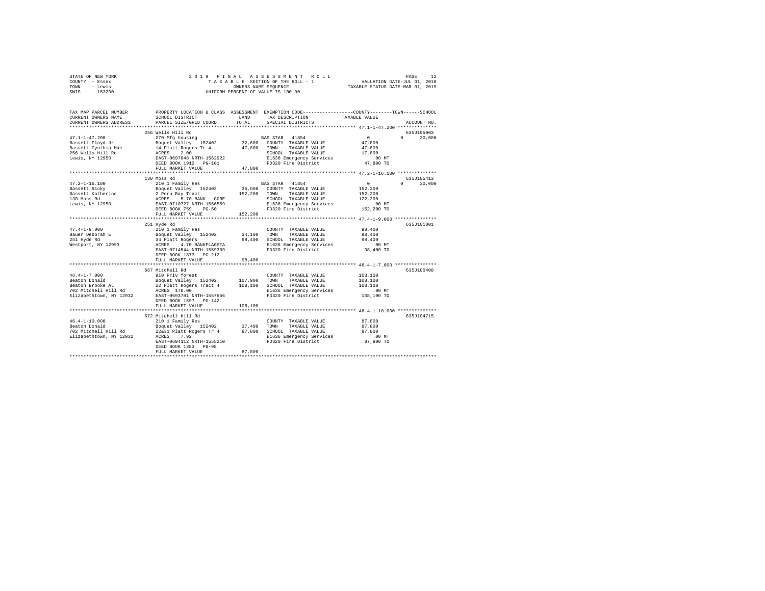STATE OF NEW YORK
COUNTY - Essex
TOWN - Lewis
SWIS - 153200

2019 FINAL ASSESSMENT ROLL
TAXABLE SECTION OF THE ROLL - 1
OWNERS NAME SEQUENCE
UNIFORM PERCENT OF VALUE IS 100.00

VALUATION DATE-JUL 01, 2018
TAXABLE STATUS DATE-MAR 01, 2019

```
TAX MAP PARCEL NUMBER          PROPERTY LOCATION & CLASS  ASSESSMENT  EXEMPTION CODE-----------------COUNTY--------TOWN------SCHOOL
CURRENT OWNERS NAME            SCHOOL DISTRICT             LAND       TAX DESCRIPTION            TAXABLE VALUE
CURRENT OWNERS ADDRESS         PARCEL SIZE/GRID COORD      TOTAL      SPECIAL DISTRICTS                                    ACCOUNT NO.
******************************************************************************************************* 47.1-1-47.200 **************
                               256 Wells Hill Rd                                                                           635J195003
47.1-1-47.200                  270 Mfg housing                         BAS STAR  41854                  0          0        30,000
Bassett Floyd Jr               Boquet Valley  152402       32,600   COUNTY  TAXABLE VALUE          47,800
Bassett Cynthia Mae            14 Platt Rogers Tr 4        47,800   TOWN    TAXABLE VALUE          47,800
256 Wells Hill Rd              ACRES    2.00                        SCHOOL  TAXABLE VALUE          17,800
Lewis, NY 12950                EAST-0697848 NRTH-1562922            E1636 Emergency Services          .00 MT
                               DEED BOOK 1912   PG-101              FD320 Fire District            47,800 TO
                               FULL MARKET VALUE           47,800
******************************************************************************************************* 47.2-1-16.100 **************
                               130 Moss Rd                                                                                 635J105413
47.2-1-16.100                  210 1 Family Res                        BAS STAR  41854                  0          0        30,000
Bassett Ricky                  Boquet Valley  152402       35,000   COUNTY  TAXABLE VALUE         152,200
Bassett Katherine              2 Peru Bay Tract           152,200   TOWN    TAXABLE VALUE         152,200
130 Moss Rd                    ACRES    5.70 BANK   CORE            SCHOOL  TAXABLE VALUE         122,200
Lewis, NY 12950                EAST-0710727 NRTH-1566559            E1636 Emergency Services          .00 MT
                               DEED BOOK 759    PG-50               FD320 Fire District           152,200 TO
                               FULL MARKET VALUE          152,200
******************************************************************************************************* 47.4-1-9.000 ***************
                               251 Hyde Rd                                                                                 635J101801
47.4-1-9.000                   210 1 Family Res                     COUNTY  TAXABLE VALUE          98,400
Bauer Deborah E                Boquet Valley  152402       34,100   TOWN    TAXABLE VALUE          98,400
251 Hyde Rd                    34 Platt Rogers             98,400   SCHOOL  TAXABLE VALUE          98,400
Westport, NY 12993             ACRES    4.70 BANKFLAGSTA            E1636 Emergency Services          .00 MT
                               EAST-0714544 NRTH-1559309            FD320 Fire District            98,400 TO
                               DEED BOOK 1873   PG-212
                               FULL MARKET VALUE           98,400
******************************************************************************************************* 46.4-1-7.000 ***************
                               667 Mitchell Rd                                                                             635J100408
46.4-1-7.000                   910 Priv forest                      COUNTY  TAXABLE VALUE         108,100
Beaton Donald                  Boquet Valley  152402      107,900   TOWN    TAXABLE VALUE         108,100
Beaton Brooke AL               22 Platt Rogers Tract 4    108,100   SCHOOL  TAXABLE VALUE         108,100
702 Mitchell Hill Rd           ACRES  170.00                        E1636 Emergency Services          .00 MT
Elizabethtown, NY 12932        EAST-0693781 NRTH-1557656            FD320 Fire District           108,100 TO
                               DEED BOOK 1597   PG-142
                               FULL MARKET VALUE          108,100
******************************************************************************************************* 46.4-1-10.000 **************
                               672 Mitchell Hill Rd                                                                        635J104715
46.4-1-10.000                  210 1 Family Res                     COUNTY  TAXABLE VALUE          87,800
Beaton Donald                  Boquet Valley  152402       37,400   TOWN    TAXABLE VALUE          87,800
702 Mitchell Hill Rd           22&31 Platt Rogers Tr 4     87,800   SCHOOL  TAXABLE VALUE          87,800
Elizabethtown, NY 12932        ACRES    7.92                        E1636 Emergency Services          .00 MT
                               EAST-0694112 NRTH-1555210            FD320 Fire District            87,800 TO
                               DEED BOOK 1383   PG-98
                               FULL MARKET VALUE           87,800
************************************************************************************************************************************
```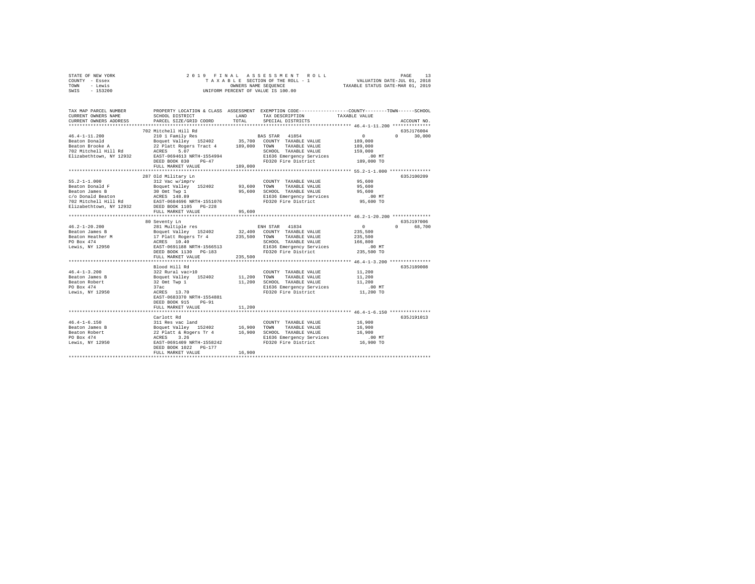STATE OF NEW YORK — 2019 FINAL ASSESSMENT ROLL
COUNTY - Essex — TAXABLE SECTION OF THE ROLL - 1 — VALUATION DATE-JUL 01, 2018
TOWN - Lewis — OWNERS NAME SEQUENCE — TAXABLE STATUS DATE-MAR 01, 2019
SWIS - 153200 — UNIFORM PERCENT OF VALUE IS 100.00

```
TAX MAP PARCEL NUMBER          PROPERTY LOCATION & CLASS  ASSESSMENT  EXEMPTION CODE-----------------COUNTY--------TOWN------SCHOOL
CURRENT OWNERS NAME            SCHOOL DISTRICT              LAND      TAX DESCRIPTION             TAXABLE VALUE
CURRENT OWNERS ADDRESS         PARCEL SIZE/GRID COORD       TOTAL     SPECIAL DISTRICTS                                   ACCOUNT NO.
************************************************************************************************ 46.4-1-11.200 **************
                               702 Mitchell Hill Rd                                                                    635J176004
46.4-1-11.200                  210 1 Family Res                       BAS STAR  41854                   0           0     30,000
Beaton Donald                  Boquet Valley  152402       35,700    COUNTY  TAXABLE VALUE          189,000
Beaton Brooke A                22 Platt Rogers Tract 4    189,000    TOWN    TAXABLE VALUE          189,000
702 Mitchell Hill Rd           ACRES    5.07                          SCHOOL  TAXABLE VALUE          159,000
Elizabethtown, NY 12932        EAST-0694613 NRTH-1554994              E1636 Emergency Services           .00 MT
                               DEED BOOK 830    PG-47                 FD320 Fire District            189,000 TO
                               FULL MARKET VALUE          189,000
************************************************************************************************ 55.2-1-1.000 ***************
                               287 Old Military Ln                                                                     635J100209
55.2-1-1.000                   312 Vac w/imprv                        COUNTY  TAXABLE VALUE           95,600
Beaton Donald F                Boquet Valley  152402       93,600    TOWN    TAXABLE VALUE           95,600
Beaton James B                 30 Omt Twp 1                95,600    SCHOOL  TAXABLE VALUE           95,600
c/o Donald Beaton              ACRES  148.89                          E1636 Emergency Services           .00 MT
702 Mitchell Hill Rd           EAST-0684696 NRTH-1551076              FD320 Fire District             95,600 TO
Elizabethtown, NY 12932        DEED BOOK 1105   PG-228
                               FULL MARKET VALUE           95,600
************************************************************************************************ 46.2-1-20.200 **************
                               80 Seventy Ln                                                                           635J197006
46.2-1-20.200                  281 Multiple res                       ENH STAR  41834                   0           0     68,700
Beaton James B                 Boquet Valley  152402       32,400    COUNTY  TAXABLE VALUE          235,500
Beaton Heather M               17 Platt Rogers Tr 4       235,500    TOWN    TAXABLE VALUE          235,500
PO Box 474                     ACRES   10.40                          SCHOOL  TAXABLE VALUE          166,800
Lewis, NY 12950                EAST-0691188 NRTH-1566513              E1636 Emergency Services           .00 MT
                               DEED BOOK 1130   PG-183                FD320 Fire District            235,500 TO
                               FULL MARKET VALUE          235,500
************************************************************************************************ 46.4-1-3.200 ***************
                               Blood Hill Rd                                                                           635J189008
46.4-1-3.200                   322 Rural vac>10                       COUNTY  TAXABLE VALUE           11,200
Beaton James B                 Boquet Valley  152402       11,200    TOWN    TAXABLE VALUE           11,200
Beaton Robert                  32 Omt Twp 1                11,200    SCHOOL  TAXABLE VALUE           11,200
PO Box 474                     37ac                                   E1636 Emergency Services           .00 MT
Lewis, NY 12950                ACRES   13.70                          FD320 Fire District             11,200 TO
                               EAST-0683370 NRTH-1554881
                               DEED BOOK 915    PG-91
                               FULL MARKET VALUE           11,200
************************************************************************************************ 46.4-1-6.150 ***************
                               Carlott Rd                                                                              635J191013
46.4-1-6.150                   311 Res vac land                       COUNTY  TAXABLE VALUE           16,900
Beaton James B                 Boquet Valley  152402       16,900    TOWN    TAXABLE VALUE           16,900
Beaton Robert                  22 Platt & Rogers Tr 4      16,900    SCHOOL  TAXABLE VALUE           16,900
PO Box 474                     ACRES    3.26                          E1636 Emergency Services           .00 MT
Lewis, NY 12950                EAST-0691409 NRTH-1558242              FD320 Fire District             16,900 TO
                               DEED BOOK 1022   PG-177
                               FULL MARKET VALUE           16,900
******************************************************************************************************************************
```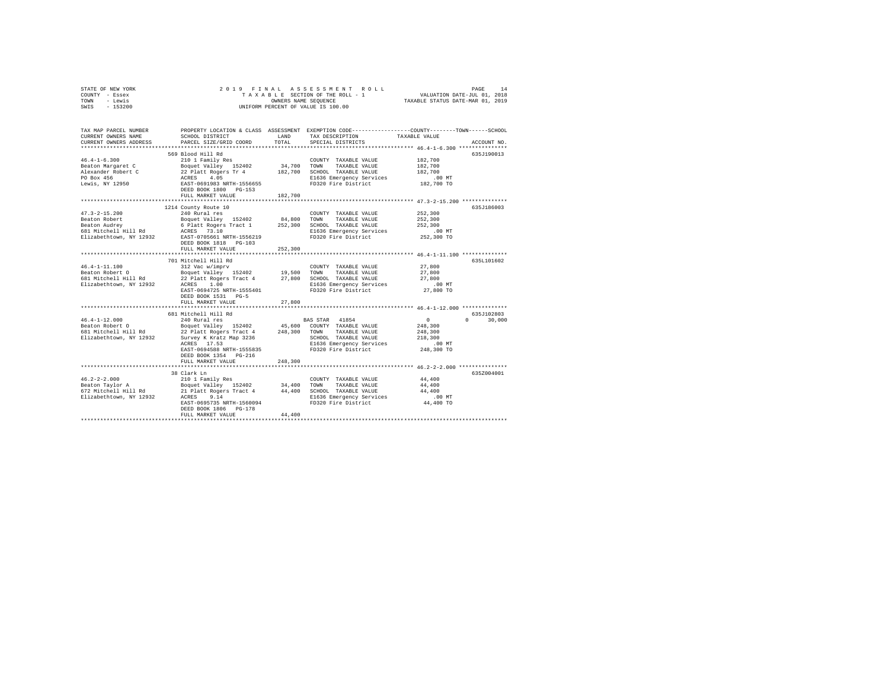STATE OF NEW YORK　　　　2019 FINAL ASSESSMENT ROLL
COUNTY - Essex　　　　TAXABLE SECTION OF THE ROLL - 1　　　　VALUATION DATE-JUL 01, 2018
TOWN - Lewis　　　　OWNERS NAME SEQUENCE　　　　TAXABLE STATUS DATE-MAR 01, 2019
SWIS - 153200　　　　UNIFORM PERCENT OF VALUE IS 100.00

| TAX MAP PARCEL NUMBER / CURRENT OWNERS NAME / CURRENT OWNERS ADDRESS | PROPERTY LOCATION & CLASS / SCHOOL DISTRICT / PARCEL SIZE/GRID COORD | ASSESSMENT LAND / TOTAL | EXEMPTION CODE / TAX DESCRIPTION / SPECIAL DISTRICTS | COUNTY / TOWN / SCHOOL TAXABLE VALUE | ACCOUNT NO. |
|---|---|---|---|---|---|
| 46.4-1-6.300 | 569 Blood Hill Rd | | | | 635J190013 |
| Beaton Margaret C | 210 1 Family Res | | COUNTY TAXABLE VALUE | 182,700 | |
| Alexander Robert C | Boquet Valley 152402 | 34,700 | TOWN TAXABLE VALUE | 182,700 | |
| PO Box 456 | 22 Platt Rogers Tr 4 | 182,700 | SCHOOL TAXABLE VALUE | 182,700 | |
| Lewis, NY 12950 | ACRES 4.05 | | E1636 Emergency Services | .00 MT | |
| | EAST-0691983 NRTH-1556655 | | FD320 Fire District | 182,700 TO | |
| | DEED BOOK 1800 PG-153 | | | | |
| | FULL MARKET VALUE | 182,700 | | | |
| 47.3-2-15.200 | 1214 County Route 10 | | | | 635J186003 |
| Beaton Robert | 240 Rural res | | COUNTY TAXABLE VALUE | 252,300 | |
| Beaton Audrey | Boquet Valley 152402 | 84,800 | TOWN TAXABLE VALUE | 252,300 | |
| 681 Mitchell Hill Rd | 6 Platt Rogers Tract 1 | 252,300 | SCHOOL TAXABLE VALUE | 252,300 | |
| Elizabethtown, NY 12932 | ACRES 73.10 | | E1636 Emergency Services | .00 MT | |
| | EAST-0705661 NRTH-1556219 | | FD320 Fire District | 252,300 TO | |
| | DEED BOOK 1818 PG-103 | | | | |
| | FULL MARKET VALUE | 252,300 | | | |
| 46.4-1-11.100 | 701 Mitchell Hill Rd | | | | 635L101602 |
| Beaton Robert O | 312 Vac w/imprv | | COUNTY TAXABLE VALUE | 27,800 | |
| 681 Mitchell Hill Rd | Boquet Valley 152402 | 19,500 | TOWN TAXABLE VALUE | 27,800 | |
| Elizabethtown, NY 12932 | 22 Platt Rogers Tract 4 | 27,800 | SCHOOL TAXABLE VALUE | 27,800 | |
| | ACRES 1.00 | | E1636 Emergency Services | .00 MT | |
| | EAST-0694725 NRTH-1555401 | | FD320 Fire District | 27,800 TO | |
| | DEED BOOK 1531 PG-5 | | | | |
| | FULL MARKET VALUE | 27,800 | | | |
| 46.4-1-12.000 | 681 Mitchell Hill Rd | | | | 635J102803 |
| Beaton Robert O | 240 Rural res | | BAS STAR 41854 | 0 / 0 / 30,000 | |
| 681 Mitchell Hill Rd | Boquet Valley 152402 | 45,600 | COUNTY TAXABLE VALUE | 248,300 | |
| Elizabethtown, NY 12932 | 22 Platt Rogers Tract 4 | 248,300 | TOWN TAXABLE VALUE | 248,300 | |
| | Survey K Kratz Map 3236 | | SCHOOL TAXABLE VALUE | 218,300 | |
| | ACRES 17.53 | | E1636 Emergency Services | .00 MT | |
| | EAST-0694588 NRTH-1555835 | | FD320 Fire District | 248,300 TO | |
| | DEED BOOK 1354 PG-216 | | | | |
| | FULL MARKET VALUE | 248,300 | | | |
| 46.2-2-2.000 | 38 Clark Ln | | | | 635Z004001 |
| Beaton Taylor A | 210 1 Family Res | | COUNTY TAXABLE VALUE | 44,400 | |
| 672 Mitchell Hill Rd | Boquet Valley 152402 | 34,400 | TOWN TAXABLE VALUE | 44,400 | |
| Elizabethtown, NY 12932 | 21 Platt Rogers Tract 4 | 44,400 | SCHOOL TAXABLE VALUE | 44,400 | |
| | ACRES 9.14 | | E1636 Emergency Services | .00 MT | |
| | EAST-0695735 NRTH-1560094 | | FD320 Fire District | 44,400 TO | |
| | DEED BOOK 1806 PG-178 | | | | |
| | FULL MARKET VALUE | 44,400 | | | |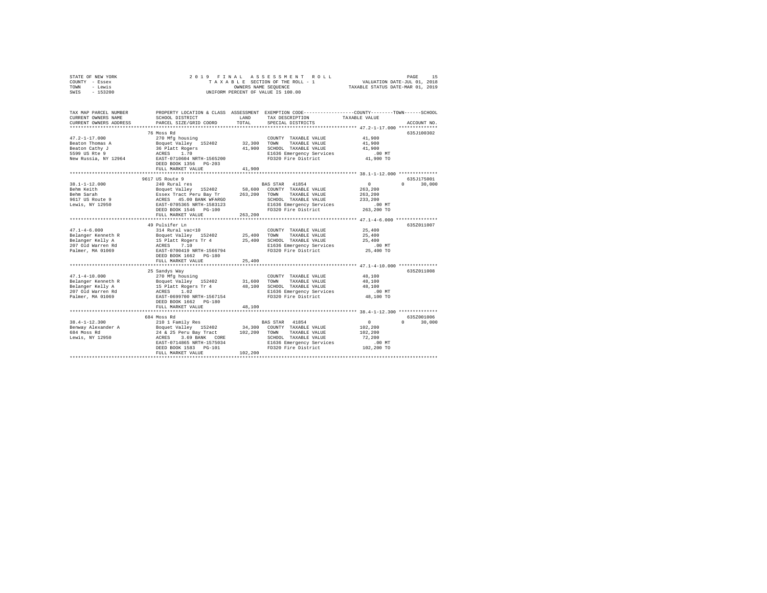STATE OF NEW YORK
COUNTY - Essex
TOWN - Lewis
SWIS - 153200

2019 FINAL ASSESSMENT ROLL
TAXABLE SECTION OF THE ROLL - 1
OWNERS NAME SEQUENCE
UNIFORM PERCENT OF VALUE IS 100.00

VALUATION DATE-JUL 01, 2018
TAXABLE STATUS DATE-MAR 01, 2019

| TAX MAP PARCEL NUMBER / CURRENT OWNERS NAME / CURRENT OWNERS ADDRESS | PROPERTY LOCATION & CLASS / SCHOOL DISTRICT / PARCEL SIZE/GRID COORD | ASSESSMENT LAND / TOTAL | EXEMPTION CODE / TAX DESCRIPTION / SPECIAL DISTRICTS | COUNTY / TOWN / SCHOOL TAXABLE VALUE | ACCOUNT NO. |
|---|---|---|---|---|---|
| **47.2-1-17.000** | 76 Moss Rd | | | | 635J100302 |
| 47.2-1-17.000 | 270 Mfg housing | | COUNTY TAXABLE VALUE | 41,900 | |
| Beaton Thomas A | Boquet Valley 152402 | 32,300 | TOWN TAXABLE VALUE | 41,900 | |
| Beaton Cathy J | 36 Platt Rogers | 41,900 | SCHOOL TAXABLE VALUE | 41,900 | |
| 5599 US Rte 9 | ACRES 1.70 | | E1636 Emergency Services | .00 MT | |
| New Russia, NY 12964 | EAST-0710604 NRTH-1565200 | | FD320 Fire District | 41,900 TO | |
| | DEED BOOK 1356 PG-203 | | | | |
| | FULL MARKET VALUE | 41,900 | | | |
| **38.1-1-12.000** | 9617 US Route 9 | | | | 635J175001 |
| 38.1-1-12.000 | 240 Rural res | | BAS STAR 41854 | 0 0 30,000 | |
| Behm Keith | Boquet Valley 152402 | 58,600 | COUNTY TAXABLE VALUE | 263,200 | |
| Behm Sarah | Essex Tract Peru Bay Tr | 263,200 | TOWN TAXABLE VALUE | 263,200 | |
| 9617 US Route 9 | ACRES 45.00 BANK WFARGO | | SCHOOL TAXABLE VALUE | 233,200 | |
| Lewis, NY 12950 | EAST-0705365 NRTH-1583123 | | E1636 Emergency Services | .00 MT | |
| | DEED BOOK 1546 PG-100 | | FD320 Fire District | 263,200 TO | |
| | FULL MARKET VALUE | 263,200 | | | |
| **47.1-4-6.000** | 49 Pulsifer Ln | | | | 635Z011007 |
| 47.1-4-6.000 | 314 Rural vac<10 | | COUNTY TAXABLE VALUE | 25,400 | |
| Belanger Kenneth R | Boquet Valley 152402 | 25,400 | TOWN TAXABLE VALUE | 25,400 | |
| Belanger Kelly A | 15 Platt Rogers Tr 4 | 25,400 | SCHOOL TAXABLE VALUE | 25,400 | |
| 207 Old Warren Rd | ACRES 7.10 | | E1636 Emergency Services | .00 MT | |
| Palmer, MA 01069 | EAST-0700419 NRTH-1566794 | | FD320 Fire District | 25,400 TO | |
| | DEED BOOK 1662 PG-180 | | | | |
| | FULL MARKET VALUE | 25,400 | | | |
| **47.1-4-10.000** | 25 Sandys Way | | | | 635Z011008 |
| 47.1-4-10.000 | 270 Mfg housing | | COUNTY TAXABLE VALUE | 48,100 | |
| Belanger Kenneth R | Boquet Valley 152402 | 31,600 | TOWN TAXABLE VALUE | 48,100 | |
| Belanger Kelly A | 15 Platt Rogers Tr 4 | 48,100 | SCHOOL TAXABLE VALUE | 48,100 | |
| 207 Old Warren Rd | ACRES 1.02 | | E1636 Emergency Services | .00 MT | |
| Palmer, MA 01069 | EAST-0699700 NRTH-1567154 | | FD320 Fire District | 48,100 TO | |
| | DEED BOOK 1662 PG-180 | | | | |
| | FULL MARKET VALUE | 48,100 | | | |
| **38.4-1-12.300** | 684 Moss Rd | | | | 635Z001006 |
| 38.4-1-12.300 | 210 1 Family Res | | BAS STAR 41854 | 0 0 30,000 | |
| Benway Alexander A | Boquet Valley 152402 | 34,300 | COUNTY TAXABLE VALUE | 102,200 | |
| 684 Moss Rd | 24 & 25 Peru Bay Tract | 102,200 | TOWN TAXABLE VALUE | 102,200 | |
| Lewis, NY 12950 | ACRES 3.69 BANK CORE | | SCHOOL TAXABLE VALUE | 72,200 | |
| | EAST-0714865 NRTH-1575034 | | E1636 Emergency Services | .00 MT | |
| | DEED BOOK 1583 PG-101 | | FD320 Fire District | 102,200 TO | |
| | FULL MARKET VALUE | 102,200 | | | |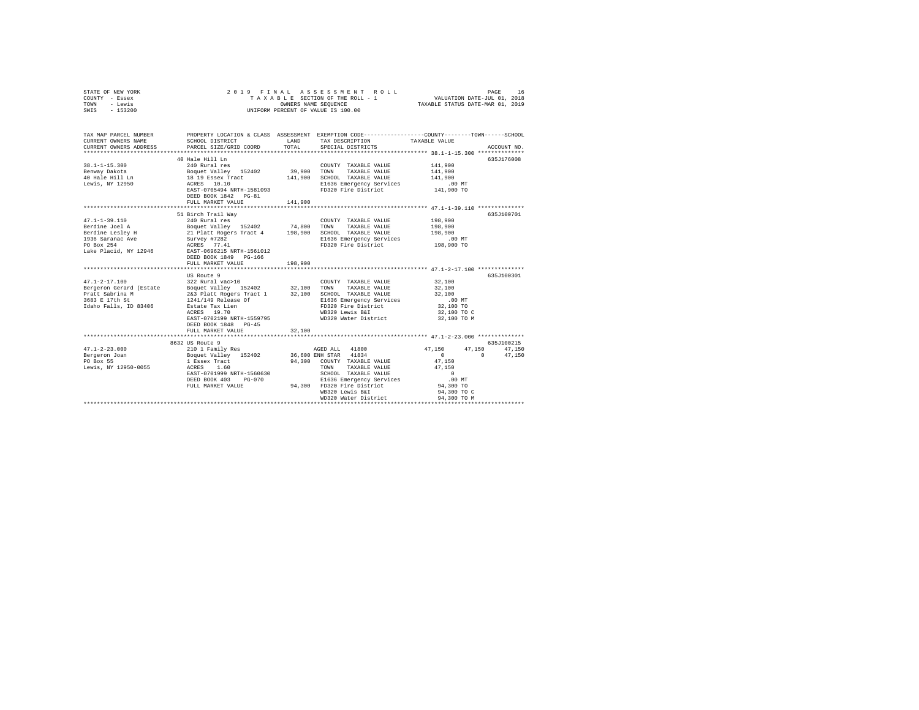STATE OF NEW YORK · COUNTY - Essex · TOWN - Lewis · SWIS - 153200

2019 FINAL ASSESSMENT ROLL · TAXABLE SECTION OF THE ROLL - 1 · OWNERS NAME SEQUENCE · UNIFORM PERCENT OF VALUE IS 100.00

VALUATION DATE-JUL 01, 2018 · TAXABLE STATUS DATE-MAR 01, 2019

```
TAX MAP PARCEL NUMBER          PROPERTY LOCATION & CLASS  ASSESSMENT  EXEMPTION CODE-----------------COUNTY--------TOWN------SCHOOL
CURRENT OWNERS NAME            SCHOOL DISTRICT            LAND        TAX DESCRIPTION              TAXABLE VALUE
CURRENT OWNERS ADDRESS         PARCEL SIZE/GRID COORD     TOTAL       SPECIAL DISTRICTS                                    ACCOUNT NO.
******************************************************************************************************* 38.1-1-15.300 **************
                               40 Hale Hill Ln                                                                              635J176008
38.1-1-15.300                  240 Rural res                           COUNTY  TAXABLE VALUE         141,900
Benway Dakota                  Boquet Valley  152402       39,900      TOWN    TAXABLE VALUE         141,900
40 Hale Hill Ln                18 19 Essex Tract          141,900      SCHOOL  TAXABLE VALUE         141,900
Lewis, NY 12950                ACRES   10.10                           E1636 Emergency Services          .00 MT
                               EAST-0705494 NRTH-1581093               FD320 Fire District           141,900 TO
                               DEED BOOK 1842   PG-81
                               FULL MARKET VALUE          141,900
******************************************************************************************************* 47.1-1-39.110 **************
                               51 Birch Trail Way                                                                           635J100701
47.1-1-39.110                  240 Rural res                           COUNTY  TAXABLE VALUE         198,900
Berdine Joel A                 Boquet Valley  152402       74,800      TOWN    TAXABLE VALUE         198,900
Berdine Lesley H               21 Platt Rogers Tract 4    198,900      SCHOOL  TAXABLE VALUE         198,900
1936 Saranac Ave               Survey #7282                            E1636 Emergency Services          .00 MT
PO Box 254                     ACRES   77.41                           FD320 Fire District           198,900 TO
Lake Placid, NY 12946          EAST-0696215 NRTH-1561012
                               DEED BOOK 1849   PG-166
                               FULL MARKET VALUE          198,900
******************************************************************************************************* 47.1-2-17.100 **************
                               US Route 9                                                                                   635J100301
47.1-2-17.100                  322 Rural vac>10                        COUNTY  TAXABLE VALUE          32,100
Bergeron Gerard (Estate        Boquet Valley  152402       32,100      TOWN    TAXABLE VALUE          32,100
Pratt Sabrina M                2&3 Platt Rogers Tract 1    32,100      SCHOOL  TAXABLE VALUE          32,100
3683 E 17th St                 1241/149 Release Of                     E1636 Emergency Services          .00 MT
Idaho Falls, ID 83406          Estate Tax Lien                         FD320 Fire District            32,100 TO
                               ACRES   19.70                           WB320 Lewis B&I                32,100 TO C
                               EAST-0702199 NRTH-1559795               WD320 Water District           32,100 TO M
                               DEED BOOK 1848   PG-45
                               FULL MARKET VALUE           32,100
******************************************************************************************************* 47.1-2-23.000 **************
                               8632 US Route 9                                                                              635J100215
47.1-2-23.000                  210 1 Family Res                        AGED ALL  41800              47,150     47,150     47,150
Bergeron Joan                  Boquet Valley  152402       36,600 ENH STAR  41834                    0          0     47,150
PO Box 55                      1 Essex Tract               94,300      COUNTY  TAXABLE VALUE          47,150
Lewis, NY 12950-0055           ACRES    1.60                           TOWN    TAXABLE VALUE          47,150
                               EAST-0701999 NRTH-1560630               SCHOOL  TAXABLE VALUE               0
                               DEED BOOK 403    PG-070                 E1636 Emergency Services          .00 MT
                               FULL MARKET VALUE           94,300      FD320 Fire District            94,300 TO
                                                                       WB320 Lewis B&I                94,300 TO C
                                                                       WD320 Water District           94,300 TO M
************************************************************************************************************************************
```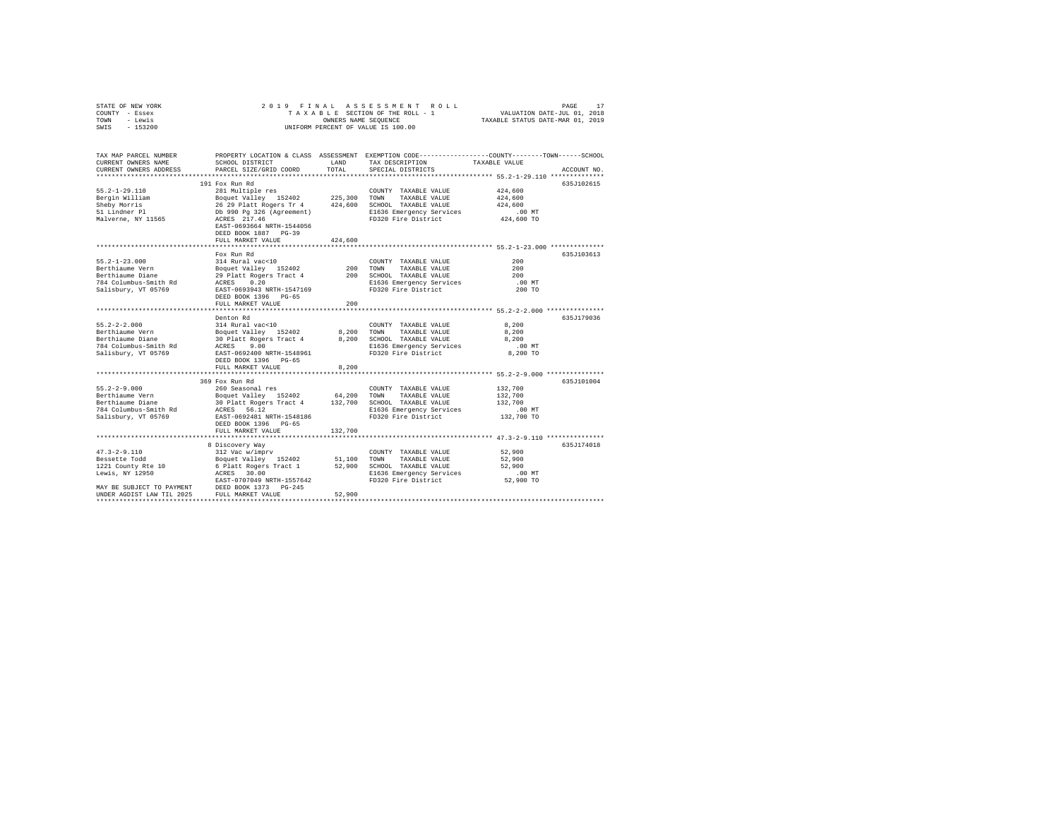STATE OF NEW YORK — 2019 FINAL ASSESSMENT ROLL
COUNTY - Essex — TAXABLE SECTION OF THE ROLL - 1 — VALUATION DATE-JUL 01, 2018
TOWN - Lewis — OWNERS NAME SEQUENCE — TAXABLE STATUS DATE-MAR 01, 2019
SWIS - 153200 — UNIFORM PERCENT OF VALUE IS 100.00

```
TAX MAP PARCEL NUMBER          PROPERTY LOCATION & CLASS  ASSESSMENT  EXEMPTION CODE-----------------COUNTY--------TOWN------SCHOOL
CURRENT OWNERS NAME            SCHOOL DISTRICT               LAND      TAX DESCRIPTION            TAXABLE VALUE
CURRENT OWNERS ADDRESS         PARCEL SIZE/GRID COORD        TOTAL     SPECIAL DISTRICTS                                   ACCOUNT NO.
****************************************************************************************************** 55.2-1-29.110 **************
                               191 Fox Run Rd                                                                              635J102615
55.2-1-29.110                  281 Multiple res                          COUNTY  TAXABLE VALUE          424,600
Bergin William                 Boquet Valley  152402       225,300       TOWN    TAXABLE VALUE          424,600
Sheby Morris                   26 29 Platt Rogers Tr 4     424,600       SCHOOL  TAXABLE VALUE          424,600
51 Lindner Pl                  Db 990 Pg 326 (Agreement)                 E1636 Emergency Services           .00 MT
Malverne, NY 11565             ACRES  217.46                             FD320 Fire District            424,600 TO
                               EAST-0693664 NRTH-1544056
                               DEED BOOK 1887   PG-39
                               FULL MARKET VALUE           424,600
****************************************************************************************************** 55.2-1-23.000 **************
                               Fox Run Rd                                                                                  635J103613
55.2-1-23.000                  314 Rural vac<10                          COUNTY  TAXABLE VALUE              200
Berthiaume Vern                Boquet Valley  152402           200       TOWN    TAXABLE VALUE              200
Berthiaume Diane               29 Platt Rogers Tract 4         200       SCHOOL  TAXABLE VALUE              200
784 Columbus-Smith Rd          ACRES    0.20                             E1636 Emergency Services           .00 MT
Salisbury, VT 05769            EAST-0693943 NRTH-1547169                 FD320 Fire District                200 TO
                               DEED BOOK 1396   PG-65
                               FULL MARKET VALUE               200
****************************************************************************************************** 55.2-2-2.000 ***************
                               Denton Rd                                                                                   635J179036
55.2-2-2.000                   314 Rural vac<10                          COUNTY  TAXABLE VALUE            8,200
Berthiaume Vern                Boquet Valley  152402         8,200       TOWN    TAXABLE VALUE            8,200
Berthiaume Diane               30 Platt Rogers Tract 4       8,200       SCHOOL  TAXABLE VALUE            8,200
784 Columbus-Smith Rd          ACRES    9.00                             E1636 Emergency Services           .00 MT
Salisbury, VT 05769            EAST-0692400 NRTH-1548961                 FD320 Fire District              8,200 TO
                               DEED BOOK 1396   PG-65
                               FULL MARKET VALUE             8,200
****************************************************************************************************** 55.2-2-9.000 ***************
                               369 Fox Run Rd                                                                              635J101004
55.2-2-9.000                   260 Seasonal res                          COUNTY  TAXABLE VALUE          132,700
Berthiaume Vern                Boquet Valley  152402        64,200       TOWN    TAXABLE VALUE          132,700
Berthiaume Diane               30 Platt Rogers Tract 4     132,700       SCHOOL  TAXABLE VALUE          132,700
784 Columbus-Smith Rd          ACRES   56.12                             E1636 Emergency Services           .00 MT
Salisbury, VT 05769            EAST-0692481 NRTH-1548186                 FD320 Fire District            132,700 TO
                               DEED BOOK 1396   PG-65
                               FULL MARKET VALUE           132,700
****************************************************************************************************** 47.3-2-9.110 ***************
                               8 Discovery Way                                                                             635J174018
47.3-2-9.110                   312 Vac w/imprv                           COUNTY  TAXABLE VALUE           52,900
Bessette Todd                  Boquet Valley  152402        51,100       TOWN    TAXABLE VALUE           52,900
1221 County Rte 10             6 Platt Rogers Tract 1       52,900       SCHOOL  TAXABLE VALUE           52,900
Lewis, NY 12950                ACRES   30.00                             E1636 Emergency Services           .00 MT
                               EAST-0707049 NRTH-1557642                 FD320 Fire District             52,900 TO
MAY BE SUBJECT TO PAYMENT      DEED BOOK 1373   PG-245
UNDER AGDIST LAW TIL 2025      FULL MARKET VALUE            52,900
************************************************************************************************************************************
```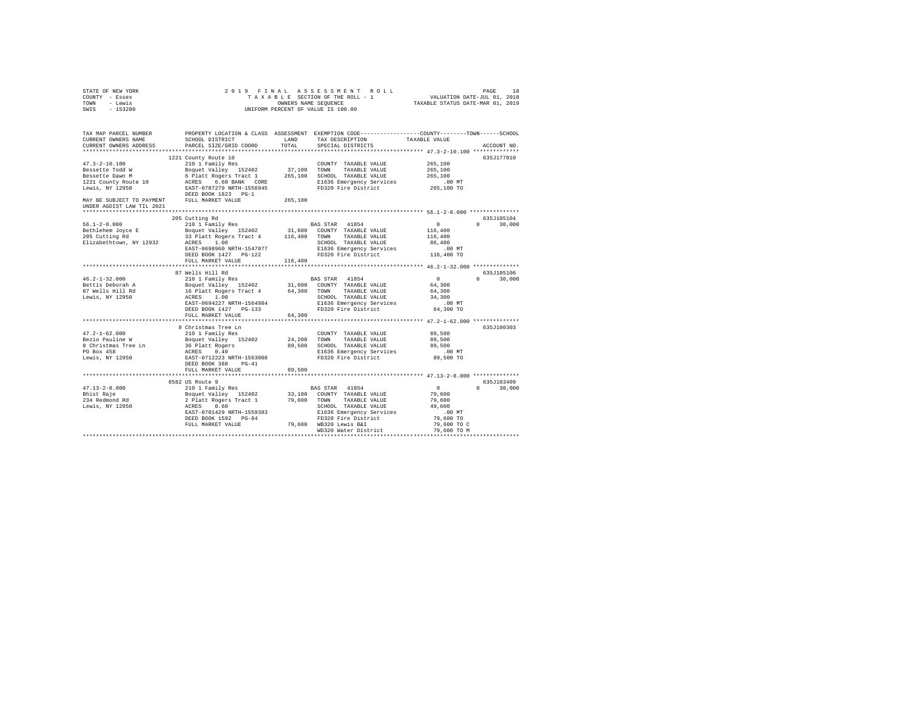STATE OF NEW YORK
COUNTY - Essex
TOWN - Lewis
SWIS - 153200

2019 FINAL ASSESSMENT ROLL
TAXABLE SECTION OF THE ROLL - 1
OWNERS NAME SEQUENCE
UNIFORM PERCENT OF VALUE IS 100.00

VALUATION DATE-JUL 01, 2018
TAXABLE STATUS DATE-MAR 01, 2019

```
TAX MAP PARCEL NUMBER          PROPERTY LOCATION & CLASS  ASSESSMENT  EXEMPTION CODE-----------------COUNTY--------TOWN------SCHOOL
CURRENT OWNERS NAME            SCHOOL DISTRICT            LAND        TAX DESCRIPTION           TAXABLE VALUE
CURRENT OWNERS ADDRESS         PARCEL SIZE/GRID COORD     TOTAL       SPECIAL DISTRICTS                                    ACCOUNT NO.
************************************************************************************************** 47.3-2-10.100 **************
                               1221 County Route 10                                                                      635J177010
47.3-2-10.100                  210 1 Family Res                         COUNTY  TAXABLE VALUE        265,100
Bessette Todd W                Boquet Valley  152402      37,100        TOWN    TAXABLE VALUE        265,100
Bessette Dawn M                6 Platt Rogers Tract 1    265,100        SCHOOL  TAXABLE VALUE        265,100
1221 County Route 10           ACRES    6.60 BANK  CORE                 E1636 Emergency Services          .00 MT
Lewis, NY 12950                EAST-0707279 NRTH-1556945                FD320 Fire District            265,100 TO
                               DEED BOOK 1823   PG-1
MAY BE SUBJECT TO PAYMENT      FULL MARKET VALUE         265,100
UNDER AGDIST LAW TIL 2021
************************************************************************************************** 56.1-2-8.000 ***************
                               205 Cutting Rd                                                                            635J105104
56.1-2-8.000                   210 1 Family Res                         BAS STAR  41854                 0          0      30,000
Bethlehem Joyce E              Boquet Valley  152402      31,600        COUNTY  TAXABLE VALUE        116,400
205 Cutting Rd                 33 Platt Rogers Tract 4   116,400        TOWN    TAXABLE VALUE        116,400
Elizabethtown, NY 12932        ACRES    1.00                            SCHOOL  TAXABLE VALUE         86,400
                               EAST-0698960 NRTH-1547077                E1636 Emergency Services          .00 MT
                               DEED BOOK 1427   PG-122                  FD320 Fire District            116,400 TO
                               FULL MARKET VALUE         116,400
************************************************************************************************** 46.2-1-32.000 **************
                               87 Wells Hill Rd                                                                          635J105106
46.2-1-32.000                  210 1 Family Res                         BAS STAR  41854                 0          0      30,000
Bettis Deborah A               Boquet Valley  152402      31,600        COUNTY  TAXABLE VALUE         64,300
87 Wells Hill Rd               16 Platt Rogers Tract 4    64,300        TOWN    TAXABLE VALUE         64,300
Lewis, NY 12950                ACRES    1.00                            SCHOOL  TAXABLE VALUE         34,300
                               EAST-0694227 NRTH-1564984                E1636 Emergency Services          .00 MT
                               DEED BOOK 1427   PG-133                  FD320 Fire District             64,300 TO
                               FULL MARKET VALUE          64,300
************************************************************************************************** 47.2-1-62.000 **************
                               8 Christmas Tree Ln                                                                       635J100303
47.2-1-62.000                  210 1 Family Res                         COUNTY  TAXABLE VALUE         89,500
Bezio Pauline W                Boquet Valley  152402      24,200        TOWN    TAXABLE VALUE         89,500
8 Christmas Tree Ln            36 Platt Rogers            89,500        SCHOOL  TAXABLE VALUE         89,500
PO Box 458                     ACRES    0.40                            E1636 Emergency Services          .00 MT
Lewis, NY 12950                EAST-0712223 NRTH-1563008                FD320 Fire District             89,500 TO
                               DEED BOOK 388    PG-41
                               FULL MARKET VALUE          89,500
************************************************************************************************** 47.13-2-8.000 **************
                               8582 US Route 9                                                                           635J103409
47.13-2-8.000                  210 1 Family Res                         BAS STAR  41854                 0          0      30,000
Bhist Raje                     Boquet Valley  152402      33,100        COUNTY  TAXABLE VALUE         79,600
234 Redmond Rd                 2 Platt Rogers Tract 1     79,600        TOWN    TAXABLE VALUE         79,600
Lewis, NY 12950                ACRES    0.60                            SCHOOL  TAXABLE VALUE         49,600
                               EAST-0701429 NRTH-1559383                E1636 Emergency Services          .00 MT
                               DEED BOOK 1592   PG-84                   FD320 Fire District             79,600 TO
                               FULL MARKET VALUE          79,600        WB320 Lewis B&I                 79,600 TO C
                                                                        WD320 Water District            79,600 TO M
********************************************************************************************************************************
```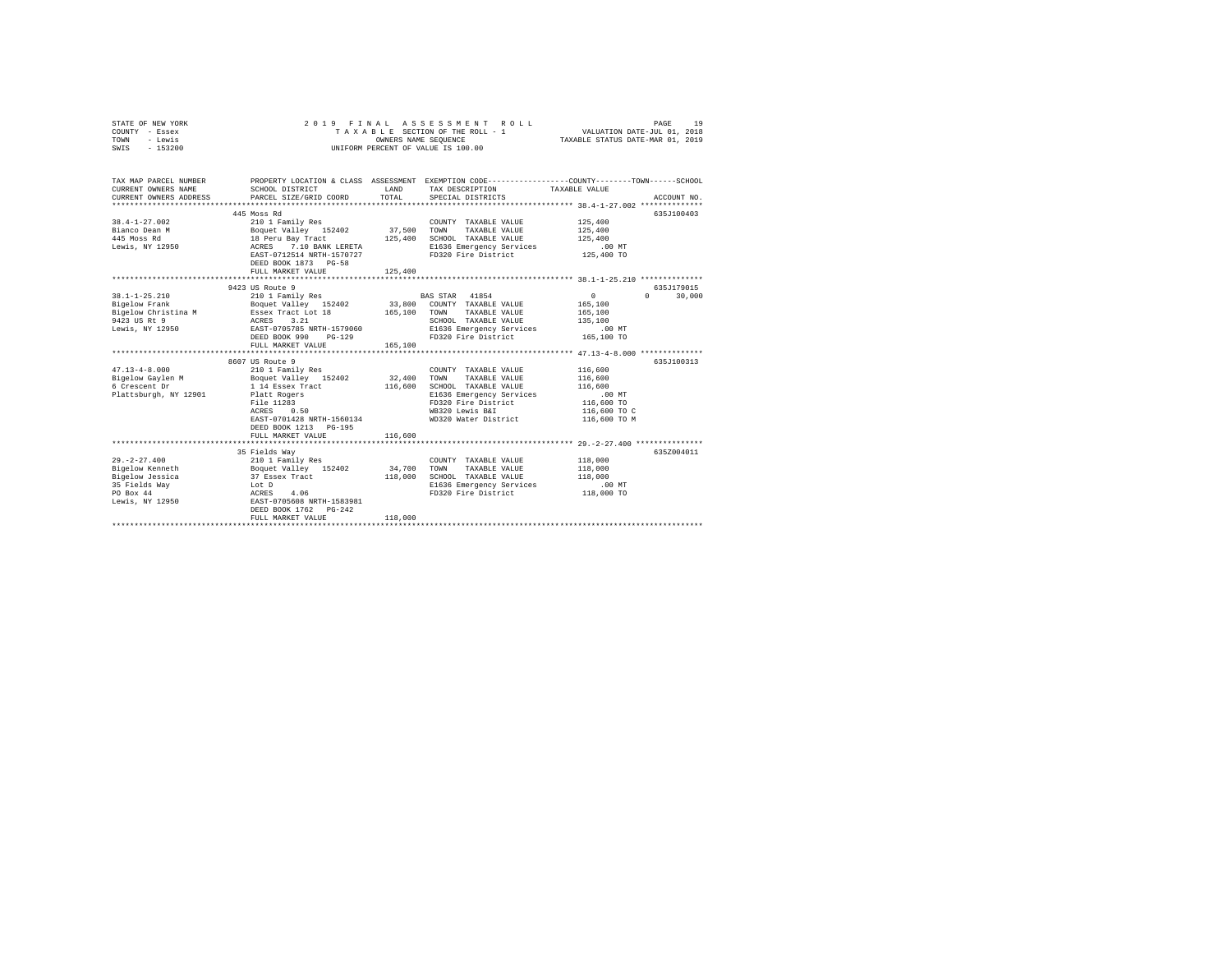STATE OF NEW YORK · COUNTY - Essex · TOWN - Lewis · SWIS - 153200

2 0 1 9 F I N A L A S S E S S M E N T R O L L
T A X A B L E SECTION OF THE ROLL - 1
OWNERS NAME SEQUENCE
UNIFORM PERCENT OF VALUE IS 100.00

VALUATION DATE-JUL 01, 2018
TAXABLE STATUS DATE-MAR 01, 2019

```
TAX MAP PARCEL NUMBER          PROPERTY LOCATION & CLASS  ASSESSMENT  EXEMPTION CODE------------------COUNTY--------TOWN------SCHOOL
CURRENT OWNERS NAME            SCHOOL DISTRICT              LAND      TAX DESCRIPTION             TAXABLE VALUE
CURRENT OWNERS ADDRESS         PARCEL SIZE/GRID COORD       TOTAL     SPECIAL DISTRICTS                                  ACCOUNT NO.
******************************************************************************************************* 38.4-1-27.002 **************
                               445 Moss Rd                                                                           635J100403
38.4-1-27.002                  210 1 Family Res                       COUNTY  TAXABLE VALUE          125,400
Bianco Dean M                  Boquet Valley  152402        37,500    TOWN    TAXABLE VALUE          125,400
445 Moss Rd                    18 Peru Bay Tract           125,400    SCHOOL  TAXABLE VALUE          125,400
Lewis, NY 12950                ACRES    7.10 BANK LERETA              E1636 Emergency Services           .00 MT
                               EAST-0712514 NRTH-1570727              FD320 Fire District            125,400 TO
                               DEED BOOK 1873   PG-58
                               FULL MARKET VALUE           125,400
******************************************************************************************************* 38.1-1-25.210 **************
                               9423 US Route 9                                                                       635J179015
38.1-1-25.210                  210 1 Family Res                       BAS STAR  41854                      0          0     30,000
Bigelow Frank                  Boquet Valley  152402        33,800    COUNTY  TAXABLE VALUE          165,100
Bigelow Christina M            Essex Tract Lot 18          165,100    TOWN    TAXABLE VALUE          165,100
9423 US Rt 9                   ACRES    3.21                          SCHOOL  TAXABLE VALUE          135,100
Lewis, NY 12950                EAST-0705785 NRTH-1579060              E1636 Emergency Services           .00 MT
                               DEED BOOK 990    PG-129                FD320 Fire District            165,100 TO
                               FULL MARKET VALUE           165,100
******************************************************************************************************* 47.13-4-8.000 **************
                               8607 US Route 9                                                                       635J100313
47.13-4-8.000                  210 1 Family Res                       COUNTY  TAXABLE VALUE          116,600
Bigelow Gaylen M               Boquet Valley  152402        32,400    TOWN    TAXABLE VALUE          116,600
6 Crescent Dr                  1 14 Essex Tract            116,600    SCHOOL  TAXABLE VALUE          116,600
Plattsburgh, NY 12901          Platt Rogers                           E1636 Emergency Services           .00 MT
                               File 11283                             FD320 Fire District            116,600 TO
                               ACRES    0.50                          WB320 Lewis B&I                116,600 TO C
                               EAST-0701428 NRTH-1560134              WD320 Water District           116,600 TO M
                               DEED BOOK 1213   PG-195
                               FULL MARKET VALUE           116,600
******************************************************************************************************* 29.-2-27.400 ***************
                               35 Fields Way                                                                         635Z004011
29.-2-27.400                   210 1 Family Res                       COUNTY  TAXABLE VALUE          118,000
Bigelow Kenneth                Boquet Valley  152402        34,700    TOWN    TAXABLE VALUE          118,000
Bigelow Jessica                37 Essex Tract              118,000    SCHOOL  TAXABLE VALUE          118,000
35 Fields Way                  Lot D                                  E1636 Emergency Services           .00 MT
PO Box 44                      ACRES    4.06                          FD320 Fire District            118,000 TO
Lewis, NY 12950                EAST-0705608 NRTH-1583981
                               DEED BOOK 1762   PG-242
                               FULL MARKET VALUE           118,000
************************************************************************************************************************************
```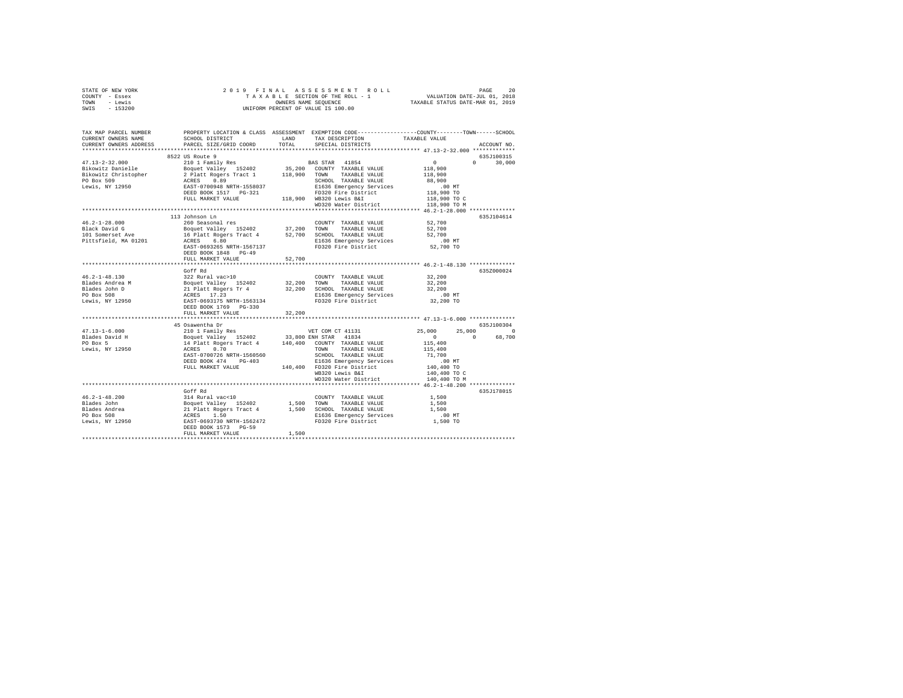STATE OF NEW YORK 2019 FINAL ASSESSMENT ROLL
COUNTY - Essex TAXABLE SECTION OF THE ROLL - 1 VALUATION DATE-JUL 01, 2018
TOWN - Lewis OWNERS NAME SEQUENCE TAXABLE STATUS DATE-MAR 01, 2019
SWIS - 153200 UNIFORM PERCENT OF VALUE IS 100.00

```
TAX MAP PARCEL NUMBER          PROPERTY LOCATION & CLASS  ASSESSMENT  EXEMPTION CODE-----------------COUNTY--------TOWN------SCHOOL
CURRENT OWNERS NAME            SCHOOL DISTRICT             LAND       TAX DESCRIPTION            TAXABLE VALUE
CURRENT OWNERS ADDRESS         PARCEL SIZE/GRID COORD      TOTAL      SPECIAL DISTRICTS                                  ACCOUNT NO.
****************************************************************************************************** 47.13-2-32.000 *************
                               8522 US Route 9                                                                       635J100315
47.13-2-32.000                 210 1 Family Res                       BAS STAR  41854                  0           0      30,000
Bikowitz Danielle              Boquet Valley  152402       35,200     COUNTY  TAXABLE VALUE        118,900
Bikowitz Christopher           2 Platt Rogers Tract 1     118,900     TOWN    TAXABLE VALUE        118,900
PO Box 509                     ACRES    0.89                          SCHOOL  TAXABLE VALUE         88,900
Lewis, NY 12950                EAST-0700948 NRTH-1558037              E1636 Emergency Services          .00 MT
                               DEED BOOK 1517   PG-321                FD320 Fire District          118,900 TO
                               FULL MARKET VALUE          118,900     WB320 Lewis B&I              118,900 TO C
                                                                      WD320 Water District         118,900 TO M
****************************************************************************************************** 46.2-1-28.000 **************
                               113 Johnson Ln                                                                        635J104614
46.2-1-28.000                  260 Seasonal res                       COUNTY  TAXABLE VALUE         52,700
Black David G                  Boquet Valley  152402       37,200     TOWN    TAXABLE VALUE         52,700
101 Somerset Ave               16 Platt Rogers Tract 4     52,700     SCHOOL  TAXABLE VALUE         52,700
Pittsfield, MA 01201           ACRES    6.80                          E1636 Emergency Services          .00 MT
                               EAST-0693265 NRTH-1567137              FD320 Fire District           52,700 TO
                               DEED BOOK 1848   PG-49
                               FULL MARKET VALUE           52,700
****************************************************************************************************** 46.2-1-48.130 **************
                               Goff Rd                                                                               635Z000024
46.2-1-48.130                  322 Rural vac>10                       COUNTY  TAXABLE VALUE         32,200
Blades Andrea M                Boquet Valley  152402       32,200     TOWN    TAXABLE VALUE         32,200
Blades John D                  21 Platt Rogers Tr 4        32,200     SCHOOL  TAXABLE VALUE         32,200
PO Box 508                     ACRES   17.23                          E1636 Emergency Services          .00 MT
Lewis, NY 12950                EAST-0693175 NRTH-1563134              FD320 Fire District           32,200 TO
                               DEED BOOK 1769   PG-330
                               FULL MARKET VALUE           32,200
****************************************************************************************************** 47.13-1-6.000 **************
                               45 Osawentha Dr                                                                       635J100304
47.13-1-6.000                  210 1 Family Res                       VET COM CT 41131            25,000      25,000           0
Blades David H                 Boquet Valley  152402       33,800 ENH STAR  41834                  0           0      68,700
PO Box 5                       14 Platt Rogers Tract 4    140,400     COUNTY  TAXABLE VALUE        115,400
Lewis, NY 12950                ACRES    0.70                          TOWN    TAXABLE VALUE        115,400
                               EAST-0700726 NRTH-1560560              SCHOOL  TAXABLE VALUE         71,700
                               DEED BOOK 474    PG-403                E1636 Emergency Services          .00 MT
                               FULL MARKET VALUE          140,400     FD320 Fire District          140,400 TO
                                                                      WB320 Lewis B&I              140,400 TO C
                                                                      WD320 Water District         140,400 TO M
****************************************************************************************************** 46.2-1-48.200 **************
                               Goff Rd                                                                               635J178015
46.2-1-48.200                  314 Rural vac<10                       COUNTY  TAXABLE VALUE          1,500
Blades John                    Boquet Valley  152402        1,500     TOWN    TAXABLE VALUE          1,500
Blades Andrea                  21 Platt Rogers Tract 4      1,500     SCHOOL  TAXABLE VALUE          1,500
PO Box 508                     ACRES    1.50                          E1636 Emergency Services          .00 MT
Lewis, NY 12950                EAST-0693730 NRTH-1562472              FD320 Fire District            1,500 TO
                               DEED BOOK 1573   PG-59
                               FULL MARKET VALUE            1,500
************************************************************************************************************************************
```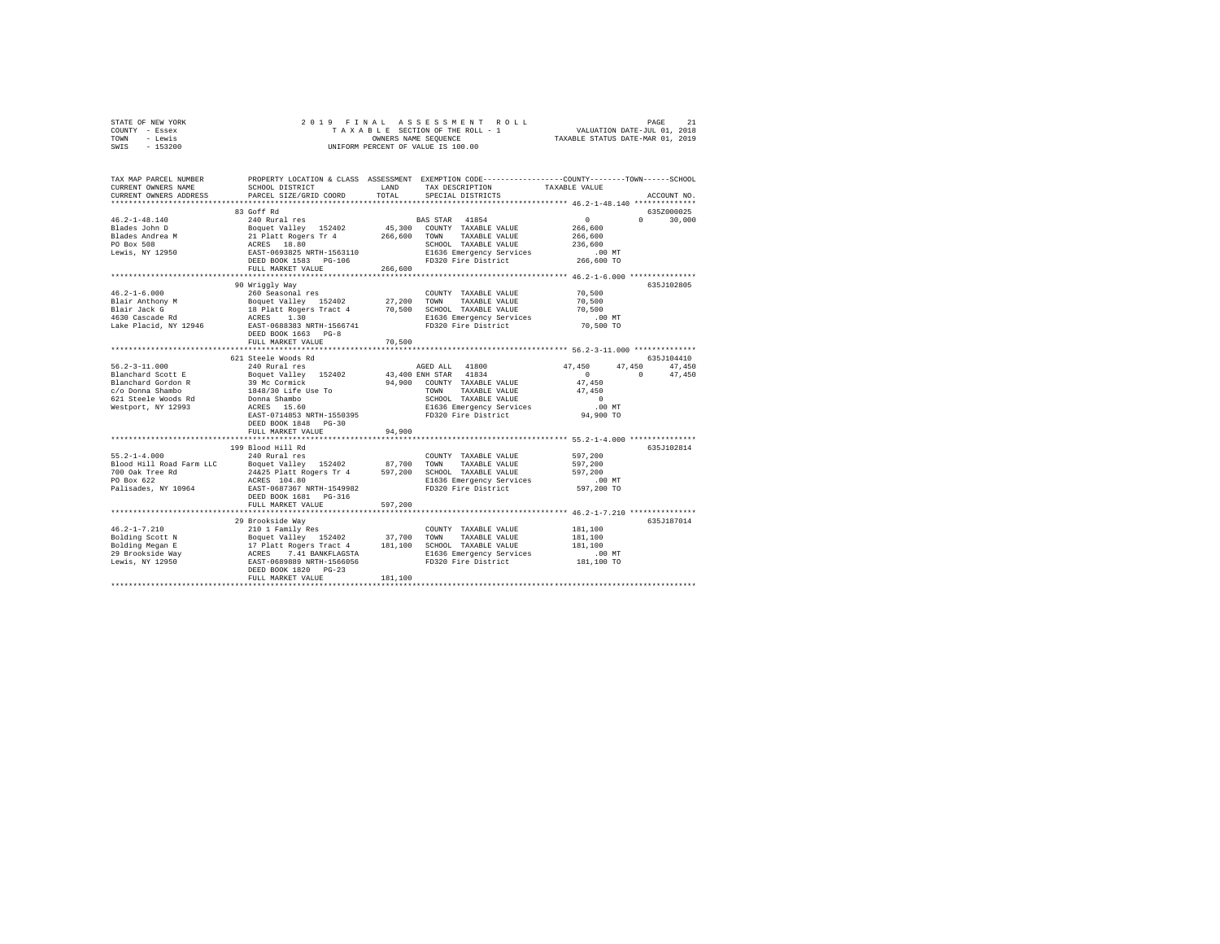STATE OF NEW YORK
COUNTY - Essex
TOWN - Lewis
SWIS - 153200

2019 FINAL ASSESSMENT ROLL
TAXABLE SECTION OF THE ROLL - 1
OWNERS NAME SEQUENCE
UNIFORM PERCENT OF VALUE IS 100.00

VALUATION DATE-JUL 01, 2018
TAXABLE STATUS DATE-MAR 01, 2019

```
TAX MAP PARCEL NUMBER          PROPERTY LOCATION & CLASS  ASSESSMENT  EXEMPTION CODE-----------------COUNTY--------TOWN------SCHOOL
CURRENT OWNERS NAME            SCHOOL DISTRICT              LAND      TAX DESCRIPTION             TAXABLE VALUE
CURRENT OWNERS ADDRESS         PARCEL SIZE/GRID COORD       TOTAL     SPECIAL DISTRICTS                                    ACCOUNT NO.
************************************************************************************************* 46.2-1-48.140 **************
                               83 Goff Rd                                                                               635Z000025
46.2-1-48.140                  240 Rural res                          BAS STAR  41854                  0          0      30,000
Blades John D                  Boquet Valley  152402       45,300   COUNTY  TAXABLE VALUE         266,600
Blades Andrea M                21 Platt Rogers Tr 4        266,600   TOWN    TAXABLE VALUE         266,600
PO Box 508                     ACRES  18.80                          SCHOOL  TAXABLE VALUE         236,600
Lewis, NY 12950                EAST-0693825 NRTH-1563110             E1636 Emergency Services          .00 MT
                               DEED BOOK 1583   PG-106               FD320 Fire District           266,600 TO
                               FULL MARKET VALUE          266,600
************************************************************************************************* 46.2-1-6.000 ***************
                               90 Wriggly Way                                                                           635J102805
46.2-1-6.000                   260 Seasonal res                      COUNTY  TAXABLE VALUE          70,500
Blair Anthony M                Boquet Valley  152402       27,200   TOWN    TAXABLE VALUE          70,500
Blair Jack G                   18 Platt Rogers Tract 4      70,500   SCHOOL  TAXABLE VALUE          70,500
4630 Cascade Rd                ACRES   1.30                          E1636 Emergency Services          .00 MT
Lake Placid, NY 12946          EAST-0688383 NRTH-1566741             FD320 Fire District            70,500 TO
                               DEED BOOK 1663   PG-8
                               FULL MARKET VALUE           70,500
************************************************************************************************* 56.2-3-11.000 **************
                               621 Steele Woods Rd                                                                      635J104410
56.2-3-11.000                  240 Rural res                          AGED ALL  41800             47,450     47,450      47,450
Blanchard Scott E              Boquet Valley  152402       43,400 ENH STAR  41834                  0          0      47,450
Blanchard Gordon R             39 Mc Cormick                94,900   COUNTY  TAXABLE VALUE          47,450
c/o Donna Shambo               1848/30 Life Use To                   TOWN    TAXABLE VALUE          47,450
621 Steele Woods Rd            Donna Shambo                          SCHOOL  TAXABLE VALUE               0
Westport, NY 12993             ACRES  15.60                          E1636 Emergency Services          .00 MT
                               EAST-0714853 NRTH-1550395             FD320 Fire District            94,900 TO
                               DEED BOOK 1848   PG-30
                               FULL MARKET VALUE           94,900
************************************************************************************************* 55.2-1-4.000 ***************
                               199 Blood Hill Rd                                                                        635J102814
55.2-1-4.000                   240 Rural res                          COUNTY  TAXABLE VALUE         597,200
Blood Hill Road Farm LLC       Boquet Valley  152402       87,700   TOWN    TAXABLE VALUE         597,200
700 Oak Tree Rd                24&25 Platt Rogers Tr 4     597,200   SCHOOL  TAXABLE VALUE         597,200
PO Box 622                     ACRES 104.80                          E1636 Emergency Services          .00 MT
Palisades, NY 10964            EAST-0687367 NRTH-1549982             FD320 Fire District           597,200 TO
                               DEED BOOK 1681   PG-316
                               FULL MARKET VALUE          597,200
************************************************************************************************* 46.2-1-7.210 ***************
                               29 Brookside Way                                                                         635J187014
46.2-1-7.210                   210 1 Family Res                      COUNTY  TAXABLE VALUE         181,100
Bolding Scott N                Boquet Valley  152402       37,700   TOWN    TAXABLE VALUE         181,100
Bolding Megan E                17 Platt Rogers Tract 4     181,100   SCHOOL  TAXABLE VALUE         181,100
29 Brookside Way               ACRES   7.41 BANKFLAGSTA              E1636 Emergency Services          .00 MT
Lewis, NY 12950                EAST-0689889 NRTH-1566056             FD320 Fire District           181,100 TO
                               DEED BOOK 1820   PG-23
                               FULL MARKET VALUE          181,100
********************************************************************************************************************************
```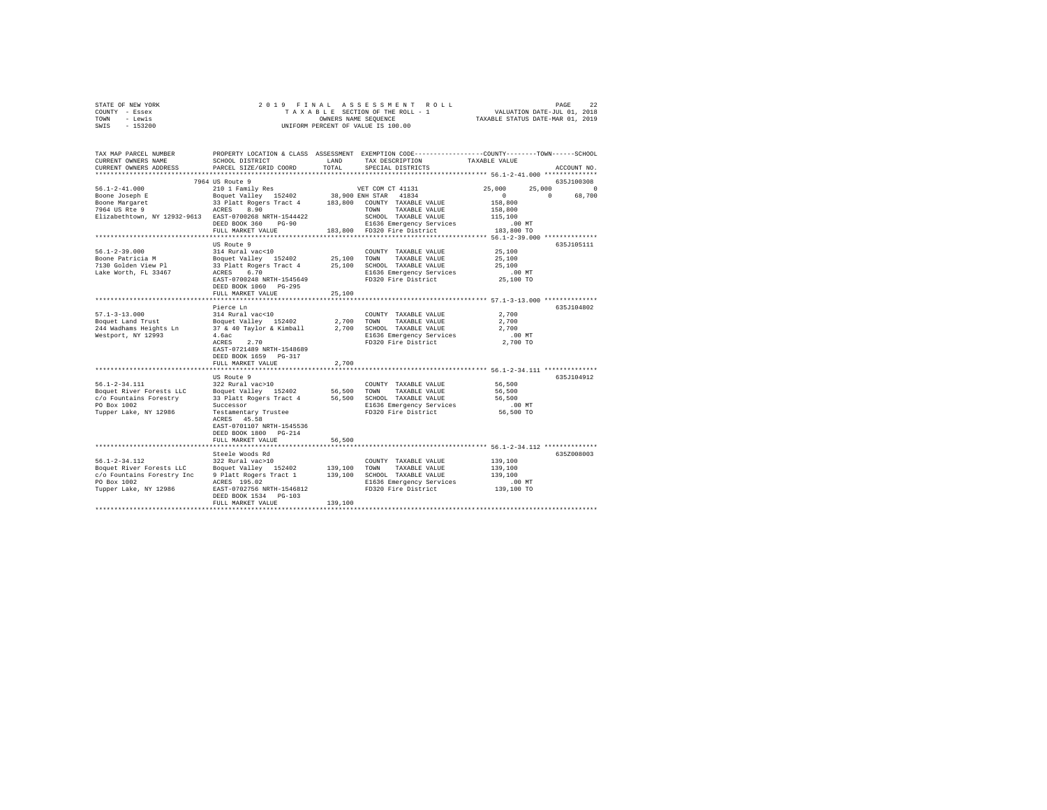STATE OF NEW YORK
COUNTY - Essex
TOWN - Lewis
SWIS - 153200

2019 FINAL ASSESSMENT ROLL
TAXABLE SECTION OF THE ROLL - 1
OWNERS NAME SEQUENCE
UNIFORM PERCENT OF VALUE IS 100.00

VALUATION DATE-JUL 01, 2018
TAXABLE STATUS DATE-MAR 01, 2019

```
TAX MAP PARCEL NUMBER          PROPERTY LOCATION & CLASS  ASSESSMENT  EXEMPTION CODE-----------------COUNTY--------TOWN------SCHOOL
CURRENT OWNERS NAME            SCHOOL DISTRICT              LAND      TAX DESCRIPTION            TAXABLE VALUE
CURRENT OWNERS ADDRESS         PARCEL SIZE/GRID COORD       TOTAL     SPECIAL DISTRICTS                                  ACCOUNT NO.
******************************************************************************************************* 56.1-2-41.000 **************
                              7964 US Route 9                                                                          635J100308
56.1-2-41.000                  210 1 Family Res                    VET COM CT 41131           25,000      25,000            0
Boone Joseph E                 Boquet Valley  152402        38,900 ENH STAR  41834                 0           0       68,700
Boone Margaret                 33 Platt Rogers Tract 4     183,800   COUNTY  TAXABLE VALUE       158,800
7964 US Rte 9                  ACRES    8.90                         TOWN    TAXABLE VALUE       158,800
Elizabethtown, NY 12932-9613   EAST-0700268 NRTH-1544422            SCHOOL  TAXABLE VALUE       115,100
                               DEED BOOK 360    PG-90                E1636 Emergency Services        .00 MT
                               FULL MARKET VALUE            183,800   FD320 Fire District          183,800 TO
******************************************************************************************************* 56.1-2-39.000 **************
                               US Route 9                                                                              635J105111
56.1-2-39.000                  314 Rural vac<10                      COUNTY  TAXABLE VALUE        25,100
Boone Patricia M               Boquet Valley  152402        25,100   TOWN    TAXABLE VALUE        25,100
7130 Golden View Pl            33 Platt Rogers Tract 4      25,100   SCHOOL  TAXABLE VALUE        25,100
Lake Worth, FL 33467           ACRES    6.70                         E1636 Emergency Services        .00 MT
                               EAST-0700248 NRTH-1545649             FD320 Fire District           25,100 TO
                               DEED BOOK 1060   PG-295
                               FULL MARKET VALUE             25,100
******************************************************************************************************* 57.1-3-13.000 **************
                               Pierce Ln                                                                               635J104802
57.1-3-13.000                  314 Rural vac<10                      COUNTY  TAXABLE VALUE         2,700
Boquet Land Trust              Boquet Valley  152402         2,700   TOWN    TAXABLE VALUE         2,700
244 Wadhams Heights Ln         37 & 40 Taylor & Kimball      2,700   SCHOOL  TAXABLE VALUE         2,700
Westport, NY 12993             4.6ac                                 E1636 Emergency Services        .00 MT
                               ACRES    2.70                         FD320 Fire District            2,700 TO
                               EAST-0721489 NRTH-1548689
                               DEED BOOK 1659   PG-317
                               FULL MARKET VALUE              2,700
******************************************************************************************************* 56.1-2-34.111 **************
                               US Route 9                                                                              635J104912
56.1-2-34.111                  322 Rural vac>10                      COUNTY  TAXABLE VALUE        56,500
Boquet River Forests LLC       Boquet Valley  152402        56,500   TOWN    TAXABLE VALUE        56,500
c/o Fountains Forestry         33 Platt Rogers Tract 4      56,500   SCHOOL  TAXABLE VALUE        56,500
PO Box 1002                    Successor                             E1636 Emergency Services        .00 MT
Tupper Lake, NY 12986          Testamentary Trustee                  FD320 Fire District           56,500 TO
                               ACRES   45.58
                               EAST-0701107 NRTH-1545536
                               DEED BOOK 1800   PG-214
                               FULL MARKET VALUE             56,500
******************************************************************************************************* 56.1-2-34.112 **************
                               Steele Woods Rd                                                                         635Z008003
56.1-2-34.112                  322 Rural vac>10                      COUNTY  TAXABLE VALUE       139,100
Boquet River Forests LLC       Boquet Valley  152402       139,100   TOWN    TAXABLE VALUE       139,100
c/o Fountains Forestry Inc     9 Platt Rogers Tract 1      139,100   SCHOOL  TAXABLE VALUE       139,100
PO Box 1002                    ACRES  195.02                         E1636 Emergency Services        .00 MT
Tupper Lake, NY 12986          EAST-0702756 NRTH-1546812             FD320 Fire District          139,100 TO
                               DEED BOOK 1534   PG-103
                               FULL MARKET VALUE            139,100
************************************************************************************************************************************
```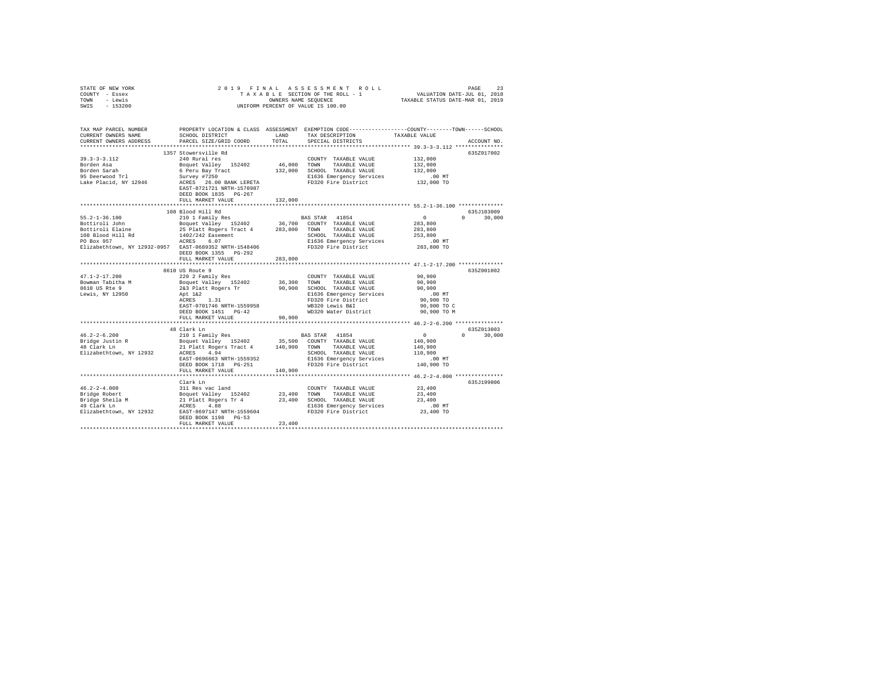STATE OF NEW YORK · COUNTY - Essex · TOWN - Lewis · SWIS - 153200

**2019 FINAL ASSESSMENT ROLL**
TAXABLE SECTION OF THE ROLL - 1
OWNERS NAME SEQUENCE
UNIFORM PERCENT OF VALUE IS 100.00

VALUATION DATE-JUL 01, 2018
TAXABLE STATUS DATE-MAR 01, 2019

| TAX MAP PARCEL NUMBER / CURRENT OWNERS NAME / CURRENT OWNERS ADDRESS | PROPERTY LOCATION & CLASS / SCHOOL DISTRICT / PARCEL SIZE/GRID COORD | ASSESSMENT LAND / TOTAL | EXEMPTION CODE / TAX DESCRIPTION / SPECIAL DISTRICTS | COUNTY / TOWN / SCHOOL TAXABLE VALUE | ACCOUNT NO. |
|---|---|---|---|---|---|
| 39.3-3-3.112 | 1357 Stowersville Rd | | | | 635Z017002 |
| | 240 Rural res | | COUNTY TAXABLE VALUE | 132,000 | |
| Borden Asa | Boquet Valley 152402 | 46,000 | TOWN TAXABLE VALUE | 132,000 | |
| Borden Sarah | 6 Peru Bay Tract | 132,000 | SCHOOL TAXABLE VALUE | 132,000 | |
| 95 Deerwood Trl | Survey #7250 | | E1636 Emergency Services | .00 MT | |
| Lake Placid, NY 12946 | ACRES 26.00 BANK LERETA | | FD320 Fire District | 132,000 TO | |
| | EAST-0721721 NRTH-1570987 | | | | |
| | DEED BOOK 1835 PG-267 | | | | |
| | FULL MARKET VALUE | 132,000 | | | |
| 55.2-1-36.100 | 108 Blood Hill Rd | | | | 635J103009 |
| | 210 1 Family Res | | BAS STAR 41854 | 0 0 30,000 | |
| Bottiroli John | Boquet Valley 152402 | 36,700 | COUNTY TAXABLE VALUE | 283,800 | |
| Bottiroli Elaine | 25 Platt Rogers Tract 4 | 283,800 | TOWN TAXABLE VALUE | 283,800 | |
| 108 Blood Hill Rd | 1402/242 Easement | | SCHOOL TAXABLE VALUE | 253,800 | |
| PO Box 957 | ACRES 6.07 | | E1636 Emergency Services | .00 MT | |
| Elizabethtown, NY 12932-0957 | EAST-0689352 NRTH-1548406 | | FD320 Fire District | 283,800 TO | |
| | DEED BOOK 1355 PG-292 | | | | |
| | FULL MARKET VALUE | 283,800 | | | |
| 47.1-2-17.200 | 8610 US Route 9 | | | | 635Z001002 |
| | 220 2 Family Res | | COUNTY TAXABLE VALUE | 90,900 | |
| Bowman Tabitha M | Boquet Valley 152402 | 36,300 | TOWN TAXABLE VALUE | 90,900 | |
| 8610 US Rte 9 | 2&3 Platt Rogers Tr | 90,900 | SCHOOL TAXABLE VALUE | 90,900 | |
| Lewis, NY 12950 | Apt 1&2 | | E1636 Emergency Services | .00 MT | |
| | ACRES 1.31 | | FD320 Fire District | 90,900 TO | |
| | EAST-0701746 NRTH-1559958 | | WB320 Lewis B&I | 90,900 TO C | |
| | DEED BOOK 1451 PG-42 | | WD320 Water District | 90,900 TO M | |
| | FULL MARKET VALUE | 90,900 | | | |
| 46.2-2-6.200 | 48 Clark Ln | | | | 635Z013003 |
| | 210 1 Family Res | | BAS STAR 41854 | 0 0 30,000 | |
| Bridge Justin R | Boquet Valley 152402 | 35,500 | COUNTY TAXABLE VALUE | 140,900 | |
| 48 Clark Ln | 21 Platt Rogers Tract 4 | 140,900 | TOWN TAXABLE VALUE | 140,900 | |
| Elizabethtown, NY 12932 | ACRES 4.94 | | SCHOOL TAXABLE VALUE | 110,900 | |
| | EAST-0696663 NRTH-1559352 | | E1636 Emergency Services | .00 MT | |
| | DEED BOOK 1718 PG-251 | | FD320 Fire District | 140,900 TO | |
| | FULL MARKET VALUE | 140,900 | | | |
| 46.2-2-4.000 | Clark Ln | | | | 635J199006 |
| | 311 Res vac land | | COUNTY TAXABLE VALUE | 23,400 | |
| Bridge Robert | Boquet Valley 152402 | 23,400 | TOWN TAXABLE VALUE | 23,400 | |
| Bridge Sheila M | 21 Platt Rogers Tr 4 | 23,400 | SCHOOL TAXABLE VALUE | 23,400 | |
| 49 Clark Ln | ACRES 4.88 | | E1636 Emergency Services | .00 MT | |
| Elizabethtown, NY 12932 | EAST-0697147 NRTH-1559604 | | FD320 Fire District | 23,400 TO | |
| | DEED BOOK 1198 PG-53 | | | | |
| | FULL MARKET VALUE | 23,400 | | | |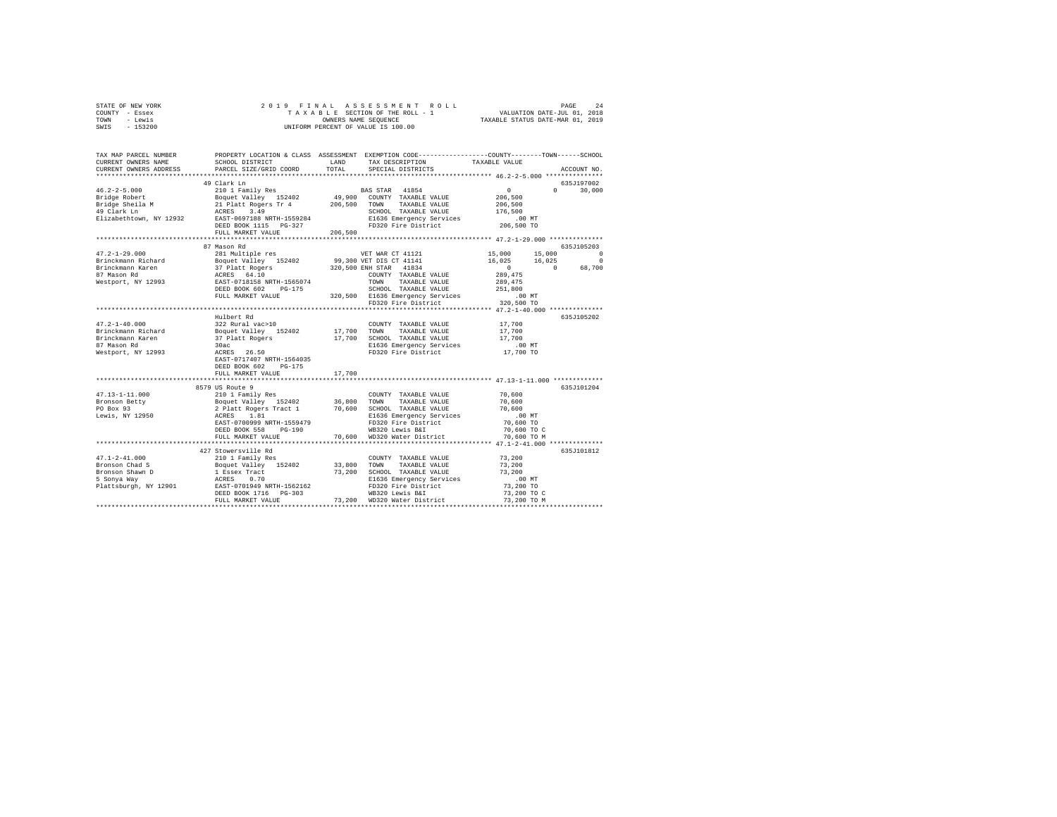STATE OF NEW YORK
COUNTY - Essex
TOWN - Lewis
SWIS - 153200

2 0 1 9  F I N A L  A S S E S S M E N T  R O L L
T A X A B L E SECTION OF THE ROLL - 1
OWNERS NAME SEQUENCE
UNIFORM PERCENT OF VALUE IS 100.00

VALUATION DATE-JUL 01, 2018
TAXABLE STATUS DATE-MAR 01, 2019

```
TAX MAP PARCEL NUMBER          PROPERTY LOCATION & CLASS  ASSESSMENT  EXEMPTION CODE-----------------COUNTY--------TOWN------SCHOOL
CURRENT OWNERS NAME            SCHOOL DISTRICT              LAND      TAX DESCRIPTION            TAXABLE VALUE
CURRENT OWNERS ADDRESS         PARCEL SIZE/GRID COORD       TOTAL     SPECIAL DISTRICTS                                  ACCOUNT NO.
****************************************************************************************************** 46.2-2-5.000 ***************
                               49 Clark Ln                                                                             635J197002
46.2-2-5.000                   210 1 Family Res                       BAS STAR  41854                   0           0      30,000
Bridge Robert                  Boquet Valley   152402       49,900    COUNTY  TAXABLE VALUE        206,500
Bridge Sheila M                21 Platt Rogers Tr 4        206,500    TOWN    TAXABLE VALUE        206,500
49 Clark Ln                    ACRES    3.49                          SCHOOL  TAXABLE VALUE        176,500
Elizabethtown, NY 12932        EAST-0697188 NRTH-1559284              E1636 Emergency Services             .00 MT
                               DEED BOOK 1115   PG-327                FD320 Fire District          206,500 TO
                               FULL MARKET VALUE           206,500
****************************************************************************************************** 47.2-1-29.000 **************
                               87 Mason Rd                                                                             635J105203
47.2-1-29.000                  281 Multiple res                       VET WAR CT 41121              15,000      15,000           0
Brinckmann Richard             Boquet Valley   152402       99,300 VET DIS CT 41141              16,025      16,025           0
Brinckmann Karen               37 Platt Rogers             320,500 ENH STAR  41834                   0           0      68,700
87 Mason Rd                    ACRES   64.10                          COUNTY  TAXABLE VALUE        289,475
Westport, NY 12993             EAST-0718158 NRTH-1565074              TOWN    TAXABLE VALUE        289,475
                               DEED BOOK 602    PG-175                SCHOOL  TAXABLE VALUE        251,800
                               FULL MARKET VALUE           320,500   E1636 Emergency Services             .00 MT
                                                                      FD320 Fire District          320,500 TO
****************************************************************************************************** 47.2-1-40.000 **************
                               Hulbert Rd                                                                              635J105202
47.2-1-40.000                  322 Rural vac>10                       COUNTY  TAXABLE VALUE         17,700
Brinckmann Richard             Boquet Valley   152402       17,700    TOWN    TAXABLE VALUE         17,700
Brinckmann Karen               37 Platt Rogers              17,700    SCHOOL  TAXABLE VALUE         17,700
87 Mason Rd                    30ac                                   E1636 Emergency Services             .00 MT
Westport, NY 12993             ACRES   26.50                          FD320 Fire District           17,700 TO
                               EAST-0717407 NRTH-1564035
                               DEED BOOK 602    PG-175
                               FULL MARKET VALUE            17,700
****************************************************************************************************** 47.13-1-11.000 *************
                               8579 US Route 9                                                                         635J101204
47.13-1-11.000                 210 1 Family Res                       COUNTY  TAXABLE VALUE         70,600
Bronson Betty                  Boquet Valley   152402       36,800    TOWN    TAXABLE VALUE         70,600
PO Box 93                      2 Platt Rogers Tract 1       70,600    SCHOOL  TAXABLE VALUE         70,600
Lewis, NY 12950                ACRES    1.81                          E1636 Emergency Services             .00 MT
                               EAST-0700999 NRTH-1559479              FD320 Fire District           70,600 TO
                               DEED BOOK 558    PG-190                WB320 Lewis B&I               70,600 TO C
                               FULL MARKET VALUE            70,600    WD320 Water District          70,600 TO M
****************************************************************************************************** 47.1-2-41.000 **************
                               427 Stowersville Rd                                                                     635J101812
47.1-2-41.000                  210 1 Family Res                       COUNTY  TAXABLE VALUE         73,200
Bronson Chad S                 Boquet Valley   152402       33,800    TOWN    TAXABLE VALUE         73,200
Bronson Shawn D                1 Essex Tract                73,200    SCHOOL  TAXABLE VALUE         73,200
5 Sonya Way                    ACRES    0.70                          E1636 Emergency Services             .00 MT
Plattsburgh, NY 12901          EAST-0701949 NRTH-1562162              FD320 Fire District           73,200 TO
                               DEED BOOK 1716   PG-303                WB320 Lewis B&I               73,200 TO C
                               FULL MARKET VALUE            73,200    WD320 Water District          73,200 TO M
************************************************************************************************************************************
```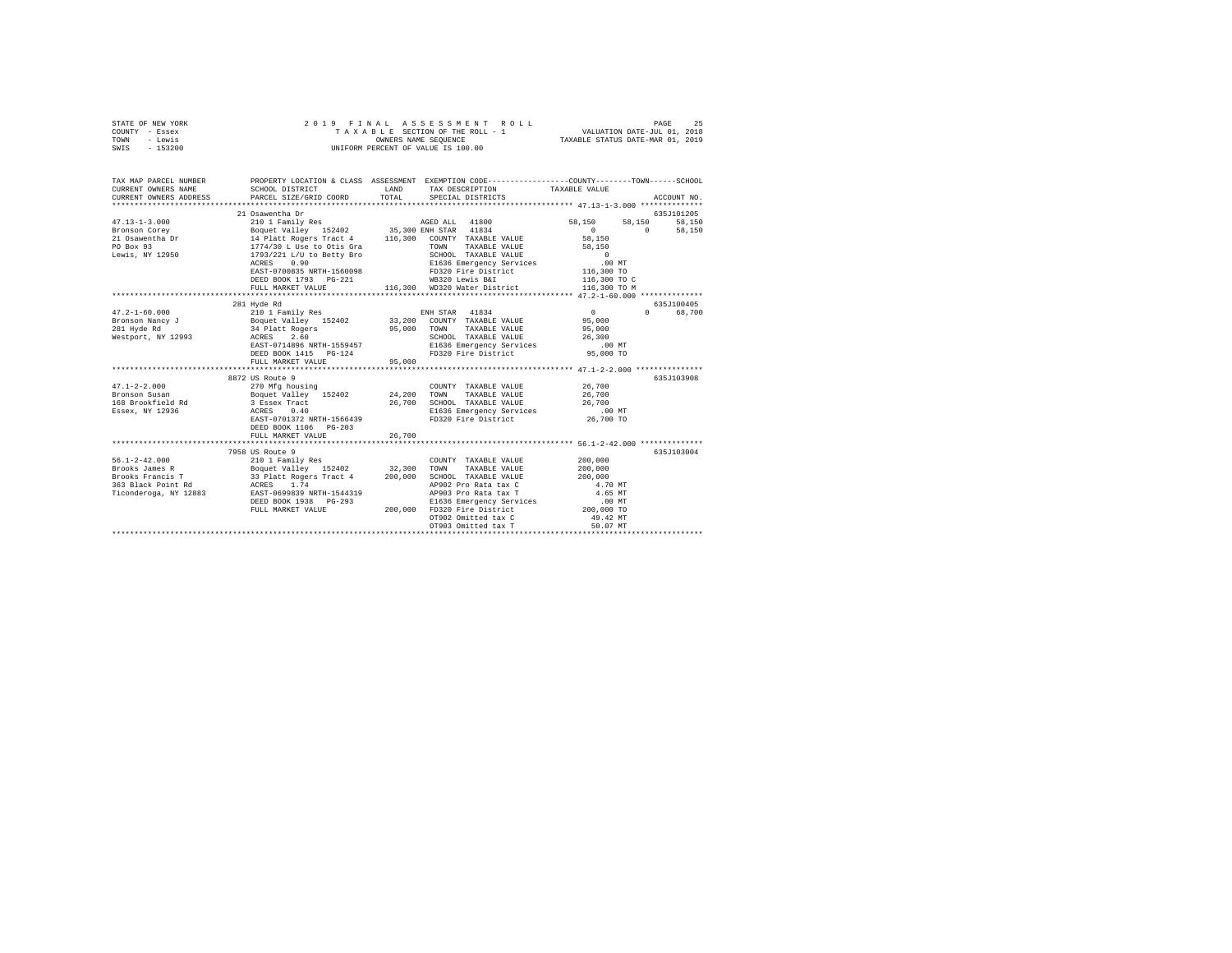STATE OF NEW YORK
COUNTY - Essex
TOWN - Lewis
SWIS - 153200

2019 FINAL ASSESSMENT ROLL
TAXABLE SECTION OF THE ROLL - 1
OWNERS NAME SEQUENCE
UNIFORM PERCENT OF VALUE IS 100.00

VALUATION DATE-JUL 01, 2018
TAXABLE STATUS DATE-MAR 01, 2019

```
TAX MAP PARCEL NUMBER    PROPERTY LOCATION & CLASS  ASSESSMENT  EXEMPTION CODE-----------------COUNTY--------TOWN------SCHOOL
CURRENT OWNERS NAME      SCHOOL DISTRICT             LAND       TAX DESCRIPTION            TAXABLE VALUE
CURRENT OWNERS ADDRESS   PARCEL SIZE/GRID COORD      TOTAL      SPECIAL DISTRICTS                                      ACCOUNT NO.
******************************************************************************************** 47.13-1-3.000 **************
                         21 Osawentha Dr                                                                          635J101205
47.13-1-3.000            210 1 Family Res                      AGED ALL  41800               58,150     58,150     58,150
Bronson Corey            Boquet Valley  152402       35,300 ENH STAR  41834                      0          0     58,150
21 Osawentha Dr          14 Platt Rogers Tract 4    116,300   COUNTY  TAXABLE VALUE          58,150
PO Box 93                1774/30 L Use to Otis Gra            TOWN    TAXABLE VALUE          58,150
Lewis, NY 12950          1793/221 L/U to Betty Bro            SCHOOL  TAXABLE VALUE               0
                         ACRES    0.90                        E1636 Emergency Services          .00 MT
                         EAST-0700835 NRTH-1560098            FD320 Fire District           116,300 TO
                         DEED BOOK 1793   PG-221              WB320 Lewis B&I               116,300 TO C
                         FULL MARKET VALUE          116,300   WD320 Water District          116,300 TO M
******************************************************************************************** 47.2-1-60.000 **************
                         281 Hyde Rd                                                                              635J100405
47.2-1-60.000            210 1 Family Res                      ENH STAR  41834                   0          0     68,700
Bronson Nancy J          Boquet Valley  152402       33,200   COUNTY  TAXABLE VALUE          95,000
281 Hyde Rd              34 Platt Rogers             95,000   TOWN    TAXABLE VALUE          95,000
Westport, NY 12993       ACRES    2.60                        SCHOOL  TAXABLE VALUE          26,300
                         EAST-0714896 NRTH-1559457            E1636 Emergency Services          .00 MT
                         DEED BOOK 1415   PG-124              FD320 Fire District            95,000 TO
                         FULL MARKET VALUE           95,000
******************************************************************************************** 47.1-2-2.000 ***************
                         8872 US Route 9                                                                          635J103908
47.1-2-2.000             270 Mfg housing                      COUNTY  TAXABLE VALUE          26,700
Bronson Susan            Boquet Valley  152402       24,200   TOWN    TAXABLE VALUE          26,700
168 Brookfield Rd        3 Essex Tract               26,700   SCHOOL  TAXABLE VALUE          26,700
Essex, NY 12936          ACRES    0.40                        E1636 Emergency Services          .00 MT
                         EAST-0701372 NRTH-1566439            FD320 Fire District            26,700 TO
                         DEED BOOK 1106   PG-203
                         FULL MARKET VALUE           26,700
******************************************************************************************** 56.1-2-42.000 **************
                         7958 US Route 9                                                                          635J103004
56.1-2-42.000            210 1 Family Res                     COUNTY  TAXABLE VALUE         200,000
Brooks James R           Boquet Valley  152402       32,300   TOWN    TAXABLE VALUE         200,000
Brooks Francis T         33 Platt Rogers Tract 4    200,000   SCHOOL  TAXABLE VALUE         200,000
363 Black Point Rd       ACRES    1.74                        AP902 Pro Rata tax C             4.70 MT
Ticonderoga, NY 12883    EAST-0699839 NRTH-1544319            AP903 Pro Rata tax T             4.65 MT
                         DEED BOOK 1938   PG-293              E1636 Emergency Services          .00 MT
                         FULL MARKET VALUE          200,000   FD320 Fire District           200,000 TO
                                                              OT902 Omitted tax C             49.42 MT
                                                              OT903 Omitted tax T             50.07 MT
*************************************************************************************************************************
```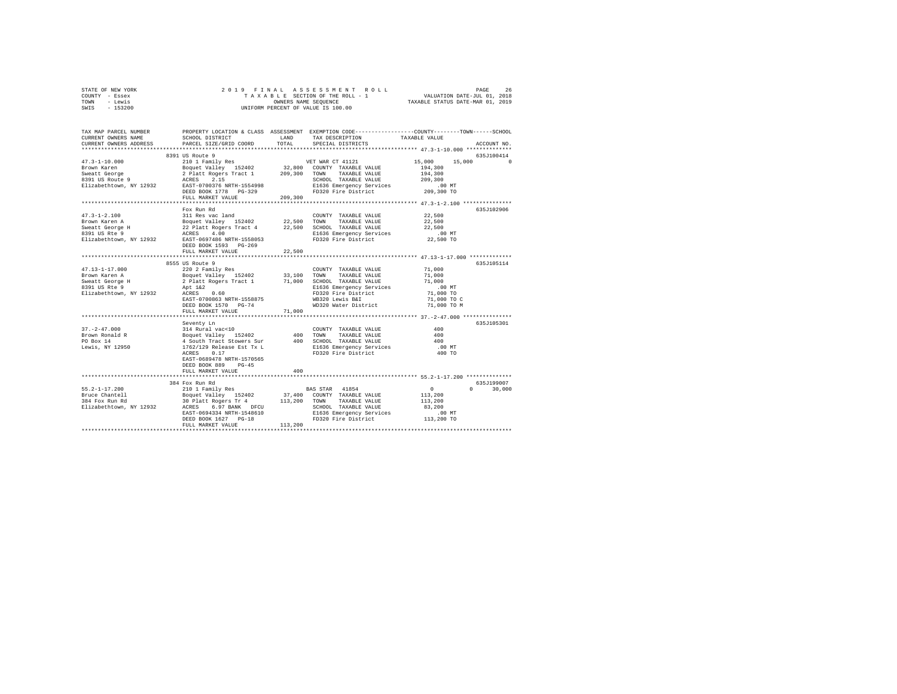STATE OF NEW YORK — COUNTY - Essex — TOWN - Lewis — SWIS - 153200

# 2019 FINAL ASSESSMENT ROLL

TAXABLE SECTION OF THE ROLL - 1
OWNERS NAME SEQUENCE
UNIFORM PERCENT OF VALUE IS 100.00

VALUATION DATE-JUL 01, 2018
TAXABLE STATUS DATE-MAR 01, 2019

```
TAX MAP PARCEL NUMBER          PROPERTY LOCATION & CLASS  ASSESSMENT  EXEMPTION CODE-----------------COUNTY--------TOWN------SCHOOL
CURRENT OWNERS NAME            SCHOOL DISTRICT             LAND       TAX DESCRIPTION           TAXABLE VALUE
CURRENT OWNERS ADDRESS         PARCEL SIZE/GRID COORD      TOTAL      SPECIAL DISTRICTS                                  ACCOUNT NO.
****************************************************************************************************** 47.3-1-10.000 **************
                               8391 US Route 9                                                                           635J100414
47.3-1-10.000                  210 1 Family Res                       VET WAR CT 41121          15,000     15,000              0
Brown Karen                    Boquet Valley  152402        32,800    COUNTY  TAXABLE VALUE     194,300
Sweatt George                  2 Platt Rogers Tract 1      209,300    TOWN    TAXABLE VALUE     194,300
8391 US Route 9                ACRES    2.15                          SCHOOL  TAXABLE VALUE     209,300
Elizabethtown, NY 12932        EAST-0700376 NRTH-1554998              E1636 Emergency Services       .00 MT
                               DEED BOOK 1778   PG-329                FD320 Fire District        209,300 TO
                               FULL MARKET VALUE           209,300
****************************************************************************************************** 47.3-1-2.100 ***************
                               Fox Run Rd                                                                                635J102906
47.3-1-2.100                   311 Res vac land                       COUNTY  TAXABLE VALUE      22,500
Brown Karen A                  Boquet Valley  152402        22,500    TOWN    TAXABLE VALUE      22,500
Sweatt George H                22 Platt Rogers Tract 4      22,500    SCHOOL  TAXABLE VALUE      22,500
8391 US Rte 9                  ACRES    4.00                          E1636 Emergency Services       .00 MT
Elizabethtown, NY 12932        EAST-0697486 NRTH-1558053              FD320 Fire District         22,500 TO
                               DEED BOOK 1593   PG-269
                               FULL MARKET VALUE            22,500
****************************************************************************************************** 47.13-1-17.000 *************
                               8555 US Route 9                                                                           635J105114
47.13-1-17.000                 220 2 Family Res                       COUNTY  TAXABLE VALUE      71,000
Brown Karen A                  Boquet Valley  152402        33,100    TOWN    TAXABLE VALUE      71,000
Sweatt George H                2 Platt Rogers Tract 1       71,000    SCHOOL  TAXABLE VALUE      71,000
8391 US Rte 9                  Apt 1&2                                E1636 Emergency Services       .00 MT
Elizabethtown, NY 12932        ACRES    0.60                          FD320 Fire District         71,000 TO
                               EAST-0700863 NRTH-1558875              WB320 Lewis B&I             71,000 TO C
                               DEED BOOK 1570   PG-74                 WD320 Water District        71,000 TO M
                               FULL MARKET VALUE            71,000
****************************************************************************************************** 37.-2-47.000 ***************
                               Seventy Ln                                                                                635J105301
37.-2-47.000                   314 Rural vac<10                       COUNTY  TAXABLE VALUE         400
Brown Ronald R                 Boquet Valley  152402           400    TOWN    TAXABLE VALUE         400
PO Box 14                      4 South Tract Stowers Sur       400    SCHOOL  TAXABLE VALUE         400
Lewis, NY 12950                1762/129 Release Est Tx L              E1636 Emergency Services       .00 MT
                               ACRES    0.17                          FD320 Fire District            400 TO
                               EAST-0689478 NRTH-1570565
                               DEED BOOK 889    PG-45
                               FULL MARKET VALUE               400
****************************************************************************************************** 55.2-1-17.200 **************
                               384 Fox Run Rd                                                                            635J199007
55.2-1-17.200                  210 1 Family Res                       BAS STAR  41854                0          0         30,000
Bruce Chantell                 Boquet Valley  152402        37,400    COUNTY  TAXABLE VALUE     113,200
384 Fox Run Rd                 30 Platt Rogers Tr 4        113,200    TOWN    TAXABLE VALUE     113,200
Elizabethtown, NY 12932        ACRES    6.97 BANK   DFCU              SCHOOL  TAXABLE VALUE      83,200
                               EAST-0694334 NRTH-1548610              E1636 Emergency Services       .00 MT
                               DEED BOOK 1627   PG-18                 FD320 Fire District        113,200 TO
                               FULL MARKET VALUE           113,200
************************************************************************************************************************************
```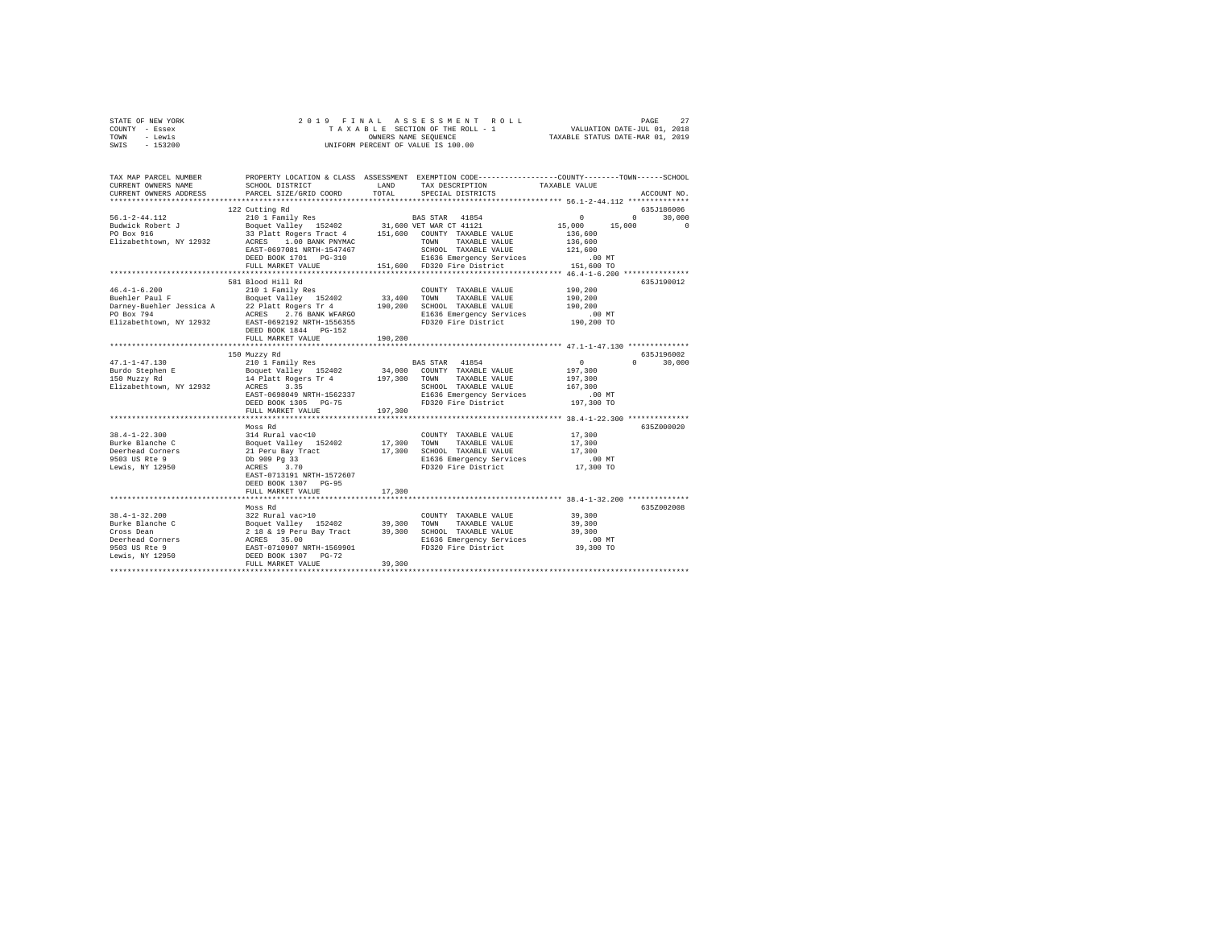STATE OF NEW YORK  
COUNTY - Essex  
TOWN - Lewis  
SWIS - 153200

2019 FINAL ASSESSMENT ROLL  
TAXABLE SECTION OF THE ROLL - 1  
OWNERS NAME SEQUENCE  
UNIFORM PERCENT OF VALUE IS 100.00

VALUATION DATE-JUL 01, 2018  
TAXABLE STATUS DATE-MAR 01, 2019

```
TAX MAP PARCEL NUMBER      PROPERTY LOCATION & CLASS  ASSESSMENT  EXEMPTION CODE-----------------COUNTY--------TOWN------SCHOOL
CURRENT OWNERS NAME        SCHOOL DISTRICT             LAND       TAX DESCRIPTION            TAXABLE VALUE
CURRENT OWNERS ADDRESS     PARCEL SIZE/GRID COORD      TOTAL      SPECIAL DISTRICTS                                      ACCOUNT NO.
*********************************************************************************************** 56.1-2-44.112 **************
                           122 Cutting Rd                                                                              635J186006
56.1-2-44.112              210 1 Family Res                        BAS STAR  41854                 0           0      30,000
Budwick Robert J           Boquet Valley  152402       31,600 VET WAR CT 41121              15,000      15,000           0
PO Box 916                 33 Platt Rogers Tract 4    151,600   COUNTY  TAXABLE VALUE        136,600
Elizabethtown, NY 12932    ACRES    1.00 BANK PNYMAC            TOWN    TAXABLE VALUE        136,600
                           EAST-0697081 NRTH-1547467            SCHOOL  TAXABLE VALUE        121,600
                           DEED BOOK 1701   PG-310              E1636 Emergency Services        .00 MT
                           FULL MARKET VALUE          151,600   FD320 Fire District          151,600 TO
*********************************************************************************************** 46.4-1-6.200 ***************
                           581 Blood Hill Rd                                                                           635J190012
46.4-1-6.200               210 1 Family Res                         COUNTY  TAXABLE VALUE        190,200
Buehler Paul F             Boquet Valley  152402       33,400   TOWN    TAXABLE VALUE        190,200
Darney-Buehler Jessica A   22 Platt Rogers Tr 4       190,200   SCHOOL  TAXABLE VALUE        190,200
PO Box 794                 ACRES    2.76 BANK WFARGO            E1636 Emergency Services        .00 MT
Elizabethtown, NY 12932    EAST-0692192 NRTH-1556355            FD320 Fire District          190,200 TO
                           DEED BOOK 1844   PG-152
                           FULL MARKET VALUE          190,200
*********************************************************************************************** 47.1-1-47.130 **************
                           150 Muzzy Rd                                                                                635J196002
47.1-1-47.130              210 1 Family Res                        BAS STAR  41854                 0           0      30,000
Burdo Stephen E            Boquet Valley  152402       34,000   COUNTY  TAXABLE VALUE        197,300
150 Muzzy Rd               14 Platt Rogers Tr 4       197,300   TOWN    TAXABLE VALUE        197,300
Elizabethtown, NY 12932    ACRES    3.35                        SCHOOL  TAXABLE VALUE        167,300
                           EAST-0698049 NRTH-1562337            E1636 Emergency Services        .00 MT
                           DEED BOOK 1305   PG-75               FD320 Fire District          197,300 TO
                           FULL MARKET VALUE          197,300
*********************************************************************************************** 38.4-1-22.300 **************
                           Moss Rd                                                                                     635Z000020
38.4-1-22.300              314 Rural vac<10                         COUNTY  TAXABLE VALUE         17,300
Burke Blanche C            Boquet Valley  152402       17,300   TOWN    TAXABLE VALUE         17,300
Deerhead Corners           21 Peru Bay Tract           17,300   SCHOOL  TAXABLE VALUE         17,300
9503 US Rte 9              Db 909 Pg 33                         E1636 Emergency Services        .00 MT
Lewis, NY 12950            ACRES    3.70                        FD320 Fire District           17,300 TO
                           EAST-0713191 NRTH-1572607
                           DEED BOOK 1307   PG-95
                           FULL MARKET VALUE           17,300
*********************************************************************************************** 38.4-1-32.200 **************
                           Moss Rd                                                                                     635Z002008
38.4-1-32.200              322 Rural vac>10                         COUNTY  TAXABLE VALUE         39,300
Burke Blanche C            Boquet Valley  152402       39,300   TOWN    TAXABLE VALUE         39,300
Cross Dean                 2 18 & 19 Peru Bay Tract    39,300   SCHOOL  TAXABLE VALUE         39,300
Deerhead Corners           ACRES   35.00                        E1636 Emergency Services        .00 MT
9503 US Rte 9              EAST-0710907 NRTH-1569901            FD320 Fire District           39,300 TO
Lewis, NY 12950            DEED BOOK 1307   PG-72
                           FULL MARKET VALUE           39,300
****************************************************************************************************************************
```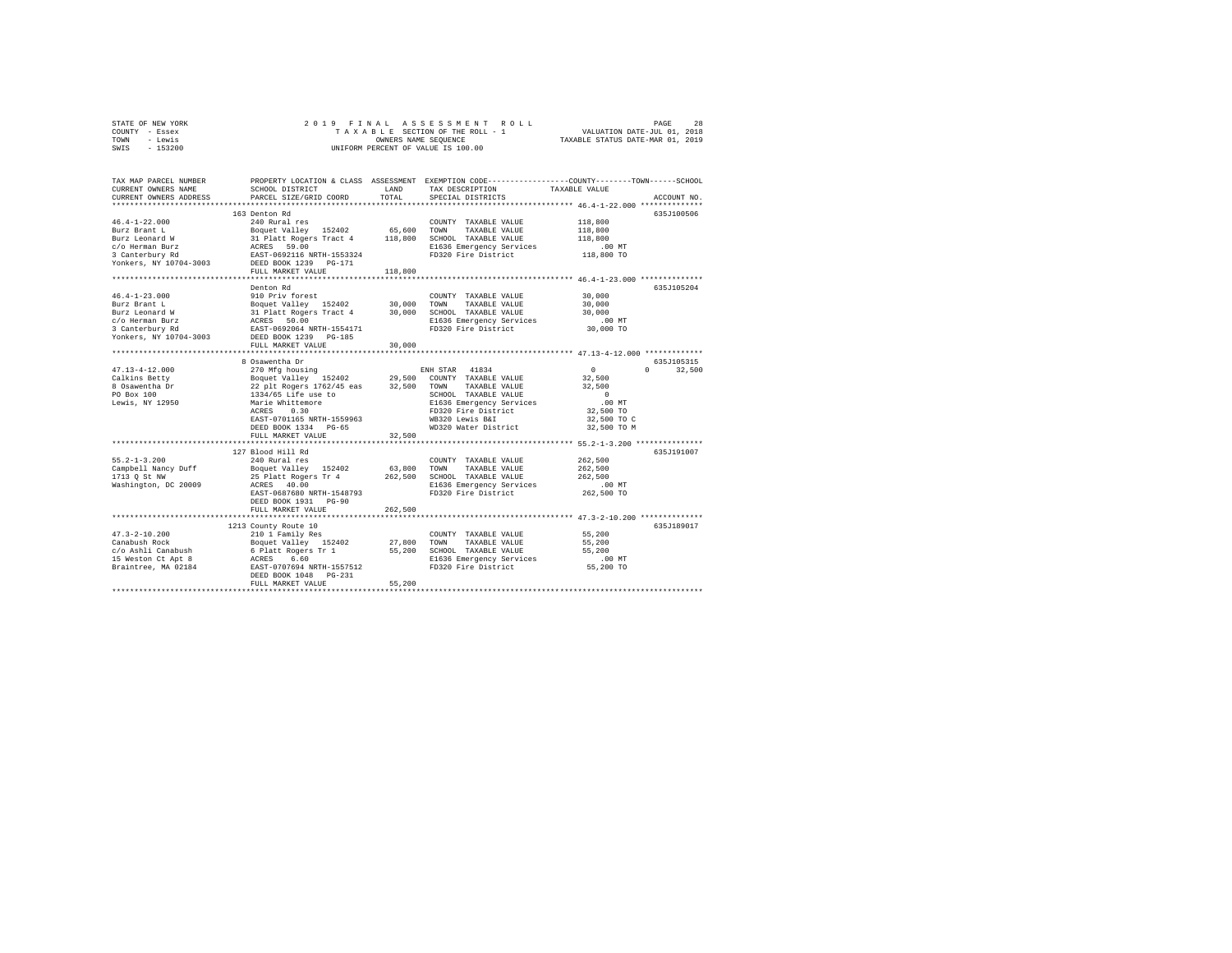STATE OF NEW YORK
COUNTY - Essex
TOWN - Lewis
SWIS - 153200

2019 FINAL ASSESSMENT ROLL
TAXABLE SECTION OF THE ROLL - 1
OWNERS NAME SEQUENCE
UNIFORM PERCENT OF VALUE IS 100.00

VALUATION DATE-JUL 01, 2018
TAXABLE STATUS DATE-MAR 01, 2019

```
TAX MAP PARCEL NUMBER          PROPERTY LOCATION & CLASS  ASSESSMENT  EXEMPTION CODE-----------------COUNTY--------TOWN------SCHOOL
CURRENT OWNERS NAME            SCHOOL DISTRICT               LAND     TAX DESCRIPTION            TAXABLE VALUE
CURRENT OWNERS ADDRESS         PARCEL SIZE/GRID COORD        TOTAL    SPECIAL DISTRICTS                                ACCOUNT NO.
************************************************************************************************ 46.4-1-22.000 **************
                               163 Denton Rd                                                                        635J100506
46.4-1-22.000                  240 Rural res                          COUNTY  TAXABLE VALUE          118,800
Burz Brant L                   Boquet Valley  152402        65,600    TOWN    TAXABLE VALUE          118,800
Burz Leonard W                 31 Platt Rogers Tract 4     118,800    SCHOOL  TAXABLE VALUE          118,800
c/o Herman Burz                ACRES  59.00                           E1636 Emergency Services           .00 MT
3 Canterbury Rd                EAST-0692116 NRTH-1553324              FD320 Fire District            118,800 TO
Yonkers, NY 10704-3003         DEED BOOK 1239   PG-171
                               FULL MARKET VALUE           118,800
************************************************************************************************ 46.4-1-23.000 **************
                               Denton Rd                                                                            635J105204
46.4-1-23.000                  910 Priv forest                        COUNTY  TAXABLE VALUE           30,000
Burz Brant L                   Boquet Valley  152402        30,000    TOWN    TAXABLE VALUE           30,000
Burz Leonard W                 31 Platt Rogers Tract 4      30,000    SCHOOL  TAXABLE VALUE           30,000
c/o Herman Burz                ACRES  50.00                           E1636 Emergency Services           .00 MT
3 Canterbury Rd                EAST-0692064 NRTH-1554171              FD320 Fire District             30,000 TO
Yonkers, NY 10704-3003         DEED BOOK 1239   PG-185
                               FULL MARKET VALUE            30,000
************************************************************************************************ 47.13-4-12.000 *************
                               8 Osawentha Dr                                                                       635J105315
47.13-4-12.000                 270 Mfg housing                        ENH STAR  41834                  0          0      32,500
Calkins Betty                  Boquet Valley  152402        29,500    COUNTY  TAXABLE VALUE           32,500
8 Osawentha Dr                 22 plt Rogers 1762/45 eas    32,500    TOWN    TAXABLE VALUE           32,500
PO Box 100                     1334/65 Life use to                    SCHOOL  TAXABLE VALUE                0
Lewis, NY 12950                Marie Whittemore                       E1636 Emergency Services           .00 MT
                               ACRES   0.30                           FD320 Fire District             32,500 TO
                               EAST-0701165 NRTH-1559963              WB320 Lewis B&I                 32,500 TO C
                               DEED BOOK 1334   PG-65                 WD320 Water District            32,500 TO M
                               FULL MARKET VALUE            32,500
************************************************************************************************ 55.2-1-3.200 ***************
                               127 Blood Hill Rd                                                                    635J191007
55.2-1-3.200                   240 Rural res                          COUNTY  TAXABLE VALUE          262,500
Campbell Nancy Duff            Boquet Valley  152402        63,800    TOWN    TAXABLE VALUE          262,500
1713 Q St NW                   25 Platt Rogers Tr 4        262,500    SCHOOL  TAXABLE VALUE          262,500
Washington, DC 20009           ACRES  40.00                           E1636 Emergency Services           .00 MT
                               EAST-0687680 NRTH-1548793              FD320 Fire District            262,500 TO
                               DEED BOOK 1931   PG-90
                               FULL MARKET VALUE           262,500
************************************************************************************************ 47.3-2-10.200 **************
                               1213 County Route 10                                                                 635J189017
47.3-2-10.200                  210 1 Family Res                       COUNTY  TAXABLE VALUE           55,200
Canabush Rock                  Boquet Valley  152402        27,800    TOWN    TAXABLE VALUE           55,200
c/o Ashli Canabush             6 Platt Rogers Tr 1          55,200    SCHOOL  TAXABLE VALUE           55,200
15 Weston Ct Apt 8             ACRES   6.60                           E1636 Emergency Services           .00 MT
Braintree, MA 02184            EAST-0707694 NRTH-1557512              FD320 Fire District             55,200 TO
                               DEED BOOK 1048   PG-231
                               FULL MARKET VALUE            55,200
****************************************************************************************************************************
```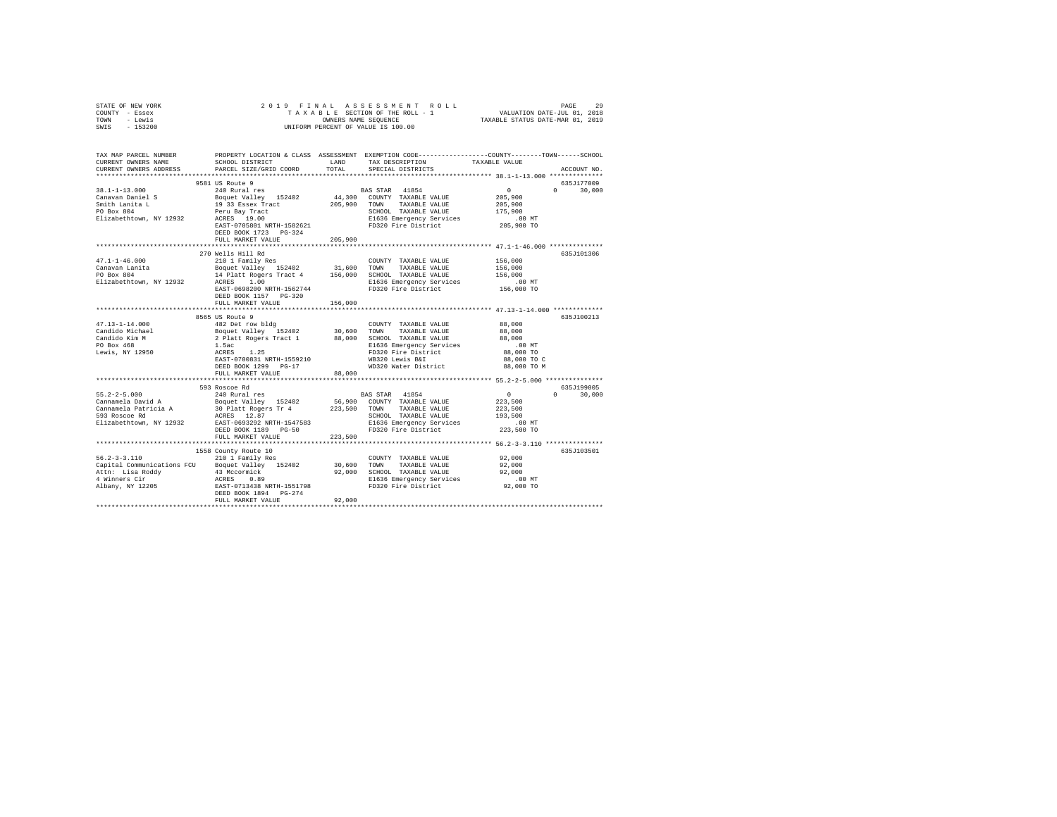STATE OF NEW YORK                2 0 1 9   F I N A L   A S S E S S M E N T   R O L L
COUNTY - Essex                   T A X A B L E  SECTION OF THE ROLL - 1          VALUATION DATE-JUL 01, 2018
TOWN   - Lewis                   OWNERS NAME SEQUENCE                            TAXABLE STATUS DATE-MAR 01, 2019
SWIS   - 153200                  UNIFORM PERCENT OF VALUE IS 100.00

```
TAX MAP PARCEL NUMBER      PROPERTY LOCATION & CLASS  ASSESSMENT  EXEMPTION CODE-----------------COUNTY--------TOWN------SCHOOL
CURRENT OWNERS NAME        SCHOOL DISTRICT            LAND        TAX DESCRIPTION            TAXABLE VALUE
CURRENT OWNERS ADDRESS     PARCEL SIZE/GRID COORD     TOTAL       SPECIAL DISTRICTS                                   ACCOUNT NO.
******************************************************************************************** 38.1-1-13.000 **************
                           9581 US Route 9                                                                            635J177009
38.1-1-13.000              240 Rural res                          BAS STAR  41854                  0          0     30,000
Canavan Daniel S           Boquet Valley  152402       44,300     COUNTY  TAXABLE VALUE      205,900
Smith Lanita L             19 33 Essex Tract          205,900     TOWN    TAXABLE VALUE      205,900
PO Box 804                 Peru Bay Tract                         SCHOOL  TAXABLE VALUE      175,900
Elizabethtown, NY 12932    ACRES   19.00                          E1636 Emergency Services      .00 MT
                           EAST-0705801 NRTH-1582621              FD320 Fire District        205,900 TO
                           DEED BOOK 1723   PG-324
                           FULL MARKET VALUE          205,900
******************************************************************************************** 47.1-1-46.000 **************
                           270 Wells Hill Rd                                                                          635J101306
47.1-1-46.000              210 1 Family Res                       COUNTY  TAXABLE VALUE      156,000
Canavan Lanita             Boquet Valley  152402       31,600     TOWN    TAXABLE VALUE      156,000
PO Box 804                 14 Platt Rogers Tract 4    156,000     SCHOOL  TAXABLE VALUE      156,000
Elizabethtown, NY 12932    ACRES    1.00                          E1636 Emergency Services      .00 MT
                           EAST-0698200 NRTH-1562744              FD320 Fire District        156,000 TO
                           DEED BOOK 1157   PG-320
                           FULL MARKET VALUE          156,000
******************************************************************************************** 47.13-1-14.000 *************
                           8565 US Route 9                                                                            635J100213
47.13-1-14.000             482 Det row bldg                       COUNTY  TAXABLE VALUE       88,000
Candido Michael            Boquet Valley  152402       30,600     TOWN    TAXABLE VALUE       88,000
Candido Kim M              2 Platt Rogers Tract 1      88,000     SCHOOL  TAXABLE VALUE       88,000
PO Box 468                 1.5ac                                  E1636 Emergency Services      .00 MT
Lewis, NY 12950            ACRES    1.25                          FD320 Fire District         88,000 TO
                           EAST-0700831 NRTH-1559210              WB320 Lewis B&I             88,000 TO C
                           DEED BOOK 1299   PG-17                 WD320 Water District        88,000 TO M
                           FULL MARKET VALUE           88,000
******************************************************************************************** 55.2-2-5.000 ***************
                           593 Roscoe Rd                                                                              635J199005
55.2-2-5.000               240 Rural res                          BAS STAR  41854                  0          0     30,000
Cannamela David A          Boquet Valley  152402       56,900     COUNTY  TAXABLE VALUE      223,500
Cannamela Patricia A       30 Platt Rogers Tr 4       223,500     TOWN    TAXABLE VALUE      223,500
593 Roscoe Rd              ACRES   12.87                          SCHOOL  TAXABLE VALUE      193,500
Elizabethtown, NY 12932    EAST-0693292 NRTH-1547583              E1636 Emergency Services      .00 MT
                           DEED BOOK 1189   PG-50                 FD320 Fire District        223,500 TO
                           FULL MARKET VALUE          223,500
******************************************************************************************** 56.2-3-3.110 ***************
                           1558 County Route 10                                                                       635J103501
56.2-3-3.110               210 1 Family Res                       COUNTY  TAXABLE VALUE       92,000
Capital Communications FCU Boquet Valley  152402       30,600     TOWN    TAXABLE VALUE       92,000
Attn: Lisa Roddy           43 Mccormick                92,000     SCHOOL  TAXABLE VALUE       92,000
4 Winners Cir              ACRES    0.89                          E1636 Emergency Services      .00 MT
Albany, NY 12205           EAST-0713438 NRTH-1551798              FD320 Fire District         92,000 TO
                           DEED BOOK 1894   PG-274
                           FULL MARKET VALUE           92,000
****************************************************************************************************************************
```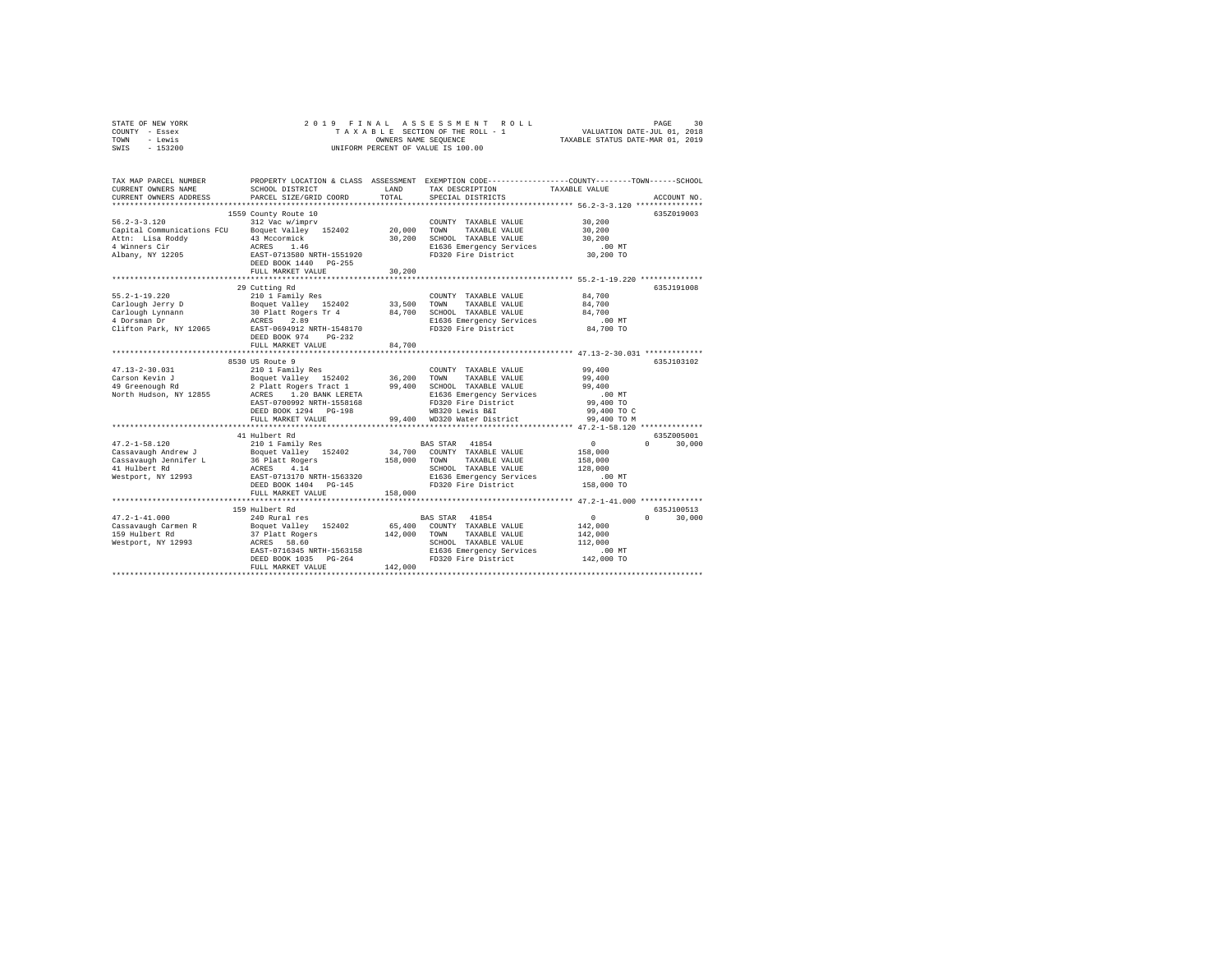STATE OF NEW YORK
COUNTY - Essex
TOWN - Lewis
SWIS - 153200

2019 FINAL ASSESSMENT ROLL
TAXABLE SECTION OF THE ROLL - 1
OWNERS NAME SEQUENCE
UNIFORM PERCENT OF VALUE IS 100.00

VALUATION DATE-JUL 01, 2018
TAXABLE STATUS DATE-MAR 01, 2019

```
TAX MAP PARCEL NUMBER          PROPERTY LOCATION & CLASS  ASSESSMENT  EXEMPTION CODE-----------------COUNTY--------TOWN------SCHOOL
CURRENT OWNERS NAME            SCHOOL DISTRICT              LAND      TAX DESCRIPTION              TAXABLE VALUE
CURRENT OWNERS ADDRESS         PARCEL SIZE/GRID COORD       TOTAL     SPECIAL DISTRICTS                                   ACCOUNT NO.
******************************************************************************************************* 56.2-3-3.120 ***************
                               1559 County Route 10                                                                    635Z019003
56.2-3-3.120                   312 Vac w/imprv                        COUNTY  TAXABLE VALUE            30,200
Capital Communications FCU     Boquet Valley  152402      20,000      TOWN    TAXABLE VALUE            30,200
Attn: Lisa Roddy               43 Mccormick               30,200      SCHOOL  TAXABLE VALUE            30,200
4 Winners Cir                  ACRES    1.46                          E1636 Emergency Services            .00 MT
Albany, NY 12205               EAST-0713580 NRTH-1551920              FD320 Fire District              30,200 TO
                               DEED BOOK 1440   PG-255
                               FULL MARKET VALUE          30,200
******************************************************************************************************* 55.2-1-19.220 *************
                               29 Cutting Rd                                                                           635J191008
55.2-1-19.220                  210 1 Family Res                       COUNTY  TAXABLE VALUE            84,700
Carlough Jerry D               Boquet Valley  152402      33,500      TOWN    TAXABLE VALUE            84,700
Carlough Lynnann               30 Platt Rogers Tr 4       84,700      SCHOOL  TAXABLE VALUE            84,700
4 Dorsman Dr                   ACRES    2.89                          E1636 Emergency Services            .00 MT
Clifton Park, NY 12065         EAST-0694912 NRTH-1548170              FD320 Fire District              84,700 TO
                               DEED BOOK 974    PG-232
                               FULL MARKET VALUE          84,700
******************************************************************************************************* 47.13-2-30.031 ************
                               8530 US Route 9                                                                         635J103102
47.13-2-30.031                 210 1 Family Res                       COUNTY  TAXABLE VALUE            99,400
Carson Kevin J                 Boquet Valley  152402      36,200      TOWN    TAXABLE VALUE            99,400
49 Greenough Rd                2 Platt Rogers Tract 1     99,400      SCHOOL  TAXABLE VALUE            99,400
North Hudson, NY 12855         ACRES    1.20 BANK LERETA              E1636 Emergency Services            .00 MT
                               EAST-0700992 NRTH-1558168              FD320 Fire District              99,400 TO
                               DEED BOOK 1294   PG-198                WB320 Lewis B&I                  99,400 TO C
                               FULL MARKET VALUE          99,400      WD320 Water District             99,400 TO M
******************************************************************************************************* 47.2-1-58.120 *************
                               41 Hulbert Rd                                                                           635Z005001
47.2-1-58.120                  210 1 Family Res                       BAS STAR  41854                      0           0      30,000
Cassavaugh Andrew J            Boquet Valley  152402      34,700      COUNTY  TAXABLE VALUE           158,000
Cassavaugh Jennifer L          36 Platt Rogers           158,000      TOWN    TAXABLE VALUE           158,000
41 Hulbert Rd                  ACRES    4.14                          SCHOOL  TAXABLE VALUE           128,000
Westport, NY 12993             EAST-0713170 NRTH-1563320              E1636 Emergency Services            .00 MT
                               DEED BOOK 1404   PG-145                FD320 Fire District             158,000 TO
                               FULL MARKET VALUE         158,000
******************************************************************************************************* 47.2-1-41.000 *************
                               159 Hulbert Rd                                                                          635J100513
47.2-1-41.000                  240 Rural res                          BAS STAR  41854                      0           0      30,000
Cassavaugh Carmen R            Boquet Valley  152402      65,400      COUNTY  TAXABLE VALUE           142,000
159 Hulbert Rd                 37 Platt Rogers           142,000      TOWN    TAXABLE VALUE           142,000
Westport, NY 12993             ACRES   58.60                          SCHOOL  TAXABLE VALUE           112,000
                               EAST-0716345 NRTH-1563158              E1636 Emergency Services            .00 MT
                               DEED BOOK 1035   PG-264                FD320 Fire District             142,000 TO
                               FULL MARKET VALUE         142,000
************************************************************************************************************************************
```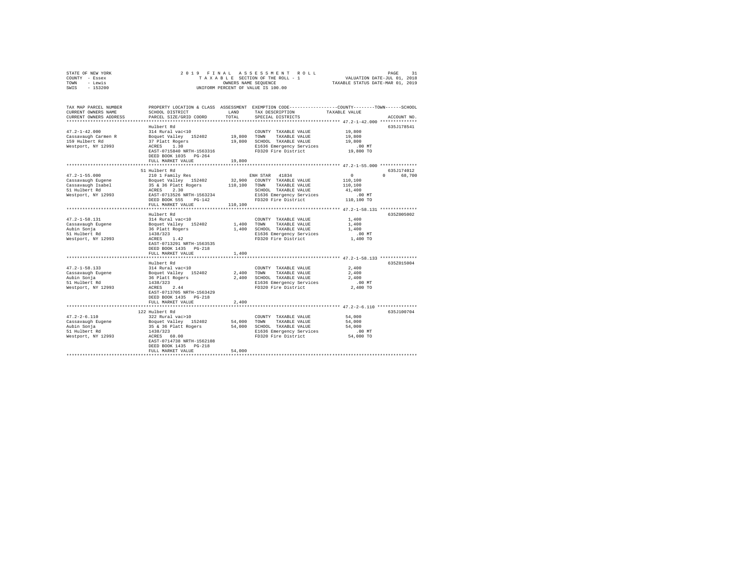STATE OF NEW YORK
COUNTY - Essex
TOWN - Lewis
SWIS - 153200

2019 FINAL ASSESSMENT ROLL
TAXABLE SECTION OF THE ROLL - 1
OWNERS NAME SEQUENCE
UNIFORM PERCENT OF VALUE IS 100.00

VALUATION DATE-JUL 01, 2018
TAXABLE STATUS DATE-MAR 01, 2019

```
TAX MAP PARCEL NUMBER     PROPERTY LOCATION & CLASS  ASSESSMENT  EXEMPTION CODE-----------------COUNTY--------TOWN------SCHOOL
CURRENT OWNERS NAME       SCHOOL DISTRICT              LAND      TAX DESCRIPTION            TAXABLE VALUE
CURRENT OWNERS ADDRESS    PARCEL SIZE/GRID COORD       TOTAL     SPECIAL DISTRICTS                                    ACCOUNT NO.
******************************************************************************************* 47.2-1-42.000 **************
                          Hulbert Rd                                                                           635J178541
47.2-1-42.000             314 Rural vac<10                       COUNTY  TAXABLE VALUE          19,800
Cassavaugh Carmen R       Boquet Valley  152402       19,800     TOWN    TAXABLE VALUE          19,800
159 Hulbert Rd            37 Platt Rogers             19,800     SCHOOL  TAXABLE VALUE          19,800
Westport, NY 12993        ACRES    1.30                          E1636 Emergency Services          .00 MT
                          EAST-0715840 NRTH-1563316              FD320 Fire District            19,800 TO
                          DEED BOOK 1035   PG-264
                          FULL MARKET VALUE           19,800
******************************************************************************************* 47.2-1-55.000 **************
                          51 Hulbert Rd                                                                        635J174012
47.2-1-55.000             210 1 Family Res                       ENH STAR  41834                  0          0     68,700
Cassavaugh Eugene         Boquet Valley  152402       32,900     COUNTY  TAXABLE VALUE         110,100
Cassavaugh Isabel         35 & 36 Platt Rogers       110,100     TOWN    TAXABLE VALUE         110,100
51 Hulbert Rd             ACRES    2.30                          SCHOOL  TAXABLE VALUE          41,400
Westport, NY 12993        EAST-0713526 NRTH-1563234              E1636 Emergency Services          .00 MT
                          DEED BOOK 555    PG-142                FD320 Fire District           110,100 TO
                          FULL MARKET VALUE          110,100
******************************************************************************************* 47.2-1-58.131 **************
                          Hulbert Rd                                                                           635Z005002
47.2-1-58.131             314 Rural vac<10                       COUNTY  TAXABLE VALUE           1,400
Cassavaugh Eugene         Boquet Valley  152402        1,400     TOWN    TAXABLE VALUE           1,400
Aubin Sonja               36 Platt Rogers              1,400     SCHOOL  TAXABLE VALUE           1,400
51 Hulbert Rd             1438/323                               E1636 Emergency Services          .00 MT
Westport, NY 12993        ACRES    1.42                          FD320 Fire District             1,400 TO
                          EAST-0713291 NRTH-1563535
                          DEED BOOK 1435   PG-218
                          FULL MARKET VALUE            1,400
******************************************************************************************* 47.2-1-58.133 **************
                          Hulbert Rd                                                                           635Z015004
47.2-1-58.133             314 Rural vac<10                       COUNTY  TAXABLE VALUE           2,400
Cassavaugh Eugene         Boquet Valley  152402        2,400     TOWN    TAXABLE VALUE           2,400
Aubin Sonja               36 Platt Rogers              2,400     SCHOOL  TAXABLE VALUE           2,400
51 Hulbert Rd             1438/323                               E1636 Emergency Services          .00 MT
Westport, NY 12993        ACRES    2.44                          FD320 Fire District             2,400 TO
                          EAST-0713705 NRTH-1563429
                          DEED BOOK 1435   PG-218
                          FULL MARKET VALUE            2,400
******************************************************************************************* 47.2-2-6.110 ***************
                          122 Hulbert Rd                                                                       635J100704
47.2-2-6.110              322 Rural vac>10                       COUNTY  TAXABLE VALUE          54,000
Cassavaugh Eugene         Boquet Valley  152402       54,000     TOWN    TAXABLE VALUE          54,000
Aubin Sonja               35 & 36 Platt Rogers        54,000     SCHOOL  TAXABLE VALUE          54,000
51 Hulbert Rd             1438/323                               E1636 Emergency Services          .00 MT
Westport, NY 12993        ACRES   60.00                          FD320 Fire District            54,000 TO
                          EAST-0714738 NRTH-1562108
                          DEED BOOK 1435   PG-218
                          FULL MARKET VALUE           54,000
************************************************************************************************************************
```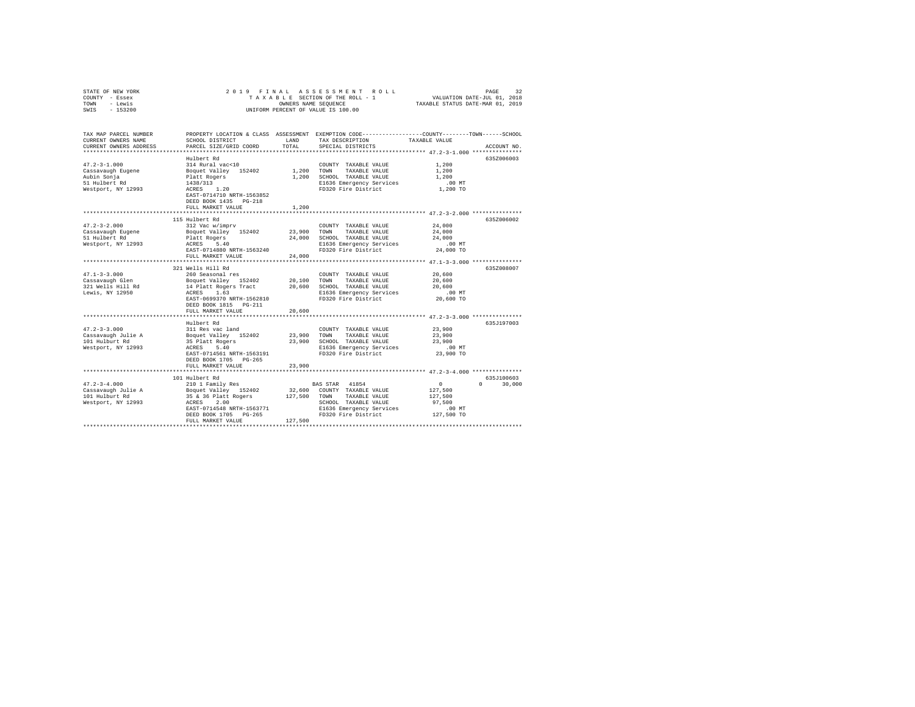STATE OF NEW YORK
COUNTY - Essex
TOWN - Lewis
SWIS - 153200

2019 FINAL ASSESSMENT ROLL
TAXABLE SECTION OF THE ROLL - 1
OWNERS NAME SEQUENCE
UNIFORM PERCENT OF VALUE IS 100.00

VALUATION DATE-JUL 01, 2018
TAXABLE STATUS DATE-MAR 01, 2019

| TAX MAP PARCEL NUMBER / CURRENT OWNERS NAME / CURRENT OWNERS ADDRESS | PROPERTY LOCATION & CLASS / SCHOOL DISTRICT / PARCEL SIZE/GRID COORD | ASSESSMENT LAND / TOTAL | EXEMPTION CODE / TAX DESCRIPTION / SPECIAL DISTRICTS | COUNTY / TOWN / SCHOOL TAXABLE VALUE | ACCOUNT NO. |
|---|---|---|---|---|---|
| **47.2-3-1.000** | Hulbert Rd | | | | 635Z006003 |
| 47.2-3-1.000 | 314 Rural vac<10 | | COUNTY TAXABLE VALUE | 1,200 | |
| Cassavaugh Eugene | Boquet Valley 152402 | 1,200 | TOWN TAXABLE VALUE | 1,200 | |
| Aubin Sonja | Platt Rogers | 1,200 | SCHOOL TAXABLE VALUE | 1,200 | |
| 51 Hulbert Rd | 1438/313 | | E1636 Emergency Services | .00 MT | |
| Westport, NY 12993 | ACRES 1.20 | | FD320 Fire District | 1,200 TO | |
| | EAST-0714710 NRTH-1563852 | | | | |
| | DEED BOOK 1435 PG-218 | | | | |
| | FULL MARKET VALUE | 1,200 | | | |
| **47.2-3-2.000** | 115 Hulbert Rd | | | | 635Z006002 |
| 47.2-3-2.000 | 312 Vac w/imprv | | COUNTY TAXABLE VALUE | 24,000 | |
| Cassavaugh Eugene | Boquet Valley 152402 | 23,900 | TOWN TAXABLE VALUE | 24,000 | |
| 51 Hulbert Rd | Platt Rogers | 24,000 | SCHOOL TAXABLE VALUE | 24,000 | |
| Westport, NY 12993 | ACRES 5.40 | | E1636 Emergency Services | .00 MT | |
| | EAST-0714880 NRTH-1563240 | | FD320 Fire District | 24,000 TO | |
| | FULL MARKET VALUE | 24,000 | | | |
| **47.1-3-3.000** | 321 Wells Hill Rd | | | | 635Z008007 |
| 47.1-3-3.000 | 260 Seasonal res | | COUNTY TAXABLE VALUE | 20,600 | |
| Cassavaugh Glen | Boquet Valley 152402 | 20,100 | TOWN TAXABLE VALUE | 20,600 | |
| 321 Wells Hill Rd | 14 Platt Rogers Tract | 20,600 | SCHOOL TAXABLE VALUE | 20,600 | |
| Lewis, NY 12950 | ACRES 1.63 | | E1636 Emergency Services | .00 MT | |
| | EAST-0699370 NRTH-1562810 | | FD320 Fire District | 20,600 TO | |
| | DEED BOOK 1815 PG-211 | | | | |
| | FULL MARKET VALUE | 20,600 | | | |
| **47.2-3-3.000** | Hulbert Rd | | | | 635J197003 |
| 47.2-3-3.000 | 311 Res vac land | | COUNTY TAXABLE VALUE | 23,900 | |
| Cassavaugh Julie A | Boquet Valley 152402 | 23,900 | TOWN TAXABLE VALUE | 23,900 | |
| 101 Hulburt Rd | 35 Platt Rogers | 23,900 | SCHOOL TAXABLE VALUE | 23,900 | |
| Westport, NY 12993 | ACRES 5.40 | | E1636 Emergency Services | .00 MT | |
| | EAST-0714561 NRTH-1563191 | | FD320 Fire District | 23,900 TO | |
| | DEED BOOK 1705 PG-265 | | | | |
| | FULL MARKET VALUE | 23,900 | | | |
| **47.2-3-4.000** | 101 Hulbert Rd | | | | 635J100603 |
| 47.2-3-4.000 | 210 1 Family Res | | BAS STAR 41854 | 0 / 0 / 30,000 | |
| Cassavaugh Julie A | Boquet Valley 152402 | 32,600 | COUNTY TAXABLE VALUE | 127,500 | |
| 101 Hulburt Rd | 35 & 36 Platt Rogers | 127,500 | TOWN TAXABLE VALUE | 127,500 | |
| Westport, NY 12993 | ACRES 2.00 | | SCHOOL TAXABLE VALUE | 97,500 | |
| | EAST-0714548 NRTH-1563771 | | E1636 Emergency Services | .00 MT | |
| | DEED BOOK 1705 PG-265 | | FD320 Fire District | 127,500 TO | |
| | FULL MARKET VALUE | 127,500 | | | |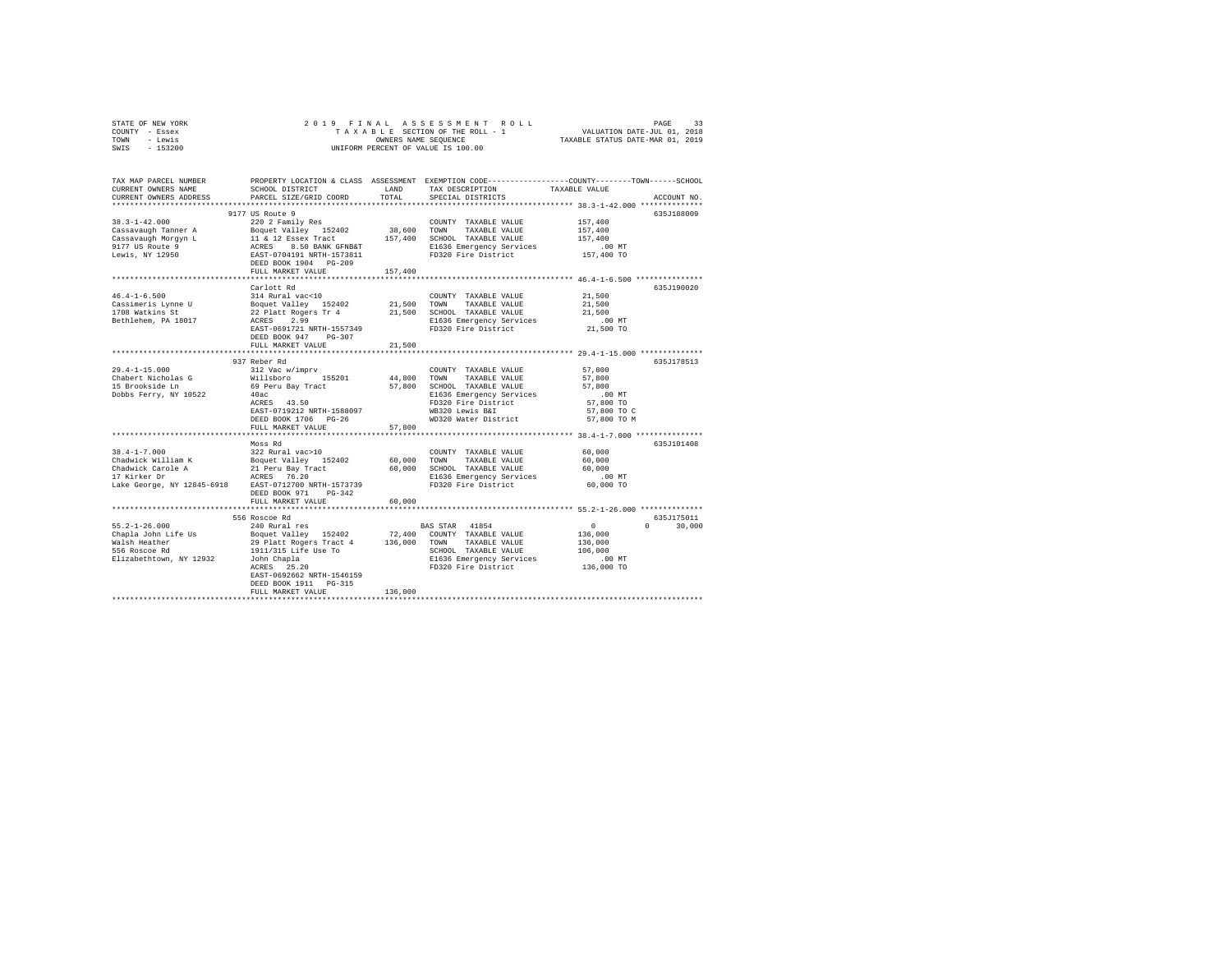STATE OF NEW YORK
COUNTY - Essex
TOWN - Lewis
SWIS - 153200

2019 FINAL ASSESSMENT ROLL
TAXABLE SECTION OF THE ROLL - 1
OWNERS NAME SEQUENCE
UNIFORM PERCENT OF VALUE IS 100.00

VALUATION DATE-JUL 01, 2018
TAXABLE STATUS DATE-MAR 01, 2019

```
TAX MAP PARCEL NUMBER          PROPERTY LOCATION & CLASS  ASSESSMENT  EXEMPTION CODE-----------------COUNTY--------TOWN------SCHOOL
CURRENT OWNERS NAME            SCHOOL DISTRICT              LAND      TAX DESCRIPTION            TAXABLE VALUE
CURRENT OWNERS ADDRESS         PARCEL SIZE/GRID COORD       TOTAL     SPECIAL DISTRICTS                                  ACCOUNT NO.
******************************************************************************************************* 38.3-1-42.000 **************
                               9177 US Route 9                                                                           635J188009
38.3-1-42.000                  220 2 Family Res                       COUNTY  TAXABLE VALUE          157,400
Cassavaugh Tanner A            Boquet Valley  152402        38,600    TOWN    TAXABLE VALUE          157,400
Cassavaugh Morgyn L            11 & 12 Essex Tract         157,400    SCHOOL  TAXABLE VALUE          157,400
9177 US Route 9                ACRES    8.50 BANK GFNB&T              E1636 Emergency Services          .00 MT
Lewis, NY 12950                EAST-0704191 NRTH-1573811              FD320 Fire District            157,400 TO
                               DEED BOOK 1904   PG-209
                               FULL MARKET VALUE           157,400
******************************************************************************************************* 46.4-1-6.500 ***************
                               Carlott Rd                                                                                635J190020
46.4-1-6.500                   314 Rural vac<10                       COUNTY  TAXABLE VALUE           21,500
Cassimeris Lynne U             Boquet Valley  152402        21,500    TOWN    TAXABLE VALUE           21,500
1708 Watkins St                22 Platt Rogers Tr 4         21,500    SCHOOL  TAXABLE VALUE           21,500
Bethlehem, PA 18017            ACRES    2.99                          E1636 Emergency Services          .00 MT
                               EAST-0691721 NRTH-1557349              FD320 Fire District             21,500 TO
                               DEED BOOK 947    PG-307
                               FULL MARKET VALUE            21,500
******************************************************************************************************* 29.4-1-15.000 **************
                               937 Reber Rd                                                                              635J178513
29.4-1-15.000                  312 Vac w/imprv                        COUNTY  TAXABLE VALUE           57,800
Chabert Nicholas G             Willsboro      155201        44,800    TOWN    TAXABLE VALUE           57,800
15 Brookside Ln                69 Peru Bay Tract            57,800    SCHOOL  TAXABLE VALUE           57,800
Dobbs Ferry, NY 10522          40ac                                   E1636 Emergency Services          .00 MT
                               ACRES   43.50                          FD320 Fire District             57,800 TO
                               EAST-0719212 NRTH-1588097              WB320 Lewis B&I                 57,800 TO C
                               DEED BOOK 1706   PG-26                 WD320 Water District            57,800 TO M
                               FULL MARKET VALUE            57,800
******************************************************************************************************* 38.4-1-7.000 ***************
                               Moss Rd                                                                                   635J101408
38.4-1-7.000                   322 Rural vac>10                       COUNTY  TAXABLE VALUE           60,000
Chadwick William K             Boquet Valley  152402        60,000    TOWN    TAXABLE VALUE           60,000
Chadwick Carole A              21 Peru Bay Tract            60,000    SCHOOL  TAXABLE VALUE           60,000
17 Kirker Dr                   ACRES   76.20                          E1636 Emergency Services          .00 MT
Lake George, NY 12845-6918     EAST-0712700 NRTH-1573739              FD320 Fire District             60,000 TO
                               DEED BOOK 971    PG-342
                               FULL MARKET VALUE            60,000
******************************************************************************************************* 55.2-1-26.000 **************
                               556 Roscoe Rd                                                                             635J175011
55.2-1-26.000                  240 Rural res                          BAS STAR  41854                      0            0     30,000
Chapla John Life Us            Boquet Valley  152402        72,400    COUNTY  TAXABLE VALUE          136,000
Walsh Heather                  29 Platt Rogers Tract 4     136,000    TOWN    TAXABLE VALUE          136,000
556 Roscoe Rd                  1911/315 Life Use To                   SCHOOL  TAXABLE VALUE          106,000
Elizabethtown, NY 12932        John Chapla                            E1636 Emergency Services          .00 MT
                               ACRES   25.20                          FD320 Fire District            136,000 TO
                               EAST-0692662 NRTH-1546159
                               DEED BOOK 1911   PG-315
                               FULL MARKET VALUE           136,000
************************************************************************************************************************************
```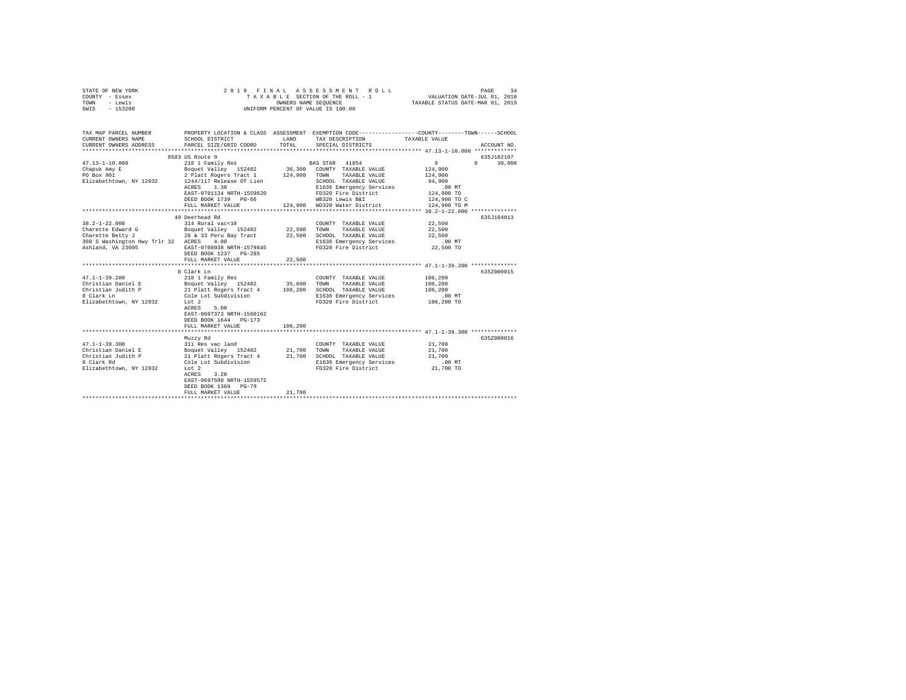STATE OF NEW YORK                    2 0 1 9   F I N A L   A S S E S S M E N T   R O L L
COUNTY - Essex                         T A X A B L E  SECTION OF THE ROLL - 1                VALUATION DATE-JUL 01, 2018
TOWN   - Lewis                                OWNERS NAME SEQUENCE                          TAXABLE STATUS DATE-MAR 01, 2019
SWIS   - 153200                        UNIFORM PERCENT OF VALUE IS 100.00

```
TAX MAP PARCEL NUMBER          PROPERTY LOCATION & CLASS  ASSESSMENT  EXEMPTION CODE-----------------COUNTY--------TOWN------SCHOOL
CURRENT OWNERS NAME            SCHOOL DISTRICT              LAND      TAX DESCRIPTION            TAXABLE VALUE
CURRENT OWNERS ADDRESS         PARCEL SIZE/GRID COORD       TOTAL     SPECIAL DISTRICTS                                      ACCOUNT NO.
******************************************************************************************************* 47.13-1-10.000 *************
                          8583 US Route 9                                                                                 635J102107
47.13-1-10.000                 210 1 Family Res                        BAS STAR  41854                  0            0      30,000
Chapuk Amy E                   Boquet Valley  152402        36,300    COUNTY  TAXABLE VALUE           124,900
PO Box 901                     2 Platt Rogers Tract 1      124,900    TOWN    TAXABLE VALUE           124,900
Elizabethtown, NY 12932        1244/117 Release Of Lien               SCHOOL  TAXABLE VALUE            94,900
                               ACRES    1.30                          E1636 Emergency Services            .00 MT
                               EAST-0701134 NRTH-1559620              FD320 Fire District             124,900 TO
                               DEED BOOK 1739   PG-66                 WB320 Lewis B&I                 124,900 TO C
                               FULL MARKET VALUE           124,900    WD320 Water District            124,900 TO M
******************************************************************************************************* 38.2-1-22.000 **************
                          49 Deerhead Rd                                                                                  635J104013
38.2-1-22.000                  314 Rural vac<10                       COUNTY  TAXABLE VALUE            22,500
Charette Edward G              Boquet Valley  152402        22,500    TOWN    TAXABLE VALUE            22,500
Charette Betty J               28 & 33 Peru Bay Tract       22,500    SCHOOL  TAXABLE VALUE            22,500
308 S Washington Hwy Trlr 32   ACRES    4.00                          E1636 Emergency Services            .00 MT
Ashland, VA 23005              EAST-0708038 NRTH-1579845              FD320 Fire District              22,500 TO
                               DEED BOOK 1237   PG-285
                               FULL MARKET VALUE            22,500
******************************************************************************************************* 47.1-1-39.200 **************
                          8 Clark Ln                                                                                      635Z000015
47.1-1-39.200                  210 1 Family Res                       COUNTY  TAXABLE VALUE           106,200
Christian Daniel E             Boquet Valley  152402        35,600    TOWN    TAXABLE VALUE           106,200
Christian Judith P             21 Platt Rogers Tract 4     106,200    SCHOOL  TAXABLE VALUE           106,200
8 Clark Ln                     Cole Lot Subdivision                   E1636 Emergency Services            .00 MT
Elizabethtown, NY 12932        Lot 2                                  FD320 Fire District             106,200 TO
                               ACRES    5.00
                               EAST-0697373 NRTH-1560162
                               DEED BOOK 1644   PG-173
                               FULL MARKET VALUE           106,200
******************************************************************************************************* 47.1-1-39.300 **************
                          Muzzy Rd                                                                                        635Z000016
47.1-1-39.300                  311 Res vac land                       COUNTY  TAXABLE VALUE            21,700
Christian Daniel E             Boquet Valley  152402        21,700    TOWN    TAXABLE VALUE            21,700
Christian Judith P             21 Platt Rogers Tract 4      21,700    SCHOOL  TAXABLE VALUE            21,700
8 Clark Rd                     Cole Lot Subdivision                   E1636 Emergency Services            .00 MT
Elizabethtown, NY 12932        Lot 2                                  FD320 Fire District              21,700 TO
                               ACRES    3.20
                               EAST-0697590 NRTH-1559572
                               DEED BOOK 1369   PG-79
                               FULL MARKET VALUE            21,700
************************************************************************************************************************************
```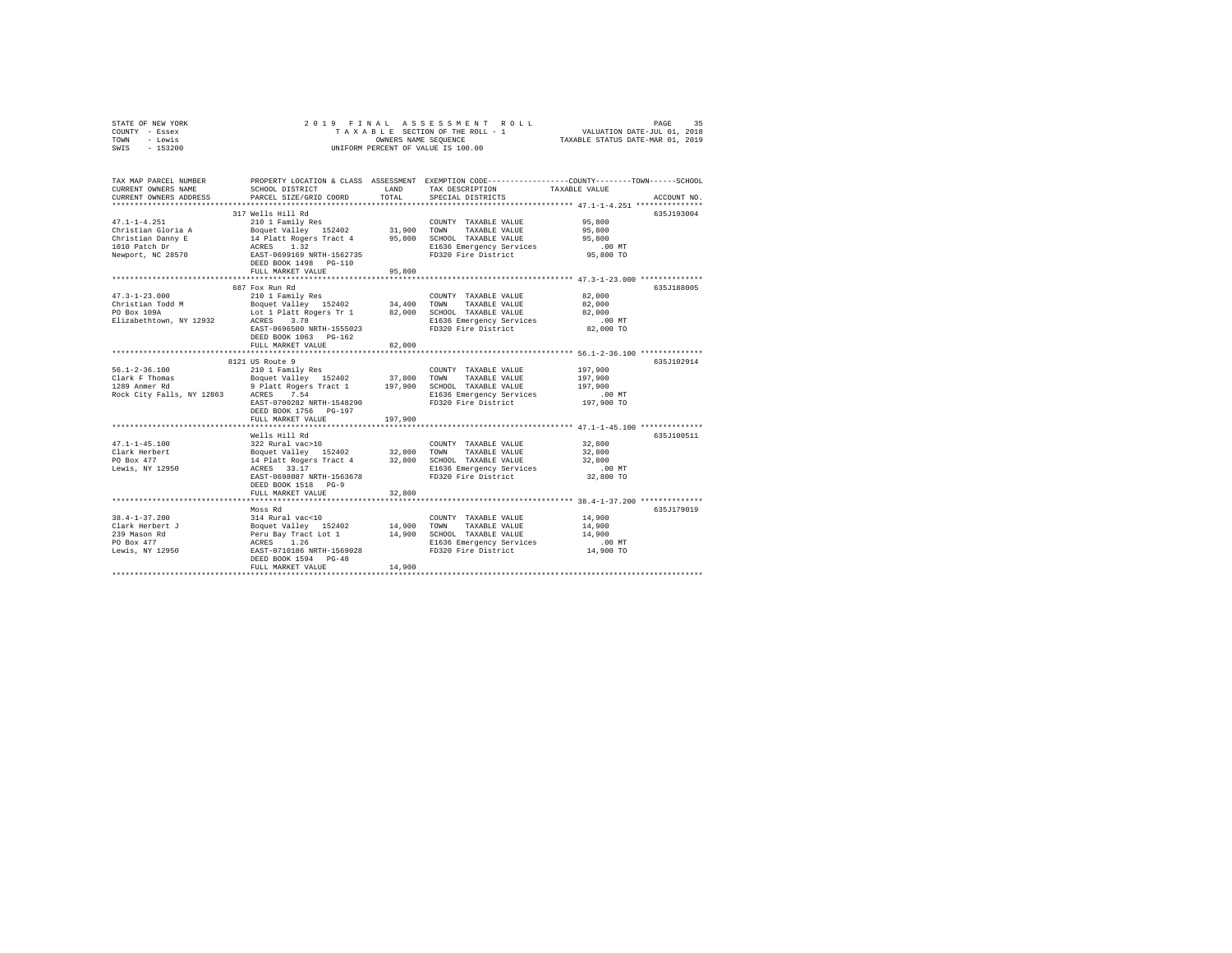STATE OF NEW YORK  
COUNTY - Essex  
TOWN - Lewis  
SWIS - 153200

2019 FINAL ASSESSMENT ROLL  
TAXABLE SECTION OF THE ROLL - 1  
OWNERS NAME SEQUENCE  
UNIFORM PERCENT OF VALUE IS 100.00

VALUATION DATE-JUL 01, 2018  
TAXABLE STATUS DATE-MAR 01, 2019

```
TAX MAP PARCEL NUMBER          PROPERTY LOCATION & CLASS  ASSESSMENT  EXEMPTION CODE-----------------COUNTY--------TOWN------SCHOOL
CURRENT OWNERS NAME            SCHOOL DISTRICT               LAND      TAX DESCRIPTION            TAXABLE VALUE
CURRENT OWNERS ADDRESS         PARCEL SIZE/GRID COORD        TOTAL     SPECIAL DISTRICTS                                    ACCOUNT NO.
************************************************************************************************** 47.1-1-4.251 ***************
                               317 Wells Hill Rd                                                                           635J193004
47.1-1-4.251                   210 1 Family Res                       COUNTY  TAXABLE VALUE          95,800
Christian Gloria A             Boquet Valley  152402        31,900    TOWN    TAXABLE VALUE          95,800
Christian Danny E              14 Platt Rogers Tract 4      95,800    SCHOOL  TAXABLE VALUE          95,800
1010 Patch Dr                  ACRES    1.32                          E1636 Emergency Services          .00 MT
Newport, NC 28570              EAST-0699169 NRTH-1562735              FD320 Fire District            95,800 TO
                               DEED BOOK 1498   PG-110
                               FULL MARKET VALUE            95,800
************************************************************************************************** 47.3-1-23.000 **************
                               687 Fox Run Rd                                                                              635J188005
47.3-1-23.000                  210 1 Family Res                       COUNTY  TAXABLE VALUE          82,000
Christian Todd M               Boquet Valley  152402        34,400    TOWN    TAXABLE VALUE          82,000
PO Box 109A                    Lot 1 Platt Rogers Tr 1      82,000    SCHOOL  TAXABLE VALUE          82,000
Elizabethtown, NY 12932        ACRES    3.78                          E1636 Emergency Services          .00 MT
                               EAST-0696500 NRTH-1555023              FD320 Fire District            82,000 TO
                               DEED BOOK 1063   PG-162
                               FULL MARKET VALUE            82,000
************************************************************************************************** 56.1-2-36.100 **************
                               8121 US Route 9                                                                             635J102914
56.1-2-36.100                  210 1 Family Res                       COUNTY  TAXABLE VALUE         197,900
Clark F Thomas                 Boquet Valley  152402        37,800    TOWN    TAXABLE VALUE         197,900
1289 Anmer Rd                  9 Platt Rogers Tract 1      197,900    SCHOOL  TAXABLE VALUE         197,900
Rock City Falls, NY 12863      ACRES    7.54                          E1636 Emergency Services          .00 MT
                               EAST-0700282 NRTH-1548290              FD320 Fire District           197,900 TO
                               DEED BOOK 1756   PG-197
                               FULL MARKET VALUE           197,900
************************************************************************************************** 47.1-1-45.100 **************
                               Wells Hill Rd                                                                               635J100511
47.1-1-45.100                  322 Rural vac>10                       COUNTY  TAXABLE VALUE          32,800
Clark Herbert                  Boquet Valley  152402        32,800    TOWN    TAXABLE VALUE          32,800
PO Box 477                     14 Platt Rogers Tract 4      32,800    SCHOOL  TAXABLE VALUE          32,800
Lewis, NY 12950                ACRES   33.17                          E1636 Emergency Services          .00 MT
                               EAST-0698087 NRTH-1563678              FD320 Fire District            32,800 TO
                               DEED BOOK 1518   PG-9
                               FULL MARKET VALUE            32,800
************************************************************************************************** 38.4-1-37.200 **************
                               Moss Rd                                                                                     635J179019
38.4-1-37.200                  314 Rural vac<10                       COUNTY  TAXABLE VALUE          14,900
Clark Herbert J                Boquet Valley  152402        14,900    TOWN    TAXABLE VALUE          14,900
239 Mason Rd                   Peru Bay Tract Lot 1         14,900    SCHOOL  TAXABLE VALUE          14,900
PO Box 477                     ACRES    1.26                          E1636 Emergency Services          .00 MT
Lewis, NY 12950                EAST-0710186 NRTH-1569028              FD320 Fire District            14,900 TO
                               DEED BOOK 1594   PG-48
                               FULL MARKET VALUE            14,900
********************************************************************************************************************************
```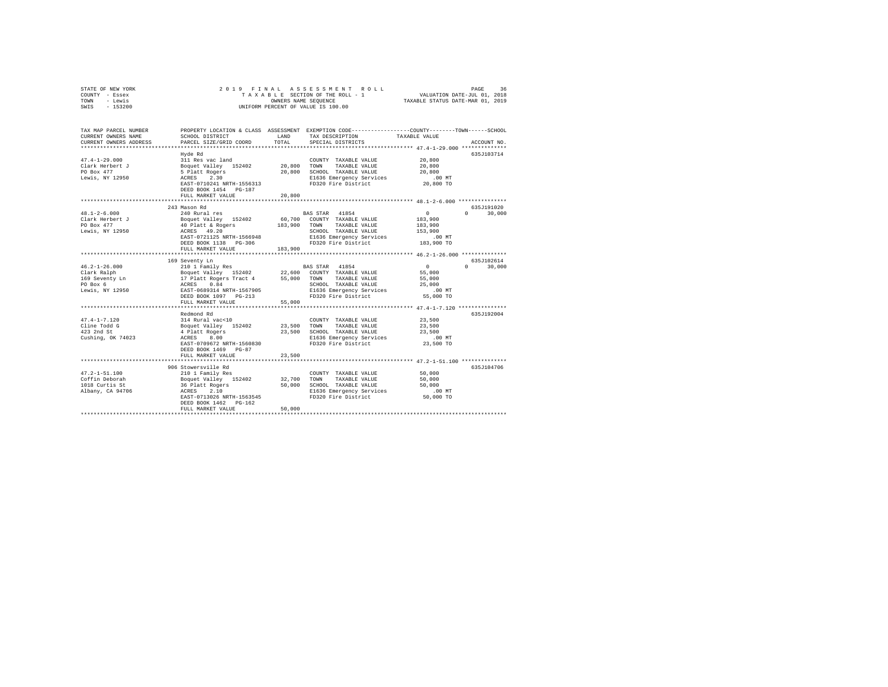STATE OF NEW YORK
COUNTY - Essex
TOWN - Lewis
SWIS - 153200

2019 FINAL ASSESSMENT ROLL
TAXABLE SECTION OF THE ROLL - 1
OWNERS NAME SEQUENCE
UNIFORM PERCENT OF VALUE IS 100.00

VALUATION DATE-JUL 01, 2018
TAXABLE STATUS DATE-MAR 01, 2019

| TAX MAP PARCEL NUMBER / CURRENT OWNERS NAME / CURRENT OWNERS ADDRESS | PROPERTY LOCATION & CLASS / SCHOOL DISTRICT / PARCEL SIZE/GRID COORD | ASSESSMENT LAND / TOTAL | EXEMPTION CODE / TAX DESCRIPTION / SPECIAL DISTRICTS | COUNTY / TOWN / SCHOOL TAXABLE VALUE | ACCOUNT NO. |
|---|---|---|---|---|---|
| **47.4-1-29.000** | Hyde Rd | | | | 635J103714 |
| Clark Herbert J | 311 Res vac land | | COUNTY TAXABLE VALUE | 20,800 | |
| PO Box 477 | Boquet Valley 152402 | 20,800 | TOWN TAXABLE VALUE | 20,800 | |
| Lewis, NY 12950 | 5 Platt Rogers | 20,800 | SCHOOL TAXABLE VALUE | 20,800 | |
| | ACRES 2.30 | | E1636 Emergency Services | .00 MT | |
| | EAST-0710241 NRTH-1556313 | | FD320 Fire District | 20,800 TO | |
| | DEED BOOK 1454 PG-187 | | | | |
| | FULL MARKET VALUE | 20,800 | | | |
| **48.1-2-6.000** | 243 Mason Rd | | | | 635J191020 |
| Clark Herbert J | 240 Rural res | | BAS STAR 41854 | 0 / 0 / 30,000 | |
| PO Box 477 | Boquet Valley 152402 | 60,700 | COUNTY TAXABLE VALUE | 183,900 | |
| Lewis, NY 12950 | 40 Platt & Rogers | 183,900 | TOWN TAXABLE VALUE | 183,900 | |
| | ACRES 49.20 | | SCHOOL TAXABLE VALUE | 153,900 | |
| | EAST-0721125 NRTH-1566948 | | E1636 Emergency Services | .00 MT | |
| | DEED BOOK 1138 PG-306 | | FD320 Fire District | 183,900 TO | |
| | FULL MARKET VALUE | 183,900 | | | |
| **46.2-1-26.000** | 169 Seventy Ln | | | | 635J102614 |
| Clark Ralph | 210 1 Family Res | | BAS STAR 41854 | 0 / 0 / 30,000 | |
| 169 Seventy Ln | Boquet Valley 152402 | 22,600 | COUNTY TAXABLE VALUE | 55,000 | |
| PO Box 6 | 17 Platt Rogers Tract 4 | 55,000 | TOWN TAXABLE VALUE | 55,000 | |
| Lewis, NY 12950 | ACRES 0.84 | | SCHOOL TAXABLE VALUE | 25,000 | |
| | EAST-0689314 NRTH-1567905 | | E1636 Emergency Services | .00 MT | |
| | DEED BOOK 1097 PG-213 | | FD320 Fire District | 55,000 TO | |
| | FULL MARKET VALUE | 55,000 | | | |
| **47.4-1-7.120** | Redmond Rd | | | | 635J192004 |
| Cline Todd G | 314 Rural vac<10 | | COUNTY TAXABLE VALUE | 23,500 | |
| 423 2nd St | Boquet Valley 152402 | 23,500 | TOWN TAXABLE VALUE | 23,500 | |
| Cushing, OK 74023 | 4 Platt Rogers | 23,500 | SCHOOL TAXABLE VALUE | 23,500 | |
| | ACRES 8.00 | | E1636 Emergency Services | .00 MT | |
| | EAST-0709672 NRTH-1560830 | | FD320 Fire District | 23,500 TO | |
| | DEED BOOK 1469 PG-87 | | | | |
| | FULL MARKET VALUE | 23,500 | | | |
| **47.2-1-51.100** | 906 Stowersville Rd | | | | 635J104706 |
| Coffin Deborah | 210 1 Family Res | | COUNTY TAXABLE VALUE | 50,000 | |
| 1018 Curtis St | Boquet Valley 152402 | 32,700 | TOWN TAXABLE VALUE | 50,000 | |
| Albany, CA 94706 | 36 Platt Rogers | 50,000 | SCHOOL TAXABLE VALUE | 50,000 | |
| | ACRES 2.10 | | E1636 Emergency Services | .00 MT | |
| | EAST-0713026 NRTH-1563545 | | FD320 Fire District | 50,000 TO | |
| | DEED BOOK 1462 PG-162 | | | | |
| | FULL MARKET VALUE | 50,000 | | | |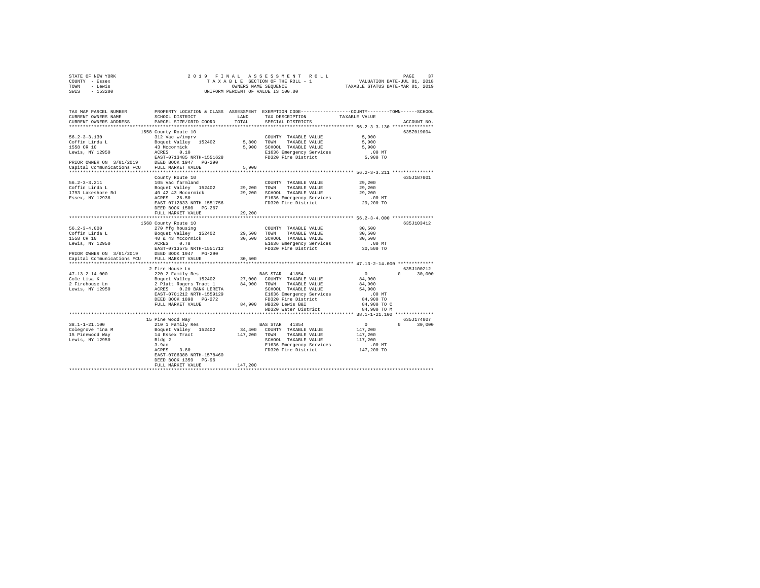STATE OF NEW YORK — 2019 FINAL ASSESSMENT ROLL — PAGE 37
COUNTY - Essex — TAXABLE SECTION OF THE ROLL - 1 — VALUATION DATE-JUL 01, 2018
TOWN - Lewis — OWNERS NAME SEQUENCE — TAXABLE STATUS DATE-MAR 01, 2019
SWIS - 153200 — UNIFORM PERCENT OF VALUE IS 100.00

```
TAX MAP PARCEL NUMBER          PROPERTY LOCATION & CLASS  ASSESSMENT  EXEMPTION CODE-----------------COUNTY--------TOWN------SCHOOL
CURRENT OWNERS NAME            SCHOOL DISTRICT              LAND      TAX DESCRIPTION              TAXABLE VALUE
CURRENT OWNERS ADDRESS         PARCEL SIZE/GRID COORD       TOTAL     SPECIAL DISTRICTS                                     ACCOUNT NO.
****************************************************************************************************** 56.2-3-3.130 ***************
                               1558 County Route 10                                                                          635Z019004
56.2-3-3.130                   312 Vac w/imprv                        COUNTY  TAXABLE VALUE              5,900
Coffin Linda L                 Boquet Valley  152402        5,800     TOWN    TAXABLE VALUE              5,900
1558 CR 10                     43 Mccormick                 5,900     SCHOOL  TAXABLE VALUE              5,900
Lewis, NY 12950                ACRES    0.10                          E1636 Emergency Services             .00 MT
                               EAST-0713485 NRTH-1551628              FD320 Fire District               5,900 TO
PRIOR OWNER ON 3/01/2019       DEED BOOK 1947   PG-290
Capital Communications FCU     FULL MARKET VALUE            5,900
****************************************************************************************************** 56.2-3-3.211 ***************
                               County Route 10                                                                               635J187001
56.2-3-3.211                   105 Vac farmland                       COUNTY  TAXABLE VALUE             29,200
Coffin Linda L                 Boquet Valley  152402       29,200     TOWN    TAXABLE VALUE             29,200
1793 Lakeshore Rd              40 42 43 Mccormick          29,200     SCHOOL  TAXABLE VALUE             29,200
Essex, NY 12936                ACRES   26.50                          E1636 Emergency Services             .00 MT
                               EAST-0712833 NRTH-1551756              FD320 Fire District              29,200 TO
                               DEED BOOK 1500   PG-267
                               FULL MARKET VALUE           29,200
****************************************************************************************************** 56.2-3-4.000 ***************
                               1568 County Route 10                                                                          635J103412
56.2-3-4.000                   270 Mfg housing                        COUNTY  TAXABLE VALUE             30,500
Coffin Linda L                 Boquet Valley  152402       29,500     TOWN    TAXABLE VALUE             30,500
1558 CR 10                     40 & 43 Mccormick           30,500     SCHOOL  TAXABLE VALUE             30,500
Lewis, NY 12950                ACRES    0.78                          E1636 Emergency Services             .00 MT
                               EAST-0713575 NRTH-1551712              FD320 Fire District              30,500 TO
PRIOR OWNER ON 3/01/2019       DEED BOOK 1947   PG-290
Capital Communications FCU     FULL MARKET VALUE           30,500
****************************************************************************************************** 47.13-2-14.000 *************
                               2 Fire House Ln                                                                               635J100212
47.13-2-14.000                 220 2 Family Res                       BAS STAR  41854                        0           0      30,000
Cole Lisa K                    Boquet Valley  152402       27,000     COUNTY  TAXABLE VALUE             84,900
2 Firehouse Ln                 2 Platt Rogers Tract 1      84,900     TOWN    TAXABLE VALUE             84,900
Lewis, NY 12950                ACRES    0.20 BANK LERETA              SCHOOL  TAXABLE VALUE             54,900
                               EAST-0701212 NRTH-1559129              E1636 Emergency Services             .00 MT
                               DEED BOOK 1898   PG-272                FD320 Fire District              84,900 TO
                               FULL MARKET VALUE           84,900     WB320 Lewis B&I                  84,900 TO C
                                                                      WD320 Water District             84,900 TO M
****************************************************************************************************** 38.1-1-21.100 **************
                               15 Pine Wood Way                                                                              635J174007
38.1-1-21.100                  210 1 Family Res                       BAS STAR  41854                        0           0      30,000
Colegrove Tina M               Boquet Valley  152402       34,400     COUNTY  TAXABLE VALUE            147,200
15 Pinewood Way                14 Essex Tract             147,200     TOWN    TAXABLE VALUE            147,200
Lewis, NY 12950                Bldg 2                                 SCHOOL  TAXABLE VALUE            117,200
                               3.9ac                                  E1636 Emergency Services             .00 MT
                               ACRES    3.80                          FD320 Fire District             147,200 TO
                               EAST-0706388 NRTH-1578460
                               DEED BOOK 1359   PG-96
                               FULL MARKET VALUE          147,200
************************************************************************************************************************************
```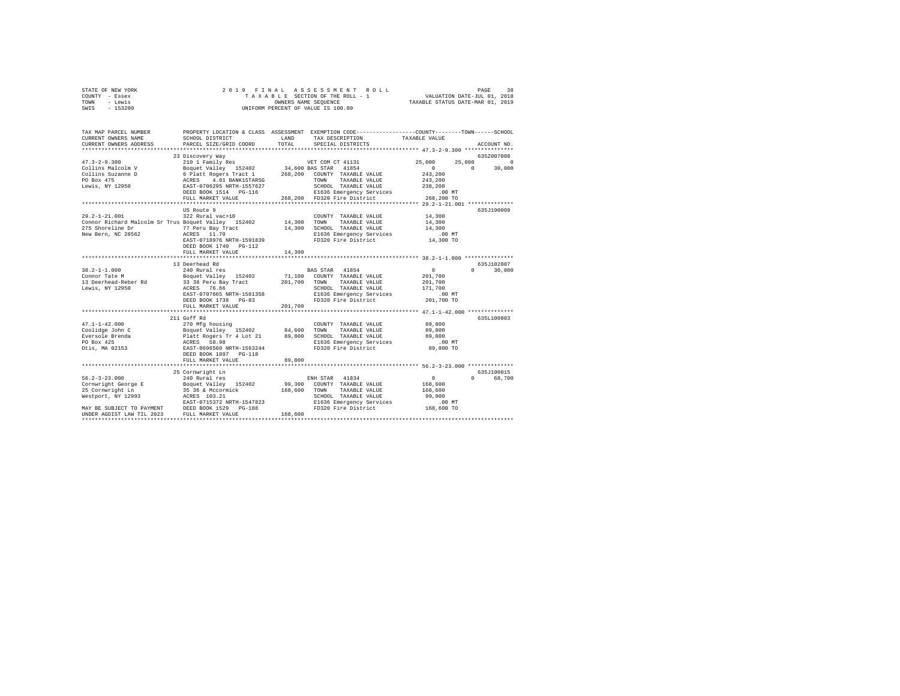STATE OF NEW YORK　　　　2 0 1 9　F I N A L　A S S E S S M E N T　R O L L
COUNTY - Essex　　　　T A X A B L E SECTION OF THE ROLL - 1　　　　VALUATION DATE-JUL 01, 2018
TOWN - Lewis　　　　OWNERS NAME SEQUENCE　　　　TAXABLE STATUS DATE-MAR 01, 2019
SWIS - 153200　　　　UNIFORM PERCENT OF VALUE IS 100.00

```
TAX MAP PARCEL NUMBER          PROPERTY LOCATION & CLASS  ASSESSMENT  EXEMPTION CODE-----------------COUNTY--------TOWN------SCHOOL
CURRENT OWNERS NAME            SCHOOL DISTRICT               LAND      TAX DESCRIPTION           TAXABLE VALUE
CURRENT OWNERS ADDRESS         PARCEL SIZE/GRID COORD        TOTAL     SPECIAL DISTRICTS                                  ACCOUNT NO.
*********************************************************************************************** 47.3-2-9.300 ***************
                               23 Discovery Way                                                                      635Z007008
47.3-2-9.300                   210 1 Family Res                     VET COM CT 41131           25,000      25,000          0
Collins Malcolm V              Boquet Valley   152402      34,600 BAS STAR  41854                   0           0      30,000
Collins Suzanne D              6 Platt Rogers Tract 1     268,200   COUNTY  TAXABLE VALUE      243,200
PO Box 475                     ACRES    4.01 BANK1STARSG             TOWN    TAXABLE VALUE      243,200
Lewis, NY 12950                EAST-0706295 NRTH-1557627             SCHOOL  TAXABLE VALUE      238,200
                               DEED BOOK 1514   PG-116               E1636 Emergency Services       .00 MT
                               FULL MARKET VALUE          268,200   FD320 Fire District          268,200 TO
*********************************************************************************************** 29.2-1-21.001 **************
                               US Route 9                                                                            635J190009
29.2-1-21.001                  322 Rural vac>10                     COUNTY  TAXABLE VALUE       14,300
Connor Richard Malcolm Sr Trus Boquet Valley   152402      14,300   TOWN    TAXABLE VALUE       14,300
275 Shoreline Dr               77 Peru Bay Tract           14,300   SCHOOL  TAXABLE VALUE       14,300
New Bern, NC 28562             ACRES   11.70                         E1636 Emergency Services       .00 MT
                               EAST-0718976 NRTH-1591839             FD320 Fire District           14,300 TO
                               DEED BOOK 1740   PG-112
                               FULL MARKET VALUE           14,300
*********************************************************************************************** 38.2-1-1.000 ***************
                               13 Deerhead Rd                                                                        635J102807
38.2-1-1.000                   240 Rural res                        BAS STAR  41854                  0           0      30,000
Connor Tate M                  Boquet Valley   152402      71,100   COUNTY  TAXABLE VALUE      201,700
13 Deerhead-Reber Rd           33 38 Peru Bay Tract       201,700   TOWN    TAXABLE VALUE      201,700
Lewis, NY 12950                ACRES   76.66                         SCHOOL  TAXABLE VALUE      171,700
                               EAST-0707665 NRTH-1581358             E1636 Emergency Services       .00 MT
                               DEED BOOK 1738   PG-83                FD320 Fire District          201,700 TO
                               FULL MARKET VALUE          201,700
*********************************************************************************************** 47.1-1-42.000 **************
                               211 Goff Rd                                                                           635L100803
47.1-1-42.000                  270 Mfg housing                      COUNTY  TAXABLE VALUE       89,800
Coolidge John C                Boquet Valley   152402      84,600   TOWN    TAXABLE VALUE       89,800
Eversole Brenda                Platt Rogers Tr 4 Lot 21    89,800   SCHOOL  TAXABLE VALUE       89,800
PO Box 425                     ACRES   58.98                         E1636 Emergency Services       .00 MT
Otis, MA 02153                 EAST-0696560 NRTH-1563244             FD320 Fire District           89,800 TO
                               DEED BOOK 1897   PG-118
                               FULL MARKET VALUE           89,800
*********************************************************************************************** 56.2-3-23.000 **************
                               25 Cornwright Ln                                                                      635J100815
56.2-3-23.000                  240 Rural res                        ENH STAR  41834                  0           0      68,700
Cornwright George E            Boquet Valley   152402      99,300   COUNTY  TAXABLE VALUE      168,600
25 Cornwright Ln               35 36 & Mccormick          168,600   TOWN    TAXABLE VALUE      168,600
Westport, NY 12993             ACRES  103.21                         SCHOOL  TAXABLE VALUE       99,900
                               EAST-0715372 NRTH-1547823             E1636 Emergency Services       .00 MT
MAY BE SUBJECT TO PAYMENT      DEED BOOK 1529   PG-188               FD320 Fire District          168,600 TO
UNDER AGDIST LAW TIL 2023      FULL MARKET VALUE          168,600
****************************************************************************************************************************
```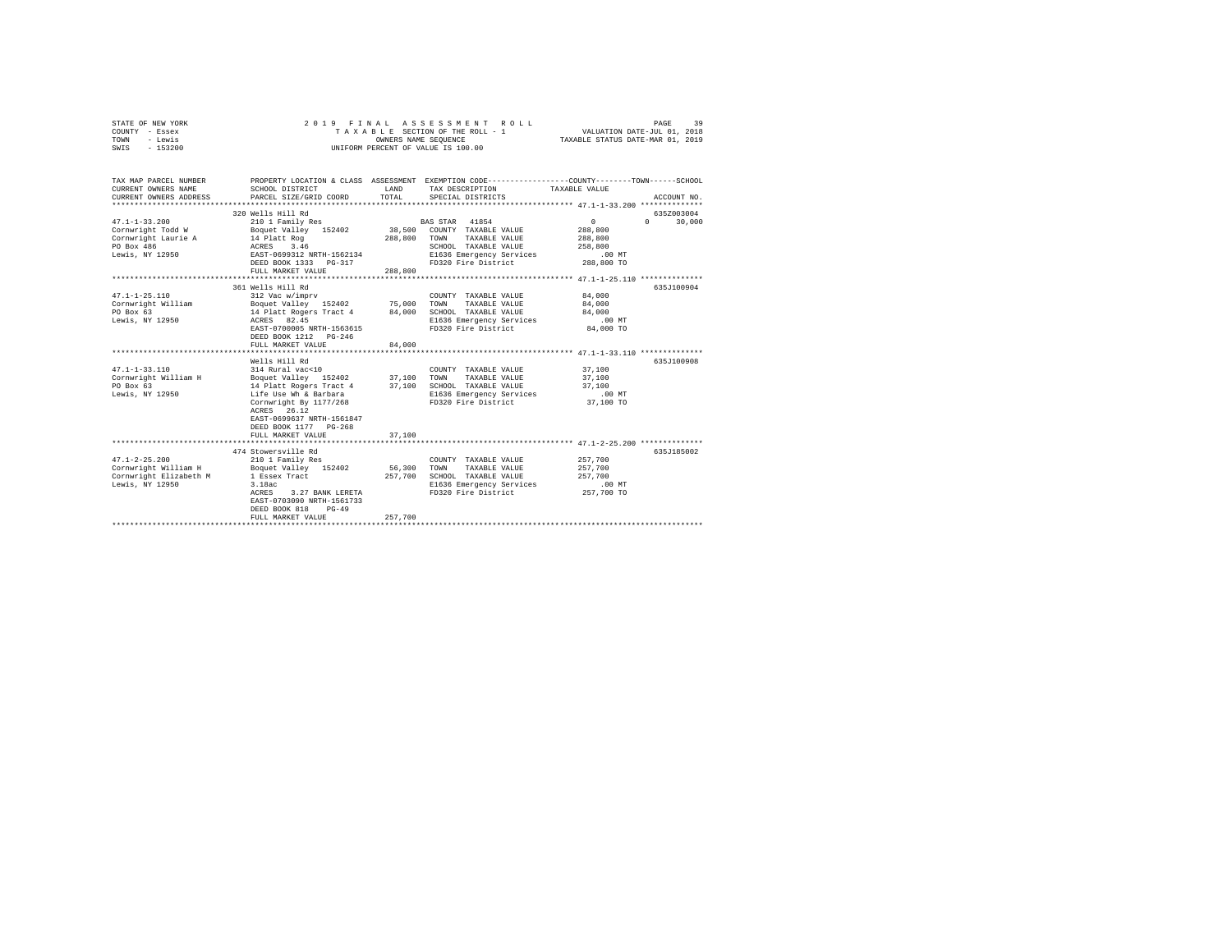STATE OF NEW YORK
COUNTY - Essex
TOWN - Lewis
SWIS - 153200

2 0 1 9 F I N A L A S S E S S M E N T R O L L
T A X A B L E SECTION OF THE ROLL - 1
OWNERS NAME SEQUENCE
UNIFORM PERCENT OF VALUE IS 100.00

VALUATION DATE-JUL 01, 2018
TAXABLE STATUS DATE-MAR 01, 2019

```
TAX MAP PARCEL NUMBER     PROPERTY LOCATION & CLASS  ASSESSMENT  EXEMPTION CODE-----------------COUNTY--------TOWN------SCHOOL
CURRENT OWNERS NAME       SCHOOL DISTRICT               LAND      TAX DESCRIPTION            TAXABLE VALUE
CURRENT OWNERS ADDRESS    PARCEL SIZE/GRID COORD        TOTAL     SPECIAL DISTRICTS                                    ACCOUNT NO.
******************************************************************************************************* 47.1-1-33.200 **************
                          320 Wells Hill Rd                                                                              635Z003004
47.1-1-33.200             210 1 Family Res                        BAS STAR  41854                   0            0      30,000
Cornwright Todd W         Boquet Valley  152402        38,500   COUNTY  TAXABLE VALUE          288,800
Cornwright Laurie A       14 Platt Rog                288,800   TOWN    TAXABLE VALUE          288,800
PO Box 486                ACRES    3.46                          SCHOOL  TAXABLE VALUE          258,800
Lewis, NY 12950           EAST-0699312 NRTH-1562134              E1636 Emergency Services            .00 MT
                          DEED BOOK 1333   PG-317                FD320 Fire District             288,800 TO
                          FULL MARKET VALUE           288,800
******************************************************************************************************* 47.1-1-25.110 **************
                          361 Wells Hill Rd                                                                              635J100904
47.1-1-25.110             312 Vac w/imprv                         COUNTY  TAXABLE VALUE           84,000
Cornwright William        Boquet Valley  152402        75,000   TOWN    TAXABLE VALUE           84,000
PO Box 63                 14 Platt Rogers Tract 4      84,000   SCHOOL  TAXABLE VALUE           84,000
Lewis, NY 12950           ACRES   82.45                          E1636 Emergency Services            .00 MT
                          EAST-0700005 NRTH-1563615              FD320 Fire District              84,000 TO
                          DEED BOOK 1212   PG-246
                          FULL MARKET VALUE            84,000
******************************************************************************************************* 47.1-1-33.110 **************
                          Wells Hill Rd                                                                                  635J100908
47.1-1-33.110             314 Rural vac<10                        COUNTY  TAXABLE VALUE           37,100
Cornwright William H      Boquet Valley  152402        37,100   TOWN    TAXABLE VALUE           37,100
PO Box 63                 14 Platt Rogers Tract 4      37,100   SCHOOL  TAXABLE VALUE           37,100
Lewis, NY 12950           Life Use Wh & Barbara                  E1636 Emergency Services            .00 MT
                          Cornwright By 1177/268                 FD320 Fire District              37,100 TO
                          ACRES   26.12
                          EAST-0699637 NRTH-1561847
                          DEED BOOK 1177   PG-268
                          FULL MARKET VALUE            37,100
******************************************************************************************************* 47.1-2-25.200 **************
                          474 Stowersville Rd                                                                            635J185002
47.1-2-25.200             210 1 Family Res                        COUNTY  TAXABLE VALUE          257,700
Cornwright William H      Boquet Valley  152402        56,300   TOWN    TAXABLE VALUE          257,700
Cornwright Elizabeth M    1 Essex Tract               257,700   SCHOOL  TAXABLE VALUE          257,700
Lewis, NY 12950           3.18ac                                 E1636 Emergency Services            .00 MT
                          ACRES    3.27 BANK LERETA              FD320 Fire District             257,700 TO
                          EAST-0703090 NRTH-1561733
                          DEED BOOK 818    PG-49
                          FULL MARKET VALUE           257,700
************************************************************************************************************************************
```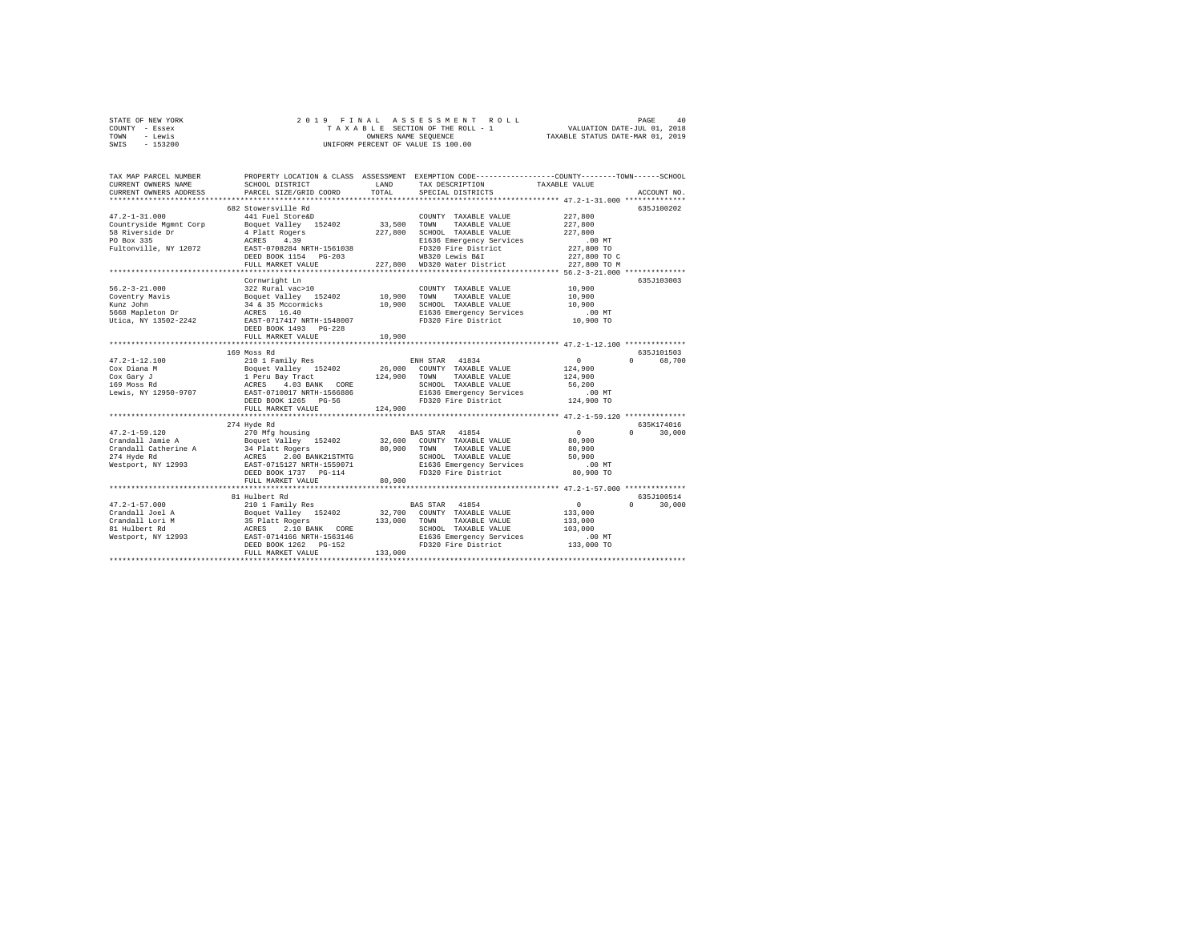STATE OF NEW YORK
COUNTY - Essex
TOWN - Lewis
SWIS - 153200

2019 FINAL ASSESSMENT ROLL
TAXABLE SECTION OF THE ROLL - 1
OWNERS NAME SEQUENCE
UNIFORM PERCENT OF VALUE IS 100.00

VALUATION DATE-JUL 01, 2018
TAXABLE STATUS DATE-MAR 01, 2019

```
TAX MAP PARCEL NUMBER      PROPERTY LOCATION & CLASS  ASSESSMENT  EXEMPTION CODE-----------------COUNTY--------TOWN------SCHOOL
CURRENT OWNERS NAME        SCHOOL DISTRICT             LAND       TAX DESCRIPTION           TAXABLE VALUE
CURRENT OWNERS ADDRESS     PARCEL SIZE/GRID COORD      TOTAL      SPECIAL DISTRICTS                                   ACCOUNT NO.
*************************************************************************************************** 47.2-1-31.000 **************
                           682 Stowersville Rd                                                                         635J100202
47.2-1-31.000              441 Fuel Store&D                       COUNTY  TAXABLE VALUE          227,800
Countryside Mgmnt Corp     Boquet Valley  152402      33,500      TOWN    TAXABLE VALUE          227,800
58 Riverside Dr            4 Platt Rogers             227,800     SCHOOL  TAXABLE VALUE          227,800
PO Box 335                 ACRES    4.39                          E1636 Emergency Services           .00 MT
Fultonville, NY 12072      EAST-0708284 NRTH-1561038              FD320 Fire District            227,800 TO
                           DEED BOOK 1154   PG-203                WB320 Lewis B&I                227,800 TO C
                           FULL MARKET VALUE          227,800     WD320 Water District           227,800 TO M
*************************************************************************************************** 56.2-3-21.000 **************
                           Cornwright Ln                                                                               635J103003
56.2-3-21.000              322 Rural vac>10                       COUNTY  TAXABLE VALUE           10,900
Coventry Mavis             Boquet Valley  152402      10,900      TOWN    TAXABLE VALUE           10,900
Kunz John                  34 & 35 Mccormicks         10,900      SCHOOL  TAXABLE VALUE           10,900
5668 Mapleton Dr           ACRES   16.40                          E1636 Emergency Services           .00 MT
Utica, NY 13502-2242       EAST-0717417 NRTH-1548007              FD320 Fire District             10,900 TO
                           DEED BOOK 1493   PG-228
                           FULL MARKET VALUE           10,900
*************************************************************************************************** 47.2-1-12.100 **************
                           169 Moss Rd                                                                                 635J101503
47.2-1-12.100              210 1 Family Res                       ENH STAR  41834                      0           0      68,700
Cox Diana M                Boquet Valley  152402      26,000      COUNTY  TAXABLE VALUE          124,900
Cox Gary J                 1 Peru Bay Tract           124,900     TOWN    TAXABLE VALUE          124,900
169 Moss Rd                ACRES    4.03 BANK   CORE              SCHOOL  TAXABLE VALUE           56,200
Lewis, NY 12950-9707       EAST-0710017 NRTH-1566886              E1636 Emergency Services           .00 MT
                           DEED BOOK 1265   PG-56                 FD320 Fire District            124,900 TO
                           FULL MARKET VALUE          124,900
*************************************************************************************************** 47.2-1-59.120 **************
                           274 Hyde Rd                                                                                 635K174016
47.2-1-59.120              270 Mfg housing                        BAS STAR  41854                      0           0      30,000
Crandall Jamie A           Boquet Valley  152402      32,600      COUNTY  TAXABLE VALUE           80,900
Crandall Catherine A       34 Platt Rogers             80,900     TOWN    TAXABLE VALUE           80,900
274 Hyde Rd                ACRES    2.00 BANK21STMTG              SCHOOL  TAXABLE VALUE           50,900
Westport, NY 12993         EAST-0715127 NRTH-1559071              E1636 Emergency Services           .00 MT
                           DEED BOOK 1737   PG-114                FD320 Fire District             80,900 TO
                           FULL MARKET VALUE           80,900
*************************************************************************************************** 47.2-1-57.000 **************
                           81 Hulbert Rd                                                                               635J100514
47.2-1-57.000              210 1 Family Res                       BAS STAR  41854                      0           0      30,000
Crandall Joel A            Boquet Valley  152402      32,700      COUNTY  TAXABLE VALUE          133,000
Crandall Lori M            35 Platt Rogers            133,000     TOWN    TAXABLE VALUE          133,000
81 Hulbert Rd              ACRES    2.10 BANK   CORE              SCHOOL  TAXABLE VALUE          103,000
Westport, NY 12993         EAST-0714166 NRTH-1563146              E1636 Emergency Services           .00 MT
                           DEED BOOK 1262   PG-152                FD320 Fire District            133,000 TO
                           FULL MARKET VALUE          133,000
********************************************************************************************************************************
```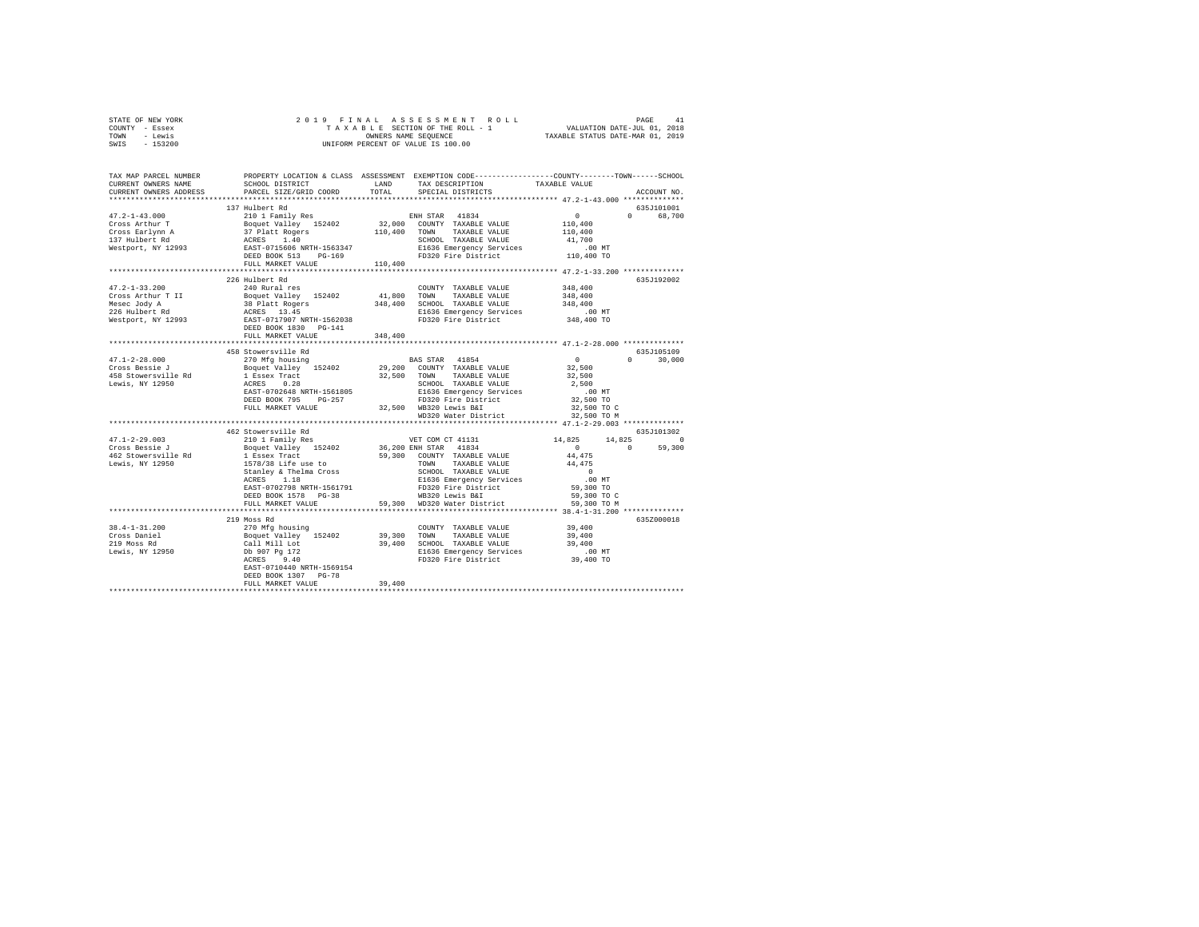STATE OF NEW YORK                    2019 FINAL ASSESSMENT ROLL                    PAGE 41
COUNTY - Essex                       TAXABLE SECTION OF THE ROLL - 1               VALUATION DATE-JUL 01, 2018
TOWN - Lewis                         OWNERS NAME SEQUENCE                          TAXABLE STATUS DATE-MAR 01, 2019
SWIS - 153200                        UNIFORM PERCENT OF VALUE IS 100.00

```
TAX MAP PARCEL NUMBER    PROPERTY LOCATION & CLASS  ASSESSMENT  EXEMPTION CODE-----------------COUNTY--------TOWN------SCHOOL
CURRENT OWNERS NAME      SCHOOL DISTRICT             LAND       TAX DESCRIPTION             TAXABLE VALUE
CURRENT OWNERS ADDRESS   PARCEL SIZE/GRID COORD      TOTAL      SPECIAL DISTRICTS                                     ACCOUNT NO.
****************************************************************************************** 47.2-1-43.000 **************
                         137 Hulbert Rd                                                                           635J101001
47.2-1-43.000            210 1 Family Res                     ENH STAR  41834              0           0       68,700
Cross Arthur T           Boquet Valley  152402       32,000   COUNTY  TAXABLE VALUE        110,400
Cross Earlynn A          37 Platt Rogers            110,400   TOWN    TAXABLE VALUE        110,400
137 Hulbert Rd           ACRES    1.40                        SCHOOL  TAXABLE VALUE         41,700
Westport, NY 12993       EAST-0715606 NRTH-1563347            E1636 Emergency Services         .00 MT
                         DEED BOOK 513    PG-169              FD320 Fire District          110,400 TO
                         FULL MARKET VALUE          110,400
****************************************************************************************** 47.2-1-33.200 **************
                         226 Hulbert Rd                                                                           635J192002
47.2-1-33.200            240 Rural res                        COUNTY  TAXABLE VALUE        348,400
Cross Arthur T II        Boquet Valley  152402       41,800   TOWN    TAXABLE VALUE        348,400
Mesec Jody A             38 Platt Rogers            348,400   SCHOOL  TAXABLE VALUE        348,400
226 Hulbert Rd           ACRES   13.45                        E1636 Emergency Services         .00 MT
Westport, NY 12993       EAST-0717907 NRTH-1562038            FD320 Fire District          348,400 TO
                         DEED BOOK 1830   PG-141
                         FULL MARKET VALUE          348,400
****************************************************************************************** 47.1-2-28.000 **************
                         458 Stowersville Rd                                                                      635J105109
47.1-2-28.000            270 Mfg housing                      BAS STAR  41854              0           0       30,000
Cross Bessie J           Boquet Valley  152402       29,200   COUNTY  TAXABLE VALUE         32,500
458 Stowersville Rd      1 Essex Tract               32,500   TOWN    TAXABLE VALUE         32,500
Lewis, NY 12950          ACRES    0.28                        SCHOOL  TAXABLE VALUE          2,500
                         EAST-0702648 NRTH-1561805            E1636 Emergency Services         .00 MT
                         DEED BOOK 795    PG-257              FD320 Fire District           32,500 TO
                         FULL MARKET VALUE           32,500   WB320 Lewis B&I               32,500 TO C
                                                              WD320 Water District          32,500 TO M
****************************************************************************************** 47.1-2-29.003 **************
                         462 Stowersville Rd                                                                      635J101302
47.1-2-29.003            210 1 Family Res                     VET COM CT 41131         14,825      14,825            0
Cross Bessie J           Boquet Valley  152402       36,200 ENH STAR  41834                0           0       59,300
462 Stowersville Rd      1 Essex Tract               59,300   COUNTY  TAXABLE VALUE         44,475
Lewis, NY 12950          1578/38 Life use to                  TOWN    TAXABLE VALUE         44,475
                         Stanley & Thelma Cross               SCHOOL  TAXABLE VALUE              0
                         ACRES    1.18                        E1636 Emergency Services         .00 MT
                         EAST-0702798 NRTH-1561791            FD320 Fire District           59,300 TO
                         DEED BOOK 1578   PG-38               WB320 Lewis B&I               59,300 TO C
                         FULL MARKET VALUE           59,300   WD320 Water District          59,300 TO M
****************************************************************************************** 38.4-1-31.200 **************
                         219 Moss Rd                                                                              635Z000018
38.4-1-31.200            270 Mfg housing                      COUNTY  TAXABLE VALUE         39,400
Cross Daniel             Boquet Valley  152402       39,300   TOWN    TAXABLE VALUE         39,400
219 Moss Rd              Call Mill Lot               39,400   SCHOOL  TAXABLE VALUE         39,400
Lewis, NY 12950          Db 907 Pg 172                        E1636 Emergency Services         .00 MT
                         ACRES    9.40                        FD320 Fire District           39,400 TO
                         EAST-0710440 NRTH-1569154
                         DEED BOOK 1307   PG-78
                         FULL MARKET VALUE           39,400
************************************************************************************************************************
```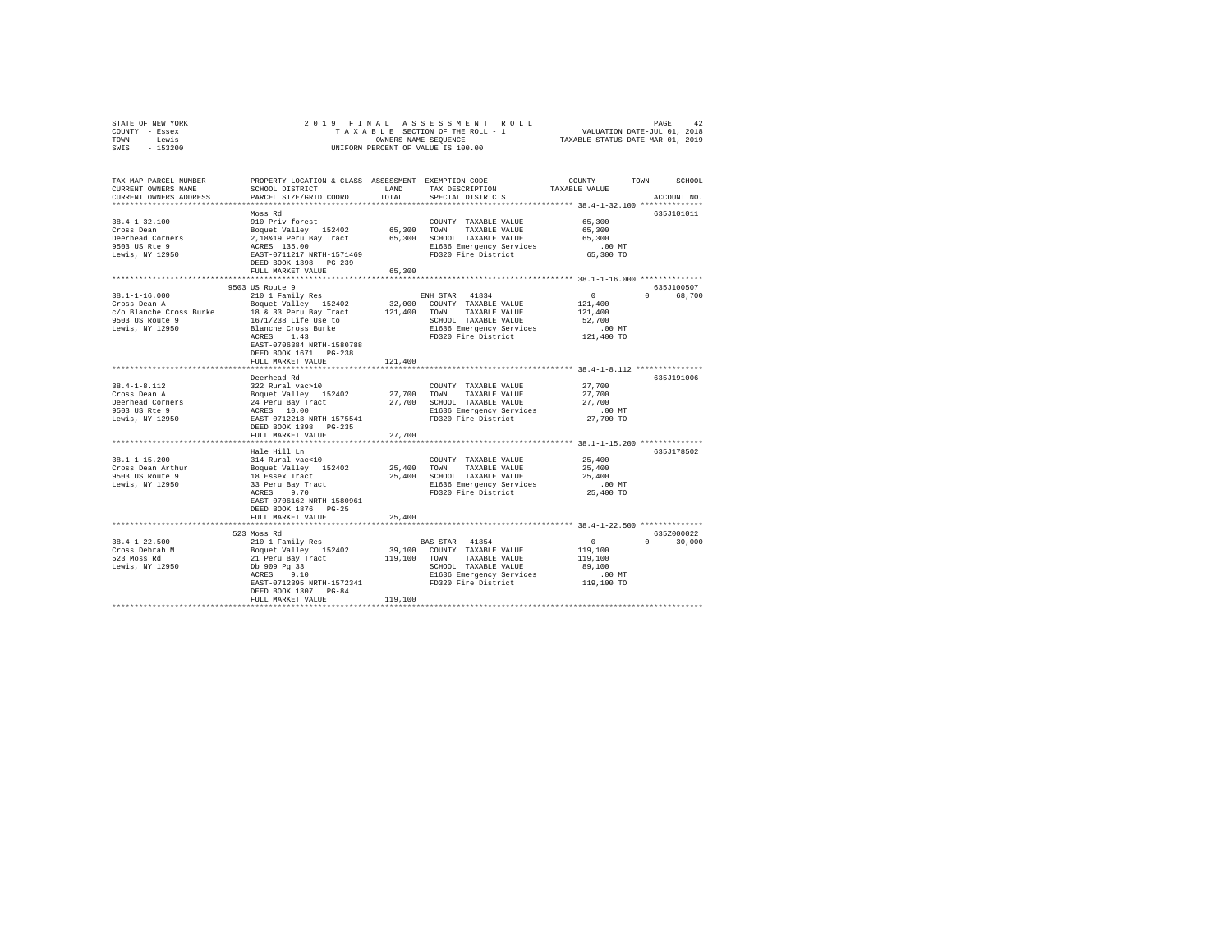STATE OF NEW YORK                    2 0 1 9   F I N A L   A S S E S S M E N T   R O L L
COUNTY - Essex                        T A X A B L E  SECTION OF THE ROLL - 1              VALUATION DATE-JUL 01, 2018
TOWN   - Lewis                              OWNERS NAME SEQUENCE                     TAXABLE STATUS DATE-MAR 01, 2019
SWIS   - 153200                      UNIFORM PERCENT OF VALUE IS 100.00

```
TAX MAP PARCEL NUMBER    PROPERTY LOCATION & CLASS  ASSESSMENT  EXEMPTION CODE-----------------COUNTY--------TOWN------SCHOOL
CURRENT OWNERS NAME      SCHOOL DISTRICT              LAND      TAX DESCRIPTION             TAXABLE VALUE
CURRENT OWNERS ADDRESS   PARCEL SIZE/GRID COORD       TOTAL     SPECIAL DISTRICTS                                    ACCOUNT NO.
******************************************************************************************** 38.4-1-32.100 **************
                         Moss Rd                                                                                 635J101011
38.4-1-32.100            910 Priv forest                        COUNTY  TAXABLE VALUE          65,300
Cross Dean               Boquet Valley  152402       65,300     TOWN    TAXABLE VALUE          65,300
Deerhead Corners         2,18&19 Peru Bay Tract      65,300     SCHOOL  TAXABLE VALUE          65,300
9503 US Rte 9            ACRES  135.00                          E1636 Emergency Services          .00 MT
Lewis, NY 12950          EAST-0711217 NRTH-1571469              FD320 Fire District            65,300 TO
                         DEED BOOK 1398   PG-239
                         FULL MARKET VALUE           65,300
******************************************************************************************** 38.1-1-16.000 **************
                         9503 US Route 9                                                                         635J100507
38.1-1-16.000            210 1 Family Res                      ENH STAR  41834                    0          0     68,700
Cross Dean A             Boquet Valley  152402       32,000     COUNTY  TAXABLE VALUE         121,400
c/o Blanche Cross Burke  18 & 33 Peru Bay Tract     121,400     TOWN    TAXABLE VALUE         121,400
9503 US Route 9          1671/238 Life Use to                   SCHOOL  TAXABLE VALUE          52,700
Lewis, NY 12950          Blanche Cross Burke                    E1636 Emergency Services          .00 MT
                         ACRES    1.43                          FD320 Fire District           121,400 TO
                         EAST-0706384 NRTH-1580788
                         DEED BOOK 1671   PG-238
                         FULL MARKET VALUE          121,400
******************************************************************************************** 38.4-1-8.112 ***************
                         Deerhead Rd                                                                             635J191006
38.4-1-8.112             322 Rural vac>10                       COUNTY  TAXABLE VALUE          27,700
Cross Dean A             Boquet Valley  152402       27,700     TOWN    TAXABLE VALUE          27,700
Deerhead Corners         24 Peru Bay Tract           27,700     SCHOOL  TAXABLE VALUE          27,700
9503 US Rte 9            ACRES   10.00                          E1636 Emergency Services          .00 MT
Lewis, NY 12950          EAST-0712218 NRTH-1575541              FD320 Fire District            27,700 TO
                         DEED BOOK 1398   PG-235
                         FULL MARKET VALUE           27,700
******************************************************************************************** 38.1-1-15.200 **************
                         Hale Hill Ln                                                                            635J178502
38.1-1-15.200            314 Rural vac<10                       COUNTY  TAXABLE VALUE          25,400
Cross Dean Arthur        Boquet Valley  152402       25,400     TOWN    TAXABLE VALUE          25,400
9503 US Route 9          18 Essex Tract              25,400     SCHOOL  TAXABLE VALUE          25,400
Lewis, NY 12950          33 Peru Bay Tract                      E1636 Emergency Services          .00 MT
                         ACRES    9.70                          FD320 Fire District            25,400 TO
                         EAST-0706162 NRTH-1580961
                         DEED BOOK 1876   PG-25
                         FULL MARKET VALUE           25,400
******************************************************************************************** 38.4-1-22.500 **************
                         523 Moss Rd                                                                             635Z000022
38.4-1-22.500            210 1 Family Res                      BAS STAR  41854                    0          0     30,000
Cross Debrah M           Boquet Valley  152402       39,100     COUNTY  TAXABLE VALUE         119,100
523 Moss Rd              21 Peru Bay Tract          119,100     TOWN    TAXABLE VALUE         119,100
Lewis, NY 12950          Db 909 Pg 33                           SCHOOL  TAXABLE VALUE          89,100
                         ACRES    9.10                          E1636 Emergency Services          .00 MT
                         EAST-0712395 NRTH-1572341              FD320 Fire District           119,100 TO
                         DEED BOOK 1307   PG-84
                         FULL MARKET VALUE          119,100
****************************************************************************************************************************
```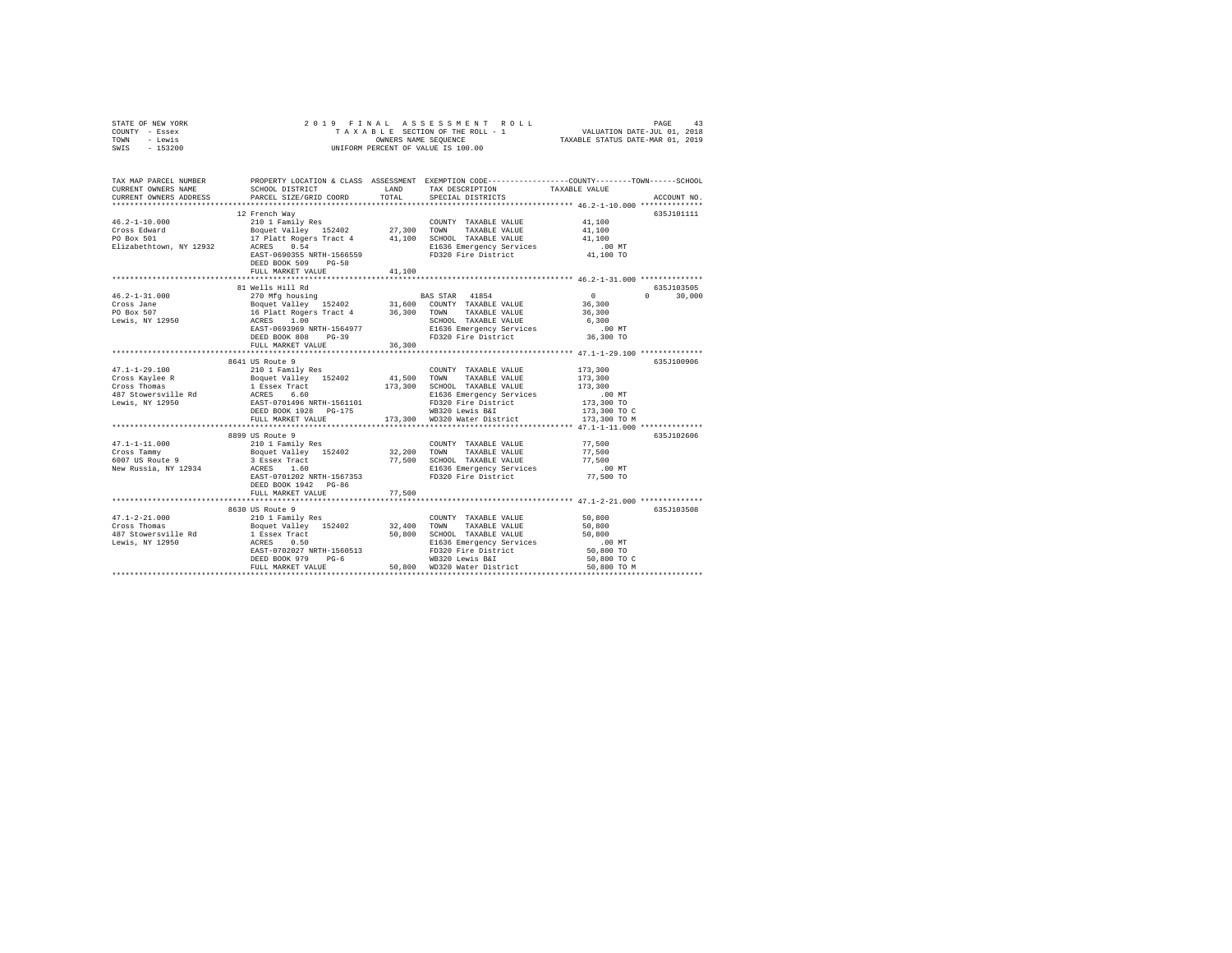STATE OF NEW YORK 2 0 1 9 F I N A L A S S E S S M E N T R O L L
COUNTY - Essex T A X A B L E SECTION OF THE ROLL - 1 VALUATION DATE-JUL 01, 2018
TOWN - Lewis OWNERS NAME SEQUENCE TAXABLE STATUS DATE-MAR 01, 2019
SWIS - 153200 UNIFORM PERCENT OF VALUE IS 100.00

```
TAX MAP PARCEL NUMBER          PROPERTY LOCATION & CLASS  ASSESSMENT  EXEMPTION CODE-----------------COUNTY--------TOWN------SCHOOL
CURRENT OWNERS NAME            SCHOOL DISTRICT              LAND      TAX DESCRIPTION             TAXABLE VALUE
CURRENT OWNERS ADDRESS         PARCEL SIZE/GRID COORD       TOTAL     SPECIAL DISTRICTS                                   ACCOUNT NO.
******************************************************************************************************* 46.2-1-10.000 **************
                               12 French Way                                                                              635J101111
46.2-1-10.000                  210 1 Family Res                       COUNTY  TAXABLE VALUE            41,100
Cross Edward                   Boquet Valley   152402       27,300    TOWN    TAXABLE VALUE            41,100
PO Box 501                     17 Platt Rogers Tract 4      41,100    SCHOOL  TAXABLE VALUE            41,100
Elizabethtown, NY 12932        ACRES    0.54                          E1636 Emergency Services           .00 MT
                               EAST-0690355 NRTH-1566559              FD320 Fire District              41,100 TO
                               DEED BOOK 509    PG-58
                               FULL MARKET VALUE            41,100
******************************************************************************************************* 46.2-1-31.000 **************
                               81 Wells Hill Rd                                                                           635J103505
46.2-1-31.000                  270 Mfg housing                        BAS STAR  41854                      0          0     30,000
Cross Jane                     Boquet Valley   152402       31,600    COUNTY  TAXABLE VALUE            36,300
PO Box 507                     16 Platt Rogers Tract 4      36,300    TOWN    TAXABLE VALUE            36,300
Lewis, NY 12950                ACRES    1.00                          SCHOOL  TAXABLE VALUE             6,300
                               EAST-0693969 NRTH-1564977              E1636 Emergency Services           .00 MT
                               DEED BOOK 800    PG-39                 FD320 Fire District              36,300 TO
                               FULL MARKET VALUE            36,300
******************************************************************************************************* 47.1-1-29.100 **************
                               8641 US Route 9                                                                            635J100906
47.1-1-29.100                  210 1 Family Res                       COUNTY  TAXABLE VALUE           173,300
Cross Kaylee R                 Boquet Valley   152402       41,500    TOWN    TAXABLE VALUE           173,300
Cross Thomas                   1 Essex Tract               173,300    SCHOOL  TAXABLE VALUE           173,300
487 Stowersville Rd            ACRES    6.60                          E1636 Emergency Services           .00 MT
Lewis, NY 12950                EAST-0701496 NRTH-1561101              FD320 Fire District             173,300 TO
                               DEED BOOK 1928   PG-175                WB320 Lewis B&I                 173,300 TO C
                               FULL MARKET VALUE           173,300    WD320 Water District            173,300 TO M
******************************************************************************************************* 47.1-1-11.000 **************
                               8899 US Route 9                                                                            635J102606
47.1-1-11.000                  210 1 Family Res                       COUNTY  TAXABLE VALUE            77,500
Cross Tammy                    Boquet Valley   152402       32,200    TOWN    TAXABLE VALUE            77,500
6007 US Route 9                3 Essex Tract                77,500    SCHOOL  TAXABLE VALUE            77,500
New Russia, NY 12934           ACRES    1.60                          E1636 Emergency Services           .00 MT
                               EAST-0701202 NRTH-1567353              FD320 Fire District              77,500 TO
                               DEED BOOK 1942   PG-86
                               FULL MARKET VALUE            77,500
******************************************************************************************************* 47.1-2-21.000 **************
                               8630 US Route 9                                                                            635J103508
47.1-2-21.000                  210 1 Family Res                       COUNTY  TAXABLE VALUE            50,800
Cross Thomas                   Boquet Valley   152402       32,400    TOWN    TAXABLE VALUE            50,800
487 Stowersville Rd            1 Essex Tract                50,800    SCHOOL  TAXABLE VALUE            50,800
Lewis, NY 12950                ACRES    0.50                          E1636 Emergency Services           .00 MT
                               EAST-0702027 NRTH-1560513              FD320 Fire District              50,800 TO
                               DEED BOOK 979    PG-6                  WB320 Lewis B&I                  50,800 TO C
                               FULL MARKET VALUE            50,800    WD320 Water District             50,800 TO M
************************************************************************************************************************************
```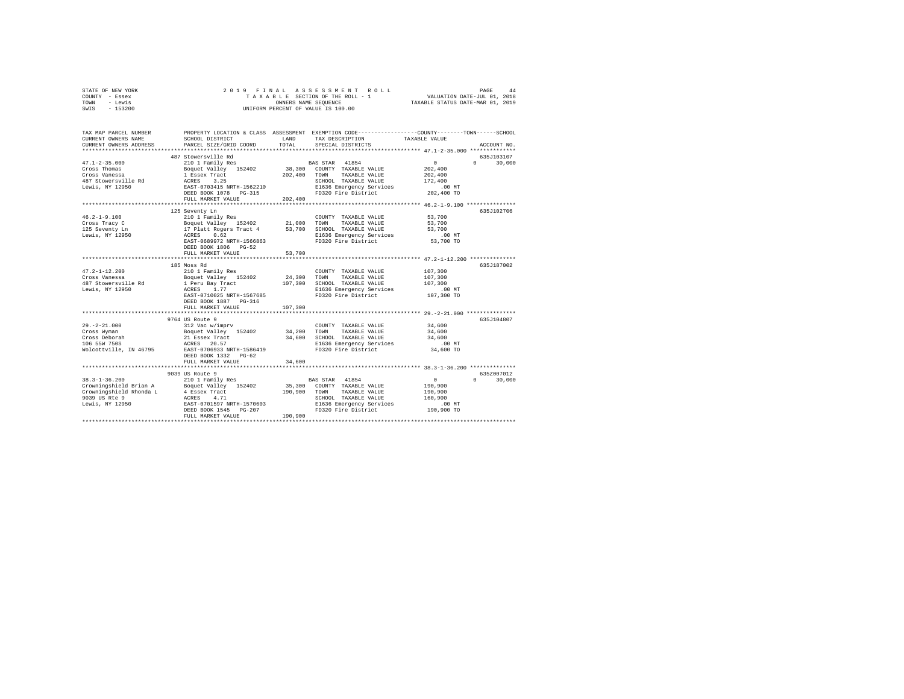STATE OF NEW YORK                    2 0 1 9   F I N A L   A S S E S S M E N T   R O L L                    PAGE    44
COUNTY  - Essex                         T A X A B L E  SECTION OF THE ROLL - 1                    VALUATION DATE-JUL 01, 2018
TOWN    - Lewis                                  OWNERS NAME SEQUENCE                         TAXABLE STATUS DATE-MAR 01, 2019
SWIS    - 153200                          UNIFORM PERCENT OF VALUE IS 100.00

```
TAX MAP PARCEL NUMBER          PROPERTY LOCATION & CLASS  ASSESSMENT  EXEMPTION CODE-----------------COUNTY--------TOWN------SCHOOL
CURRENT OWNERS NAME            SCHOOL DISTRICT               LAND      TAX DESCRIPTION            TAXABLE VALUE
CURRENT OWNERS ADDRESS         PARCEL SIZE/GRID COORD        TOTAL     SPECIAL DISTRICTS                                   ACCOUNT NO.
******************************************************************************************************* 47.1-2-35.000 **************
                               487 Stowersville Rd                                                                          635J103107
47.1-2-35.000                  210 1 Family Res                        BAS STAR  41854                   0             0     30,000
Cross Thomas                   Boquet Valley   152402       38,300    COUNTY  TAXABLE VALUE         202,400
Cross Vanessa                  1 Essex Tract               202,400    TOWN    TAXABLE VALUE         202,400
487 Stowersville Rd            ACRES    3.25                           SCHOOL  TAXABLE VALUE         172,400
Lewis, NY 12950                EAST-0703415 NRTH-1562210               E1636 Emergency Services          .00 MT
                               DEED BOOK 1078   PG-315                 FD320 Fire District             202,400 TO
                               FULL MARKET VALUE           202,400
******************************************************************************************************* 46.2-1-9.100 ***************
                               125 Seventy Ln                                                                               635J102706
46.2-1-9.100                   210 1 Family Res                        COUNTY  TAXABLE VALUE          53,700
Cross Tracy C                  Boquet Valley   152402       21,000    TOWN    TAXABLE VALUE          53,700
125 Seventy Ln                 17 Platt Rogers Tract 4      53,700    SCHOOL  TAXABLE VALUE          53,700
Lewis, NY 12950                ACRES    0.62                           E1636 Emergency Services          .00 MT
                               EAST-0689972 NRTH-1566863               FD320 Fire District              53,700 TO
                               DEED BOOK 1806   PG-52
                               FULL MARKET VALUE            53,700
******************************************************************************************************* 47.2-1-12.200 **************
                               185 Moss Rd                                                                                  635J187002
47.2-1-12.200                  210 1 Family Res                        COUNTY  TAXABLE VALUE         107,300
Cross Vanessa                  Boquet Valley   152402       24,300    TOWN    TAXABLE VALUE         107,300
487 Stowersville Rd            1 Peru Bay Tract            107,300    SCHOOL  TAXABLE VALUE         107,300
Lewis, NY 12950                ACRES    1.77                           E1636 Emergency Services          .00 MT
                               EAST-0710025 NRTH-1567685               FD320 Fire District             107,300 TO
                               DEED BOOK 1887   PG-316
                               FULL MARKET VALUE           107,300
******************************************************************************************************* 29.-2-21.000 ***************
                               9764 US Route 9                                                                              635J104807
29.-2-21.000                   312 Vac w/imprv                         COUNTY  TAXABLE VALUE          34,600
Cross Wyman                    Boquet Valley   152402       34,200    TOWN    TAXABLE VALUE          34,600
Cross Deborah                  21 Essex Tract               34,600    SCHOOL  TAXABLE VALUE          34,600
106 55W 750S                   ACRES   20.57                           E1636 Emergency Services          .00 MT
Wolcottville, IN 46795         EAST-0706933 NRTH-1586419               FD320 Fire District              34,600 TO
                               DEED BOOK 1332   PG-62
                               FULL MARKET VALUE            34,600
******************************************************************************************************* 38.3-1-36.200 **************
                               9039 US Route 9                                                                              635Z007012
38.3-1-36.200                  210 1 Family Res                        BAS STAR  41854                   0             0     30,000
Crowningshield Brian A         Boquet Valley   152402       35,300    COUNTY  TAXABLE VALUE         190,900
Crowningshield Rhonda L        4 Essex Tract               190,900    TOWN    TAXABLE VALUE         190,900
9039 US Rte 9                  ACRES    4.71                           SCHOOL  TAXABLE VALUE         160,900
Lewis, NY 12950                EAST-0701597 NRTH-1570603               E1636 Emergency Services          .00 MT
                               DEED BOOK 1545   PG-207                 FD320 Fire District             190,900 TO
                               FULL MARKET VALUE           190,900
************************************************************************************************************************************
```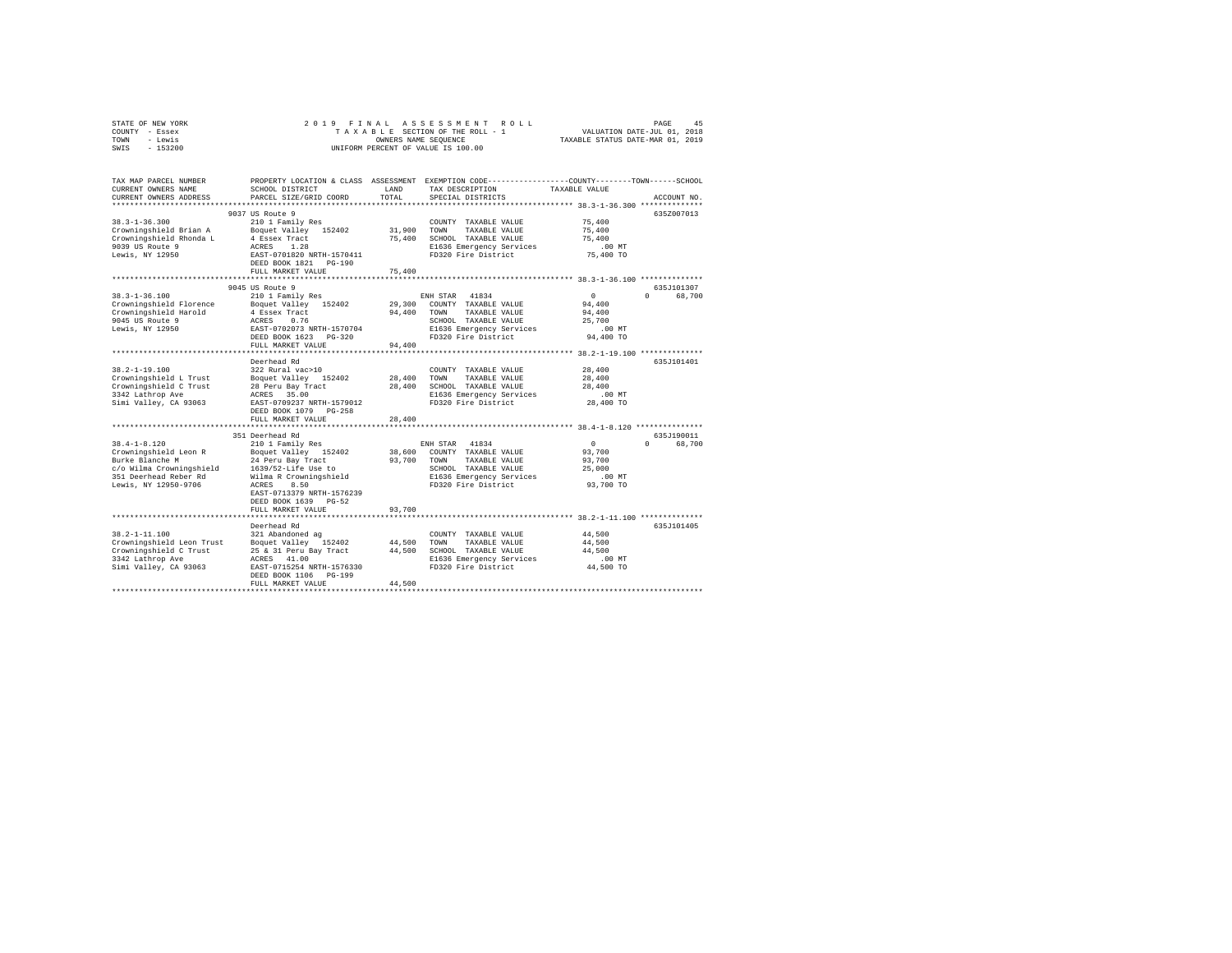STATE OF NEW YORK
COUNTY - Essex
TOWN - Lewis
SWIS - 153200

2019 FINAL ASSESSMENT ROLL
TAXABLE SECTION OF THE ROLL - 1
OWNERS NAME SEQUENCE
UNIFORM PERCENT OF VALUE IS 100.00

VALUATION DATE-JUL 01, 2018
TAXABLE STATUS DATE-MAR 01, 2019

```
TAX MAP PARCEL NUMBER          PROPERTY LOCATION & CLASS  ASSESSMENT  EXEMPTION CODE-----------------COUNTY--------TOWN------SCHOOL
CURRENT OWNERS NAME            SCHOOL DISTRICT             LAND       TAX DESCRIPTION            TAXABLE VALUE
CURRENT OWNERS ADDRESS         PARCEL SIZE/GRID COORD      TOTAL      SPECIAL DISTRICTS                                    ACCOUNT NO.
************************************************************************************************ 38.3-1-36.300 **************
                    9037 US Route 9                                                                                    635Z007013
38.3-1-36.300                  210 1 Family Res                       COUNTY  TAXABLE VALUE          75,400
Crowningshield Brian A         Boquet Valley  152402       31,900     TOWN    TAXABLE VALUE          75,400
Crowningshield Rhonda L        4 Essex Tract               75,400     SCHOOL  TAXABLE VALUE          75,400
9039 US Route 9                ACRES    1.28                          E1636 Emergency Services          .00 MT
Lewis, NY 12950                EAST-0701820 NRTH-1570411              FD320 Fire District            75,400 TO
                               DEED BOOK 1821   PG-190
                               FULL MARKET VALUE           75,400
************************************************************************************************ 38.3-1-36.100 **************
                    9045 US Route 9                                                                                    635J101307
38.3-1-36.100                  210 1 Family Res                       ENH STAR  41834                    0          0     68,700
Crowningshield Florence        Boquet Valley  152402       29,300     COUNTY  TAXABLE VALUE          94,400
Crowningshield Harold          4 Essex Tract               94,400     TOWN    TAXABLE VALUE          94,400
9045 US Route 9                ACRES    0.76                          SCHOOL  TAXABLE VALUE          25,700
Lewis, NY 12950                EAST-0702073 NRTH-1570704              E1636 Emergency Services          .00 MT
                               DEED BOOK 1623   PG-320                FD320 Fire District            94,400 TO
                               FULL MARKET VALUE           94,400
************************************************************************************************ 38.2-1-19.100 **************
                    Deerhead Rd                                                                                        635J101401
38.2-1-19.100                  322 Rural vac>10                       COUNTY  TAXABLE VALUE          28,400
Crowningshield L Trust         Boquet Valley  152402       28,400     TOWN    TAXABLE VALUE          28,400
Crowningshield C Trust         28 Peru Bay Tract           28,400     SCHOOL  TAXABLE VALUE          28,400
3342 Lathrop Ave               ACRES   35.00                          E1636 Emergency Services          .00 MT
Simi Valley, CA 93063          EAST-0709237 NRTH-1579012              FD320 Fire District            28,400 TO
                               DEED BOOK 1079   PG-258
                               FULL MARKET VALUE           28,400
************************************************************************************************ 38.4-1-8.120 ***************
                    351 Deerhead Rd                                                                                    635J190011
38.4-1-8.120                   210 1 Family Res                       ENH STAR  41834                    0          0     68,700
Crowningshield Leon R          Boquet Valley  152402       38,600     COUNTY  TAXABLE VALUE          93,700
Burke Blanche M                24 Peru Bay Tract           93,700     TOWN    TAXABLE VALUE          93,700
c/o Wilma Crowningshield       1639/52-Life Use to                    SCHOOL  TAXABLE VALUE          25,000
351 Deerhead Reber Rd          Wilma R Crowningshield                 E1636 Emergency Services          .00 MT
Lewis, NY 12950-9706           ACRES    8.50                          FD320 Fire District            93,700 TO
                               EAST-0713379 NRTH-1576239
                               DEED BOOK 1639   PG-52
                               FULL MARKET VALUE           93,700
************************************************************************************************ 38.2-1-11.100 **************
                    Deerhead Rd                                                                                        635J101405
38.2-1-11.100                  321 Abandoned ag                       COUNTY  TAXABLE VALUE          44,500
Crowningshield Leon Trust      Boquet Valley  152402       44,500     TOWN    TAXABLE VALUE          44,500
Crowningshield C Trust         25 & 31 Peru Bay Tract      44,500     SCHOOL  TAXABLE VALUE          44,500
3342 Lathrop Ave               ACRES   41.00                          E1636 Emergency Services          .00 MT
Simi Valley, CA 93063          EAST-0715254 NRTH-1576330              FD320 Fire District            44,500 TO
                               DEED BOOK 1106   PG-199
                               FULL MARKET VALUE           44,500
******************************************************************************************************************************
```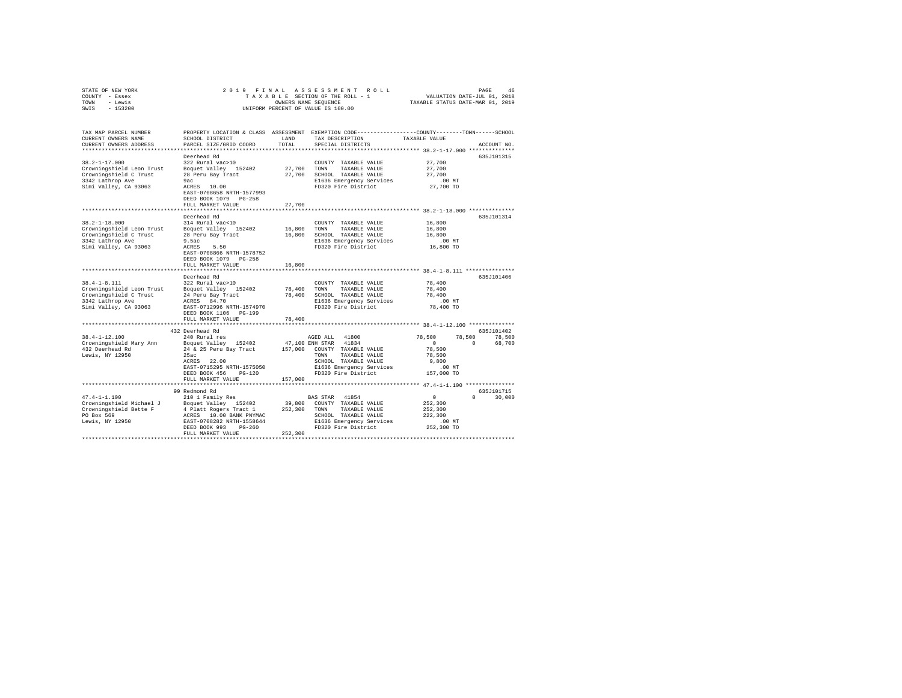STATE OF NEW YORK
COUNTY - Essex
TOWN - Lewis
SWIS - 153200

2019 FINAL ASSESSMENT ROLL
TAXABLE SECTION OF THE ROLL - 1
OWNERS NAME SEQUENCE
UNIFORM PERCENT OF VALUE IS 100.00

VALUATION DATE-JUL 01, 2018
TAXABLE STATUS DATE-MAR 01, 2019

| TAX MAP PARCEL NUMBER / CURRENT OWNERS NAME / CURRENT OWNERS ADDRESS | PROPERTY LOCATION & CLASS / SCHOOL DISTRICT / PARCEL SIZE/GRID COORD | ASSESSMENT LAND / TOTAL | EXEMPTION CODE / TAX DESCRIPTION / SPECIAL DISTRICTS | COUNTY TAXABLE VALUE | TOWN | SCHOOL | ACCOUNT NO. |
|---|---|---|---|---|---|---|---|
| **38.2-1-17.000** | Deerhead Rd | | | | | | 635J101315 |
| 38.2-1-17.000 | 322 Rural vac>10 | | COUNTY TAXABLE VALUE | 27,700 | | | |
| Crowningshield Leon Trust | Boquet Valley 152402 | 27,700 | TOWN TAXABLE VALUE | 27,700 | | | |
| Crowningshield C Trust | 28 Peru Bay Tract | 27,700 | SCHOOL TAXABLE VALUE | 27,700 | | | |
| 3342 Lathrop Ave | 9ac | | E1636 Emergency Services | .00 MT | | | |
| Simi Valley, CA 93063 | ACRES 10.00 | | FD320 Fire District | 27,700 TO | | | |
| | EAST-0708658 NRTH-1577993 | | | | | | |
| | DEED BOOK 1079 PG-258 | | | | | | |
| | FULL MARKET VALUE | 27,700 | | | | | |
| **38.2-1-18.000** | Deerhead Rd | | | | | | 635J101314 |
| 38.2-1-18.000 | 314 Rural vac<10 | | COUNTY TAXABLE VALUE | 16,800 | | | |
| Crowningshield Leon Trust | Boquet Valley 152402 | 16,800 | TOWN TAXABLE VALUE | 16,800 | | | |
| Crowningshield C Trust | 28 Peru Bay Tract | 16,800 | SCHOOL TAXABLE VALUE | 16,800 | | | |
| 3342 Lathrop Ave | 9.5ac | | E1636 Emergency Services | .00 MT | | | |
| Simi Valley, CA 93063 | ACRES 5.50 | | FD320 Fire District | 16,800 TO | | | |
| | EAST-0708866 NRTH-1578752 | | | | | | |
| | DEED BOOK 1079 PG-258 | | | | | | |
| | FULL MARKET VALUE | 16,800 | | | | | |
| **38.4-1-8.111** | Deerhead Rd | | | | | | 635J101406 |
| 38.4-1-8.111 | 322 Rural vac>10 | | COUNTY TAXABLE VALUE | 78,400 | | | |
| Crowningshield Leon Trust | Boquet Valley 152402 | 78,400 | TOWN TAXABLE VALUE | 78,400 | | | |
| Crowningshield C Trust | 24 Peru Bay Tract | 78,400 | SCHOOL TAXABLE VALUE | 78,400 | | | |
| 3342 Lathrop Ave | ACRES 84.70 | | E1636 Emergency Services | .00 MT | | | |
| Simi Valley, CA 93063 | EAST-0712996 NRTH-1574970 | | FD320 Fire District | 78,400 TO | | | |
| | DEED BOOK 1106 PG-199 | | | | | | |
| | FULL MARKET VALUE | 78,400 | | | | | |
| **38.4-1-12.100** | 432 Deerhead Rd | | | | | | 635J101402 |
| 38.4-1-12.100 | 240 Rural res | | AGED ALL 41800 | 78,500 | 78,500 | 78,500 | |
| Crowningshield Mary Ann | Boquet Valley 152402 | 47,100 | ENH STAR 41834 | 0 | 0 | 68,700 | |
| 432 Deerhead Rd | 24 & 25 Peru Bay Tract | 157,000 | COUNTY TAXABLE VALUE | 78,500 | | | |
| Lewis, NY 12950 | 25ac | | TOWN TAXABLE VALUE | 78,500 | | | |
| | ACRES 22.00 | | SCHOOL TAXABLE VALUE | 9,800 | | | |
| | EAST-0715295 NRTH-1575050 | | E1636 Emergency Services | .00 MT | | | |
| | DEED BOOK 456 PG-120 | | FD320 Fire District | 157,000 TO | | | |
| | FULL MARKET VALUE | 157,000 | | | | | |
| **47.4-1-1.100** | 99 Redmond Rd | | | | | | 635J101715 |
| 47.4-1-1.100 | 210 1 Family Res | | BAS STAR 41854 | 0 | 0 | 30,000 | |
| Crowningshield Michael J | Boquet Valley 152402 | 39,800 | COUNTY TAXABLE VALUE | 252,300 | | | |
| Crowningshield Bette F | 4 Platt Rogers Tract 1 | 252,300 | TOWN TAXABLE VALUE | 252,300 | | | |
| PO Box 569 | ACRES 10.00 BANK PNYMAC | | SCHOOL TAXABLE VALUE | 222,300 | | | |
| Lewis, NY 12950 | EAST-0708282 NRTH-1558644 | | E1636 Emergency Services | .00 MT | | | |
| | DEED BOOK 993 PG-260 | | FD320 Fire District | 252,300 TO | | | |
| | FULL MARKET VALUE | 252,300 | | | | | |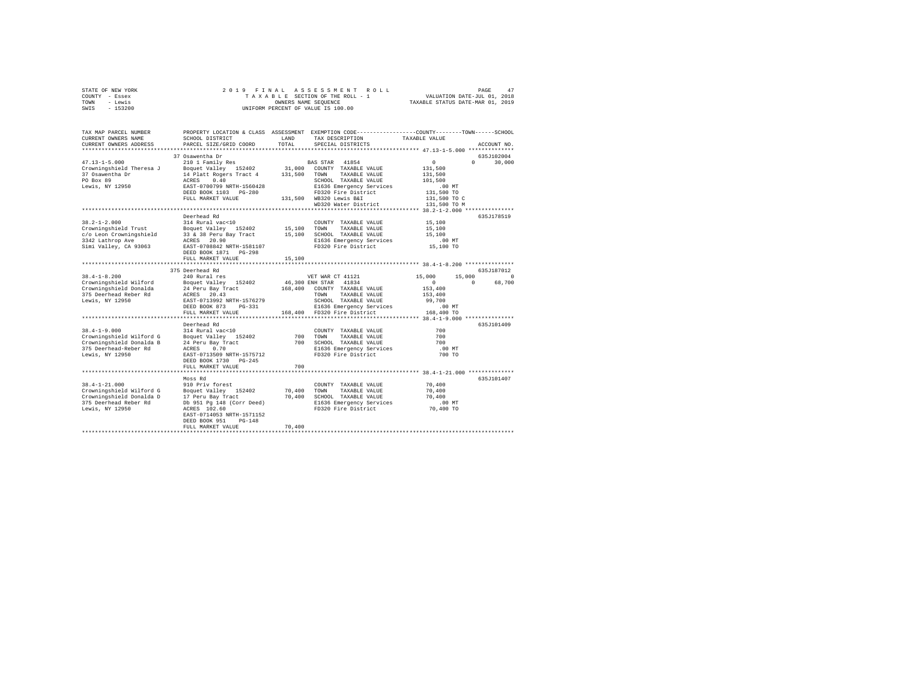STATE OF NEW YORK 2 0 1 9 F I N A L A S S E S S M E N T R O L L
COUNTY - Essex T A X A B L E SECTION OF THE ROLL - 1 VALUATION DATE-JUL 01, 2018
TOWN - Lewis OWNERS NAME SEQUENCE TAXABLE STATUS DATE-MAR 01, 2019
SWIS - 153200 UNIFORM PERCENT OF VALUE IS 100.00

```
TAX MAP PARCEL NUMBER          PROPERTY LOCATION & CLASS  ASSESSMENT  EXEMPTION CODE-----------------COUNTY--------TOWN------SCHOOL
CURRENT OWNERS NAME            SCHOOL DISTRICT              LAND      TAX DESCRIPTION            TAXABLE VALUE
CURRENT OWNERS ADDRESS         PARCEL SIZE/GRID COORD       TOTAL     SPECIAL DISTRICTS                                  ACCOUNT NO.
****************************************************************************************************** 47.13-1-5.000 **************
                               37 Osawentha Dr                                                                         635J102004
47.13-1-5.000                  210 1 Family Res                        BAS STAR  41854                 0           0      30,000
Crowningshield Theresa J       Boquet Valley  152402        31,000   COUNTY  TAXABLE VALUE        131,500
37 Osawentha Dr                14 Platt Rogers Tract 4     131,500   TOWN    TAXABLE VALUE        131,500
PO Box 89                      ACRES    0.40                          SCHOOL  TAXABLE VALUE        101,500
Lewis, NY 12950                EAST-0700799 NRTH-1560428              E1636 Emergency Services          .00 MT
                               DEED BOOK 1103   PG-280                FD320 Fire District           131,500 TO
                               FULL MARKET VALUE           131,500   WB320 Lewis B&I               131,500 TO C
                                                                      WD320 Water District          131,500 TO M
****************************************************************************************************** 38.2-1-2.000 ***************
                               Deerhead Rd                                                                             635J178519
38.2-1-2.000                   314 Rural vac<10                        COUNTY  TAXABLE VALUE         15,100
Crowningshield Trust           Boquet Valley  152402        15,100   TOWN    TAXABLE VALUE         15,100
c/o Leon Crowningshield        33 & 38 Peru Bay Tract       15,100   SCHOOL  TAXABLE VALUE         15,100
3342 Lathrop Ave               ACRES   20.90                          E1636 Emergency Services          .00 MT
Simi Valley, CA 93063          EAST-0708842 NRTH-1581107              FD320 Fire District            15,100 TO
                               DEED BOOK 1871   PG-298
                               FULL MARKET VALUE            15,100
****************************************************************************************************** 38.4-1-8.200 ***************
                               375 Deerhead Rd                                                                         635J187012
38.4-1-8.200                   240 Rural res                           VET WAR CT 41121           15,000      15,000           0
Crowningshield Wilford         Boquet Valley  152402        46,300 ENH STAR  41834                 0           0      68,700
Crowningshield Donalda         24 Peru Bay Tract           168,400   COUNTY  TAXABLE VALUE        153,400
375 Deerhead Reber Rd          ACRES   20.43                          TOWN    TAXABLE VALUE        153,400
Lewis, NY 12950                EAST-0713992 NRTH-1576279              SCHOOL  TAXABLE VALUE         99,700
                               DEED BOOK 873    PG-331                E1636 Emergency Services          .00 MT
                               FULL MARKET VALUE           168,400   FD320 Fire District           168,400 TO
****************************************************************************************************** 38.4-1-9.000 ***************
                               Deerhead Rd                                                                             635J101409
38.4-1-9.000                   314 Rural vac<10                        COUNTY  TAXABLE VALUE            700
Crowningshield Wilford G       Boquet Valley  152402           700   TOWN    TAXABLE VALUE            700
Crowningshield Donalda B       24 Peru Bay Tract               700   SCHOOL  TAXABLE VALUE            700
375 Deerhead-Reber Rd          ACRES    0.70                          E1636 Emergency Services          .00 MT
Lewis, NY 12950                EAST-0713509 NRTH-1575712              FD320 Fire District               700 TO
                               DEED BOOK 1730   PG-245
                               FULL MARKET VALUE               700
****************************************************************************************************** 38.4-1-21.000 **************
                               Moss Rd                                                                                 635J101407
38.4-1-21.000                  910 Priv forest                         COUNTY  TAXABLE VALUE         70,400
Crowningshield Wilford G       Boquet Valley  152402        70,400   TOWN    TAXABLE VALUE         70,400
Crowningshield Donalda D       17 Peru Bay Tract            70,400   SCHOOL  TAXABLE VALUE         70,400
375 Deerhead Reber Rd          Db 951 Pg 148 (Corr Deed)              E1636 Emergency Services          .00 MT
Lewis, NY 12950                ACRES  102.60                          FD320 Fire District            70,400 TO
                               EAST-0714053 NRTH-1571152
                               DEED BOOK 951    PG-148
                               FULL MARKET VALUE            70,400
************************************************************************************************************************************
```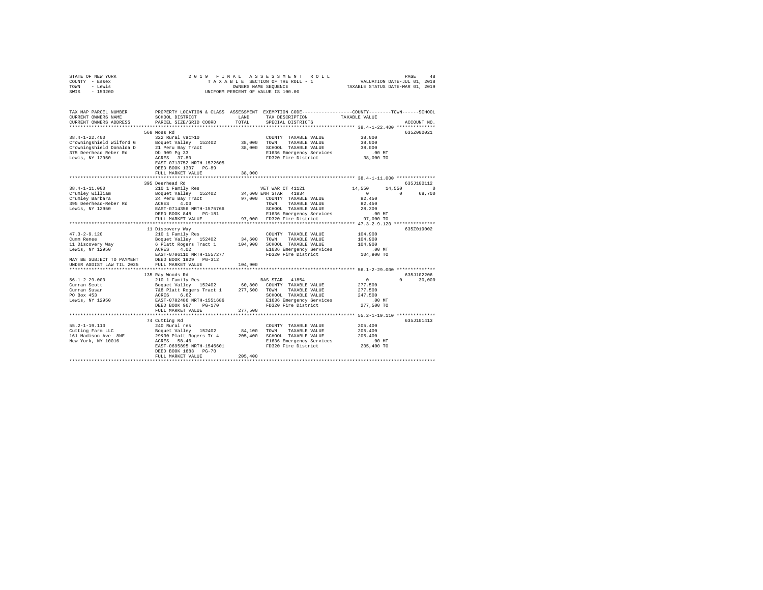STATE OF NEW YORK　　　　2019 FINAL ASSESSMENT ROLL　　　　PAGE 48
COUNTY - Essex　　　　TAXABLE SECTION OF THE ROLL - 1　　　　VALUATION DATE-JUL 01, 2018
TOWN - Lewis　　　　OWNERS NAME SEQUENCE　　　　TAXABLE STATUS DATE-MAR 01, 2019
SWIS - 153200　　　　UNIFORM PERCENT OF VALUE IS 100.00

```
TAX MAP PARCEL NUMBER     PROPERTY LOCATION & CLASS  ASSESSMENT  EXEMPTION CODE-----------------COUNTY--------TOWN------SCHOOL
CURRENT OWNERS NAME       SCHOOL DISTRICT              LAND      TAX DESCRIPTION            TAXABLE VALUE
CURRENT OWNERS ADDRESS    PARCEL SIZE/GRID COORD       TOTAL     SPECIAL DISTRICTS                                    ACCOUNT NO.
******************************************************************************************************* 38.4-1-22.400 **************
                          568 Moss Rd                                                                                  635Z000021
38.4-1-22.400             322 Rural vac>10                       COUNTY  TAXABLE VALUE          38,000
Crowningshield Wilford G  Boquet Valley  152402      38,000      TOWN    TAXABLE VALUE          38,000
Crowningshield Donalda D  21 Peru Bay Tract          38,000      SCHOOL  TAXABLE VALUE          38,000
375 Deerhead Reber Rd     Db 909 Pg 33                           E1636 Emergency Services          .00 MT
Lewis, NY 12950           ACRES   37.80                          FD320 Fire District            38,000 TO
                          EAST-0713752 NRTH-1572605
                          DEED BOOK 1307   PG-89
                          FULL MARKET VALUE          38,000
******************************************************************************************************* 38.4-1-11.000 **************
                          395 Deerhead Rd                                                                              635J100112
38.4-1-11.000             210 1 Family Res                  VET WAR CT 41121               14,550      14,550           0
Crumley William           Boquet Valley  152402      34,600 ENH STAR  41834                     0           0      68,700
Crumley Barbara           24 Peru Bay Tract          97,000   COUNTY  TAXABLE VALUE          82,450
395 Deerhead-Reber Rd     ACRES    4.00                       TOWN    TAXABLE VALUE          82,450
Lewis, NY 12950           EAST-0714356 NRTH-1575766           SCHOOL  TAXABLE VALUE          28,300
                          DEED BOOK 848    PG-181             E1636 Emergency Services          .00 MT
                          FULL MARKET VALUE          97,000   FD320 Fire District            97,000 TO
******************************************************************************************************* 47.3-2-9.120 ***************
                          11 Discovery Way                                                                             635Z019002
47.3-2-9.120              210 1 Family Res                       COUNTY  TAXABLE VALUE         104,900
Cumm Renee                Boquet Valley  152402      34,600      TOWN    TAXABLE VALUE         104,900
11 Discovery Way          6 Platt Rogers Tract 1    104,900      SCHOOL  TAXABLE VALUE         104,900
Lewis, NY 12950           ACRES    4.02                          E1636 Emergency Services          .00 MT
                          EAST-0706110 NRTH-1557277              FD320 Fire District           104,900 TO
MAY BE SUBJECT TO PAYMENT DEED BOOK 1929   PG-312
UNDER AGDIST LAW TIL 2025 FULL MARKET VALUE         104,900
******************************************************************************************************* 56.1-2-29.000 **************
                          135 Ray Woods Rd                                                                             635J102206
56.1-2-29.000             210 1 Family Res                  BAS STAR  41854                     0           0      30,000
Curran Scott              Boquet Valley  152402      60,800   COUNTY  TAXABLE VALUE         277,500
Curran Susan              7&8 Platt Rogers Tract 1  277,500   TOWN    TAXABLE VALUE         277,500
PO Box 453                ACRES    6.62                       SCHOOL  TAXABLE VALUE         247,500
Lewis, NY 12950           EAST-0702486 NRTH-1551686           E1636 Emergency Services          .00 MT
                          DEED BOOK 967    PG-170             FD320 Fire District           277,500 TO
                          FULL MARKET VALUE         277,500
******************************************************************************************************* 55.2-1-19.110 **************
                          74 Cutting Rd                                                                                635J101413
55.2-1-19.110             240 Rural res                          COUNTY  TAXABLE VALUE         205,400
Cutting Farm LLC          Boquet Valley  152402      84,100      TOWN    TAXABLE VALUE         205,400
161 Madison Ave  8NE      29&30 Platt Rogers Tr 4   205,400      SCHOOL  TAXABLE VALUE         205,400
New York, NY 10016        ACRES   58.46                          E1636 Emergency Services          .00 MT
                          EAST-0695895 NRTH-1546601              FD320 Fire District           205,400 TO
                          DEED BOOK 1683   PG-70
                          FULL MARKET VALUE         205,400
************************************************************************************************************************************
```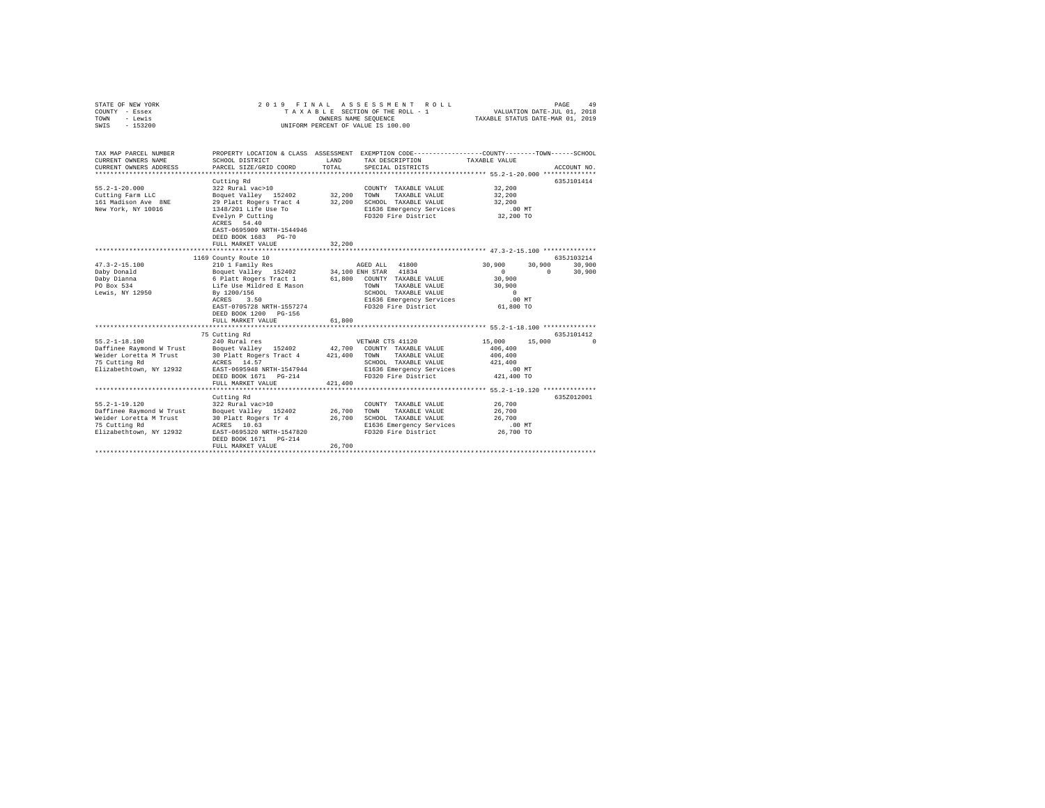STATE OF NEW YORK
COUNTY - Essex
TOWN - Lewis
SWIS - 153200

2 0 1 9 F I N A L A S S E S S M E N T R O L L
T A X A B L E SECTION OF THE ROLL - 1
OWNERS NAME SEQUENCE
UNIFORM PERCENT OF VALUE IS 100.00

VALUATION DATE-JUL 01, 2018
TAXABLE STATUS DATE-MAR 01, 2019

```
TAX MAP PARCEL NUMBER     PROPERTY LOCATION & CLASS  ASSESSMENT  EXEMPTION CODE-----------------COUNTY--------TOWN------SCHOOL
CURRENT OWNERS NAME       SCHOOL DISTRICT              LAND      TAX DESCRIPTION             TAXABLE VALUE
CURRENT OWNERS ADDRESS    PARCEL SIZE/GRID COORD       TOTAL     SPECIAL DISTRICTS                                   ACCOUNT NO.
******************************************************************************************************* 55.2-1-20.000 **************
                          Cutting Rd                                                                                   635J101414
55.2-1-20.000             322 Rural vac>10                       COUNTY  TAXABLE VALUE            32,200
Cutting Farm LLC          Boquet Valley  152402       32,200     TOWN    TAXABLE VALUE            32,200
161 Madison Ave  8NE      29 Platt Rogers Tract 4     32,200     SCHOOL  TAXABLE VALUE            32,200
New York, NY 10016        1348/201 Life Use To                   E1636 Emergency Services            .00 MT
                          Evelyn P Cutting                       FD320 Fire District              32,200 TO
                          ACRES   54.40
                          EAST-0695909 NRTH-1544946
                          DEED BOOK 1683   PG-70
                          FULL MARKET VALUE           32,200
******************************************************************************************************* 47.3-2-15.100 **************
                   1169 County Route 10                                                                                635J103214
47.3-2-15.100             210 1 Family Res                        AGED ALL  41800            30,900      30,900      30,900
Daby Donald               Boquet Valley  152402       34,100 ENH STAR  41834                    0           0      30,900
Daby Dianna               6 Platt Rogers Tract 1      61,800     COUNTY  TAXABLE VALUE            30,900
PO Box 534                Life Use Mildred E Mason               TOWN    TAXABLE VALUE            30,900
Lewis, NY 12950           By 1200/156                            SCHOOL  TAXABLE VALUE                 0
                          ACRES    3.50                          E1636 Emergency Services            .00 MT
                          EAST-0705728 NRTH-1557274              FD320 Fire District              61,800 TO
                          DEED BOOK 1200   PG-156
                          FULL MARKET VALUE           61,800
******************************************************************************************************* 55.2-1-18.100 **************
                     75 Cutting Rd                                                                                     635J101412
55.2-1-18.100             240 Rural res                          VETWAR CTS 41120            15,000      15,000           0
Daffinee Raymond W Trust  Boquet Valley  152402       42,700     COUNTY  TAXABLE VALUE           406,400
Weider Loretta M Trust    30 Platt Rogers Tract 4    421,400     TOWN    TAXABLE VALUE           406,400
75 Cutting Rd             ACRES   14.57                          SCHOOL  TAXABLE VALUE           421,400
Elizabethtown, NY 12932   EAST-0695948 NRTH-1547944              E1636 Emergency Services            .00 MT
                          DEED BOOK 1671   PG-214                FD320 Fire District             421,400 TO
                          FULL MARKET VALUE          421,400
******************************************************************************************************* 55.2-1-19.120 **************
                          Cutting Rd                                                                                   635Z012001
55.2-1-19.120             322 Rural vac>10                       COUNTY  TAXABLE VALUE            26,700
Daffinee Raymond W Trust  Boquet Valley  152402       26,700     TOWN    TAXABLE VALUE            26,700
Weider Loretta M Trust    30 Platt Rogers Tr 4        26,700     SCHOOL  TAXABLE VALUE            26,700
75 Cutting Rd             ACRES   10.63                          E1636 Emergency Services            .00 MT
Elizabethtown, NY 12932   EAST-0695320 NRTH-1547820              FD320 Fire District              26,700 TO
                          DEED BOOK 1671   PG-214
                          FULL MARKET VALUE           26,700
************************************************************************************************************************************
```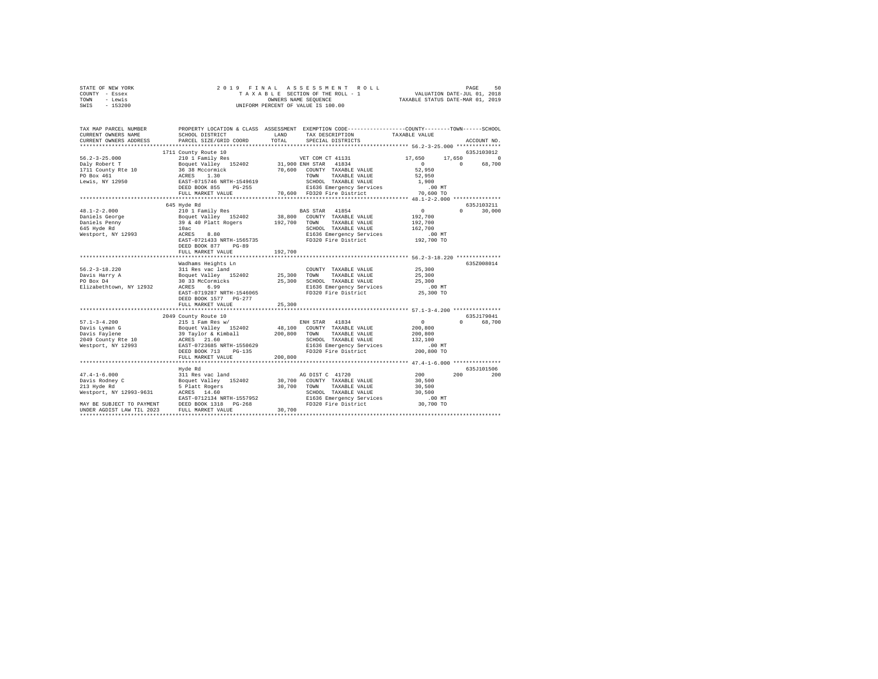```
STATE OF NEW YORK              2 0 1 9   F I N A L   A S S E S S M E N T   R O L L                   PAGE    50
COUNTY  - Essex                  T A X A B L E  SECTION OF THE ROLL - 1             VALUATION DATE-JUL 01, 2018
TOWN    - Lewis                           OWNERS NAME SEQUENCE                      TAXABLE STATUS DATE-MAR 01, 2019
SWIS    - 153200                     UNIFORM PERCENT OF VALUE IS 100.00

TAX MAP PARCEL NUMBER          PROPERTY LOCATION & CLASS  ASSESSMENT  EXEMPTION CODE------------------COUNTY--------TOWN------SCHOOL
CURRENT OWNERS NAME            SCHOOL DISTRICT              LAND      TAX DESCRIPTION            TAXABLE VALUE
CURRENT OWNERS ADDRESS         PARCEL SIZE/GRID COORD       TOTAL     SPECIAL DISTRICTS                                  ACCOUNT NO.
******************************************************************************************************* 56.2-3-25.000 **************
                          1711 County Route 10                                                                        635J103012
56.2-3-25.000                  210 1 Family Res                        VET COM CT 41131            17,650      17,650          0
Daly Robert T                  Boquet Valley  152402      31,900 ENH STAR  41834                    0           0     68,700
1711 County Rte 10             36 38 Mccormick            70,600   COUNTY  TAXABLE VALUE         52,950
PO Box 461                     ACRES    1.30                        TOWN    TAXABLE VALUE         52,950
Lewis, NY 12950                EAST-0715746 NRTH-1549619            SCHOOL  TAXABLE VALUE          1,900
                               DEED BOOK 855    PG-255              E1636 Emergency Services        .00 MT
                               FULL MARKET VALUE          70,600    FD320 Fire District          70,600 TO
******************************************************************************************************* 48.1-2-2.000 ***************
                          645 Hyde Rd                                                                                 635J103211
48.1-2-2.000                   210 1 Family Res                        BAS STAR  41854                  0           0     30,000
Daniels George                 Boquet Valley  152402      38,800   COUNTY  TAXABLE VALUE        192,700
Daniels Penny                  39 & 40 Platt Rogers      192,700   TOWN    TAXABLE VALUE        192,700
645 Hyde Rd                    10ac                                 SCHOOL  TAXABLE VALUE        162,700
Westport, NY 12993             ACRES    8.80                        E1636 Emergency Services        .00 MT
                               EAST-0721433 NRTH-1565735            FD320 Fire District         192,700 TO
                               DEED BOOK 877    PG-89
                               FULL MARKET VALUE         192,700
******************************************************************************************************* 56.2-3-18.220 **************
                          Wadhams Heights Ln                                                                          635Z008014
56.2-3-18.220                  311 Res vac land                     COUNTY  TAXABLE VALUE         25,300
Davis Harry A                  Boquet Valley  152402      25,300   TOWN    TAXABLE VALUE         25,300
PO Box D4                      30 33 McCormicks           25,300   SCHOOL  TAXABLE VALUE         25,300
Elizabethtown, NY 12932        ACRES    6.99                        E1636 Emergency Services        .00 MT
                               EAST-0719287 NRTH-1546065            FD320 Fire District          25,300 TO
                               DEED BOOK 1577   PG-277
                               FULL MARKET VALUE          25,300
******************************************************************************************************* 57.1-3-4.200 ***************
                          2049 County Route 10                                                                        635J179041
57.1-3-4.200                   215 1 Fam Res w/                        ENH STAR  41834                  0           0     68,700
Davis Lyman G                  Boquet Valley  152402      48,100   COUNTY  TAXABLE VALUE        200,800
Davis Faylene                  39 Taylor & Kimball       200,800   TOWN    TAXABLE VALUE        200,800
2049 County Rte 10             ACRES   21.60                        SCHOOL  TAXABLE VALUE        132,100
Westport, NY 12993             EAST-0723685 NRTH-1550629            E1636 Emergency Services        .00 MT
                               DEED BOOK 713    PG-135              FD320 Fire District         200,800 TO
                               FULL MARKET VALUE         200,800
******************************************************************************************************* 47.4-1-6.000 ***************
                          Hyde Rd                                                                                     635J101506
47.4-1-6.000                   311 Res vac land                     AG DIST C  41720                200         200        200
Davis Rodney C                 Boquet Valley  152402      30,700   COUNTY  TAXABLE VALUE         30,500
213 Hyde Rd                    5 Platt Rogers             30,700   TOWN    TAXABLE VALUE         30,500
Westport, NY 12993-9631        ACRES   14.60                        SCHOOL  TAXABLE VALUE         30,500
                               EAST-0712134 NRTH-1557952            E1636 Emergency Services        .00 MT
MAY BE SUBJECT TO PAYMENT      DEED BOOK 1318   PG-268              FD320 Fire District          30,700 TO
UNDER AGDIST LAW TIL 2023      FULL MARKET VALUE          30,700
************************************************************************************************************************************
```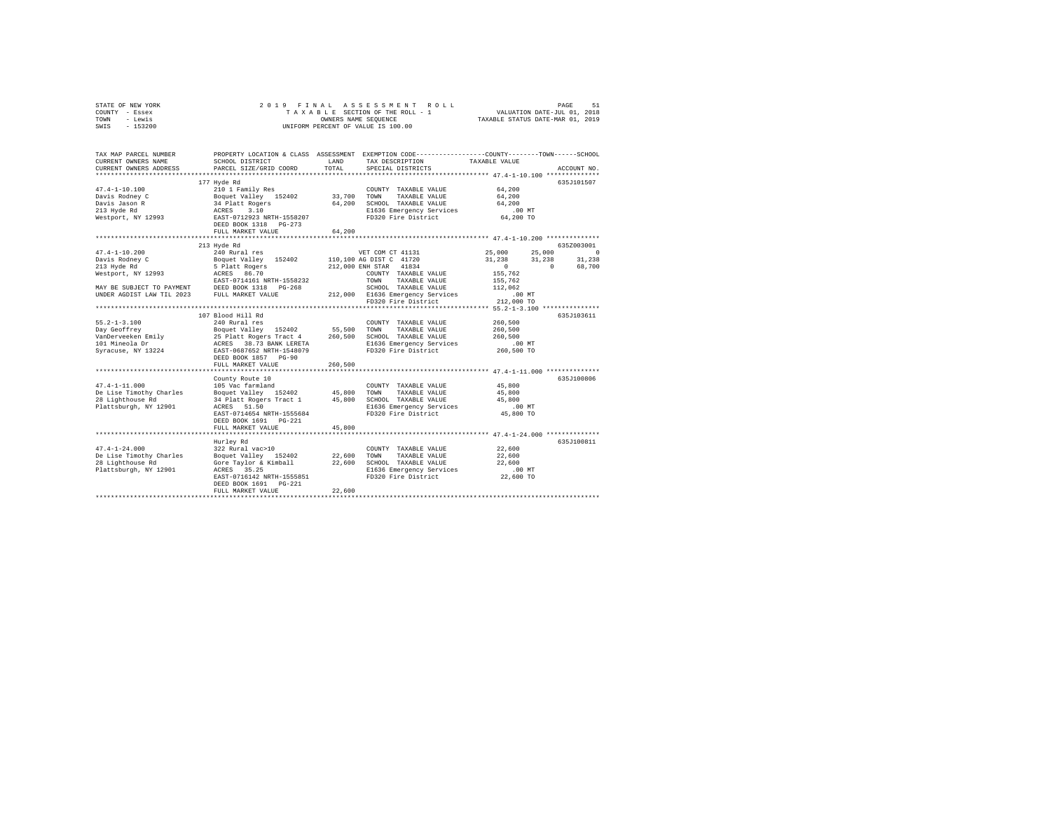STATE OF NEW YORK
COUNTY - Essex
TOWN - Lewis
SWIS - 153200

2019 FINAL ASSESSMENT ROLL
TAXABLE SECTION OF THE ROLL - 1
OWNERS NAME SEQUENCE
UNIFORM PERCENT OF VALUE IS 100.00

VALUATION DATE-JUL 01, 2018
TAXABLE STATUS DATE-MAR 01, 2019

```
TAX MAP PARCEL NUMBER          PROPERTY LOCATION & CLASS  ASSESSMENT  EXEMPTION CODE-----------------COUNTY--------TOWN------SCHOOL
CURRENT OWNERS NAME            SCHOOL DISTRICT               LAND     TAX DESCRIPTION              TAXABLE VALUE
CURRENT OWNERS ADDRESS         PARCEL SIZE/GRID COORD        TOTAL    SPECIAL DISTRICTS                                    ACCOUNT NO.
*********************************************************************************************** 47.4-1-10.100 **************
                               177 Hyde Rd                                                                              635J101507
47.4-1-10.100                  210 1 Family Res                        COUNTY  TAXABLE VALUE          64,200
Davis Rodney C                 Boquet Valley  152402        33,700    TOWN    TAXABLE VALUE          64,200
Davis Jason R                  34 Platt Rogers              64,200    SCHOOL  TAXABLE VALUE          64,200
213 Hyde Rd                    ACRES    3.10                          E1636 Emergency Services          .00 MT
Westport, NY 12993             EAST-0712923 NRTH-1558207              FD320 Fire District            64,200 TO
                               DEED BOOK 1318   PG-273
                               FULL MARKET VALUE            64,200
*********************************************************************************************** 47.4-1-10.200 **************
                               213 Hyde Rd                                                                              635Z003001
47.4-1-10.200                  240 Rural res                           VET COM CT 41131           25,000      25,000           0
Davis Rodney C                 Boquet Valley  152402       110,100 AG DIST C  41720               31,238      31,238      31,238
213 Hyde Rd                    5 Platt Rogers              212,000 ENH STAR  41834                    0           0       68,700
Westport, NY 12993             ACRES   86.70                          COUNTY  TAXABLE VALUE         155,762
                               EAST-0714161 NRTH-1558232              TOWN    TAXABLE VALUE         155,762
MAY BE SUBJECT TO PAYMENT      DEED BOOK 1318   PG-268                SCHOOL  TAXABLE VALUE         112,062
UNDER AGDIST LAW TIL 2023      FULL MARKET VALUE           212,000 E1636 Emergency Services          .00 MT
                                                                      FD320 Fire District           212,000 TO
*********************************************************************************************** 55.2-1-3.100 ***************
                               107 Blood Hill Rd                                                                        635J103611
55.2-1-3.100                   240 Rural res                           COUNTY  TAXABLE VALUE         260,500
Day Geoffrey                   Boquet Valley  152402        55,500    TOWN    TAXABLE VALUE         260,500
VanDerveeken Emily             25 Platt Rogers Tract 4     260,500    SCHOOL  TAXABLE VALUE         260,500
101 Mineola Dr                 ACRES   38.73 BANK LERETA              E1636 Emergency Services          .00 MT
Syracuse, NY 13224             EAST-0687652 NRTH-1548079              FD320 Fire District           260,500 TO
                               DEED BOOK 1857   PG-90
                               FULL MARKET VALUE           260,500
*********************************************************************************************** 47.4-1-11.000 **************
                               County Route 10                                                                          635J100806
47.4-1-11.000                  105 Vac farmland                        COUNTY  TAXABLE VALUE          45,800
De Lise Timothy Charles        Boquet Valley  152402        45,800    TOWN    TAXABLE VALUE          45,800
28 Lighthouse Rd               34 Platt Rogers Tract 1      45,800    SCHOOL  TAXABLE VALUE          45,800
Plattsburgh, NY 12901          ACRES   51.50                          E1636 Emergency Services          .00 MT
                               EAST-0714654 NRTH-1555684              FD320 Fire District            45,800 TO
                               DEED BOOK 1691   PG-221
                               FULL MARKET VALUE            45,800
*********************************************************************************************** 47.4-1-24.000 **************
                               Hurley Rd                                                                                635J100811
47.4-1-24.000                  322 Rural vac>10                        COUNTY  TAXABLE VALUE          22,600
De Lise Timothy Charles        Boquet Valley  152402        22,600    TOWN    TAXABLE VALUE          22,600
28 Lighthouse Rd               Gore Taylor & Kimball        22,600    SCHOOL  TAXABLE VALUE          22,600
Plattsburgh, NY 12901          ACRES   35.25                          E1636 Emergency Services          .00 MT
                               EAST-0716142 NRTH-1555851              FD320 Fire District            22,600 TO
                               DEED BOOK 1691   PG-221
                               FULL MARKET VALUE            22,600
****************************************************************************************************************************
```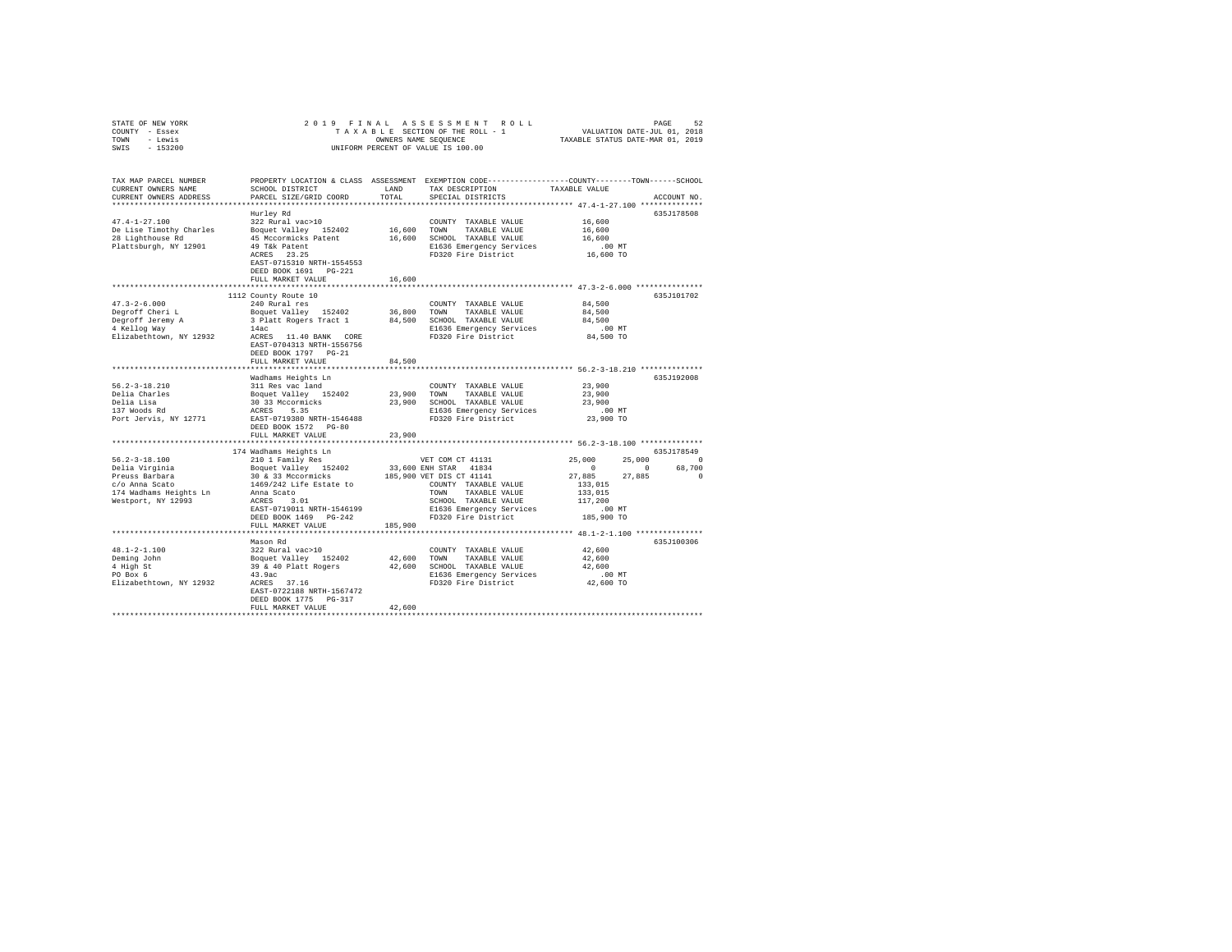STATE OF NEW YORK
COUNTY - Essex
TOWN - Lewis
SWIS - 153200

2019 FINAL ASSESSMENT ROLL
TAXABLE SECTION OF THE ROLL - 1
OWNERS NAME SEQUENCE
UNIFORM PERCENT OF VALUE IS 100.00

VALUATION DATE-JUL 01, 2018
TAXABLE STATUS DATE-MAR 01, 2019

```
TAX MAP PARCEL NUMBER          PROPERTY LOCATION & CLASS  ASSESSMENT  EXEMPTION CODE------------------COUNTY--------TOWN------SCHOOL
CURRENT OWNERS NAME            SCHOOL DISTRICT               LAND      TAX DESCRIPTION            TAXABLE VALUE
CURRENT OWNERS ADDRESS         PARCEL SIZE/GRID COORD        TOTAL     SPECIAL DISTRICTS                                    ACCOUNT NO.
******************************************************************************************************* 47.4-1-27.100 **************
                               Hurley Rd                                                                                 635J178508
47.4-1-27.100                  322 Rural vac>10                        COUNTY  TAXABLE VALUE            16,600
De Lise Timothy Charles        Boquet Valley  152402      16,600    TOWN    TAXABLE VALUE            16,600
28 Lighthouse Rd               45 Mccormicks Patent       16,600    SCHOOL  TAXABLE VALUE            16,600
Plattsburgh, NY 12901          49 T&k Patent                           E1636 Emergency Services            .00 MT
                               ACRES   23.25                           FD320 Fire District              16,600 TO
                               EAST-0715310 NRTH-1554553
                               DEED BOOK 1691   PG-221
                               FULL MARKET VALUE          16,600
******************************************************************************************************* 47.3-2-6.000 ***************
                               1112 County Route 10                                                                      635J101702
47.3-2-6.000                   240 Rural res                           COUNTY  TAXABLE VALUE            84,500
Degroff Cheri L                Boquet Valley  152402      36,800    TOWN    TAXABLE VALUE            84,500
Degroff Jeremy A               3 Platt Rogers Tract 1     84,500    SCHOOL  TAXABLE VALUE            84,500
4 Kellog Way                   14ac                                    E1636 Emergency Services            .00 MT
Elizabethtown, NY 12932        ACRES   11.40 BANK   CORE               FD320 Fire District              84,500 TO
                               EAST-0704313 NRTH-1556756
                               DEED BOOK 1797   PG-21
                               FULL MARKET VALUE          84,500
******************************************************************************************************* 56.2-3-18.210 **************
                               Wadhams Heights Ln                                                                        635J192008
56.2-3-18.210                  311 Res vac land                        COUNTY  TAXABLE VALUE            23,900
Delia Charles                  Boquet Valley  152402      23,900    TOWN    TAXABLE VALUE            23,900
Delia Lisa                     30 33 Mccormicks           23,900    SCHOOL  TAXABLE VALUE            23,900
137 Woods Rd                   ACRES    5.35                           E1636 Emergency Services            .00 MT
Port Jervis, NY 12771          EAST-0719380 NRTH-1546488               FD320 Fire District              23,900 TO
                               DEED BOOK 1572   PG-80
                               FULL MARKET VALUE          23,900
******************************************************************************************************* 56.2-3-18.100 **************
                               174 Wadhams Heights Ln                                                                    635J178549
56.2-3-18.100                  210 1 Family Res                  VET COM CT 41131           25,000      25,000           0
Delia Virginia                 Boquet Valley  152402      33,600 ENH STAR  41834                 0           0      68,700
Preuss Barbara                 30 & 33 Mccormicks        185,900 VET DIS CT 41141           27,885      27,885           0
c/o Anna Scato                 1469/242 Life Estate to                 COUNTY  TAXABLE VALUE           133,015
174 Wadhams Heights Ln         Anna Scato                              TOWN    TAXABLE VALUE           133,015
Westport, NY 12993             ACRES    3.01                           SCHOOL  TAXABLE VALUE           117,200
                               EAST-0719011 NRTH-1546199               E1636 Emergency Services            .00 MT
                               DEED BOOK 1469   PG-242                 FD320 Fire District             185,900 TO
                               FULL MARKET VALUE         185,900
******************************************************************************************************* 48.1-2-1.100 ***************
                               Mason Rd                                                                                  635J100306
48.1-2-1.100                   322 Rural vac>10                        COUNTY  TAXABLE VALUE            42,600
Deming John                    Boquet Valley  152402      42,600    TOWN    TAXABLE VALUE            42,600
4 High St                      39 & 40 Platt Rogers       42,600    SCHOOL  TAXABLE VALUE            42,600
PO Box 6                       43.9ac                                  E1636 Emergency Services            .00 MT
Elizabethtown, NY 12932        ACRES   37.16                           FD320 Fire District              42,600 TO
                               EAST-0722188 NRTH-1567472
                               DEED BOOK 1775   PG-317
                               FULL MARKET VALUE          42,600
************************************************************************************************************************************
```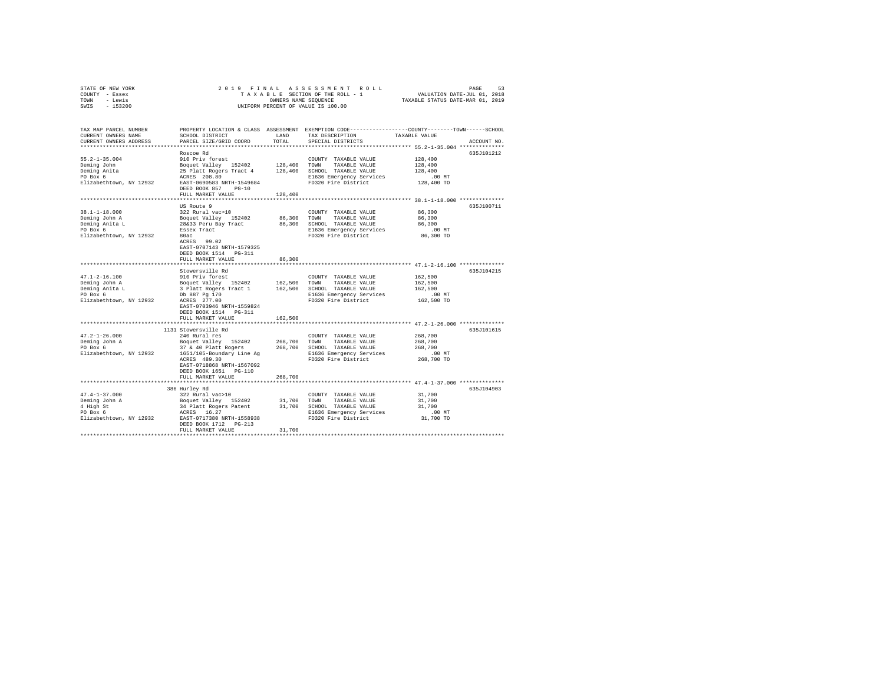STATE OF NEW YORK    2019 FINAL ASSESSMENT ROLL    PAGE 53
COUNTY - Essex    TAXABLE SECTION OF THE ROLL - 1    VALUATION DATE-JUL 01, 2018
TOWN - Lewis    OWNERS NAME SEQUENCE    TAXABLE STATUS DATE-MAR 01, 2019
SWIS - 153200    UNIFORM PERCENT OF VALUE IS 100.00

| TAX MAP PARCEL NUMBER / CURRENT OWNERS NAME / CURRENT OWNERS ADDRESS | PROPERTY LOCATION & CLASS / SCHOOL DISTRICT / PARCEL SIZE/GRID COORD | ASSESSMENT LAND | TOTAL | EXEMPTION CODE / TAX DESCRIPTION / SPECIAL DISTRICTS | COUNTY--TOWN--SCHOOL TAXABLE VALUE | ACCOUNT NO. |
|---|---|---|---|---|---|---|
| 55.2-1-35.004 | Roscoe Rd | | | | | 635J101212 |
| 55.2-1-35.004 | 910 Priv forest | | | COUNTY TAXABLE VALUE | 128,400 | |
| Deming John | Boquet Valley 152402 | 128,400 | | TOWN TAXABLE VALUE | 128,400 | |
| Deming Anita | 25 Platt Rogers Tract 4 | | 128,400 | SCHOOL TAXABLE VALUE | 128,400 | |
| PO Box 6 | ACRES 208.80 | | | E1636 Emergency Services | .00 MT | |
| Elizabethtown, NY 12932 | EAST-0690583 NRTH-1549684 | | | FD320 Fire District | 128,400 TO | |
| | DEED BOOK 857 PG-10 | | | | | |
| | FULL MARKET VALUE | | 128,400 | | | |
| 38.1-1-18.000 | US Route 9 | | | | | 635J100711 |
| 38.1-1-18.000 | 322 Rural vac>10 | | | COUNTY TAXABLE VALUE | 86,300 | |
| Deming John A | Boquet Valley 152402 | 86,300 | | TOWN TAXABLE VALUE | 86,300 | |
| Deming Anita L | 28&33 Peru Bay Tract | | 86,300 | SCHOOL TAXABLE VALUE | 86,300 | |
| PO Box 6 | Essex Tract | | | E1636 Emergency Services | .00 MT | |
| Elizabethtown, NY 12932 | 80ac | | | FD320 Fire District | 86,300 TO | |
| | ACRES 99.02 | | | | | |
| | EAST-0707143 NRTH-1579325 | | | | | |
| | DEED BOOK 1514 PG-311 | | | | | |
| | FULL MARKET VALUE | | 86,300 | | | |
| 47.1-2-16.100 | Stowersville Rd | | | | | 635J104215 |
| 47.1-2-16.100 | 910 Priv forest | | | COUNTY TAXABLE VALUE | 162,500 | |
| Deming John A | Boquet Valley 152402 | 162,500 | | TOWN TAXABLE VALUE | 162,500 | |
| Deming Anita L | 3 Platt Rogers Tract 1 | | 162,500 | SCHOOL TAXABLE VALUE | 162,500 | |
| PO Box 6 | Db 887 Pg 170 | | | E1636 Emergency Services | .00 MT | |
| Elizabethtown, NY 12932 | ACRES 277.00 | | | FD320 Fire District | 162,500 TO | |
| | EAST-0703946 NRTH-1559824 | | | | | |
| | DEED BOOK 1514 PG-311 | | | | | |
| | FULL MARKET VALUE | | 162,500 | | | |
| 47.2-1-26.000 | 1131 Stowersville Rd | | | | | 635J101615 |
| 47.2-1-26.000 | 240 Rural res | | | COUNTY TAXABLE VALUE | 268,700 | |
| Deming John A | Boquet Valley 152402 | 268,700 | | TOWN TAXABLE VALUE | 268,700 | |
| PO Box 6 | 37 & 40 Platt Rogers | | 268,700 | SCHOOL TAXABLE VALUE | 268,700 | |
| Elizabethtown, NY 12932 | 1651/105-Boundary Line Ag | | | E1636 Emergency Services | .00 MT | |
| | ACRES 489.30 | | | FD320 Fire District | 268,700 TO | |
| | EAST-0718868 NRTH-1567092 | | | | | |
| | DEED BOOK 1651 PG-110 | | | | | |
| | FULL MARKET VALUE | | 268,700 | | | |
| 47.4-1-37.000 | 386 Hurley Rd | | | | | 635J104903 |
| 47.4-1-37.000 | 322 Rural vac>10 | | | COUNTY TAXABLE VALUE | 31,700 | |
| Deming John A | Boquet Valley 152402 | 31,700 | | TOWN TAXABLE VALUE | 31,700 | |
| 4 High St | 34 Platt Rogers Patent | | 31,700 | SCHOOL TAXABLE VALUE | 31,700 | |
| PO Box 6 | ACRES 16.27 | | | E1636 Emergency Services | .00 MT | |
| Elizabethtown, NY 12932 | EAST-0717380 NRTH-1558938 | | | FD320 Fire District | 31,700 TO | |
| | DEED BOOK 1712 PG-213 | | | | | |
| | FULL MARKET VALUE | | 31,700 | | | |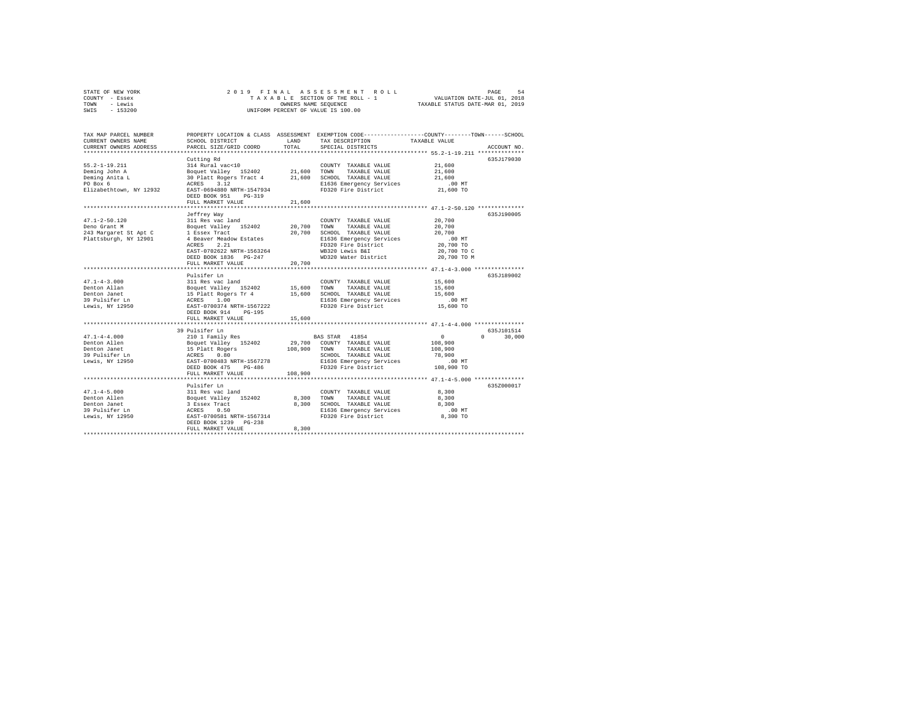STATE OF NEW YORK
COUNTY - Essex
TOWN - Lewis
SWIS - 153200

2019 FINAL ASSESSMENT ROLL
TAXABLE SECTION OF THE ROLL - 1
OWNERS NAME SEQUENCE
UNIFORM PERCENT OF VALUE IS 100.00

VALUATION DATE-JUL 01, 2018
TAXABLE STATUS DATE-MAR 01, 2019

| TAX MAP PARCEL NUMBER / CURRENT OWNERS NAME / CURRENT OWNERS ADDRESS | PROPERTY LOCATION & CLASS / SCHOOL DISTRICT / PARCEL SIZE/GRID COORD | ASSESSMENT LAND / TOTAL | EXEMPTION CODE / TAX DESCRIPTION / SPECIAL DISTRICTS | COUNTY / TOWN / SCHOOL TAXABLE VALUE | ACCOUNT NO. |
|---|---|---|---|---|---|
| 55.2-1-19.211 | Cutting Rd | | | | 635J179030 |
| 55.2-1-19.211 | 314 Rural vac<10 | | COUNTY TAXABLE VALUE | 21,600 | |
| Deming John A | Boquet Valley 152402 | 21,600 | TOWN TAXABLE VALUE | 21,600 | |
| Deming Anita L | 30 Platt Rogers Tract 4 | 21,600 | SCHOOL TAXABLE VALUE | 21,600 | |
| PO Box 6 | ACRES 3.12 | | E1636 Emergency Services | .00 MT | |
| Elizabethtown, NY 12932 | EAST-0694880 NRTH-1547934 | | FD320 Fire District | 21,600 TO | |
| | DEED BOOK 951 PG-319 | | | | |
| | FULL MARKET VALUE | 21,600 | | | |
| 47.1-2-50.120 | Jeffrey Way | | | | 635J190005 |
| 47.1-2-50.120 | 311 Res vac land | | COUNTY TAXABLE VALUE | 20,700 | |
| Deno Grant M | Boquet Valley 152402 | 20,700 | TOWN TAXABLE VALUE | 20,700 | |
| 243 Margaret St Apt C | 1 Essex Tract | 20,700 | SCHOOL TAXABLE VALUE | 20,700 | |
| Plattsburgh, NY 12901 | 4 Beaver Meadow Estates | | E1636 Emergency Services | .00 MT | |
| | ACRES 2.21 | | FD320 Fire District | 20,700 TO | |
| | EAST-0702622 NRTH-1563264 | | WB320 Lewis B&I | 20,700 TO C | |
| | DEED BOOK 1836 PG-247 | | WD320 Water District | 20,700 TO M | |
| | FULL MARKET VALUE | 20,700 | | | |
| 47.1-4-3.000 | Pulsifer Ln | | | | 635J189002 |
| 47.1-4-3.000 | 311 Res vac land | | COUNTY TAXABLE VALUE | 15,600 | |
| Denton Allan | Boquet Valley 152402 | 15,600 | TOWN TAXABLE VALUE | 15,600 | |
| Denton Janet | 15 Platt Rogers Tr 4 | 15,600 | SCHOOL TAXABLE VALUE | 15,600 | |
| 39 Pulsifer Ln | ACRES 1.00 | | E1636 Emergency Services | .00 MT | |
| Lewis, NY 12950 | EAST-0700374 NRTH-1567222 | | FD320 Fire District | 15,600 TO | |
| | DEED BOOK 914 PG-195 | | | | |
| | FULL MARKET VALUE | 15,600 | | | |
| 47.1-4-4.000 | 39 Pulsifer Ln | | | | 635J101514 |
| 47.1-4-4.000 | 210 1 Family Res | | BAS STAR 41854 | 0 0 30,000 | |
| Denton Allen | Boquet Valley 152402 | 29,700 | COUNTY TAXABLE VALUE | 108,900 | |
| Denton Janet | 15 Platt Rogers | 108,900 | TOWN TAXABLE VALUE | 108,900 | |
| 39 Pulsifer Ln | ACRES 0.80 | | SCHOOL TAXABLE VALUE | 78,900 | |
| Lewis, NY 12950 | EAST-0700483 NRTH-1567278 | | E1636 Emergency Services | .00 MT | |
| | DEED BOOK 475 PG-486 | | FD320 Fire District | 108,900 TO | |
| | FULL MARKET VALUE | 108,900 | | | |
| 47.1-4-5.000 | Pulsifer Ln | | | | 635Z000017 |
| 47.1-4-5.000 | 311 Res vac land | | COUNTY TAXABLE VALUE | 8,300 | |
| Denton Allen | Boquet Valley 152402 | 8,300 | TOWN TAXABLE VALUE | 8,300 | |
| Denton Janet | 3 Essex Tract | 8,300 | SCHOOL TAXABLE VALUE | 8,300 | |
| 39 Pulsifer Ln | ACRES 0.50 | | E1636 Emergency Services | .00 MT | |
| Lewis, NY 12950 | EAST-0700581 NRTH-1567314 | | FD320 Fire District | 8,300 TO | |
| | DEED BOOK 1239 PG-238 | | | | |
| | FULL MARKET VALUE | 8,300 | | | |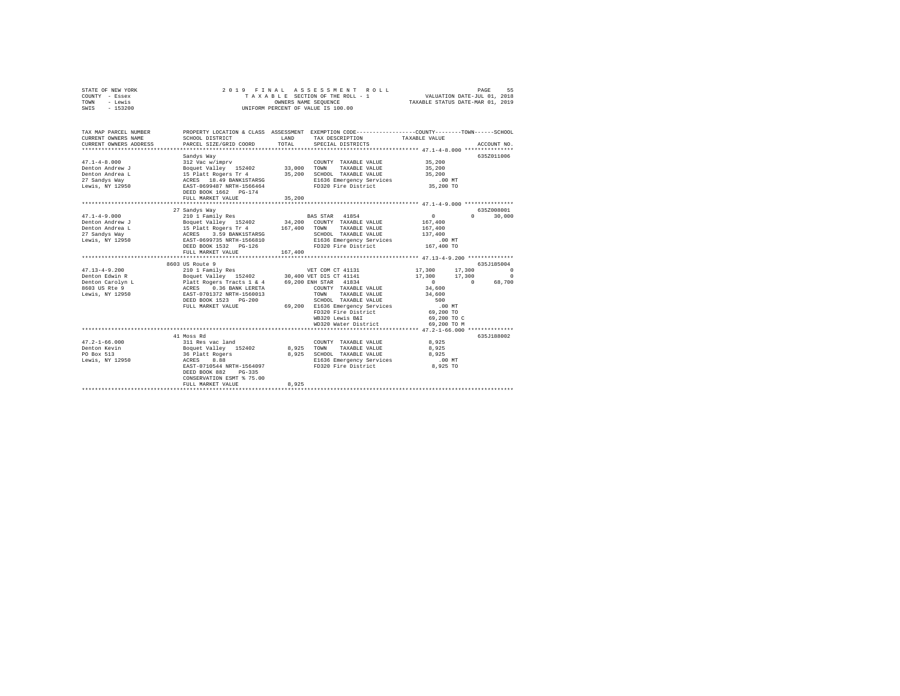STATE OF NEW YORK
COUNTY - Essex
TOWN - Lewis
SWIS - 153200

2019 FINAL ASSESSMENT ROLL
TAXABLE SECTION OF THE ROLL - 1
OWNERS NAME SEQUENCE
UNIFORM PERCENT OF VALUE IS 100.00

VALUATION DATE-JUL 01, 2018
TAXABLE STATUS DATE-MAR 01, 2019

```
TAX MAP PARCEL NUMBER     PROPERTY LOCATION & CLASS  ASSESSMENT  EXEMPTION CODE-----------------COUNTY--------TOWN------SCHOOL
CURRENT OWNERS NAME       SCHOOL DISTRICT             LAND       TAX DESCRIPTION            TAXABLE VALUE
CURRENT OWNERS ADDRESS    PARCEL SIZE/GRID COORD      TOTAL      SPECIAL DISTRICTS                                     ACCOUNT NO.
******************************************************************************************* 47.1-4-8.000 ***************
                          Sandys Way                                                                                 635Z011006
47.1-4-8.000              312 Vac w/imprv                        COUNTY  TAXABLE VALUE           35,200
Denton Andrew J           Boquet Valley  152402       33,000     TOWN    TAXABLE VALUE           35,200
Denton Andrea L           15 Platt Rogers Tr 4        35,200     SCHOOL  TAXABLE VALUE           35,200
27 Sandys Way             ACRES   18.49 BANK1STARSG              E1636 Emergency Services          .00 MT
Lewis, NY 12950           EAST-0699487 NRTH-1566464              FD320 Fire District             35,200 TO
                          DEED BOOK 1662   PG-174
                          FULL MARKET VALUE           35,200
******************************************************************************************* 47.1-4-9.000 ***************
                          27 Sandys Way                                                                              635Z008001
47.1-4-9.000              210 1 Family Res                       BAS STAR  41854                      0          0     30,000
Denton Andrew J           Boquet Valley  152402       34,200     COUNTY  TAXABLE VALUE          167,400
Denton Andrea L           15 Platt Rogers Tr 4       167,400     TOWN    TAXABLE VALUE          167,400
27 Sandys Way             ACRES    3.59 BANK1STARSG              SCHOOL  TAXABLE VALUE          137,400
Lewis, NY 12950           EAST-0699735 NRTH-1566810              E1636 Emergency Services          .00 MT
                          DEED BOOK 1532   PG-126                FD320 Fire District            167,400 TO
                          FULL MARKET VALUE          167,400
******************************************************************************************* 47.13-4-9.200 **************
                          8603 US Route 9                                                                            635J185004
47.13-4-9.200             210 1 Family Res                       VET COM CT 41131                17,300     17,300          0
Denton Edwin R            Boquet Valley  152402       30,400     VET DIS CT 41141                17,300     17,300          0
Denton Carolyn L          Platt Rogers Tracts 1 & 4   69,200     ENH STAR  41834                      0          0     68,700
8603 US Rte 9             ACRES    0.36 BANK LERETA              COUNTY  TAXABLE VALUE           34,600
Lewis, NY 12950           EAST-0701372 NRTH-1560013              TOWN    TAXABLE VALUE           34,600
                          DEED BOOK 1523   PG-200                SCHOOL  TAXABLE VALUE              500
                          FULL MARKET VALUE           69,200     E1636 Emergency Services          .00 MT
                                                                 FD320 Fire District             69,200 TO
                                                                 WB320 Lewis B&I                 69,200 TO C
                                                                 WD320 Water District            69,200 TO M
******************************************************************************************* 47.2-1-66.000 **************
                          41 Moss Rd                                                                                 635J188002
47.2-1-66.000             311 Res vac land                       COUNTY  TAXABLE VALUE            8,925
Denton Kevin              Boquet Valley  152402        8,925     TOWN    TAXABLE VALUE            8,925
PO Box 513                36 Platt Rogers              8,925     SCHOOL  TAXABLE VALUE            8,925
Lewis, NY 12950           ACRES    8.88                          E1636 Emergency Services          .00 MT
                          EAST-0710544 NRTH-1564097              FD320 Fire District              8,925 TO
                          DEED BOOK 882    PG-335
                          CONSERVATION ESMT % 75.00
                          FULL MARKET VALUE            8,925
*************************************************************************************************************************
```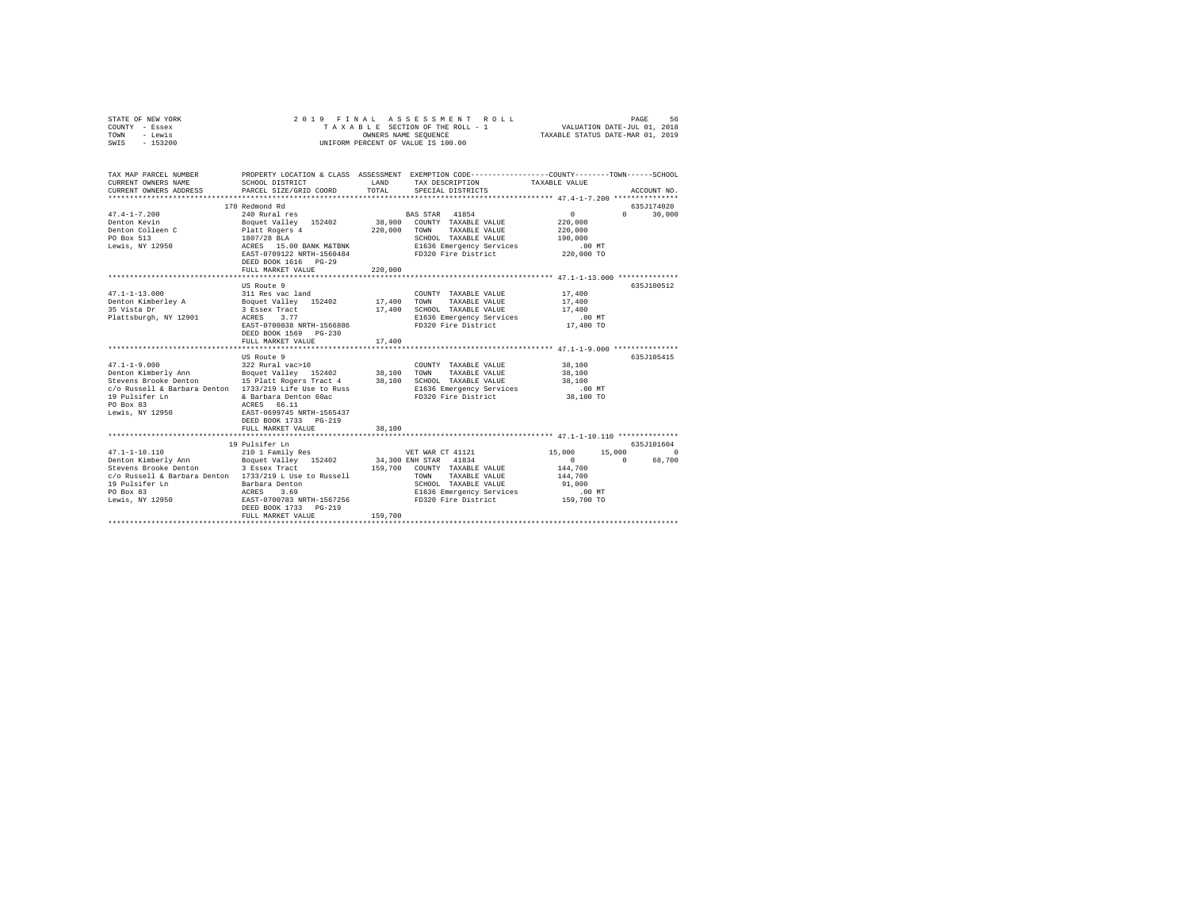```
STATE OF NEW YORK                2 0 1 9   F I N A L   A S S E S S M E N T   R O L L                    PAGE    56
COUNTY  - Essex                       T A X A B L E SECTION OF THE ROLL - 1              VALUATION DATE-JUL 01, 2018
TOWN    - Lewis                              OWNERS NAME SEQUENCE                      TAXABLE STATUS DATE-MAR 01, 2019
SWIS    - 153200                        UNIFORM PERCENT OF VALUE IS 100.00


TAX MAP PARCEL NUMBER          PROPERTY LOCATION & CLASS  ASSESSMENT  EXEMPTION CODE-----------------COUNTY--------TOWN------SCHOOL
CURRENT OWNERS NAME            SCHOOL DISTRICT              LAND      TAX DESCRIPTION            TAXABLE VALUE
CURRENT OWNERS ADDRESS         PARCEL SIZE/GRID COORD       TOTAL     SPECIAL DISTRICTS                                    ACCOUNT NO.
****************************************************************************************************** 47.4-1-7.200 ***************
                               170 Redmond Rd                                                                          635J174020
47.4-1-7.200                   240 Rural res                          BAS STAR  41854                  0          0       30,000
Denton Kevin                   Boquet Valley  152402       38,900   COUNTY  TAXABLE VALUE           220,000
Denton Colleen C               Platt Rogers 4             220,000   TOWN    TAXABLE VALUE           220,000
PO Box 513                     1807/28 BLA                            SCHOOL  TAXABLE VALUE           190,000
Lewis, NY 12950                ACRES   15.00 BANK M&TBNK             E1636 Emergency Services            .00 MT
                               EAST-0709122 NRTH-1560484             FD320 Fire District             220,000 TO
                               DEED BOOK 1616   PG-29
                               FULL MARKET VALUE          220,000
****************************************************************************************************** 47.1-1-13.000 **************
                               US Route 9                                                                              635J100512
47.1-1-13.000                  311 Res vac land                       COUNTY  TAXABLE VALUE            17,400
Denton Kimberley A             Boquet Valley  152402       17,400   TOWN    TAXABLE VALUE            17,400
35 Vista Dr                    3 Essex Tract               17,400   SCHOOL  TAXABLE VALUE            17,400
Plattsburgh, NY 12901          ACRES    3.77                          E1636 Emergency Services            .00 MT
                               EAST-0700838 NRTH-1566886             FD320 Fire District              17,400 TO
                               DEED BOOK 1569   PG-230
                               FULL MARKET VALUE           17,400
****************************************************************************************************** 47.1-1-9.000 ***************
                               US Route 9                                                                              635J105415
47.1-1-9.000                   322 Rural vac>10                       COUNTY  TAXABLE VALUE            38,100
Denton Kimberly Ann            Boquet Valley  152402       38,100   TOWN    TAXABLE VALUE            38,100
Stevens Brooke Denton          15 Platt Rogers Tract 4     38,100   SCHOOL  TAXABLE VALUE            38,100
c/o Russell & Barbara Denton   1733/219 Life Use to Russ             E1636 Emergency Services            .00 MT
19 Pulsifer Ln                 & Barbara Denton 60ac                 FD320 Fire District              38,100 TO
PO Box 83                      ACRES   66.11
Lewis, NY 12950                EAST-0699745 NRTH-1565437
                               DEED BOOK 1733   PG-219
                               FULL MARKET VALUE           38,100
****************************************************************************************************** 47.1-1-10.110 **************
                               19 Pulsifer Ln                                                                          635J101604
47.1-1-10.110                  210 1 Family Res                       VET WAR CT 41121            15,000     15,000            0
Denton Kimberly Ann            Boquet Valley  152402       34,300 ENH STAR  41834                  0          0       68,700
Stevens Brooke Denton          3 Essex Tract              159,700   COUNTY  TAXABLE VALUE           144,700
c/o Russell & Barbara Denton   1733/219 L Use to Russell             TOWN    TAXABLE VALUE           144,700
19 Pulsifer Ln                 Barbara Denton                         SCHOOL  TAXABLE VALUE            91,000
PO Box 83                      ACRES    3.69                          E1636 Emergency Services            .00 MT
Lewis, NY 12950                EAST-0700703 NRTH-1567256             FD320 Fire District             159,700 TO
                               DEED BOOK 1733   PG-219
                               FULL MARKET VALUE          159,700
************************************************************************************************************************************
```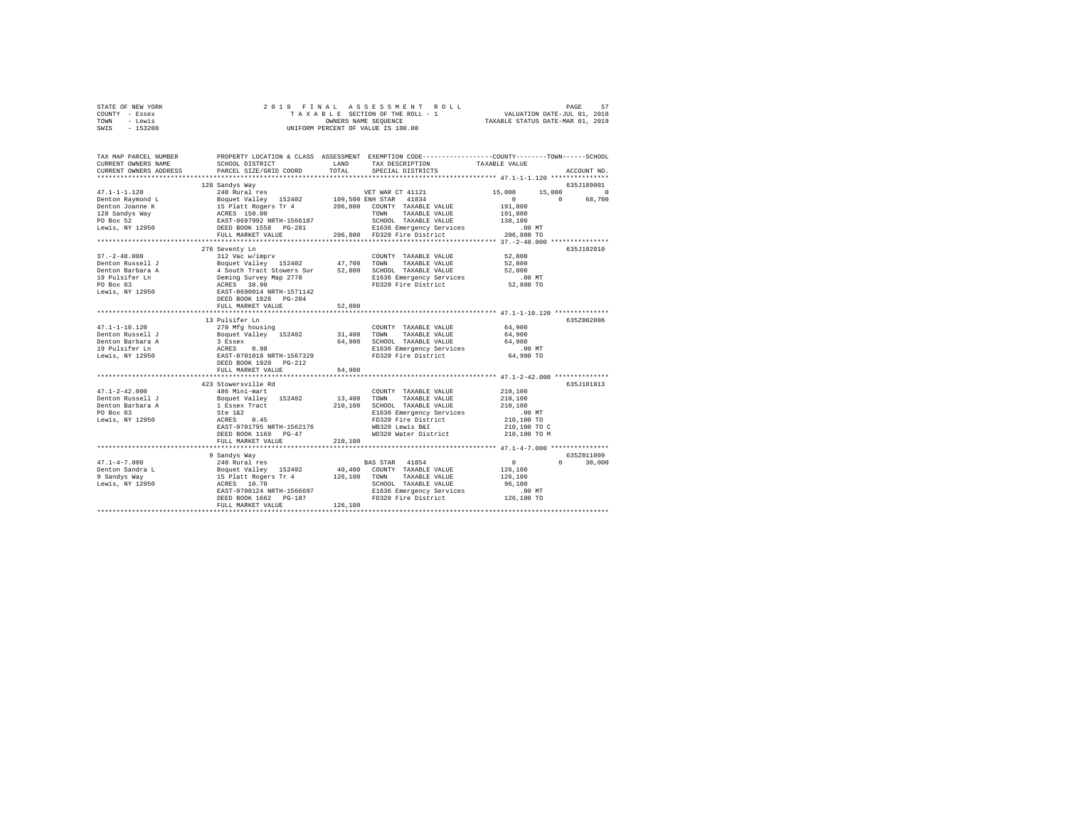STATE OF NEW YORK
COUNTY - Essex
TOWN - Lewis
SWIS - 153200

2019 FINAL ASSESSMENT ROLL
TAXABLE SECTION OF THE ROLL - 1
OWNERS NAME SEQUENCE
UNIFORM PERCENT OF VALUE IS 100.00

VALUATION DATE-JUL 01, 2018
TAXABLE STATUS DATE-MAR 01, 2019

```
TAX MAP PARCEL NUMBER      PROPERTY LOCATION & CLASS  ASSESSMENT  EXEMPTION CODE-----------------COUNTY--------TOWN------SCHOOL
CURRENT OWNERS NAME        SCHOOL DISTRICT             LAND       TAX DESCRIPTION              TAXABLE VALUE
CURRENT OWNERS ADDRESS     PARCEL SIZE/GRID COORD      TOTAL      SPECIAL DISTRICTS                                          ACCOUNT NO.
*********************************************************************************************** 47.1-1-1.120 ***************
                           128 Sandys Way                                                                                635J189001
47.1-1-1.120               240 Rural res                          VET WAR CT 41121              15,000     15,000          0
Denton Raymond L           Boquet Valley  152402      109,500 ENH STAR  41834                       0          0     68,700
Denton Joanne K            15 Platt Rogers Tr 4       206,800     COUNTY  TAXABLE VALUE         191,800
128 Sandys Way             ACRES  150.00                          TOWN    TAXABLE VALUE         191,800
PO Box 52                  EAST-0697992 NRTH-1566187              SCHOOL  TAXABLE VALUE         138,100
Lewis, NY 12950            DEED BOOK 1558   PG-281                E1636 Emergency Services          .00 MT
                           FULL MARKET VALUE          206,800     FD320 Fire District           206,800 TO
*********************************************************************************************** 37.-2-48.000 ***************
                           276 Seventy Ln                                                                                635J102010
37.-2-48.000               312 Vac w/imprv                        COUNTY  TAXABLE VALUE          52,800
Denton Russell J           Boquet Valley  152402       47,700     TOWN    TAXABLE VALUE          52,800
Denton Barbara A           4 South Tract Stowers Sur   52,800     SCHOOL  TAXABLE VALUE          52,800
19 Pulsifer Ln             Deming Survey Map 2770                 E1636 Emergency Services          .00 MT
PO Box 83                  ACRES   38.90                          FD320 Fire District            52,800 TO
Lewis, NY 12950            EAST-0690014 NRTH-1571142
                           DEED BOOK 1828   PG-204
                           FULL MARKET VALUE           52,800
*********************************************************************************************** 47.1-1-10.120 **************
                           13 Pulsifer Ln                                                                                635Z002006
47.1-1-10.120              270 Mfg housing                        COUNTY  TAXABLE VALUE          64,900
Denton Russell J           Boquet Valley  152402       31,400     TOWN    TAXABLE VALUE          64,900
Denton Barbara A           3 Essex                     64,900     SCHOOL  TAXABLE VALUE          64,900
19 Pulsifer Ln             ACRES    0.98                          E1636 Emergency Services          .00 MT
Lewis, NY 12950            EAST-0701018 NRTH-1567329              FD320 Fire District            64,900 TO
                           DEED BOOK 1920   PG-212
                           FULL MARKET VALUE           64,900
*********************************************************************************************** 47.1-2-42.000 **************
                           423 Stowersville Rd                                                                           635J101813
47.1-2-42.000              486 Mini-mart                          COUNTY  TAXABLE VALUE         210,100
Denton Russell J           Boquet Valley  152402       13,400     TOWN    TAXABLE VALUE         210,100
Denton Barbara A           1 Essex Tract              210,100     SCHOOL  TAXABLE VALUE         210,100
PO Box 83                  Ste 1&2                                E1636 Emergency Services          .00 MT
Lewis, NY 12950            ACRES    0.45                          FD320 Fire District           210,100 TO
                           EAST-0701795 NRTH-1562176              WB320 Lewis B&I               210,100 TO C
                           DEED BOOK 1169   PG-47                 WD320 Water District          210,100 TO M
                           FULL MARKET VALUE          210,100
*********************************************************************************************** 47.1-4-7.000 ***************
                           9 Sandys Way                                                                                  635Z011009
47.1-4-7.000               240 Rural res                          BAS STAR  41854                   0          0     30,000
Denton Sandra L            Boquet Valley  152402       40,400     COUNTY  TAXABLE VALUE         126,100
9 Sandys Way               15 Platt Rogers Tr 4       126,100     TOWN    TAXABLE VALUE         126,100
Lewis, NY 12950            ACRES   10.70                          SCHOOL  TAXABLE VALUE          96,100
                           EAST-0700124 NRTH-1566697              E1636 Emergency Services          .00 MT
                           DEED BOOK 1662   PG-187                FD320 Fire District           126,100 TO
                           FULL MARKET VALUE          126,100
******************************************************************************************************************************
```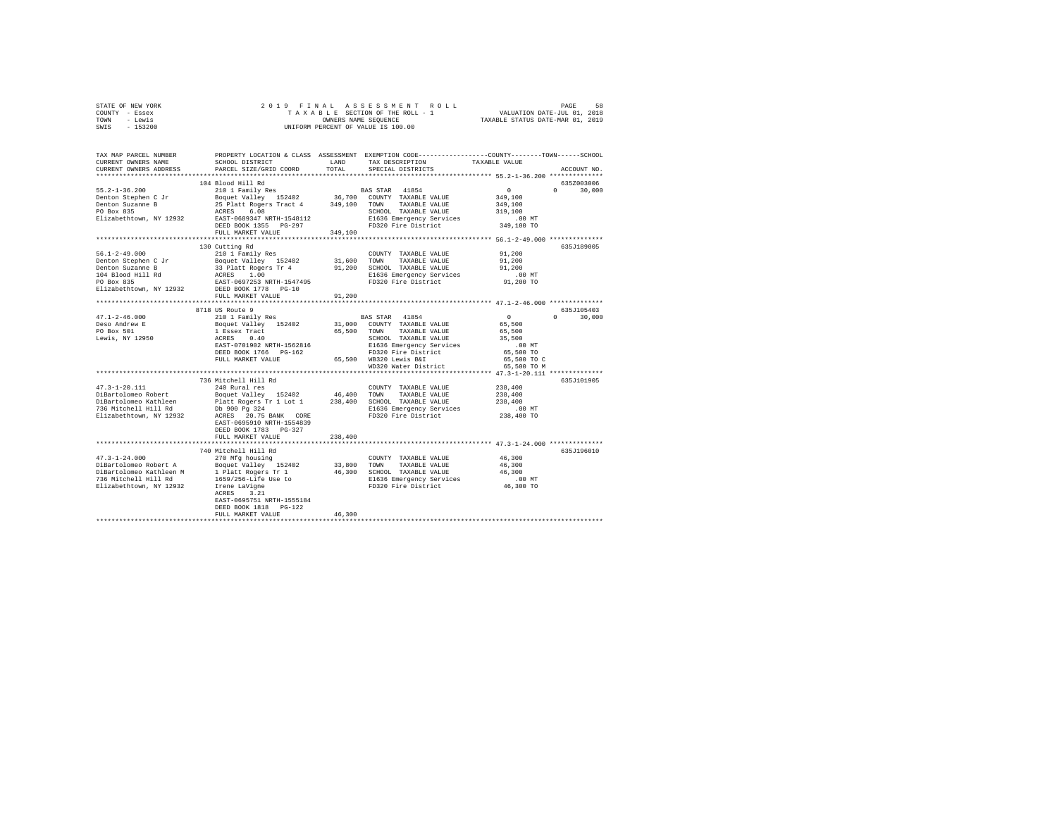STATE OF NEW YORK
COUNTY - Essex
TOWN - Lewis
SWIS - 153200

2019 FINAL ASSESSMENT ROLL
TAXABLE SECTION OF THE ROLL - 1
OWNERS NAME SEQUENCE
UNIFORM PERCENT OF VALUE IS 100.00

VALUATION DATE-JUL 01, 2018
TAXABLE STATUS DATE-MAR 01, 2019

```
TAX MAP PARCEL NUMBER          PROPERTY LOCATION & CLASS  ASSESSMENT  EXEMPTION CODE-----------------COUNTY--------TOWN------SCHOOL
CURRENT OWNERS NAME            SCHOOL DISTRICT             LAND       TAX DESCRIPTION            TAXABLE VALUE
CURRENT OWNERS ADDRESS         PARCEL SIZE/GRID COORD      TOTAL      SPECIAL DISTRICTS                                    ACCOUNT NO.
************************************************************************************************ 55.2-1-36.200 **************
                               104 Blood Hill Rd                                                                        635Z003006
55.2-1-36.200                  210 1 Family Res                  BAS STAR  41854                    0            0      30,000
Denton Stephen C Jr            Boquet Valley  152402      36,700  COUNTY  TAXABLE VALUE        349,100
Denton Suzanne B               25 Platt Rogers Tract 4   349,100  TOWN    TAXABLE VALUE        349,100
PO Box 835                     ACRES    6.08                      SCHOOL  TAXABLE VALUE        319,100
Elizabethtown, NY 12932        EAST-0689347 NRTH-1548112          E1636 Emergency Services          .00 MT
                               DEED BOOK 1355   PG-297            FD320 Fire District           349,100 TO
                               FULL MARKET VALUE         349,100
************************************************************************************************ 56.1-2-49.000 **************
                               130 Cutting Rd                                                                           635J189005
56.1-2-49.000                  210 1 Family Res                   COUNTY  TAXABLE VALUE         91,200
Denton Stephen C Jr            Boquet Valley  152402      31,600  TOWN    TAXABLE VALUE         91,200
Denton Suzanne B               33 Platt Rogers Tr 4       91,200  SCHOOL  TAXABLE VALUE         91,200
104 Blood Hill Rd              ACRES    1.00                      E1636 Emergency Services          .00 MT
PO Box 835                     EAST-0697253 NRTH-1547495          FD320 Fire District            91,200 TO
Elizabethtown, NY 12932        DEED BOOK 1778   PG-10
                               FULL MARKET VALUE          91,200
************************************************************************************************ 47.1-2-46.000 **************
                               8718 US Route 9                                                                          635J105403
47.1-2-46.000                  210 1 Family Res                  BAS STAR  41854                    0            0      30,000
Deso Andrew E                  Boquet Valley  152402      31,000  COUNTY  TAXABLE VALUE         65,500
PO Box 501                     1 Essex Tract              65,500  TOWN    TAXABLE VALUE         65,500
Lewis, NY 12950                ACRES    0.40                      SCHOOL  TAXABLE VALUE         35,500
                               EAST-0701902 NRTH-1562816          E1636 Emergency Services          .00 MT
                               DEED BOOK 1766   PG-162            FD320 Fire District            65,500 TO
                               FULL MARKET VALUE          65,500  WB320 Lewis B&I                65,500 TO C
                                                                  WD320 Water District           65,500 TO M
************************************************************************************************ 47.3-1-20.111 **************
                               736 Mitchell Hill Rd                                                                     635J101905
47.3-1-20.111                  240 Rural res                      COUNTY  TAXABLE VALUE        238,400
DiBartolomeo Robert            Boquet Valley  152402      46,400  TOWN    TAXABLE VALUE        238,400
DiBartolomeo Kathleen          Platt Rogers Tr 1 Lot 1   238,400  SCHOOL  TAXABLE VALUE        238,400
736 Mitchell Hill Rd           Db 900 Pg 324                      E1636 Emergency Services          .00 MT
Elizabethtown, NY 12932        ACRES   20.75 BANK   CORE          FD320 Fire District           238,400 TO
                               EAST-0695910 NRTH-1554839
                               DEED BOOK 1783   PG-327
                               FULL MARKET VALUE         238,400
************************************************************************************************ 47.3-1-24.000 **************
                               740 Mitchell Hill Rd                                                                     635J196010
47.3-1-24.000                  270 Mfg housing                    COUNTY  TAXABLE VALUE         46,300
DiBartolomeo Robert A          Boquet Valley  152402      33,800  TOWN    TAXABLE VALUE         46,300
DiBartolomeo Kathleen M        1 Platt Rogers Tr 1        46,300  SCHOOL  TAXABLE VALUE         46,300
736 Mitchell Hill Rd           1659/256-Life Use to               E1636 Emergency Services          .00 MT
Elizabethtown, NY 12932        Irene LaVigne                      FD320 Fire District            46,300 TO
                               ACRES    3.21
                               EAST-0695751 NRTH-1555184
                               DEED BOOK 1818   PG-122
                               FULL MARKET VALUE          46,300
*****************************************************************************************************************************
```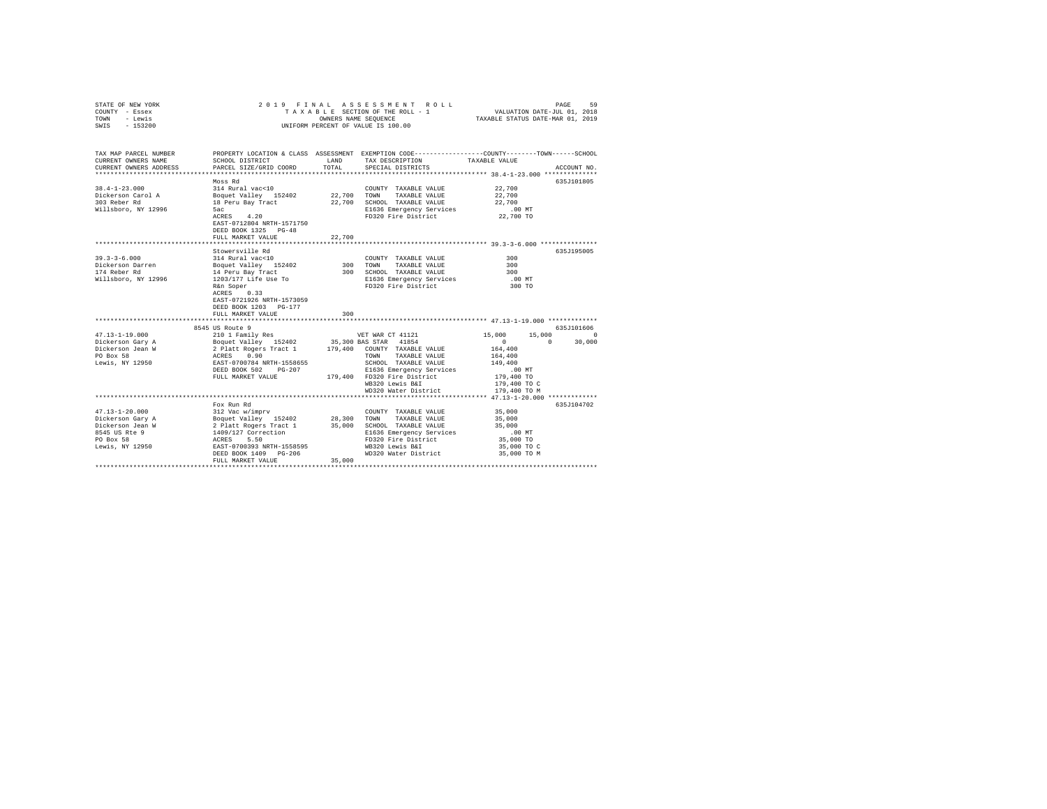STATE OF NEW YORK
COUNTY - Essex
TOWN - Lewis
SWIS - 153200

2019 FINAL ASSESSMENT ROLL
TAXABLE SECTION OF THE ROLL - 1
OWNERS NAME SEQUENCE
UNIFORM PERCENT OF VALUE IS 100.00

VALUATION DATE-JUL 01, 2018
TAXABLE STATUS DATE-MAR 01, 2019

```
TAX MAP PARCEL NUMBER     PROPERTY LOCATION & CLASS  ASSESSMENT  EXEMPTION CODE-----------------COUNTY--------TOWN------SCHOOL
CURRENT OWNERS NAME       SCHOOL DISTRICT             LAND       TAX DESCRIPTION           TAXABLE VALUE
CURRENT OWNERS ADDRESS    PARCEL SIZE/GRID COORD      TOTAL      SPECIAL DISTRICTS                                     ACCOUNT NO.
******************************************************************************************************* 38.4-1-23.000 **************
                          Moss Rd                                                                                  635J101805
38.4-1-23.000             314 Rural vac<10                       COUNTY  TAXABLE VALUE          22,700
Dickerson Carol A         Boquet Valley  152402       22,700     TOWN    TAXABLE VALUE          22,700
303 Reber Rd              18 Peru Bay Tract           22,700     SCHOOL  TAXABLE VALUE          22,700
Willsboro, NY 12996       5ac                                    E1636 Emergency Services          .00 MT
                          ACRES    4.20                          FD320 Fire District            22,700 TO
                          EAST-0712804 NRTH-1571750
                          DEED BOOK 1325   PG-48
                          FULL MARKET VALUE           22,700
******************************************************************************************************* 39.3-3-6.000 ***************
                          Stowersville Rd                                                                          635J195005
39.3-3-6.000              314 Rural vac<10                       COUNTY  TAXABLE VALUE             300
Dickerson Darren          Boquet Valley  152402          300     TOWN    TAXABLE VALUE             300
174 Reber Rd              14 Peru Bay Tract              300     SCHOOL  TAXABLE VALUE             300
Willsboro, NY 12996       1203/177 Life Use To                   E1636 Emergency Services          .00 MT
                          R&n Soper                              FD320 Fire District               300 TO
                          ACRES    0.33
                          EAST-0721926 NRTH-1573059
                          DEED BOOK 1203   PG-177
                          FULL MARKET VALUE              300
******************************************************************************************************* 47.13-1-19.000 *************
                          8545 US Route 9                                                                          635J101606
47.13-1-19.000            210 1 Family Res                       VET WAR CT 41121           15,000      15,000           0
Dickerson Gary A          Boquet Valley  152402       35,300 BAS STAR   41854                    0           0      30,000
Dickerson Jean W          2 Platt Rogers Tract 1     179,400     COUNTY  TAXABLE VALUE         164,400
PO Box 58                 ACRES    0.90                          TOWN    TAXABLE VALUE         164,400
Lewis, NY 12950           EAST-0700784 NRTH-1558655              SCHOOL  TAXABLE VALUE         149,400
                          DEED BOOK 502    PG-207                E1636 Emergency Services          .00 MT
                          FULL MARKET VALUE          179,400     FD320 Fire District           179,400 TO
                                                                 WB320 Lewis B&I               179,400 TO C
                                                                 WD320 Water District          179,400 TO M
******************************************************************************************************* 47.13-1-20.000 *************
                          Fox Run Rd                                                                               635J104702
47.13-1-20.000            312 Vac w/imprv                        COUNTY  TAXABLE VALUE          35,000
Dickerson Gary A          Boquet Valley  152402       28,300     TOWN    TAXABLE VALUE          35,000
Dickerson Jean W          2 Platt Rogers Tract 1      35,000     SCHOOL  TAXABLE VALUE          35,000
8545 US Rte 9             1409/127 Correction                    E1636 Emergency Services          .00 MT
PO Box 58                 ACRES    5.50                          FD320 Fire District            35,000 TO
Lewis, NY 12950           EAST-0700393 NRTH-1558595              WB320 Lewis B&I                35,000 TO C
                          DEED BOOK 1409   PG-206                WD320 Water District           35,000 TO M
                          FULL MARKET VALUE           35,000
************************************************************************************************************************************
```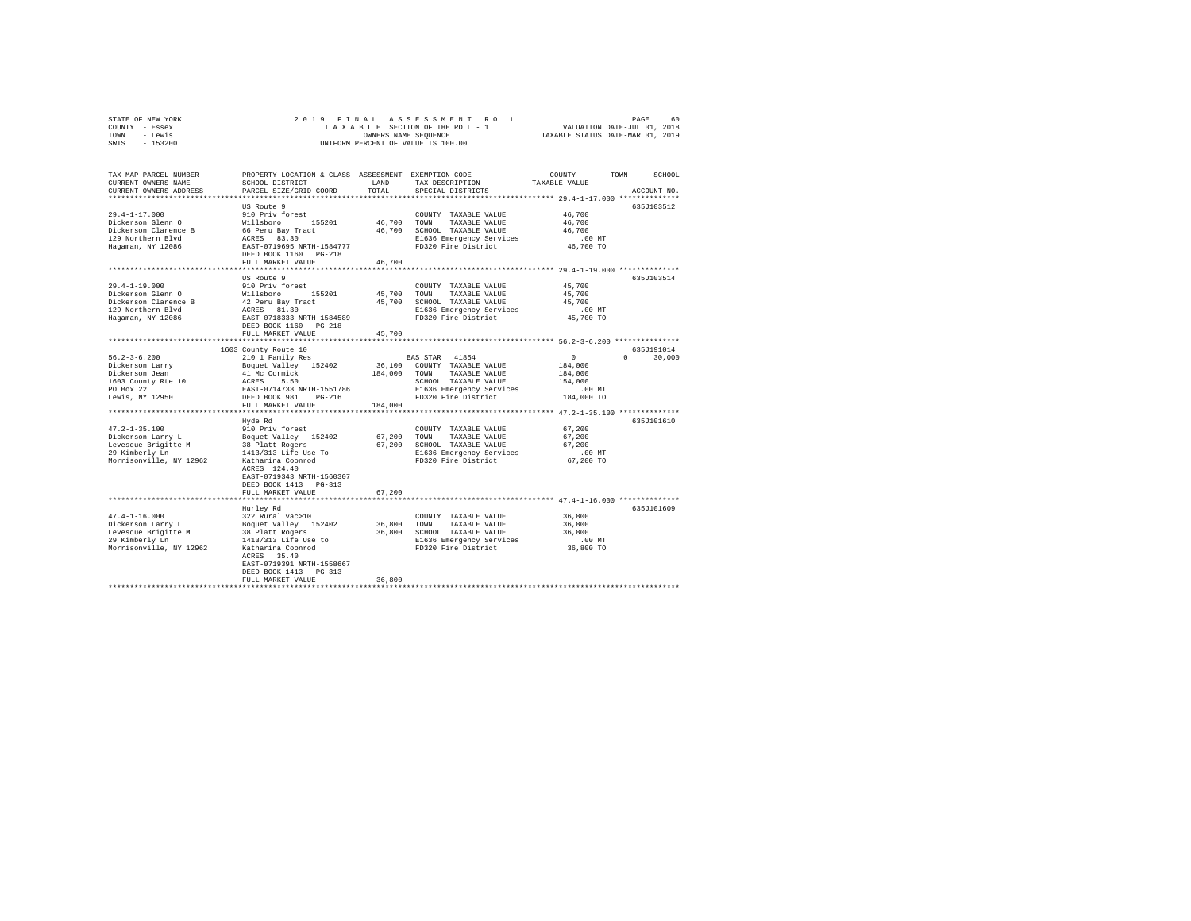STATE OF NEW YORK　　　　2019 FINAL ASSESSMENT ROLL
COUNTY - Essex　　　　TAXABLE SECTION OF THE ROLL - 1　　　　VALUATION DATE-JUL 01, 2018
TOWN - Lewis　　　　OWNERS NAME SEQUENCE　　　　TAXABLE STATUS DATE-MAR 01, 2019
SWIS - 153200　　　　UNIFORM PERCENT OF VALUE IS 100.00

| TAX MAP PARCEL NUMBER / CURRENT OWNERS NAME / CURRENT OWNERS ADDRESS | PROPERTY LOCATION & CLASS / SCHOOL DISTRICT / PARCEL SIZE/GRID COORD | ASSESSMENT LAND / TOTAL | EXEMPTION CODE / TAX DESCRIPTION / SPECIAL DISTRICTS | COUNTY / TOWN / SCHOOL TAXABLE VALUE | ACCOUNT NO. |
|---|---|---|---|---|---|
| 29.4-1-17.000 | US Route 9 | | | | 635J103512 |
| Dickerson Glenn O | 910 Priv forest | | COUNTY TAXABLE VALUE | 46,700 | |
| Dickerson Clarence B | Willsboro 155201 | 46,700 | TOWN TAXABLE VALUE | 46,700 | |
| 129 Northern Blvd | 66 Peru Bay Tract | 46,700 | SCHOOL TAXABLE VALUE | 46,700 | |
| Hagaman, NY 12086 | ACRES 83.30 | | E1636 Emergency Services | .00 MT | |
| | EAST-0719695 NRTH-1584777 | | FD320 Fire District | 46,700 TO | |
| | DEED BOOK 1160 PG-218 | | | | |
| | FULL MARKET VALUE | 46,700 | | | |
| 29.4-1-19.000 | US Route 9 | | | | 635J103514 |
| Dickerson Glenn O | 910 Priv forest | | COUNTY TAXABLE VALUE | 45,700 | |
| Dickerson Clarence B | Willsboro 155201 | 45,700 | TOWN TAXABLE VALUE | 45,700 | |
| 129 Northern Blvd | 42 Peru Bay Tract | 45,700 | SCHOOL TAXABLE VALUE | 45,700 | |
| Hagaman, NY 12086 | ACRES 81.30 | | E1636 Emergency Services | .00 MT | |
| | EAST-0718333 NRTH-1584589 | | FD320 Fire District | 45,700 TO | |
| | DEED BOOK 1160 PG-218 | | | | |
| | FULL MARKET VALUE | 45,700 | | | |
| 56.2-3-6.200 | 1603 County Route 10 | | | | 635J191014 |
| Dickerson Larry | 210 1 Family Res | | BAS STAR 41854 | 0 0 30,000 | |
| Dickerson Jean | Boquet Valley 152402 | 36,100 | COUNTY TAXABLE VALUE | 184,000 | |
| 1603 County Rte 10 | 41 Mc Cormick | 184,000 | TOWN TAXABLE VALUE | 184,000 | |
| PO Box 22 | ACRES 5.50 | | SCHOOL TAXABLE VALUE | 154,000 | |
| Lewis, NY 12950 | EAST-0714733 NRTH-1551786 | | E1636 Emergency Services | .00 MT | |
| | DEED BOOK 981 PG-216 | | FD320 Fire District | 184,000 TO | |
| | FULL MARKET VALUE | 184,000 | | | |
| 47.2-1-35.100 | Hyde Rd | | | | 635J101610 |
| Dickerson Larry L | 910 Priv forest | | COUNTY TAXABLE VALUE | 67,200 | |
| Levesque Brigitte M | Boquet Valley 152402 | 67,200 | TOWN TAXABLE VALUE | 67,200 | |
| 29 Kimberly Ln | 38 Platt Rogers | 67,200 | SCHOOL TAXABLE VALUE | 67,200 | |
| Morrisonville, NY 12962 | 1413/313 Life Use To | | E1636 Emergency Services | .00 MT | |
| | Katharina Coonrod | | FD320 Fire District | 67,200 TO | |
| | ACRES 124.40 | | | | |
| | EAST-0719343 NRTH-1560307 | | | | |
| | DEED BOOK 1413 PG-313 | | | | |
| | FULL MARKET VALUE | 67,200 | | | |
| 47.4-1-16.000 | Hurley Rd | | | | 635J101609 |
| Dickerson Larry L | 322 Rural vac>10 | | COUNTY TAXABLE VALUE | 36,800 | |
| Levesque Brigitte M | Boquet Valley 152402 | 36,800 | TOWN TAXABLE VALUE | 36,800 | |
| 29 Kimberly Ln | 38 Platt Rogers | 36,800 | SCHOOL TAXABLE VALUE | 36,800 | |
| Morrisonville, NY 12962 | 1413/313 Life Use to | | E1636 Emergency Services | .00 MT | |
| | Katharina Coonrod | | FD320 Fire District | 36,800 TO | |
| | ACRES 35.40 | | | | |
| | EAST-0719391 NRTH-1558667 | | | | |
| | DEED BOOK 1413 PG-313 | | | | |
| | FULL MARKET VALUE | 36,800 | | | |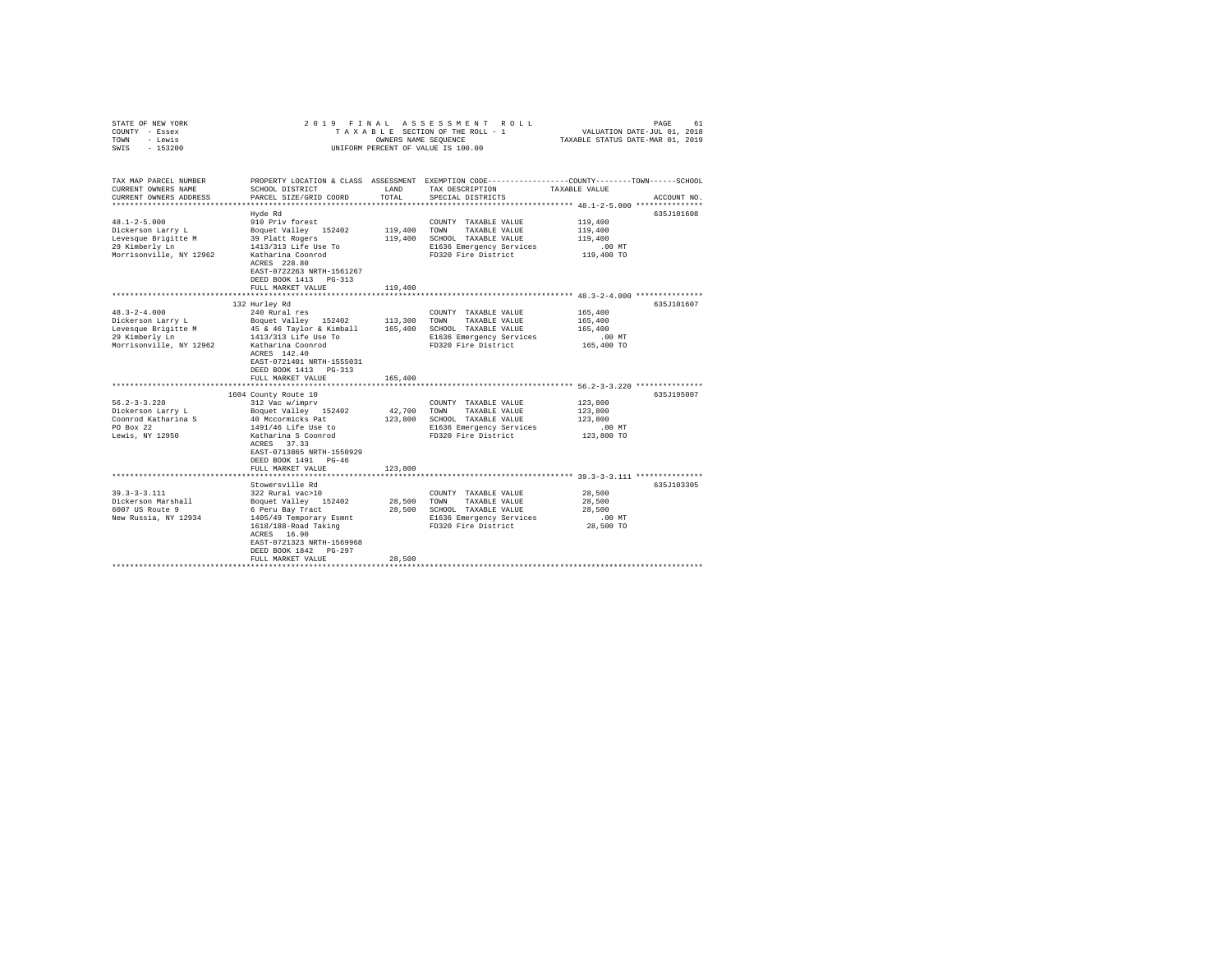STATE OF NEW YORK
COUNTY - Essex
TOWN - Lewis
SWIS - 153200

2019 FINAL ASSESSMENT ROLL
TAXABLE SECTION OF THE ROLL - 1
OWNERS NAME SEQUENCE
UNIFORM PERCENT OF VALUE IS 100.00

VALUATION DATE-JUL 01, 2018
TAXABLE STATUS DATE-MAR 01, 2019

| TAX MAP PARCEL NUMBER / CURRENT OWNERS NAME / CURRENT OWNERS ADDRESS | PROPERTY LOCATION & CLASS / SCHOOL DISTRICT / PARCEL SIZE/GRID COORD | ASSESSMENT LAND / TOTAL | EXEMPTION CODE / TAX DESCRIPTION / SPECIAL DISTRICTS | TAXABLE VALUE (COUNTY / TOWN / SCHOOL) | ACCOUNT NO. |
|---|---|---|---|---|---|
| **48.1-2-5.000** | Hyde Rd | | | | 635J101608 |
| 48.1-2-5.000 | 910 Priv forest | | COUNTY TAXABLE VALUE | 119,400 | |
| Dickerson Larry L | Boquet Valley 152402 | 119,400 | TOWN TAXABLE VALUE | 119,400 | |
| Levesque Brigitte M | 39 Platt Rogers | 119,400 | SCHOOL TAXABLE VALUE | 119,400 | |
| 29 Kimberly Ln | 1413/313 Life Use To | | E1636 Emergency Services | .00 MT | |
| Morrisonville, NY 12962 | Katharina Coonrod | | FD320 Fire District | 119,400 TO | |
| | ACRES 228.80 | | | | |
| | EAST-0722263 NRTH-1561267 | | | | |
| | DEED BOOK 1413 PG-313 | | | | |
| | FULL MARKET VALUE | 119,400 | | | |
| **48.3-2-4.000** | 132 Hurley Rd | | | | 635J101607 |
| 48.3-2-4.000 | 240 Rural res | | COUNTY TAXABLE VALUE | 165,400 | |
| Dickerson Larry L | Boquet Valley 152402 | 113,300 | TOWN TAXABLE VALUE | 165,400 | |
| Levesque Brigitte M | 45 & 46 Taylor & Kimball | 165,400 | SCHOOL TAXABLE VALUE | 165,400 | |
| 29 Kimberly Ln | 1413/313 Life Use To | | E1636 Emergency Services | .00 MT | |
| Morrisonville, NY 12962 | Katharina Coonrod | | FD320 Fire District | 165,400 TO | |
| | ACRES 142.40 | | | | |
| | EAST-0721401 NRTH-1555031 | | | | |
| | DEED BOOK 1413 PG-313 | | | | |
| | FULL MARKET VALUE | 165,400 | | | |
| **56.2-3-3.220** | 1604 County Route 10 | | | | 635J195007 |
| 56.2-3-3.220 | 312 Vac w/imprv | | COUNTY TAXABLE VALUE | 123,800 | |
| Dickerson Larry L | Boquet Valley 152402 | 42,700 | TOWN TAXABLE VALUE | 123,800 | |
| Coonrod Katharina S | 40 Mccormicks Pat | 123,800 | SCHOOL TAXABLE VALUE | 123,800 | |
| PO Box 22 | 1491/46 Life Use to | | E1636 Emergency Services | .00 MT | |
| Lewis, NY 12950 | Katharina S Coonrod | | FD320 Fire District | 123,800 TO | |
| | ACRES 37.33 | | | | |
| | EAST-0713865 NRTH-1550929 | | | | |
| | DEED BOOK 1491 PG-46 | | | | |
| | FULL MARKET VALUE | 123,800 | | | |
| **39.3-3-3.111** | Stowersville Rd | | | | 635J103305 |
| 39.3-3-3.111 | 322 Rural vac>10 | | COUNTY TAXABLE VALUE | 28,500 | |
| Dickerson Marshall | Boquet Valley 152402 | 28,500 | TOWN TAXABLE VALUE | 28,500 | |
| 6007 US Route 9 | 6 Peru Bay Tract | 28,500 | SCHOOL TAXABLE VALUE | 28,500 | |
| New Russia, NY 12934 | 1405/49 Temporary Esmnt | | E1636 Emergency Services | .00 MT | |
| | 1618/188-Road Taking | | FD320 Fire District | 28,500 TO | |
| | ACRES 16.90 | | | | |
| | EAST-0721323 NRTH-1569968 | | | | |
| | DEED BOOK 1842 PG-297 | | | | |
| | FULL MARKET VALUE | 28,500 | | | |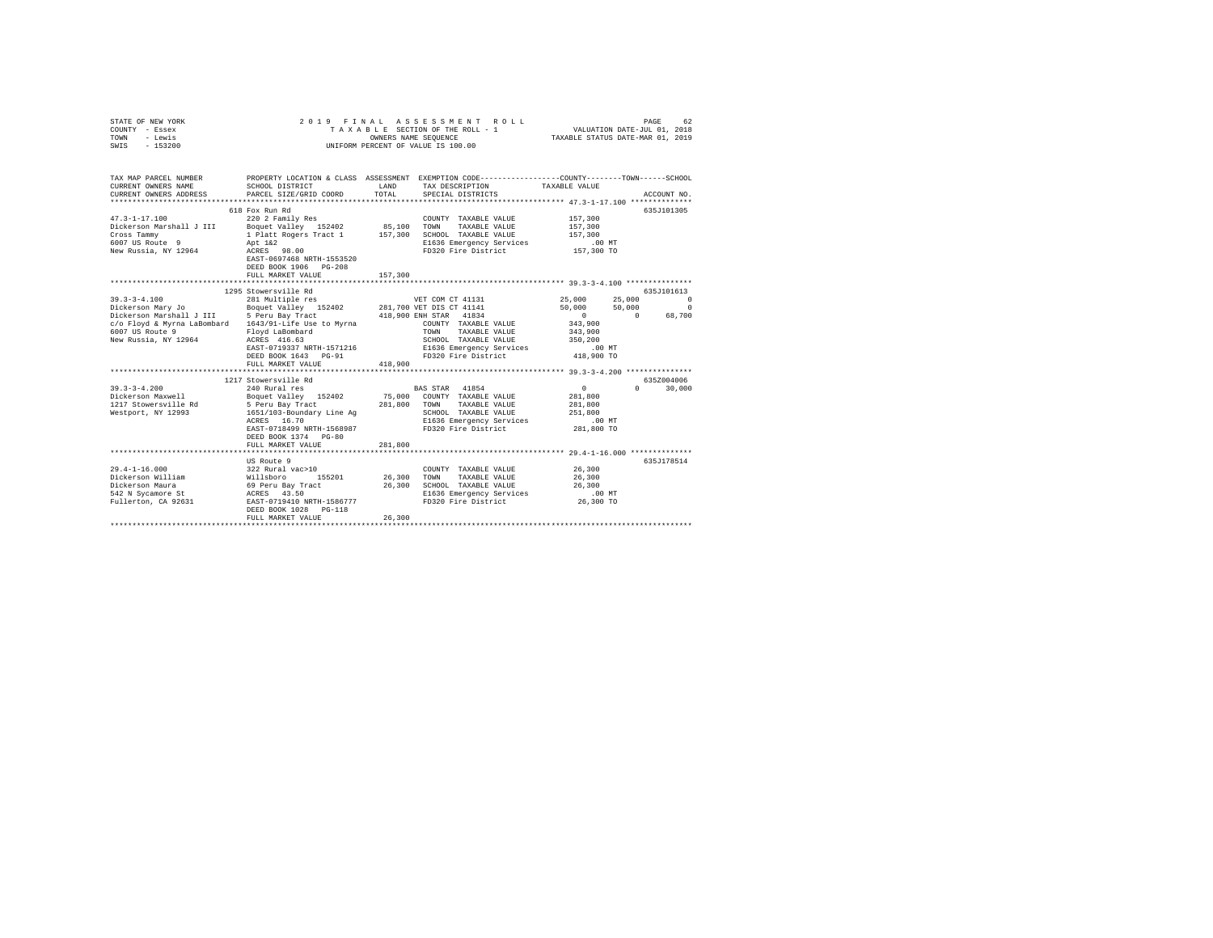STATE OF NEW YORK
COUNTY - Essex
TOWN - Lewis
SWIS - 153200

2019 FINAL ASSESSMENT ROLL
TAXABLE SECTION OF THE ROLL - 1
OWNERS NAME SEQUENCE
UNIFORM PERCENT OF VALUE IS 100.00

VALUATION DATE-JUL 01, 2018
TAXABLE STATUS DATE-MAR 01, 2019

```
TAX MAP PARCEL NUMBER          PROPERTY LOCATION & CLASS  ASSESSMENT  EXEMPTION CODE------------------COUNTY--------TOWN------SCHOOL
CURRENT OWNERS NAME            SCHOOL DISTRICT              LAND      TAX DESCRIPTION            TAXABLE VALUE
CURRENT OWNERS ADDRESS         PARCEL SIZE/GRID COORD       TOTAL     SPECIAL DISTRICTS                                       ACCOUNT NO.
******************************************************************************************************* 47.3-1-17.100 **************
                               618 Fox Run Rd                                                                                  635J101305
47.3-1-17.100                  220 2 Family Res                        COUNTY  TAXABLE VALUE          157,300
Dickerson Marshall J III       Boquet Valley  152402       85,100      TOWN    TAXABLE VALUE          157,300
Cross Tammy                    1 Platt Rogers Tract 1     157,300      SCHOOL  TAXABLE VALUE          157,300
6007 US Route  9               Apt 1&2                                 E1636 Emergency Services           .00 MT
New Russia, NY 12964           ACRES   98.00                           FD320 Fire District            157,300 TO
                               EAST-0697468 NRTH-1553520
                               DEED BOOK 1906   PG-208
                               FULL MARKET VALUE          157,300
******************************************************************************************************* 39.3-3-4.100 ***************
                               1295 Stowersville Rd                                                                            635J101613
39.3-3-4.100                   281 Multiple res                        VET COM CT 41131                25,000      25,000           0
Dickerson Mary Jo              Boquet Valley  152402      281,700 VET DIS CT 41141                     50,000      50,000           0
Dickerson Marshall J III       5 Peru Bay Tract           418,900 ENH STAR  41834                           0           0      68,700
c/o Floyd & Myrna LaBombard    1643/91-Life Use to Myrna               COUNTY  TAXABLE VALUE          343,900
6007 US Route 9                Floyd LaBombard                         TOWN    TAXABLE VALUE          343,900
New Russia, NY 12964           ACRES  416.63                           SCHOOL  TAXABLE VALUE          350,200
                               EAST-0719337 NRTH-1571216               E1636 Emergency Services           .00 MT
                               DEED BOOK 1643   PG-91                  FD320 Fire District            418,900 TO
                               FULL MARKET VALUE          418,900
******************************************************************************************************* 39.3-3-4.200 ***************
                               1217 Stowersville Rd                                                                            635Z004006
39.3-3-4.200                   240 Rural res                           BAS STAR  41854                      0           0      30,000
Dickerson Maxwell              Boquet Valley  152402       75,000      COUNTY  TAXABLE VALUE          281,800
1217 Stowersville Rd           5 Peru Bay Tract           281,800      TOWN    TAXABLE VALUE          281,800
Westport, NY 12993             1651/103-Boundary Line Ag               SCHOOL  TAXABLE VALUE          251,800
                               ACRES   16.70                           E1636 Emergency Services           .00 MT
                               EAST-0718499 NRTH-1568987               FD320 Fire District            281,800 TO
                               DEED BOOK 1374   PG-80
                               FULL MARKET VALUE          281,800
******************************************************************************************************* 29.4-1-16.000 **************
                               US Route 9                                                                                      635J178514
29.4-1-16.000                  322 Rural vac>10                        COUNTY  TAXABLE VALUE           26,300
Dickerson William              Willsboro      155201       26,300      TOWN    TAXABLE VALUE           26,300
Dickerson Maura                69 Peru Bay Tract           26,300      SCHOOL  TAXABLE VALUE           26,300
542 N Sycamore St              ACRES   43.50                           E1636 Emergency Services           .00 MT
Fullerton, CA 92631            EAST-0719410 NRTH-1586777               FD320 Fire District             26,300 TO
                               DEED BOOK 1028   PG-118
                               FULL MARKET VALUE           26,300
************************************************************************************************************************************
```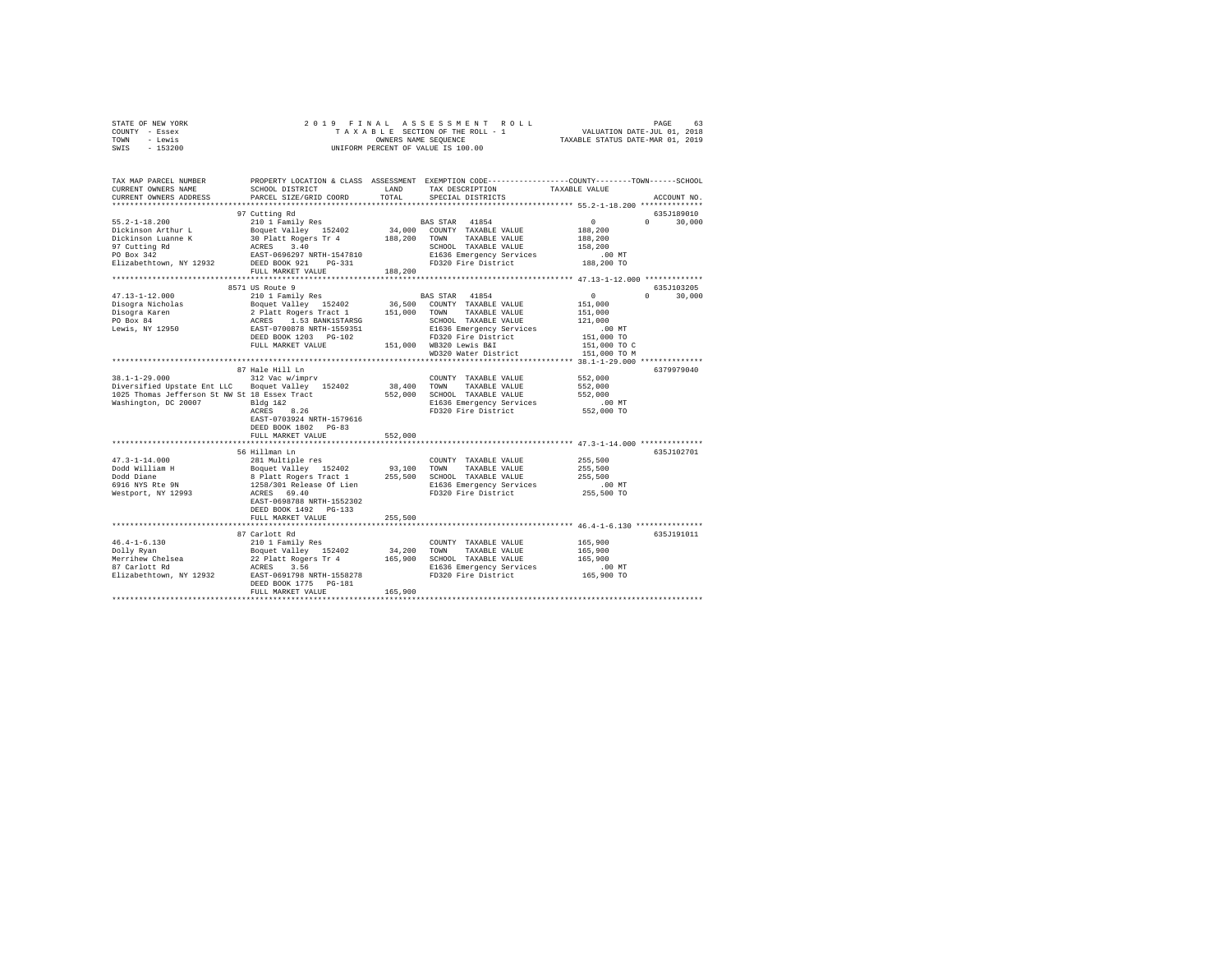STATE OF NEW YORK  
COUNTY - Essex  
TOWN - Lewis  
SWIS - 153200

2019 FINAL ASSESSMENT ROLL  
TAXABLE SECTION OF THE ROLL - 1  
OWNERS NAME SEQUENCE  
UNIFORM PERCENT OF VALUE IS 100.00

VALUATION DATE-JUL 01, 2018  
TAXABLE STATUS DATE-MAR 01, 2019

```
TAX MAP PARCEL NUMBER          PROPERTY LOCATION & CLASS  ASSESSMENT  EXEMPTION CODE------------------COUNTY--------TOWN------SCHOOL
CURRENT OWNERS NAME            SCHOOL DISTRICT              LAND      TAX DESCRIPTION            TAXABLE VALUE
CURRENT OWNERS ADDRESS         PARCEL SIZE/GRID COORD       TOTAL     SPECIAL DISTRICTS                                    ACCOUNT NO.
*********************************************************************************************** 55.2-1-18.200 **************
                               97 Cutting Rd                                                                               635J189010
55.2-1-18.200                  210 1 Family Res                       BAS STAR  41854                   0           0      30,000
Dickinson Arthur L             Boquet Valley  152402        34,000    COUNTY  TAXABLE VALUE           188,200
Dickinson Luanne K             30 Platt Rogers Tr 4        188,200    TOWN    TAXABLE VALUE           188,200
97 Cutting Rd                  ACRES    3.40                          SCHOOL  TAXABLE VALUE           158,200
PO Box 342                     EAST-0696297 NRTH-1547810              E1636 Emergency Services            .00 MT
Elizabethtown, NY 12932        DEED BOOK 921    PG-331                FD320 Fire District             188,200 TO
                               FULL MARKET VALUE           188,200
*********************************************************************************************** 47.13-1-12.000 *************
                               8571 US Route 9                                                                             635J103205
47.13-1-12.000                 210 1 Family Res                       BAS STAR  41854                   0           0      30,000
Disogra Nicholas               Boquet Valley  152402        36,500    COUNTY  TAXABLE VALUE           151,000
Disogra Karen                  2 Platt Rogers Tract 1      151,000    TOWN    TAXABLE VALUE           151,000
PO Box 84                      ACRES    1.53 BANK1STARSG              SCHOOL  TAXABLE VALUE           121,000
Lewis, NY 12950                EAST-0700878 NRTH-1559351              E1636 Emergency Services            .00 MT
                               DEED BOOK 1203   PG-102                FD320 Fire District             151,000 TO
                               FULL MARKET VALUE           151,000    WB320 Lewis B&I                 151,000 TO C
                                                                      WD320 Water District            151,000 TO M
*********************************************************************************************** 38.1-1-29.000 **************
                               87 Hale Hill Ln                                                                             6379979040
38.1-1-29.000                  312 Vac w/imprv                        COUNTY  TAXABLE VALUE           552,000
Diversified Upstate Ent LLC    Boquet Valley  152402        38,400    TOWN    TAXABLE VALUE           552,000
1025 Thomas Jefferson St NW St 18 Essex Tract              552,000    SCHOOL  TAXABLE VALUE           552,000
Washington, DC 20007           Bldg 1&2                               E1636 Emergency Services            .00 MT
                               ACRES    8.26                          FD320 Fire District             552,000 TO
                               EAST-0703924 NRTH-1579616
                               DEED BOOK 1802   PG-83
                               FULL MARKET VALUE           552,000
*********************************************************************************************** 47.3-1-14.000 **************
                               56 Hillman Ln                                                                               635J102701
47.3-1-14.000                  281 Multiple res                       COUNTY  TAXABLE VALUE           255,500
Dodd William H                 Boquet Valley  152402        93,100    TOWN    TAXABLE VALUE           255,500
Dodd Diane                     8 Platt Rogers Tract 1      255,500    SCHOOL  TAXABLE VALUE           255,500
6916 NYS Rte 9N                1258/301 Release Of Lien               E1636 Emergency Services            .00 MT
Westport, NY 12993             ACRES   69.40                          FD320 Fire District             255,500 TO
                               EAST-0698788 NRTH-1552302
                               DEED BOOK 1492   PG-133
                               FULL MARKET VALUE           255,500
*********************************************************************************************** 46.4-1-6.130 ***************
                               87 Carlott Rd                                                                               635J191011
46.4-1-6.130                   210 1 Family Res                       COUNTY  TAXABLE VALUE           165,900
Dolly Ryan                     Boquet Valley  152402        34,200    TOWN    TAXABLE VALUE           165,900
Merrihew Chelsea               22 Platt Rogers Tr 4        165,900    SCHOOL  TAXABLE VALUE           165,900
87 Carlott Rd                  ACRES    3.56                          E1636 Emergency Services            .00 MT
Elizabethtown, NY 12932        EAST-0691798 NRTH-1558278              FD320 Fire District             165,900 TO
                               DEED BOOK 1775   PG-181
                               FULL MARKET VALUE           165,900
****************************************************************************************************************************
```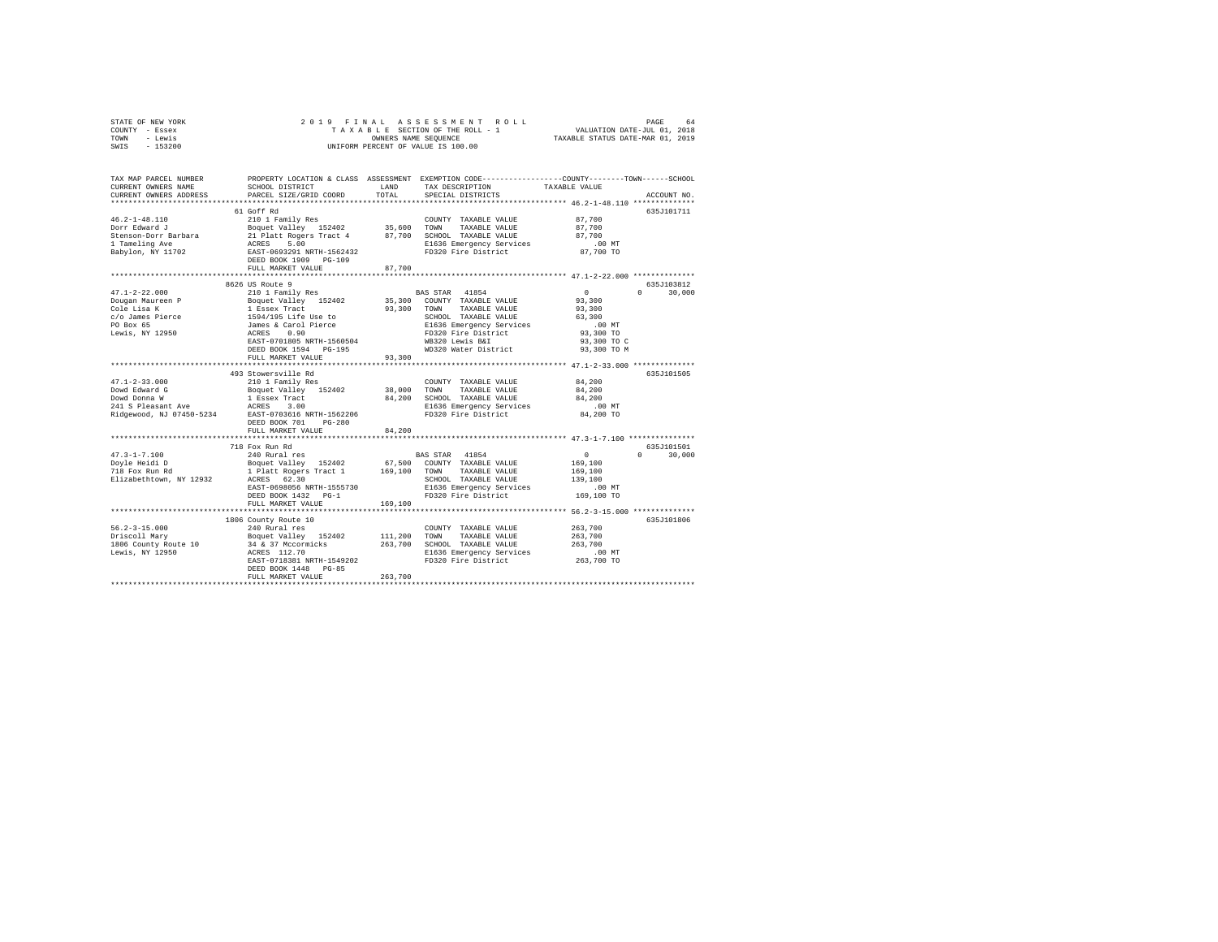STATE OF NEW YORK — 2019 FINAL ASSESSMENT ROLL
COUNTY - Essex — TAXABLE SECTION OF THE ROLL - 1 — VALUATION DATE-JUL 01, 2018
TOWN - Lewis — OWNERS NAME SEQUENCE — TAXABLE STATUS DATE-MAR 01, 2019
SWIS - 153200 — UNIFORM PERCENT OF VALUE IS 100.00

```
TAX MAP PARCEL NUMBER          PROPERTY LOCATION & CLASS  ASSESSMENT  EXEMPTION CODE-----------------COUNTY--------TOWN------SCHOOL
CURRENT OWNERS NAME            SCHOOL DISTRICT              LAND      TAX DESCRIPTION              TAXABLE VALUE
CURRENT OWNERS ADDRESS         PARCEL SIZE/GRID COORD       TOTAL     SPECIAL DISTRICTS                                   ACCOUNT NO.
*********************************************************************************************** 46.2-1-48.110 **************
                               61 Goff Rd                                                                                635J101711
46.2-1-48.110                  210 1 Family Res                       COUNTY  TAXABLE VALUE             87,700
Dorr Edward J                  Boquet Valley   152402       35,600    TOWN    TAXABLE VALUE             87,700
Stenson-Dorr Barbara           21 Platt Rogers Tract 4      87,700    SCHOOL  TAXABLE VALUE             87,700
1 Tameling Ave                 ACRES     5.00                         E1636 Emergency Services             .00 MT
Babylon, NY 11702              EAST-0693291 NRTH-1562432              FD320 Fire District               87,700 TO
                               DEED BOOK 1909   PG-109
                               FULL MARKET VALUE            87,700
*********************************************************************************************** 47.1-2-22.000 **************
                               8626 US Route 9                                                                           635J103812
47.1-2-22.000                  210 1 Family Res                       BAS STAR  41854                    0           0     30,000
Dougan Maureen P               Boquet Valley   152402       35,300    COUNTY  TAXABLE VALUE             93,300
Cole Lisa K                    1 Essex Tract                93,300    TOWN    TAXABLE VALUE             93,300
c/o James Pierce               1594/195 Life Use to                   SCHOOL  TAXABLE VALUE             63,300
PO Box 65                      James & Carol Pierce                   E1636 Emergency Services             .00 MT
Lewis, NY 12950                ACRES     0.90                         FD320 Fire District               93,300 TO
                               EAST-0701805 NRTH-1560504              WB320 Lewis B&I                   93,300 TO C
                               DEED BOOK 1594   PG-195                WD320 Water District              93,300 TO M
                               FULL MARKET VALUE            93,300
*********************************************************************************************** 47.1-2-33.000 **************
                               493 Stowersville Rd                                                                       635J101505
47.1-2-33.000                  210 1 Family Res                       COUNTY  TAXABLE VALUE             84,200
Dowd Edward G                  Boquet Valley   152402       38,000    TOWN    TAXABLE VALUE             84,200
Dowd Donna W                   1 Essex Tract                84,200    SCHOOL  TAXABLE VALUE             84,200
241 S Pleasant Ave             ACRES     3.00                         E1636 Emergency Services             .00 MT
Ridgewood, NJ 07450-5234       EAST-0703616 NRTH-1562206              FD320 Fire District               84,200 TO
                               DEED BOOK 701    PG-280
                               FULL MARKET VALUE            84,200
*********************************************************************************************** 47.3-1-7.100 ***************
                               718 Fox Run Rd                                                                            635J101501
47.3-1-7.100                   240 Rural res                          BAS STAR  41854                    0           0     30,000
Doyle Heidi D                  Boquet Valley   152402       67,500    COUNTY  TAXABLE VALUE            169,100
718 Fox Run Rd                 1 Platt Rogers Tract 1      169,100    TOWN    TAXABLE VALUE            169,100
Elizabethtown, NY 12932        ACRES    62.30                         SCHOOL  TAXABLE VALUE            139,100
                               EAST-0698056 NRTH-1555730              E1636 Emergency Services             .00 MT
                               DEED BOOK 1432   PG-1                  FD320 Fire District              169,100 TO
                               FULL MARKET VALUE           169,100
*********************************************************************************************** 56.2-3-15.000 **************
                               1806 County Route 10                                                                      635J101806
56.2-3-15.000                  240 Rural res                          COUNTY  TAXABLE VALUE            263,700
Driscoll Mary                  Boquet Valley   152402      111,200    TOWN    TAXABLE VALUE            263,700
1806 County Route 10           34 & 37 Mccormicks          263,700    SCHOOL  TAXABLE VALUE            263,700
Lewis, NY 12950                ACRES   112.70                         E1636 Emergency Services             .00 MT
                               EAST-0718381 NRTH-1549202              FD320 Fire District              263,700 TO
                               DEED BOOK 1448   PG-85
                               FULL MARKET VALUE           263,700
******************************************************************************************************************************
```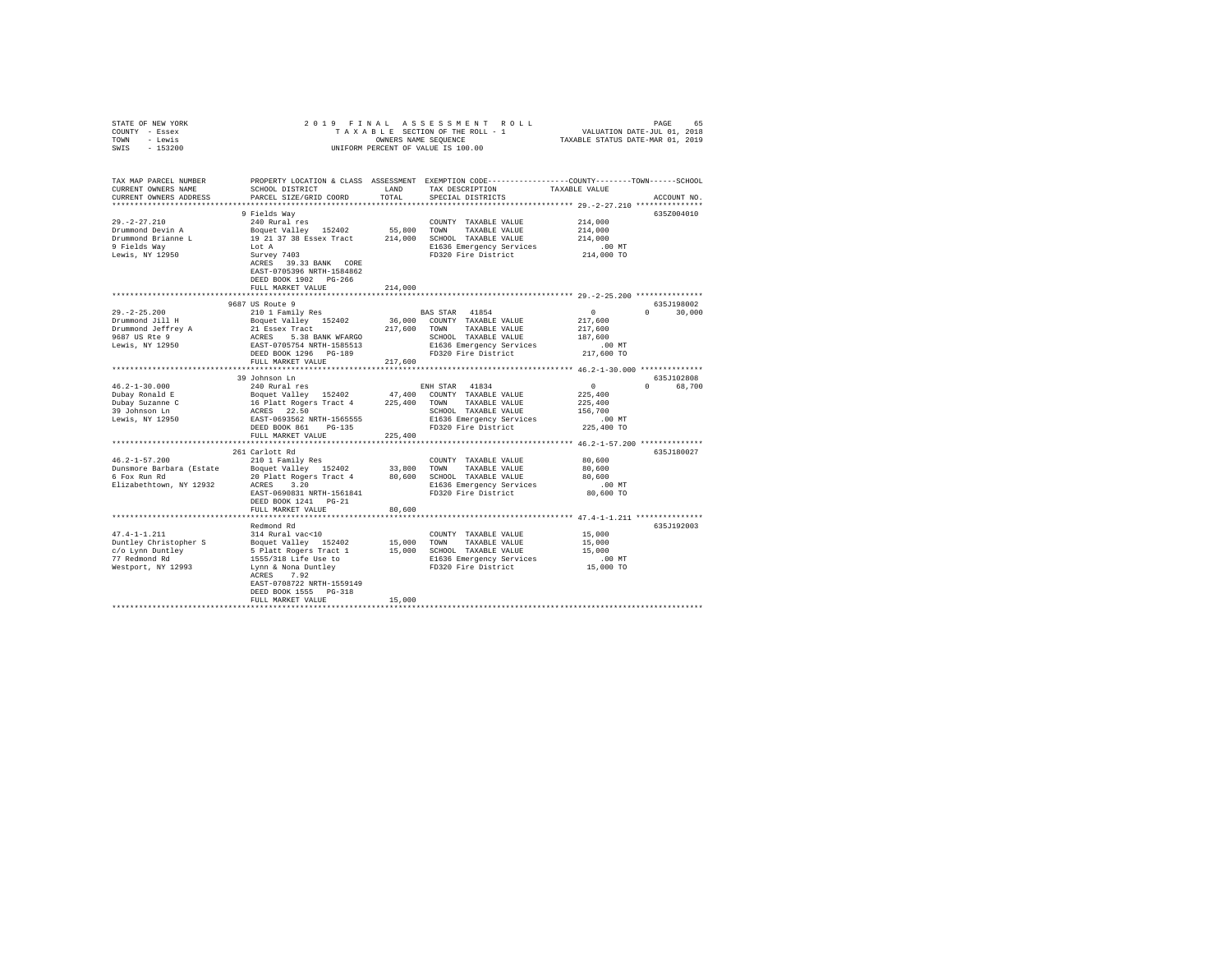STATE OF NEW YORK
COUNTY - Essex
TOWN - Lewis
SWIS - 153200

2019 FINAL ASSESSMENT ROLL
TAXABLE SECTION OF THE ROLL - 1
OWNERS NAME SEQUENCE
UNIFORM PERCENT OF VALUE IS 100.00

VALUATION DATE-JUL 01, 2018
TAXABLE STATUS DATE-MAR 01, 2019

| TAX MAP PARCEL NUMBER / CURRENT OWNERS NAME / CURRENT OWNERS ADDRESS | PROPERTY LOCATION & CLASS / SCHOOL DISTRICT / PARCEL SIZE/GRID COORD | ASSESSMENT LAND / TOTAL | EXEMPTION CODE / TAX DESCRIPTION / SPECIAL DISTRICTS | COUNTY / TOWN / SCHOOL TAXABLE VALUE | ACCOUNT NO. |
|---|---|---|---|---|---|
| **29.-2-27.210** | 9 Fields Way | | | | 635Z004010 |
| 29.-2-27.210 | 240 Rural res | | COUNTY TAXABLE VALUE | 214,000 | |
| Drummond Devin A | Boquet Valley 152402 | 55,800 | TOWN TAXABLE VALUE | 214,000 | |
| Drummond Brianne L | 19 21 37 38 Essex Tract | 214,000 | SCHOOL TAXABLE VALUE | 214,000 | |
| 9 Fields Way | Lot A | | E1636 Emergency Services | .00 MT | |
| Lewis, NY 12950 | Survey 7403 | | FD320 Fire District | 214,000 TO | |
| | ACRES 39.33 BANK CORE | | | | |
| | EAST-0705396 NRTH-1584862 | | | | |
| | DEED BOOK 1902 PG-266 | | | | |
| | FULL MARKET VALUE | 214,000 | | | |
| **29.-2-25.200** | 9687 US Route 9 | | | | 635J198002 |
| 29.-2-25.200 | 210 1 Family Res | | BAS STAR 41854 | 0 0 30,000 | |
| Drummond Jill H | Boquet Valley 152402 | 36,000 | COUNTY TAXABLE VALUE | 217,600 | |
| Drummond Jeffrey A | 21 Essex Tract | 217,600 | TOWN TAXABLE VALUE | 217,600 | |
| 9687 US Rte 9 | ACRES 5.30 BANK WFARGO | | SCHOOL TAXABLE VALUE | 187,600 | |
| Lewis, NY 12950 | EAST-0705754 NRTH-1585513 | | E1636 Emergency Services | .00 MT | |
| | DEED BOOK 1296 PG-189 | | FD320 Fire District | 217,600 TO | |
| | FULL MARKET VALUE | 217,600 | | | |
| **46.2-1-30.000** | 39 Johnson Ln | | | | 635J102808 |
| 46.2-1-30.000 | 240 Rural res | | ENH STAR 41834 | 0 0 68,700 | |
| Dubay Ronald E | Boquet Valley 152402 | 47,400 | COUNTY TAXABLE VALUE | 225,400 | |
| Dubay Suzanne C | 16 Platt Rogers Tract 4 | 225,400 | TOWN TAXABLE VALUE | 225,400 | |
| 39 Johnson Ln | ACRES 22.50 | | SCHOOL TAXABLE VALUE | 156,700 | |
| Lewis, NY 12950 | EAST-0693562 NRTH-1565555 | | E1636 Emergency Services | .00 MT | |
| | DEED BOOK 861 PG-135 | | FD320 Fire District | 225,400 TO | |
| | FULL MARKET VALUE | 225,400 | | | |
| **46.2-1-57.200** | 261 Carlott Rd | | | | 635J180027 |
| 46.2-1-57.200 | 210 1 Family Res | | COUNTY TAXABLE VALUE | 80,600 | |
| Dunsmore Barbara (Estate | Boquet Valley 152402 | 33,800 | TOWN TAXABLE VALUE | 80,600 | |
| 6 Fox Run Rd | 20 Platt Rogers Tract 4 | 80,600 | SCHOOL TAXABLE VALUE | 80,600 | |
| Elizabethtown, NY 12932 | ACRES 3.20 | | E1636 Emergency Services | .00 MT | |
| | EAST-0690831 NRTH-1561841 | | FD320 Fire District | 80,600 TO | |
| | DEED BOOK 1241 PG-21 | | | | |
| | FULL MARKET VALUE | 80,600 | | | |
| **47.4-1-1.211** | Redmond Rd | | | | 635J192003 |
| 47.4-1-1.211 | 314 Rural vac<10 | | COUNTY TAXABLE VALUE | 15,000 | |
| Duntley Christopher S | Boquet Valley 152402 | 15,000 | TOWN TAXABLE VALUE | 15,000 | |
| c/o Lynn Duntley | 5 Platt Rogers Tract 1 | 15,000 | SCHOOL TAXABLE VALUE | 15,000 | |
| 77 Redmond Rd | 1555/318 Life Use to | | E1636 Emergency Services | .00 MT | |
| Westport, NY 12993 | Lynn & Nona Duntley | | FD320 Fire District | 15,000 TO | |
| | ACRES 7.92 | | | | |
| | EAST-0708722 NRTH-1559149 | | | | |
| | DEED BOOK 1555 PG-318 | | | | |
| | FULL MARKET VALUE | 15,000 | | | |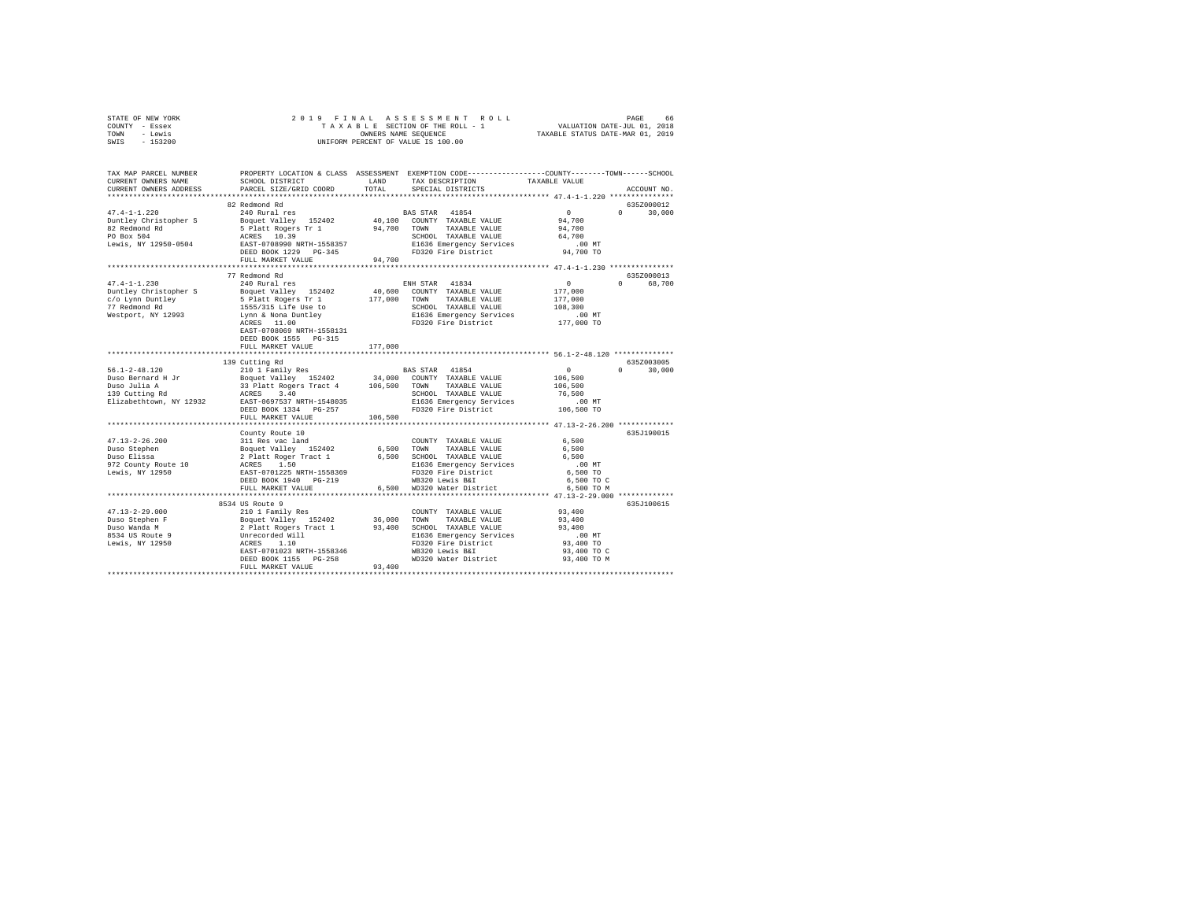STATE OF NEW YORK                2 0 1 9   F I N A L   A S S E S S M E N T   R O L L
COUNTY - Essex                   T A X A B L E SECTION OF THE ROLL - 1          VALUATION DATE-JUL 01, 2018
TOWN   - Lewis                   OWNERS NAME SEQUENCE                           TAXABLE STATUS DATE-MAR 01, 2019
SWIS   - 153200                  UNIFORM PERCENT OF VALUE IS 100.00

```
TAX MAP PARCEL NUMBER          PROPERTY LOCATION & CLASS  ASSESSMENT  EXEMPTION CODE-----------------COUNTY--------TOWN------SCHOOL
CURRENT OWNERS NAME            SCHOOL DISTRICT            LAND        TAX DESCRIPTION            TAXABLE VALUE
CURRENT OWNERS ADDRESS         PARCEL SIZE/GRID COORD     TOTAL       SPECIAL DISTRICTS                                   ACCOUNT NO.
****************************************************************************************************** 47.4-1-1.220 ***************
                               82 Redmond Rd                                                                               635Z000012
47.4-1-1.220                   240 Rural res                          BAS STAR  41854                0           0       30,000
Duntley Christopher S          Boquet Valley  152402       40,100     COUNTY  TAXABLE VALUE           94,700
82 Redmond Rd                  5 Platt Rogers Tr 1         94,700     TOWN    TAXABLE VALUE           94,700
PO Box 504                     ACRES   10.39                          SCHOOL  TAXABLE VALUE           64,700
Lewis, NY 12950-0504           EAST-0708990 NRTH-1558357              E1636 Emergency Services           .00 MT
                               DEED BOOK 1229   PG-345                FD320 Fire District              94,700 TO
                               FULL MARKET VALUE           94,700
****************************************************************************************************** 47.4-1-1.230 ***************
                               77 Redmond Rd                                                                               635Z000013
47.4-1-1.230                   240 Rural res                          ENH STAR  41834                0           0       68,700
Duntley Christopher S          Boquet Valley  152402       40,600     COUNTY  TAXABLE VALUE          177,000
c/o Lynn Duntley               5 Platt Rogers Tr 1        177,000     TOWN    TAXABLE VALUE          177,000
77 Redmond Rd                  1555/315 Life Use to                   SCHOOL  TAXABLE VALUE          108,300
Westport, NY 12993             Lynn & Nona Duntley                    E1636 Emergency Services           .00 MT
                               ACRES   11.00                          FD320 Fire District             177,000 TO
                               EAST-0708069 NRTH-1558131
                               DEED BOOK 1555   PG-315
                               FULL MARKET VALUE          177,000
****************************************************************************************************** 56.1-2-48.120 **************
                               139 Cutting Rd                                                                              635Z003005
56.1-2-48.120                  210 1 Family Res                       BAS STAR  41854                0           0       30,000
Duso Bernard H Jr              Boquet Valley  152402       34,000     COUNTY  TAXABLE VALUE          106,500
Duso Julia A                   33 Platt Rogers Tract 4    106,500     TOWN    TAXABLE VALUE          106,500
139 Cutting Rd                 ACRES    3.40                          SCHOOL  TAXABLE VALUE           76,500
Elizabethtown, NY 12932        EAST-0697537 NRTH-1548035              E1636 Emergency Services           .00 MT
                               DEED BOOK 1334   PG-257                FD320 Fire District             106,500 TO
                               FULL MARKET VALUE          106,500
****************************************************************************************************** 47.13-2-26.200 *************
                               County Route 10                                                                             635J190015
47.13-2-26.200                 311 Res vac land                       COUNTY  TAXABLE VALUE            6,500
Duso Stephen                   Boquet Valley  152402        6,500     TOWN    TAXABLE VALUE            6,500
Duso Elissa                    2 Platt Roger Tract 1        6,500     SCHOOL  TAXABLE VALUE            6,500
972 County Route 10            ACRES    1.50                          E1636 Emergency Services           .00 MT
Lewis, NY 12950                EAST-0701225 NRTH-1558369              FD320 Fire District               6,500 TO
                               DEED BOOK 1940   PG-219                WB320 Lewis B&I                   6,500 TO C
                               FULL MARKET VALUE            6,500     WD320 Water District              6,500 TO M
****************************************************************************************************** 47.13-2-29.000 *************
                               8534 US Route 9                                                                             635J100615
47.13-2-29.000                 210 1 Family Res                       COUNTY  TAXABLE VALUE           93,400
Duso Stephen F                 Boquet Valley  152402       36,000     TOWN    TAXABLE VALUE           93,400
Duso Wanda M                   2 Platt Rogers Tract 1      93,400     SCHOOL  TAXABLE VALUE           93,400
8534 US Route 9                Unrecorded Will                        E1636 Emergency Services           .00 MT
Lewis, NY 12950                ACRES    1.10                          FD320 Fire District              93,400 TO
                               EAST-0701023 NRTH-1558346              WB320 Lewis B&I                  93,400 TO C
                               DEED BOOK 1155   PG-258                WD320 Water District             93,400 TO M
                               FULL MARKET VALUE           93,400
************************************************************************************************************************************
```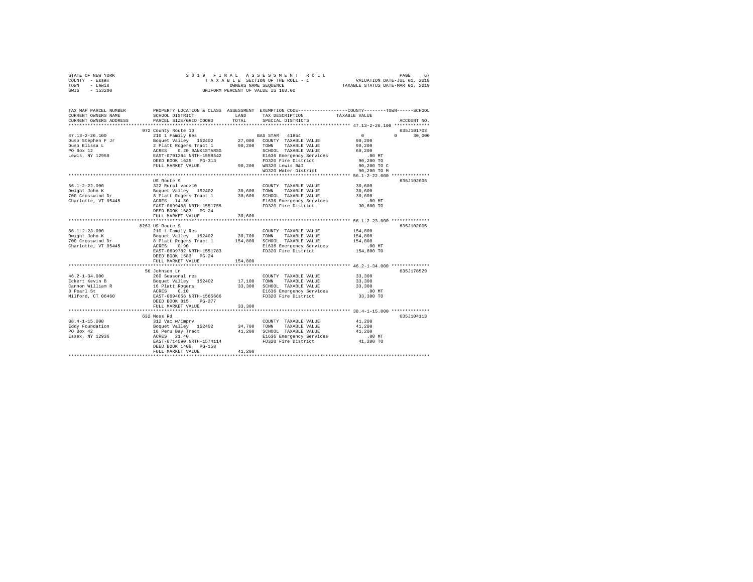STATE OF NEW YORK — 2019 FINAL ASSESSMENT ROLL
COUNTY - Essex — TAXABLE SECTION OF THE ROLL - 1 — VALUATION DATE-JUL 01, 2018
TOWN - Lewis — OWNERS NAME SEQUENCE — TAXABLE STATUS DATE-MAR 01, 2019
SWIS - 153200 — UNIFORM PERCENT OF VALUE IS 100.00

| TAX MAP PARCEL NUMBER / CURRENT OWNERS NAME / CURRENT OWNERS ADDRESS | PROPERTY LOCATION & CLASS / SCHOOL DISTRICT / PARCEL SIZE/GRID COORD | ASSESSMENT LAND | TOTAL | EXEMPTION CODE / TAX DESCRIPTION / SPECIAL DISTRICTS | COUNTY / TOWN / SCHOOL TAXABLE VALUE | ACCOUNT NO. |
|---|---|---|---|---|---|---|
| | 972 County Route 10 | | | | | 635J101703 |
| 47.13-2-26.100 | 210 1 Family Res | | | BAS STAR 41854 | 0 0 30,000 | |
| Duso Stephen F Jr | Boquet Valley 152402 | 27,000 | | COUNTY TAXABLE VALUE | 90,200 | |
| Duso Elissa L | 2 Platt Rogers Tract 1 | | 90,200 | TOWN TAXABLE VALUE | 90,200 | |
| PO Box 12 | ACRES 0.20 BANK1STARSG | | | SCHOOL TAXABLE VALUE | 60,200 | |
| Lewis, NY 12950 | EAST-0701284 NRTH-1558542 | | | E1636 Emergency Services | .00 MT | |
| | DEED BOOK 1625 PG-313 | | | FD320 Fire District | 90,200 TO | |
| | FULL MARKET VALUE | | 90,200 | WB320 Lewis B&I | 90,200 TO C | |
| | | | | WD320 Water District | 90,200 TO M | |
| | US Route 9 | | | | | 635J102006 |
| 56.1-2-22.000 | 322 Rural vac>10 | | | COUNTY TAXABLE VALUE | 30,600 | |
| Dwight John K | Boquet Valley 152402 | 30,600 | | TOWN TAXABLE VALUE | 30,600 | |
| 700 Crosswind Dr | 8 Platt Rogers Tract 1 | | 30,600 | SCHOOL TAXABLE VALUE | 30,600 | |
| Charlotte, VT 05445 | ACRES 14.50 | | | E1636 Emergency Services | .00 MT | |
| | EAST-0699468 NRTH-1551755 | | | FD320 Fire District | 30,600 TO | |
| | DEED BOOK 1583 PG-24 | | | | | |
| | FULL MARKET VALUE | | 30,600 | | | |
| | 8263 US Route 9 | | | | | 635J102005 |
| 56.1-2-23.000 | 210 1 Family Res | | | COUNTY TAXABLE VALUE | 154,800 | |
| Dwight John K | Boquet Valley 152402 | 30,700 | | TOWN TAXABLE VALUE | 154,800 | |
| 700 Crosswind Dr | 8 Platt Rogers Tract 1 | | 154,800 | SCHOOL TAXABLE VALUE | 154,800 | |
| Charlotte, VT 05445 | ACRES 0.90 | | | E1636 Emergency Services | .00 MT | |
| | EAST-0699782 NRTH-1551783 | | | FD320 Fire District | 154,800 TO | |
| | DEED BOOK 1583 PG-24 | | | | | |
| | FULL MARKET VALUE | | 154,800 | | | |
| | 56 Johnson Ln | | | | | 635J178529 |
| 46.2-1-34.000 | 260 Seasonal res | | | COUNTY TAXABLE VALUE | 33,300 | |
| Eckert Kevin B | Boquet Valley 152402 | 17,100 | | TOWN TAXABLE VALUE | 33,300 | |
| Cannon William R | 16 Platt Rogers | | 33,300 | SCHOOL TAXABLE VALUE | 33,300 | |
| 8 Pearl St | ACRES 0.10 | | | E1636 Emergency Services | .00 MT | |
| Milford, CT 06460 | EAST-0694056 NRTH-1565666 | | | FD320 Fire District | 33,300 TO | |
| | DEED BOOK 815 PG-277 | | | | | |
| | FULL MARKET VALUE | | 33,300 | | | |
| | 632 Moss Rd | | | | | 635J104113 |
| 38.4-1-15.000 | 312 Vac w/imprv | | | COUNTY TAXABLE VALUE | 41,200 | |
| Eddy Foundation | Boquet Valley 152402 | 34,700 | | TOWN TAXABLE VALUE | 41,200 | |
| PO Box 42 | 16 Peru Bay Tract | | 41,200 | SCHOOL TAXABLE VALUE | 41,200 | |
| Essex, NY 12936 | ACRES 21.40 | | | E1636 Emergency Services | .00 MT | |
| | EAST-0714590 NRTH-1574114 | | | FD320 Fire District | 41,200 TO | |
| | DEED BOOK 1408 PG-158 | | | | | |
| | FULL MARKET VALUE | | 41,200 | | | |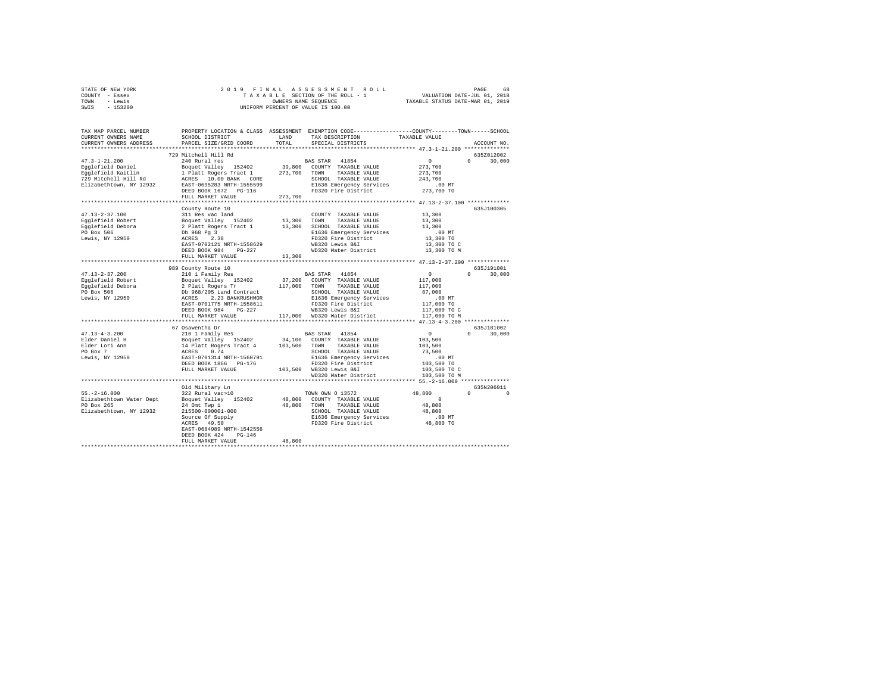STATE OF NEW YORK
COUNTY - Essex
TOWN - Lewis
SWIS - 153200

2019 FINAL ASSESSMENT ROLL
TAXABLE SECTION OF THE ROLL - 1
OWNERS NAME SEQUENCE
UNIFORM PERCENT OF VALUE IS 100.00

VALUATION DATE-JUL 01, 2018
TAXABLE STATUS DATE-MAR 01, 2019

```
TAX MAP PARCEL NUMBER      PROPERTY LOCATION & CLASS  ASSESSMENT  EXEMPTION CODE-----------------COUNTY--------TOWN------SCHOOL
CURRENT OWNERS NAME        SCHOOL DISTRICT             LAND       TAX DESCRIPTION            TAXABLE VALUE
CURRENT OWNERS ADDRESS     PARCEL SIZE/GRID COORD      TOTAL      SPECIAL DISTRICTS                                    ACCOUNT NO.
******************************************************************************************* 47.3-1-21.200 **************
                           729 Mitchell Hill Rd                                                                     635Z012002
47.3-1-21.200              240 Rural res                          BAS STAR  41854                  0           0      30,000
Egglefield Daniel          Boquet Valley  152402       39,800     COUNTY  TAXABLE VALUE           273,700
Egglefield Kaitlin         1 Platt Rogers Tract 1      273,700    TOWN    TAXABLE VALUE           273,700
729 Mitchell Hill Rd       ACRES  10.00 BANK   CORE               SCHOOL  TAXABLE VALUE           243,700
Elizabethtown, NY 12932    EAST-0695283 NRTH-1555599              E1636 Emergency Services           .00 MT
                           DEED BOOK 1672   PG-116                FD320 Fire District             273,700 TO
                           FULL MARKET VALUE           273,700
******************************************************************************************* 47.13-2-37.100 *************
                           County Route 10                                                                          635J100305
47.13-2-37.100             311 Res vac land                       COUNTY  TAXABLE VALUE            13,300
Egglefield Robert          Boquet Valley  152402       13,300     TOWN    TAXABLE VALUE            13,300
Egglefield Debora          2 Platt Rogers Tract 1      13,300     SCHOOL  TAXABLE VALUE            13,300
PO Box 506                 Db 968 Pg 3                            E1636 Emergency Services           .00 MT
Lewis, NY 12950            ACRES   2.38                           FD320 Fire District              13,300 TO
                           EAST-0702121 NRTH-1558629              WB320 Lewis B&I                  13,300 TO C
                           DEED BOOK 984    PG-227                WD320 Water District             13,300 TO M
                           FULL MARKET VALUE           13,300
******************************************************************************************* 47.13-2-37.200 *************
                           989 County Route 10                                                                      635J191001
47.13-2-37.200             210 1 Family Res                       BAS STAR  41854                  0           0      30,000
Egglefield Robert          Boquet Valley  152402       37,200     COUNTY  TAXABLE VALUE           117,000
Egglefield Debora          2 Platt Rogers Tr           117,000    TOWN    TAXABLE VALUE           117,000
PO Box 506                 Db 968/205 Land Contract               SCHOOL  TAXABLE VALUE            87,000
Lewis, NY 12950            ACRES   2.23 BANKRUSHMOR               E1636 Emergency Services           .00 MT
                           EAST-0701775 NRTH-1558611              FD320 Fire District             117,000 TO
                           DEED BOOK 984    PG-227                WB320 Lewis B&I                 117,000 TO C
                           FULL MARKET VALUE           117,000    WD320 Water District            117,000 TO M
******************************************************************************************* 47.13-4-3.200 **************
                           67 Osawentha Dr                                                                          635J181002
47.13-4-3.200              210 1 Family Res                       BAS STAR  41854                  0           0      30,000
Elder Daniel H             Boquet Valley  152402       34,100     COUNTY  TAXABLE VALUE           103,500
Elder Lori Ann             14 Platt Rogers Tract 4     103,500    TOWN    TAXABLE VALUE           103,500
PO Box 7                   ACRES   0.74                           SCHOOL  TAXABLE VALUE            73,500
Lewis, NY 12950            EAST-0701314 NRTH-1560791              E1636 Emergency Services           .00 MT
                           DEED BOOK 1866   PG-176                FD320 Fire District             103,500 TO
                           FULL MARKET VALUE           103,500    WB320 Lewis B&I                 103,500 TO C
                                                                  WD320 Water District            103,500 TO M
******************************************************************************************* 55.-2-16.000 ***************
                           Old Military Ln                                                                          635N206011
55.-2-16.000               322 Rural vac>10                       TOWN OWN O 13572             48,800           0           0
Elizabethtown Water Dept   Boquet Valley  152402       48,800     COUNTY  TAXABLE VALUE                 0
PO Box 265                 24 Omt Twp 1                48,800     TOWN    TAXABLE VALUE            48,800
Elizabethtown, NY 12932    215500-000001-000                      SCHOOL  TAXABLE VALUE            48,800
                           Source Of Supply                       E1636 Emergency Services           .00 MT
                           ACRES  49.50                           FD320 Fire District              48,800 TO
                           EAST-0684989 NRTH-1542556
                           DEED BOOK 424    PG-146
                           FULL MARKET VALUE           48,800
************************************************************************************************************************
```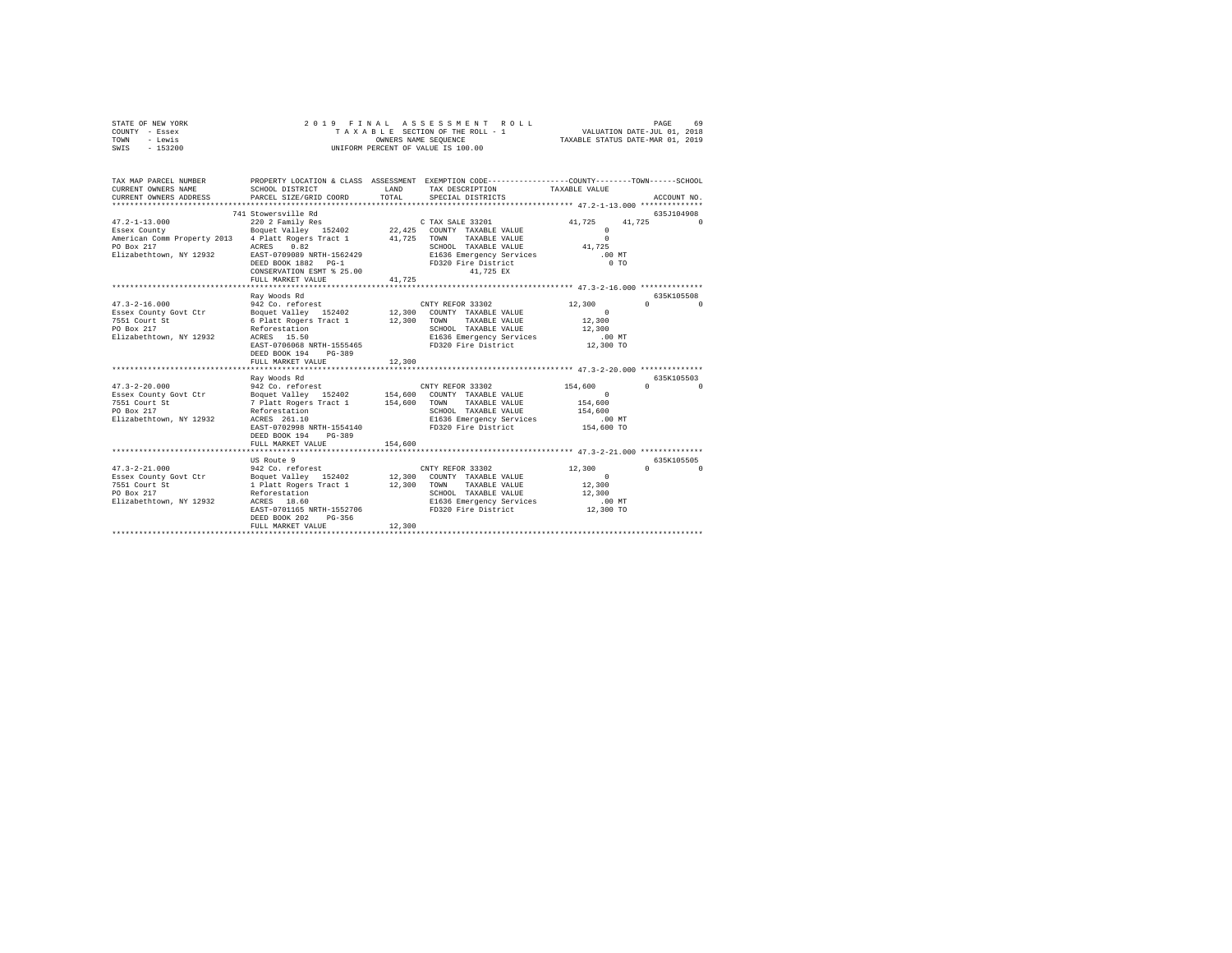STATE OF NEW YORK | 2019 FINAL ASSESSMENT ROLL | VALUATION DATE-JUL 01, 2018
COUNTY - Essex | TAXABLE SECTION OF THE ROLL - 1 | TAXABLE STATUS DATE-MAR 01, 2019
TOWN - Lewis | OWNERS NAME SEQUENCE
SWIS - 153200 | UNIFORM PERCENT OF VALUE IS 100.00

```
TAX MAP PARCEL NUMBER          PROPERTY LOCATION & CLASS  ASSESSMENT  EXEMPTION CODE-----------------COUNTY--------TOWN------SCHOOL
CURRENT OWNERS NAME            SCHOOL DISTRICT              LAND      TAX DESCRIPTION             TAXABLE VALUE
CURRENT OWNERS ADDRESS         PARCEL SIZE/GRID COORD       TOTAL     SPECIAL DISTRICTS                                   ACCOUNT NO.
******************************************************************************************************* 47.2-1-13.000 **************
                               741 Stowersville Rd                                                                         635J104908
47.2-1-13.000                  220 2 Family Res                       C TAX SALE 33201              41,725      41,725           0
Essex County                   Boquet Valley  152402       22,425    COUNTY  TAXABLE VALUE               0
American Comm Property 2013    4 Platt Rogers Tract 1      41,725    TOWN    TAXABLE VALUE               0
PO Box 217                     ACRES    0.82                          SCHOOL  TAXABLE VALUE          41,725
Elizabethtown, NY 12932        EAST-0709089 NRTH-1562429              E1636 Emergency Services          .00 MT
                               DEED BOOK 1882   PG-1                  FD320 Fire District                 0 TO
                               CONSERVATION ESMT % 25.00                    41,725 EX
                               FULL MARKET VALUE           41,725
******************************************************************************************************* 47.3-2-16.000 **************
                               Ray Woods Rd                                                                                635K105508
47.3-2-16.000                  942 Co. reforest                       CNTY REFOR 33302              12,300           0           0
Essex County Govt Ctr          Boquet Valley  152402       12,300    COUNTY  TAXABLE VALUE               0
7551 Court St                  6 Platt Rogers Tract 1      12,300    TOWN    TAXABLE VALUE          12,300
PO Box 217                     Reforestation                          SCHOOL  TAXABLE VALUE          12,300
Elizabethtown, NY 12932        ACRES   15.50                          E1636 Emergency Services          .00 MT
                               EAST-0706068 NRTH-1555465              FD320 Fire District            12,300 TO
                               DEED BOOK 194    PG-389
                               FULL MARKET VALUE           12,300
******************************************************************************************************* 47.3-2-20.000 **************
                               Ray Woods Rd                                                                                635K105503
47.3-2-20.000                  942 Co. reforest                       CNTY REFOR 33302             154,600           0           0
Essex County Govt Ctr          Boquet Valley  152402      154,600    COUNTY  TAXABLE VALUE               0
7551 Court St                  7 Platt Rogers Tract 1     154,600    TOWN    TAXABLE VALUE         154,600
PO Box 217                     Reforestation                          SCHOOL  TAXABLE VALUE         154,600
Elizabethtown, NY 12932        ACRES  261.10                          E1636 Emergency Services          .00 MT
                               EAST-0702998 NRTH-1554140              FD320 Fire District           154,600 TO
                               DEED BOOK 194    PG-389
                               FULL MARKET VALUE          154,600
******************************************************************************************************* 47.3-2-21.000 **************
                               US Route 9                                                                                  635K105505
47.3-2-21.000                  942 Co. reforest                       CNTY REFOR 33302              12,300           0           0
Essex County Govt Ctr          Boquet Valley  152402       12,300    COUNTY  TAXABLE VALUE               0
7551 Court St                  1 Platt Rogers Tract 1      12,300    TOWN    TAXABLE VALUE          12,300
PO Box 217                     Reforestation                          SCHOOL  TAXABLE VALUE          12,300
Elizabethtown, NY 12932        ACRES   18.60                          E1636 Emergency Services          .00 MT
                               EAST-0701165 NRTH-1552706              FD320 Fire District            12,300 TO
                               DEED BOOK 202    PG-356
                               FULL MARKET VALUE           12,300
************************************************************************************************************************************
```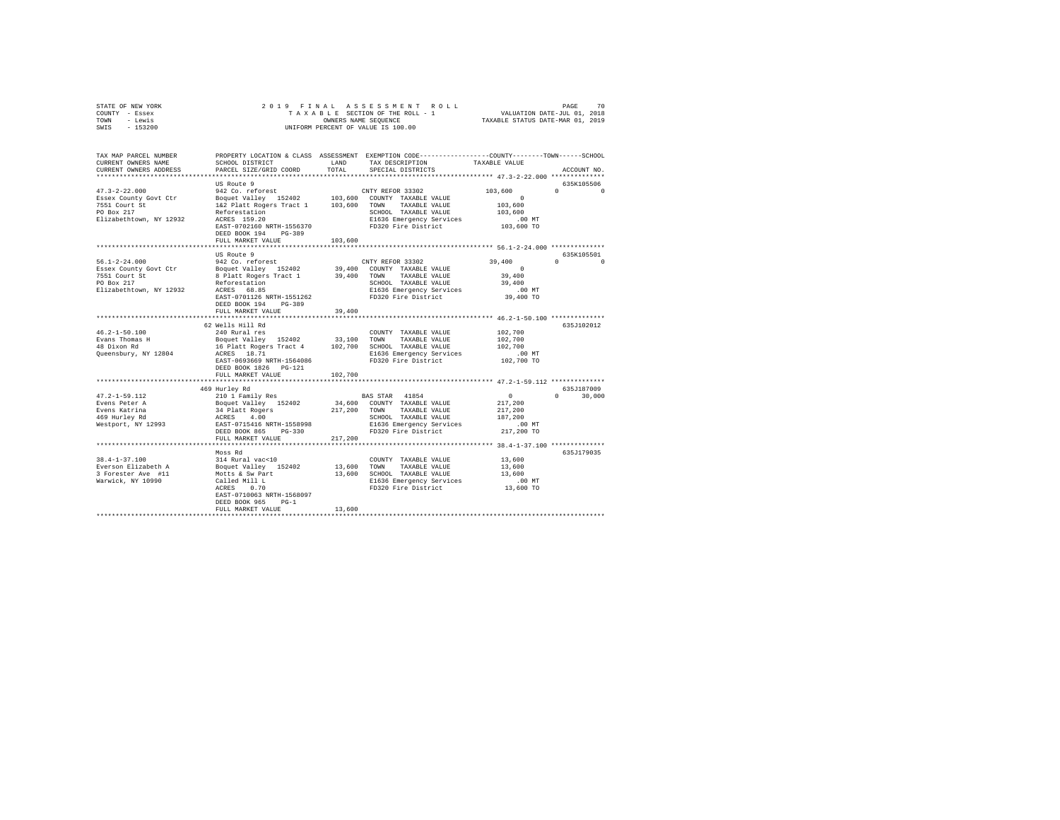STATE OF NEW YORK — COUNTY - Essex — TOWN - Lewis — SWIS - 153200

2019 FINAL ASSESSMENT ROLL
TAXABLE SECTION OF THE ROLL - 1
OWNERS NAME SEQUENCE
UNIFORM PERCENT OF VALUE IS 100.00

VALUATION DATE-JUL 01, 2018
TAXABLE STATUS DATE-MAR 01, 2019

```
TAX MAP PARCEL NUMBER     PROPERTY LOCATION & CLASS  ASSESSMENT  EXEMPTION CODE-----------------COUNTY--------TOWN------SCHOOL
CURRENT OWNERS NAME       SCHOOL DISTRICT             LAND       TAX DESCRIPTION           TAXABLE VALUE
CURRENT OWNERS ADDRESS    PARCEL SIZE/GRID COORD      TOTAL      SPECIAL DISTRICTS                                   ACCOUNT NO.
******************************************************************************************* 47.3-2-22.000 **************
                          US Route 9                                                                              635K105506
47.3-2-22.000             942 Co. reforest                       CNTY REFOR 33302          103,600          0            0
Essex County Govt Ctr     Boquet Valley  152402       103,600    COUNTY  TAXABLE VALUE           0
7551 Court St             1&2 Platt Rogers Tract 1    103,600    TOWN    TAXABLE VALUE     103,600
PO Box 217                Reforestation                          SCHOOL  TAXABLE VALUE     103,600
Elizabethtown, NY 12932   ACRES  159.20                          E1636 Emergency Services        .00 MT
                          EAST-0702160 NRTH-1556370              FD320 Fire District       103,600 TO
                          DEED BOOK 194    PG-389
                          FULL MARKET VALUE           103,600
******************************************************************************************* 56.1-2-24.000 **************
                          US Route 9                                                                              635K105501
56.1-2-24.000             942 Co. reforest                       CNTY REFOR 33302           39,400          0            0
Essex County Govt Ctr     Boquet Valley  152402        39,400    COUNTY  TAXABLE VALUE           0
7551 Court St             8 Platt Rogers Tract 1       39,400    TOWN    TAXABLE VALUE      39,400
PO Box 217                Reforestation                          SCHOOL  TAXABLE VALUE      39,400
Elizabethtown, NY 12932   ACRES   68.85                          E1636 Emergency Services        .00 MT
                          EAST-0701126 NRTH-1551262              FD320 Fire District        39,400 TO
                          DEED BOOK 194    PG-389
                          FULL MARKET VALUE            39,400
******************************************************************************************* 46.2-1-50.100 **************
                          62 Wells Hill Rd                                                                        635J102012
46.2-1-50.100             240 Rural res                          COUNTY  TAXABLE VALUE     102,700
Evans Thomas H            Boquet Valley  152402        33,100    TOWN    TAXABLE VALUE     102,700
48 Dixon Rd               16 Platt Rogers Tract 4     102,700    SCHOOL  TAXABLE VALUE     102,700
Queensbury, NY 12804      ACRES   18.71                          E1636 Emergency Services        .00 MT
                          EAST-0693669 NRTH-1564086              FD320 Fire District       102,700 TO
                          DEED BOOK 1826   PG-121
                          FULL MARKET VALUE           102,700
******************************************************************************************* 47.2-1-59.112 **************
                          469 Hurley Rd                                                                           635J187009
47.2-1-59.112             210 1 Family Res                       BAS STAR  41854                 0          0       30,000
Evens Peter A             Boquet Valley  152402        34,600    COUNTY  TAXABLE VALUE     217,200
Evens Katrina             34 Platt Rogers             217,200    TOWN    TAXABLE VALUE     217,200
469 Hurley Rd             ACRES    4.00                          SCHOOL  TAXABLE VALUE     187,200
Westport, NY 12993        EAST-0715416 NRTH-1558998              E1636 Emergency Services        .00 MT
                          DEED BOOK 865    PG-330                FD320 Fire District       217,200 TO
                          FULL MARKET VALUE           217,200
******************************************************************************************* 38.4-1-37.100 **************
                          Moss Rd                                                                                 635J179035
38.4-1-37.100             314 Rural vac<10                       COUNTY  TAXABLE VALUE      13,600
Everson Elizabeth A       Boquet Valley  152402        13,600    TOWN    TAXABLE VALUE      13,600
3 Forester Ave  #11       Motts & Sw Part              13,600    SCHOOL  TAXABLE VALUE      13,600
Warwick, NY 10990         Called Mill L                          E1636 Emergency Services        .00 MT
                          ACRES    0.70                          FD320 Fire District        13,600 TO
                          EAST-0710063 NRTH-1568097
                          DEED BOOK 965    PG-1
                          FULL MARKET VALUE            13,600
************************************************************************************************************************
```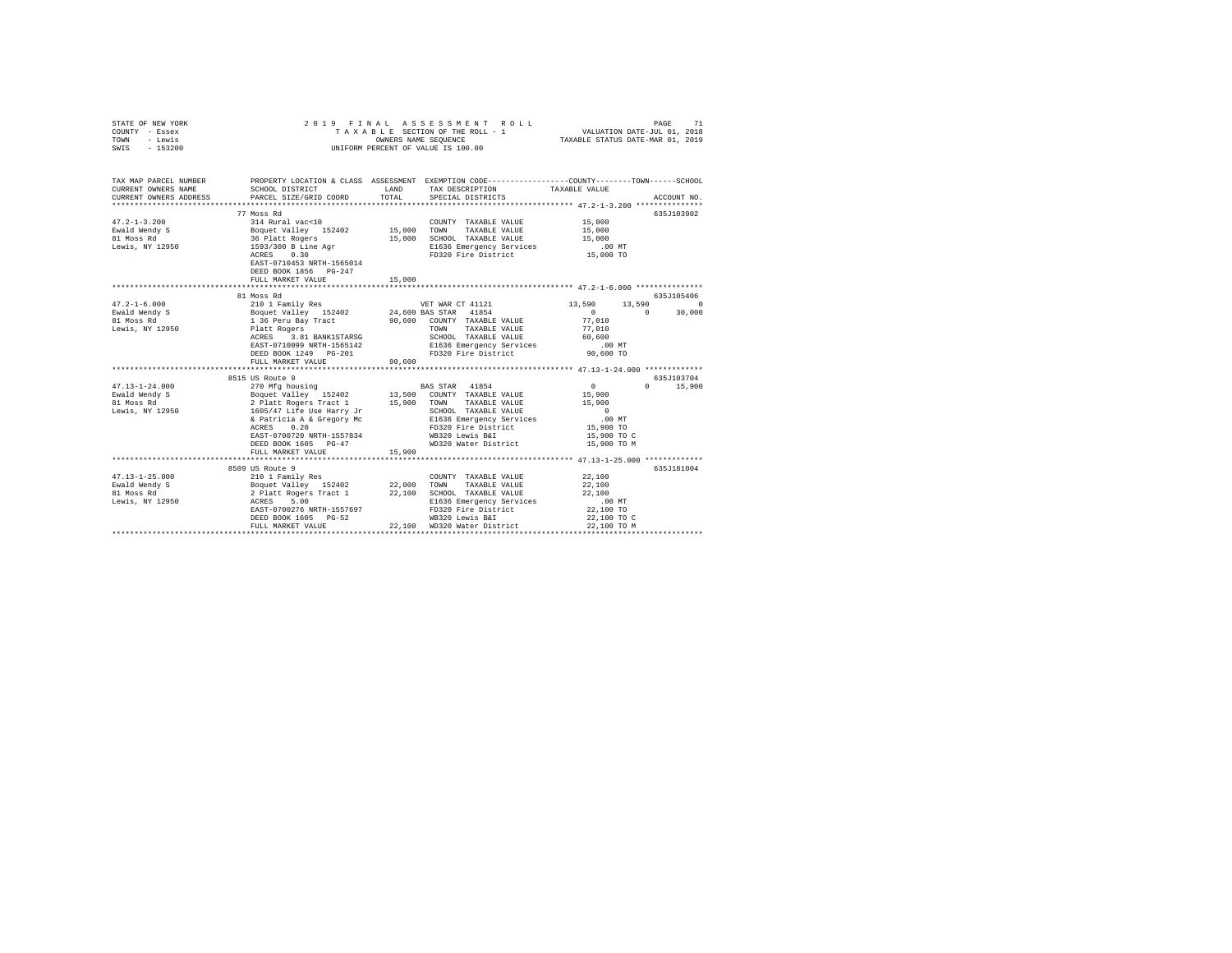STATE OF NEW YORK
COUNTY - Essex
TOWN - Lewis
SWIS - 153200

2019 FINAL ASSESSMENT ROLL
TAXABLE SECTION OF THE ROLL - 1
OWNERS NAME SEQUENCE
UNIFORM PERCENT OF VALUE IS 100.00

VALUATION DATE-JUL 01, 2018
TAXABLE STATUS DATE-MAR 01, 2019

```
TAX MAP PARCEL NUMBER   PROPERTY LOCATION & CLASS  ASSESSMENT  EXEMPTION CODE-----------------COUNTY--------TOWN------SCHOOL
CURRENT OWNERS NAME     SCHOOL DISTRICT               LAND      TAX DESCRIPTION            TAXABLE VALUE
CURRENT OWNERS ADDRESS  PARCEL SIZE/GRID COORD        TOTAL     SPECIAL DISTRICTS                                    ACCOUNT NO.
******************************************************************************************** 47.2-1-3.200 ***************
                        77 Moss Rd                                                                                635J103902
47.2-1-3.200            314 Rural vac<10                         COUNTY  TAXABLE VALUE           15,000
Ewald Wendy S           Boquet Valley  152402        15,000     TOWN    TAXABLE VALUE           15,000
81 Moss Rd              36 Platt Rogers              15,000     SCHOOL  TAXABLE VALUE           15,000
Lewis, NY 12950         1593/300 B Line Agr                      E1636 Emergency Services          .00 MT
                        ACRES    0.30                            FD320 Fire District             15,000 TO
                        EAST-0710453 NRTH-1565014
                        DEED BOOK 1856   PG-247
                        FULL MARKET VALUE            15,000
******************************************************************************************** 47.2-1-6.000 ***************
                        81 Moss Rd                                                                                635J105406
47.2-1-6.000            210 1 Family Res                         VET WAR CT 41121                13,590      13,590           0
Ewald Wendy S           Boquet Valley  152402        24,600 BAS STAR  41854                         0           0      30,000
81 Moss Rd              1 36 Peru Bay Tract          90,600     COUNTY  TAXABLE VALUE           77,010
Lewis, NY 12950         Platt Rogers                             TOWN    TAXABLE VALUE           77,010
                        ACRES    3.81 BANK1STARSG                SCHOOL  TAXABLE VALUE           60,600
                        EAST-0710099 NRTH-1565142                E1636 Emergency Services          .00 MT
                        DEED BOOK 1249   PG-201                  FD320 Fire District             90,600 TO
                        FULL MARKET VALUE            90,600
******************************************************************************************** 47.13-1-24.000 *************
                        8515 US Route 9                                                                           635J103704
47.13-1-24.000          270 Mfg housing                          BAS STAR  41854                     0           0      15,900
Ewald Wendy S           Boquet Valley  152402        13,500     COUNTY  TAXABLE VALUE           15,900
81 Moss Rd              2 Platt Rogers Tract 1       15,900     TOWN    TAXABLE VALUE           15,900
Lewis, NY 12950         1605/47 Life Use Harry Jr                SCHOOL  TAXABLE VALUE                0
                        & Patricia A & Gregory Mc                E1636 Emergency Services          .00 MT
                        ACRES    0.20                            FD320 Fire District             15,900 TO
                        EAST-0700720 NRTH-1557834                WB320 Lewis B&I                 15,900 TO C
                        DEED BOOK 1605   PG-47                   WD320 Water District            15,900 TO M
                        FULL MARKET VALUE            15,900
******************************************************************************************** 47.13-1-25.000 *************
                        8509 US Route 9                                                                           635J181004
47.13-1-25.000          210 1 Family Res                         COUNTY  TAXABLE VALUE           22,100
Ewald Wendy S           Boquet Valley  152402        22,000     TOWN    TAXABLE VALUE           22,100
81 Moss Rd              2 Platt Rogers Tract 1       22,100     SCHOOL  TAXABLE VALUE           22,100
Lewis, NY 12950         ACRES    5.00                            E1636 Emergency Services          .00 MT
                        EAST-0700276 NRTH-1557697                FD320 Fire District             22,100 TO
                        DEED BOOK 1605   PG-52                   WB320 Lewis B&I                 22,100 TO C
                        FULL MARKET VALUE            22,100     WD320 Water District            22,100 TO M
****************************************************************************************************************************
```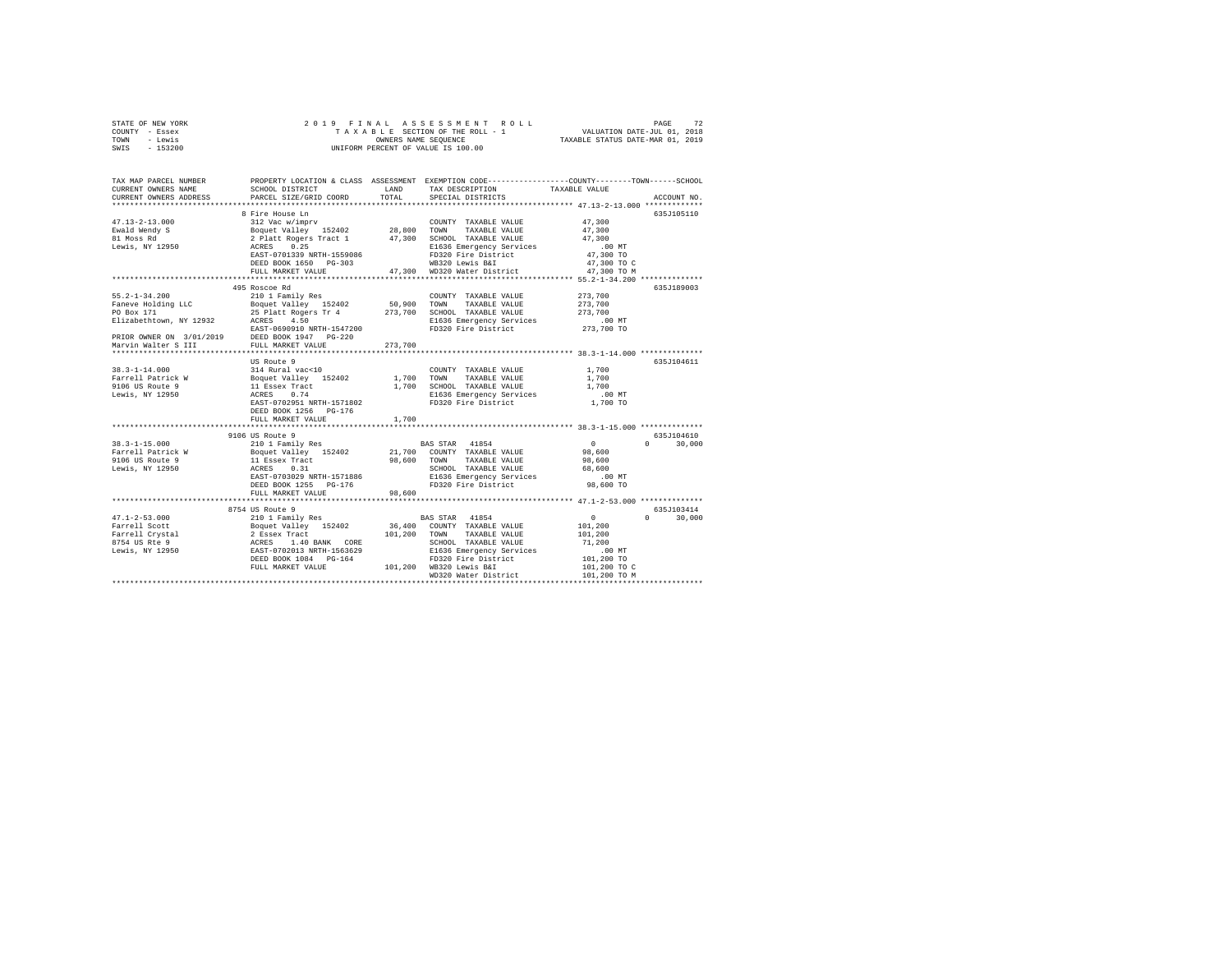STATE OF NEW YORK &nbsp;&nbsp;&nbsp;&nbsp; 2019 FINAL ASSESSMENT ROLL &nbsp;&nbsp;&nbsp;&nbsp; PAGE 72
COUNTY - Essex &nbsp;&nbsp;&nbsp;&nbsp; TAXABLE SECTION OF THE ROLL - 1 &nbsp;&nbsp;&nbsp;&nbsp; VALUATION DATE-JUL 01, 2018
TOWN - Lewis &nbsp;&nbsp;&nbsp;&nbsp; OWNERS NAME SEQUENCE &nbsp;&nbsp;&nbsp;&nbsp; TAXABLE STATUS DATE-MAR 01, 2019
SWIS - 153200 &nbsp;&nbsp;&nbsp;&nbsp; UNIFORM PERCENT OF VALUE IS 100.00

```
TAX MAP PARCEL NUMBER          PROPERTY LOCATION & CLASS  ASSESSMENT  EXEMPTION CODE-----------------COUNTY--------TOWN------SCHOOL
CURRENT OWNERS NAME            SCHOOL DISTRICT               LAND      TAX DESCRIPTION            TAXABLE VALUE
CURRENT OWNERS ADDRESS         PARCEL SIZE/GRID COORD        TOTAL     SPECIAL DISTRICTS                                    ACCOUNT NO.
****************************************************************************************************** 47.13-2-13.000 *************
                               8 Fire House Ln                                                                              635J105110
47.13-2-13.000                 312 Vac w/imprv                         COUNTY  TAXABLE VALUE           47,300
Ewald Wendy S                  Boquet Valley  152402        28,800     TOWN    TAXABLE VALUE           47,300
81 Moss Rd                     2 Platt Rogers Tract 1       47,300     SCHOOL  TAXABLE VALUE           47,300
Lewis, NY 12950                ACRES    0.25                           E1636 Emergency Services          .00 MT
                               EAST-0701339 NRTH-1559086               FD320 Fire District             47,300 TO
                               DEED BOOK 1650   PG-303                 WB320 Lewis B&I                 47,300 TO C
                               FULL MARKET VALUE            47,300     WD320 Water District            47,300 TO M
****************************************************************************************************** 55.2-1-34.200 **************
                               495 Roscoe Rd                                                                                635J189003
55.2-1-34.200                  210 1 Family Res                        COUNTY  TAXABLE VALUE          273,700
Faneve Holding LLC             Boquet Valley  152402        50,900     TOWN    TAXABLE VALUE          273,700
PO Box 171                     25 Platt Rogers Tr 4        273,700     SCHOOL  TAXABLE VALUE          273,700
Elizabethtown, NY 12932        ACRES    4.50                           E1636 Emergency Services          .00 MT
                               EAST-0690910 NRTH-1547200               FD320 Fire District            273,700 TO
PRIOR OWNER ON 3/01/2019       DEED BOOK 1947   PG-220
Marvin Walter S III            FULL MARKET VALUE           273,700
****************************************************************************************************** 38.3-1-14.000 **************
                               US Route 9                                                                                   635J104611
38.3-1-14.000                  314 Rural vac<10                        COUNTY  TAXABLE VALUE            1,700
Farrell Patrick W              Boquet Valley  152402         1,700     TOWN    TAXABLE VALUE            1,700
9106 US Route 9                11 Essex Tract                1,700     SCHOOL  TAXABLE VALUE            1,700
Lewis, NY 12950                ACRES    0.74                           E1636 Emergency Services          .00 MT
                               EAST-0702951 NRTH-1571802               FD320 Fire District              1,700 TO
                               DEED BOOK 1256   PG-176
                               FULL MARKET VALUE             1,700
****************************************************************************************************** 38.3-1-15.000 **************
                               9106 US Route 9                                                                              635J104610
38.3-1-15.000                  210 1 Family Res                        BAS STAR  41854                      0          0     30,000
Farrell Patrick W              Boquet Valley  152402        21,700     COUNTY  TAXABLE VALUE           98,600
9106 US Route 9                11 Essex Tract               98,600     TOWN    TAXABLE VALUE           98,600
Lewis, NY 12950                ACRES    0.31                           SCHOOL  TAXABLE VALUE           68,600
                               EAST-0703029 NRTH-1571886               E1636 Emergency Services          .00 MT
                               DEED BOOK 1255   PG-176                 FD320 Fire District             98,600 TO
                               FULL MARKET VALUE            98,600
****************************************************************************************************** 47.1-2-53.000 **************
                               8754 US Route 9                                                                              635J103414
47.1-2-53.000                  210 1 Family Res                        BAS STAR  41854                      0          0     30,000
Farrell Scott                  Boquet Valley  152402        36,400     COUNTY  TAXABLE VALUE          101,200
Farrell Crystal                2 Essex Tract               101,200     TOWN    TAXABLE VALUE          101,200
8754 US Rte 9                  ACRES    1.40 BANK   CORE               SCHOOL  TAXABLE VALUE           71,200
Lewis, NY 12950                EAST-0702013 NRTH-1563629               E1636 Emergency Services          .00 MT
                               DEED BOOK 1084   PG-164                 FD320 Fire District            101,200 TO
                               FULL MARKET VALUE           101,200     WB320 Lewis B&I                101,200 TO C
                                                                       WD320 Water District           101,200 TO M
************************************************************************************************************************************
```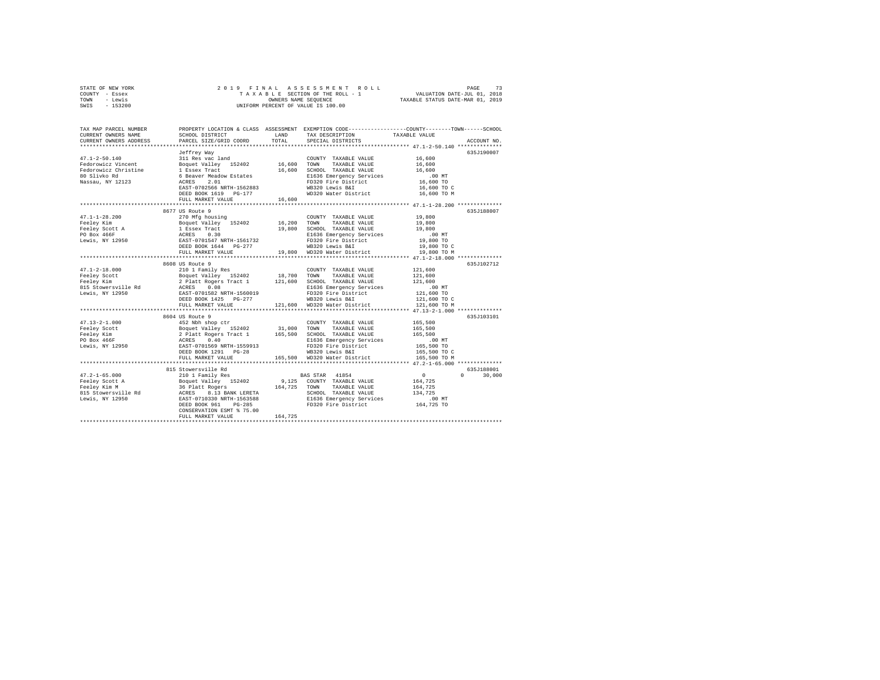STATE OF NEW YORK &nbsp;&nbsp;&nbsp;&nbsp; 2019 FINAL ASSESSMENT ROLL &nbsp;&nbsp;&nbsp;&nbsp; PAGE 73
COUNTY - Essex &nbsp;&nbsp;&nbsp;&nbsp; TAXABLE SECTION OF THE ROLL - 1 &nbsp;&nbsp;&nbsp;&nbsp; VALUATION DATE-JUL 01, 2018
TOWN - Lewis &nbsp;&nbsp;&nbsp;&nbsp; OWNERS NAME SEQUENCE &nbsp;&nbsp;&nbsp;&nbsp; TAXABLE STATUS DATE-MAR 01, 2019
SWIS - 153200 &nbsp;&nbsp;&nbsp;&nbsp; UNIFORM PERCENT OF VALUE IS 100.00

```
TAX MAP PARCEL NUMBER     PROPERTY LOCATION & CLASS  ASSESSMENT  EXEMPTION CODE-----------------COUNTY--------TOWN------SCHOOL
CURRENT OWNERS NAME       SCHOOL DISTRICT              LAND      TAX DESCRIPTION             TAXABLE VALUE
CURRENT OWNERS ADDRESS    PARCEL SIZE/GRID COORD       TOTAL     SPECIAL DISTRICTS                                   ACCOUNT NO.
******************************************************************************************** 47.1-2-50.140 **************
                          Jeffrey Way                                                                                635J190007
47.1-2-50.140             311 Res vac land                       COUNTY  TAXABLE VALUE          16,600
Fedorowicz Vincent        Boquet Valley  152402      16,600      TOWN    TAXABLE VALUE          16,600
Fedorowicz Christine      1 Essex Tract              16,600      SCHOOL  TAXABLE VALUE          16,600
80 Slivko Rd              6 Beaver Meadow Estates                E1636 Emergency Services          .00 MT
Nassau, NY 12123          ACRES    2.01                          FD320 Fire District            16,600 TO
                          EAST-0702566 NRTH-1562883              WB320 Lewis B&I                16,600 TO C
                          DEED BOOK 1619   PG-177                WD320 Water District           16,600 TO M
                          FULL MARKET VALUE          16,600
******************************************************************************************** 47.1-1-28.200 **************
                          8677 US Route 9                                                                            635J188007
47.1-1-28.200             270 Mfg housing                        COUNTY  TAXABLE VALUE          19,800
Feeley Kim                Boquet Valley  152402      16,200      TOWN    TAXABLE VALUE          19,800
Feeley Scott A            1 Essex Tract              19,800      SCHOOL  TAXABLE VALUE          19,800
PO Box 466F               ACRES    0.30                          E1636 Emergency Services          .00 MT
Lewis, NY 12950           EAST-0701547 NRTH-1561732              FD320 Fire District            19,800 TO
                          DEED BOOK 1644   PG-277                WB320 Lewis B&I                19,800 TO C
                          FULL MARKET VALUE          19,800      WD320 Water District           19,800 TO M
******************************************************************************************** 47.1-2-18.000 **************
                          8608 US Route 9                                                                            635J102712
47.1-2-18.000             210 1 Family Res                       COUNTY  TAXABLE VALUE         121,600
Feeley Scott              Boquet Valley  152402      18,700      TOWN    TAXABLE VALUE         121,600
Feeley Kim                2 Platt Rogers Tract 1    121,600      SCHOOL  TAXABLE VALUE         121,600
815 Stowersville Rd       ACRES    0.08                          E1636 Emergency Services          .00 MT
Lewis, NY 12950           EAST-0701582 NRTH-1560019              FD320 Fire District           121,600 TO
                          DEED BOOK 1425   PG-277                WB320 Lewis B&I               121,600 TO C
                          FULL MARKET VALUE         121,600      WD320 Water District          121,600 TO M
******************************************************************************************** 47.13-2-1.000 **************
                          8604 US Route 9                                                                            635J103101
47.13-2-1.000             452 Nbh shop ctr                       COUNTY  TAXABLE VALUE         165,500
Feeley Scott              Boquet Valley  152402      31,000      TOWN    TAXABLE VALUE         165,500
Feeley Kim                2 Platt Rogers Tract 1    165,500      SCHOOL  TAXABLE VALUE         165,500
PO Box 466F               ACRES    0.40                          E1636 Emergency Services          .00 MT
Lewis, NY 12950           EAST-0701569 NRTH-1559913              FD320 Fire District           165,500 TO
                          DEED BOOK 1291   PG-28                 WB320 Lewis B&I               165,500 TO C
                          FULL MARKET VALUE         165,500      WD320 Water District          165,500 TO M
******************************************************************************************** 47.2-1-65.000 **************
                          815 Stowersville Rd                                                                        635J188001
47.2-1-65.000             210 1 Family Res                       BAS STAR  41854                     0           0      30,000
Feeley Scott A            Boquet Valley  152402       9,125      COUNTY  TAXABLE VALUE         164,725
Feeley Kim M              36 Platt Rogers           164,725      TOWN    TAXABLE VALUE         164,725
815 Stowersville Rd       ACRES    8.13 BANK LERETA              SCHOOL  TAXABLE VALUE         134,725
Lewis, NY 12950           EAST-0710330 NRTH-1563588              E1636 Emergency Services          .00 MT
                          DEED BOOK 961    PG-285                FD320 Fire District           164,725 TO
                          CONSERVATION ESMT % 75.00
                          FULL MARKET VALUE         164,725
****************************************************************************************************************************
```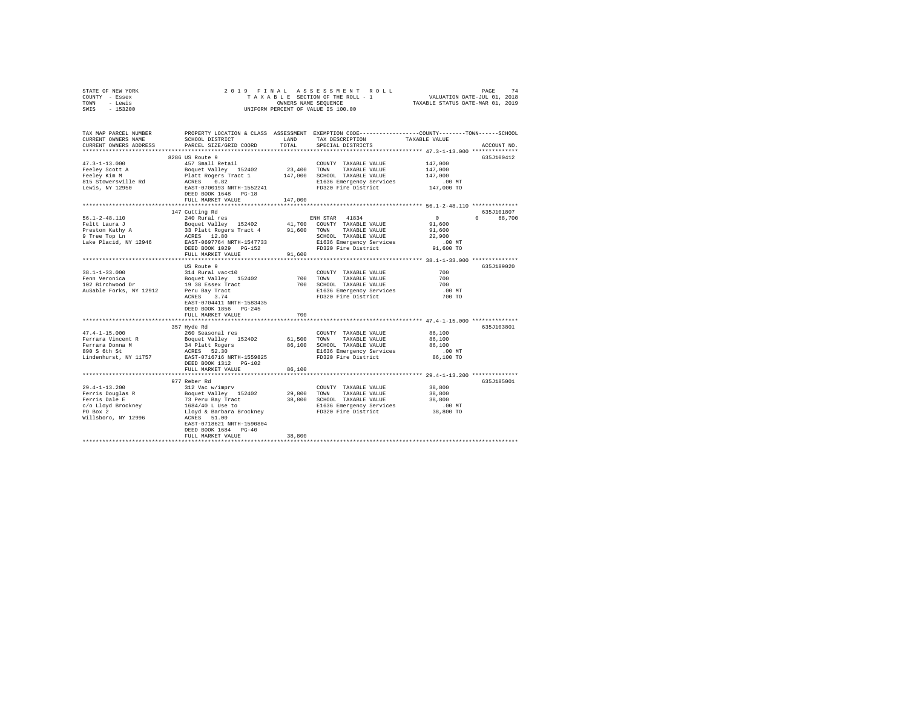```
STATE OF NEW YORK              2 0 1 9   F I N A L   A S S E S S M E N T   R O L L                    PAGE    74
COUNTY  - Essex                   T A X A B L E SECTION OF THE ROLL - 1             VALUATION DATE-JUL 01, 2018
TOWN    - Lewis                          OWNERS NAME SEQUENCE                    TAXABLE STATUS DATE-MAR 01, 2019
SWIS    - 153200                    UNIFORM PERCENT OF VALUE IS 100.00

TAX MAP PARCEL NUMBER          PROPERTY LOCATION & CLASS  ASSESSMENT  EXEMPTION CODE-----------------COUNTY--------TOWN------SCHOOL
CURRENT OWNERS NAME            SCHOOL DISTRICT              LAND      TAX DESCRIPTION            TAXABLE VALUE
CURRENT OWNERS ADDRESS         PARCEL SIZE/GRID COORD       TOTAL     SPECIAL DISTRICTS                                 ACCOUNT NO.
************************************************************************************************ 47.3-1-13.000 **************
                       8286 US Route 9                                                                                635J100412
47.3-1-13.000                  457 Small Retail                        COUNTY  TAXABLE VALUE           147,000
Feeley Scott A                 Boquet Valley  152402       23,400   TOWN    TAXABLE VALUE           147,000
Feeley Kim M                   Platt Rogers Tract 1       147,000   SCHOOL  TAXABLE VALUE           147,000
815 Stowersville Rd            ACRES    0.82                         E1636 Emergency Services            .00 MT
Lewis, NY 12950                EAST-0700193 NRTH-1552241             FD320 Fire District             147,000 TO
                               DEED BOOK 1648   PG-18
                               FULL MARKET VALUE          147,000
************************************************************************************************ 56.1-2-48.110 **************
                       147 Cutting Rd                                                                                 635J101807
56.1-2-48.110                  240 Rural res                           ENH STAR  41834                  0           0      68,700
Feltt Laura J                  Boquet Valley  152402       41,700   COUNTY  TAXABLE VALUE            91,600
Preston Kathy A                33 Platt Rogers Tract 4     91,600   TOWN    TAXABLE VALUE            91,600
9 Tree Top Ln                  ACRES   12.80                         SCHOOL  TAXABLE VALUE            22,900
Lake Placid, NY 12946          EAST-0697764 NRTH-1547733             E1636 Emergency Services            .00 MT
                               DEED BOOK 1029   PG-152               FD320 Fire District              91,600 TO
                               FULL MARKET VALUE           91,600
************************************************************************************************ 38.1-1-33.000 **************
                       US Route 9                                                                                     635J189020
38.1-1-33.000                  314 Rural vac<10                        COUNTY  TAXABLE VALUE               700
Fenn Veronica                  Boquet Valley  152402          700   TOWN    TAXABLE VALUE               700
102 Birchwood Dr               19 38 Essex Tract              700   SCHOOL  TAXABLE VALUE               700
AuSable Forks, NY 12912        Peru Bay Tract                        E1636 Emergency Services            .00 MT
                               ACRES    3.74                         FD320 Fire District                 700 TO
                               EAST-0704411 NRTH-1583435
                               DEED BOOK 1856   PG-245
                               FULL MARKET VALUE              700
************************************************************************************************ 47.4-1-15.000 **************
                       357 Hyde Rd                                                                                    635J103801
47.4-1-15.000                  260 Seasonal res                        COUNTY  TAXABLE VALUE            86,100
Ferrara Vincent R              Boquet Valley  152402       61,500   TOWN    TAXABLE VALUE            86,100
Ferrara Donna M                34 Platt Rogers             86,100   SCHOOL  TAXABLE VALUE            86,100
890 S 6th St                   ACRES   52.30                         E1636 Emergency Services            .00 MT
Lindenhurst, NY 11757          EAST-0716716 NRTH-1559825             FD320 Fire District              86,100 TO
                               DEED BOOK 1312   PG-102
                               FULL MARKET VALUE           86,100
************************************************************************************************ 29.4-1-13.200 **************
                       977 Reber Rd                                                                                   635J185001
29.4-1-13.200                  312 Vac w/imprv                         COUNTY  TAXABLE VALUE            38,800
Ferris Douglas R               Boquet Valley  152402       29,800   TOWN    TAXABLE VALUE            38,800
Ferris Dale E                  73 Peru Bay Tract           38,800   SCHOOL  TAXABLE VALUE            38,800
c/o Lloyd Brockney             1684/40 L Use to                      E1636 Emergency Services            .00 MT
PO Box 2                       Lloyd & Barbara Brockney              FD320 Fire District              38,800 TO
Willsboro, NY 12996            ACRES   51.00
                               EAST-0718621 NRTH-1590804
                               DEED BOOK 1684   PG-40
                               FULL MARKET VALUE           38,800
******************************************************************************************************************************
```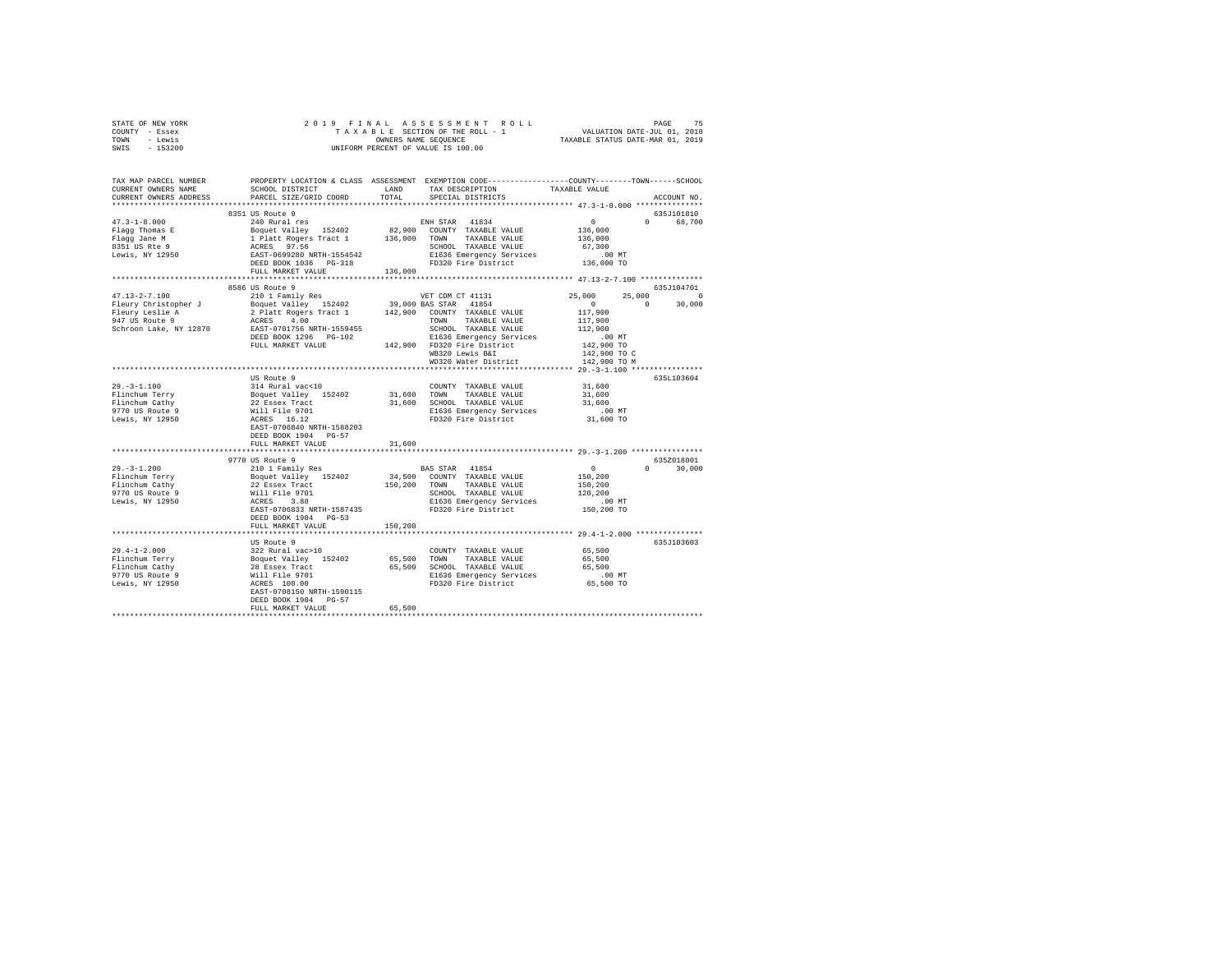STATE OF NEW YORK
COUNTY - Essex
TOWN - Lewis
SWIS - 153200

2019 FINAL ASSESSMENT ROLL
TAXABLE SECTION OF THE ROLL - 1
OWNERS NAME SEQUENCE
UNIFORM PERCENT OF VALUE IS 100.00

VALUATION DATE-JUL 01, 2018
TAXABLE STATUS DATE-MAR 01, 2019

```
TAX MAP PARCEL NUMBER     PROPERTY LOCATION & CLASS  ASSESSMENT  EXEMPTION CODE-----------------COUNTY--------TOWN------SCHOOL
CURRENT OWNERS NAME       SCHOOL DISTRICT             LAND       TAX DESCRIPTION            TAXABLE VALUE
CURRENT OWNERS ADDRESS    PARCEL SIZE/GRID COORD      TOTAL      SPECIAL DISTRICTS                                    ACCOUNT NO.
******************************************************************************************************* 47.3-1-8.000 ***************
                          8351 US Route 9                                                                            635J101810
47.3-1-8.000              240 Rural res                          ENH STAR  41834                0         0      68,700
Flagg Thomas E            Boquet Valley  152402       82,900    COUNTY  TAXABLE VALUE          136,000
Flagg Jane M              1 Platt Rogers Tract 1     136,000    TOWN    TAXABLE VALUE          136,000
8351 US Rte 9             ACRES  97.56                          SCHOOL  TAXABLE VALUE           67,300
Lewis, NY 12950           EAST-0699280 NRTH-1554542             E1636 Emergency Services          .00 MT
                          DEED BOOK 1036   PG-318               FD320 Fire District            136,000 TO
                          FULL MARKET VALUE          136,000
******************************************************************************************************* 47.13-2-7.100 **************
                          8586 US Route 9                                                                            635J104701
47.13-2-7.100             210 1 Family Res                       VET COM CT 41131           25,000    25,000           0
Fleury Christopher J      Boquet Valley  152402       39,000 BAS STAR  41854                0         0      30,000
Fleury Leslie A           2 Platt Rogers Tract 1     142,900    COUNTY  TAXABLE VALUE          117,900
947 US Route 9            ACRES   4.00                          TOWN    TAXABLE VALUE          117,900
Schroon Lake, NY 12870    EAST-0701756 NRTH-1559455             SCHOOL  TAXABLE VALUE          112,900
                          DEED BOOK 1296   PG-102               E1636 Emergency Services          .00 MT
                          FULL MARKET VALUE          142,900    FD320 Fire District            142,900 TO
                                                                WB320 Lewis B&I                142,900 TO C
                                                                WD320 Water District           142,900 TO M
******************************************************************************************************* 29.-3-1.100 ****************
                          US Route 9                                                                                 635L103604
29.-3-1.100               314 Rural vac<10                       COUNTY  TAXABLE VALUE           31,600
Flinchum Terry            Boquet Valley  152402       31,600    TOWN    TAXABLE VALUE           31,600
Flinchum Cathy            22 Essex Tract              31,600    SCHOOL  TAXABLE VALUE           31,600
9770 US Route 9           Will File 9701                        E1636 Emergency Services          .00 MT
Lewis, NY 12950           ACRES  16.12                          FD320 Fire District             31,600 TO
                          EAST-0706840 NRTH-1588203
                          DEED BOOK 1904   PG-57
                          FULL MARKET VALUE           31,600
******************************************************************************************************* 29.-3-1.200 ****************
                          9770 US Route 9                                                                            635Z018001
29.-3-1.200               210 1 Family Res                       BAS STAR  41854                0         0      30,000
Flinchum Terry            Boquet Valley  152402       34,500    COUNTY  TAXABLE VALUE          150,200
Flinchum Cathy            22 Essex Tract             150,200    TOWN    TAXABLE VALUE          150,200
9770 US Route 9           Will File 9701                        SCHOOL  TAXABLE VALUE          120,200
Lewis, NY 12950           ACRES   3.88                          E1636 Emergency Services          .00 MT
                          EAST-0706833 NRTH-1587435             FD320 Fire District            150,200 TO
                          DEED BOOK 1904   PG-53
                          FULL MARKET VALUE          150,200
******************************************************************************************************* 29.4-1-2.000 ***************
                          US Route 9                                                                                 635J103603
29.4-1-2.000              322 Rural vac>10                       COUNTY  TAXABLE VALUE           65,500
Flinchum Terry            Boquet Valley  152402       65,500    TOWN    TAXABLE VALUE           65,500
Flinchum Cathy            28 Essex Tract              65,500    SCHOOL  TAXABLE VALUE           65,500
9770 US Route 9           Will File 9701                        E1636 Emergency Services          .00 MT
Lewis, NY 12950           ACRES 100.00                          FD320 Fire District             65,500 TO
                          EAST-0708150 NRTH-1590115
                          DEED BOOK 1904   PG-57
                          FULL MARKET VALUE           65,500
************************************************************************************************************************************
```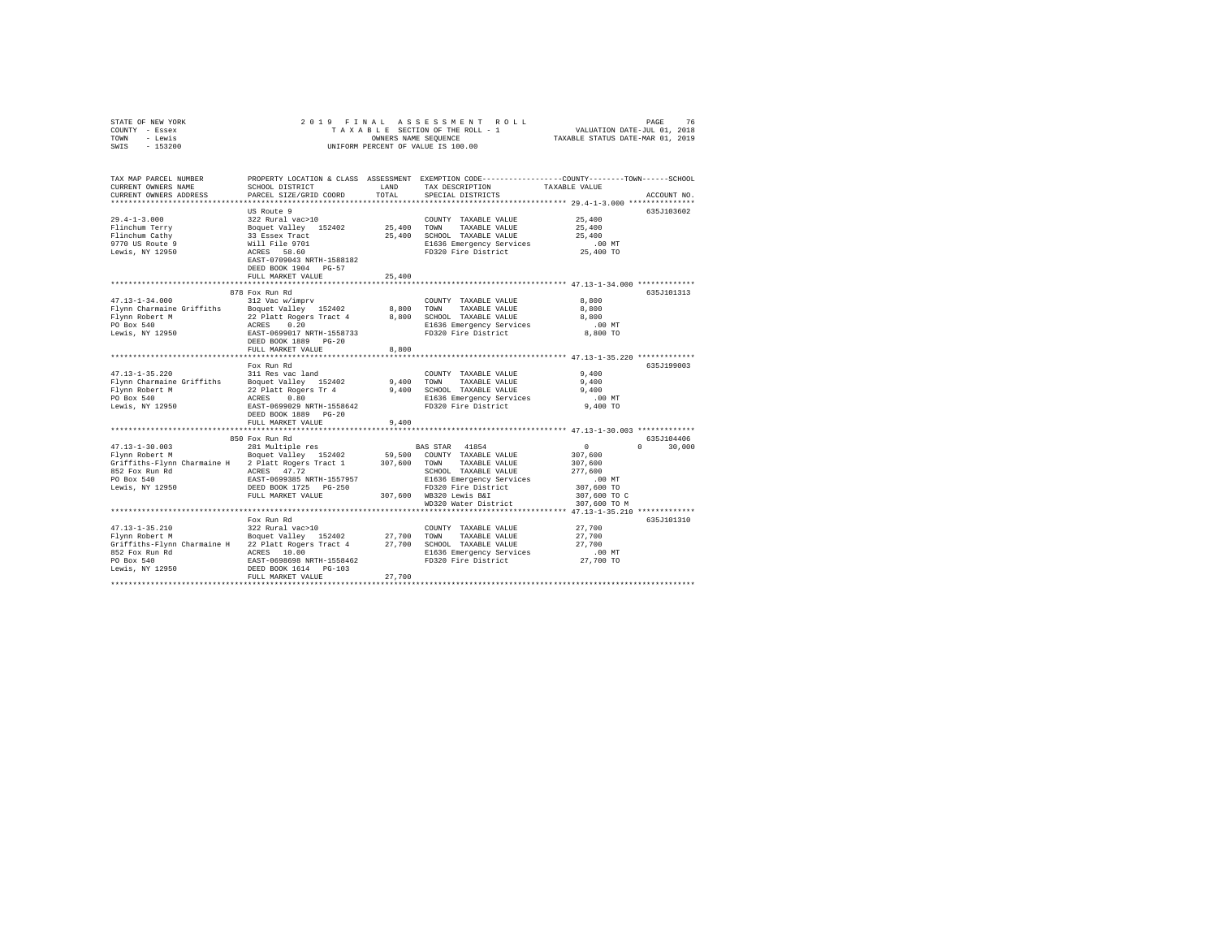STATE OF NEW YORK — 2019 FINAL ASSESSMENT ROLL
COUNTY - Essex — TAXABLE SECTION OF THE ROLL - 1 — VALUATION DATE-JUL 01, 2018
TOWN - Lewis — OWNERS NAME SEQUENCE — TAXABLE STATUS DATE-MAR 01, 2019
SWIS - 153200 — UNIFORM PERCENT OF VALUE IS 100.00

| TAX MAP PARCEL NUMBER / CURRENT OWNERS NAME / CURRENT OWNERS ADDRESS | PROPERTY LOCATION & CLASS / SCHOOL DISTRICT / PARCEL SIZE/GRID COORD | ASSESSMENT LAND / TOTAL | EXEMPTION CODE / TAX DESCRIPTION / SPECIAL DISTRICTS | COUNTY / TOWN / SCHOOL TAXABLE VALUE | ACCOUNT NO. |
|---|---|---|---|---|---|
| **29.4-1-3.000** | US Route 9 | | | | 635J103602 |
| 29.4-1-3.000 | 322 Rural vac>10 | | COUNTY TAXABLE VALUE | 25,400 | |
| Flinchum Terry | Boquet Valley 152402 | 25,400 | TOWN TAXABLE VALUE | 25,400 | |
| Flinchum Cathy | 33 Essex Tract | 25,400 | SCHOOL TAXABLE VALUE | 25,400 | |
| 9770 US Route 9 | Will File 9701 | | E1636 Emergency Services | .00 MT | |
| Lewis, NY 12950 | ACRES 58.60 | | FD320 Fire District | 25,400 TO | |
| | EAST-0709043 NRTH-1588182 | | | | |
| | DEED BOOK 1904 PG-57 | | | | |
| | FULL MARKET VALUE | 25,400 | | | |
| **47.13-1-34.000** | 878 Fox Run Rd | | | | 635J101313 |
| 47.13-1-34.000 | 312 Vac w/imprv | | COUNTY TAXABLE VALUE | 8,800 | |
| Flynn Charmaine Griffiths | Boquet Valley 152402 | 8,800 | TOWN TAXABLE VALUE | 8,800 | |
| Flynn Robert M | 22 Platt Rogers Tract 4 | 8,800 | SCHOOL TAXABLE VALUE | 8,800 | |
| PO Box 540 | ACRES 0.20 | | E1636 Emergency Services | .00 MT | |
| Lewis, NY 12950 | EAST-0699017 NRTH-1558733 | | FD320 Fire District | 8,800 TO | |
| | DEED BOOK 1889 PG-20 | | | | |
| | FULL MARKET VALUE | 8,800 | | | |
| **47.13-1-35.220** | Fox Run Rd | | | | 635J199003 |
| 47.13-1-35.220 | 311 Res vac land | | COUNTY TAXABLE VALUE | 9,400 | |
| Flynn Charmaine Griffiths | Boquet Valley 152402 | 9,400 | TOWN TAXABLE VALUE | 9,400 | |
| Flynn Robert M | 22 Platt Rogers Tr 4 | 9,400 | SCHOOL TAXABLE VALUE | 9,400 | |
| PO Box 540 | ACRES 0.80 | | E1636 Emergency Services | .00 MT | |
| Lewis, NY 12950 | EAST-0699029 NRTH-1558642 | | FD320 Fire District | 9,400 TO | |
| | DEED BOOK 1889 PG-20 | | | | |
| | FULL MARKET VALUE | 9,400 | | | |
| **47.13-1-30.003** | 850 Fox Run Rd | | | | 635J104406 |
| 47.13-1-30.003 | 281 Multiple res | | BAS STAR 41854 | 0 / 0 / 30,000 | |
| Flynn Robert M | Boquet Valley 152402 | 59,500 | COUNTY TAXABLE VALUE | 307,600 | |
| Griffiths-Flynn Charmaine H | 2 Platt Rogers Tract 1 | 307,600 | TOWN TAXABLE VALUE | 307,600 | |
| 852 Fox Run Rd | ACRES 47.72 | | SCHOOL TAXABLE VALUE | 277,600 | |
| PO Box 540 | EAST-0699385 NRTH-1557957 | | E1636 Emergency Services | .00 MT | |
| Lewis, NY 12950 | DEED BOOK 1725 PG-250 | | FD320 Fire District | 307,600 TO | |
| | FULL MARKET VALUE | 307,600 | WB320 Lewis B&I | 307,600 TO C | |
| | | | WD320 Water District | 307,600 TO M | |
| **47.13-1-35.210** | Fox Run Rd | | | | 635J101310 |
| 47.13-1-35.210 | 322 Rural vac>10 | | COUNTY TAXABLE VALUE | 27,700 | |
| Flynn Robert M | Boquet Valley 152402 | 27,700 | TOWN TAXABLE VALUE | 27,700 | |
| Griffiths-Flynn Charmaine H | 22 Platt Rogers Tract 4 | 27,700 | SCHOOL TAXABLE VALUE | 27,700 | |
| 852 Fox Run Rd | ACRES 10.00 | | E1636 Emergency Services | .00 MT | |
| PO Box 540 | EAST-0698698 NRTH-1558462 | | FD320 Fire District | 27,700 TO | |
| Lewis, NY 12950 | DEED BOOK 1614 PG-103 | | | | |
| | FULL MARKET VALUE | 27,700 | | | |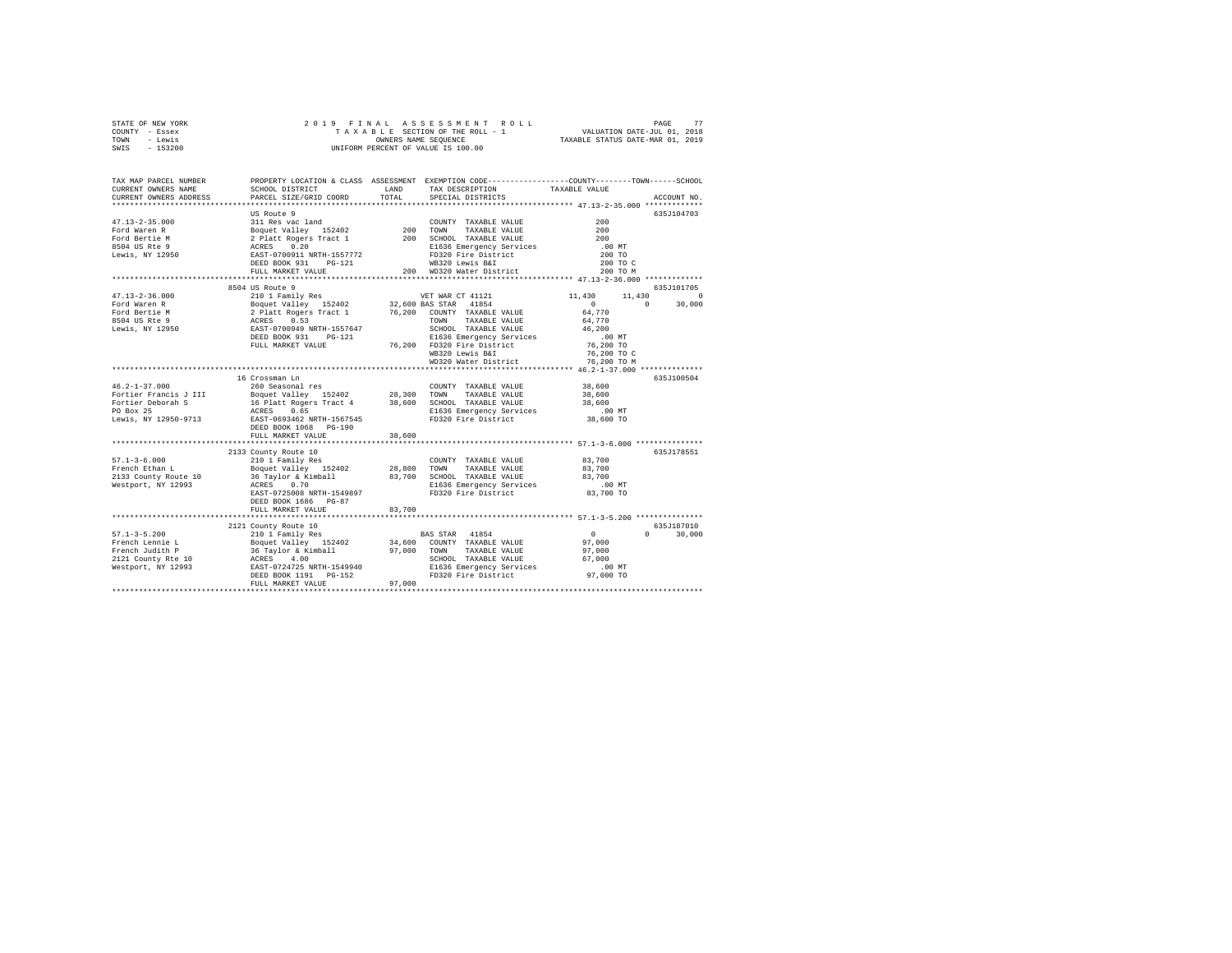STATE OF NEW YORK
COUNTY - Essex
TOWN - Lewis
SWIS - 153200

2019 FINAL ASSESSMENT ROLL
TAXABLE SECTION OF THE ROLL - 1
OWNERS NAME SEQUENCE
UNIFORM PERCENT OF VALUE IS 100.00

VALUATION DATE-JUL 01, 2018
TAXABLE STATUS DATE-MAR 01, 2019

```
TAX MAP PARCEL NUMBER     PROPERTY LOCATION & CLASS  ASSESSMENT  EXEMPTION CODE-----------------COUNTY--------TOWN------SCHOOL
CURRENT OWNERS NAME       SCHOOL DISTRICT              LAND      TAX DESCRIPTION             TAXABLE VALUE
CURRENT OWNERS ADDRESS    PARCEL SIZE/GRID COORD       TOTAL     SPECIAL DISTRICTS                                    ACCOUNT NO.
******************************************************************************************** 47.13-2-35.000 *************
                          US Route 9                                                                                  635J104703
47.13-2-35.000            311 Res vac land                        COUNTY  TAXABLE VALUE              200
Ford Waren R              Boquet Valley  152402         200       TOWN    TAXABLE VALUE              200
Ford Bertie M             2 Platt Rogers Tract 1        200       SCHOOL  TAXABLE VALUE              200
8504 US Rte 9             ACRES    0.20                           E1636 Emergency Services           .00 MT
Lewis, NY 12950           EAST-0700911 NRTH-1557772               FD320 Fire District                200 TO
                          DEED BOOK 931    PG-121                 WB320 Lewis B&I                    200 TO C
                          FULL MARKET VALUE             200       WD320 Water District               200 TO M
******************************************************************************************** 47.13-2-36.000 *************
                          8504 US Route 9                                                                             635J101705
47.13-2-36.000            210 1 Family Res                        VET WAR CT 41121            11,430      11,430           0
Ford Waren R              Boquet Valley  152402      32,600 BAS STAR  41854                        0           0      30,000
Ford Bertie M             2 Platt Rogers Tract 1     76,200       COUNTY  TAXABLE VALUE          64,770
8504 US Rte 9             ACRES    0.53                           TOWN    TAXABLE VALUE          64,770
Lewis, NY 12950           EAST-0700949 NRTH-1557647               SCHOOL  TAXABLE VALUE          46,200
                          DEED BOOK 931    PG-121                 E1636 Emergency Services           .00 MT
                          FULL MARKET VALUE          76,200       FD320 Fire District            76,200 TO
                                                                  WB320 Lewis B&I                76,200 TO C
                                                                  WD320 Water District           76,200 TO M
******************************************************************************************** 46.2-1-37.000 **************
                          16 Crossman Ln                                                                              635J100504
46.2-1-37.000             260 Seasonal res                        COUNTY  TAXABLE VALUE          38,600
Fortier Francis J III     Boquet Valley  152402      28,300       TOWN    TAXABLE VALUE          38,600
Fortier Deborah S         16 Platt Rogers Tract 4    38,600       SCHOOL  TAXABLE VALUE          38,600
PO Box 25                 ACRES    0.65                           E1636 Emergency Services           .00 MT
Lewis, NY 12950-9713      EAST-0693462 NRTH-1567545               FD320 Fire District            38,600 TO
                          DEED BOOK 1068   PG-190
                          FULL MARKET VALUE          38,600
******************************************************************************************** 57.1-3-6.000 ***************
                          2133 County Route 10                                                                        635J178551
57.1-3-6.000              210 1 Family Res                        COUNTY  TAXABLE VALUE          83,700
French Ethan L            Boquet Valley  152402      28,800       TOWN    TAXABLE VALUE          83,700
2133 County Route 10      36 Taylor & Kimball        83,700       SCHOOL  TAXABLE VALUE          83,700
Westport, NY 12993        ACRES    0.70                           E1636 Emergency Services           .00 MT
                          EAST-0725008 NRTH-1549897               FD320 Fire District            83,700 TO
                          DEED BOOK 1686   PG-87
                          FULL MARKET VALUE          83,700
******************************************************************************************** 57.1-3-5.200 ***************
                          2121 County Route 10                                                                        635J187010
57.1-3-5.200              210 1 Family Res                        BAS STAR  41854                  0           0      30,000
French Lennie L           Boquet Valley  152402      34,600       COUNTY  TAXABLE VALUE          97,000
French Judith P           36 Taylor & Kimball        97,000       TOWN    TAXABLE VALUE          97,000
2121 County Rte 10        ACRES    4.00                           SCHOOL  TAXABLE VALUE          67,000
Westport, NY 12993        EAST-0724725 NRTH-1549940               E1636 Emergency Services           .00 MT
                          DEED BOOK 1191   PG-152                 FD320 Fire District            97,000 TO
                          FULL MARKET VALUE          97,000
************************************************************************************************************************
```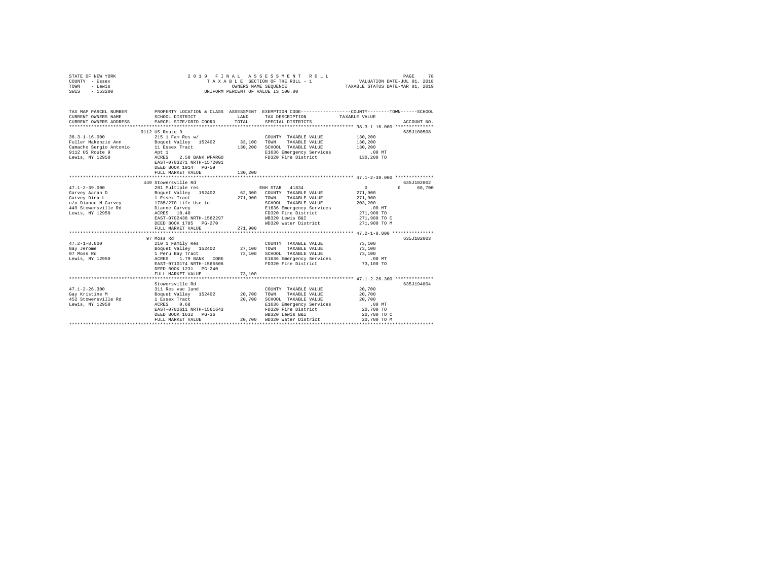STATE OF NEW YORK 2019 FINAL ASSESSMENT ROLL
COUNTY - Essex TAXABLE SECTION OF THE ROLL - 1 VALUATION DATE-JUL 01, 2018
TOWN - Lewis OWNERS NAME SEQUENCE TAXABLE STATUS DATE-MAR 01, 2019
SWIS - 153200 UNIFORM PERCENT OF VALUE IS 100.00

```
TAX MAP PARCEL NUMBER          PROPERTY LOCATION & CLASS  ASSESSMENT  EXEMPTION CODE-----------------COUNTY--------TOWN------SCHOOL
CURRENT OWNERS NAME            SCHOOL DISTRICT               LAND     TAX DESCRIPTION             TAXABLE VALUE
CURRENT OWNERS ADDRESS         PARCEL SIZE/GRID COORD        TOTAL    SPECIAL DISTRICTS                                  ACCOUNT NO.
******************************************************************************************************* 38.3-1-16.000 **************
                               9112 US Route 9                                                                         635J100508
38.3-1-16.000                  215 1 Fam Res w/                       COUNTY  TAXABLE VALUE         130,200
Fuller Makenzie Ann            Boquet Valley  152402        33,100    TOWN    TAXABLE VALUE         130,200
Camacho Sergio Antonio         11 Essex Tract              130,200    SCHOOL  TAXABLE VALUE         130,200
9112 US Route 9                Apt 1                                  E1636 Emergency Services          .00 MT
Lewis, NY 12950                ACRES    2.50 BANK WFARGO              FD320 Fire District           130,200 TO
                               EAST-0703271 NRTH-1572091
                               DEED BOOK 1914   PG-59
                               FULL MARKET VALUE           130,200
******************************************************************************************************* 47.1-2-39.000 **************
                               449 Stowersville Rd                                                                     635J102002
47.1-2-39.000                  281 Multiple res                       ENH STAR  41834                    0            0      68,700
Garvey Aaran D                 Boquet Valley  152402        62,300    COUNTY  TAXABLE VALUE         271,900
Garvey Dina L                  1 Essex Tract               271,900    TOWN    TAXABLE VALUE         271,900
c/o Dianne M Garvey            1785/270 Life Use to                   SCHOOL  TAXABLE VALUE         203,200
449 Stowersville Rd            Dianne Garvey                          E1636 Emergency Services          .00 MT
Lewis, NY 12950                ACRES   10.40                          FD320 Fire District           271,900 TO
                               EAST-0702438 NRTH-1562297              WB320 Lewis B&I               271,900 TO C
                               DEED BOOK 1785   PG-270                WD320 Water District          271,900 TO M
                               FULL MARKET VALUE           271,900
******************************************************************************************************* 47.2-1-8.000 ***************
                               97 Moss Rd                                                                              635J102003
47.2-1-8.000                   210 1 Family Res                       COUNTY  TAXABLE VALUE          73,100
Gay Jerome                     Boquet Valley  152402        27,100    TOWN    TAXABLE VALUE          73,100
97 Moss Rd                     1 Peru Bay Tract             73,100    SCHOOL  TAXABLE VALUE          73,100
Lewis, NY 12950                ACRES    1.79 BANK   CORE              E1636 Emergency Services          .00 MT
                               EAST-0710174 NRTH-1565506              FD320 Fire District            73,100 TO
                               DEED BOOK 1231   PG-240
                               FULL MARKET VALUE            73,100
******************************************************************************************************* 47.1-2-26.300 **************
                               Stowersville Rd                                                                         635J194004
47.1-2-26.300                  311 Res vac land                       COUNTY  TAXABLE VALUE          20,700
Gay Kristine M                 Boquet Valley  152402        20,700    TOWN    TAXABLE VALUE          20,700
452 Stowersville Rd            1 Essex Tract                20,700    SCHOOL  TAXABLE VALUE          20,700
Lewis, NY 12950                ACRES    0.68                          E1636 Emergency Services          .00 MT
                               EAST-0702611 NRTH-1561643              FD320 Fire District            20,700 TO
                               DEED BOOK 1632   PG-36                 WB320 Lewis B&I                20,700 TO C
                               FULL MARKET VALUE            20,700    WD320 Water District           20,700 TO M
************************************************************************************************************************************
```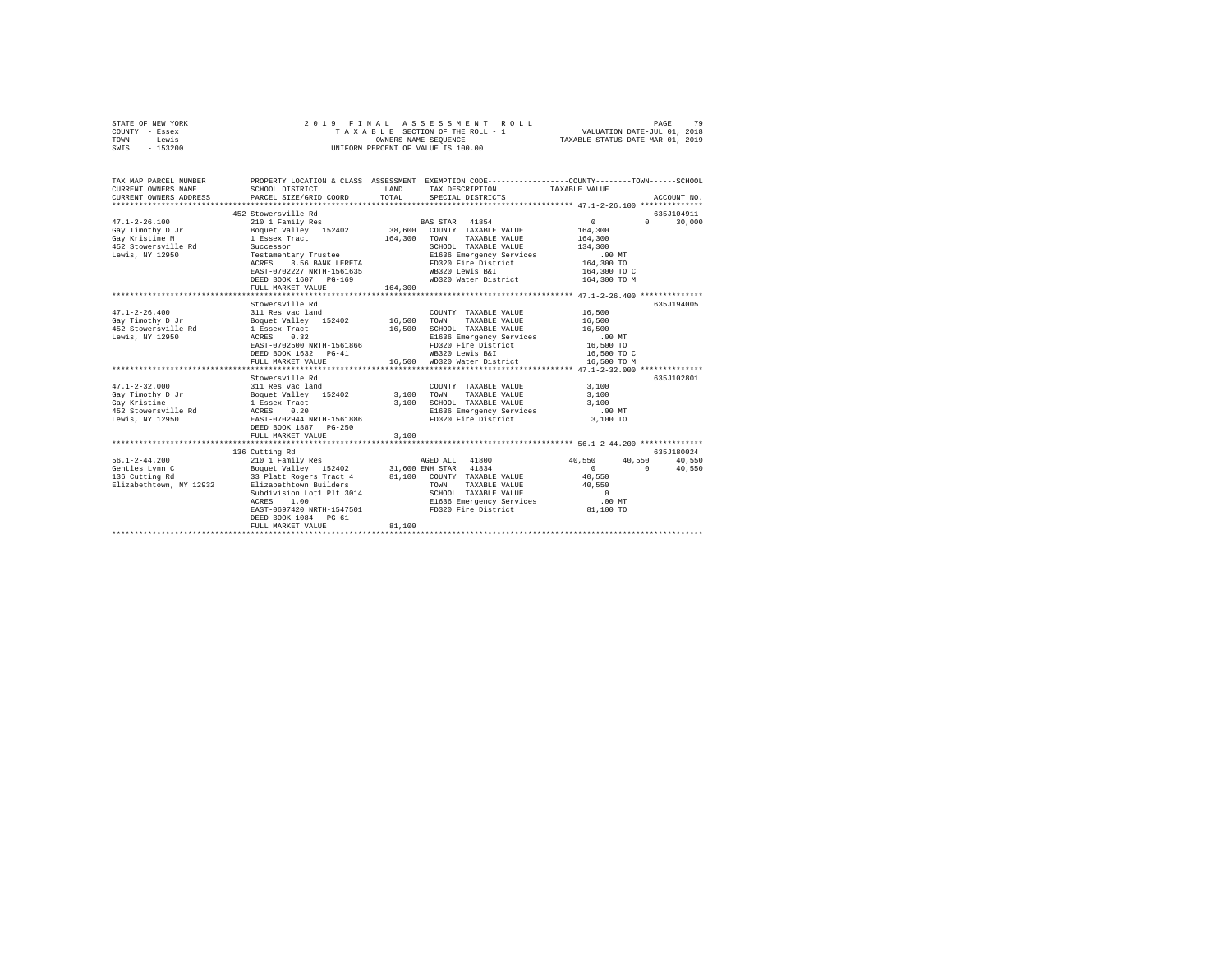STATE OF NEW YORK
COUNTY - Essex
TOWN - Lewis
SWIS - 153200

2019 FINAL ASSESSMENT ROLL
TAXABLE SECTION OF THE ROLL - 1
OWNERS NAME SEQUENCE
UNIFORM PERCENT OF VALUE IS 100.00

VALUATION DATE-JUL 01, 2018
TAXABLE STATUS DATE-MAR 01, 2019

```
TAX MAP PARCEL NUMBER      PROPERTY LOCATION & CLASS  ASSESSMENT  EXEMPTION CODE-----------------COUNTY--------TOWN------SCHOOL
CURRENT OWNERS NAME        SCHOOL DISTRICT             LAND       TAX DESCRIPTION           TAXABLE VALUE
CURRENT OWNERS ADDRESS     PARCEL SIZE/GRID COORD      TOTAL      SPECIAL DISTRICTS                                  ACCOUNT NO.
******************************************************************************************** 47.1-2-26.100 **************
                           452 Stowersville Rd                                                                       635J104911
47.1-2-26.100              210 1 Family Res                         BAS STAR  41854              0           0      30,000
Gay Timothy D Jr           Boquet Valley  152402       38,600   COUNTY  TAXABLE VALUE          164,300
Gay Kristine M             1 Essex Tract              164,300   TOWN    TAXABLE VALUE          164,300
452 Stowersville Rd        Successor                            SCHOOL  TAXABLE VALUE          134,300
Lewis, NY 12950            Testamentary Trustee                 E1636 Emergency Services          .00 MT
                           ACRES    3.56 BANK LERETA            FD320 Fire District            164,300 TO
                           EAST-0702227 NRTH-1561635            WB320 Lewis B&I                164,300 TO C
                           DEED BOOK 1607   PG-169              WD320 Water District           164,300 TO M
                           FULL MARKET VALUE          164,300
******************************************************************************************** 47.1-2-26.400 **************
                           Stowersville Rd                                                                           635J194005
47.1-2-26.400              311 Res vac land                     COUNTY  TAXABLE VALUE           16,500
Gay Timothy D Jr           Boquet Valley  152402       16,500   TOWN    TAXABLE VALUE           16,500
452 Stowersville Rd        1 Essex Tract               16,500   SCHOOL  TAXABLE VALUE           16,500
Lewis, NY 12950            ACRES    0.32                        E1636 Emergency Services          .00 MT
                           EAST-0702500 NRTH-1561866            FD320 Fire District             16,500 TO
                           DEED BOOK 1632   PG-41               WB320 Lewis B&I                 16,500 TO C
                           FULL MARKET VALUE           16,500   WD320 Water District            16,500 TO M
******************************************************************************************** 47.1-2-32.000 **************
                           Stowersville Rd                                                                           635J102801
47.1-2-32.000              311 Res vac land                     COUNTY  TAXABLE VALUE            3,100
Gay Timothy D Jr           Boquet Valley  152402        3,100   TOWN    TAXABLE VALUE            3,100
Gay Kristine               1 Essex Tract                3,100   SCHOOL  TAXABLE VALUE            3,100
452 Stowersville Rd        ACRES    0.20                        E1636 Emergency Services          .00 MT
Lewis, NY 12950            EAST-0702944 NRTH-1561886            FD320 Fire District              3,100 TO
                           DEED BOOK 1887   PG-250
                           FULL MARKET VALUE            3,100
******************************************************************************************** 56.1-2-44.200 **************
                           136 Cutting Rd                                                                            635J180024
56.1-2-44.200              210 1 Family Res                         AGED ALL  41800         40,550      40,550      40,550
Gentles Lynn C             Boquet Valley  152402       31,600 ENH STAR  41834                0           0      40,550
136 Cutting Rd             33 Platt Rogers Tract 4     81,100   COUNTY  TAXABLE VALUE           40,550
Elizabethtown, NY 12932    Elizabethtown Builders               TOWN    TAXABLE VALUE           40,550
                           Subdivision Lot1 Plt 3014            SCHOOL  TAXABLE VALUE                0
                           ACRES    1.00                        E1636 Emergency Services          .00 MT
                           EAST-0697420 NRTH-1547501            FD320 Fire District             81,100 TO
                           DEED BOOK 1084   PG-61
                           FULL MARKET VALUE           81,100
****************************************************************************************************************************
```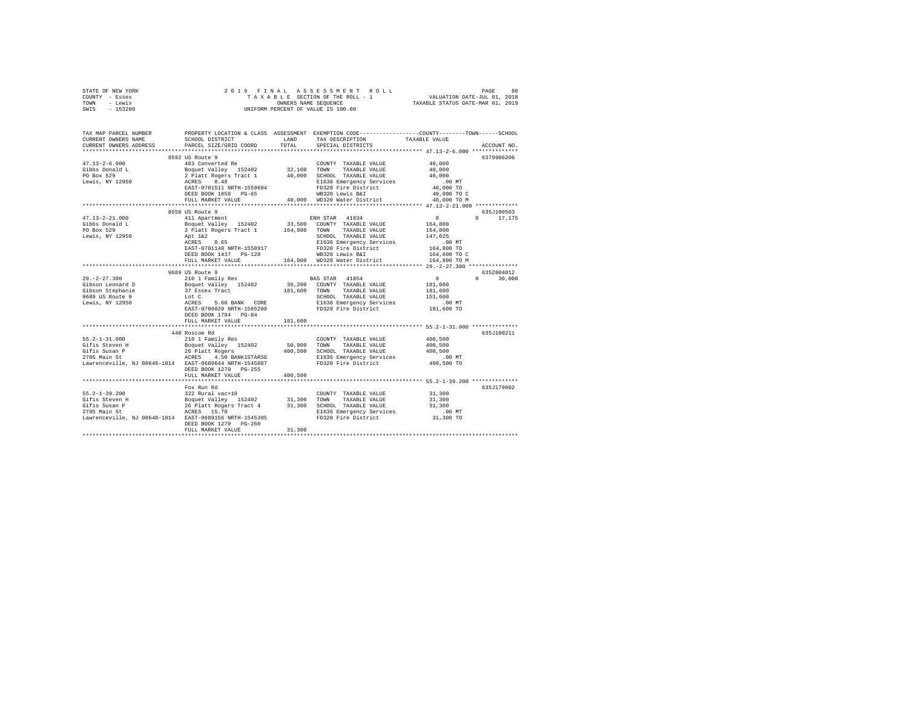STATE OF NEW YORK
COUNTY - Essex
TOWN - Lewis
SWIS - 153200

2019 FINAL ASSESSMENT ROLL
TAXABLE SECTION OF THE ROLL - 1
OWNERS NAME SEQUENCE
UNIFORM PERCENT OF VALUE IS 100.00

VALUATION DATE-JUL 01, 2018
TAXABLE STATUS DATE-MAR 01, 2019

```
TAX MAP PARCEL NUMBER         PROPERTY LOCATION & CLASS  ASSESSMENT  EXEMPTION CODE-----------------COUNTY--------TOWN------SCHOOL
CURRENT OWNERS NAME           SCHOOL DISTRICT             LAND       TAX DESCRIPTION             TAXABLE VALUE
CURRENT OWNERS ADDRESS        PARCEL SIZE/GRID COORD      TOTAL      SPECIAL DISTRICTS                                       ACCOUNT NO.
*********************************************************************************************** 47.13-2-6.000 **************
                              8592 US Route 9                                                                               6379906206
47.13-2-6.000                 483 Converted Re                       COUNTY  TAXABLE VALUE            40,000
Gibbs Donald L                Boquet Valley  152402       32,100     TOWN    TAXABLE VALUE            40,000
PO Box 529                    2 Platt Rogers Tract 1      40,000     SCHOOL  TAXABLE VALUE            40,000
Lewis, NY 12950               ACRES    0.48                          E1636 Emergency Services            .00 MT
                              EAST-0701511 NRTH-1559604              FD320 Fire District              40,000 TO
                              DEED BOOK 1850   PG-65                 WB320 Lewis B&I                  40,000 TO C
                              FULL MARKET VALUE           40,000     WD320 Water District             40,000 TO M
*********************************************************************************************** 47.13-2-21.000 *************
                              8558 US Route 9                                                                               635J100503
47.13-2-21.000                411 Apartment                          ENH STAR  41834                       0          0     17,175
Gibbs Donald L                Boquet Valley  152402       33,500     COUNTY  TAXABLE VALUE           164,800
PO Box 529                    2 Platt Rogers Tract 1     164,800     TOWN    TAXABLE VALUE           164,800
Lewis, NY 12950               Apt 1&2                                SCHOOL  TAXABLE VALUE           147,625
                              ACRES    0.65                          E1636 Emergency Services            .00 MT
                              EAST-0701140 NRTH-1558917              FD320 Fire District             164,800 TO
                              DEED BOOK 1437   PG-128                WB320 Lewis B&I                 164,800 TO C
                              FULL MARKET VALUE          164,800     WD320 Water District            164,800 TO M
*********************************************************************************************** 29.-2-27.300 ***************
                              9689 US Route 9                                                                               635Z004012
29.-2-27.300                  210 1 Family Res                       BAS STAR  41854                       0          0     30,000
Gibson Leonard D              Boquet Valley  152402       36,200     COUNTY  TAXABLE VALUE           181,600
Gibson Stephanie              37 Essex Tract             181,600     TOWN    TAXABLE VALUE           181,600
9689 US Route 9               Lot C                                  SCHOOL  TAXABLE VALUE           151,600
Lewis, NY 12950               ACRES    5.60 BANK  CORE               E1636 Emergency Services            .00 MT
                              EAST-0706020 NRTH-1585200              FD320 Fire District             181,600 TO
                              DEED BOOK 1784   PG-84
                              FULL MARKET VALUE          181,600
*********************************************************************************************** 55.2-1-31.000 **************
                              440 Roscoe Rd                                                                                 635J100211
55.2-1-31.000                 210 1 Family Res                       COUNTY  TAXABLE VALUE           400,500
Gifis Steven H                Boquet Valley  152402       50,900     TOWN    TAXABLE VALUE           400,500
Gifis Susan P                 26 Platt Rogers            400,500     SCHOOL  TAXABLE VALUE           400,500
2705 Main St                  ACRES    4.50 BANK1STARSG              E1636 Emergency Services            .00 MT
Lawrenceville, NJ 08648-1014  EAST-0689644 NRTH-1545887              FD320 Fire District             400,500 TO
                              DEED BOOK 1270   PG-255
                              FULL MARKET VALUE          400,500
*********************************************************************************************** 55.2-1-39.200 **************
                              Fox Run Rd                                                                                    635J179002
55.2-1-39.200                 322 Rural vac>10                       COUNTY  TAXABLE VALUE            31,300
Gifis Steven H                Boquet Valley  152402       31,300     TOWN    TAXABLE VALUE            31,300
Gifis Susan P                 26 Platt Rogers Tract 4     31,300     SCHOOL  TAXABLE VALUE            31,300
2705 Main St                  ACRES   15.70                          E1636 Emergency Services            .00 MT
Lawrenceville, NJ 08648-1014  EAST-0689156 NRTH-1545395              FD320 Fire District              31,300 TO
                              DEED BOOK 1270   PG-260
                              FULL MARKET VALUE           31,300
****************************************************************************************************************************
```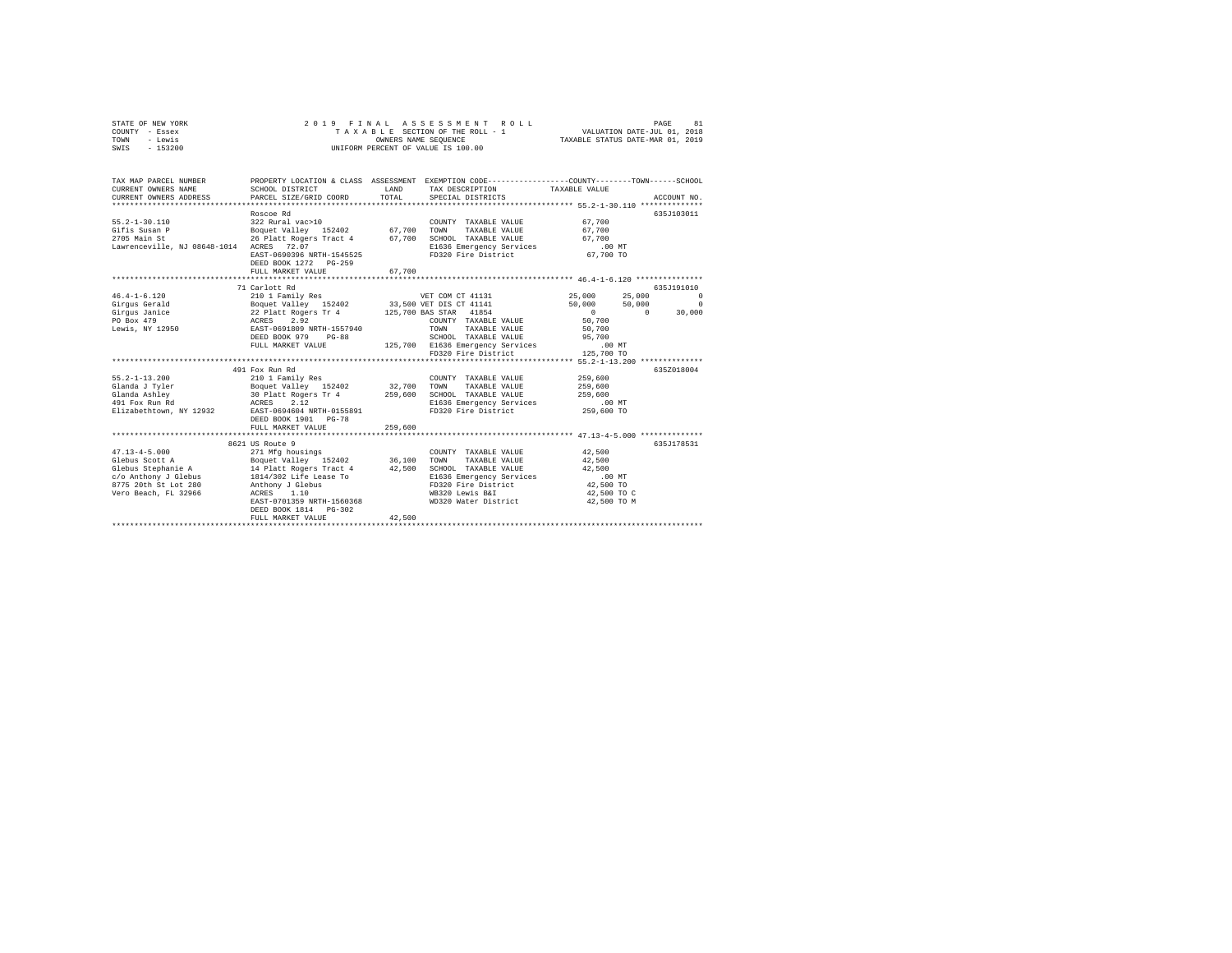```
STATE OF NEW YORK              2 0 1 9   F I N A L   A S S E S S M E N T   R O L L                   PAGE    81
COUNTY  - Essex                     T A X A B L E  SECTION OF THE ROLL - 1            VALUATION DATE-JUL 01, 2018
TOWN    - Lewis                              OWNERS NAME SEQUENCE                    TAXABLE STATUS DATE-MAR 01, 2019
SWIS    - 153200                      UNIFORM PERCENT OF VALUE IS 100.00

TAX MAP PARCEL NUMBER          PROPERTY LOCATION & CLASS  ASSESSMENT  EXEMPTION CODE-----------------COUNTY--------TOWN------SCHOOL
CURRENT OWNERS NAME            SCHOOL DISTRICT               LAND      TAX DESCRIPTION              TAXABLE VALUE
CURRENT OWNERS ADDRESS         PARCEL SIZE/GRID COORD        TOTAL     SPECIAL DISTRICTS                                ACCOUNT NO.
******************************************************************************************************* 55.2-1-30.110 **************
                               Roscoe Rd                                                                           635J103011
55.2-1-30.110                  322 Rural vac>10                        COUNTY  TAXABLE VALUE             67,700
Gifis Susan P                  Boquet Valley  152402       67,700      TOWN    TAXABLE VALUE             67,700
2705 Main St                   26 Platt Rogers Tract 4     67,700      SCHOOL  TAXABLE VALUE             67,700
Lawrenceville, NJ 08648-1014   ACRES   72.07                           E1636 Emergency Services             .00 MT
                               EAST-0690396 NRTH-1545525               FD320 Fire District               67,700 TO
                               DEED BOOK 1272   PG-259
                               FULL MARKET VALUE           67,700
******************************************************************************************************* 46.4-1-6.120 ***************
                               71 Carlott Rd                                                                       635J191010
46.4-1-6.120                   210 1 Family Res                   VET COM CT 41131              25,000      25,000           0
Girgus Gerald                  Boquet Valley  152402       33,500 VET DIS CT 41141              50,000      50,000           0
Girgus Janice                  22 Platt Rogers Tr 4       125,700 BAS STAR  41854                    0           0      30,000
PO Box 479                     ACRES    2.92                       COUNTY  TAXABLE VALUE             50,700
Lewis, NY 12950                EAST-0691809 NRTH-1557940           TOWN    TAXABLE VALUE             50,700
                               DEED BOOK 979    PG-88              SCHOOL  TAXABLE VALUE             95,700
                               FULL MARKET VALUE          125,700  E1636 Emergency Services             .00 MT
                                                                   FD320 Fire District              125,700 TO
******************************************************************************************************* 55.2-1-13.200 **************
                               491 Fox Run Rd                                                                      635Z018004
55.2-1-13.200                  210 1 Family Res                    COUNTY  TAXABLE VALUE            259,600
Glanda J Tyler                 Boquet Valley  152402       32,700  TOWN    TAXABLE VALUE            259,600
Glanda Ashley                  30 Platt Rogers Tr 4       259,600  SCHOOL  TAXABLE VALUE            259,600
491 Fox Run Rd                 ACRES    2.12                       E1636 Emergency Services             .00 MT
Elizabethtown, NY 12932        EAST-0694604 NRTH-0155891           FD320 Fire District              259,600 TO
                               DEED BOOK 1901   PG-78
                               FULL MARKET VALUE          259,600
******************************************************************************************************* 47.13-4-5.000 **************
                               8621 US Route 9                                                                     635J178531
47.13-4-5.000                  271 Mfg housings                    COUNTY  TAXABLE VALUE             42,500
Glebus Scott A                 Boquet Valley  152402       36,100  TOWN    TAXABLE VALUE             42,500
Glebus Stephanie A             14 Platt Rogers Tract 4     42,500  SCHOOL  TAXABLE VALUE             42,500
c/o Anthony J Glebus           1814/302 Life Lease To              E1636 Emergency Services             .00 MT
8775 20th St Lot 280           Anthony J Glebus                    FD320 Fire District               42,500 TO
Vero Beach, FL 32966           ACRES    1.10                       WB320 Lewis B&I                   42,500 TO C
                               EAST-0701359 NRTH-1560368           WD320 Water District              42,500 TO M
                               DEED BOOK 1814   PG-302
                               FULL MARKET VALUE           42,500
************************************************************************************************************************************
```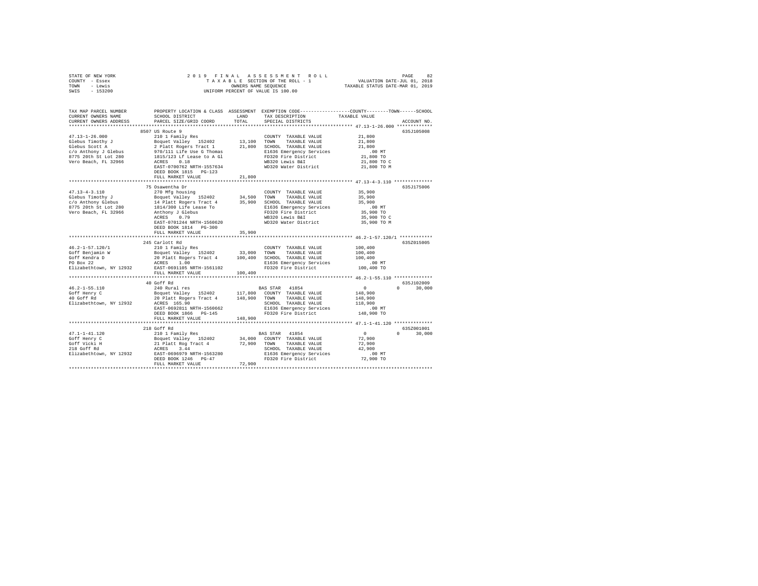STATE OF NEW YORK 2019 FINAL ASSESSMENT ROLL
COUNTY - Essex TAXABLE SECTION OF THE ROLL - 1 VALUATION DATE-JUL 01, 2018
TOWN - Lewis OWNERS NAME SEQUENCE TAXABLE STATUS DATE-MAR 01, 2019
SWIS - 153200 UNIFORM PERCENT OF VALUE IS 100.00

```
TAX MAP PARCEL NUMBER          PROPERTY LOCATION & CLASS  ASSESSMENT  EXEMPTION CODE-----------------COUNTY--------TOWN------SCHOOL
CURRENT OWNERS NAME            SCHOOL DISTRICT             LAND       TAX DESCRIPTION            TAXABLE VALUE
CURRENT OWNERS ADDRESS         PARCEL SIZE/GRID COORD      TOTAL      SPECIAL DISTRICTS                                     ACCOUNT NO.
*********************************************************************************************** 47.13-1-26.000 *************
                               8507 US Route 9                                                                              635J105008
47.13-1-26.000                 210 1 Family Res                       COUNTY  TAXABLE VALUE          21,800
Glebus Timothy J               Boquet Valley  152402      13,100      TOWN    TAXABLE VALUE          21,800
Glebus Scott A                 2 Platt Rogers Tract 1     21,800      SCHOOL  TAXABLE VALUE          21,800
c/o Anthony J Glebus           970/111 Life Use G Thomas              E1636 Emergency Services          .00 MT
8775 20th St Lot 280           1815/123 Lf Lease to A Gl              FD320 Fire District            21,800 TO
Vero Beach, FL 32966           ACRES    0.18                          WB320 Lewis B&I                21,800 TO C
                               EAST-0700762 NRTH-1557634              WD320 Water District           21,800 TO M
                               DEED BOOK 1815   PG-123
                               FULL MARKET VALUE          21,800
*********************************************************************************************** 47.13-4-3.110 **************
                               75 Osawentha Dr                                                                              635J175006
47.13-4-3.110                  270 Mfg housing                        COUNTY  TAXABLE VALUE          35,900
Glebus Timothy J               Boquet Valley  152402      34,500      TOWN    TAXABLE VALUE          35,900
c/o Anthony Glebus             14 Platt Rogers Tract 4    35,900      SCHOOL  TAXABLE VALUE          35,900
8775 20th St Lot 280           1814/300 Life Lease To                 E1636 Emergency Services          .00 MT
Vero Beach, FL 32966           Anthony J Glebus                       FD320 Fire District            35,900 TO
                               ACRES    0.79                          WB320 Lewis B&I                35,900 TO C
                               EAST-0701244 NRTH-1560620              WD320 Water District           35,900 TO M
                               DEED BOOK 1814   PG-300
                               FULL MARKET VALUE          35,900
*********************************************************************************************** 46.2-1-57.120/1 ************
                               245 Carlott Rd                                                                               635Z015005
46.2-1-57.120/1                210 1 Family Res                       COUNTY  TAXABLE VALUE         100,400
Goff Benjamin W                Boquet Valley  152402      33,000      TOWN    TAXABLE VALUE         100,400
Goff Kendra D                  20 Platt Rogers Tract 4   100,400      SCHOOL  TAXABLE VALUE         100,400
PO Box 22                      ACRES    1.00                          E1636 Emergency Services          .00 MT
Elizabethtown, NY 12932        EAST-0691105 NRTH-1561102              FD320 Fire District           100,400 TO
                               FULL MARKET VALUE         100,400
*********************************************************************************************** 46.2-1-55.110 **************
                               40 Goff Rd                                                                                   635J102009
46.2-1-55.110                  240 Rural res                          BAS STAR  41854                     0         0      30,000
Goff Henry C                   Boquet Valley  152402     117,800      COUNTY  TAXABLE VALUE         148,900
40 Goff Rd                     20 Platt Rogers Tract 4   148,900      TOWN    TAXABLE VALUE         148,900
Elizabethtown, NY 12932        ACRES  165.90                          SCHOOL  TAXABLE VALUE         118,900
                               EAST-0692811 NRTH-1560662              E1636 Emergency Services          .00 MT
                               DEED BOOK 1866   PG-145                FD320 Fire District           148,900 TO
                               FULL MARKET VALUE         148,900
*********************************************************************************************** 47.1-1-41.120 **************
                               218 Goff Rd                                                                                  635Z001001
47.1-1-41.120                  210 1 Family Res                       BAS STAR  41854                     0         0      30,000
Goff Henry C                   Boquet Valley  152402      34,000      COUNTY  TAXABLE VALUE          72,900
Goff Vicki H                   21 Platt Rog Tract 4       72,900      TOWN    TAXABLE VALUE          72,900
218 Goff Rd                    ACRES    3.44                          SCHOOL  TAXABLE VALUE          42,900
Elizabethtown, NY 12932        EAST-0696979 NRTH-1563280              E1636 Emergency Services          .00 MT
                               DEED BOOK 1246   PG-47                 FD320 Fire District            72,900 TO
                               FULL MARKET VALUE          72,900
****************************************************************************************************************************
```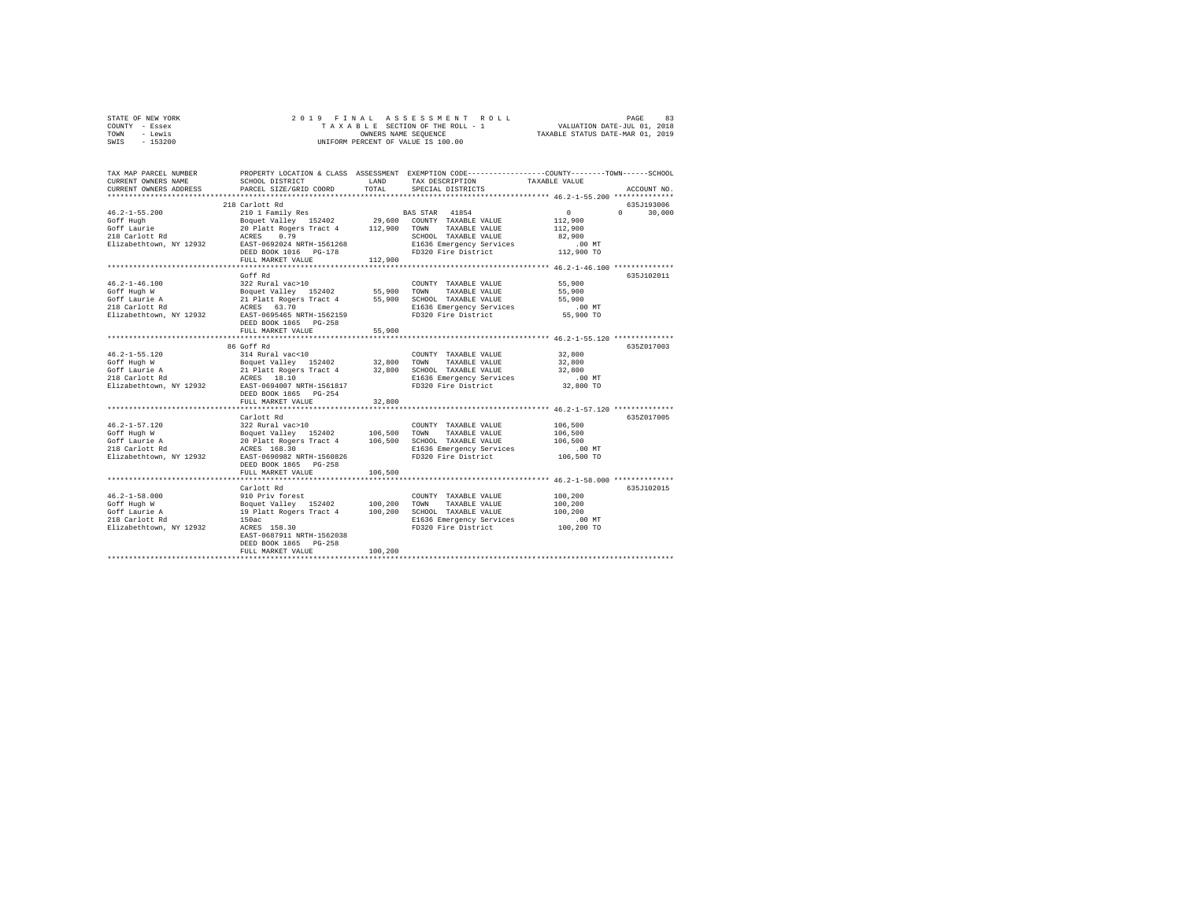STATE OF NEW YORK
COUNTY - Essex
TOWN - Lewis
SWIS - 153200

2019 FINAL ASSESSMENT ROLL
TAXABLE SECTION OF THE ROLL - 1
OWNERS NAME SEQUENCE
UNIFORM PERCENT OF VALUE IS 100.00

VALUATION DATE-JUL 01, 2018
TAXABLE STATUS DATE-MAR 01, 2019

| TAX MAP PARCEL NUMBER / CURRENT OWNERS NAME / CURRENT OWNERS ADDRESS | PROPERTY LOCATION & CLASS / SCHOOL DISTRICT / PARCEL SIZE/GRID COORD | ASSESSMENT LAND / TOTAL | EXEMPTION CODE / TAX DESCRIPTION / SPECIAL DISTRICTS | COUNTY / TOWN / SCHOOL TAXABLE VALUE | ACCOUNT NO. |
|---|---|---|---|---|---|
| **46.2-1-55.200** | 218 Carlott Rd | | | | 635J193006 |
| | 210 1 Family Res | | BAS STAR 41854 | 0 0 30,000 | |
| Goff Hugh | Boquet Valley 152402 | 29,600 | COUNTY TAXABLE VALUE | 112,900 | |
| Goff Laurie | 20 Platt Rogers Tract 4 | 112,900 | TOWN TAXABLE VALUE | 112,900 | |
| 218 Carlott Rd | ACRES 0.79 | | SCHOOL TAXABLE VALUE | 82,900 | |
| Elizabethtown, NY 12932 | EAST-0692024 NRTH-1561268 | | E1636 Emergency Services | .00 MT | |
| | DEED BOOK 1016 PG-178 | | FD320 Fire District | 112,900 TO | |
| | FULL MARKET VALUE | 112,900 | | | |
| **46.2-1-46.100** | Goff Rd | | | | 635J102011 |
| | 322 Rural vac>10 | | COUNTY TAXABLE VALUE | 55,900 | |
| Goff Hugh W | Boquet Valley 152402 | 55,900 | TOWN TAXABLE VALUE | 55,900 | |
| Goff Laurie A | 21 Platt Rogers Tract 4 | 55,900 | SCHOOL TAXABLE VALUE | 55,900 | |
| 218 Carlott Rd | ACRES 63.70 | | E1636 Emergency Services | .00 MT | |
| Elizabethtown, NY 12932 | EAST-0695465 NRTH-1562159 | | FD320 Fire District | 55,900 TO | |
| | DEED BOOK 1865 PG-258 | | | | |
| | FULL MARKET VALUE | 55,900 | | | |
| **46.2-1-55.120** | 86 Goff Rd | | | | 635Z017003 |
| | 314 Rural vac<10 | | COUNTY TAXABLE VALUE | 32,800 | |
| Goff Hugh W | Boquet Valley 152402 | 32,800 | TOWN TAXABLE VALUE | 32,800 | |
| Goff Laurie A | 21 Platt Rogers Tract 4 | 32,800 | SCHOOL TAXABLE VALUE | 32,800 | |
| 218 Carlott Rd | ACRES 18.10 | | E1636 Emergency Services | .00 MT | |
| Elizabethtown, NY 12932 | EAST-0694007 NRTH-1561817 | | FD320 Fire District | 32,800 TO | |
| | DEED BOOK 1865 PG-254 | | | | |
| | FULL MARKET VALUE | 32,800 | | | |
| **46.2-1-57.120** | Carlott Rd | | | | 635Z017005 |
| | 322 Rural vac>10 | | COUNTY TAXABLE VALUE | 106,500 | |
| Goff Hugh W | Boquet Valley 152402 | 106,500 | TOWN TAXABLE VALUE | 106,500 | |
| Goff Laurie A | 20 Platt Rogers Tract 4 | 106,500 | SCHOOL TAXABLE VALUE | 106,500 | |
| 218 Carlott Rd | ACRES 168.30 | | E1636 Emergency Services | .00 MT | |
| Elizabethtown, NY 12932 | EAST-0690982 NRTH-1560826 | | FD320 Fire District | 106,500 TO | |
| | DEED BOOK 1865 PG-258 | | | | |
| | FULL MARKET VALUE | 106,500 | | | |
| **46.2-1-58.000** | Carlott Rd | | | | 635J102015 |
| | 910 Priv forest | | COUNTY TAXABLE VALUE | 100,200 | |
| Goff Hugh W | Boquet Valley 152402 | 100,200 | TOWN TAXABLE VALUE | 100,200 | |
| Goff Laurie A | 19 Platt Rogers Tract 4 | 100,200 | SCHOOL TAXABLE VALUE | 100,200 | |
| 218 Carlott Rd | 150ac | | E1636 Emergency Services | .00 MT | |
| Elizabethtown, NY 12932 | ACRES 158.30 | | FD320 Fire District | 100,200 TO | |
| | EAST-0687911 NRTH-1562038 | | | | |
| | DEED BOOK 1865 PG-258 | | | | |
| | FULL MARKET VALUE | 100,200 | | | |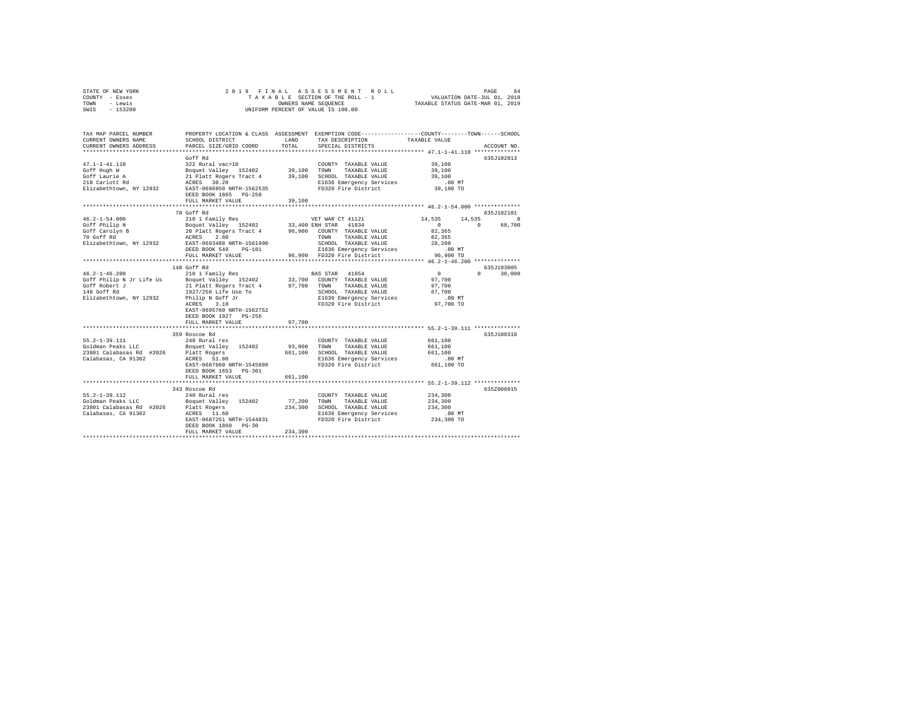STATE OF NEW YORK 2019 FINAL ASSESSMENT ROLL
COUNTY - Essex TAXABLE SECTION OF THE ROLL - 1 VALUATION DATE-JUL 01, 2018
TOWN - Lewis OWNERS NAME SEQUENCE TAXABLE STATUS DATE-MAR 01, 2019
SWIS - 153200 UNIFORM PERCENT OF VALUE IS 100.00

```
TAX MAP PARCEL NUMBER          PROPERTY LOCATION & CLASS  ASSESSMENT  EXEMPTION CODE-----------------COUNTY--------TOWN------SCHOOL
CURRENT OWNERS NAME            SCHOOL DISTRICT              LAND      TAX DESCRIPTION            TAXABLE VALUE
CURRENT OWNERS ADDRESS         PARCEL SIZE/GRID COORD       TOTAL     SPECIAL DISTRICTS                                  ACCOUNT NO.
****************************************************************************************************** 47.1-1-41.110 **************
                               Goff Rd                                                                              635J102013
47.1-1-41.110                  322 Rural vac>10                       COUNTY  TAXABLE VALUE          39,100
Goff Hugh W                    Boquet Valley  152402       39,100     TOWN    TAXABLE VALUE          39,100
Goff Laurie A                  21 Platt Rogers Tract 4     39,100     SCHOOL  TAXABLE VALUE          39,100
218 Carlott Rd                 ACRES  30.20                           E1636 Emergency Services         .00 MT
Elizabethtown, NY 12932        EAST-0696950 NRTH-1562535              FD320 Fire District            39,100 TO
                               DEED BOOK 1865   PG-258
                               FULL MARKET VALUE           39,100
****************************************************************************************************** 46.2-1-54.000 **************
                               70 Goff Rd                                                                           635J102101
46.2-1-54.000                  210 1 Family Res                       VET WAR CT 41121              14,535     14,535          0
Goff Philip N                  Boquet Valley  152402       33,400 ENH STAR  41834                    0          0     68,700
Goff Carolyn B                 20 Platt Rogers Tract 4     96,900     COUNTY  TAXABLE VALUE          82,365
70 Goff Rd                     ACRES   2.80                           TOWN    TAXABLE VALUE          82,365
Elizabethtown, NY 12932        EAST-0693488 NRTH-1561990              SCHOOL  TAXABLE VALUE          28,200
                               DEED BOOK 548    PG-181                E1636 Emergency Services         .00 MT
                               FULL MARKET VALUE           96,900     FD320 Fire District            96,900 TO
****************************************************************************************************** 46.2-1-46.200 **************
                               148 Goff Rd                                                                          635J193005
46.2-1-46.200                  210 1 Family Res                       BAS STAR  41854                    0          0     30,000
Goff Philip N Jr Life Us       Boquet Valley  152402       33,700     COUNTY  TAXABLE VALUE          97,700
Goff Robert J                  21 Platt Rogers Tract 4     97,700     TOWN    TAXABLE VALUE          97,700
148 Goff Rd                    1927/256 Life Use To                   SCHOOL  TAXABLE VALUE          67,700
Elizabethtown, NY 12932        Philip N Goff Jr                       E1636 Emergency Services         .00 MT
                               ACRES   3.10                           FD320 Fire District            97,700 TO
                               EAST-0695760 NRTH-1562752
                               DEED BOOK 1927   PG-256
                               FULL MARKET VALUE           97,700
****************************************************************************************************** 55.2-1-39.111 **************
                               359 Roscoe Rd                                                                        635J100310
55.2-1-39.111                  240 Rural res                          COUNTY  TAXABLE VALUE         661,100
Goldman Peaks LLC              Boquet Valley  152402       93,000     TOWN    TAXABLE VALUE         661,100
23801 Calabasas Rd  #2026      Platt Rogers               661,100     SCHOOL  TAXABLE VALUE         661,100
Calabasas, CA 91302            ACRES  51.80                           E1636 Emergency Services         .00 MT
                               EAST-0687660 NRTH-1545899              FD320 Fire District           661,100 TO
                               DEED BOOK 1653   PG-301
                               FULL MARKET VALUE          661,100
****************************************************************************************************** 55.2-1-39.112 **************
                               343 Roscoe Rd                                                                        635Z008015
55.2-1-39.112                  240 Rural res                          COUNTY  TAXABLE VALUE         234,300
Goldman Peaks LLC              Boquet Valley  152402       77,200     TOWN    TAXABLE VALUE         234,300
23801 Calabasas Rd  #2026      Platt Rogers               234,300     SCHOOL  TAXABLE VALUE         234,300
Calabasas, CA 91302            ACRES  11.60                           E1636 Emergency Services         .00 MT
                               EAST-0687251 NRTH-1544831              FD320 Fire District           234,300 TO
                               DEED BOOK 1860   PG-30
                               FULL MARKET VALUE          234,300
************************************************************************************************************************************
```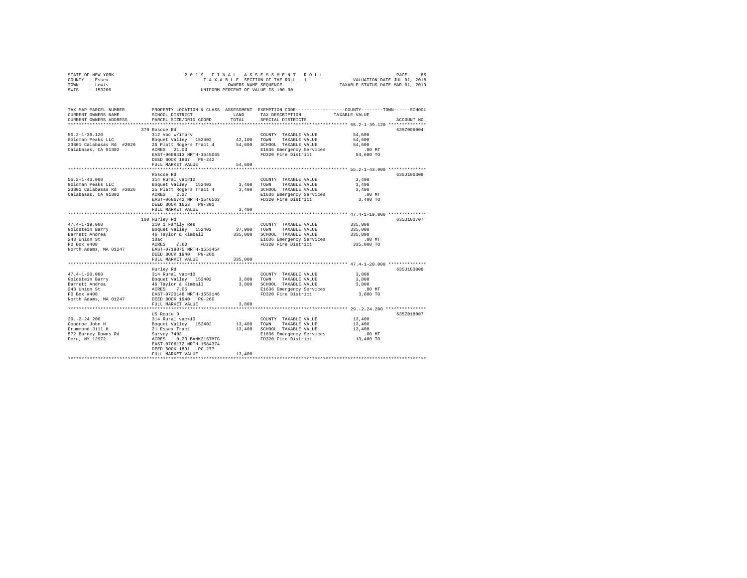STATE OF NEW YORK                2 0 1 9   F I N A L   A S S E S S M E N T   R O L L
COUNTY - Essex                   T A X A B L E SECTION OF THE ROLL - 1          VALUATION DATE-JUL 01, 2018
TOWN - Lewis                     OWNERS NAME SEQUENCE                           TAXABLE STATUS DATE-MAR 01, 2019
SWIS - 153200                    UNIFORM PERCENT OF VALUE IS 100.00

| TAX MAP PARCEL NUMBER / CURRENT OWNERS NAME / CURRENT OWNERS ADDRESS | PROPERTY LOCATION & CLASS / SCHOOL DISTRICT / PARCEL SIZE/GRID COORD | ASSESSMENT LAND | TOTAL | EXEMPTION CODE / TAX DESCRIPTION / SPECIAL DISTRICTS | COUNTY--------TOWN------SCHOOL TAXABLE VALUE | ACCOUNT NO. |
|---|---|---|---|---|---|---|
| 55.2-1-39.120 | 370 Roscoe Rd | | | | | 635Z006004 |
| Goldman Peaks LLC | 312 Vac w/imprv | | | COUNTY TAXABLE VALUE | 54,600 | |
| 23801 Calabasas Rd #2026 | Boquet Valley 152402 | 42,100 | | TOWN TAXABLE VALUE | 54,600 | |
| Calabasas, CA 91302 | 26 Platt Rogers Tract 4 | | 54,600 | SCHOOL TAXABLE VALUE | 54,600 | |
| | ACRES 21.00 | | | E1636 Emergency Services | .00 MT | |
| | EAST-0688413 NRTH-1545065 | | | FD320 Fire District | 54,600 TO | |
| | DEED BOOK 1867 PG-242 | | | | | |
| | FULL MARKET VALUE | | 54,600 | | | |
| 55.2-1-43.000 | Roscoe Rd | | | | | 635J100309 |
| Goldman Peaks LLC | 314 Rural vac<10 | | | COUNTY TAXABLE VALUE | 3,400 | |
| 23801 Calabasas Rd #2026 | Boquet Valley 152402 | 3,400 | | TOWN TAXABLE VALUE | 3,400 | |
| Calabasas, CA 91302 | 25 Platt Rogers Tract 4 | | 3,400 | SCHOOL TAXABLE VALUE | 3,400 | |
| | ACRES 2.27 | | | E1636 Emergency Services | .00 MT | |
| | EAST-0686742 NRTH-1546563 | | | FD320 Fire District | 3,400 TO | |
| | DEED BOOK 1653 PG-301 | | | | | |
| | FULL MARKET VALUE | | 3,400 | | | |
| 47.4-1-19.000 | 100 Hurley Rd | | | | | 635J102707 |
| Goldstein Barry | 210 1 Family Res | | | COUNTY TAXABLE VALUE | 335,000 | |
| Barrett Andrea | Boquet Valley 152402 | 37,900 | | TOWN TAXABLE VALUE | 335,000 | |
| 243 Union St | 46 Taylor & Kimball | | 335,000 | SCHOOL TAXABLE VALUE | 335,000 | |
| PO Box #408 | 10ac | | | E1636 Emergency Services | .00 MT | |
| North Adams, MA 01247 | ACRES 7.60 | | | FD320 Fire District | 335,000 TO | |
| | EAST-0719875 NRTH-1553454 | | | | | |
| | DEED BOOK 1940 PG-260 | | | | | |
| | FULL MARKET VALUE | | 335,000 | | | |
| 47.4-1-20.000 | Hurley Rd | | | | | 635J103808 |
| Goldstein Barry | 314 Rural vac<10 | | | COUNTY TAXABLE VALUE | 3,800 | |
| Barrett Andrea | Boquet Valley 152402 | 3,800 | | TOWN TAXABLE VALUE | 3,800 | |
| 243 Union St | 46 Taylor & Kimball | | 3,800 | SCHOOL TAXABLE VALUE | 3,800 | |
| PO Box #408 | ACRES 7.05 | | | E1636 Emergency Services | .00 MT | |
| North Adams, MA 01247 | EAST-0720148 NRTH-1553146 | | | FD320 Fire District | 3,800 TO | |
| | DEED BOOK 1940 PG-260 | | | | | |
| | FULL MARKET VALUE | | 3,800 | | | |
| 29.-2-24.200 | US Route 9 | | | | | 635Z018007 |
| Goodroe John H | 314 Rural vac<10 | | | COUNTY TAXABLE VALUE | 13,400 | |
| Drummond Jill H | Boquet Valley 152402 | 13,400 | | TOWN TAXABLE VALUE | 13,400 | |
| 572 Barney Downs Rd | 21 Essex Tract | | 13,400 | SCHOOL TAXABLE VALUE | 13,400 | |
| Peru, NY 12972 | Survey 7403 | | | E1636 Emergency Services | .00 MT | |
| | ACRES 0.23 BANK21STMTG | | | FD320 Fire District | 13,400 TO | |
| | EAST-0706172 NRTH-1584374 | | | | | |
| | DEED BOOK 1891 PG-277 | | | | | |
| | FULL MARKET VALUE | | 13,400 | | | |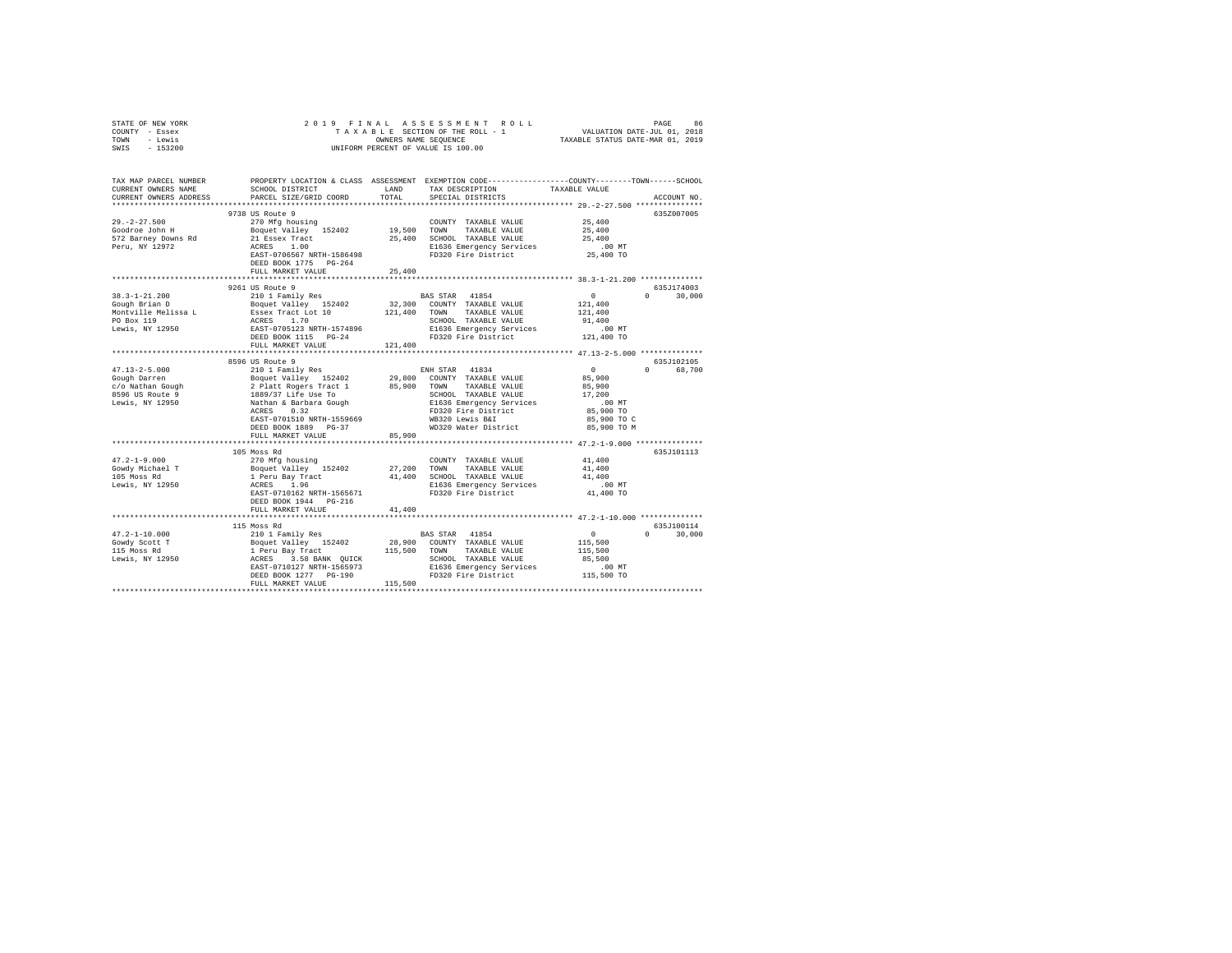STATE OF NEW YORK
COUNTY - Essex
TOWN - Lewis
SWIS - 153200

2019 FINAL ASSESSMENT ROLL
TAXABLE SECTION OF THE ROLL - 1
OWNERS NAME SEQUENCE
UNIFORM PERCENT OF VALUE IS 100.00

VALUATION DATE-JUL 01, 2018
TAXABLE STATUS DATE-MAR 01, 2019

```
TAX MAP PARCEL NUMBER    PROPERTY LOCATION & CLASS  ASSESSMENT  EXEMPTION CODE-----------------COUNTY--------TOWN------SCHOOL
CURRENT OWNERS NAME      SCHOOL DISTRICT              LAND      TAX DESCRIPTION            TAXABLE VALUE
CURRENT OWNERS ADDRESS   PARCEL SIZE/GRID COORD       TOTAL     SPECIAL DISTRICTS                                    ACCOUNT NO.
******************************************************************************************** 29.-2-27.500 ***************
                         9738 US Route 9                                                                          635Z007005
29.-2-27.500             270 Mfg housing                         COUNTY  TAXABLE VALUE          25,400
Goodroe John H           Boquet Valley  152402       19,500      TOWN    TAXABLE VALUE          25,400
572 Barney Downs Rd      21 Essex Tract              25,400      SCHOOL  TAXABLE VALUE          25,400
Peru, NY 12972           ACRES    1.00                           E1636 Emergency Services          .00 MT
                         EAST-0706567 NRTH-1586498               FD320 Fire District            25,400 TO
                         DEED BOOK 1775   PG-264
                         FULL MARKET VALUE           25,400
******************************************************************************************** 38.3-1-21.200 **************
                         9261 US Route 9                                                                          635J174003
38.3-1-21.200            210 1 Family Res                        BAS STAR  41854                    0          0     30,000
Gough Brian D            Boquet Valley  152402       32,300      COUNTY  TAXABLE VALUE         121,400
Montville Melissa L      Essex Tract Lot 10         121,400      TOWN    TAXABLE VALUE         121,400
PO Box 119               ACRES    1.70                           SCHOOL  TAXABLE VALUE          91,400
Lewis, NY 12950          EAST-0705123 NRTH-1574896               E1636 Emergency Services          .00 MT
                         DEED BOOK 1115   PG-24                  FD320 Fire District           121,400 TO
                         FULL MARKET VALUE          121,400
******************************************************************************************** 47.13-2-5.000 **************
                         8596 US Route 9                                                                          635J102105
47.13-2-5.000            210 1 Family Res                        ENH STAR  41834                    0          0     68,700
Gough Darren             Boquet Valley  152402       29,800      COUNTY  TAXABLE VALUE          85,900
c/o Nathan Gough         2 Platt Rogers Tract 1      85,900      TOWN    TAXABLE VALUE          85,900
8596 US Route 9          1889/37 Life Use To                     SCHOOL  TAXABLE VALUE          17,200
Lewis, NY 12950          Nathan & Barbara Gough                  E1636 Emergency Services          .00 MT
                         ACRES    0.32                           FD320 Fire District            85,900 TO
                         EAST-0701510 NRTH-1559669               WB320 Lewis B&I                85,900 TO C
                         DEED BOOK 1889   PG-37                  WD320 Water District           85,900 TO M
                         FULL MARKET VALUE           85,900
******************************************************************************************** 47.2-1-9.000 ***************
                         105 Moss Rd                                                                              635J101113
47.2-1-9.000             270 Mfg housing                         COUNTY  TAXABLE VALUE          41,400
Gowdy Michael T          Boquet Valley  152402       27,200      TOWN    TAXABLE VALUE          41,400
105 Moss Rd              1 Peru Bay Tract            41,400      SCHOOL  TAXABLE VALUE          41,400
Lewis, NY 12950          ACRES    1.96                           E1636 Emergency Services          .00 MT
                         EAST-0710162 NRTH-1565671               FD320 Fire District            41,400 TO
                         DEED BOOK 1944   PG-216
                         FULL MARKET VALUE           41,400
******************************************************************************************** 47.2-1-10.000 **************
                         115 Moss Rd                                                                              635J100114
47.2-1-10.000            210 1 Family Res                        BAS STAR  41854                    0          0     30,000
Gowdy Scott T            Boquet Valley  152402       28,900      COUNTY  TAXABLE VALUE         115,500
115 Moss Rd              1 Peru Bay Tract           115,500      TOWN    TAXABLE VALUE         115,500
Lewis, NY 12950          ACRES    3.58 BANK  QUICK               SCHOOL  TAXABLE VALUE          85,500
                         EAST-0710127 NRTH-1565973               E1636 Emergency Services          .00 MT
                         DEED BOOK 1277   PG-190                 FD320 Fire District           115,500 TO
                         FULL MARKET VALUE          115,500
**************************************************************************************************************************
```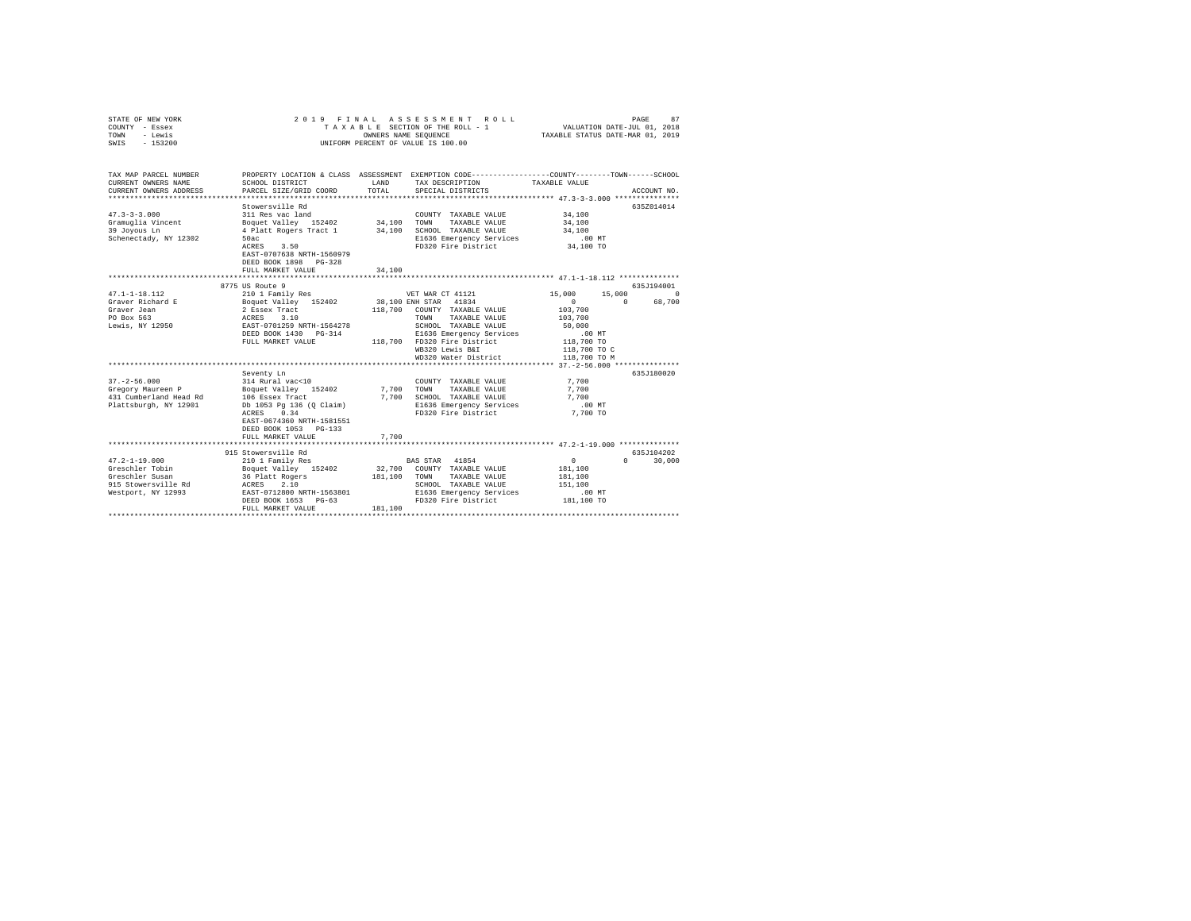STATE OF NEW YORK
COUNTY - Essex
TOWN - Lewis
SWIS - 153200

2019 FINAL ASSESSMENT ROLL
TAXABLE SECTION OF THE ROLL - 1
OWNERS NAME SEQUENCE
UNIFORM PERCENT OF VALUE IS 100.00

VALUATION DATE-JUL 01, 2018
TAXABLE STATUS DATE-MAR 01, 2019

| TAX MAP PARCEL NUMBER / CURRENT OWNERS NAME / CURRENT OWNERS ADDRESS | PROPERTY LOCATION & CLASS / SCHOOL DISTRICT / PARCEL SIZE/GRID COORD | ASSESSMENT LAND / TOTAL | EXEMPTION CODE / TAX DESCRIPTION / SPECIAL DISTRICTS | COUNTY | TOWN | SCHOOL / ACCOUNT NO. |
|---|---|---|---|---|---|---|
| 47.3-3-3.000 | Stowersville Rd | | | | | 635Z014014 |
| 47.3-3-3.000 | 311 Res vac land | | COUNTY TAXABLE VALUE | 34,100 | | |
| Gramuglia Vincent | Boquet Valley 152402 | 34,100 | TOWN TAXABLE VALUE | 34,100 | | |
| 39 Joyous Ln | 4 Platt Rogers Tract 1 | 34,100 | SCHOOL TAXABLE VALUE | 34,100 | | |
| Schenectady, NY 12302 | 50ac | | E1636 Emergency Services | .00 MT | | |
| | ACRES 3.50 | | FD320 Fire District | 34,100 TO | | |
| | EAST-0707638 NRTH-1560979 | | | | | |
| | DEED BOOK 1898 PG-328 | | | | | |
| | FULL MARKET VALUE | 34,100 | | | | |
| 47.1-1-18.112 | 8775 US Route 9 | | | | | 635J194001 |
| 47.1-1-18.112 | 210 1 Family Res | | VET WAR CT 41121 | 15,000 | 15,000 | 0 |
| Graver Richard E | Boquet Valley 152402 | 38,100 | ENH STAR 41834 | 0 | 0 | 68,700 |
| Graver Jean | 2 Essex Tract | 118,700 | COUNTY TAXABLE VALUE | 103,700 | | |
| PO Box 563 | ACRES 3.10 | | TOWN TAXABLE VALUE | 103,700 | | |
| Lewis, NY 12950 | EAST-0701259 NRTH-1564278 | | SCHOOL TAXABLE VALUE | 50,000 | | |
| | DEED BOOK 1430 PG-314 | | E1636 Emergency Services | .00 MT | | |
| | FULL MARKET VALUE | 118,700 | FD320 Fire District | 118,700 TO | | |
| | | | WB320 Lewis B&I | 118,700 TO C | | |
| | | | WD320 Water District | 118,700 TO M | | |
| 37.-2-56.000 | Seventy Ln | | | | | 635J180020 |
| 37.-2-56.000 | 314 Rural vac<10 | | COUNTY TAXABLE VALUE | 7,700 | | |
| Gregory Maureen P | Boquet Valley 152402 | 7,700 | TOWN TAXABLE VALUE | 7,700 | | |
| 431 Cumberland Head Rd | 106 Essex Tract | 7,700 | SCHOOL TAXABLE VALUE | 7,700 | | |
| Plattsburgh, NY 12901 | Db 1053 Pg 136 (Q Claim) | | E1636 Emergency Services | .00 MT | | |
| | ACRES 0.34 | | FD320 Fire District | 7,700 TO | | |
| | EAST-0674360 NRTH-1581551 | | | | | |
| | DEED BOOK 1053 PG-133 | | | | | |
| | FULL MARKET VALUE | 7,700 | | | | |
| 47.2-1-19.000 | 915 Stowersville Rd | | | | | 635J104202 |
| 47.2-1-19.000 | 210 1 Family Res | | BAS STAR 41854 | 0 | 0 | 30,000 |
| Greschler Tobin | Boquet Valley 152402 | 32,700 | COUNTY TAXABLE VALUE | 181,100 | | |
| Greschler Susan | 36 Platt Rogers | 181,100 | TOWN TAXABLE VALUE | 181,100 | | |
| 915 Stowersville Rd | ACRES 2.10 | | SCHOOL TAXABLE VALUE | 151,100 | | |
| Westport, NY 12993 | EAST-0712800 NRTH-1563801 | | E1636 Emergency Services | .00 MT | | |
| | DEED BOOK 1653 PG-63 | | FD320 Fire District | 181,100 TO | | |
| | FULL MARKET VALUE | 181,100 | | | | |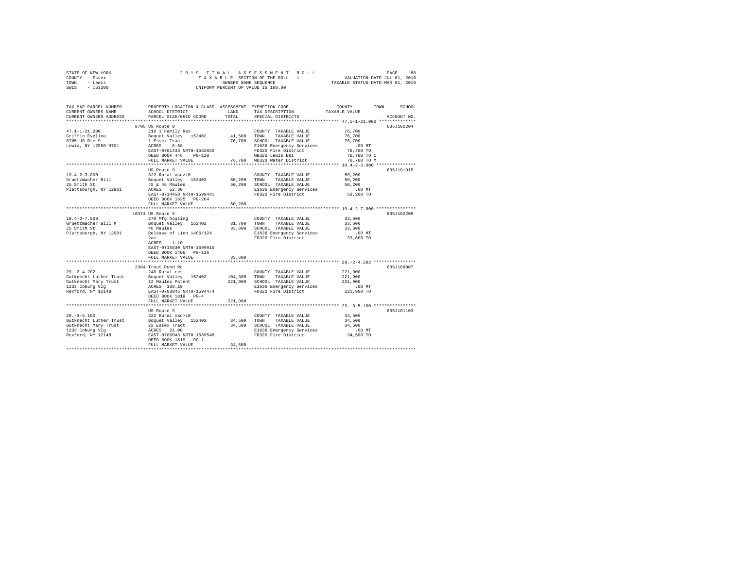STATE OF NEW YORK
COUNTY - Essex
TOWN - Lewis
SWIS - 153200

2019 FINAL ASSESSMENT ROLL
TAXABLE SECTION OF THE ROLL - 1
OWNERS NAME SEQUENCE
UNIFORM PERCENT OF VALUE IS 100.00

VALUATION DATE-JUL 01, 2018
TAXABLE STATUS DATE-MAR 01, 2019

| TAX MAP PARCEL NUMBER / CURRENT OWNERS NAME / CURRENT OWNERS ADDRESS | PROPERTY LOCATION & CLASS / SCHOOL DISTRICT / PARCEL SIZE/GRID COORD | ASSESSMENT LAND | TOTAL | EXEMPTION CODE / TAX DESCRIPTION / SPECIAL DISTRICTS | COUNTY / TOWN / SCHOOL TAXABLE VALUE | ACCOUNT NO. |
|---|---|---|---|---|---|---|
| 47.1-1-21.000 | 8705 US Route 9 | | | | | 635J102204 |
| 47.1-1-21.000 | 210 1 Family Res | | | COUNTY TAXABLE VALUE | 76,700 | |
| Griffin Evelina | Boquet Valley 152402 | 41,500 | | TOWN TAXABLE VALUE | 76,700 | |
| 8705 US Rte 9 | 1 Essex Tract | | 76,700 | SCHOOL TAXABLE VALUE | 76,700 | |
| Lewis, NY 12950-9701 | ACRES 6.68 | | | E1636 Emergency Services | .00 MT | |
| | EAST-0701433 NRTH-1562650 | | | FD320 Fire District | 76,700 TO | |
| | DEED BOOK 446 PG-120 | | | WB320 Lewis B&I | 76,700 TO C | |
| | FULL MARKET VALUE | | 76,700 | WD320 Water District | 76,700 TO M | |
| 19.4-2-3.000 | US Route 9 | | | | | 635J101915 |
| 19.4-2-3.000 | 322 Rural vac>10 | | | COUNTY TAXABLE VALUE | 50,200 | |
| Gruetzmacher Bill | Boquet Valley 152402 | 50,200 | | TOWN TAXABLE VALUE | 50,200 | |
| 25 Smith St | 45 & 46 Maules | | 50,200 | SCHOOL TAXABLE VALUE | 50,200 | |
| Plattsburgh, NY 12901 | ACRES 52.30 | | | E1636 Emergency Services | .00 MT | |
| | EAST-0714458 NRTH-1599441 | | | FD320 Fire District | 50,200 TO | |
| | DEED BOOK 1635 PG-264 | | | | | |
| | FULL MARKET VALUE | | 50,200 | | | |
| 19.4-2-7.000 | 10374 US Route 9 | | | | | 635J102208 |
| 19.4-2-7.000 | 270 Mfg housing | | | COUNTY TAXABLE VALUE | 33,600 | |
| Gruetzmacher Bill M | Boquet Valley 152402 | 31,700 | | TOWN TAXABLE VALUE | 33,600 | |
| 25 Smith St | 46 Maules | | 33,600 | SCHOOL TAXABLE VALUE | 33,600 | |
| Plattsburgh, NY 12901 | Release of Lien 1406/124 | | | E1636 Emergency Services | .00 MT | |
| | 2ac | | | FD320 Fire District | 33,600 TO | |
| | ACRES 1.10 | | | | | |
| | EAST-0715530 NRTH-1599910 | | | | | |
| | DEED BOOK 1406 PG-126 | | | | | |
| | FULL MARKET VALUE | | 33,600 | | | |
| 29.-2-4.202 | 2304 Trout Pond Rd | | | | | 635J189007 |
| 29.-2-4.202 | 240 Rural res | | | COUNTY TAXABLE VALUE | 221,900 | |
| Gutknecht Luther Trust | Boquet Valley 152402 | 104,300 | | TOWN TAXABLE VALUE | 221,900 | |
| Gutknecht Mary Trust | 12 Maules Patent | | 221,900 | SCHOOL TAXABLE VALUE | 221,900 | |
| 1233 Coburg Vlg | ACRES 100.10 | | | E1636 Emergency Services | .00 MT | |
| Rexford, NY 12148 | EAST-0703045 NRTH-1594474 | | | FD320 Fire District | 221,900 TO | |
| | DEED BOOK 1819 PG-4 | | | | | |
| | FULL MARKET VALUE | | 221,900 | | | |
| 29.-3-5.100 | US Route 9 | | | | | 635J101103 |
| 29.-3-5.100 | 322 Rural vac>10 | | | COUNTY TAXABLE VALUE | 34,500 | |
| Gutknecht Luther Trust | Boquet Valley 152402 | 34,500 | | TOWN TAXABLE VALUE | 34,500 | |
| Gutknecht Mary Trust | 22 Essex Tract | | 34,500 | SCHOOL TAXABLE VALUE | 34,500 | |
| 1233 Coburg Vlg | ACRES 21.00 | | | E1636 Emergency Services | .00 MT | |
| Rexford, NY 12148 | EAST-0706043 NRTH-1589548 | | | FD320 Fire District | 34,500 TO | |
| | DEED BOOK 1819 PG-1 | | | | | |
| | FULL MARKET VALUE | | 34,500 | | | |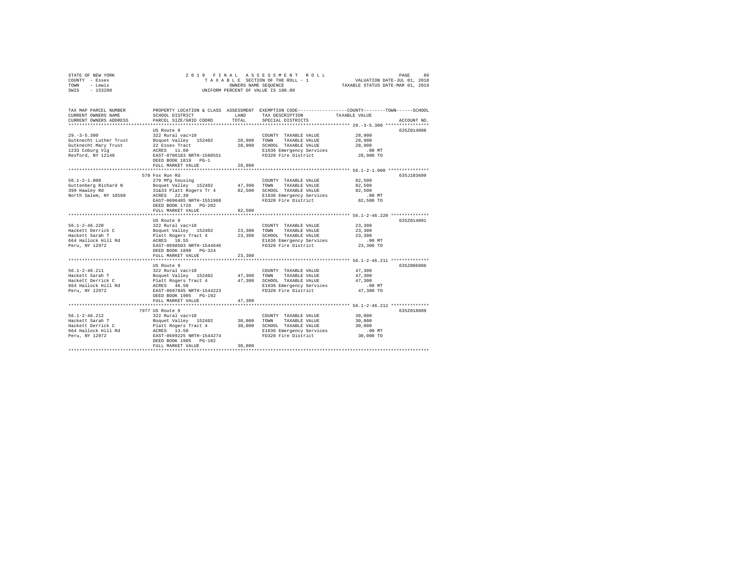STATE OF NEW YORK
COUNTY - Essex
TOWN - Lewis
SWIS - 153200

2019 FINAL ASSESSMENT ROLL
TAXABLE SECTION OF THE ROLL - 1
OWNERS NAME SEQUENCE
UNIFORM PERCENT OF VALUE IS 100.00

VALUATION DATE-JUL 01, 2018
TAXABLE STATUS DATE-MAR 01, 2019

| TAX MAP PARCEL NUMBER / CURRENT OWNERS NAME / CURRENT OWNERS ADDRESS | PROPERTY LOCATION & CLASS / SCHOOL DISTRICT / PARCEL SIZE/GRID COORD | ASSESSMENT LAND / TOTAL | EXEMPTION CODE / TAX DESCRIPTION / SPECIAL DISTRICTS | COUNTY--------TOWN------SCHOOL TAXABLE VALUE | ACCOUNT NO. |
|---|---|---|---|---|---|
| 29.-3-5.300 | US Route 9 | | | | 635Z014008 |
| 29.-3-5.300 | 322 Rural vac>10 | | COUNTY TAXABLE VALUE | 28,900 | |
| Gutknecht Luther Trust | Boquet Valley 152402 | 28,900 | TOWN TAXABLE VALUE | 28,900 | |
| Gutknecht Mary Trust | 22 Essex Tract | 28,900 | SCHOOL TAXABLE VALUE | 28,900 | |
| 1233 Coburg Vlg | ACRES 11.60 | | E1636 Emergency Services | .00 MT | |
| Rexford, NY 12148 | EAST-0706183 NRTH-1588551 | | FD320 Fire District | 28,900 TO | |
| | DEED BOOK 1819 PG-1 | | | | |
| | FULL MARKET VALUE | 28,900 | | | |
| 56.1-2-1.000 | 570 Fox Run Rd | | | | 635J103609 |
| 56.1-2-1.000 | 270 Mfg housing | | COUNTY TAXABLE VALUE | 82,500 | |
| Guttenberg Richard N | Boquet Valley 152402 | 47,300 | TOWN TAXABLE VALUE | 82,500 | |
| 399 Hawley Rd | 31&33 Platt Rogers Tr 4 | 82,500 | SCHOOL TAXABLE VALUE | 82,500 | |
| North Salem, NY 10560 | ACRES 22.39 | | E1636 Emergency Services | .00 MT | |
| | EAST-0696485 NRTH-1551968 | | FD320 Fire District | 82,500 TO | |
| | DEED BOOK 1726 PG-202 | | | | |
| | FULL MARKET VALUE | 82,500 | | | |
| 56.1-2-46.220 | US Route 9 | | | | 635Z014001 |
| 56.1-2-46.220 | 322 Rural vac>10 | | COUNTY TAXABLE VALUE | 23,300 | |
| Hackett Derrick C | Boquet Valley 152402 | 23,300 | TOWN TAXABLE VALUE | 23,300 | |
| Hackett Sarah T | Platt Rogers Tract 4 | 23,300 | SCHOOL TAXABLE VALUE | 23,300 | |
| 664 Hallock Hill Rd | ACRES 10.55 | | E1636 Emergency Services | .00 MT | |
| Peru, NY 12972 | EAST-0698503 NRTH-1544646 | | FD320 Fire District | 23,300 TO | |
| | DEED BOOK 1890 PG-324 | | | | |
| | FULL MARKET VALUE | 23,300 | | | |
| 56.1-2-46.211 | US Route 9 | | | | 635Z006006 |
| 56.1-2-46.211 | 322 Rural vac>10 | | COUNTY TAXABLE VALUE | 47,300 | |
| Hackett Sarah T | Boquet Valley 152402 | 47,300 | TOWN TAXABLE VALUE | 47,300 | |
| Hackett Derrick C | Platt Rogers Tract 4 | 47,300 | SCHOOL TAXABLE VALUE | 47,300 | |
| 664 Hallock Hill Rd | ACRES 46.50 | | E1636 Emergency Services | .00 MT | |
| Peru, NY 12972 | EAST-0697845 NRTH-1544223 | | FD320 Fire District | 47,300 TO | |
| | DEED BOOK 1905 PG-192 | | | | |
| | FULL MARKET VALUE | 47,300 | | | |
| 56.1-2-46.212 | 7977 US Route 9 | | | | 635Z018009 |
| 56.1-2-46.212 | 322 Rural vac>10 | | COUNTY TAXABLE VALUE | 30,000 | |
| Hackett Sarah T | Boquet Valley 152402 | 30,000 | TOWN TAXABLE VALUE | 30,000 | |
| Hackett Derrick C | Platt Rogers Tract 4 | 30,000 | SCHOOL TAXABLE VALUE | 30,000 | |
| 664 Hallock Hill Rd | ACRES 13.50 | | E1636 Emergency Services | .00 MT | |
| Peru, NY 12972 | EAST-0699225 NRTH-1544274 | | FD320 Fire District | 30,000 TO | |
| | DEED BOOK 1905 PG-182 | | | | |
| | FULL MARKET VALUE | 30,000 | | | |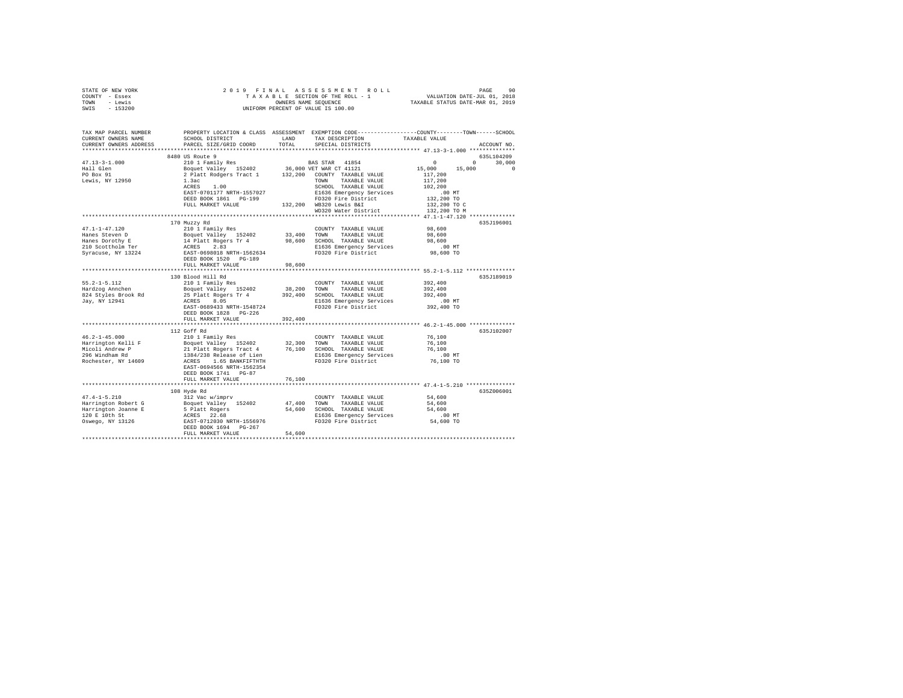```
STATE OF NEW YORK              2 0 1 9  F I N A L  A S S E S S M E N T  R O L L                   PAGE    90
COUNTY - Essex                    T A X A B L E SECTION OF THE ROLL - 1              VALUATION DATE-JUL 01, 2018
TOWN   - Lewis                         OWNERS NAME SEQUENCE                       TAXABLE STATUS DATE-MAR 01, 2019
SWIS   - 153200                   UNIFORM PERCENT OF VALUE IS 100.00

TAX MAP PARCEL NUMBER          PROPERTY LOCATION & CLASS  ASSESSMENT  EXEMPTION CODE------------------COUNTY--------TOWN------SCHOOL
CURRENT OWNERS NAME            SCHOOL DISTRICT             LAND      TAX DESCRIPTION            TAXABLE VALUE
CURRENT OWNERS ADDRESS         PARCEL SIZE/GRID COORD      TOTAL     SPECIAL DISTRICTS                                   ACCOUNT NO.
******************************************************************************************** 47.13-3-1.000 **************
                               8480 US Route 9                                                                           635L104209
47.13-3-1.000                  210 1 Family Res                      BAS STAR  41854                 0          0      30,000
Hall Glen                      Boquet Valley  152402       36,000 VET WAR CT 41121             15,000     15,000           0
PO Box 91                      2 Platt Rodgers Tract 1    132,200   COUNTY  TAXABLE VALUE           117,200
Lewis, NY 12950                1.3ac                                 TOWN    TAXABLE VALUE           117,200
                               ACRES     1.00                        SCHOOL  TAXABLE VALUE           102,200
                               EAST-0701177 NRTH-1557027             E1636 Emergency Services            .00 MT
                               DEED BOOK 1861   PG-199               FD320 Fire District             132,200 TO
                               FULL MARKET VALUE          132,200   WB320 Lewis B&I                 132,200 TO C
                                                                     WD320 Water District            132,200 TO M
******************************************************************************************** 47.1-1-47.120 **************
                               170 Muzzy Rd                                                                              635J196001
47.1-1-47.120                  210 1 Family Res                      COUNTY  TAXABLE VALUE            98,600
Hanes Steven D                 Boquet Valley  152402       33,400   TOWN    TAXABLE VALUE            98,600
Hanes Dorothy E                14 Platt Rogers Tr 4        98,600   SCHOOL  TAXABLE VALUE            98,600
210 Scottholm Ter              ACRES     2.83                        E1636 Emergency Services            .00 MT
Syracuse, NY 13224             EAST-0698018 NRTH-1562634             FD320 Fire District              98,600 TO
                               DEED BOOK 1520   PG-189
                               FULL MARKET VALUE           98,600
******************************************************************************************** 55.2-1-5.112 ***************
                               130 Blood Hill Rd                                                                         635J189019
55.2-1-5.112                   210 1 Family Res                      COUNTY  TAXABLE VALUE           392,400
Hardzog Annchen                Boquet Valley  152402       38,200   TOWN    TAXABLE VALUE           392,400
824 Styles Brook Rd            25 Platt Rogers Tr 4       392,400   SCHOOL  TAXABLE VALUE           392,400
Jay, NY 12941                  ACRES     8.05                        E1636 Emergency Services            .00 MT
                               EAST-0689433 NRTH-1548724             FD320 Fire District             392,400 TO
                               DEED BOOK 1828   PG-226
                               FULL MARKET VALUE          392,400
******************************************************************************************** 46.2-1-45.000 **************
                               112 Goff Rd                                                                               635J102007
46.2-1-45.000                  210 1 Family Res                      COUNTY  TAXABLE VALUE            76,100
Harrington Kelli F             Boquet Valley  152402       32,300   TOWN    TAXABLE VALUE            76,100
Micoli Andrew P                21 Platt Rogers Tract 4     76,100   SCHOOL  TAXABLE VALUE            76,100
296 Windham Rd                 1384/238 Release of Lien              E1636 Emergency Services            .00 MT
Rochester, NY 14609            ACRES     1.65 BANKFIFTHTH            FD320 Fire District              76,100 TO
                               EAST-0694566 NRTH-1562354
                               DEED BOOK 1741   PG-87
                               FULL MARKET VALUE           76,100
******************************************************************************************** 47.4-1-5.210 ***************
                               108 Hyde Rd                                                                               635Z006001
47.4-1-5.210                   312 Vac w/imprv                       COUNTY  TAXABLE VALUE            54,600
Harrington Robert G            Boquet Valley  152402       47,400   TOWN    TAXABLE VALUE            54,600
Harrington Joanne E            5 Platt Rogers              54,600   SCHOOL  TAXABLE VALUE            54,600
120 E 10th St                  ACRES    22.68                        E1636 Emergency Services            .00 MT
Oswego, NY 13126               EAST-0712030 NRTH-1556976             FD320 Fire District              54,600 TO
                               DEED BOOK 1694   PG-267
                               FULL MARKET VALUE           54,600
****************************************************************************************************************************
```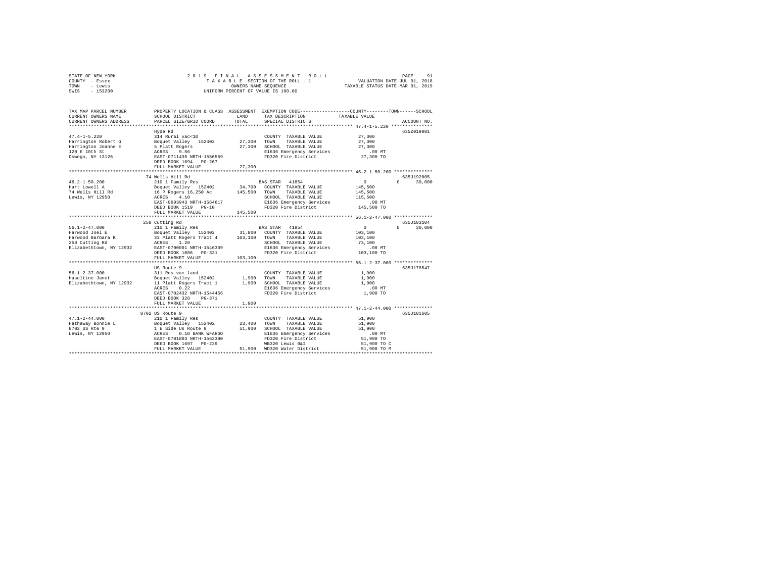STATE OF NEW YORK
COUNTY - Essex
TOWN - Lewis
SWIS - 153200

2019 FINAL ASSESSMENT ROLL
TAXABLE SECTION OF THE ROLL - 1
OWNERS NAME SEQUENCE
UNIFORM PERCENT OF VALUE IS 100.00

VALUATION DATE-JUL 01, 2018
TAXABLE STATUS DATE-MAR 01, 2019

```
TAX MAP PARCEL NUMBER     PROPERTY LOCATION & CLASS  ASSESSMENT  EXEMPTION CODE-----------------COUNTY--------TOWN------SCHOOL
CURRENT OWNERS NAME       SCHOOL DISTRICT             LAND       TAX DESCRIPTION            TAXABLE VALUE
CURRENT OWNERS ADDRESS    PARCEL SIZE/GRID COORD      TOTAL      SPECIAL DISTRICTS                                  ACCOUNT NO.
******************************************************************************************* 47.4-1-5.220 ***************
                          Hyde Rd                                                                                635Z019001
47.4-1-5.220              314 Rural vac<10                       COUNTY  TAXABLE VALUE          27,300
Harrington Robert G       Boquet Valley  152402      27,300      TOWN    TAXABLE VALUE          27,300
Harrington Joanne E       5 Platt Rogers             27,300      SCHOOL  TAXABLE VALUE          27,300
120 E 10th St             ACRES    9.56                          E1636 Emergency Services          .00 MT
Oswego, NY 13126          EAST-0711435 NRTH-1556559              FD320 Fire District            27,300 TO
                          DEED BOOK 1694   PG-267
                          FULL MARKET VALUE          27,300
******************************************************************************************* 46.2-1-50.200 **************
                          74 Wells Hill Rd                                                                       635J192005
46.2-1-50.200             210 1 Family Res                       BAS STAR  41854                 0          0      30,000
Hart Lowell A             Boquet Valley  152402      34,700      COUNTY  TAXABLE VALUE         145,500
74 Wells Hill Rd          16 P Rogers 16,250 Ac     145,500      TOWN    TAXABLE VALUE         145,500
Lewis, NY 12950           ACRES    4.10                          SCHOOL  TAXABLE VALUE         115,500
                          EAST-0693943 NRTH-1564617              E1636 Emergency Services          .00 MT
                          DEED BOOK 1519   PG-10                 FD320 Fire District           145,500 TO
                          FULL MARKET VALUE         145,500
******************************************************************************************* 56.1-2-47.000 **************
                          258 Cutting Rd                                                                         635J103104
56.1-2-47.000             210 1 Family Res                       BAS STAR  41854                 0          0      30,000
Harwood Joel E            Boquet Valley  152402      31,800      COUNTY  TAXABLE VALUE         103,100
Harwood Barbara K         33 Platt Rogers Tract 4   103,100      TOWN    TAXABLE VALUE         103,100
258 Cutting Rd            ACRES    1.20                          SCHOOL  TAXABLE VALUE          73,100
Elizabethtown, NY 12932   EAST-0700001 NRTH-1546309              E1636 Emergency Services          .00 MT
                          DEED BOOK 1086   PG-331                FD320 Fire District           103,100 TO
                          FULL MARKET VALUE         103,100
******************************************************************************************* 56.1-2-37.000 **************
                          US Route 9                                                                             635J178547
56.1-2-37.000             311 Res vac land                       COUNTY  TAXABLE VALUE           1,900
Haseltine Janet           Boquet Valley  152402       1,900      TOWN    TAXABLE VALUE           1,900
Elizabethtown, NY 12932   11 Platt Rogers Tract 1     1,900      SCHOOL  TAXABLE VALUE           1,900
                          ACRES    0.22                          E1636 Emergency Services          .00 MT
                          EAST-0702432 NRTH-1544456              FD320 Fire District             1,900 TO
                          DEED BOOK 328    PG-371
                          FULL MARKET VALUE           1,900
******************************************************************************************* 47.1-2-44.000 **************
                          8702 US Route 9                                                                        635J101605
47.1-2-44.000             210 1 Family Res                       COUNTY  TAXABLE VALUE          51,900
Hathaway Bonnie L         Boquet Valley  152402      23,400      TOWN    TAXABLE VALUE          51,900
8702 US Rte 9             1 E Side Us Route 9        51,900      SCHOOL  TAXABLE VALUE          51,900
Lewis, NY 12950           ACRES    0.10 BANK WFARGO              E1636 Emergency Services          .00 MT
                          EAST-0701803 NRTH-1562380              FD320 Fire District            51,900 TO
                          DEED BOOK 1697   PG-239                WB320 Lewis B&I                51,900 TO C
                          FULL MARKET VALUE          51,900      WD320 Water District           51,900 TO M
************************************************************************************************************************
```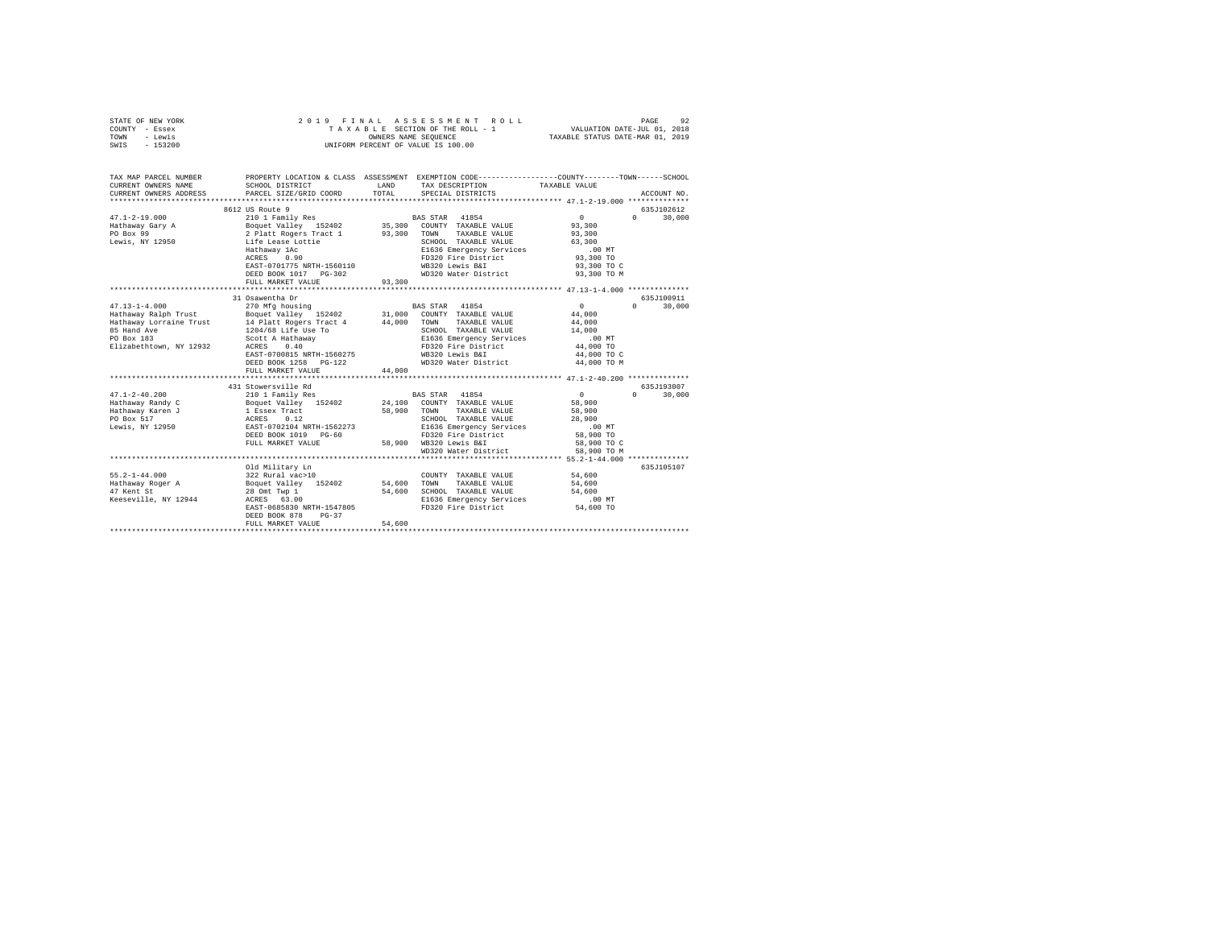STATE OF NEW YORK — 2019 FINAL ASSESSMENT ROLL — PAGE 92
COUNTY - Essex — TAXABLE SECTION OF THE ROLL - 1 — VALUATION DATE-JUL 01, 2018
TOWN - Lewis — OWNERS NAME SEQUENCE — TAXABLE STATUS DATE-MAR 01, 2019
SWIS - 153200 — UNIFORM PERCENT OF VALUE IS 100.00

```
TAX MAP PARCEL NUMBER          PROPERTY LOCATION & CLASS  ASSESSMENT  EXEMPTION CODE-----------------COUNTY--------TOWN------SCHOOL
CURRENT OWNERS NAME            SCHOOL DISTRICT              LAND      TAX DESCRIPTION            TAXABLE VALUE
CURRENT OWNERS ADDRESS         PARCEL SIZE/GRID COORD       TOTAL     SPECIAL DISTRICTS                                  ACCOUNT NO.
****************************************************************************************************** 47.1-2-19.000 **************
                               8612 US Route 9                                                                          635J102612
47.1-2-19.000                  210 1 Family Res                       BAS STAR  41854                   0           0      30,000
Hathaway Gary A                Boquet Valley  152402        35,300    COUNTY  TAXABLE VALUE         93,300
PO Box 99                      2 Platt Rogers Tract 1       93,300    TOWN    TAXABLE VALUE         93,300
Lewis, NY 12950                Life Lease Lottie                      SCHOOL  TAXABLE VALUE         63,300
                               Hathaway 1Ac                           E1636 Emergency Services            .00 MT
                               ACRES    0.90                          FD320 Fire District               93,300 TO
                               EAST-0701775 NRTH-1560110              WB320 Lewis B&I                   93,300 TO C
                               DEED BOOK 1017   PG-302                WD320 Water District              93,300 TO M
                               FULL MARKET VALUE            93,300
****************************************************************************************************** 47.13-1-4.000 **************
                               31 Osawentha Dr                                                                          635J100911
47.13-1-4.000                  270 Mfg housing                        BAS STAR  41854                   0           0      30,000
Hathaway Ralph Trust           Boquet Valley  152402        31,000    COUNTY  TAXABLE VALUE         44,000
Hathaway Lorraine Trust        14 Platt Rogers Tract 4      44,000    TOWN    TAXABLE VALUE         44,000
85 Hand Ave                    1204/68 Life Use To                    SCHOOL  TAXABLE VALUE         14,000
PO Box 183                     Scott A Hathaway                       E1636 Emergency Services            .00 MT
Elizabethtown, NY 12932        ACRES    0.40                          FD320 Fire District               44,000 TO
                               EAST-0700815 NRTH-1560275              WB320 Lewis B&I                   44,000 TO C
                               DEED BOOK 1258   PG-122                WD320 Water District              44,000 TO M
                               FULL MARKET VALUE            44,000
****************************************************************************************************** 47.1-2-40.200 **************
                               431 Stowersville Rd                                                                      635J193007
47.1-2-40.200                  210 1 Family Res                       BAS STAR  41854                   0           0      30,000
Hathaway Randy C               Boquet Valley  152402        24,100    COUNTY  TAXABLE VALUE         58,900
Hathaway Karen J               1 Essex Tract                58,900    TOWN    TAXABLE VALUE         58,900
PO Box 517                     ACRES    0.12                          SCHOOL  TAXABLE VALUE         28,900
Lewis, NY 12950                EAST-0702104 NRTH-1562273              E1636 Emergency Services            .00 MT
                               DEED BOOK 1019   PG-60                 FD320 Fire District               58,900 TO
                               FULL MARKET VALUE            58,900    WB320 Lewis B&I                   58,900 TO C
                                                                      WD320 Water District              58,900 TO M
****************************************************************************************************** 55.2-1-44.000 **************
                               Old Military Ln                                                                          635J105107
55.2-1-44.000                  322 Rural vac>10                       COUNTY  TAXABLE VALUE         54,600
Hathaway Roger A               Boquet Valley  152402        54,600    TOWN    TAXABLE VALUE         54,600
47 Kent St                     28 Omt Twp 1                 54,600    SCHOOL  TAXABLE VALUE         54,600
Keeseville, NY 12944           ACRES   63.00                          E1636 Emergency Services            .00 MT
                               EAST-0685830 NRTH-1547805              FD320 Fire District               54,600 TO
                               DEED BOOK 878    PG-37
                               FULL MARKET VALUE            54,600
************************************************************************************************************************************
```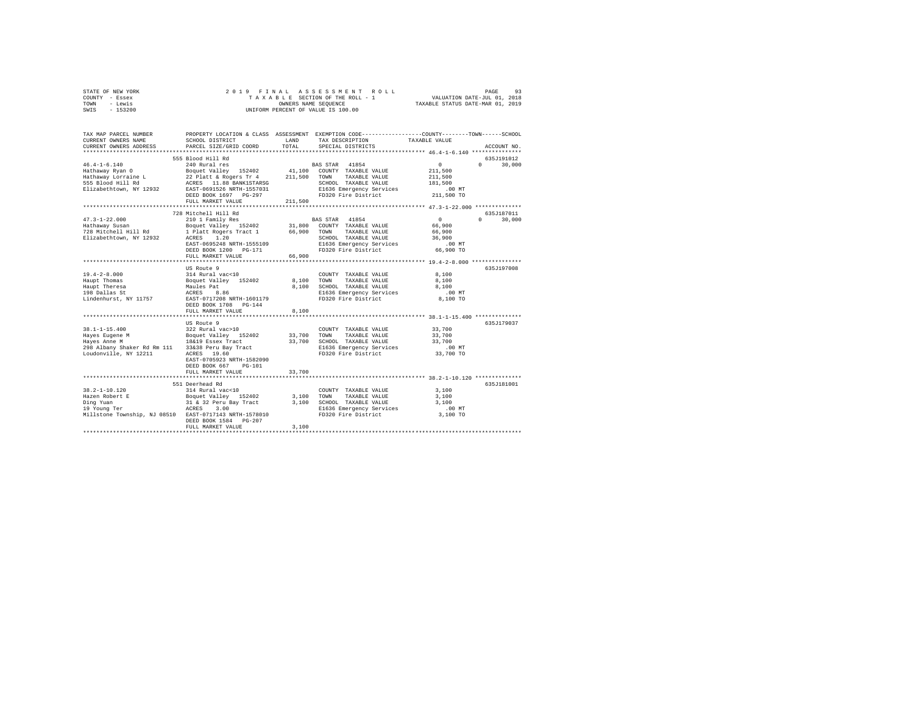STATE OF NEW YORK · COUNTY - Essex · TOWN - Lewis · SWIS - 153200

**2019 FINAL ASSESSMENT ROLL**
TAXABLE SECTION OF THE ROLL - 1
OWNERS NAME SEQUENCE
UNIFORM PERCENT OF VALUE IS 100.00

VALUATION DATE-JUL 01, 2018
TAXABLE STATUS DATE-MAR 01, 2019

| TAX MAP PARCEL NUMBER / CURRENT OWNERS NAME / CURRENT OWNERS ADDRESS | PROPERTY LOCATION & CLASS / SCHOOL DISTRICT / PARCEL SIZE/GRID COORD | ASSESSMENT LAND / TOTAL | EXEMPTION CODE / TAX DESCRIPTION / SPECIAL DISTRICTS | COUNTY TAXABLE VALUE | TOWN | SCHOOL | ACCOUNT NO. |
|---|---|---|---|---|---|---|---|
| **46.4-1-6.140** | 555 Blood Hill Rd | | | | | | 635J191012 |
| 46.4-1-6.140 | 240 Rural res | | BAS STAR 41854 | 0 | 0 | 30,000 | |
| Hathaway Ryan O | Boquet Valley 152402 | 41,100 | COUNTY TAXABLE VALUE | 211,500 | | | |
| Hathaway Lorraine L | 22 Platt & Rogers Tr 4 | 211,500 | TOWN TAXABLE VALUE | 211,500 | | | |
| 555 Blood Hill Rd | ACRES 11.88 BANK1STARSG | | SCHOOL TAXABLE VALUE | 181,500 | | | |
| Elizabethtown, NY 12932 | EAST-0691526 NRTH-1557031 | | E1636 Emergency Services | .00 MT | | | |
| | DEED BOOK 1697 PG-297 | | FD320 Fire District | 211,500 TO | | | |
| | FULL MARKET VALUE | 211,500 | | | | | |
| **47.3-1-22.000** | 728 Mitchell Hill Rd | | | | | | 635J187011 |
| 47.3-1-22.000 | 210 1 Family Res | | BAS STAR 41854 | 0 | 0 | 30,000 | |
| Hathaway Susan | Boquet Valley 152402 | 31,800 | COUNTY TAXABLE VALUE | 66,900 | | | |
| 728 Mitchell Hill Rd | 1 Platt Rogers Tract 1 | 66,900 | TOWN TAXABLE VALUE | 66,900 | | | |
| Elizabethtown, NY 12932 | ACRES 1.20 | | SCHOOL TAXABLE VALUE | 36,900 | | | |
| | EAST-0695248 NRTH-1555109 | | E1636 Emergency Services | .00 MT | | | |
| | DEED BOOK 1200 PG-171 | | FD320 Fire District | 66,900 TO | | | |
| | FULL MARKET VALUE | 66,900 | | | | | |
| **19.4-2-8.000** | US Route 9 | | | | | | 635J197008 |
| 19.4-2-8.000 | 314 Rural vac<10 | | COUNTY TAXABLE VALUE | 8,100 | | | |
| Haupt Thomas | Boquet Valley 152402 | 8,100 | TOWN TAXABLE VALUE | 8,100 | | | |
| Haupt Theresa | Maules Pat | 8,100 | SCHOOL TAXABLE VALUE | 8,100 | | | |
| 198 Dallas St | ACRES 8.86 | | E1636 Emergency Services | .00 MT | | | |
| Lindenhurst, NY 11757 | EAST-0717208 NRTH-1601179 | | FD320 Fire District | 8,100 TO | | | |
| | DEED BOOK 1708 PG-144 | | | | | | |
| | FULL MARKET VALUE | 8,100 | | | | | |
| **38.1-1-15.400** | US Route 9 | | | | | | 635J179037 |
| 38.1-1-15.400 | 322 Rural vac>10 | | COUNTY TAXABLE VALUE | 33,700 | | | |
| Hayes Eugene M | Boquet Valley 152402 | 33,700 | TOWN TAXABLE VALUE | 33,700 | | | |
| Hayes Anne M | 18&19 Essex Tract | 33,700 | SCHOOL TAXABLE VALUE | 33,700 | | | |
| 298 Albany Shaker Rd Rm 111 | 33&38 Peru Bay Tract | | E1636 Emergency Services | .00 MT | | | |
| Loudonville, NY 12211 | ACRES 19.60 | | FD320 Fire District | 33,700 TO | | | |
| | EAST-0705923 NRTH-1582090 | | | | | | |
| | DEED BOOK 667 PG-101 | | | | | | |
| | FULL MARKET VALUE | 33,700 | | | | | |
| **38.2-1-10.120** | 551 Deerhead Rd | | | | | | 635J181001 |
| 38.2-1-10.120 | 314 Rural vac<10 | | COUNTY TAXABLE VALUE | 3,100 | | | |
| Hazen Robert E | Boquet Valley 152402 | 3,100 | TOWN TAXABLE VALUE | 3,100 | | | |
| Ding Yuan | 31 & 32 Peru Bay Tract | 3,100 | SCHOOL TAXABLE VALUE | 3,100 | | | |
| 19 Young Ter | ACRES 3.00 | | E1636 Emergency Services | .00 MT | | | |
| Millstone Township, NJ 08510 | EAST-0717143 NRTH-1578010 | | FD320 Fire District | 3,100 TO | | | |
| | DEED BOOK 1584 PG-207 | | | | | | |
| | FULL MARKET VALUE | 3,100 | | | | | |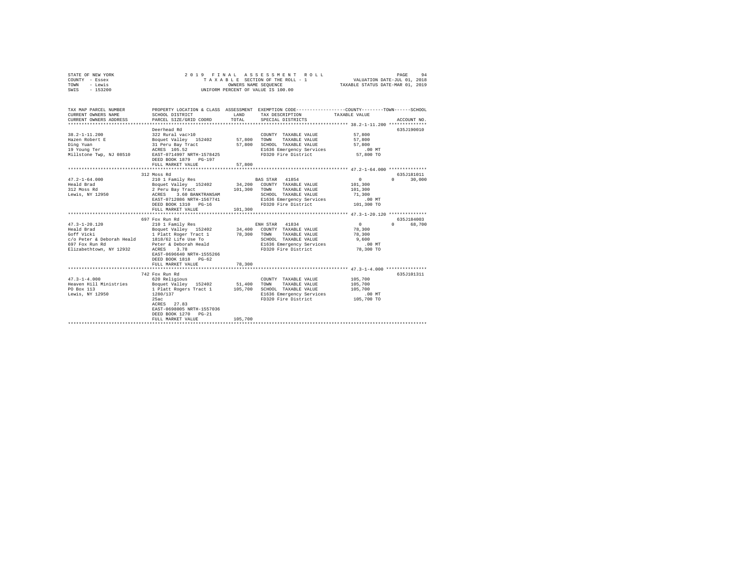STATE OF NEW YORK
COUNTY - Essex
TOWN - Lewis
SWIS - 153200

2019 FINAL ASSESSMENT ROLL
TAXABLE SECTION OF THE ROLL - 1
OWNERS NAME SEQUENCE
UNIFORM PERCENT OF VALUE IS 100.00

VALUATION DATE-JUL 01, 2018
TAXABLE STATUS DATE-MAR 01, 2019

| TAX MAP PARCEL NUMBER / CURRENT OWNERS NAME / CURRENT OWNERS ADDRESS | PROPERTY LOCATION & CLASS / SCHOOL DISTRICT / PARCEL SIZE/GRID COORD | ASSESSMENT LAND / TOTAL | EXEMPTION CODE / TAX DESCRIPTION / SPECIAL DISTRICTS | COUNTY / TOWN / SCHOOL TAXABLE VALUE | ACCOUNT NO. |
|---|---|---|---|---|---|
| 38.2-1-11.200 | Deerhead Rd | | | | 635J190010 |
| | 322 Rural vac>10 | | COUNTY TAXABLE VALUE | 57,800 | |
| Hazen Robert E | Boquet Valley 152402 | 57,800 | TOWN TAXABLE VALUE | 57,800 | |
| Ding Yuan | 31 Peru Bay Tract | 57,800 | SCHOOL TAXABLE VALUE | 57,800 | |
| 19 Young Ter | ACRES 105.52 | | E1636 Emergency Services | .00 MT | |
| Millstone Twp, NJ 08510 | EAST-0714997 NRTH-1578425 | | FD320 Fire District | 57,800 TO | |
| | DEED BOOK 1879 PG-197 | | | | |
| | FULL MARKET VALUE | 57,800 | | | |
| 47.2-1-64.000 | 312 Moss Rd | | | | 635J181011 |
| | 210 1 Family Res | | BAS STAR 41854 | 0 / 0 / 30,000 | |
| Heald Brad | Boquet Valley 152402 | 34,200 | COUNTY TAXABLE VALUE | 101,300 | |
| 312 Moss Rd | 2 Peru Bay Tract | 101,300 | TOWN TAXABLE VALUE | 101,300 | |
| Lewis, NY 12950 | ACRES 3.60 BANKTRANSAM | | SCHOOL TAXABLE VALUE | 71,300 | |
| | EAST-0712086 NRTH-1567741 | | E1636 Emergency Services | .00 MT | |
| | DEED BOOK 1310 PG-16 | | FD320 Fire District | 101,300 TO | |
| | FULL MARKET VALUE | 101,300 | | | |
| 47.3-1-20.120 | 697 Fox Run Rd | | | | 635J184003 |
| | 210 1 Family Res | | ENH STAR 41834 | 0 / 0 / 68,700 | |
| Heald Brad | Boquet Valley 152402 | 34,400 | COUNTY TAXABLE VALUE | 78,300 | |
| Goff Vicki | 1 Platt Roger Tract 1 | 78,300 | TOWN TAXABLE VALUE | 78,300 | |
| c/o Peter & Deborah Heald | 1818/62 Life Use To | | SCHOOL TAXABLE VALUE | 9,600 | |
| 697 Fox Run Rd | Peter & Deborah Heald | | E1636 Emergency Services | .00 MT | |
| Elizabethtown, NY 12932 | ACRES 3.78 | | FD320 Fire District | 78,300 TO | |
| | EAST-0696640 NRTH-1555266 | | | | |
| | DEED BOOK 1818 PG-62 | | | | |
| | FULL MARKET VALUE | 78,300 | | | |
| 47.3-1-4.000 | 742 Fox Run Rd | | | | 635J101311 |
| | 620 Religious | | COUNTY TAXABLE VALUE | 105,700 | |
| Heaven Hill Ministries | Boquet Valley 152402 | 51,400 | TOWN TAXABLE VALUE | 105,700 | |
| PO Box 113 | 1 Platt Rogers Tract 1 | 105,700 | SCHOOL TAXABLE VALUE | 105,700 | |
| Lewis, NY 12950 | 1280/137 | | E1636 Emergency Services | .00 MT | |
| | 25ac | | FD320 Fire District | 105,700 TO | |
| | ACRES 27.83 | | | | |
| | EAST-0698005 NRTH-1557036 | | | | |
| | DEED BOOK 1270 PG-21 | | | | |
| | FULL MARKET VALUE | 105,700 | | | |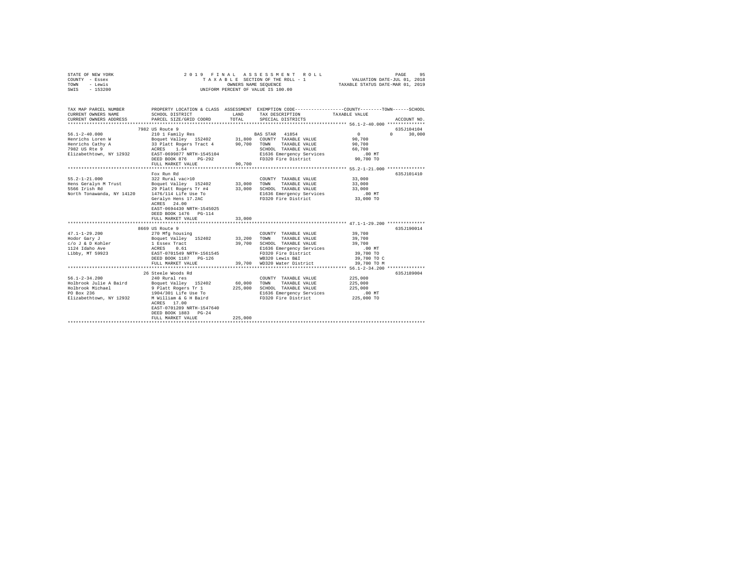STATE OF NEW YORK
COUNTY - Essex
TOWN - Lewis
SWIS - 153200

2 0 1 9 F I N A L A S S E S S M E N T R O L L
T A X A B L E SECTION OF THE ROLL - 1
OWNERS NAME SEQUENCE
UNIFORM PERCENT OF VALUE IS 100.00

VALUATION DATE-JUL 01, 2018
TAXABLE STATUS DATE-MAR 01, 2019

```
TAX MAP PARCEL NUMBER          PROPERTY LOCATION & CLASS  ASSESSMENT  EXEMPTION CODE-----------------COUNTY--------TOWN------SCHOOL
CURRENT OWNERS NAME            SCHOOL DISTRICT              LAND      TAX DESCRIPTION            TAXABLE VALUE
CURRENT OWNERS ADDRESS         PARCEL SIZE/GRID COORD       TOTAL     SPECIAL DISTRICTS                                  ACCOUNT NO.
*********************************************************************************************** 56.1-2-40.000 **************
                               7982 US Route 9                                                                         635J104104
56.1-2-40.000                  210 1 Family Res                        BAS STAR  41854                 0          0     30,000
Henrichs Loren W               Boquet Valley   152402       31,800    COUNTY  TAXABLE VALUE          90,700
Henrichs Cathy A               33 Platt Rogers Tract 4      90,700    TOWN    TAXABLE VALUE          90,700
7982 US Rte 9                  ACRES    1.64                          SCHOOL  TAXABLE VALUE          60,700
Elizabethtown, NY 12932        EAST-0699877 NRTH-1545104              E1636 Emergency Services          .00 MT
                               DEED BOOK 876    PG-292                FD320 Fire District            90,700 TO
                               FULL MARKET VALUE            90,700
*********************************************************************************************** 55.2-1-21.000 **************
                               Fox Run Rd                                                                              635J101410
55.2-1-21.000                  322 Rural vac>10                       COUNTY  TAXABLE VALUE          33,000
Hens Geralyn M Trust           Boquet Valley   152402       33,000    TOWN    TAXABLE VALUE          33,000
5566 Irish Rd                  29 Platt Rogers Tr #4        33,000    SCHOOL  TAXABLE VALUE          33,000
North Tonawanda, NY 14120      1476/114 Life Use To                   E1636 Emergency Services          .00 MT
                               Geralyn Hens 17.2AC                    FD320 Fire District            33,000 TO
                               ACRES   24.00
                               EAST-0694430 NRTH-1545025
                               DEED BOOK 1476   PG-114
                               FULL MARKET VALUE            33,000
*********************************************************************************************** 47.1-1-29.200 **************
                               8669 US Route 9                                                                         635J190014
47.1-1-29.200                  270 Mfg housing                        COUNTY  TAXABLE VALUE          39,700
Hodor Gary J                   Boquet Valley   152402       33,200    TOWN    TAXABLE VALUE          39,700
c/o J & D Kohler               1 Essex Tract                39,700    SCHOOL  TAXABLE VALUE          39,700
1124 Idaho Ave                 ACRES    0.61                          E1636 Emergency Services          .00 MT
Libby, MT 59923                EAST-0701549 NRTH-1561545              FD320 Fire District            39,700 TO
                               DEED BOOK 1187   PG-126                WB320 Lewis B&I                39,700 TO C
                               FULL MARKET VALUE            39,700    WD320 Water District           39,700 TO M
*********************************************************************************************** 56.1-2-34.200 **************
                               26 Steele Woods Rd                                                                      635J189004
56.1-2-34.200                  240 Rural res                          COUNTY  TAXABLE VALUE         225,000
Holbrook Julie A Baird         Boquet Valley   152402       60,000    TOWN    TAXABLE VALUE         225,000
Holbrook Michael               9 Platt Rogers Tr 1         225,000    SCHOOL  TAXABLE VALUE         225,000
PO Box 236                     1904/301 Life Use To                   E1636 Emergency Services          .00 MT
Elizabethtown, NY 12932        M William & G H Baird                  FD320 Fire District           225,000 TO
                               ACRES   17.00
                               EAST-0701289 NRTH-1547640
                               DEED BOOK 1883   PG-24
                               FULL MARKET VALUE           225,000
****************************************************************************************************************************
```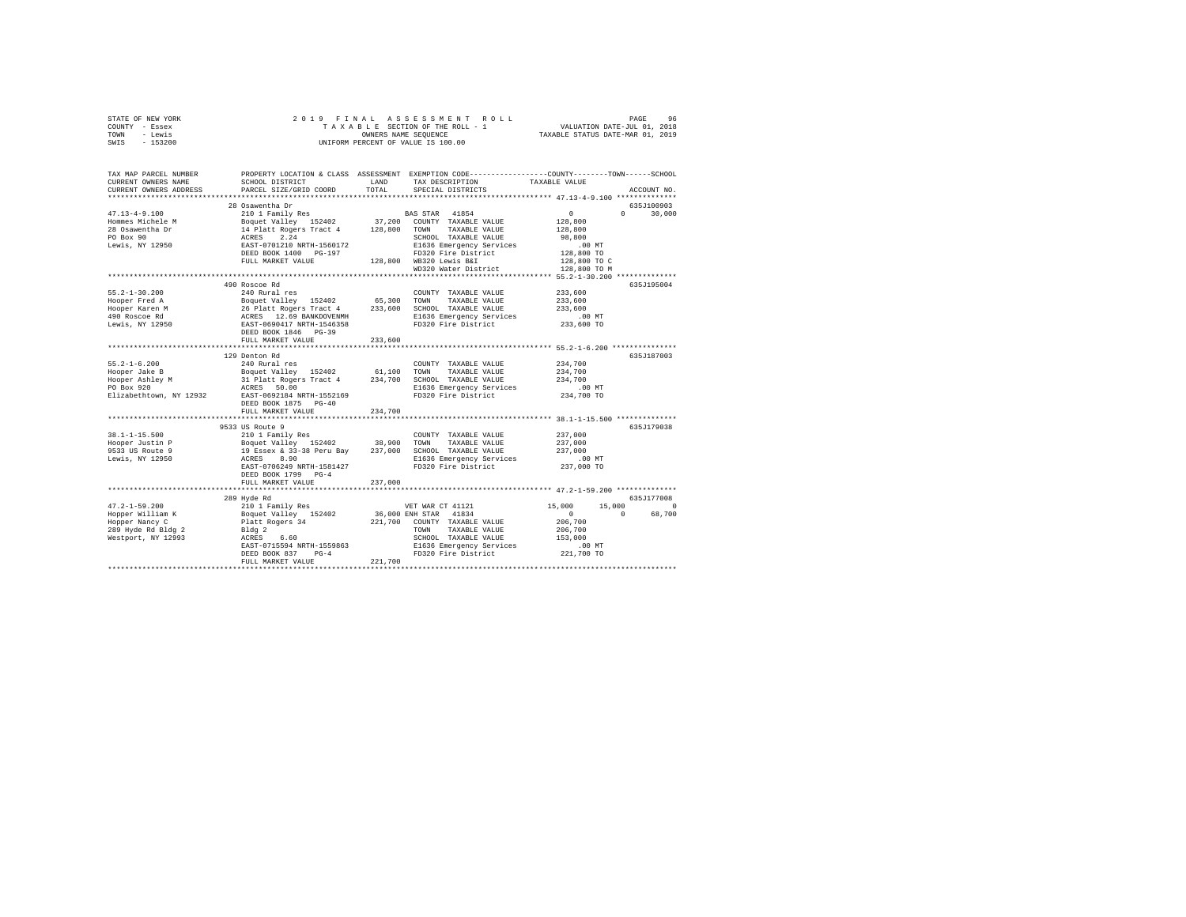STATE OF NEW YORK — 2019 FINAL ASSESSMENT ROLL
COUNTY - Essex — TAXABLE SECTION OF THE ROLL - 1 — VALUATION DATE-JUL 01, 2018
TOWN - Lewis — OWNERS NAME SEQUENCE — TAXABLE STATUS DATE-MAR 01, 2019
SWIS - 153200 — UNIFORM PERCENT OF VALUE IS 100.00

```
TAX MAP PARCEL NUMBER          PROPERTY LOCATION & CLASS  ASSESSMENT  EXEMPTION CODE-----------------COUNTY--------TOWN------SCHOOL
CURRENT OWNERS NAME            SCHOOL DISTRICT              LAND      TAX DESCRIPTION            TAXABLE VALUE
CURRENT OWNERS ADDRESS         PARCEL SIZE/GRID COORD       TOTAL     SPECIAL DISTRICTS                                    ACCOUNT NO.
*********************************************************************************************** 47.13-4-9.100 **************
                               28 Osawentha Dr                                                                       635J100903
47.13-4-9.100                  210 1 Family Res                      BAS STAR  41854              0            0      30,000
Hommes Michele M               Boquet Valley  152402       37,200   COUNTY  TAXABLE VALUE        128,800
28 Osawentha Dr                14 Platt Rogers Tract 4    128,800   TOWN    TAXABLE VALUE        128,800
PO Box 90                      ACRES    2.24                        SCHOOL  TAXABLE VALUE         98,800
Lewis, NY 12950                EAST-0701210 NRTH-1560172            E1636 Emergency Services         .00 MT
                               DEED BOOK 1400   PG-197              FD320 Fire District          128,800 TO
                               FULL MARKET VALUE          128,800   WB320 Lewis B&I              128,800 TO C
                                                                    WD320 Water District         128,800 TO M
*********************************************************************************************** 55.2-1-30.200 **************
                               490 Roscoe Rd                                                                         635J195004
55.2-1-30.200                  240 Rural res                        COUNTY  TAXABLE VALUE        233,600
Hooper Fred A                  Boquet Valley  152402       65,300   TOWN    TAXABLE VALUE        233,600
Hooper Karen M                 26 Platt Rogers Tract 4    233,600   SCHOOL  TAXABLE VALUE        233,600
490 Roscoe Rd                  ACRES   12.69 BANKDOVENMH            E1636 Emergency Services         .00 MT
Lewis, NY 12950                EAST-0690417 NRTH-1546358            FD320 Fire District          233,600 TO
                               DEED BOOK 1846   PG-39
                               FULL MARKET VALUE          233,600
*********************************************************************************************** 55.2-1-6.200 ***************
                               129 Denton Rd                                                                         635J187003
55.2-1-6.200                   240 Rural res                        COUNTY  TAXABLE VALUE        234,700
Hooper Jake B                  Boquet Valley  152402       61,100   TOWN    TAXABLE VALUE        234,700
Hooper Ashley M                31 Platt Rogers Tract 4    234,700   SCHOOL  TAXABLE VALUE        234,700
PO Box 920                     ACRES   50.00                        E1636 Emergency Services         .00 MT
Elizabethtown, NY 12932        EAST-0692184 NRTH-1552169            FD320 Fire District          234,700 TO
                               DEED BOOK 1875   PG-40
                               FULL MARKET VALUE          234,700
*********************************************************************************************** 38.1-1-15.500 **************
                               9533 US Route 9                                                                       635J179038
38.1-1-15.500                  210 1 Family Res                     COUNTY  TAXABLE VALUE        237,000
Hooper Justin P                Boquet Valley  152402       38,900   TOWN    TAXABLE VALUE        237,000
9533 US Route 9                19 Essex & 33-38 Peru Bay  237,000   SCHOOL  TAXABLE VALUE        237,000
Lewis, NY 12950                ACRES    8.90                        E1636 Emergency Services         .00 MT
                               EAST-0706249 NRTH-1581427            FD320 Fire District          237,000 TO
                               DEED BOOK 1799   PG-4
                               FULL MARKET VALUE          237,000
*********************************************************************************************** 47.2-1-59.200 **************
                               289 Hyde Rd                                                                           635J177008
47.2-1-59.200                  210 1 Family Res                      VET WAR CT 41121         15,000       15,000           0
Hopper William K               Boquet Valley  152402       36,000 ENH STAR  41834                 0            0      68,700
Hopper Nancy C                 Platt Rogers 34            221,700   COUNTY  TAXABLE VALUE        206,700
289 Hyde Rd Bldg 2             Bldg 2                               TOWN    TAXABLE VALUE        206,700
Westport, NY 12993             ACRES    6.60                        SCHOOL  TAXABLE VALUE        153,000
                               EAST-0715594 NRTH-1559863            E1636 Emergency Services         .00 MT
                               DEED BOOK 837    PG-4                FD320 Fire District          221,700 TO
                               FULL MARKET VALUE          221,700
****************************************************************************************************************************
```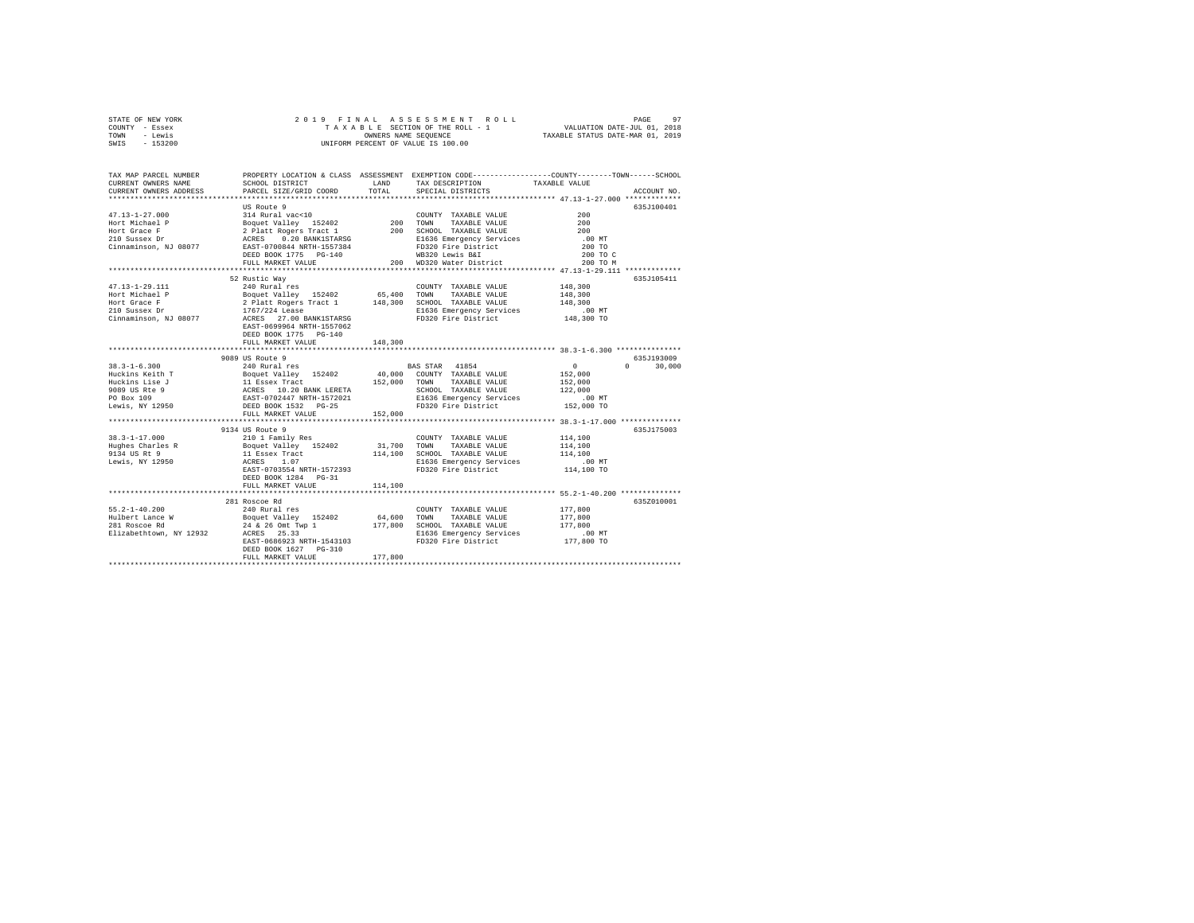STATE OF NEW YORK 2019 FINAL ASSESSMENT ROLL
COUNTY - Essex TAXABLE SECTION OF THE ROLL - 1 VALUATION DATE-JUL 01, 2018
TOWN - Lewis OWNERS NAME SEQUENCE TAXABLE STATUS DATE-MAR 01, 2019
SWIS - 153200 UNIFORM PERCENT OF VALUE IS 100.00

```
TAX MAP PARCEL NUMBER          PROPERTY LOCATION & CLASS  ASSESSMENT  EXEMPTION CODE-----------------COUNTY--------TOWN------SCHOOL
CURRENT OWNERS NAME            SCHOOL DISTRICT              LAND      TAX DESCRIPTION              TAXABLE VALUE
CURRENT OWNERS ADDRESS         PARCEL SIZE/GRID COORD       TOTAL     SPECIAL DISTRICTS                                  ACCOUNT NO.
*********************************************************************************************** 47.13-1-27.000 *************
                               US Route 9                                                                             635J100401
47.13-1-27.000                 314 Rural vac<10                       COUNTY  TAXABLE VALUE              200
Hort Michael P                 Boquet Valley  152402          200     TOWN    TAXABLE VALUE              200
Hort Grace F                   2 Platt Rogers Tract 1         200     SCHOOL  TAXABLE VALUE              200
210 Sussex Dr                  ACRES    0.20 BANK1STARSG              E1636 Emergency Services            .00 MT
Cinnaminson, NJ 08077          EAST-0700844 NRTH-1557384              FD320 Fire District                 200 TO
                               DEED BOOK 1775   PG-140                WB320 Lewis B&I                     200 TO C
                               FULL MARKET VALUE              200     WD320 Water District                200 TO M
*********************************************************************************************** 47.13-1-29.111 ************
                               52 Rustic Way                                                                          635J105411
47.13-1-29.111                 240 Rural res                          COUNTY  TAXABLE VALUE          148,300
Hort Michael P                 Boquet Valley  152402       65,400     TOWN    TAXABLE VALUE          148,300
Hort Grace F                   2 Platt Rogers Tract 1     148,300     SCHOOL  TAXABLE VALUE          148,300
210 Sussex Dr                  1767/224 Lease                         E1636 Emergency Services            .00 MT
Cinnaminson, NJ 08077          ACRES   27.00 BANK1STARSG              FD320 Fire District             148,300 TO
                               EAST-0699964 NRTH-1557062
                               DEED BOOK 1775   PG-140
                               FULL MARKET VALUE          148,300
*********************************************************************************************** 38.3-1-6.300 ***************
                               9089 US Route 9                                                                        635J193009
38.3-1-6.300                   240 Rural res                          BAS STAR  41854                     0          0     30,000
Huckins Keith T                Boquet Valley  152402       40,000     COUNTY  TAXABLE VALUE          152,000
Huckins Lise J                 11 Essex Tract             152,000     TOWN    TAXABLE VALUE          152,000
9089 US Rte 9                  ACRES   10.20 BANK LERETA              SCHOOL  TAXABLE VALUE          122,000
PO Box 109                     EAST-0702447 NRTH-1572021              E1636 Emergency Services            .00 MT
Lewis, NY 12950                DEED BOOK 1532   PG-25                 FD320 Fire District             152,000 TO
                               FULL MARKET VALUE          152,000
*********************************************************************************************** 38.3-1-17.000 **************
                               9134 US Route 9                                                                        635J175003
38.3-1-17.000                  210 1 Family Res                       COUNTY  TAXABLE VALUE          114,100
Hughes Charles R               Boquet Valley  152402       31,700     TOWN    TAXABLE VALUE          114,100
9134 US Rt 9                   11 Essex Tract             114,100     SCHOOL  TAXABLE VALUE          114,100
Lewis, NY 12950                ACRES    1.07                          E1636 Emergency Services            .00 MT
                               EAST-0703554 NRTH-1572393              FD320 Fire District             114,100 TO
                               DEED BOOK 1284   PG-31
                               FULL MARKET VALUE          114,100
*********************************************************************************************** 55.2-1-40.200 **************
                               281 Roscoe Rd                                                                          635Z010001
55.2-1-40.200                  240 Rural res                          COUNTY  TAXABLE VALUE          177,800
Hulbert Lance W                Boquet Valley  152402       64,600     TOWN    TAXABLE VALUE          177,800
281 Roscoe Rd                  24 & 26 Omt Twp 1          177,800     SCHOOL  TAXABLE VALUE          177,800
Elizabethtown, NY 12932        ACRES   25.33                          E1636 Emergency Services            .00 MT
                               EAST-0686923 NRTH-1543103              FD320 Fire District             177,800 TO
                               DEED BOOK 1627   PG-310
                               FULL MARKET VALUE          177,800
****************************************************************************************************************************
```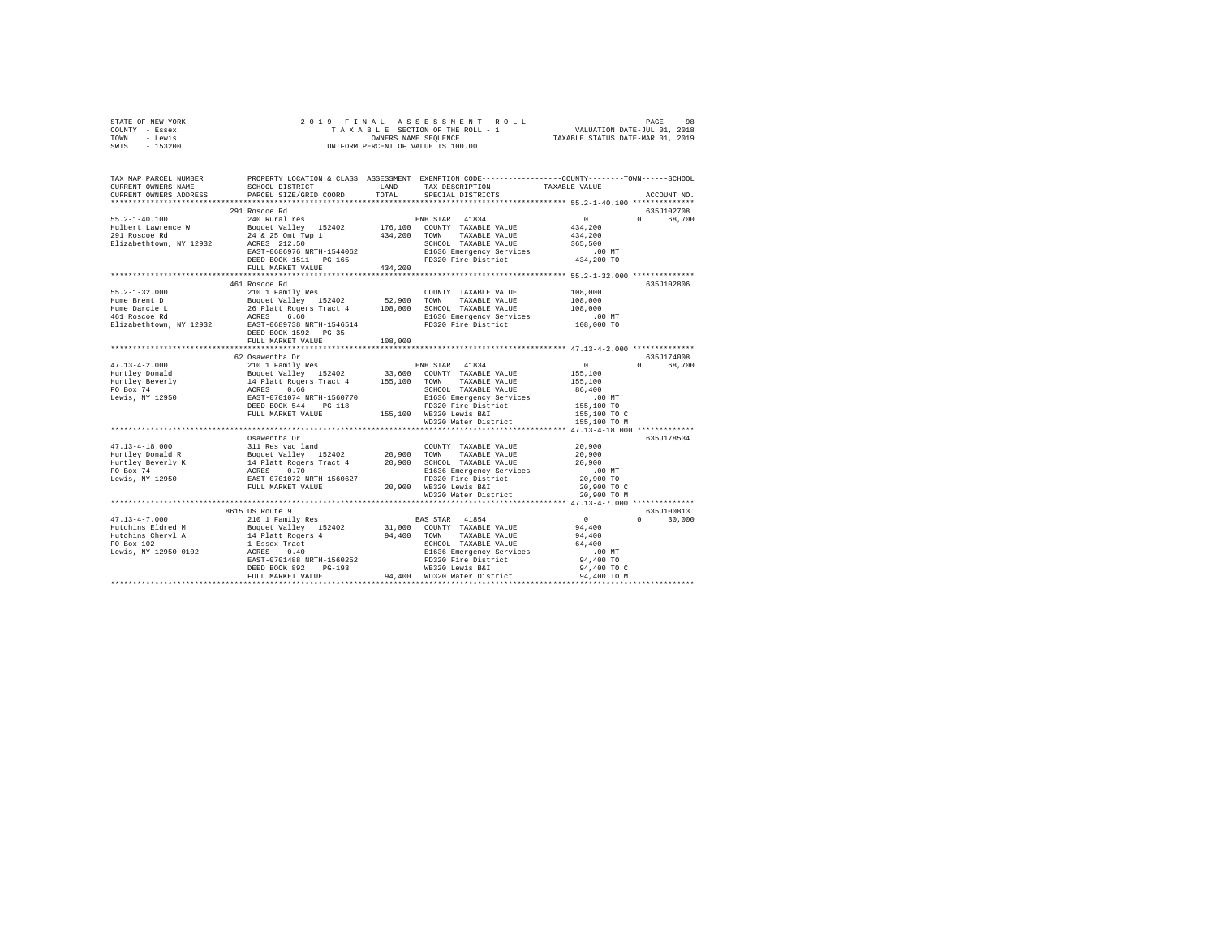STATE OF NEW YORK
COUNTY - Essex
TOWN - Lewis
SWIS - 153200

2019 FINAL ASSESSMENT ROLL
TAXABLE SECTION OF THE ROLL - 1
OWNERS NAME SEQUENCE
UNIFORM PERCENT OF VALUE IS 100.00

VALUATION DATE-JUL 01, 2018
TAXABLE STATUS DATE-MAR 01, 2019

```
TAX MAP PARCEL NUMBER    PROPERTY LOCATION & CLASS  ASSESSMENT  EXEMPTION CODE-----------------COUNTY--------TOWN------SCHOOL
CURRENT OWNERS NAME      SCHOOL DISTRICT               LAND      TAX DESCRIPTION            TAXABLE VALUE
CURRENT OWNERS ADDRESS   PARCEL SIZE/GRID COORD        TOTAL     SPECIAL DISTRICTS                                    ACCOUNT NO.
******************************************************************************************** 55.2-1-40.100 **************
                         291 Roscoe Rd                                                                            635J102708
55.2-1-40.100            240 Rural res                          ENH STAR  41834                 0           0       68,700
Hulbert Lawrence W       Boquet Valley  152402       176,100   COUNTY  TAXABLE VALUE        434,200
291 Roscoe Rd            24 & 25 Omt Twp 1           434,200   TOWN    TAXABLE VALUE        434,200
Elizabethtown, NY 12932  ACRES  212.50                         SCHOOL  TAXABLE VALUE        365,500
                         EAST-0686976 NRTH-1544062             E1636 Emergency Services         .00 MT
                         DEED BOOK 1511   PG-165               FD320 Fire District          434,200 TO
                         FULL MARKET VALUE           434,200
******************************************************************************************** 55.2-1-32.000 **************
                         461 Roscoe Rd                                                                            635J102806
55.2-1-32.000            210 1 Family Res                       COUNTY  TAXABLE VALUE        108,000
Hume Brent D             Boquet Valley  152402        52,900   TOWN    TAXABLE VALUE        108,000
Hume Darcie L            26 Platt Rogers Tract 4     108,000   SCHOOL  TAXABLE VALUE        108,000
461 Roscoe Rd            ACRES    6.60                         E1636 Emergency Services         .00 MT
Elizabethtown, NY 12932  EAST-0689738 NRTH-1546514             FD320 Fire District          108,000 TO
                         DEED BOOK 1592   PG-35
                         FULL MARKET VALUE           108,000
******************************************************************************************** 47.13-4-2.000 **************
                         62 Osawentha Dr                                                                          635J174008
47.13-4-2.000            210 1 Family Res                       ENH STAR  41834                 0           0       68,700
Huntley Donald           Boquet Valley  152402        33,600   COUNTY  TAXABLE VALUE        155,100
Huntley Beverly          14 Platt Rogers Tract 4     155,100   TOWN    TAXABLE VALUE        155,100
PO Box 74                ACRES    0.66                         SCHOOL  TAXABLE VALUE         86,400
Lewis, NY 12950          EAST-0701074 NRTH-1560770             E1636 Emergency Services         .00 MT
                         DEED BOOK 544    PG-118               FD320 Fire District          155,100 TO
                         FULL MARKET VALUE           155,100   WB320 Lewis B&I              155,100 TO C
                                                               WD320 Water District         155,100 TO M
******************************************************************************************** 47.13-4-18.000 *************
                         Osawentha Dr                                                                             635J178534
47.13-4-18.000           311 Res vac land                       COUNTY  TAXABLE VALUE         20,900
Huntley Donald R         Boquet Valley  152402        20,900   TOWN    TAXABLE VALUE         20,900
Huntley Beverly K        14 Platt Rogers Tract 4      20,900   SCHOOL  TAXABLE VALUE         20,900
PO Box 74                ACRES    0.70                         E1636 Emergency Services         .00 MT
Lewis, NY 12950          EAST-0701072 NRTH-1560627             FD320 Fire District           20,900 TO
                         FULL MARKET VALUE            20,900   WB320 Lewis B&I               20,900 TO C
                                                               WD320 Water District          20,900 TO M
******************************************************************************************** 47.13-4-7.000 **************
                         8615 US Route 9                                                                          635J100813
47.13-4-7.000            210 1 Family Res                       BAS STAR  41854                 0           0       30,000
Hutchins Eldred M        Boquet Valley  152402        31,000   COUNTY  TAXABLE VALUE         94,400
Hutchins Cheryl A        14 Platt Rogers 4            94,400   TOWN    TAXABLE VALUE         94,400
PO Box 102               1 Essex Tract                         SCHOOL  TAXABLE VALUE         64,400
Lewis, NY 12950-0102     ACRES    0.40                         E1636 Emergency Services         .00 MT
                         EAST-0701488 NRTH-1560252             FD320 Fire District           94,400 TO
                         DEED BOOK 892    PG-193               WB320 Lewis B&I               94,400 TO C
                         FULL MARKET VALUE            94,400   WD320 Water District          94,400 TO M
****************************************************************************************************************************
```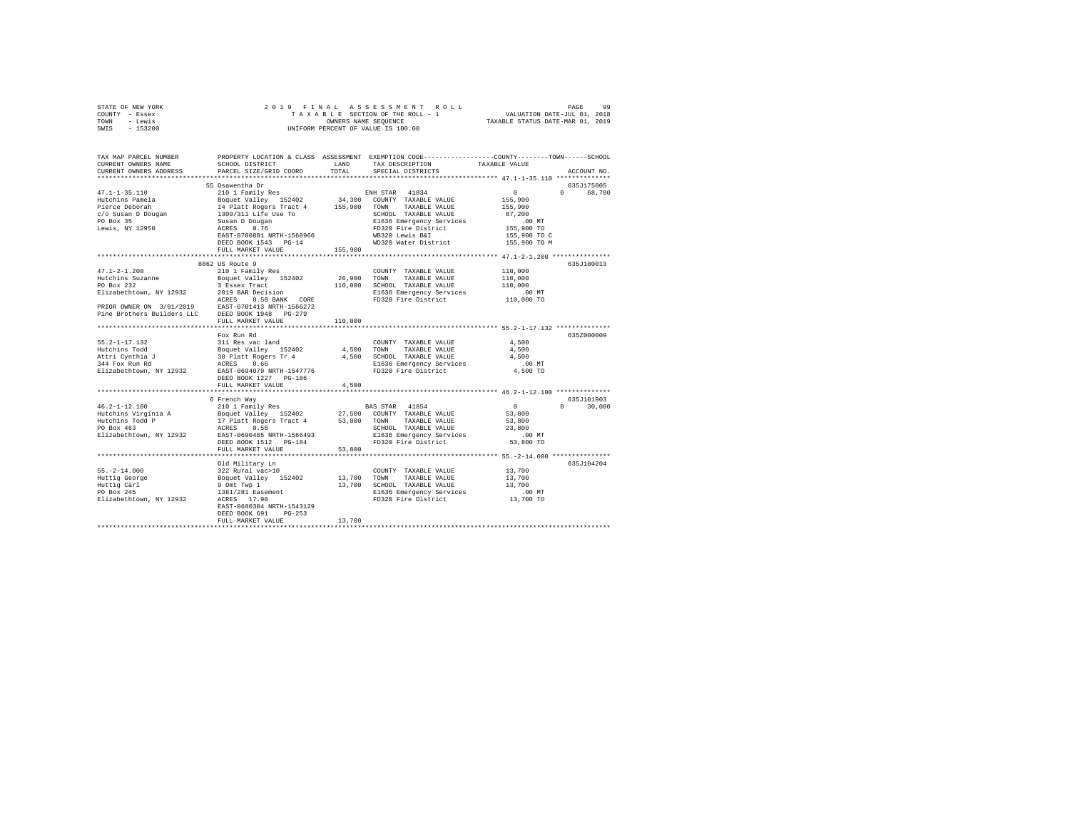```
STATE OF NEW YORK              2 0 1 9  F I N A L  A S S E S S M E N T  R O L L                 PAGE    99
COUNTY  - Essex                  T A X A B L E SECTION OF THE ROLL - 1            VALUATION DATE-JUL 01, 2018
TOWN    - Lewis                          OWNERS NAME SEQUENCE                    TAXABLE STATUS DATE-MAR 01, 2019
SWIS    - 153200                    UNIFORM PERCENT OF VALUE IS 100.00

TAX MAP PARCEL NUMBER          PROPERTY LOCATION & CLASS  ASSESSMENT  EXEMPTION CODE-----------------COUNTY--------TOWN------SCHOOL
CURRENT OWNERS NAME            SCHOOL DISTRICT               LAND      TAX DESCRIPTION            TAXABLE VALUE
CURRENT OWNERS ADDRESS         PARCEL SIZE/GRID COORD        TOTAL     SPECIAL DISTRICTS                                 ACCOUNT NO.
******************************************************************************************************* 47.1-1-35.110 **************
                             55 Osawentha Dr                                                                          635J175005
47.1-1-35.110                210 1 Family Res                        ENH STAR  41834              0            0      68,700
Hutchins Pamela              Boquet Valley  152402       34,300   COUNTY  TAXABLE VALUE         155,900
Pierce Deborah               14 Platt Rogers Tract 4    155,900   TOWN    TAXABLE VALUE         155,900
c/o Susan D Dougan           1309/311 Life Use To                 SCHOOL  TAXABLE VALUE          87,200
PO Box 35                    Susan D Dougan                       E1636 Emergency Services          .00 MT
Lewis, NY 12950              ACRES    0.76                        FD320 Fire District           155,900 TO
                             EAST-0700881 NRTH-1560966            WB320 Lewis B&I               155,900 TO C
                             DEED BOOK 1543   PG-14               WD320 Water District          155,900 TO M
                             FULL MARKET VALUE          155,900
******************************************************************************************************* 47.1-2-1.200 ***************
                             8862 US Route 9                                                                          635J180013
47.1-2-1.200                 210 1 Family Res                      COUNTY  TAXABLE VALUE         110,000
Hutchins Suzanne             Boquet Valley  152402       26,900   TOWN    TAXABLE VALUE         110,000
PO Box 232                   3 Essex Tract              110,000   SCHOOL  TAXABLE VALUE         110,000
Elizabethtown, NY 12932      2019 BAR Decision                    E1636 Emergency Services          .00 MT
                             ACRES    0.50 BANK  CORE             FD320 Fire District           110,000 TO
PRIOR OWNER ON 3/01/2019     EAST-0701413 NRTH-1566272
Pine Brothers Builders LLC   DEED BOOK 1948   PG-279
                             FULL MARKET VALUE          110,000
******************************************************************************************************* 55.2-1-17.132 **************
                             Fox Run Rd                                                                               635Z000009
55.2-1-17.132                311 Res vac land                      COUNTY  TAXABLE VALUE           4,500
Hutchins Todd                Boquet Valley  152402        4,500   TOWN    TAXABLE VALUE           4,500
Attri Cynthia J              30 Platt Rogers Tr 4          4,500   SCHOOL  TAXABLE VALUE           4,500
344 Fox Run Rd               ACRES    0.66                        E1636 Emergency Services          .00 MT
Elizabethtown, NY 12932      EAST-0694079 NRTH-1547776            FD320 Fire District             4,500 TO
                             DEED BOOK 1227   PG-186
                             FULL MARKET VALUE            4,500
******************************************************************************************************* 46.2-1-12.100 **************
                             6 French Way                                                                             635J101903
46.2-1-12.100                210 1 Family Res                      BAS STAR  41854              0            0      30,000
Hutchins Virginia A          Boquet Valley  152402       27,500   COUNTY  TAXABLE VALUE          53,800
Hutchins Todd P              17 Platt Rogers Tract 4     53,800   TOWN    TAXABLE VALUE          53,800
PO Box 463                   ACRES    0.56                        SCHOOL  TAXABLE VALUE          23,800
Elizabethtown, NY 12932      EAST-0690485 NRTH-1566493            E1636 Emergency Services          .00 MT
                             DEED BOOK 1512   PG-184              FD320 Fire District            53,800 TO
                             FULL MARKET VALUE           53,800
******************************************************************************************************* 55.-2-14.000 ***************
                             Old Military Ln                                                                          635J104204
55.-2-14.000                 322 Rural vac>10                      COUNTY  TAXABLE VALUE          13,700
Huttig George                Boquet Valley  152402       13,700   TOWN    TAXABLE VALUE          13,700
Huttig Carl                  9 Omt Twp 1                 13,700   SCHOOL  TAXABLE VALUE          13,700
PO Box 245                   1381/281 Easement                    E1636 Emergency Services          .00 MT
Elizabethtown, NY 12932      ACRES   17.90                        FD320 Fire District            13,700 TO
                             EAST-0680304 NRTH-1543129
                             DEED BOOK 691    PG-253
                             FULL MARKET VALUE           13,700
************************************************************************************************************************************
```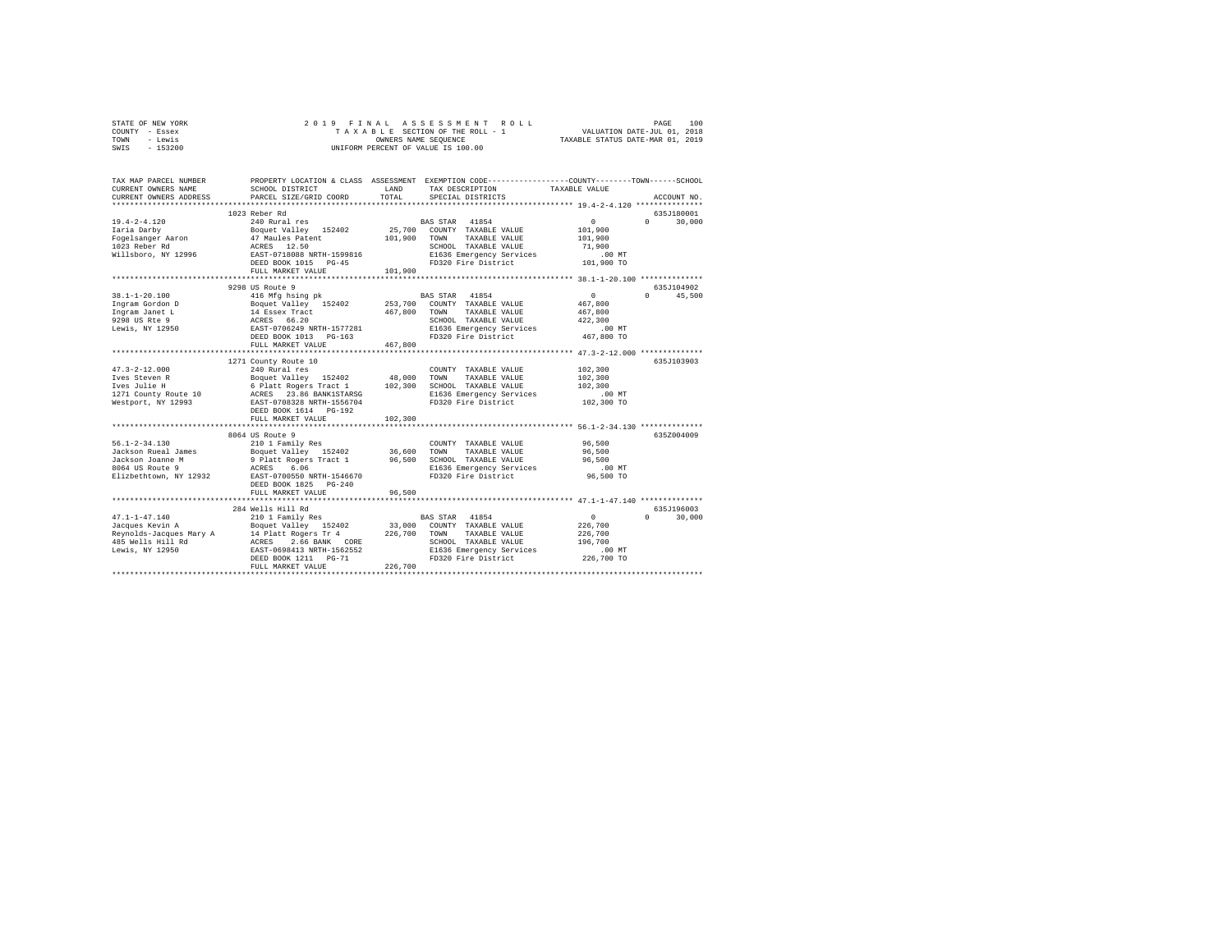STATE OF NEW YORK — 2019 FINAL ASSESSMENT ROLL — PAGE 100
COUNTY - Essex — TAXABLE SECTION OF THE ROLL - 1 — VALUATION DATE-JUL 01, 2018
TOWN - Lewis — OWNERS NAME SEQUENCE — TAXABLE STATUS DATE-MAR 01, 2019
SWIS - 153200 — UNIFORM PERCENT OF VALUE IS 100.00

| TAX MAP PARCEL NUMBER / CURRENT OWNERS NAME / CURRENT OWNERS ADDRESS | PROPERTY LOCATION & CLASS / SCHOOL DISTRICT / PARCEL SIZE/GRID COORD | ASSESSMENT LAND / TOTAL | EXEMPTION CODE / TAX DESCRIPTION / SPECIAL DISTRICTS | COUNTY TAXABLE VALUE | TOWN | SCHOOL | ACCOUNT NO. |
|---|---|---|---|---|---|---|---|
| **19.4-2-4.120** | 1023 Reber Rd | | | | | | 635J180001 |
| 19.4-2-4.120 | 240 Rural res | | BAS STAR 41854 | 0 | 0 | 30,000 | |
| Iaria Darby | Boquet Valley 152402 | 25,700 | COUNTY TAXABLE VALUE | 101,900 | | | |
| Fogelsanger Aaron | 47 Maules Patent | 101,900 | TOWN TAXABLE VALUE | 101,900 | | | |
| 1023 Reber Rd | ACRES 12.50 | | SCHOOL TAXABLE VALUE | 71,900 | | | |
| Willsboro, NY 12996 | EAST-0718088 NRTH-1599816 | | E1636 Emergency Services | .00 MT | | | |
| | DEED BOOK 1015 PG-45 | | FD320 Fire District | 101,900 TO | | | |
| | FULL MARKET VALUE | 101,900 | | | | | |
| **38.1-1-20.100** | 9298 US Route 9 | | | | | | 635J104902 |
| 38.1-1-20.100 | 416 Mfg hsing pk | | BAS STAR 41854 | 0 | 0 | 45,500 | |
| Ingram Gordon D | Boquet Valley 152402 | 253,700 | COUNTY TAXABLE VALUE | 467,800 | | | |
| Ingram Janet L | 14 Essex Tract | 467,800 | TOWN TAXABLE VALUE | 467,800 | | | |
| 9298 US Rte 9 | ACRES 66.20 | | SCHOOL TAXABLE VALUE | 422,300 | | | |
| Lewis, NY 12950 | EAST-0706249 NRTH-1577281 | | E1636 Emergency Services | .00 MT | | | |
| | DEED BOOK 1013 PG-163 | | FD320 Fire District | 467,800 TO | | | |
| | FULL MARKET VALUE | 467,800 | | | | | |
| **47.3-2-12.000** | 1271 County Route 10 | | | | | | 635J103903 |
| 47.3-2-12.000 | 240 Rural res | | COUNTY TAXABLE VALUE | 102,300 | | | |
| Ives Steven R | Boquet Valley 152402 | 48,000 | TOWN TAXABLE VALUE | 102,300 | | | |
| Ives Julie H | 6 Platt Rogers Tract 1 | 102,300 | SCHOOL TAXABLE VALUE | 102,300 | | | |
| 1271 County Route 10 | ACRES 23.86 BANK1STARSG | | E1636 Emergency Services | .00 MT | | | |
| Westport, NY 12993 | EAST-0708328 NRTH-1556704 | | FD320 Fire District | 102,300 TO | | | |
| | DEED BOOK 1614 PG-192 | | | | | | |
| | FULL MARKET VALUE | 102,300 | | | | | |
| **56.1-2-34.130** | 8064 US Route 9 | | | | | | 635Z004009 |
| 56.1-2-34.130 | 210 1 Family Res | | COUNTY TAXABLE VALUE | 96,500 | | | |
| Jackson Rueal James | Boquet Valley 152402 | 36,600 | TOWN TAXABLE VALUE | 96,500 | | | |
| Jackson Joanne M | 9 Platt Rogers Tract 1 | 96,500 | SCHOOL TAXABLE VALUE | 96,500 | | | |
| 8064 US Route 9 | ACRES 6.06 | | E1636 Emergency Services | .00 MT | | | |
| Elizbethtown, NY 12932 | EAST-0700550 NRTH-1546670 | | FD320 Fire District | 96,500 TO | | | |
| | DEED BOOK 1825 PG-240 | | | | | | |
| | FULL MARKET VALUE | 96,500 | | | | | |
| **47.1-1-47.140** | 284 Wells Hill Rd | | | | | | 635J196003 |
| 47.1-1-47.140 | 210 1 Family Res | | BAS STAR 41854 | 0 | 0 | 30,000 | |
| Jacques Kevin A | Boquet Valley 152402 | 33,000 | COUNTY TAXABLE VALUE | 226,700 | | | |
| Reynolds-Jacques Mary A | 14 Platt Rogers Tr 4 | 226,700 | TOWN TAXABLE VALUE | 226,700 | | | |
| 485 Wells Hill Rd | ACRES 2.66 BANK CORE | | SCHOOL TAXABLE VALUE | 196,700 | | | |
| Lewis, NY 12950 | EAST-0698413 NRTH-1562552 | | E1636 Emergency Services | .00 MT | | | |
| | DEED BOOK 1211 PG-71 | | FD320 Fire District | 226,700 TO | | | |
| | FULL MARKET VALUE | 226,700 | | | | | |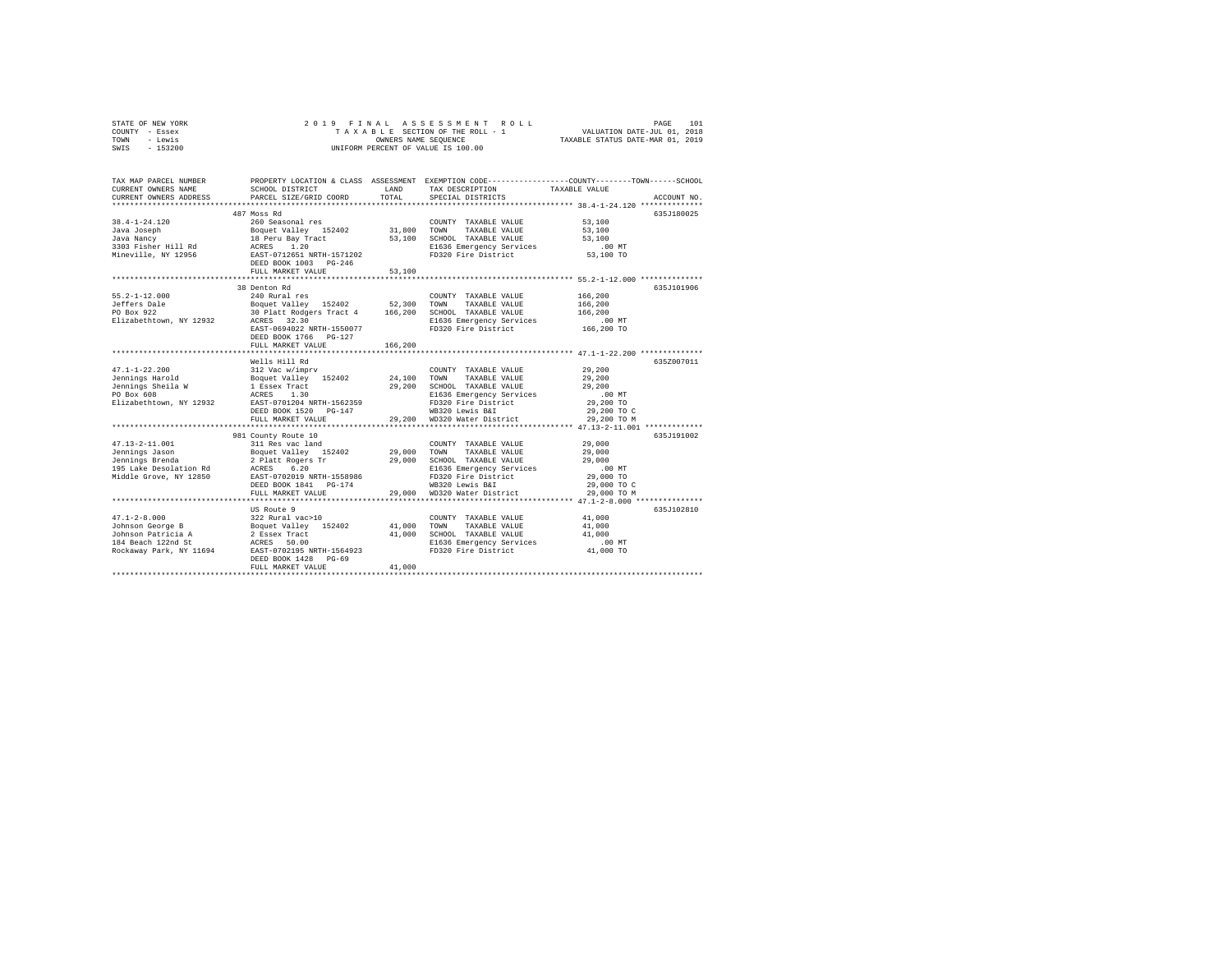STATE OF NEW YORK | 2019 FINAL ASSESSMENT ROLL | VALUATION DATE-JUL 01, 2018
COUNTY - Essex | TAXABLE SECTION OF THE ROLL - 1 | TAXABLE STATUS DATE-MAR 01, 2019
TOWN - Lewis | OWNERS NAME SEQUENCE
SWIS - 153200 | UNIFORM PERCENT OF VALUE IS 100.00

```
TAX MAP PARCEL NUMBER          PROPERTY LOCATION & CLASS  ASSESSMENT  EXEMPTION CODE------------------COUNTY--------TOWN------SCHOOL
CURRENT OWNERS NAME            SCHOOL DISTRICT             LAND       TAX DESCRIPTION            TAXABLE VALUE
CURRENT OWNERS ADDRESS         PARCEL SIZE/GRID COORD      TOTAL      SPECIAL DISTRICTS                                    ACCOUNT NO.
*********************************************************************************************** 38.4-1-24.120 **************
                               487 Moss Rd                                                                              635J180025
38.4-1-24.120                  260 Seasonal res                       COUNTY  TAXABLE VALUE            53,100
Java Joseph                    Boquet Valley  152402        31,800    TOWN    TAXABLE VALUE            53,100
Java Nancy                     18 Peru Bay Tract            53,100    SCHOOL  TAXABLE VALUE            53,100
3303 Fisher Hill Rd            ACRES    1.20                          E1636 Emergency Services           .00 MT
Mineville, NY 12956            EAST-0712651 NRTH-1571202              FD320 Fire District              53,100 TO
                               DEED BOOK 1003   PG-246
                               FULL MARKET VALUE            53,100
*********************************************************************************************** 55.2-1-12.000 **************
                               38 Denton Rd                                                                             635J101906
55.2-1-12.000                  240 Rural res                          COUNTY  TAXABLE VALUE           166,200
Jeffers Dale                   Boquet Valley  152402        52,300    TOWN    TAXABLE VALUE           166,200
PO Box 922                     30 Platt Rodgers Tract 4    166,200    SCHOOL  TAXABLE VALUE           166,200
Elizabethtown, NY 12932        ACRES   32.30                          E1636 Emergency Services           .00 MT
                               EAST-0694022 NRTH-1550077              FD320 Fire District             166,200 TO
                               DEED BOOK 1766   PG-127
                               FULL MARKET VALUE           166,200
*********************************************************************************************** 47.1-1-22.200 **************
                               Wells Hill Rd                                                                            635Z007011
47.1-1-22.200                  312 Vac w/imprv                        COUNTY  TAXABLE VALUE            29,200
Jennings Harold                Boquet Valley  152402        24,100    TOWN    TAXABLE VALUE            29,200
Jennings Sheila W              1 Essex Tract                29,200    SCHOOL  TAXABLE VALUE            29,200
PO Box 608                     ACRES    1.30                          E1636 Emergency Services           .00 MT
Elizabethtown, NY 12932        EAST-0701204 NRTH-1562359              FD320 Fire District              29,200 TO
                               DEED BOOK 1520   PG-147                WB320 Lewis B&I                  29,200 TO C
                               FULL MARKET VALUE            29,200    WD320 Water District             29,200 TO M
*********************************************************************************************** 47.13-2-11.001 *************
                               981 County Route 10                                                                      635J191002
47.13-2-11.001                 311 Res vac land                       COUNTY  TAXABLE VALUE            29,000
Jennings Jason                 Boquet Valley  152402        29,000    TOWN    TAXABLE VALUE            29,000
Jennings Brenda                2 Platt Rogers Tr            29,000    SCHOOL  TAXABLE VALUE            29,000
195 Lake Desolation Rd         ACRES    6.20                          E1636 Emergency Services           .00 MT
Middle Grove, NY 12850         EAST-0702019 NRTH-1558986              FD320 Fire District              29,000 TO
                               DEED BOOK 1841   PG-174                WB320 Lewis B&I                  29,000 TO C
                               FULL MARKET VALUE            29,000    WD320 Water District             29,000 TO M
*********************************************************************************************** 47.1-2-8.000 ***************
                               US Route 9                                                                               635J102810
47.1-2-8.000                   322 Rural vac>10                       COUNTY  TAXABLE VALUE            41,000
Johnson George B               Boquet Valley  152402        41,000    TOWN    TAXABLE VALUE            41,000
Johnson Patricia A             2 Essex Tract                41,000    SCHOOL  TAXABLE VALUE            41,000
184 Beach 122nd St             ACRES   50.00                          E1636 Emergency Services           .00 MT
Rockaway Park, NY 11694        EAST-0702195 NRTH-1564923              FD320 Fire District              41,000 TO
                               DEED BOOK 1428   PG-69
                               FULL MARKET VALUE            41,000
******************************************************************************************************************************
```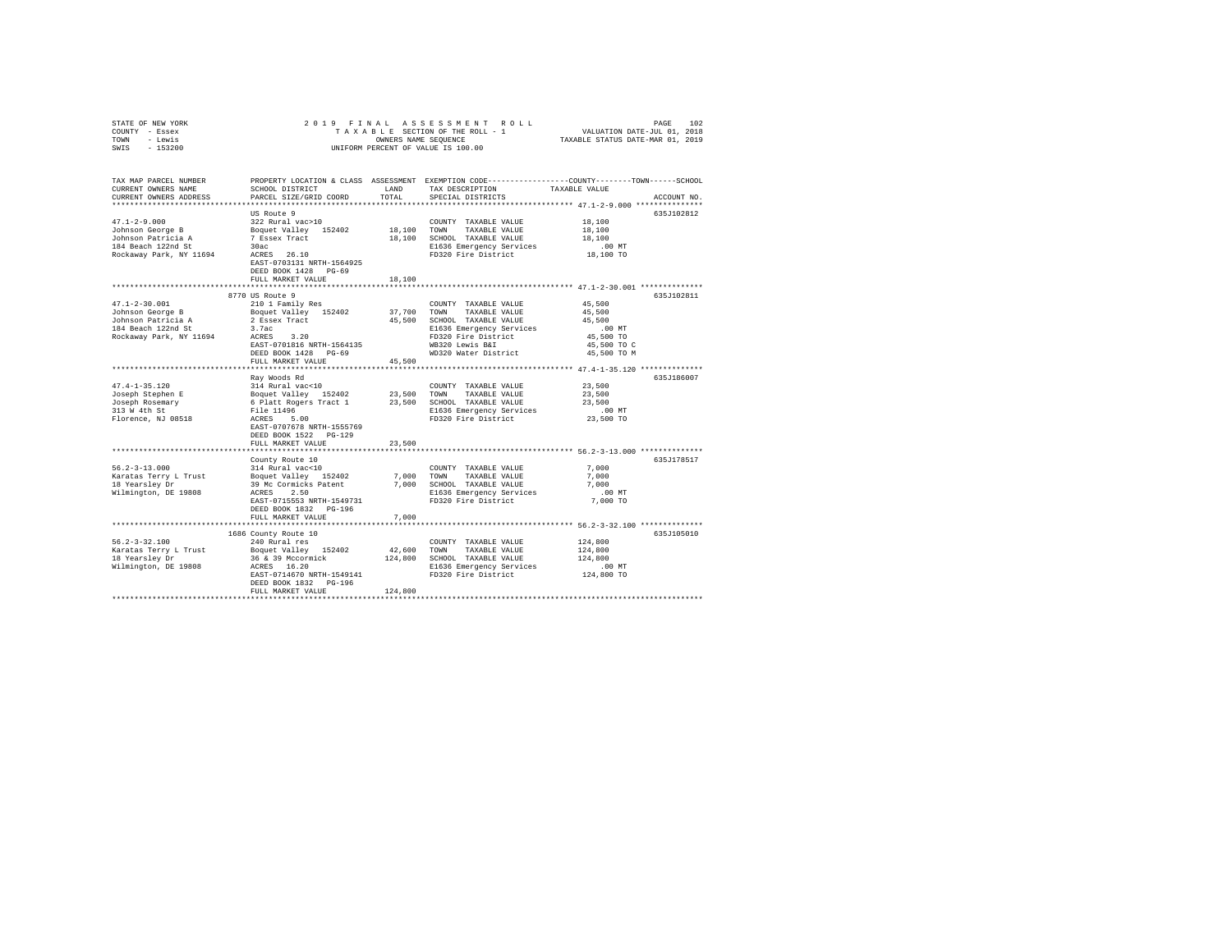STATE OF NEW YORK　　　　2019 FINAL ASSESSMENT ROLL
COUNTY - Essex　　　　TAXABLE SECTION OF THE ROLL - 1　　　　VALUATION DATE-JUL 01, 2018
TOWN - Lewis　　　　OWNERS NAME SEQUENCE　　　　TAXABLE STATUS DATE-MAR 01, 2019
SWIS - 153200　　　　UNIFORM PERCENT OF VALUE IS 100.00

| TAX MAP PARCEL NUMBER / CURRENT OWNERS NAME / CURRENT OWNERS ADDRESS | PROPERTY LOCATION & CLASS / SCHOOL DISTRICT / PARCEL SIZE/GRID COORD | ASSESSMENT LAND / TOTAL | EXEMPTION CODE / TAX DESCRIPTION / SPECIAL DISTRICTS | COUNTY / TOWN / SCHOOL TAXABLE VALUE | ACCOUNT NO. |
|---|---|---|---|---|---|
| 47.1-2-9.000 | US Route 9 | | | | 635J102812 |
| Johnson George B | 322 Rural vac>10 | | COUNTY TAXABLE VALUE | 18,100 | |
| Johnson Patricia A | Boquet Valley 152402 | 18,100 | TOWN TAXABLE VALUE | 18,100 | |
| 184 Beach 122nd St | 7 Essex Tract | 18,100 | SCHOOL TAXABLE VALUE | 18,100 | |
| Rockaway Park, NY 11694 | 30ac | | E1636 Emergency Services | .00 MT | |
| | ACRES 26.10 | | FD320 Fire District | 18,100 TO | |
| | EAST-0703131 NRTH-1564925 | | | | |
| | DEED BOOK 1428 PG-69 | | | | |
| | FULL MARKET VALUE | 18,100 | | | |
| 47.1-2-30.001 | 8770 US Route 9 | | | | 635J102811 |
| Johnson George B | 210 1 Family Res | | COUNTY TAXABLE VALUE | 45,500 | |
| Johnson Patricia A | Boquet Valley 152402 | 37,700 | TOWN TAXABLE VALUE | 45,500 | |
| 184 Beach 122nd St | 2 Essex Tract | 45,500 | SCHOOL TAXABLE VALUE | 45,500 | |
| Rockaway Park, NY 11694 | 3.7ac | | E1636 Emergency Services | .00 MT | |
| | ACRES 3.20 | | FD320 Fire District | 45,500 TO | |
| | EAST-0701816 NRTH-1564135 | | WB320 Lewis B&I | 45,500 TO C | |
| | DEED BOOK 1428 PG-69 | | WD320 Water District | 45,500 TO M | |
| | FULL MARKET VALUE | 45,500 | | | |
| 47.4-1-35.120 | Ray Woods Rd | | | | 635J186007 |
| Joseph Stephen E | 314 Rural vac<10 | | COUNTY TAXABLE VALUE | 23,500 | |
| Joseph Rosemary | Boquet Valley 152402 | 23,500 | TOWN TAXABLE VALUE | 23,500 | |
| 313 W 4th St | 6 Platt Rogers Tract 1 | 23,500 | SCHOOL TAXABLE VALUE | 23,500 | |
| Florence, NJ 08518 | File 11496 | | E1636 Emergency Services | .00 MT | |
| | ACRES 5.00 | | FD320 Fire District | 23,500 TO | |
| | EAST-0707678 NRTH-1555769 | | | | |
| | DEED BOOK 1522 PG-129 | | | | |
| | FULL MARKET VALUE | 23,500 | | | |
| 56.2-3-13.000 | County Route 10 | | | | 635J178517 |
| Karatas Terry L Trust | 314 Rural vac<10 | | COUNTY TAXABLE VALUE | 7,000 | |
| 18 Yearsley Dr | Boquet Valley 152402 | 7,000 | TOWN TAXABLE VALUE | 7,000 | |
| Wilmington, DE 19808 | 39 Mc Cormicks Patent | 7,000 | SCHOOL TAXABLE VALUE | 7,000 | |
| | ACRES 2.50 | | E1636 Emergency Services | .00 MT | |
| | EAST-0715553 NRTH-1549731 | | FD320 Fire District | 7,000 TO | |
| | DEED BOOK 1832 PG-196 | | | | |
| | FULL MARKET VALUE | 7,000 | | | |
| 56.2-3-32.100 | 1686 County Route 10 | | | | 635J105010 |
| Karatas Terry L Trust | 240 Rural res | | COUNTY TAXABLE VALUE | 124,800 | |
| 18 Yearsley Dr | Boquet Valley 152402 | 42,600 | TOWN TAXABLE VALUE | 124,800 | |
| Wilmington, DE 19808 | 36 & 39 Mccormick | 124,800 | SCHOOL TAXABLE VALUE | 124,800 | |
| | ACRES 16.20 | | E1636 Emergency Services | .00 MT | |
| | EAST-0714670 NRTH-1549141 | | FD320 Fire District | 124,800 TO | |
| | DEED BOOK 1832 PG-196 | | | | |
| | FULL MARKET VALUE | 124,800 | | | |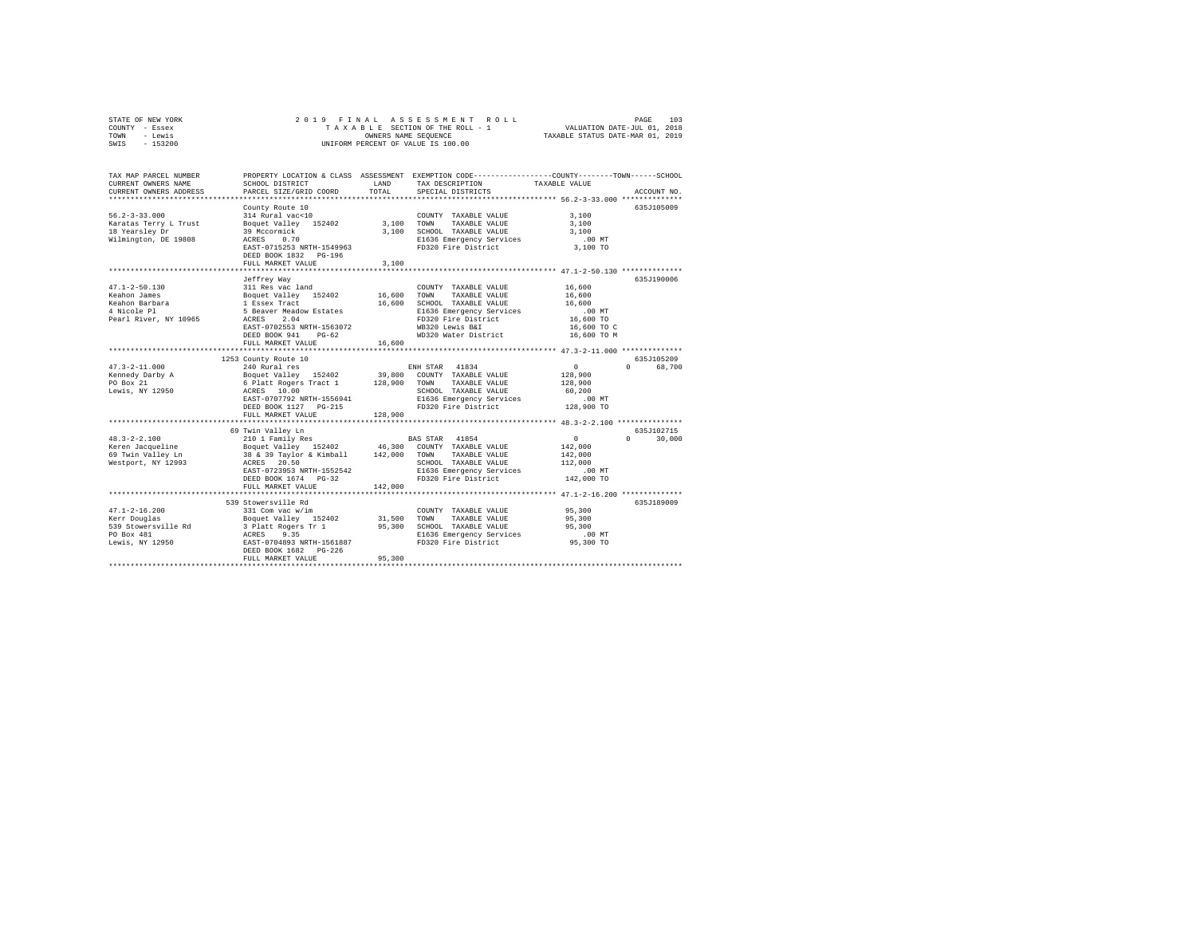```
STATE OF NEW YORK              2 0 1 9   F I N A L   A S S E S S M E N T   R O L L                PAGE   103
COUNTY  - Essex                   T A X A B L E  SECTION OF THE ROLL - 1             VALUATION DATE-JUL 01, 2018
TOWN    - Lewis                          OWNERS NAME SEQUENCE                     TAXABLE STATUS DATE-MAR 01, 2019
SWIS    - 153200                   UNIFORM PERCENT OF VALUE IS 100.00

TAX MAP PARCEL NUMBER        PROPERTY LOCATION & CLASS  ASSESSMENT  EXEMPTION CODE-----------------COUNTY--------TOWN------SCHOOL
CURRENT OWNERS NAME          SCHOOL DISTRICT              LAND      TAX DESCRIPTION            TAXABLE VALUE
CURRENT OWNERS ADDRESS       PARCEL SIZE/GRID COORD       TOTAL     SPECIAL DISTRICTS                                    ACCOUNT NO.
******************************************************************************************************* 56.2-3-33.000 **************
                             County Route 10                                                                           635J105009
56.2-3-33.000                314 Rural vac<10                        COUNTY  TAXABLE VALUE             3,100
Karatas Terry L Trust        Boquet Valley  152402        3,100      TOWN    TAXABLE VALUE             3,100
18 Yearsley Dr               39 Mccormick                 3,100      SCHOOL  TAXABLE VALUE             3,100
Wilmington, DE 19808         ACRES    0.70                           E1636 Emergency Services            .00 MT
                             EAST-0715253 NRTH-1549963               FD320 Fire District               3,100 TO
                             DEED BOOK 1832   PG-196
                             FULL MARKET VALUE            3,100
******************************************************************************************************* 47.1-2-50.130 **************
                             Jeffrey Way                                                                               635J190006
47.1-2-50.130                311 Res vac land                        COUNTY  TAXABLE VALUE            16,600
Keahon James                 Boquet Valley  152402       16,600      TOWN    TAXABLE VALUE            16,600
Keahon Barbara               1 Essex Tract               16,600      SCHOOL  TAXABLE VALUE            16,600
4 Nicole Pl                  5 Beaver Meadow Estates                 E1636 Emergency Services            .00 MT
Pearl River, NY 10965        ACRES    2.04                           FD320 Fire District              16,600 TO
                             EAST-0702553 NRTH-1563072               WB320 Lewis B&I                  16,600 TO C
                             DEED BOOK 941    PG-62                  WD320 Water District             16,600 TO M
                             FULL MARKET VALUE           16,600
******************************************************************************************************* 47.3-2-11.000 **************
                        1253 County Route 10                                                                           635J105209
47.3-2-11.000                240 Rural res                           ENH STAR  41834                     0          0     68,700
Kennedy Darby A              Boquet Valley  152402       39,800      COUNTY  TAXABLE VALUE           128,900
PO Box 21                    6 Platt Rogers Tract 1     128,900      TOWN    TAXABLE VALUE           128,900
Lewis, NY 12950              ACRES   10.00                           SCHOOL  TAXABLE VALUE            60,200
                             EAST-0707792 NRTH-1556941               E1636 Emergency Services            .00 MT
                             DEED BOOK 1127   PG-215                 FD320 Fire District             128,900 TO
                             FULL MARKET VALUE          128,900
******************************************************************************************************* 48.3-2-2.100 ***************
                          69 Twin Valley Ln                                                                            635J102715
48.3-2-2.100                 210 1 Family Res                        BAS STAR  41854                     0          0     30,000
Keren Jacqueline             Boquet Valley  152402       46,300      COUNTY  TAXABLE VALUE           142,000
69 Twin Valley Ln            38 & 39 Taylor & Kimball   142,000      TOWN    TAXABLE VALUE           142,000
Westport, NY 12993           ACRES   20.50                           SCHOOL  TAXABLE VALUE           112,000
                             EAST-0723953 NRTH-1552542               E1636 Emergency Services            .00 MT
                             DEED BOOK 1674   PG-32                  FD320 Fire District             142,000 TO
                             FULL MARKET VALUE          142,000
******************************************************************************************************* 47.1-2-16.200 **************
                         539 Stowersville Rd                                                                           635J189009
47.1-2-16.200                331 Com vac w/im                        COUNTY  TAXABLE VALUE            95,300
Kerr Douglas                 Boquet Valley  152402       31,500      TOWN    TAXABLE VALUE            95,300
539 Stowersville Rd          3 Platt Rogers Tr 1         95,300      SCHOOL  TAXABLE VALUE            95,300
PO Box 481                   ACRES    9.35                           E1636 Emergency Services            .00 MT
Lewis, NY 12950              EAST-0704893 NRTH-1561887               FD320 Fire District              95,300 TO
                             DEED BOOK 1682   PG-226
                             FULL MARKET VALUE           95,300
************************************************************************************************************************************
```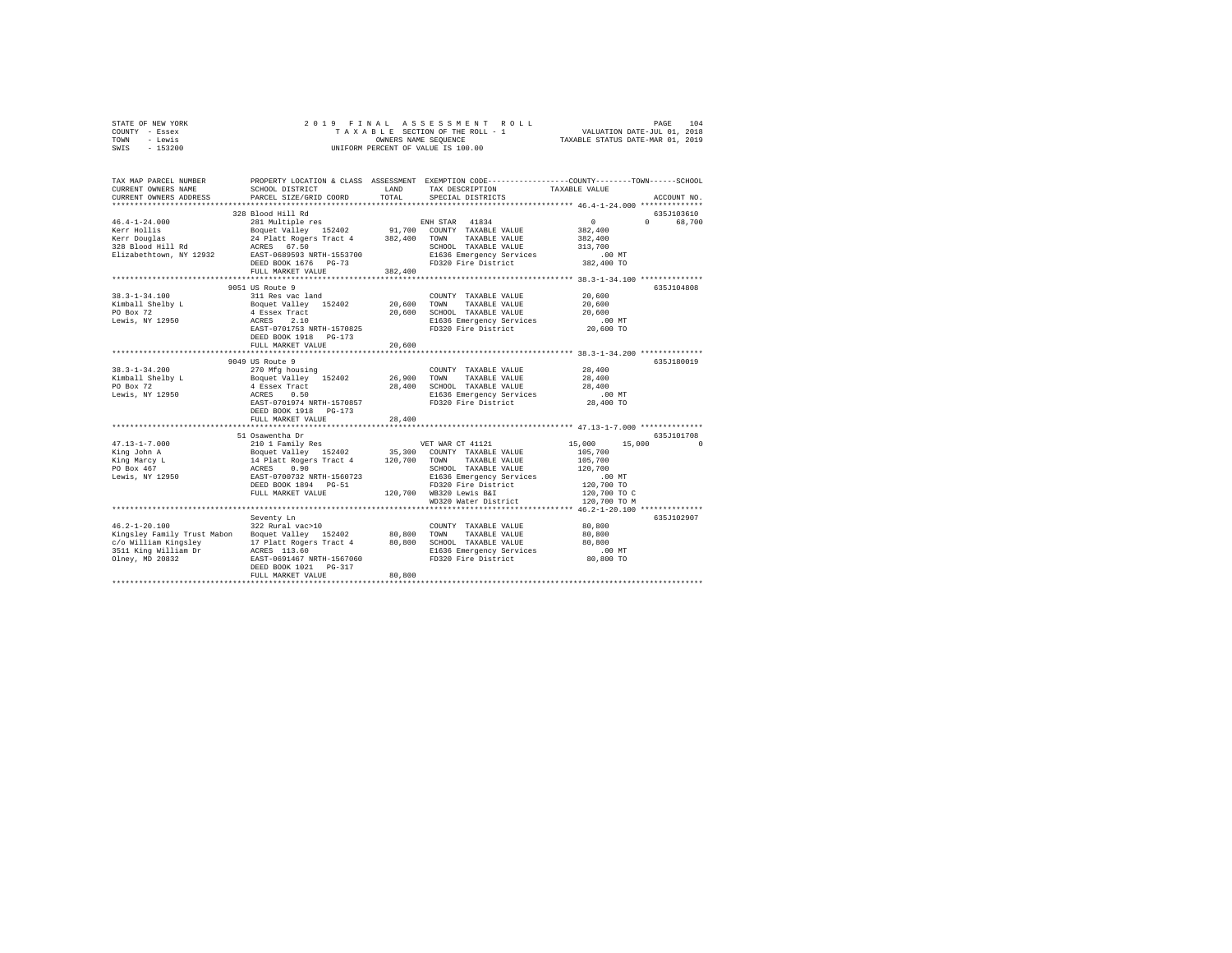STATE OF NEW YORK
COUNTY - Essex
TOWN - Lewis
SWIS - 153200

2 0 1 9 F I N A L A S S E S S M E N T R O L L
T A X A B L E SECTION OF THE ROLL - 1
OWNERS NAME SEQUENCE
UNIFORM PERCENT OF VALUE IS 100.00

VALUATION DATE-JUL 01, 2018
TAXABLE STATUS DATE-MAR 01, 2019

```
TAX MAP PARCEL NUMBER          PROPERTY LOCATION & CLASS  ASSESSMENT  EXEMPTION CODE-----------------COUNTY--------TOWN------SCHOOL
CURRENT OWNERS NAME            SCHOOL DISTRICT             LAND       TAX DESCRIPTION           TAXABLE VALUE
CURRENT OWNERS ADDRESS         PARCEL SIZE/GRID COORD      TOTAL      SPECIAL DISTRICTS                                   ACCOUNT NO.
******************************************************************************************** 46.4-1-24.000 **************
                               328 Blood Hill Rd                                                                     635J103610
46.4-1-24.000                  281 Multiple res                       ENH STAR  41834               0            0      68,700
Kerr Hollis                    Boquet Valley   152402      91,700     COUNTY  TAXABLE VALUE         382,400
Kerr Douglas                   24 Platt Rogers Tract 4     382,400    TOWN    TAXABLE VALUE         382,400
328 Blood Hill Rd              ACRES   67.50                          SCHOOL  TAXABLE VALUE         313,700
Elizabethtown, NY 12932        EAST-0689593 NRTH-1553700              E1636 Emergency Services          .00 MT
                               DEED BOOK 1676   PG-73                 FD320 Fire District           382,400 TO
                               FULL MARKET VALUE          382,400
******************************************************************************************** 38.3-1-34.100 **************
                               9051 US Route 9                                                                       635J104808
38.3-1-34.100                  311 Res vac land                       COUNTY  TAXABLE VALUE          20,600
Kimball Shelby L               Boquet Valley   152402      20,600     TOWN    TAXABLE VALUE          20,600
PO Box 72                      4 Essex Tract               20,600     SCHOOL  TAXABLE VALUE          20,600
Lewis, NY 12950                ACRES    2.10                          E1636 Emergency Services          .00 MT
                               EAST-0701753 NRTH-1570825              FD320 Fire District            20,600 TO
                               DEED BOOK 1918   PG-173
                               FULL MARKET VALUE           20,600
******************************************************************************************** 38.3-1-34.200 **************
                               9049 US Route 9                                                                       635J180019
38.3-1-34.200                  270 Mfg housing                        COUNTY  TAXABLE VALUE          28,400
Kimball Shelby L               Boquet Valley   152402      26,900     TOWN    TAXABLE VALUE          28,400
PO Box 72                      4 Essex Tract               28,400     SCHOOL  TAXABLE VALUE          28,400
Lewis, NY 12950                ACRES    0.50                          E1636 Emergency Services          .00 MT
                               EAST-0701974 NRTH-1570857              FD320 Fire District            28,400 TO
                               DEED BOOK 1918   PG-173
                               FULL MARKET VALUE           28,400
******************************************************************************************** 47.13-1-7.000 **************
                               51 Osawentha Dr                                                                       635J101708
47.13-1-7.000                  210 1 Family Res                       VET WAR CT 41121          15,000       15,000            0
King John A                    Boquet Valley   152402      35,300     COUNTY  TAXABLE VALUE         105,700
King Marcy L                   14 Platt Rogers Tract 4     120,700    TOWN    TAXABLE VALUE         105,700
PO Box 467                     ACRES    0.90                          SCHOOL  TAXABLE VALUE         120,700
Lewis, NY 12950                EAST-0700732 NRTH-1560723              E1636 Emergency Services          .00 MT
                               DEED BOOK 1894   PG-51                 FD320 Fire District           120,700 TO
                               FULL MARKET VALUE          120,700     WB320 Lewis B&I               120,700 TO C
                                                                      WD320 Water District          120,700 TO M
******************************************************************************************** 46.2-1-20.100 **************
                               Seventy Ln                                                                            635J102907
46.2-1-20.100                  322 Rural vac>10                       COUNTY  TAXABLE VALUE          80,800
Kingsley Family Trust Mabon    Boquet Valley   152402      80,800     TOWN    TAXABLE VALUE          80,800
c/o William Kingsley           17 Platt Rogers Tract 4     80,800     SCHOOL  TAXABLE VALUE          80,800
3511 King William Dr           ACRES  113.60                          E1636 Emergency Services          .00 MT
Olney, MD 20832                EAST-0691467 NRTH-1567060              FD320 Fire District            80,800 TO
                               DEED BOOK 1021   PG-317
                               FULL MARKET VALUE           80,800
****************************************************************************************************************************
```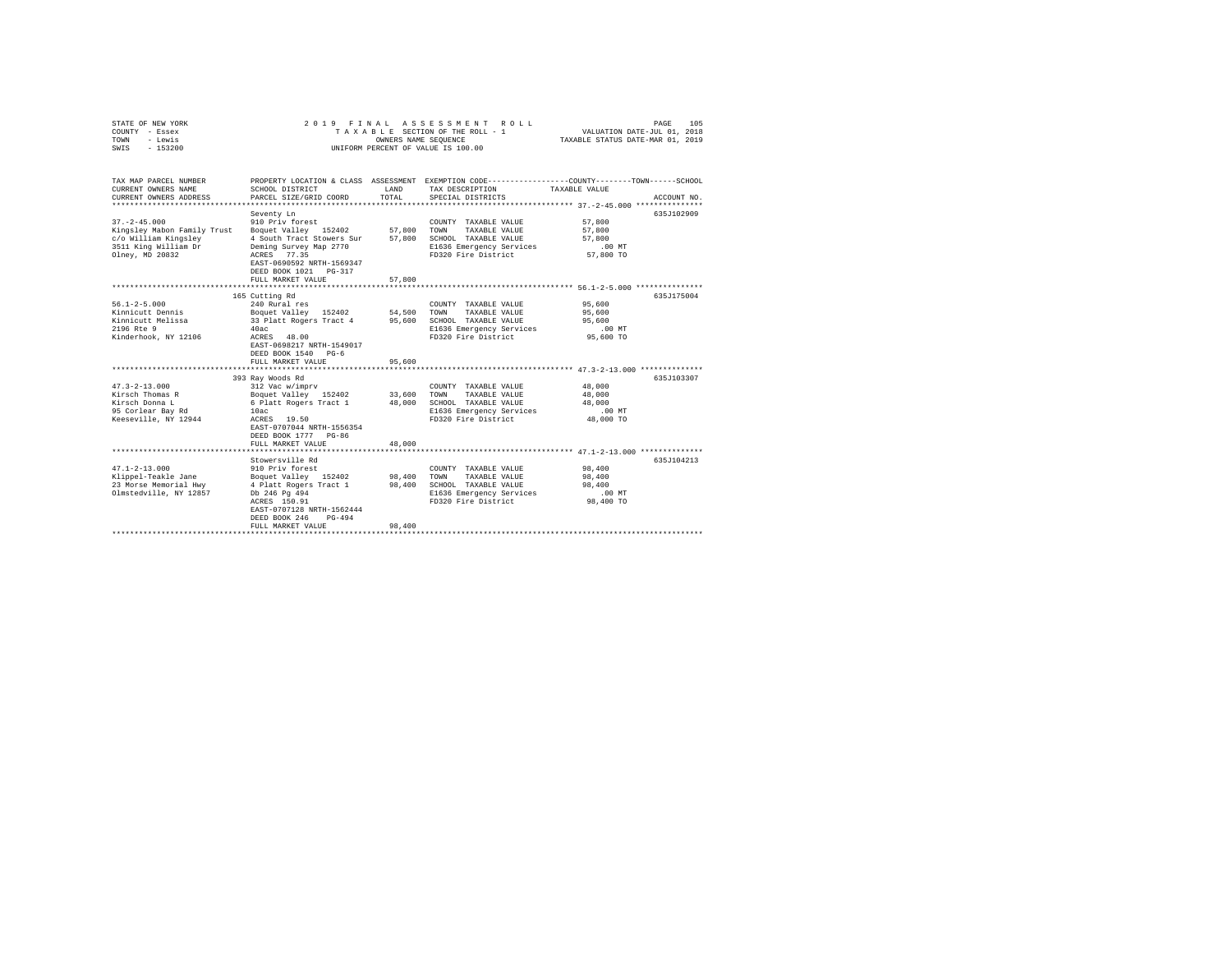STATE OF NEW YORK
COUNTY - Essex
TOWN - Lewis
SWIS - 153200

2019 FINAL ASSESSMENT ROLL
TAXABLE SECTION OF THE ROLL - 1
OWNERS NAME SEQUENCE
UNIFORM PERCENT OF VALUE IS 100.00

VALUATION DATE-JUL 01, 2018
TAXABLE STATUS DATE-MAR 01, 2019

| TAX MAP PARCEL NUMBER<br>CURRENT OWNERS NAME<br>CURRENT OWNERS ADDRESS | PROPERTY LOCATION & CLASS<br>SCHOOL DISTRICT<br>PARCEL SIZE/GRID COORD | ASSESSMENT<br>LAND<br>TOTAL | EXEMPTION CODE<br>TAX DESCRIPTION<br>SPECIAL DISTRICTS | COUNTY--------TOWN------SCHOOL<br>TAXABLE VALUE | ACCOUNT NO. |
|---|---|---|---|---|---|
| **37.-2-45.000** | Seventy Ln | | | | 635J102909 |
| 37.-2-45.000 | 910 Priv forest | | COUNTY TAXABLE VALUE | 57,800 | |
| Kingsley Mabon Family Trust | Boquet Valley 152402 | 57,800 | TOWN TAXABLE VALUE | 57,800 | |
| c/o William Kingsley | 4 South Tract Stowers Sur | 57,800 | SCHOOL TAXABLE VALUE | 57,800 | |
| 3511 King William Dr | Deming Survey Map 2770 | | E1636 Emergency Services | .00 MT | |
| Olney, MD 20832 | ACRES 77.35 | | FD320 Fire District | 57,800 TO | |
| | EAST-0690592 NRTH-1569347 | | | | |
| | DEED BOOK 1021 PG-317 | | | | |
| | FULL MARKET VALUE | 57,800 | | | |
| **56.1-2-5.000** | 165 Cutting Rd | | | | 635J175004 |
| 56.1-2-5.000 | 240 Rural res | | COUNTY TAXABLE VALUE | 95,600 | |
| Kinnicutt Dennis | Boquet Valley 152402 | 54,500 | TOWN TAXABLE VALUE | 95,600 | |
| Kinnicutt Melissa | 33 Platt Rogers Tract 4 | 95,600 | SCHOOL TAXABLE VALUE | 95,600 | |
| 2196 Rte 9 | 40ac | | E1636 Emergency Services | .00 MT | |
| Kinderhook, NY 12106 | ACRES 48.00 | | FD320 Fire District | 95,600 TO | |
| | EAST-0698217 NRTH-1549017 | | | | |
| | DEED BOOK 1540 PG-6 | | | | |
| | FULL MARKET VALUE | 95,600 | | | |
| **47.3-2-13.000** | 393 Ray Woods Rd | | | | 635J103307 |
| 47.3-2-13.000 | 312 Vac w/imprv | | COUNTY TAXABLE VALUE | 48,000 | |
| Kirsch Thomas R | Boquet Valley 152402 | 33,600 | TOWN TAXABLE VALUE | 48,000 | |
| Kirsch Donna L | 6 Platt Rogers Tract 1 | 48,000 | SCHOOL TAXABLE VALUE | 48,000 | |
| 95 Corlear Bay Rd | 10ac | | E1636 Emergency Services | .00 MT | |
| Keeseville, NY 12944 | ACRES 19.50 | | FD320 Fire District | 48,000 TO | |
| | EAST-0707044 NRTH-1556354 | | | | |
| | DEED BOOK 1777 PG-86 | | | | |
| | FULL MARKET VALUE | 48,000 | | | |
| **47.1-2-13.000** | Stowersville Rd | | | | 635J104213 |
| 47.1-2-13.000 | 910 Priv forest | | COUNTY TAXABLE VALUE | 98,400 | |
| Klippel-Teakle Jane | Boquet Valley 152402 | 98,400 | TOWN TAXABLE VALUE | 98,400 | |
| 23 Morse Memorial Hwy | 4 Platt Rogers Tract 1 | 98,400 | SCHOOL TAXABLE VALUE | 98,400 | |
| Olmstedville, NY 12857 | Db 246 Pg 494 | | E1636 Emergency Services | .00 MT | |
| | ACRES 150.91 | | FD320 Fire District | 98,400 TO | |
| | EAST-0707128 NRTH-1562444 | | | | |
| | DEED BOOK 246 PG-494 | | | | |
| | FULL MARKET VALUE | 98,400 | | | |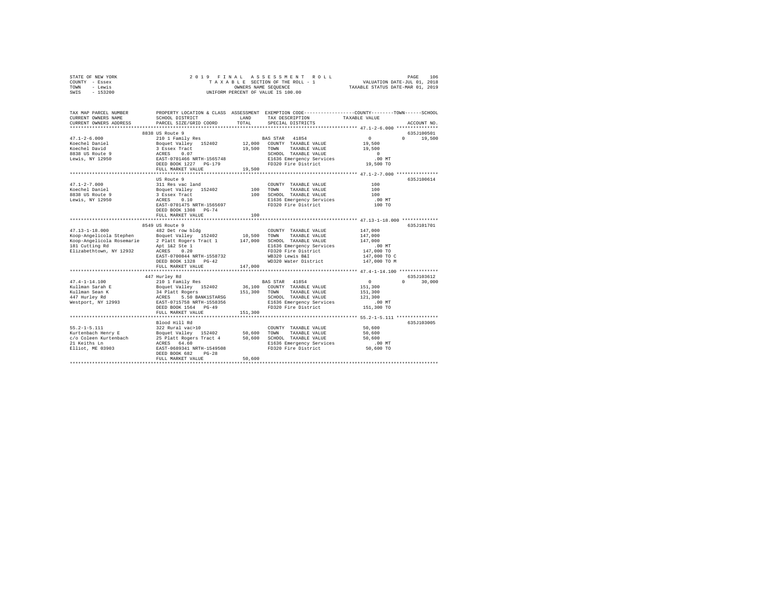STATE OF NEW YORK                2 0 1 9   F I N A L   A S S E S S M E N T   R O L L
COUNTY - Essex                   T A X A B L E  SECTION OF THE ROLL - 1                VALUATION DATE-JUL 01, 2018
TOWN   - Lewis                   OWNERS NAME SEQUENCE                                  TAXABLE STATUS DATE-MAR 01, 2019
SWIS   - 153200                  UNIFORM PERCENT OF VALUE IS 100.00

| TAX MAP PARCEL NUMBER / CURRENT OWNERS NAME / CURRENT OWNERS ADDRESS | PROPERTY LOCATION & CLASS / SCHOOL DISTRICT / PARCEL SIZE/GRID COORD | ASSESSMENT LAND | TOTAL | EXEMPTION CODE / TAX DESCRIPTION / SPECIAL DISTRICTS | COUNTY TAXABLE VALUE | TOWN | SCHOOL | ACCOUNT NO. |
|---|---|---|---|---|---|---|---|---|
| 47.1-2-6.000 | 8838 US Route 9 | | | | | | | 635J100501 |
| Koechel Daniel | 210 1 Family Res | | | BAS STAR 41854 | 0 | 0 | 19,500 | |
| Koechel David | Boquet Valley 152402 | 12,000 | | COUNTY TAXABLE VALUE | 19,500 | | | |
| 8838 US Route 9 | 3 Essex Tract | | 19,500 | TOWN TAXABLE VALUE | 19,500 | | | |
| Lewis, NY 12950 | ACRES 0.07 | | | SCHOOL TAXABLE VALUE | 0 | | | |
| | EAST-0701466 NRTH-1565748 | | | E1636 Emergency Services | .00 MT | | | |
| | DEED BOOK 1227 PG-179 | | | FD320 Fire District | 19,500 TO | | | |
| | FULL MARKET VALUE | | 19,500 | | | | | |
| 47.1-2-7.000 | US Route 9 | | | | | | | 635J100614 |
| Koechel Daniel | 311 Res vac land | | | COUNTY TAXABLE VALUE | 100 | | | |
| 8838 US Route 9 | Boquet Valley 152402 | 100 | | TOWN TAXABLE VALUE | 100 | | | |
| Lewis, NY 12950 | 3 Essex Tract | | 100 | SCHOOL TAXABLE VALUE | 100 | | | |
| | ACRES 0.10 | | | E1636 Emergency Services | .00 MT | | | |
| | EAST-0701475 NRTH-1565697 | | | FD320 Fire District | 100 TO | | | |
| | DEED BOOK 1308 PG-74 | | | | | | | |
| | FULL MARKET VALUE | | 100 | | | | | |
| 47.13-1-18.000 | 8549 US Route 9 | | | | | | | 635J101701 |
| Koop-Angelicola Stephen | 482 Det row bldg | | | COUNTY TAXABLE VALUE | 147,000 | | | |
| Koop-Angelicola Rosemarie | Boquet Valley 152402 | 10,500 | | TOWN TAXABLE VALUE | 147,000 | | | |
| 181 Cutting Rd | 2 Platt Rogers Tract 1 | | 147,000 | SCHOOL TAXABLE VALUE | 147,000 | | | |
| Elizabethtown, NY 12932 | Apt 1&2 Ste 1 | | | E1636 Emergency Services | .00 MT | | | |
| | ACRES 0.20 | | | FD320 Fire District | 147,000 TO | | | |
| | EAST-0700844 NRTH-1558732 | | | WB320 Lewis B&I | 147,000 TO C | | | |
| | DEED BOOK 1328 PG-42 | | | WD320 Water District | 147,000 TO M | | | |
| | FULL MARKET VALUE | | 147,000 | | | | | |
| 47.4-1-14.100 | 447 Hurley Rd | | | | | | | 635J103612 |
| Kullman Sarah E | 210 1 Family Res | | | BAS STAR 41854 | 0 | 0 | 30,000 | |
| Kullman Sean K | Boquet Valley 152402 | 36,100 | | COUNTY TAXABLE VALUE | 151,300 | | | |
| 447 Hurley Rd | 34 Platt Rogers | | 151,300 | TOWN TAXABLE VALUE | 151,300 | | | |
| Westport, NY 12993 | ACRES 5.50 BANK1STARSG | | | SCHOOL TAXABLE VALUE | 121,300 | | | |
| | EAST-0715758 NRTH-1558356 | | | E1636 Emergency Services | .00 MT | | | |
| | DEED BOOK 1564 PG-49 | | | FD320 Fire District | 151,300 TO | | | |
| | FULL MARKET VALUE | | 151,300 | | | | | |
| 55.2-1-5.111 | Blood Hill Rd | | | | | | | 635J103005 |
| Kurtenbach Henry E | 322 Rural vac>10 | | | COUNTY TAXABLE VALUE | 50,600 | | | |
| c/o Coleen Kurtenbach | Boquet Valley 152402 | 50,600 | | TOWN TAXABLE VALUE | 50,600 | | | |
| 21 Keiths Ln | 25 Platt Rogers Tract 4 | | 50,600 | SCHOOL TAXABLE VALUE | 50,600 | | | |
| Elliot, ME 03903 | ACRES 64.60 | | | E1636 Emergency Services | .00 MT | | | |
| | EAST-0689341 NRTH-1549508 | | | FD320 Fire District | 50,600 TO | | | |
| | DEED BOOK 682 PG-28 | | | | | | | |
| | FULL MARKET VALUE | | 50,600 | | | | | |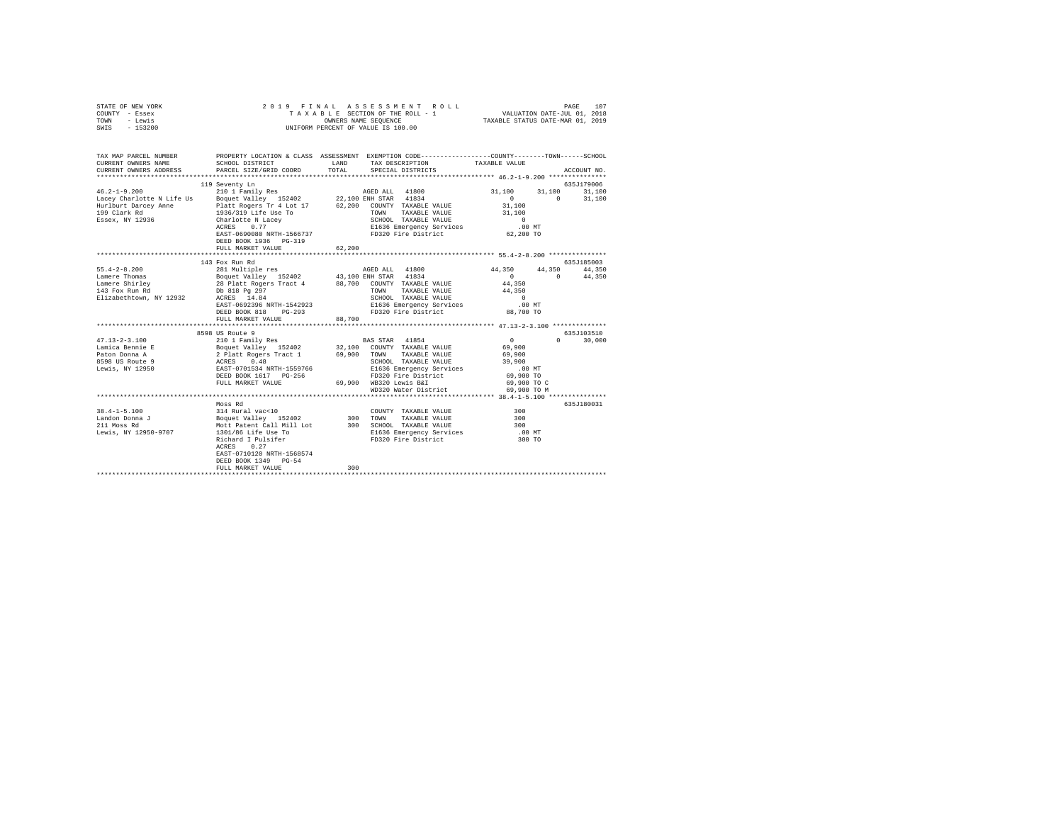STATE OF NEW YORK
COUNTY - Essex
TOWN - Lewis
SWIS - 153200

2019 FINAL ASSESSMENT ROLL
TAXABLE SECTION OF THE ROLL - 1
OWNERS NAME SEQUENCE
UNIFORM PERCENT OF VALUE IS 100.00

VALUATION DATE-JUL 01, 2018
TAXABLE STATUS DATE-MAR 01, 2019

```
TAX MAP PARCEL NUMBER     PROPERTY LOCATION & CLASS  ASSESSMENT  EXEMPTION CODE-----------------COUNTY--------TOWN------SCHOOL
CURRENT OWNERS NAME       SCHOOL DISTRICT               LAND      TAX DESCRIPTION            TAXABLE VALUE
CURRENT OWNERS ADDRESS    PARCEL SIZE/GRID COORD        TOTAL     SPECIAL DISTRICTS                                    ACCOUNT NO.
****************************************************************************************************** 46.2-1-9.200 ***************
                          119 Seventy Ln                                                                              635J179006
46.2-1-9.200              210 1 Family Res                   AGED ALL  41800              31,100     31,100     31,100
Lacey Charlotte N Life Us Boquet Valley  152402      22,100 ENH STAR  41834                   0          0     31,100
Hurlburt Darcey Anne      Platt Rogers Tr 4 Lot 17   62,200   COUNTY  TAXABLE VALUE        31,100
199 Clark Rd              1936/319 Life Use To                TOWN    TAXABLE VALUE        31,100
Essex, NY 12936           Charlotte N Lacey                   SCHOOL  TAXABLE VALUE             0
                          ACRES    0.77                       E1636 Emergency Services        .00 MT
                          EAST-0690080 NRTH-1566737           FD320 Fire District          62,200 TO
                          DEED BOOK 1936   PG-319
                          FULL MARKET VALUE              62,200
****************************************************************************************************** 55.4-2-8.200 ***************
                          143 Fox Run Rd                                                                              635J185003
55.4-2-8.200              281 Multiple res                   AGED ALL  41800              44,350     44,350     44,350
Lamere Thomas             Boquet Valley  152402      43,100 ENH STAR  41834                   0          0     44,350
Lamere Shirley            28 Platt Rogers Tract 4    88,700   COUNTY  TAXABLE VALUE        44,350
143 Fox Run Rd            Db 818 Pg 297                       TOWN    TAXABLE VALUE        44,350
Elizabethtown, NY 12932   ACRES   14.84                       SCHOOL  TAXABLE VALUE             0
                          EAST-0692396 NRTH-1542923           E1636 Emergency Services        .00 MT
                          DEED BOOK 818    PG-293             FD320 Fire District          88,700 TO
                          FULL MARKET VALUE              88,700
****************************************************************************************************** 47.13-2-3.100 **************
                          8598 US Route 9                                                                             635J103510
47.13-2-3.100             210 1 Family Res                   BAS STAR  41854                   0          0     30,000
Lamica Bennie E           Boquet Valley  152402      32,100   COUNTY  TAXABLE VALUE        69,900
Paton Donna A             2 Platt Rogers Tract 1     69,900   TOWN    TAXABLE VALUE        69,900
8598 US Route 9           ACRES    0.48                       SCHOOL  TAXABLE VALUE        39,900
Lewis, NY 12950           EAST-0701534 NRTH-1559766           E1636 Emergency Services        .00 MT
                          DEED BOOK 1617   PG-256             FD320 Fire District          69,900 TO
                          FULL MARKET VALUE              69,900 WB320 Lewis B&I            69,900 TO C
                                                              WD320 Water District         69,900 TO M
****************************************************************************************************** 38.4-1-5.100 ***************
                          Moss Rd                                                                                     635J180031
38.4-1-5.100              314 Rural vac<10                    COUNTY  TAXABLE VALUE           300
Landon Donna J            Boquet Valley  152402         300   TOWN    TAXABLE VALUE           300
211 Moss Rd               Mott Patent Call Mill Lot     300   SCHOOL  TAXABLE VALUE           300
Lewis, NY 12950-9707      1301/86 Life Use To                 E1636 Emergency Services        .00 MT
                          Richard I Pulsifer                  FD320 Fire District             300 TO
                          ACRES    0.27
                          EAST-0710120 NRTH-1568574
                          DEED BOOK 1349   PG-54
                          FULL MARKET VALUE                 300
************************************************************************************************************************************
```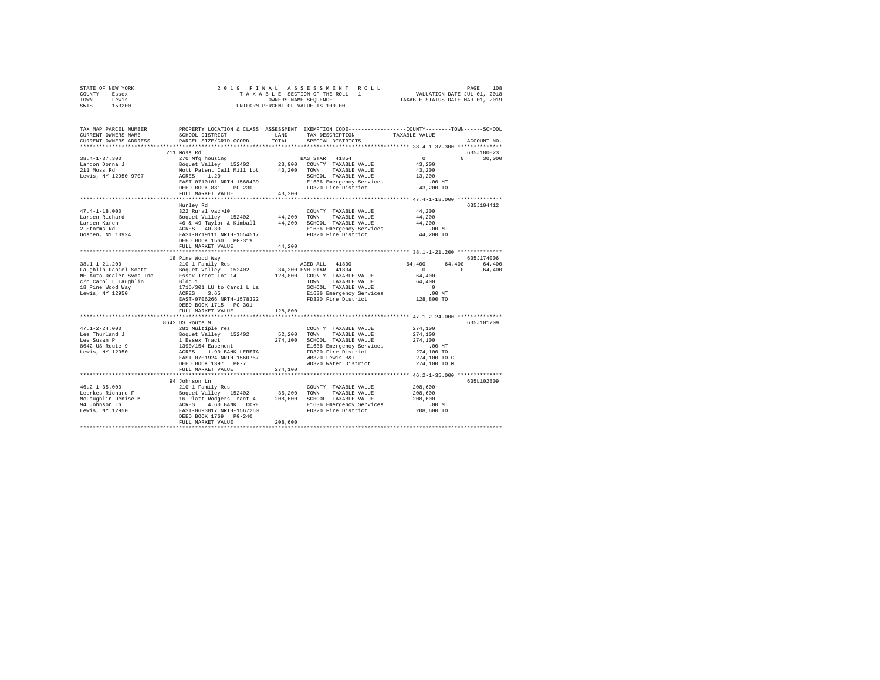STATE OF NEW YORK                2019 FINAL ASSESSMENT ROLL                PAGE 108
COUNTY - Essex                   TAXABLE SECTION OF THE ROLL - 1           VALUATION DATE-JUL 01, 2018
TOWN - Lewis                     OWNERS NAME SEQUENCE                      TAXABLE STATUS DATE-MAR 01, 2019
SWIS - 153200                    UNIFORM PERCENT OF VALUE IS 100.00

```
TAX MAP PARCEL NUMBER    PROPERTY LOCATION & CLASS  ASSESSMENT  EXEMPTION CODE-----------------COUNTY--------TOWN------SCHOOL
CURRENT OWNERS NAME      SCHOOL DISTRICT             LAND       TAX DESCRIPTION            TAXABLE VALUE
CURRENT OWNERS ADDRESS   PARCEL SIZE/GRID COORD      TOTAL      SPECIAL DISTRICTS                                  ACCOUNT NO.
******************************************************************************************* 38.4-1-37.300 **************
                         211 Moss Rd                                                                          635J180023
38.4-1-37.300            270 Mfg housing                        BAS STAR  41854                 0          0     30,000
Landon Donna J           Boquet Valley  152402       23,900     COUNTY  TAXABLE VALUE       43,200
211 Moss Rd              Mott Patent Call Mill Lot   43,200     TOWN    TAXABLE VALUE       43,200
Lewis, NY 12950-9707     ACRES    1.20                          SCHOOL  TAXABLE VALUE       13,200
                         EAST-0710101 NRTH-1568439              E1636 Emergency Services       .00 MT
                         DEED BOOK 881    PG-230                FD320 Fire District         43,200 TO
                         FULL MARKET VALUE           43,200
******************************************************************************************* 47.4-1-18.000 **************
                         Hurley Rd                                                                            635J104412
47.4-1-18.000            322 Rural vac>10                       COUNTY  TAXABLE VALUE       44,200
Larsen Richard           Boquet Valley  152402       44,200     TOWN    TAXABLE VALUE       44,200
Larsen Karen             46 & 49 Taylor & Kimball    44,200     SCHOOL  TAXABLE VALUE       44,200
2 Storms Rd              ACRES   40.30                          E1636 Emergency Services       .00 MT
Goshen, NY 10924         EAST-0719111 NRTH-1554517              FD320 Fire District         44,200 TO
                         DEED BOOK 1560   PG-319
                         FULL MARKET VALUE           44,200
******************************************************************************************* 38.1-1-21.200 **************
                         18 Pine Wood Way                                                                     635J174006
38.1-1-21.200            210 1 Family Res                       AGED ALL  41800            64,400     64,400     64,400
Laughlin Daniel Scott    Boquet Valley  152402       34,300 ENH STAR  41834                 0          0     64,400
NE Auto Dealer Svcs Inc  Essex Tract Lot 14         128,800     COUNTY  TAXABLE VALUE       64,400
c/o Carol L Laughlin     Bldg 1                                 TOWN    TAXABLE VALUE       64,400
18 Pine Wood Way         1715/301 LU to Carol L La              SCHOOL  TAXABLE VALUE            0
Lewis, NY 12950          ACRES    3.65                          E1636 Emergency Services       .00 MT
                         EAST-0706266 NRTH-1578322              FD320 Fire District        128,800 TO
                         DEED BOOK 1715   PG-301
                         FULL MARKET VALUE          128,800
******************************************************************************************* 47.1-2-24.000 **************
                         8642 US Route 9                                                                      635J101709
47.1-2-24.000            281 Multiple res                       COUNTY  TAXABLE VALUE      274,100
Lee Thurland J           Boquet Valley  152402       52,200     TOWN    TAXABLE VALUE      274,100
Lee Susan P              1 Essex Tract              274,100     SCHOOL  TAXABLE VALUE      274,100
8642 US Route 9          1390/154 Easement                      E1636 Emergency Services       .00 MT
Lewis, NY 12950          ACRES    1.90 BANK LERETA              FD320 Fire District        274,100 TO
                         EAST-0701924 NRTH-1560767              WB320 Lewis B&I            274,100 TO C
                         DEED BOOK 1397   PG-7                  WD320 Water District       274,100 TO M
                         FULL MARKET VALUE          274,100
******************************************************************************************* 46.2-1-35.000 **************
                         94 Johnson Ln                                                                        635L102809
46.2-1-35.000            210 1 Family Res                       COUNTY  TAXABLE VALUE      208,600
Leerkes Richard F        Boquet Valley  152402       35,200     TOWN    TAXABLE VALUE      208,600
McLaughlin Denise M      16 Platt Rodgers Tract 4   208,600     SCHOOL  TAXABLE VALUE      208,600
94 Johnson Ln            ACRES    4.60 BANK   CORE              E1636 Emergency Services       .00 MT
Lewis, NY 12950          EAST-0693817 NRTH-1567260              FD320 Fire District        208,600 TO
                         DEED BOOK 1769   PG-240
                         FULL MARKET VALUE          208,600
************************************************************************************************************************
```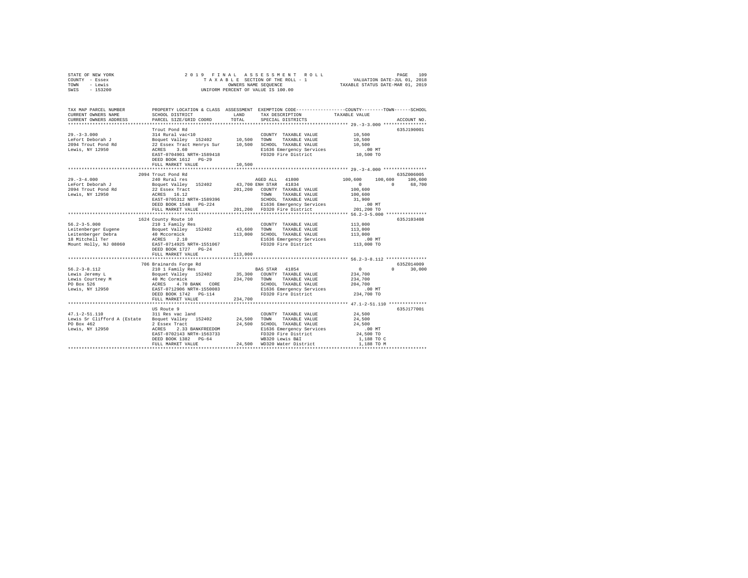```
STATE OF NEW YORK              2 0 1 9   F I N A L   A S S E S S M E N T   R O L L                       PAGE   109
COUNTY  - Essex                     T A X A B L E  SECTION OF THE ROLL - 1            VALUATION DATE-JUL 01, 2018
TOWN    - Lewis                              OWNERS NAME SEQUENCE                   TAXABLE STATUS DATE-MAR 01, 2019
SWIS    - 153200                     UNIFORM PERCENT OF VALUE IS 100.00


TAX MAP PARCEL NUMBER          PROPERTY LOCATION & CLASS  ASSESSMENT  EXEMPTION CODE-----------------COUNTY--------TOWN------SCHOOL
CURRENT OWNERS NAME            SCHOOL DISTRICT               LAND      TAX DESCRIPTION            TAXABLE VALUE
CURRENT OWNERS ADDRESS         PARCEL SIZE/GRID COORD        TOTAL     SPECIAL DISTRICTS                                 ACCOUNT NO.
****************************************************************************************************** 29.-3-3.000 ****************
                               Trout Pond Rd                                                                         635J190001
29.-3-3.000                    314 Rural vac<10                        COUNTY  TAXABLE VALUE             10,500
LeFort Deborah J               Boquet Valley   152402        10,500    TOWN    TAXABLE VALUE             10,500
2094 Trout Pond Rd             22 Essex Tract Henrys Sur     10,500    SCHOOL  TAXABLE VALUE             10,500
Lewis, NY 12950                ACRES    3.60                           E1636 Emergency Services             .00 MT
                               EAST-0704901 NRTH-1589418               FD320 Fire District               10,500 TO
                               DEED BOOK 1612   PG-29
                               FULL MARKET VALUE             10,500
****************************************************************************************************** 29.-3-4.000 ****************
                               2094 Trout Pond Rd                                                                    635Z006005
29.-3-4.000                    240 Rural res                           AGED ALL   41800              100,600     100,600     100,600
LeFort Deborah J               Boquet Valley   152402        43,700 ENH STAR   41834                      0           0      68,700
2094 Trout Pond Rd             22 Essex Tract               201,200    COUNTY  TAXABLE VALUE            100,600
Lewis, NY 12950                ACRES   16.12                           TOWN    TAXABLE VALUE            100,600
                               EAST-0705312 NRTH-1589396               SCHOOL  TAXABLE VALUE             31,900
                               DEED BOOK 1548   PG-224                 E1636 Emergency Services             .00 MT
                               FULL MARKET VALUE            201,200    FD320 Fire District              201,200 TO
****************************************************************************************************** 56.2-3-5.000 ***************
                               1624 County Route 10                                                                  635J103408
56.2-3-5.000                   210 1 Family Res                        COUNTY  TAXABLE VALUE            113,000
Leitenberger Eugene            Boquet Valley   152402        43,600    TOWN    TAXABLE VALUE            113,000
Leitenberger Debra             40 Mccormick                 113,000    SCHOOL  TAXABLE VALUE            113,000
18 Mitchell Ter                ACRES    2.10                           E1636 Emergency Services             .00 MT
Mount Holly, NJ 08060          EAST-0714925 NRTH-1551067               FD320 Fire District              113,000 TO
                               DEED BOOK 1727   PG-24
                               FULL MARKET VALUE            113,000
****************************************************************************************************** 56.2-3-8.112 ***************
                               706 Brainards Forge Rd                                                                635Z014009
56.2-3-8.112                   210 1 Family Res                        BAS STAR   41854                      0           0      30,000
Lewis Jeremy L                 Boquet Valley   152402        35,300    COUNTY  TAXABLE VALUE            234,700
Lewis Courtney M               40 Mc Cormick                234,700    TOWN    TAXABLE VALUE            234,700
PO Box 526                     ACRES    4.70 BANK   CORE               SCHOOL  TAXABLE VALUE            204,700
Lewis, NY 12950                EAST-0712906 NRTH-1550083               E1636 Emergency Services             .00 MT
                               DEED BOOK 1742   PG-114                 FD320 Fire District              234,700 TO
                               FULL MARKET VALUE            234,700
****************************************************************************************************** 47.1-2-51.110 **************
                               US Route 9                                                                            635J177001
47.1-2-51.110                  311 Res vac land                        COUNTY  TAXABLE VALUE             24,500
Lewis Sr Clifford A (Estate    Boquet Valley   152402        24,500    TOWN    TAXABLE VALUE             24,500
PO Box 462                     2 Essex Tract                 24,500    SCHOOL  TAXABLE VALUE             24,500
Lewis, NY 12950                ACRES    2.33 BANKFREEDOM               E1636 Emergency Services             .00 MT
                               EAST-0702143 NRTH-1563733               FD320 Fire District               24,500 TO
                               DEED BOOK 1382   PG-64                  WB320 Lewis B&I                    1,188 TO C
                               FULL MARKET VALUE             24,500    WD320 Water District               1,188 TO M
************************************************************************************************************************************
```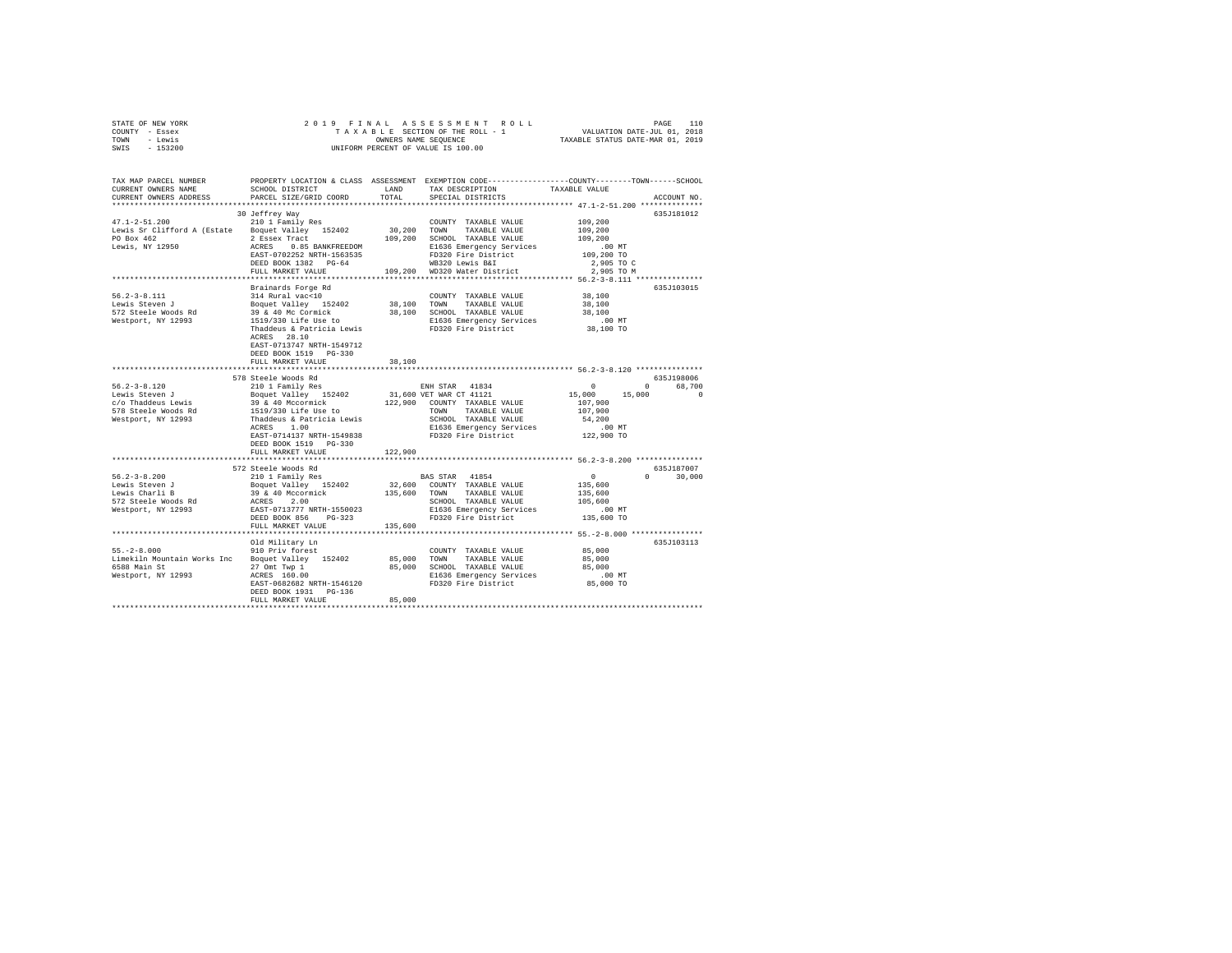STATE OF NEW YORK · COUNTY - Essex · TOWN - Lewis · SWIS - 153200

2019 FINAL ASSESSMENT ROLL
TAXABLE SECTION OF THE ROLL - 1
OWNERS NAME SEQUENCE
UNIFORM PERCENT OF VALUE IS 100.00

VALUATION DATE-JUL 01, 2018
TAXABLE STATUS DATE-MAR 01, 2019

```
TAX MAP PARCEL NUMBER          PROPERTY LOCATION & CLASS  ASSESSMENT  EXEMPTION CODE------------------COUNTY--------TOWN------SCHOOL
CURRENT OWNERS NAME            SCHOOL DISTRICT              LAND      TAX DESCRIPTION             TAXABLE VALUE
CURRENT OWNERS ADDRESS         PARCEL SIZE/GRID COORD       TOTAL     SPECIAL DISTRICTS                                    ACCOUNT NO.
******************************************************************************************** 47.1-2-51.200 **************
                               30 Jeffrey Way                                                                               635J181012
47.1-2-51.200                  210 1 Family Res                       COUNTY  TAXABLE VALUE          109,200
Lewis Sr Clifford A (Estate    Boquet Valley  152402        30,200    TOWN    TAXABLE VALUE          109,200
PO Box 462                     2 Essex Tract               109,200    SCHOOL  TAXABLE VALUE          109,200
Lewis, NY 12950                ACRES    0.85 BANKFREEDOM              E1636 Emergency Services            .00 MT
                               EAST-0702252 NRTH-1563535              FD320 Fire District            109,200 TO
                               DEED BOOK 1382   PG-64                 WB320 Lewis B&I                  2,905 TO C
                               FULL MARKET VALUE           109,200    WD320 Water District             2,905 TO M
******************************************************************************************** 56.2-3-8.111 ***************
                               Brainards Forge Rd                                                                           635J103015
56.2-3-8.111                   314 Rural vac<10                       COUNTY  TAXABLE VALUE           38,100
Lewis Steven J                 Boquet Valley  152402        38,100    TOWN    TAXABLE VALUE           38,100
572 Steele Woods Rd            39 & 40 Mc Cormick           38,100    SCHOOL  TAXABLE VALUE           38,100
Westport, NY 12993             1519/330 Life Use to                   E1636 Emergency Services            .00 MT
                               Thaddeus & Patricia Lewis              FD320 Fire District             38,100 TO
                               ACRES   28.10
                               EAST-0713747 NRTH-1549712
                               DEED BOOK 1519   PG-330
                               FULL MARKET VALUE            38,100
******************************************************************************************** 56.2-3-8.120 ***************
                               578 Steele Woods Rd                                                                          635J198006
56.2-3-8.120                   210 1 Family Res                       ENH STAR  41834                     0          0      68,700
Lewis Steven J                 Boquet Valley  152402        31,600 VET WAR CT 41121                  15,000     15,000           0
c/o Thaddeus Lewis             39 & 40 Mccormick           122,900    COUNTY  TAXABLE VALUE          107,900
578 Steele Woods Rd            1519/330 Life Use to                   TOWN    TAXABLE VALUE          107,900
Westport, NY 12993             Thaddeus & Patricia Lewis              SCHOOL  TAXABLE VALUE           54,200
                               ACRES    1.00                          E1636 Emergency Services            .00 MT
                               EAST-0714137 NRTH-1549838              FD320 Fire District            122,900 TO
                               DEED BOOK 1519   PG-330
                               FULL MARKET VALUE           122,900
******************************************************************************************** 56.2-3-8.200 ***************
                               572 Steele Woods Rd                                                                          635J187007
56.2-3-8.200                   210 1 Family Res                       BAS STAR  41854                     0          0      30,000
Lewis Steven J                 Boquet Valley  152402        32,600    COUNTY  TAXABLE VALUE          135,600
Lewis Charli B                 39 & 40 Mccormick           135,600    TOWN    TAXABLE VALUE          135,600
572 Steele Woods Rd            ACRES    2.00                          SCHOOL  TAXABLE VALUE          105,600
Westport, NY 12993             EAST-0713777 NRTH-1550023              E1636 Emergency Services            .00 MT
                               DEED BOOK 856    PG-323                FD320 Fire District            135,600 TO
                               FULL MARKET VALUE           135,600
******************************************************************************************** 55.-2-8.000 ****************
                               Old Military Ln                                                                              635J103113
55.-2-8.000                    910 Priv forest                        COUNTY  TAXABLE VALUE           85,000
Limekiln Mountain Works Inc    Boquet Valley  152402        85,000    TOWN    TAXABLE VALUE           85,000
6588 Main St                   27 Omt Twp 1                 85,000    SCHOOL  TAXABLE VALUE           85,000
Westport, NY 12993             ACRES  160.00                          E1636 Emergency Services            .00 MT
                               EAST-0682682 NRTH-1546120              FD320 Fire District             85,000 TO
                               DEED BOOK 1931   PG-136
                               FULL MARKET VALUE            85,000
**************************************************************************************************************************
```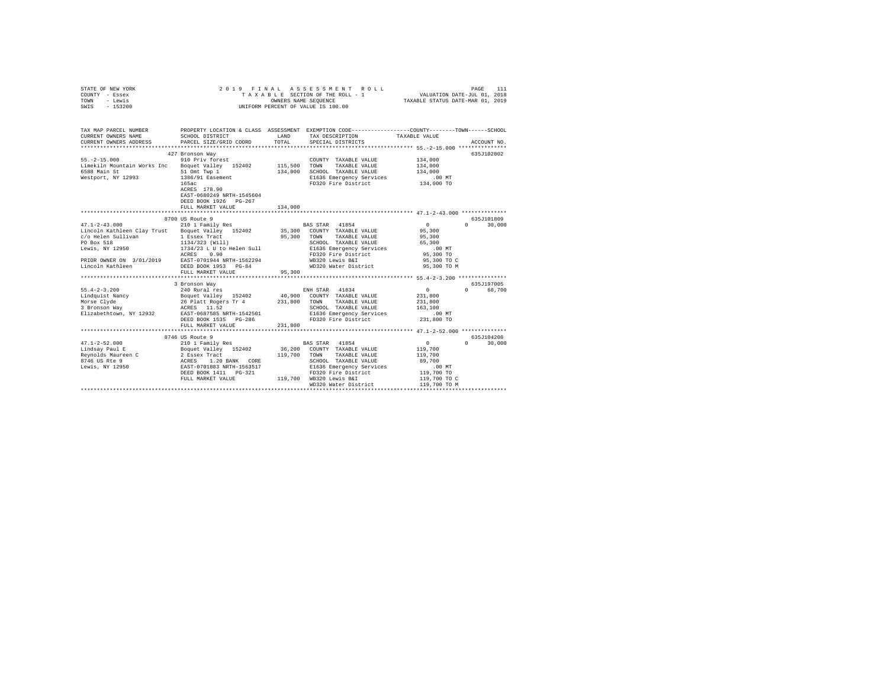```
STATE OF NEW YORK                    2 0 1 9   F I N A L   A S S E S S M E N T   R O L L                        PAGE    111
COUNTY  - Essex                        T A X A B L E  SECTION OF THE ROLL - 1                  VALUATION DATE-JUL 01, 2018
TOWN    - Lewis                                 OWNERS NAME SEQUENCE                          TAXABLE STATUS DATE-MAR 01, 2019
SWIS    - 153200                       UNIFORM PERCENT OF VALUE IS 100.00


TAX MAP PARCEL NUMBER          PROPERTY LOCATION & CLASS  ASSESSMENT  EXEMPTION CODE------------------COUNTY--------TOWN------SCHOOL
CURRENT OWNERS NAME            SCHOOL DISTRICT              LAND      TAX DESCRIPTION            TAXABLE VALUE
CURRENT OWNERS ADDRESS         PARCEL SIZE/GRID COORD       TOTAL     SPECIAL DISTRICTS                                  ACCOUNT NO.
******************************************************************************************************* 55.-2-15.000 ***************
                               427 Bronson Way                                                                          635J102802
55.-2-15.000                   910 Priv forest                         COUNTY  TAXABLE VALUE          134,000
Limekiln Mountain Works Inc    Boquet Valley   152402       115,500   TOWN    TAXABLE VALUE          134,000
6588 Main St                   51 Omt Twp 1                 134,000   SCHOOL  TAXABLE VALUE          134,000
Westport, NY 12993             1386/91 Easement                        E1636 Emergency Services          .00 MT
                               165ac                                   FD320 Fire District            134,000 TO
                               ACRES  178.90
                               EAST-0680249 NRTH-1545604
                               DEED BOOK 1926   PG-267
                               FULL MARKET VALUE            134,000
******************************************************************************************************* 47.1-2-43.000 **************
                               8700 US Route 9                                                                          635J101809
47.1-2-43.000                  210 1 Family Res                        BAS STAR  41854                    0            0     30,000
Lincoln Kathleen Clay Trust    Boquet Valley   152402        35,300   COUNTY  TAXABLE VALUE           95,300
c/o Helen Sullivan             1 Essex Tract                  95,300   TOWN    TAXABLE VALUE           95,300
PO Box 518                     1134/323 (Will)                         SCHOOL  TAXABLE VALUE           65,300
Lewis, NY 12950                1734/23 L U to Helen Sull               E1636 Emergency Services          .00 MT
                               ACRES    0.90                           FD320 Fire District             95,300 TO
PRIOR OWNER ON 3/01/2019       EAST-0701944 NRTH-1562294               WB320 Lewis B&I                 95,300 TO C
Lincoln Kathleen               DEED BOOK 1953   PG-84                  WD320 Water District            95,300 TO M
                               FULL MARKET VALUE             95,300
******************************************************************************************************* 55.4-2-3.200 ***************
                               3 Bronson Way                                                                            635J197005
55.4-2-3.200                   240 Rural res                           ENH STAR  41834                    0            0     68,700
Lindquist Nancy                Boquet Valley   152402        40,900   COUNTY  TAXABLE VALUE          231,800
Morse Clyde                    26 Platt Rogers Tr 4         231,800   TOWN    TAXABLE VALUE          231,800
3 Bronson Way                  ACRES   11.52                           SCHOOL  TAXABLE VALUE          163,100
Elizabethtown, NY 12932        EAST-0687585 NRTH-1542501               E1636 Emergency Services          .00 MT
                               DEED BOOK 1535   PG-286                 FD320 Fire District            231,800 TO
                               FULL MARKET VALUE            231,800
******************************************************************************************************* 47.1-2-52.000 **************
                               8746 US Route 9                                                                          635J104208
47.1-2-52.000                  210 1 Family Res                        BAS STAR  41854                    0            0     30,000
Lindsay Paul E                 Boquet Valley   152402        36,200   COUNTY  TAXABLE VALUE          119,700
Reynolds Maureen C             2 Essex Tract                 119,700   TOWN    TAXABLE VALUE          119,700
8746 US Rte 9                  ACRES    1.20 BANK   CORE               SCHOOL  TAXABLE VALUE           89,700
Lewis, NY 12950                EAST-0701883 NRTH-1563517               E1636 Emergency Services          .00 MT
                               DEED BOOK 1411   PG-321                 FD320 Fire District            119,700 TO
                               FULL MARKET VALUE            119,700   WB320 Lewis B&I                119,700 TO C
                                                                       WD320 Water District           119,700 TO M
************************************************************************************************************************************
```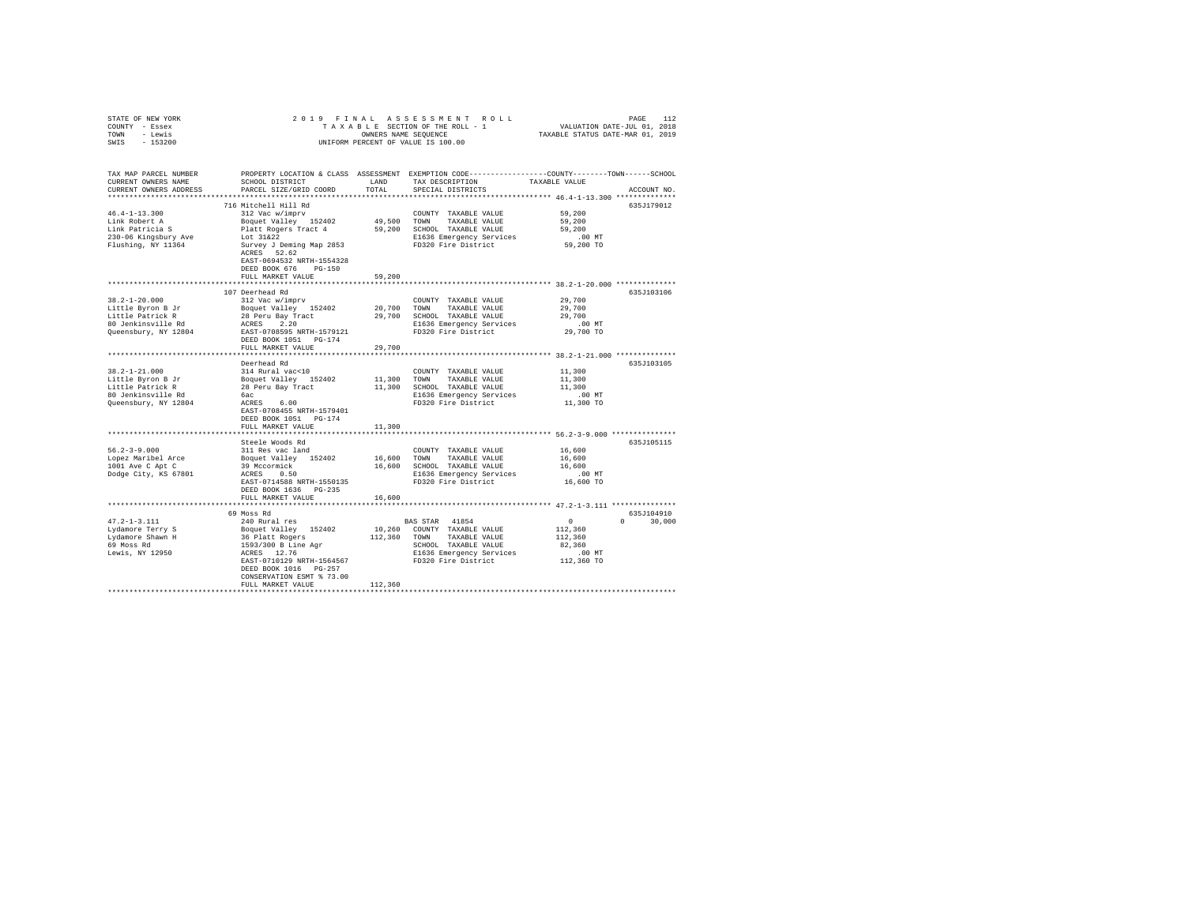STATE OF NEW YORK
COUNTY - Essex
TOWN - Lewis
SWIS - 153200

2019 FINAL ASSESSMENT ROLL
TAXABLE SECTION OF THE ROLL - 1
OWNERS NAME SEQUENCE
UNIFORM PERCENT OF VALUE IS 100.00

VALUATION DATE-JUL 01, 2018
TAXABLE STATUS DATE-MAR 01, 2019

| TAX MAP PARCEL NUMBER / CURRENT OWNERS NAME / CURRENT OWNERS ADDRESS | PROPERTY LOCATION & CLASS / SCHOOL DISTRICT / PARCEL SIZE/GRID COORD | ASSESSMENT LAND | TOTAL | EXEMPTION CODE / TAX DESCRIPTION / SPECIAL DISTRICTS | COUNTY TAXABLE VALUE | TOWN | SCHOOL | ACCOUNT NO. |
|---|---|---|---|---|---|---|---|---|
| **46.4-1-13.300** | 716 Mitchell Hill Rd | | | | | | | 635J179012 |
| Link Robert A | 312 Vac w/imprv | | | COUNTY TAXABLE VALUE | 59,200 | | | |
| Link Patricia S | Boquet Valley 152402 | 49,500 | | TOWN TAXABLE VALUE | 59,200 | | | |
| 230-06 Kingsbury Ave | Platt Rogers Tract 4 | | 59,200 | SCHOOL TAXABLE VALUE | 59,200 | | | |
| Flushing, NY 11364 | Lot 31&22 | | | E1636 Emergency Services | .00 MT | | | |
| | Survey J Deming Map 2853 | | | FD320 Fire District | 59,200 TO | | | |
| | ACRES 52.62 | | | | | | | |
| | EAST-0694532 NRTH-1554328 | | | | | | | |
| | DEED BOOK 676 PG-150 | | | | | | | |
| | FULL MARKET VALUE | | 59,200 | | | | | |
| **38.2-1-20.000** | 107 Deerhead Rd | | | | | | | 635J103106 |
| Little Byron B Jr | 312 Vac w/imprv | | | COUNTY TAXABLE VALUE | 29,700 | | | |
| Little Patrick R | Boquet Valley 152402 | 20,700 | | TOWN TAXABLE VALUE | 29,700 | | | |
| 80 Jenkinsville Rd | 28 Peru Bay Tract | | 29,700 | SCHOOL TAXABLE VALUE | 29,700 | | | |
| Queensbury, NY 12804 | ACRES 2.20 | | | E1636 Emergency Services | .00 MT | | | |
| | EAST-0708595 NRTH-1579121 | | | FD320 Fire District | 29,700 TO | | | |
| | DEED BOOK 1051 PG-174 | | | | | | | |
| | FULL MARKET VALUE | | 29,700 | | | | | |
| **38.2-1-21.000** | Deerhead Rd | | | | | | | 635J103105 |
| Little Byron B Jr | 314 Rural vac<10 | | | COUNTY TAXABLE VALUE | 11,300 | | | |
| Little Patrick R | Boquet Valley 152402 | 11,300 | | TOWN TAXABLE VALUE | 11,300 | | | |
| 80 Jenkinsville Rd | 28 Peru Bay Tract | | 11,300 | SCHOOL TAXABLE VALUE | 11,300 | | | |
| Queensbury, NY 12804 | 6ac | | | E1636 Emergency Services | .00 MT | | | |
| | ACRES 6.00 | | | FD320 Fire District | 11,300 TO | | | |
| | EAST-0708455 NRTH-1579401 | | | | | | | |
| | DEED BOOK 1051 PG-174 | | | | | | | |
| | FULL MARKET VALUE | | 11,300 | | | | | |
| **56.2-3-9.000** | Steele Woods Rd | | | | | | | 635J105115 |
| Lopez Maribel Arce | 311 Res vac land | | | COUNTY TAXABLE VALUE | 16,600 | | | |
| 1001 Ave C Apt C | Boquet Valley 152402 | 16,600 | | TOWN TAXABLE VALUE | 16,600 | | | |
| Dodge City, KS 67801 | 39 Mccormick | | 16,600 | SCHOOL TAXABLE VALUE | 16,600 | | | |
| | ACRES 0.50 | | | E1636 Emergency Services | .00 MT | | | |
| | EAST-0714588 NRTH-1550135 | | | FD320 Fire District | 16,600 TO | | | |
| | DEED BOOK 1636 PG-235 | | | | | | | |
| | FULL MARKET VALUE | | 16,600 | | | | | |
| **47.2-1-3.111** | 69 Moss Rd | | | | | | | 635J104910 |
| Lydamore Terry S | 240 Rural res | | | BAS STAR 41854 | 0 | 0 | 30,000 | |
| Lydamore Shawn H | Boquet Valley 152402 | 10,260 | | COUNTY TAXABLE VALUE | 112,360 | | | |
| 69 Moss Rd | 36 Platt Rogers | | 112,360 | TOWN TAXABLE VALUE | 112,360 | | | |
| Lewis, NY 12950 | 1593/300 B Line Agr | | | SCHOOL TAXABLE VALUE | 82,360 | | | |
| | ACRES 12.76 | | | E1636 Emergency Services | .00 MT | | | |
| | EAST-0710129 NRTH-1564567 | | | FD320 Fire District | 112,360 TO | | | |
| | DEED BOOK 1016 PG-257 | | | | | | | |
| | CONSERVATION ESMT % 73.00 | | | | | | | |
| | FULL MARKET VALUE | | 112,360 | | | | | |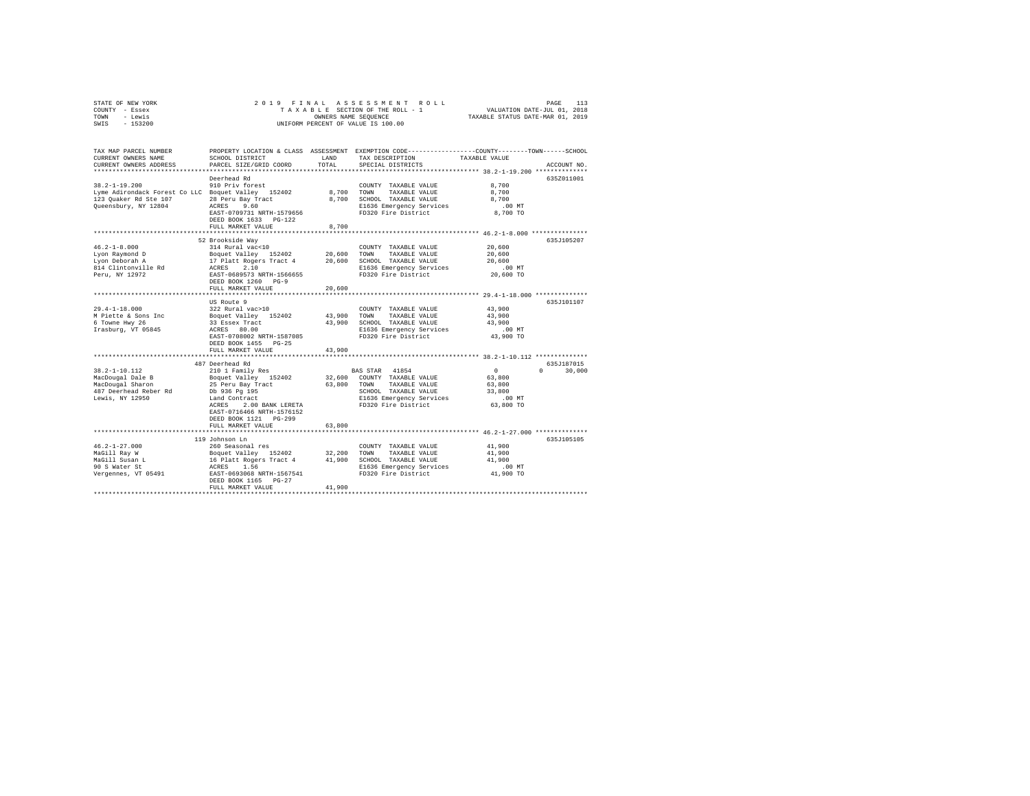STATE OF NEW YORK
COUNTY - Essex
TOWN - Lewis
SWIS - 153200

2019 FINAL ASSESSMENT ROLL
TAXABLE SECTION OF THE ROLL - 1
OWNERS NAME SEQUENCE
UNIFORM PERCENT OF VALUE IS 100.00

VALUATION DATE-JUL 01, 2018
TAXABLE STATUS DATE-MAR 01, 2019

| TAX MAP PARCEL NUMBER / CURRENT OWNERS NAME / CURRENT OWNERS ADDRESS | PROPERTY LOCATION & CLASS / SCHOOL DISTRICT / PARCEL SIZE/GRID COORD | ASSESSMENT LAND | ASSESSMENT TOTAL | EXEMPTION CODE / TAX DESCRIPTION / SPECIAL DISTRICTS | COUNTY | TOWN | SCHOOL | ACCOUNT NO. |
|---|---|---|---|---|---|---|---|---|
| **38.2-1-19.200** | Deerhead Rd | | | | | | | 635Z011001 |
| 38.2-1-19.200 | 910 Priv forest | | | COUNTY TAXABLE VALUE | 8,700 | | | |
| Lyme Adirondack Forest Co LLC | Boquet Valley 152402 | 8,700 | | TOWN TAXABLE VALUE | | 8,700 | | |
| 123 Quaker Rd Ste 107 | 28 Peru Bay Tract | | 8,700 | SCHOOL TAXABLE VALUE | | | 8,700 | |
| Queensbury, NY 12804 | ACRES 9.60 | | | E1636 Emergency Services | .00 MT | | | |
| | EAST-0709731 NRTH-1579656 | | | FD320 Fire District | 8,700 TO | | | |
| | DEED BOOK 1633 PG-122 | | | | | | | |
| | FULL MARKET VALUE | | 8,700 | | | | | |
| **46.2-1-8.000** | 52 Brookside Way | | | | | | | 635J105207 |
| 46.2-1-8.000 | 314 Rural vac<10 | | | COUNTY TAXABLE VALUE | 20,600 | | | |
| Lyon Raymond D | Boquet Valley 152402 | 20,600 | | TOWN TAXABLE VALUE | | 20,600 | | |
| Lyon Deborah A | 17 Platt Rogers Tract 4 | | 20,600 | SCHOOL TAXABLE VALUE | | | 20,600 | |
| 814 Clintonville Rd | ACRES 2.10 | | | E1636 Emergency Services | .00 MT | | | |
| Peru, NY 12972 | EAST-0689573 NRTH-1566655 | | | FD320 Fire District | 20,600 TO | | | |
| | DEED BOOK 1260 PG-9 | | | | | | | |
| | FULL MARKET VALUE | | 20,600 | | | | | |
| **29.4-1-18.000** | US Route 9 | | | | | | | 635J101107 |
| 29.4-1-18.000 | 322 Rural vac>10 | | | COUNTY TAXABLE VALUE | 43,900 | | | |
| M Piette & Sons Inc | Boquet Valley 152402 | 43,900 | | TOWN TAXABLE VALUE | | 43,900 | | |
| 6 Towne Hwy 26 | 33 Essex Tract | | 43,900 | SCHOOL TAXABLE VALUE | | | 43,900 | |
| Irasburg, VT 05845 | ACRES 80.00 | | | E1636 Emergency Services | .00 MT | | | |
| | EAST-0708002 NRTH-1587085 | | | FD320 Fire District | 43,900 TO | | | |
| | DEED BOOK 1455 PG-25 | | | | | | | |
| | FULL MARKET VALUE | | 43,900 | | | | | |
| **38.2-1-10.112** | 487 Deerhead Rd | | | | | | | 635J187015 |
| 38.2-1-10.112 | 210 1 Family Res | | | BAS STAR 41854 | 0 | 0 | 30,000 | |
| MacDougal Dale B | Boquet Valley 152402 | 32,600 | | COUNTY TAXABLE VALUE | 63,800 | | | |
| MacDougal Sharon | 25 Peru Bay Tract | | 63,800 | TOWN TAXABLE VALUE | | 63,800 | | |
| 487 Deerhead Reber Rd | Db 936 Pg 195 | | | SCHOOL TAXABLE VALUE | | | 33,800 | |
| Lewis, NY 12950 | Land Contract | | | E1636 Emergency Services | .00 MT | | | |
| | ACRES 2.00 BANK LERETA | | | FD320 Fire District | 63,800 TO | | | |
| | EAST-0716466 NRTH-1576152 | | | | | | | |
| | DEED BOOK 1121 PG-299 | | | | | | | |
| | FULL MARKET VALUE | | 63,800 | | | | | |
| **46.2-1-27.000** | 119 Johnson Ln | | | | | | | 635J105105 |
| 46.2-1-27.000 | 260 Seasonal res | | | COUNTY TAXABLE VALUE | 41,900 | | | |
| MaGill Ray W | Boquet Valley 152402 | 32,200 | | TOWN TAXABLE VALUE | | 41,900 | | |
| MaGill Susan L | 16 Platt Rogers Tract 4 | | 41,900 | SCHOOL TAXABLE VALUE | | | 41,900 | |
| 90 S Water St | ACRES 1.56 | | | E1636 Emergency Services | .00 MT | | | |
| Vergennes, VT 05491 | EAST-0693068 NRTH-1567541 | | | FD320 Fire District | 41,900 TO | | | |
| | DEED BOOK 1165 PG-27 | | | | | | | |
| | FULL MARKET VALUE | | 41,900 | | | | | |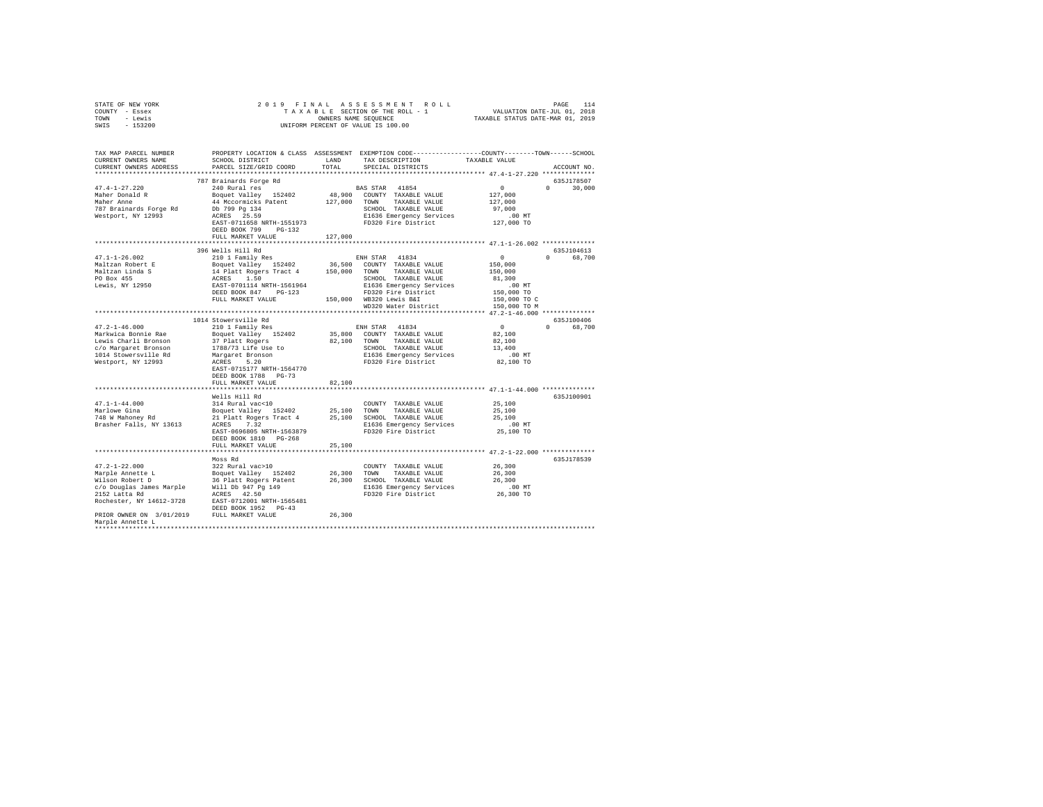STATE OF NEW YORK — 2019 FINAL ASSESSMENT ROLL — PAGE 114
COUNTY - Essex — TAXABLE SECTION OF THE ROLL - 1 — VALUATION DATE-JUL 01, 2018
TOWN - Lewis — OWNERS NAME SEQUENCE — TAXABLE STATUS DATE-MAR 01, 2019
SWIS - 153200 — UNIFORM PERCENT OF VALUE IS 100.00

```
TAX MAP PARCEL NUMBER          PROPERTY LOCATION & CLASS  ASSESSMENT  EXEMPTION CODE-----------------COUNTY--------TOWN------SCHOOL
CURRENT OWNERS NAME            SCHOOL DISTRICT               LAND      TAX DESCRIPTION            TAXABLE VALUE
CURRENT OWNERS ADDRESS         PARCEL SIZE/GRID COORD        TOTAL     SPECIAL DISTRICTS                                    ACCOUNT NO.
*********************************************************************************************************** 47.4-1-27.220 **************
                               787 Brainards Forge Rd                                                                        635J178507
47.4-1-27.220                  240 Rural res                         BAS STAR  41854                    0             0       30,000
Maher Donald R                 Boquet Valley  152402       48,900    COUNTY  TAXABLE VALUE          127,000
Maher Anne                     44 Mccormicks Patent       127,000    TOWN    TAXABLE VALUE          127,000
787 Brainards Forge Rd         Db 799 Pg 134                         SCHOOL  TAXABLE VALUE           97,000
Westport, NY 12993             ACRES   25.59                         E1636 Emergency Services            .00 MT
                               EAST-0711658 NRTH-1551973             FD320 Fire District            127,000 TO
                               DEED BOOK 799    PG-132
                               FULL MARKET VALUE          127,000
*********************************************************************************************************** 47.1-1-26.002 **************
                               396 Wells Hill Rd                                                                             635J104613
47.1-1-26.002                  210 1 Family Res                      ENH STAR  41834                    0             0       68,700
Maltzan Robert E               Boquet Valley  152402       36,500    COUNTY  TAXABLE VALUE          150,000
Maltzan Linda S                14 Platt Rogers Tract 4    150,000    TOWN    TAXABLE VALUE          150,000
PO Box 455                     ACRES    1.50                         SCHOOL  TAXABLE VALUE           81,300
Lewis, NY 12950                EAST-0701114 NRTH-1561964             E1636 Emergency Services            .00 MT
                               DEED BOOK 847    PG-123               FD320 Fire District            150,000 TO
                               FULL MARKET VALUE          150,000    WB320 Lewis B&I                150,000 TO C
                                                                     WD320 Water District           150,000 TO M
*********************************************************************************************************** 47.2-1-46.000 **************
                               1014 Stowersville Rd                                                                          635J100406
47.2-1-46.000                  210 1 Family Res                      ENH STAR  41834                    0             0       68,700
Markwica Bonnie Rae            Boquet Valley  152402       35,800    COUNTY  TAXABLE VALUE           82,100
Lewis Charli Bronson           37 Platt Rogers             82,100    TOWN    TAXABLE VALUE           82,100
c/o Margaret Bronson           1788/73 Life Use to                   SCHOOL  TAXABLE VALUE           13,400
1014 Stowersville Rd           Margaret Bronson                      E1636 Emergency Services            .00 MT
Westport, NY 12993             ACRES    5.20                         FD320 Fire District             82,100 TO
                               EAST-0715177 NRTH-1564770
                               DEED BOOK 1788   PG-73
                               FULL MARKET VALUE           82,100
*********************************************************************************************************** 47.1-1-44.000 **************
                               Wells Hill Rd                                                                                 635J100901
47.1-1-44.000                  314 Rural vac<10                      COUNTY  TAXABLE VALUE           25,100
Marlowe Gina                   Boquet Valley  152402       25,100    TOWN    TAXABLE VALUE           25,100
748 W Mahoney Rd               21 Platt Rogers Tract 4     25,100    SCHOOL  TAXABLE VALUE           25,100
Brasher Falls, NY 13613        ACRES    7.32                         E1636 Emergency Services            .00 MT
                               EAST-0696805 NRTH-1563879             FD320 Fire District             25,100 TO
                               DEED BOOK 1810   PG-268
                               FULL MARKET VALUE           25,100
*********************************************************************************************************** 47.2-1-22.000 **************
                               Moss Rd                                                                                       635J178539
47.2-1-22.000                  322 Rural vac>10                      COUNTY  TAXABLE VALUE           26,300
Marple Annette L               Boquet Valley  152402       26,300    TOWN    TAXABLE VALUE           26,300
Wilson Robert D                36 Platt Rogers Patent      26,300    SCHOOL  TAXABLE VALUE           26,300
c/o Douglas James Marple       Will Db 947 Pg 149                    E1636 Emergency Services            .00 MT
2152 Latta Rd                  ACRES   42.50                         FD320 Fire District             26,300 TO
Rochester, NY 14612-3728       EAST-0712001 NRTH-1565481
                               DEED BOOK 1952   PG-43
PRIOR OWNER ON 3/01/2019       FULL MARKET VALUE           26,300
Marple Annette L
************************************************************************************************************************************
```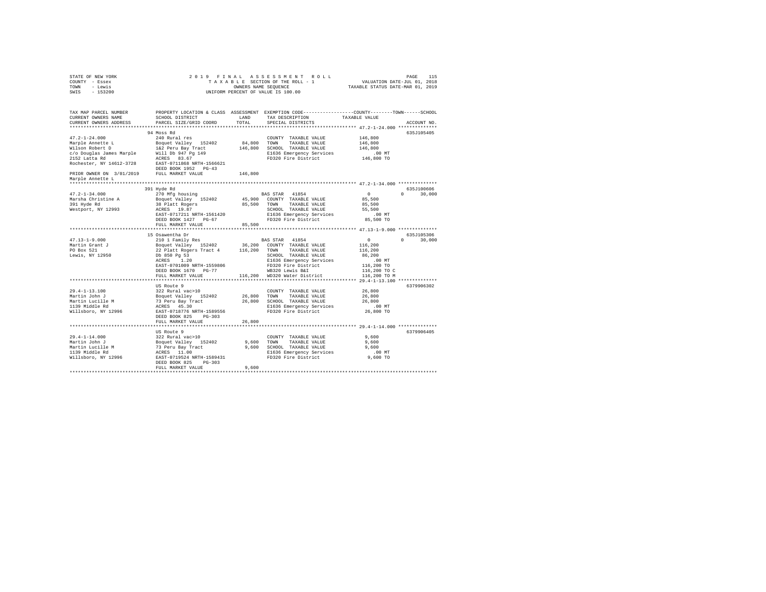STATE OF NEW YORK — 2019 FINAL ASSESSMENT ROLL — TAXABLE SECTION OF THE ROLL - 1 — VALUATION DATE-JUL 01, 2018
COUNTY - Essex — OWNERS NAME SEQUENCE — TAXABLE STATUS DATE-MAR 01, 2019
TOWN - Lewis — UNIFORM PERCENT OF VALUE IS 100.00
SWIS - 153200

| TAX MAP PARCEL NUMBER / CURRENT OWNERS NAME / CURRENT OWNERS ADDRESS | PROPERTY LOCATION & CLASS / SCHOOL DISTRICT / PARCEL SIZE/GRID COORD | ASSESSMENT LAND / TOTAL | EXEMPTION CODE / TAX DESCRIPTION / SPECIAL DISTRICTS | COUNTY / TOWN / SCHOOL TAXABLE VALUE | ACCOUNT NO. |
|---|---|---|---|---|---|
| **47.2-1-24.000** | 94 Moss Rd | | | | 635J105405 |
| Marple Annette L | 240 Rural res | | COUNTY TAXABLE VALUE | 146,800 | |
| Wilson Robert D | Boquet Valley 152402 | 84,800 | TOWN TAXABLE VALUE | 146,800 | |
| c/o Douglas James Marple | 1&2 Peru Bay Tract | 146,800 | SCHOOL TAXABLE VALUE | 146,800 | |
| 2152 Latta Rd | Will Db 947 Pg 149 | | E1636 Emergency Services | .00 MT | |
| Rochester, NY 14612-3728 | ACRES 83.67 | | FD320 Fire District | 146,800 TO | |
| | EAST-0711868 NRTH-1566621 | | | | |
| | DEED BOOK 1952 PG-43 | | | | |
| PRIOR OWNER ON 3/01/2019 | FULL MARKET VALUE | 146,800 | | | |
| Marple Annette L | | | | | |
| **47.2-1-34.000** | 391 Hyde Rd | | | | 635J100606 |
| Marsha Christine A | 270 Mfg housing | | BAS STAR 41854 | 0 / 0 / 30,000 | |
| 391 Hyde Rd | Boquet Valley 152402 | 45,900 | COUNTY TAXABLE VALUE | 85,500 | |
| Westport, NY 12993 | 38 Platt Rogers | 85,500 | TOWN TAXABLE VALUE | 85,500 | |
| | ACRES 19.87 | | SCHOOL TAXABLE VALUE | 55,500 | |
| | EAST-0717211 NRTH-1561420 | | E1636 Emergency Services | .00 MT | |
| | DEED BOOK 1427 PG-67 | | FD320 Fire District | 85,500 TO | |
| | FULL MARKET VALUE | 85,500 | | | |
| **47.13-1-9.000** | 15 Osawentha Dr | | | | 635J105306 |
| Martin Grant J | 210 1 Family Res | | BAS STAR 41854 | 0 / 0 / 30,000 | |
| PO Box 521 | Boquet Valley 152402 | 36,200 | COUNTY TAXABLE VALUE | 116,200 | |
| Lewis, NY 12950 | 22 Platt Rogers Tract 4 | 116,200 | TOWN TAXABLE VALUE | 116,200 | |
| | Db 850 Pg 53 | | SCHOOL TAXABLE VALUE | 86,200 | |
| | ACRES 1.20 | | E1636 Emergency Services | .00 MT | |
| | EAST-0701009 NRTH-1559806 | | FD320 Fire District | 116,200 TO | |
| | DEED BOOK 1670 PG-77 | | WB320 Lewis B&I | 116,200 TO C | |
| | FULL MARKET VALUE | 116,200 | WD320 Water District | 116,200 TO M | |
| **29.4-1-13.100** | US Route 9 | | | | 6379906302 |
| Martin John J | 322 Rural vac>10 | | COUNTY TAXABLE VALUE | 26,800 | |
| Martin Lucille M | Boquet Valley 152402 | 26,800 | TOWN TAXABLE VALUE | 26,800 | |
| 1139 Middle Rd | 73 Peru Bay Tract | 26,800 | SCHOOL TAXABLE VALUE | 26,800 | |
| Willsboro, NY 12996 | ACRES 45.30 | | E1636 Emergency Services | .00 MT | |
| | EAST-0718776 NRTH-1589556 | | FD320 Fire District | 26,800 TO | |
| | DEED BOOK 825 PG-303 | | | | |
| | FULL MARKET VALUE | 26,800 | | | |
| **29.4-1-14.000** | US Route 9 | | | | 6379906405 |
| Martin John J | 322 Rural vac>10 | | COUNTY TAXABLE VALUE | 9,600 | |
| Martin Lucille M | Boquet Valley 152402 | 9,600 | TOWN TAXABLE VALUE | 9,600 | |
| 1139 Middle Rd | 73 Peru Bay Tract | 9,600 | SCHOOL TAXABLE VALUE | 9,600 | |
| Willsboro, NY 12996 | ACRES 11.00 | | E1636 Emergency Services | .00 MT | |
| | EAST-0719524 NRTH-1589431 | | FD320 Fire District | 9,600 TO | |
| | DEED BOOK 825 PG-303 | | | | |
| | FULL MARKET VALUE | 9,600 | | | |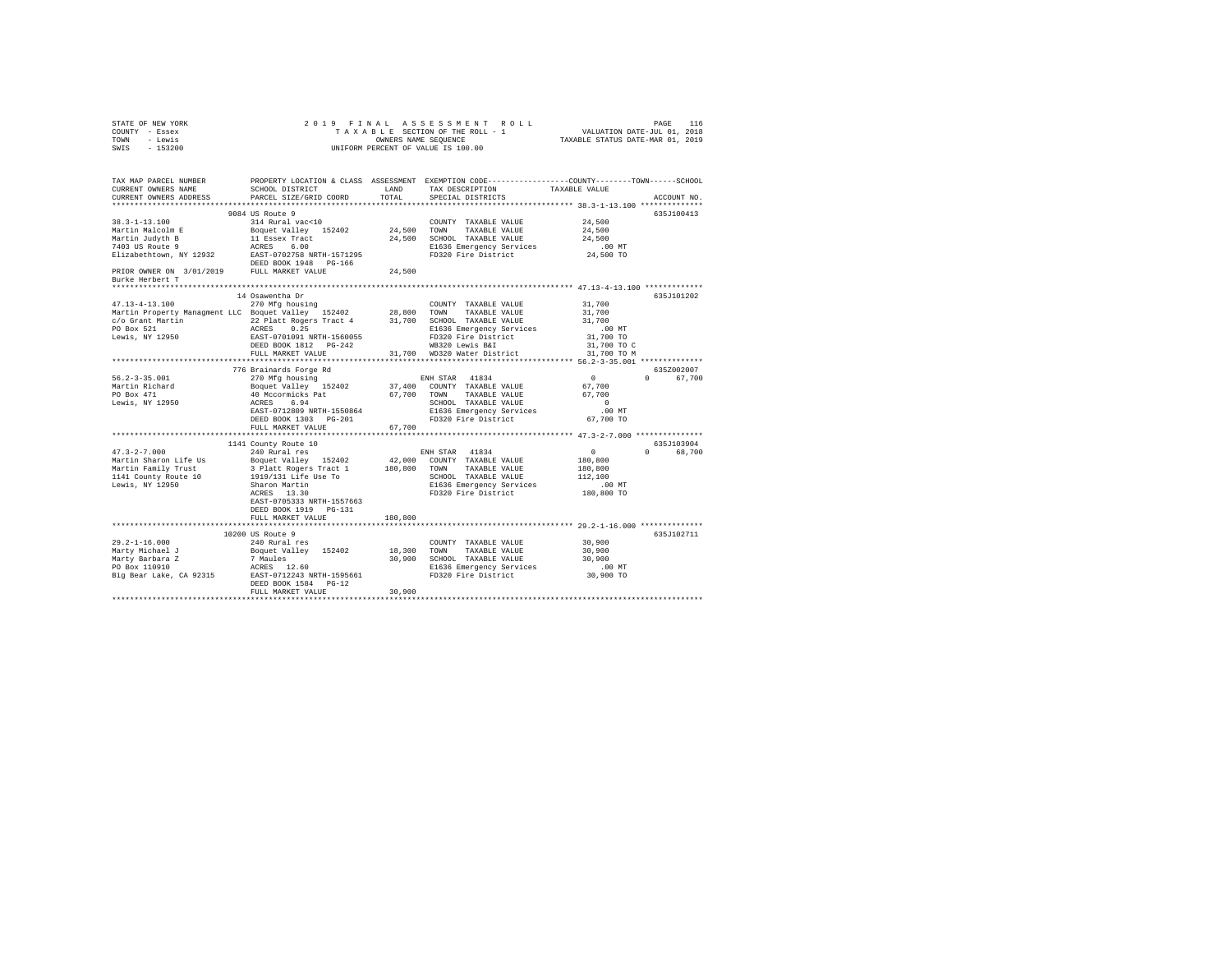STATE OF NEW YORK · COUNTY - Essex · TOWN - Lewis · SWIS - 153200

2019 FINAL ASSESSMENT ROLL
TAXABLE SECTION OF THE ROLL - 1
OWNERS NAME SEQUENCE
UNIFORM PERCENT OF VALUE IS 100.00

VALUATION DATE-JUL 01, 2018
TAXABLE STATUS DATE-MAR 01, 2019

| TAX MAP PARCEL NUMBER / CURRENT OWNERS NAME / CURRENT OWNERS ADDRESS | PROPERTY LOCATION & CLASS / SCHOOL DISTRICT / PARCEL SIZE/GRID COORD | ASSESSMENT LAND | TOTAL | EXEMPTION CODE / TAX DESCRIPTION / SPECIAL DISTRICTS | COUNTY | TOWN | SCHOOL | ACCOUNT NO. |
|---|---|---|---|---|---|---|---|---|
| 38.3-1-13.100 | 9084 US Route 9 | | | | | | | 635J100413 |
| Martin Malcolm E | 314 Rural vac<10 | | | COUNTY TAXABLE VALUE | 24,500 | | | |
| Martin Judyth B | Boquet Valley 152402 | 24,500 | | TOWN TAXABLE VALUE | | 24,500 | | |
| 7403 US Route 9 | 11 Essex Tract | | 24,500 | SCHOOL TAXABLE VALUE | | | 24,500 | |
| Elizabethtown, NY 12932 | ACRES 6.00 | | | E1636 Emergency Services | .00 MT | | | |
| PRIOR OWNER ON 3/01/2019 | EAST-0702758 NRTH-1571295 | | | FD320 Fire District | 24,500 TO | | | |
| Burke Herbert T | DEED BOOK 1948 PG-166 | | | | | | | |
| | FULL MARKET VALUE | | 24,500 | | | | | |
| 47.13-4-13.100 | 14 Osawentha Dr | | | | | | | 635J101202 |
| Martin Property Managment LLC | 270 Mfg housing | | | COUNTY TAXABLE VALUE | 31,700 | | | |
| c/o Grant Martin | Boquet Valley 152402 | 28,800 | | TOWN TAXABLE VALUE | | 31,700 | | |
| PO Box 521 | 22 Platt Rogers Tract 4 | | 31,700 | SCHOOL TAXABLE VALUE | | | 31,700 | |
| Lewis, NY 12950 | ACRES 0.25 | | | E1636 Emergency Services | .00 MT | | | |
| | EAST-0701091 NRTH-1560055 | | | FD320 Fire District | 31,700 TO | | | |
| | DEED BOOK 1812 PG-242 | | | WB320 Lewis B&I | 31,700 TO C | | | |
| | FULL MARKET VALUE | | 31,700 | WD320 Water District | 31,700 TO M | | | |
| 56.2-3-35.001 | 776 Brainards Forge Rd | | | | | | | 635Z002007 |
| Martin Richard | 270 Mfg housing | | | ENH STAR 41834 | 0 | 0 | 67,700 | |
| PO Box 471 | Boquet Valley 152402 | 37,400 | | COUNTY TAXABLE VALUE | 67,700 | | | |
| Lewis, NY 12950 | 40 Mccormicks Pat | | 67,700 | TOWN TAXABLE VALUE | | 67,700 | | |
| | ACRES 6.94 | | | SCHOOL TAXABLE VALUE | | | 0 | |
| | EAST-0712809 NRTH-1550864 | | | E1636 Emergency Services | .00 MT | | | |
| | DEED BOOK 1303 PG-201 | | | FD320 Fire District | 67,700 TO | | | |
| | FULL MARKET VALUE | | 67,700 | | | | | |
| 47.3-2-7.000 | 1141 County Route 10 | | | | | | | 635J103904 |
| Martin Sharon Life Us | 240 Rural res | | | ENH STAR 41834 | 0 | 0 | 68,700 | |
| Martin Family Trust | Boquet Valley 152402 | 42,000 | | COUNTY TAXABLE VALUE | 180,800 | | | |
| 1141 County Route 10 | 3 Platt Rogers Tract 1 | | 180,800 | TOWN TAXABLE VALUE | | 180,800 | | |
| Lewis, NY 12950 | 1919/131 Life Use To | | | SCHOOL TAXABLE VALUE | | | 112,100 | |
| | Sharon Martin | | | E1636 Emergency Services | .00 MT | | | |
| | ACRES 13.30 | | | FD320 Fire District | 180,800 TO | | | |
| | EAST-0705333 NRTH-1557663 | | | | | | | |
| | DEED BOOK 1919 PG-131 | | | | | | | |
| | FULL MARKET VALUE | | 180,800 | | | | | |
| 29.2-1-16.000 | 10200 US Route 9 | | | | | | | 635J102711 |
| Marty Michael J | 240 Rural res | | | COUNTY TAXABLE VALUE | 30,900 | | | |
| Marty Barbara Z | Boquet Valley 152402 | 18,300 | | TOWN TAXABLE VALUE | | 30,900 | | |
| PO Box 110910 | 7 Maules | | 30,900 | SCHOOL TAXABLE VALUE | | | 30,900 | |
| Big Bear Lake, CA 92315 | ACRES 12.60 | | | E1636 Emergency Services | .00 MT | | | |
| | EAST-0712243 NRTH-1595661 | | | FD320 Fire District | 30,900 TO | | | |
| | DEED BOOK 1584 PG-12 | | | | | | | |
| | FULL MARKET VALUE | | 30,900 | | | | | |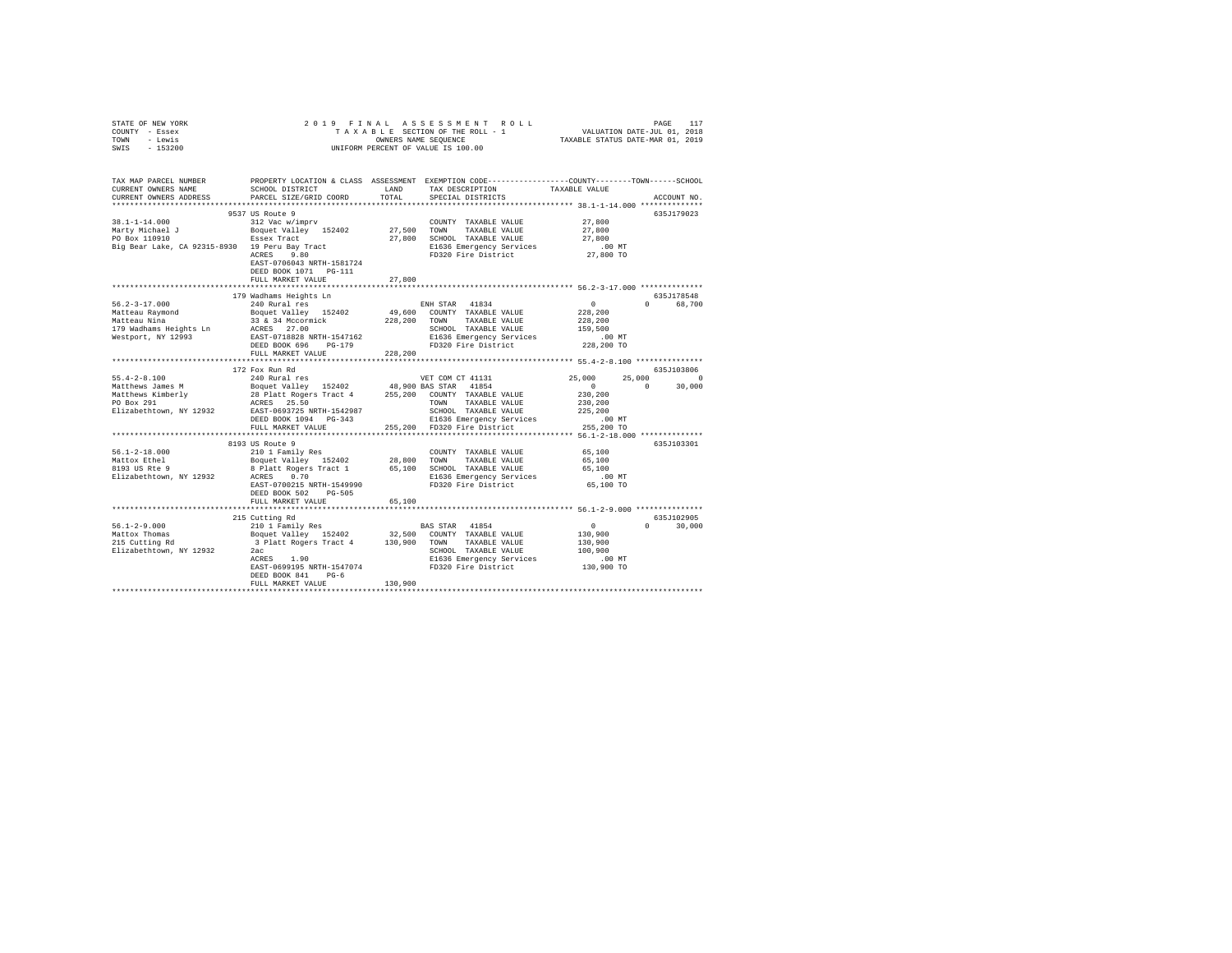STATE OF NEW YORK
COUNTY - Essex
TOWN - Lewis
SWIS - 153200

2019 FINAL ASSESSMENT ROLL
TAXABLE SECTION OF THE ROLL - 1
OWNERS NAME SEQUENCE
UNIFORM PERCENT OF VALUE IS 100.00

VALUATION DATE-JUL 01, 2018
TAXABLE STATUS DATE-MAR 01, 2019

| TAX MAP PARCEL NUMBER / CURRENT OWNERS NAME / CURRENT OWNERS ADDRESS | PROPERTY LOCATION & CLASS / SCHOOL DISTRICT / PARCEL SIZE/GRID COORD | ASSESSMENT LAND / TOTAL | EXEMPTION CODE / TAX DESCRIPTION / SPECIAL DISTRICTS | COUNTY | TOWN | SCHOOL | ACCOUNT NO. |
|---|---|---|---|---|---|---|---|
| 38.1-1-14.000 | 9537 US Route 9 | | | | | | 635J179023 |
| Marty Michael J | 312 Vac w/imprv | | COUNTY TAXABLE VALUE | 27,800 | | | |
| PO Box 110910 | Boquet Valley 152402 | 27,500 | TOWN TAXABLE VALUE | | 27,800 | | |
| Big Bear Lake, CA 92315-8930 | Essex Tract | 27,800 | SCHOOL TAXABLE VALUE | | | 27,800 | |
| | 19 Peru Bay Tract | | E1636 Emergency Services | .00 MT | | | |
| | ACRES 9.80 | | FD320 Fire District | 27,800 TO | | | |
| | EAST-0706043 NRTH-1581724 | | | | | | |
| | DEED BOOK 1071 PG-111 | | | | | | |
| | FULL MARKET VALUE | 27,800 | | | | | |
| 56.2-3-17.000 | 179 Wadhams Heights Ln | | | | | | 635J178548 |
| Matteau Raymond | 240 Rural res | | ENH STAR 41834 | 0 | 0 | 68,700 | |
| Matteau Nina | Boquet Valley 152402 | 49,600 | COUNTY TAXABLE VALUE | 228,200 | | | |
| 179 Wadhams Heights Ln | 33 & 34 Mccormick | 228,200 | TOWN TAXABLE VALUE | | 228,200 | | |
| Westport, NY 12993 | ACRES 27.00 | | SCHOOL TAXABLE VALUE | | | 159,500 | |
| | EAST-0718828 NRTH-1547162 | | E1636 Emergency Services | .00 MT | | | |
| | DEED BOOK 696 PG-179 | | FD320 Fire District | 228,200 TO | | | |
| | FULL MARKET VALUE | 228,200 | | | | | |
| 55.4-2-8.100 | 172 Fox Run Rd | | | | | | 635J103806 |
| Matthews James M | 240 Rural res | | VET COM CT 41131 | 25,000 | 25,000 | 0 | |
| Matthews Kimberly | Boquet Valley 152402 | 48,900 | BAS STAR 41854 | 0 | 0 | 30,000 | |
| PO Box 291 | 28 Platt Rogers Tract 4 | 255,200 | COUNTY TAXABLE VALUE | 230,200 | | | |
| Elizabethtown, NY 12932 | ACRES 25.50 | | TOWN TAXABLE VALUE | | 230,200 | | |
| | EAST-0693725 NRTH-1542987 | | SCHOOL TAXABLE VALUE | | | 225,200 | |
| | DEED BOOK 1094 PG-343 | | E1636 Emergency Services | .00 MT | | | |
| | FULL MARKET VALUE | 255,200 | FD320 Fire District | 255,200 TO | | | |
| 56.1-2-18.000 | 8193 US Route 9 | | | | | | 635J103301 |
| Mattox Ethel | 210 1 Family Res | | COUNTY TAXABLE VALUE | 65,100 | | | |
| 8193 US Rte 9 | Boquet Valley 152402 | 28,800 | TOWN TAXABLE VALUE | | 65,100 | | |
| Elizabethtown, NY 12932 | 8 Platt Rogers Tract 1 | 65,100 | SCHOOL TAXABLE VALUE | | | 65,100 | |
| | ACRES 0.70 | | E1636 Emergency Services | .00 MT | | | |
| | EAST-0700215 NRTH-1549990 | | FD320 Fire District | 65,100 TO | | | |
| | DEED BOOK 502 PG-505 | | | | | | |
| | FULL MARKET VALUE | 65,100 | | | | | |
| 56.1-2-9.000 | 215 Cutting Rd | | | | | | 635J102905 |
| Mattox Thomas | 210 1 Family Res | | BAS STAR 41854 | 0 | 0 | 30,000 | |
| 215 Cutting Rd | Boquet Valley 152402 | 32,500 | COUNTY TAXABLE VALUE | 130,900 | | | |
| Elizabethtown, NY 12932 | 3 Platt Rogers Tract 4 | 130,900 | TOWN TAXABLE VALUE | | 130,900 | | |
| | 2ac | | SCHOOL TAXABLE VALUE | | | 100,900 | |
| | ACRES 1.90 | | E1636 Emergency Services | .00 MT | | | |
| | EAST-0699195 NRTH-1547074 | | FD320 Fire District | 130,900 TO | | | |
| | DEED BOOK 841 PG-6 | | | | | | |
| | FULL MARKET VALUE | 130,900 | | | | | |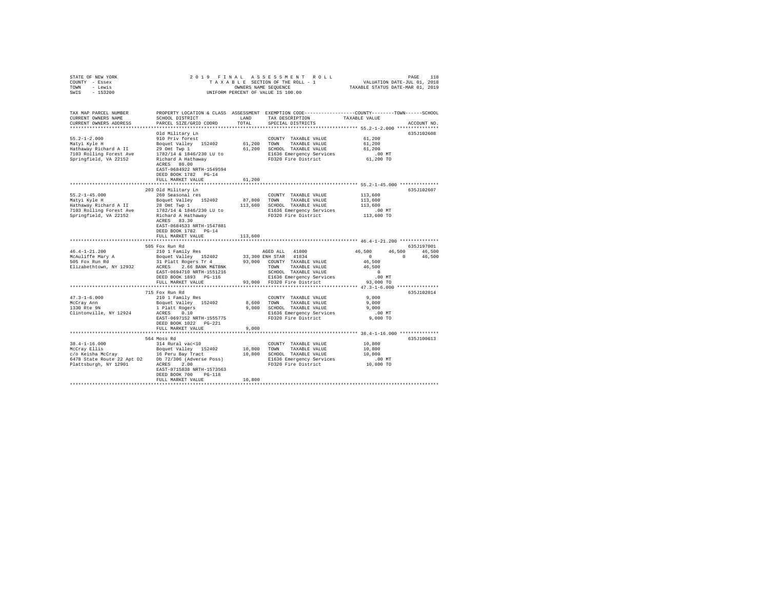STATE OF NEW YORK
COUNTY - Essex
TOWN - Lewis
SWIS - 153200

2019 FINAL ASSESSMENT ROLL
TAXABLE SECTION OF THE ROLL - 1
OWNERS NAME SEQUENCE
UNIFORM PERCENT OF VALUE IS 100.00

VALUATION DATE-JUL 01, 2018
TAXABLE STATUS DATE-MAR 01, 2019

```
TAX MAP PARCEL NUMBER     PROPERTY LOCATION & CLASS  ASSESSMENT  EXEMPTION CODE-----------------COUNTY--------TOWN------SCHOOL
CURRENT OWNERS NAME       SCHOOL DISTRICT               LAND      TAX DESCRIPTION            TAXABLE VALUE
CURRENT OWNERS ADDRESS    PARCEL SIZE/GRID COORD        TOTAL     SPECIAL DISTRICTS                                       ACCOUNT NO.
************************************************************************************************ 55.2-1-2.000 ***************
                          Old Military Ln                                                                          635J102608
55.2-1-2.000              910 Priv forest                          COUNTY  TAXABLE VALUE          61,200
Matyi Kyle H              Boquet Valley  152402       61,200      TOWN    TAXABLE VALUE          61,200
Hathaway Richard A II     29 Omt Twp 1                61,200      SCHOOL  TAXABLE VALUE          61,200
7103 Rolling Forest Ave   1782/14 & 1846/230 LU to               E1636 Emergency Services          .00 MT
Springfield, VA 22152     Richard A Hathaway                      FD320 Fire District             61,200 TO
                          ACRES   80.00
                          EAST-0684922 NRTH-1549594
                          DEED BOOK 1782   PG-14
                          FULL MARKET VALUE           61,200
************************************************************************************************ 55.2-1-45.000 **************
                          203 Old Military Ln                                                                      635J102607
55.2-1-45.000             260 Seasonal res                         COUNTY  TAXABLE VALUE         113,600
Matyi Kyle H              Boquet Valley  152402       87,800      TOWN    TAXABLE VALUE         113,600
Hathaway Richard A II     28 Omt Twp 1               113,600      SCHOOL  TAXABLE VALUE         113,600
7103 Rolling Forest Ave   1782/14 & 1846/230 LU to               E1636 Emergency Services          .00 MT
Springfield, VA 22152     Richard A Hathaway                      FD320 Fire District            113,600 TO
                          ACRES   83.30
                          EAST-0684533 NRTH-1547881
                          DEED BOOK 1782   PG-14
                          FULL MARKET VALUE          113,600
************************************************************************************************ 46.4-1-21.200 **************
                          505 Fox Run Rd                                                                           635J197001
46.4-1-21.200             210 1 Family Res                  AGED ALL  41800              46,500     46,500     46,500
McAuliffe Mary A          Boquet Valley  152402       33,300 ENH STAR  41834                   0          0     46,500
505 Fox Run Rd            31 Platt Rogers Tr 4        93,000  COUNTY  TAXABLE VALUE           46,500
Elizabethtown, NY 12932   ACRES    2.66 BANK M&TBNK           TOWN    TAXABLE VALUE           46,500
                          EAST-0694710 NRTH-1551216           SCHOOL  TAXABLE VALUE                0
                          DEED BOOK 1893   PG-116             E1636 Emergency Services          .00 MT
                          FULL MARKET VALUE           93,000  FD320 Fire District             93,000 TO
************************************************************************************************ 47.3-1-6.000 ***************
                          715 Fox Run Rd                                                                           635J102014
47.3-1-6.000              210 1 Family Res                         COUNTY  TAXABLE VALUE           9,000
McCray Ann                Boquet Valley  152402        8,600      TOWN    TAXABLE VALUE           9,000
1330 Rte 9N               1 Platt Rogers               9,000      SCHOOL  TAXABLE VALUE           9,000
Clintonville, NY 12924    ACRES    0.10                           E1636 Emergency Services          .00 MT
                          EAST-0697152 NRTH-1555775               FD320 Fire District              9,000 TO
                          DEED BOOK 1022   PG-221
                          FULL MARKET VALUE            9,000
************************************************************************************************ 38.4-1-16.000 **************
                          564 Moss Rd                                                                              635J100613
38.4-1-16.000             314 Rural vac<10                         COUNTY  TAXABLE VALUE          10,800
McCray Ellis              Boquet Valley  152402       10,800      TOWN    TAXABLE VALUE          10,800
c/o Keisha McCray         16 Peru Bay Tract           10,800      SCHOOL  TAXABLE VALUE          10,800
6478 State Route 22 Apt D2  Db 72/306 (Adverse Poss)              E1636 Emergency Services          .00 MT
Plattsburgh, NY 12901     ACRES    2.00                           FD320 Fire District             10,800 TO
                          EAST-0715838 NRTH-1573563
                          DEED BOOK 700    PG-118
                          FULL MARKET VALUE           10,800
*****************************************************************************************************************************
```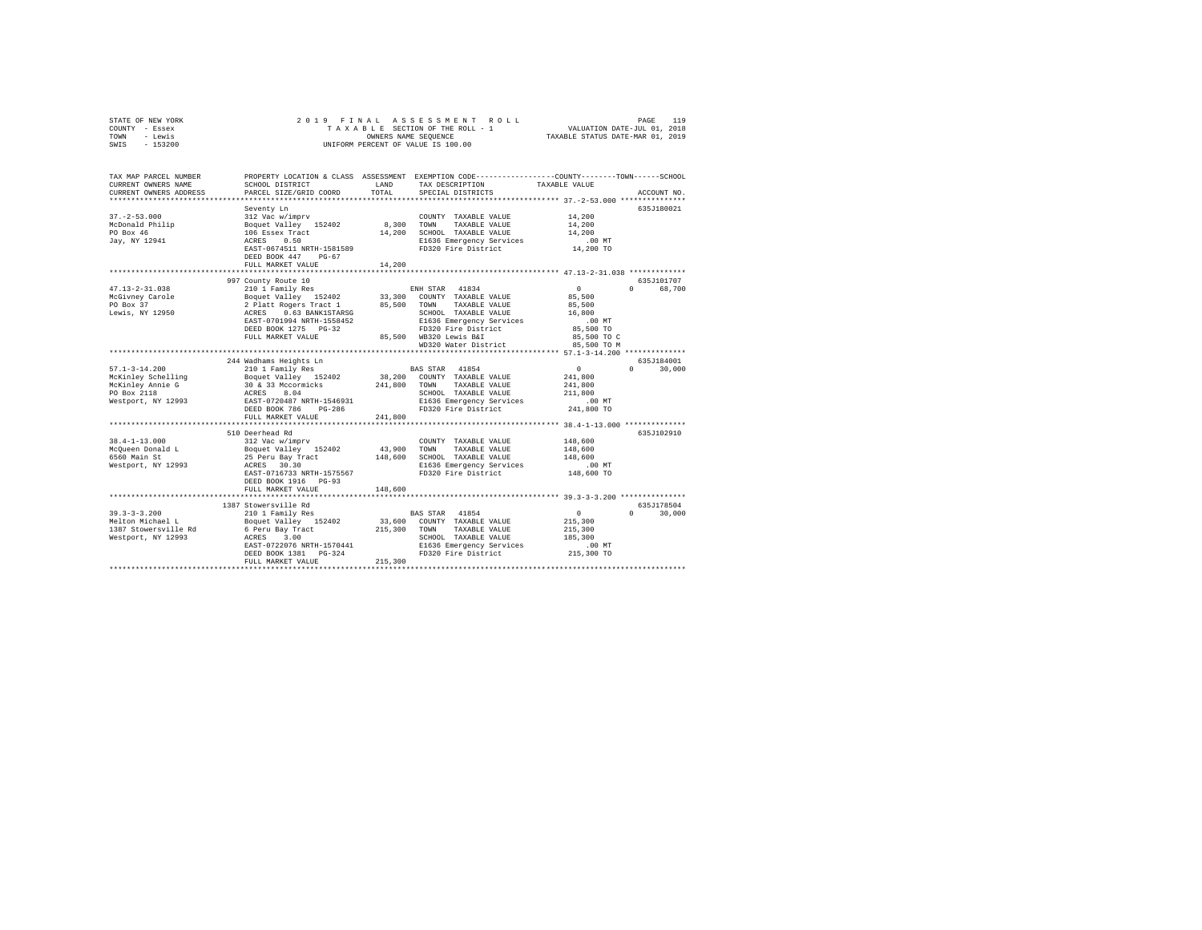STATE OF NEW YORK
COUNTY - Essex
TOWN - Lewis
SWIS - 153200

2 0 1 9 F I N A L A S S E S S M E N T R O L L
T A X A B L E SECTION OF THE ROLL - 1
OWNERS NAME SEQUENCE
UNIFORM PERCENT OF VALUE IS 100.00

VALUATION DATE-JUL 01, 2018
TAXABLE STATUS DATE-MAR 01, 2019

```
TAX MAP PARCEL NUMBER    PROPERTY LOCATION & CLASS  ASSESSMENT  EXEMPTION CODE-----------------COUNTY--------TOWN------SCHOOL
CURRENT OWNERS NAME      SCHOOL DISTRICT             LAND       TAX DESCRIPTION            TAXABLE VALUE
CURRENT OWNERS ADDRESS   PARCEL SIZE/GRID COORD      TOTAL      SPECIAL DISTRICTS                                    ACCOUNT NO.
******************************************************************************************* 37.-2-53.000 ***************
                         Seventy Ln                                                                              635J180021
37.-2-53.000             312 Vac w/imprv                        COUNTY  TAXABLE VALUE          14,200
McDonald Philip          Boquet Valley  152402        8,300     TOWN    TAXABLE VALUE          14,200
PO Box 46                106 Essex Tract             14,200     SCHOOL  TAXABLE VALUE          14,200
Jay, NY 12941            ACRES    0.50                          E1636 Emergency Services          .00 MT
                         EAST-0674511 NRTH-1581589              FD320 Fire District            14,200 TO
                         DEED BOOK 447    PG-67
                         FULL MARKET VALUE           14,200
******************************************************************************************* 47.13-2-31.038 *************
                         997 County Route 10                                                                     635J101707
47.13-2-31.038           210 1 Family Res                       ENH STAR  41834                 0          0      68,700
McGivney Carole          Boquet Valley  152402       33,300     COUNTY  TAXABLE VALUE          85,500
PO Box 37                2 Platt Rogers Tract 1      85,500     TOWN    TAXABLE VALUE          85,500
Lewis, NY 12950          ACRES    0.63 BANK1STARSG              SCHOOL  TAXABLE VALUE          16,800
                         EAST-0701994 NRTH-1558452              E1636 Emergency Services          .00 MT
                         DEED BOOK 1275   PG-32                 FD320 Fire District            85,500 TO
                         FULL MARKET VALUE           85,500     WB320 Lewis B&I                85,500 TO C
                                                                WD320 Water District           85,500 TO M
******************************************************************************************* 57.1-3-14.200 **************
                         244 Wadhams Heights Ln                                                                  635J184001
57.1-3-14.200            210 1 Family Res                       BAS STAR  41854                 0          0      30,000
McKinley Schelling       Boquet Valley  152402       38,200     COUNTY  TAXABLE VALUE         241,800
McKinley Annie G         30 & 33 Mccormicks         241,800     TOWN    TAXABLE VALUE         241,800
PO Box 2118              ACRES    8.04                          SCHOOL  TAXABLE VALUE         211,800
Westport, NY 12993       EAST-0720487 NRTH-1546931              E1636 Emergency Services          .00 MT
                         DEED BOOK 786    PG-286                FD320 Fire District           241,800 TO
                         FULL MARKET VALUE          241,800
******************************************************************************************* 38.4-1-13.000 **************
                         510 Deerhead Rd                                                                         635J102910
38.4-1-13.000            312 Vac w/imprv                        COUNTY  TAXABLE VALUE         148,600
McQueen Donald L         Boquet Valley  152402       43,900     TOWN    TAXABLE VALUE         148,600
6560 Main St             25 Peru Bay Tract          148,600     SCHOOL  TAXABLE VALUE         148,600
Westport, NY 12993       ACRES   30.30                          E1636 Emergency Services          .00 MT
                         EAST-0716733 NRTH-1575567              FD320 Fire District           148,600 TO
                         DEED BOOK 1916   PG-93
                         FULL MARKET VALUE          148,600
******************************************************************************************* 39.3-3-3.200 ***************
                         1387 Stowersville Rd                                                                    635J178504
39.3-3-3.200             210 1 Family Res                       BAS STAR  41854                 0          0      30,000
Melton Michael L         Boquet Valley  152402       33,600     COUNTY  TAXABLE VALUE         215,300
1387 Stowersville Rd     6 Peru Bay Tract           215,300     TOWN    TAXABLE VALUE         215,300
Westport, NY 12993       ACRES    3.00                          SCHOOL  TAXABLE VALUE         185,300
                         EAST-0722076 NRTH-1570441              E1636 Emergency Services          .00 MT
                         DEED BOOK 1381   PG-324                FD320 Fire District           215,300 TO
                         FULL MARKET VALUE          215,300
************************************************************************************************************************
```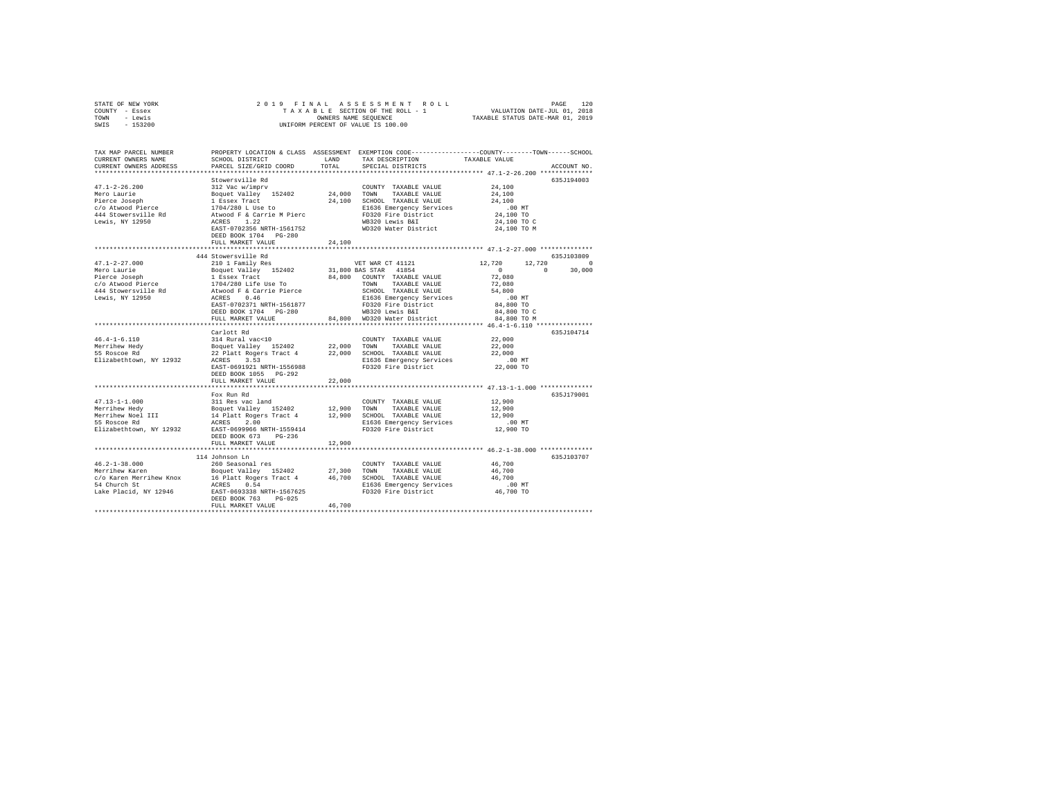STATE OF NEW YORK — 2019 FINAL ASSESSMENT ROLL
COUNTY - Essex — TAXABLE SECTION OF THE ROLL - 1 — VALUATION DATE-JUL 01, 2018
TOWN - Lewis — OWNERS NAME SEQUENCE — TAXABLE STATUS DATE-MAR 01, 2019
SWIS - 153200 — UNIFORM PERCENT OF VALUE IS 100.00

| TAX MAP PARCEL NUMBER / CURRENT OWNERS NAME / CURRENT OWNERS ADDRESS | PROPERTY LOCATION & CLASS / SCHOOL DISTRICT / PARCEL SIZE/GRID COORD | ASSESSMENT LAND | TOTAL | EXEMPTION CODE / TAX DESCRIPTION / SPECIAL DISTRICTS | COUNTY TAXABLE VALUE | TOWN | SCHOOL | ACCOUNT NO. |
|---|---|---|---|---|---|---|---|---|
| **47.1-2-26.200** | Stowersville Rd | | | | | | | 635J194003 |
| 47.1-2-26.200 | 312 Vac w/imprv | | | COUNTY TAXABLE VALUE | 24,100 | | | |
| Mero Laurie | Boquet Valley 152402 | 24,000 | | TOWN TAXABLE VALUE | 24,100 | | | |
| Pierce Joseph | 1 Essex Tract | | 24,100 | SCHOOL TAXABLE VALUE | 24,100 | | | |
| c/o Atwood Pierce | 1704/280 L Use to | | | E1636 Emergency Services | .00 MT | | | |
| 444 Stowersville Rd | Atwood F & Carrie M Pierc | | | FD320 Fire District | 24,100 TO | | | |
| Lewis, NY 12950 | ACRES 1.22 | | | WB320 Lewis B&I | 24,100 TO C | | | |
| | EAST-0702356 NRTH-1561752 | | | WD320 Water District | 24,100 TO M | | | |
| | DEED BOOK 1704 PG-280 | | | | | | | |
| | FULL MARKET VALUE | | 24,100 | | | | | |
| **47.1-2-27.000** | 444 Stowersville Rd | | | | | | | 635J103809 |
| 47.1-2-27.000 | 210 1 Family Res | | | VET WAR CT 41121 | 12,720 | 12,720 | 0 | |
| Mero Laurie | Boquet Valley 152402 | 31,800 | | BAS STAR 41854 | 0 | 0 | 30,000 | |
| Pierce Joseph | 1 Essex Tract | | 84,800 | COUNTY TAXABLE VALUE | 72,080 | | | |
| c/o Atwood Pierce | 1704/280 Life Use To | | | TOWN TAXABLE VALUE | 72,080 | | | |
| 444 Stowersville Rd | Atwood F & Carrie Pierce | | | SCHOOL TAXABLE VALUE | 54,800 | | | |
| Lewis, NY 12950 | ACRES 0.46 | | | E1636 Emergency Services | .00 MT | | | |
| | EAST-0702371 NRTH-1561877 | | | FD320 Fire District | 84,800 TO | | | |
| | DEED BOOK 1704 PG-280 | | | WB320 Lewis B&I | 84,800 TO C | | | |
| | FULL MARKET VALUE | | 84,800 | WD320 Water District | 84,800 TO M | | | |
| **46.4-1-6.110** | Carlott Rd | | | | | | | 635J104714 |
| 46.4-1-6.110 | 314 Rural vac<10 | | | COUNTY TAXABLE VALUE | 22,000 | | | |
| Merrihew Hedy | Boquet Valley 152402 | 22,000 | | TOWN TAXABLE VALUE | 22,000 | | | |
| 55 Roscoe Rd | 22 Platt Rogers Tract 4 | | 22,000 | SCHOOL TAXABLE VALUE | 22,000 | | | |
| Elizabethtown, NY 12932 | ACRES 3.53 | | | E1636 Emergency Services | .00 MT | | | |
| | EAST-0691921 NRTH-1556988 | | | FD320 Fire District | 22,000 TO | | | |
| | DEED BOOK 1055 PG-292 | | | | | | | |
| | FULL MARKET VALUE | | 22,000 | | | | | |
| **47.13-1-1.000** | Fox Run Rd | | | | | | | 635J179001 |
| 47.13-1-1.000 | 311 Res vac land | | | COUNTY TAXABLE VALUE | 12,900 | | | |
| Merrihew Hedy | Boquet Valley 152402 | 12,900 | | TOWN TAXABLE VALUE | 12,900 | | | |
| Merrihew Noel III | 14 Platt Rogers Tract 4 | | 12,900 | SCHOOL TAXABLE VALUE | 12,900 | | | |
| 55 Roscoe Rd | ACRES 2.00 | | | E1636 Emergency Services | .00 MT | | | |
| Elizabethtown, NY 12932 | EAST-0699966 NRTH-1559414 | | | FD320 Fire District | 12,900 TO | | | |
| | DEED BOOK 673 PG-236 | | | | | | | |
| | FULL MARKET VALUE | | 12,900 | | | | | |
| **46.2-1-38.000** | 114 Johnson Ln | | | | | | | 635J103707 |
| 46.2-1-38.000 | 260 Seasonal res | | | COUNTY TAXABLE VALUE | 46,700 | | | |
| Merrihew Karen | Boquet Valley 152402 | 27,300 | | TOWN TAXABLE VALUE | 46,700 | | | |
| c/o Karen Merrihew Knox | 16 Platt Rogers Tract 4 | | 46,700 | SCHOOL TAXABLE VALUE | 46,700 | | | |
| 54 Church St | ACRES 0.54 | | | E1636 Emergency Services | .00 MT | | | |
| Lake Placid, NY 12946 | EAST-0693338 NRTH-1567625 | | | FD320 Fire District | 46,700 TO | | | |
| | DEED BOOK 763 PG-025 | | | | | | | |
| | FULL MARKET VALUE | | 46,700 | | | | | |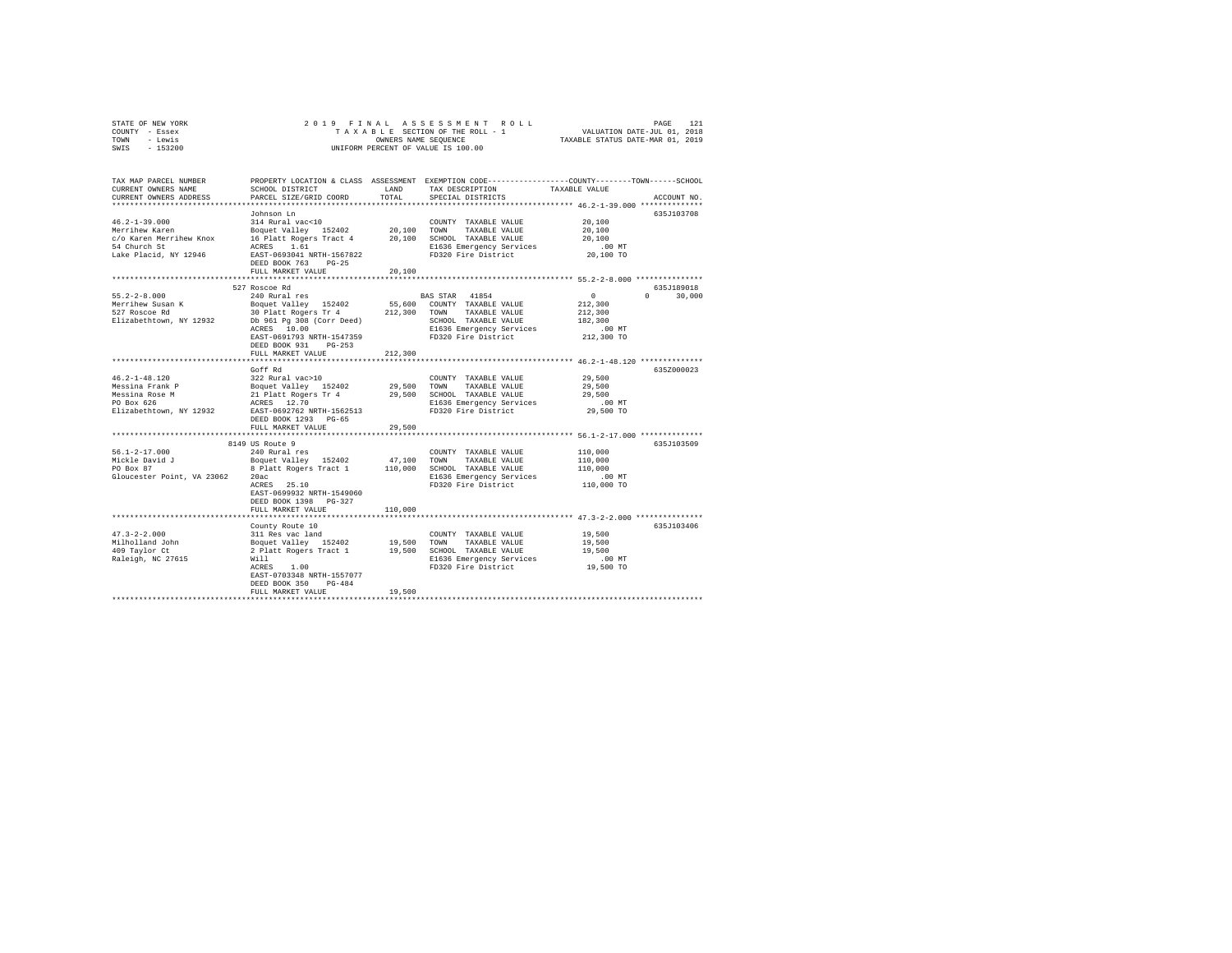STATE OF NEW YORK | 2 0 1 9  F I N A L  A S S E S S M E N T  R O L L | VALUATION DATE-JUL 01, 2018
COUNTY - Essex | T A X A B L E SECTION OF THE ROLL - 1 | TAXABLE STATUS DATE-MAR 01, 2019
TOWN - Lewis | OWNERS NAME SEQUENCE
SWIS - 153200 | UNIFORM PERCENT OF VALUE IS 100.00

```
TAX MAP PARCEL NUMBER         PROPERTY LOCATION & CLASS  ASSESSMENT  EXEMPTION CODE-----------------COUNTY--------TOWN------SCHOOL
CURRENT OWNERS NAME           SCHOOL DISTRICT              LAND      TAX DESCRIPTION            TAXABLE VALUE
CURRENT OWNERS ADDRESS        PARCEL SIZE/GRID COORD       TOTAL     SPECIAL DISTRICTS                                      ACCOUNT NO.
************************************************************************************************* 46.2-1-39.000 **************
                              Johnson Ln                                                                              635J103708
46.2-1-39.000                 314 Rural vac<10                       COUNTY  TAXABLE VALUE            20,100
Merrihew Karen                Boquet Valley  152402       20,100    TOWN    TAXABLE VALUE            20,100
c/o Karen Merrihew Knox       16 Platt Rogers Tract 4     20,100    SCHOOL  TAXABLE VALUE            20,100
54 Church St                  ACRES    1.61                          E1636 Emergency Services            .00 MT
Lake Placid, NY 12946         EAST-0693041 NRTH-1567822              FD320 Fire District              20,100 TO
                              DEED BOOK 763    PG-25
                              FULL MARKET VALUE           20,100
************************************************************************************************* 55.2-2-8.000 ***************
                              527 Roscoe Rd                                                                           635J189018
55.2-2-8.000                  240 Rural res                          BAS STAR  41854                     0            0     30,000
Merrihew Susan K              Boquet Valley  152402       55,600    COUNTY  TAXABLE VALUE           212,300
527 Roscoe Rd                 30 Platt Rogers Tr 4       212,300    TOWN    TAXABLE VALUE           212,300
Elizabethtown, NY 12932       Db 961 Pg 308 (Corr Deed)             SCHOOL  TAXABLE VALUE           182,300
                              ACRES   10.00                          E1636 Emergency Services            .00 MT
                              EAST-0691793 NRTH-1547359              FD320 Fire District             212,300 TO
                              DEED BOOK 931    PG-253
                              FULL MARKET VALUE          212,300
************************************************************************************************* 46.2-1-48.120 **************
                              Goff Rd                                                                                 635Z000023
46.2-1-48.120                 322 Rural vac>10                       COUNTY  TAXABLE VALUE            29,500
Messina Frank P               Boquet Valley  152402       29,500    TOWN    TAXABLE VALUE            29,500
Messina Rose M                21 Platt Rogers Tr 4        29,500    SCHOOL  TAXABLE VALUE            29,500
PO Box 626                    ACRES   12.70                          E1636 Emergency Services            .00 MT
Elizabethtown, NY 12932       EAST-0692762 NRTH-1562513              FD320 Fire District              29,500 TO
                              DEED BOOK 1293   PG-65
                              FULL MARKET VALUE           29,500
************************************************************************************************* 56.1-2-17.000 **************
                              8149 US Route 9                                                                         635J103509
56.1-2-17.000                 240 Rural res                          COUNTY  TAXABLE VALUE           110,000
Mickle David J                Boquet Valley  152402       47,100    TOWN    TAXABLE VALUE           110,000
PO Box 87                     8 Platt Rogers Tract 1     110,000    SCHOOL  TAXABLE VALUE           110,000
Gloucester Point, VA 23062    20ac                                   E1636 Emergency Services            .00 MT
                              ACRES   25.10                          FD320 Fire District             110,000 TO
                              EAST-0699932 NRTH-1549060
                              DEED BOOK 1398   PG-327
                              FULL MARKET VALUE          110,000
************************************************************************************************* 47.3-2-2.000 ***************
                              County Route 10                                                                         635J103406
47.3-2-2.000                  311 Res vac land                       COUNTY  TAXABLE VALUE            19,500
Milholland John               Boquet Valley  152402       19,500    TOWN    TAXABLE VALUE            19,500
409 Taylor Ct                 2 Platt Rogers Tract 1      19,500    SCHOOL  TAXABLE VALUE            19,500
Raleigh, NC 27615             Will                                   E1636 Emergency Services            .00 MT
                              ACRES    1.00                          FD320 Fire District              19,500 TO
                              EAST-0703348 NRTH-1557077
                              DEED BOOK 350    PG-484
                              FULL MARKET VALUE           19,500
******************************************************************************************************************************
```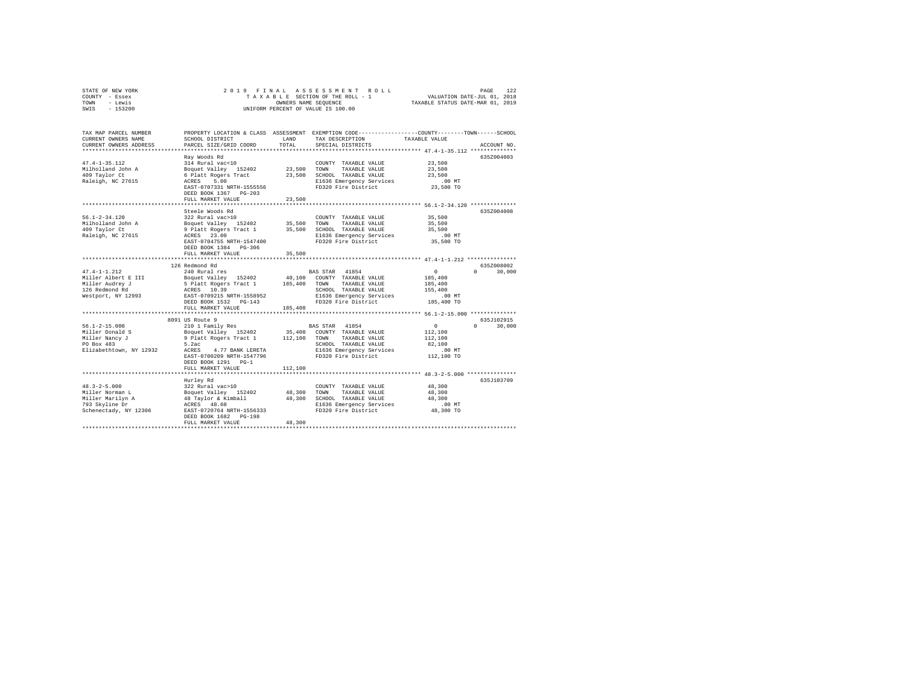STATE OF NEW YORK 2019 FINAL ASSESSMENT ROLL
COUNTY - Essex TAXABLE SECTION OF THE ROLL - 1 VALUATION DATE-JUL 01, 2018
TOWN - Lewis OWNERS NAME SEQUENCE TAXABLE STATUS DATE-MAR 01, 2019
SWIS - 153200 UNIFORM PERCENT OF VALUE IS 100.00

```
TAX MAP PARCEL NUMBER          PROPERTY LOCATION & CLASS  ASSESSMENT  EXEMPTION CODE-----------------COUNTY--------TOWN------SCHOOL
CURRENT OWNERS NAME            SCHOOL DISTRICT             LAND       TAX DESCRIPTION            TAXABLE VALUE
CURRENT OWNERS ADDRESS         PARCEL SIZE/GRID COORD      TOTAL      SPECIAL DISTRICTS                                        ACCOUNT NO.
*********************************************************************************************** 47.4-1-35.112 **************
                               Ray Woods Rd                                                                               635Z004003
47.4-1-35.112                  314 Rural vac<10                       COUNTY  TAXABLE VALUE          23,500
Milholland John A              Boquet Valley  152402       23,500     TOWN    TAXABLE VALUE          23,500
409 Taylor Ct                  6 Platt Rogers Tract        23,500     SCHOOL  TAXABLE VALUE          23,500
Raleigh, NC 27615              ACRES    5.00                          E1636 Emergency Services          .00 MT
                               EAST-0707331 NRTH-1555556              FD320 Fire District            23,500 TO
                               DEED BOOK 1367   PG-203
                               FULL MARKET VALUE           23,500
*********************************************************************************************** 56.1-2-34.120 **************
                               Steele Woods Rd                                                                            635Z004008
56.1-2-34.120                  322 Rural vac>10                       COUNTY  TAXABLE VALUE          35,500
Milholland John A              Boquet Valley  152402       35,500     TOWN    TAXABLE VALUE          35,500
409 Taylor Ct                  9 Platt Rogers Tract 1      35,500     SCHOOL  TAXABLE VALUE          35,500
Raleigh, NC 27615              ACRES   23.00                          E1636 Emergency Services          .00 MT
                               EAST-0704755 NRTH-1547400              FD320 Fire District            35,500 TO
                               DEED BOOK 1384   PG-306
                               FULL MARKET VALUE           35,500
*********************************************************************************************** 47.4-1-1.212 ***************
                           126 Redmond Rd                                                                                 635Z008002
47.4-1-1.212                   240 Rural res                          BAS STAR  41854                     0          0      30,000
Miller Albert E III            Boquet Valley  152402       40,100     COUNTY  TAXABLE VALUE         185,400
Miller Audrey J                5 Platt Rogers Tract 1     185,400     TOWN    TAXABLE VALUE         185,400
126 Redmond Rd                 ACRES   10.39                          SCHOOL  TAXABLE VALUE         155,400
Westport, NY 12993             EAST-0709215 NRTH-1558952              E1636 Emergency Services          .00 MT
                               DEED BOOK 1532   PG-143                FD320 Fire District           185,400 TO
                               FULL MARKET VALUE          185,400
*********************************************************************************************** 56.1-2-15.000 **************
                          8091 US Route 9                                                                                 635J102915
56.1-2-15.000                  210 1 Family Res                       BAS STAR  41854                     0          0      30,000
Miller Donald S                Boquet Valley  152402       35,400     COUNTY  TAXABLE VALUE         112,100
Miller Nancy J                 9 Platt Rogers Tract 1     112,100     TOWN    TAXABLE VALUE         112,100
PO Box 483                     5.2ac                                  SCHOOL  TAXABLE VALUE          82,100
Elizabethtown, NY 12932        ACRES    4.77 BANK LERETA              E1636 Emergency Services          .00 MT
                               EAST-0700209 NRTH-1547796              FD320 Fire District           112,100 TO
                               DEED BOOK 1291   PG-1
                               FULL MARKET VALUE          112,100
*********************************************************************************************** 48.3-2-5.000 ***************
                               Hurley Rd                                                                                  635J103709
48.3-2-5.000                   322 Rural vac>10                       COUNTY  TAXABLE VALUE          48,300
Miller Norman L                Boquet Valley  152402       48,300     TOWN    TAXABLE VALUE          48,300
Miller Marilyn A               48 Taylor & Kimball         48,300     SCHOOL  TAXABLE VALUE          48,300
793 Skyline Dr                 ACRES   48.60                          E1636 Emergency Services          .00 MT
Schenectady, NY 12306          EAST-0720764 NRTH-1556333              FD320 Fire District            48,300 TO
                               DEED BOOK 1682   PG-198
                               FULL MARKET VALUE           48,300
****************************************************************************************************************************
```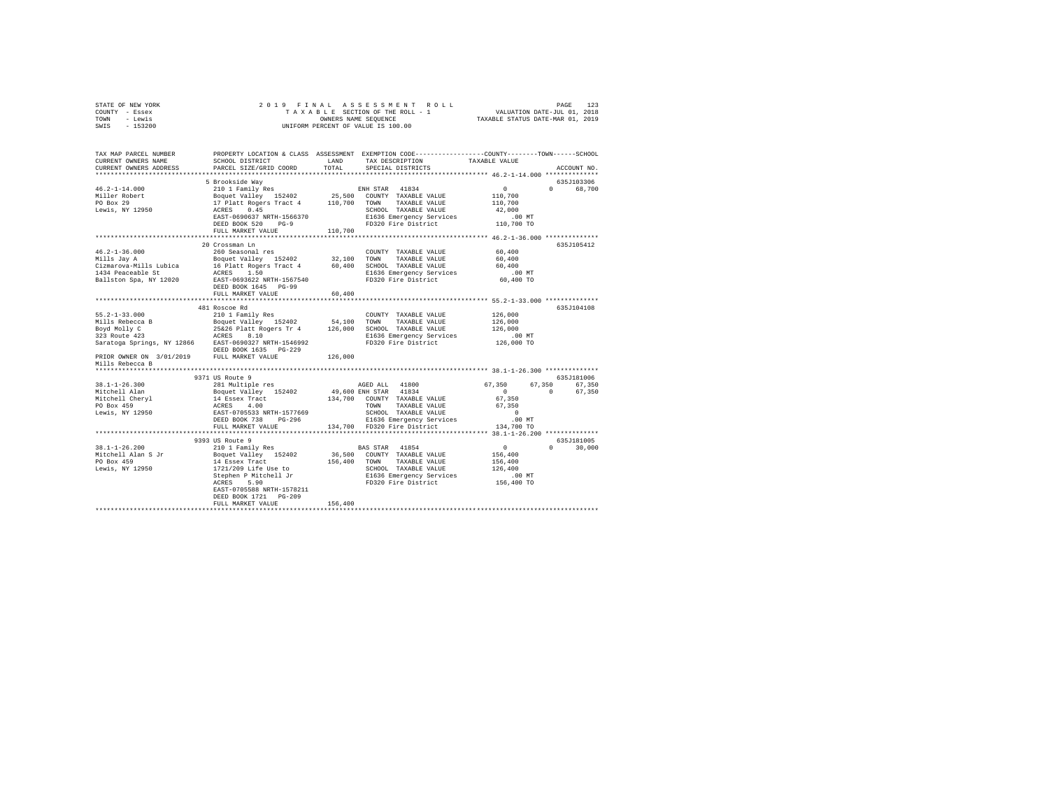```
STATE OF NEW YORK              2 0 1 9   F I N A L   A S S E S S M E N T   R O L L                PAGE   123
COUNTY  - Essex                    T A X A B L E SECTION OF THE ROLL - 1              VALUATION DATE-JUL 01, 2018
TOWN    - Lewis                           OWNERS NAME SEQUENCE                       TAXABLE STATUS DATE-MAR 01, 2019
SWIS    - 153200                     UNIFORM PERCENT OF VALUE IS 100.00

TAX MAP PARCEL NUMBER          PROPERTY LOCATION & CLASS  ASSESSMENT  EXEMPTION CODE------------------COUNTY--------TOWN------SCHOOL
CURRENT OWNERS NAME            SCHOOL DISTRICT             LAND       TAX DESCRIPTION            TAXABLE VALUE
CURRENT OWNERS ADDRESS         PARCEL SIZE/GRID COORD      TOTAL      SPECIAL DISTRICTS                                  ACCOUNT NO.
************************************************************************************************ 46.2-1-14.000 **************
                               5 Brookside Way                                                                        635J103306
46.2-1-14.000                  210 1 Family Res                        ENH STAR  41834                0          0     68,700
Miller Robert                  Boquet Valley  152402      25,500  COUNTY  TAXABLE VALUE         110,700
PO Box 29                      17 Platt Rogers Tract 4   110,700  TOWN    TAXABLE VALUE         110,700
Lewis, NY 12950                ACRES    0.45                      SCHOOL  TAXABLE VALUE          42,000
                               EAST-0690637 NRTH-1566370          E1636 Emergency Services          .00 MT
                               DEED BOOK 520    PG-9              FD320 Fire District           110,700 TO
                               FULL MARKET VALUE         110,700
************************************************************************************************ 46.2-1-36.000 **************
                               20 Crossman Ln                                                                         635J105412
46.2-1-36.000                  260 Seasonal res                        COUNTY  TAXABLE VALUE          60,400
Mills Jay A                    Boquet Valley  152402      32,100  TOWN    TAXABLE VALUE          60,400
Cizmarova-Mills Lubica         16 Platt Rogers Tract 4    60,400  SCHOOL  TAXABLE VALUE          60,400
1434 Peaceable St              ACRES    1.50                      E1636 Emergency Services          .00 MT
Ballston Spa, NY 12020         EAST-0693622 NRTH-1567540          FD320 Fire District            60,400 TO
                               DEED BOOK 1645   PG-99
                               FULL MARKET VALUE          60,400
************************************************************************************************ 55.2-1-33.000 **************
                               481 Roscoe Rd                                                                          635J104108
55.2-1-33.000                  210 1 Family Res                        COUNTY  TAXABLE VALUE         126,000
Mills Rebecca B                Boquet Valley  152402      54,100  TOWN    TAXABLE VALUE         126,000
Boyd Molly C                   25&26 Platt Rogers Tr 4   126,000  SCHOOL  TAXABLE VALUE         126,000
323 Route 423                  ACRES    8.10                      E1636 Emergency Services          .00 MT
Saratoga Springs, NY 12866     EAST-0690327 NRTH-1546992          FD320 Fire District           126,000 TO
                               DEED BOOK 1635   PG-229
PRIOR OWNER ON 3/01/2019       FULL MARKET VALUE         126,000
Mills Rebecca B
************************************************************************************************ 38.1-1-26.300 **************
                               9371 US Route 9                                                                        635J181006
38.1-1-26.300                  281 Multiple res                        AGED ALL  41800           67,350     67,350     67,350
Mitchell Alan                  Boquet Valley  152402      49,600 ENH STAR  41834                0          0     67,350
Mitchell Cheryl                14 Essex Tract            134,700  COUNTY  TAXABLE VALUE          67,350
PO Box 459                     ACRES    4.00                      TOWN    TAXABLE VALUE          67,350
Lewis, NY 12950                EAST-0705533 NRTH-1577669          SCHOOL  TAXABLE VALUE               0
                               DEED BOOK 738    PG-296            E1636 Emergency Services          .00 MT
                               FULL MARKET VALUE         134,700  FD320 Fire District           134,700 TO
************************************************************************************************ 38.1-1-26.200 **************
                               9393 US Route 9                                                                        635J181005
38.1-1-26.200                  210 1 Family Res                        BAS STAR  41854                0          0     30,000
Mitchell Alan S Jr             Boquet Valley  152402      36,500  COUNTY  TAXABLE VALUE         156,400
PO Box 459                     14 Essex Tract            156,400  TOWN    TAXABLE VALUE         156,400
Lewis, NY 12950                1721/209 Life Use to               SCHOOL  TAXABLE VALUE         126,400
                               Stephen P Mitchell Jr              E1636 Emergency Services          .00 MT
                               ACRES    5.90                      FD320 Fire District           156,400 TO
                               EAST-0705588 NRTH-1578211
                               DEED BOOK 1721   PG-209
                               FULL MARKET VALUE         156,400
******************************************************************************************************************************
```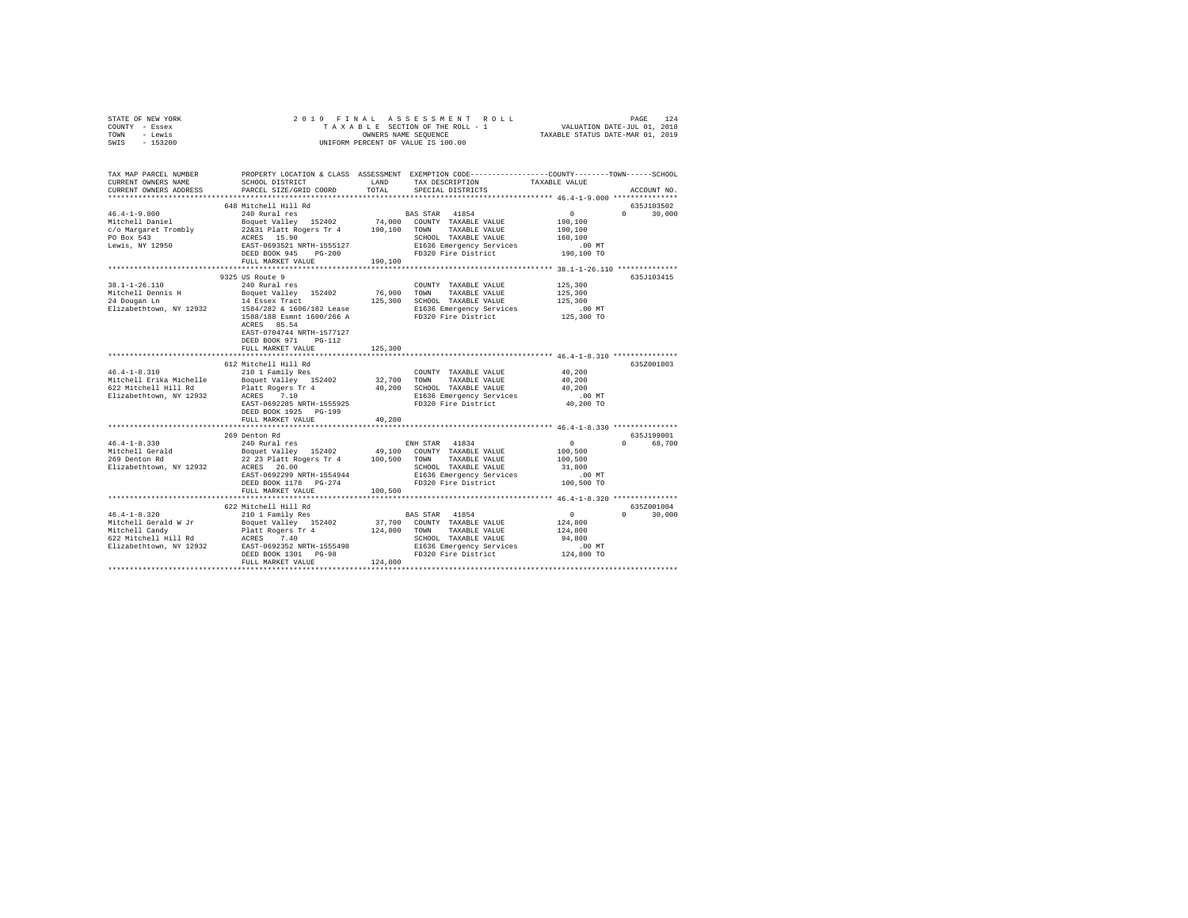STATE OF NEW YORK — 2019 FINAL ASSESSMENT ROLL
COUNTY - Essex — TAXABLE SECTION OF THE ROLL - 1 — VALUATION DATE-JUL 01, 2018
TOWN - Lewis — OWNERS NAME SEQUENCE — TAXABLE STATUS DATE-MAR 01, 2019
SWIS - 153200 — UNIFORM PERCENT OF VALUE IS 100.00

```
TAX MAP PARCEL NUMBER          PROPERTY LOCATION & CLASS  ASSESSMENT  EXEMPTION CODE-----------------COUNTY--------TOWN------SCHOOL
CURRENT OWNERS NAME            SCHOOL DISTRICT               LAND      TAX DESCRIPTION            TAXABLE VALUE
CURRENT OWNERS ADDRESS         PARCEL SIZE/GRID COORD        TOTAL     SPECIAL DISTRICTS                                    ACCOUNT NO.
******************************************************************************************************* 46.4-1-9.000 ***************
                               648 Mitchell Hill Rd                                                                          635J103502
46.4-1-9.000                   240 Rural res                           BAS STAR  41854                   0             0      30,000
Mitchell Daniel                Boquet Valley  152402        74,000     COUNTY  TAXABLE VALUE        190,100
c/o Margaret Trombly           22&31 Platt Rogers Tr 4     190,100     TOWN    TAXABLE VALUE        190,100
PO Box 543                     ACRES   15.90                           SCHOOL  TAXABLE VALUE        160,100
Lewis, NY 12950                EAST-0693521 NRTH-1555127               E1636 Emergency Services          .00 MT
                               DEED BOOK 945    PG-200                 FD320 Fire District          190,100 TO
                               FULL MARKET VALUE           190,100
******************************************************************************************************* 38.1-1-26.110 **************
                               9325 US Route 9                                                                               635J103415
38.1-1-26.110                  240 Rural res                           COUNTY  TAXABLE VALUE        125,300
Mitchell Dennis H              Boquet Valley  152402        76,900     TOWN    TAXABLE VALUE        125,300
24 Dougan Ln                   14 Essex Tract              125,300     SCHOOL  TAXABLE VALUE        125,300
Elizabethtown, NY 12932        1584/282 & 1606/182 Lease               E1636 Emergency Services          .00 MT
                               1588/188 Esmnt 1600/266 A               FD320 Fire District          125,300 TO
                               ACRES   85.54
                               EAST-0704744 NRTH-1577127
                               DEED BOOK 971    PG-112
                               FULL MARKET VALUE           125,300
******************************************************************************************************* 46.4-1-8.310 ***************
                               612 Mitchell Hill Rd                                                                          635Z001003
46.4-1-8.310                   210 1 Family Res                        COUNTY  TAXABLE VALUE         40,200
Mitchell Erika Michelle        Boquet Valley  152402        32,700     TOWN    TAXABLE VALUE         40,200
622 Mitchell Hill Rd           Platt Rogers Tr 4            40,200     SCHOOL  TAXABLE VALUE         40,200
Elizabethtown, NY 12932        ACRES    7.10                           E1636 Emergency Services          .00 MT
                               EAST-0692285 NRTH-1555925               FD320 Fire District           40,200 TO
                               DEED BOOK 1925   PG-199
                               FULL MARKET VALUE            40,200
******************************************************************************************************* 46.4-1-8.330 ***************
                               269 Denton Rd                                                                                 635J199001
46.4-1-8.330                   240 Rural res                           ENH STAR  41834                   0             0      68,700
Mitchell Gerald                Boquet Valley  152402        49,100     COUNTY  TAXABLE VALUE        100,500
269 Denton Rd                  22 23 Platt Rogers Tr 4     100,500     TOWN    TAXABLE VALUE        100,500
Elizabethtown, NY 12932        ACRES   26.00                           SCHOOL  TAXABLE VALUE         31,800
                               EAST-0692299 NRTH-1554944               E1636 Emergency Services          .00 MT
                               DEED BOOK 1178   PG-274                 FD320 Fire District          100,500 TO
                               FULL MARKET VALUE           100,500
******************************************************************************************************* 46.4-1-8.320 ***************
                               622 Mitchell Hill Rd                                                                          635Z001004
46.4-1-8.320                   210 1 Family Res                        BAS STAR  41854                   0             0      30,000
Mitchell Gerald W Jr           Boquet Valley  152402        37,700     COUNTY  TAXABLE VALUE        124,800
Mitchell Candy                 Platt Rogers Tr 4           124,800     TOWN    TAXABLE VALUE        124,800
622 Mitchell Hill Rd           ACRES    7.40                           SCHOOL  TAXABLE VALUE         94,800
Elizabethtown, NY 12932        EAST-0692352 NRTH-1555498               E1636 Emergency Services          .00 MT
                               DEED BOOK 1301   PG-98                  FD320 Fire District          124,800 TO
                               FULL MARKET VALUE           124,800
************************************************************************************************************************************
```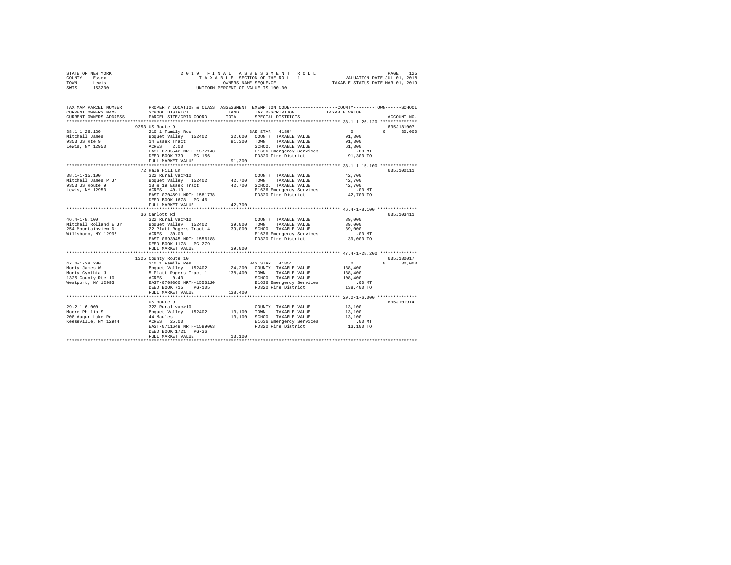STATE OF NEW YORK
COUNTY - Essex
TOWN - Lewis
SWIS - 153200

2019 FINAL ASSESSMENT ROLL
TAXABLE SECTION OF THE ROLL - 1
OWNERS NAME SEQUENCE
UNIFORM PERCENT OF VALUE IS 100.00

VALUATION DATE-JUL 01, 2018
TAXABLE STATUS DATE-MAR 01, 2019

```
TAX MAP PARCEL NUMBER          PROPERTY LOCATION & CLASS  ASSESSMENT  EXEMPTION CODE-----------------COUNTY--------TOWN------SCHOOL
CURRENT OWNERS NAME            SCHOOL DISTRICT              LAND      TAX DESCRIPTION              TAXABLE VALUE
CURRENT OWNERS ADDRESS         PARCEL SIZE/GRID COORD      TOTAL      SPECIAL DISTRICTS                                  ACCOUNT NO.
****************************************************************************************************** 38.1-1-26.120 **************
                               9353 US Route 9                                                                          635J181007
38.1-1-26.120                  210 1 Family Res                      BAS STAR  41854                  0           0      30,000
Mitchell James                 Boquet Valley  152402      32,600     COUNTY  TAXABLE VALUE           91,300
9353 US Rte 9                  14 Essex Tract             91,300     TOWN    TAXABLE VALUE           91,300
Lewis, NY 12950                ACRES    2.00                         SCHOOL  TAXABLE VALUE           61,300
                               EAST-0705542 NRTH-1577148             E1636 Emergency Services              .00 MT
                               DEED BOOK 739    PG-156               FD320 Fire District              91,300 TO
                               FULL MARKET VALUE          91,300
****************************************************************************************************** 38.1-1-15.100 **************
                               72 Hale Hill Ln                                                                          635J100111
38.1-1-15.100                  322 Rural vac>10                      COUNTY  TAXABLE VALUE           42,700
Mitchell James P Jr            Boquet Valley  152402      42,700     TOWN    TAXABLE VALUE           42,700
9353 US Route 9                18 & 19 Essex Tract        42,700     SCHOOL  TAXABLE VALUE           42,700
Lewis, NY 12950                ACRES   40.10                         E1636 Emergency Services              .00 MT
                               EAST-0704691 NRTH-1581778             FD320 Fire District              42,700 TO
                               DEED BOOK 1678   PG-46
                               FULL MARKET VALUE          42,700
****************************************************************************************************** 46.4-1-8.100 ***************
                               36 Carlott Rd                                                                            635J103411
46.4-1-8.100                   322 Rural vac>10                      COUNTY  TAXABLE VALUE           39,000
Mitchell Rolland E Jr          Boquet Valley  152402      39,000     TOWN    TAXABLE VALUE           39,000
254 Mountainview Dr            22 Platt Rogers Tract 4    39,000     SCHOOL  TAXABLE VALUE           39,000
Willsboro, NY 12996            ACRES   30.00                         E1636 Emergency Services              .00 MT
                               EAST-0693045 NRTH-1556188             FD320 Fire District              39,000 TO
                               DEED BOOK 1178   PG-279
                               FULL MARKET VALUE          39,000
****************************************************************************************************** 47.4-1-28.200 **************
                               1325 County Route 10                                                                     635J180017
47.4-1-28.200                  210 1 Family Res                      BAS STAR  41854                  0           0      30,000
Monty James W                  Boquet Valley  152402      24,200     COUNTY  TAXABLE VALUE          138,400
Monty Cynthia J                5 Platt Rogers Tract 1    138,400     TOWN    TAXABLE VALUE          138,400
1325 County Rte 10             ACRES    0.40                         SCHOOL  TAXABLE VALUE          108,400
Westport, NY 12993             EAST-0709360 NRTH-1556120             E1636 Emergency Services              .00 MT
                               DEED BOOK 715    PG-105               FD320 Fire District             138,400 TO
                               FULL MARKET VALUE         138,400
****************************************************************************************************** 29.2-1-6.000 ***************
                               US Route 9                                                                               635J101914
29.2-1-6.000                   322 Rural vac>10                      COUNTY  TAXABLE VALUE           13,100
Moore Philip S                 Boquet Valley  152402      13,100     TOWN    TAXABLE VALUE           13,100
208 Augur Lake Rd              44 Maules                  13,100     SCHOOL  TAXABLE VALUE           13,100
Keeseville, NY 12944           ACRES   25.00                         E1636 Emergency Services              .00 MT
                               EAST-0711649 NRTH-1599003             FD320 Fire District              13,100 TO
                               DEED BOOK 1721   PG-36
                               FULL MARKET VALUE          13,100
************************************************************************************************************************************
```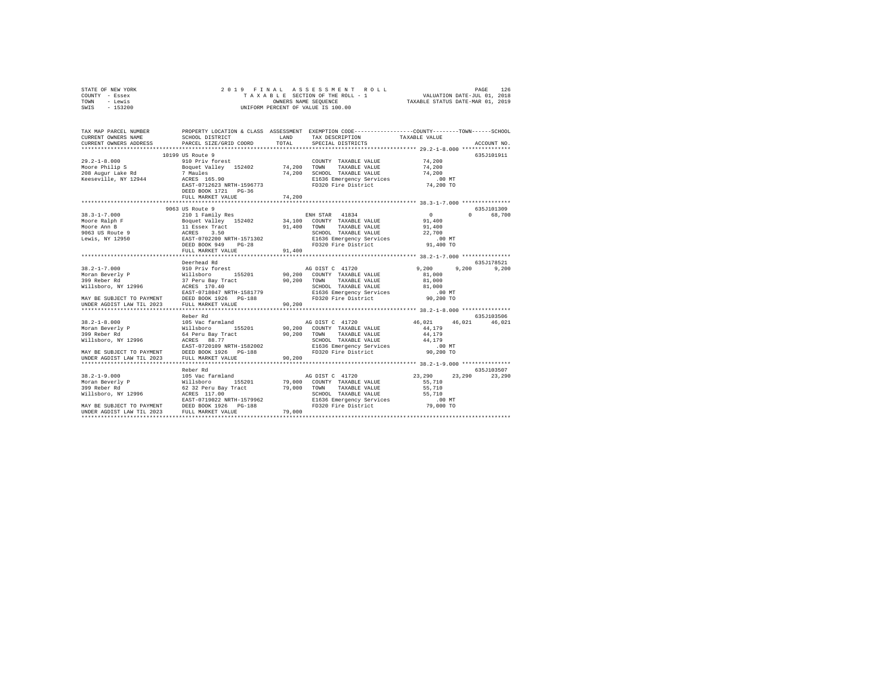STATE OF NEW YORK                2019 FINAL ASSESSMENT ROLL                PAGE 126
COUNTY - Essex                   TAXABLE SECTION OF THE ROLL - 1           VALUATION DATE-JUL 01, 2018
TOWN - Lewis                     OWNERS NAME SEQUENCE                      TAXABLE STATUS DATE-MAR 01, 2019
SWIS - 153200                    UNIFORM PERCENT OF VALUE IS 100.00

```
TAX MAP PARCEL NUMBER      PROPERTY LOCATION & CLASS  ASSESSMENT  EXEMPTION CODE-----------------COUNTY--------TOWN------SCHOOL
CURRENT OWNERS NAME        SCHOOL DISTRICT            LAND        TAX DESCRIPTION            TAXABLE VALUE
CURRENT OWNERS ADDRESS     PARCEL SIZE/GRID COORD     TOTAL       SPECIAL DISTRICTS                                    ACCOUNT NO.
********************************************************************************************** 29.2-1-8.000 ***************
                           10199 US Route 9                                                                        635J101911
29.2-1-8.000               910 Priv forest                        COUNTY  TAXABLE VALUE         74,200
Moore Philip S             Boquet Valley  152402      74,200      TOWN    TAXABLE VALUE         74,200
208 Augur Lake Rd          7 Maules                   74,200      SCHOOL  TAXABLE VALUE         74,200
Keeseville, NY 12944       ACRES 165.90                           E1636 Emergency Services          .00 MT
                           EAST-0712623 NRTH-1596773              FD320 Fire District           74,200 TO
                           DEED BOOK 1721   PG-36
                           FULL MARKET VALUE          74,200
********************************************************************************************** 38.3-1-7.000 ***************
                           9063 US Route 9                                                                         635J101309
38.3-1-7.000               210 1 Family Res                       ENH STAR  41834                   0         0     68,700
Moore Ralph F              Boquet Valley  152402      34,100      COUNTY  TAXABLE VALUE         91,400
Moore Ann B                11 Essex Tract             91,400      TOWN    TAXABLE VALUE         91,400
9063 US Route 9            ACRES   3.50                           SCHOOL  TAXABLE VALUE         22,700
Lewis, NY 12950            EAST-0702200 NRTH-1571302              E1636 Emergency Services          .00 MT
                           DEED BOOK 949    PG-28                 FD320 Fire District           91,400 TO
                           FULL MARKET VALUE          91,400
********************************************************************************************** 38.2-1-7.000 ***************
                           Deerhead Rd                                                                             635J178521
38.2-1-7.000               910 Priv forest                        AG DIST C 41720               9,200     9,200      9,200
Moran Beverly P            Willsboro      155201      90,200      COUNTY  TAXABLE VALUE         81,000
399 Reber Rd               37 Peru Bay Tract          90,200      TOWN    TAXABLE VALUE         81,000
Willsboro, NY 12996        ACRES 170.40                           SCHOOL  TAXABLE VALUE         81,000
                           EAST-0718047 NRTH-1581779              E1636 Emergency Services          .00 MT
MAY BE SUBJECT TO PAYMENT  DEED BOOK 1926   PG-188                FD320 Fire District           90,200 TO
UNDER AGDIST LAW TIL 2023  FULL MARKET VALUE          90,200
********************************************************************************************** 38.2-1-8.000 ***************
                           Reber Rd                                                                                635J103506
38.2-1-8.000               105 Vac farmland                       AG DIST C 41720              46,021    46,021     46,021
Moran Beverly P            Willsboro      155201      90,200      COUNTY  TAXABLE VALUE         44,179
399 Reber Rd               64 Peru Bay Tract          90,200      TOWN    TAXABLE VALUE         44,179
Willsboro, NY 12996        ACRES  88.77                           SCHOOL  TAXABLE VALUE         44,179
                           EAST-0720109 NRTH-1582002              E1636 Emergency Services          .00 MT
MAY BE SUBJECT TO PAYMENT  DEED BOOK 1926   PG-188                FD320 Fire District           90,200 TO
UNDER AGDIST LAW TIL 2023  FULL MARKET VALUE          90,200
********************************************************************************************** 38.2-1-9.000 ***************
                           Reber Rd                                                                                635J103507
38.2-1-9.000               105 Vac farmland                       AG DIST C 41720              23,290    23,290     23,290
Moran Beverly P            Willsboro      155201      79,000      COUNTY  TAXABLE VALUE         55,710
399 Reber Rd               62 32 Peru Bay Tract       79,000      TOWN    TAXABLE VALUE         55,710
Willsboro, NY 12996        ACRES 117.00                           SCHOOL  TAXABLE VALUE         55,710
                           EAST-0719022 NRTH-1579962              E1636 Emergency Services          .00 MT
MAY BE SUBJECT TO PAYMENT  DEED BOOK 1926   PG-188                FD320 Fire District           79,000 TO
UNDER AGDIST LAW TIL 2023  FULL MARKET VALUE          79,000
****************************************************************************************************************************
```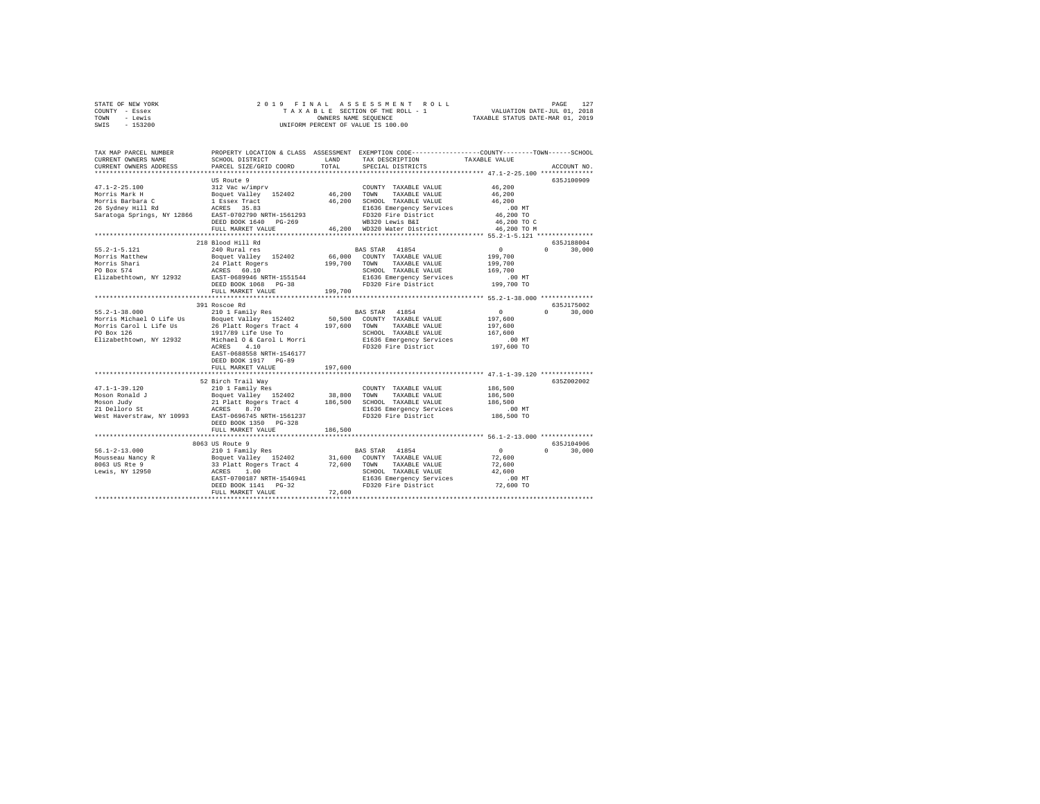STATE OF NEW YORK
COUNTY - Essex
TOWN - Lewis
SWIS - 153200

2019 FINAL ASSESSMENT ROLL
TAXABLE SECTION OF THE ROLL - 1
OWNERS NAME SEQUENCE
UNIFORM PERCENT OF VALUE IS 100.00

VALUATION DATE-JUL 01, 2018
TAXABLE STATUS DATE-MAR 01, 2019

```
TAX MAP PARCEL NUMBER        PROPERTY LOCATION & CLASS  ASSESSMENT  EXEMPTION CODE-----------------COUNTY--------TOWN------SCHOOL
CURRENT OWNERS NAME          SCHOOL DISTRICT              LAND      TAX DESCRIPTION             TAXABLE VALUE
CURRENT OWNERS ADDRESS       PARCEL SIZE/GRID COORD       TOTAL     SPECIAL DISTRICTS                                   ACCOUNT NO.
****************************************************************************************************** 47.1-2-25.100 **************
                             US Route 9                                                                                 635J100909
47.1-2-25.100                312 Vac w/imprv                        COUNTY  TAXABLE VALUE          46,200
Morris Mark H                Boquet Valley  152402       46,200     TOWN    TAXABLE VALUE          46,200
Morris Barbara C             1 Essex Tract               46,200     SCHOOL  TAXABLE VALUE          46,200
26 Sydney Hill Rd            ACRES  35.83                           E1636 Emergency Services         .00 MT
Saratoga Springs, NY 12866   EAST-0702790 NRTH-1561293              FD320 Fire District            46,200 TO
                             DEED BOOK 1640  PG-269                 WB320 Lewis B&I                46,200 TO C
                             FULL MARKET VALUE           46,200     WD320 Water District           46,200 TO M
****************************************************************************************************** 55.2-1-5.121 ***************
                             218 Blood Hill Rd                                                                          635J188004
55.2-1-5.121                 240 Rural res                          BAS STAR  41854                     0          0      30,000
Morris Matthew               Boquet Valley  152402       66,000     COUNTY  TAXABLE VALUE         199,700
Morris Shari                 24 Platt Rogers            199,700     TOWN    TAXABLE VALUE         199,700
PO Box 574                   ACRES  60.10                           SCHOOL  TAXABLE VALUE         169,700
Elizabethtown, NY 12932      EAST-0689946 NRTH-1551544              E1636 Emergency Services         .00 MT
                             DEED BOOK 1068  PG-38                  FD320 Fire District           199,700 TO
                             FULL MARKET VALUE          199,700
****************************************************************************************************** 55.2-1-38.000 **************
                             391 Roscoe Rd                                                                              635J175002
55.2-1-38.000                210 1 Family Res                       BAS STAR  41854                     0          0      30,000
Morris Michael O Life Us     Boquet Valley  152402       50,500     COUNTY  TAXABLE VALUE         197,600
Morris Carol L Life Us       26 Platt Rogers Tract 4    197,600     TOWN    TAXABLE VALUE         197,600
PO Box 126                   1917/89 Life Use To                    SCHOOL  TAXABLE VALUE         167,600
Elizabethtown, NY 12932      Michael O & Carol L Morri              E1636 Emergency Services         .00 MT
                             ACRES   4.10                           FD320 Fire District           197,600 TO
                             EAST-0688558 NRTH-1546177
                             DEED BOOK 1917  PG-89
                             FULL MARKET VALUE          197,600
****************************************************************************************************** 47.1-1-39.120 **************
                             52 Birch Trail Way                                                                         635Z002002
47.1-1-39.120                210 1 Family Res                       COUNTY  TAXABLE VALUE         186,500
Moson Ronald J               Boquet Valley  152402       38,800     TOWN    TAXABLE VALUE         186,500
Moson Judy                   21 Platt Rogers Tract 4    186,500     SCHOOL  TAXABLE VALUE         186,500
21 Delloro St                ACRES   8.70                           E1636 Emergency Services         .00 MT
West Haverstraw, NY 10993    EAST-0696745 NRTH-1561237              FD320 Fire District           186,500 TO
                             DEED BOOK 1350  PG-328
                             FULL MARKET VALUE          186,500
****************************************************************************************************** 56.1-2-13.000 **************
                             8063 US Route 9                                                                            635J104906
56.1-2-13.000                210 1 Family Res                       BAS STAR  41854                     0          0      30,000
Mousseau Nancy R             Boquet Valley  152402       31,600     COUNTY  TAXABLE VALUE          72,600
8063 US Rte 9                33 Platt Rogers Tract 4     72,600     TOWN    TAXABLE VALUE          72,600
Lewis, NY 12950              ACRES   1.00                           SCHOOL  TAXABLE VALUE          42,600
                             EAST-0700187 NRTH-1546941              E1636 Emergency Services         .00 MT
                             DEED BOOK 1141  PG-32                  FD320 Fire District            72,600 TO
                             FULL MARKET VALUE           72,600
************************************************************************************************************************************
```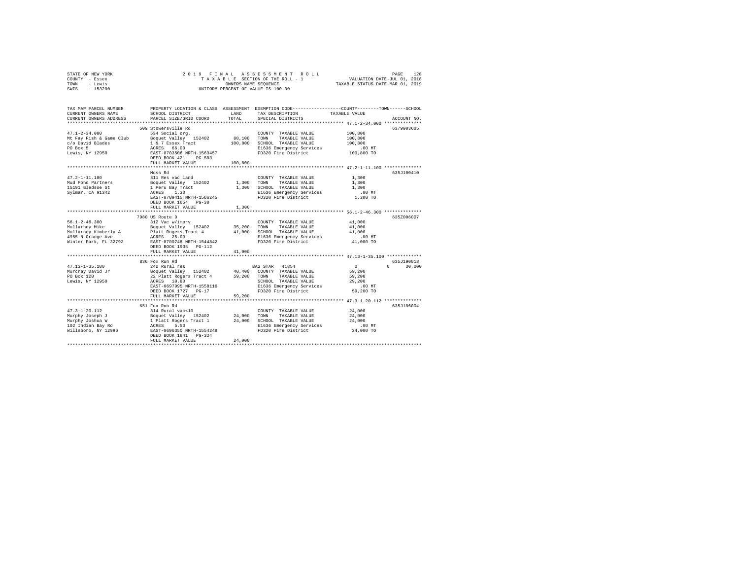STATE OF NEW YORK
COUNTY - Essex
TOWN - Lewis
SWIS - 153200

2 0 1 9 F I N A L A S S E S S M E N T R O L L
T A X A B L E SECTION OF THE ROLL - 1
OWNERS NAME SEQUENCE
UNIFORM PERCENT OF VALUE IS 100.00

VALUATION DATE-JUL 01, 2018
TAXABLE STATUS DATE-MAR 01, 2019

```
TAX MAP PARCEL NUMBER    PROPERTY LOCATION & CLASS  ASSESSMENT  EXEMPTION CODE-----------------COUNTY--------TOWN------SCHOOL
CURRENT OWNERS NAME      SCHOOL DISTRICT              LAND      TAX DESCRIPTION            TAXABLE VALUE
CURRENT OWNERS ADDRESS   PARCEL SIZE/GRID COORD      TOTAL      SPECIAL DISTRICTS                                    ACCOUNT NO.
******************************************************************************************* 47.1-2-34.000 **************
                         509 Stowersville Rd                                                                     6379903605
47.1-2-34.000            534 Social org.                        COUNTY  TAXABLE VALUE         100,800
Mt Fay Fish & Game Club  Boquet Valley  152402      88,100     TOWN    TAXABLE VALUE         100,800
c/o David Blades         1 & 7 Essex Tract          100,800     SCHOOL  TAXABLE VALUE         100,800
PO Box 5                 ACRES  66.00                          E1636 Emergency Services         .00 MT
Lewis, NY 12950          EAST-0703506 NRTH-1563457             FD320 Fire District           100,800 TO
                         DEED BOOK 421    PG-503
                         FULL MARKET VALUE          100,800
******************************************************************************************* 47.2-1-11.100 **************
                         Moss Rd                                                                                 635J100410
47.2-1-11.100            311 Res vac land                       COUNTY  TAXABLE VALUE           1,300
Mud Pond Partners        Boquet Valley  152402       1,300     TOWN    TAXABLE VALUE           1,300
15191 Bledsoe St         1 Peru Bay Tract             1,300     SCHOOL  TAXABLE VALUE           1,300
Sylmar, CA 91342         ACRES   1.30                          E1636 Emergency Services         .00 MT
                         EAST-0709415 NRTH-1566245             FD320 Fire District             1,300 TO
                         DEED BOOK 1654   PG-30
                         FULL MARKET VALUE            1,300
******************************************************************************************* 56.1-2-46.300 **************
                         7980 US Route 9                                                                         635Z006007
56.1-2-46.300            312 Vac w/imprv                        COUNTY  TAXABLE VALUE          41,000
Mullarney Mike           Boquet Valley  152402      35,200     TOWN    TAXABLE VALUE          41,000
Mullarney Kimberly A     Platt Rogers Tract 4        41,000     SCHOOL  TAXABLE VALUE          41,000
4955 N Orange Ave        ACRES  25.00                          E1636 Emergency Services         .00 MT
Winter Park, FL 32792    EAST-0700748 NRTH-1544842             FD320 Fire District            41,000 TO
                         DEED BOOK 1935   PG-112
                         FULL MARKET VALUE           41,000
******************************************************************************************* 47.13-1-35.100 *************
                         836 Fox Run Rd                                                                          635J190018
47.13-1-35.100           240 Rural res                          BAS STAR  41854                     0          0     30,000
Murcray David Jr         Boquet Valley  152402      40,400     COUNTY  TAXABLE VALUE          59,200
PO Box 120               22 Platt Rogers Tract 4     59,200     TOWN    TAXABLE VALUE          59,200
Lewis, NY 12950          ACRES  10.80                          SCHOOL  TAXABLE VALUE          29,200
                         EAST-0697995 NRTH-1558116             E1636 Emergency Services         .00 MT
                         DEED BOOK 1727   PG-17                FD320 Fire District            59,200 TO
                         FULL MARKET VALUE           59,200
******************************************************************************************* 47.3-1-20.112 **************
                         651 Fox Run Rd                                                                          635J186004
47.3-1-20.112            314 Rural vac<10                       COUNTY  TAXABLE VALUE          24,000
Murphy Joseph J          Boquet Valley  152402      24,000     TOWN    TAXABLE VALUE          24,000
Murphy Joshua W          1 Platt Rogers Tract 1      24,000     SCHOOL  TAXABLE VALUE          24,000
102 Indian Bay Rd        ACRES   5.50                          E1636 Emergency Services         .00 MT
Willsboro, NY 12996      EAST-0696350 NRTH-1554248             FD320 Fire District            24,000 TO
                         DEED BOOK 1841   PG-324
                         FULL MARKET VALUE           24,000
************************************************************************************************************************
```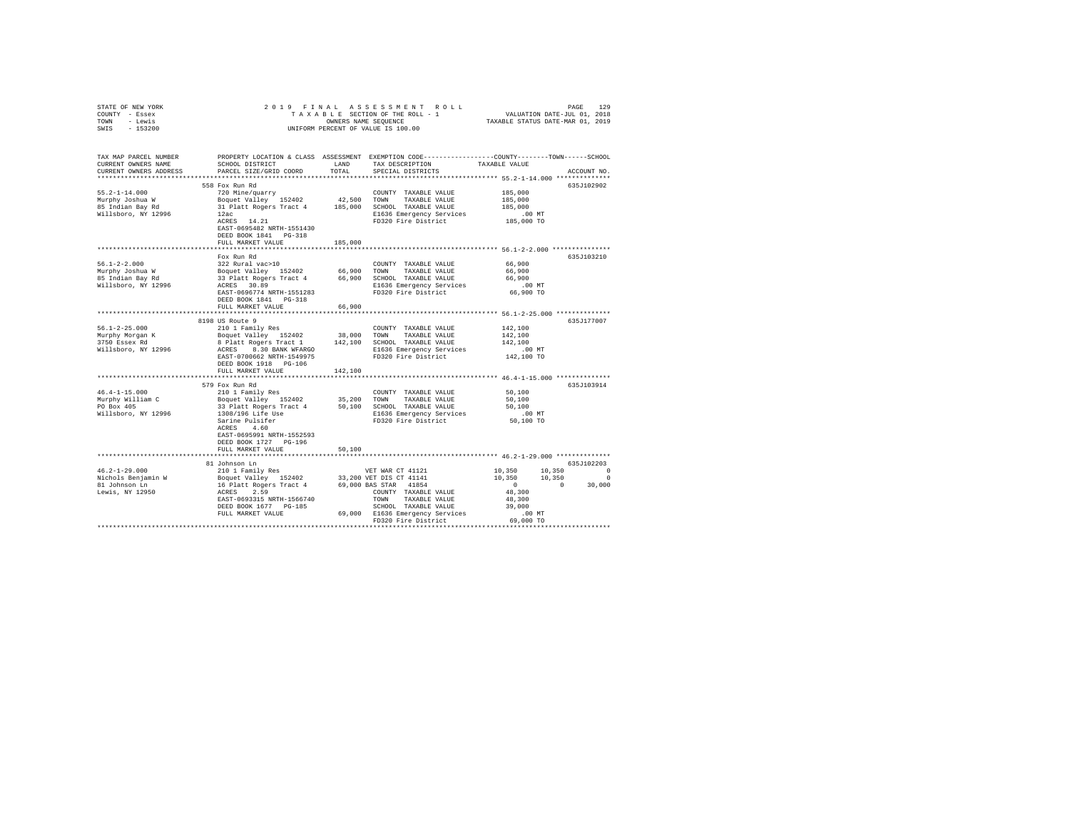STATE OF NEW YORK  
COUNTY - Essex  
TOWN - Lewis  
SWIS - 153200

2019 FINAL ASSESSMENT ROLL  
TAXABLE SECTION OF THE ROLL - 1  
OWNERS NAME SEQUENCE  
UNIFORM PERCENT OF VALUE IS 100.00

VALUATION DATE-JUL 01, 2018  
TAXABLE STATUS DATE-MAR 01, 2019

```
TAX MAP PARCEL NUMBER     PROPERTY LOCATION & CLASS  ASSESSMENT  EXEMPTION CODE-----------------COUNTY--------TOWN------SCHOOL
CURRENT OWNERS NAME       SCHOOL DISTRICT              LAND      TAX DESCRIPTION              TAXABLE VALUE
CURRENT OWNERS ADDRESS    PARCEL SIZE/GRID COORD       TOTAL     SPECIAL DISTRICTS                                     ACCOUNT NO.
******************************************************************************************************* 55.2-1-14.000 **************
                          558 Fox Run Rd                                                                              635J102902
55.2-1-14.000             720 Mine/quarry                        COUNTY  TAXABLE VALUE            185,000
Murphy Joshua W           Boquet Valley  152402      42,500      TOWN    TAXABLE VALUE            185,000
85 Indian Bay Rd          31 Platt Rogers Tract 4   185,000      SCHOOL  TAXABLE VALUE            185,000
Willsboro, NY 12996       12ac                                   E1636 Emergency Services             .00 MT
                          ACRES   14.21                          FD320 Fire District              185,000 TO
                          EAST-0695482 NRTH-1551430
                          DEED BOOK 1841   PG-318
                          FULL MARKET VALUE         185,000
******************************************************************************************************* 56.1-2-2.000 ***************
                          Fox Run Rd                                                                                  635J103210
56.1-2-2.000              322 Rural vac>10                       COUNTY  TAXABLE VALUE             66,900
Murphy Joshua W           Boquet Valley  152402      66,900      TOWN    TAXABLE VALUE             66,900
85 Indian Bay Rd          33 Platt Rogers Tract 4    66,900      SCHOOL  TAXABLE VALUE             66,900
Willsboro, NY 12996       ACRES   30.89                          E1636 Emergency Services             .00 MT
                          EAST-0696774 NRTH-1551283              FD320 Fire District               66,900 TO
                          DEED BOOK 1841   PG-318
                          FULL MARKET VALUE          66,900
******************************************************************************************************* 56.1-2-25.000 **************
                          8198 US Route 9                                                                             635J177007
56.1-2-25.000             210 1 Family Res                       COUNTY  TAXABLE VALUE            142,100
Murphy Morgan K           Boquet Valley  152402      38,000      TOWN    TAXABLE VALUE            142,100
3750 Essex Rd             8 Platt Rogers Tract 1    142,100      SCHOOL  TAXABLE VALUE            142,100
Willsboro, NY 12996       ACRES    8.30 BANK WFARGO              E1636 Emergency Services             .00 MT
                          EAST-0700662 NRTH-1549975              FD320 Fire District              142,100 TO
                          DEED BOOK 1918   PG-106
                          FULL MARKET VALUE         142,100
******************************************************************************************************* 46.4-1-15.000 **************
                          579 Fox Run Rd                                                                              635J103914
46.4-1-15.000             210 1 Family Res                       COUNTY  TAXABLE VALUE             50,100
Murphy William C          Boquet Valley  152402      35,200      TOWN    TAXABLE VALUE             50,100
PO Box 405                33 Platt Rogers Tract 4    50,100      SCHOOL  TAXABLE VALUE             50,100
Willsboro, NY 12996       1308/196 Life Use                      E1636 Emergency Services             .00 MT
                          Sarine Pulsifer                        FD320 Fire District               50,100 TO
                          ACRES    4.60
                          EAST-0695991 NRTH-1552593
                          DEED BOOK 1727   PG-196
                          FULL MARKET VALUE          50,100
******************************************************************************************************* 46.2-1-29.000 **************
                          81 Johnson Ln                                                                               635J102203
46.2-1-29.000             210 1 Family Res                       VET WAR CT 41121          10,350       10,350            0
Nichols Benjamin W        Boquet Valley  152402      33,200 VET DIS CT 41141               10,350       10,350            0
81 Johnson Ln             16 Platt Rogers Tract 4    69,000 BAS STAR  41854                     0            0       30,000
Lewis, NY 12950           ACRES    2.59                          COUNTY  TAXABLE VALUE             48,300
                          EAST-0693315 NRTH-1566740              TOWN    TAXABLE VALUE             48,300
                          DEED BOOK 1677   PG-185                SCHOOL  TAXABLE VALUE             39,000
                          FULL MARKET VALUE          69,000      E1636 Emergency Services             .00 MT
                                                                 FD320 Fire District               69,000 TO
************************************************************************************************************************************
```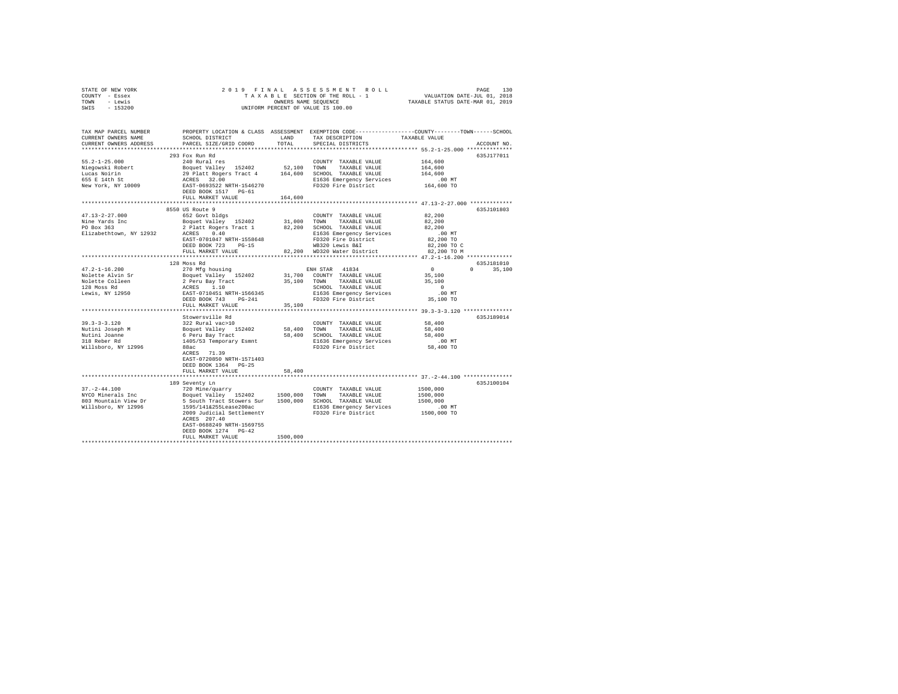STATE OF NEW YORK · COUNTY - Essex · TOWN - Lewis · SWIS - 153200

2019 FINAL ASSESSMENT ROLL
TAXABLE SECTION OF THE ROLL - 1
OWNERS NAME SEQUENCE
UNIFORM PERCENT OF VALUE IS 100.00

VALUATION DATE-JUL 01, 2018
TAXABLE STATUS DATE-MAR 01, 2019

| TAX MAP PARCEL NUMBER / CURRENT OWNERS NAME / CURRENT OWNERS ADDRESS | PROPERTY LOCATION & CLASS / SCHOOL DISTRICT / PARCEL SIZE/GRID COORD | ASSESSMENT LAND | TOTAL | EXEMPTION CODE / TAX DESCRIPTION / SPECIAL DISTRICTS | COUNTY / TOWN / SCHOOL TAXABLE VALUE | ACCOUNT NO. |
|---|---|---|---|---|---|---|
| **55.2-1-25.000** | 293 Fox Run Rd | | | | | 635J177011 |
| 55.2-1-25.000 | 240 Rural res | | | COUNTY TAXABLE VALUE | 164,600 | |
| Niegowski Robert | Boquet Valley 152402 | 52,100 | | TOWN TAXABLE VALUE | 164,600 | |
| Lucas Noirin | 29 Platt Rogers Tract 4 | | 164,600 | SCHOOL TAXABLE VALUE | 164,600 | |
| 655 E 14th St | ACRES 32.00 | | | E1636 Emergency Services | .00 MT | |
| New York, NY 10009 | EAST-0693522 NRTH-1546270 | | | FD320 Fire District | 164,600 TO | |
| | DEED BOOK 1517 PG-61 | | | | | |
| | FULL MARKET VALUE | | 164,600 | | | |
| **47.13-2-27.000** | 8550 US Route 9 | | | | | 635J101803 |
| 47.13-2-27.000 | 652 Govt bldgs | | | COUNTY TAXABLE VALUE | 82,200 | |
| Nine Yards Inc | Boquet Valley 152402 | 31,000 | | TOWN TAXABLE VALUE | 82,200 | |
| PO Box 363 | 2 Platt Rogers Tract 1 | | 82,200 | SCHOOL TAXABLE VALUE | 82,200 | |
| Elizabethtown, NY 12932 | ACRES 0.40 | | | E1636 Emergency Services | .00 MT | |
| | EAST-0701047 NRTH-1558648 | | | FD320 Fire District | 82,200 TO | |
| | DEED BOOK 723 PG-15 | | | WB320 Lewis B&I | 82,200 TO C | |
| | FULL MARKET VALUE | | 82,200 | WD320 Water District | 82,200 TO M | |
| **47.2-1-16.200** | 128 Moss Rd | | | | | 635J181010 |
| 47.2-1-16.200 | 270 Mfg housing | | | ENH STAR 41834 | 0 / 0 / 35,100 | |
| Nolette Alvin Sr | Boquet Valley 152402 | 31,700 | | COUNTY TAXABLE VALUE | 35,100 | |
| Nolette Colleen | 2 Peru Bay Tract | | 35,100 | TOWN TAXABLE VALUE | 35,100 | |
| 128 Moss Rd | ACRES 1.10 | | | SCHOOL TAXABLE VALUE | 0 | |
| Lewis, NY 12950 | EAST-0710451 NRTH-1566345 | | | E1636 Emergency Services | .00 MT | |
| | DEED BOOK 743 PG-241 | | | FD320 Fire District | 35,100 TO | |
| | FULL MARKET VALUE | | 35,100 | | | |
| **39.3-3-3.120** | Stowersville Rd | | | | | 635J189014 |
| 39.3-3-3.120 | 322 Rural vac>10 | | | COUNTY TAXABLE VALUE | 58,400 | |
| Nutini Joseph M | Boquet Valley 152402 | 58,400 | | TOWN TAXABLE VALUE | 58,400 | |
| Nutini Joanne | 6 Peru Bay Tract | | 58,400 | SCHOOL TAXABLE VALUE | 58,400 | |
| 318 Reber Rd | 1405/53 Temporary Esmnt | | | E1636 Emergency Services | .00 MT | |
| Willsboro, NY 12996 | 88ac | | | FD320 Fire District | 58,400 TO | |
| | ACRES 71.39 | | | | | |
| | EAST-0720850 NRTH-1571403 | | | | | |
| | DEED BOOK 1364 PG-25 | | | | | |
| | FULL MARKET VALUE | | 58,400 | | | |
| **37.-2-44.100** | 189 Seventy Ln | | | | | 635J100104 |
| 37.-2-44.100 | 720 Mine/quarry | | | COUNTY TAXABLE VALUE | 1500,000 | |
| NYCO Minerals Inc | Boquet Valley 152402 | 1500,000 | | TOWN TAXABLE VALUE | 1500,000 | |
| 803 Mountain View Dr | 5 South Tract Stowers Sur | | 1500,000 | SCHOOL TAXABLE VALUE | 1500,000 | |
| Willsboro, NY 12996 | 1595/141&255Lease200ac | | | E1636 Emergency Services | .00 MT | |
| | 2009 Judicial SettlementY | | | FD320 Fire District | 1500,000 TO | |
| | ACRES 207.40 | | | | | |
| | EAST-0688249 NRTH-1569755 | | | | | |
| | DEED BOOK 1274 PG-42 | | | | | |
| | FULL MARKET VALUE | | 1500,000 | | | |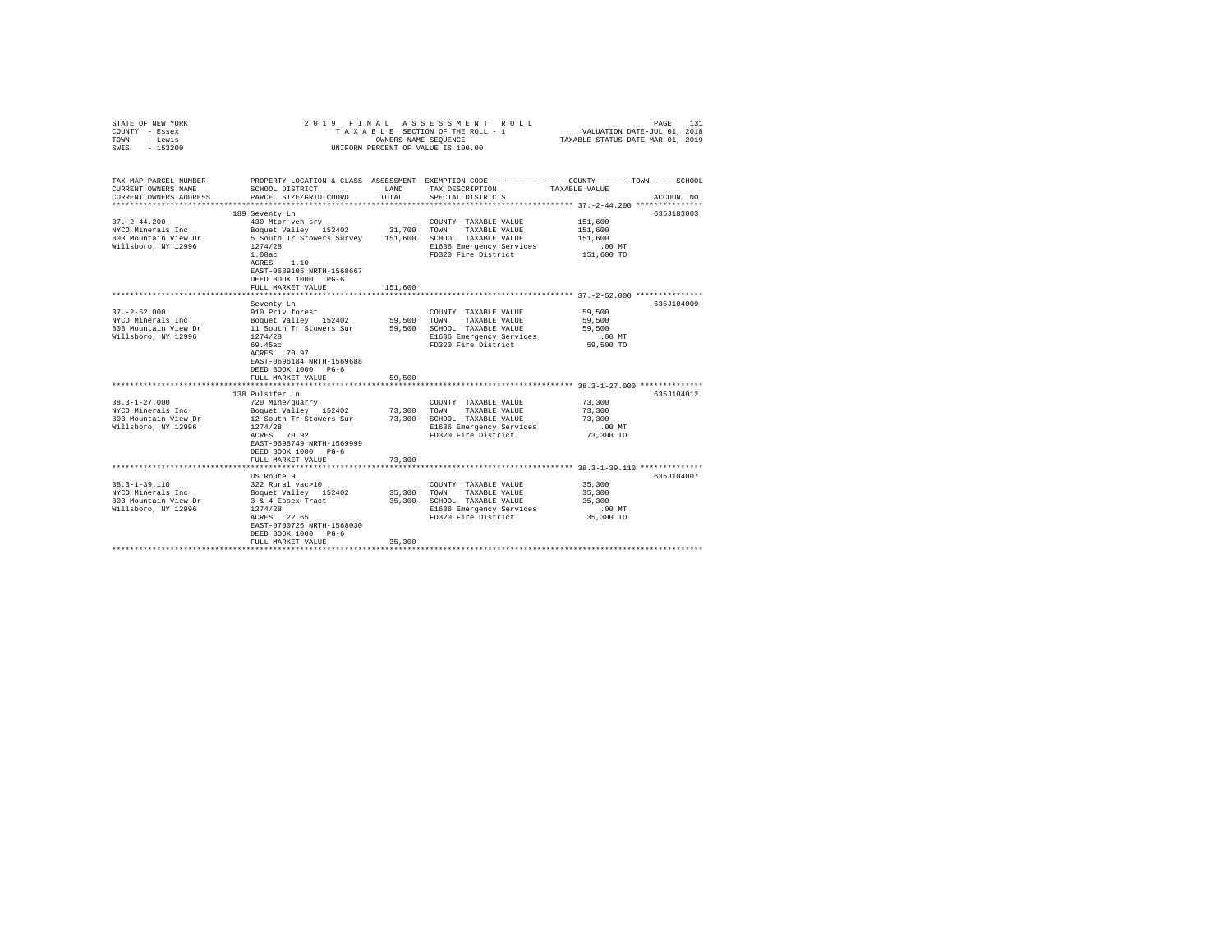STATE OF NEW YORK
COUNTY - Essex
TOWN - Lewis
SWIS - 153200

2019 FINAL ASSESSMENT ROLL
TAXABLE SECTION OF THE ROLL - 1
OWNERS NAME SEQUENCE
UNIFORM PERCENT OF VALUE IS 100.00

VALUATION DATE-JUL 01, 2018
TAXABLE STATUS DATE-MAR 01, 2019

| TAX MAP PARCEL NUMBER / CURRENT OWNERS NAME / CURRENT OWNERS ADDRESS | PROPERTY LOCATION & CLASS / SCHOOL DISTRICT / PARCEL SIZE/GRID COORD | ASSESSMENT LAND | TOTAL | EXEMPTION CODE / TAX DESCRIPTION / SPECIAL DISTRICTS | TAXABLE VALUE (COUNTY / TOWN / SCHOOL) | ACCOUNT NO. |
|---|---|---|---|---|---|---|
| 37.-2-44.200 | 189 Seventy Ln | | | | | 635J183003 |
| NYCO Minerals Inc | 430 Mtor veh srv | | | COUNTY TAXABLE VALUE | 151,600 | |
| 803 Mountain View Dr | Boquet Valley 152402 | 31,700 | | TOWN TAXABLE VALUE | 151,600 | |
| Willsboro, NY 12996 | 5 South Tr Stowers Survey | | 151,600 | SCHOOL TAXABLE VALUE | 151,600 | |
| | 1274/28 | | | E1636 Emergency Services | .00 MT | |
| | 1.08ac | | | FD320 Fire District | 151,600 TO | |
| | ACRES 1.10 | | | | | |
| | EAST-0689105 NRTH-1568667 | | | | | |
| | DEED BOOK 1000 PG-6 | | | | | |
| | FULL MARKET VALUE | | 151,600 | | | |
| 37.-2-52.000 | Seventy Ln | | | | | 635J104009 |
| NYCO Minerals Inc | 910 Priv forest | | | COUNTY TAXABLE VALUE | 59,500 | |
| 803 Mountain View Dr | Boquet Valley 152402 | 59,500 | | TOWN TAXABLE VALUE | 59,500 | |
| Willsboro, NY 12996 | 11 South Tr Stowers Sur | | 59,500 | SCHOOL TAXABLE VALUE | 59,500 | |
| | 1274/28 | | | E1636 Emergency Services | .00 MT | |
| | 69.45ac | | | FD320 Fire District | 59,500 TO | |
| | ACRES 70.97 | | | | | |
| | EAST-0696184 NRTH-1569688 | | | | | |
| | DEED BOOK 1000 PG-6 | | | | | |
| | FULL MARKET VALUE | | 59,500 | | | |
| 38.3-1-27.000 | 138 Pulsifer Ln | | | | | 635J104012 |
| NYCO Minerals Inc | 720 Mine/quarry | | | COUNTY TAXABLE VALUE | 73,300 | |
| 803 Mountain View Dr | Boquet Valley 152402 | 73,300 | | TOWN TAXABLE VALUE | 73,300 | |
| Willsboro, NY 12996 | 12 South Tr Stowers Sur | | 73,300 | SCHOOL TAXABLE VALUE | 73,300 | |
| | 1274/28 | | | E1636 Emergency Services | .00 MT | |
| | ACRES 70.92 | | | FD320 Fire District | 73,300 TO | |
| | EAST-0698749 NRTH-1569999 | | | | | |
| | DEED BOOK 1000 PG-6 | | | | | |
| | FULL MARKET VALUE | | 73,300 | | | |
| 38.3-1-39.110 | US Route 9 | | | | | 635J104007 |
| NYCO Minerals Inc | 322 Rural vac>10 | | | COUNTY TAXABLE VALUE | 35,300 | |
| 803 Mountain View Dr | Boquet Valley 152402 | 35,300 | | TOWN TAXABLE VALUE | 35,300 | |
| Willsboro, NY 12996 | 3 & 4 Essex Tract | | 35,300 | SCHOOL TAXABLE VALUE | 35,300 | |
| | 1274/28 | | | E1636 Emergency Services | .00 MT | |
| | ACRES 22.65 | | | FD320 Fire District | 35,300 TO | |
| | EAST-0700726 NRTH-1568030 | | | | | |
| | DEED BOOK 1000 PG-6 | | | | | |
| | FULL MARKET VALUE | | 35,300 | | | |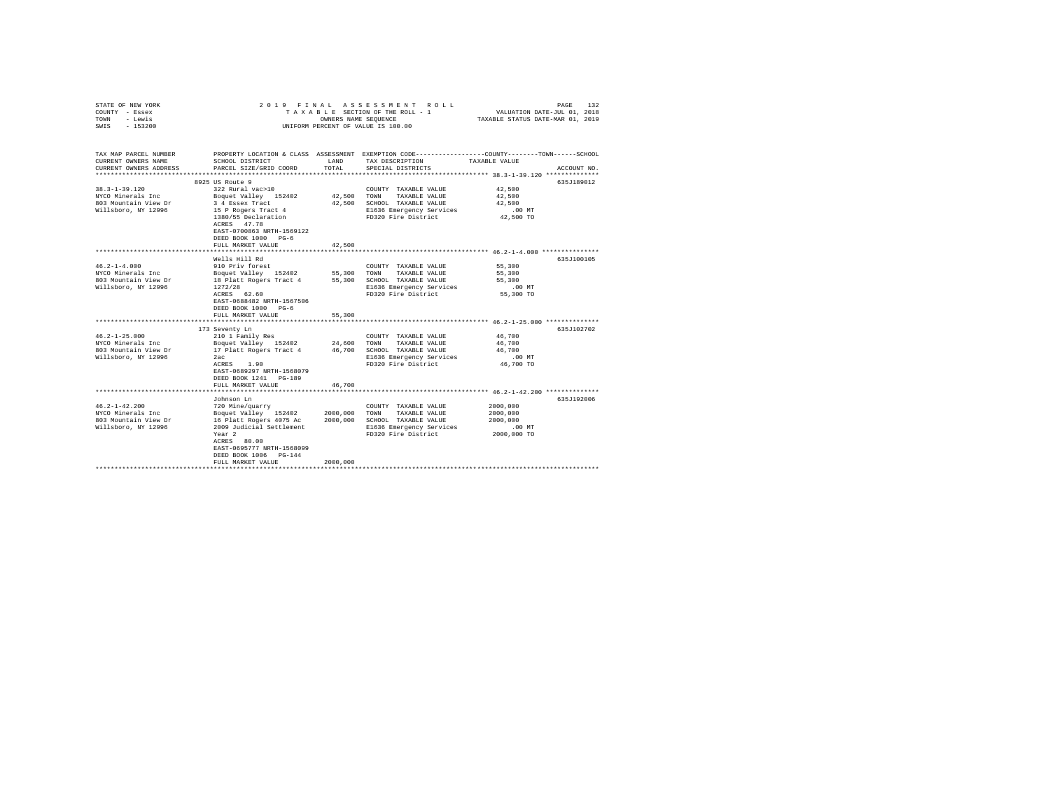STATE OF NEW YORK
COUNTY - Essex
TOWN - Lewis
SWIS - 153200

2019 FINAL ASSESSMENT ROLL
TAXABLE SECTION OF THE ROLL - 1
OWNERS NAME SEQUENCE
UNIFORM PERCENT OF VALUE IS 100.00

VALUATION DATE-JUL 01, 2018
TAXABLE STATUS DATE-MAR 01, 2019

| TAX MAP PARCEL NUMBER / CURRENT OWNERS NAME / CURRENT OWNERS ADDRESS | PROPERTY LOCATION & CLASS / SCHOOL DISTRICT / PARCEL SIZE/GRID COORD | ASSESSMENT LAND / TOTAL | EXEMPTION CODE / TAX DESCRIPTION / SPECIAL DISTRICTS | COUNTY / TOWN / SCHOOL TAXABLE VALUE | ACCOUNT NO. |
|---|---|---|---|---|---|
| **38.3-1-39.120** | 8925 US Route 9 | | | | 635J189012 |
| 38.3-1-39.120 | 322 Rural vac>10 | | COUNTY TAXABLE VALUE | 42,500 | |
| NYCO Minerals Inc | Boquet Valley 152402 | 42,500 | TOWN TAXABLE VALUE | 42,500 | |
| 803 Mountain View Dr | 3 4 Essex Tract | 42,500 | SCHOOL TAXABLE VALUE | 42,500 | |
| Willsboro, NY 12996 | 15 P Rogers Tract 4 | | E1636 Emergency Services | .00 MT | |
| | 1380/55 Declaration | | FD320 Fire District | 42,500 TO | |
| | ACRES 47.78 | | | | |
| | EAST-0700863 NRTH-1569122 | | | | |
| | DEED BOOK 1000 PG-6 | | | | |
| | FULL MARKET VALUE | 42,500 | | | |
| **46.2-1-4.000** | Wells Hill Rd | | | | 635J100105 |
| 46.2-1-4.000 | 910 Priv forest | | COUNTY TAXABLE VALUE | 55,300 | |
| NYCO Minerals Inc | Boquet Valley 152402 | 55,300 | TOWN TAXABLE VALUE | 55,300 | |
| 803 Mountain View Dr | 18 Platt Rogers Tract 4 | 55,300 | SCHOOL TAXABLE VALUE | 55,300 | |
| Willsboro, NY 12996 | 1272/28 | | E1636 Emergency Services | .00 MT | |
| | ACRES 62.60 | | FD320 Fire District | 55,300 TO | |
| | EAST-0688482 NRTH-1567506 | | | | |
| | DEED BOOK 1000 PG-6 | | | | |
| | FULL MARKET VALUE | 55,300 | | | |
| **46.2-1-25.000** | 173 Seventy Ln | | | | 635J102702 |
| 46.2-1-25.000 | 210 1 Family Res | | COUNTY TAXABLE VALUE | 46,700 | |
| NYCO Minerals Inc | Boquet Valley 152402 | 24,600 | TOWN TAXABLE VALUE | 46,700 | |
| 803 Mountain View Dr | 17 Platt Rogers Tract 4 | 46,700 | SCHOOL TAXABLE VALUE | 46,700 | |
| Willsboro, NY 12996 | 2ac | | E1636 Emergency Services | .00 MT | |
| | ACRES 1.90 | | FD320 Fire District | 46,700 TO | |
| | EAST-0689297 NRTH-1568079 | | | | |
| | DEED BOOK 1241 PG-189 | | | | |
| | FULL MARKET VALUE | 46,700 | | | |
| **46.2-1-42.200** | Johnson Ln | | | | 635J192006 |
| 46.2-1-42.200 | 720 Mine/quarry | | COUNTY TAXABLE VALUE | 2000,000 | |
| NYCO Minerals Inc | Boquet Valley 152402 | 2000,000 | TOWN TAXABLE VALUE | 2000,000 | |
| 803 Mountain View Dr | 16 Platt Rogers 4075 Ac | 2000,000 | SCHOOL TAXABLE VALUE | 2000,000 | |
| Willsboro, NY 12996 | 2009 Judicial Settlement | | E1636 Emergency Services | .00 MT | |
| | Year 2 | | FD320 Fire District | 2000,000 TO | |
| | ACRES 80.00 | | | | |
| | EAST-0695777 NRTH-1568099 | | | | |
| | DEED BOOK 1006 PG-144 | | | | |
| | FULL MARKET VALUE | 2000,000 | | | |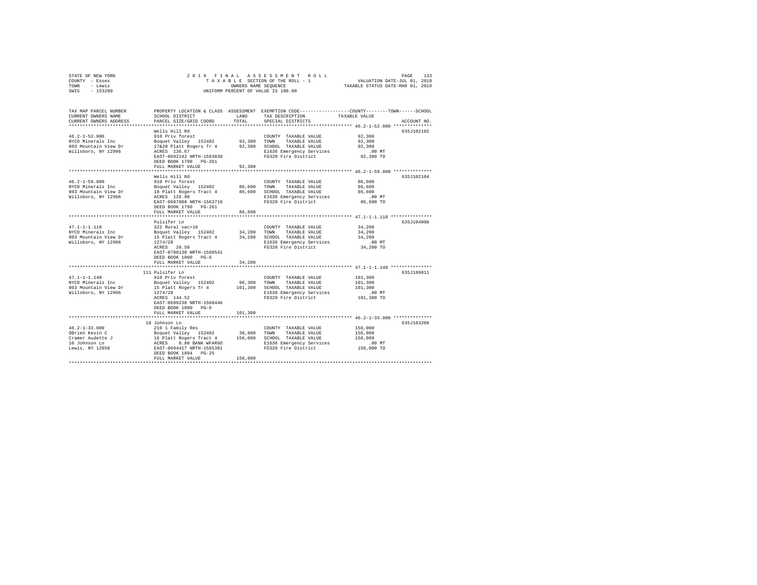STATE OF NEW YORK
COUNTY - Essex
TOWN - Lewis
SWIS - 153200

2019 FINAL ASSESSMENT ROLL
TAXABLE SECTION OF THE ROLL - 1
OWNERS NAME SEQUENCE
UNIFORM PERCENT OF VALUE IS 100.00

VALUATION DATE-JUL 01, 2018
TAXABLE STATUS DATE-MAR 01, 2019

```
TAX MAP PARCEL NUMBER     PROPERTY LOCATION & CLASS  ASSESSMENT  EXEMPTION CODE-----------------COUNTY--------TOWN------SCHOOL
CURRENT OWNERS NAME       SCHOOL DISTRICT              LAND      TAX DESCRIPTION            TAXABLE VALUE
CURRENT OWNERS ADDRESS    PARCEL SIZE/GRID COORD       TOTAL     SPECIAL DISTRICTS                                        ACCOUNT NO.
****************************************************************************************************** 46.2-1-52.000 **************
                          Wells Hill Rd                                                                                635J102102
46.2-1-52.000             910 Priv forest                         COUNTY  TAXABLE VALUE           92,300
NYCO Minerals Inc         Boquet Valley  152402       92,300      TOWN    TAXABLE VALUE           92,300
803 Mountain View Dr      17&20 Platt Rogers Tr 4     92,300      SCHOOL  TAXABLE VALUE           92,300
Willsboro, NY 12996       ACRES  136.67                           E1636 Emergency Services           .00 MT
                          EAST-0692142 NRTH-1563830               FD320 Fire District             92,300 TO
                          DEED BOOK 1790   PG-261
                          FULL MARKET VALUE           92,300
****************************************************************************************************** 46.2-1-59.000 **************
                          Wells Hill Rd                                                                                635J102104
46.2-1-59.000             910 Priv forest                         COUNTY  TAXABLE VALUE           86,600
NYCO Minerals Inc         Boquet Valley  152402       86,600      TOWN    TAXABLE VALUE           86,600
803 Mountain View Dr      18 Platt Rogers Tract 4     86,600      SCHOOL  TAXABLE VALUE           86,600
Willsboro, NY 12996       ACRES  126.90                           E1636 Emergency Services           .00 MT
                          EAST-0687888 NRTH-1563719               FD320 Fire District             86,600 TO
                          DEED BOOK 1790   PG-261
                          FULL MARKET VALUE           86,600
****************************************************************************************************** 47.1-1-1.110 ***************
                          Pulsifer Ln                                                                                  635J104008
47.1-1-1.110              322 Rural vac>10                        COUNTY  TAXABLE VALUE           34,200
NYCO Minerals Inc         Boquet Valley  152402       34,200      TOWN    TAXABLE VALUE           34,200
803 Mountain View Dr      15 Platt Rogers Tract 4     34,200      SCHOOL  TAXABLE VALUE           34,200
Willsboro, NY 12996       1274/28                                 E1636 Emergency Services           .00 MT
                          ACRES   20.50                           FD320 Fire District             34,200 TO
                          EAST-0700138 NRTH-1568541
                          DEED BOOK 1000   PG-6
                          FULL MARKET VALUE           34,200
****************************************************************************************************** 47.1-1-1.140 ***************
                          111 Pulsifer Ln                                                                              635J189011
47.1-1-1.140              910 Priv forest                         COUNTY  TAXABLE VALUE          101,300
NYCO Minerals Inc         Boquet Valley  152402       96,300      TOWN    TAXABLE VALUE          101,300
803 Mountain View Dr      15 Platt Rogers Tr 4       101,300      SCHOOL  TAXABLE VALUE          101,300
Willsboro, NY 12996       1274/28                                 E1636 Emergency Services           .00 MT
                          ACRES  144.52                           FD320 Fire District            101,300 TO
                          EAST-0698238 NRTH-1568446
                          DEED BOOK 1000   PG-6
                          FULL MARKET VALUE          101,300
****************************************************************************************************** 46.2-1-33.000 **************
                          10 Johnson Ln                                                                                635J103209
46.2-1-33.000             210 1 Family Res                        COUNTY  TAXABLE VALUE          156,000
OBrien Kevin C            Boquet Valley  152402       38,800      TOWN    TAXABLE VALUE          156,000
Cramer Audette J          16 Platt Rogers Tract 4    156,000      SCHOOL  TAXABLE VALUE          156,000
10 Johnson Ln             ACRES    8.80 BANK WFARGO               E1636 Emergency Services           .00 MT
Lewis, NY 12950           EAST-0694417 NRTH-1565381               FD320 Fire District            156,000 TO
                          DEED BOOK 1894   PG-25
                          FULL MARKET VALUE          156,000
************************************************************************************************************************************
```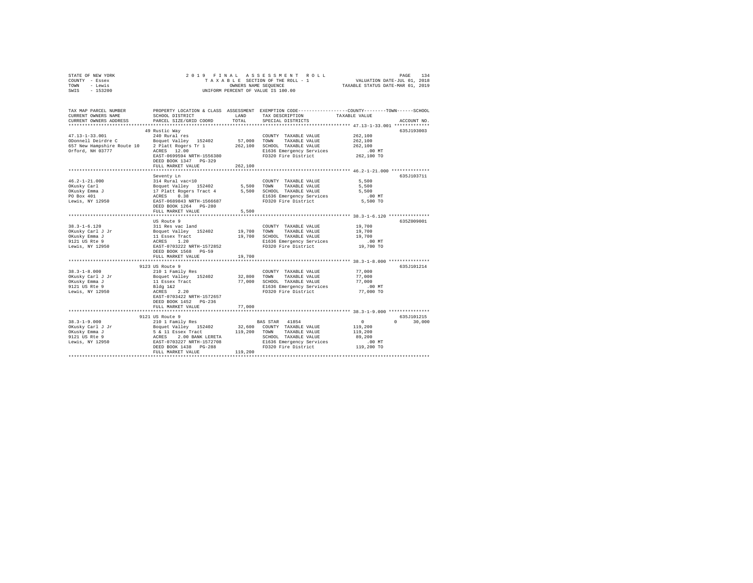STATE OF NEW YORK
COUNTY - Essex
TOWN - Lewis
SWIS - 153200

2 0 1 9 F I N A L A S S E S S M E N T R O L L
T A X A B L E SECTION OF THE ROLL - 1
OWNERS NAME SEQUENCE
UNIFORM PERCENT OF VALUE IS 100.00

VALUATION DATE-JUL 01, 2018
TAXABLE STATUS DATE-MAR 01, 2019

| TAX MAP PARCEL NUMBER / CURRENT OWNERS NAME / CURRENT OWNERS ADDRESS | PROPERTY LOCATION & CLASS / SCHOOL DISTRICT / PARCEL SIZE/GRID COORD | ASSESSMENT LAND | TOTAL | EXEMPTION CODE / TAX DESCRIPTION / SPECIAL DISTRICTS | COUNTY--------TOWN------SCHOOL TAXABLE VALUE | ACCOUNT NO. |
|---|---|---|---|---|---|---|
| **47.13-1-33.001** | 49 Rustic Way | | | | | 635J193003 |
| ODonnell Deirdre C | 240 Rural res | | | COUNTY TAXABLE VALUE | 262,100 | |
| 657 New Hampshire Route 10 | Boquet Valley 152402 | 57,000 | | TOWN TAXABLE VALUE | 262,100 | |
| Orford, NH 03777 | 2 Platt Rogers Tr 1 | | 262,100 | SCHOOL TAXABLE VALUE | 262,100 | |
| | ACRES 12.00 | | | E1636 Emergency Services | .00 MT | |
| | EAST-0699594 NRTH-1556380 | | | FD320 Fire District | 262,100 TO | |
| | DEED BOOK 1347 PG-329 | | | | | |
| | FULL MARKET VALUE | | 262,100 | | | |
| **46.2-1-21.000** | Seventy Ln | | | | | 635J103711 |
| OKusky Carl | 314 Rural vac<10 | | | COUNTY TAXABLE VALUE | 5,500 | |
| OKusky Emma J | Boquet Valley 152402 | 5,500 | | TOWN TAXABLE VALUE | 5,500 | |
| PO Box 401 | 17 Platt Rogers Tract 4 | | 5,500 | SCHOOL TAXABLE VALUE | 5,500 | |
| Lewis, NY 12950 | ACRES 0.38 | | | E1636 Emergency Services | .00 MT | |
| | EAST-0689843 NRTH-1566687 | | | FD320 Fire District | 5,500 TO | |
| | DEED BOOK 1264 PG-280 | | | | | |
| | FULL MARKET VALUE | | 5,500 | | | |
| **38.3-1-6.120** | US Route 9 | | | | | 635Z009001 |
| OKusky Carl J Jr | 311 Res vac land | | | COUNTY TAXABLE VALUE | 19,700 | |
| OKusky Emma J | Boquet Valley 152402 | 19,700 | | TOWN TAXABLE VALUE | 19,700 | |
| 9121 US Rte 9 | 11 Essex Tract | | 19,700 | SCHOOL TAXABLE VALUE | 19,700 | |
| Lewis, NY 12950 | ACRES 1.20 | | | E1636 Emergency Services | .00 MT | |
| | EAST-0703222 NRTH-1572852 | | | FD320 Fire District | 19,700 TO | |
| | DEED BOOK 1568 PG-59 | | | | | |
| | FULL MARKET VALUE | | 19,700 | | | |
| **38.3-1-8.000** | 9123 US Route 9 | | | | | 635J101214 |
| OKusky Carl J Jr | 210 1 Family Res | | | COUNTY TAXABLE VALUE | 77,000 | |
| OKusky Emma J | Boquet Valley 152402 | 32,800 | | TOWN TAXABLE VALUE | 77,000 | |
| 9121 US Rte 9 | 11 Essex Tract | | 77,000 | SCHOOL TAXABLE VALUE | 77,000 | |
| Lewis, NY 12950 | Bldg 1&2 | | | E1636 Emergency Services | .00 MT | |
| | ACRES 2.20 | | | FD320 Fire District | 77,000 TO | |
| | EAST-0703422 NRTH-1572657 | | | | | |
| | DEED BOOK 1452 PG-236 | | | | | |
| | FULL MARKET VALUE | | 77,000 | | | |
| **38.3-1-9.000** | 9121 US Route 9 | | | | | 635J101215 |
| OKusky Carl J Jr | 210 1 Family Res | | | BAS STAR 41854 | 0 0 30,000 | |
| OKusky Emma J | Boquet Valley 152402 | 32,600 | | COUNTY TAXABLE VALUE | 119,200 | |
| 9121 US Rte 9 | 5 & 11 Essex Tract | | 119,200 | TOWN TAXABLE VALUE | 119,200 | |
| Lewis, NY 12950 | ACRES 2.00 BANK LERETA | | | SCHOOL TAXABLE VALUE | 89,200 | |
| | EAST-0703227 NRTH-1572708 | | | E1636 Emergency Services | .00 MT | |
| | DEED BOOK 1438 PG-288 | | | FD320 Fire District | 119,200 TO | |
| | FULL MARKET VALUE | | 119,200 | | | |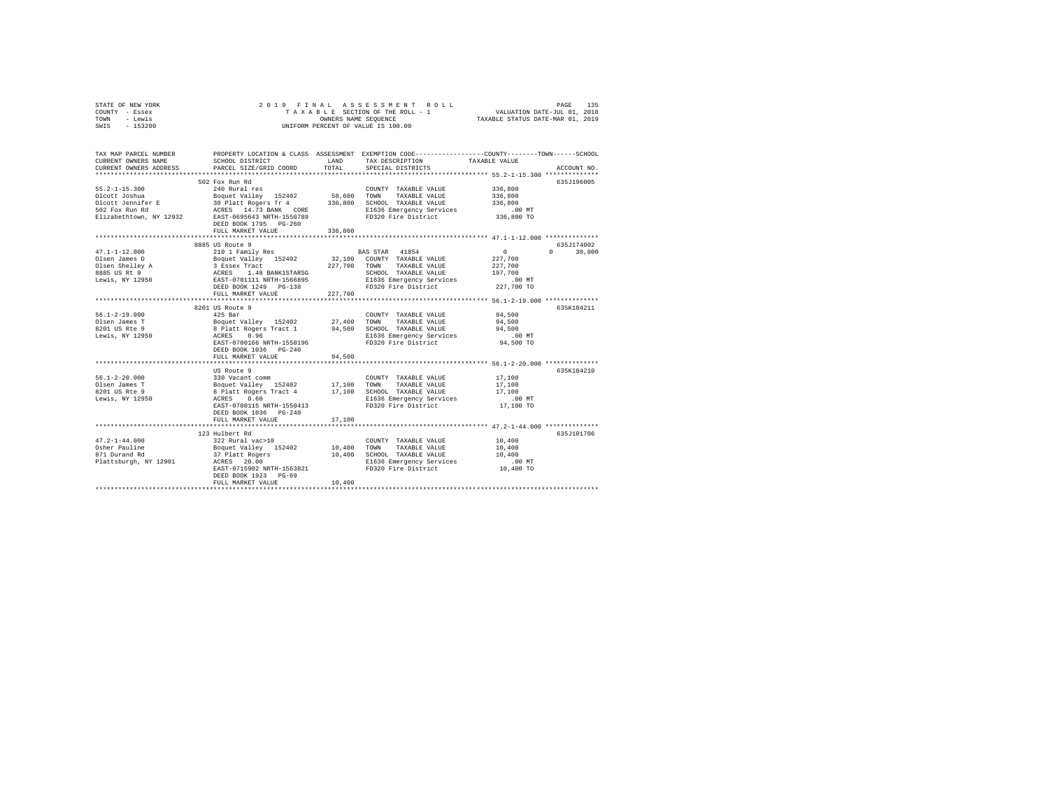STATE OF NEW YORK
COUNTY - Essex
TOWN - Lewis
SWIS - 153200

2 0 1 9 F I N A L A S S E S S M E N T R O L L
T A X A B L E SECTION OF THE ROLL - 1
OWNERS NAME SEQUENCE
UNIFORM PERCENT OF VALUE IS 100.00

VALUATION DATE-JUL 01, 2018
TAXABLE STATUS DATE-MAR 01, 2019

```
TAX MAP PARCEL NUMBER     PROPERTY LOCATION & CLASS  ASSESSMENT  EXEMPTION CODE-----------------COUNTY--------TOWN------SCHOOL
CURRENT OWNERS NAME       SCHOOL DISTRICT              LAND      TAX DESCRIPTION            TAXABLE VALUE
CURRENT OWNERS ADDRESS    PARCEL SIZE/GRID COORD       TOTAL     SPECIAL DISTRICTS                                   ACCOUNT NO.
*************************************************************************************************** 55.2-1-15.300 **************
                          502 Fox Run Rd                                                                              635J196005
55.2-1-15.300             240 Rural res                          COUNTY  TAXABLE VALUE          336,800
Olcott Joshua             Boquet Valley  152402        58,600    TOWN    TAXABLE VALUE          336,800
Olcott Jennifer E         30 Platt Rogers Tr 4        336,800    SCHOOL  TAXABLE VALUE          336,800
502 Fox Run Rd            ACRES   14.73 BANK   CORE              E1636 Emergency Services           .00 MT
Elizabethtown, NY 12932   EAST-0695643 NRTH-1550789              FD320 Fire District            336,800 TO
                          DEED BOOK 1795   PG-260
                          FULL MARKET VALUE           336,800
*************************************************************************************************** 47.1-1-12.000 **************
                          8885 US Route 9                                                                             635J174002
47.1-1-12.000             210 1 Family Res                       BAS STAR  41854                     0          0     30,000
Olsen James D             Boquet Valley  152402        32,100    COUNTY  TAXABLE VALUE          227,700
Olsen Shelley A           3 Essex Tract               227,700    TOWN    TAXABLE VALUE          227,700
8885 US Rt 9              ACRES    1.48 BANK1STARSG              SCHOOL  TAXABLE VALUE          197,700
Lewis, NY 12950           EAST-0701111 NRTH-1566895              E1636 Emergency Services           .00 MT
                          DEED BOOK 1249   PG-138                FD320 Fire District            227,700 TO
                          FULL MARKET VALUE           227,700
*************************************************************************************************** 56.1-2-19.000 **************
                          8201 US Route 9                                                                             635K104211
56.1-2-19.000             425 Bar                                COUNTY  TAXABLE VALUE           94,500
Olsen James T             Boquet Valley  152402        27,400    TOWN    TAXABLE VALUE           94,500
8201 US Rte 9             8 Platt Rogers Tract 1       94,500    SCHOOL  TAXABLE VALUE           94,500
Lewis, NY 12950           ACRES    0.96                          E1636 Emergency Services           .00 MT
                          EAST-0700166 NRTH-1550196              FD320 Fire District             94,500 TO
                          DEED BOOK 1036   PG-240
                          FULL MARKET VALUE            94,500
*************************************************************************************************** 56.1-2-20.000 **************
                          US Route 9                                                                                  635K104210
56.1-2-20.000             330 Vacant comm                        COUNTY  TAXABLE VALUE           17,100
Olsen James T             Boquet Valley  152402        17,100    TOWN    TAXABLE VALUE           17,100
8201 US Rte 9             8 Platt Rogers Tract 4       17,100    SCHOOL  TAXABLE VALUE           17,100
Lewis, NY 12950           ACRES    0.60                          E1636 Emergency Services           .00 MT
                          EAST-0700115 NRTH-1550413              FD320 Fire District             17,100 TO
                          DEED BOOK 1036   PG-240
                          FULL MARKET VALUE            17,100
*************************************************************************************************** 47.2-1-44.000 **************
                          123 Hulbert Rd                                                                              635J101706
47.2-1-44.000             322 Rural vac>10                       COUNTY  TAXABLE VALUE           10,400
Osher Pauline             Boquet Valley  152402        10,400    TOWN    TAXABLE VALUE           10,400
871 Durand Rd             37 Platt Rogers              10,400    SCHOOL  TAXABLE VALUE           10,400
Plattsburgh, NY 12901     ACRES   20.00                          E1636 Emergency Services           .00 MT
                          EAST-0715902 NRTH-1563821              FD320 Fire District             10,400 TO
                          DEED BOOK 1923   PG-69
                          FULL MARKET VALUE            10,400
********************************************************************************************************************************
```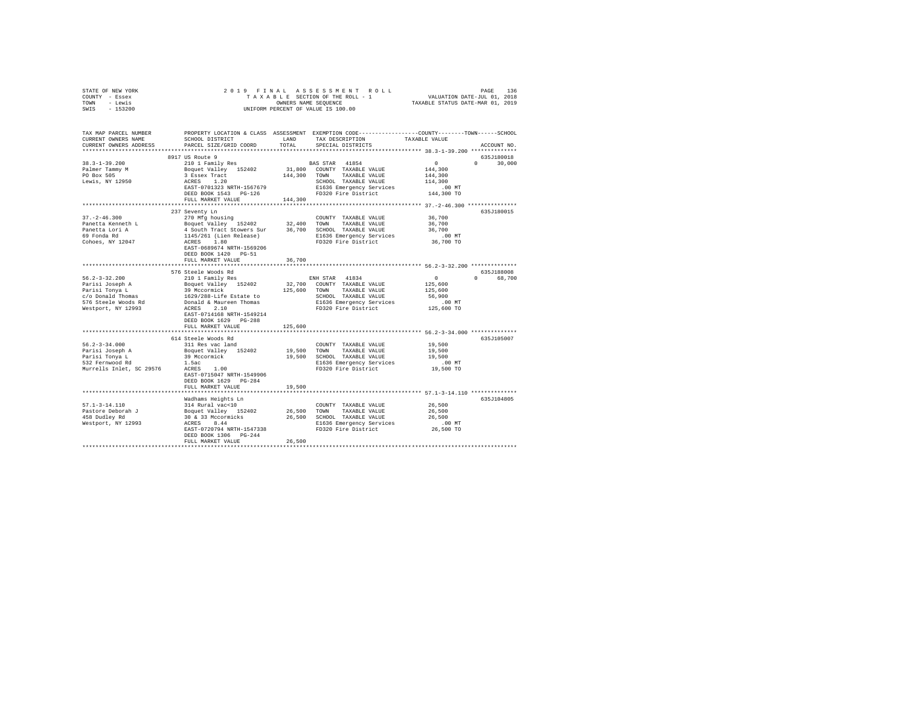STATE OF NEW YORK — 2019 FINAL ASSESSMENT ROLL
COUNTY - Essex — TAXABLE SECTION OF THE ROLL - 1 — VALUATION DATE-JUL 01, 2018
TOWN - Lewis — OWNERS NAME SEQUENCE — TAXABLE STATUS DATE-MAR 01, 2019
SWIS - 153200 — UNIFORM PERCENT OF VALUE IS 100.00

| TAX MAP PARCEL NUMBER / CURRENT OWNERS NAME / CURRENT OWNERS ADDRESS | PROPERTY LOCATION & CLASS / SCHOOL DISTRICT / PARCEL SIZE/GRID COORD | ASSESSMENT LAND | TOTAL | EXEMPTION CODE / TAX DESCRIPTION / SPECIAL DISTRICTS | COUNTY / TAXABLE VALUE | TOWN | SCHOOL | ACCOUNT NO. |
|---|---|---|---|---|---|---|---|---|
| **38.3-1-39.200** | 8917 US Route 9 | | | | | | | 635J180018 |
| Palmer Tammy M | 210 1 Family Res | | | BAS STAR 41854 | 0 | 0 | 30,000 | |
| PO Box 505 | Boquet Valley 152402 | 31,800 | | COUNTY TAXABLE VALUE | 144,300 | | | |
| Lewis, NY 12950 | 3 Essex Tract | | 144,300 | TOWN TAXABLE VALUE | 144,300 | | | |
| | ACRES 1.20 | | | SCHOOL TAXABLE VALUE | 114,300 | | | |
| | EAST-0701323 NRTH-1567679 | | | E1636 Emergency Services | .00 MT | | | |
| | DEED BOOK 1543 PG-126 | | | FD320 Fire District | 144,300 TO | | | |
| | FULL MARKET VALUE | | 144,300 | | | | | |
| **37.-2-46.300** | 237 Seventy Ln | | | | | | | 635J180015 |
| Panetta Kenneth L | 270 Mfg housing | | | COUNTY TAXABLE VALUE | 36,700 | | | |
| Panetta Lori A | Boquet Valley 152402 | 32,400 | | TOWN TAXABLE VALUE | 36,700 | | | |
| 69 Fonda Rd | 4 South Tract Stowers Sur | | 36,700 | SCHOOL TAXABLE VALUE | 36,700 | | | |
| Cohoes, NY 12047 | 1145/261 (Lien Release) | | | E1636 Emergency Services | .00 MT | | | |
| | ACRES 1.80 | | | FD320 Fire District | 36,700 TO | | | |
| | EAST-0689674 NRTH-1569206 | | | | | | | |
| | DEED BOOK 1420 PG-51 | | | | | | | |
| | FULL MARKET VALUE | | 36,700 | | | | | |
| **56.2-3-32.200** | 576 Steele Woods Rd | | | | | | | 635J188008 |
| Parisi Joseph A | 210 1 Family Res | | | ENH STAR 41834 | 0 | 0 | 68,700 | |
| Parisi Tonya L | Boquet Valley 152402 | 32,700 | | COUNTY TAXABLE VALUE | 125,600 | | | |
| c/o Donald Thomas | 39 Mccormick | | 125,600 | TOWN TAXABLE VALUE | 125,600 | | | |
| 576 Steele Woods Rd | 1629/288-Life Estate to | | | SCHOOL TAXABLE VALUE | 56,900 | | | |
| Westport, NY 12993 | Donald & Maureen Thomas | | | E1636 Emergency Services | .00 MT | | | |
| | ACRES 2.10 | | | FD320 Fire District | 125,600 TO | | | |
| | EAST-0714168 NRTH-1549214 | | | | | | | |
| | DEED BOOK 1629 PG-288 | | | | | | | |
| | FULL MARKET VALUE | | 125,600 | | | | | |
| **56.2-3-34.000** | 614 Steele Woods Rd | | | | | | | 635J105007 |
| Parisi Joseph A | 311 Res vac land | | | COUNTY TAXABLE VALUE | 19,500 | | | |
| Parisi Tonya L | Boquet Valley 152402 | 19,500 | | TOWN TAXABLE VALUE | 19,500 | | | |
| 532 Fernwood Rd | 39 Mccormick | | 19,500 | SCHOOL TAXABLE VALUE | 19,500 | | | |
| Murrells Inlet, SC 29576 | 1.5ac | | | E1636 Emergency Services | .00 MT | | | |
| | ACRES 1.00 | | | FD320 Fire District | 19,500 TO | | | |
| | EAST-0715047 NRTH-1549906 | | | | | | | |
| | DEED BOOK 1629 PG-284 | | | | | | | |
| | FULL MARKET VALUE | | 19,500 | | | | | |
| **57.1-3-14.110** | Wadhams Heights Ln | | | | | | | 635J104805 |
| Pastore Deborah J | 314 Rural vac<10 | | | COUNTY TAXABLE VALUE | 26,500 | | | |
| 458 Dudley Rd | Boquet Valley 152402 | 26,500 | | TOWN TAXABLE VALUE | 26,500 | | | |
| Westport, NY 12993 | 30 & 33 Mccormicks | | 26,500 | SCHOOL TAXABLE VALUE | 26,500 | | | |
| | ACRES 8.44 | | | E1636 Emergency Services | .00 MT | | | |
| | EAST-0720794 NRTH-1547338 | | | FD320 Fire District | 26,500 TO | | | |
| | DEED BOOK 1306 PG-244 | | | | | | | |
| | FULL MARKET VALUE | | 26,500 | | | | | |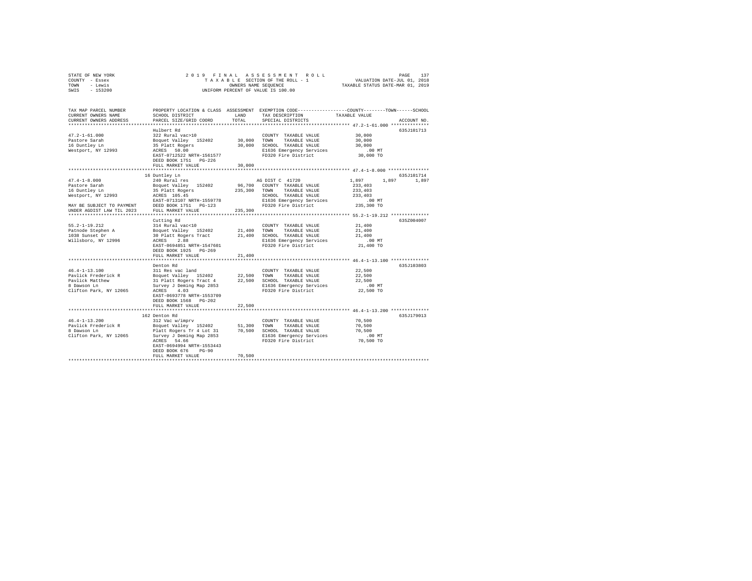STATE OF NEW YORK | 2019 FINAL ASSESSMENT ROLL | VALUATION DATE-JUL 01, 2018
COUNTY - Essex | TAXABLE SECTION OF THE ROLL - 1 | TAXABLE STATUS DATE-MAR 01, 2019
TOWN - Lewis | OWNERS NAME SEQUENCE
SWIS - 153200 | UNIFORM PERCENT OF VALUE IS 100.00

```
TAX MAP PARCEL NUMBER      PROPERTY LOCATION & CLASS  ASSESSMENT  EXEMPTION CODE-----------------COUNTY--------TOWN------SCHOOL
CURRENT OWNERS NAME        SCHOOL DISTRICT             LAND       TAX DESCRIPTION           TAXABLE VALUE
CURRENT OWNERS ADDRESS     PARCEL SIZE/GRID COORD      TOTAL      SPECIAL DISTRICTS                                   ACCOUNT NO.
*********************************************************************************************** 47.2-1-61.000 **************
                           Hulbert Rd                                                                                635J101713
47.2-1-61.000              322 Rural vac>10                        COUNTY  TAXABLE VALUE           30,000
Pastore Sarah              Boquet Valley  152402       30,000     TOWN    TAXABLE VALUE           30,000
16 Duntley Ln              35 Platt Rogers             30,000     SCHOOL  TAXABLE VALUE           30,000
Westport, NY 12993         ACRES  50.00                           E1636 Emergency Services          .00 MT
                           EAST-0712522 NRTH-1561577              FD320 Fire District             30,000 TO
                           DEED BOOK 1751   PG-226
                           FULL MARKET VALUE           30,000
*********************************************************************************************** 47.4-1-8.000 ***************
                           16 Duntley Ln                                                                             635J101714
47.4-1-8.000               240 Rural res                          AG DIST C  41720              1,897      1,897      1,897
Pastore Sarah              Boquet Valley  152402       96,700     COUNTY  TAXABLE VALUE          233,403
16 Duntley Ln              35 Platt Rogers            235,300     TOWN    TAXABLE VALUE          233,403
Westport, NY 12993         ACRES 105.45                           SCHOOL  TAXABLE VALUE          233,403
                           EAST-0713107 NRTH-1559778              E1636 Emergency Services          .00 MT
MAY BE SUBJECT TO PAYMENT  DEED BOOK 1751   PG-123                FD320 Fire District            235,300 TO
UNDER AGDIST LAW TIL 2023  FULL MARKET VALUE          235,300
*********************************************************************************************** 55.2-1-19.212 **************
                           Cutting Rd                                                                                635Z004007
55.2-1-19.212              314 Rural vac<10                        COUNTY  TAXABLE VALUE           21,400
Patnode Stephen A          Boquet Valley  152402       21,400     TOWN    TAXABLE VALUE           21,400
1038 Sunset Dr             30 Platt Rogers Tract       21,400     SCHOOL  TAXABLE VALUE           21,400
Willsboro, NY 12996        ACRES   2.88                           E1636 Emergency Services          .00 MT
                           EAST-0694851 NRTH-1547601              FD320 Fire District             21,400 TO
                           DEED BOOK 1925   PG-269
                           FULL MARKET VALUE           21,400
*********************************************************************************************** 46.4-1-13.100 **************
                           Denton Rd                                                                                 635J103803
46.4-1-13.100              311 Res vac land                        COUNTY  TAXABLE VALUE           22,500
Pavlick Frederick R        Boquet Valley  152402       22,500     TOWN    TAXABLE VALUE           22,500
Pavlick Matthew            31 Platt Rogers Tract 4     22,500     SCHOOL  TAXABLE VALUE           22,500
8 Dawson Ln                Survey J Deming Map 2853               E1636 Emergency Services          .00 MT
Clifton Park, NY 12065     ACRES   4.03                           FD320 Fire District             22,500 TO
                           EAST-0693778 NRTH-1553709
                           DEED BOOK 1568   PG-202
                           FULL MARKET VALUE           22,500
*********************************************************************************************** 46.4-1-13.200 **************
                           162 Denton Rd                                                                             635J179013
46.4-1-13.200              312 Vac w/imprv                         COUNTY  TAXABLE VALUE           70,500
Pavlick Frederick R        Boquet Valley  152402       51,300     TOWN    TAXABLE VALUE           70,500
8 Dawson Ln                Platt Rogers Tr 4 Lot 31    70,500     SCHOOL  TAXABLE VALUE           70,500
Clifton Park, NY 12065     Survey J Deming Map 2853               E1636 Emergency Services          .00 MT
                           ACRES  54.66                           FD320 Fire District             70,500 TO
                           EAST-0694994 NRTH-1553443
                           DEED BOOK 676    PG-90
                           FULL MARKET VALUE           70,500
****************************************************************************************************************************
```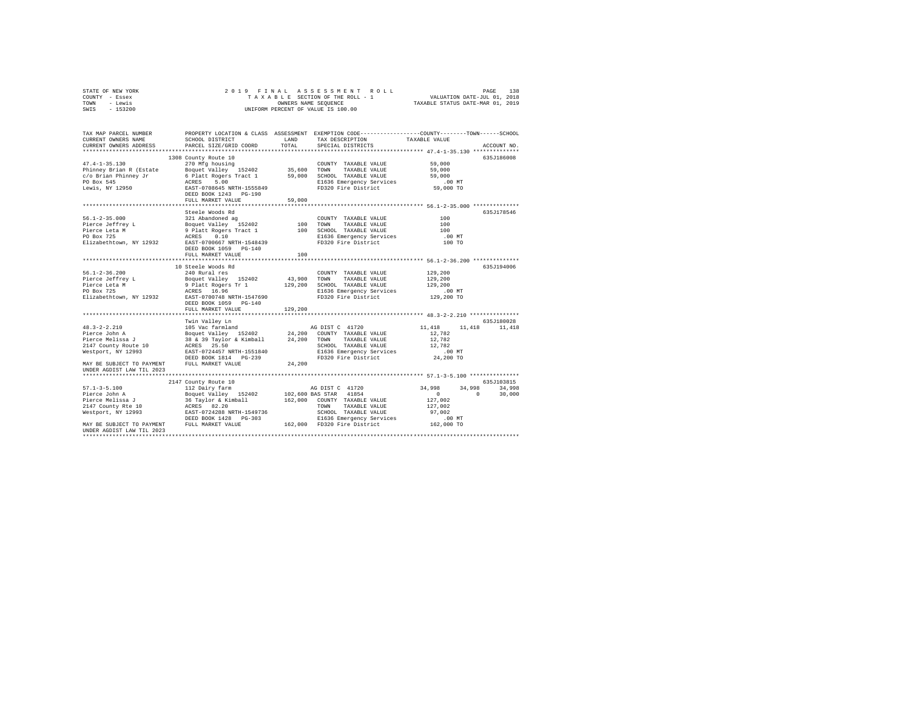STATE OF NEW YORK — 2019 FINAL ASSESSMENT ROLL — PAGE 138
COUNTY - Essex — TAXABLE SECTION OF THE ROLL - 1 — VALUATION DATE-JUL 01, 2018
TOWN - Lewis — OWNERS NAME SEQUENCE — TAXABLE STATUS DATE-MAR 01, 2019
SWIS - 153200 — UNIFORM PERCENT OF VALUE IS 100.00

```
TAX MAP PARCEL NUMBER          PROPERTY LOCATION & CLASS  ASSESSMENT  EXEMPTION CODE-----------------COUNTY--------TOWN------SCHOOL
CURRENT OWNERS NAME            SCHOOL DISTRICT              LAND      TAX DESCRIPTION             TAXABLE VALUE
CURRENT OWNERS ADDRESS         PARCEL SIZE/GRID COORD       TOTAL     SPECIAL DISTRICTS                                  ACCOUNT NO.
************************************************************************************************** 47.4-1-35.130 **************
                               1308 County Route 10                                                                   635J186008
47.4-1-35.130                  270 Mfg housing                        COUNTY  TAXABLE VALUE          59,000
Phinney Brian R (Estate        Boquet Valley  152402       35,600     TOWN    TAXABLE VALUE          59,000
c/o Brian Phinney Jr           6 Platt Rogers Tract 1      59,000     SCHOOL  TAXABLE VALUE          59,000
PO Box 545                     ACRES    5.00                          E1636 Emergency Services          .00 MT
Lewis, NY 12950                EAST-0708645 NRTH-1555849              FD320 Fire District            59,000 TO
                               DEED BOOK 1243   PG-190
                               FULL MARKET VALUE           59,000
************************************************************************************************** 56.1-2-35.000 **************
                               Steele Woods Rd                                                                        635J178546
56.1-2-35.000                  321 Abandoned ag                       COUNTY  TAXABLE VALUE             100
Pierce Jeffrey L               Boquet Valley  152402          100     TOWN    TAXABLE VALUE             100
Pierce Leta M                  9 Platt Rogers Tract 1         100     SCHOOL  TAXABLE VALUE             100
PO Box 725                     ACRES    0.10                          E1636 Emergency Services          .00 MT
Elizabethtown, NY 12932        EAST-0700667 NRTH-1548439              FD320 Fire District               100 TO
                               DEED BOOK 1059   PG-140
                               FULL MARKET VALUE              100
************************************************************************************************** 56.1-2-36.200 **************
                               10 Steele Woods Rd                                                                     635J194006
56.1-2-36.200                  240 Rural res                          COUNTY  TAXABLE VALUE         129,200
Pierce Jeffrey L               Boquet Valley  152402       43,900     TOWN    TAXABLE VALUE         129,200
Pierce Leta M                  9 Platt Rogers Tr 1        129,200     SCHOOL  TAXABLE VALUE         129,200
PO Box 725                     ACRES   16.96                          E1636 Emergency Services          .00 MT
Elizabethtown, NY 12932        EAST-0700748 NRTH-1547690              FD320 Fire District           129,200 TO
                               DEED BOOK 1059   PG-140
                               FULL MARKET VALUE          129,200
************************************************************************************************** 48.3-2-2.210 ***************
                               Twin Valley Ln                                                                         635J180028
48.3-2-2.210                   105 Vac farmland                       AG DIST C  41720               11,418      11,418      11,418
Pierce John A                  Boquet Valley  152402       24,200     COUNTY  TAXABLE VALUE          12,782
Pierce Melissa J               38 & 39 Taylor & Kimball    24,200     TOWN    TAXABLE VALUE          12,782
2147 County Route 10           ACRES   25.50                          SCHOOL  TAXABLE VALUE          12,782
Westport, NY 12993             EAST-0724457 NRTH-1551840              E1636 Emergency Services          .00 MT
                               DEED BOOK 1814   PG-239                FD320 Fire District            24,200 TO
MAY BE SUBJECT TO PAYMENT      FULL MARKET VALUE           24,200
UNDER AGDIST LAW TIL 2023
************************************************************************************************** 57.1-3-5.100 ***************
                               2147 County Route 10                                                                   635J103815
57.1-3-5.100                   112 Dairy farm                         AG DIST C  41720               34,998      34,998      34,998
Pierce John A                  Boquet Valley  152402      102,600 BAS STAR   41854                        0           0      30,000
Pierce Melissa J               36 Taylor & Kimball        162,000     COUNTY  TAXABLE VALUE         127,002
2147 County Rte 10             ACRES   82.20                          TOWN    TAXABLE VALUE         127,002
Westport, NY 12993             EAST-0724288 NRTH-1549736              SCHOOL  TAXABLE VALUE          97,002
                               DEED BOOK 1428   PG-303                E1636 Emergency Services          .00 MT
MAY BE SUBJECT TO PAYMENT      FULL MARKET VALUE          162,000     FD320 Fire District           162,000 TO
UNDER AGDIST LAW TIL 2023
********************************************************************************************************************************
```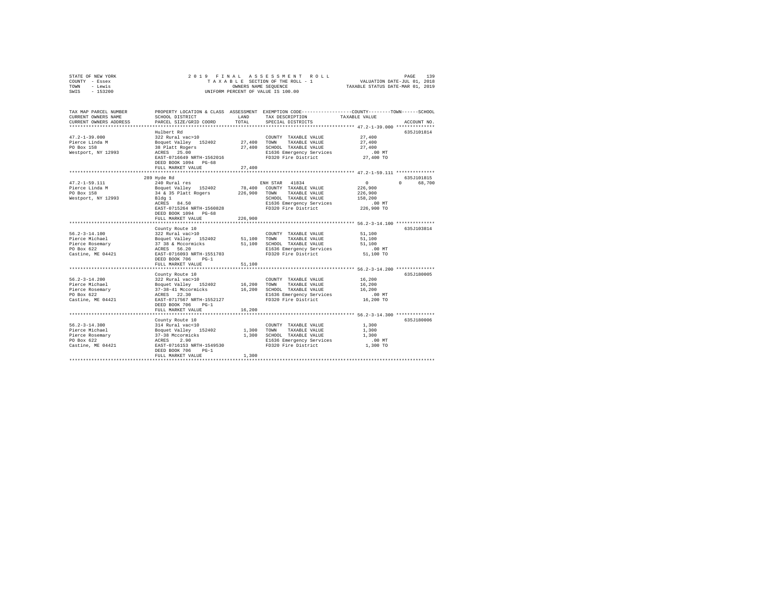STATE OF NEW YORK 2019 FINAL ASSESSMENT ROLL
COUNTY - Essex TAXABLE SECTION OF THE ROLL - 1 VALUATION DATE-JUL 01, 2018
TOWN - Lewis OWNERS NAME SEQUENCE TAXABLE STATUS DATE-MAR 01, 2019
SWIS - 153200 UNIFORM PERCENT OF VALUE IS 100.00

```
TAX MAP PARCEL NUMBER      PROPERTY LOCATION & CLASS  ASSESSMENT  EXEMPTION CODE-----------------COUNTY--------TOWN------SCHOOL
CURRENT OWNERS NAME        SCHOOL DISTRICT            LAND        TAX DESCRIPTION              TAXABLE VALUE
CURRENT OWNERS ADDRESS     PARCEL SIZE/GRID COORD     TOTAL       SPECIAL DISTRICTS                                    ACCOUNT NO.
************************************************************************************************** 47.2-1-39.000 **************
                           Hulbert Rd                                                                                  635J101814
47.2-1-39.000              322 Rural vac>10                       COUNTY  TAXABLE VALUE           27,400
Pierce Linda M             Boquet Valley  152402       27,400     TOWN    TAXABLE VALUE           27,400
PO Box 158                 38 Platt Rogers             27,400     SCHOOL  TAXABLE VALUE           27,400
Westport, NY 12993         ACRES  25.00                           E1636 Emergency Services           .00 MT
                           EAST-0716649 NRTH-1562016              FD320 Fire District             27,400 TO
                           DEED BOOK 1094   PG-68
                           FULL MARKET VALUE           27,400
************************************************************************************************** 47.2-1-59.111 **************
                           289 Hyde Rd                                                                                 635J101815
47.2-1-59.111              240 Rural res                          ENH STAR  41834                  0            0      68,700
Pierce Linda M             Boquet Valley  152402       78,400     COUNTY  TAXABLE VALUE          226,900
PO Box 158                 34 & 35 Platt Rogers       226,900     TOWN    TAXABLE VALUE          226,900
Westport, NY 12993         Bldg 1                                 SCHOOL  TAXABLE VALUE          158,200
                           ACRES  84.50                           E1636 Emergency Services           .00 MT
                           EAST-0715264 NRTH-1560828              FD320 Fire District            226,900 TO
                           DEED BOOK 1094   PG-68
                           FULL MARKET VALUE          226,900
************************************************************************************************** 56.2-3-14.100 **************
                           County Route 10                                                                             635J103814
56.2-3-14.100              322 Rural vac>10                       COUNTY  TAXABLE VALUE           51,100
Pierce Michael             Boquet Valley  152402       51,100     TOWN    TAXABLE VALUE           51,100
Pierce Rosemary            37 38 & Mccormicks          51,100     SCHOOL  TAXABLE VALUE           51,100
PO Box 622                 ACRES  56.20                           E1636 Emergency Services           .00 MT
Castine, ME 04421          EAST-0716093 NRTH-1551703              FD320 Fire District             51,100 TO
                           DEED BOOK 706    PG-1
                           FULL MARKET VALUE           51,100
************************************************************************************************** 56.2-3-14.200 **************
                           County Route 10                                                                             635J180005
56.2-3-14.200              322 Rural vac>10                       COUNTY  TAXABLE VALUE           16,200
Pierce Michael             Boquet Valley  152402       16,200     TOWN    TAXABLE VALUE           16,200
Pierce Rosemary            37-38-41 Mccormicks         16,200     SCHOOL  TAXABLE VALUE           16,200
PO Box 622                 ACRES  22.30                           E1636 Emergency Services           .00 MT
Castine, ME 04421          EAST-0717567 NRTH-1552127              FD320 Fire District             16,200 TO
                           DEED BOOK 706    PG-1
                           FULL MARKET VALUE           16,200
************************************************************************************************** 56.2-3-14.300 **************
                           County Route 10                                                                             635J180006
56.2-3-14.300              314 Rural vac<10                       COUNTY  TAXABLE VALUE            1,300
Pierce Michael             Boquet Valley  152402        1,300     TOWN    TAXABLE VALUE            1,300
Pierce Rosemary            37-38 Mccormicks             1,300     SCHOOL  TAXABLE VALUE            1,300
PO Box 622                 ACRES   2.90                           E1636 Emergency Services           .00 MT
Castine, ME 04421          EAST-0716153 NRTH-1549530              FD320 Fire District              1,300 TO
                           DEED BOOK 706    PG-1
                           FULL MARKET VALUE            1,300
********************************************************************************************************************************
```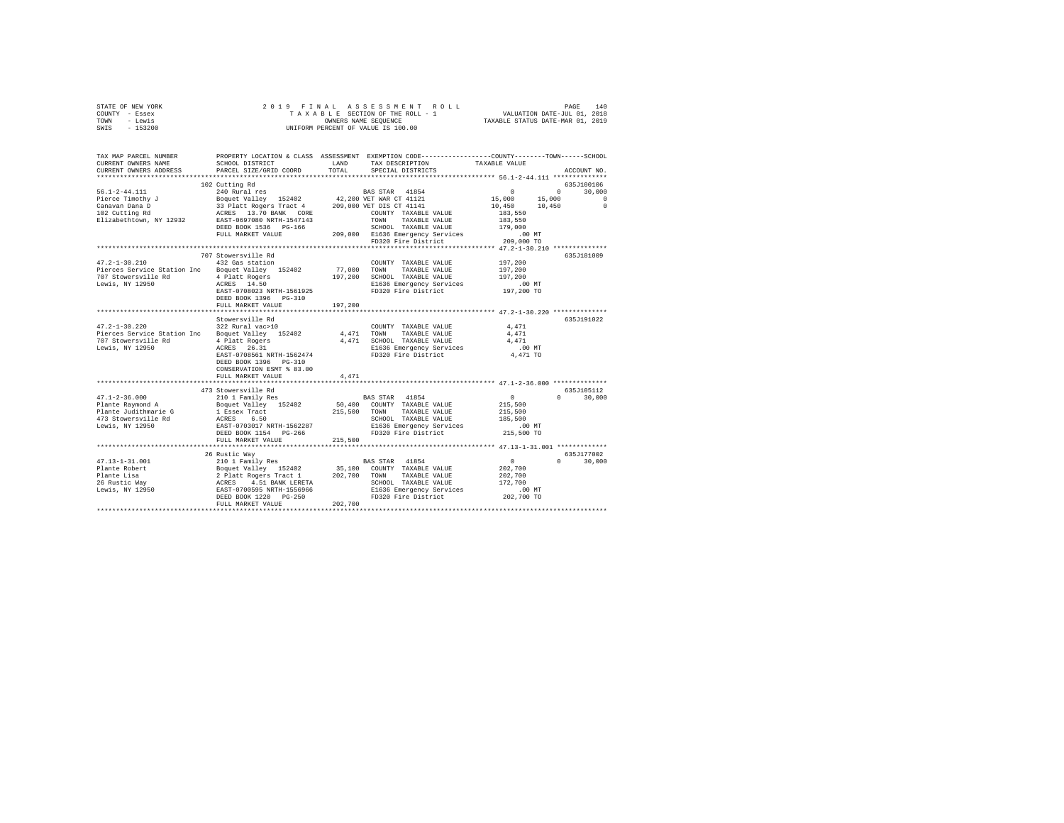STATE OF NEW YORK
COUNTY - Essex
TOWN - Lewis
SWIS - 153200

2019 FINAL ASSESSMENT ROLL
TAXABLE SECTION OF THE ROLL - 1
OWNERS NAME SEQUENCE
UNIFORM PERCENT OF VALUE IS 100.00

VALUATION DATE-JUL 01, 2018
TAXABLE STATUS DATE-MAR 01, 2019

```
TAX MAP PARCEL NUMBER          PROPERTY LOCATION & CLASS  ASSESSMENT  EXEMPTION CODE-----------------COUNTY--------TOWN------SCHOOL
CURRENT OWNERS NAME            SCHOOL DISTRICT            LAND        TAX DESCRIPTION              TAXABLE VALUE
CURRENT OWNERS ADDRESS         PARCEL SIZE/GRID COORD     TOTAL       SPECIAL DISTRICTS                                  ACCOUNT NO.
******************************************************************************************************* 56.1-2-44.111 **************
                               102 Cutting Rd                                                                        635J100106
56.1-2-44.111                  240 Rural res                           BAS STAR  41854                  0          0      30,000
Pierce Timothy J               Boquet Valley  152402       42,200 VET WAR CT 41121                15,000     15,000           0
Canavan Dana D                 33 Platt Rogers Tract 4    209,000 VET DIS CT 41141                10,450     10,450           0
102 Cutting Rd                 ACRES  13.70 BANK  CORE                COUNTY  TAXABLE VALUE          183,550
Elizabethtown, NY 12932        EAST-0697080 NRTH-1547143              TOWN    TAXABLE VALUE          183,550
                               DEED BOOK 1536   PG-166                SCHOOL  TAXABLE VALUE          179,000
                               FULL MARKET VALUE          209,000  E1636 Emergency Services           .00 MT
                                                                   FD320 Fire District             209,000 TO
******************************************************************************************************* 47.2-1-30.210 **************
                               707 Stowersville Rd                                                                   635J181009
47.2-1-30.210                  432 Gas station                        COUNTY  TAXABLE VALUE          197,200
Pierces Service Station Inc    Boquet Valley  152402       77,000  TOWN    TAXABLE VALUE          197,200
707 Stowersville Rd            4 Platt Rogers             197,200  SCHOOL  TAXABLE VALUE          197,200
Lewis, NY 12950                ACRES  14.50                        E1636 Emergency Services           .00 MT
                               EAST-0708023 NRTH-1561925           FD320 Fire District             197,200 TO
                               DEED BOOK 1396   PG-310
                               FULL MARKET VALUE          197,200
******************************************************************************************************* 47.2-1-30.220 **************
                               Stowersville Rd                                                                       635J191022
47.2-1-30.220                  322 Rural vac>10                       COUNTY  TAXABLE VALUE            4,471
Pierces Service Station Inc    Boquet Valley  152402        4,471  TOWN    TAXABLE VALUE            4,471
707 Stowersville Rd            4 Platt Rogers               4,471  SCHOOL  TAXABLE VALUE            4,471
Lewis, NY 12950                ACRES  26.31                        E1636 Emergency Services           .00 MT
                               EAST-0708561 NRTH-1562474           FD320 Fire District               4,471 TO
                               DEED BOOK 1396   PG-310
                               CONSERVATION ESMT % 83.00
                               FULL MARKET VALUE            4,471
******************************************************************************************************* 47.1-2-36.000 **************
                               473 Stowersville Rd                                                                   635J105112
47.1-2-36.000                  210 1 Family Res                        BAS STAR  41854                  0          0      30,000
Plante Raymond A               Boquet Valley  152402       50,400  COUNTY  TAXABLE VALUE          215,500
Plante Judithmarie G           1 Essex Tract              215,500  TOWN    TAXABLE VALUE          215,500
473 Stowersville Rd            ACRES   6.50                        SCHOOL  TAXABLE VALUE          185,500
Lewis, NY 12950                EAST-0703017 NRTH-1562287           E1636 Emergency Services           .00 MT
                               DEED BOOK 1154   PG-266             FD320 Fire District             215,500 TO
                               FULL MARKET VALUE          215,500
******************************************************************************************************* 47.13-1-31.001 *************
                               26 Rustic Way                                                                         635J177002
47.13-1-31.001                 210 1 Family Res                        BAS STAR  41854                  0          0      30,000
Plante Robert                  Boquet Valley  152402       35,100  COUNTY  TAXABLE VALUE          202,700
Plante Lisa                    2 Platt Rogers Tract 1     202,700  TOWN    TAXABLE VALUE          202,700
26 Rustic Way                  ACRES   4.51 BANK LERETA            SCHOOL  TAXABLE VALUE          172,700
Lewis, NY 12950                EAST-0700595 NRTH-1556966           E1636 Emergency Services           .00 MT
                               DEED BOOK 1220   PG-250             FD320 Fire District             202,700 TO
                               FULL MARKET VALUE          202,700
************************************************************************************************************************************
```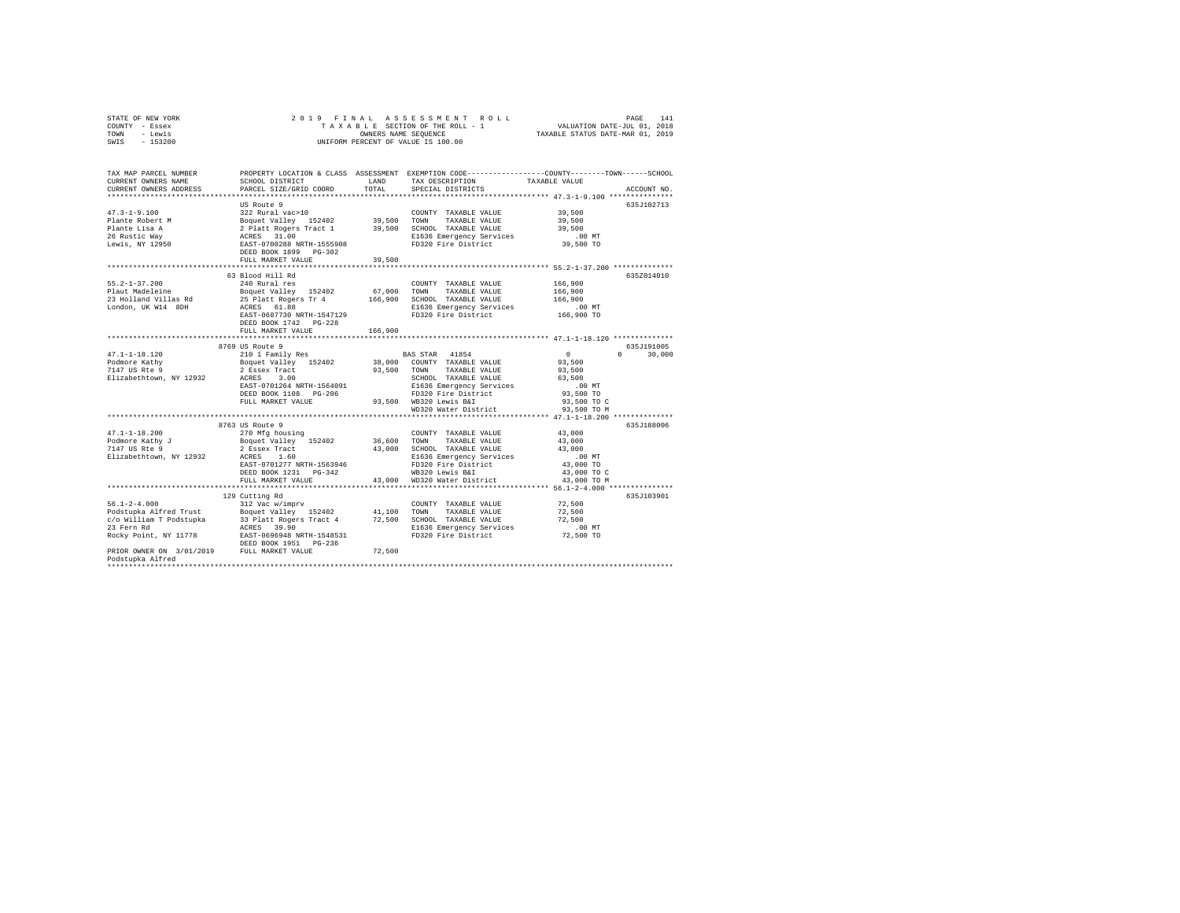STATE OF NEW YORK — 2019 FINAL ASSESSMENT ROLL
COUNTY - Essex — TAXABLE SECTION OF THE ROLL - 1 — VALUATION DATE-JUL 01, 2018
TOWN - Lewis — OWNERS NAME SEQUENCE — TAXABLE STATUS DATE-MAR 01, 2019
SWIS - 153200 — UNIFORM PERCENT OF VALUE IS 100.00

| TAX MAP PARCEL NUMBER / CURRENT OWNERS NAME / CURRENT OWNERS ADDRESS | PROPERTY LOCATION & CLASS / SCHOOL DISTRICT / PARCEL SIZE/GRID COORD | ASSESSMENT LAND | TOTAL | EXEMPTION CODE / TAX DESCRIPTION / SPECIAL DISTRICTS | COUNTY | TOWN | SCHOOL / TAXABLE VALUE | ACCOUNT NO. |
|---|---|---|---|---|---|---|---|---|
| **47.3-1-9.100** | US Route 9 | | | | | | | 635J102713 |
| 47.3-1-9.100 | 322 Rural vac>10 | | | COUNTY TAXABLE VALUE | 39,500 | | | |
| Plante Robert M | Boquet Valley 152402 | 39,500 | | TOWN TAXABLE VALUE | | 39,500 | | |
| Plante Lisa A | 2 Platt Rogers Tract 1 | | 39,500 | SCHOOL TAXABLE VALUE | | | 39,500 | |
| 26 Rustic Way | ACRES 31.00 | | | E1636 Emergency Services | | | .00 MT | |
| Lewis, NY 12950 | EAST-0700288 NRTH-1555908 | | | FD320 Fire District | | | 39,500 TO | |
| | DEED BOOK 1899 PG-302 | | | | | | | |
| | FULL MARKET VALUE | | 39,500 | | | | | |
| **55.2-1-37.200** | 63 Blood Hill Rd | | | | | | | 635Z014010 |
| 55.2-1-37.200 | 240 Rural res | | | COUNTY TAXABLE VALUE | 166,900 | | | |
| Plaut Madeleine | Boquet Valley 152402 | 67,000 | | TOWN TAXABLE VALUE | | 166,900 | | |
| 23 Holland Villas Rd | 25 Platt Rogers Tr 4 | | 166,900 | SCHOOL TAXABLE VALUE | | | 166,900 | |
| London, UK W14 8DH | ACRES 61.88 | | | E1636 Emergency Services | | | .00 MT | |
| | EAST-0687730 NRTH-1547129 | | | FD320 Fire District | | | 166,900 TO | |
| | DEED BOOK 1742 PG-228 | | | | | | | |
| | FULL MARKET VALUE | | 166,900 | | | | | |
| **47.1-1-18.120** | 8769 US Route 9 | | | | | | | 635J191005 |
| 47.1-1-18.120 | 210 1 Family Res | | | BAS STAR 41854 | 0 | 0 | 30,000 | |
| Podmore Kathy | Boquet Valley 152402 | 38,000 | | COUNTY TAXABLE VALUE | 93,500 | | | |
| 7147 US Rte 9 | 2 Essex Tract | | 93,500 | TOWN TAXABLE VALUE | | 93,500 | | |
| Elizabethtown, NY 12932 | ACRES 3.00 | | | SCHOOL TAXABLE VALUE | | | 63,500 | |
| | EAST-0701264 NRTH-1564091 | | | E1636 Emergency Services | | | .00 MT | |
| | DEED BOOK 1108 PG-206 | | | FD320 Fire District | | | 93,500 TO | |
| | FULL MARKET VALUE | | 93,500 | WB320 Lewis B&I | | | 93,500 TO C | |
| | | | | WD320 Water District | | | 93,500 TO M | |
| **47.1-1-18.200** | 8763 US Route 9 | | | | | | | 635J188006 |
| 47.1-1-18.200 | 270 Mfg housing | | | COUNTY TAXABLE VALUE | 43,000 | | | |
| Podmore Kathy J | Boquet Valley 152402 | 36,600 | | TOWN TAXABLE VALUE | | 43,000 | | |
| 7147 US Rte 9 | 2 Essex Tract | | 43,000 | SCHOOL TAXABLE VALUE | | | 43,000 | |
| Elizabethtown, NY 12932 | ACRES 1.60 | | | E1636 Emergency Services | | | .00 MT | |
| | EAST-0701277 NRTH-1563946 | | | FD320 Fire District | | | 43,000 TO | |
| | DEED BOOK 1231 PG-342 | | | WB320 Lewis B&I | | | 43,000 TO C | |
| | FULL MARKET VALUE | | 43,000 | WD320 Water District | | | 43,000 TO M | |
| **56.1-2-4.000** | 129 Cutting Rd | | | | | | | 635J103901 |
| 56.1-2-4.000 | 312 Vac w/imprv | | | COUNTY TAXABLE VALUE | 72,500 | | | |
| Podstupka Alfred Trust | Boquet Valley 152402 | 41,100 | | TOWN TAXABLE VALUE | | 72,500 | | |
| c/o William T Podstupka | 33 Platt Rogers Tract 4 | | 72,500 | SCHOOL TAXABLE VALUE | | | 72,500 | |
| 23 Fern Rd | ACRES 39.90 | | | E1636 Emergency Services | | | .00 MT | |
| Rocky Point, NY 11778 | EAST-0696948 NRTH-1548531 | | | FD320 Fire District | | | 72,500 TO | |
| | DEED BOOK 1951 PG-236 | | | | | | | |
| PRIOR OWNER ON 3/01/2019 | FULL MARKET VALUE | | 72,500 | | | | | |
| Podstupka Alfred | | | | | | | | |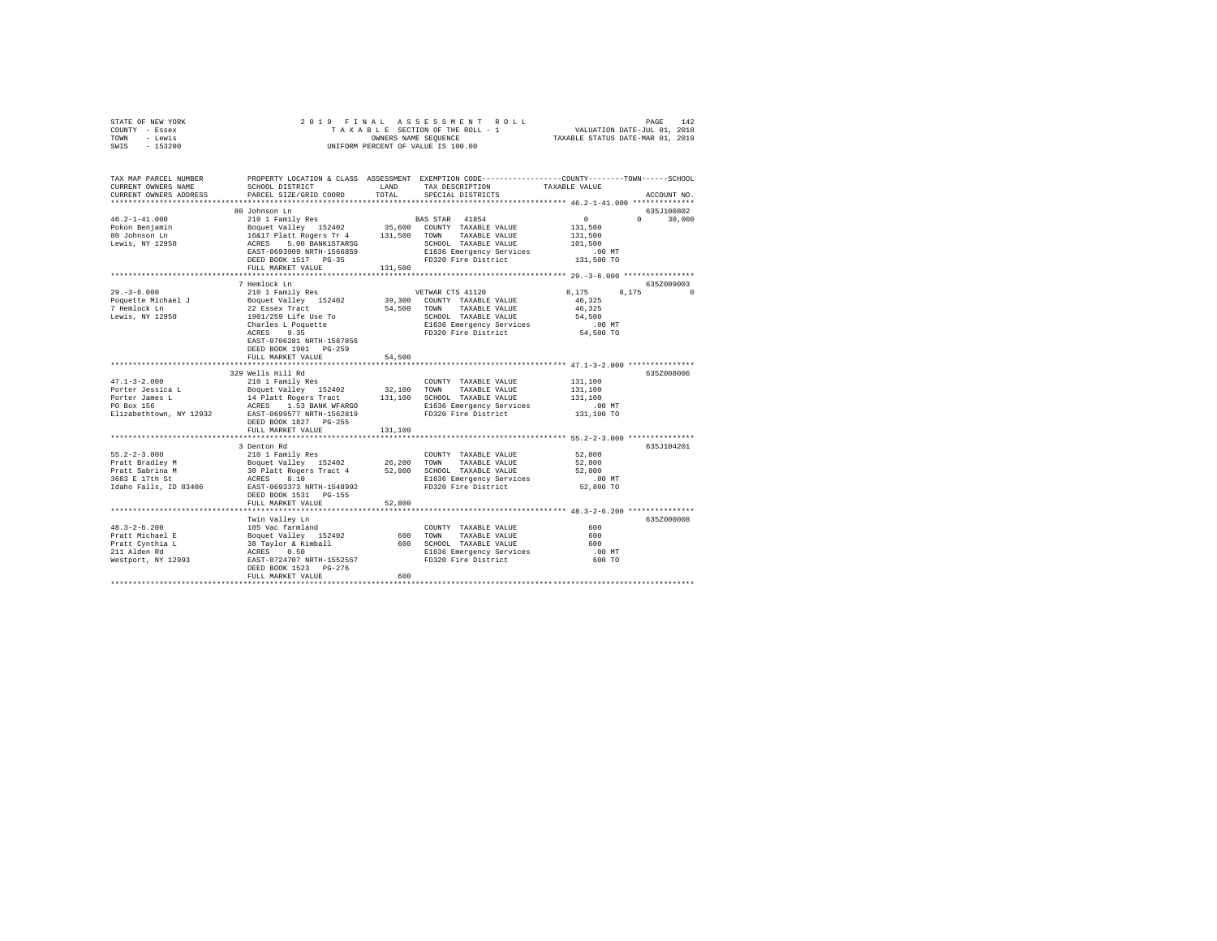STATE OF NEW YORK
COUNTY - Essex
TOWN - Lewis
SWIS - 153200

2019 FINAL ASSESSMENT ROLL
TAXABLE SECTION OF THE ROLL - 1
OWNERS NAME SEQUENCE
UNIFORM PERCENT OF VALUE IS 100.00

VALUATION DATE-JUL 01, 2018
TAXABLE STATUS DATE-MAR 01, 2019

```
TAX MAP PARCEL NUMBER    PROPERTY LOCATION & CLASS  ASSESSMENT  EXEMPTION CODE-----------------COUNTY--------TOWN------SCHOOL
CURRENT OWNERS NAME      SCHOOL DISTRICT             LAND       TAX DESCRIPTION            TAXABLE VALUE
CURRENT OWNERS ADDRESS   PARCEL SIZE/GRID COORD      TOTAL      SPECIAL DISTRICTS                                  ACCOUNT NO.
******************************************************************************************* 46.2-1-41.000 **************
                         80 Johnson Ln                                                                        635J100802
46.2-1-41.000            210 1 Family Res                      BAS STAR  41854             0             0      30,000
Pokon Benjamin           Boquet Valley  152402      35,600   COUNTY  TAXABLE VALUE       131,500
80 Johnson Ln            16&17 Platt Rogers Tr 4   131,500   TOWN    TAXABLE VALUE       131,500
Lewis, NY 12950          ACRES    5.00 BANK1STARSG           SCHOOL  TAXABLE VALUE       101,500
                         EAST-0693909 NRTH-1566859           E1636 Emergency Services        .00 MT
                         DEED BOOK 1517   PG-35              FD320 Fire District         131,500 TO
                         FULL MARKET VALUE         131,500
******************************************************************************************* 29.-3-6.000 ****************
                         7 Hemlock Ln                                                                         635Z009003
29.-3-6.000              210 1 Family Res                      VETWAR CTS 41120         8,175         8,175          0
Poquette Michael J       Boquet Valley  152402      39,300   COUNTY  TAXABLE VALUE        46,325
7 Hemlock Ln             22 Essex Tract              54,500   TOWN    TAXABLE VALUE        46,325
Lewis, NY 12950          1901/259 Life Use To                SCHOOL  TAXABLE VALUE        54,500
                         Charles L Poquette                  E1636 Emergency Services        .00 MT
                         ACRES    9.35                       FD320 Fire District          54,500 TO
                         EAST-0706281 NRTH-1587856
                         DEED BOOK 1901   PG-259
                         FULL MARKET VALUE          54,500
******************************************************************************************* 47.1-3-2.000 ***************
                         329 Wells Hill Rd                                                                    635Z008006
47.1-3-2.000             210 1 Family Res                    COUNTY  TAXABLE VALUE       131,100
Porter Jessica L         Boquet Valley  152402      32,100   TOWN    TAXABLE VALUE       131,100
Porter James L           14 Platt Rogers Tract     131,100   SCHOOL  TAXABLE VALUE       131,100
PO Box 156               ACRES    1.53 BANK WFARGO           E1636 Emergency Services        .00 MT
Elizabethtown, NY 12932  EAST-0699577 NRTH-1562819           FD320 Fire District         131,100 TO
                         DEED BOOK 1827   PG-255
                         FULL MARKET VALUE         131,100
******************************************************************************************* 55.2-2-3.000 ***************
                         3 Denton Rd                                                                          635J104201
55.2-2-3.000             210 1 Family Res                    COUNTY  TAXABLE VALUE        52,800
Pratt Bradley M          Boquet Valley  152402      26,200   TOWN    TAXABLE VALUE        52,800
Pratt Sabrina M          30 Platt Rogers Tract 4    52,800   SCHOOL  TAXABLE VALUE        52,800
3683 E 17th St           ACRES    8.10                       E1636 Emergency Services        .00 MT
Idaho Falls, ID 83406    EAST-0693373 NRTH-1548992           FD320 Fire District          52,800 TO
                         DEED BOOK 1531   PG-155
                         FULL MARKET VALUE          52,800
******************************************************************************************* 48.3-2-6.200 ***************
                         Twin Valley Ln                                                                       635Z000008
48.3-2-6.200             105 Vac farmland                    COUNTY  TAXABLE VALUE           600
Pratt Michael E          Boquet Valley  152402         600   TOWN    TAXABLE VALUE           600
Pratt Cynthia L          38 Taylor & Kimball           600   SCHOOL  TAXABLE VALUE           600
211 Alden Rd             ACRES    0.50                       E1636 Emergency Services        .00 MT
Westport, NY 12993       EAST-0724707 NRTH-1552557           FD320 Fire District             600 TO
                         DEED BOOK 1523   PG-276
                         FULL MARKET VALUE             600
**************************************************************************************************************************
```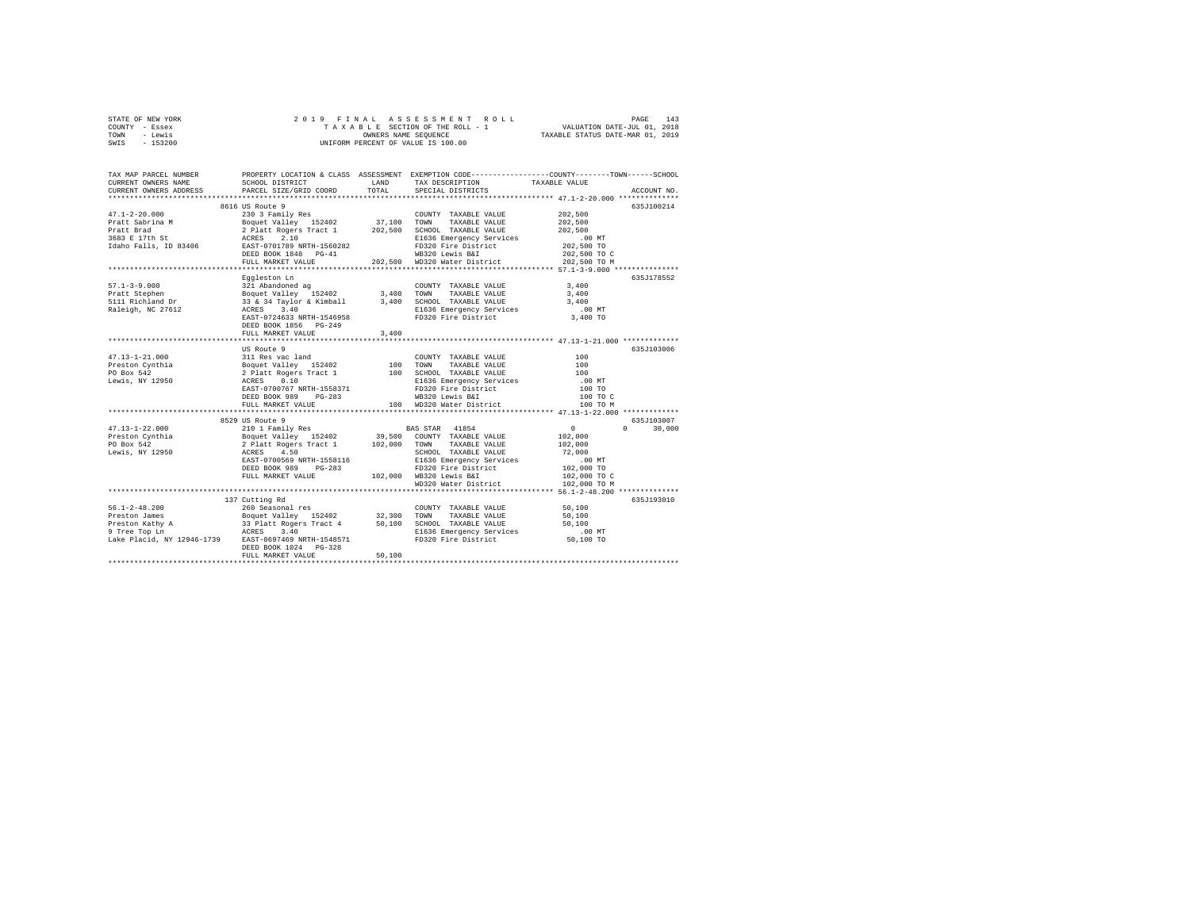STATE OF NEW YORK                2 0 1 9   F I N A L   A S S E S S M E N T   R O L L
COUNTY - Essex                   T A X A B L E  SECTION OF THE ROLL - 1          VALUATION DATE-JUL 01, 2018
TOWN   - Lewis                   OWNERS NAME SEQUENCE                            TAXABLE STATUS DATE-MAR 01, 2019
SWIS   - 153200                  UNIFORM PERCENT OF VALUE IS 100.00

| TAX MAP PARCEL NUMBER / CURRENT OWNERS NAME / CURRENT OWNERS ADDRESS | PROPERTY LOCATION & CLASS / SCHOOL DISTRICT / PARCEL SIZE/GRID COORD | ASSESSMENT LAND / TOTAL | EXEMPTION CODE / TAX DESCRIPTION / SPECIAL DISTRICTS | COUNTY / TOWN / SCHOOL TAXABLE VALUE | ACCOUNT NO. |
|---|---|---|---|---|---|
| **47.1-2-20.000** | 8616 US Route 9 | | | | 635J100214 |
| | 230 3 Family Res | | COUNTY TAXABLE VALUE | 202,500 | |
| Pratt Sabrina M | Boquet Valley 152402 | 37,100 | TOWN TAXABLE VALUE | 202,500 | |
| Pratt Brad | 2 Platt Rogers Tract 1 | 202,500 | SCHOOL TAXABLE VALUE | 202,500 | |
| 3683 E 17th St | ACRES 2.10 | | E1636 Emergency Services | .00 MT | |
| Idaho Falls, ID 83406 | EAST-0701789 NRTH-1560282 | | FD320 Fire District | 202,500 TO | |
| | DEED BOOK 1848 PG-41 | | WB320 Lewis B&I | 202,500 TO C | |
| | FULL MARKET VALUE | 202,500 | WD320 Water District | 202,500 TO M | |
| **57.1-3-9.000** | Eggleston Ln | | | | 635J178552 |
| | 321 Abandoned ag | | COUNTY TAXABLE VALUE | 3,400 | |
| Pratt Stephen | Boquet Valley 152402 | 3,400 | TOWN TAXABLE VALUE | 3,400 | |
| 5111 Richland Dr | 33 & 34 Taylor & Kimball | 3,400 | SCHOOL TAXABLE VALUE | 3,400 | |
| Raleigh, NC 27612 | ACRES 3.40 | | E1636 Emergency Services | .00 MT | |
| | EAST-0724633 NRTH-1546958 | | FD320 Fire District | 3,400 TO | |
| | DEED BOOK 1856 PG-249 | | | | |
| | FULL MARKET VALUE | 3,400 | | | |
| **47.13-1-21.000** | US Route 9 | | | | 635J103006 |
| | 311 Res vac land | | COUNTY TAXABLE VALUE | 100 | |
| Preston Cynthia | Boquet Valley 152402 | 100 | TOWN TAXABLE VALUE | 100 | |
| PO Box 542 | 2 Platt Rogers Tract 1 | 100 | SCHOOL TAXABLE VALUE | 100 | |
| Lewis, NY 12950 | ACRES 0.10 | | E1636 Emergency Services | .00 MT | |
| | EAST-0700767 NRTH-1558371 | | FD320 Fire District | 100 TO | |
| | DEED BOOK 989 PG-283 | | WB320 Lewis B&I | 100 TO C | |
| | FULL MARKET VALUE | 100 | WD320 Water District | 100 TO M | |
| **47.13-1-22.000** | 8529 US Route 9 | | | | 635J103007 |
| | 210 1 Family Res | | BAS STAR 41854 | 0 / 0 / 30,000 | |
| Preston Cynthia | Boquet Valley 152402 | 39,500 | COUNTY TAXABLE VALUE | 102,000 | |
| PO Box 542 | 2 Platt Rogers Tract 1 | 102,000 | TOWN TAXABLE VALUE | 102,000 | |
| Lewis, NY 12950 | ACRES 4.50 | | SCHOOL TAXABLE VALUE | 72,000 | |
| | EAST-0700569 NRTH-1558116 | | E1636 Emergency Services | .00 MT | |
| | DEED BOOK 989 PG-283 | | FD320 Fire District | 102,000 TO | |
| | FULL MARKET VALUE | 102,000 | WB320 Lewis B&I | 102,000 TO C | |
| | | | WD320 Water District | 102,000 TO M | |
| **56.1-2-48.200** | 137 Cutting Rd | | | | 635J193010 |
| | 260 Seasonal res | | COUNTY TAXABLE VALUE | 50,100 | |
| Preston James | Boquet Valley 152402 | 32,300 | TOWN TAXABLE VALUE | 50,100 | |
| Preston Kathy A | 33 Platt Rogers Tract 4 | 50,100 | SCHOOL TAXABLE VALUE | 50,100 | |
| 9 Tree Top Ln | ACRES 3.40 | | E1636 Emergency Services | .00 MT | |
| Lake Placid, NY 12946-1739 | EAST-0697469 NRTH-1548571 | | FD320 Fire District | 50,100 TO | |
| | DEED BOOK 1024 PG-328 | | | | |
| | FULL MARKET VALUE | 50,100 | | | |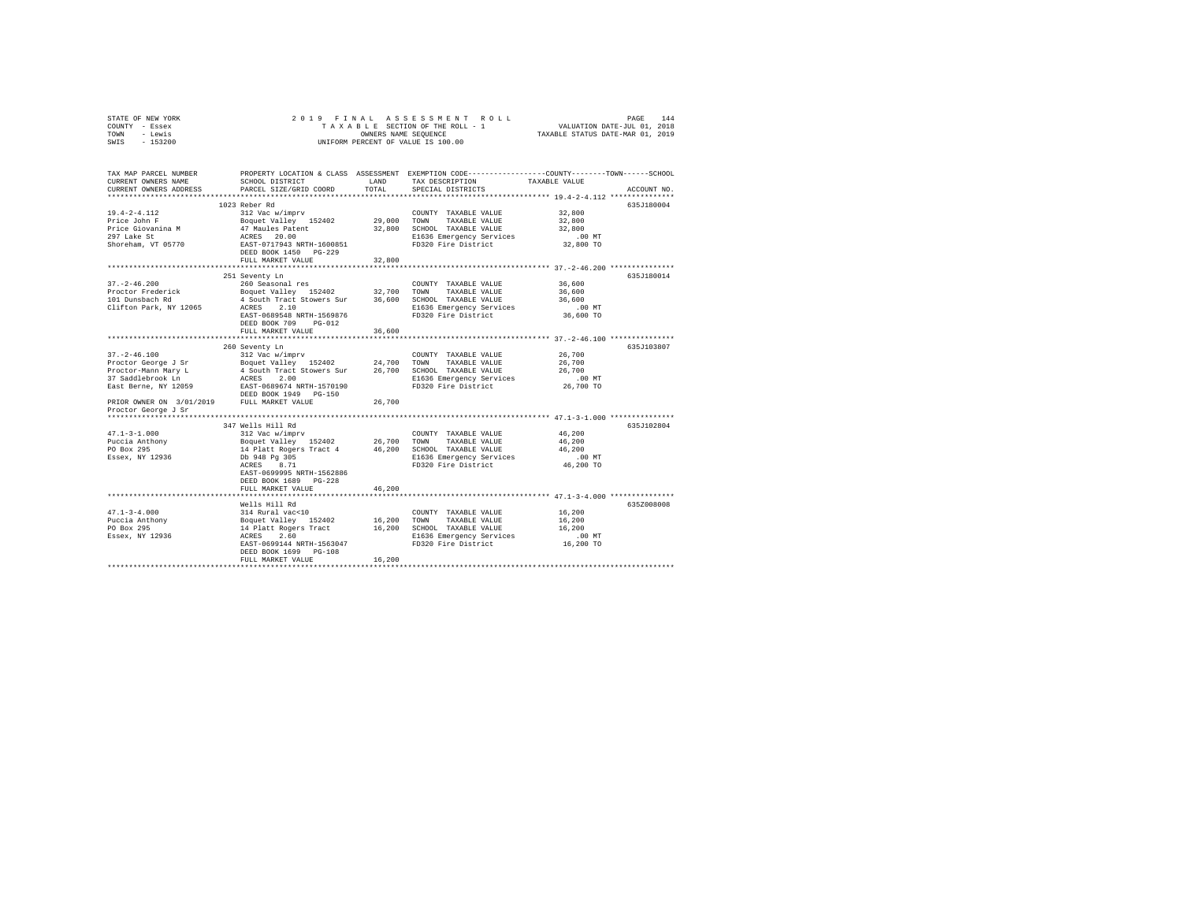STATE OF NEW YORK
COUNTY - Essex
TOWN - Lewis
SWIS - 153200

2019 FINAL ASSESSMENT ROLL
TAXABLE SECTION OF THE ROLL - 1
OWNERS NAME SEQUENCE
UNIFORM PERCENT OF VALUE IS 100.00

VALUATION DATE-JUL 01, 2018
TAXABLE STATUS DATE-MAR 01, 2019

```
TAX MAP PARCEL NUMBER          PROPERTY LOCATION & CLASS  ASSESSMENT  EXEMPTION CODE-----------------COUNTY--------TOWN------SCHOOL
CURRENT OWNERS NAME            SCHOOL DISTRICT               LAND     TAX DESCRIPTION           TAXABLE VALUE
CURRENT OWNERS ADDRESS         PARCEL SIZE/GRID COORD        TOTAL    SPECIAL DISTRICTS                                   ACCOUNT NO.
************************************************************************************************ 19.4-2-4.112 ***************
                               1023 Reber Rd                                                                          635J180004
19.4-2-4.112                   312 Vac w/imprv                         COUNTY  TAXABLE VALUE        32,800
Price John F                   Boquet Valley  152402        29,000    TOWN    TAXABLE VALUE        32,800
Price Giovanina M              47 Maules Patent             32,800    SCHOOL  TAXABLE VALUE        32,800
297 Lake St                    ACRES   20.00                           E1636 Emergency Services         .00 MT
Shoreham, VT 05770             EAST-0717943 NRTH-1600851               FD320 Fire District           32,800 TO
                               DEED BOOK 1450   PG-229
                               FULL MARKET VALUE            32,800
************************************************************************************************ 37.-2-46.200 ***************
                               251 Seventy Ln                                                                         635J180014
37.-2-46.200                   260 Seasonal res                        COUNTY  TAXABLE VALUE        36,600
Proctor Frederick              Boquet Valley  152402        32,700    TOWN    TAXABLE VALUE        36,600
101 Dunsbach Rd                4 South Tract Stowers Sur    36,600    SCHOOL  TAXABLE VALUE        36,600
Clifton Park, NY 12065         ACRES    2.10                           E1636 Emergency Services         .00 MT
                               EAST-0689548 NRTH-1569876               FD320 Fire District           36,600 TO
                               DEED BOOK 709    PG-012
                               FULL MARKET VALUE            36,600
************************************************************************************************ 37.-2-46.100 ***************
                               260 Seventy Ln                                                                         635J103807
37.-2-46.100                   312 Vac w/imprv                         COUNTY  TAXABLE VALUE        26,700
Proctor George J Sr            Boquet Valley  152402        24,700    TOWN    TAXABLE VALUE        26,700
Proctor-Mann Mary L            4 South Tract Stowers Sur    26,700    SCHOOL  TAXABLE VALUE        26,700
37 Saddlebrook Ln              ACRES    2.00                           E1636 Emergency Services         .00 MT
East Berne, NY 12059           EAST-0689674 NRTH-1570190               FD320 Fire District           26,700 TO
                               DEED BOOK 1949   PG-150
PRIOR OWNER ON 3/01/2019       FULL MARKET VALUE            26,700
Proctor George J Sr
************************************************************************************************ 47.1-3-1.000 ***************
                               347 Wells Hill Rd                                                                      635J102804
47.1-3-1.000                   312 Vac w/imprv                         COUNTY  TAXABLE VALUE        46,200
Puccia Anthony                 Boquet Valley  152402        26,700    TOWN    TAXABLE VALUE        46,200
PO Box 295                     14 Platt Rogers Tract 4      46,200    SCHOOL  TAXABLE VALUE        46,200
Essex, NY 12936                Db 948 Pg 305                           E1636 Emergency Services         .00 MT
                               ACRES    8.71                           FD320 Fire District           46,200 TO
                               EAST-0699995 NRTH-1562886
                               DEED BOOK 1689   PG-228
                               FULL MARKET VALUE            46,200
************************************************************************************************ 47.1-3-4.000 ***************
                               Wells Hill Rd                                                                          635Z008008
47.1-3-4.000                   314 Rural vac<10                        COUNTY  TAXABLE VALUE        16,200
Puccia Anthony                 Boquet Valley  152402        16,200    TOWN    TAXABLE VALUE        16,200
PO Box 295                     14 Platt Rogers Tract        16,200    SCHOOL  TAXABLE VALUE        16,200
Essex, NY 12936                ACRES    2.60                           E1636 Emergency Services         .00 MT
                               EAST-0699144 NRTH-1563047               FD320 Fire District           16,200 TO
                               DEED BOOK 1699   PG-108
                               FULL MARKET VALUE            16,200
*****************************************************************************************************************************
```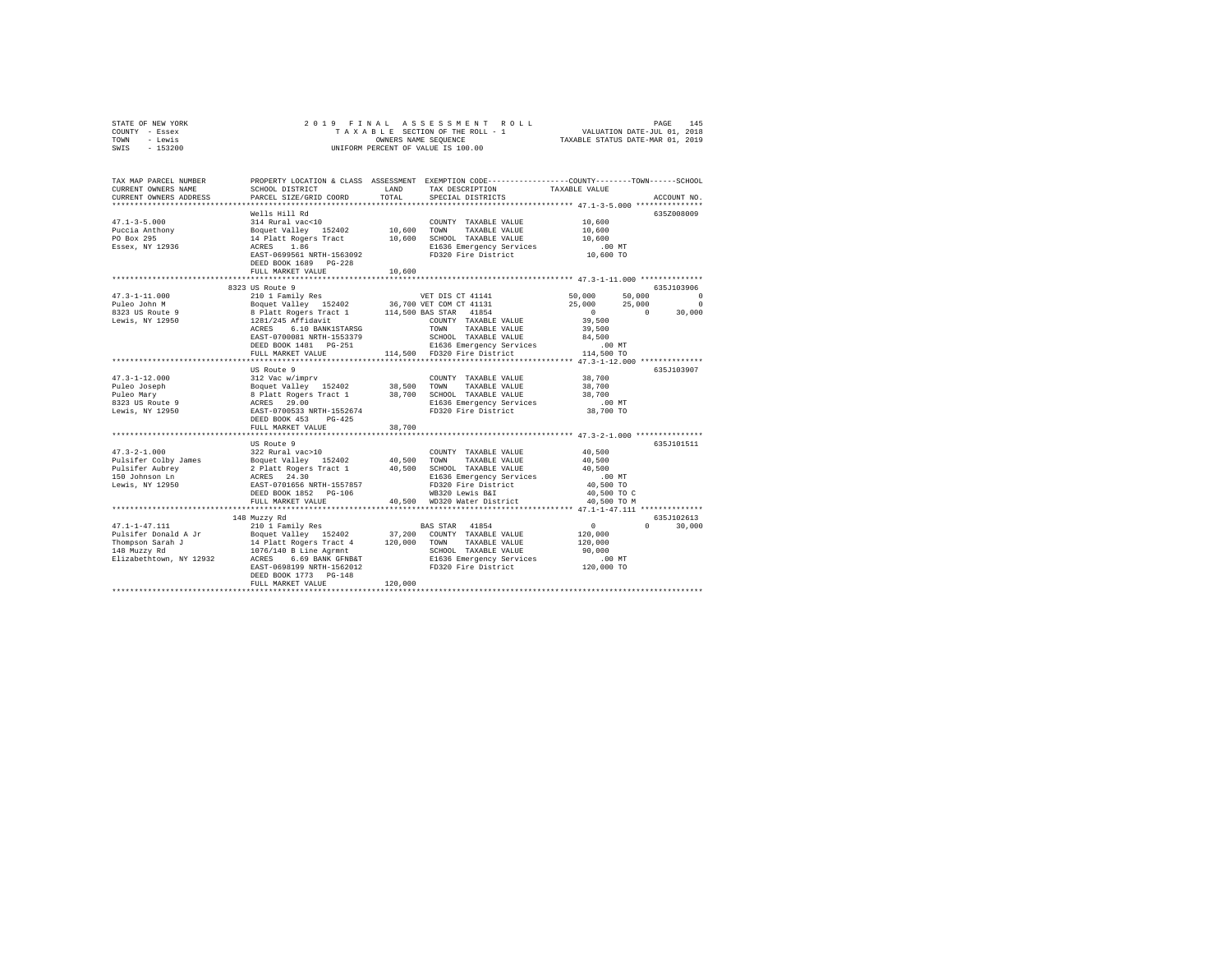STATE OF NEW YORK | 2019 FINAL ASSESSMENT ROLL | PAGE 145
COUNTY - Essex | TAXABLE SECTION OF THE ROLL - 1 | VALUATION DATE-JUL 01, 2018
TOWN - Lewis | OWNERS NAME SEQUENCE | TAXABLE STATUS DATE-MAR 01, 2019
SWIS - 153200 | UNIFORM PERCENT OF VALUE IS 100.00

```
TAX MAP PARCEL NUMBER      PROPERTY LOCATION & CLASS  ASSESSMENT  EXEMPTION CODE-----------------COUNTY--------TOWN------SCHOOL
CURRENT OWNERS NAME        SCHOOL DISTRICT             LAND       TAX DESCRIPTION            TAXABLE VALUE
CURRENT OWNERS ADDRESS     PARCEL SIZE/GRID COORD      TOTAL      SPECIAL DISTRICTS                                    ACCOUNT NO.
******************************************************************************************** 47.1-3-5.000 ***************
                           Wells Hill Rd                                                                             635Z008009
47.1-3-5.000               314 Rural vac<10                       COUNTY  TAXABLE VALUE          10,600
Puccia Anthony             Boquet Valley  152402       10,600     TOWN    TAXABLE VALUE          10,600
PO Box 295                 14 Platt Rogers Tract       10,600     SCHOOL  TAXABLE VALUE          10,600
Essex, NY 12936            ACRES    1.86                          E1636 Emergency Services          .00 MT
                           EAST-0699561 NRTH-1563092              FD320 Fire District            10,600 TO
                           DEED BOOK 1689   PG-228
                           FULL MARKET VALUE           10,600
******************************************************************************************** 47.3-1-11.000 **************
                           8323 US Route 9                                                                           635J103906
47.3-1-11.000              210 1 Family Res                       VET DIS CT 41141              50,000      50,000           0
Puleo John M               Boquet Valley  152402       36,700 VET COM CT 41131                  25,000      25,000           0
8323 US Route 9            8 Platt Rogers Tract 1     114,500 BAS STAR  41854                        0           0      30,000
Lewis, NY 12950            1281/245 Affidavit                     COUNTY  TAXABLE VALUE          39,500
                           ACRES    6.10 BANK1STARSG              TOWN    TAXABLE VALUE          39,500
                           EAST-0700081 NRTH-1553379              SCHOOL  TAXABLE VALUE          84,500
                           DEED BOOK 1481   PG-251                E1636 Emergency Services          .00 MT
                           FULL MARKET VALUE          114,500     FD320 Fire District           114,500 TO
******************************************************************************************** 47.3-1-12.000 **************
                           US Route 9                                                                                635J103907
47.3-1-12.000              312 Vac w/imprv                        COUNTY  TAXABLE VALUE          38,700
Puleo Joseph               Boquet Valley  152402       38,500     TOWN    TAXABLE VALUE          38,700
Puleo Mary                 8 Platt Rogers Tract 1      38,700     SCHOOL  TAXABLE VALUE          38,700
8323 US Route 9            ACRES   29.00                          E1636 Emergency Services          .00 MT
Lewis, NY 12950            EAST-0700533 NRTH-1552674              FD320 Fire District            38,700 TO
                           DEED BOOK 453    PG-425
                           FULL MARKET VALUE           38,700
******************************************************************************************** 47.3-2-1.000 ***************
                           US Route 9                                                                                635J101511
47.3-2-1.000               322 Rural vac>10                       COUNTY  TAXABLE VALUE          40,500
Pulsifer Colby James       Boquet Valley  152402       40,500     TOWN    TAXABLE VALUE          40,500
Pulsifer Aubrey            2 Platt Rogers Tract 1      40,500     SCHOOL  TAXABLE VALUE          40,500
150 Johnson Ln             ACRES   24.30                          E1636 Emergency Services          .00 MT
Lewis, NY 12950            EAST-0701656 NRTH-1557857              FD320 Fire District            40,500 TO
                           DEED BOOK 1852   PG-106                WB320 Lewis B&I                40,500 TO C
                           FULL MARKET VALUE           40,500     WD320 Water District           40,500 TO M
******************************************************************************************** 47.1-1-47.111 **************
                           148 Muzzy Rd                                                                              635J102613
47.1-1-47.111              210 1 Family Res                       BAS STAR  41854                    0           0      30,000
Pulsifer Donald A Jr       Boquet Valley  152402       37,200     COUNTY  TAXABLE VALUE         120,000
Thompson Sarah J           14 Platt Rogers Tract 4    120,000     TOWN    TAXABLE VALUE         120,000
148 Muzzy Rd               1076/140 B Line Agrmnt                 SCHOOL  TAXABLE VALUE          90,000
Elizabethtown, NY 12932    ACRES    6.69 BANK GFNB&T              E1636 Emergency Services          .00 MT
                           EAST-0698199 NRTH-1562012              FD320 Fire District           120,000 TO
                           DEED BOOK 1773   PG-148
                           FULL MARKET VALUE          120,000
****************************************************************************************************************************
```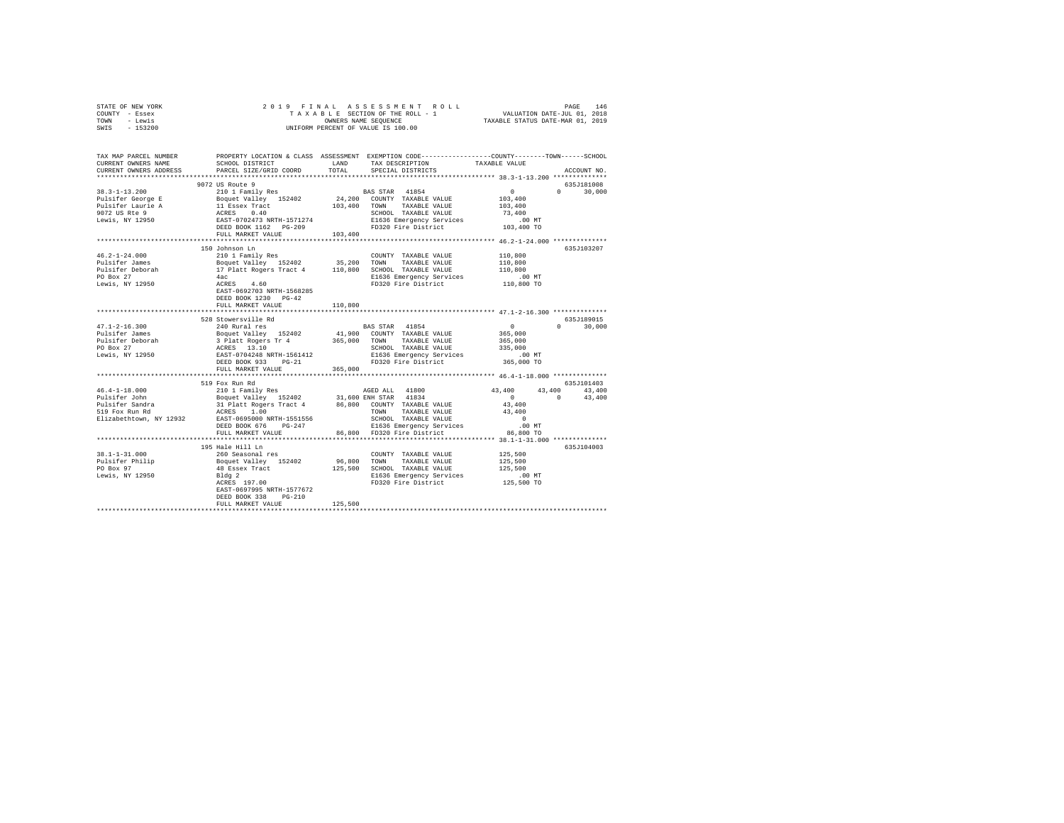STATE OF NEW YORK | 2 0 1 9 F I N A L A S S E S S M E N T R O L L | PAGE 146
COUNTY - Essex | T A X A B L E SECTION OF THE ROLL - 1 | VALUATION DATE-JUL 01, 2018
TOWN - Lewis | OWNERS NAME SEQUENCE | TAXABLE STATUS DATE-MAR 01, 2019
SWIS - 153200 | UNIFORM PERCENT OF VALUE IS 100.00

```
TAX MAP PARCEL NUMBER          PROPERTY LOCATION & CLASS  ASSESSMENT  EXEMPTION CODE------------------COUNTY--------TOWN------SCHOOL
CURRENT OWNERS NAME            SCHOOL DISTRICT               LAND      TAX DESCRIPTION            TAXABLE VALUE
CURRENT OWNERS ADDRESS         PARCEL SIZE/GRID COORD        TOTAL     SPECIAL DISTRICTS                                  ACCOUNT NO.
******************************************************************************************************* 38.3-1-13.200 **************
                               9072 US Route 9                                                                         635J181008
38.3-1-13.200                  210 1 Family Res                        BAS STAR  41854                 0             0     30,000
Pulsifer George E              Boquet Valley  152402        24,200   COUNTY  TAXABLE VALUE        103,400
Pulsifer Laurie A              11 Essex Tract              103,400   TOWN    TAXABLE VALUE        103,400
9072 US Rte 9                  ACRES    0.40                         SCHOOL  TAXABLE VALUE         73,400
Lewis, NY 12950                EAST-0702473 NRTH-1571274             E1636 Emergency Services          .00 MT
                               DEED BOOK 1162   PG-209               FD320 Fire District           103,400 TO
                               FULL MARKET VALUE           103,400
******************************************************************************************************* 46.2-1-24.000 **************
                               150 Johnson Ln                                                                          635J103207
46.2-1-24.000                  210 1 Family Res                        COUNTY  TAXABLE VALUE        110,800
Pulsifer James                 Boquet Valley  152402        35,200   TOWN    TAXABLE VALUE        110,800
Pulsifer Deborah               17 Platt Rogers Tract 4     110,800   SCHOOL  TAXABLE VALUE        110,800
PO Box 27                      4ac                                   E1636 Emergency Services          .00 MT
Lewis, NY 12950                ACRES    4.60                         FD320 Fire District           110,800 TO
                               EAST-0692703 NRTH-1568285
                               DEED BOOK 1230   PG-42
                               FULL MARKET VALUE           110,800
******************************************************************************************************* 47.1-2-16.300 **************
                               528 Stowersville Rd                                                                     635J189015
47.1-2-16.300                  240 Rural res                           BAS STAR  41854                 0             0     30,000
Pulsifer James                 Boquet Valley  152402        41,900   COUNTY  TAXABLE VALUE        365,000
Pulsifer Deborah               3 Platt Rogers Tr 4         365,000   TOWN    TAXABLE VALUE        365,000
PO Box 27                      ACRES   13.10                         SCHOOL  TAXABLE VALUE        335,000
Lewis, NY 12950                EAST-0704248 NRTH-1561412             E1636 Emergency Services          .00 MT
                               DEED BOOK 933    PG-21                FD320 Fire District           365,000 TO
                               FULL MARKET VALUE           365,000
******************************************************************************************************* 46.4-1-18.000 **************
                               519 Fox Run Rd                                                                          635J101403
46.4-1-18.000                  210 1 Family Res                        AGED ALL  41800            43,400        43,400     43,400
Pulsifer John                  Boquet Valley  152402        31,600 ENH STAR  41834                 0             0     43,400
Pulsifer Sandra                31 Platt Rogers Tract 4      86,800   COUNTY  TAXABLE VALUE         43,400
519 Fox Run Rd                 ACRES    1.00                         TOWN    TAXABLE VALUE         43,400
Elizabethtown, NY 12932        EAST-0695000 NRTH-1551556             SCHOOL  TAXABLE VALUE              0
                               DEED BOOK 676    PG-247               E1636 Emergency Services          .00 MT
                               FULL MARKET VALUE            86,800   FD320 Fire District            86,800 TO
******************************************************************************************************* 38.1-1-31.000 **************
                               195 Hale Hill Ln                                                                        635J104003
38.1-1-31.000                  260 Seasonal res                        COUNTY  TAXABLE VALUE        125,500
Pulsifer Philip                Boquet Valley  152402        96,800   TOWN    TAXABLE VALUE        125,500
PO Box 97                      48 Essex Tract              125,500   SCHOOL  TAXABLE VALUE        125,500
Lewis, NY 12950                Bldg 2                                E1636 Emergency Services          .00 MT
                               ACRES  197.00                         FD320 Fire District           125,500 TO
                               EAST-0697995 NRTH-1577672
                               DEED BOOK 338    PG-210
                               FULL MARKET VALUE           125,500
************************************************************************************************************************************
```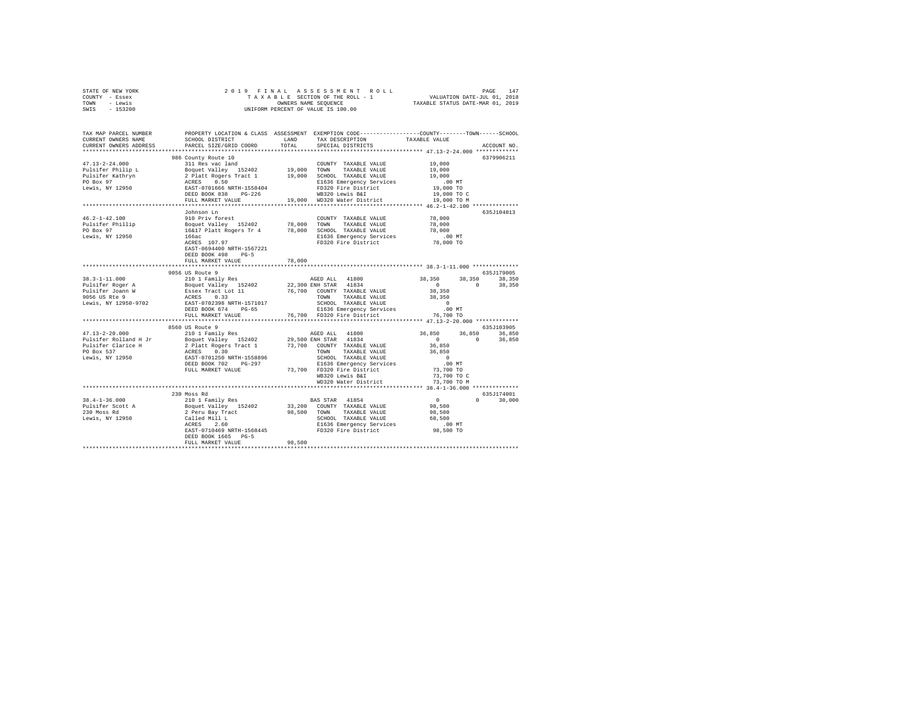STATE OF NEW YORK                    2019 FINAL ASSESSMENT ROLL
COUNTY - Essex                       TAXABLE SECTION OF THE ROLL - 1          VALUATION DATE-JUL 01, 2018
TOWN - Lewis                         OWNERS NAME SEQUENCE                     TAXABLE STATUS DATE-MAR 01, 2019
SWIS - 153200                        UNIFORM PERCENT OF VALUE IS 100.00

```
TAX MAP PARCEL NUMBER    PROPERTY LOCATION & CLASS  ASSESSMENT  EXEMPTION CODE-----------------COUNTY--------TOWN------SCHOOL
CURRENT OWNERS NAME      SCHOOL DISTRICT             LAND       TAX DESCRIPTION            TAXABLE VALUE
CURRENT OWNERS ADDRESS   PARCEL SIZE/GRID COORD      TOTAL      SPECIAL DISTRICTS                                     ACCOUNT NO.
******************************************************************************************** 47.13-2-24.000 *************
                         986 County Route 10                                                                    6379906211
47.13-2-24.000           311 Res vac land                       COUNTY  TAXABLE VALUE          19,000
Pulsifer Philip L        Boquet Valley  152402      19,000      TOWN    TAXABLE VALUE          19,000
Pulsifer Kathryn         2 Platt Rogers Tract 1     19,000      SCHOOL  TAXABLE VALUE          19,000
PO Box 97                ACRES    0.50                          E1636 Emergency Services         .00 MT
Lewis, NY 12950          EAST-0701666 NRTH-1558404              FD320 Fire District            19,000 TO
                         DEED BOOK 838    PG-226                WB320 Lewis B&I                19,000 TO C
                         FULL MARKET VALUE          19,000      WD320 Water District           19,000 TO M
******************************************************************************************** 46.2-1-42.100 **************
                         Johnson Ln                                                                             635J104813
46.2-1-42.100            910 Priv forest                        COUNTY  TAXABLE VALUE          78,000
Pulsifer Phillip         Boquet Valley  152402      78,000      TOWN    TAXABLE VALUE          78,000
PO Box 97                16&17 Platt Rogers Tr 4    78,000      SCHOOL  TAXABLE VALUE          78,000
Lewis, NY 12950          166ac                                  E1636 Emergency Services         .00 MT
                         ACRES  107.97                          FD320 Fire District            78,000 TO
                         EAST-0694400 NRTH-1567221
                         DEED BOOK 498    PG-5
                         FULL MARKET VALUE          78,000
******************************************************************************************** 38.3-1-11.000 **************
                         9056 US Route 9                                                                        635J179005
38.3-1-11.000            210 1 Family Res                       AGED ALL   41800           38,350      38,350     38,350
Pulsifer Roger A         Boquet Valley  152402      22,300      ENH STAR   41834                0           0     38,350
Pulsifer Joann W         Essex Tract Lot 11         76,700      COUNTY  TAXABLE VALUE          38,350
9056 US Rte 9            ACRES    0.33                          TOWN    TAXABLE VALUE          38,350
Lewis, NY 12950-9702     EAST-0702398 NRTH-1571017              SCHOOL  TAXABLE VALUE               0
                         DEED BOOK 674    PG-65                 E1636 Emergency Services         .00 MT
                         FULL MARKET VALUE          76,700      FD320 Fire District            76,700 TO
******************************************************************************************** 47.13-2-20.000 *************
                         8560 US Route 9                                                                        635J103905
47.13-2-20.000           210 1 Family Res                       AGED ALL   41800           36,850      36,850     36,850
Pulsifer Rolland H Jr    Boquet Valley  152402      29,500      ENH STAR   41834                0           0     36,850
Pulsifer Clarice H       2 Platt Rogers Tract 1     73,700      COUNTY  TAXABLE VALUE          36,850
PO Box 537               ACRES    0.30                          TOWN    TAXABLE VALUE          36,850
Lewis, NY 12950          EAST-0701250 NRTH-1558896              SCHOOL  TAXABLE VALUE               0
                         DEED BOOK 702    PG-297                E1636 Emergency Services         .00 MT
                         FULL MARKET VALUE          73,700      FD320 Fire District            73,700 TO
                                                                WB320 Lewis B&I                73,700 TO C
                                                                WD320 Water District           73,700 TO M
******************************************************************************************** 38.4-1-36.000 **************
                         230 Moss Rd                                                                            635J174001
38.4-1-36.000            210 1 Family Res                       BAS STAR   41854                0           0     30,000
Pulsifer Scott A         Boquet Valley  152402      33,200      COUNTY  TAXABLE VALUE          98,500
230 Moss Rd              2 Peru Bay Tract           98,500      TOWN    TAXABLE VALUE          98,500
Lewis, NY 12950          Called Mill L                          SCHOOL  TAXABLE VALUE          68,500
                         ACRES    2.60                          E1636 Emergency Services         .00 MT
                         EAST-0710469 NRTH-1568445              FD320 Fire District            98,500 TO
                         DEED BOOK 1665   PG-5
                         FULL MARKET VALUE          98,500
**************************************************************************************************************************
```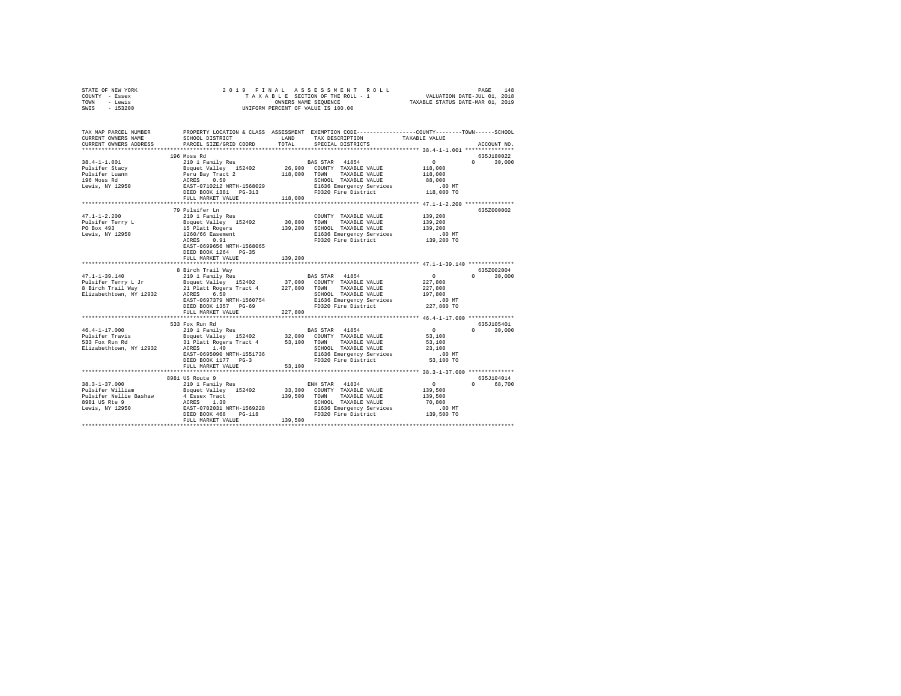STATE OF NEW YORK — 2019 FINAL ASSESSMENT ROLL
COUNTY - Essex — TAXABLE SECTION OF THE ROLL - 1 — VALUATION DATE-JUL 01, 2018
TOWN - Lewis — OWNERS NAME SEQUENCE — TAXABLE STATUS DATE-MAR 01, 2019
SWIS - 153200 — UNIFORM PERCENT OF VALUE IS 100.00

| TAX MAP PARCEL NUMBER / CURRENT OWNERS NAME / CURRENT OWNERS ADDRESS | PROPERTY LOCATION & CLASS / SCHOOL DISTRICT / PARCEL SIZE/GRID COORD | ASSESSMENT LAND / TOTAL | EXEMPTION CODE / TAX DESCRIPTION / SPECIAL DISTRICTS | COUNTY / TOWN TAXABLE VALUE | SCHOOL / ACCOUNT NO. |
|---|---|---|---|---|---|
| 38.4-1-1.001 | 196 Moss Rd | | | | 635J180022 |
| | 210 1 Family Res | | BAS STAR 41854 | 0 | 0 30,000 |
| Pulsifer Stacy | Boquet Valley 152402 | 26,900 | COUNTY TAXABLE VALUE | 118,000 | |
| Pulsifer Luann | Peru Bay Tract 2 | 118,000 | TOWN TAXABLE VALUE | 118,000 | |
| 196 Moss Rd | ACRES 0.50 | | SCHOOL TAXABLE VALUE | 88,000 | |
| Lewis, NY 12950 | EAST-0710212 NRTH-1568029 | | E1636 Emergency Services | .00 MT | |
| | DEED BOOK 1381 PG-313 | | FD320 Fire District | 118,000 TO | |
| | FULL MARKET VALUE | 118,000 | | | |
| 47.1-1-2.200 | 79 Pulsifer Ln | | | | 635Z000002 |
| | 210 1 Family Res | | COUNTY TAXABLE VALUE | 139,200 | |
| Pulsifer Terry L | Boquet Valley 152402 | 30,800 | TOWN TAXABLE VALUE | 139,200 | |
| PO Box 493 | 15 Platt Rogers | 139,200 | SCHOOL TAXABLE VALUE | 139,200 | |
| Lewis, NY 12950 | 1260/66 Easement | | E1636 Emergency Services | .00 MT | |
| | ACRES 0.91 | | FD320 Fire District | 139,200 TO | |
| | EAST-0699656 NRTH-1568065 | | | | |
| | DEED BOOK 1264 PG-35 | | | | |
| | FULL MARKET VALUE | 139,200 | | | |
| 47.1-1-39.140 | 8 Birch Trail Way | | | | 635Z002004 |
| | 210 1 Family Res | | BAS STAR 41854 | 0 | 0 30,000 |
| Pulsifer Terry L Jr | Boquet Valley 152402 | 37,000 | COUNTY TAXABLE VALUE | 227,800 | |
| 8 Birch Trail Way | 21 Platt Rogers Tract 4 | 227,800 | TOWN TAXABLE VALUE | 227,800 | |
| Elizabethtown, NY 12932 | ACRES 6.50 | | SCHOOL TAXABLE VALUE | 197,800 | |
| | EAST-0697379 NRTH-1560754 | | E1636 Emergency Services | .00 MT | |
| | DEED BOOK 1357 PG-69 | | FD320 Fire District | 227,800 TO | |
| | FULL MARKET VALUE | 227,800 | | | |
| 46.4-1-17.000 | 533 Fox Run Rd | | | | 635J105401 |
| | 210 1 Family Res | | BAS STAR 41854 | 0 | 0 30,000 |
| Pulsifer Travis | Boquet Valley 152402 | 32,000 | COUNTY TAXABLE VALUE | 53,100 | |
| 533 Fox Run Rd | 31 Platt Rogers Tract 4 | 53,100 | TOWN TAXABLE VALUE | 53,100 | |
| Elizabethtown, NY 12932 | ACRES 1.40 | | SCHOOL TAXABLE VALUE | 23,100 | |
| | EAST-0695090 NRTH-1551736 | | E1636 Emergency Services | .00 MT | |
| | DEED BOOK 1177 PG-3 | | FD320 Fire District | 53,100 TO | |
| | FULL MARKET VALUE | 53,100 | | | |
| 38.3-1-37.000 | 8981 US Route 9 | | | | 635J104014 |
| | 210 1 Family Res | | ENH STAR 41834 | 0 | 0 68,700 |
| Pulsifer William | Boquet Valley 152402 | 33,300 | COUNTY TAXABLE VALUE | 139,500 | |
| Pulsifer Nellie Bashaw | 4 Essex Tract | 139,500 | TOWN TAXABLE VALUE | 139,500 | |
| 8981 US Rte 9 | ACRES 1.30 | | SCHOOL TAXABLE VALUE | 70,800 | |
| Lewis, NY 12950 | EAST-0702031 NRTH-1569228 | | E1636 Emergency Services | .00 MT | |
| | DEED BOOK 468 PG-118 | | FD320 Fire District | 139,500 TO | |
| | FULL MARKET VALUE | 139,500 | | | |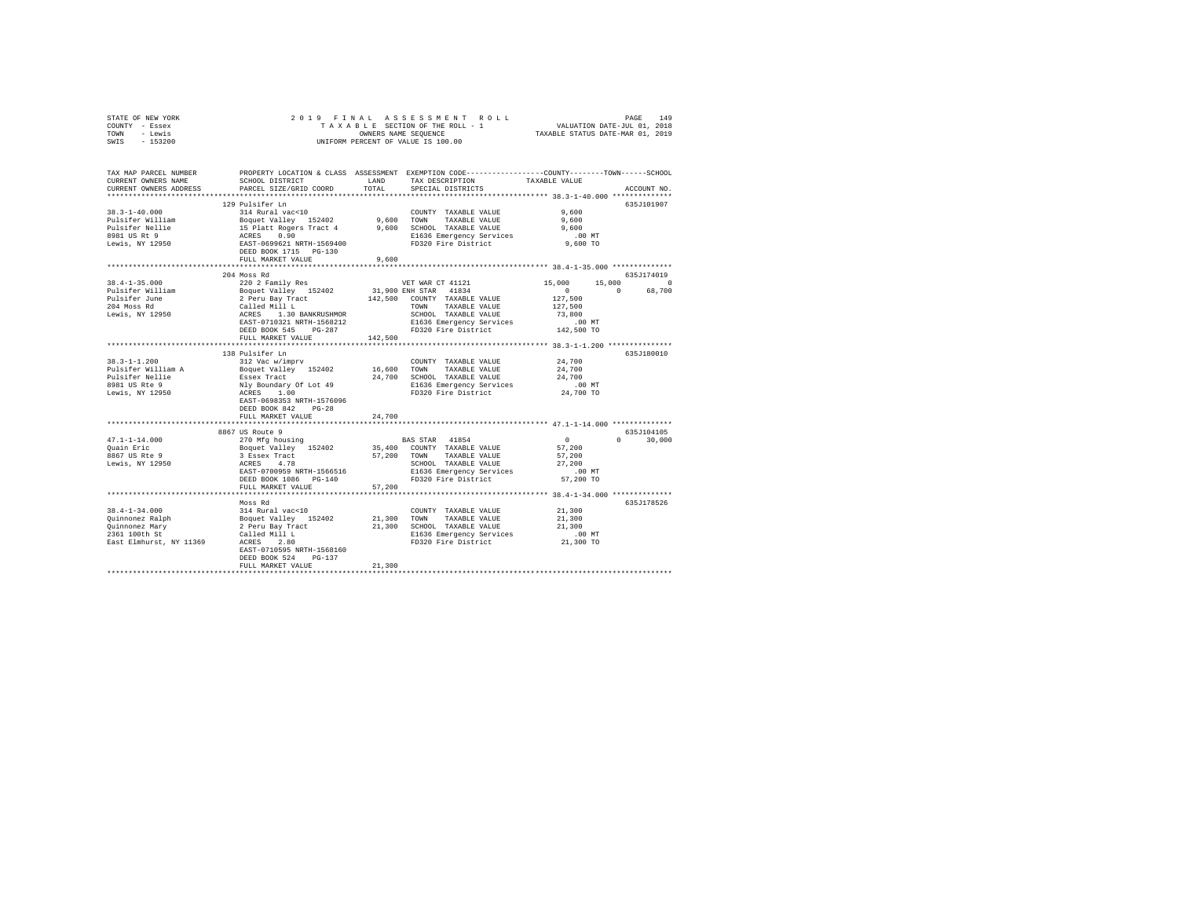STATE OF NEW YORK — 2019 FINAL ASSESSMENT ROLL — PAGE 149
COUNTY - Essex — TAXABLE SECTION OF THE ROLL - 1 — VALUATION DATE-JUL 01, 2018
TOWN - Lewis — OWNERS NAME SEQUENCE — TAXABLE STATUS DATE-MAR 01, 2019
SWIS - 153200 — UNIFORM PERCENT OF VALUE IS 100.00

| TAX MAP PARCEL NUMBER / CURRENT OWNERS NAME / CURRENT OWNERS ADDRESS | PROPERTY LOCATION & CLASS / SCHOOL DISTRICT / PARCEL SIZE/GRID COORD | ASSESSMENT LAND | TOTAL | EXEMPTION CODE / TAX DESCRIPTION / SPECIAL DISTRICTS | COUNTY | TOWN | SCHOOL | ACCOUNT NO. |
|---|---|---|---|---|---|---|---|---|
| | 129 Pulsifer Ln | | | | | | | 635J101907 |
| 38.3-1-40.000 | 314 Rural vac<10 | | | COUNTY TAXABLE VALUE | 9,600 | | | |
| Pulsifer William | Boquet Valley 152402 | 9,600 | | TOWN TAXABLE VALUE | | 9,600 | | |
| Pulsifer Nellie | 15 Platt Rogers Tract 4 | | 9,600 | SCHOOL TAXABLE VALUE | | | 9,600 | |
| 8981 US Rt 9 | ACRES 0.90 | | | E1636 Emergency Services | .00 MT | | | |
| Lewis, NY 12950 | EAST-0699621 NRTH-1569400 | | | FD320 Fire District | 9,600 TO | | | |
| | DEED BOOK 1715 PG-130 | | | | | | | |
| | FULL MARKET VALUE | | 9,600 | | | | | |
| | 204 Moss Rd | | | | | | | 635J174019 |
| 38.4-1-35.000 | 220 2 Family Res | | | VET WAR CT 41121 | 15,000 | 15,000 | 0 | |
| Pulsifer William | Boquet Valley 152402 | 31,900 | | ENH STAR 41834 | 0 | 0 | 68,700 | |
| Pulsifer June | 2 Peru Bay Tract | | 142,500 | COUNTY TAXABLE VALUE | 127,500 | | | |
| 204 Moss Rd | Called Mill L | | | TOWN TAXABLE VALUE | | 127,500 | | |
| Lewis, NY 12950 | ACRES 1.30 BANKRUSHMOR | | | SCHOOL TAXABLE VALUE | | | 73,800 | |
| | EAST-0710321 NRTH-1568212 | | | E1636 Emergency Services | .00 MT | | | |
| | DEED BOOK 545 PG-287 | | | FD320 Fire District | 142,500 TO | | | |
| | FULL MARKET VALUE | | 142,500 | | | | | |
| | 138 Pulsifer Ln | | | | | | | 635J180010 |
| 38.3-1-1.200 | 312 Vac w/imprv | | | COUNTY TAXABLE VALUE | 24,700 | | | |
| Pulsifer William A | Boquet Valley 152402 | 16,600 | | TOWN TAXABLE VALUE | | 24,700 | | |
| Pulsifer Nellie | Essex Tract | | 24,700 | SCHOOL TAXABLE VALUE | | | 24,700 | |
| 8981 US Rte 9 | Nly Boundary Of Lot 49 | | | E1636 Emergency Services | .00 MT | | | |
| Lewis, NY 12950 | ACRES 1.00 | | | FD320 Fire District | 24,700 TO | | | |
| | EAST-0698353 NRTH-1576096 | | | | | | | |
| | DEED BOOK 842 PG-28 | | | | | | | |
| | FULL MARKET VALUE | | 24,700 | | | | | |
| | 8867 US Route 9 | | | | | | | 635J104105 |
| 47.1-1-14.000 | 270 Mfg housing | | | BAS STAR 41854 | 0 | 0 | 30,000 | |
| Quain Eric | Boquet Valley 152402 | 35,400 | | COUNTY TAXABLE VALUE | 57,200 | | | |
| 8867 US Rte 9 | 3 Essex Tract | | 57,200 | TOWN TAXABLE VALUE | | 57,200 | | |
| Lewis, NY 12950 | ACRES 4.78 | | | SCHOOL TAXABLE VALUE | | | 27,200 | |
| | EAST-0700959 NRTH-1566516 | | | E1636 Emergency Services | .00 MT | | | |
| | DEED BOOK 1086 PG-140 | | | FD320 Fire District | 57,200 TO | | | |
| | FULL MARKET VALUE | | 57,200 | | | | | |
| | Moss Rd | | | | | | | 635J178526 |
| 38.4-1-34.000 | 314 Rural vac<10 | | | COUNTY TAXABLE VALUE | 21,300 | | | |
| Quinnonez Ralph | Boquet Valley 152402 | 21,300 | | TOWN TAXABLE VALUE | | 21,300 | | |
| Quinnonez Mary | 2 Peru Bay Tract | | 21,300 | SCHOOL TAXABLE VALUE | | | 21,300 | |
| 2361 100th St | Called Mill L | | | E1636 Emergency Services | .00 MT | | | |
| East Elmhurst, NY 11369 | ACRES 2.80 | | | FD320 Fire District | 21,300 TO | | | |
| | EAST-0710595 NRTH-1568160 | | | | | | | |
| | DEED BOOK 524 PG-137 | | | | | | | |
| | FULL MARKET VALUE | | 21,300 | | | | | |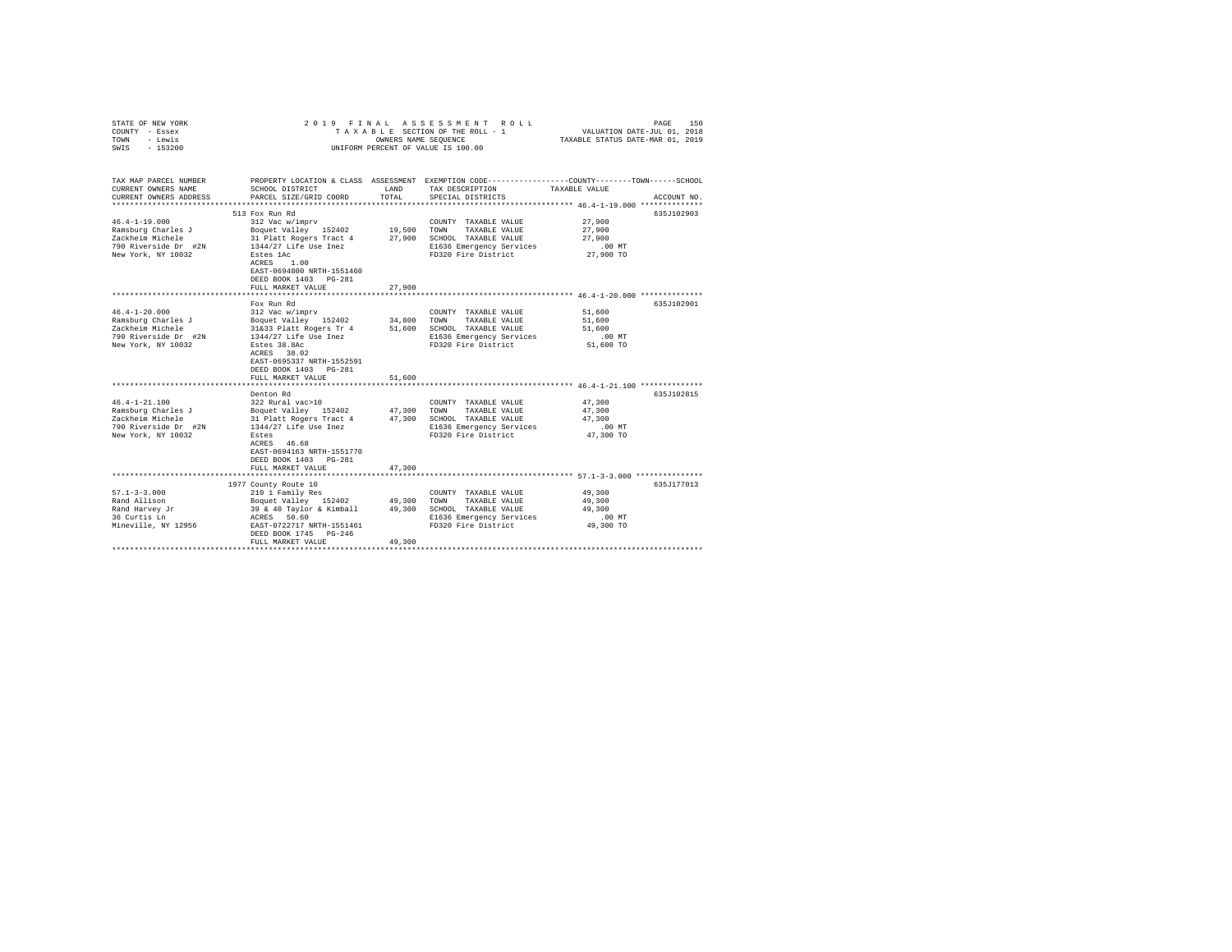STATE OF NEW YORK — 2019 FINAL ASSESSMENT ROLL
COUNTY - Essex — TAXABLE SECTION OF THE ROLL - 1 — VALUATION DATE-JUL 01, 2018
TOWN - Lewis — OWNERS NAME SEQUENCE — TAXABLE STATUS DATE-MAR 01, 2019
SWIS - 153200 — UNIFORM PERCENT OF VALUE IS 100.00

| TAX MAP PARCEL NUMBER / CURRENT OWNERS NAME / CURRENT OWNERS ADDRESS | PROPERTY LOCATION & CLASS / SCHOOL DISTRICT / PARCEL SIZE/GRID COORD | ASSESSMENT LAND | TOTAL | EXEMPTION CODE / TAX DESCRIPTION / SPECIAL DISTRICTS | COUNTY/TOWN/SCHOOL TAXABLE VALUE | ACCOUNT NO. |
|---|---|---|---|---|---|---|
| 46.4-1-19.000 | 513 Fox Run Rd | | | | | 635J102903 |
| | 312 Vac w/imprv | | | COUNTY TAXABLE VALUE | 27,900 | |
| Ramsburg Charles J | Boquet Valley 152402 | 19,500 | | TOWN TAXABLE VALUE | 27,900 | |
| Zackheim Michele | 31 Platt Rogers Tract 4 | | 27,900 | SCHOOL TAXABLE VALUE | 27,900 | |
| 790 Riverside Dr #2N | 1344/27 Life Use Inez | | | E1636 Emergency Services | .00 MT | |
| New York, NY 10032 | Estes 1Ac | | | FD320 Fire District | 27,900 TO | |
| | ACRES 1.00 | | | | | |
| | EAST-0694800 NRTH-1551460 | | | | | |
| | DEED BOOK 1403 PG-281 | | | | | |
| | FULL MARKET VALUE | | 27,900 | | | |
| 46.4-1-20.000 | Fox Run Rd | | | | | 635J102901 |
| | 312 Vac w/imprv | | | COUNTY TAXABLE VALUE | 51,600 | |
| Ramsburg Charles J | Boquet Valley 152402 | 34,800 | | TOWN TAXABLE VALUE | 51,600 | |
| Zackheim Michele | 31&33 Platt Rogers Tr 4 | | 51,600 | SCHOOL TAXABLE VALUE | 51,600 | |
| 790 Riverside Dr #2N | 1344/27 Life Use Inez | | | E1636 Emergency Services | .00 MT | |
| New York, NY 10032 | Estes 38.8Ac | | | FD320 Fire District | 51,600 TO | |
| | ACRES 38.02 | | | | | |
| | EAST-0695337 NRTH-1552591 | | | | | |
| | DEED BOOK 1403 PG-281 | | | | | |
| | FULL MARKET VALUE | | 51,600 | | | |
| 46.4-1-21.100 | Denton Rd | | | | | 635J102815 |
| | 322 Rural vac>10 | | | COUNTY TAXABLE VALUE | 47,300 | |
| Ramsburg Charles J | Boquet Valley 152402 | 47,300 | | TOWN TAXABLE VALUE | 47,300 | |
| Zackheim Michele | 31 Platt Rogers Tract 4 | | 47,300 | SCHOOL TAXABLE VALUE | 47,300 | |
| 790 Riverside Dr #2N | 1344/27 Life Use Inez | | | E1636 Emergency Services | .00 MT | |
| New York, NY 10032 | Estes | | | FD320 Fire District | 47,300 TO | |
| | ACRES 46.68 | | | | | |
| | EAST-0694163 NRTH-1551770 | | | | | |
| | DEED BOOK 1403 PG-281 | | | | | |
| | FULL MARKET VALUE | | 47,300 | | | |
| 57.1-3-3.000 | 1977 County Route 10 | | | | | 635J177013 |
| | 210 1 Family Res | | | COUNTY TAXABLE VALUE | 49,300 | |
| Rand Allison | Boquet Valley 152402 | 49,300 | | TOWN TAXABLE VALUE | 49,300 | |
| Rand Harvey Jr | 39 & 40 Taylor & Kimball | | 49,300 | SCHOOL TAXABLE VALUE | 49,300 | |
| 36 Curtis Ln | ACRES 50.60 | | | E1636 Emergency Services | .00 MT | |
| Mineville, NY 12956 | EAST-0722717 NRTH-1551461 | | | FD320 Fire District | 49,300 TO | |
| | DEED BOOK 1745 PG-246 | | | | | |
| | FULL MARKET VALUE | | 49,300 | | | |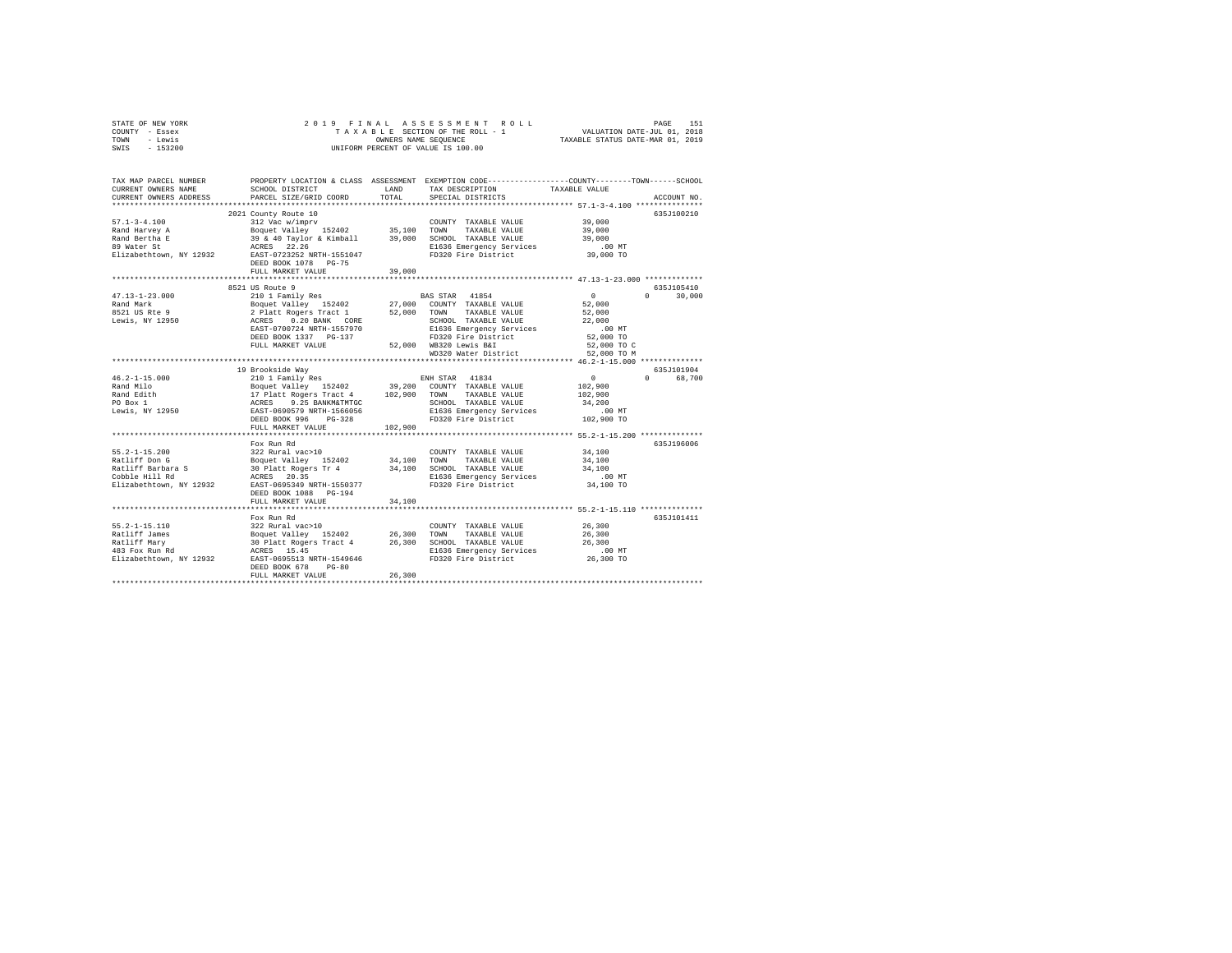STATE OF NEW YORK — 2019 FINAL ASSESSMENT ROLL — TAXABLE SECTION OF THE ROLL - 1
COUNTY - Essex — OWNERS NAME SEQUENCE — VALUATION DATE-JUL 01, 2018
TOWN - Lewis — UNIFORM PERCENT OF VALUE IS 100.00 — TAXABLE STATUS DATE-MAR 01, 2019
SWIS - 153200

```
TAX MAP PARCEL NUMBER          PROPERTY LOCATION & CLASS  ASSESSMENT  EXEMPTION CODE------------------COUNTY--------TOWN------SCHOOL
CURRENT OWNERS NAME            SCHOOL DISTRICT               LAND      TAX DESCRIPTION            TAXABLE VALUE
CURRENT OWNERS ADDRESS         PARCEL SIZE/GRID COORD        TOTAL     SPECIAL DISTRICTS                                  ACCOUNT NO.
******************************************************************************************************* 57.1-3-4.100 ***************
                               2021 County Route 10                                                                   635J100210
57.1-3-4.100                   312 Vac w/imprv                          COUNTY  TAXABLE VALUE          39,000
Rand Harvey A                  Boquet Valley  152402        35,100     TOWN    TAXABLE VALUE          39,000
Rand Bertha E                  39 & 40 Taylor & Kimball     39,000     SCHOOL  TAXABLE VALUE          39,000
89 Water St                    ACRES   22.26                            E1636 Emergency Services          .00 MT
Elizabethtown, NY 12932        EAST-0723252 NRTH-1551047                FD320 Fire District             39,000 TO
                               DEED BOOK 1078   PG-75
                               FULL MARKET VALUE            39,000
******************************************************************************************************* 47.13-1-23.000 ************
                               8521 US Route 9                                                                        635J105410
47.13-1-23.000                 210 1 Family Res                         BAS STAR  41854                0          0     30,000
Rand Mark                      Boquet Valley  152402        27,000     COUNTY  TAXABLE VALUE          52,000
8521 US Rte 9                  2 Platt Rogers Tract 1       52,000     TOWN    TAXABLE VALUE          52,000
Lewis, NY 12950                ACRES    0.20 BANK   CORE                SCHOOL  TAXABLE VALUE          22,000
                               EAST-0700724 NRTH-1557970                E1636 Emergency Services          .00 MT
                               DEED BOOK 1337   PG-137                  FD320 Fire District             52,000 TO
                               FULL MARKET VALUE            52,000     WB320 Lewis B&I                 52,000 TO C
                                                                        WD320 Water District            52,000 TO M
******************************************************************************************************* 46.2-1-15.000 *************
                               19 Brookside Way                                                                       635J101904
46.2-1-15.000                  210 1 Family Res                         ENH STAR  41834                0          0     68,700
Rand Milo                      Boquet Valley  152402        39,200     COUNTY  TAXABLE VALUE         102,900
Rand Edith                     17 Platt Rogers Tract 4     102,900     TOWN    TAXABLE VALUE         102,900
PO Box 1                       ACRES    9.25 BANKM&TMTGC                SCHOOL  TAXABLE VALUE          34,200
Lewis, NY 12950                EAST-0690579 NRTH-1566056                E1636 Emergency Services          .00 MT
                               DEED BOOK 996    PG-328                  FD320 Fire District            102,900 TO
                               FULL MARKET VALUE           102,900
******************************************************************************************************* 55.2-1-15.200 *************
                               Fox Run Rd                                                                             635J196006
55.2-1-15.200                  322 Rural vac>10                         COUNTY  TAXABLE VALUE          34,100
Ratliff Don G                  Boquet Valley  152402        34,100     TOWN    TAXABLE VALUE          34,100
Ratliff Barbara S              30 Platt Rogers Tr 4         34,100     SCHOOL  TAXABLE VALUE          34,100
Cobble Hill Rd                 ACRES   20.35                            E1636 Emergency Services          .00 MT
Elizabethtown, NY 12932        EAST-0695349 NRTH-1550377                FD320 Fire District             34,100 TO
                               DEED BOOK 1088   PG-194
                               FULL MARKET VALUE            34,100
******************************************************************************************************* 55.2-1-15.110 *************
                               Fox Run Rd                                                                             635J101411
55.2-1-15.110                  322 Rural vac>10                         COUNTY  TAXABLE VALUE          26,300
Ratliff James                  Boquet Valley  152402        26,300     TOWN    TAXABLE VALUE          26,300
Ratliff Mary                   30 Platt Rogers Tract 4      26,300     SCHOOL  TAXABLE VALUE          26,300
483 Fox Run Rd                 ACRES   15.45                            E1636 Emergency Services          .00 MT
Elizabethtown, NY 12932        EAST-0695513 NRTH-1549646                FD320 Fire District             26,300 TO
                               DEED BOOK 678    PG-80
                               FULL MARKET VALUE            26,300
************************************************************************************************************************************
```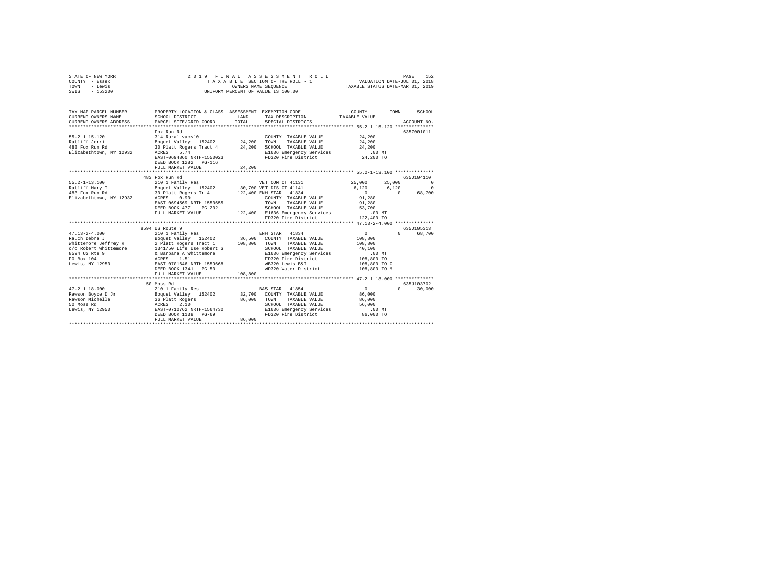STATE OF NEW YORK — 2019 FINAL ASSESSMENT ROLL
COUNTY - Essex — TAXABLE SECTION OF THE ROLL - 1 — VALUATION DATE-JUL 01, 2018
TOWN - Lewis — OWNERS NAME SEQUENCE — TAXABLE STATUS DATE-MAR 01, 2019
SWIS - 153200 — UNIFORM PERCENT OF VALUE IS 100.00

```
TAX MAP PARCEL NUMBER        PROPERTY LOCATION & CLASS  ASSESSMENT  EXEMPTION CODE-----------------COUNTY--------TOWN------SCHOOL
CURRENT OWNERS NAME          SCHOOL DISTRICT              LAND      TAX DESCRIPTION             TAXABLE VALUE
CURRENT OWNERS ADDRESS       PARCEL SIZE/GRID COORD       TOTAL     SPECIAL DISTRICTS                                    ACCOUNT NO.
******************************************************************************************************* 55.2-1-15.120 **************
                             Fox Run Rd                                                                                  635Z001011
55.2-1-15.120                314 Rural vac<10                        COUNTY  TAXABLE VALUE           24,200
Ratliff Jerri                Boquet Valley  152402       24,200     TOWN    TAXABLE VALUE           24,200
483 Fox Run Rd               30 Platt Rogers Tract 4     24,200     SCHOOL  TAXABLE VALUE           24,200
Elizabethtown, NY 12932      ACRES    5.74                          E1636 Emergency Services           .00 MT
                             EAST-0694860 NRTH-1550023              FD320 Fire District             24,200 TO
                             DEED BOOK 1282   PG-116
                             FULL MARKET VALUE           24,200
******************************************************************************************************* 55.2-1-13.100 **************
                             483 Fox Run Rd                                                                              635J104110
55.2-1-13.100                210 1 Family Res                       VET COM CT 41131             25,000      25,000          0
Ratliff Mary I               Boquet Valley  152402       30,700 VET DIS CT 41141                  6,120       6,120          0
483 Fox Run Rd               30 Platt Rogers Tr 4       122,400 ENH STAR  41834                       0           0     68,700
Elizabethtown, NY 12932      ACRES    0.90                          COUNTY  TAXABLE VALUE           91,280
                             EAST-0694569 NRTH-1550655              TOWN    TAXABLE VALUE           91,280
                             DEED BOOK 477    PG-202                SCHOOL  TAXABLE VALUE           53,700
                             FULL MARKET VALUE          122,400  E1636 Emergency Services           .00 MT
                                                                    FD320 Fire District            122,400 TO
******************************************************************************************************* 47.13-2-4.000 **************
                             8594 US Route 9                                                                             635J105313
47.13-2-4.000                210 1 Family Res                       ENH STAR  41834                   0           0     68,700
Rauch Debra J                Boquet Valley  152402       36,500     COUNTY  TAXABLE VALUE          108,800
Whittemore Jeffrey R         2 Platt Rogers Tract 1     108,800     TOWN    TAXABLE VALUE          108,800
c/o Robert Whittemore        1341/50 Life Use Robert S              SCHOOL  TAXABLE VALUE           40,100
8594 US Rte 9                & Barbara A Whittemore                 E1636 Emergency Services           .00 MT
PO Box 104                   ACRES    1.51                          FD320 Fire District            108,800 TO
Lewis, NY 12950              EAST-0701646 NRTH-1559668              WB320 Lewis B&I                108,800 TO C
                             DEED BOOK 1341   PG-50                 WD320 Water District           108,800 TO M
                             FULL MARKET VALUE          108,800
******************************************************************************************************* 47.2-1-18.000 **************
                             50 Moss Rd                                                                                  635J103702
47.2-1-18.000                210 1 Family Res                       BAS STAR  41854                   0           0     30,000
Rawson Boyce D Jr            Boquet Valley  152402       32,700     COUNTY  TAXABLE VALUE           86,000
Rawson Michelle              36 Platt Rogers             86,000     TOWN    TAXABLE VALUE           86,000
50 Moss Rd                   ACRES    2.10                          SCHOOL  TAXABLE VALUE           56,000
Lewis, NY 12950              EAST-0710762 NRTH-1564730              E1636 Emergency Services           .00 MT
                             DEED BOOK 1138   PG-69                 FD320 Fire District             86,000 TO
                             FULL MARKET VALUE           86,000
************************************************************************************************************************************
```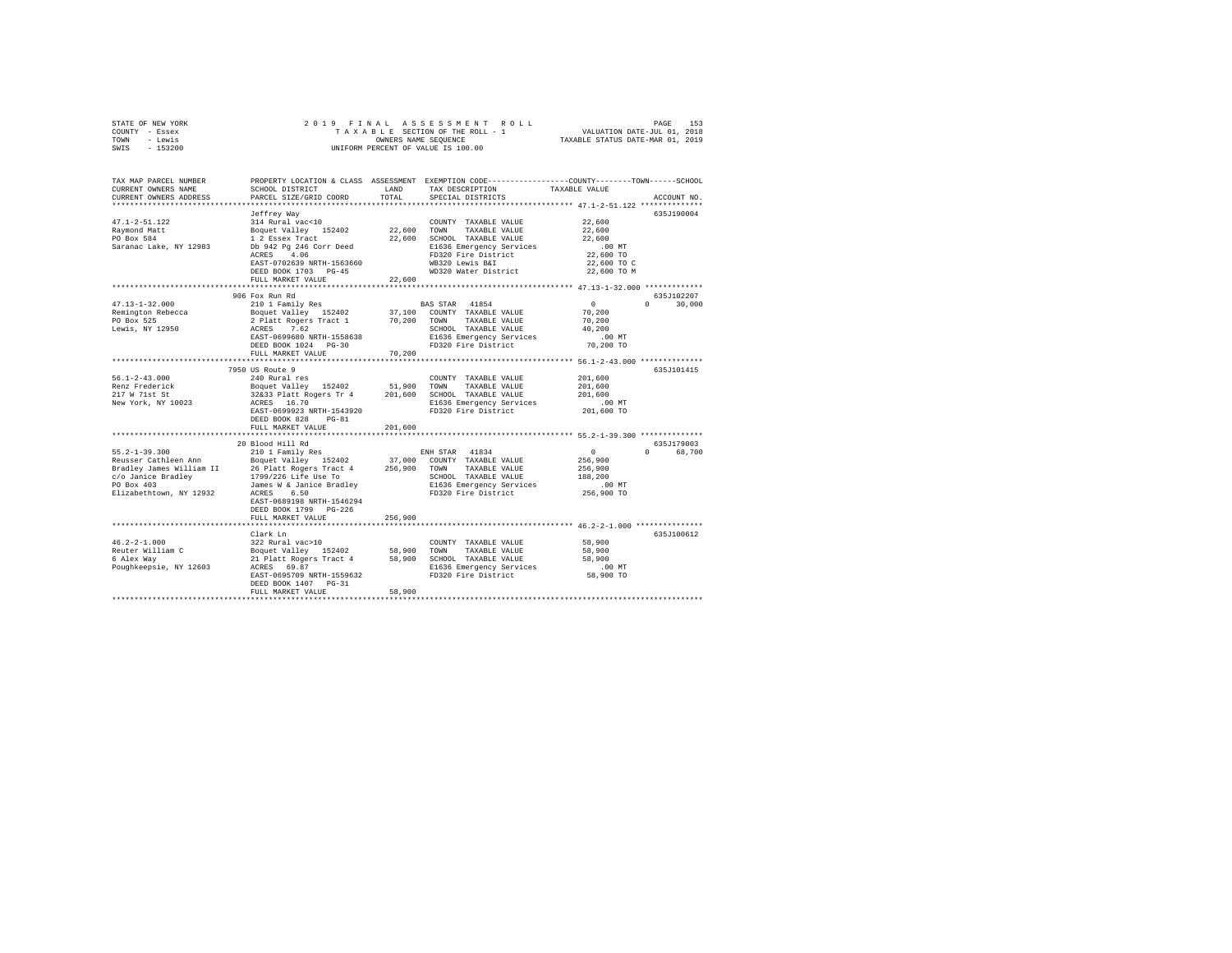STATE OF NEW YORK  
COUNTY - Essex  
TOWN - Lewis  
SWIS - 153200

2019 FINAL ASSESSMENT ROLL  
TAXABLE SECTION OF THE ROLL - 1  
OWNERS NAME SEQUENCE  
UNIFORM PERCENT OF VALUE IS 100.00

VALUATION DATE-JUL 01, 2018  
TAXABLE STATUS DATE-MAR 01, 2019

```
TAX MAP PARCEL NUMBER      PROPERTY LOCATION & CLASS  ASSESSMENT  EXEMPTION CODE-----------------COUNTY--------TOWN------SCHOOL
CURRENT OWNERS NAME        SCHOOL DISTRICT              LAND      TAX DESCRIPTION            TAXABLE VALUE
CURRENT OWNERS ADDRESS     PARCEL SIZE/GRID COORD       TOTAL     SPECIAL DISTRICTS                                   ACCOUNT NO.
*********************************************************************************************** 47.1-2-51.122 **************
                           Jeffrey Way                                                                               635J190004
47.1-2-51.122              314 Rural vac<10                        COUNTY  TAXABLE VALUE          22,600
Raymond Matt               Boquet Valley  152402     22,600       TOWN    TAXABLE VALUE          22,600
PO Box 584                 1 2 Essex Tract           22,600       SCHOOL  TAXABLE VALUE          22,600
Saranac Lake, NY 12983     Db 942 Pg 246 Corr Deed                E1636 Emergency Services          .00 MT
                           ACRES    4.06                          FD320 Fire District            22,600 TO
                           EAST-0702639 NRTH-1563660              WB320 Lewis B&I                22,600 TO C
                           DEED BOOK 1703   PG-45                 WD320 Water District           22,600 TO M
                           FULL MARKET VALUE          22,600
*********************************************************************************************** 47.13-1-32.000 *************
                           906 Fox Run Rd                                                                            635J102207
47.13-1-32.000             210 1 Family Res                       BAS STAR  41854                      0          0     30,000
Remington Rebecca          Boquet Valley  152402     37,100       COUNTY  TAXABLE VALUE          70,200
PO Box 525                 2 Platt Rogers Tract 1    70,200       TOWN    TAXABLE VALUE          70,200
Lewis, NY 12950            ACRES    7.62                          SCHOOL  TAXABLE VALUE          40,200
                           EAST-0699680 NRTH-1558638              E1636 Emergency Services          .00 MT
                           DEED BOOK 1024   PG-30                 FD320 Fire District            70,200 TO
                           FULL MARKET VALUE          70,200
*********************************************************************************************** 56.1-2-43.000 **************
                           7950 US Route 9                                                                           635J101415
56.1-2-43.000              240 Rural res                          COUNTY  TAXABLE VALUE         201,600
Renz Frederick             Boquet Valley  152402     51,900       TOWN    TAXABLE VALUE         201,600
217 W 71st St              32&33 Platt Rogers Tr 4  201,600       SCHOOL  TAXABLE VALUE         201,600
New York, NY 10023         ACRES   16.70                          E1636 Emergency Services          .00 MT
                           EAST-0699923 NRTH-1543920              FD320 Fire District           201,600 TO
                           DEED BOOK 828    PG-81
                           FULL MARKET VALUE         201,600
*********************************************************************************************** 55.2-1-39.300 **************
                           20 Blood Hill Rd                                                                          635J179003
55.2-1-39.300              210 1 Family Res                       ENH STAR  41834                      0          0     68,700
Reusser Cathleen Ann       Boquet Valley  152402     37,000       COUNTY  TAXABLE VALUE         256,900
Bradley James William II   26 Platt Rogers Tract 4  256,900       TOWN    TAXABLE VALUE         256,900
c/o Janice Bradley         1799/226 Life Use To                   SCHOOL  TAXABLE VALUE         188,200
PO Box 403                 James W & Janice Bradley               E1636 Emergency Services          .00 MT
Elizabethtown, NY 12932    ACRES    6.50                          FD320 Fire District           256,900 TO
                           EAST-0689198 NRTH-1546294
                           DEED BOOK 1799   PG-226
                           FULL MARKET VALUE         256,900
*********************************************************************************************** 46.2-2-1.000 ***************
                           Clark Ln                                                                                  635J100612
46.2-2-1.000               322 Rural vac>10                       COUNTY  TAXABLE VALUE          58,900
Reuter William C           Boquet Valley  152402     58,900       TOWN    TAXABLE VALUE          58,900
6 Alex Way                 21 Platt Rogers Tract 4   58,900       SCHOOL  TAXABLE VALUE          58,900
Poughkeepsie, NY 12603     ACRES   69.87                          E1636 Emergency Services          .00 MT
                           EAST-0695709 NRTH-1559632              FD320 Fire District            58,900 TO
                           DEED BOOK 1407   PG-31
                           FULL MARKET VALUE          58,900
****************************************************************************************************************************
```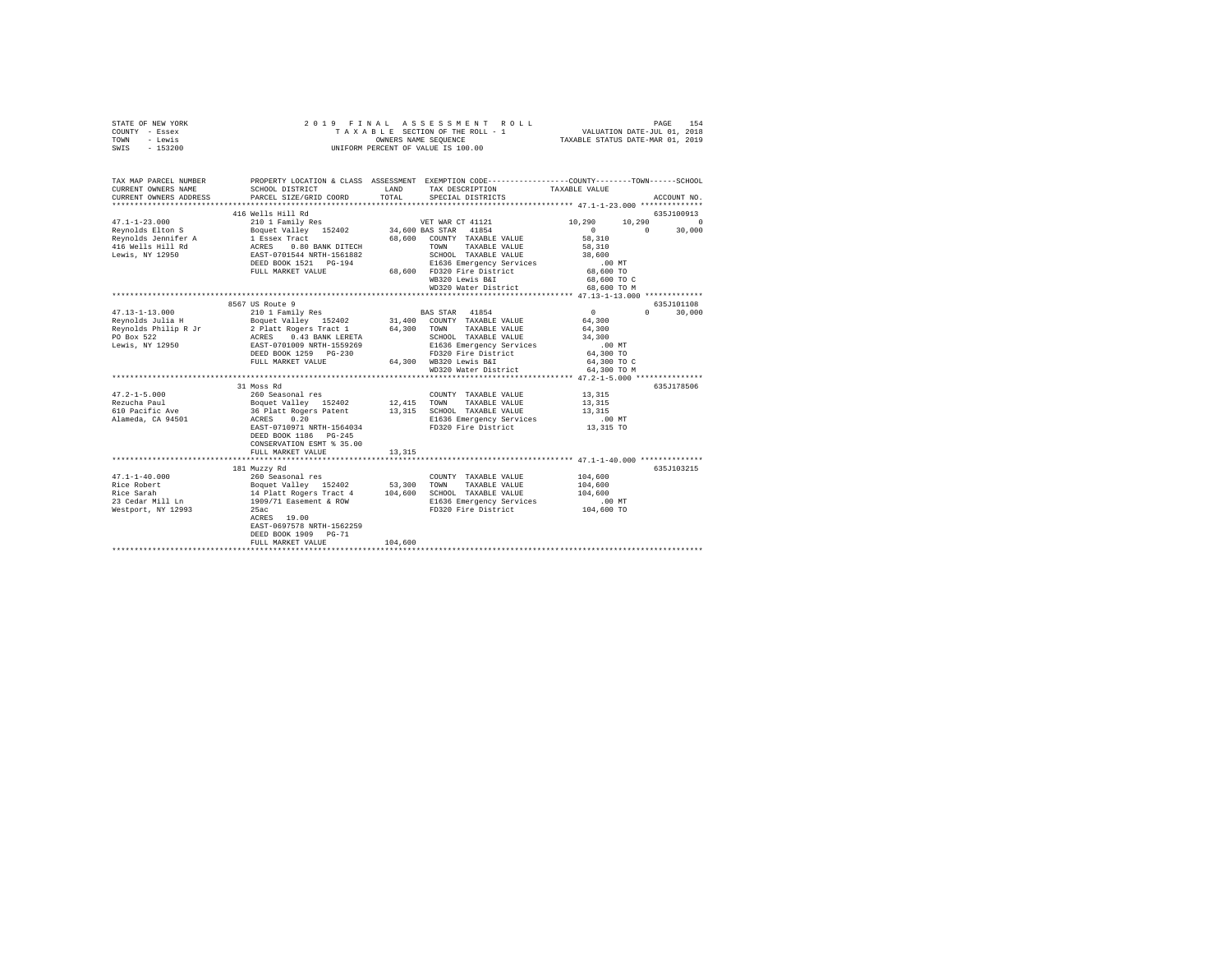STATE OF NEW YORK                    2019 FINAL ASSESSMENT ROLL
COUNTY - Essex                       TAXABLE SECTION OF THE ROLL - 1                VALUATION DATE-JUL 01, 2018
TOWN - Lewis                         OWNERS NAME SEQUENCE                           TAXABLE STATUS DATE-MAR 01, 2019
SWIS - 153200                        UNIFORM PERCENT OF VALUE IS 100.00

```
TAX MAP PARCEL NUMBER     PROPERTY LOCATION & CLASS  ASSESSMENT  EXEMPTION CODE-----------------COUNTY--------TOWN------SCHOOL
CURRENT OWNERS NAME       SCHOOL DISTRICT            LAND        TAX DESCRIPTION             TAXABLE VALUE
CURRENT OWNERS ADDRESS    PARCEL SIZE/GRID COORD     TOTAL       SPECIAL DISTRICTS                                    ACCOUNT NO.
******************************************************************************************** 47.1-1-23.000 **************
                          416 Wells Hill Rd                                                                        635J100913
47.1-1-23.000             210 1 Family Res                       VET WAR CT 41121              10,290      10,290          0
Reynolds Elton S          Boquet Valley  152402       34,600 BAS STAR  41854                        0           0     30,000
Reynolds Jennifer A       1 Essex Tract               68,600   COUNTY  TAXABLE VALUE           58,310
416 Wells Hill Rd         ACRES    0.80 BANK DITECH            TOWN    TAXABLE VALUE           58,310
Lewis, NY 12950           EAST-0701544 NRTH-1561882            SCHOOL  TAXABLE VALUE           38,600
                          DEED BOOK 1521   PG-194              E1636 Emergency Services           .00 MT
                          FULL MARKET VALUE           68,600   FD320 Fire District             68,600 TO
                                                               WB320 Lewis B&I                 68,600 TO C
                                                               WD320 Water District            68,600 TO M
******************************************************************************************** 47.13-1-13.000 *************
                          8567 US Route 9                                                                          635J101108
47.13-1-13.000            210 1 Family Res                       BAS STAR  41854                    0           0     30,000
Reynolds Julia H          Boquet Valley  152402       31,400   COUNTY  TAXABLE VALUE           64,300
Reynolds Philip R Jr      2 Platt Rogers Tract 1      64,300   TOWN    TAXABLE VALUE           64,300
PO Box 522                ACRES    0.43 BANK LERETA            SCHOOL  TAXABLE VALUE           34,300
Lewis, NY 12950           EAST-0701009 NRTH-1559269            E1636 Emergency Services           .00 MT
                          DEED BOOK 1259   PG-230              FD320 Fire District             64,300 TO
                          FULL MARKET VALUE           64,300   WB320 Lewis B&I                 64,300 TO C
                                                               WD320 Water District            64,300 TO M
******************************************************************************************** 47.2-1-5.000 ***************
                          31 Moss Rd                                                                               635J178506
47.2-1-5.000              260 Seasonal res                       COUNTY  TAXABLE VALUE           13,315
Rezucha Paul              Boquet Valley  152402       12,415   TOWN    TAXABLE VALUE           13,315
610 Pacific Ave           36 Platt Rogers Patent      13,315   SCHOOL  TAXABLE VALUE           13,315
Alameda, CA 94501         ACRES    0.20                        E1636 Emergency Services           .00 MT
                          EAST-0710971 NRTH-1564034            FD320 Fire District             13,315 TO
                          DEED BOOK 1186   PG-245
                          CONSERVATION ESMT % 35.00
                          FULL MARKET VALUE           13,315
******************************************************************************************** 47.1-1-40.000 **************
                          181 Muzzy Rd                                                                             635J103215
47.1-1-40.000             260 Seasonal res                       COUNTY  TAXABLE VALUE          104,600
Rice Robert               Boquet Valley  152402       53,300   TOWN    TAXABLE VALUE          104,600
Rice Sarah                14 Platt Rogers Tract 4    104,600   SCHOOL  TAXABLE VALUE          104,600
23 Cedar Mill Ln          1909/71 Easement & ROW               E1636 Emergency Services           .00 MT
Westport, NY 12993        25ac                                 FD320 Fire District            104,600 TO
                          ACRES   19.00
                          EAST-0697578 NRTH-1562259
                          DEED BOOK 1909   PG-71
                          FULL MARKET VALUE          104,600
****************************************************************************************************************************
```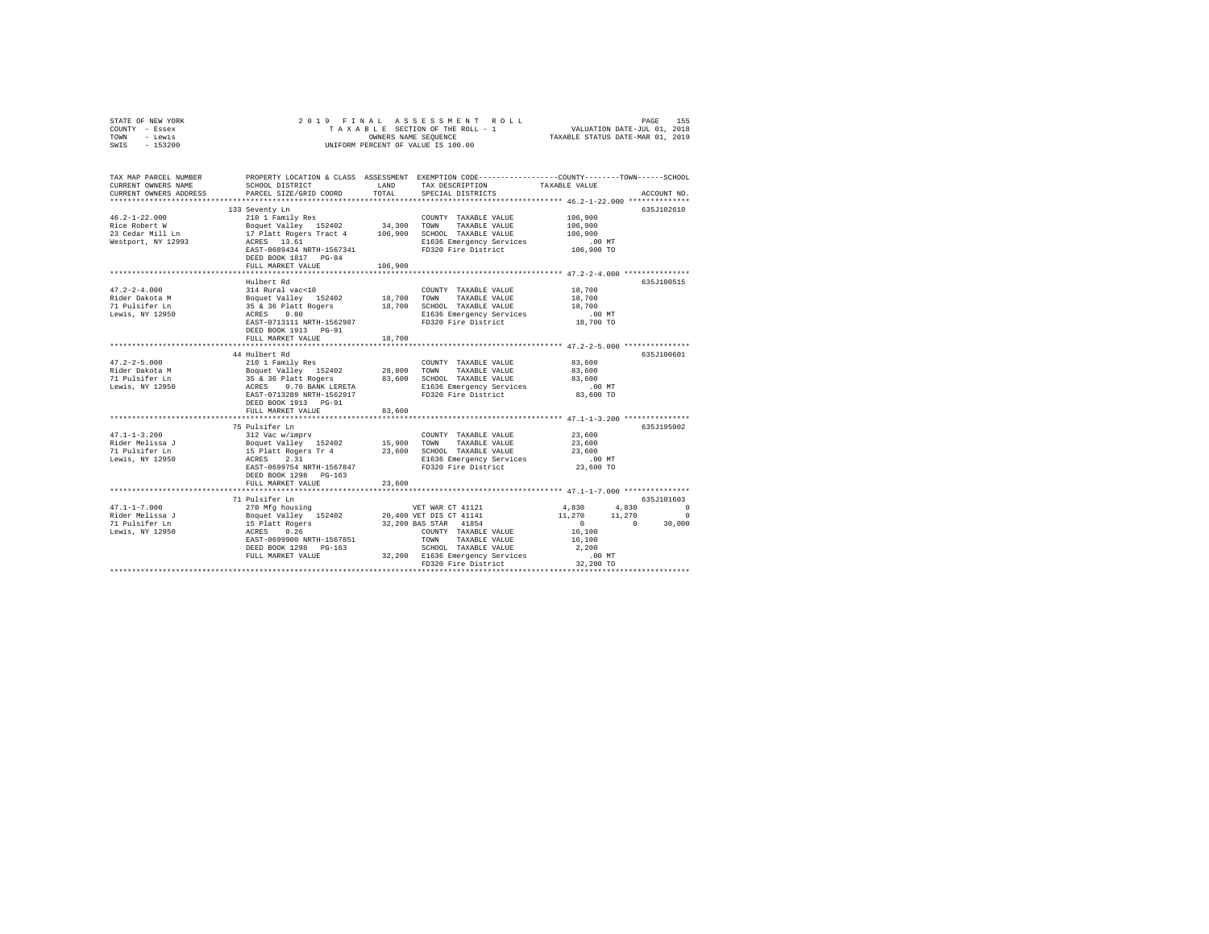STATE OF NEW YORK
COUNTY - Essex
TOWN - Lewis
SWIS - 153200

2019 FINAL ASSESSMENT ROLL
TAXABLE SECTION OF THE ROLL - 1
OWNERS NAME SEQUENCE
UNIFORM PERCENT OF VALUE IS 100.00

VALUATION DATE-JUL 01, 2018
TAXABLE STATUS DATE-MAR 01, 2019

| TAX MAP PARCEL NUMBER / CURRENT OWNERS NAME / CURRENT OWNERS ADDRESS | PROPERTY LOCATION & CLASS / SCHOOL DISTRICT / PARCEL SIZE/GRID COORD | ASSESSMENT LAND | TOTAL | EXEMPTION CODE / TAX DESCRIPTION / SPECIAL DISTRICTS | COUNTY TAXABLE VALUE | TOWN | SCHOOL | ACCOUNT NO. |
|---|---|---|---|---|---|---|---|---|
| **46.2-1-22.000** | 133 Seventy Ln | | | | | | | 635J102610 |
| Rice Robert W | 210 1 Family Res | | | COUNTY TAXABLE VALUE | 106,900 | | | |
| 23 Cedar Mill Ln | Boquet Valley 152402 | 34,300 | | TOWN TAXABLE VALUE | 106,900 | | | |
| Westport, NY 12993 | 17 Platt Rogers Tract 4 | | 106,900 | SCHOOL TAXABLE VALUE | 106,900 | | | |
| | ACRES 13.61 | | | E1636 Emergency Services | .00 MT | | | |
| | EAST-0689434 NRTH-1567341 | | | FD320 Fire District | 106,900 TO | | | |
| | DEED BOOK 1817 PG-84 | | | | | | | |
| | FULL MARKET VALUE | | 106,900 | | | | | |
| **47.2-2-4.000** | Hulbert Rd | | | | | | | 635J100515 |
| Rider Dakota M | 314 Rural vac<10 | | | COUNTY TAXABLE VALUE | 18,700 | | | |
| 71 Pulsifer Ln | Boquet Valley 152402 | 18,700 | | TOWN TAXABLE VALUE | 18,700 | | | |
| Lewis, NY 12950 | 35 & 36 Platt Rogers | | 18,700 | SCHOOL TAXABLE VALUE | 18,700 | | | |
| | ACRES 0.80 | | | E1636 Emergency Services | .00 MT | | | |
| | EAST-0713111 NRTH-1562987 | | | FD320 Fire District | 18,700 TO | | | |
| | DEED BOOK 1913 PG-91 | | | | | | | |
| | FULL MARKET VALUE | | 18,700 | | | | | |
| **47.2-2-5.000** | 44 Hulbert Rd | | | | | | | 635J100601 |
| Rider Dakota M | 210 1 Family Res | | | COUNTY TAXABLE VALUE | 83,600 | | | |
| 71 Pulsifer Ln | Boquet Valley 152402 | 28,800 | | TOWN TAXABLE VALUE | 83,600 | | | |
| Lewis, NY 12950 | 35 & 36 Platt Rogers | | 83,600 | SCHOOL TAXABLE VALUE | 83,600 | | | |
| | ACRES 0.70 BANK LERETA | | | E1636 Emergency Services | .00 MT | | | |
| | EAST-0713209 NRTH-1562917 | | | FD320 Fire District | 83,600 TO | | | |
| | DEED BOOK 1913 PG-91 | | | | | | | |
| | FULL MARKET VALUE | | 83,600 | | | | | |
| **47.1-1-3.200** | 75 Pulsifer Ln | | | | | | | 635J195002 |
| Rider Melissa J | 312 Vac w/imprv | | | COUNTY TAXABLE VALUE | 23,600 | | | |
| 71 Pulsifer Ln | Boquet Valley 152402 | 15,900 | | TOWN TAXABLE VALUE | 23,600 | | | |
| Lewis, NY 12950 | 15 Platt Rogers Tr 4 | | 23,600 | SCHOOL TAXABLE VALUE | 23,600 | | | |
| | ACRES 2.31 | | | E1636 Emergency Services | .00 MT | | | |
| | EAST-0699754 NRTH-1567847 | | | FD320 Fire District | 23,600 TO | | | |
| | DEED BOOK 1298 PG-163 | | | | | | | |
| | FULL MARKET VALUE | | 23,600 | | | | | |
| **47.1-1-7.000** | 71 Pulsifer Ln | | | | | | | 635J101603 |
| Rider Melissa J | 270 Mfg housing | | | VET WAR CT 41121 | 4,830 | 4,830 | 0 | |
| 71 Pulsifer Ln | Boquet Valley 152402 | 20,400 | | VET DIS CT 41141 | 11,270 | 11,270 | 0 | |
| Lewis, NY 12950 | 15 Platt Rogers | | 32,200 | BAS STAR 41854 | 0 | 0 | 30,000 | |
| | ACRES 0.26 | | | COUNTY TAXABLE VALUE | 16,100 | | | |
| | EAST-0699900 NRTH-1567851 | | | TOWN TAXABLE VALUE | 16,100 | | | |
| | DEED BOOK 1298 PG-163 | | | SCHOOL TAXABLE VALUE | 2,200 | | | |
| | FULL MARKET VALUE | | 32,200 | E1636 Emergency Services | .00 MT | | | |
| | | | | FD320 Fire District | 32,200 TO | | | |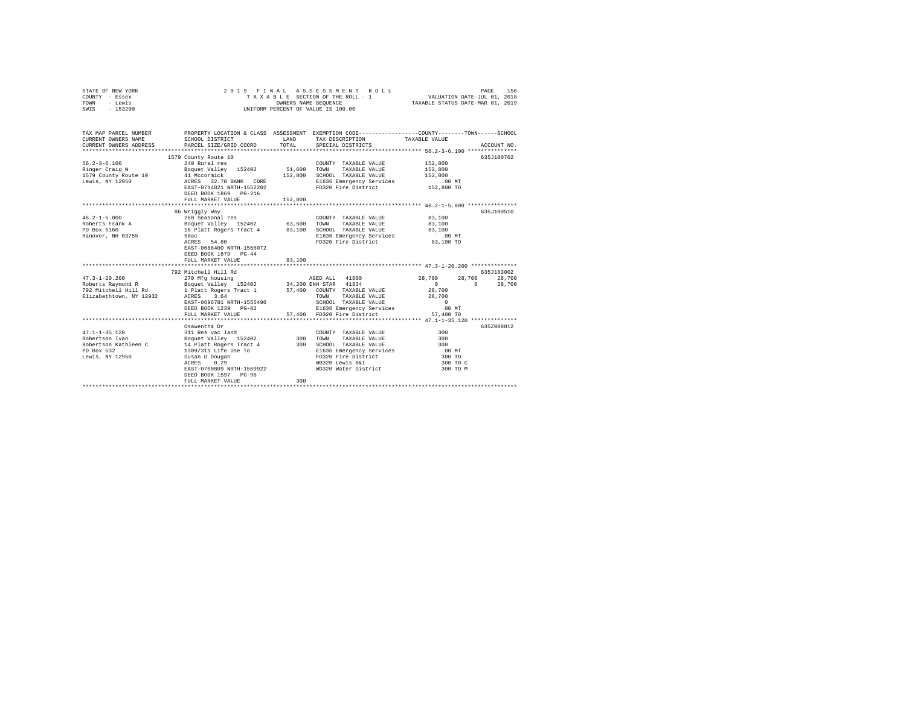STATE OF NEW YORK
COUNTY - Essex
TOWN - Lewis
SWIS - 153200

2019 FINAL ASSESSMENT ROLL
TAXABLE SECTION OF THE ROLL - 1
OWNERS NAME SEQUENCE
UNIFORM PERCENT OF VALUE IS 100.00

VALUATION DATE-JUL 01, 2018
TAXABLE STATUS DATE-MAR 01, 2019

```
TAX MAP PARCEL NUMBER    PROPERTY LOCATION & CLASS  ASSESSMENT  EXEMPTION CODE-----------------COUNTY--------TOWN------SCHOOL
CURRENT OWNERS NAME      SCHOOL DISTRICT               LAND      TAX DESCRIPTION            TAXABLE VALUE
CURRENT OWNERS ADDRESS   PARCEL SIZE/GRID COORD        TOTAL     SPECIAL DISTRICTS                                 ACCOUNT NO.
****************************************************************************************************** 56.2-3-6.100 ***************
                         1579 County Route 10                                                                      635J100702
56.2-3-6.100             240 Rural res                           COUNTY  TAXABLE VALUE            152,800
Ringer Craig W           Boquet Valley  152402        51,600    TOWN    TAXABLE VALUE            152,800
1579 County Route 10     41 Mccormick                 152,800    SCHOOL  TAXABLE VALUE            152,800
Lewis, NY 12950          ACRES  32.70 BANK  CORE                 E1636 Emergency Services             .00 MT
                         EAST-0714821 NRTH-1552202               FD320 Fire District              152,800 TO
                         DEED BOOK 1869  PG-216
                         FULL MARKET VALUE            152,800
****************************************************************************************************** 46.2-1-5.000 ***************
                         86 Wriggly Way                                                                            635J100510
46.2-1-5.000             260 Seasonal res                        COUNTY  TAXABLE VALUE             83,100
Roberts Frank A          Boquet Valley  152402        63,500    TOWN    TAXABLE VALUE             83,100
PO Box 5160              18 Platt Rogers Tract 4       83,100    SCHOOL  TAXABLE VALUE             83,100
Hanover, NH 03755        50ac                                    E1636 Emergency Services             .00 MT
                         ACRES  54.80                            FD320 Fire District               83,100 TO
                         EAST-0688400 NRTH-1566072
                         DEED BOOK 1679  PG-44
                         FULL MARKET VALUE             83,100
****************************************************************************************************** 47.3-1-20.200 **************
                         792 Mitchell Hill Rd                                                                      635J183002
47.3-1-20.200            270 Mfg housing                         AGED ALL  41800              28,700     28,700     28,700
Roberts Raymond R        Boquet Valley  152402        34,200 ENH STAR  41834                   0          0     28,700
792 Mitchell Hill Rd     1 Platt Rogers Tract 1        57,400    COUNTY  TAXABLE VALUE             28,700
Elizabethtown, NY 12932  ACRES   3.64                            TOWN    TAXABLE VALUE             28,700
                         EAST-0696781 NRTH-1555496               SCHOOL  TAXABLE VALUE                  0
                         DEED BOOK 1239  PG-82                   E1636 Emergency Services             .00 MT
                         FULL MARKET VALUE             57,400    FD320 Fire District               57,400 TO
****************************************************************************************************** 47.1-1-35.120 **************
                         Osawentha Dr                                                                              635Z008012
47.1-1-35.120            311 Res vac land                        COUNTY  TAXABLE VALUE                300
Robertson Ivan           Boquet Valley  152402           300    TOWN    TAXABLE VALUE                300
Robertson Kathleen C     14 Platt Rogers Tract 4          300    SCHOOL  TAXABLE VALUE                300
PO Box 532               1309/311 Life Use To                    E1636 Emergency Services             .00 MT
Lewis, NY 12950          Susan D Dougan                          FD320 Fire District                  300 TO
                         ACRES   0.29                            WB320 Lewis B&I                      300 TO C
                         EAST-0700809 NRTH-1560922               WD320 Water District                 300 TO M
                         DEED BOOK 1597  PG-96
                         FULL MARKET VALUE                300
************************************************************************************************************************************
```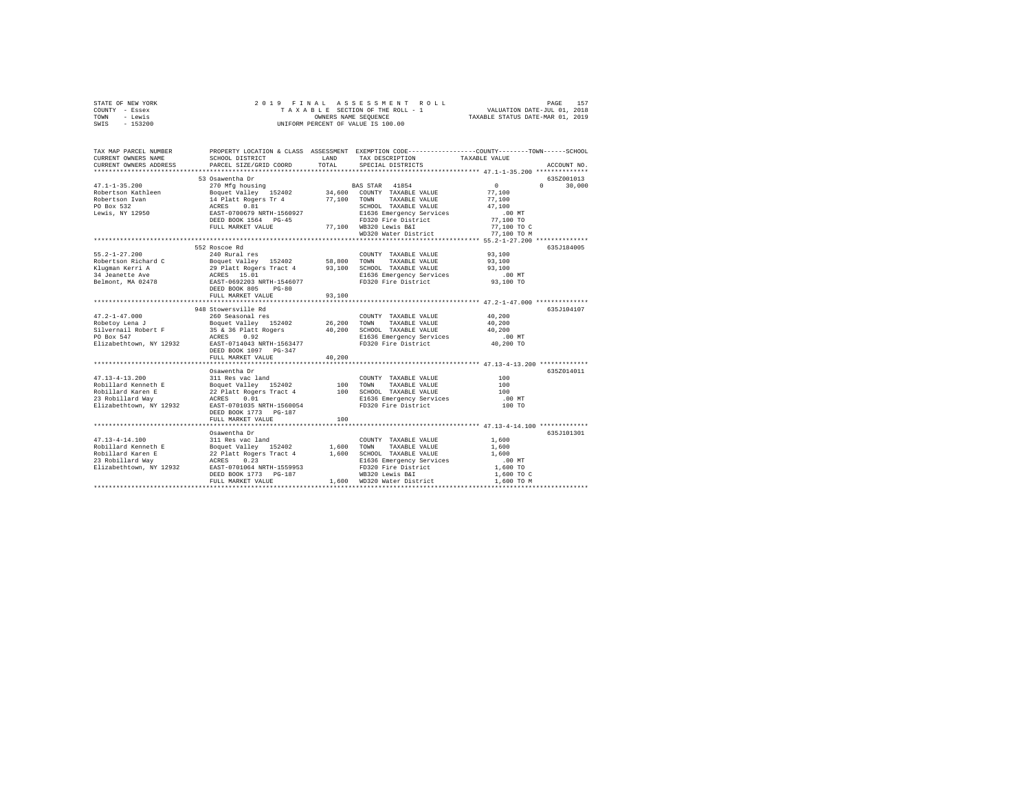STATE OF NEW YORK
COUNTY - Essex
TOWN - Lewis
SWIS - 153200

2019 FINAL ASSESSMENT ROLL
TAXABLE SECTION OF THE ROLL - 1
OWNERS NAME SEQUENCE
UNIFORM PERCENT OF VALUE IS 100.00

VALUATION DATE-JUL 01, 2018
TAXABLE STATUS DATE-MAR 01, 2019

| TAX MAP PARCEL NUMBER / CURRENT OWNERS NAME / CURRENT OWNERS ADDRESS | PROPERTY LOCATION & CLASS / SCHOOL DISTRICT / PARCEL SIZE/GRID COORD | ASSESSMENT LAND / TOTAL | EXEMPTION CODE / TAX DESCRIPTION / SPECIAL DISTRICTS | COUNTY / TOWN TAXABLE VALUE | SCHOOL / ACCOUNT NO. |
|---|---|---|---|---|---|
| **47.1-1-35.200** | 53 Osawentha Dr | | | | 635Z001013 |
| 47.1-1-35.200 | 270 Mfg housing | | BAS STAR 41854 | 0 | 0 30,000 |
| Robertson Kathleen | Boquet Valley 152402 | 34,600 | COUNTY TAXABLE VALUE | 77,100 | |
| Robertson Ivan | 14 Platt Rogers Tr 4 | 77,100 | TOWN TAXABLE VALUE | 77,100 | |
| PO Box 532 | ACRES 0.81 | | SCHOOL TAXABLE VALUE | 47,100 | |
| Lewis, NY 12950 | EAST-0700679 NRTH-1560927 | | E1636 Emergency Services | .00 MT | |
| | DEED BOOK 1564 PG-45 | | FD320 Fire District | 77,100 TO | |
| | FULL MARKET VALUE | 77,100 | WB320 Lewis B&I | 77,100 TO C | |
| | | | WD320 Water District | 77,100 TO M | |
| **55.2-1-27.200** | 552 Roscoe Rd | | | | 635J184005 |
| 55.2-1-27.200 | 240 Rural res | | COUNTY TAXABLE VALUE | 93,100 | |
| Robertson Richard C | Boquet Valley 152402 | 58,800 | TOWN TAXABLE VALUE | 93,100 | |
| Klugman Kerri A | 29 Platt Rogers Tract 4 | 93,100 | SCHOOL TAXABLE VALUE | 93,100 | |
| 34 Jeanette Ave | ACRES 15.01 | | E1636 Emergency Services | .00 MT | |
| Belmont, MA 02478 | EAST-0692203 NRTH-1546077 | | FD320 Fire District | 93,100 TO | |
| | DEED BOOK 805 PG-80 | | | | |
| | FULL MARKET VALUE | 93,100 | | | |
| **47.2-1-47.000** | 948 Stowersville Rd | | | | 635J104107 |
| 47.2-1-47.000 | 260 Seasonal res | | COUNTY TAXABLE VALUE | 40,200 | |
| Robetoy Lena J | Boquet Valley 152402 | 26,200 | TOWN TAXABLE VALUE | 40,200 | |
| Silvernail Robert F | 35 & 36 Platt Rogers | 40,200 | SCHOOL TAXABLE VALUE | 40,200 | |
| PO Box 547 | ACRES 0.92 | | E1636 Emergency Services | .00 MT | |
| Elizabethtown, NY 12932 | EAST-0714043 NRTH-1563477 | | FD320 Fire District | 40,200 TO | |
| | DEED BOOK 1097 PG-347 | | | | |
| | FULL MARKET VALUE | 40,200 | | | |
| **47.13-4-13.200** | Osawentha Dr | | | | 635Z014011 |
| 47.13-4-13.200 | 311 Res vac land | | COUNTY TAXABLE VALUE | 100 | |
| Robillard Kenneth E | Boquet Valley 152402 | 100 | TOWN TAXABLE VALUE | 100 | |
| Robillard Karen E | 22 Platt Rogers Tract 4 | 100 | SCHOOL TAXABLE VALUE | 100 | |
| 23 Robillard Way | ACRES 0.01 | | E1636 Emergency Services | .00 MT | |
| Elizabethtown, NY 12932 | EAST-0701035 NRTH-1560054 | | FD320 Fire District | 100 TO | |
| | DEED BOOK 1773 PG-187 | | | | |
| | FULL MARKET VALUE | 100 | | | |
| **47.13-4-14.100** | Osawentha Dr | | | | 635J101301 |
| 47.13-4-14.100 | 311 Res vac land | | COUNTY TAXABLE VALUE | 1,600 | |
| Robillard Kenneth E | Boquet Valley 152402 | 1,600 | TOWN TAXABLE VALUE | 1,600 | |
| Robillard Karen E | 22 Platt Rogers Tract 4 | 1,600 | SCHOOL TAXABLE VALUE | 1,600 | |
| 23 Robillard Way | ACRES 0.23 | | E1636 Emergency Services | .00 MT | |
| Elizabethtown, NY 12932 | EAST-0701064 NRTH-1559953 | | FD320 Fire District | 1,600 TO | |
| | DEED BOOK 1773 PG-187 | | WB320 Lewis B&I | 1,600 TO C | |
| | FULL MARKET VALUE | 1,600 | WD320 Water District | 1,600 TO M | |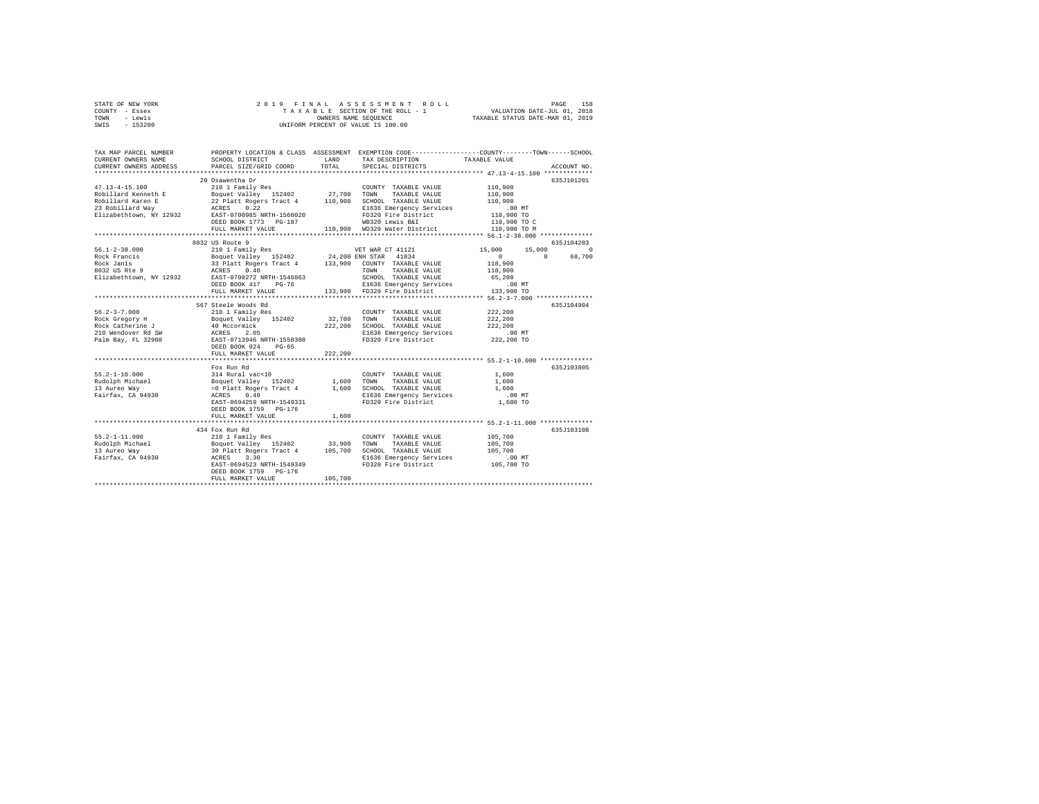STATE OF NEW YORK
COUNTY - Essex
TOWN - Lewis
SWIS - 153200

2019 FINAL ASSESSMENT ROLL
TAXABLE SECTION OF THE ROLL - 1
OWNERS NAME SEQUENCE
UNIFORM PERCENT OF VALUE IS 100.00

VALUATION DATE-JUL 01, 2018
TAXABLE STATUS DATE-MAR 01, 2019

```
TAX MAP PARCEL NUMBER     PROPERTY LOCATION & CLASS  ASSESSMENT  EXEMPTION CODE-----------------COUNTY--------TOWN------SCHOOL
CURRENT OWNERS NAME       SCHOOL DISTRICT             LAND       TAX DESCRIPTION            TAXABLE VALUE
CURRENT OWNERS ADDRESS    PARCEL SIZE/GRID COORD      TOTAL      SPECIAL DISTRICTS                                   ACCOUNT NO.
******************************************************************************************** 47.13-4-15.100 *************
                          20 Osawentha Dr                                                                         635J101201
47.13-4-15.100            210 1 Family Res                        COUNTY  TAXABLE VALUE        110,900
Robillard Kenneth E       Boquet Valley  152402       27,700      TOWN    TAXABLE VALUE        110,900
Robillard Karen E         22 Platt Rogers Tract 4     110,900     SCHOOL  TAXABLE VALUE        110,900
23 Robillard Way          ACRES    0.22                           E1636 Emergency Services         .00 MT
Elizabethtown, NY 12932   EAST-0700985 NRTH-1560020               FD320 Fire District          110,900 TO
                          DEED BOOK 1773   PG-187                 WB320 Lewis B&I              110,900 TO C
                          FULL MARKET VALUE           110,900     WD320 Water District         110,900 TO M
******************************************************************************************** 56.1-2-38.000 **************
                          8032 US Route 9                                                                         635J104203
56.1-2-38.000             210 1 Family Res                        VET WAR CT 41121       15,000      15,000           0
Rock Francis              Boquet Valley  152402       24,200 ENH STAR  41834                0           0       68,700
Rock Janis                33 Platt Rogers Tract 4     133,900     COUNTY  TAXABLE VALUE        118,900
8032 US Rte 9             ACRES    0.40                           TOWN    TAXABLE VALUE        118,900
Elizabethtown, NY 12932   EAST-0700272 NRTH-1546063               SCHOOL  TAXABLE VALUE         65,200
                          DEED BOOK 417    PG-76                  E1636 Emergency Services         .00 MT
                          FULL MARKET VALUE           133,900     FD320 Fire District          133,900 TO
******************************************************************************************** 56.2-3-7.000 ***************
                          567 Steele Woods Rd                                                                     635J104904
56.2-3-7.000              210 1 Family Res                        COUNTY  TAXABLE VALUE        222,200
Rock Gregory H            Boquet Valley  152402       32,700      TOWN    TAXABLE VALUE        222,200
Rock Catherine J          40 Mccormick                222,200     SCHOOL  TAXABLE VALUE        222,200
210 Wendover Rd SW        ACRES    2.05                           E1636 Emergency Services         .00 MT
Palm Bay, FL 32908        EAST-0713946 NRTH-1550300               FD320 Fire District          222,200 TO
                          DEED BOOK 924    PG-65
                          FULL MARKET VALUE           222,200
******************************************************************************************** 55.2-1-10.000 **************
                          Fox Run Rd                                                                              635J103805
55.2-1-10.000             314 Rural vac<10                        COUNTY  TAXABLE VALUE          1,600
Rudolph Michael           Boquet Valley  152402        1,600      TOWN    TAXABLE VALUE          1,600
13 Aureo Way              =0 Platt Rogers Tract 4      1,600      SCHOOL  TAXABLE VALUE          1,600
Fairfax, CA 94930         ACRES    0.40                           E1636 Emergency Services         .00 MT
                          EAST-0694259 NRTH-1549331               FD320 Fire District            1,600 TO
                          DEED BOOK 1759   PG-176
                          FULL MARKET VALUE            1,600
******************************************************************************************** 55.2-1-11.000 **************
                          434 Fox Run Rd                                                                          635J103108
55.2-1-11.000             210 1 Family Res                        COUNTY  TAXABLE VALUE        105,700
Rudolph Michael           Boquet Valley  152402       33,900      TOWN    TAXABLE VALUE        105,700
13 Aureo Way              30 Platt Rogers Tract 4     105,700     SCHOOL  TAXABLE VALUE        105,700
Fairfax, CA 94930         ACRES    3.30                           E1636 Emergency Services         .00 MT
                          EAST-0694523 NRTH-1549349               FD320 Fire District          105,700 TO
                          DEED BOOK 1759   PG-176
                          FULL MARKET VALUE           105,700
****************************************************************************************************************************
```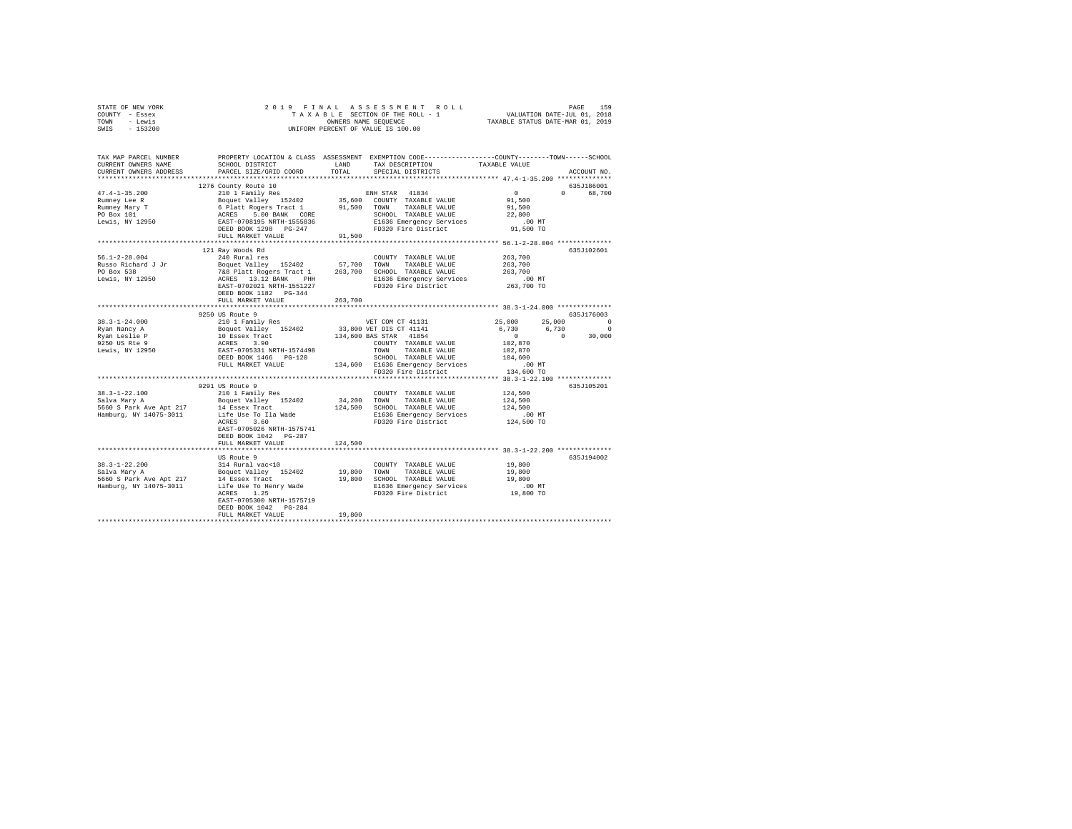STATE OF NEW YORK
COUNTY - Essex
TOWN - Lewis
SWIS - 153200

2019 FINAL ASSESSMENT ROLL
TAXABLE SECTION OF THE ROLL - 1
OWNERS NAME SEQUENCE
UNIFORM PERCENT OF VALUE IS 100.00

VALUATION DATE-JUL 01, 2018
TAXABLE STATUS DATE-MAR 01, 2019

```
TAX MAP PARCEL NUMBER     PROPERTY LOCATION & CLASS  ASSESSMENT  EXEMPTION CODE-----------------COUNTY--------TOWN------SCHOOL
CURRENT OWNERS NAME       SCHOOL DISTRICT             LAND       TAX DESCRIPTION            TAXABLE VALUE
CURRENT OWNERS ADDRESS    PARCEL SIZE/GRID COORD      TOTAL      SPECIAL DISTRICTS                                        ACCOUNT NO.
******************************************************************************************** 47.4-1-35.200 **************
                          1276 County Route 10                                                                       635J186001
47.4-1-35.200             210 1 Family Res                       ENH STAR  41834              0           0       68,700
Rumney Lee R              Boquet Valley  152402       35,600    COUNTY  TAXABLE VALUE          91,500
Rumney Mary T             6 Platt Rogers Tract 1      91,500    TOWN    TAXABLE VALUE          91,500
PO Box 101                ACRES    5.00 BANK   CORE             SCHOOL  TAXABLE VALUE          22,800
Lewis, NY 12950           EAST-0708195 NRTH-1555836             E1636 Emergency Services          .00 MT
                          DEED BOOK 1298   PG-247               FD320 Fire District            91,500 TO
                          FULL MARKET VALUE           91,500
******************************************************************************************** 56.1-2-28.004 **************
                          121 Ray Woods Rd                                                                           635J102601
56.1-2-28.004             240 Rural res                          COUNTY  TAXABLE VALUE         263,700
Russo Richard J Jr        Boquet Valley  152402       57,700    TOWN    TAXABLE VALUE         263,700
PO Box 538                7&8 Platt Rogers Tract 1   263,700    SCHOOL  TAXABLE VALUE         263,700
Lewis, NY 12950           ACRES   13.12 BANK    PHH             E1636 Emergency Services          .00 MT
                          EAST-0702021 NRTH-1551227             FD320 Fire District           263,700 TO
                          DEED BOOK 1182   PG-344
                          FULL MARKET VALUE          263,700
******************************************************************************************** 38.3-1-24.000 **************
                          9250 US Route 9                                                                            635J176003
38.3-1-24.000             210 1 Family Res                      VET COM CT 41131          25,000      25,000            0
Ryan Nancy A              Boquet Valley  152402       33,800 VET DIS CT 41141              6,730       6,730            0
Ryan Leslie P             10 Essex Tract             134,600 BAS STAR  41854                   0           0       30,000
9250 US Rte 9             ACRES    3.90                          COUNTY  TAXABLE VALUE         102,870
Lewis, NY 12950           EAST-0705331 NRTH-1574498             TOWN    TAXABLE VALUE         102,870
                          DEED BOOK 1466   PG-120               SCHOOL  TAXABLE VALUE         104,600
                          FULL MARKET VALUE          134,600    E1636 Emergency Services          .00 MT
                                                                FD320 Fire District           134,600 TO
******************************************************************************************** 38.3-1-22.100 **************
                          9291 US Route 9                                                                            635J105201
38.3-1-22.100             210 1 Family Res                       COUNTY  TAXABLE VALUE         124,500
Salva Mary A              Boquet Valley  152402       34,200    TOWN    TAXABLE VALUE         124,500
5660 S Park Ave Apt 217   14 Essex Tract             124,500    SCHOOL  TAXABLE VALUE         124,500
Hamburg, NY 14075-3011    Life Use To Ila Wade                  E1636 Emergency Services          .00 MT
                          ACRES    3.60                         FD320 Fire District           124,500 TO
                          EAST-0705026 NRTH-1575741
                          DEED BOOK 1042   PG-287
                          FULL MARKET VALUE          124,500
******************************************************************************************** 38.3-1-22.200 **************
                          US Route 9                                                                                 635J194002
38.3-1-22.200             314 Rural vac<10                       COUNTY  TAXABLE VALUE          19,800
Salva Mary A              Boquet Valley  152402       19,800    TOWN    TAXABLE VALUE          19,800
5660 S Park Ave Apt 217   14 Essex Tract              19,800    SCHOOL  TAXABLE VALUE          19,800
Hamburg, NY 14075-3011    Life Use To Henry Wade                E1636 Emergency Services          .00 MT
                          ACRES    1.25                         FD320 Fire District            19,800 TO
                          EAST-0705300 NRTH-1575719
                          DEED BOOK 1042   PG-284
                          FULL MARKET VALUE           19,800
*************************************************************************************************************************
```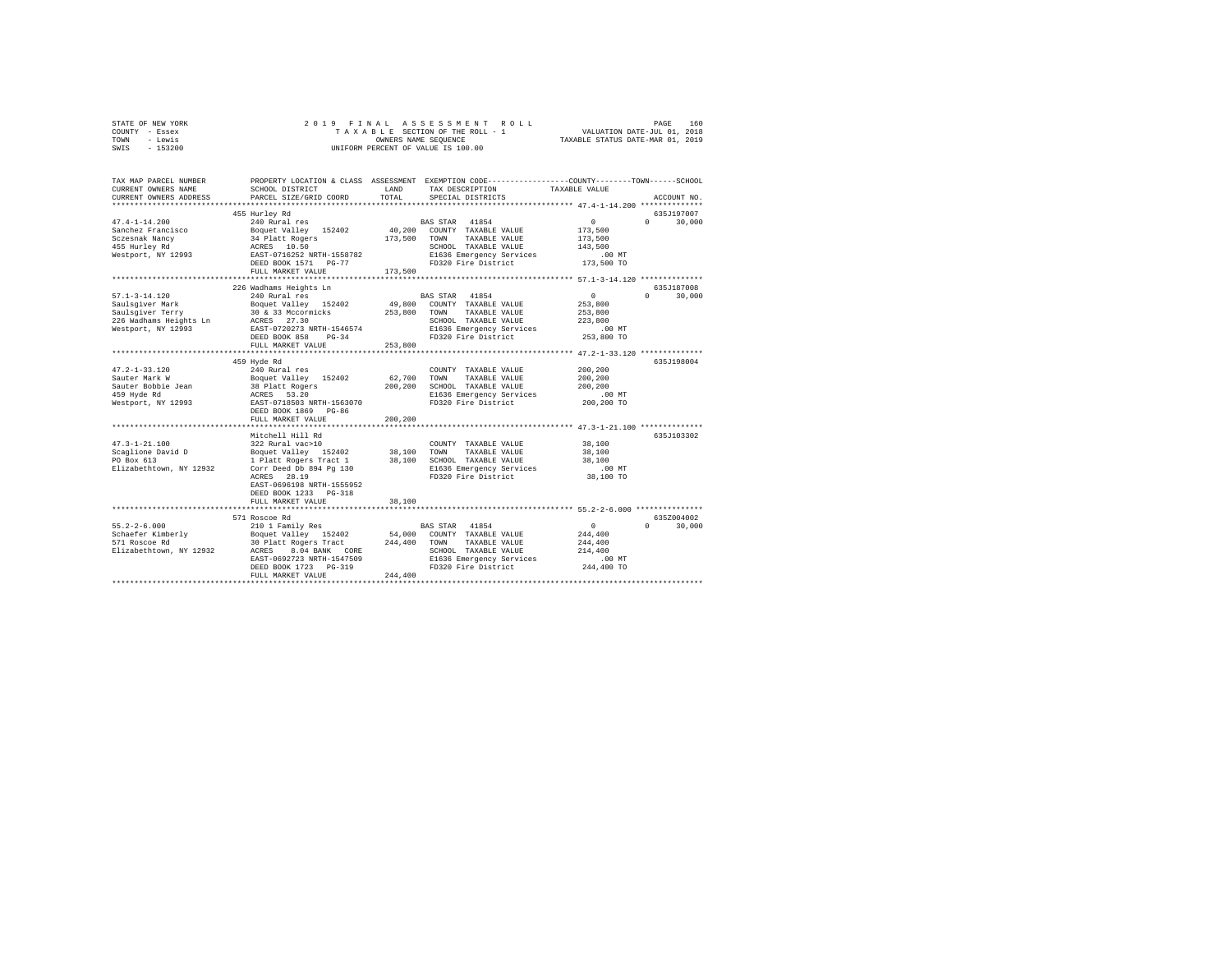STATE OF NEW YORK
COUNTY - Essex
TOWN - Lewis
SWIS - 153200

2019 FINAL ASSESSMENT ROLL
TAXABLE SECTION OF THE ROLL - 1
OWNERS NAME SEQUENCE
UNIFORM PERCENT OF VALUE IS 100.00

VALUATION DATE-JUL 01, 2018
TAXABLE STATUS DATE-MAR 01, 2019

| TAX MAP PARCEL NUMBER / CURRENT OWNERS NAME / CURRENT OWNERS ADDRESS | PROPERTY LOCATION & CLASS / SCHOOL DISTRICT / PARCEL SIZE/GRID COORD | ASSESSMENT LAND / TOTAL | EXEMPTION CODE / TAX DESCRIPTION / SPECIAL DISTRICTS | COUNTY / TAXABLE VALUE | TOWN | SCHOOL / ACCOUNT NO. |
|---|---|---|---|---|---|---|
| **47.4-1-14.200** | 455 Hurley Rd | | | | | 635J197007 |
| | 240 Rural res | | BAS STAR 41854 | 0 | 0 | 30,000 |
| Sanchez Francisco | Boquet Valley 152402 | 40,200 | COUNTY TAXABLE VALUE | 173,500 | | |
| Sczesnak Nancy | 34 Platt Rogers | 173,500 | TOWN TAXABLE VALUE | 173,500 | | |
| 455 Hurley Rd | ACRES 10.50 | | SCHOOL TAXABLE VALUE | 143,500 | | |
| Westport, NY 12993 | EAST-0716252 NRTH-1558782 | | E1636 Emergency Services | .00 MT | | |
| | DEED BOOK 1571 PG-77 | | FD320 Fire District | 173,500 TO | | |
| | FULL MARKET VALUE | 173,500 | | | | |
| **57.1-3-14.120** | 226 Wadhams Heights Ln | | | | | 635J187008 |
| | 240 Rural res | | BAS STAR 41854 | 0 | 0 | 30,000 |
| Saulsgiver Mark | Boquet Valley 152402 | 49,800 | COUNTY TAXABLE VALUE | 253,800 | | |
| Saulsgiver Terry | 30 & 33 Mccormicks | 253,800 | TOWN TAXABLE VALUE | 253,800 | | |
| 226 Wadhams Heights Ln | ACRES 27.30 | | SCHOOL TAXABLE VALUE | 223,800 | | |
| Westport, NY 12993 | EAST-0720273 NRTH-1546574 | | E1636 Emergency Services | .00 MT | | |
| | DEED BOOK 858 PG-34 | | FD320 Fire District | 253,800 TO | | |
| | FULL MARKET VALUE | 253,800 | | | | |
| **47.2-1-33.120** | 459 Hyde Rd | | | | | 635J198004 |
| | 240 Rural res | | COUNTY TAXABLE VALUE | 200,200 | | |
| Sauter Mark W | Boquet Valley 152402 | 62,700 | TOWN TAXABLE VALUE | 200,200 | | |
| Sauter Bobbie Jean | 38 Platt Rogers | 200,200 | SCHOOL TAXABLE VALUE | 200,200 | | |
| 459 Hyde Rd | ACRES 53.20 | | E1636 Emergency Services | .00 MT | | |
| Westport, NY 12993 | EAST-0718503 NRTH-1563070 | | FD320 Fire District | 200,200 TO | | |
| | DEED BOOK 1869 PG-86 | | | | | |
| | FULL MARKET VALUE | 200,200 | | | | |
| **47.3-1-21.100** | Mitchell Hill Rd | | | | | 635J103302 |
| | 322 Rural vac>10 | | COUNTY TAXABLE VALUE | 38,100 | | |
| Scaglione David D | Boquet Valley 152402 | 38,100 | TOWN TAXABLE VALUE | 38,100 | | |
| PO Box 613 | 1 Platt Rogers Tract 1 | 38,100 | SCHOOL TAXABLE VALUE | 38,100 | | |
| Elizabethtown, NY 12932 | Corr Deed Db 894 Pg 130 | | E1636 Emergency Services | .00 MT | | |
| | ACRES 28.19 | | FD320 Fire District | 38,100 TO | | |
| | EAST-0696198 NRTH-1555952 | | | | | |
| | DEED BOOK 1233 PG-318 | | | | | |
| | FULL MARKET VALUE | 38,100 | | | | |
| **55.2-2-6.000** | 571 Roscoe Rd | | | | | 635Z004002 |
| | 210 1 Family Res | | BAS STAR 41854 | 0 | 0 | 30,000 |
| Schaefer Kimberly | Boquet Valley 152402 | 54,000 | COUNTY TAXABLE VALUE | 244,400 | | |
| 571 Roscoe Rd | 30 Platt Rogers Tract | 244,400 | TOWN TAXABLE VALUE | 244,400 | | |
| Elizabethtown, NY 12932 | ACRES 8.04 BANK CORE | | SCHOOL TAXABLE VALUE | 214,400 | | |
| | EAST-0692723 NRTH-1547509 | | E1636 Emergency Services | .00 MT | | |
| | DEED BOOK 1723 PG-319 | | FD320 Fire District | 244,400 TO | | |
| | FULL MARKET VALUE | 244,400 | | | | |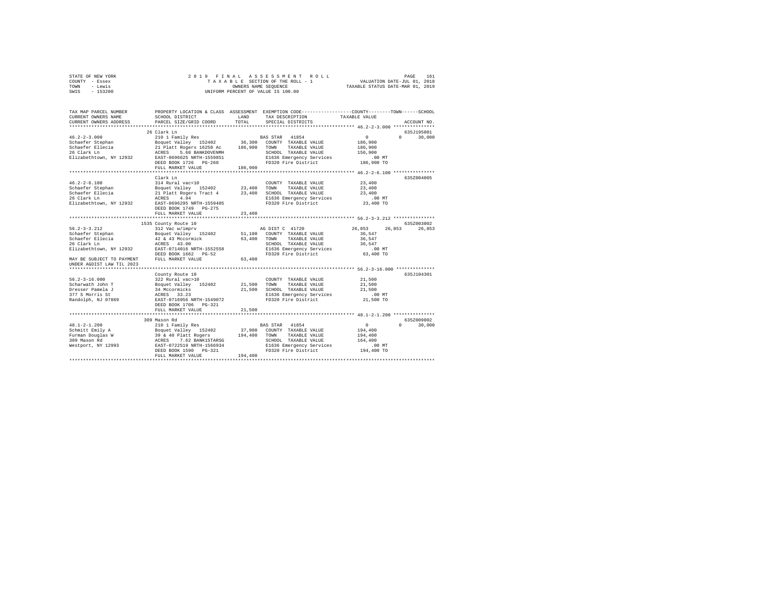STATE OF NEW YORK
COUNTY - Essex
TOWN - Lewis
SWIS - 153200

2019 FINAL ASSESSMENT ROLL
TAXABLE SECTION OF THE ROLL - 1
OWNERS NAME SEQUENCE
UNIFORM PERCENT OF VALUE IS 100.00

VALUATION DATE-JUL 01, 2018
TAXABLE STATUS DATE-MAR 01, 2019

```
TAX MAP PARCEL NUMBER          PROPERTY LOCATION & CLASS  ASSESSMENT  EXEMPTION CODE-----------------COUNTY--------TOWN------SCHOOL
CURRENT OWNERS NAME            SCHOOL DISTRICT              LAND      TAX DESCRIPTION            TAXABLE VALUE
CURRENT OWNERS ADDRESS         PARCEL SIZE/GRID COORD       TOTAL     SPECIAL DISTRICTS                                  ACCOUNT NO.
******************************************************************************************************* 46.2-2-3.000 ***************
                               26 Clark Ln                                                                                635J195001
46.2-2-3.000                   210 1 Family Res                       BAS STAR  41854                  0             0      30,000
Schaefer Stephan               Boquet Valley  152402        36,300    COUNTY  TAXABLE VALUE            186,900
Schaefer Ellecia               21 Platt Rogers 16250 Ac    186,900    TOWN    TAXABLE VALUE            186,900
26 Clark Ln                    ACRES    5.68 BANKDOVENMH              SCHOOL  TAXABLE VALUE            156,900
Elizabethtown, NY 12932        EAST-0696625 NRTH-1559851              E1636 Emergency Services             .00 MT
                               DEED BOOK 1726   PG-260                FD320 Fire District              186,900 TO
                               FULL MARKET VALUE           186,900
******************************************************************************************************* 46.2-2-6.100 ***************
                               Clark Ln                                                                                   635Z004005
46.2-2-6.100                   314 Rural vac<10                       COUNTY  TAXABLE VALUE             23,400
Schaefer Stephan               Boquet Valley  152402        23,400    TOWN    TAXABLE VALUE             23,400
Schaefer Ellecia               21 Platt Rogers Tract 4      23,400    SCHOOL  TAXABLE VALUE             23,400
26 Clark Ln                    ACRES    4.94                          E1636 Emergency Services             .00 MT
Elizabethtown, NY 12932        EAST-0696295 NRTH-1559405              FD320 Fire District               23,400 TO
                               DEED BOOK 1749   PG-275
                               FULL MARKET VALUE            23,400
******************************************************************************************************* 56.2-3-3.212 ***************
                               1535 County Route 10                                                                       635Z003002
56.2-3-3.212                   312 Vac w/imprv                        AG DIST C 41720              26,853        26,853      26,853
Schaefer Stephan               Boquet Valley  152402        51,100    COUNTY  TAXABLE VALUE             36,547
Schaefer Ellecia               42 & 43 Mccormick            63,400    TOWN    TAXABLE VALUE             36,547
26 Clark Ln                    ACRES   43.00                          SCHOOL  TAXABLE VALUE             36,547
Elizabethtown, NY 12932        EAST-0714016 NRTH-1552558              E1636 Emergency Services             .00 MT
                               DEED BOOK 1662   PG-52                 FD320 Fire District               63,400 TO
MAY BE SUBJECT TO PAYMENT      FULL MARKET VALUE            63,400
UNDER AGDIST LAW TIL 2023
******************************************************************************************************* 56.2-3-16.000 **************
                               County Route 10                                                                            635J104301
56.2-3-16.000                  322 Rural vac>10                       COUNTY  TAXABLE VALUE             21,500
Scharwath John T               Boquet Valley  152402        21,500    TOWN    TAXABLE VALUE             21,500
Dresser Pamela J               34 Mccormicks                21,500    SCHOOL  TAXABLE VALUE             21,500
377 S Morris St                ACRES   33.23                          E1636 Emergency Services             .00 MT
Randolph, NJ 07869             EAST-0716956 NRTH-1549072              FD320 Fire District               21,500 TO
                               DEED BOOK 1706   PG-321
                               FULL MARKET VALUE            21,500
******************************************************************************************************* 48.1-2-1.200 ***************
                               309 Mason Rd                                                                               635Z009002
48.1-2-1.200                   210 1 Family Res                       BAS STAR  41854                  0             0      30,000
Schmitt Emily A                Boquet Valley  152402        37,900    COUNTY  TAXABLE VALUE            194,400
Furman Douglas W               39 & 40 Platt Rogers        194,400    TOWN    TAXABLE VALUE            194,400
309 Mason Rd                   ACRES    7.62 BANK1STARSG              SCHOOL  TAXABLE VALUE            164,400
Westport, NY 12993             EAST-0722519 NRTH-1566934              E1636 Emergency Services             .00 MT
                               DEED BOOK 1590   PG-321                FD320 Fire District              194,400 TO
                               FULL MARKET VALUE           194,400
************************************************************************************************************************************
```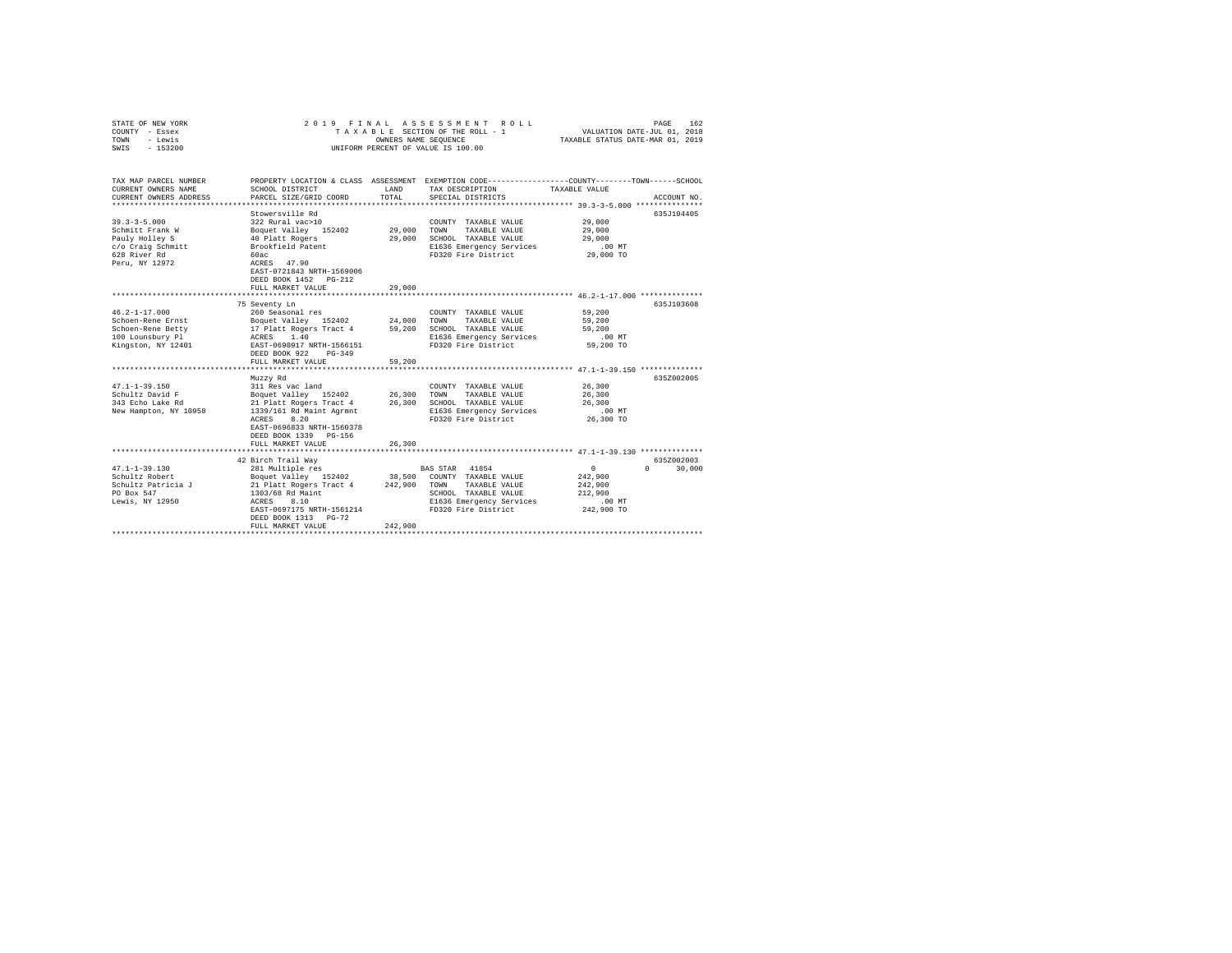STATE OF NEW YORK
COUNTY - Essex
TOWN - Lewis
SWIS - 153200

2019 FINAL ASSESSMENT ROLL
TAXABLE SECTION OF THE ROLL - 1
OWNERS NAME SEQUENCE
UNIFORM PERCENT OF VALUE IS 100.00

VALUATION DATE-JUL 01, 2018
TAXABLE STATUS DATE-MAR 01, 2019

| TAX MAP PARCEL NUMBER / CURRENT OWNERS NAME / CURRENT OWNERS ADDRESS | PROPERTY LOCATION & CLASS / SCHOOL DISTRICT / PARCEL SIZE/GRID COORD | ASSESSMENT LAND / TOTAL | EXEMPTION CODE / TAX DESCRIPTION / SPECIAL DISTRICTS | COUNTY / TOWN / SCHOOL TAXABLE VALUE | ACCOUNT NO. |
|---|---|---|---|---|---|
| **39.3-3-5.000** | Stowersville Rd | | | | 635J104405 |
| 39.3-3-5.000 | 322 Rural vac>10 | | COUNTY TAXABLE VALUE | 29,000 | |
| Schmitt Frank W | Boquet Valley 152402 | 29,000 | TOWN TAXABLE VALUE | 29,000 | |
| Pauly Holley S | 40 Platt Rogers | 29,000 | SCHOOL TAXABLE VALUE | 29,000 | |
| c/o Craig Schmitt | Brookfield Patent | | E1636 Emergency Services | .00 MT | |
| 628 River Rd | 60ac | | FD320 Fire District | 29,000 TO | |
| Peru, NY 12972 | ACRES 47.90 | | | | |
| | EAST-0721843 NRTH-1569006 | | | | |
| | DEED BOOK 1452 PG-212 | | | | |
| | FULL MARKET VALUE | 29,000 | | | |
| **46.2-1-17.000** | 75 Seventy Ln | | | | 635J103608 |
| 46.2-1-17.000 | 260 Seasonal res | | COUNTY TAXABLE VALUE | 59,200 | |
| Schoen-Rene Ernst | Boquet Valley 152402 | 24,000 | TOWN TAXABLE VALUE | 59,200 | |
| Schoen-Rene Betty | 17 Platt Rogers Tract 4 | 59,200 | SCHOOL TAXABLE VALUE | 59,200 | |
| 100 Lounsbury Pl | ACRES 1.40 | | E1636 Emergency Services | .00 MT | |
| Kingston, NY 12401 | EAST-0690917 NRTH-1566151 | | FD320 Fire District | 59,200 TO | |
| | DEED BOOK 922 PG-349 | | | | |
| | FULL MARKET VALUE | 59,200 | | | |
| **47.1-1-39.150** | Muzzy Rd | | | | 635Z002005 |
| 47.1-1-39.150 | 311 Res vac land | | COUNTY TAXABLE VALUE | 26,300 | |
| Schultz David F | Boquet Valley 152402 | 26,300 | TOWN TAXABLE VALUE | 26,300 | |
| 343 Echo Lake Rd | 21 Platt Rogers Tract 4 | 26,300 | SCHOOL TAXABLE VALUE | 26,300 | |
| New Hampton, NY 10958 | 1339/161 Rd Maint Agrmnt | | E1636 Emergency Services | .00 MT | |
| | ACRES 8.20 | | FD320 Fire District | 26,300 TO | |
| | EAST-0696833 NRTH-1560378 | | | | |
| | DEED BOOK 1339 PG-156 | | | | |
| | FULL MARKET VALUE | 26,300 | | | |
| **47.1-1-39.130** | 42 Birch Trail Way | | | | 635Z002003 |
| 47.1-1-39.130 | 281 Multiple res | | BAS STAR 41854 | 0 / 0 / 30,000 | |
| Schultz Robert | Boquet Valley 152402 | 38,500 | COUNTY TAXABLE VALUE | 242,900 | |
| Schultz Patricia J | 21 Platt Rogers Tract 4 | 242,900 | TOWN TAXABLE VALUE | 242,900 | |
| PO Box 547 | 1303/68 Rd Maint | | SCHOOL TAXABLE VALUE | 212,900 | |
| Lewis, NY 12950 | ACRES 8.10 | | E1636 Emergency Services | .00 MT | |
| | EAST-0697175 NRTH-1561214 | | FD320 Fire District | 242,900 TO | |
| | DEED BOOK 1313 PG-72 | | | | |
| | FULL MARKET VALUE | 242,900 | | | |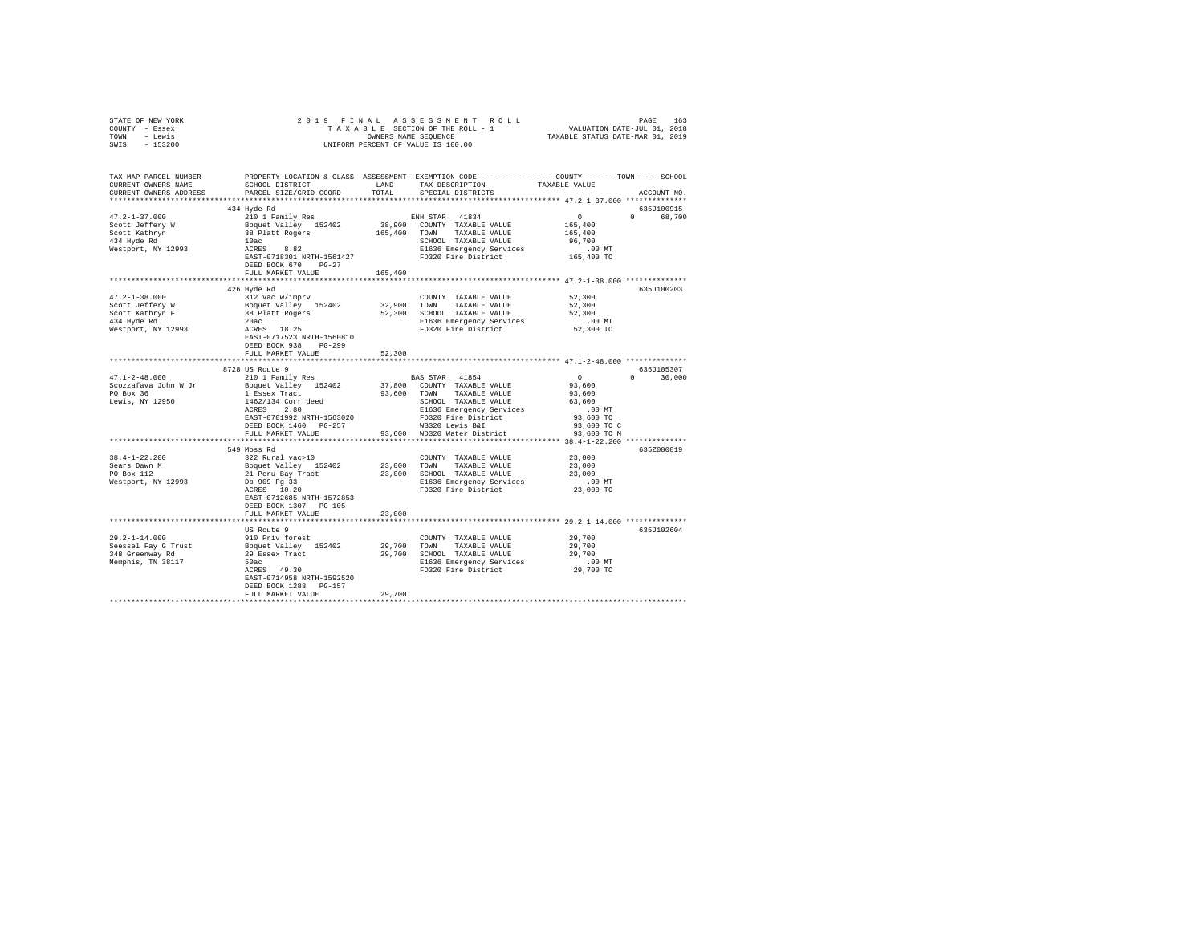STATE OF NEW YORK · COUNTY - Essex · TOWN - Lewis · SWIS - 153200

2019 FINAL ASSESSMENT ROLL — TAXABLE SECTION OF THE ROLL - 1 — OWNERS NAME SEQUENCE — UNIFORM PERCENT OF VALUE IS 100.00

VALUATION DATE-JUL 01, 2018 · TAXABLE STATUS DATE-MAR 01, 2019

| TAX MAP PARCEL NUMBER / CURRENT OWNERS NAME / CURRENT OWNERS ADDRESS | PROPERTY LOCATION & CLASS / SCHOOL DISTRICT / PARCEL SIZE/GRID COORD | ASSESSMENT LAND | TOTAL | EXEMPTION CODE / TAX DESCRIPTION / SPECIAL DISTRICTS | COUNTY TAXABLE VALUE | TOWN | SCHOOL | ACCOUNT NO. |
|---|---|---|---|---|---|---|---|---|
| **47.2-1-37.000** | 434 Hyde Rd | | | | | | | 635J100915 |
| Scott Jeffery W | 210 1 Family Res | | | ENH STAR 41834 | 0 | 0 | 68,700 | |
| Scott Kathryn | Boquet Valley 152402 | 38,900 | | COUNTY TAXABLE VALUE | 165,400 | | | |
| 434 Hyde Rd | 38 Platt Rogers | | 165,400 | TOWN TAXABLE VALUE | 165,400 | | | |
| Westport, NY 12993 | 10ac | | | SCHOOL TAXABLE VALUE | 96,700 | | | |
| | ACRES 8.82 | | | E1636 Emergency Services | .00 MT | | | |
| | EAST-0718301 NRTH-1561427 | | | FD320 Fire District | 165,400 TO | | | |
| | DEED BOOK 670 PG-27 | | | | | | | |
| | FULL MARKET VALUE | | 165,400 | | | | | |
| **47.2-1-38.000** | 426 Hyde Rd | | | | | | | 635J100203 |
| Scott Jeffery W | 312 Vac w/imprv | | | COUNTY TAXABLE VALUE | 52,300 | | | |
| Scott Kathryn F | Boquet Valley 152402 | 32,900 | | TOWN TAXABLE VALUE | 52,300 | | | |
| 434 Hyde Rd | 38 Platt Rogers | | 52,300 | SCHOOL TAXABLE VALUE | 52,300 | | | |
| Westport, NY 12993 | 20ac | | | E1636 Emergency Services | .00 MT | | | |
| | ACRES 18.25 | | | FD320 Fire District | 52,300 TO | | | |
| | EAST-0717523 NRTH-1560810 | | | | | | | |
| | DEED BOOK 938 PG-299 | | | | | | | |
| | FULL MARKET VALUE | | 52,300 | | | | | |
| **47.1-2-48.000** | 8728 US Route 9 | | | | | | | 635J105307 |
| Scozzafava John W Jr | 210 1 Family Res | | | BAS STAR 41854 | 0 | 0 | 30,000 | |
| PO Box 36 | Boquet Valley 152402 | 37,800 | | COUNTY TAXABLE VALUE | 93,600 | | | |
| Lewis, NY 12950 | 1 Essex Tract | | 93,600 | TOWN TAXABLE VALUE | 93,600 | | | |
| | 1462/134 Corr deed | | | SCHOOL TAXABLE VALUE | 63,600 | | | |
| | ACRES 2.80 | | | E1636 Emergency Services | .00 MT | | | |
| | EAST-0701992 NRTH-1563020 | | | FD320 Fire District | 93,600 TO | | | |
| | DEED BOOK 1460 PG-257 | | | WB320 Lewis B&I | 93,600 TO C | | | |
| | FULL MARKET VALUE | | 93,600 | WD320 Water District | 93,600 TO M | | | |
| **38.4-1-22.200** | 549 Moss Rd | | | | | | | 635Z000019 |
| Sears Dawn M | 322 Rural vac>10 | | | COUNTY TAXABLE VALUE | 23,000 | | | |
| PO Box 112 | Boquet Valley 152402 | 23,000 | | TOWN TAXABLE VALUE | 23,000 | | | |
| Westport, NY 12993 | 21 Peru Bay Tract | | 23,000 | SCHOOL TAXABLE VALUE | 23,000 | | | |
| | Db 909 Pg 33 | | | E1636 Emergency Services | .00 MT | | | |
| | ACRES 10.20 | | | FD320 Fire District | 23,000 TO | | | |
| | EAST-0712685 NRTH-1572853 | | | | | | | |
| | DEED BOOK 1307 PG-105 | | | | | | | |
| | FULL MARKET VALUE | | 23,000 | | | | | |
| **29.2-1-14.000** | US Route 9 | | | | | | | 635J102604 |
| Seessel Fay G Trust | 910 Priv forest | | | COUNTY TAXABLE VALUE | 29,700 | | | |
| 348 Greenway Rd | Boquet Valley 152402 | 29,700 | | TOWN TAXABLE VALUE | 29,700 | | | |
| Memphis, TN 38117 | 29 Essex Tract | | 29,700 | SCHOOL TAXABLE VALUE | 29,700 | | | |
| | 50ac | | | E1636 Emergency Services | .00 MT | | | |
| | ACRES 49.30 | | | FD320 Fire District | 29,700 TO | | | |
| | EAST-0714958 NRTH-1592520 | | | | | | | |
| | DEED BOOK 1288 PG-157 | | | | | | | |
| | FULL MARKET VALUE | | 29,700 | | | | | |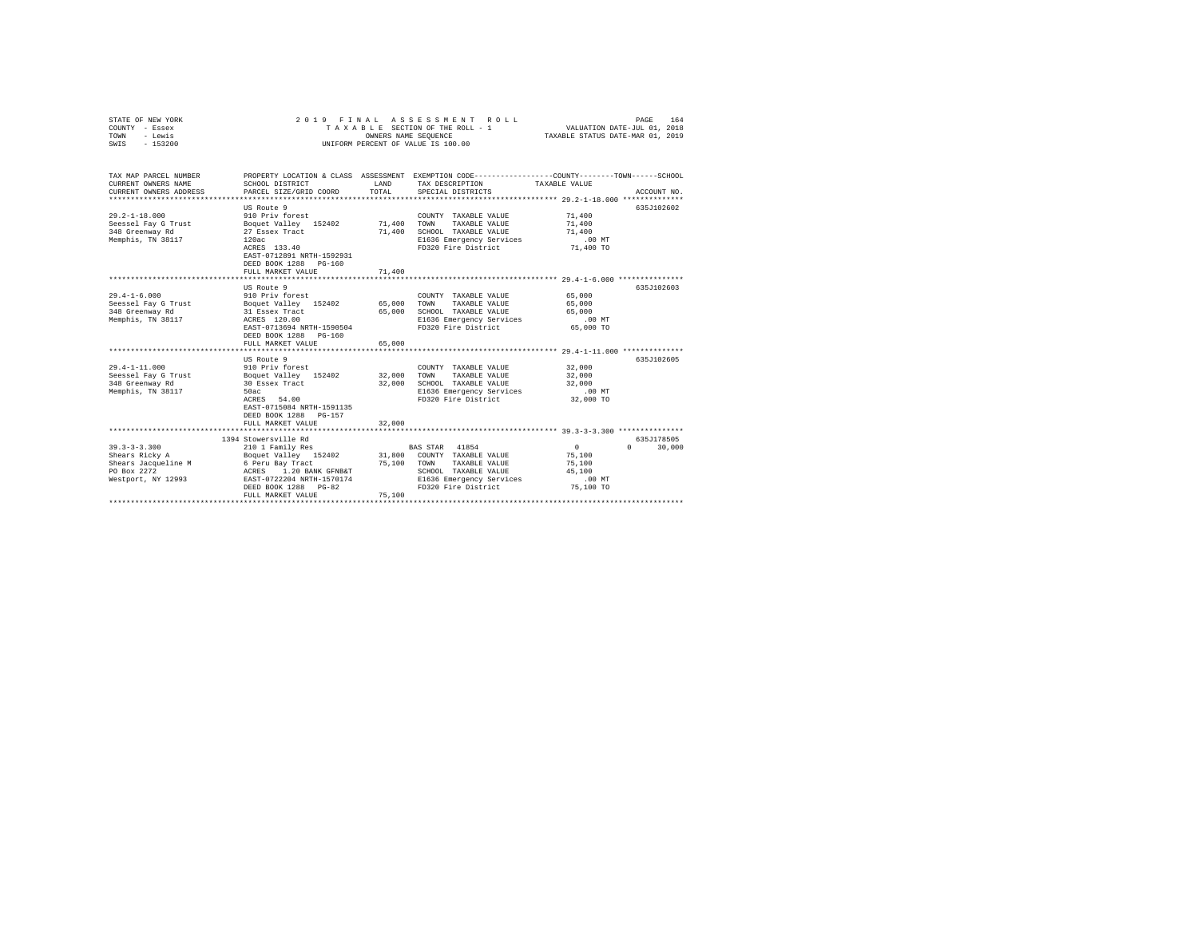STATE OF NEW YORK — 2019 FINAL ASSESSMENT ROLL — PAGE 164
COUNTY - Essex — TAXABLE SECTION OF THE ROLL - 1 — VALUATION DATE-JUL 01, 2018
TOWN - Lewis — OWNERS NAME SEQUENCE — TAXABLE STATUS DATE-MAR 01, 2019
SWIS - 153200 — UNIFORM PERCENT OF VALUE IS 100.00

```
TAX MAP PARCEL NUMBER    PROPERTY LOCATION & CLASS  ASSESSMENT  EXEMPTION CODE-----------------COUNTY--------TOWN------SCHOOL
CURRENT OWNERS NAME      SCHOOL DISTRICT             LAND       TAX DESCRIPTION            TAXABLE VALUE
CURRENT OWNERS ADDRESS   PARCEL SIZE/GRID COORD      TOTAL      SPECIAL DISTRICTS                                   ACCOUNT NO.
******************************************************************************************** 29.2-1-18.000 **************
                         US Route 9                                                                              635J102602
29.2-1-18.000            910 Priv forest                        COUNTY  TAXABLE VALUE          71,400
Seessel Fay G Trust      Boquet Valley  152402     71,400      TOWN    TAXABLE VALUE          71,400
348 Greenway Rd          27 Essex Tract            71,400      SCHOOL  TAXABLE VALUE          71,400
Memphis, TN 38117        120ac                                 E1636 Emergency Services          .00 MT
                         ACRES  133.40                         FD320 Fire District            71,400 TO
                         EAST-0712891 NRTH-1592931
                         DEED BOOK 1288   PG-160
                         FULL MARKET VALUE         71,400
******************************************************************************************** 29.4-1-6.000 ***************
                         US Route 9                                                                              635J102603
29.4-1-6.000             910 Priv forest                        COUNTY  TAXABLE VALUE          65,000
Seessel Fay G Trust      Boquet Valley  152402     65,000      TOWN    TAXABLE VALUE          65,000
348 Greenway Rd          31 Essex Tract            65,000      SCHOOL  TAXABLE VALUE          65,000
Memphis, TN 38117        ACRES  120.00                         E1636 Emergency Services          .00 MT
                         EAST-0713694 NRTH-1590504             FD320 Fire District            65,000 TO
                         DEED BOOK 1288   PG-160
                         FULL MARKET VALUE         65,000
******************************************************************************************** 29.4-1-11.000 **************
                         US Route 9                                                                              635J102605
29.4-1-11.000            910 Priv forest                        COUNTY  TAXABLE VALUE          32,000
Seessel Fay G Trust      Boquet Valley  152402     32,000      TOWN    TAXABLE VALUE          32,000
348 Greenway Rd          30 Essex Tract            32,000      SCHOOL  TAXABLE VALUE          32,000
Memphis, TN 38117        50ac                                  E1636 Emergency Services          .00 MT
                         ACRES   54.00                         FD320 Fire District            32,000 TO
                         EAST-0715084 NRTH-1591135
                         DEED BOOK 1288   PG-157
                         FULL MARKET VALUE         32,000
******************************************************************************************** 39.3-3-3.300 ***************
                    1394 Stowersville Rd                                                                         635J178505
39.3-3-3.300             210 1 Family Res                    BAS STAR  41854                   0            0     30,000
Shears Ricky A           Boquet Valley  152402     31,800      COUNTY  TAXABLE VALUE          75,100
Shears Jacqueline M      6 Peru Bay Tract          75,100      TOWN    TAXABLE VALUE          75,100
PO Box 2272              ACRES    1.20 BANK GFNB&T             SCHOOL  TAXABLE VALUE          45,100
Westport, NY 12993       EAST-0722204 NRTH-1570174             E1636 Emergency Services          .00 MT
                         DEED BOOK 1288   PG-82                FD320 Fire District            75,100 TO
                         FULL MARKET VALUE         75,100
****************************************************************************************************************************
```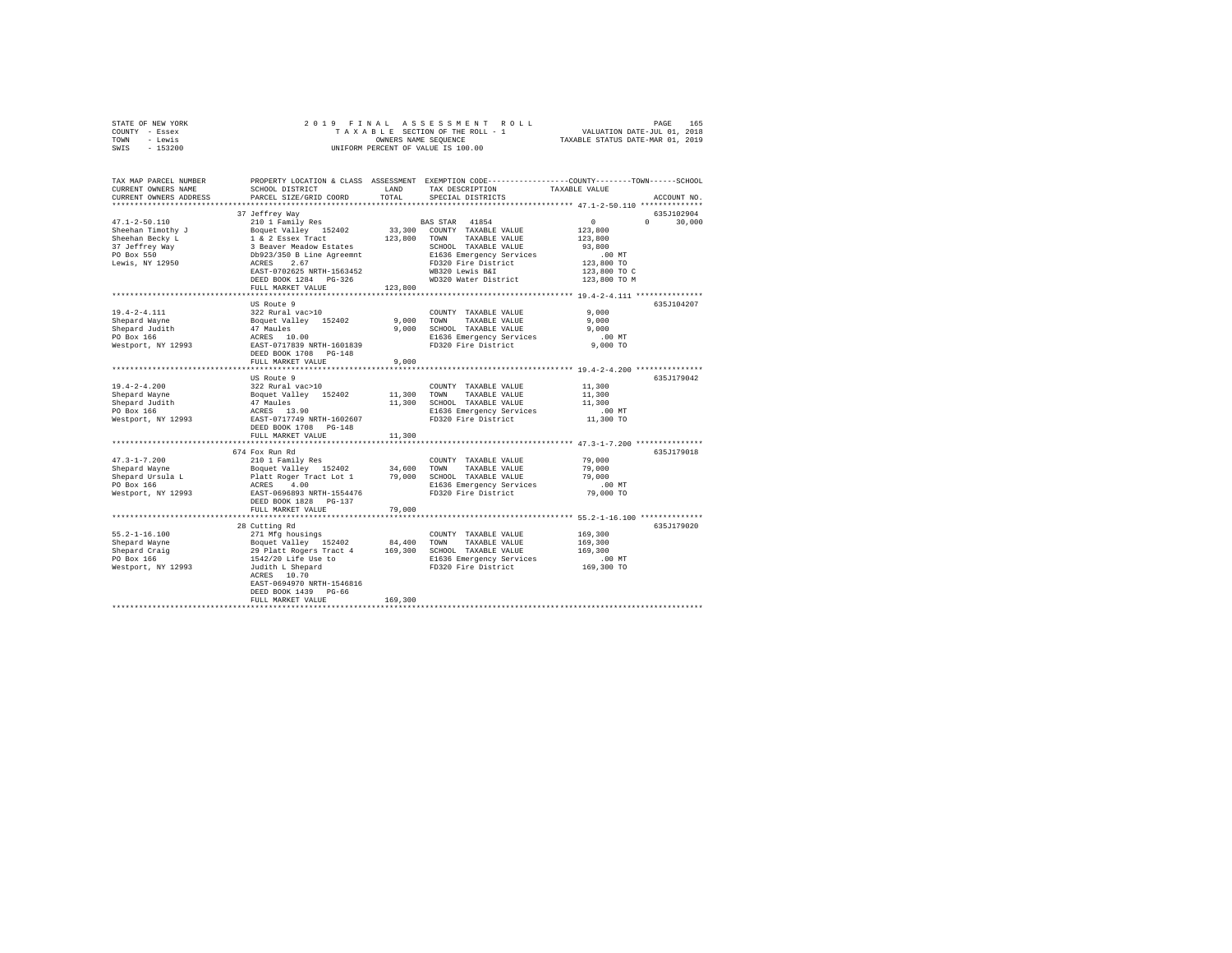STATE OF NEW YORK
COUNTY - Essex
TOWN - Lewis
SWIS - 153200

2019 FINAL ASSESSMENT ROLL
TAXABLE SECTION OF THE ROLL - 1
OWNERS NAME SEQUENCE
UNIFORM PERCENT OF VALUE IS 100.00

VALUATION DATE-JUL 01, 2018
TAXABLE STATUS DATE-MAR 01, 2019

| TAX MAP PARCEL NUMBER / CURRENT OWNERS NAME / CURRENT OWNERS ADDRESS | PROPERTY LOCATION & CLASS / SCHOOL DISTRICT / PARCEL SIZE/GRID COORD | ASSESSMENT LAND / TOTAL | EXEMPTION CODE / TAX DESCRIPTION / SPECIAL DISTRICTS | COUNTY / TOWN / SCHOOL TAXABLE VALUE | ACCOUNT NO. |
|---|---|---|---|---|---|
| **47.1-2-50.110** | 37 Jeffrey Way | | | | 635J102904 |
| 47.1-2-50.110 | 210 1 Family Res | | BAS STAR 41854 | 0 0 30,000 | |
| Sheehan Timothy J | Boquet Valley 152402 | 33,300 | COUNTY TAXABLE VALUE | 123,800 | |
| Sheehan Becky L | 1 & 2 Essex Tract | 123,800 | TOWN TAXABLE VALUE | 123,800 | |
| 37 Jeffrey Way | 3 Beaver Meadow Estates | | SCHOOL TAXABLE VALUE | 93,800 | |
| PO Box 550 | Db923/350 B Line Agreemnt | | E1636 Emergency Services | .00 MT | |
| Lewis, NY 12950 | ACRES 2.67 | | FD320 Fire District | 123,800 TO | |
| | EAST-0702625 NRTH-1563452 | | WB320 Lewis B&I | 123,800 TO C | |
| | DEED BOOK 1284 PG-326 | | WD320 Water District | 123,800 TO M | |
| | FULL MARKET VALUE | 123,800 | | | |
| **19.4-2-4.111** | US Route 9 | | | | 635J104207 |
| 19.4-2-4.111 | 322 Rural vac>10 | | COUNTY TAXABLE VALUE | 9,000 | |
| Shepard Wayne | Boquet Valley 152402 | 9,000 | TOWN TAXABLE VALUE | 9,000 | |
| Shepard Judith | 47 Maules | 9,000 | SCHOOL TAXABLE VALUE | 9,000 | |
| PO Box 166 | ACRES 10.00 | | E1636 Emergency Services | .00 MT | |
| Westport, NY 12993 | EAST-0717839 NRTH-1601839 | | FD320 Fire District | 9,000 TO | |
| | DEED BOOK 1708 PG-148 | | | | |
| | FULL MARKET VALUE | 9,000 | | | |
| **19.4-2-4.200** | US Route 9 | | | | 635J179042 |
| 19.4-2-4.200 | 322 Rural vac>10 | | COUNTY TAXABLE VALUE | 11,300 | |
| Shepard Wayne | Boquet Valley 152402 | 11,300 | TOWN TAXABLE VALUE | 11,300 | |
| Shepard Judith | 47 Maules | 11,300 | SCHOOL TAXABLE VALUE | 11,300 | |
| PO Box 166 | ACRES 13.90 | | E1636 Emergency Services | .00 MT | |
| Westport, NY 12993 | EAST-0717749 NRTH-1602607 | | FD320 Fire District | 11,300 TO | |
| | DEED BOOK 1708 PG-148 | | | | |
| | FULL MARKET VALUE | 11,300 | | | |
| **47.3-1-7.200** | 674 Fox Run Rd | | | | 635J179018 |
| 47.3-1-7.200 | 210 1 Family Res | | COUNTY TAXABLE VALUE | 79,000 | |
| Shepard Wayne | Boquet Valley 152402 | 34,600 | TOWN TAXABLE VALUE | 79,000 | |
| Shepard Ursula L | Platt Roger Tract Lot 1 | 79,000 | SCHOOL TAXABLE VALUE | 79,000 | |
| PO Box 166 | ACRES 4.00 | | E1636 Emergency Services | .00 MT | |
| Westport, NY 12993 | EAST-0696893 NRTH-1554476 | | FD320 Fire District | 79,000 TO | |
| | DEED BOOK 1828 PG-137 | | | | |
| | FULL MARKET VALUE | 79,000 | | | |
| **55.2-1-16.100** | 28 Cutting Rd | | | | 635J179020 |
| 55.2-1-16.100 | 271 Mfg housings | | COUNTY TAXABLE VALUE | 169,300 | |
| Shepard Wayne | Boquet Valley 152402 | 84,400 | TOWN TAXABLE VALUE | 169,300 | |
| Shepard Craig | 29 Platt Rogers Tract 4 | 169,300 | SCHOOL TAXABLE VALUE | 169,300 | |
| PO Box 166 | 1542/20 Life Use to | | E1636 Emergency Services | .00 MT | |
| Westport, NY 12993 | Judith L Shepard | | FD320 Fire District | 169,300 TO | |
| | ACRES 10.70 | | | | |
| | EAST-0694970 NRTH-1546816 | | | | |
| | DEED BOOK 1439 PG-66 | | | | |
| | FULL MARKET VALUE | 169,300 | | | |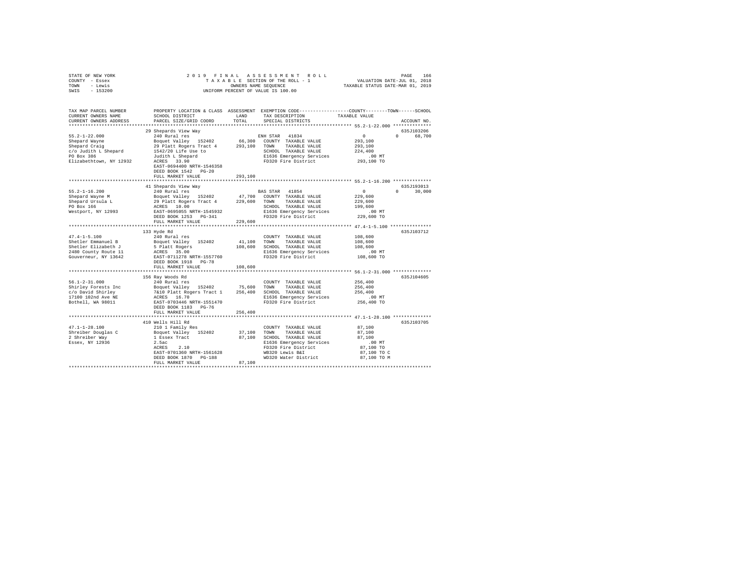STATE OF NEW YORK
COUNTY - Essex
TOWN - Lewis
SWIS - 153200

2 0 1 9 F I N A L A S S E S S M E N T R O L L
T A X A B L E SECTION OF THE ROLL - 1
OWNERS NAME SEQUENCE
UNIFORM PERCENT OF VALUE IS 100.00

VALUATION DATE-JUL 01, 2018
TAXABLE STATUS DATE-MAR 01, 2019

```
TAX MAP PARCEL NUMBER          PROPERTY LOCATION & CLASS  ASSESSMENT  EXEMPTION CODE-----------------COUNTY--------TOWN------SCHOOL
CURRENT OWNERS NAME            SCHOOL DISTRICT              LAND      TAX DESCRIPTION           TAXABLE VALUE
CURRENT OWNERS ADDRESS         PARCEL SIZE/GRID COORD       TOTAL     SPECIAL DISTRICTS                                    ACCOUNT NO.
******************************************************************************************** 55.2-1-22.000 **************
                               29 Shepards View Way                                                                      635J103206
55.2-1-22.000                  240 Rural res                          ENH STAR  41834               0             0     68,700
Shepard Wayne                  Boquet Valley  152402      66,300      COUNTY  TAXABLE VALUE        293,100
Shepard Craig                  29 Platt Rogers Tract 4   293,100      TOWN    TAXABLE VALUE        293,100
c/o Judith L Shepard           1542/20 Life Use to                    SCHOOL  TAXABLE VALUE        224,400
PO Box 386                     Judith L Shepard                       E1636 Emergency Services        .00 MT
Elizabethtown, NY 12932        ACRES   33.90                          FD320 Fire District          293,100 TO
                               EAST-0694400 NRTH-1546358
                               DEED BOOK 1542   PG-20
                               FULL MARKET VALUE         293,100
******************************************************************************************** 55.2-1-16.200 **************
                               41 Shepards View Way                                                                      635J193013
55.2-1-16.200                  240 Rural res                          BAS STAR  41854               0             0     30,000
Shepard Wayne M                Boquet Valley  152402      47,700      COUNTY  TAXABLE VALUE        229,600
Shepard Ursula L               29 Platt Rogers Tract 4   229,600      TOWN    TAXABLE VALUE        229,600
PO Box 166                     ACRES   10.00                          SCHOOL  TAXABLE VALUE        199,600
Westport, NY 12993             EAST-0695055 NRTH-1545932              E1636 Emergency Services        .00 MT
                               DEED BOOK 1253   PG-341                FD320 Fire District          229,600 TO
                               FULL MARKET VALUE         229,600
******************************************************************************************** 47.4-1-5.100 ***************
                               133 Hyde Rd                                                                               635J103712
47.4-1-5.100                   240 Rural res                          COUNTY  TAXABLE VALUE        108,600
Shetler Emmanuel B             Boquet Valley  152402      41,100      TOWN    TAXABLE VALUE        108,600
Shetler Elizabeth J            5 Platt Rogers            108,600      SCHOOL  TAXABLE VALUE        108,600
2480 County Route 11           ACRES   35.00                          E1636 Emergency Services        .00 MT
Gouverneur, NY 13642           EAST-0711278 NRTH-1557760              FD320 Fire District          108,600 TO
                               DEED BOOK 1918   PG-78
                               FULL MARKET VALUE         108,600
******************************************************************************************** 56.1-2-31.000 **************
                               156 Ray Woods Rd                                                                          635J104605
56.1-2-31.000                  240 Rural res                          COUNTY  TAXABLE VALUE        256,400
Shirley Forests Inc            Boquet Valley  152402      75,600      TOWN    TAXABLE VALUE        256,400
c/o David Shirley              7&10 Platt Rogers Tract 1 256,400      SCHOOL  TAXABLE VALUE        256,400
17100 102nd Ave NE             ACRES   16.70                          E1636 Emergency Services        .00 MT
Bothell, WA 98011              EAST-0703446 NRTH-1551470              FD320 Fire District          256,400 TO
                               DEED BOOK 1183   PG-76
                               FULL MARKET VALUE         256,400
******************************************************************************************** 47.1-1-28.100 **************
                               410 Wells Hill Rd                                                                         635J103705
47.1-1-28.100                  210 1 Family Res                       COUNTY  TAXABLE VALUE         87,100
Shreiber Douglas C             Boquet Valley  152402      37,100      TOWN    TAXABLE VALUE         87,100
2 Shreiber Way                 1 Essex Tract              87,100      SCHOOL  TAXABLE VALUE         87,100
Essex, NY 12936                2.5ac                                  E1636 Emergency Services        .00 MT
                               ACRES    2.10                          FD320 Fire District           87,100 TO
                               EAST-0701360 NRTH-1561628              WB320 Lewis B&I               87,100 TO C
                               DEED BOOK 1870   PG-188                WD320 Water District          87,100 TO M
                               FULL MARKET VALUE          87,100
****************************************************************************************************************************
```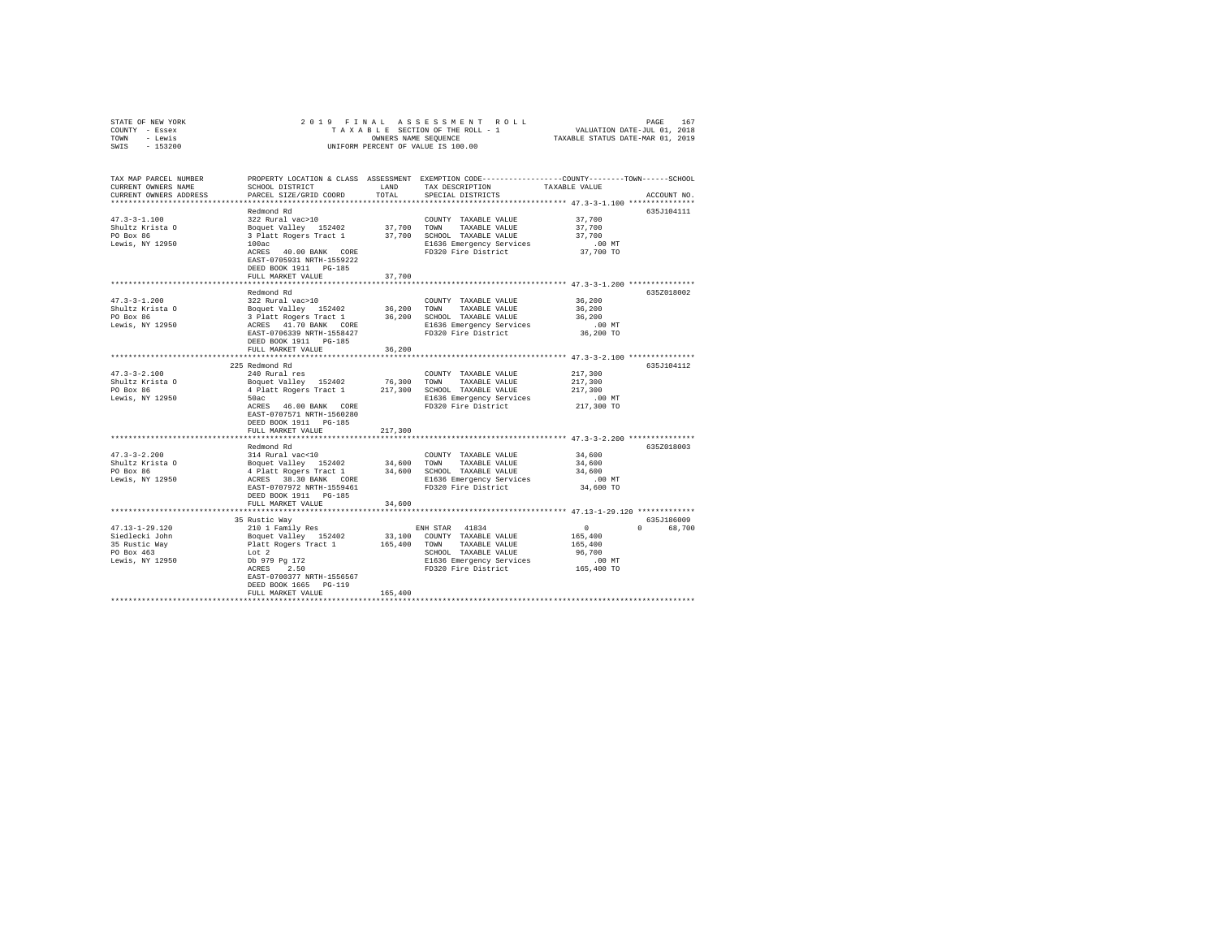STATE OF NEW YORK
COUNTY - Essex
TOWN - Lewis
SWIS - 153200

2019 FINAL ASSESSMENT ROLL
TAXABLE SECTION OF THE ROLL - 1
OWNERS NAME SEQUENCE
UNIFORM PERCENT OF VALUE IS 100.00

VALUATION DATE-JUL 01, 2018
TAXABLE STATUS DATE-MAR 01, 2019

| TAX MAP PARCEL NUMBER / CURRENT OWNERS NAME / CURRENT OWNERS ADDRESS | PROPERTY LOCATION & CLASS / SCHOOL DISTRICT / PARCEL SIZE/GRID COORD | ASSESSMENT LAND | TOTAL | EXEMPTION CODE / TAX DESCRIPTION / SPECIAL DISTRICTS | COUNTY / TOWN / SCHOOL TAXABLE VALUE | ACCOUNT NO. |
|---|---|---|---|---|---|---|
| **47.3-3-1.100** | Redmond Rd | | | | | 635J104111 |
| 47.3-3-1.100 | 322 Rural vac>10 | | | COUNTY TAXABLE VALUE | 37,700 | |
| Shultz Krista O | Boquet Valley 152402 | 37,700 | | TOWN TAXABLE VALUE | 37,700 | |
| PO Box 86 | 3 Platt Rogers Tract 1 | | 37,700 | SCHOOL TAXABLE VALUE | 37,700 | |
| Lewis, NY 12950 | 100ac | | | E1636 Emergency Services | .00 MT | |
| | ACRES 40.00 BANK CORE | | | FD320 Fire District | 37,700 TO | |
| | EAST-0705931 NRTH-1559222 | | | | | |
| | DEED BOOK 1911 PG-185 | | | | | |
| | FULL MARKET VALUE | | 37,700 | | | |
| **47.3-3-1.200** | Redmond Rd | | | | | 635Z018002 |
| 47.3-3-1.200 | 322 Rural vac>10 | | | COUNTY TAXABLE VALUE | 36,200 | |
| Shultz Krista O | Boquet Valley 152402 | 36,200 | | TOWN TAXABLE VALUE | 36,200 | |
| PO Box 86 | 3 Platt Rogers Tract 1 | | 36,200 | SCHOOL TAXABLE VALUE | 36,200 | |
| Lewis, NY 12950 | ACRES 41.70 BANK CORE | | | E1636 Emergency Services | .00 MT | |
| | EAST-0706339 NRTH-1558427 | | | FD320 Fire District | 36,200 TO | |
| | DEED BOOK 1911 PG-185 | | | | | |
| | FULL MARKET VALUE | | 36,200 | | | |
| **47.3-3-2.100** | 225 Redmond Rd | | | | | 635J104112 |
| 47.3-3-2.100 | 240 Rural res | | | COUNTY TAXABLE VALUE | 217,300 | |
| Shultz Krista O | Boquet Valley 152402 | 76,300 | | TOWN TAXABLE VALUE | 217,300 | |
| PO Box 86 | 4 Platt Rogers Tract 1 | | 217,300 | SCHOOL TAXABLE VALUE | 217,300 | |
| Lewis, NY 12950 | 50ac | | | E1636 Emergency Services | .00 MT | |
| | ACRES 46.00 BANK CORE | | | FD320 Fire District | 217,300 TO | |
| | EAST-0707571 NRTH-1560280 | | | | | |
| | DEED BOOK 1911 PG-185 | | | | | |
| | FULL MARKET VALUE | | 217,300 | | | |
| **47.3-3-2.200** | Redmond Rd | | | | | 635Z018003 |
| 47.3-3-2.200 | 314 Rural vac<10 | | | COUNTY TAXABLE VALUE | 34,600 | |
| Shultz Krista O | Boquet Valley 152402 | 34,600 | | TOWN TAXABLE VALUE | 34,600 | |
| PO Box 86 | 4 Platt Rogers Tract 1 | | 34,600 | SCHOOL TAXABLE VALUE | 34,600 | |
| Lewis, NY 12950 | ACRES 38.30 BANK CORE | | | E1636 Emergency Services | .00 MT | |
| | EAST-0707972 NRTH-1559461 | | | FD320 Fire District | 34,600 TO | |
| | DEED BOOK 1911 PG-185 | | | | | |
| | FULL MARKET VALUE | | 34,600 | | | |
| **47.13-1-29.120** | 35 Rustic Way | | | | | 635J186009 |
| 47.13-1-29.120 | 210 1 Family Res | | | ENH STAR 41834 | 0 0 68,700 | |
| Siedlecki John | Boquet Valley 152402 | 33,100 | | COUNTY TAXABLE VALUE | 165,400 | |
| 35 Rustic Way | Platt Rogers Tract 1 | | 165,400 | TOWN TAXABLE VALUE | 165,400 | |
| PO Box 463 | Lot 2 | | | SCHOOL TAXABLE VALUE | 96,700 | |
| Lewis, NY 12950 | Db 979 Pg 172 | | | E1636 Emergency Services | .00 MT | |
| | ACRES 2.50 | | | FD320 Fire District | 165,400 TO | |
| | EAST-0700377 NRTH-1556567 | | | | | |
| | DEED BOOK 1665 PG-119 | | | | | |
| | FULL MARKET VALUE | | 165,400 | | | |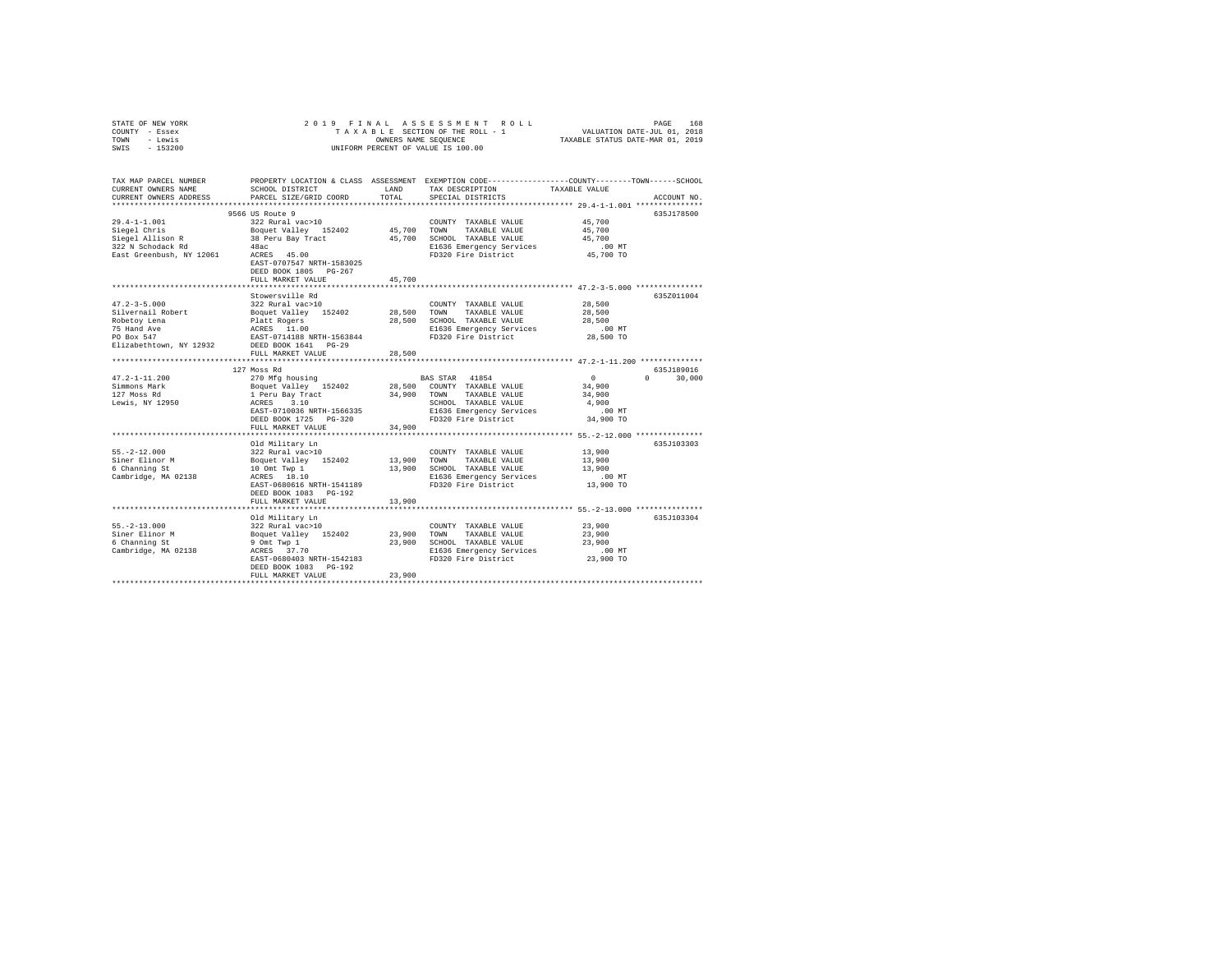STATE OF NEW YORK　　　　2 0 1 9　F I N A L　A S S E S S M E N T　R O L L
COUNTY - Essex　　　　T A X A B L E SECTION OF THE ROLL - 1　　　　VALUATION DATE-JUL 01, 2018
TOWN - Lewis　　　　OWNERS NAME SEQUENCE　　　　TAXABLE STATUS DATE-MAR 01, 2019
SWIS - 153200　　　　UNIFORM PERCENT OF VALUE IS 100.00

```
TAX MAP PARCEL NUMBER     PROPERTY LOCATION & CLASS  ASSESSMENT  EXEMPTION CODE-----------------COUNTY--------TOWN------SCHOOL
CURRENT OWNERS NAME       SCHOOL DISTRICT            LAND        TAX DESCRIPTION            TAXABLE VALUE
CURRENT OWNERS ADDRESS    PARCEL SIZE/GRID COORD     TOTAL       SPECIAL DISTRICTS                                  ACCOUNT NO.
******************************************************************************************* 29.4-1-1.001 ***************
                          9566 US Route 9                                                                           635J178500
29.4-1-1.001              322 Rural vac>10                       COUNTY  TAXABLE VALUE          45,700
Siegel Chris              Boquet Valley  152402      45,700     TOWN    TAXABLE VALUE          45,700
Siegel Allison R          38 Peru Bay Tract          45,700     SCHOOL  TAXABLE VALUE          45,700
322 N Schodack Rd         48ac                                   E1636 Emergency Services          .00 MT
East Greenbush, NY 12061  ACRES  45.00                           FD320 Fire District            45,700 TO
                          EAST-0707547 NRTH-1583025
                          DEED BOOK 1805   PG-267
                          FULL MARKET VALUE          45,700
******************************************************************************************* 47.2-3-5.000 ***************
                          Stowersville Rd                                                                           635Z011004
47.2-3-5.000              322 Rural vac>10                       COUNTY  TAXABLE VALUE          28,500
Silvernail Robert         Boquet Valley  152402      28,500     TOWN    TAXABLE VALUE          28,500
Robetoy Lena              Platt Rogers               28,500     SCHOOL  TAXABLE VALUE          28,500
75 Hand Ave               ACRES  11.00                           E1636 Emergency Services          .00 MT
PO Box 547                EAST-0714188 NRTH-1563844              FD320 Fire District            28,500 TO
Elizabethtown, NY 12932   DEED BOOK 1641   PG-29
                          FULL MARKET VALUE          28,500
******************************************************************************************* 47.2-1-11.200 **************
                          127 Moss Rd                                                                               635J189016
47.2-1-11.200             270 Mfg housing                        BAS STAR  41854                  0          0      30,000
Simmons Mark              Boquet Valley  152402      28,500     COUNTY  TAXABLE VALUE          34,900
127 Moss Rd               1 Peru Bay Tract           34,900     TOWN    TAXABLE VALUE          34,900
Lewis, NY 12950           ACRES   3.10                           SCHOOL  TAXABLE VALUE           4,900
                          EAST-0710036 NRTH-1566335              E1636 Emergency Services          .00 MT
                          DEED BOOK 1725   PG-320                FD320 Fire District            34,900 TO
                          FULL MARKET VALUE          34,900
******************************************************************************************* 55.-2-12.000 ***************
                          Old Military Ln                                                                           635J103303
55.-2-12.000              322 Rural vac>10                       COUNTY  TAXABLE VALUE          13,900
Siner Elinor M            Boquet Valley  152402      13,900     TOWN    TAXABLE VALUE          13,900
6 Channing St             10 Omt Twp 1               13,900     SCHOOL  TAXABLE VALUE          13,900
Cambridge, MA 02138       ACRES  18.10                           E1636 Emergency Services          .00 MT
                          EAST-0680616 NRTH-1541189              FD320 Fire District            13,900 TO
                          DEED BOOK 1083   PG-192
                          FULL MARKET VALUE          13,900
******************************************************************************************* 55.-2-13.000 ***************
                          Old Military Ln                                                                           635J103304
55.-2-13.000              322 Rural vac>10                       COUNTY  TAXABLE VALUE          23,900
Siner Elinor M            Boquet Valley  152402      23,900     TOWN    TAXABLE VALUE          23,900
6 Channing St             9 Omt Twp 1                23,900     SCHOOL  TAXABLE VALUE          23,900
Cambridge, MA 02138       ACRES  37.70                           E1636 Emergency Services          .00 MT
                          EAST-0680403 NRTH-1542183              FD320 Fire District            23,900 TO
                          DEED BOOK 1083   PG-192
                          FULL MARKET VALUE          23,900
************************************************************************************************************************
```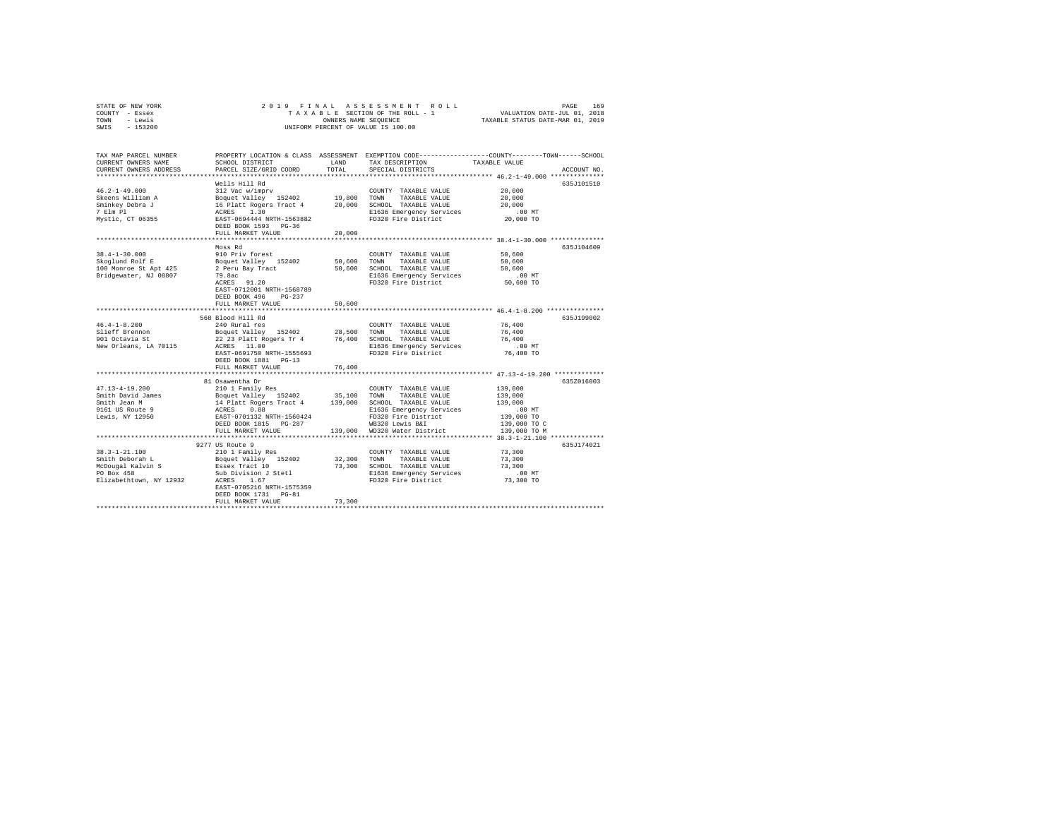STATE OF NEW YORK — COUNTY - Essex — TOWN - Lewis — SWIS - 153200

2019 FINAL ASSESSMENT ROLL
TAXABLE SECTION OF THE ROLL - 1
OWNERS NAME SEQUENCE
UNIFORM PERCENT OF VALUE IS 100.00

VALUATION DATE-JUL 01, 2018
TAXABLE STATUS DATE-MAR 01, 2019

| TAX MAP PARCEL NUMBER / CURRENT OWNERS NAME / CURRENT OWNERS ADDRESS | PROPERTY LOCATION & CLASS / SCHOOL DISTRICT / PARCEL SIZE/GRID COORD | ASSESSMENT LAND / TOTAL | EXEMPTION CODE / TAX DESCRIPTION / SPECIAL DISTRICTS | COUNTY--------TOWN------SCHOOL TAXABLE VALUE | ACCOUNT NO. |
|---|---|---|---|---|---|
| 46.2-1-49.000 | Wells Hill Rd | | | | 635J101510 |
| | 312 Vac w/imprv | | COUNTY TAXABLE VALUE | 20,000 | |
| Skeens William A | Boquet Valley 152402 | 19,800 | TOWN TAXABLE VALUE | 20,000 | |
| Sminkey Debra J | 16 Platt Rogers Tract 4 | 20,000 | SCHOOL TAXABLE VALUE | 20,000 | |
| 7 Elm Pl | ACRES 1.30 | | E1636 Emergency Services | .00 MT | |
| Mystic, CT 06355 | EAST-0694444 NRTH-1563882 | | FD320 Fire District | 20,000 TO | |
| | DEED BOOK 1593 PG-36 | | | | |
| | FULL MARKET VALUE | 20,000 | | | |
| 38.4-1-30.000 | Moss Rd | | | | 635J104609 |
| | 910 Priv forest | | COUNTY TAXABLE VALUE | 50,600 | |
| Skoglund Rolf E | Boquet Valley 152402 | 50,600 | TOWN TAXABLE VALUE | 50,600 | |
| 100 Monroe St Apt 425 | 2 Peru Bay Tract | 50,600 | SCHOOL TAXABLE VALUE | 50,600 | |
| Bridgewater, NJ 08807 | 79.8ac | | E1636 Emergency Services | .00 MT | |
| | ACRES 91.20 | | FD320 Fire District | 50,600 TO | |
| | EAST-0712001 NRTH-1568789 | | | | |
| | DEED BOOK 496 PG-237 | | | | |
| | FULL MARKET VALUE | 50,600 | | | |
| 46.4-1-8.200 | 568 Blood Hill Rd | | | | 635J199002 |
| | 240 Rural res | | COUNTY TAXABLE VALUE | 76,400 | |
| Slieff Brennon | Boquet Valley 152402 | 28,500 | TOWN TAXABLE VALUE | 76,400 | |
| 901 Octavia St | 22 23 Platt Rogers Tr 4 | 76,400 | SCHOOL TAXABLE VALUE | 76,400 | |
| New Orleans, LA 70115 | ACRES 11.00 | | E1636 Emergency Services | .00 MT | |
| | EAST-0691750 NRTH-1555693 | | FD320 Fire District | 76,400 TO | |
| | DEED BOOK 1881 PG-13 | | | | |
| | FULL MARKET VALUE | 76,400 | | | |
| 47.13-4-19.200 | 81 Osawentha Dr | | | | 635Z016003 |
| | 210 1 Family Res | | COUNTY TAXABLE VALUE | 139,000 | |
| Smith David James | Boquet Valley 152402 | 35,100 | TOWN TAXABLE VALUE | 139,000 | |
| Smith Jean M | 14 Platt Rogers Tract 4 | 139,000 | SCHOOL TAXABLE VALUE | 139,000 | |
| 9161 US Route 9 | ACRES 0.88 | | E1636 Emergency Services | .00 MT | |
| Lewis, NY 12950 | EAST-0701132 NRTH-1560424 | | FD320 Fire District | 139,000 TO | |
| | DEED BOOK 1815 PG-287 | | WB320 Lewis B&I | 139,000 TO C | |
| | FULL MARKET VALUE | 139,000 | WD320 Water District | 139,000 TO M | |
| 38.3-1-21.100 | 9277 US Route 9 | | | | 635J174021 |
| | 210 1 Family Res | | COUNTY TAXABLE VALUE | 73,300 | |
| Smith Deborah L | Boquet Valley 152402 | 32,300 | TOWN TAXABLE VALUE | 73,300 | |
| McDougal Kalvin S | Essex Tract 10 | 73,300 | SCHOOL TAXABLE VALUE | 73,300 | |
| PO Box 458 | Sub Division J Stetl | | E1636 Emergency Services | .00 MT | |
| Elizabethtown, NY 12932 | ACRES 1.67 | | FD320 Fire District | 73,300 TO | |
| | EAST-0705216 NRTH-1575359 | | | | |
| | DEED BOOK 1731 PG-81 | | | | |
| | FULL MARKET VALUE | 73,300 | | | |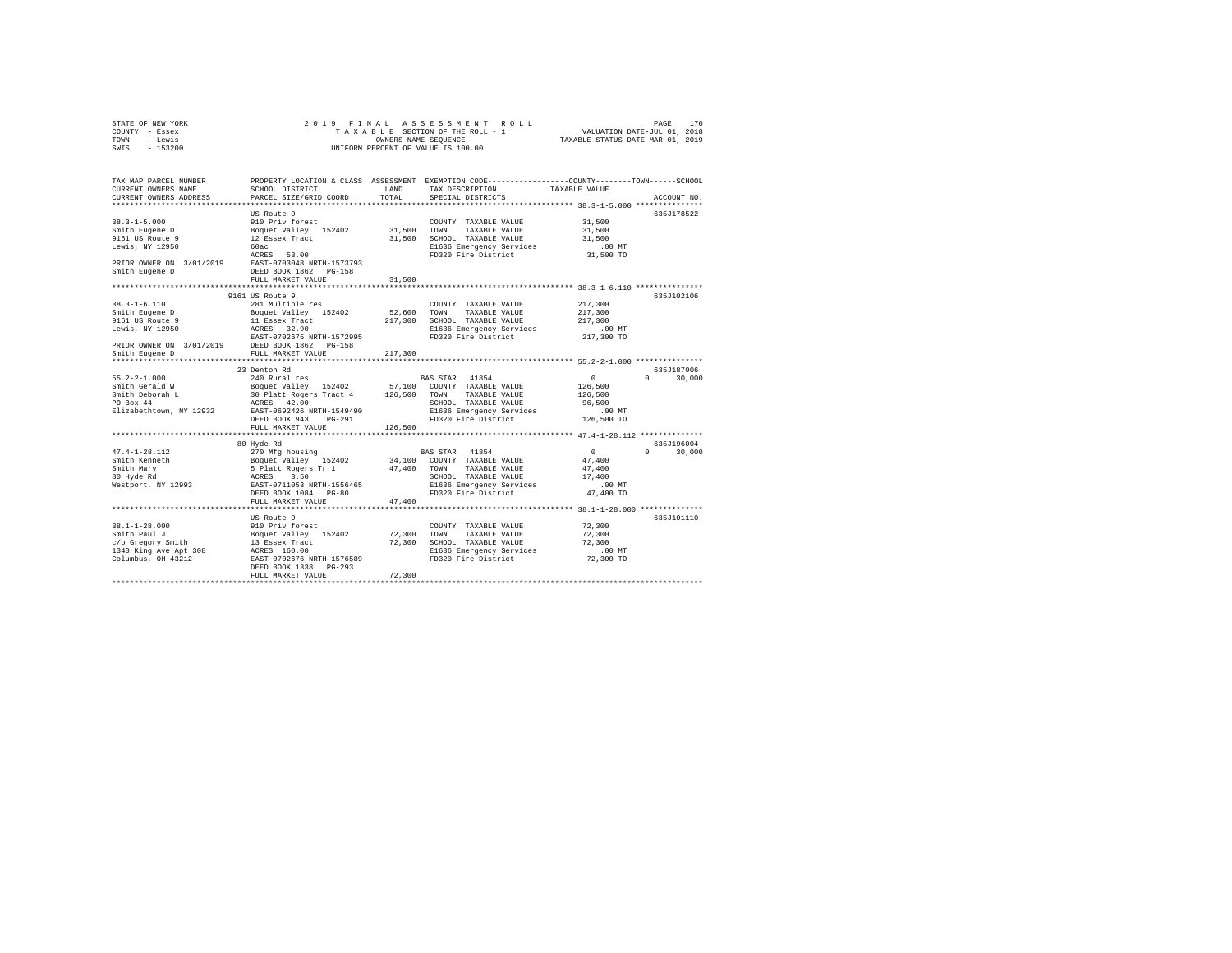```
STATE OF NEW YORK                    2 0 1 9  F I N A L  A S S E S S M E N T  R O L L                    PAGE  170
COUNTY - Essex                          T A X A B L E SECTION OF THE ROLL - 1              VALUATION DATE-JUL 01, 2018
TOWN   - Lewis                               OWNERS NAME SEQUENCE                      TAXABLE STATUS DATE-MAR 01, 2019
SWIS   - 153200                         UNIFORM PERCENT OF VALUE IS 100.00


TAX MAP PARCEL NUMBER          PROPERTY LOCATION & CLASS  ASSESSMENT  EXEMPTION CODE------------------COUNTY--------TOWN------SCHOOL
CURRENT OWNERS NAME            SCHOOL DISTRICT               LAND      TAX DESCRIPTION            TAXABLE VALUE
CURRENT OWNERS ADDRESS         PARCEL SIZE/GRID COORD        TOTAL     SPECIAL DISTRICTS                                  ACCOUNT NO.
******************************************************************************************************* 38.3-1-5.000 ***************
                               US Route 9                                                                             635J178522
38.3-1-5.000                   910 Priv forest                         COUNTY  TAXABLE VALUE            31,500
Smith Eugene D                 Boquet Valley  152402      31,500      TOWN    TAXABLE VALUE            31,500
9161 US Route 9                12 Essex Tract             31,500      SCHOOL  TAXABLE VALUE            31,500
Lewis, NY 12950                60ac                                    E1636 Emergency Services              .00 MT
                               ACRES   53.00                           FD320 Fire District               31,500 TO
PRIOR OWNER ON 3/01/2019       EAST-0703048 NRTH-1573793
Smith Eugene D                 DEED BOOK 1862   PG-158
                               FULL MARKET VALUE          31,500
******************************************************************************************************* 38.3-1-6.110 ***************
                               9161 US Route 9                                                                        635J102106
38.3-1-6.110                   281 Multiple res                        COUNTY  TAXABLE VALUE           217,300
Smith Eugene D                 Boquet Valley  152402      52,600      TOWN    TAXABLE VALUE           217,300
9161 US Route 9                11 Essex Tract            217,300      SCHOOL  TAXABLE VALUE           217,300
Lewis, NY 12950                ACRES   32.90                           E1636 Emergency Services              .00 MT
                               EAST-0702675 NRTH-1572995               FD320 Fire District              217,300 TO
PRIOR OWNER ON 3/01/2019       DEED BOOK 1862   PG-158
Smith Eugene D                 FULL MARKET VALUE         217,300
******************************************************************************************************* 55.2-2-1.000 ***************
                               23 Denton Rd                                                                           635J187006
55.2-2-1.000                   240 Rural res                           BAS STAR  41854                       0          0     30,000
Smith Gerald W                 Boquet Valley  152402      57,100      COUNTY  TAXABLE VALUE           126,500
Smith Deborah L                30 Platt Rogers Tract 4   126,500      TOWN    TAXABLE VALUE           126,500
PO Box 44                      ACRES   42.00                           SCHOOL  TAXABLE VALUE            96,500
Elizabethtown, NY 12932        EAST-0692426 NRTH-1549490               E1636 Emergency Services              .00 MT
                               DEED BOOK 943    PG-291                 FD320 Fire District              126,500 TO
                               FULL MARKET VALUE         126,500
******************************************************************************************************* 47.4-1-28.112 **************
                               80 Hyde Rd                                                                             635J196004
47.4-1-28.112                  270 Mfg housing                         BAS STAR  41854                       0          0     30,000
Smith Kenneth                  Boquet Valley  152402      34,100      COUNTY  TAXABLE VALUE            47,400
Smith Mary                     5 Platt Rogers Tr 1        47,400      TOWN    TAXABLE VALUE            47,400
80 Hyde Rd                     ACRES    3.50                           SCHOOL  TAXABLE VALUE            17,400
Westport, NY 12993             EAST-0711053 NRTH-1556465               E1636 Emergency Services              .00 MT
                               DEED BOOK 1084   PG-80                  FD320 Fire District               47,400 TO
                               FULL MARKET VALUE          47,400
******************************************************************************************************* 38.1-1-28.000 **************
                               US Route 9                                                                             635J101110
38.1-1-28.000                  910 Priv forest                         COUNTY  TAXABLE VALUE            72,300
Smith Paul J                   Boquet Valley  152402      72,300      TOWN    TAXABLE VALUE            72,300
c/o Gregory Smith              13 Essex Tract             72,300      SCHOOL  TAXABLE VALUE            72,300
1340 King Ave Apt 308          ACRES  160.00                           E1636 Emergency Services              .00 MT
Columbus, OH 43212             EAST-0702676 NRTH-1576589               FD320 Fire District               72,300 TO
                               DEED BOOK 1338   PG-293
                               FULL MARKET VALUE          72,300
************************************************************************************************************************************
```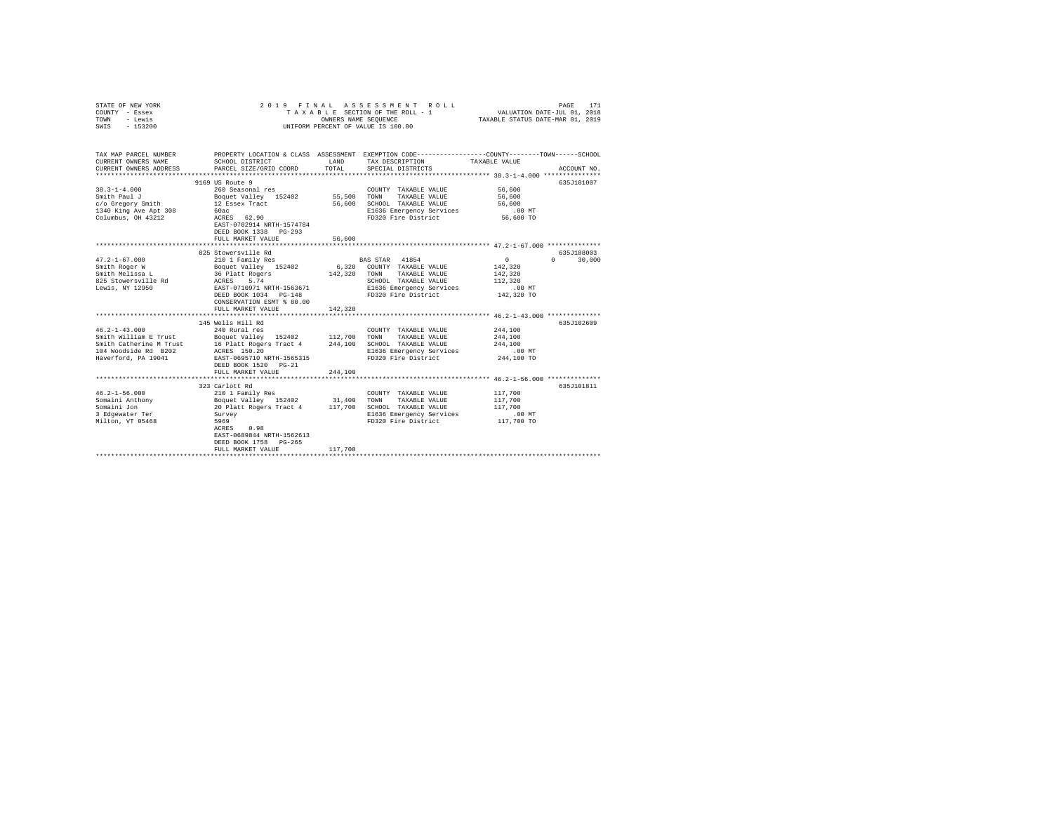STATE OF NEW YORK — 2019 FINAL ASSESSMENT ROLL
COUNTY - Essex — TAXABLE SECTION OF THE ROLL - 1 — VALUATION DATE-JUL 01, 2018
TOWN - Lewis — OWNERS NAME SEQUENCE — TAXABLE STATUS DATE-MAR 01, 2019
SWIS - 153200 — UNIFORM PERCENT OF VALUE IS 100.00

| TAX MAP PARCEL NUMBER / CURRENT OWNERS NAME / CURRENT OWNERS ADDRESS | PROPERTY LOCATION & CLASS / SCHOOL DISTRICT / PARCEL SIZE/GRID COORD | ASSESSMENT LAND / TOTAL | EXEMPTION CODE / TAX DESCRIPTION / SPECIAL DISTRICTS | COUNTY / TOWN / SCHOOL TAXABLE VALUE | ACCOUNT NO. |
|---|---|---|---|---|---|
| 38.3-1-4.000 | 9169 US Route 9 | | | | 635J101007 |
| Smith Paul J | 260 Seasonal res | | COUNTY TAXABLE VALUE | 56,600 | |
| c/o Gregory Smith | Boquet Valley 152402 | 55,500 | TOWN TAXABLE VALUE | 56,600 | |
| 1340 King Ave Apt 308 | 12 Essex Tract | 56,600 | SCHOOL TAXABLE VALUE | 56,600 | |
| Columbus, OH 43212 | 60ac | | E1636 Emergency Services | .00 MT | |
| | ACRES 62.90 | | FD320 Fire District | 56,600 TO | |
| | EAST-0702914 NRTH-1574784 | | | | |
| | DEED BOOK 1338 PG-293 | | | | |
| | FULL MARKET VALUE | 56,600 | | | |
| 47.2-1-67.000 | 825 Stowersville Rd | | | | 635J188003 |
| Smith Roger W | 210 1 Family Res | | BAS STAR 41854 | 0 0 30,000 | |
| Smith Melissa L | Boquet Valley 152402 | 6,320 | COUNTY TAXABLE VALUE | 142,320 | |
| 825 Stowersville Rd | 36 Platt Rogers | 142,320 | TOWN TAXABLE VALUE | 142,320 | |
| Lewis, NY 12950 | ACRES 5.74 | | SCHOOL TAXABLE VALUE | 112,320 | |
| | EAST-0710971 NRTH-1563671 | | E1636 Emergency Services | .00 MT | |
| | DEED BOOK 1034 PG-148 | | FD320 Fire District | 142,320 TO | |
| | CONSERVATION ESMT % 80.00 | | | | |
| | FULL MARKET VALUE | 142,320 | | | |
| 46.2-1-43.000 | 145 Wells Hill Rd | | | | 635J102609 |
| Smith William E Trust | 240 Rural res | | COUNTY TAXABLE VALUE | 244,100 | |
| Smith Catherine M Trust | Boquet Valley 152402 | 112,700 | TOWN TAXABLE VALUE | 244,100 | |
| 104 Woodside Rd B202 | 16 Platt Rogers Tract 4 | 244,100 | SCHOOL TAXABLE VALUE | 244,100 | |
| Haverford, PA 19041 | ACRES 150.20 | | E1636 Emergency Services | .00 MT | |
| | EAST-0695710 NRTH-1565315 | | FD320 Fire District | 244,100 TO | |
| | DEED BOOK 1520 PG-21 | | | | |
| | FULL MARKET VALUE | 244,100 | | | |
| 46.2-1-56.000 | 323 Carlott Rd | | | | 635J101811 |
| Somaini Anthony | 210 1 Family Res | | COUNTY TAXABLE VALUE | 117,700 | |
| Somaini Jon | Boquet Valley 152402 | 31,400 | TOWN TAXABLE VALUE | 117,700 | |
| 3 Edgewater Ter | 20 Platt Rogers Tract 4 | 117,700 | SCHOOL TAXABLE VALUE | 117,700 | |
| Milton, VT 05468 | Survey | | E1636 Emergency Services | .00 MT | |
| | 5969 | | FD320 Fire District | 117,700 TO | |
| | ACRES 0.98 | | | | |
| | EAST-0689844 NRTH-1562613 | | | | |
| | DEED BOOK 1758 PG-265 | | | | |
| | FULL MARKET VALUE | 117,700 | | | |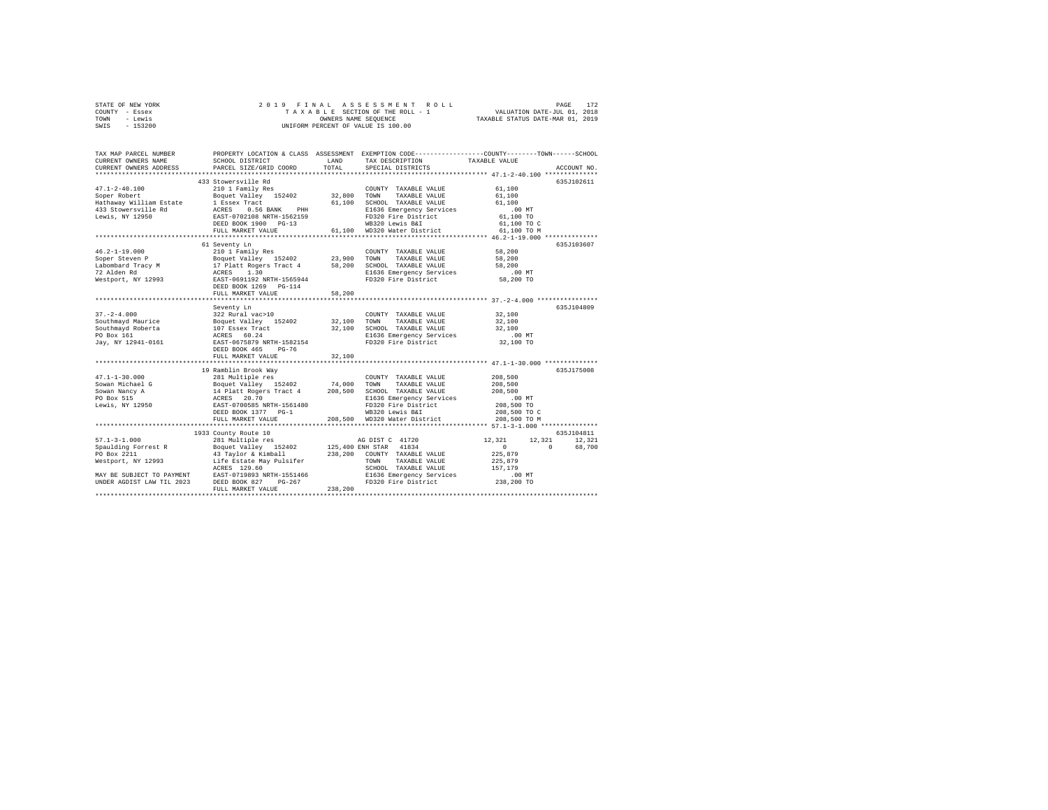STATE OF NEW YORK
COUNTY - Essex
TOWN - Lewis
SWIS - 153200

2019 FINAL ASSESSMENT ROLL
TAXABLE SECTION OF THE ROLL - 1
OWNERS NAME SEQUENCE
UNIFORM PERCENT OF VALUE IS 100.00

VALUATION DATE-JUL 01, 2018
TAXABLE STATUS DATE-MAR 01, 2019

| TAX MAP PARCEL NUMBER / CURRENT OWNERS NAME / CURRENT OWNERS ADDRESS | PROPERTY LOCATION & CLASS / SCHOOL DISTRICT / PARCEL SIZE/GRID COORD | ASSESSMENT LAND / TOTAL | EXEMPTION CODE / TAX DESCRIPTION / SPECIAL DISTRICTS | COUNTY / TAXABLE VALUE | TOWN | SCHOOL | ACCOUNT NO. |
|---|---|---|---|---|---|---|---|
| 47.1-2-40.100 | 433 Stowersville Rd | | | | | | 635J102611 |
| | 210 1 Family Res | | COUNTY TAXABLE VALUE | 61,100 | | | |
| Soper Robert | Boquet Valley 152402 | 32,800 | TOWN TAXABLE VALUE | 61,100 | | | |
| Hathaway William Estate | 1 Essex Tract | 61,100 | SCHOOL TAXABLE VALUE | 61,100 | | | |
| 433 Stowersville Rd | ACRES 0.56 BANK PHH | | E1636 Emergency Services | .00 MT | | | |
| Lewis, NY 12950 | EAST-0702108 NRTH-1562159 | | FD320 Fire District | 61,100 TO | | | |
| | DEED BOOK 1900 PG-13 | | WB320 Lewis B&I | 61,100 TO C | | | |
| | FULL MARKET VALUE | 61,100 | WD320 Water District | 61,100 TO M | | | |
| 46.2-1-19.000 | 61 Seventy Ln | | | | | | 635J103607 |
| | 210 1 Family Res | | COUNTY TAXABLE VALUE | 58,200 | | | |
| Soper Steven P | Boquet Valley 152402 | 23,900 | TOWN TAXABLE VALUE | 58,200 | | | |
| Labombard Tracy M | 17 Platt Rogers Tract 4 | 58,200 | SCHOOL TAXABLE VALUE | 58,200 | | | |
| 72 Alden Rd | ACRES 1.30 | | E1636 Emergency Services | .00 MT | | | |
| Westport, NY 12993 | EAST-0691192 NRTH-1565944 | | FD320 Fire District | 58,200 TO | | | |
| | DEED BOOK 1269 PG-114 | | | | | | |
| | FULL MARKET VALUE | 58,200 | | | | | |
| 37.-2-4.000 | Seventy Ln | | | | | | 635J104809 |
| | 322 Rural vac>10 | | COUNTY TAXABLE VALUE | 32,100 | | | |
| Southmayd Maurice | Boquet Valley 152402 | 32,100 | TOWN TAXABLE VALUE | 32,100 | | | |
| Southmayd Roberta | 107 Essex Tract | 32,100 | SCHOOL TAXABLE VALUE | 32,100 | | | |
| PO Box 161 | ACRES 60.24 | | E1636 Emergency Services | .00 MT | | | |
| Jay, NY 12941-0161 | EAST-0675879 NRTH-1582154 | | FD320 Fire District | 32,100 TO | | | |
| | DEED BOOK 465 PG-76 | | | | | | |
| | FULL MARKET VALUE | 32,100 | | | | | |
| 47.1-1-30.000 | 19 Ramblin Brook Way | | | | | | 635J175008 |
| | 281 Multiple res | | COUNTY TAXABLE VALUE | 208,500 | | | |
| Sowan Michael G | Boquet Valley 152402 | 74,000 | TOWN TAXABLE VALUE | 208,500 | | | |
| Sowan Nancy A | 14 Platt Rogers Tract 4 | 208,500 | SCHOOL TAXABLE VALUE | 208,500 | | | |
| PO Box 515 | ACRES 20.70 | | E1636 Emergency Services | .00 MT | | | |
| Lewis, NY 12950 | EAST-0700585 NRTH-1561480 | | FD320 Fire District | 208,500 TO | | | |
| | DEED BOOK 1377 PG-1 | | WB320 Lewis B&I | 208,500 TO C | | | |
| | FULL MARKET VALUE | 208,500 | WD320 Water District | 208,500 TO M | | | |
| 57.1-3-1.000 | 1933 County Route 10 | | | | | | 635J104811 |
| | 281 Multiple res | | AG DIST C 41720 | 12,321 | 12,321 | 12,321 | |
| Spaulding Forrest R | Boquet Valley 152402 | 125,400 | ENH STAR 41834 | 0 | 0 | 68,700 | |
| PO Box 2211 | 43 Taylor & Kimball | 238,200 | COUNTY TAXABLE VALUE | 225,879 | | | |
| Westport, NY 12993 | Life Estate May Pulsifer | | TOWN TAXABLE VALUE | 225,879 | | | |
| | ACRES 129.60 | | SCHOOL TAXABLE VALUE | 157,179 | | | |
| MAY BE SUBJECT TO PAYMENT | EAST-0719893 NRTH-1551466 | | E1636 Emergency Services | .00 MT | | | |
| UNDER AGDIST LAW TIL 2023 | DEED BOOK 827 PG-267 | | FD320 Fire District | 238,200 TO | | | |
| | FULL MARKET VALUE | 238,200 | | | | | |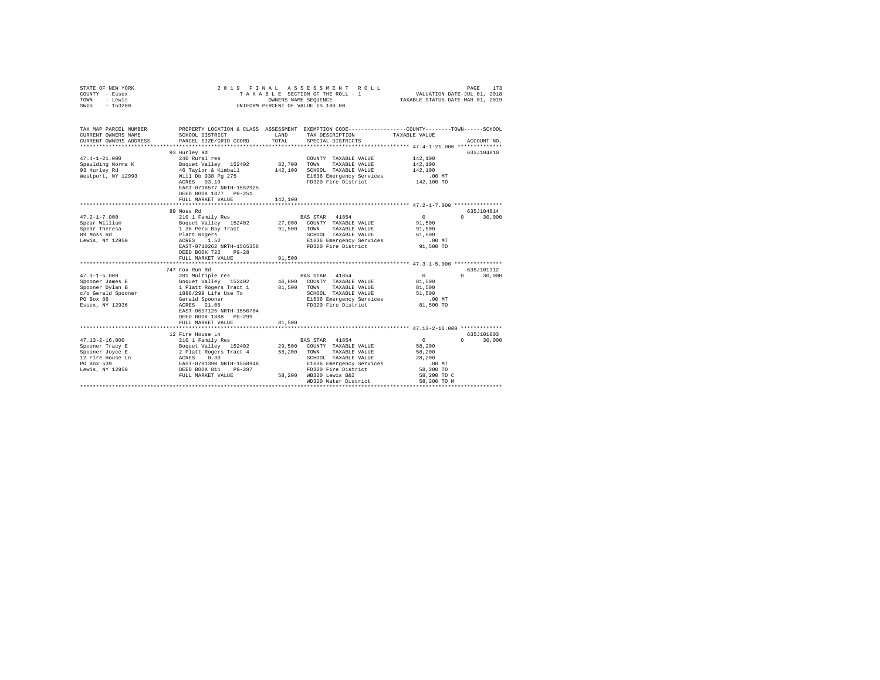STATE OF NEW YORK
COUNTY - Essex
TOWN - Lewis
SWIS - 153200

2 0 1 9 F I N A L A S S E S S M E N T R O L L
T A X A B L E SECTION OF THE ROLL - 1
OWNERS NAME SEQUENCE
UNIFORM PERCENT OF VALUE IS 100.00

VALUATION DATE-JUL 01, 2018
TAXABLE STATUS DATE-MAR 01, 2019

| TAX MAP PARCEL NUMBER / CURRENT OWNERS NAME / CURRENT OWNERS ADDRESS | PROPERTY LOCATION & CLASS / SCHOOL DISTRICT / PARCEL SIZE/GRID COORD | ASSESSMENT LAND / TOTAL | EXEMPTION CODE / TAX DESCRIPTION / SPECIAL DISTRICTS | COUNTY / TAXABLE VALUE | TOWN | SCHOOL | ACCOUNT NO. |
|---|---|---|---|---|---|---|---|
| 47.4-1-21.000 | 93 Hurley Rd | | | | | | 635J104810 |
| Spaulding Norma K | 240 Rural res | | COUNTY TAXABLE VALUE | 142,100 | | | |
| 93 Hurley Rd | Boquet Valley 152402 | 82,700 | TOWN TAXABLE VALUE | 142,100 | | | |
| Westport, NY 12993 | 46 Taylor & Kimball | 142,100 | SCHOOL TAXABLE VALUE | 142,100 | | | |
| | Will Db 938 Pg 275 | | E1636 Emergency Services | .00 MT | | | |
| | ACRES 93.10 | | FD320 Fire District | 142,100 TO | | | |
| | EAST-0718577 NRTH-1552925 | | | | | | |
| | DEED BOOK 1877 PG-251 | | | | | | |
| | FULL MARKET VALUE | 142,100 | | | | | |
| 47.2-1-7.000 | 89 Moss Rd | | | | | | 635J104814 |
| Spear William | 210 1 Family Res | | BAS STAR 41854 | 0 | 0 | 30,000 | |
| Spear Theresa | Boquet Valley 152402 | 27,000 | COUNTY TAXABLE VALUE | 91,500 | | | |
| 89 Moss Rd | 1 36 Peru Bay Tract | 91,500 | TOWN TAXABLE VALUE | 91,500 | | | |
| Lewis, NY 12950 | Platt Rogers | | SCHOOL TAXABLE VALUE | 61,500 | | | |
| | ACRES 1.52 | | E1636 Emergency Services | .00 MT | | | |
| | EAST-0710262 NRTH-1565356 | | FD320 Fire District | 91,500 TO | | | |
| | DEED BOOK 722 PG-28 | | | | | | |
| | FULL MARKET VALUE | 91,500 | | | | | |
| 47.3-1-5.000 | 747 Fox Run Rd | | | | | | 635J101312 |
| Spooner James E | 281 Multiple res | | BAS STAR 41854 | 0 | 0 | 30,000 | |
| Spooner Dylan B | Boquet Valley 152402 | 46,800 | COUNTY TAXABLE VALUE | 81,500 | | | |
| c/o Gerald Spooner | 1 Platt Rogers Tract 1 | 81,500 | TOWN TAXABLE VALUE | 81,500 | | | |
| PO Box 86 | 1888/299 Life Use To | | SCHOOL TAXABLE VALUE | 51,500 | | | |
| Essex, NY 12936 | Gerald Spooner | | E1636 Emergency Services | .00 MT | | | |
| | ACRES 21.05 | | FD320 Fire District | 81,500 TO | | | |
| | EAST-0697125 NRTH-1556704 | | | | | | |
| | DEED BOOK 1888 PG-299 | | | | | | |
| | FULL MARKET VALUE | 81,500 | | | | | |
| 47.13-2-16.000 | 12 Fire House Ln | | | | | | 635J101003 |
| Spooner Tracy E | 210 1 Family Res | | BAS STAR 41854 | 0 | 0 | 30,000 | |
| Spooner Joyce E | Boquet Valley 152402 | 29,500 | COUNTY TAXABLE VALUE | 58,200 | | | |
| 12 Fire House Ln | 2 Platt Rogers Tract 4 | 58,200 | TOWN TAXABLE VALUE | 58,200 | | | |
| PO Box 539 | ACRES 0.30 | | SCHOOL TAXABLE VALUE | 28,200 | | | |
| Lewis, NY 12950 | EAST-0701390 NRTH-1558948 | | E1636 Emergency Services | .00 MT | | | |
| | DEED BOOK 811 PG-287 | | FD320 Fire District | 58,200 TO | | | |
| | FULL MARKET VALUE | 58,200 | WB320 Lewis B&I | 58,200 TO C | | | |
| | | | WD320 Water District | 58,200 TO M | | | |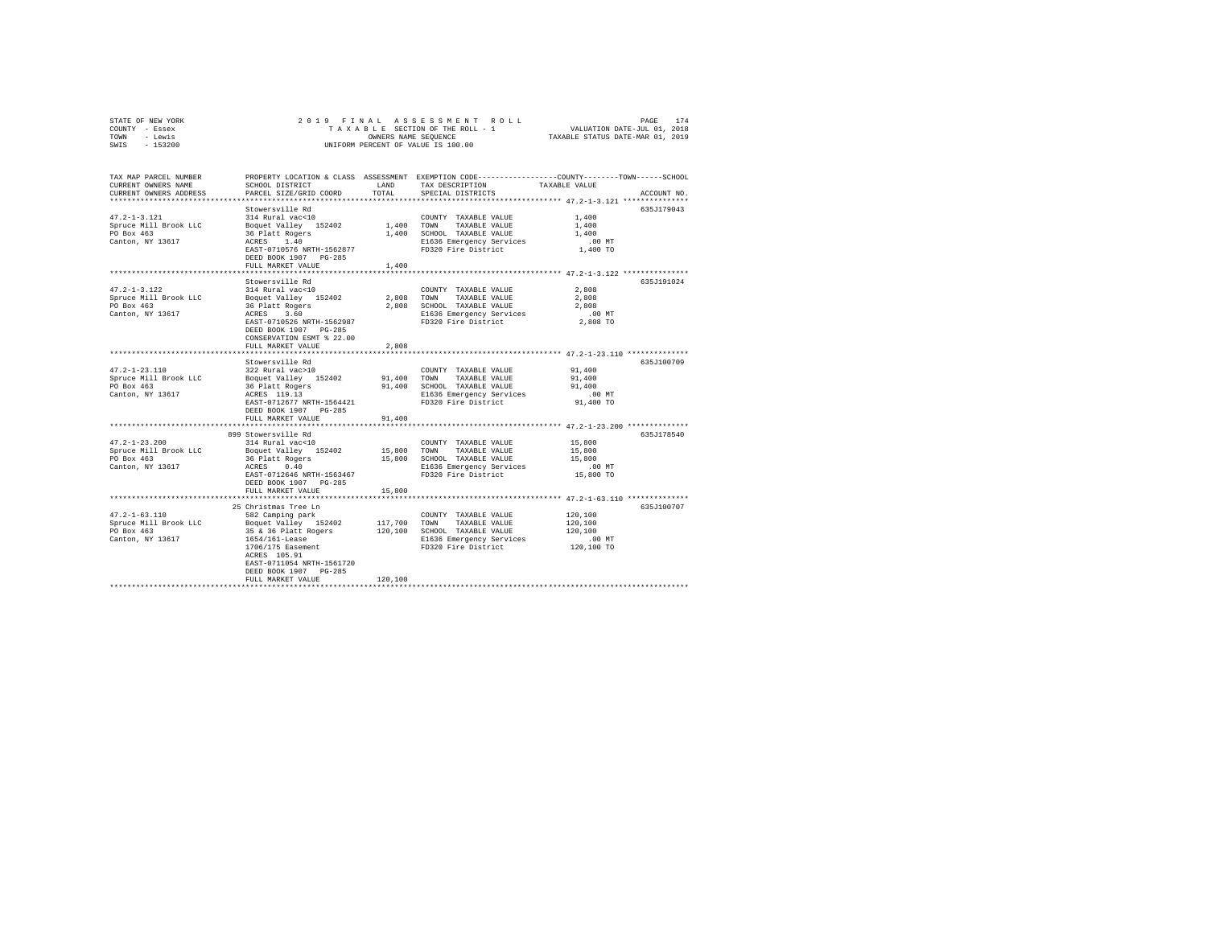STATE OF NEW YORK
COUNTY - Essex
TOWN - Lewis
SWIS - 153200

2019 FINAL ASSESSMENT ROLL
TAXABLE SECTION OF THE ROLL - 1
OWNERS NAME SEQUENCE
UNIFORM PERCENT OF VALUE IS 100.00

VALUATION DATE-JUL 01, 2018
TAXABLE STATUS DATE-MAR 01, 2019

| TAX MAP PARCEL NUMBER / CURRENT OWNERS NAME / CURRENT OWNERS ADDRESS | PROPERTY LOCATION & CLASS / SCHOOL DISTRICT / PARCEL SIZE/GRID COORD | ASSESSMENT LAND / TOTAL | EXEMPTION CODE / TAX DESCRIPTION / SPECIAL DISTRICTS | COUNTY--------TOWN------SCHOOL TAXABLE VALUE | ACCOUNT NO. |
|---|---|---|---|---|---|
| 47.2-1-3.121 | Stowersville Rd | | | | 635J179043 |
| 47.2-1-3.121 | 314 Rural vac<10 | | COUNTY TAXABLE VALUE | 1,400 | |
| Spruce Mill Brook LLC | Boquet Valley 152402 | 1,400 | TOWN TAXABLE VALUE | 1,400 | |
| PO Box 463 | 36 Platt Rogers | 1,400 | SCHOOL TAXABLE VALUE | 1,400 | |
| Canton, NY 13617 | ACRES 1.40 | | E1636 Emergency Services | .00 MT | |
| | EAST-0710576 NRTH-1562877 | | FD320 Fire District | 1,400 TO | |
| | DEED BOOK 1907 PG-285 | | | | |
| | FULL MARKET VALUE | 1,400 | | | |
| 47.2-1-3.122 | Stowersville Rd | | | | 635J191024 |
| 47.2-1-3.122 | 314 Rural vac<10 | | COUNTY TAXABLE VALUE | 2,808 | |
| Spruce Mill Brook LLC | Boquet Valley 152402 | 2,808 | TOWN TAXABLE VALUE | 2,808 | |
| PO Box 463 | 36 Platt Rogers | 2,808 | SCHOOL TAXABLE VALUE | 2,808 | |
| Canton, NY 13617 | ACRES 3.60 | | E1636 Emergency Services | .00 MT | |
| | EAST-0710526 NRTH-1562987 | | FD320 Fire District | 2,808 TO | |
| | DEED BOOK 1907 PG-285 | | | | |
| | CONSERVATION ESMT % 22.00 | | | | |
| | FULL MARKET VALUE | 2,808 | | | |
| 47.2-1-23.110 | Stowersville Rd | | | | 635J100709 |
| 47.2-1-23.110 | 322 Rural vac>10 | | COUNTY TAXABLE VALUE | 91,400 | |
| Spruce Mill Brook LLC | Boquet Valley 152402 | 91,400 | TOWN TAXABLE VALUE | 91,400 | |
| PO Box 463 | 36 Platt Rogers | 91,400 | SCHOOL TAXABLE VALUE | 91,400 | |
| Canton, NY 13617 | ACRES 119.13 | | E1636 Emergency Services | .00 MT | |
| | EAST-0712677 NRTH-1564421 | | FD320 Fire District | 91,400 TO | |
| | DEED BOOK 1907 PG-285 | | | | |
| | FULL MARKET VALUE | 91,400 | | | |
| 47.2-1-23.200 | 899 Stowersville Rd | | | | 635J178540 |
| 47.2-1-23.200 | 314 Rural vac<10 | | COUNTY TAXABLE VALUE | 15,800 | |
| Spruce Mill Brook LLC | Boquet Valley 152402 | 15,800 | TOWN TAXABLE VALUE | 15,800 | |
| PO Box 463 | 36 Platt Rogers | 15,800 | SCHOOL TAXABLE VALUE | 15,800 | |
| Canton, NY 13617 | ACRES 0.40 | | E1636 Emergency Services | .00 MT | |
| | EAST-0712646 NRTH-1563467 | | FD320 Fire District | 15,800 TO | |
| | DEED BOOK 1907 PG-285 | | | | |
| | FULL MARKET VALUE | 15,800 | | | |
| 47.2-1-63.110 | 25 Christmas Tree Ln | | | | 635J100707 |
| 47.2-1-63.110 | 582 Camping park | | COUNTY TAXABLE VALUE | 120,100 | |
| Spruce Mill Brook LLC | Boquet Valley 152402 | 117,700 | TOWN TAXABLE VALUE | 120,100 | |
| PO Box 463 | 35 & 36 Platt Rogers | 120,100 | SCHOOL TAXABLE VALUE | 120,100 | |
| Canton, NY 13617 | 1654/161-Lease | | E1636 Emergency Services | .00 MT | |
| | 1706/175 Easement | | FD320 Fire District | 120,100 TO | |
| | ACRES 105.91 | | | | |
| | EAST-0711054 NRTH-1561720 | | | | |
| | DEED BOOK 1907 PG-285 | | | | |
| | FULL MARKET VALUE | 120,100 | | | |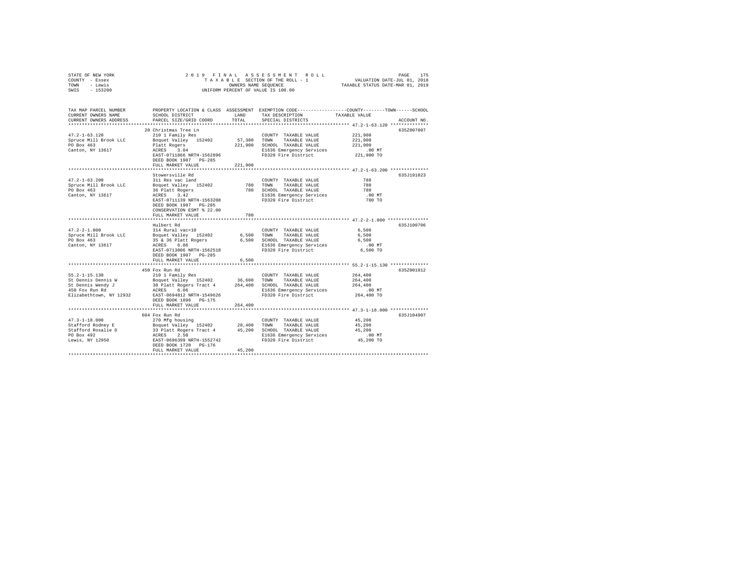STATE OF NEW YORK
COUNTY - Essex
TOWN - Lewis
SWIS - 153200

2019 FINAL ASSESSMENT ROLL
TAXABLE SECTION OF THE ROLL - 1
OWNERS NAME SEQUENCE
UNIFORM PERCENT OF VALUE IS 100.00

VALUATION DATE-JUL 01, 2018
TAXABLE STATUS DATE-MAR 01, 2019

| TAX MAP PARCEL NUMBER / CURRENT OWNERS NAME / CURRENT OWNERS ADDRESS | PROPERTY LOCATION & CLASS / SCHOOL DISTRICT / PARCEL SIZE/GRID COORD | ASSESSMENT LAND / TOTAL | EXEMPTION CODE / TAX DESCRIPTION / SPECIAL DISTRICTS | TAXABLE VALUE (COUNTY / TOWN / SCHOOL) | ACCOUNT NO. |
|---|---|---|---|---|---|
| **47.2-1-63.120** | 20 Christmas Tree Ln | | | | 635Z007007 |
| Spruce Mill Brook LLC | 210 1 Family Res | | COUNTY TAXABLE VALUE | 221,900 | |
| PO Box 463 | Boquet Valley 152402 | 57,300 | TOWN TAXABLE VALUE | 221,900 | |
| Canton, NY 13617 | Platt Rogers | 221,900 | SCHOOL TAXABLE VALUE | 221,900 | |
| | ACRES 3.04 | | E1636 Emergency Services | .00 MT | |
| | EAST-0711866 NRTH-1562896 | | FD320 Fire District | 221,900 TO | |
| | DEED BOOK 1907 PG-285 | | | | |
| | FULL MARKET VALUE | 221,900 | | | |
| **47.2-1-63.200** | Stowersville Rd | | | | 635J191023 |
| Spruce Mill Brook LLC | 311 Res vac land | | COUNTY TAXABLE VALUE | 780 | |
| PO Box 463 | Boquet Valley 152402 | 780 | TOWN TAXABLE VALUE | 780 | |
| Canton, NY 13617 | 36 Platt Rogers | 780 | SCHOOL TAXABLE VALUE | 780 | |
| | ACRES 3.42 | | E1636 Emergency Services | .00 MT | |
| | EAST-0711139 NRTH-1563208 | | FD320 Fire District | 780 TO | |
| | DEED BOOK 1907 PG-285 | | | | |
| | CONSERVATION ESMT % 22.00 | | | | |
| | FULL MARKET VALUE | 780 | | | |
| **47.2-2-1.000** | Hulbert Rd | | | | 635J100706 |
| Spruce Mill Brook LLC | 314 Rural vac<10 | | COUNTY TAXABLE VALUE | 6,500 | |
| PO Box 463 | Boquet Valley 152402 | 6,500 | TOWN TAXABLE VALUE | 6,500 | |
| Canton, NY 13617 | 35 & 36 Platt Rogers | 6,500 | SCHOOL TAXABLE VALUE | 6,500 | |
| | ACRES 6.86 | | E1636 Emergency Services | .00 MT | |
| | EAST-0713006 NRTH-1562518 | | FD320 Fire District | 6,500 TO | |
| | DEED BOOK 1907 PG-285 | | | | |
| | FULL MARKET VALUE | 6,500 | | | |
| **55.2-1-15.130** | 450 Fox Run Rd | | | | 635Z001012 |
| St Dennis Dennis W | 210 1 Family Res | | COUNTY TAXABLE VALUE | 264,400 | |
| St Dennis Wendy J | Boquet Valley 152402 | 36,600 | TOWN TAXABLE VALUE | 264,400 | |
| 450 Fox Run Rd | 30 Platt Rogers Tract 4 | 264,400 | SCHOOL TAXABLE VALUE | 264,400 | |
| Elizabethtown, NY 12932 | ACRES 6.06 | | E1636 Emergency Services | .00 MT | |
| | EAST-0694812 NRTH-1549626 | | FD320 Fire District | 264,400 TO | |
| | DEED BOOK 1896 PG-175 | | | | |
| | FULL MARKET VALUE | 264,400 | | | |
| **47.3-1-18.000** | 604 Fox Run Rd | | | | 635J104907 |
| Stafford Rodney E | 270 Mfg housing | | COUNTY TAXABLE VALUE | 45,200 | |
| Stafford Rosalie D | Boquet Valley 152402 | 28,400 | TOWN TAXABLE VALUE | 45,200 | |
| PO Box 492 | 33 Platt Rogers Tract 4 | 45,200 | SCHOOL TAXABLE VALUE | 45,200 | |
| Lewis, NY 12950 | ACRES 2.50 | | E1636 Emergency Services | .00 MT | |
| | EAST-0696399 NRTH-1552742 | | FD320 Fire District | 45,200 TO | |
| | DEED BOOK 1720 PG-176 | | | | |
| | FULL MARKET VALUE | 45,200 | | | |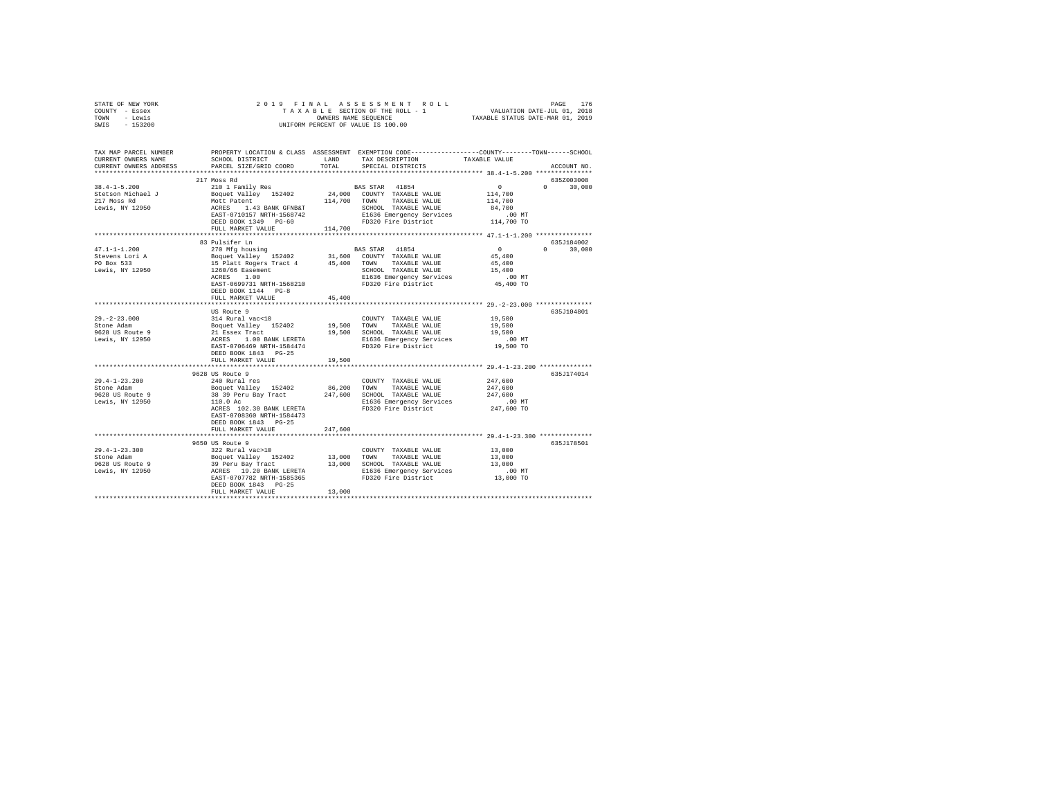STATE OF NEW YORK | 2019 FINAL ASSESSMENT ROLL | VALUATION DATE-JUL 01, 2018
COUNTY - Essex | TAXABLE SECTION OF THE ROLL - 1 | TAXABLE STATUS DATE-MAR 01, 2019
TOWN - Lewis | OWNERS NAME SEQUENCE
SWIS - 153200 | UNIFORM PERCENT OF VALUE IS 100.00

```
TAX MAP PARCEL NUMBER     PROPERTY LOCATION & CLASS  ASSESSMENT  EXEMPTION CODE-----------------COUNTY--------TOWN------SCHOOL
CURRENT OWNERS NAME       SCHOOL DISTRICT             LAND       TAX DESCRIPTION            TAXABLE VALUE
CURRENT OWNERS ADDRESS    PARCEL SIZE/GRID COORD      TOTAL      SPECIAL DISTRICTS                                   ACCOUNT NO.
******************************************************************************************* 38.4-1-5.200 ***************
                          217 Moss Rd                                                                                635Z003008
38.4-1-5.200              210 1 Family Res                       BAS STAR  41854                0          0     30,000
Stetson Michael J         Boquet Valley  152402       24,000     COUNTY  TAXABLE VALUE          114,700
217 Moss Rd               Mott Patent                114,700     TOWN    TAXABLE VALUE          114,700
Lewis, NY 12950           ACRES    1.43 BANK GFNB&T              SCHOOL  TAXABLE VALUE           84,700
                          EAST-0710157 NRTH-1568742              E1636 Emergency Services           .00 MT
                          DEED BOOK 1349   PG-60                 FD320 Fire District            114,700 TO
                          FULL MARKET VALUE          114,700
******************************************************************************************* 47.1-1-1.200 ***************
                          83 Pulsifer Ln                                                                             635J184002
47.1-1-1.200              270 Mfg housing                        BAS STAR  41854                0          0     30,000
Stevens Lori A            Boquet Valley  152402       31,600     COUNTY  TAXABLE VALUE           45,400
PO Box 533                15 Platt Rogers Tract 4     45,400     TOWN    TAXABLE VALUE           45,400
Lewis, NY 12950           1260/66 Easement                       SCHOOL  TAXABLE VALUE           15,400
                          ACRES    1.00                          E1636 Emergency Services           .00 MT
                          EAST-0699731 NRTH-1568210              FD320 Fire District             45,400 TO
                          DEED BOOK 1144   PG-8
                          FULL MARKET VALUE           45,400
******************************************************************************************* 29.-2-23.000 ***************
                          US Route 9                                                                                 635J104801
29.-2-23.000              314 Rural vac<10                       COUNTY  TAXABLE VALUE           19,500
Stone Adam                Boquet Valley  152402       19,500     TOWN    TAXABLE VALUE           19,500
9628 US Route 9           21 Essex Tract              19,500     SCHOOL  TAXABLE VALUE           19,500
Lewis, NY 12950           ACRES    1.00 BANK LERETA              E1636 Emergency Services           .00 MT
                          EAST-0706469 NRTH-1584474              FD320 Fire District             19,500 TO
                          DEED BOOK 1843   PG-25
                          FULL MARKET VALUE           19,500
******************************************************************************************* 29.4-1-23.200 **************
                          9628 US Route 9                                                                            635J174014
29.4-1-23.200             240 Rural res                          COUNTY  TAXABLE VALUE          247,600
Stone Adam                Boquet Valley  152402       86,200     TOWN    TAXABLE VALUE          247,600
9628 US Route 9           38 39 Peru Bay Tract       247,600     SCHOOL  TAXABLE VALUE          247,600
Lewis, NY 12950           110.0 Ac                               E1636 Emergency Services           .00 MT
                          ACRES  102.30 BANK LERETA              FD320 Fire District            247,600 TO
                          EAST-0708360 NRTH-1584473
                          DEED BOOK 1843   PG-25
                          FULL MARKET VALUE          247,600
******************************************************************************************* 29.4-1-23.300 **************
                          9650 US Route 9                                                                            635J178501
29.4-1-23.300             322 Rural vac>10                       COUNTY  TAXABLE VALUE           13,000
Stone Adam                Boquet Valley  152402       13,000     TOWN    TAXABLE VALUE           13,000
9628 US Route 9           39 Peru Bay Tract           13,000     SCHOOL  TAXABLE VALUE           13,000
Lewis, NY 12950           ACRES   19.20 BANK LERETA              E1636 Emergency Services           .00 MT
                          EAST-0707782 NRTH-1585365              FD320 Fire District             13,000 TO
                          DEED BOOK 1843   PG-25
                          FULL MARKET VALUE           13,000
************************************************************************************************************************
```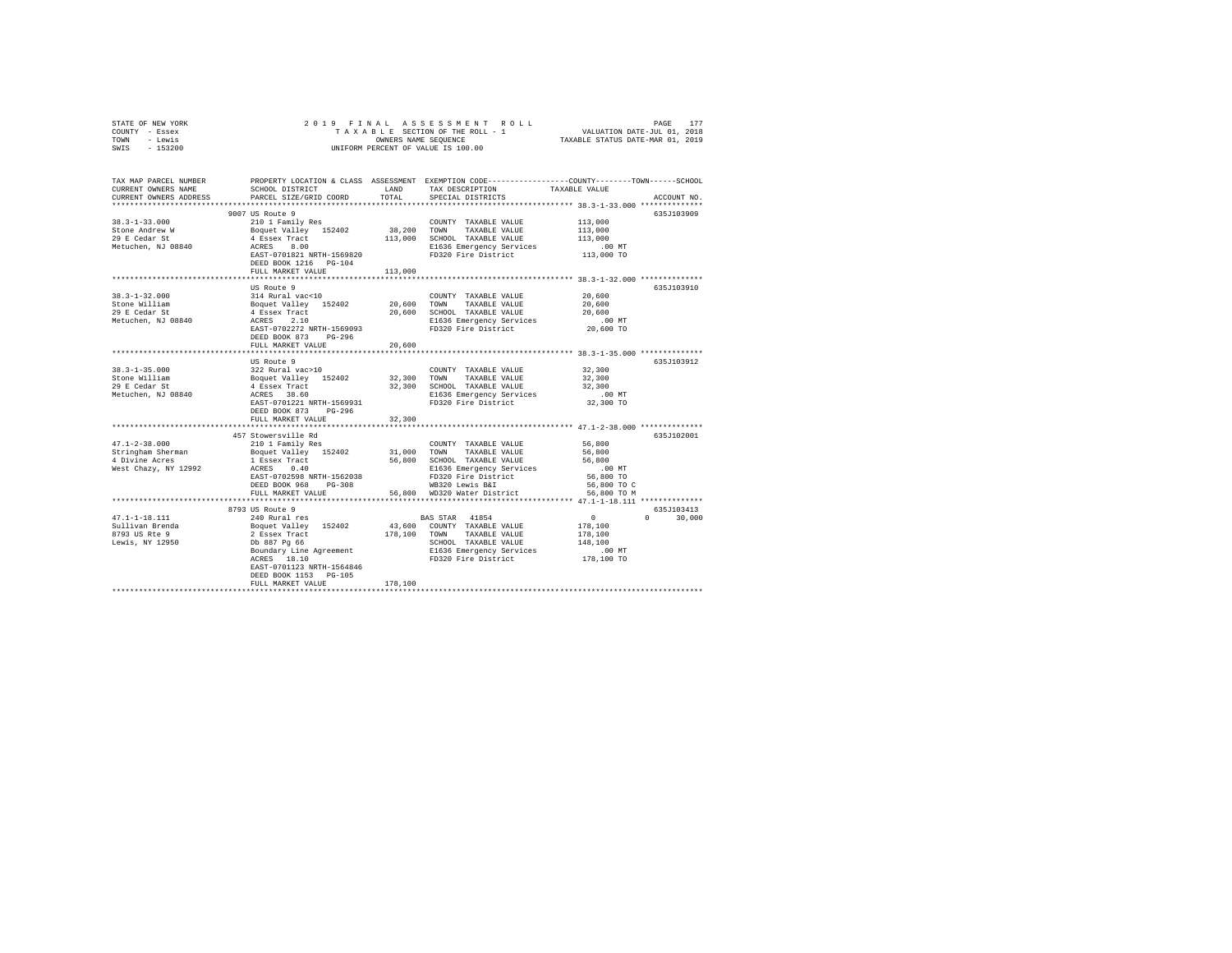STATE OF NEW YORK                2019 FINAL ASSESSMENT ROLL
COUNTY - Essex                   TAXABLE SECTION OF THE ROLL - 1          VALUATION DATE-JUL 01, 2018
TOWN - Lewis                     OWNERS NAME SEQUENCE                     TAXABLE STATUS DATE-MAR 01, 2019
SWIS - 153200                    UNIFORM PERCENT OF VALUE IS 100.00

```
TAX MAP PARCEL NUMBER     PROPERTY LOCATION & CLASS  ASSESSMENT  EXEMPTION CODE----------------COUNTY--------TOWN------SCHOOL
CURRENT OWNERS NAME       SCHOOL DISTRICT             LAND       TAX DESCRIPTION             TAXABLE VALUE
CURRENT OWNERS ADDRESS    PARCEL SIZE/GRID COORD      TOTAL      SPECIAL DISTRICTS                                  ACCOUNT NO.
******************************************************************************************** 38.3-1-33.000 **************
                          9007 US Route 9                                                                           635J103909
38.3-1-33.000             210 1 Family Res                       COUNTY  TAXABLE VALUE          113,000
Stone Andrew W            Boquet Valley  152402       38,200     TOWN    TAXABLE VALUE          113,000
29 E Cedar St             4 Essex Tract               113,000    SCHOOL  TAXABLE VALUE          113,000
Metuchen, NJ 08840        ACRES    8.00                          E1636 Emergency Services           .00 MT
                          EAST-0701821 NRTH-1569820              FD320 Fire District            113,000 TO
                          DEED BOOK 1216   PG-104
                          FULL MARKET VALUE           113,000
******************************************************************************************** 38.3-1-32.000 **************
                          US Route 9                                                                                635J103910
38.3-1-32.000             314 Rural vac<10                       COUNTY  TAXABLE VALUE           20,600
Stone William             Boquet Valley  152402       20,600     TOWN    TAXABLE VALUE           20,600
29 E Cedar St             4 Essex Tract                20,600    SCHOOL  TAXABLE VALUE           20,600
Metuchen, NJ 08840        ACRES    2.10                          E1636 Emergency Services           .00 MT
                          EAST-0702272 NRTH-1569093              FD320 Fire District             20,600 TO
                          DEED BOOK 873    PG-296
                          FULL MARKET VALUE            20,600
******************************************************************************************** 38.3-1-35.000 **************
                          US Route 9                                                                                635J103912
38.3-1-35.000             322 Rural vac>10                       COUNTY  TAXABLE VALUE           32,300
Stone William             Boquet Valley  152402       32,300     TOWN    TAXABLE VALUE           32,300
29 E Cedar St             4 Essex Tract                32,300    SCHOOL  TAXABLE VALUE           32,300
Metuchen, NJ 08840        ACRES   38.60                          E1636 Emergency Services           .00 MT
                          EAST-0701221 NRTH-1569931              FD320 Fire District             32,300 TO
                          DEED BOOK 873    PG-296
                          FULL MARKET VALUE            32,300
******************************************************************************************** 47.1-2-38.000 **************
                          457 Stowersville Rd                                                                       635J102001
47.1-2-38.000             210 1 Family Res                       COUNTY  TAXABLE VALUE           56,800
Stringham Sherman         Boquet Valley  152402       31,000     TOWN    TAXABLE VALUE           56,800
4 Divine Acres            1 Essex Tract                56,800    SCHOOL  TAXABLE VALUE           56,800
West Chazy, NY 12992      ACRES    0.40                          E1636 Emergency Services           .00 MT
                          EAST-0702598 NRTH-1562038              FD320 Fire District             56,800 TO
                          DEED BOOK 960    PG-308                WB320 Lewis B&I                 56,800 TO C
                          FULL MARKET VALUE            56,800    WD320 Water District            56,800 TO M
******************************************************************************************** 47.1-1-18.111 **************
                          8793 US Route 9                                                                           635J103413
47.1-1-18.111             240 Rural res                          BAS STAR  41854                      0          0     30,000
Sullivan Brenda           Boquet Valley  152402       43,600     COUNTY  TAXABLE VALUE          178,100
8793 US Rte 9             2 Essex Tract               178,100    TOWN    TAXABLE VALUE          178,100
Lewis, NY 12950           Db 887 Pg 66                           SCHOOL  TAXABLE VALUE          148,100
                          Boundary Line Agreement                E1636 Emergency Services           .00 MT
                          ACRES   18.10                          FD320 Fire District            178,100 TO
                          EAST-0701123 NRTH-1564846
                          DEED BOOK 1153   PG-105
                          FULL MARKET VALUE           178,100
****************************************************************************************************************************
```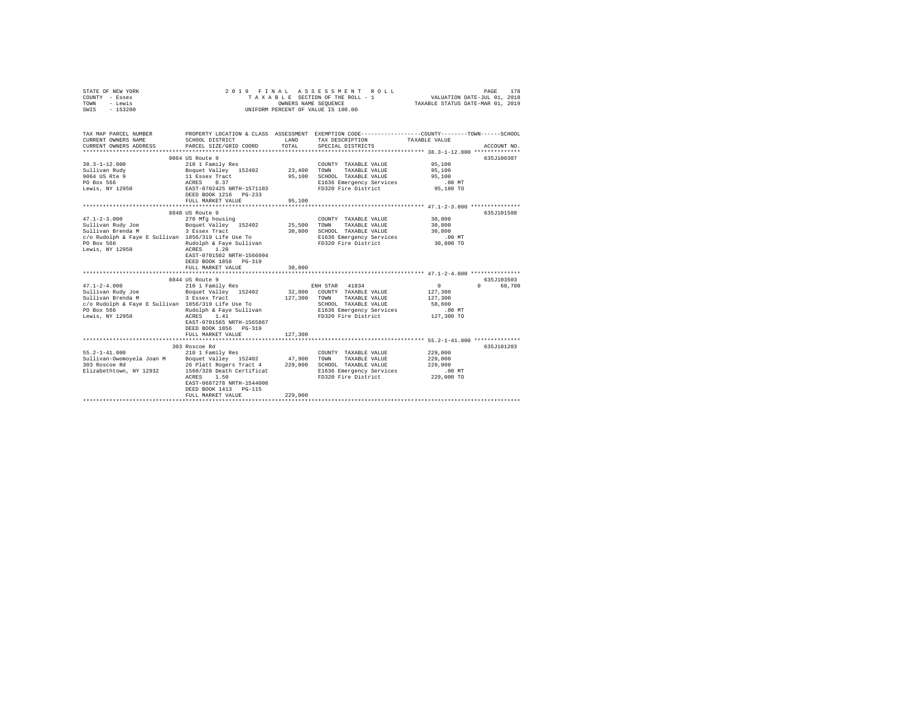STATE OF NEW YORK | 2019 FINAL ASSESSMENT ROLL | VALUATION DATE-JUL 01, 2018
COUNTY - Essex | TAXABLE SECTION OF THE ROLL - 1 | TAXABLE STATUS DATE-MAR 01, 2019
TOWN - Lewis | OWNERS NAME SEQUENCE
SWIS - 153200 | UNIFORM PERCENT OF VALUE IS 100.00

| TAX MAP PARCEL NUMBER / CURRENT OWNERS NAME / CURRENT OWNERS ADDRESS | PROPERTY LOCATION & CLASS / SCHOOL DISTRICT / PARCEL SIZE/GRID COORD | ASSESSMENT LAND / TOTAL | EXEMPTION CODE / TAX DESCRIPTION / SPECIAL DISTRICTS | COUNTY TAXABLE VALUE | TOWN | SCHOOL | ACCOUNT NO. |
|---|---|---|---|---|---|---|---|
| **38.3-1-12.000** | 9064 US Route 9 | | | | | | 635J100307 |
| 38.3-1-12.000 | 210 1 Family Res | | COUNTY TAXABLE VALUE | 95,100 | | | |
| Sullivan Rudy | Boquet Valley 152402 | 23,400 | TOWN TAXABLE VALUE | 95,100 | | | |
| 9064 US Rte 9 | 11 Essex Tract | 95,100 | SCHOOL TAXABLE VALUE | 95,100 | | | |
| PO Box 566 | ACRES 0.37 | | E1636 Emergency Services | .00 MT | | | |
| Lewis, NY 12950 | EAST-0702425 NRTH-1571103 | | FD320 Fire District | 95,100 TO | | | |
| | DEED BOOK 1216 PG-233 | | | | | | |
| | FULL MARKET VALUE | 95,100 | | | | | |
| **47.1-2-3.000** | 8848 US Route 9 | | | | | | 635J101508 |
| 47.1-2-3.000 | 270 Mfg housing | | COUNTY TAXABLE VALUE | 30,800 | | | |
| Sullivan Rudy Joe | Boquet Valley 152402 | 25,500 | TOWN TAXABLE VALUE | 30,800 | | | |
| Sullivan Brenda M | 3 Essex Tract | 30,800 | SCHOOL TAXABLE VALUE | 30,800 | | | |
| c/o Rudolph & Faye E Sullivan | 1856/319 Life Use To | | E1636 Emergency Services | .00 MT | | | |
| PO Box 566 | Rudolph & Faye Sullivan | | FD320 Fire District | 30,800 TO | | | |
| Lewis, NY 12950 | ACRES 1.20 | | | | | | |
| | EAST-0701502 NRTH-1566094 | | | | | | |
| | DEED BOOK 1856 PG-319 | | | | | | |
| | FULL MARKET VALUE | 30,800 | | | | | |
| **47.1-2-4.000** | 8844 US Route 9 | | | | | | 635J103503 |
| 47.1-2-4.000 | 210 1 Family Res | | ENH STAR 41834 | 0 | 0 | 68,700 | |
| Sullivan Rudy Joe | Boquet Valley 152402 | 32,000 | COUNTY TAXABLE VALUE | 127,300 | | | |
| Sullivan Brenda M | 3 Essex Tract | 127,300 | TOWN TAXABLE VALUE | 127,300 | | | |
| c/o Rudolph & Faye E Sullivan | 1856/319 Life Use To | | SCHOOL TAXABLE VALUE | 58,600 | | | |
| PO Box 566 | Rudolph & Faye Sullivan | | E1636 Emergency Services | .00 MT | | | |
| Lewis, NY 12950 | ACRES 1.41 | | FD320 Fire District | 127,300 TO | | | |
| | EAST-0701565 NRTH-1565867 | | | | | | |
| | DEED BOOK 1856 PG-319 | | | | | | |
| | FULL MARKET VALUE | 127,300 | | | | | |
| **55.2-1-41.000** | 303 Roscoe Rd | | | | | | 635J101203 |
| 55.2-1-41.000 | 210 1 Family Res | | COUNTY TAXABLE VALUE | 229,000 | | | |
| Sullivan-Owomoyela Joan M | Boquet Valley 152402 | 47,900 | TOWN TAXABLE VALUE | 229,000 | | | |
| 303 Roscoe Rd | 26 Platt Rogers Tract 4 | 229,000 | SCHOOL TAXABLE VALUE | 229,000 | | | |
| Elizabethtown, NY 12932 | 1560/328 Death Certificat | | E1636 Emergency Services | .00 MT | | | |
| | ACRES 1.50 | | FD320 Fire District | 229,000 TO | | | |
| | EAST-0687278 NRTH-1544000 | | | | | | |
| | DEED BOOK 1413 PG-115 | | | | | | |
| | FULL MARKET VALUE | 229,000 | | | | | |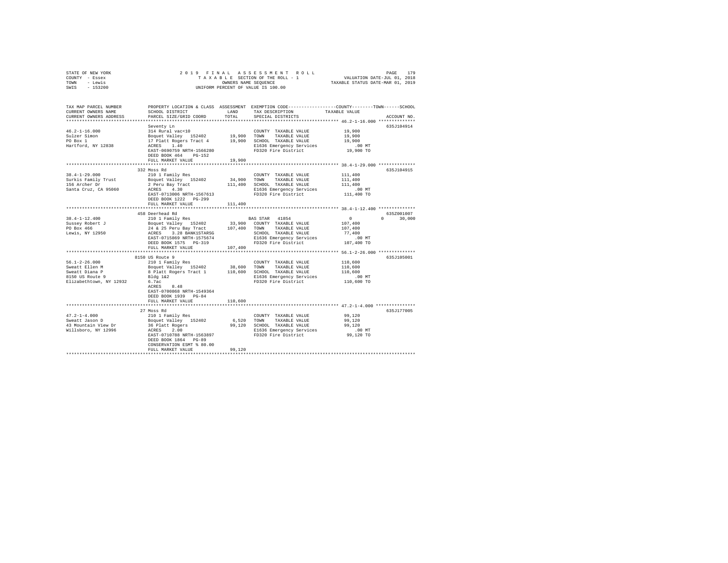STATE OF NEW YORK  
COUNTY - Essex  
TOWN - Lewis  
SWIS - 153200

2019 FINAL ASSESSMENT ROLL  
TAXABLE SECTION OF THE ROLL - 1  
OWNERS NAME SEQUENCE  
UNIFORM PERCENT OF VALUE IS 100.00

VALUATION DATE-JUL 01, 2018  
TAXABLE STATUS DATE-MAR 01, 2019

| TAX MAP PARCEL NUMBER / CURRENT OWNERS NAME / CURRENT OWNERS ADDRESS | PROPERTY LOCATION & CLASS / SCHOOL DISTRICT / PARCEL SIZE/GRID COORD | ASSESSMENT LAND | TOTAL | EXEMPTION CODE / TAX DESCRIPTION / SPECIAL DISTRICTS | COUNTY / TOWN / SCHOOL TAXABLE VALUE | ACCOUNT NO. |
|---|---|---|---|---|---|---|
| **46.2-1-16.000** | Seventy Ln | | | | | 635J104914 |
| 46.2-1-16.000 | 314 Rural vac<10 | | | COUNTY TAXABLE VALUE | 19,900 | |
| Sulzer Simon | Boquet Valley 152402 | 19,900 | | TOWN TAXABLE VALUE | 19,900 | |
| PO Box 1 | 17 Platt Rogers Tract 4 | | 19,900 | SCHOOL TAXABLE VALUE | 19,900 | |
| Hartford, NY 12838 | ACRES 1.40 | | | E1636 Emergency Services | .00 MT | |
| | EAST-0690759 NRTH-1566280 | | | FD320 Fire District | 19,900 TO | |
| | DEED BOOK 464 PG-152 | | | | | |
| | FULL MARKET VALUE | | 19,900 | | | |
| **38.4-1-29.000** | 332 Moss Rd | | | | | 635J104915 |
| 38.4-1-29.000 | 210 1 Family Res | | | COUNTY TAXABLE VALUE | 111,400 | |
| Surkis Family Trust | Boquet Valley 152402 | 34,900 | | TOWN TAXABLE VALUE | 111,400 | |
| 156 Archer Dr | 2 Peru Bay Tract | | 111,400 | SCHOOL TAXABLE VALUE | 111,400 | |
| Santa Cruz, CA 95060 | ACRES 4.30 | | | E1636 Emergency Services | .00 MT | |
| | EAST-0713006 NRTH-1567613 | | | FD320 Fire District | 111,400 TO | |
| | DEED BOOK 1222 PG-299 | | | | | |
| | FULL MARKET VALUE | | 111,400 | | | |
| **38.4-1-12.400** | 458 Deerhead Rd | | | | | 635Z001007 |
| 38.4-1-12.400 | 210 1 Family Res | | | BAS STAR 41854 | 0 0 30,000 | |
| Sussey Robert J | Boquet Valley 152402 | 33,900 | | COUNTY TAXABLE VALUE | 107,400 | |
| PO Box 466 | 24 & 25 Peru Bay Tract | | 107,400 | TOWN TAXABLE VALUE | 107,400 | |
| Lewis, NY 12950 | ACRES 3.28 BANK1STARSG | | | SCHOOL TAXABLE VALUE | 77,400 | |
| | EAST-0715869 NRTH-1575674 | | | E1636 Emergency Services | .00 MT | |
| | DEED BOOK 1575 PG-319 | | | FD320 Fire District | 107,400 TO | |
| | FULL MARKET VALUE | | 107,400 | | | |
| **56.1-2-26.000** | 8150 US Route 9 | | | | | 635J105001 |
| 56.1-2-26.000 | 210 1 Family Res | | | COUNTY TAXABLE VALUE | 110,600 | |
| Sweatt Ellen M | Boquet Valley 152402 | 38,600 | | TOWN TAXABLE VALUE | 110,600 | |
| Sweatt Diana P | 8 Platt Rogers Tract 1 | | 110,600 | SCHOOL TAXABLE VALUE | 110,600 | |
| 8150 US Route 9 | Bldg 1&2 | | | E1636 Emergency Services | .00 MT | |
| Elizabethtown, NY 12932 | 6.7ac | | | FD320 Fire District | 110,600 TO | |
| | ACRES 8.48 | | | | | |
| | EAST-0700868 NRTH-1549364 | | | | | |
| | DEED BOOK 1939 PG-84 | | | | | |
| | FULL MARKET VALUE | | 110,600 | | | |
| **47.2-1-4.000** | 27 Moss Rd | | | | | 635J177005 |
| 47.2-1-4.000 | 210 1 Family Res | | | COUNTY TAXABLE VALUE | 99,120 | |
| Sweatt Jason D | Boquet Valley 152402 | 6,520 | | TOWN TAXABLE VALUE | 99,120 | |
| 43 Mountain View Dr | 36 Platt Rogers | | 99,120 | SCHOOL TAXABLE VALUE | 99,120 | |
| Willsboro, NY 12996 | ACRES 2.00 | | | E1636 Emergency Services | .00 MT | |
| | EAST-0710788 NRTH-1563897 | | | FD320 Fire District | 99,120 TO | |
| | DEED BOOK 1864 PG-89 | | | | | |
| | CONSERVATION ESMT % 80.00 | | | | | |
| | FULL MARKET VALUE | | 99,120 | | | |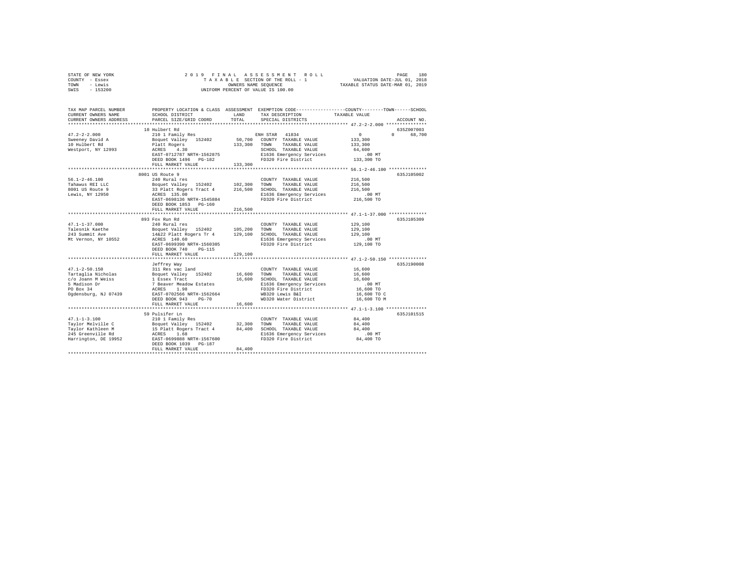STATE OF NEW YORK | 2019 FINAL ASSESSMENT ROLL | PAGE 180
COUNTY - Essex | TAXABLE SECTION OF THE ROLL - 1 | VALUATION DATE-JUL 01, 2018
TOWN - Lewis | OWNERS NAME SEQUENCE | TAXABLE STATUS DATE-MAR 01, 2019
SWIS - 153200 | UNIFORM PERCENT OF VALUE IS 100.00

```
TAX MAP PARCEL NUMBER    PROPERTY LOCATION & CLASS  ASSESSMENT  EXEMPTION CODE-----------------COUNTY--------TOWN------SCHOOL
CURRENT OWNERS NAME      SCHOOL DISTRICT              LAND      TAX DESCRIPTION            TAXABLE VALUE
CURRENT OWNERS ADDRESS   PARCEL SIZE/GRID COORD       TOTAL     SPECIAL DISTRICTS                                    ACCOUNT NO.
******************************************************************************************** 47.2-2-2.000 ***************
                         10 Hulbert Rd                                                                          635Z007003
47.2-2-2.000             210 1 Family Res                     ENH STAR  41834                0           0      68,700
Sweeney David A          Boquet Valley  152402      50,700   COUNTY  TAXABLE VALUE        133,300
10 Hulbert Rd            Platt Rogers              133,300   TOWN    TAXABLE VALUE        133,300
Westport, NY 12993       ACRES   4.30                        SCHOOL  TAXABLE VALUE         64,600
                         EAST-0712787 NRTH-1562875           E1636 Emergency Services         .00 MT
                         DEED BOOK 1496   PG-182             FD320 Fire District          133,300 TO
                         FULL MARKET VALUE         133,300
******************************************************************************************** 56.1-2-46.100 **************
                         8001 US Route 9                                                                        635J105002
56.1-2-46.100            240 Rural res                        COUNTY  TAXABLE VALUE        216,500
Tahawus REI LLC          Boquet Valley  152402     102,300   TOWN    TAXABLE VALUE        216,500
8001 US Route 9          33 Platt Rogers Tract 4   216,500   SCHOOL  TAXABLE VALUE        216,500
Lewis, NY 12950          ACRES 135.00                        E1636 Emergency Services         .00 MT
                         EAST-0698136 NRTH-1545884           FD320 Fire District          216,500 TO
                         DEED BOOK 1853   PG-160
                         FULL MARKET VALUE         216,500
******************************************************************************************** 47.1-1-37.000 **************
                         893 Fox Run Rd                                                                         635J105309
47.1-1-37.000            240 Rural res                        COUNTY  TAXABLE VALUE        129,100
Talesnik Kaethe          Boquet Valley  152402     105,200   TOWN    TAXABLE VALUE        129,100
243 Summit Ave           14&22 Platt Rogers Tr 4   129,100   SCHOOL  TAXABLE VALUE        129,100
Mt Vernon, NY 10552      ACRES 140.60                        E1636 Emergency Services         .00 MT
                         EAST-0699390 NRTH-1560305           FD320 Fire District          129,100 TO
                         DEED BOOK 740    PG-115
                         FULL MARKET VALUE         129,100
******************************************************************************************** 47.1-2-50.150 **************
                         Jeffrey Way                                                                            635J190008
47.1-2-50.150            311 Res vac land                     COUNTY  TAXABLE VALUE         16,600
Tartaglia Nicholas       Boquet Valley  152402      16,600   TOWN    TAXABLE VALUE         16,600
c/o Joann M Weiss        1 Essex Tract              16,600   SCHOOL  TAXABLE VALUE         16,600
5 Madison Dr             7 Beaver Meadow Estates             E1636 Emergency Services         .00 MT
PO Box 34                ACRES   1.98                        FD320 Fire District           16,600 TO
Ogdensburg, NJ 07439     EAST-0702566 NRTH-1562664           WB320 Lewis B&I               16,600 TO C
                         DEED BOOK 943    PG-70              WD320 Water District          16,600 TO M
                         FULL MARKET VALUE          16,600
******************************************************************************************** 47.1-1-3.100 ***************
                         59 Pulsifer Ln                                                                         635J101515
47.1-1-3.100             210 1 Family Res                     COUNTY  TAXABLE VALUE         84,400
Taylor Melville C        Boquet Valley  152402      32,300   TOWN    TAXABLE VALUE         84,400
Taylor Kathleen M        15 Platt Rogers Tract 4    84,400   SCHOOL  TAXABLE VALUE         84,400
245 Greenville Rd        ACRES   1.68                        E1636 Emergency Services         .00 MT
Harrington, DE 19952     EAST-0699888 NRTH-1567600           FD320 Fire District           84,400 TO
                         DEED BOOK 1039   PG-187
                         FULL MARKET VALUE          84,400
****************************************************************************************************************************
```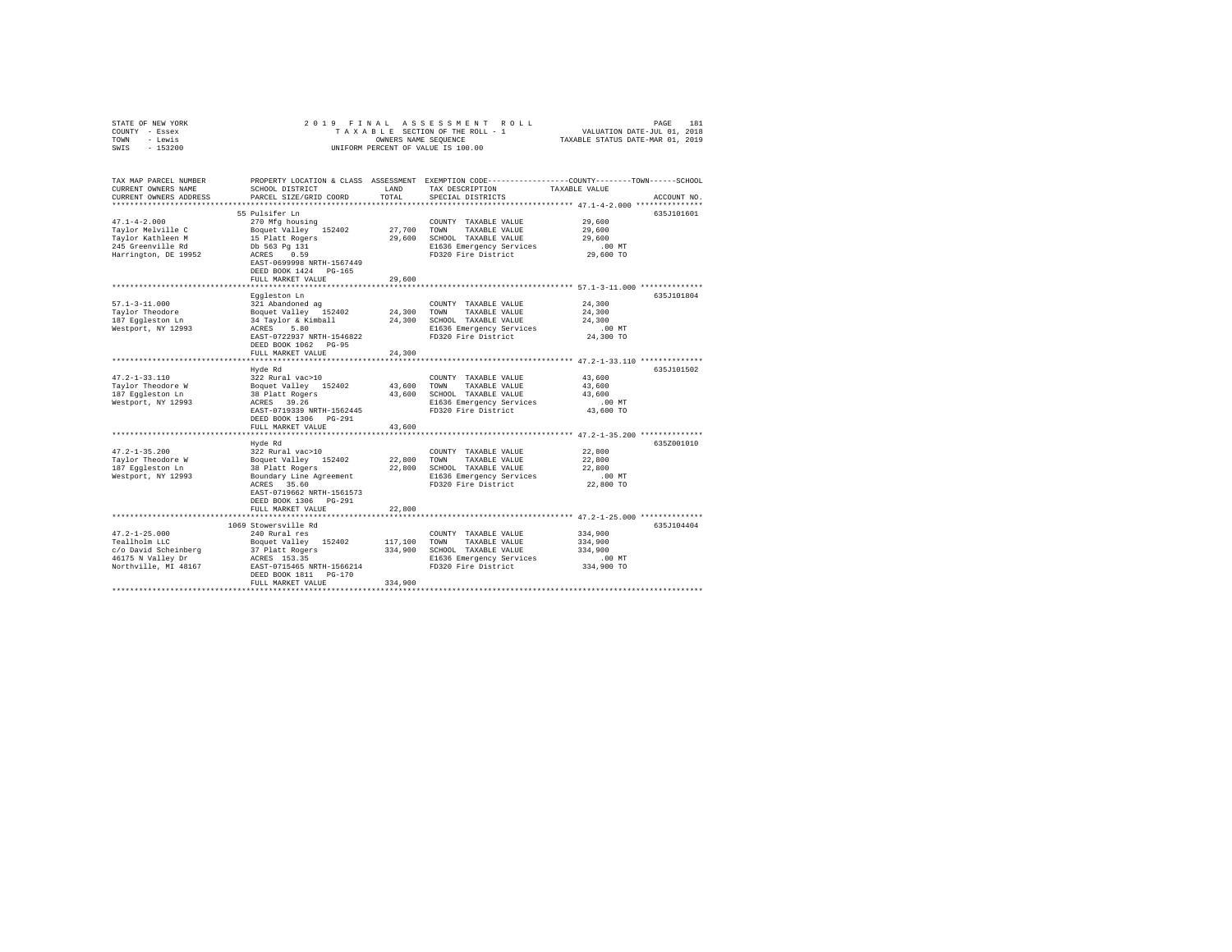STATE OF NEW YORK
COUNTY - Essex
TOWN - Lewis
SWIS - 153200

2019 FINAL ASSESSMENT ROLL
TAXABLE SECTION OF THE ROLL - 1
OWNERS NAME SEQUENCE
UNIFORM PERCENT OF VALUE IS 100.00

VALUATION DATE-JUL 01, 2018
TAXABLE STATUS DATE-MAR 01, 2019

| TAX MAP PARCEL NUMBER / CURRENT OWNERS NAME / CURRENT OWNERS ADDRESS | PROPERTY LOCATION & CLASS / SCHOOL DISTRICT / PARCEL SIZE/GRID COORD | ASSESSMENT LAND / TOTAL | EXEMPTION CODE / TAX DESCRIPTION / SPECIAL DISTRICTS | TAXABLE VALUE | ACCOUNT NO. |
|---|---|---|---|---|---|
| **47.1-4-2.000** | 55 Pulsifer Ln | | | | 635J101601 |
| 47.1-4-2.000 | 270 Mfg housing | | COUNTY TAXABLE VALUE | 29,600 | |
| Taylor Melville C | Boquet Valley 152402 | 27,700 | TOWN TAXABLE VALUE | 29,600 | |
| Taylor Kathleen M | 15 Platt Rogers | 29,600 | SCHOOL TAXABLE VALUE | 29,600 | |
| 245 Greenville Rd | Db 563 Pg 131 | | E1636 Emergency Services | .00 MT | |
| Harrington, DE 19952 | ACRES 0.59 | | FD320 Fire District | 29,600 TO | |
| | EAST-0699998 NRTH-1567449 | | | | |
| | DEED BOOK 1424 PG-165 | | | | |
| | FULL MARKET VALUE | 29,600 | | | |
| **57.1-3-11.000** | Eggleston Ln | | | | 635J101804 |
| 57.1-3-11.000 | 321 Abandoned ag | | COUNTY TAXABLE VALUE | 24,300 | |
| Taylor Theodore | Boquet Valley 152402 | 24,300 | TOWN TAXABLE VALUE | 24,300 | |
| 187 Eggleston Ln | 34 Taylor & Kimball | 24,300 | SCHOOL TAXABLE VALUE | 24,300 | |
| Westport, NY 12993 | ACRES 5.80 | | E1636 Emergency Services | .00 MT | |
| | EAST-0722937 NRTH-1546822 | | FD320 Fire District | 24,300 TO | |
| | DEED BOOK 1062 PG-95 | | | | |
| | FULL MARKET VALUE | 24,300 | | | |
| **47.2-1-33.110** | Hyde Rd | | | | 635J101502 |
| 47.2-1-33.110 | 322 Rural vac>10 | | COUNTY TAXABLE VALUE | 43,600 | |
| Taylor Theodore W | Boquet Valley 152402 | 43,600 | TOWN TAXABLE VALUE | 43,600 | |
| 187 Eggleston Ln | 38 Platt Rogers | 43,600 | SCHOOL TAXABLE VALUE | 43,600 | |
| Westport, NY 12993 | ACRES 39.26 | | E1636 Emergency Services | .00 MT | |
| | EAST-0719339 NRTH-1562445 | | FD320 Fire District | 43,600 TO | |
| | DEED BOOK 1306 PG-291 | | | | |
| | FULL MARKET VALUE | 43,600 | | | |
| **47.2-1-35.200** | Hyde Rd | | | | 635Z001010 |
| 47.2-1-35.200 | 322 Rural vac>10 | | COUNTY TAXABLE VALUE | 22,800 | |
| Taylor Theodore W | Boquet Valley 152402 | 22,800 | TOWN TAXABLE VALUE | 22,800 | |
| 187 Eggleston Ln | 38 Platt Rogers | 22,800 | SCHOOL TAXABLE VALUE | 22,800 | |
| Westport, NY 12993 | Boundary Line Agreement | | E1636 Emergency Services | .00 MT | |
| | ACRES 35.60 | | FD320 Fire District | 22,800 TO | |
| | EAST-0719662 NRTH-1561573 | | | | |
| | DEED BOOK 1306 PG-291 | | | | |
| | FULL MARKET VALUE | 22,800 | | | |
| **47.2-1-25.000** | 1069 Stowersville Rd | | | | 635J104404 |
| 47.2-1-25.000 | 240 Rural res | | COUNTY TAXABLE VALUE | 334,900 | |
| Teallholm LLC | Boquet Valley 152402 | 117,100 | TOWN TAXABLE VALUE | 334,900 | |
| c/o David Scheinberg | 37 Platt Rogers | 334,900 | SCHOOL TAXABLE VALUE | 334,900 | |
| 46175 N Valley Dr | ACRES 153.35 | | E1636 Emergency Services | .00 MT | |
| Northville, MI 48167 | EAST-0715465 NRTH-1566214 | | FD320 Fire District | 334,900 TO | |
| | DEED BOOK 1811 PG-170 | | | | |
| | FULL MARKET VALUE | 334,900 | | | |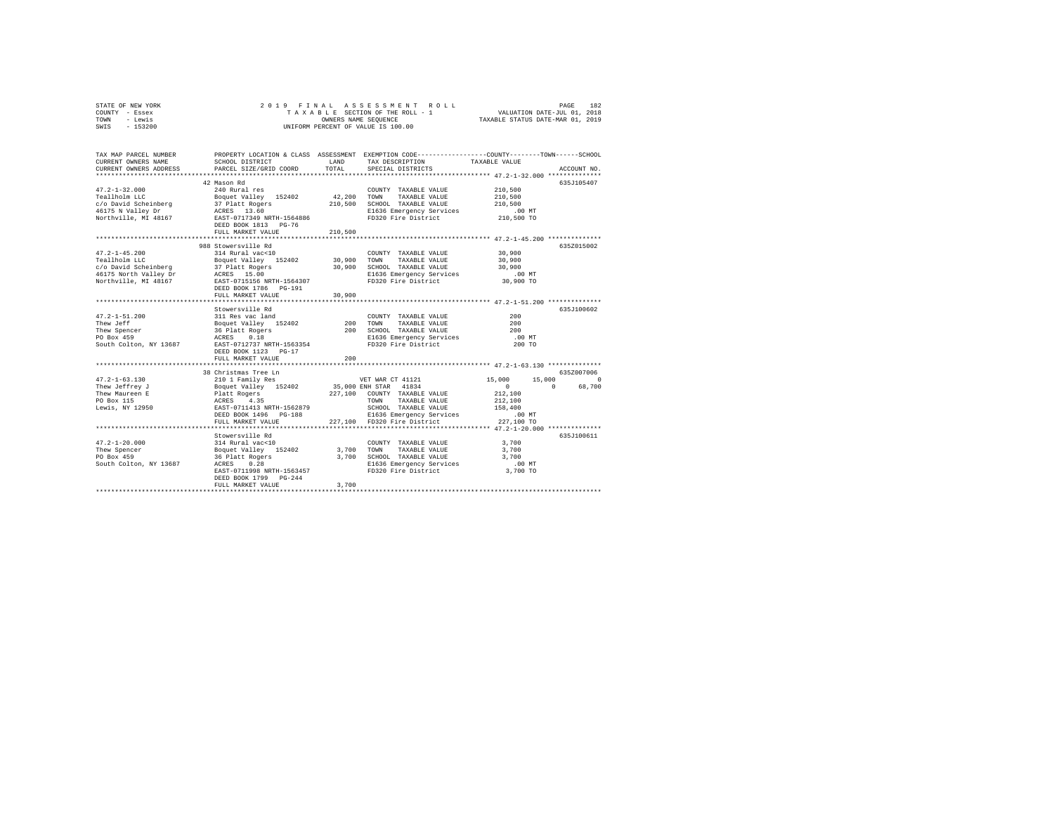STATE OF NEW YORK
COUNTY - Essex
TOWN - Lewis
SWIS - 153200

2019 FINAL ASSESSMENT ROLL
TAXABLE SECTION OF THE ROLL - 1
OWNERS NAME SEQUENCE
UNIFORM PERCENT OF VALUE IS 100.00

VALUATION DATE-JUL 01, 2018
TAXABLE STATUS DATE-MAR 01, 2019

```
TAX MAP PARCEL NUMBER    PROPERTY LOCATION & CLASS  ASSESSMENT  EXEMPTION CODE-----------------COUNTY--------TOWN------SCHOOL
CURRENT OWNERS NAME      SCHOOL DISTRICT              LAND      TAX DESCRIPTION           TAXABLE VALUE
CURRENT OWNERS ADDRESS   PARCEL SIZE/GRID COORD      TOTAL      SPECIAL DISTRICTS                                     ACCOUNT NO.
******************************************************************************************** 47.2-1-32.000 **************
                         42 Mason Rd                                                                               635J105407
47.2-1-32.000            240 Rural res                          COUNTY  TAXABLE VALUE          210,500
Teallholm LLC            Boquet Valley  152402       42,200     TOWN    TAXABLE VALUE          210,500
c/o David Scheinberg     37 Platt Rogers             210,500    SCHOOL  TAXABLE VALUE          210,500
46175 N Valley Dr        ACRES  13.60                           E1636 Emergency Services          .00 MT
Northville, MI 48167     EAST-0717349 NRTH-1564886              FD320 Fire District            210,500 TO
                         DEED BOOK 1813  PG-76
                         FULL MARKET VALUE           210,500
******************************************************************************************** 47.2-1-45.200 **************
                         988 Stowersville Rd                                                                       635Z015002
47.2-1-45.200            314 Rural vac<10                       COUNTY  TAXABLE VALUE           30,900
Teallholm LLC            Boquet Valley  152402       30,900     TOWN    TAXABLE VALUE           30,900
c/o David Scheinberg     37 Platt Rogers             30,900     SCHOOL  TAXABLE VALUE           30,900
46175 North Valley Dr    ACRES  15.00                           E1636 Emergency Services          .00 MT
Northville, MI 48167     EAST-0715156 NRTH-1564307              FD320 Fire District             30,900 TO
                         DEED BOOK 1786  PG-191
                         FULL MARKET VALUE            30,900
******************************************************************************************** 47.2-1-51.200 **************
                         Stowersville Rd                                                                           635J100602
47.2-1-51.200            311 Res vac land                       COUNTY  TAXABLE VALUE              200
Thew Jeff                Boquet Valley  152402          200     TOWN    TAXABLE VALUE              200
Thew Spencer             36 Platt Rogers                200     SCHOOL  TAXABLE VALUE              200
PO Box 459               ACRES   0.18                           E1636 Emergency Services          .00 MT
South Colton, NY 13687   EAST-0712737 NRTH-1563354              FD320 Fire District                200 TO
                         DEED BOOK 1123  PG-17
                         FULL MARKET VALUE               200
******************************************************************************************** 47.2-1-63.130 **************
                         38 Christmas Tree Ln                                                                      635Z007006
47.2-1-63.130            210 1 Family Res                       VET WAR CT 41121            15,000      15,000           0
Thew Jeffrey J           Boquet Valley  152402       35,000 ENH STAR  41834                      0           0      68,700
Thew Maureen E           Platt Rogers                227,100    COUNTY  TAXABLE VALUE          212,100
PO Box 115               ACRES   4.35                           TOWN    TAXABLE VALUE          212,100
Lewis, NY 12950          EAST-0711413 NRTH-1562879              SCHOOL  TAXABLE VALUE          158,400
                         DEED BOOK 1496  PG-188                 E1636 Emergency Services          .00 MT
                         FULL MARKET VALUE           227,100    FD320 Fire District            227,100 TO
******************************************************************************************** 47.2-1-20.000 **************
                         Stowersville Rd                                                                           635J100611
47.2-1-20.000            314 Rural vac<10                       COUNTY  TAXABLE VALUE            3,700
Thew Spencer             Boquet Valley  152402        3,700     TOWN    TAXABLE VALUE            3,700
PO Box 459               36 Platt Rogers              3,700     SCHOOL  TAXABLE VALUE            3,700
South Colton, NY 13687   ACRES   0.28                           E1636 Emergency Services          .00 MT
                         EAST-0711998 NRTH-1563457              FD320 Fire District              3,700 TO
                         DEED BOOK 1799  PG-244
                         FULL MARKET VALUE             3,700
****************************************************************************************************************************
```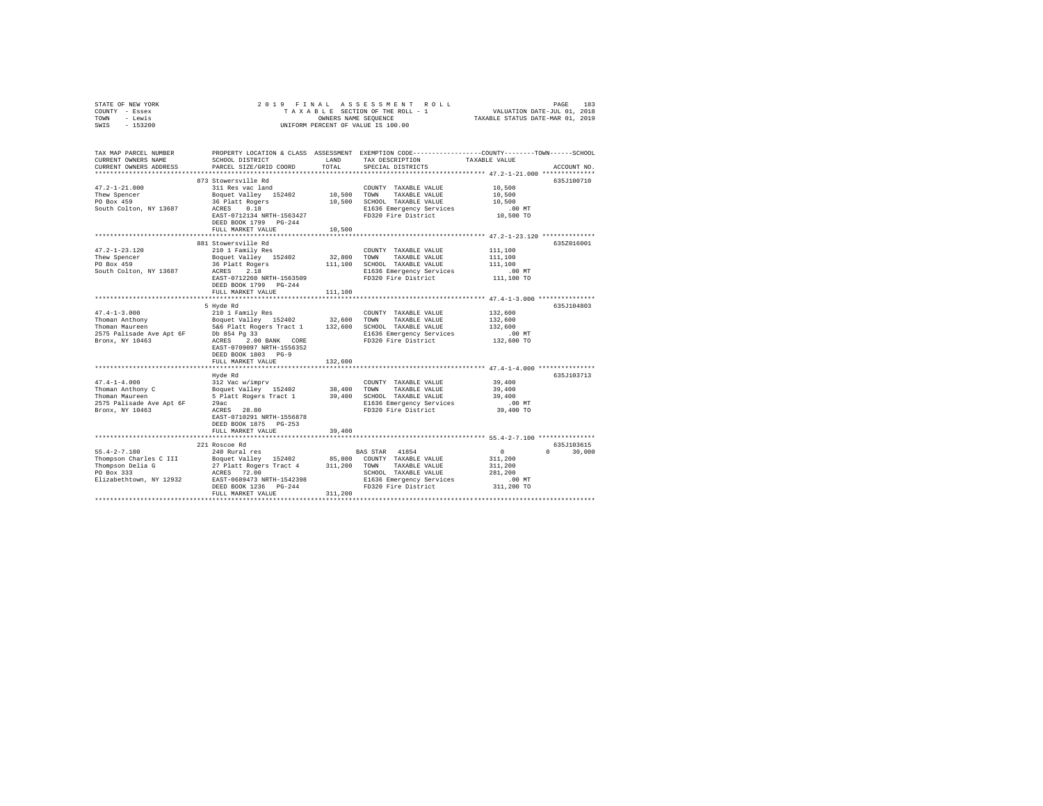STATE OF NEW YORK
COUNTY - Essex
TOWN - Lewis
SWIS - 153200

2019 FINAL ASSESSMENT ROLL
TAXABLE SECTION OF THE ROLL - 1
OWNERS NAME SEQUENCE
UNIFORM PERCENT OF VALUE IS 100.00

VALUATION DATE-JUL 01, 2018
TAXABLE STATUS DATE-MAR 01, 2019

| TAX MAP PARCEL NUMBER / CURRENT OWNERS NAME / CURRENT OWNERS ADDRESS | PROPERTY LOCATION & CLASS / SCHOOL DISTRICT / PARCEL SIZE/GRID COORD | ASSESSMENT LAND / TOTAL | EXEMPTION CODE / TAX DESCRIPTION / SPECIAL DISTRICTS | TAXABLE VALUE (COUNTY / TOWN / SCHOOL) | ACCOUNT NO. |
|---|---|---|---|---|---|
| 47.2-1-21.000 | 873 Stowersville Rd | | | | 635J100710 |
| Thew Spencer | 311 Res vac land | | COUNTY TAXABLE VALUE | 10,500 | |
| PO Box 459 | Boquet Valley 152402 | 10,500 | TOWN TAXABLE VALUE | 10,500 | |
| South Colton, NY 13687 | 36 Platt Rogers | 10,500 | SCHOOL TAXABLE VALUE | 10,500 | |
| | ACRES 0.18 | | E1636 Emergency Services | .00 MT | |
| | EAST-0712134 NRTH-1563427 | | FD320 Fire District | 10,500 TO | |
| | DEED BOOK 1799 PG-244 | | | | |
| | FULL MARKET VALUE | 10,500 | | | |
| 47.2-1-23.120 | 881 Stowersville Rd | | | | 635Z016001 |
| Thew Spencer | 210 1 Family Res | | COUNTY TAXABLE VALUE | 111,100 | |
| PO Box 459 | Boquet Valley 152402 | 32,800 | TOWN TAXABLE VALUE | 111,100 | |
| South Colton, NY 13687 | 36 Platt Rogers | 111,100 | SCHOOL TAXABLE VALUE | 111,100 | |
| | ACRES 2.18 | | E1636 Emergency Services | .00 MT | |
| | EAST-0712260 NRTH-1563509 | | FD320 Fire District | 111,100 TO | |
| | DEED BOOK 1799 PG-244 | | | | |
| | FULL MARKET VALUE | 111,100 | | | |
| 47.4-1-3.000 | 5 Hyde Rd | | | | 635J104803 |
| Thoman Anthony | 210 1 Family Res | | COUNTY TAXABLE VALUE | 132,600 | |
| Thoman Maureen | Boquet Valley 152402 | 32,600 | TOWN TAXABLE VALUE | 132,600 | |
| 2575 Palisade Ave Apt 6F | 5&6 Platt Rogers Tract 1 | 132,600 | SCHOOL TAXABLE VALUE | 132,600 | |
| Bronx, NY 10463 | Db 854 Pg 33 | | E1636 Emergency Services | .00 MT | |
| | ACRES 2.00 BANK CORE | | FD320 Fire District | 132,600 TO | |
| | EAST-0709097 NRTH-1556352 | | | | |
| | DEED BOOK 1803 PG-9 | | | | |
| | FULL MARKET VALUE | 132,600 | | | |
| 47.4-1-4.000 | Hyde Rd | | | | 635J103713 |
| Thoman Anthony C | 312 Vac w/imprv | | COUNTY TAXABLE VALUE | 39,400 | |
| Thoman Maureen | Boquet Valley 152402 | 38,400 | TOWN TAXABLE VALUE | 39,400 | |
| 2575 Palisade Ave Apt 6F | 5 Platt Rogers Tract 1 | 39,400 | SCHOOL TAXABLE VALUE | 39,400 | |
| Bronx, NY 10463 | 29ac | | E1636 Emergency Services | .00 MT | |
| | ACRES 28.80 | | FD320 Fire District | 39,400 TO | |
| | EAST-0710291 NRTH-1556878 | | | | |
| | DEED BOOK 1875 PG-253 | | | | |
| | FULL MARKET VALUE | 39,400 | | | |
| 55.4-2-7.100 | 221 Roscoe Rd | | | | 635J103615 |
| Thompson Charles C III | 240 Rural res | | BAS STAR 41854 | 0 0 30,000 | |
| Thompson Delia G | Boquet Valley 152402 | 85,800 | COUNTY TAXABLE VALUE | 311,200 | |
| PO Box 333 | 27 Platt Rogers Tract 4 | 311,200 | TOWN TAXABLE VALUE | 311,200 | |
| Elizabethtown, NY 12932 | ACRES 72.00 | | SCHOOL TAXABLE VALUE | 281,200 | |
| | EAST-0689473 NRTH-1542398 | | E1636 Emergency Services | .00 MT | |
| | DEED BOOK 1236 PG-244 | | FD320 Fire District | 311,200 TO | |
| | FULL MARKET VALUE | 311,200 | | | |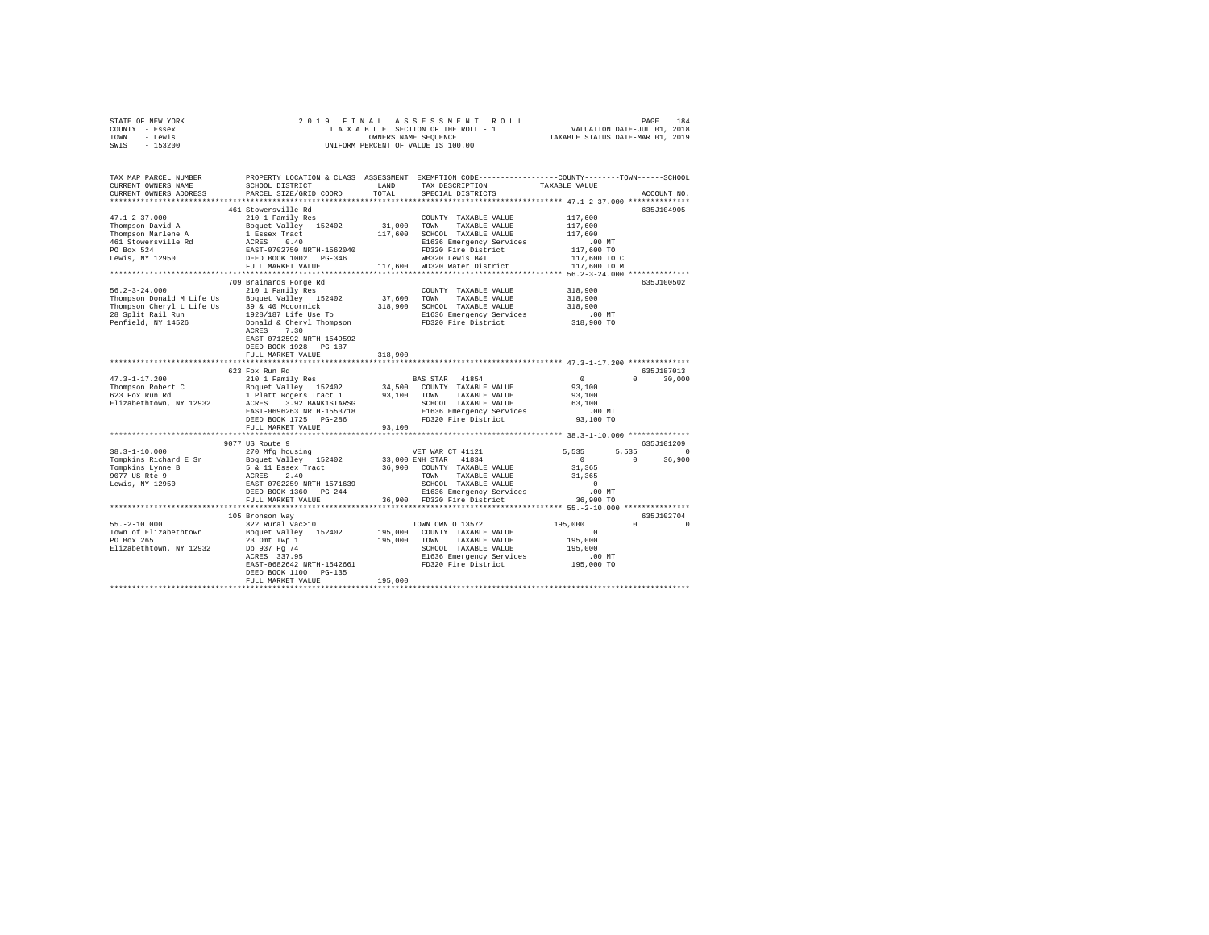STATE OF NEW YORK | COUNTY - Essex | TOWN - Lewis | SWIS - 153200

**2019 FINAL ASSESSMENT ROLL**
TAXABLE SECTION OF THE ROLL - 1
OWNERS NAME SEQUENCE
UNIFORM PERCENT OF VALUE IS 100.00

VALUATION DATE-JUL 01, 2018
TAXABLE STATUS DATE-MAR 01, 2019

```
TAX MAP PARCEL NUMBER          PROPERTY LOCATION & CLASS  ASSESSMENT  EXEMPTION CODE-----------------COUNTY--------TOWN------SCHOOL
CURRENT OWNERS NAME            SCHOOL DISTRICT             LAND       TAX DESCRIPTION            TAXABLE VALUE
CURRENT OWNERS ADDRESS         PARCEL SIZE/GRID COORD      TOTAL      SPECIAL DISTRICTS                                      ACCOUNT NO.
*********************************************************************************************** 47.1-2-37.000 **************
                               461 Stowersville Rd                                                                            635J104905
47.1-2-37.000                  210 1 Family Res                        COUNTY  TAXABLE VALUE          117,600
Thompson David A               Boquet Valley  152402       31,000      TOWN    TAXABLE VALUE          117,600
Thompson Marlene A             1 Essex Tract               117,600     SCHOOL  TAXABLE VALUE          117,600
461 Stowersville Rd            ACRES    0.40                           E1636 Emergency Services           .00 MT
PO Box 524                     EAST-0702750 NRTH-1562040               FD320 Fire District            117,600 TO
Lewis, NY 12950                DEED BOOK 1002   PG-346                 WB320 Lewis B&I                117,600 TO C
                               FULL MARKET VALUE          117,600      WD320 Water District           117,600 TO M
*********************************************************************************************** 56.2-3-24.000 **************
                               709 Brainards Forge Rd                                                                         635J100502
56.2-3-24.000                  210 1 Family Res                        COUNTY  TAXABLE VALUE          318,900
Thompson Donald M Life Us      Boquet Valley  152402       37,600      TOWN    TAXABLE VALUE          318,900
Thompson Cheryl L Life Us      39 & 40 Mccormick           318,900     SCHOOL  TAXABLE VALUE          318,900
28 Split Rail Run              1928/187 Life Use To                    E1636 Emergency Services           .00 MT
Penfield, NY 14526             Donald & Cheryl Thompson                FD320 Fire District            318,900 TO
                               ACRES    7.30
                               EAST-0712592 NRTH-1549592
                               DEED BOOK 1928   PG-187
                               FULL MARKET VALUE          318,900
*********************************************************************************************** 47.3-1-17.200 **************
                               623 Fox Run Rd                                                                                 635J187013
47.3-1-17.200                  210 1 Family Res                        BAS STAR  41854                     0          0       30,000
Thompson Robert C              Boquet Valley  152402       34,500      COUNTY  TAXABLE VALUE           93,100
623 Fox Run Rd                 1 Platt Rogers Tract 1      93,100      TOWN    TAXABLE VALUE           93,100
Elizabethtown, NY 12932        ACRES    3.92 BANK1STARSG               SCHOOL  TAXABLE VALUE           63,100
                               EAST-0696263 NRTH-1553718               E1636 Emergency Services           .00 MT
                               DEED BOOK 1725   PG-286                 FD320 Fire District             93,100 TO
                               FULL MARKET VALUE           93,100
*********************************************************************************************** 38.3-1-10.000 **************
                               9077 US Route 9                                                                                635J101209
38.3-1-10.000                  270 Mfg housing                         VET WAR CT 41121                5,535      5,535            0
Tompkins Richard E Sr          Boquet Valley  152402       33,000 ENH STAR  41834                          0          0       36,900
Tompkins Lynne B               5 & 11 Essex Tract          36,900      COUNTY  TAXABLE VALUE           31,365
9077 US Rte 9                  ACRES    2.40                           TOWN    TAXABLE VALUE           31,365
Lewis, NY 12950                EAST-0702259 NRTH-1571639               SCHOOL  TAXABLE VALUE                0
                               DEED BOOK 1360   PG-244                 E1636 Emergency Services           .00 MT
                               FULL MARKET VALUE           36,900      FD320 Fire District             36,900 TO
*********************************************************************************************** 55.-2-10.000 ***************
                               105 Bronson Way                                                                                635J102704
55.-2-10.000                   322 Rural vac>10                        TOWN OWN O 13572              195,000          0            0
Town of Elizabethtown          Boquet Valley  152402      195,000      COUNTY  TAXABLE VALUE                0
PO Box 265                     23 Omt Twp 1               195,000      TOWN    TAXABLE VALUE          195,000
Elizabethtown, NY 12932        Db 937 Pg 74                            SCHOOL  TAXABLE VALUE          195,000
                               ACRES  337.95                           E1636 Emergency Services           .00 MT
                               EAST-0682642 NRTH-1542661               FD320 Fire District            195,000 TO
                               DEED BOOK 1100   PG-135
                               FULL MARKET VALUE          195,000
****************************************************************************************************************************
```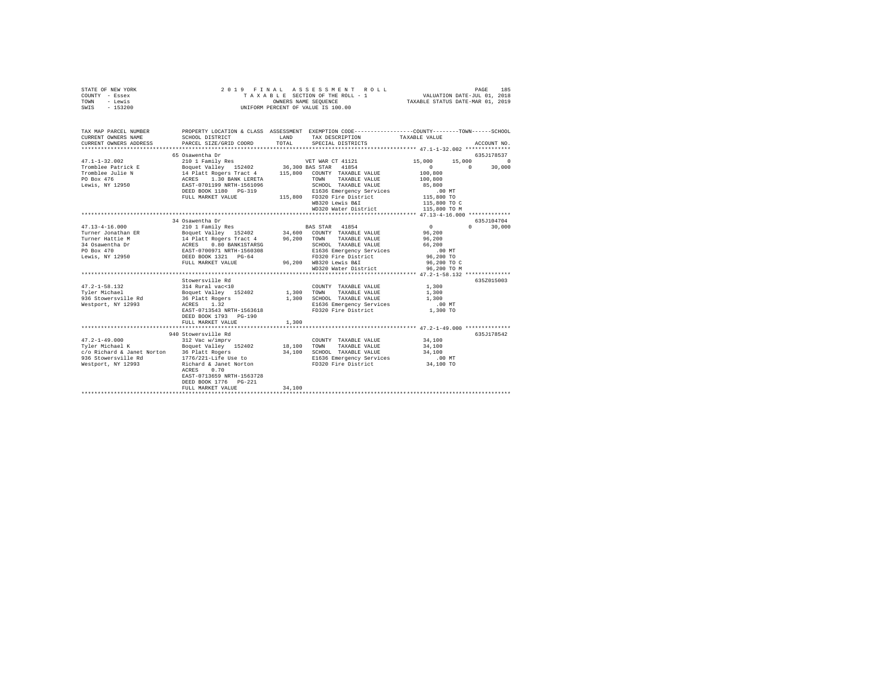STATE OF NEW YORK &nbsp;&nbsp;&nbsp;&nbsp; 2 0 1 9 &nbsp; F I N A L &nbsp; A S S E S S M E N T &nbsp; R O L L &nbsp;&nbsp;&nbsp;&nbsp; PAGE 185
COUNTY - Essex &nbsp;&nbsp;&nbsp;&nbsp; T A X A B L E SECTION OF THE ROLL - 1 &nbsp;&nbsp;&nbsp;&nbsp; VALUATION DATE-JUL 01, 2018
TOWN - Lewis &nbsp;&nbsp;&nbsp;&nbsp; OWNERS NAME SEQUENCE &nbsp;&nbsp;&nbsp;&nbsp; TAXABLE STATUS DATE-MAR 01, 2019
SWIS - 153200 &nbsp;&nbsp;&nbsp;&nbsp; UNIFORM PERCENT OF VALUE IS 100.00

| TAX MAP PARCEL NUMBER / CURRENT OWNERS NAME / CURRENT OWNERS ADDRESS | PROPERTY LOCATION & CLASS / SCHOOL DISTRICT / PARCEL SIZE/GRID COORD | ASSESSMENT LAND | TOTAL | EXEMPTION CODE / TAX DESCRIPTION / SPECIAL DISTRICTS | COUNTY TAXABLE VALUE | TOWN | SCHOOL | ACCOUNT NO. |
|---|---|---|---|---|---|---|---|---|
| **47.1-1-32.002** | 65 Osawentha Dr | | | | | | | 635J178537 |
| 47.1-1-32.002 | 210 1 Family Res | | | VET WAR CT 41121 | 15,000 | 15,000 | 0 | |
| Tromblee Patrick E | Boquet Valley 152402 | 36,300 | | BAS STAR 41854 | 0 | 0 | 30,000 | |
| Tromblee Julie N | 14 Platt Rogers Tract 4 | | 115,800 | COUNTY TAXABLE VALUE | 100,800 | | | |
| PO Box 476 | ACRES 1.30 BANK LERETA | | | TOWN TAXABLE VALUE | 100,800 | | | |
| Lewis, NY 12950 | EAST-0701199 NRTH-1561096 | | | SCHOOL TAXABLE VALUE | 85,800 | | | |
| | DEED BOOK 1180 PG-319 | | | E1636 Emergency Services | .00 MT | | | |
| | FULL MARKET VALUE | | 115,800 | FD320 Fire District | 115,800 TO | | | |
| | | | | WB320 Lewis B&I | 115,800 TO C | | | |
| | | | | WD320 Water District | 115,800 TO M | | | |
| **47.13-4-16.000** | 34 Osawentha Dr | | | | | | | 635J104704 |
| 47.13-4-16.000 | 210 1 Family Res | | | BAS STAR 41854 | 0 | 0 | 30,000 | |
| Turner Jonathan ER | Boquet Valley 152402 | 34,600 | | COUNTY TAXABLE VALUE | 96,200 | | | |
| Turner Hattie M | 14 Platt Rogers Tract 4 | | 96,200 | TOWN TAXABLE VALUE | 96,200 | | | |
| 34 Osawentha Dr | ACRES 0.80 BANK1STARSG | | | SCHOOL TAXABLE VALUE | 66,200 | | | |
| PO Box 470 | EAST-0700971 NRTH-1560308 | | | E1636 Emergency Services | .00 MT | | | |
| Lewis, NY 12950 | DEED BOOK 1321 PG-64 | | | FD320 Fire District | 96,200 TO | | | |
| | FULL MARKET VALUE | | 96,200 | WB320 Lewis B&I | 96,200 TO C | | | |
| | | | | WD320 Water District | 96,200 TO M | | | |
| **47.2-1-58.132** | Stowersville Rd | | | | | | | 635Z015003 |
| 47.2-1-58.132 | 314 Rural vac<10 | | | COUNTY TAXABLE VALUE | 1,300 | | | |
| Tyler Michael | Boquet Valley 152402 | 1,300 | | TOWN TAXABLE VALUE | 1,300 | | | |
| 936 Stowersville Rd | 36 Platt Rogers | | 1,300 | SCHOOL TAXABLE VALUE | 1,300 | | | |
| Westport, NY 12993 | ACRES 1.32 | | | E1636 Emergency Services | .00 MT | | | |
| | EAST-0713543 NRTH-1563618 | | | FD320 Fire District | 1,300 TO | | | |
| | DEED BOOK 1793 PG-190 | | | | | | | |
| | FULL MARKET VALUE | | 1,300 | | | | | |
| **47.2-1-49.000** | 940 Stowersville Rd | | | | | | | 635J178542 |
| 47.2-1-49.000 | 312 Vac w/imprv | | | COUNTY TAXABLE VALUE | 34,100 | | | |
| Tyler Michael K | Boquet Valley 152402 | 18,100 | | TOWN TAXABLE VALUE | 34,100 | | | |
| c/o Richard & Janet Norton | 36 Platt Rogers | | 34,100 | SCHOOL TAXABLE VALUE | 34,100 | | | |
| 936 Stowersville Rd | 1776/221-Life Use to | | | E1636 Emergency Services | .00 MT | | | |
| Westport, NY 12993 | Richard & Janet Norton | | | FD320 Fire District | 34,100 TO | | | |
| | ACRES 0.70 | | | | | | | |
| | EAST-0713659 NRTH-1563728 | | | | | | | |
| | DEED BOOK 1776 PG-221 | | | | | | | |
| | FULL MARKET VALUE | | 34,100 | | | | | |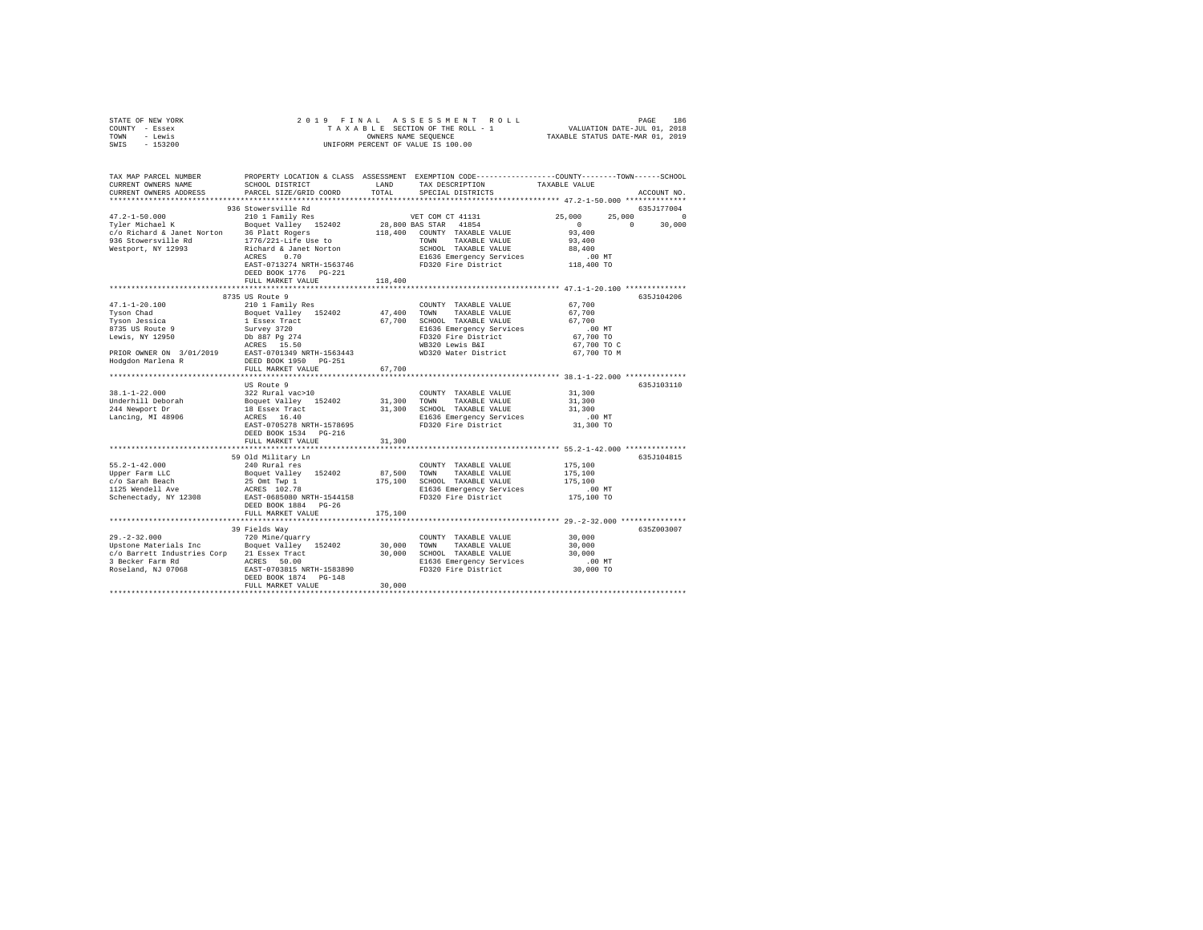STATE OF NEW YORK
COUNTY - Essex
TOWN - Lewis
SWIS - 153200

2019 FINAL ASSESSMENT ROLL
TAXABLE SECTION OF THE ROLL - 1
OWNERS NAME SEQUENCE
UNIFORM PERCENT OF VALUE IS 100.00

VALUATION DATE-JUL 01, 2018
TAXABLE STATUS DATE-MAR 01, 2019

| TAX MAP PARCEL NUMBER / CURRENT OWNERS NAME / CURRENT OWNERS ADDRESS | PROPERTY LOCATION & CLASS / SCHOOL DISTRICT / PARCEL SIZE/GRID COORD | ASSESSMENT LAND / TOTAL | EXEMPTION CODE / TAX DESCRIPTION / SPECIAL DISTRICTS | COUNTY / TOWN / SCHOOL TAXABLE VALUE | ACCOUNT NO. |
|---|---|---|---|---|---|
| **47.2-1-50.000** | 936 Stowersville Rd | | | | 635J177004 |
| 47.2-1-50.000 | 210 1 Family Res | | VET COM CT 41131 | 25,000 25,000 0 | |
| Tyler Michael K | Boquet Valley 152402 | 28,800 | BAS STAR 41854 | 0 0 30,000 | |
| c/o Richard & Janet Norton | 36 Platt Rogers | 118,400 | COUNTY TAXABLE VALUE | 93,400 | |
| 936 Stowersville Rd | 1776/221-Life Use to | | TOWN TAXABLE VALUE | 93,400 | |
| Westport, NY 12993 | Richard & Janet Norton | | SCHOOL TAXABLE VALUE | 88,400 | |
| | ACRES 0.70 | | E1636 Emergency Services | .00 MT | |
| | EAST-0713274 NRTH-1563746 | | FD320 Fire District | 118,400 TO | |
| | DEED BOOK 1776 PG-221 | | | | |
| | FULL MARKET VALUE | 118,400 | | | |
| **47.1-1-20.100** | 8735 US Route 9 | | | | 635J104206 |
| 47.1-1-20.100 | 210 1 Family Res | | COUNTY TAXABLE VALUE | 67,700 | |
| Tyson Chad | Boquet Valley 152402 | 47,400 | TOWN TAXABLE VALUE | 67,700 | |
| Tyson Jessica | 1 Essex Tract | 67,700 | SCHOOL TAXABLE VALUE | 67,700 | |
| 8735 US Route 9 | Survey 3720 | | E1636 Emergency Services | .00 MT | |
| Lewis, NY 12950 | Db 887 Pg 274 | | FD320 Fire District | 67,700 TO | |
| | ACRES 15.50 | | WB320 Lewis B&I | 67,700 TO C | |
| PRIOR OWNER ON 3/01/2019 | EAST-0701349 NRTH-1563443 | | WD320 Water District | 67,700 TO M | |
| Hodgdon Marlena R | DEED BOOK 1950 PG-251 | | | | |
| | FULL MARKET VALUE | 67,700 | | | |
| **38.1-1-22.000** | US Route 9 | | | | 635J103110 |
| 38.1-1-22.000 | 322 Rural vac>10 | | COUNTY TAXABLE VALUE | 31,300 | |
| Underhill Deborah | Boquet Valley 152402 | 31,300 | TOWN TAXABLE VALUE | 31,300 | |
| 244 Newport Dr | 18 Essex Tract | 31,300 | SCHOOL TAXABLE VALUE | 31,300 | |
| Lancing, MI 48906 | ACRES 16.40 | | E1636 Emergency Services | .00 MT | |
| | EAST-0705278 NRTH-1578695 | | FD320 Fire District | 31,300 TO | |
| | DEED BOOK 1534 PG-216 | | | | |
| | FULL MARKET VALUE | 31,300 | | | |
| **55.2-1-42.000** | 59 Old Military Ln | | | | 635J104815 |
| 55.2-1-42.000 | 240 Rural res | | COUNTY TAXABLE VALUE | 175,100 | |
| Upper Farm LLC | Boquet Valley 152402 | 87,500 | TOWN TAXABLE VALUE | 175,100 | |
| c/o Sarah Beach | 25 Omt Twp 1 | 175,100 | SCHOOL TAXABLE VALUE | 175,100 | |
| 1125 Wendell Ave | ACRES 102.78 | | E1636 Emergency Services | .00 MT | |
| Schenectady, NY 12308 | EAST-0685080 NRTH-1544158 | | FD320 Fire District | 175,100 TO | |
| | DEED BOOK 1884 PG-26 | | | | |
| | FULL MARKET VALUE | 175,100 | | | |
| **29.-2-32.000** | 39 Fields Way | | | | 635Z003007 |
| 29.-2-32.000 | 720 Mine/quarry | | COUNTY TAXABLE VALUE | 30,000 | |
| Upstone Materials Inc | Boquet Valley 152402 | 30,000 | TOWN TAXABLE VALUE | 30,000 | |
| c/o Barrett Industries Corp | 21 Essex Tract | 30,000 | SCHOOL TAXABLE VALUE | 30,000 | |
| 3 Becker Farm Rd | ACRES 50.00 | | E1636 Emergency Services | .00 MT | |
| Roseland, NJ 07068 | EAST-0703815 NRTH-1583890 | | FD320 Fire District | 30,000 TO | |
| | DEED BOOK 1874 PG-148 | | | | |
| | FULL MARKET VALUE | 30,000 | | | |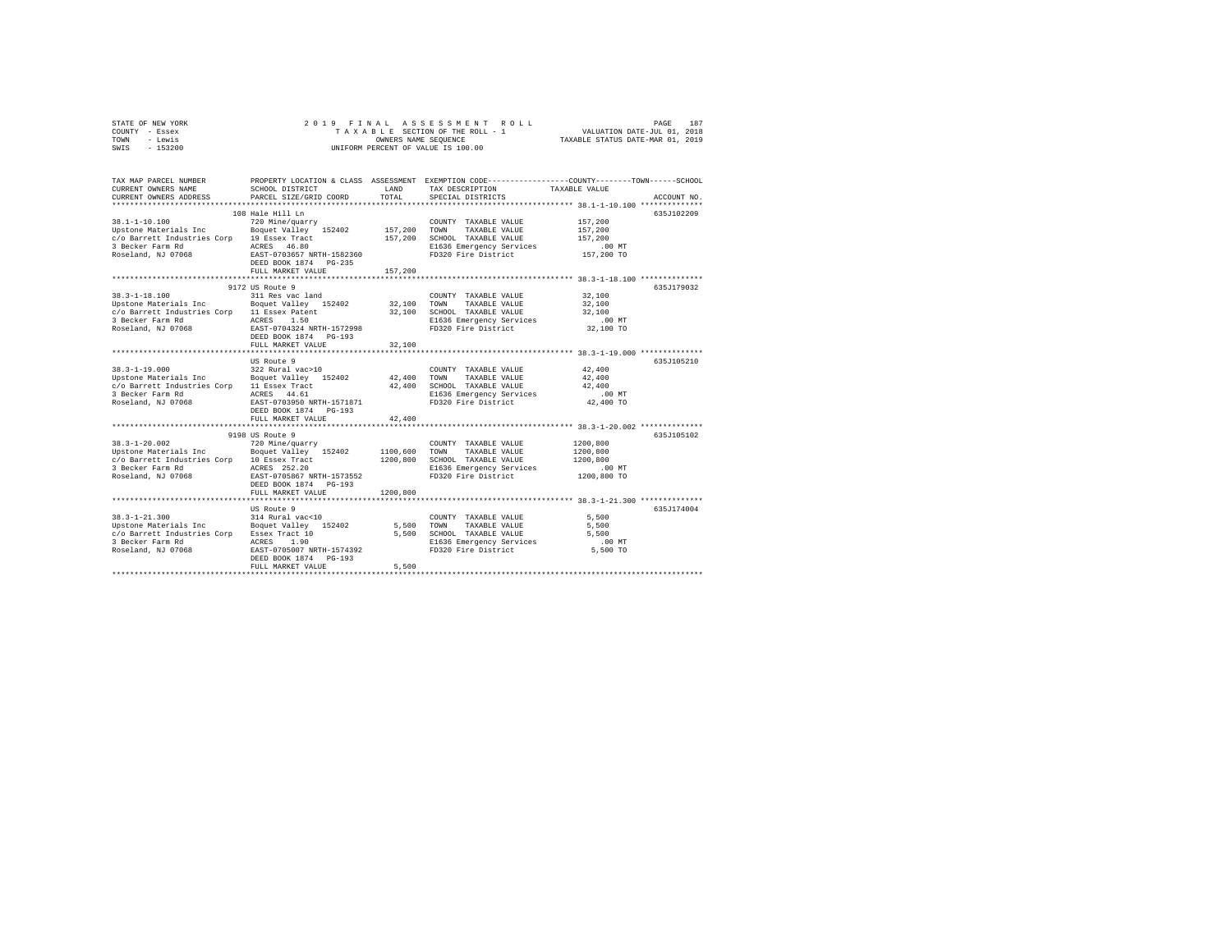STATE OF NEW YORK
COUNTY - Essex
TOWN - Lewis
SWIS - 153200

2019 FINAL ASSESSMENT ROLL
TAXABLE SECTION OF THE ROLL - 1
OWNERS NAME SEQUENCE
UNIFORM PERCENT OF VALUE IS 100.00

VALUATION DATE-JUL 01, 2018
TAXABLE STATUS DATE-MAR 01, 2019

| TAX MAP PARCEL NUMBER / CURRENT OWNERS NAME / CURRENT OWNERS ADDRESS | PROPERTY LOCATION & CLASS / SCHOOL DISTRICT / PARCEL SIZE/GRID COORD | ASSESSMENT LAND / TOTAL | EXEMPTION CODE / TAX DESCRIPTION / SPECIAL DISTRICTS | TAXABLE VALUE (COUNTY / TOWN / SCHOOL) | ACCOUNT NO. |
|---|---|---|---|---|---|
| 38.1-1-10.100 | 108 Hale Hill Ln | | | | 635J102209 |
| 38.1-1-10.100 | 720 Mine/quarry | | COUNTY TAXABLE VALUE | 157,200 | |
| Upstone Materials Inc | Boquet Valley 152402 | 157,200 | TOWN TAXABLE VALUE | 157,200 | |
| c/o Barrett Industries Corp | 19 Essex Tract | 157,200 | SCHOOL TAXABLE VALUE | 157,200 | |
| 3 Becker Farm Rd | ACRES 46.80 | | E1636 Emergency Services | .00 MT | |
| Roseland, NJ 07068 | EAST-0703657 NRTH-1582360 | | FD320 Fire District | 157,200 TO | |
| | DEED BOOK 1874 PG-235 | | | | |
| | FULL MARKET VALUE | 157,200 | | | |
| 38.3-1-18.100 | 9172 US Route 9 | | | | 635J179032 |
| 38.3-1-18.100 | 311 Res vac land | | COUNTY TAXABLE VALUE | 32,100 | |
| Upstone Materials Inc | Boquet Valley 152402 | 32,100 | TOWN TAXABLE VALUE | 32,100 | |
| c/o Barrett Industries Corp | 11 Essex Patent | 32,100 | SCHOOL TAXABLE VALUE | 32,100 | |
| 3 Becker Farm Rd | ACRES 1.50 | | E1636 Emergency Services | .00 MT | |
| Roseland, NJ 07068 | EAST-0704324 NRTH-1572998 | | FD320 Fire District | 32,100 TO | |
| | DEED BOOK 1874 PG-193 | | | | |
| | FULL MARKET VALUE | 32,100 | | | |
| 38.3-1-19.000 | US Route 9 | | | | 635J105210 |
| 38.3-1-19.000 | 322 Rural vac>10 | | COUNTY TAXABLE VALUE | 42,400 | |
| Upstone Materials Inc | Boquet Valley 152402 | 42,400 | TOWN TAXABLE VALUE | 42,400 | |
| c/o Barrett Industries Corp | 11 Essex Tract | 42,400 | SCHOOL TAXABLE VALUE | 42,400 | |
| 3 Becker Farm Rd | ACRES 44.61 | | E1636 Emergency Services | .00 MT | |
| Roseland, NJ 07068 | EAST-0703950 NRTH-1571871 | | FD320 Fire District | 42,400 TO | |
| | DEED BOOK 1874 PG-193 | | | | |
| | FULL MARKET VALUE | 42,400 | | | |
| 38.3-1-20.002 | 9198 US Route 9 | | | | 635J105102 |
| 38.3-1-20.002 | 720 Mine/quarry | | COUNTY TAXABLE VALUE | 1200,800 | |
| Upstone Materials Inc | Boquet Valley 152402 | 1100,600 | TOWN TAXABLE VALUE | 1200,800 | |
| c/o Barrett Industries Corp | 10 Essex Tract | 1200,800 | SCHOOL TAXABLE VALUE | 1200,800 | |
| 3 Becker Farm Rd | ACRES 252.20 | | E1636 Emergency Services | .00 MT | |
| Roseland, NJ 07068 | EAST-0705867 NRTH-1573552 | | FD320 Fire District | 1200,800 TO | |
| | DEED BOOK 1874 PG-193 | | | | |
| | FULL MARKET VALUE | 1200,800 | | | |
| 38.3-1-21.300 | US Route 9 | | | | 635J174004 |
| 38.3-1-21.300 | 314 Rural vac<10 | | COUNTY TAXABLE VALUE | 5,500 | |
| Upstone Materials Inc | Boquet Valley 152402 | 5,500 | TOWN TAXABLE VALUE | 5,500 | |
| c/o Barrett Industries Corp | Essex Tract 10 | 5,500 | SCHOOL TAXABLE VALUE | 5,500 | |
| 3 Becker Farm Rd | ACRES 1.90 | | E1636 Emergency Services | .00 MT | |
| Roseland, NJ 07068 | EAST-0705007 NRTH-1574392 | | FD320 Fire District | 5,500 TO | |
| | DEED BOOK 1874 PG-193 | | | | |
| | FULL MARKET VALUE | 5,500 | | | |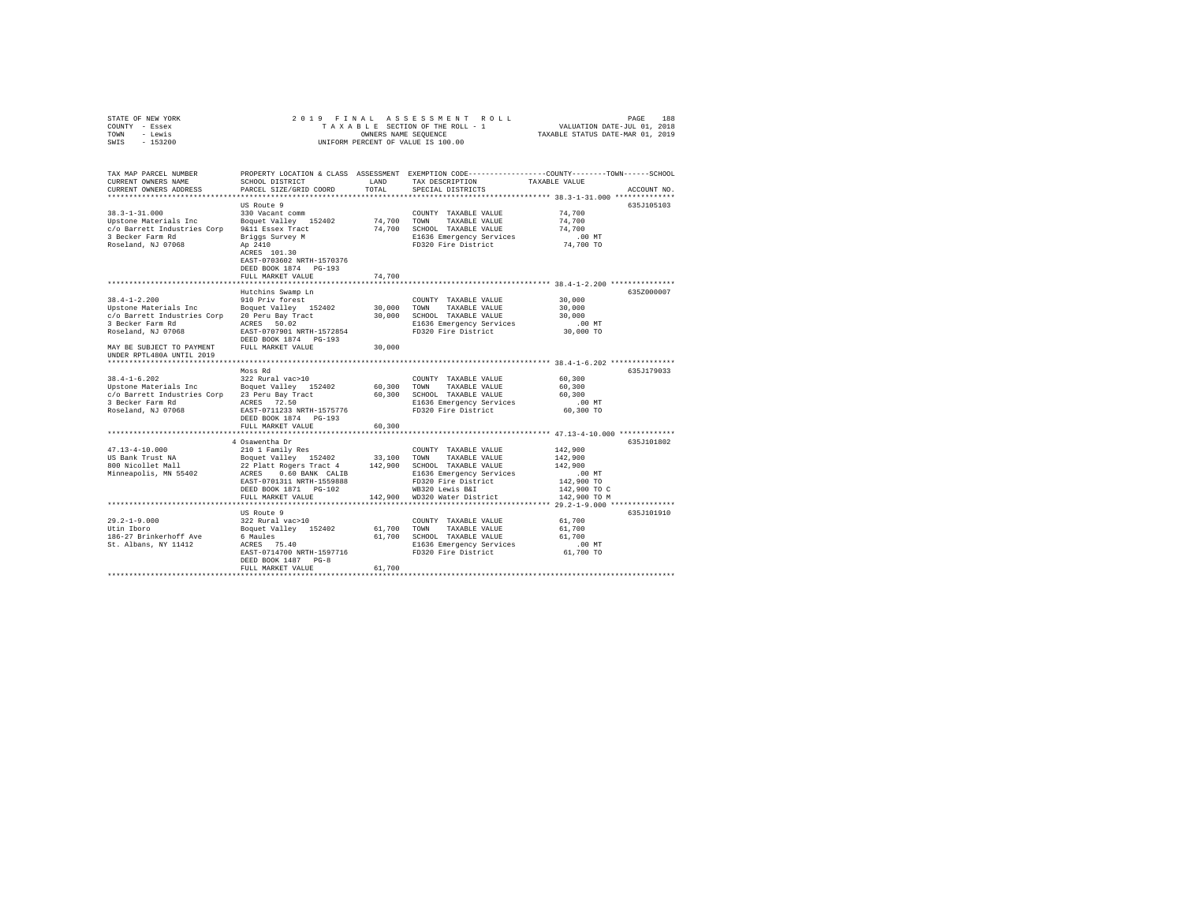STATE OF NEW YORK — 2019 FINAL ASSESSMENT ROLL
COUNTY - Essex — TAXABLE SECTION OF THE ROLL - 1 — VALUATION DATE-JUL 01, 2018
TOWN - Lewis — OWNERS NAME SEQUENCE — TAXABLE STATUS DATE-MAR 01, 2019
SWIS - 153200 — UNIFORM PERCENT OF VALUE IS 100.00

| TAX MAP PARCEL NUMBER / CURRENT OWNERS NAME / CURRENT OWNERS ADDRESS | PROPERTY LOCATION & CLASS / SCHOOL DISTRICT / PARCEL SIZE/GRID COORD | ASSESSMENT LAND | TOTAL | EXEMPTION CODE / TAX DESCRIPTION / SPECIAL DISTRICTS | TAXABLE VALUE (COUNTY / TOWN / SCHOOL) | ACCOUNT NO. |
|---|---|---|---|---|---|---|
| **38.3-1-31.000** | US Route 9 | | | | | 635J105103 |
| Upstone Materials Inc | 330 Vacant comm | | | COUNTY TAXABLE VALUE | 74,700 | |
| c/o Barrett Industries Corp | Boquet Valley 152402 | 74,700 | | TOWN TAXABLE VALUE | 74,700 | |
| 3 Becker Farm Rd | 9&11 Essex Tract | | 74,700 | SCHOOL TAXABLE VALUE | 74,700 | |
| Roseland, NJ 07068 | Briggs Survey M | | | E1636 Emergency Services | .00 MT | |
| | Ap 2410 | | | FD320 Fire District | 74,700 TO | |
| | ACRES 101.30 | | | | | |
| | EAST-0703602 NRTH-1570376 | | | | | |
| | DEED BOOK 1874 PG-193 | | | | | |
| | FULL MARKET VALUE | | 74,700 | | | |
| **38.4-1-2.200** | Hutchins Swamp Ln | | | | | 635Z000007 |
| Upstone Materials Inc | 910 Priv forest | | | COUNTY TAXABLE VALUE | 30,000 | |
| c/o Barrett Industries Corp | Boquet Valley 152402 | 30,000 | | TOWN TAXABLE VALUE | 30,000 | |
| 3 Becker Farm Rd | 20 Peru Bay Tract | | 30,000 | SCHOOL TAXABLE VALUE | 30,000 | |
| Roseland, NJ 07068 | ACRES 50.02 | | | E1636 Emergency Services | .00 MT | |
| | EAST-0707901 NRTH-1572854 | | | FD320 Fire District | 30,000 TO | |
| | DEED BOOK 1874 PG-193 | | | | | |
| MAY BE SUBJECT TO PAYMENT UNDER RPTL480A UNTIL 2019 | FULL MARKET VALUE | | 30,000 | | | |
| **38.4-1-6.202** | Moss Rd | | | | | 635J179033 |
| Upstone Materials Inc | 322 Rural vac>10 | | | COUNTY TAXABLE VALUE | 60,300 | |
| c/o Barrett Industries Corp | Boquet Valley 152402 | 60,300 | | TOWN TAXABLE VALUE | 60,300 | |
| 3 Becker Farm Rd | 23 Peru Bay Tract | | 60,300 | SCHOOL TAXABLE VALUE | 60,300 | |
| Roseland, NJ 07068 | ACRES 72.50 | | | E1636 Emergency Services | .00 MT | |
| | EAST-0711233 NRTH-1575776 | | | FD320 Fire District | 60,300 TO | |
| | DEED BOOK 1874 PG-193 | | | | | |
| | FULL MARKET VALUE | | 60,300 | | | |
| **47.13-4-10.000** | 4 Osawentha Dr | | | | | 635J101802 |
| US Bank Trust NA | 210 1 Family Res | | | COUNTY TAXABLE VALUE | 142,900 | |
| 800 Nicollet Mall | Boquet Valley 152402 | 33,100 | | TOWN TAXABLE VALUE | 142,900 | |
| Minneapolis, MN 55402 | 22 Platt Rogers Tract 4 | | 142,900 | SCHOOL TAXABLE VALUE | 142,900 | |
| | ACRES 0.60 BANK CALIB | | | E1636 Emergency Services | .00 MT | |
| | EAST-0701311 NRTH-1559888 | | | FD320 Fire District | 142,900 TO | |
| | DEED BOOK 1871 PG-102 | | | WB320 Lewis B&I | 142,900 TO C | |
| | FULL MARKET VALUE | | 142,900 | WD320 Water District | 142,900 TO M | |
| **29.2-1-9.000** | US Route 9 | | | | | 635J101910 |
| Utin Iboro | 322 Rural vac>10 | | | COUNTY TAXABLE VALUE | 61,700 | |
| 186-27 Brinkerhoff Ave | Boquet Valley 152402 | 61,700 | | TOWN TAXABLE VALUE | 61,700 | |
| St. Albans, NY 11412 | 6 Maules | | 61,700 | SCHOOL TAXABLE VALUE | 61,700 | |
| | ACRES 75.40 | | | E1636 Emergency Services | .00 MT | |
| | EAST-0714700 NRTH-1597716 | | | FD320 Fire District | 61,700 TO | |
| | DEED BOOK 1487 PG-8 | | | | | |
| | FULL MARKET VALUE | | 61,700 | | | |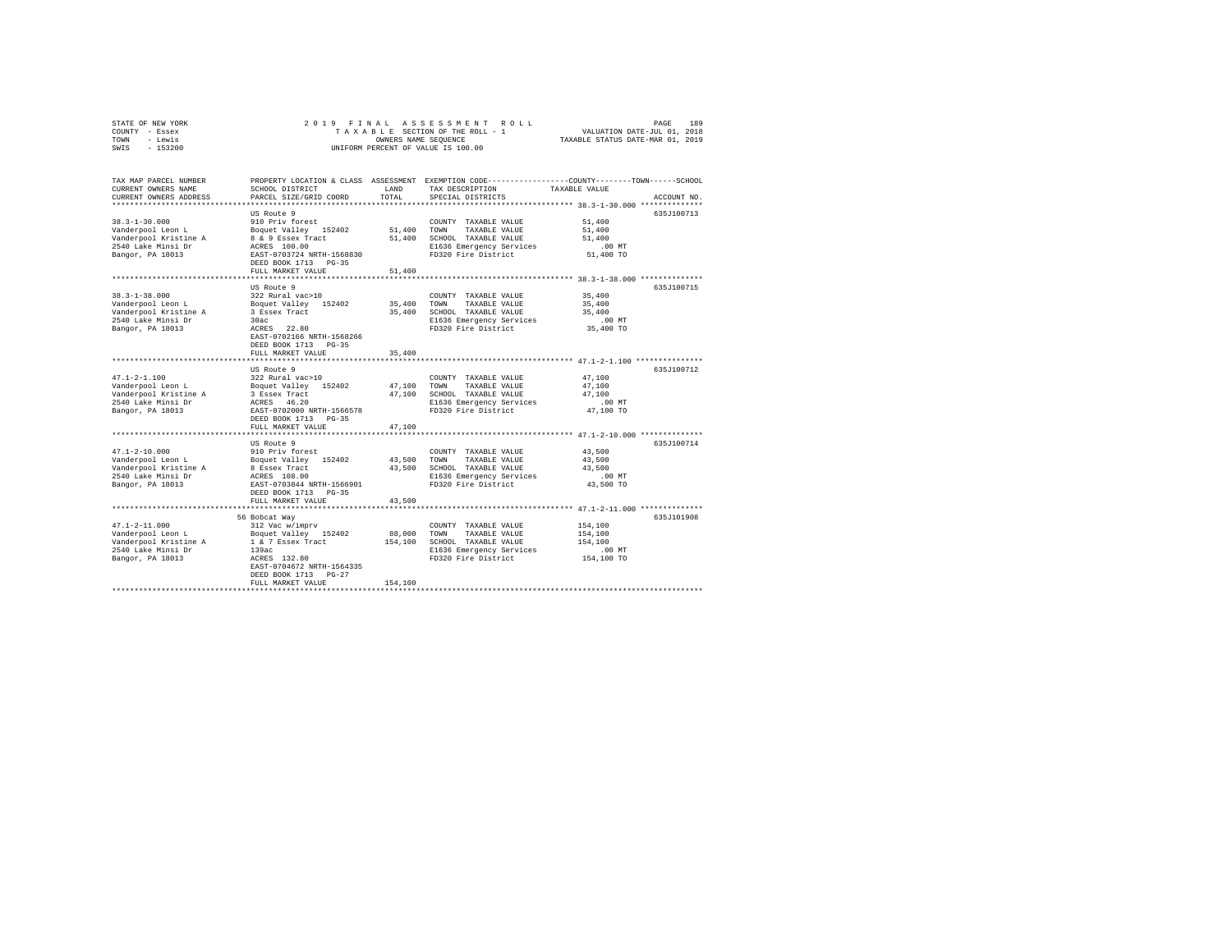STATE OF NEW YORK
COUNTY - Essex
TOWN - Lewis
SWIS - 153200

2019 FINAL ASSESSMENT ROLL
TAXABLE SECTION OF THE ROLL - 1
OWNERS NAME SEQUENCE
UNIFORM PERCENT OF VALUE IS 100.00

VALUATION DATE-JUL 01, 2018
TAXABLE STATUS DATE-MAR 01, 2019

| TAX MAP PARCEL NUMBER / CURRENT OWNERS NAME / CURRENT OWNERS ADDRESS | PROPERTY LOCATION & CLASS / SCHOOL DISTRICT / PARCEL SIZE/GRID COORD | ASSESSMENT LAND / TOTAL | EXEMPTION CODE / TAX DESCRIPTION / SPECIAL DISTRICTS | COUNTY / TOWN / SCHOOL TAXABLE VALUE | ACCOUNT NO. |
|---|---|---|---|---|---|
| **38.3-1-30.000** | US Route 9 | | | | 635J100713 |
| Vanderpool Leon L | 910 Priv forest | | COUNTY TAXABLE VALUE | 51,400 | |
| Vanderpool Kristine A | Boquet Valley 152402 | 51,400 | TOWN TAXABLE VALUE | 51,400 | |
| 2540 Lake Minsi Dr | 8 & 9 Essex Tract | 51,400 | SCHOOL TAXABLE VALUE | 51,400 | |
| Bangor, PA 18013 | ACRES 100.00 | | E1636 Emergency Services | .00 MT | |
| | EAST-0703724 NRTH-1568830 | | FD320 Fire District | 51,400 TO | |
| | DEED BOOK 1713 PG-35 | | | | |
| | FULL MARKET VALUE | 51,400 | | | |
| **38.3-1-38.000** | US Route 9 | | | | 635J100715 |
| Vanderpool Leon L | 322 Rural vac>10 | | COUNTY TAXABLE VALUE | 35,400 | |
| Vanderpool Kristine A | Boquet Valley 152402 | 35,400 | TOWN TAXABLE VALUE | 35,400 | |
| 2540 Lake Minsi Dr | 3 Essex Tract | 35,400 | SCHOOL TAXABLE VALUE | 35,400 | |
| Bangor, PA 18013 | 30ac | | E1636 Emergency Services | .00 MT | |
| | ACRES 22.80 | | FD320 Fire District | 35,400 TO | |
| | EAST-0702166 NRTH-1568266 | | | | |
| | DEED BOOK 1713 PG-35 | | | | |
| | FULL MARKET VALUE | 35,400 | | | |
| **47.1-2-1.100** | US Route 9 | | | | 635J100712 |
| Vanderpool Leon L | 322 Rural vac>10 | | COUNTY TAXABLE VALUE | 47,100 | |
| Vanderpool Kristine A | Boquet Valley 152402 | 47,100 | TOWN TAXABLE VALUE | 47,100 | |
| 2540 Lake Minsi Dr | 3 Essex Tract | 47,100 | SCHOOL TAXABLE VALUE | 47,100 | |
| Bangor, PA 18013 | ACRES 46.20 | | E1636 Emergency Services | .00 MT | |
| | EAST-0702000 NRTH-1566578 | | FD320 Fire District | 47,100 TO | |
| | DEED BOOK 1713 PG-35 | | | | |
| | FULL MARKET VALUE | 47,100 | | | |
| **47.1-2-10.000** | US Route 9 | | | | 635J100714 |
| Vanderpool Leon L | 910 Priv forest | | COUNTY TAXABLE VALUE | 43,500 | |
| Vanderpool Kristine A | Boquet Valley 152402 | 43,500 | TOWN TAXABLE VALUE | 43,500 | |
| 2540 Lake Minsi Dr | 8 Essex Tract | 43,500 | SCHOOL TAXABLE VALUE | 43,500 | |
| Bangor, PA 18013 | ACRES 108.00 | | E1636 Emergency Services | .00 MT | |
| | EAST-0703844 NRTH-1566901 | | FD320 Fire District | 43,500 TO | |
| | DEED BOOK 1713 PG-35 | | | | |
| | FULL MARKET VALUE | 43,500 | | | |
| **47.1-2-11.000** | 56 Bobcat Way | | | | 635J101908 |
| Vanderpool Leon L | 312 Vac w/imprv | | COUNTY TAXABLE VALUE | 154,100 | |
| Vanderpool Kristine A | Boquet Valley 152402 | 88,000 | TOWN TAXABLE VALUE | 154,100 | |
| 2540 Lake Minsi Dr | 1 & 7 Essex Tract | 154,100 | SCHOOL TAXABLE VALUE | 154,100 | |
| Bangor, PA 18013 | 139ac | | E1636 Emergency Services | .00 MT | |
| | ACRES 132.80 | | FD320 Fire District | 154,100 TO | |
| | EAST-0704672 NRTH-1564335 | | | | |
| | DEED BOOK 1713 PG-27 | | | | |
| | FULL MARKET VALUE | 154,100 | | | |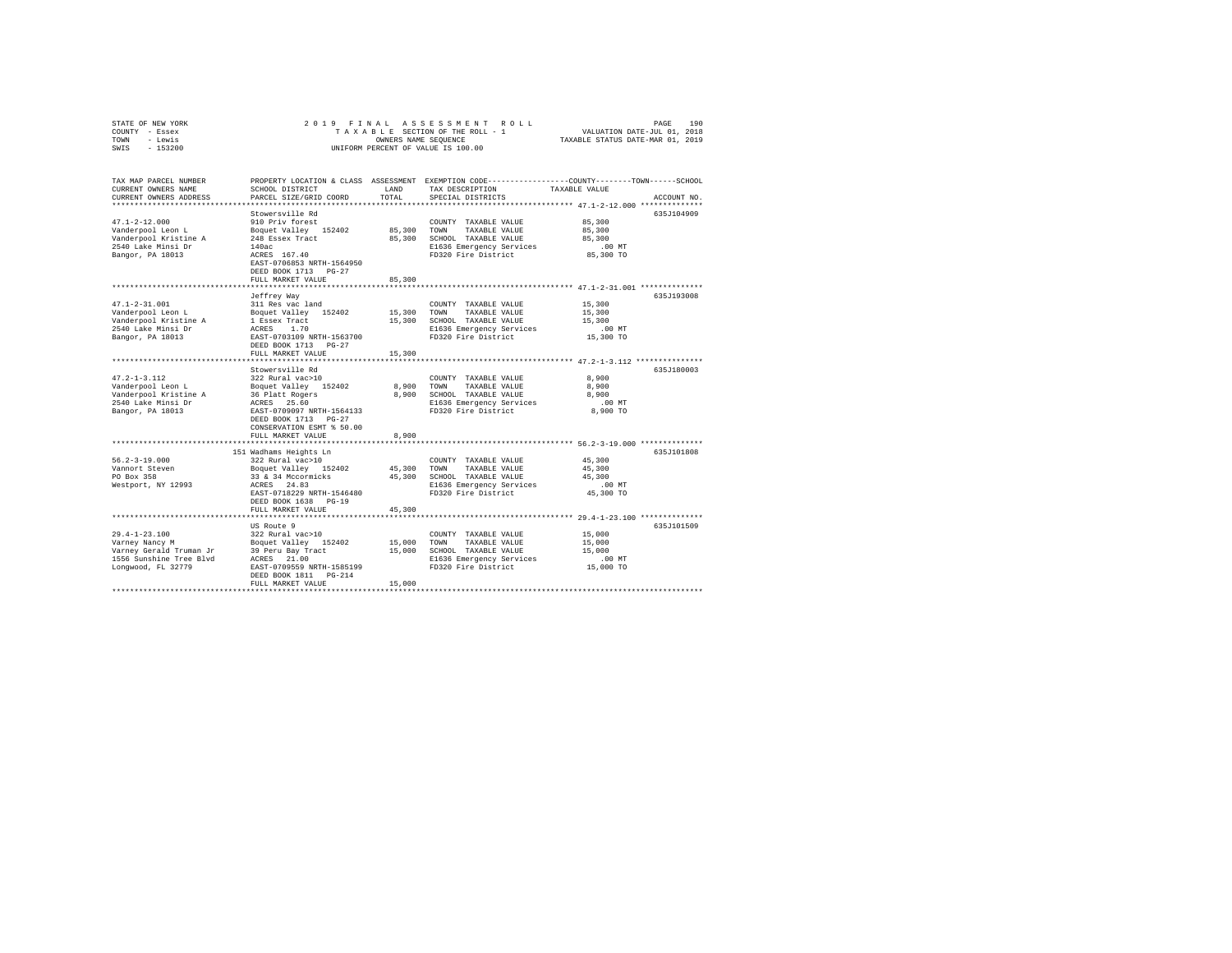STATE OF NEW YORK
COUNTY - Essex
TOWN - Lewis
SWIS - 153200

2019 FINAL ASSESSMENT ROLL
TAXABLE SECTION OF THE ROLL - 1
OWNERS NAME SEQUENCE
UNIFORM PERCENT OF VALUE IS 100.00

VALUATION DATE-JUL 01, 2018
TAXABLE STATUS DATE-MAR 01, 2019

| TAX MAP PARCEL NUMBER / CURRENT OWNERS NAME / CURRENT OWNERS ADDRESS | PROPERTY LOCATION & CLASS / SCHOOL DISTRICT / PARCEL SIZE/GRID COORD | ASSESSMENT LAND / TOTAL | EXEMPTION CODE / TAX DESCRIPTION / SPECIAL DISTRICTS | COUNTY / TOWN / SCHOOL TAXABLE VALUE | ACCOUNT NO. |
|---|---|---|---|---|---|
| **47.1-2-12.000** | Stowersville Rd | | | | 635J104909 |
| 47.1-2-12.000 | 910 Priv forest | | COUNTY TAXABLE VALUE | 85,300 | |
| Vanderpool Leon L | Boquet Valley 152402 | 85,300 | TOWN TAXABLE VALUE | 85,300 | |
| Vanderpool Kristine A | 248 Essex Tract | 85,300 | SCHOOL TAXABLE VALUE | 85,300 | |
| 2540 Lake Minsi Dr | 140ac | | E1636 Emergency Services | .00 MT | |
| Bangor, PA 18013 | ACRES 167.40 | | FD320 Fire District | 85,300 TO | |
| | EAST-0706853 NRTH-1564950 | | | | |
| | DEED BOOK 1713 PG-27 | | | | |
| | FULL MARKET VALUE | 85,300 | | | |
| **47.1-2-31.001** | Jeffrey Way | | | | 635J193008 |
| 47.1-2-31.001 | 311 Res vac land | | COUNTY TAXABLE VALUE | 15,300 | |
| Vanderpool Leon L | Boquet Valley 152402 | 15,300 | TOWN TAXABLE VALUE | 15,300 | |
| Vanderpool Kristine A | 1 Essex Tract | 15,300 | SCHOOL TAXABLE VALUE | 15,300 | |
| 2540 Lake Minsi Dr | ACRES 1.70 | | E1636 Emergency Services | .00 MT | |
| Bangor, PA 18013 | EAST-0703109 NRTH-1563700 | | FD320 Fire District | 15,300 TO | |
| | DEED BOOK 1713 PG-27 | | | | |
| | FULL MARKET VALUE | 15,300 | | | |
| **47.2-1-3.112** | Stowersville Rd | | | | 635J180003 |
| 47.2-1-3.112 | 322 Rural vac>10 | | COUNTY TAXABLE VALUE | 8,900 | |
| Vanderpool Leon L | Boquet Valley 152402 | 8,900 | TOWN TAXABLE VALUE | 8,900 | |
| Vanderpool Kristine A | 36 Platt Rogers | 8,900 | SCHOOL TAXABLE VALUE | 8,900 | |
| 2540 Lake Minsi Dr | ACRES 25.60 | | E1636 Emergency Services | .00 MT | |
| Bangor, PA 18013 | EAST-0709097 NRTH-1564133 | | FD320 Fire District | 8,900 TO | |
| | DEED BOOK 1713 PG-27 | | | | |
| | CONSERVATION ESMT % 50.00 | | | | |
| | FULL MARKET VALUE | 8,900 | | | |
| **56.2-3-19.000** | 151 Wadhams Heights Ln | | | | 635J101808 |
| 56.2-3-19.000 | 322 Rural vac>10 | | COUNTY TAXABLE VALUE | 45,300 | |
| Vannort Steven | Boquet Valley 152402 | 45,300 | TOWN TAXABLE VALUE | 45,300 | |
| PO Box 358 | 33 & 34 Mccormicks | 45,300 | SCHOOL TAXABLE VALUE | 45,300 | |
| Westport, NY 12993 | ACRES 24.83 | | E1636 Emergency Services | .00 MT | |
| | EAST-0718229 NRTH-1546480 | | FD320 Fire District | 45,300 TO | |
| | DEED BOOK 1638 PG-19 | | | | |
| | FULL MARKET VALUE | 45,300 | | | |
| **29.4-1-23.100** | US Route 9 | | | | 635J101509 |
| 29.4-1-23.100 | 322 Rural vac>10 | | COUNTY TAXABLE VALUE | 15,000 | |
| Varney Nancy M | Boquet Valley 152402 | 15,000 | TOWN TAXABLE VALUE | 15,000 | |
| Varney Gerald Truman Jr | 39 Peru Bay Tract | 15,000 | SCHOOL TAXABLE VALUE | 15,000 | |
| 1556 Sunshine Tree Blvd | ACRES 21.00 | | E1636 Emergency Services | .00 MT | |
| Longwood, FL 32779 | EAST-0709559 NRTH-1585199 | | FD320 Fire District | 15,000 TO | |
| | DEED BOOK 1811 PG-214 | | | | |
| | FULL MARKET VALUE | 15,000 | | | |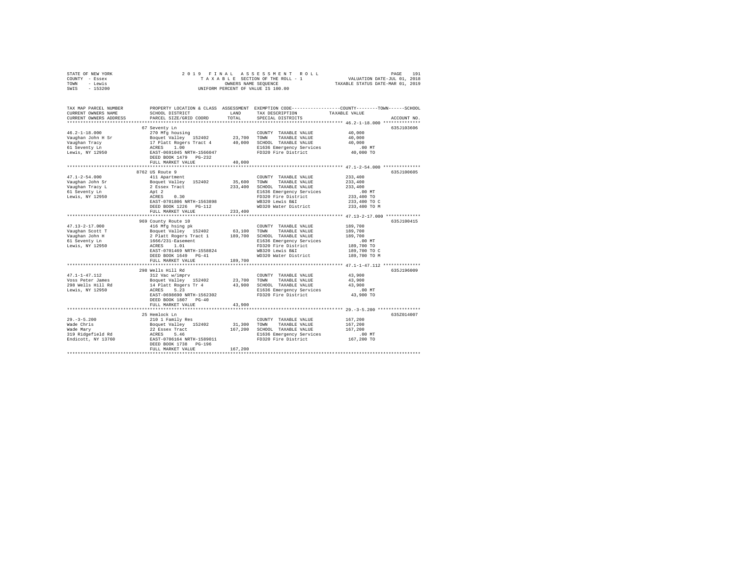STATE OF NEW YORK — COUNTY - Essex — TOWN - Lewis — SWIS - 153200

2 0 1 9 F I N A L A S S E S S M E N T R O L L
T A X A B L E SECTION OF THE ROLL - 1
OWNERS NAME SEQUENCE
UNIFORM PERCENT OF VALUE IS 100.00

VALUATION DATE-JUL 01, 2018
TAXABLE STATUS DATE-MAR 01, 2019

| TAX MAP PARCEL NUMBER / CURRENT OWNERS NAME / CURRENT OWNERS ADDRESS | PROPERTY LOCATION & CLASS / SCHOOL DISTRICT / PARCEL SIZE/GRID COORD | ASSESSMENT LAND / TOTAL | EXEMPTION CODE / TAX DESCRIPTION / SPECIAL DISTRICTS | COUNTY--------TOWN------SCHOOL TAXABLE VALUE | ACCOUNT NO. |
|---|---|---|---|---|---|
| **46.2-1-18.000** | 67 Seventy Ln | | | | 635J103606 |
| 46.2-1-18.000 | 270 Mfg housing | | COUNTY TAXABLE VALUE | 40,000 | |
| Vaughan John H Sr | Boquet Valley 152402 | 23,700 | TOWN TAXABLE VALUE | 40,000 | |
| Vaughan Tracy | 17 Platt Rogers Tract 4 | 40,000 | SCHOOL TAXABLE VALUE | 40,000 | |
| 61 Seventy Ln | ACRES 1.00 | | E1636 Emergency Services | .00 MT | |
| Lewis, NY 12950 | EAST-0691045 NRTH-1566047 | | FD320 Fire District | 40,000 TO | |
| | DEED BOOK 1479 PG-232 | | | | |
| | FULL MARKET VALUE | 40,000 | | | |
| **47.1-2-54.000** | 8762 US Route 9 | | | | 635J100605 |
| 47.1-2-54.000 | 411 Apartment | | COUNTY TAXABLE VALUE | 233,400 | |
| Vaughan John Sr | Boquet Valley 152402 | 35,600 | TOWN TAXABLE VALUE | 233,400 | |
| Vaughan Tracy L | 2 Essex Tract | 233,400 | SCHOOL TAXABLE VALUE | 233,400 | |
| 61 Seventy Ln | Apt 2 | | E1636 Emergency Services | .00 MT | |
| Lewis, NY 12950 | ACRES 0.30 | | FD320 Fire District | 233,400 TO | |
| | EAST-0701806 NRTH-1563898 | | WB320 Lewis B&I | 233,400 TO C | |
| | DEED BOOK 1226 PG-112 | | WD320 Water District | 233,400 TO M | |
| | FULL MARKET VALUE | 233,400 | | | |
| **47.13-2-17.000** | 969 County Route 10 | | | | 635J100415 |
| 47.13-2-17.000 | 416 Mfg hsing pk | | COUNTY TAXABLE VALUE | 189,700 | |
| Vaughan Scott T | Boquet Valley 152402 | 63,100 | TOWN TAXABLE VALUE | 189,700 | |
| Vaughan John H | 2 Platt Rogers Tract 1 | 189,700 | SCHOOL TAXABLE VALUE | 189,700 | |
| 61 Seventy Ln | 1666/231-Easement | | E1636 Emergency Services | .00 MT | |
| Lewis, NY 12950 | ACRES 1.01 | | FD320 Fire District | 189,700 TO | |
| | EAST-0701469 NRTH-1558824 | | WB320 Lewis B&I | 189,700 TO C | |
| | DEED BOOK 1649 PG-41 | | WD320 Water District | 189,700 TO M | |
| | FULL MARKET VALUE | 189,700 | | | |
| **47.1-1-47.112** | 298 Wells Hill Rd | | | | 635J196009 |
| 47.1-1-47.112 | 312 Vac w/imprv | | COUNTY TAXABLE VALUE | 43,900 | |
| Voss Peter James | Boquet Valley 152402 | 23,700 | TOWN TAXABLE VALUE | 43,900 | |
| 298 Wells Hill Rd | 14 Platt Rogers Tr 4 | 43,900 | SCHOOL TAXABLE VALUE | 43,900 | |
| Lewis, NY 12950 | ACRES 5.23 | | E1636 Emergency Services | .00 MT | |
| | EAST-0698690 NRTH-1562302 | | FD320 Fire District | 43,900 TO | |
| | DEED BOOK 1807 PG-40 | | | | |
| | FULL MARKET VALUE | 43,900 | | | |
| **29.-3-5.200** | 25 Hemlock Ln | | | | 635Z014007 |
| 29.-3-5.200 | 210 1 Family Res | | COUNTY TAXABLE VALUE | 167,200 | |
| Wade Chris | Boquet Valley 152402 | 31,300 | TOWN TAXABLE VALUE | 167,200 | |
| Wade Mary | 22 Essex Tract | 167,200 | SCHOOL TAXABLE VALUE | 167,200 | |
| 319 Ridgefield Rd | ACRES 5.46 | | E1636 Emergency Services | .00 MT | |
| Endicott, NY 13760 | EAST-0706164 NRTH-1589011 | | FD320 Fire District | 167,200 TO | |
| | DEED BOOK 1738 PG-196 | | | | |
| | FULL MARKET VALUE | 167,200 | | | |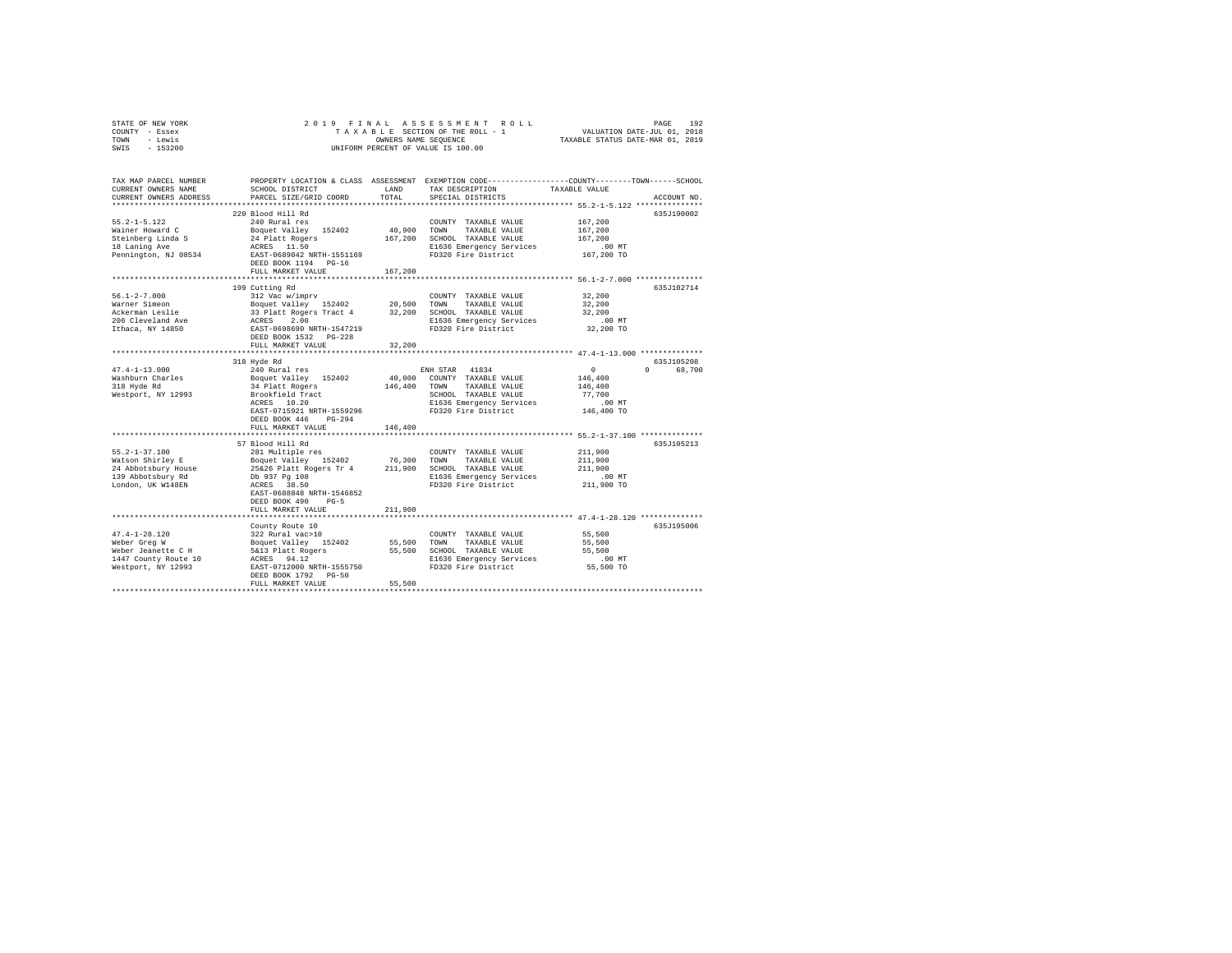STATE OF NEW YORK
COUNTY - Essex
TOWN - Lewis
SWIS - 153200

2019 FINAL ASSESSMENT ROLL
TAXABLE SECTION OF THE ROLL - 1
OWNERS NAME SEQUENCE
UNIFORM PERCENT OF VALUE IS 100.00

VALUATION DATE-JUL 01, 2018
TAXABLE STATUS DATE-MAR 01, 2019

| TAX MAP PARCEL NUMBER / CURRENT OWNERS NAME / CURRENT OWNERS ADDRESS | PROPERTY LOCATION & CLASS / SCHOOL DISTRICT / PARCEL SIZE/GRID COORD | ASSESSMENT LAND | TOTAL | EXEMPTION CODE / TAX DESCRIPTION / SPECIAL DISTRICTS | COUNTY / TOWN / SCHOOL TAXABLE VALUE | ACCOUNT NO. |
|---|---|---|---|---|---|---|
| **55.2-1-5.122** | 220 Blood Hill Rd | | | | | 635J190002 |
| 55.2-1-5.122 | 240 Rural res | | | COUNTY TAXABLE VALUE | 167,200 | |
| Wainer Howard C | Boquet Valley 152402 | 40,900 | | TOWN TAXABLE VALUE | 167,200 | |
| Steinberg Linda S | 24 Platt Rogers | | 167,200 | SCHOOL TAXABLE VALUE | 167,200 | |
| 18 Laning Ave | ACRES 11.50 | | | E1636 Emergency Services | .00 MT | |
| Pennington, NJ 08534 | EAST-0689042 NRTH-1551169 | | | FD320 Fire District | 167,200 TO | |
| | DEED BOOK 1194 PG-16 | | | | | |
| | FULL MARKET VALUE | | 167,200 | | | |
| **56.1-2-7.000** | 199 Cutting Rd | | | | | 635J102714 |
| 56.1-2-7.000 | 312 Vac w/imprv | | | COUNTY TAXABLE VALUE | 32,200 | |
| Warner Simeon | Boquet Valley 152402 | 20,500 | | TOWN TAXABLE VALUE | 32,200 | |
| Ackerman Leslie | 33 Platt Rogers Tract 4 | | 32,200 | SCHOOL TAXABLE VALUE | 32,200 | |
| 206 Cleveland Ave | ACRES 2.00 | | | E1636 Emergency Services | .00 MT | |
| Ithaca, NY 14850 | EAST-0698690 NRTH-1547219 | | | FD320 Fire District | 32,200 TO | |
| | DEED BOOK 1532 PG-228 | | | | | |
| | FULL MARKET VALUE | | 32,200 | | | |
| **47.4-1-13.000** | 318 Hyde Rd | | | | | 635J105208 |
| 47.4-1-13.000 | 240 Rural res | | | ENH STAR 41834 | 0 0 68,700 | |
| Washburn Charles | Boquet Valley 152402 | 40,000 | | COUNTY TAXABLE VALUE | 146,400 | |
| 318 Hyde Rd | 34 Platt Rogers | | 146,400 | TOWN TAXABLE VALUE | 146,400 | |
| Westport, NY 12993 | Brookfield Tract | | | SCHOOL TAXABLE VALUE | 77,700 | |
| | ACRES 10.20 | | | E1636 Emergency Services | .00 MT | |
| | EAST-0715921 NRTH-1559296 | | | FD320 Fire District | 146,400 TO | |
| | DEED BOOK 446 PG-294 | | | | | |
| | FULL MARKET VALUE | | 146,400 | | | |
| **55.2-1-37.100** | 57 Blood Hill Rd | | | | | 635J105213 |
| 55.2-1-37.100 | 281 Multiple res | | | COUNTY TAXABLE VALUE | 211,900 | |
| Watson Shirley E | Boquet Valley 152402 | 76,300 | | TOWN TAXABLE VALUE | 211,900 | |
| 24 Abbotsbury House | 25&26 Platt Rogers Tr 4 | | 211,900 | SCHOOL TAXABLE VALUE | 211,900 | |
| 139 Abbotsbury Rd | Db 937 Pg 108 | | | E1636 Emergency Services | .00 MT | |
| London, UK W148EN | ACRES 38.50 | | | FD320 Fire District | 211,900 TO | |
| | EAST-0688848 NRTH-1546852 | | | | | |
| | DEED BOOK 490 PG-5 | | | | | |
| | FULL MARKET VALUE | | 211,900 | | | |
| **47.4-1-28.120** | County Route 10 | | | | | 635J195006 |
| 47.4-1-28.120 | 322 Rural vac>10 | | | COUNTY TAXABLE VALUE | 55,500 | |
| Weber Greg W | Boquet Valley 152402 | 55,500 | | TOWN TAXABLE VALUE | 55,500 | |
| Weber Jeanette C H | 5&13 Platt Rogers | | 55,500 | SCHOOL TAXABLE VALUE | 55,500 | |
| 1447 County Route 10 | ACRES 94.12 | | | E1636 Emergency Services | .00 MT | |
| Westport, NY 12993 | EAST-0712000 NRTH-1555750 | | | FD320 Fire District | 55,500 TO | |
| | DEED BOOK 1792 PG-50 | | | | | |
| | FULL MARKET VALUE | | 55,500 | | | |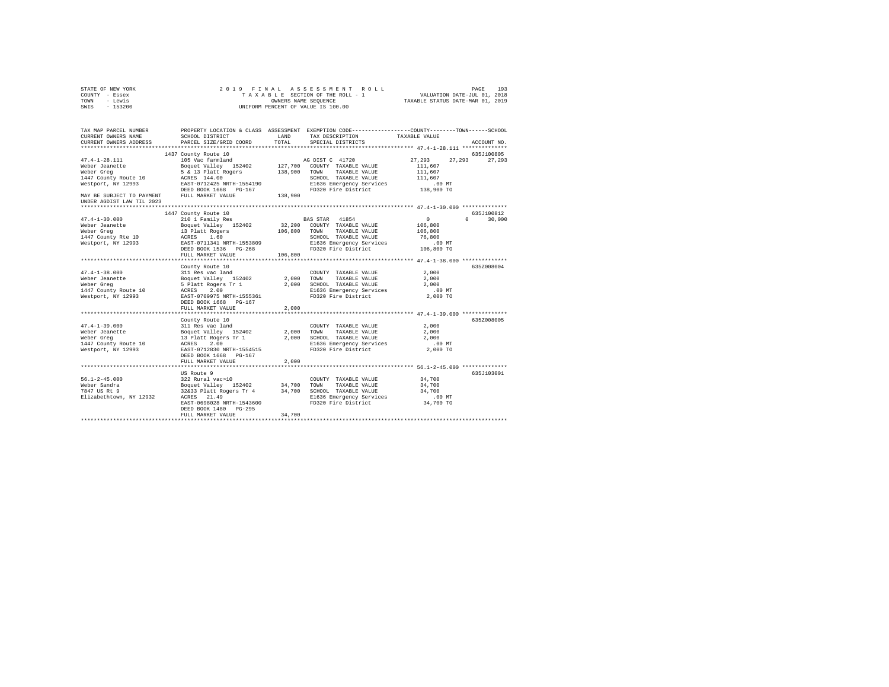STATE OF NEW YORK — COUNTY - Essex — TOWN - Lewis — SWIS - 153200

2019 FINAL ASSESSMENT ROLL
TAXABLE SECTION OF THE ROLL - 1
OWNERS NAME SEQUENCE
UNIFORM PERCENT OF VALUE IS 100.00

VALUATION DATE-JUL 01, 2018
TAXABLE STATUS DATE-MAR 01, 2019

| TAX MAP PARCEL NUMBER / CURRENT OWNERS NAME / CURRENT OWNERS ADDRESS | PROPERTY LOCATION & CLASS / SCHOOL DISTRICT / PARCEL SIZE/GRID COORD | ASSESSMENT LAND / TOTAL | EXEMPTION CODE / TAX DESCRIPTION / SPECIAL DISTRICTS | COUNTY | TOWN | SCHOOL / TAXABLE VALUE | ACCOUNT NO. |
|---|---|---|---|---|---|---|---|
| 47.4-1-28.111 | 1437 County Route 10 | | | | | | 635J100805 |
| | 105 Vac farmland | | AG DIST C 41720 | 27,293 | 27,293 | 27,293 | |
| Weber Jeanette | Boquet Valley 152402 | 127,700 | COUNTY TAXABLE VALUE | 111,607 | | | |
| Weber Greg | 5 & 13 Platt Rogers | 138,900 | TOWN TAXABLE VALUE | 111,607 | | | |
| 1447 County Route 10 | ACRES 144.00 | | SCHOOL TAXABLE VALUE | 111,607 | | | |
| Westport, NY 12993 | EAST-0712425 NRTH-1554190 | | E1636 Emergency Services | .00 MT | | | |
| | DEED BOOK 1668 PG-167 | | FD320 Fire District | 138,900 TO | | | |
| MAY BE SUBJECT TO PAYMENT UNDER AGDIST LAW TIL 2023 | FULL MARKET VALUE | 138,900 | | | | | |
| 47.4-1-30.000 | 1447 County Route 10 | | | | | | 635J100812 |
| | 210 1 Family Res | | BAS STAR 41854 | 0 | 0 | 30,000 | |
| Weber Jeanette | Boquet Valley 152402 | 32,200 | COUNTY TAXABLE VALUE | 106,800 | | | |
| Weber Greg | 13 Platt Rogers | 106,800 | TOWN TAXABLE VALUE | 106,800 | | | |
| 1447 County Rte 10 | ACRES 1.60 | | SCHOOL TAXABLE VALUE | 76,800 | | | |
| Westport, NY 12993 | EAST-0711341 NRTH-1553809 | | E1636 Emergency Services | .00 MT | | | |
| | DEED BOOK 1536 PG-268 | | FD320 Fire District | 106,800 TO | | | |
| | FULL MARKET VALUE | 106,800 | | | | | |
| 47.4-1-38.000 | County Route 10 | | | | | | 635Z008004 |
| | 311 Res vac land | | COUNTY TAXABLE VALUE | 2,000 | | | |
| Weber Jeanette | Boquet Valley 152402 | 2,000 | TOWN TAXABLE VALUE | 2,000 | | | |
| Weber Greg | 5 Platt Rogers Tr 1 | 2,000 | SCHOOL TAXABLE VALUE | 2,000 | | | |
| 1447 County Route 10 | ACRES 2.00 | | E1636 Emergency Services | .00 MT | | | |
| Westport, NY 12993 | EAST-0709975 NRTH-1555361 | | FD320 Fire District | 2,000 TO | | | |
| | DEED BOOK 1668 PG-167 | | | | | | |
| | FULL MARKET VALUE | 2,000 | | | | | |
| 47.4-1-39.000 | County Route 10 | | | | | | 635Z008005 |
| | 311 Res vac land | | COUNTY TAXABLE VALUE | 2,000 | | | |
| Weber Jeanette | Boquet Valley 152402 | 2,000 | TOWN TAXABLE VALUE | 2,000 | | | |
| Weber Greg | 13 Platt Rogers Tr 1 | 2,000 | SCHOOL TAXABLE VALUE | 2,000 | | | |
| 1447 County Route 10 | ACRES 2.00 | | E1636 Emergency Services | .00 MT | | | |
| Westport, NY 12993 | EAST-0712830 NRTH-1554515 | | FD320 Fire District | 2,000 TO | | | |
| | DEED BOOK 1668 PG-167 | | | | | | |
| | FULL MARKET VALUE | 2,000 | | | | | |
| 56.1-2-45.000 | US Route 9 | | | | | | 635J103001 |
| | 322 Rural vac>10 | | COUNTY TAXABLE VALUE | 34,700 | | | |
| Weber Sandra | Boquet Valley 152402 | 34,700 | TOWN TAXABLE VALUE | 34,700 | | | |
| 7847 US Rt 9 | 32&33 Platt Rogers Tr 4 | 34,700 | SCHOOL TAXABLE VALUE | 34,700 | | | |
| Elizabethtown, NY 12932 | ACRES 21.49 | | E1636 Emergency Services | .00 MT | | | |
| | EAST-0698028 NRTH-1543600 | | FD320 Fire District | 34,700 TO | | | |
| | DEED BOOK 1480 PG-295 | | | | | | |
| | FULL MARKET VALUE | 34,700 | | | | | |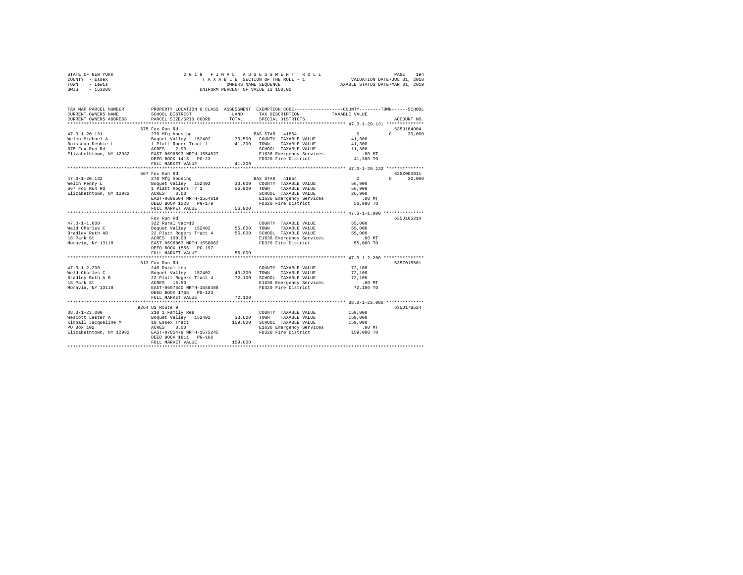STATE OF NEW YORK
COUNTY - Essex
TOWN - Lewis
SWIS - 153200

2019 FINAL ASSESSMENT ROLL
TAXABLE SECTION OF THE ROLL - 1
OWNERS NAME SEQUENCE
UNIFORM PERCENT OF VALUE IS 100.00

VALUATION DATE-JUL 01, 2018
TAXABLE STATUS DATE-MAR 01, 2019

```
TAX MAP PARCEL NUMBER    PROPERTY LOCATION & CLASS  ASSESSMENT  EXEMPTION CODE-----------------COUNTY--------TOWN------SCHOOL
CURRENT OWNERS NAME      SCHOOL DISTRICT              LAND      TAX DESCRIPTION           TAXABLE VALUE
CURRENT OWNERS ADDRESS   PARCEL SIZE/GRID COORD      TOTAL      SPECIAL DISTRICTS                                    ACCOUNT NO.
************************************************************************************************ 47.3-1-20.131 **************
                         675 Fox Run Rd                                                                          635J184004
47.3-1-20.131            270 Mfg housing                        BAS STAR  41854               0          0      30,000
Welch Michael A          Boquet Valley  152402      33,500   COUNTY  TAXABLE VALUE        41,300
Boisseau Debbie L        1 Platt Roger Tract 1      41,300   TOWN    TAXABLE VALUE        41,300
675 Fox Run Rd           ACRES    2.90                       SCHOOL  TAXABLE VALUE        11,300
Elizabethtown, NY 12932  EAST-0696593 NRTH-1554827           E1636 Emergency Services        .00 MT
                         DEED BOOK 1415   PG-23              FD320 Fire District          41,300 TO
                         FULL MARKET VALUE           41,300
************************************************************************************************ 47.3-1-20.132 **************
                         667 Fox Run Rd                                                                          635Z000011
47.3-1-20.132            270 Mfg housing                        BAS STAR  41854               0          0      30,000
Welch Penny L            Boquet Valley  152402      33,600   COUNTY  TAXABLE VALUE        56,900
667 Fox Run Rd           1 Platt Rogers Tr 1        56,900   TOWN    TAXABLE VALUE        56,900
Elizabethtown, NY 12932  ACRES    3.00                       SCHOOL  TAXABLE VALUE        26,900
                         EAST-0696504 NRTH-1554619           E1636 Emergency Services        .00 MT
                         DEED BOOK 1228   PG-179             FD320 Fire District          56,900 TO
                         FULL MARKET VALUE           56,900
************************************************************************************************ 47.3-1-1.000 ***************
                         Fox Run Rd                                                                              635J105214
47.3-1-1.000             322 Rural vac>10                    COUNTY  TAXABLE VALUE        55,000
Weld Charles C           Boquet Valley  152402      55,000   TOWN    TAXABLE VALUE        55,000
Bradley Ruth AB          22 Platt Rogers Tract 4    55,000   SCHOOL  TAXABLE VALUE        55,000
18 Park St               ACRES  100.00                       E1636 Emergency Services        .00 MT
Moravia, NY 13118        EAST-0696063 NRTH-1558062           FD320 Fire District          55,000 TO
                         DEED BOOK 1556   PG-197
                         FULL MARKET VALUE           55,000
************************************************************************************************ 47.3-1-2.200 ***************
                         813 Fox Run Rd                                                                          635Z015501
47.3-1-2.200             240 Rural res                       COUNTY  TAXABLE VALUE        72,100
Weld Charles C           Boquet Valley  152402      43,300   TOWN    TAXABLE VALUE        72,100
Bradley Ruth A B         22 Platt Rogers Tract 4    72,100   SCHOOL  TAXABLE VALUE        72,100
18 Park St               ACRES   15.50                       E1636 Emergency Services        .00 MT
Moravia, NY 13118        EAST-0697540 NRTH-1558488           FD320 Fire District          72,100 TO
                         DEED BOOK 1766   PG-123
                         FULL MARKET VALUE           72,100
************************************************************************************************ 38.3-1-23.000 **************
                         9264 US Route 9                                                                         635J178524
38.3-1-23.000            210 1 Family Res                    COUNTY  TAXABLE VALUE       159,000
Wescott Lester A         Boquet Valley  152402      33,600   TOWN    TAXABLE VALUE       159,000
Kimball Jacqueline M     10 Essex Tract            159,000   SCHOOL  TAXABLE VALUE       159,000
PO Box 102               ACRES    3.00                       E1636 Emergency Services        .00 MT
Elizabethtown, NY 12932  EAST-0705479 NRTH-1575245           FD320 Fire District         159,000 TO
                         DEED BOOK 1811   PG-166
                         FULL MARKET VALUE          159,000
****************************************************************************************************************************
```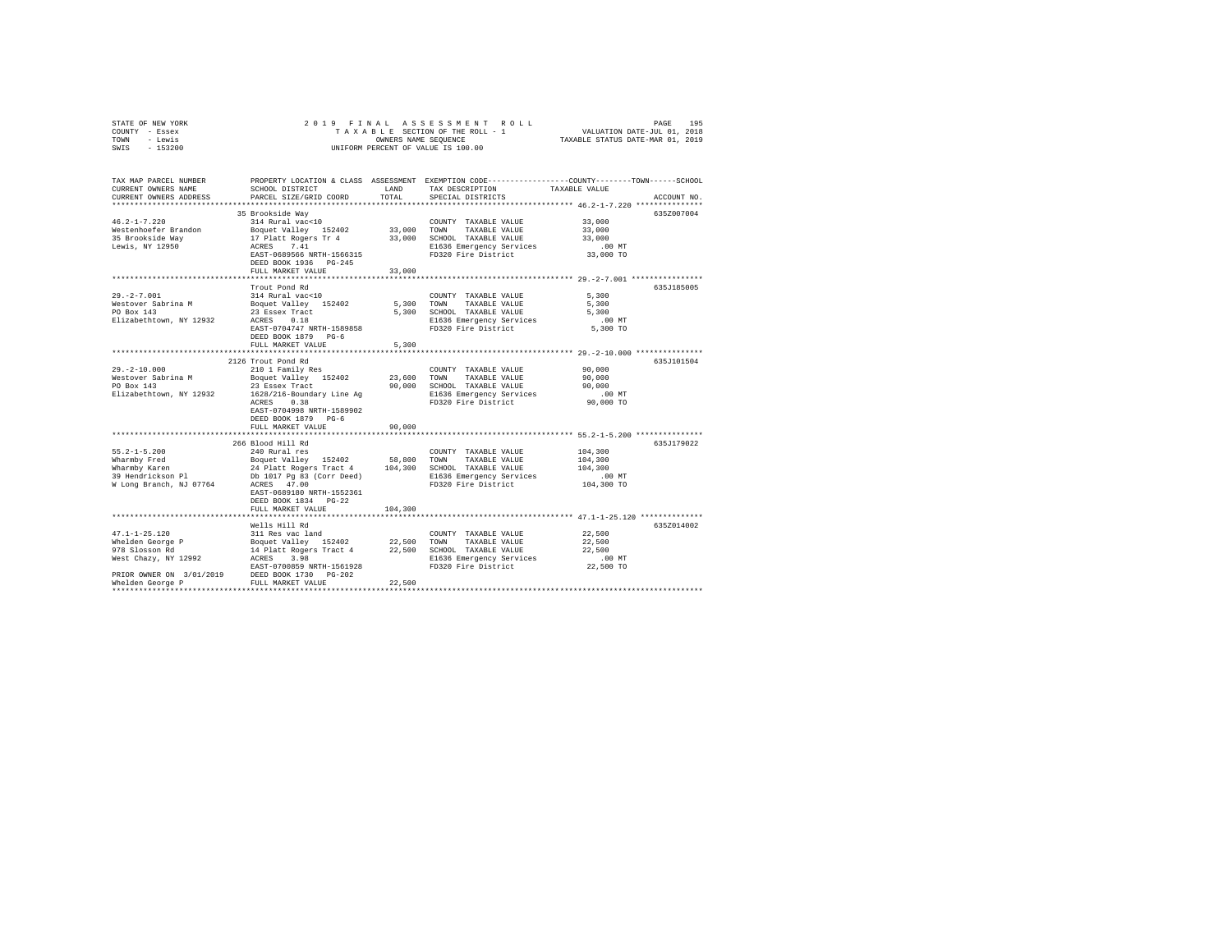STATE OF NEW YORK
COUNTY - Essex
TOWN - Lewis
SWIS - 153200

2019 FINAL ASSESSMENT ROLL
TAXABLE SECTION OF THE ROLL - 1
OWNERS NAME SEQUENCE
UNIFORM PERCENT OF VALUE IS 100.00

VALUATION DATE-JUL 01, 2018
TAXABLE STATUS DATE-MAR 01, 2019

```
TAX MAP PARCEL NUMBER         PROPERTY LOCATION & CLASS  ASSESSMENT  EXEMPTION CODE-----------------COUNTY--------TOWN------SCHOOL
CURRENT OWNERS NAME           SCHOOL DISTRICT              LAND      TAX DESCRIPTION            TAXABLE VALUE
CURRENT OWNERS ADDRESS        PARCEL SIZE/GRID COORD       TOTAL     SPECIAL DISTRICTS                                    ACCOUNT NO.
******************************************************************************************************* 46.2-1-7.220 ***************
                              35 Brookside Way                                                                            635Z007004
46.2-1-7.220                  314 Rural vac<10                        COUNTY  TAXABLE VALUE          33,000
Westenhoefer Brandon          Boquet Valley  152402        33,000     TOWN    TAXABLE VALUE          33,000
35 Brookside Way              17 Platt Rogers Tr 4         33,000     SCHOOL  TAXABLE VALUE          33,000
Lewis, NY 12950               ACRES    7.41                           E1636 Emergency Services          .00 MT
                              EAST-0689566 NRTH-1566315               FD320 Fire District            33,000 TO
                              DEED BOOK 1936   PG-245
                              FULL MARKET VALUE            33,000
******************************************************************************************************* 29.-2-7.001 ****************
                              Trout Pond Rd                                                                               635J185005
29.-2-7.001                   314 Rural vac<10                        COUNTY  TAXABLE VALUE           5,300
Westover Sabrina M            Boquet Valley  152402         5,300     TOWN    TAXABLE VALUE           5,300
PO Box 143                    23 Essex Tract                5,300     SCHOOL  TAXABLE VALUE           5,300
Elizabethtown, NY 12932       ACRES    0.18                           E1636 Emergency Services          .00 MT
                              EAST-0704747 NRTH-1589858               FD320 Fire District             5,300 TO
                              DEED BOOK 1879   PG-6
                              FULL MARKET VALUE             5,300
******************************************************************************************************* 29.-2-10.000 ***************
                              2126 Trout Pond Rd                                                                          635J101504
29.-2-10.000                  210 1 Family Res                        COUNTY  TAXABLE VALUE          90,000
Westover Sabrina M            Boquet Valley  152402        23,600     TOWN    TAXABLE VALUE          90,000
PO Box 143                    23 Essex Tract               90,000     SCHOOL  TAXABLE VALUE          90,000
Elizabethtown, NY 12932       1628/216-Boundary Line Ag               E1636 Emergency Services          .00 MT
                              ACRES    0.38                           FD320 Fire District            90,000 TO
                              EAST-0704998 NRTH-1589902
                              DEED BOOK 1879   PG-6
                              FULL MARKET VALUE            90,000
******************************************************************************************************* 55.2-1-5.200 ***************
                              266 Blood Hill Rd                                                                           635J179022
55.2-1-5.200                  240 Rural res                           COUNTY  TAXABLE VALUE         104,300
Wharmby Fred                  Boquet Valley  152402        58,800     TOWN    TAXABLE VALUE         104,300
Wharmby Karen                 24 Platt Rogers Tract 4     104,300     SCHOOL  TAXABLE VALUE         104,300
39 Hendrickson Pl             Db 1017 Pg 83 (Corr Deed)               E1636 Emergency Services          .00 MT
W Long Branch, NJ 07764       ACRES   47.00                           FD320 Fire District           104,300 TO
                              EAST-0689180 NRTH-1552361
                              DEED BOOK 1834   PG-22
                              FULL MARKET VALUE           104,300
******************************************************************************************************* 47.1-1-25.120 **************
                              Wells Hill Rd                                                                               635Z014002
47.1-1-25.120                 311 Res vac land                        COUNTY  TAXABLE VALUE          22,500
Whelden George P              Boquet Valley  152402        22,500     TOWN    TAXABLE VALUE          22,500
978 Slosson Rd                14 Platt Rogers Tract 4      22,500     SCHOOL  TAXABLE VALUE          22,500
West Chazy, NY 12992          ACRES    3.98                           E1636 Emergency Services          .00 MT
                              EAST-0700859 NRTH-1561928               FD320 Fire District            22,500 TO
PRIOR OWNER ON 3/01/2019      DEED BOOK 1730   PG-202
Whelden George P              FULL MARKET VALUE            22,500
************************************************************************************************************************************
```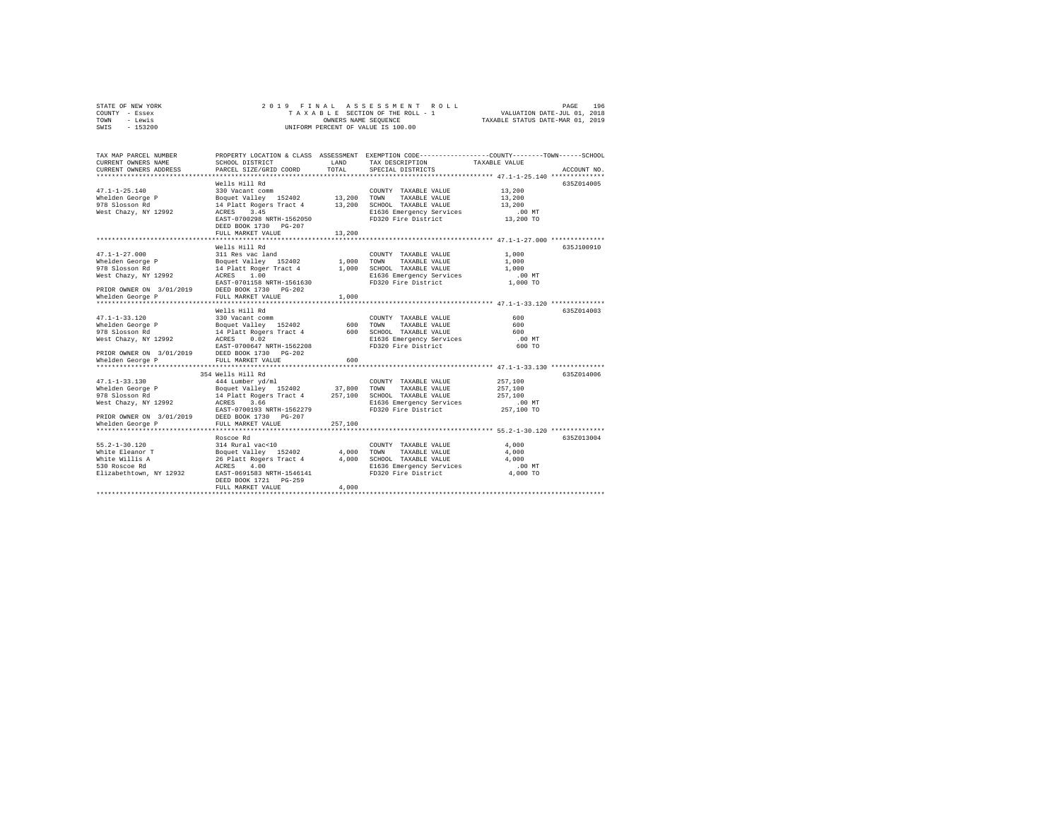STATE OF NEW YORK
COUNTY - Essex
TOWN - Lewis
SWIS - 153200

2019 FINAL ASSESSMENT ROLL
TAXABLE SECTION OF THE ROLL - 1
OWNERS NAME SEQUENCE
UNIFORM PERCENT OF VALUE IS 100.00

VALUATION DATE-JUL 01, 2018
TAXABLE STATUS DATE-MAR 01, 2019

| TAX MAP PARCEL NUMBER / CURRENT OWNERS NAME / CURRENT OWNERS ADDRESS | PROPERTY LOCATION & CLASS / SCHOOL DISTRICT / PARCEL SIZE/GRID COORD | ASSESSMENT LAND / TOTAL | EXEMPTION CODE / TAX DESCRIPTION / SPECIAL DISTRICTS | COUNTY--------TOWN------SCHOOL TAXABLE VALUE | ACCOUNT NO. |
|---|---|---|---|---|---|
| **47.1-1-25.140** | Wells Hill Rd | | | | 635Z014005 |
| 47.1-1-25.140 | 330 Vacant comm | | COUNTY TAXABLE VALUE | 13,200 | |
| Whelden George P | Boquet Valley 152402 | 13,200 | TOWN TAXABLE VALUE | 13,200 | |
| 978 Slosson Rd | 14 Platt Rogers Tract 4 | 13,200 | SCHOOL TAXABLE VALUE | 13,200 | |
| West Chazy, NY 12992 | ACRES 3.45 | | E1636 Emergency Services | .00 MT | |
| | EAST-0700298 NRTH-1562050 | | FD320 Fire District | 13,200 TO | |
| | DEED BOOK 1730 PG-207 | | | | |
| | FULL MARKET VALUE | 13,200 | | | |
| **47.1-1-27.000** | Wells Hill Rd | | | | 635J100910 |
| 47.1-1-27.000 | 311 Res vac land | | COUNTY TAXABLE VALUE | 1,000 | |
| Whelden George P | Boquet Valley 152402 | 1,000 | TOWN TAXABLE VALUE | 1,000 | |
| 978 Slosson Rd | 14 Platt Roger Tract 4 | 1,000 | SCHOOL TAXABLE VALUE | 1,000 | |
| West Chazy, NY 12992 | ACRES 1.00 | | E1636 Emergency Services | .00 MT | |
| | EAST-0701158 NRTH-1561630 | | FD320 Fire District | 1,000 TO | |
| PRIOR OWNER ON 3/01/2019 | DEED BOOK 1730 PG-202 | | | | |
| Whelden George P | FULL MARKET VALUE | 1,000 | | | |
| **47.1-1-33.120** | Wells Hill Rd | | | | 635Z014003 |
| 47.1-1-33.120 | 330 Vacant comm | | COUNTY TAXABLE VALUE | 600 | |
| Whelden George P | Boquet Valley 152402 | 600 | TOWN TAXABLE VALUE | 600 | |
| 978 Slosson Rd | 14 Platt Rogers Tract 4 | 600 | SCHOOL TAXABLE VALUE | 600 | |
| West Chazy, NY 12992 | ACRES 0.02 | | E1636 Emergency Services | .00 MT | |
| | EAST-0700647 NRTH-1562208 | | FD320 Fire District | 600 TO | |
| PRIOR OWNER ON 3/01/2019 | DEED BOOK 1730 PG-202 | | | | |
| Whelden George P | FULL MARKET VALUE | 600 | | | |
| **47.1-1-33.130** | 354 Wells Hill Rd | | | | 635Z014006 |
| 47.1-1-33.130 | 444 Lumber yd/ml | | COUNTY TAXABLE VALUE | 257,100 | |
| Whelden George P | Boquet Valley 152402 | 37,800 | TOWN TAXABLE VALUE | 257,100 | |
| 978 Slosson Rd | 14 Platt Rogers Tract 4 | 257,100 | SCHOOL TAXABLE VALUE | 257,100 | |
| West Chazy, NY 12992 | ACRES 3.66 | | E1636 Emergency Services | .00 MT | |
| | EAST-0700193 NRTH-1562279 | | FD320 Fire District | 257,100 TO | |
| PRIOR OWNER ON 3/01/2019 | DEED BOOK 1730 PG-207 | | | | |
| Whelden George P | FULL MARKET VALUE | 257,100 | | | |
| **55.2-1-30.120** | Roscoe Rd | | | | 635Z013004 |
| 55.2-1-30.120 | 314 Rural vac<10 | | COUNTY TAXABLE VALUE | 4,000 | |
| White Eleanor T | Boquet Valley 152402 | 4,000 | TOWN TAXABLE VALUE | 4,000 | |
| White Willis A | 26 Platt Rogers Tract 4 | 4,000 | SCHOOL TAXABLE VALUE | 4,000 | |
| 530 Roscoe Rd | ACRES 4.00 | | E1636 Emergency Services | .00 MT | |
| Elizabethtown, NY 12932 | EAST-0691583 NRTH-1546141 | | FD320 Fire District | 4,000 TO | |
| | DEED BOOK 1721 PG-259 | | | | |
| | FULL MARKET VALUE | 4,000 | | | |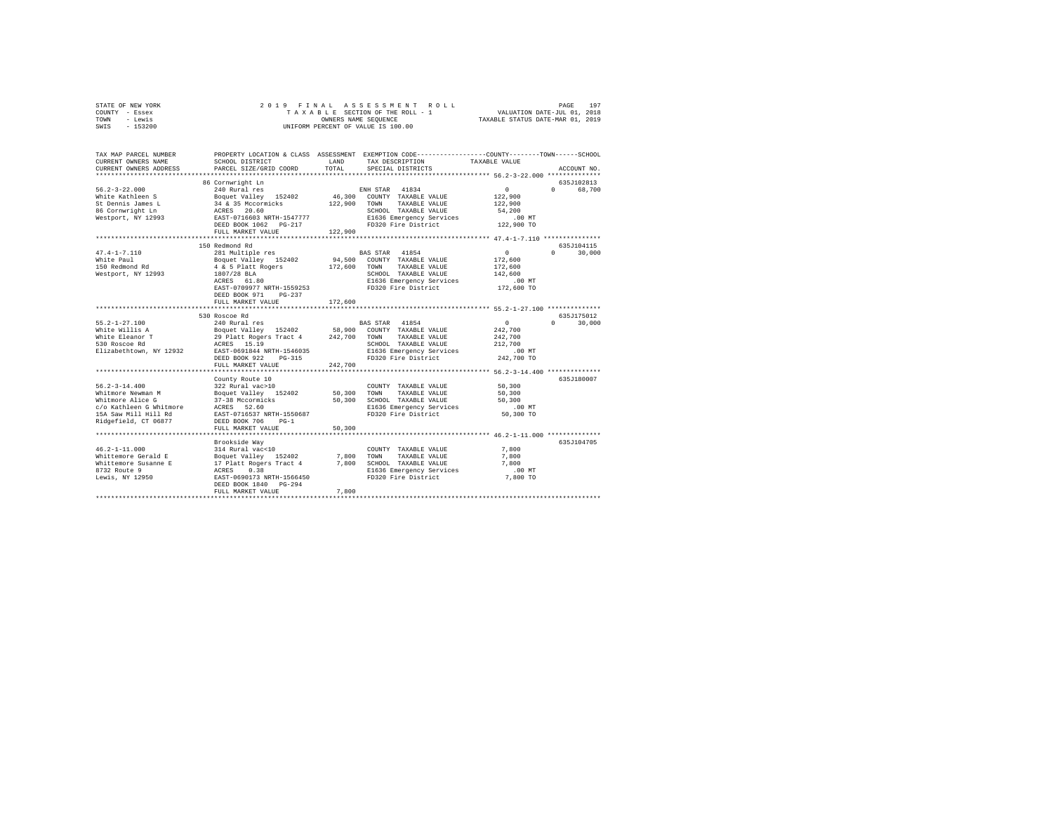STATE OF NEW YORK — 2 0 1 9 F I N A L A S S E S S M E N T R O L L
COUNTY - Essex — T A X A B L E SECTION OF THE ROLL - 1 — VALUATION DATE-JUL 01, 2018
TOWN - Lewis — OWNERS NAME SEQUENCE — TAXABLE STATUS DATE-MAR 01, 2019
SWIS - 153200 — UNIFORM PERCENT OF VALUE IS 100.00

| TAX MAP PARCEL NUMBER / CURRENT OWNERS NAME / CURRENT OWNERS ADDRESS | PROPERTY LOCATION & CLASS / SCHOOL DISTRICT / PARCEL SIZE/GRID COORD | ASSESSMENT LAND / TOTAL | EXEMPTION CODE / TAX DESCRIPTION / SPECIAL DISTRICTS | COUNTY / TOWN / SCHOOL TAXABLE VALUE | ACCOUNT NO. |
|---|---|---|---|---|---|
| 56.2-3-22.000 | 86 Cornwright Ln | | | | 635J102813 |
| 56.2-3-22.000 | 240 Rural res | | ENH STAR 41834 | 0 0 68,700 | |
| White Kathleen S | Boquet Valley 152402 | 46,300 | COUNTY TAXABLE VALUE | 122,900 | |
| St Dennis James L | 34 & 35 Mccormicks | 122,900 | TOWN TAXABLE VALUE | 122,900 | |
| 86 Cornwright Ln | ACRES 20.60 | | SCHOOL TAXABLE VALUE | 54,200 | |
| Westport, NY 12993 | EAST-0716603 NRTH-1547777 | | E1636 Emergency Services | .00 MT | |
| | DEED BOOK 1062 PG-217 | | FD320 Fire District | 122,900 TO | |
| | FULL MARKET VALUE | 122,900 | | | |
| 47.4-1-7.110 | 150 Redmond Rd | | | | 635J104115 |
| 47.4-1-7.110 | 281 Multiple res | | BAS STAR 41854 | 0 0 30,000 | |
| White Paul | Boquet Valley 152402 | 94,500 | COUNTY TAXABLE VALUE | 172,600 | |
| 150 Redmond Rd | 4 & 5 Platt Rogers | 172,600 | TOWN TAXABLE VALUE | 172,600 | |
| Westport, NY 12993 | 1807/28 BLA | | SCHOOL TAXABLE VALUE | 142,600 | |
| | ACRES 61.80 | | E1636 Emergency Services | .00 MT | |
| | EAST-0709977 NRTH-1559253 | | FD320 Fire District | 172,600 TO | |
| | DEED BOOK 971 PG-237 | | | | |
| | FULL MARKET VALUE | 172,600 | | | |
| 55.2-1-27.100 | 530 Roscoe Rd | | | | 635J175012 |
| 55.2-1-27.100 | 240 Rural res | | BAS STAR 41854 | 0 0 30,000 | |
| White Willis A | Boquet Valley 152402 | 58,900 | COUNTY TAXABLE VALUE | 242,700 | |
| White Eleanor T | 29 Platt Rogers Tract 4 | 242,700 | TOWN TAXABLE VALUE | 242,700 | |
| 530 Roscoe Rd | ACRES 15.19 | | SCHOOL TAXABLE VALUE | 212,700 | |
| Elizabethtown, NY 12932 | EAST-0691844 NRTH-1546035 | | E1636 Emergency Services | .00 MT | |
| | DEED BOOK 922 PG-315 | | FD320 Fire District | 242,700 TO | |
| | FULL MARKET VALUE | 242,700 | | | |
| 56.2-3-14.400 | County Route 10 | | | | 635J180007 |
| 56.2-3-14.400 | 322 Rural vac>10 | | COUNTY TAXABLE VALUE | 50,300 | |
| Whitmore Newman M | Boquet Valley 152402 | 50,300 | TOWN TAXABLE VALUE | 50,300 | |
| Whitmore Alice G | 37-38 Mccormicks | 50,300 | SCHOOL TAXABLE VALUE | 50,300 | |
| c/o Kathleen G Whitmore | ACRES 52.60 | | E1636 Emergency Services | .00 MT | |
| 15A Saw Mill Hill Rd | EAST-0716537 NRTH-1550687 | | FD320 Fire District | 50,300 TO | |
| Ridgefield, CT 06877 | DEED BOOK 706 PG-1 | | | | |
| | FULL MARKET VALUE | 50,300 | | | |
| 46.2-1-11.000 | Brookside Way | | | | 635J104705 |
| 46.2-1-11.000 | 314 Rural vac<10 | | COUNTY TAXABLE VALUE | 7,800 | |
| Whittemore Gerald E | Boquet Valley 152402 | 7,800 | TOWN TAXABLE VALUE | 7,800 | |
| Whittemore Susanne E | 17 Platt Rogers Tract 4 | 7,800 | SCHOOL TAXABLE VALUE | 7,800 | |
| 8732 Route 9 | ACRES 0.38 | | E1636 Emergency Services | .00 MT | |
| Lewis, NY 12950 | EAST-0690173 NRTH-1566450 | | FD320 Fire District | 7,800 TO | |
| | DEED BOOK 1840 PG-294 | | | | |
| | FULL MARKET VALUE | 7,800 | | | |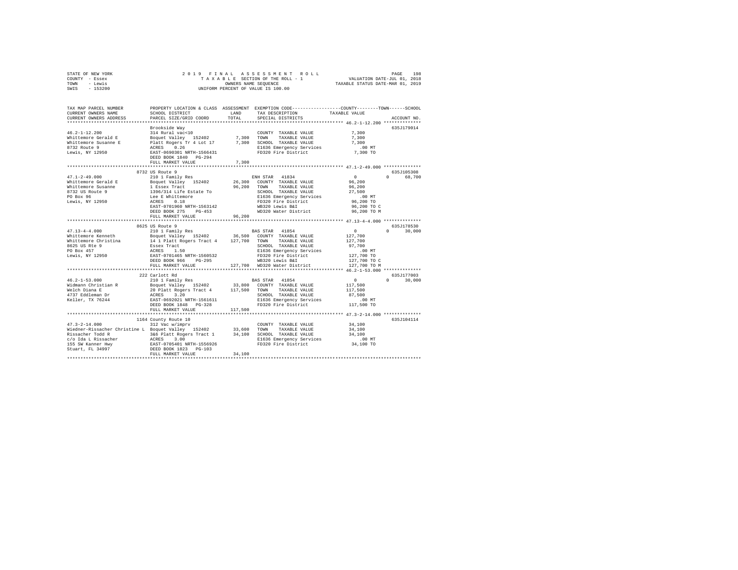STATE OF NEW YORK　　　　2 0 1 9　F I N A L　A S S E S S M E N T　R O L L
COUNTY - Essex　　　　T A X A B L E SECTION OF THE ROLL - 1　　　VALUATION DATE-JUL 01, 2018
TOWN - Lewis　　　　OWNERS NAME SEQUENCE　　　TAXABLE STATUS DATE-MAR 01, 2019
SWIS - 153200　　　　UNIFORM PERCENT OF VALUE IS 100.00

| TAX MAP PARCEL NUMBER / CURRENT OWNERS NAME / CURRENT OWNERS ADDRESS | PROPERTY LOCATION & CLASS / SCHOOL DISTRICT / PARCEL SIZE/GRID COORD | ASSESSMENT LAND / TOTAL | EXEMPTION CODE / TAX DESCRIPTION / SPECIAL DISTRICTS | COUNTY / TOWN / SCHOOL TAXABLE VALUE | ACCOUNT NO. |
|---|---|---|---|---|---|
| 46.2-1-12.200 | Brookside Way | | | | 635J179014 |
| 46.2-1-12.200 | 314 Rural vac<10 | | COUNTY TAXABLE VALUE | 7,300 | |
| Whittemore Gerald E | Boquet Valley 152402 | 7,300 | TOWN TAXABLE VALUE | 7,300 | |
| Whittemore Susanne E | Platt Rogers Tr 4 Lot 17 | 7,300 | SCHOOL TAXABLE VALUE | 7,300 | |
| 8732 Route 9 | ACRES 0.26 | | E1636 Emergency Services | .00 MT | |
| Lewis, NY 12950 | EAST-0690301 NRTH-1566431 | | FD320 Fire District | 7,300 TO | |
| | DEED BOOK 1840 PG-294 | | | | |
| | FULL MARKET VALUE | 7,300 | | | |
| 47.1-2-49.000 | 8732 US Route 9 | | | | 635J105308 |
| 47.1-2-49.000 | 210 1 Family Res | | ENH STAR 41834 | 0 / 0 / 68,700 | |
| Whittemore Gerald E | Boquet Valley 152402 | 26,300 | COUNTY TAXABLE VALUE | 96,200 | |
| Whittemore Susanne | 1 Essex Tract | 96,200 | TOWN TAXABLE VALUE | 96,200 | |
| 8732 US Route 9 | 1396/314 Life Estate To | | SCHOOL TAXABLE VALUE | 27,500 | |
| PO Box 96 | Lee E Whittemore | | E1636 Emergency Services | .00 MT | |
| Lewis, NY 12950 | ACRES 0.18 | | FD320 Fire District | 96,200 TO | |
| | EAST-0701960 NRTH-1563142 | | WB320 Lewis B&I | 96,200 TO C | |
| | DEED BOOK 275 PG-453 | | WD320 Water District | 96,200 TO M | |
| | FULL MARKET VALUE | 96,200 | | | |
| 47.13-4-4.000 | 8625 US Route 9 | | | | 635J178530 |
| 47.13-4-4.000 | 210 1 Family Res | | BAS STAR 41854 | 0 / 0 / 30,000 | |
| Whittemore Kenneth | Boquet Valley 152402 | 36,500 | COUNTY TAXABLE VALUE | 127,700 | |
| Whittemore Christina | 14 1 Platt Rogers Tract 4 | 127,700 | TOWN TAXABLE VALUE | 127,700 | |
| 8625 US Rte 9 | Essex Tract | | SCHOOL TAXABLE VALUE | 97,700 | |
| PO Box 457 | ACRES 1.50 | | E1636 Emergency Services | .00 MT | |
| Lewis, NY 12950 | EAST-0701465 NRTH-1560532 | | FD320 Fire District | 127,700 TO | |
| | DEED BOOK 966 PG-295 | | WB320 Lewis B&I | 127,700 TO C | |
| | FULL MARKET VALUE | 127,700 | WD320 Water District | 127,700 TO M | |
| 46.2-1-53.000 | 222 Carlott Rd | | | | 635J177003 |
| 46.2-1-53.000 | 210 1 Family Res | | BAS STAR 41854 | 0 / 0 / 30,000 | |
| Widmann Christian R | Boquet Valley 152402 | 33,800 | COUNTY TAXABLE VALUE | 117,500 | |
| Welch Diana E | 20 Platt Rogers Tract 4 | 117,500 | TOWN TAXABLE VALUE | 117,500 | |
| 4737 Eddleman Dr | ACRES 3.20 | | SCHOOL TAXABLE VALUE | 87,500 | |
| Keller, TX 76244 | EAST-0692021 NRTH-1561611 | | E1636 Emergency Services | .00 MT | |
| | DEED BOOK 1848 PG-328 | | FD320 Fire District | 117,500 TO | |
| | FULL MARKET VALUE | 117,500 | | | |
| 47.3-2-14.000 | 1164 County Route 10 | | | | 635J104114 |
| 47.3-2-14.000 | 312 Vac w/imprv | | COUNTY TAXABLE VALUE | 34,100 | |
| Wiedner-Rissacher Christine L | Boquet Valley 152402 | 33,600 | TOWN TAXABLE VALUE | 34,100 | |
| Rissacher Todd R | 3&6 Platt Rogers Tract 1 | 34,100 | SCHOOL TAXABLE VALUE | 34,100 | |
| c/o Ida L Rissacher | ACRES 3.00 | | E1636 Emergency Services | .00 MT | |
| 155 SW Kanner Hwy | EAST-0705401 NRTH-1556926 | | FD320 Fire District | 34,100 TO | |
| Stuart, FL 34997 | DEED BOOK 1823 PG-103 | | | | |
| | FULL MARKET VALUE | 34,100 | | | |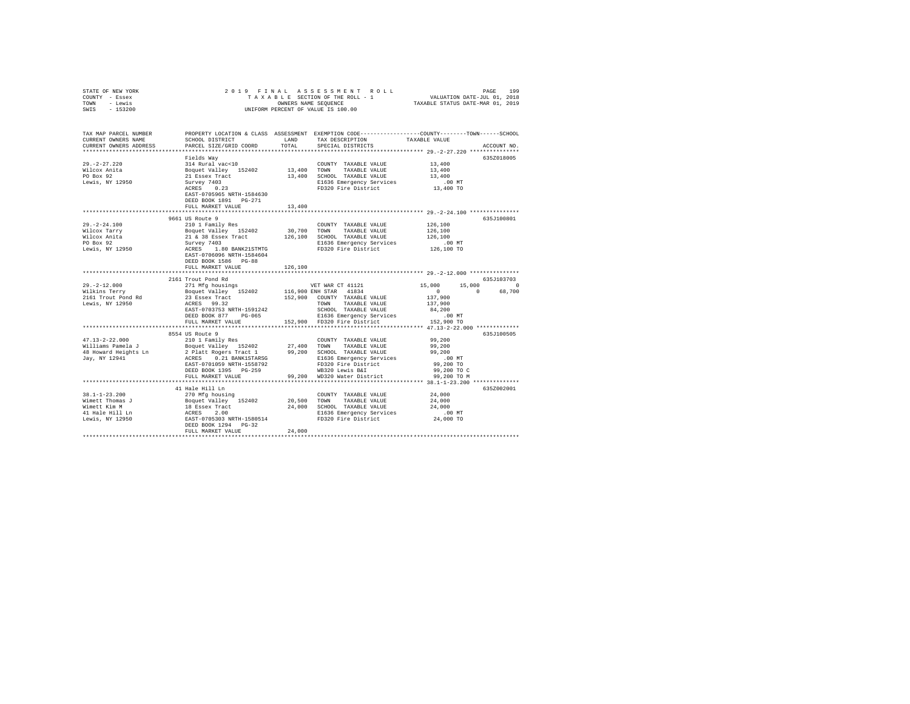STATE OF NEW YORK
COUNTY - Essex
TOWN - Lewis
SWIS - 153200

2019 FINAL ASSESSMENT ROLL
TAXABLE SECTION OF THE ROLL - 1
OWNERS NAME SEQUENCE
UNIFORM PERCENT OF VALUE IS 100.00

VALUATION DATE-JUL 01, 2018
TAXABLE STATUS DATE-MAR 01, 2019

```
TAX MAP PARCEL NUMBER     PROPERTY LOCATION & CLASS  ASSESSMENT  EXEMPTION CODE-----------------COUNTY--------TOWN------SCHOOL
CURRENT OWNERS NAME       SCHOOL DISTRICT               LAND      TAX DESCRIPTION              TAXABLE VALUE
CURRENT OWNERS ADDRESS    PARCEL SIZE/GRID COORD        TOTAL     SPECIAL DISTRICTS                                     ACCOUNT NO.
******************************************************************************************************* 29.-2-27.220 ***************
                          Fields Way                                                                                  635Z018005
29.-2-27.220              314 Rural vac<10                         COUNTY  TAXABLE VALUE            13,400
Wilcox Anita              Boquet Valley  152402       13,400       TOWN    TAXABLE VALUE            13,400
PO Box 92                 21 Essex Tract              13,400       SCHOOL  TAXABLE VALUE            13,400
Lewis, NY 12950           Survey 7403                              E1636 Emergency Services            .00 MT
                          ACRES    0.23                            FD320 Fire District              13,400 TO
                          EAST-0705965 NRTH-1584630
                          DEED BOOK 1891   PG-271
                          FULL MARKET VALUE           13,400
******************************************************************************************************* 29.-2-24.100 ***************
                          9661 US Route 9                                                                             635J100801
29.-2-24.100              210 1 Family Res                         COUNTY  TAXABLE VALUE           126,100
Wilcox Tarry              Boquet Valley  152402       30,700       TOWN    TAXABLE VALUE           126,100
Wilcox Anita              21 & 38 Essex Tract        126,100       SCHOOL  TAXABLE VALUE           126,100
PO Box 92                 Survey 7403                              E1636 Emergency Services            .00 MT
Lewis, NY 12950           ACRES    1.80 BANK21STMTG                FD320 Fire District             126,100 TO
                          EAST-0706096 NRTH-1584604
                          DEED BOOK 1586   PG-88
                          FULL MARKET VALUE          126,100
******************************************************************************************************* 29.-2-12.000 ***************
                          2161 Trout Pond Rd                                                                          635J103703
29.-2-12.000              271 Mfg housings                VET WAR CT 41121                 15,000     15,000            0
Wilkins Terry             Boquet Valley  152402      116,900 ENH STAR  41834                    0          0       68,700
2161 Trout Pond Rd        23 Essex Tract             152,900   COUNTY  TAXABLE VALUE           137,900
Lewis, NY 12950           ACRES   99.32                        TOWN    TAXABLE VALUE           137,900
                          EAST-0703753 NRTH-1591242            SCHOOL  TAXABLE VALUE            84,200
                          DEED BOOK 877    PG-065              E1636 Emergency Services            .00 MT
                          FULL MARKET VALUE          152,900   FD320 Fire District             152,900 TO
******************************************************************************************************* 47.13-2-22.000 *************
                          8554 US Route 9                                                                             635J100505
47.13-2-22.000            210 1 Family Res                         COUNTY  TAXABLE VALUE            99,200
Williams Pamela J         Boquet Valley  152402       27,400       TOWN    TAXABLE VALUE            99,200
48 Howard Heights Ln      2 Platt Rogers Tract 1      99,200       SCHOOL  TAXABLE VALUE            99,200
Jay, NY 12941             ACRES    0.21 BANK1STARSG                E1636 Emergency Services            .00 MT
                          EAST-0701059 NRTH-1558792                FD320 Fire District              99,200 TO
                          DEED BOOK 1395   PG-259                  WB320 Lewis B&I                  99,200 TO C
                          FULL MARKET VALUE           99,200       WD320 Water District             99,200 TO M
******************************************************************************************************* 38.1-1-23.200 **************
                          41 Hale Hill Ln                                                                             635Z002001
38.1-1-23.200             270 Mfg housing                          COUNTY  TAXABLE VALUE            24,000
Wimett Thomas J           Boquet Valley  152402       20,500       TOWN    TAXABLE VALUE            24,000
Wimett Kim M              18 Essex Tract              24,000       SCHOOL  TAXABLE VALUE            24,000
41 Hale Hill Ln           ACRES    2.00                            E1636 Emergency Services            .00 MT
Lewis, NY 12950           EAST-0705303 NRTH-1580514                FD320 Fire District              24,000 TO
                          DEED BOOK 1294   PG-32
                          FULL MARKET VALUE           24,000
************************************************************************************************************************************
```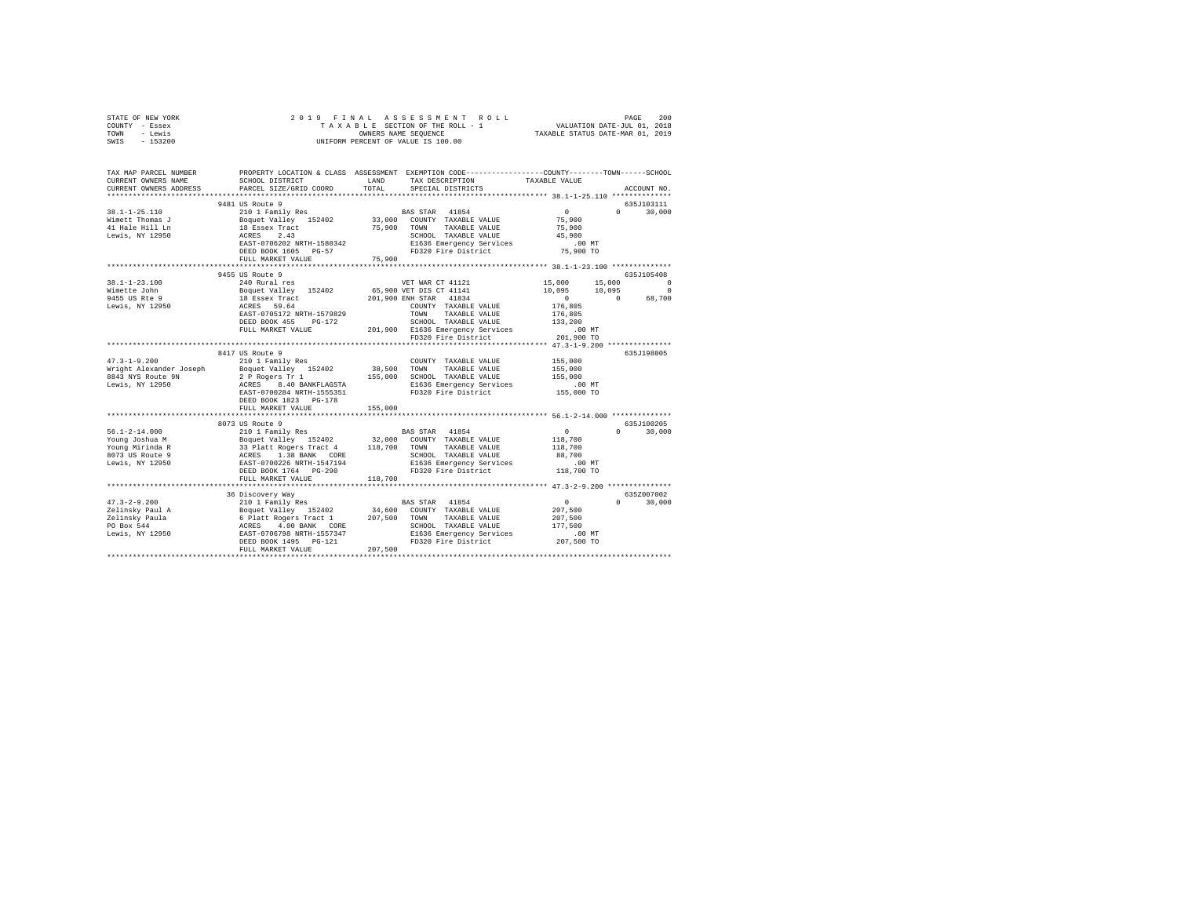STATE OF NEW YORK
COUNTY - Essex
TOWN - Lewis
SWIS - 153200

2019 FINAL ASSESSMENT ROLL
TAXABLE SECTION OF THE ROLL - 1
OWNERS NAME SEQUENCE
UNIFORM PERCENT OF VALUE IS 100.00

VALUATION DATE-JUL 01, 2018
TAXABLE STATUS DATE-MAR 01, 2019

```
TAX MAP PARCEL NUMBER      PROPERTY LOCATION & CLASS  ASSESSMENT  EXEMPTION CODE-----------------COUNTY--------TOWN------SCHOOL
CURRENT OWNERS NAME        SCHOOL DISTRICT              LAND      TAX DESCRIPTION            TAXABLE VALUE
CURRENT OWNERS ADDRESS     PARCEL SIZE/GRID COORD      TOTAL      SPECIAL DISTRICTS                                    ACCOUNT NO.
************************************************************************************************** 38.1-1-25.110 **************
                           9481 US Route 9                                                                            635J103111
38.1-1-25.110              210 1 Family Res                       BAS STAR  41854                  0           0        30,000
Wimett Thomas J            Boquet Valley  152402       33,000     COUNTY  TAXABLE VALUE        75,900
41 Hale Hill Ln            18 Essex Tract              75,900     TOWN    TAXABLE VALUE        75,900
Lewis, NY 12950            ACRES    2.43                          SCHOOL  TAXABLE VALUE        45,900
                           EAST-0706202 NRTH-1580342              E1636 Emergency Services         .00 MT
                           DEED BOOK 1605   PG-57                 FD320 Fire District          75,900 TO
                           FULL MARKET VALUE           75,900
************************************************************************************************** 38.1-1-23.100 **************
                           9455 US Route 9                                                                            635J105408
38.1-1-23.100              240 Rural res                          VET WAR CT 41121            15,000      15,000            0
Wimette John               Boquet Valley  152402       65,900 VET DIS CT 41141               10,095      10,095            0
9455 US Rte 9              18 Essex Tract             201,900 ENH STAR  41834                  0           0        68,700
Lewis, NY 12950            ACRES   59.64                          COUNTY  TAXABLE VALUE       176,805
                           EAST-0705172 NRTH-1579829              TOWN    TAXABLE VALUE       176,805
                           DEED BOOK 455    PG-172                SCHOOL  TAXABLE VALUE       133,200
                           FULL MARKET VALUE          201,900     E1636 Emergency Services         .00 MT
                                                                  FD320 Fire District         201,900 TO
************************************************************************************************** 47.3-1-9.200 ***************
                           8417 US Route 9                                                                            635J198005
47.3-1-9.200               210 1 Family Res                       COUNTY  TAXABLE VALUE       155,000
Wright Alexander Joseph    Boquet Valley  152402       38,500     TOWN    TAXABLE VALUE       155,000
8843 NYS Route 9N          2 P Rogers Tr 1            155,000     SCHOOL  TAXABLE VALUE       155,000
Lewis, NY 12950            ACRES    8.40 BANKFLAGSTA              E1636 Emergency Services         .00 MT
                           EAST-0700284 NRTH-1555351              FD320 Fire District         155,000 TO
                           DEED BOOK 1823   PG-178
                           FULL MARKET VALUE          155,000
************************************************************************************************** 56.1-2-14.000 **************
                           8073 US Route 9                                                                            635J100205
56.1-2-14.000              210 1 Family Res                       BAS STAR  41854                  0           0        30,000
Young Joshua M             Boquet Valley  152402       32,000     COUNTY  TAXABLE VALUE       118,700
Young Mirinda R            33 Platt Rogers Tract 4    118,700     TOWN    TAXABLE VALUE       118,700
8073 US Route 9            ACRES    1.38 BANK   CORE              SCHOOL  TAXABLE VALUE        88,700
Lewis, NY 12950            EAST-0700226 NRTH-1547194              E1636 Emergency Services         .00 MT
                           DEED BOOK 1764   PG-290                FD320 Fire District         118,700 TO
                           FULL MARKET VALUE          118,700
************************************************************************************************** 47.3-2-9.200 ***************
                           36 Discovery Way                                                                           635Z007002
47.3-2-9.200               210 1 Family Res                       BAS STAR  41854                  0           0        30,000
Zelinsky Paul A            Boquet Valley  152402       34,600     COUNTY  TAXABLE VALUE       207,500
Zelinsky Paula             6 Platt Rogers Tract 1     207,500     TOWN    TAXABLE VALUE       207,500
PO Box 544                 ACRES    4.00 BANK   CORE              SCHOOL  TAXABLE VALUE       177,500
Lewis, NY 12950            EAST-0706798 NRTH-1557347              E1636 Emergency Services         .00 MT
                           DEED BOOK 1495   PG-121                FD320 Fire District         207,500 TO
                           FULL MARKET VALUE          207,500
********************************************************************************************************************************
```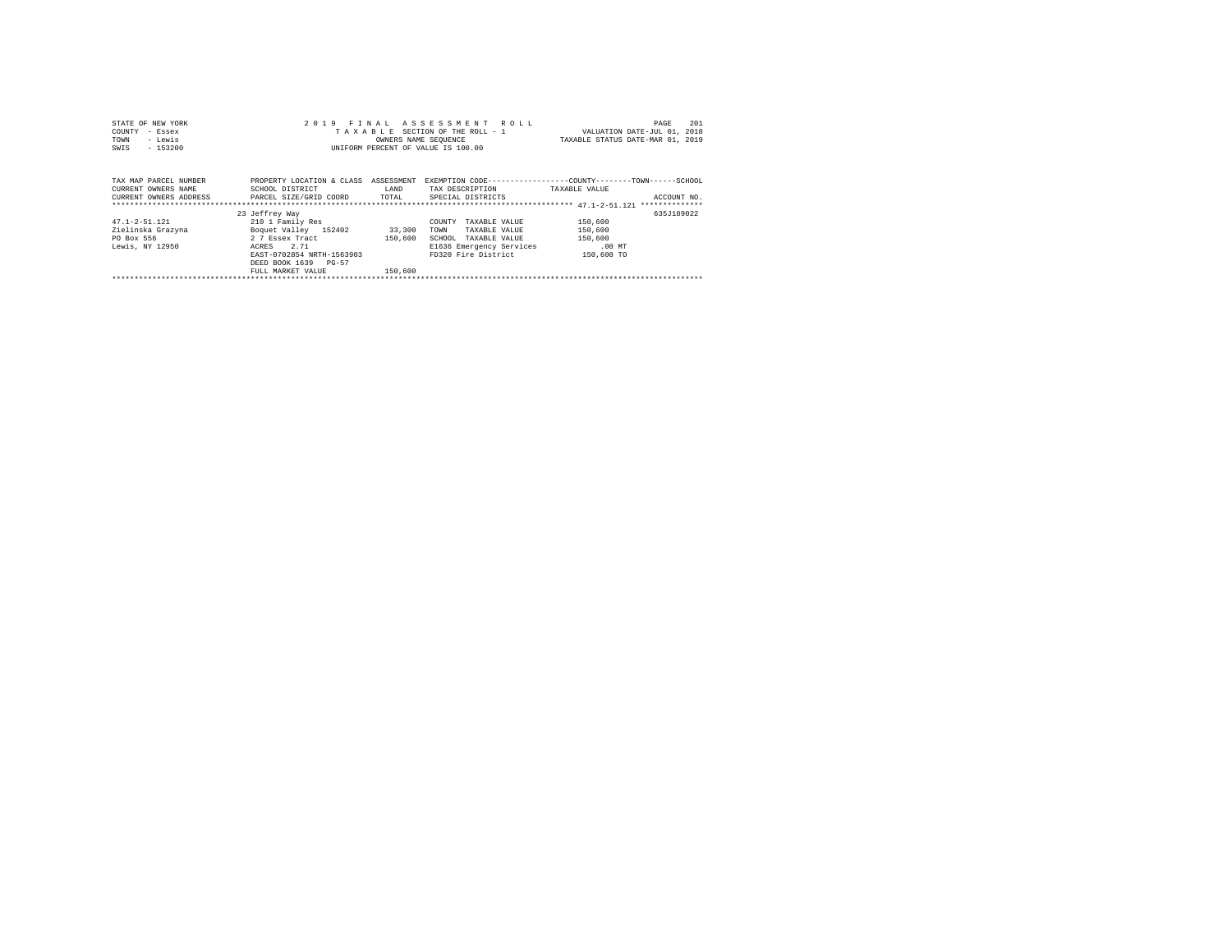STATE OF NEW YORK
COUNTY - Essex
TOWN - Lewis
SWIS - 153200

2019 FINAL ASSESSMENT ROLL
TAXABLE SECTION OF THE ROLL - 1
OWNERS NAME SEQUENCE
UNIFORM PERCENT OF VALUE IS 100.00

VALUATION DATE-JUL 01, 2018
TAXABLE STATUS DATE-MAR 01, 2019

| TAX MAP PARCEL NUMBER / CURRENT OWNERS NAME / CURRENT OWNERS ADDRESS | PROPERTY LOCATION & CLASS / SCHOOL DISTRICT / PARCEL SIZE/GRID COORD | ASSESSMENT LAND / TOTAL | EXEMPTION CODE / TAX DESCRIPTION / SPECIAL DISTRICTS | COUNTY / TOWN / SCHOOL TAXABLE VALUE | ACCOUNT NO. |
|---|---|---|---|---|---|
| 47.1-2-51.121 | 23 Jeffrey Way | | | | 635J189022 |
| 47.1-2-51.121 | 210 1 Family Res | | COUNTY TAXABLE VALUE | 150,600 | |
| Zielinska Grazyna | Boquet Valley 152402 | 33,300 | TOWN TAXABLE VALUE | 150,600 | |
| PO Box 556 | 2 7 Essex Tract | 150,600 | SCHOOL TAXABLE VALUE | 150,600 | |
| Lewis, NY 12950 | ACRES 2.71 | | E1636 Emergency Services | .00 MT | |
| | EAST-0702854 NRTH-1563903 | | FD320 Fire District | 150,600 TO | |
| | DEED BOOK 1639 PG-57 | | | | |
| | FULL MARKET VALUE | 150,600 | | | |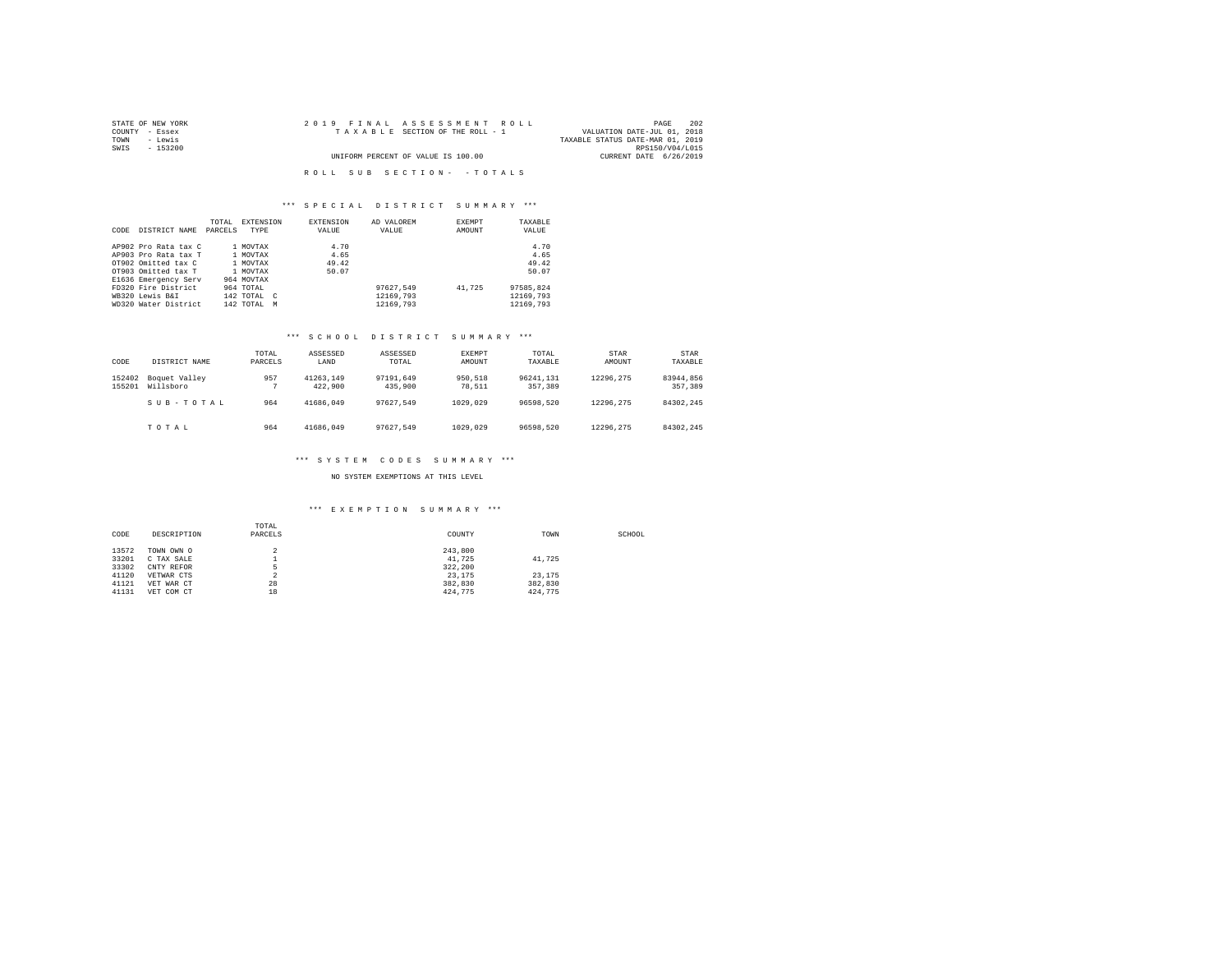STATE OF NEW YORK
COUNTY - Essex
TOWN - Lewis
SWIS - 153200

2 0 1 9 F I N A L A S S E S S M E N T R O L L
T A X A B L E SECTION OF THE ROLL - 1

UNIFORM PERCENT OF VALUE IS 100.00

VALUATION DATE-JUL 01, 2018
TAXABLE STATUS DATE-MAR 01, 2019
RPS150/V04/L015
CURRENT DATE 6/26/2019

R O L L S U B S E C T I O N - - T O T A L S

## \*\*\* S P E C I A L D I S T R I C T S U M M A R Y \*\*\*

| CODE | DISTRICT NAME | TOTAL PARCELS | EXTENSION TYPE | EXTENSION VALUE | AD VALOREM VALUE | EXEMPT AMOUNT | TAXABLE VALUE |
|---|---|---|---|---|---|---|---|
| AP902 | Pro Rata tax C | 1 | MOVTAX | 4.70 | | | 4.70 |
| AP903 | Pro Rata tax T | 1 | MOVTAX | 4.65 | | | 4.65 |
| OT902 | Omitted tax C | 1 | MOVTAX | 49.42 | | | 49.42 |
| OT903 | Omitted tax T | 1 | MOVTAX | 50.07 | | | 50.07 |
| E1636 | Emergency Serv | 964 | MOVTAX | | | | |
| FD320 | Fire District | 964 | TOTAL | | 97627,549 | 41,725 | 97585,824 |
| WB320 | Lewis B&I | 142 | TOTAL C | | 12169,793 | | 12169,793 |
| WD320 | Water District | 142 | TOTAL M | | 12169,793 | | 12169,793 |

## \*\*\* S C H O O L D I S T R I C T S U M M A R Y \*\*\*

| CODE | DISTRICT NAME | TOTAL PARCELS | ASSESSED LAND | ASSESSED TOTAL | EXEMPT AMOUNT | TOTAL TAXABLE | STAR AMOUNT | STAR TAXABLE |
|---|---|---|---|---|---|---|---|---|
| 152402 | Boquet Valley | 957 | 41263,149 | 97191,649 | 950,518 | 96241,131 | 12296,275 | 83944,856 |
| 155201 | Willsboro | 7 | 422,900 | 435,900 | 78,511 | 357,389 | | 357,389 |
| | S U B - T O T A L | 964 | 41686,049 | 97627,549 | 1029,029 | 96598,520 | 12296,275 | 84302,245 |
| | T O T A L | 964 | 41686,049 | 97627,549 | 1029,029 | 96598,520 | 12296,275 | 84302,245 |

## \*\*\* S Y S T E M C O D E S S U M M A R Y \*\*\*

NO SYSTEM EXEMPTIONS AT THIS LEVEL

## \*\*\* E X E M P T I O N S U M M A R Y \*\*\*

| CODE | DESCRIPTION | TOTAL PARCELS | COUNTY | TOWN | SCHOOL |
|---|---|---|---|---|---|
| 13572 | TOWN OWN O | 2 | 243,800 | | |
| 33201 | C TAX SALE | 1 | 41,725 | 41,725 | |
| 33302 | CNTY REFOR | 5 | 322,200 | | |
| 41120 | VETWAR CTS | 2 | 23,175 | 23,175 | |
| 41121 | VET WAR CT | 28 | 382,830 | 382,830 | |
| 41131 | VET COM CT | 18 | 424,775 | 424,775 | |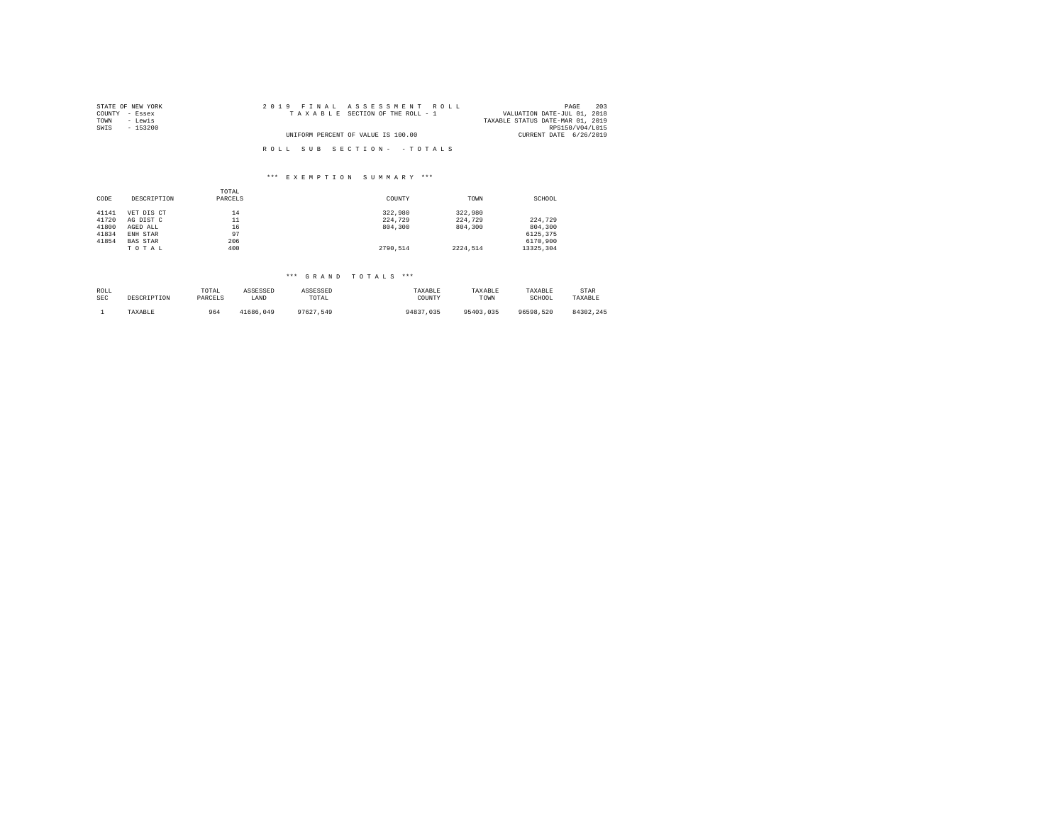STATE OF NEW YORK
COUNTY - Essex
TOWN - Lewis
SWIS - 153200

2019 FINAL ASSESSMENT ROLL
TAXABLE SECTION OF THE ROLL - 1
UNIFORM PERCENT OF VALUE IS 100.00

VALUATION DATE-JUL 01, 2018
TAXABLE STATUS DATE-MAR 01, 2019
RPS150/V04/L015
CURRENT DATE 6/26/2019

ROLL SUB SECTION- - TOTALS

*** EXEMPTION SUMMARY ***

| CODE | DESCRIPTION | TOTAL PARCELS | COUNTY | TOWN | SCHOOL |
|---|---|---|---|---|---|
| 41141 | VET DIS CT | 14 | 322,980 | 322,980 | |
| 41720 | AG DIST C | 11 | 224,729 | 224,729 | 224,729 |
| 41800 | AGED ALL | 16 | 804,300 | 804,300 | 804,300 |
| 41834 | ENH STAR | 97 | | | 6125,375 |
| 41854 | BAS STAR | 206 | | | 6170,900 |
| | TOTAL | 400 | 2790,514 | 2224,514 | 13325,304 |

*** GRAND TOTALS ***

| ROLL SEC | DESCRIPTION | TOTAL PARCELS | ASSESSED LAND | ASSESSED TOTAL | TAXABLE COUNTY | TAXABLE TOWN | TAXABLE SCHOOL | STAR TAXABLE |
|---|---|---|---|---|---|---|---|---|
| 1 | TAXABLE | 964 | 41686,049 | 97627,549 | 94837,035 | 95403,035 | 96598,520 | 84302,245 |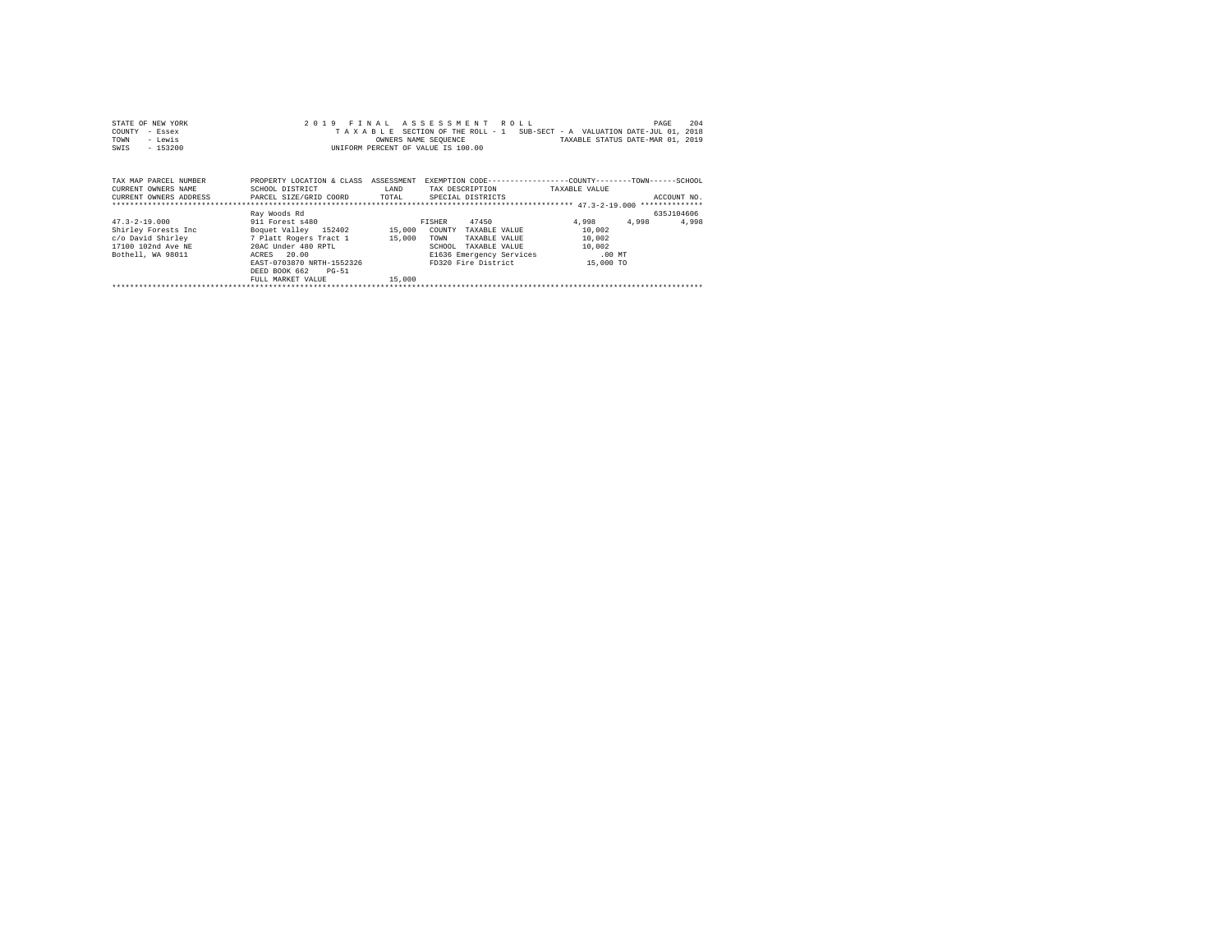STATE OF NEW YORK
COUNTY - Essex
TOWN - Lewis
SWIS - 153200

2019 FINAL ASSESSMENT ROLL
TAXABLE SECTION OF THE ROLL - 1 SUB-SECT - A VALUATION DATE-JUL 01, 2018
OWNERS NAME SEQUENCE TAXABLE STATUS DATE-MAR 01, 2019
UNIFORM PERCENT OF VALUE IS 100.00

| TAX MAP PARCEL NUMBER<br>CURRENT OWNERS NAME<br>CURRENT OWNERS ADDRESS | PROPERTY LOCATION & CLASS<br>SCHOOL DISTRICT<br>PARCEL SIZE/GRID COORD | ASSESSMENT<br>LAND<br>TOTAL | EXEMPTION CODE<br>TAX DESCRIPTION<br>SPECIAL DISTRICTS | COUNTY<br>TAXABLE VALUE | TOWN | SCHOOL<br>ACCOUNT NO. |
|---|---|---|---|---|---|---|
| 47.3-2-19.000 | Ray Woods Rd | | | | | 635J104606 |
| | 911 Forest s480 | | FISHER 47450 | 4,998 | 4,998 | 4,998 |
| Shirley Forests Inc | Boquet Valley 152402 | 15,000 | COUNTY TAXABLE VALUE | 10,002 | | |
| c/o David Shirley | 7 Platt Rogers Tract 1 | 15,000 | TOWN TAXABLE VALUE | 10,002 | | |
| 17100 102nd Ave NE | 20AC Under 480 RPTL | | SCHOOL TAXABLE VALUE | 10,002 | | |
| Bothell, WA 98011 | ACRES 20.00 | | E1636 Emergency Services | .00 MT | | |
| | EAST-0703870 NRTH-1552326 | | FD320 Fire District | 15,000 TO | | |
| | DEED BOOK 662 PG-51 | | | | | |
| | FULL MARKET VALUE | 15,000 | | | | |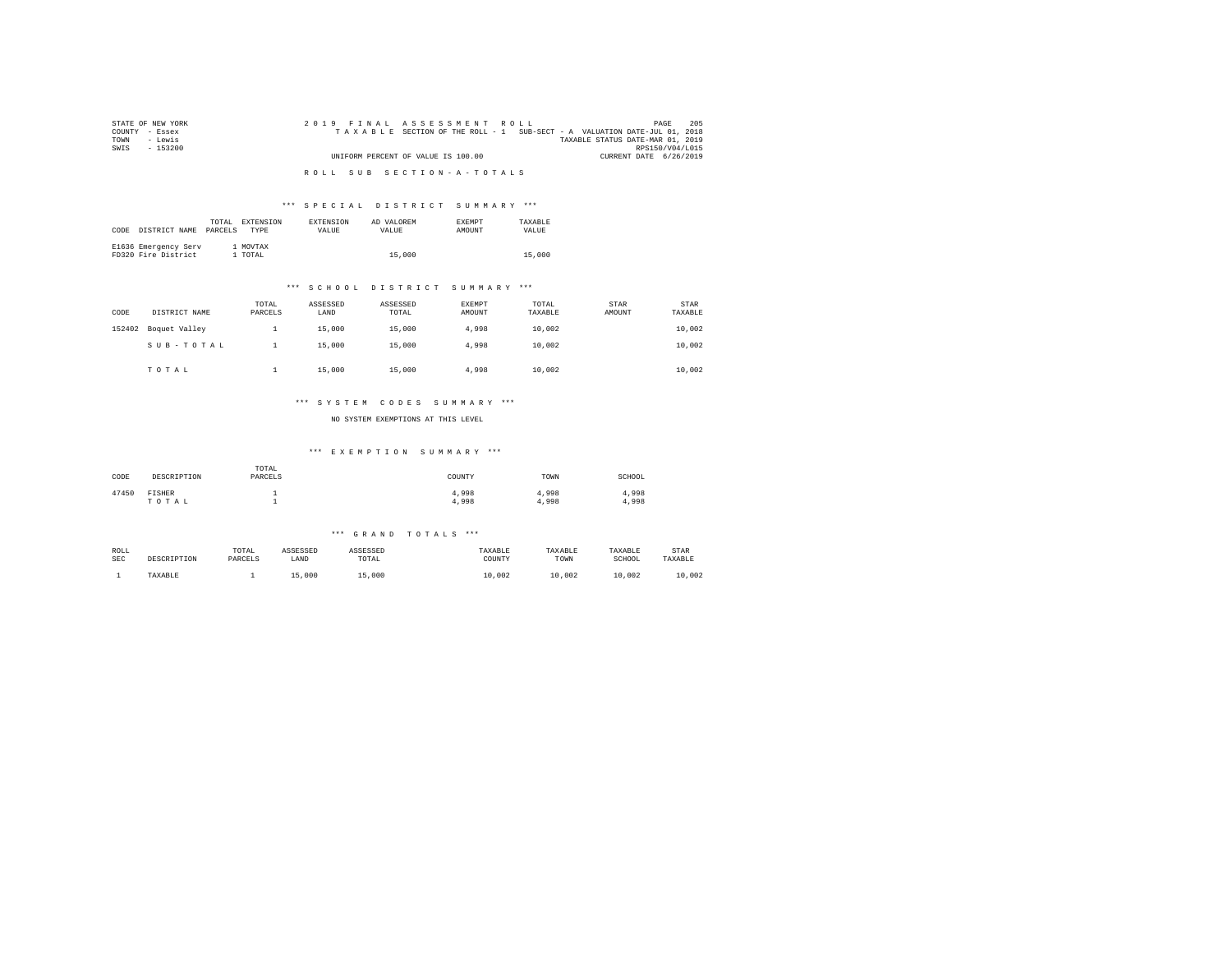STATE OF NEW YORK
COUNTY - Essex
TOWN - Lewis
SWIS - 153200

2019 FINAL ASSESSMENT ROLL
TAXABLE SECTION OF THE ROLL - 1 SUB-SECT - A VALUATION DATE-JUL 01, 2018
TAXABLE STATUS DATE-MAR 01, 2019
RPS150/V04/L015
UNIFORM PERCENT OF VALUE IS 100.00
CURRENT DATE 6/26/2019

ROLL SUB SECTION-A-TOTALS

*** SPECIAL DISTRICT SUMMARY ***

| CODE | DISTRICT NAME | TOTAL PARCELS | EXTENSION TYPE | EXTENSION VALUE | AD VALOREM VALUE | EXEMPT AMOUNT | TAXABLE VALUE |
|---|---|---|---|---|---|---|---|
| E1636 | Emergency Serv | 1 | MOVTAX | | | | |
| FD320 | Fire District | 1 | TOTAL | | 15,000 | | 15,000 |

*** SCHOOL DISTRICT SUMMARY ***

| CODE | DISTRICT NAME | TOTAL PARCELS | ASSESSED LAND | ASSESSED TOTAL | EXEMPT AMOUNT | TOTAL TAXABLE | STAR AMOUNT | STAR TAXABLE |
|---|---|---|---|---|---|---|---|---|
| 152402 | Boquet Valley | 1 | 15,000 | 15,000 | 4,998 | 10,002 | | 10,002 |
| | SUB-TOTAL | 1 | 15,000 | 15,000 | 4,998 | 10,002 | | 10,002 |
| | TOTAL | 1 | 15,000 | 15,000 | 4,998 | 10,002 | | 10,002 |

*** SYSTEM CODES SUMMARY ***

NO SYSTEM EXEMPTIONS AT THIS LEVEL

*** EXEMPTION SUMMARY ***

| CODE | DESCRIPTION | TOTAL PARCELS | COUNTY | TOWN | SCHOOL |
|---|---|---|---|---|---|
| 47450 | FISHER | 1 | 4,998 | 4,998 | 4,998 |
| | TOTAL | 1 | 4,998 | 4,998 | 4,998 |

*** GRAND TOTALS ***

| ROLL SEC | DESCRIPTION | TOTAL PARCELS | ASSESSED LAND | ASSESSED TOTAL | TAXABLE COUNTY | TAXABLE TOWN | TAXABLE SCHOOL | STAR TAXABLE |
|---|---|---|---|---|---|---|---|---|
| 1 | TAXABLE | 1 | 15,000 | 15,000 | 10,002 | 10,002 | 10,002 | 10,002 |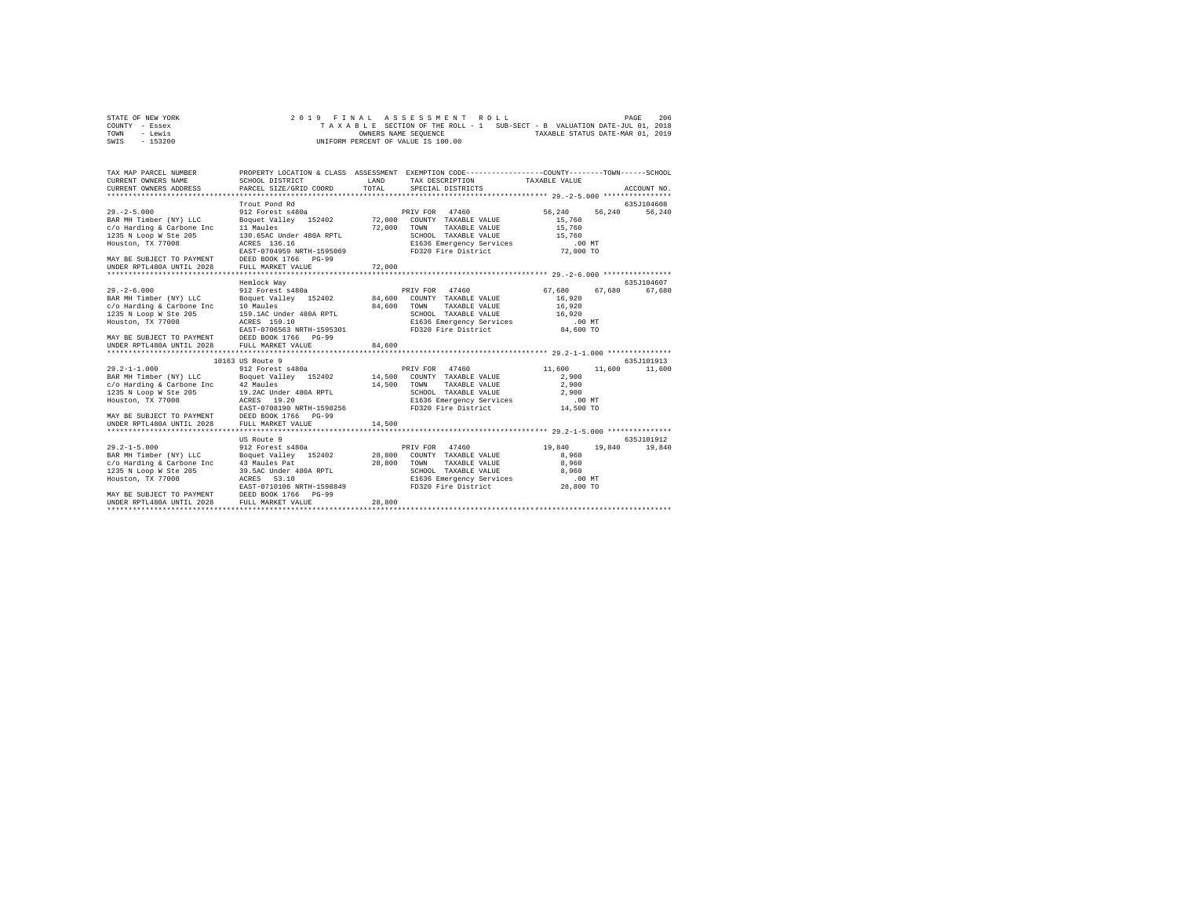STATE OF NEW YORK
COUNTY - Essex
TOWN - Lewis
SWIS - 153200

2019 FINAL ASSESSMENT ROLL
TAXABLE SECTION OF THE ROLL - 1   SUB-SECT - B   VALUATION DATE-JUL 01, 2018
OWNERS NAME SEQUENCE   TAXABLE STATUS DATE-MAR 01, 2019
UNIFORM PERCENT OF VALUE IS 100.00

| TAX MAP PARCEL NUMBER / CURRENT OWNERS NAME / CURRENT OWNERS ADDRESS | PROPERTY LOCATION & CLASS / SCHOOL DISTRICT / PARCEL SIZE/GRID COORD | ASSESSMENT LAND / TOTAL | EXEMPTION CODE / TAX DESCRIPTION / SPECIAL DISTRICTS | COUNTY TAXABLE VALUE | TOWN | SCHOOL | ACCOUNT NO. |
|---|---|---|---|---|---|---|---|
| 29.-2-5.000 | Trout Pond Rd | | | | | | 635J104608 |
| | 912 Forest s480a | | PRIV FOR 47460 | 56,240 | 56,240 | 56,240 | |
| BAR MH Timber (NY) LLC | Boquet Valley 152402 | 72,000 | COUNTY TAXABLE VALUE | 15,760 | | | |
| c/o Harding & Carbone Inc | 11 Maules | 72,000 | TOWN TAXABLE VALUE | 15,760 | | | |
| 1235 N Loop W Ste 205 | 130.65AC Under 480A RPTL | | SCHOOL TAXABLE VALUE | 15,760 | | | |
| Houston, TX 77008 | ACRES 136.16 | | E1636 Emergency Services | .00 MT | | | |
| | EAST-0704959 NRTH-1595069 | | FD320 Fire District | 72,000 TO | | | |
| MAY BE SUBJECT TO PAYMENT | DEED BOOK 1766 PG-99 | | | | | | |
| UNDER RPTL480A UNTIL 2028 | FULL MARKET VALUE | 72,000 | | | | | |
| 29.-2-6.000 | Hemlock Way | | | | | | 635J104607 |
| | 912 Forest s480a | | PRIV FOR 47460 | 67,680 | 67,680 | 67,680 | |
| BAR MH Timber (NY) LLC | Boquet Valley 152402 | 84,600 | COUNTY TAXABLE VALUE | 16,920 | | | |
| c/o Harding & Carbone Inc | 10 Maules | 84,600 | TOWN TAXABLE VALUE | 16,920 | | | |
| 1235 N Loop W Ste 205 | 159.1AC Under 480A RPTL | | SCHOOL TAXABLE VALUE | 16,920 | | | |
| Houston, TX 77008 | ACRES 159.10 | | E1636 Emergency Services | .00 MT | | | |
| | EAST-0706563 NRTH-1595301 | | FD320 Fire District | 84,600 TO | | | |
| MAY BE SUBJECT TO PAYMENT | DEED BOOK 1766 PG-99 | | | | | | |
| UNDER RPTL480A UNTIL 2028 | FULL MARKET VALUE | 84,600 | | | | | |
| 29.2-1-1.000 | 10163 US Route 9 | | | | | | 635J101913 |
| | 912 Forest s480a | | PRIV FOR 47460 | 11,600 | 11,600 | 11,600 | |
| BAR MH Timber (NY) LLC | Boquet Valley 152402 | 14,500 | COUNTY TAXABLE VALUE | 2,900 | | | |
| c/o Harding & Carbone Inc | 42 Maules | 14,500 | TOWN TAXABLE VALUE | 2,900 | | | |
| 1235 N Loop W Ste 205 | 19.2AC Under 480A RPTL | | SCHOOL TAXABLE VALUE | 2,900 | | | |
| Houston, TX 77008 | ACRES 19.20 | | E1636 Emergency Services | .00 MT | | | |
| | EAST-0708190 NRTH-1598256 | | FD320 Fire District | 14,500 TO | | | |
| MAY BE SUBJECT TO PAYMENT | DEED BOOK 1766 PG-99 | | | | | | |
| UNDER RPTL480A UNTIL 2028 | FULL MARKET VALUE | 14,500 | | | | | |
| 29.2-1-5.000 | US Route 9 | | | | | | 635J101912 |
| | 912 Forest s480a | | PRIV FOR 47460 | 19,840 | 19,840 | 19,840 | |
| BAR MH Timber (NY) LLC | Boquet Valley 152402 | 28,800 | COUNTY TAXABLE VALUE | 8,960 | | | |
| c/o Harding & Carbone Inc | 43 Maules Pat | 28,800 | TOWN TAXABLE VALUE | 8,960 | | | |
| 1235 N Loop W Ste 205 | 39.5AC Under 480A RPTL | | SCHOOL TAXABLE VALUE | 8,960 | | | |
| Houston, TX 77008 | ACRES 53.10 | | E1636 Emergency Services | .00 MT | | | |
| | EAST-0710106 NRTH-1598849 | | FD320 Fire District | 28,800 TO | | | |
| MAY BE SUBJECT TO PAYMENT | DEED BOOK 1766 PG-99 | | | | | | |
| UNDER RPTL480A UNTIL 2028 | FULL MARKET VALUE | 28,800 | | | | | |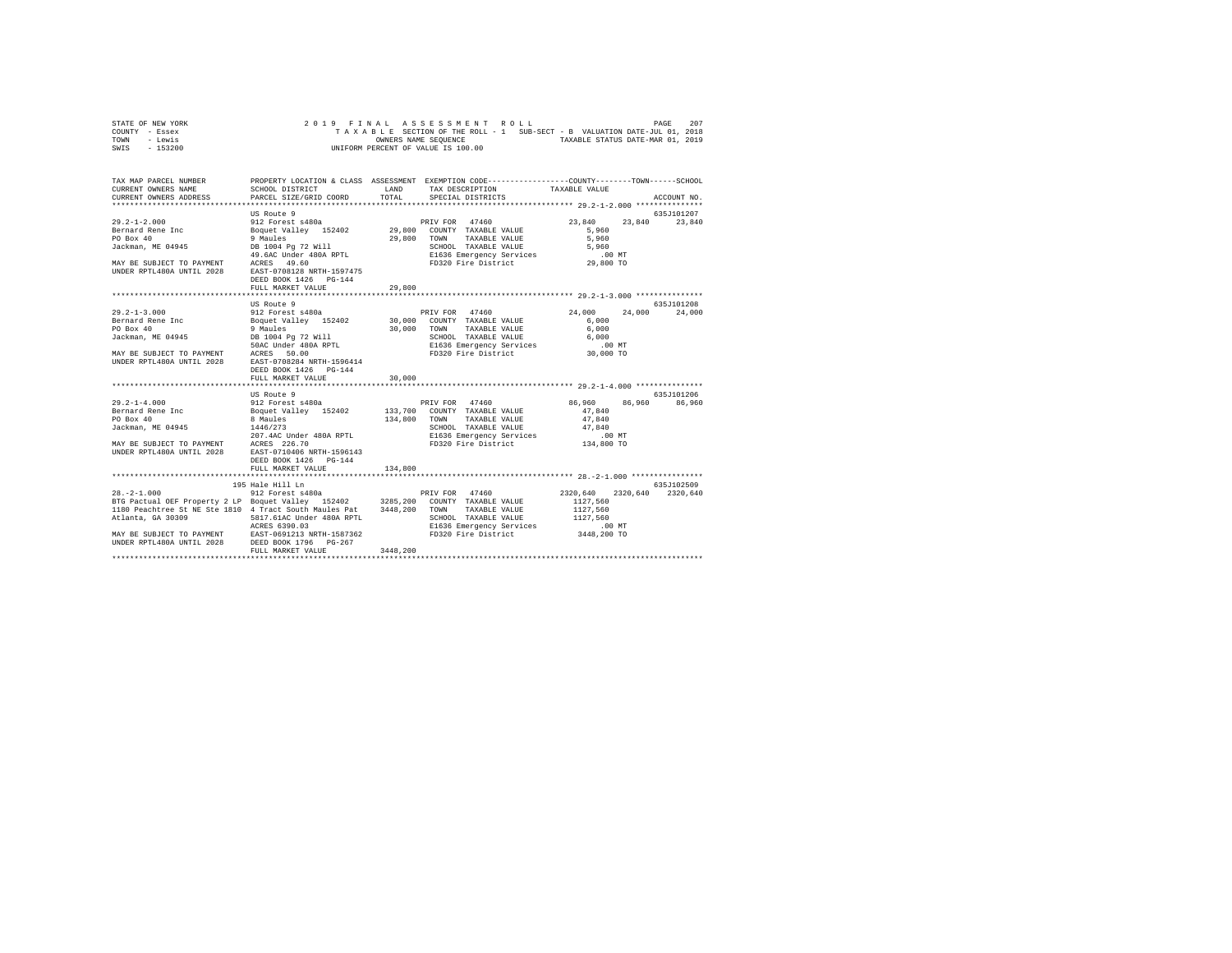STATE OF NEW YORK　　　　2 0 1 9　F I N A L　A S S E S S M E N T　R O L L
COUNTY - Essex　　　　T A X A B L E SECTION OF THE ROLL - 1　SUB-SECT - B　VALUATION DATE-JUL 01, 2018
TOWN - Lewis　　　　OWNERS NAME SEQUENCE　　　　TAXABLE STATUS DATE-MAR 01, 2019
SWIS - 153200　　　　UNIFORM PERCENT OF VALUE IS 100.00

| TAX MAP PARCEL NUMBER / CURRENT OWNERS NAME / CURRENT OWNERS ADDRESS | PROPERTY LOCATION & CLASS / SCHOOL DISTRICT / PARCEL SIZE/GRID COORD | ASSESSMENT LAND / TOTAL | EXEMPTION CODE / TAX DESCRIPTION / SPECIAL DISTRICTS | COUNTY | TOWN | SCHOOL / ACCOUNT NO. |
|---|---|---|---|---|---|---|
| **29.2-1-2.000** | US Route 9 | | | | | 635J101207 |
| 29.2-1-2.000 | 912 Forest s480a | | PRIV FOR 47460 | 23,840 | 23,840 | 23,840 |
| Bernard Rene Inc | Boquet Valley 152402 | 29,800 | COUNTY TAXABLE VALUE | 5,960 | | |
| PO Box 40 | 9 Maules | 29,800 | TOWN TAXABLE VALUE | | 5,960 | |
| Jackman, ME 04945 | DB 1004 Pg 72 Will | | SCHOOL TAXABLE VALUE | | | 5,960 |
| | 49.6AC Under 480A RPTL | | E1636 Emergency Services | .00 MT | | |
| MAY BE SUBJECT TO PAYMENT | ACRES 49.60 | | FD320 Fire District | 29,800 TO | | |
| UNDER RPTL480A UNTIL 2028 | EAST-0708128 NRTH-1597475 | | | | | |
| | DEED BOOK 1426 PG-144 | | | | | |
| | FULL MARKET VALUE | 29,800 | | | | |
| **29.2-1-3.000** | US Route 9 | | | | | 635J101208 |
| 29.2-1-3.000 | 912 Forest s480a | | PRIV FOR 47460 | 24,000 | 24,000 | 24,000 |
| Bernard Rene Inc | Boquet Valley 152402 | 30,000 | COUNTY TAXABLE VALUE | 6,000 | | |
| PO Box 40 | 9 Maules | 30,000 | TOWN TAXABLE VALUE | | 6,000 | |
| Jackman, ME 04945 | DB 1004 Pg 72 Will | | SCHOOL TAXABLE VALUE | | | 6,000 |
| | 50AC Under 480A RPTL | | E1636 Emergency Services | .00 MT | | |
| MAY BE SUBJECT TO PAYMENT | ACRES 50.00 | | FD320 Fire District | 30,000 TO | | |
| UNDER RPTL480A UNTIL 2028 | EAST-0708284 NRTH-1596414 | | | | | |
| | DEED BOOK 1426 PG-144 | | | | | |
| | FULL MARKET VALUE | 30,000 | | | | |
| **29.2-1-4.000** | US Route 9 | | | | | 635J101206 |
| 29.2-1-4.000 | 912 Forest s480a | | PRIV FOR 47460 | 86,960 | 86,960 | 86,960 |
| Bernard Rene Inc | Boquet Valley 152402 | 133,700 | COUNTY TAXABLE VALUE | 47,840 | | |
| PO Box 40 | 8 Maules | 134,800 | TOWN TAXABLE VALUE | | 47,840 | |
| Jackman, ME 04945 | 1446/273 | | SCHOOL TAXABLE VALUE | | | 47,840 |
| | 207.4AC Under 480A RPTL | | E1636 Emergency Services | .00 MT | | |
| MAY BE SUBJECT TO PAYMENT | ACRES 226.70 | | FD320 Fire District | 134,800 TO | | |
| UNDER RPTL480A UNTIL 2028 | EAST-0710406 NRTH-1596143 | | | | | |
| | DEED BOOK 1426 PG-144 | | | | | |
| | FULL MARKET VALUE | 134,800 | | | | |
| **28.-2-1.000** | 195 Hale Hill Ln | | | | | 635J102509 |
| 28.-2-1.000 | 912 Forest s480a | | PRIV FOR 47460 | 2320,640 | 2320,640 | 2320,640 |
| BTG Pactual OEF Property 2 LP | Boquet Valley 152402 | 3285,200 | COUNTY TAXABLE VALUE | 1127,560 | | |
| 1180 Peachtree St NE Ste 1810 | 4 Tract South Maules Pat | 3448,200 | TOWN TAXABLE VALUE | | 1127,560 | |
| Atlanta, GA 30309 | 5817.61AC Under 480A RPTL | | SCHOOL TAXABLE VALUE | | | 1127,560 |
| | ACRES 6390.03 | | E1636 Emergency Services | .00 MT | | |
| MAY BE SUBJECT TO PAYMENT | EAST-0691213 NRTH-1587362 | | FD320 Fire District | 3448,200 TO | | |
| UNDER RPTL480A UNTIL 2028 | DEED BOOK 1796 PG-267 | | | | | |
| | FULL MARKET VALUE | 3448,200 | | | | |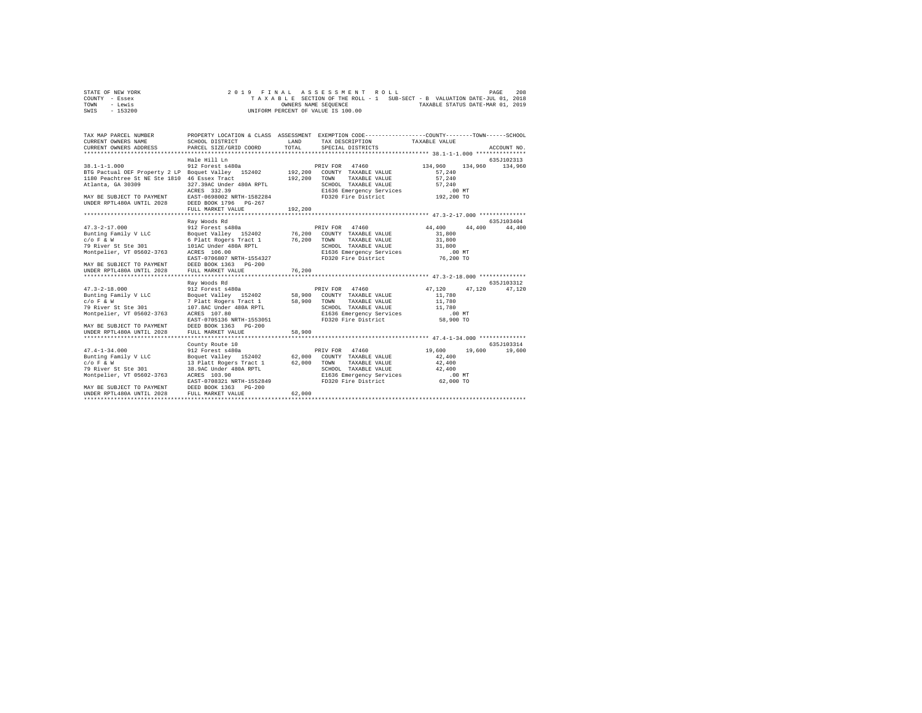STATE OF NEW YORK                    2 0 1 9   F I N A L   A S S E S S M E N T   R O L L
COUNTY - Essex                       T A X A B L E  SECTION OF THE ROLL - 1   SUB-SECT - B  VALUATION DATE-JUL 01, 2018
TOWN   - Lewis                       OWNERS NAME SEQUENCE                    TAXABLE STATUS DATE-MAR 01, 2019
SWIS   - 153200                      UNIFORM PERCENT OF VALUE IS 100.00

```
TAX MAP PARCEL NUMBER          PROPERTY LOCATION & CLASS  ASSESSMENT  EXEMPTION CODE-----------------COUNTY--------TOWN------SCHOOL
CURRENT OWNERS NAME            SCHOOL DISTRICT             LAND       TAX DESCRIPTION            TAXABLE VALUE
CURRENT OWNERS ADDRESS         PARCEL SIZE/GRID COORD      TOTAL      SPECIAL DISTRICTS                                  ACCOUNT NO.
************************************************************************************************ 38.1-1-1.000 ***************
                               Hale Hill Ln                                                                          635J102313
38.1-1-1.000                   912 Forest s480a                        PRIV FOR  47460            134,960   134,960   134,960
BTG Pactual OEF Property 2 LP  Boquet Valley  152402       192,200    COUNTY  TAXABLE VALUE         57,240
1180 Peachtree St NE Ste 1810  46 Essex Tract              192,200    TOWN    TAXABLE VALUE         57,240
Atlanta, GA 30309              327.39AC Under 480A RPTL               SCHOOL  TAXABLE VALUE         57,240
                               ACRES  332.39                          E1636 Emergency Services        .00 MT
MAY BE SUBJECT TO PAYMENT      EAST-0698002 NRTH-1582284              FD320 Fire District          192,200 TO
UNDER RPTL480A UNTIL 2028      DEED BOOK 1796   PG-267
                               FULL MARKET VALUE           192,200
************************************************************************************************ 47.3-2-17.000 **************
                               Ray Woods Rd                                                                          635J103404
47.3-2-17.000                  912 Forest s480a                        PRIV FOR  47460             44,400    44,400    44,400
Bunting Family V LLC           Boquet Valley  152402        76,200    COUNTY  TAXABLE VALUE         31,800
c/o F & W                      6 Platt Rogers Tract 1       76,200    TOWN    TAXABLE VALUE         31,800
79 River St Ste 301            101AC Under 480A RPTL                  SCHOOL  TAXABLE VALUE         31,800
Montpelier, VT 05602-3763      ACRES  106.00                          E1636 Emergency Services        .00 MT
                               EAST-0706807 NRTH-1554327              FD320 Fire District           76,200 TO
MAY BE SUBJECT TO PAYMENT      DEED BOOK 1363   PG-200
UNDER RPTL480A UNTIL 2028      FULL MARKET VALUE            76,200
************************************************************************************************ 47.3-2-18.000 **************
                               Ray Woods Rd                                                                          635J103312
47.3-2-18.000                  912 Forest s480a                        PRIV FOR  47460             47,120    47,120    47,120
Bunting Family V LLC           Boquet Valley  152402        58,900    COUNTY  TAXABLE VALUE         11,780
c/o F & W                      7 Platt Rogers Tract 1       58,900    TOWN    TAXABLE VALUE         11,780
79 River St Ste 301            107.8AC Under 480A RPTL                SCHOOL  TAXABLE VALUE         11,780
Montpelier, VT 05602-3763      ACRES  107.80                          E1636 Emergency Services        .00 MT
                               EAST-0705136 NRTH-1553051              FD320 Fire District           58,900 TO
MAY BE SUBJECT TO PAYMENT      DEED BOOK 1363   PG-200
UNDER RPTL480A UNTIL 2028      FULL MARKET VALUE            58,900
************************************************************************************************ 47.4-1-34.000 **************
                               County Route 10                                                                       635J103314
47.4-1-34.000                  912 Forest s480a                        PRIV FOR  47460             19,600    19,600    19,600
Bunting Family V LLC           Boquet Valley  152402        62,000    COUNTY  TAXABLE VALUE         42,400
c/o F & W                      13 Platt Rogers Tract 1      62,000    TOWN    TAXABLE VALUE         42,400
79 River St Ste 301            38.9AC Under 480A RPTL                 SCHOOL  TAXABLE VALUE         42,400
Montpelier, VT 05602-3763      ACRES  103.90                          E1636 Emergency Services        .00 MT
                               EAST-0708321 NRTH-1552849              FD320 Fire District           62,000 TO
MAY BE SUBJECT TO PAYMENT      DEED BOOK 1363   PG-200
UNDER RPTL480A UNTIL 2028      FULL MARKET VALUE            62,000
******************************************************************************************************************************
```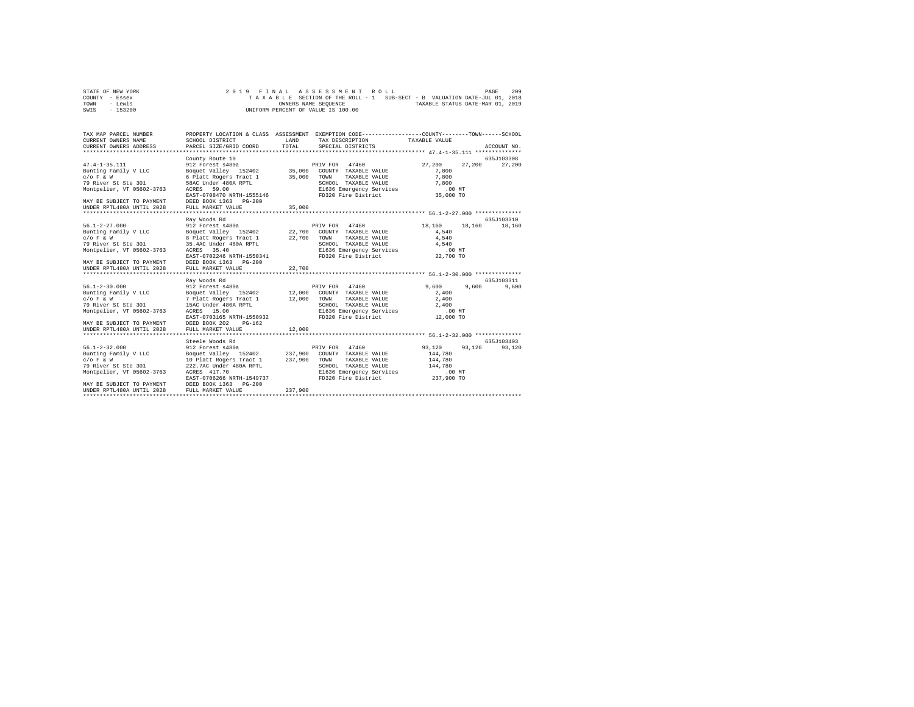STATE OF NEW YORK 2019 FINAL ASSESSMENT ROLL
COUNTY - Essex TAXABLE SECTION OF THE ROLL - 1 SUB-SECT - B VALUATION DATE-JUL 01, 2018
TOWN - Lewis OWNERS NAME SEQUENCE TAXABLE STATUS DATE-MAR 01, 2019
SWIS - 153200 UNIFORM PERCENT OF VALUE IS 100.00

| TAX MAP PARCEL NUMBER / CURRENT OWNERS NAME / CURRENT OWNERS ADDRESS | PROPERTY LOCATION & CLASS / SCHOOL DISTRICT / PARCEL SIZE/GRID COORD | ASSESSMENT LAND / TOTAL | EXEMPTION CODE / TAX DESCRIPTION / SPECIAL DISTRICTS | COUNTY | TOWN | SCHOOL | ACCOUNT NO. |
|---|---|---|---|---|---|---|---|
| 47.4-1-35.111 | County Route 10 | | | | | | 635J103308 |
| | 912 Forest s480a | | PRIV FOR 47460 | 27,200 | 27,200 | 27,200 | |
| Bunting Family V LLC | Boquet Valley 152402 | 35,000 | COUNTY TAXABLE VALUE | 7,800 | | | |
| c/o F & W | 6 Platt Rogers Tract 1 | 35,000 | TOWN TAXABLE VALUE | 7,800 | | | |
| 79 River St Ste 301 | 58AC Under 480A RPTL | | SCHOOL TAXABLE VALUE | 7,800 | | | |
| Montpelier, VT 05602-3763 | ACRES 59.00 | | E1636 Emergency Services | .00 MT | | | |
| | EAST-0708470 NRTH-1555146 | | FD320 Fire District | 35,000 TO | | | |
| MAY BE SUBJECT TO PAYMENT | DEED BOOK 1363 PG-200 | | | | | | |
| UNDER RPTL480A UNTIL 2028 | FULL MARKET VALUE | 35,000 | | | | | |
| 56.1-2-27.000 | Ray Woods Rd | | | | | | 635J103310 |
| | 912 Forest s480a | | PRIV FOR 47460 | 18,160 | 18,160 | 18,160 | |
| Bunting Family V LLC | Boquet Valley 152402 | 22,700 | COUNTY TAXABLE VALUE | 4,540 | | | |
| c/o F & W | 8 Platt Rogers Tract 1 | 22,700 | TOWN TAXABLE VALUE | 4,540 | | | |
| 79 River St Ste 301 | 35.4AC Under 480A RPTL | | SCHOOL TAXABLE VALUE | 4,540 | | | |
| Montpelier, VT 05602-3763 | ACRES 35.40 | | E1636 Emergency Services | .00 MT | | | |
| | EAST-0702246 NRTH-1550341 | | FD320 Fire District | 22,700 TO | | | |
| MAY BE SUBJECT TO PAYMENT | DEED BOOK 1363 PG-200 | | | | | | |
| UNDER RPTL480A UNTIL 2028 | FULL MARKET VALUE | 22,700 | | | | | |
| 56.1-2-30.000 | Ray Woods Rd | | | | | | 635J103311 |
| | 912 Forest s480a | | PRIV FOR 47460 | 9,600 | 9,600 | 9,600 | |
| Bunting Family V LLC | Boquet Valley 152402 | 12,000 | COUNTY TAXABLE VALUE | 2,400 | | | |
| c/o F & W | 7 Platt Rogers Tract 1 | 12,000 | TOWN TAXABLE VALUE | 2,400 | | | |
| 79 River St Ste 301 | 15AC Under 480A RPTL | | SCHOOL TAXABLE VALUE | 2,400 | | | |
| Montpelier, VT 05602-3763 | ACRES 15.00 | | E1636 Emergency Services | .00 MT | | | |
| | EAST-0703165 NRTH-1550932 | | FD320 Fire District | 12,000 TO | | | |
| MAY BE SUBJECT TO PAYMENT | DEED BOOK 202 PG-162 | | | | | | |
| UNDER RPTL480A UNTIL 2028 | FULL MARKET VALUE | 12,000 | | | | | |
| 56.1-2-32.000 | Steele Woods Rd | | | | | | 635J103403 |
| | 912 Forest s480a | | PRIV FOR 47460 | 93,120 | 93,120 | 93,120 | |
| Bunting Family V LLC | Boquet Valley 152402 | 237,900 | COUNTY TAXABLE VALUE | 144,780 | | | |
| c/o F & W | 10 Platt Rogers Tract 1 | 237,900 | TOWN TAXABLE VALUE | 144,780 | | | |
| 79 River St Ste 301 | 222.7AC Under 480A RPTL | | SCHOOL TAXABLE VALUE | 144,780 | | | |
| Montpelier, VT 05602-3763 | ACRES 417.70 | | E1636 Emergency Services | .00 MT | | | |
| | EAST-0706266 NRTH-1549737 | | FD320 Fire District | 237,900 TO | | | |
| MAY BE SUBJECT TO PAYMENT | DEED BOOK 1363 PG-200 | | | | | | |
| UNDER RPTL480A UNTIL 2028 | FULL MARKET VALUE | 237,900 | | | | | |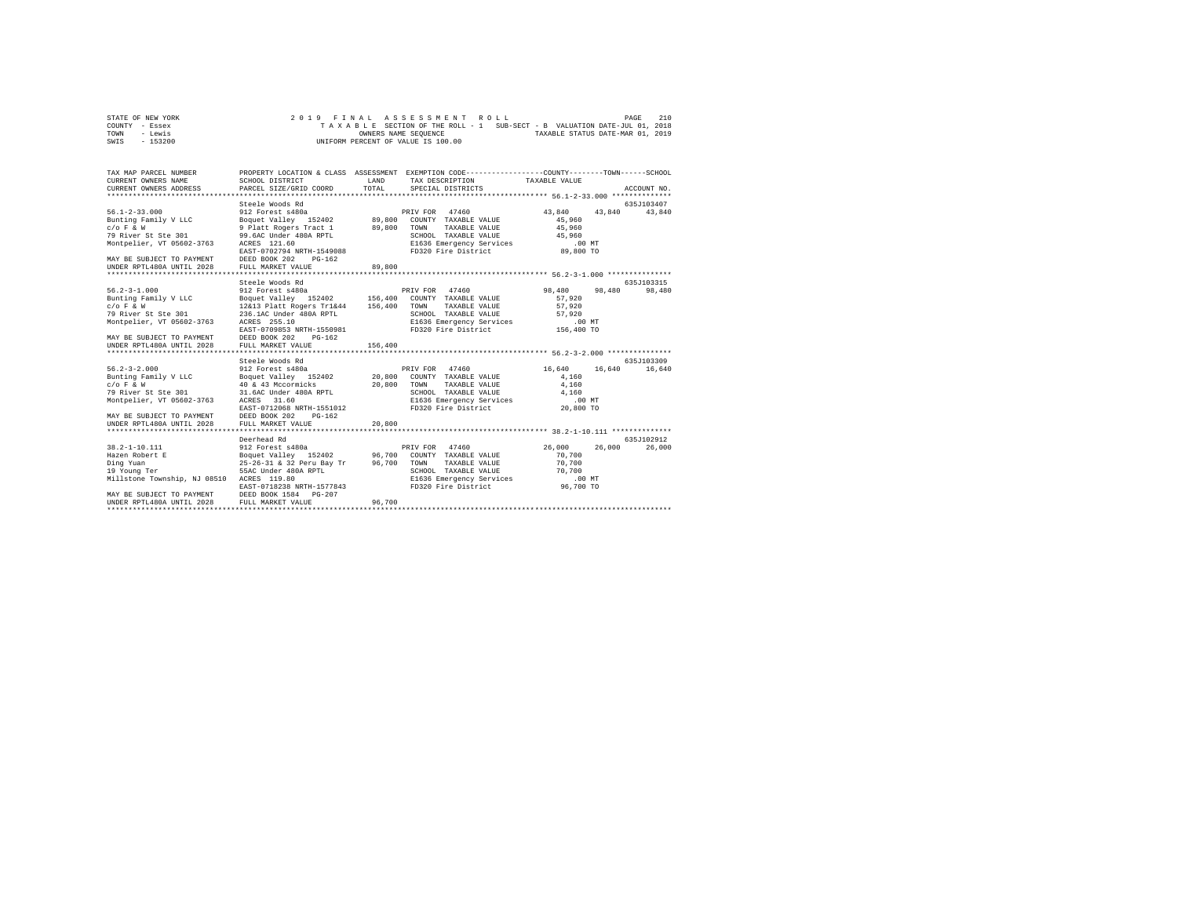STATE OF NEW YORK          2 0 1 9  F I N A L  A S S E S S M E N T  R O L L
COUNTY - Essex             T A X A B L E SECTION OF THE ROLL - 1  SUB-SECT - B  VALUATION DATE-JUL 01, 2018
TOWN - Lewis               OWNERS NAME SEQUENCE          TAXABLE STATUS DATE-MAR 01, 2019
SWIS - 153200              UNIFORM PERCENT OF VALUE IS 100.00

| TAX MAP PARCEL NUMBER / CURRENT OWNERS NAME / CURRENT OWNERS ADDRESS | PROPERTY LOCATION & CLASS / SCHOOL DISTRICT / PARCEL SIZE/GRID COORD | ASSESSMENT LAND / TOTAL | EXEMPTION CODE / TAX DESCRIPTION / SPECIAL DISTRICTS | COUNTY / TOWN / SCHOOL TAXABLE VALUE | ACCOUNT NO. |
|---|---|---|---|---|---|
| 56.1-2-33.000 | Steele Woods Rd | | | | 635J103407 |
| | 912 Forest s480a | | PRIV FOR 47460 | 43,840 43,840 43,840 | |
| Bunting Family V LLC | Boquet Valley 152402 | 89,800 | COUNTY TAXABLE VALUE | 45,960 | |
| c/o F & W | 9 Platt Rogers Tract 1 | 89,800 | TOWN TAXABLE VALUE | 45,960 | |
| 79 River St Ste 301 | 99.6AC Under 480A RPTL | | SCHOOL TAXABLE VALUE | 45,960 | |
| Montpelier, VT 05602-3763 | ACRES 121.60 | | E1636 Emergency Services | .00 MT | |
| | EAST-0702794 NRTH-1549088 | | FD320 Fire District | 89,800 TO | |
| MAY BE SUBJECT TO PAYMENT | DEED BOOK 202 PG-162 | | | | |
| UNDER RPTL480A UNTIL 2028 | FULL MARKET VALUE | 89,800 | | | |
| 56.2-3-1.000 | Steele Woods Rd | | | | 635J103315 |
| | 912 Forest s480a | | PRIV FOR 47460 | 98,480 98,480 98,480 | |
| Bunting Family V LLC | Boquet Valley 152402 | 156,400 | COUNTY TAXABLE VALUE | 57,920 | |
| c/o F & W | 12&13 Platt Rogers Tr1&44 | 156,400 | TOWN TAXABLE VALUE | 57,920 | |
| 79 River St Ste 301 | 236.1AC Under 480A RPTL | | SCHOOL TAXABLE VALUE | 57,920 | |
| Montpelier, VT 05602-3763 | ACRES 255.10 | | E1636 Emergency Services | .00 MT | |
| | EAST-0709853 NRTH-1550981 | | FD320 Fire District | 156,400 TO | |
| MAY BE SUBJECT TO PAYMENT | DEED BOOK 202 PG-162 | | | | |
| UNDER RPTL480A UNTIL 2028 | FULL MARKET VALUE | 156,400 | | | |
| 56.2-3-2.000 | Steele Woods Rd | | | | 635J103309 |
| | 912 Forest s480a | | PRIV FOR 47460 | 16,640 16,640 16,640 | |
| Bunting Family V LLC | Boquet Valley 152402 | 20,800 | COUNTY TAXABLE VALUE | 4,160 | |
| c/o F & W | 40 & 43 Mccormicks | 20,800 | TOWN TAXABLE VALUE | 4,160 | |
| 79 River St Ste 301 | 31.6AC Under 480A RPTL | | SCHOOL TAXABLE VALUE | 4,160 | |
| Montpelier, VT 05602-3763 | ACRES 31.60 | | E1636 Emergency Services | .00 MT | |
| | EAST-0712068 NRTH-1551012 | | FD320 Fire District | 20,800 TO | |
| MAY BE SUBJECT TO PAYMENT | DEED BOOK 202 PG-162 | | | | |
| UNDER RPTL480A UNTIL 2028 | FULL MARKET VALUE | 20,800 | | | |
| 38.2-1-10.111 | Deerhead Rd | | | | 635J102912 |
| | 912 Forest s480a | | PRIV FOR 47460 | 26,000 26,000 26,000 | |
| Hazen Robert E | Boquet Valley 152402 | 96,700 | COUNTY TAXABLE VALUE | 70,700 | |
| Ding Yuan | 25-26-31 & 32 Peru Bay Tr | 96,700 | TOWN TAXABLE VALUE | 70,700 | |
| 19 Young Ter | 55AC Under 480A RPTL | | SCHOOL TAXABLE VALUE | 70,700 | |
| Millstone Township, NJ 08510 | ACRES 119.80 | | E1636 Emergency Services | .00 MT | |
| | EAST-0718238 NRTH-1577843 | | FD320 Fire District | 96,700 TO | |
| MAY BE SUBJECT TO PAYMENT | DEED BOOK 1584 PG-207 | | | | |
| UNDER RPTL480A UNTIL 2028 | FULL MARKET VALUE | 96,700 | | | |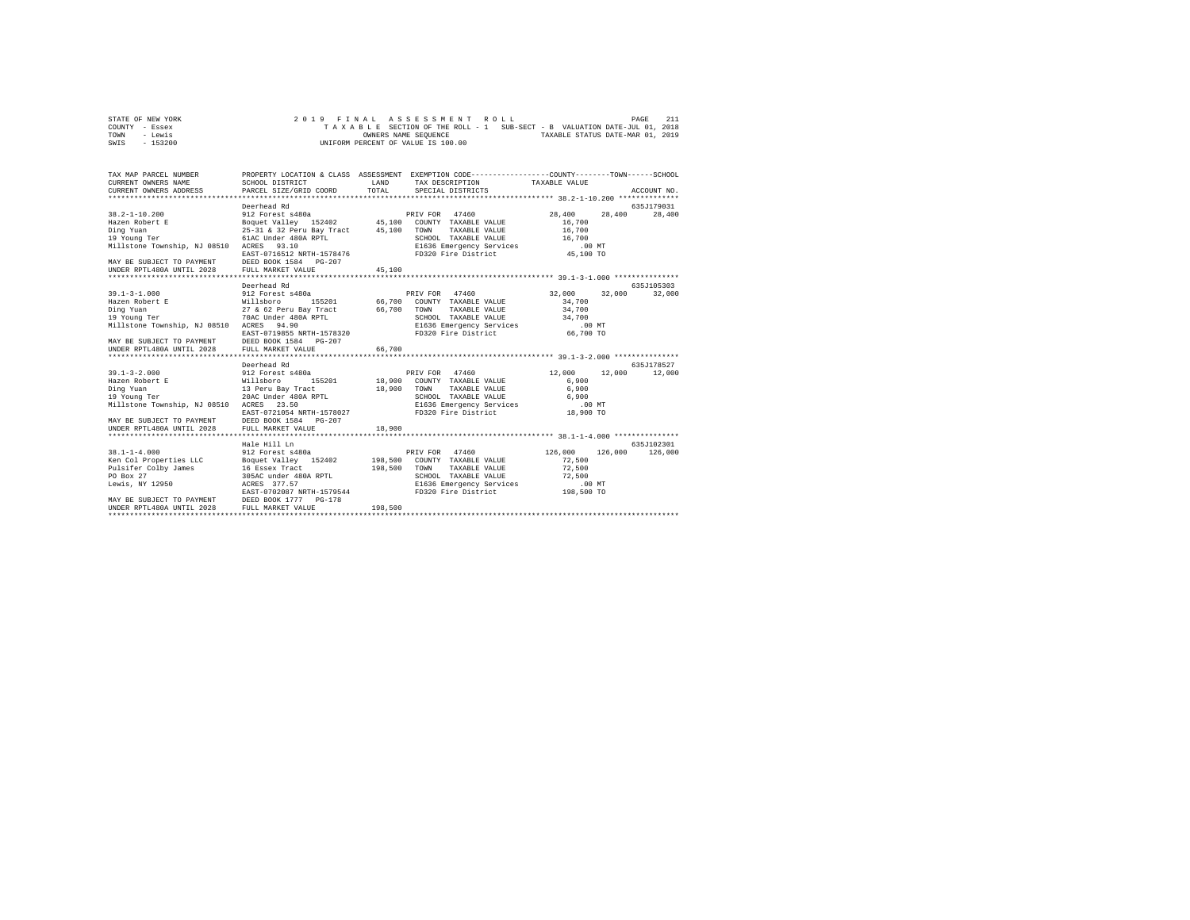STATE OF NEW YORK
COUNTY - Essex
TOWN - Lewis
SWIS - 153200

2019 FINAL ASSESSMENT ROLL
TAXABLE SECTION OF THE ROLL - 1 SUB-SECT - B VALUATION DATE-JUL 01, 2018
OWNERS NAME SEQUENCE TAXABLE STATUS DATE-MAR 01, 2019
UNIFORM PERCENT OF VALUE IS 100.00

| TAX MAP PARCEL NUMBER / CURRENT OWNERS NAME / CURRENT OWNERS ADDRESS | PROPERTY LOCATION & CLASS / SCHOOL DISTRICT / PARCEL SIZE/GRID COORD | ASSESSMENT LAND / TOTAL | EXEMPTION CODE / TAX DESCRIPTION / SPECIAL DISTRICTS | COUNTY | TOWN | SCHOOL | ACCOUNT NO. |
|---|---|---|---|---|---|---|---|
| **38.2-1-10.200** | Deerhead Rd | | | | | | 635J179031 |
| | 912 Forest s480a | | PRIV FOR 47460 | 28,400 | 28,400 | 28,400 | |
| Hazen Robert E | Boquet Valley 152402 | 45,100 | COUNTY TAXABLE VALUE | 16,700 | | | |
| Ding Yuan | 25-31 & 32 Peru Bay Tract | 45,100 | TOWN TAXABLE VALUE | 16,700 | | | |
| 19 Young Ter | 61AC Under 480A RPTL | | SCHOOL TAXABLE VALUE | 16,700 | | | |
| Millstone Township, NJ 08510 | ACRES 93.10 | | E1636 Emergency Services | .00 MT | | | |
| | EAST-0716512 NRTH-1578476 | | FD320 Fire District | 45,100 TO | | | |
| MAY BE SUBJECT TO PAYMENT | DEED BOOK 1584 PG-207 | | | | | | |
| UNDER RPTL480A UNTIL 2028 | FULL MARKET VALUE | 45,100 | | | | | |
| **39.1-3-1.000** | Deerhead Rd | | | | | | 635J105303 |
| | 912 Forest s480a | | PRIV FOR 47460 | 32,000 | 32,000 | 32,000 | |
| Hazen Robert E | Willsboro 155201 | 66,700 | COUNTY TAXABLE VALUE | 34,700 | | | |
| Ding Yuan | 27 & 62 Peru Bay Tract | 66,700 | TOWN TAXABLE VALUE | 34,700 | | | |
| 19 Young Ter | 70AC Under 480A RPTL | | SCHOOL TAXABLE VALUE | 34,700 | | | |
| Millstone Township, NJ 08510 | ACRES 94.90 | | E1636 Emergency Services | .00 MT | | | |
| | EAST-0719855 NRTH-1578320 | | FD320 Fire District | 66,700 TO | | | |
| MAY BE SUBJECT TO PAYMENT | DEED BOOK 1584 PG-207 | | | | | | |
| UNDER RPTL480A UNTIL 2028 | FULL MARKET VALUE | 66,700 | | | | | |
| **39.1-3-2.000** | Deerhead Rd | | | | | | 635J178527 |
| | 912 Forest s480a | | PRIV FOR 47460 | 12,000 | 12,000 | 12,000 | |
| Hazen Robert E | Willsboro 155201 | 18,900 | COUNTY TAXABLE VALUE | 6,900 | | | |
| Ding Yuan | 13 Peru Bay Tract | 18,900 | TOWN TAXABLE VALUE | 6,900 | | | |
| 19 Young Ter | 20AC Under 480A RPTL | | SCHOOL TAXABLE VALUE | 6,900 | | | |
| Millstone Township, NJ 08510 | ACRES 23.50 | | E1636 Emergency Services | .00 MT | | | |
| | EAST-0721054 NRTH-1578027 | | FD320 Fire District | 18,900 TO | | | |
| MAY BE SUBJECT TO PAYMENT | DEED BOOK 1584 PG-207 | | | | | | |
| UNDER RPTL480A UNTIL 2028 | FULL MARKET VALUE | 18,900 | | | | | |
| **38.1-1-4.000** | Hale Hill Ln | | | | | | 635J102301 |
| | 912 Forest s480a | | PRIV FOR 47460 | 126,000 | 126,000 | 126,000 | |
| Ken Col Properties LLC | Boquet Valley 152402 | 198,500 | COUNTY TAXABLE VALUE | 72,500 | | | |
| Pulsifer Colby James | 16 Essex Tract | 198,500 | TOWN TAXABLE VALUE | 72,500 | | | |
| PO Box 27 | 305AC under 480A RPTL | | SCHOOL TAXABLE VALUE | 72,500 | | | |
| Lewis, NY 12950 | ACRES 377.57 | | E1636 Emergency Services | .00 MT | | | |
| | EAST-0702087 NRTH-1579544 | | FD320 Fire District | 198,500 TO | | | |
| MAY BE SUBJECT TO PAYMENT | DEED BOOK 1777 PG-178 | | | | | | |
| UNDER RPTL480A UNTIL 2028 | FULL MARKET VALUE | 198,500 | | | | | |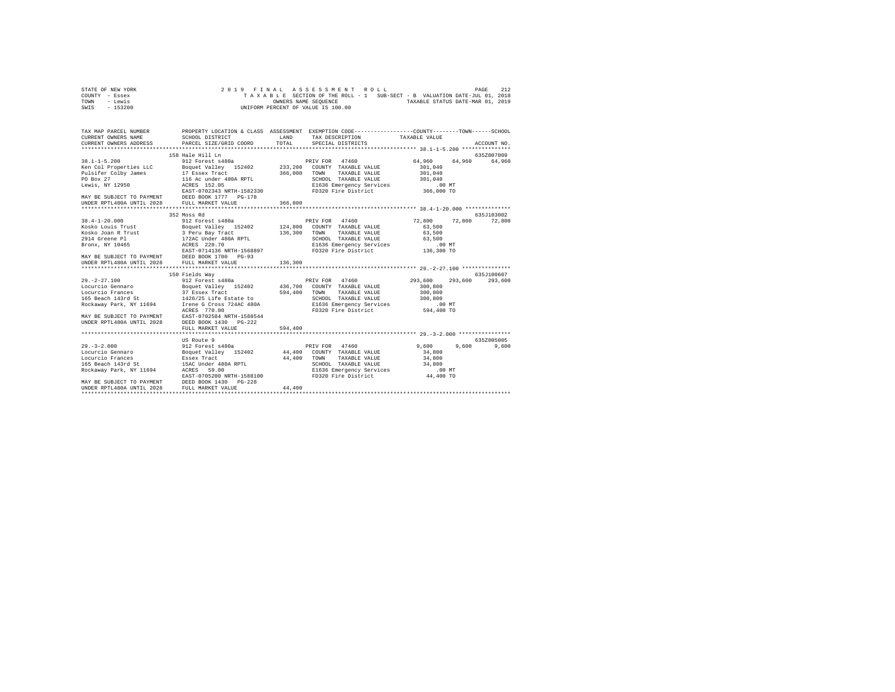STATE OF NEW YORK  
COUNTY - Essex  
TOWN - Lewis  
SWIS - 153200

2019 FINAL ASSESSMENT ROLL  
TAXABLE SECTION OF THE ROLL - 1 SUB-SECT - B VALUATION DATE-JUL 01, 2018  
OWNERS NAME SEQUENCE TAXABLE STATUS DATE-MAR 01, 2019  
UNIFORM PERCENT OF VALUE IS 100.00

```
TAX MAP PARCEL NUMBER          PROPERTY LOCATION & CLASS  ASSESSMENT  EXEMPTION CODE-----------------COUNTY--------TOWN------SCHOOL
CURRENT OWNERS NAME            SCHOOL DISTRICT              LAND      TAX DESCRIPTION           TAXABLE VALUE
CURRENT OWNERS ADDRESS         PARCEL SIZE/GRID COORD       TOTAL     SPECIAL DISTRICTS                                  ACCOUNT NO.
******************************************************************************************************* 38.1-1-5.200 ***************
                               158 Hale Hill Ln                                                                          635Z007009
38.1-1-5.200                   912 Forest s480a                       PRIV FOR  47460              64,960     64,960      64,960
Ken Col Properties LLC         Boquet Valley  152402       233,200    COUNTY  TAXABLE VALUE          301,040
Pulsifer Colby James           17 Essex Tract              366,000    TOWN    TAXABLE VALUE          301,040
PO Box 27                      116 Ac under 480A RPTL                 SCHOOL  TAXABLE VALUE          301,040
Lewis, NY 12950                ACRES  152.05                          E1636 Emergency Services            .00 MT
                               EAST-0702343 NRTH-1582330              FD320 Fire District             366,000 TO
MAY BE SUBJECT TO PAYMENT      DEED BOOK 1777   PG-178
UNDER RPTL480A UNTIL 2028      FULL MARKET VALUE           366,000
******************************************************************************************************* 38.4-1-20.000 *************
                               352 Moss Rd                                                                               635J103002
38.4-1-20.000                  912 Forest s480a                       PRIV FOR  47460              72,800     72,800      72,800
Kosko Louis Trust              Boquet Valley  152402       124,800    COUNTY  TAXABLE VALUE           63,500
Kosko Joan R Trust             3 Peru Bay Tract            136,300    TOWN    TAXABLE VALUE           63,500
2914 Greene Pl                 172AC Under 480A RPTL                  SCHOOL  TAXABLE VALUE           63,500
Bronx, NY 10465                ACRES  220.70                          E1636 Emergency Services            .00 MT
                               EAST-0714136 NRTH-1568897              FD320 Fire District             136,300 TO
MAY BE SUBJECT TO PAYMENT      DEED BOOK 1700   PG-93
UNDER RPTL480A UNTIL 2028      FULL MARKET VALUE           136,300
******************************************************************************************************* 29.-2-27.100 **************
                               150 Fields Way                                                                            635J100607
29.-2-27.100                   912 Forest s480a                       PRIV FOR  47460             293,600    293,600     293,600
Locurcio Gennaro               Boquet Valley  152402       436,700    COUNTY  TAXABLE VALUE          300,800
Locurcio Frances               37 Essex Tract              594,400    TOWN    TAXABLE VALUE          300,800
165 Beach 143rd St             1426/25 Life Estate to                 SCHOOL  TAXABLE VALUE          300,800
Rockaway Park, NY 11694        Irene G Cross 724AC 480A               E1636 Emergency Services            .00 MT
                               ACRES  770.00                          FD320 Fire District             594,400 TO
MAY BE SUBJECT TO PAYMENT      EAST-0702584 NRTH-1588544
UNDER RPTL480A UNTIL 2028      DEED BOOK 1430   PG-222
                               FULL MARKET VALUE           594,400
******************************************************************************************************* 29.-3-2.000 ***************
                               US Route 9                                                                                635Z005005
29.-3-2.000                    912 Forest s480a                       PRIV FOR  47460               9,600      9,600       9,600
Locurcio Gennaro               Boquet Valley  152402        44,400    COUNTY  TAXABLE VALUE           34,800
Locurcio Frances               Essex Tract                  44,400    TOWN    TAXABLE VALUE           34,800
165 Beach 143rd St             15AC Under 480A RPTL                   SCHOOL  TAXABLE VALUE           34,800
Rockaway Park, NY 11694        ACRES   59.00                          E1636 Emergency Services            .00 MT
                               EAST-0705200 NRTH-1588100              FD320 Fire District              44,400 TO
MAY BE SUBJECT TO PAYMENT      DEED BOOK 1430   PG-228
UNDER RPTL480A UNTIL 2028      FULL MARKET VALUE            44,400
************************************************************************************************************************************
```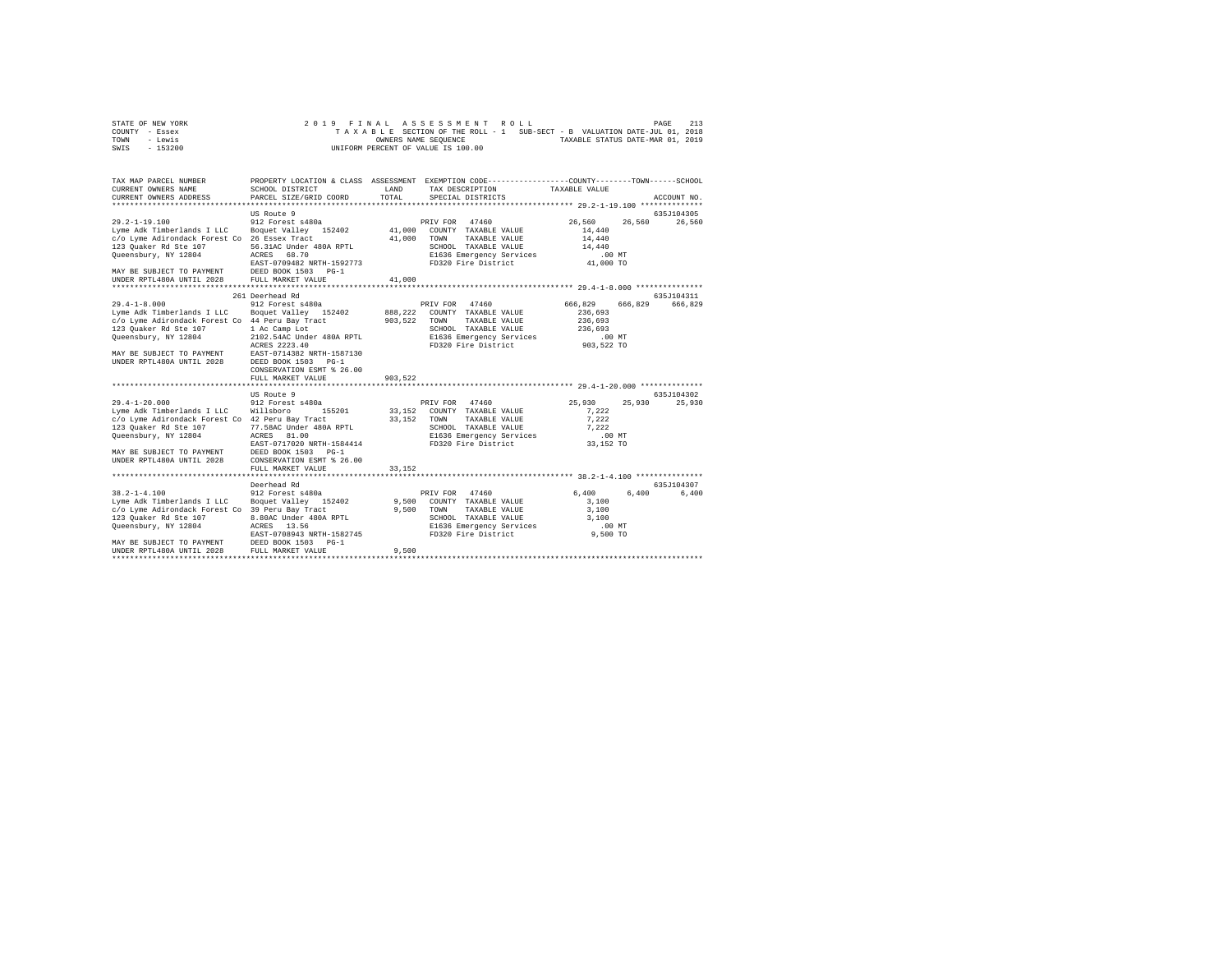STATE OF NEW YORK
COUNTY - Essex
TOWN - Lewis
SWIS - 153200

2019 FINAL ASSESSMENT ROLL
TAXABLE SECTION OF THE ROLL - 1 SUB-SECT - B VALUATION DATE-JUL 01, 2018
OWNERS NAME SEQUENCE TAXABLE STATUS DATE-MAR 01, 2019
UNIFORM PERCENT OF VALUE IS 100.00

```
TAX MAP PARCEL NUMBER          PROPERTY LOCATION & CLASS  ASSESSMENT  EXEMPTION CODE-----------------COUNTY--------TOWN------SCHOOL
CURRENT OWNERS NAME            SCHOOL DISTRICT              LAND      TAX DESCRIPTION           TAXABLE VALUE
CURRENT OWNERS ADDRESS         PARCEL SIZE/GRID COORD       TOTAL     SPECIAL DISTRICTS                                  ACCOUNT NO.
******************************************************************************************************* 29.2-1-19.100 **************
                               US Route 9                                                                                635J104305
29.2-1-19.100                  912 Forest s480a                       PRIV FOR  47460              26,560     26,560      26,560
Lyme Adk Timberlands I LLC     Boquet Valley  152402        41,000    COUNTY  TAXABLE VALUE         14,440
c/o Lyme Adirondack Forest Co  26 Essex Tract               41,000    TOWN    TAXABLE VALUE         14,440
123 Quaker Rd Ste 107          56.31AC Under 480A RPTL                SCHOOL  TAXABLE VALUE         14,440
Queensbury, NY 12804           ACRES   68.70                          E1636 Emergency Services         .00 MT
                               EAST-0709482 NRTH-1592773              FD320 Fire District            41,000 TO
MAY BE SUBJECT TO PAYMENT      DEED BOOK 1503   PG-1
UNDER RPTL480A UNTIL 2028      FULL MARKET VALUE            41,000
******************************************************************************************************* 29.4-1-8.000 ***************
                               261 Deerhead Rd                                                                           635J104311
29.4-1-8.000                   912 Forest s480a                       PRIV FOR  47460             666,829    666,829     666,829
Lyme Adk Timberlands I LLC     Boquet Valley  152402       888,222    COUNTY  TAXABLE VALUE        236,693
c/o Lyme Adirondack Forest Co  44 Peru Bay Tract           903,522    TOWN    TAXABLE VALUE        236,693
123 Quaker Rd Ste 107          1 Ac Camp Lot                          SCHOOL  TAXABLE VALUE        236,693
Queensbury, NY 12804           2102.54AC Under 480A RPTL              E1636 Emergency Services         .00 MT
                               ACRES 2223.40                          FD320 Fire District           903,522 TO
MAY BE SUBJECT TO PAYMENT      EAST-0714382 NRTH-1587130
UNDER RPTL480A UNTIL 2028      DEED BOOK 1503   PG-1
                               CONSERVATION ESMT % 26.00
                               FULL MARKET VALUE           903,522
******************************************************************************************************* 29.4-1-20.000 **************
                               US Route 9                                                                                635J104302
29.4-1-20.000                  912 Forest s480a                       PRIV FOR  47460              25,930     25,930      25,930
Lyme Adk Timberlands I LLC     Willsboro      155201        33,152    COUNTY  TAXABLE VALUE          7,222
c/o Lyme Adirondack Forest Co  42 Peru Bay Tract            33,152    TOWN    TAXABLE VALUE          7,222
123 Quaker Rd Ste 107          77.58AC Under 480A RPTL                SCHOOL  TAXABLE VALUE          7,222
Queensbury, NY 12804           ACRES   81.00                          E1636 Emergency Services         .00 MT
                               EAST-0717020 NRTH-1584414              FD320 Fire District            33,152 TO
MAY BE SUBJECT TO PAYMENT      DEED BOOK 1503   PG-1
UNDER RPTL480A UNTIL 2028      CONSERVATION ESMT % 26.00
                               FULL MARKET VALUE            33,152
******************************************************************************************************* 38.2-1-4.100 ***************
                               Deerhead Rd                                                                               635J104307
38.2-1-4.100                   912 Forest s480a                       PRIV FOR  47460               6,400      6,400       6,400
Lyme Adk Timberlands I LLC     Boquet Valley  152402         9,500    COUNTY  TAXABLE VALUE          3,100
c/o Lyme Adirondack Forest Co  39 Peru Bay Tract             9,500    TOWN    TAXABLE VALUE          3,100
123 Quaker Rd Ste 107          8.80AC Under 480A RPTL                 SCHOOL  TAXABLE VALUE          3,100
Queensbury, NY 12804           ACRES   13.56                          E1636 Emergency Services         .00 MT
                               EAST-0708943 NRTH-1582745              FD320 Fire District             9,500 TO
MAY BE SUBJECT TO PAYMENT      DEED BOOK 1503   PG-1
UNDER RPTL480A UNTIL 2028      FULL MARKET VALUE             9,500
************************************************************************************************************************************
```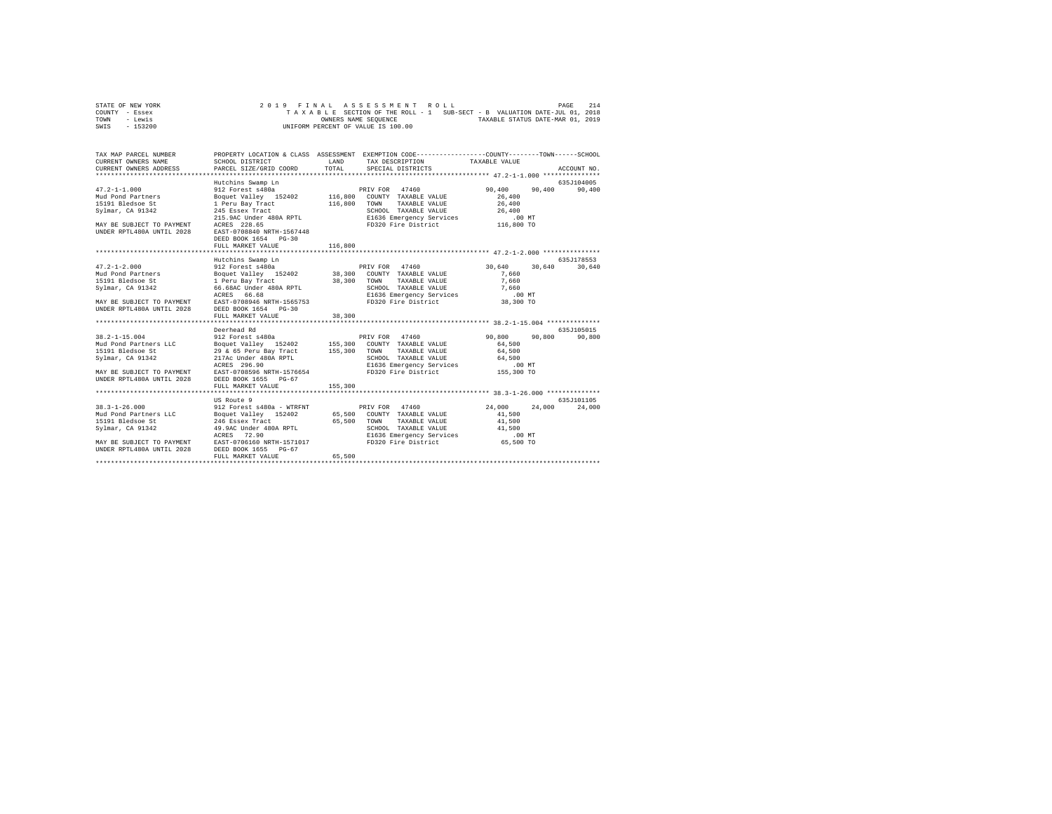STATE OF NEW YORK — COUNTY - Essex — TOWN - Lewis — SWIS - 153200

2019 FINAL ASSESSMENT ROLL
TAXABLE SECTION OF THE ROLL - 1 SUB-SECT - B VALUATION DATE-JUL 01, 2018
OWNERS NAME SEQUENCE TAXABLE STATUS DATE-MAR 01, 2019
UNIFORM PERCENT OF VALUE IS 100.00

| TAX MAP PARCEL NUMBER / CURRENT OWNERS NAME / CURRENT OWNERS ADDRESS | PROPERTY LOCATION & CLASS / SCHOOL DISTRICT / PARCEL SIZE/GRID COORD | ASSESSMENT LAND / TOTAL | EXEMPTION CODE / TAX DESCRIPTION / SPECIAL DISTRICTS | COUNTY TAXABLE VALUE | TOWN | SCHOOL / ACCOUNT NO. |
|---|---|---|---|---|---|---|
| **47.2-1-1.000** | Hutchins Swamp Ln | | | | | 635J104005 |
| 47.2-1-1.000 | 912 Forest s480a | | PRIV FOR 47460 | 90,400 | 90,400 | 90,400 |
| Mud Pond Partners | Boquet Valley 152402 | 116,800 | COUNTY TAXABLE VALUE | 26,400 | | |
| 15191 Bledsoe St | 1 Peru Bay Tract | 116,800 | TOWN TAXABLE VALUE | 26,400 | | |
| Sylmar, CA 91342 | 245 Essex Tract | | SCHOOL TAXABLE VALUE | 26,400 | | |
| | 215.9AC Under 480A RPTL | | E1636 Emergency Services | .00 MT | | |
| MAY BE SUBJECT TO PAYMENT | ACRES 228.65 | | FD320 Fire District | 116,800 TO | | |
| UNDER RPTL480A UNTIL 2028 | EAST-0708840 NRTH-1567448 | | | | | |
| | DEED BOOK 1654 PG-30 | | | | | |
| | FULL MARKET VALUE | 116,800 | | | | |
| **47.2-1-2.000** | Hutchins Swamp Ln | | | | | 635J178553 |
| 47.2-1-2.000 | 912 Forest s480a | | PRIV FOR 47460 | 30,640 | 30,640 | 30,640 |
| Mud Pond Partners | Boquet Valley 152402 | 38,300 | COUNTY TAXABLE VALUE | 7,660 | | |
| 15191 Bledsoe St | 1 Peru Bay Tract | 38,300 | TOWN TAXABLE VALUE | 7,660 | | |
| Sylmar, CA 91342 | 66.68AC Under 480A RPTL | | SCHOOL TAXABLE VALUE | 7,660 | | |
| | ACRES 66.68 | | E1636 Emergency Services | .00 MT | | |
| MAY BE SUBJECT TO PAYMENT | EAST-0708946 NRTH-1565753 | | FD320 Fire District | 38,300 TO | | |
| UNDER RPTL480A UNTIL 2028 | DEED BOOK 1654 PG-30 | | | | | |
| | FULL MARKET VALUE | 38,300 | | | | |
| **38.2-1-15.004** | Deerhead Rd | | | | | 635J105015 |
| 38.2-1-15.004 | 912 Forest s480a | | PRIV FOR 47460 | 90,800 | 90,800 | 90,800 |
| Mud Pond Partners LLC | Boquet Valley 152402 | 155,300 | COUNTY TAXABLE VALUE | 64,500 | | |
| 15191 Bledsoe St | 29 & 65 Peru Bay Tract | 155,300 | TOWN TAXABLE VALUE | 64,500 | | |
| Sylmar, CA 91342 | 217Ac Under 480A RPTL | | SCHOOL TAXABLE VALUE | 64,500 | | |
| | ACRES 296.90 | | E1636 Emergency Services | .00 MT | | |
| MAY BE SUBJECT TO PAYMENT | EAST-0708596 NRTH-1576654 | | FD320 Fire District | 155,300 TO | | |
| UNDER RPTL480A UNTIL 2028 | DEED BOOK 1655 PG-67 | | | | | |
| | FULL MARKET VALUE | 155,300 | | | | |
| **38.3-1-26.000** | US Route 9 | | | | | 635J101105 |
| 38.3-1-26.000 | 912 Forest s480a - WTRFNT | | PRIV FOR 47460 | 24,000 | 24,000 | 24,000 |
| Mud Pond Partners LLC | Boquet Valley 152402 | 65,500 | COUNTY TAXABLE VALUE | 41,500 | | |
| 15191 Bledsoe St | 246 Essex Tract | 65,500 | TOWN TAXABLE VALUE | 41,500 | | |
| Sylmar, CA 91342 | 49.9AC Under 480A RPTL | | SCHOOL TAXABLE VALUE | 41,500 | | |
| | ACRES 72.90 | | E1636 Emergency Services | .00 MT | | |
| MAY BE SUBJECT TO PAYMENT | EAST-0706160 NRTH-1571017 | | FD320 Fire District | 65,500 TO | | |
| UNDER RPTL480A UNTIL 2028 | DEED BOOK 1655 PG-67 | | | | | |
| | FULL MARKET VALUE | 65,500 | | | | |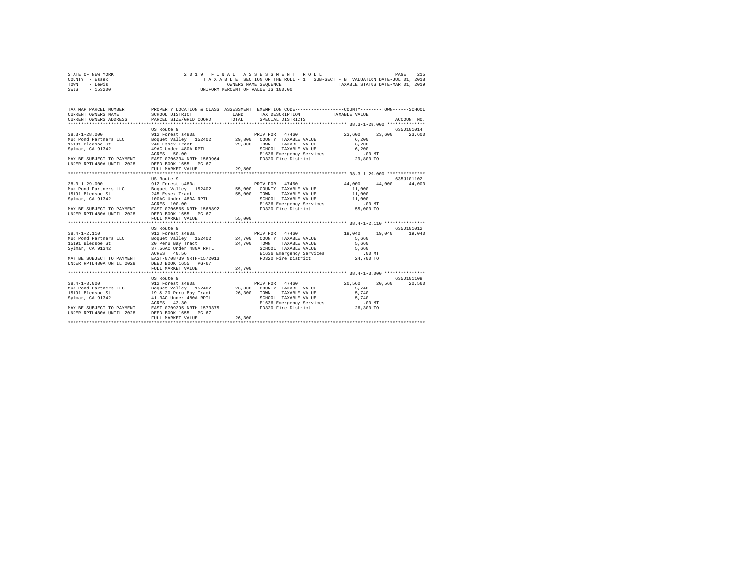STATE OF NEW YORK                    2 0 1 9   F I N A L   A S S E S S M E N T   R O L L
COUNTY - Essex                       T A X A B L E  SECTION OF THE ROLL - 1   SUB-SECT - B  VALUATION DATE-JUL 01, 2018
TOWN   - Lewis                       OWNERS NAME SEQUENCE                         TAXABLE STATUS DATE-MAR 01, 2019
SWIS   - 153200                      UNIFORM PERCENT OF VALUE IS 100.00

```
TAX MAP PARCEL NUMBER        PROPERTY LOCATION & CLASS  ASSESSMENT  EXEMPTION CODE-----------------COUNTY--------TOWN------SCHOOL
CURRENT OWNERS NAME          SCHOOL DISTRICT              LAND      TAX DESCRIPTION            TAXABLE VALUE
CURRENT OWNERS ADDRESS       PARCEL SIZE/GRID COORD       TOTAL     SPECIAL DISTRICTS                                    ACCOUNT NO.
******************************************************************************************** 38.3-1-28.000 **************
                             US Route 9                                                                              635J101014
38.3-1-28.000                912 Forest s480a                      PRIV FOR  47460              23,600     23,600     23,600
Mud Pond Partners LLC        Boquet Valley  152402        29,800   COUNTY  TAXABLE VALUE          6,200
15191 Bledsoe St             246 Essex Tract              29,800   TOWN    TAXABLE VALUE          6,200
Sylmar, CA 91342             49AC Under 480A RPTL                  SCHOOL  TAXABLE VALUE          6,200
                             ACRES   50.00                         E1636 Emergency Services            .00 MT
MAY BE SUBJECT TO PAYMENT    EAST-0706334 NRTH-1569964             FD320 Fire District           29,800 TO
UNDER RPTL480A UNTIL 2028    DEED BOOK 1655   PG-67
                             FULL MARKET VALUE            29,800
******************************************************************************************** 38.3-1-29.000 **************
                             US Route 9                                                                              635J101102
38.3-1-29.000                912 Forest s480a                      PRIV FOR  47460              44,000     44,000     44,000
Mud Pond Partners LLC        Boquet Valley  152402        55,000   COUNTY  TAXABLE VALUE         11,000
15191 Bledsoe St             245 Essex Tract              55,000   TOWN    TAXABLE VALUE         11,000
Sylmar, CA 91342             100AC Under 480A RPTL                 SCHOOL  TAXABLE VALUE         11,000
                             ACRES  100.00                         E1636 Emergency Services            .00 MT
MAY BE SUBJECT TO PAYMENT    EAST-0706565 NRTH-1568892             FD320 Fire District           55,000 TO
UNDER RPTL480A UNTIL 2028    DEED BOOK 1655   PG-67
                             FULL MARKET VALUE            55,000
******************************************************************************************** 38.4-1-2.110 ***************
                             US Route 9                                                                              635J101012
38.4-1-2.110                 912 Forest s480a                      PRIV FOR  47460              19,040     19,040     19,040
Mud Pond Partners LLC        Boquet Valley  152402        24,700   COUNTY  TAXABLE VALUE          5,660
15191 Bledsoe St             20 Peru Bay Tract            24,700   TOWN    TAXABLE VALUE          5,660
Sylmar, CA 91342             37.56AC Under 480A RPTL               SCHOOL  TAXABLE VALUE          5,660
                             ACRES   40.56                         E1636 Emergency Services            .00 MT
MAY BE SUBJECT TO PAYMENT    EAST-0708739 NRTH-1572013             FD320 Fire District           24,700 TO
UNDER RPTL480A UNTIL 2028    DEED BOOK 1655   PG-67
                             FULL MARKET VALUE            24,700
******************************************************************************************** 38.4-1-3.000 ***************
                             US Route 9                                                                              635J101109
38.4-1-3.000                 912 Forest s480a                      PRIV FOR  47460              20,560     20,560     20,560
Mud Pond Partners LLC        Boquet Valley  152402        26,300   COUNTY  TAXABLE VALUE          5,740
15191 Bledsoe St             19 & 20 Peru Bay Tract       26,300   TOWN    TAXABLE VALUE          5,740
Sylmar, CA 91342             41.3AC Under 480A RPTL                SCHOOL  TAXABLE VALUE          5,740
                             ACRES   43.30                         E1636 Emergency Services            .00 MT
MAY BE SUBJECT TO PAYMENT    EAST-0709395 NRTH-1573375             FD320 Fire District           26,300 TO
UNDER RPTL480A UNTIL 2028    DEED BOOK 1655   PG-67
                             FULL MARKET VALUE            26,300
****************************************************************************************************************************
```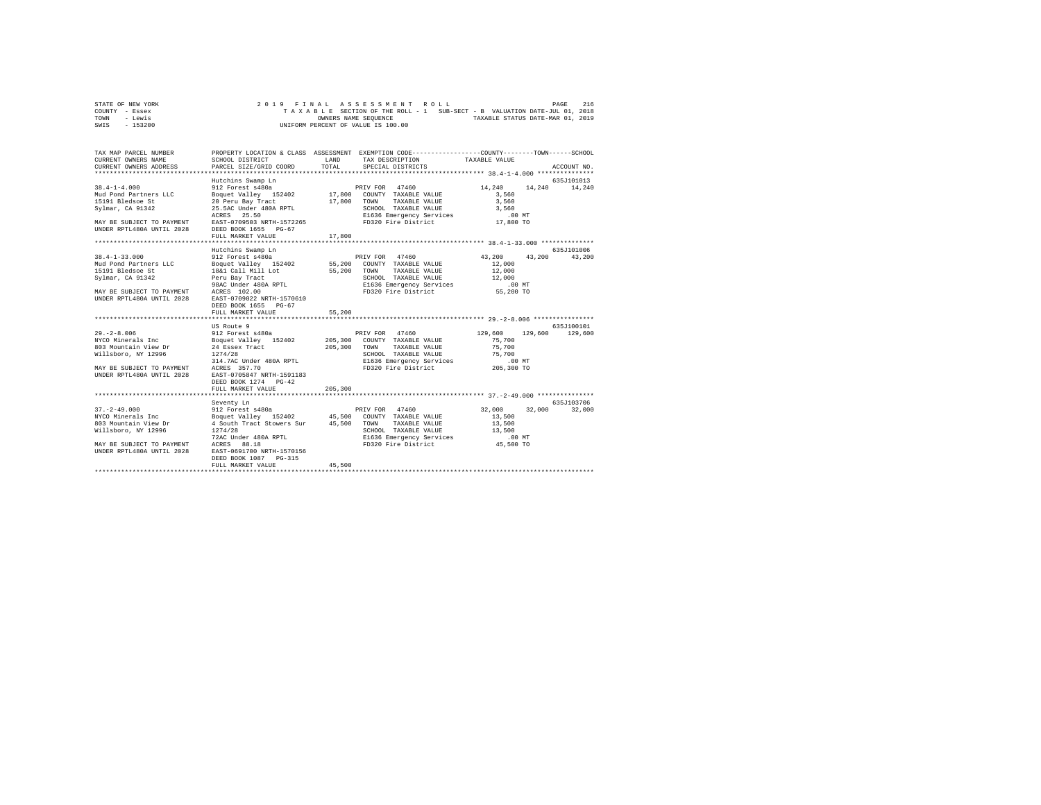STATE OF NEW YORK
COUNTY - Essex
TOWN - Lewis
SWIS - 153200

2019 FINAL ASSESSMENT ROLL
TAXABLE SECTION OF THE ROLL - 1 SUB-SECT - B VALUATION DATE-JUL 01, 2018
OWNERS NAME SEQUENCE TAXABLE STATUS DATE-MAR 01, 2019
UNIFORM PERCENT OF VALUE IS 100.00

| TAX MAP PARCEL NUMBER / CURRENT OWNERS NAME / CURRENT OWNERS ADDRESS | PROPERTY LOCATION & CLASS / SCHOOL DISTRICT / PARCEL SIZE/GRID COORD | ASSESSMENT LAND / TOTAL | EXEMPTION CODE / TAX DESCRIPTION / SPECIAL DISTRICTS | COUNTY | TOWN | SCHOOL / ACCOUNT NO. |
|---|---|---|---|---|---|---|
| | Hutchins Swamp Ln | | | | | 635J101013 |
| 38.4-1-4.000 | 912 Forest s480a | | PRIV FOR 47460 | 14,240 | 14,240 | 14,240 |
| Mud Pond Partners LLC | Boquet Valley 152402 | 17,800 | COUNTY TAXABLE VALUE | 3,560 | | |
| 15191 Bledsoe St | 20 Peru Bay Tract | 17,800 | TOWN TAXABLE VALUE | 3,560 | | |
| Sylmar, CA 91342 | 25.5AC Under 480A RPTL | | SCHOOL TAXABLE VALUE | 3,560 | | |
| | ACRES 25.50 | | E1636 Emergency Services | .00 MT | | |
| MAY BE SUBJECT TO PAYMENT | EAST-0709503 NRTH-1572265 | | FD320 Fire District | 17,800 TO | | |
| UNDER RPTL480A UNTIL 2028 | DEED BOOK 1655 PG-67 | | | | | |
| | FULL MARKET VALUE | 17,800 | | | | |
| | Hutchins Swamp Ln | | | | | 635J101006 |
| 38.4-1-33.000 | 912 Forest s480a | | PRIV FOR 47460 | 43,200 | 43,200 | 43,200 |
| Mud Pond Partners LLC | Boquet Valley 152402 | 55,200 | COUNTY TAXABLE VALUE | 12,000 | | |
| 15191 Bledsoe St | 18&1 Call Mill Lot | 55,200 | TOWN TAXABLE VALUE | 12,000 | | |
| Sylmar, CA 91342 | Peru Bay Tract | | SCHOOL TAXABLE VALUE | 12,000 | | |
| | 98AC Under 480A RPTL | | E1636 Emergency Services | .00 MT | | |
| MAY BE SUBJECT TO PAYMENT | ACRES 102.00 | | FD320 Fire District | 55,200 TO | | |
| UNDER RPTL480A UNTIL 2028 | EAST-0709022 NRTH-1570610 | | | | | |
| | DEED BOOK 1655 PG-67 | | | | | |
| | FULL MARKET VALUE | 55,200 | | | | |
| | US Route 9 | | | | | 635J100101 |
| 29.-2-8.006 | 912 Forest s480a | | PRIV FOR 47460 | 129,600 | 129,600 | 129,600 |
| NYCO Minerals Inc | Boquet Valley 152402 | 205,300 | COUNTY TAXABLE VALUE | 75,700 | | |
| 803 Mountain View Dr | 24 Essex Tract | 205,300 | TOWN TAXABLE VALUE | 75,700 | | |
| Willsboro, NY 12996 | 1274/28 | | SCHOOL TAXABLE VALUE | 75,700 | | |
| | 314.7AC Under 480A RPTL | | E1636 Emergency Services | .00 MT | | |
| MAY BE SUBJECT TO PAYMENT | ACRES 357.70 | | FD320 Fire District | 205,300 TO | | |
| UNDER RPTL480A UNTIL 2028 | EAST-0705847 NRTH-1591183 | | | | | |
| | DEED BOOK 1274 PG-42 | | | | | |
| | FULL MARKET VALUE | 205,300 | | | | |
| | Seventy Ln | | | | | 635J103706 |
| 37.-2-49.000 | 912 Forest s480a | | PRIV FOR 47460 | 32,000 | 32,000 | 32,000 |
| NYCO Minerals Inc | Boquet Valley 152402 | 45,500 | COUNTY TAXABLE VALUE | 13,500 | | |
| 803 Mountain View Dr | 4 South Tract Stowers Sur | 45,500 | TOWN TAXABLE VALUE | 13,500 | | |
| Willsboro, NY 12996 | 1274/28 | | SCHOOL TAXABLE VALUE | 13,500 | | |
| | 72AC Under 480A RPTL | | E1636 Emergency Services | .00 MT | | |
| MAY BE SUBJECT TO PAYMENT | ACRES 88.18 | | FD320 Fire District | 45,500 TO | | |
| UNDER RPTL480A UNTIL 2028 | EAST-0691700 NRTH-1570156 | | | | | |
| | DEED BOOK 1087 PG-315 | | | | | |
| | FULL MARKET VALUE | 45,500 | | | | |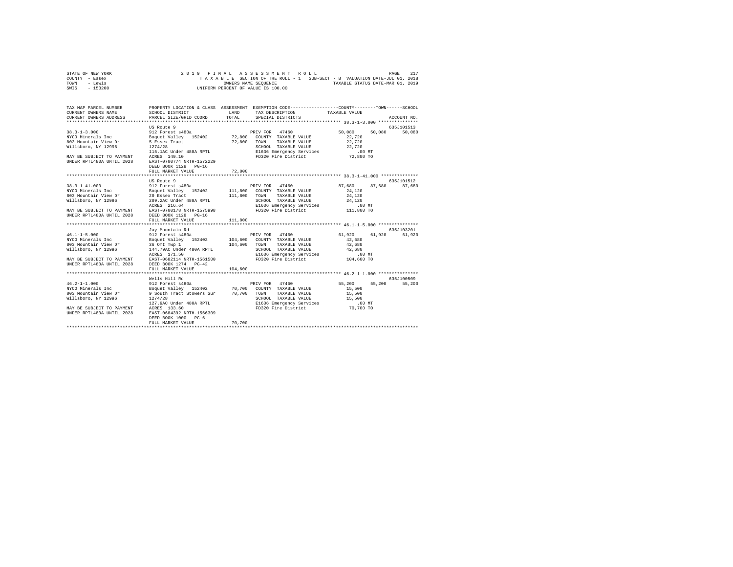STATE OF NEW YORK | COUNTY - Essex | TOWN - Lewis | SWIS - 153200

2019 FINAL ASSESSMENT ROLL
TAXABLE SECTION OF THE ROLL - 1 SUB-SECT - B VALUATION DATE-JUL 01, 2018
OWNERS NAME SEQUENCE TAXABLE STATUS DATE-MAR 01, 2019
UNIFORM PERCENT OF VALUE IS 100.00

| TAX MAP PARCEL NUMBER / CURRENT OWNERS NAME / CURRENT OWNERS ADDRESS | PROPERTY LOCATION & CLASS / SCHOOL DISTRICT / PARCEL SIZE/GRID COORD | ASSESSMENT LAND / TOTAL | EXEMPTION CODE / TAX DESCRIPTION / SPECIAL DISTRICTS | COUNTY | TOWN | SCHOOL | ACCOUNT NO. |
|---|---|---|---|---|---|---|---|
| 38.3-1-3.000 | US Route 9 | | | | | | 635J101513 |
| NYCO Minerals Inc | 912 Forest s480a | | PRIV FOR 47460 | 50,080 | 50,080 | 50,080 | |
| 803 Mountain View Dr | Boquet Valley 152402 | 72,800 | COUNTY TAXABLE VALUE | 22,720 | | | |
| Willsboro, NY 12996 | 5 Essex Tract | 72,800 | TOWN TAXABLE VALUE | | 22,720 | | |
| | 1274/28 | | SCHOOL TAXABLE VALUE | | | 22,720 | |
| | 115.1AC Under 480A RPTL | | E1636 Emergency Services | .00 MT | | | |
| MAY BE SUBJECT TO PAYMENT | ACRES 149.10 | | FD320 Fire District | 72,800 TO | | | |
| UNDER RPTL480A UNTIL 2028 | EAST-0700774 NRTH-1572229 | | | | | | |
| | DEED BOOK 1128 PG-16 | | | | | | |
| | FULL MARKET VALUE | 72,800 | | | | | |
| 38.3-1-41.000 | US Route 9 | | | | | | 635J101512 |
| NYCO Minerals Inc | 912 Forest s480a | | PRIV FOR 47460 | 87,680 | 87,680 | 87,680 | |
| 803 Mountain View Dr | Boquet Valley 152402 | 111,800 | COUNTY TAXABLE VALUE | 24,120 | | | |
| Willsboro, NY 12996 | 20 Essex Tract | 111,800 | TOWN TAXABLE VALUE | | 24,120 | | |
| | 209.2AC Under 480A RPTL | | SCHOOL TAXABLE VALUE | | | 24,120 | |
| | ACRES 216.64 | | E1636 Emergency Services | .00 MT | | | |
| MAY BE SUBJECT TO PAYMENT | EAST-0700178 NRTH-1575998 | | FD320 Fire District | 111,800 TO | | | |
| UNDER RPTL480A UNTIL 2028 | DEED BOOK 1128 PG-16 | | | | | | |
| | FULL MARKET VALUE | 111,800 | | | | | |
| 46.1-1-5.000 | Jay Mountain Rd | | | | | | 635J103201 |
| NYCO Minerals Inc | 912 Forest s480a | | PRIV FOR 47460 | 61,920 | 61,920 | 61,920 | |
| 803 Mountain View Dr | Boquet Valley 152402 | 104,600 | COUNTY TAXABLE VALUE | 42,680 | | | |
| Willsboro, NY 12996 | 36 Omt Twp 1 | 104,600 | TOWN TAXABLE VALUE | | 42,680 | | |
| | 144.79AC Under 480A RPTL | | SCHOOL TAXABLE VALUE | | | 42,680 | |
| | ACRES 171.50 | | E1636 Emergency Services | .00 MT | | | |
| MAY BE SUBJECT TO PAYMENT | EAST-0682114 NRTH-1561500 | | FD320 Fire District | 104,600 TO | | | |
| UNDER RPTL480A UNTIL 2028 | DEED BOOK 1274 PG-42 | | | | | | |
| | FULL MARKET VALUE | 104,600 | | | | | |
| 46.2-1-1.000 | Wells Hill Rd | | | | | | 635J100509 |
| NYCO Minerals Inc | 912 Forest s480a | | PRIV FOR 47460 | 55,200 | 55,200 | 55,200 | |
| 803 Mountain View Dr | Boquet Valley 152402 | 70,700 | COUNTY TAXABLE VALUE | 15,500 | | | |
| Willsboro, NY 12996 | 9 South Tract Stowers Sur | 70,700 | TOWN TAXABLE VALUE | | 15,500 | | |
| | 1274/28 | | SCHOOL TAXABLE VALUE | | | 15,500 | |
| | 127.9AC Under 480A RPTL | | E1636 Emergency Services | .00 MT | | | |
| MAY BE SUBJECT TO PAYMENT | ACRES 133.60 | | FD320 Fire District | 70,700 TO | | | |
| UNDER RPTL480A UNTIL 2028 | EAST-0684392 NRTH-1566309 | | | | | | |
| | DEED BOOK 1000 PG-6 | | | | | | |
| | FULL MARKET VALUE | 70,700 | | | | | |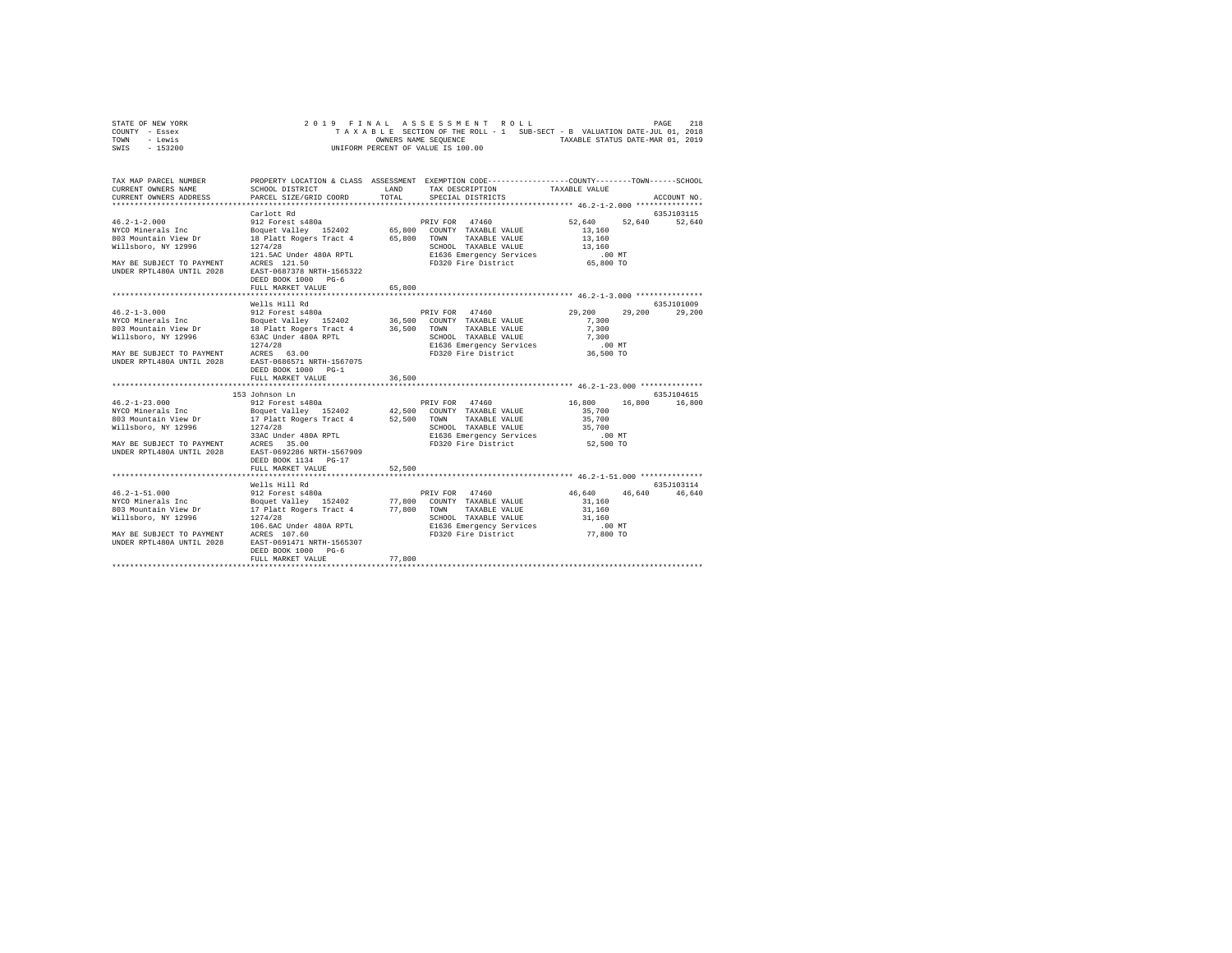STATE OF NEW YORK — 2019 FINAL ASSESSMENT ROLL
COUNTY - Essex — TAXABLE SECTION OF THE ROLL - 1 SUB-SECT - B VALUATION DATE-JUL 01, 2018
TOWN - Lewis — OWNERS NAME SEQUENCE — TAXABLE STATUS DATE-MAR 01, 2019
SWIS - 153200 — UNIFORM PERCENT OF VALUE IS 100.00

| TAX MAP PARCEL NUMBER / CURRENT OWNERS NAME / CURRENT OWNERS ADDRESS | PROPERTY LOCATION & CLASS / SCHOOL DISTRICT / PARCEL SIZE/GRID COORD | ASSESSMENT LAND / TOTAL | EXEMPTION CODE / TAX DESCRIPTION / SPECIAL DISTRICTS | COUNTY TAXABLE VALUE | TOWN | SCHOOL / ACCOUNT NO. |
|---|---|---|---|---|---|---|
| **46.2-1-2.000** | Carlott Rd | | | | | 635J103115 |
| 46.2-1-2.000 | 912 Forest s480a | | PRIV FOR 47460 | 52,640 | 52,640 | 52,640 |
| NYCO Minerals Inc | Boquet Valley 152402 | 65,800 | COUNTY TAXABLE VALUE | 13,160 | | |
| 803 Mountain View Dr | 18 Platt Rogers Tract 4 | 65,800 | TOWN TAXABLE VALUE | 13,160 | | |
| Willsboro, NY 12996 | 1274/28 | | SCHOOL TAXABLE VALUE | 13,160 | | |
| | 121.5AC Under 480A RPTL | | E1636 Emergency Services | .00 MT | | |
| MAY BE SUBJECT TO PAYMENT | ACRES 121.50 | | FD320 Fire District | 65,800 TO | | |
| UNDER RPTL480A UNTIL 2028 | EAST-0687378 NRTH-1565322 | | | | | |
| | DEED BOOK 1000 PG-6 | | | | | |
| | FULL MARKET VALUE | 65,800 | | | | |
| **46.2-1-3.000** | Wells Hill Rd | | | | | 635J101009 |
| 46.2-1-3.000 | 912 Forest s480a | | PRIV FOR 47460 | 29,200 | 29,200 | 29,200 |
| NYCO Minerals Inc | Boquet Valley 152402 | 36,500 | COUNTY TAXABLE VALUE | 7,300 | | |
| 803 Mountain View Dr | 18 Platt Rogers Tract 4 | 36,500 | TOWN TAXABLE VALUE | 7,300 | | |
| Willsboro, NY 12996 | 63AC Under 480A RPTL | | SCHOOL TAXABLE VALUE | 7,300 | | |
| | 1274/28 | | E1636 Emergency Services | .00 MT | | |
| MAY BE SUBJECT TO PAYMENT | ACRES 63.00 | | FD320 Fire District | 36,500 TO | | |
| UNDER RPTL480A UNTIL 2028 | EAST-0686571 NRTH-1567075 | | | | | |
| | DEED BOOK 1000 PG-1 | | | | | |
| | FULL MARKET VALUE | 36,500 | | | | |
| **46.2-1-23.000** | 153 Johnson Ln | | | | | 635J104615 |
| 46.2-1-23.000 | 912 Forest s480a | | PRIV FOR 47460 | 16,800 | 16,800 | 16,800 |
| NYCO Minerals Inc | Boquet Valley 152402 | 42,500 | COUNTY TAXABLE VALUE | 35,700 | | |
| 803 Mountain View Dr | 17 Platt Rogers Tract 4 | 52,500 | TOWN TAXABLE VALUE | 35,700 | | |
| Willsboro, NY 12996 | 1274/28 | | SCHOOL TAXABLE VALUE | 35,700 | | |
| | 33AC Under 480A RPTL | | E1636 Emergency Services | .00 MT | | |
| MAY BE SUBJECT TO PAYMENT | ACRES 35.00 | | FD320 Fire District | 52,500 TO | | |
| UNDER RPTL480A UNTIL 2028 | EAST-0692286 NRTH-1567909 | | | | | |
| | DEED BOOK 1134 PG-17 | | | | | |
| | FULL MARKET VALUE | 52,500 | | | | |
| **46.2-1-51.000** | Wells Hill Rd | | | | | 635J103114 |
| 46.2-1-51.000 | 912 Forest s480a | | PRIV FOR 47460 | 46,640 | 46,640 | 46,640 |
| NYCO Minerals Inc | Boquet Valley 152402 | 77,800 | COUNTY TAXABLE VALUE | 31,160 | | |
| 803 Mountain View Dr | 17 Platt Rogers Tract 4 | 77,800 | TOWN TAXABLE VALUE | 31,160 | | |
| Willsboro, NY 12996 | 1274/28 | | SCHOOL TAXABLE VALUE | 31,160 | | |
| | 106.6AC Under 480A RPTL | | E1636 Emergency Services | .00 MT | | |
| MAY BE SUBJECT TO PAYMENT | ACRES 107.60 | | FD320 Fire District | 77,800 TO | | |
| UNDER RPTL480A UNTIL 2028 | EAST-0691471 NRTH-1565307 | | | | | |
| | DEED BOOK 1000 PG-6 | | | | | |
| | FULL MARKET VALUE | 77,800 | | | | |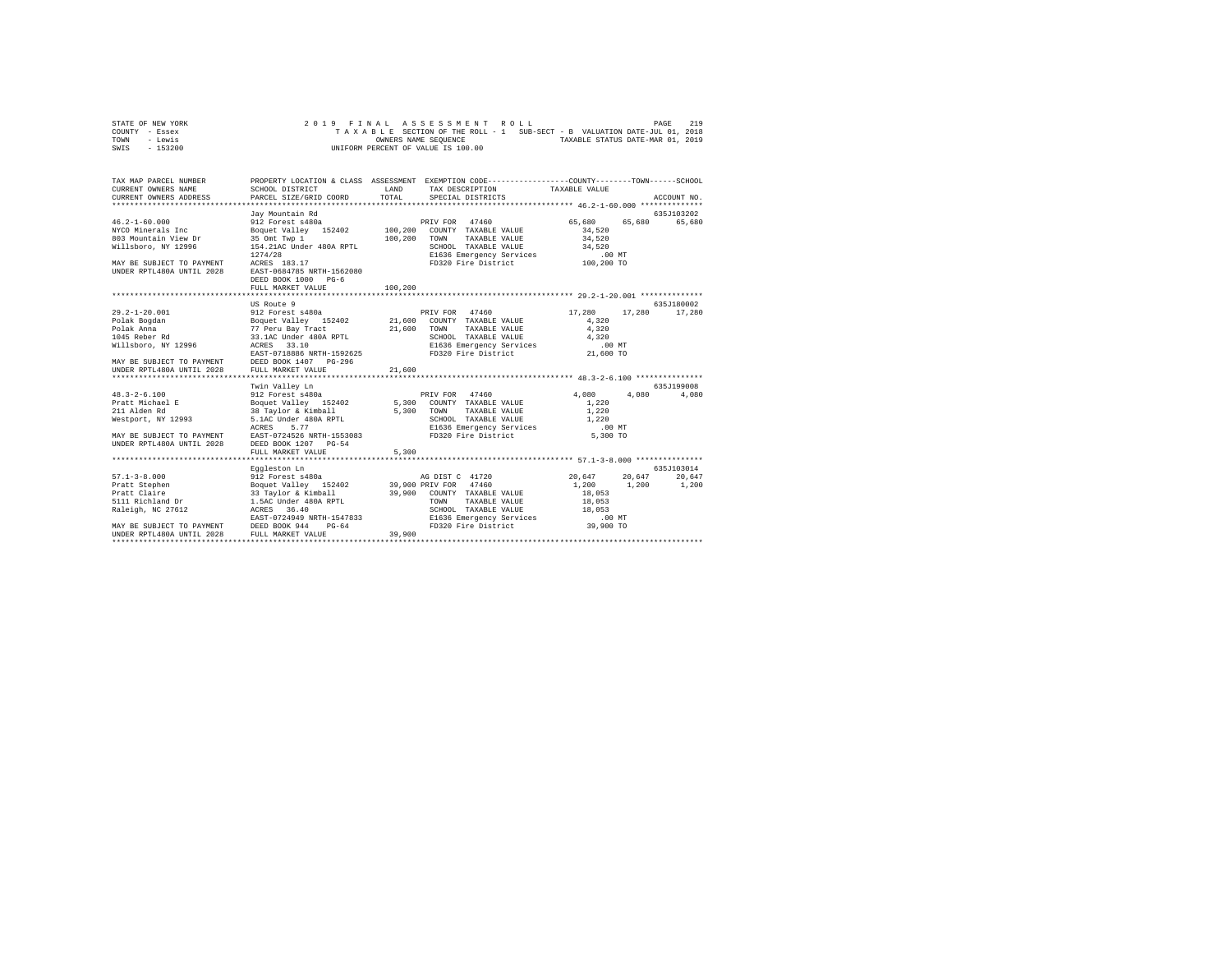STATE OF NEW YORK
COUNTY - Essex
TOWN - Lewis
SWIS - 153200

2 0 1 9 F I N A L A S S E S S M E N T R O L L
T A X A B L E SECTION OF THE ROLL - 1 SUB-SECT - B VALUATION DATE-JUL 01, 2018
OWNERS NAME SEQUENCE TAXABLE STATUS DATE-MAR 01, 2019
UNIFORM PERCENT OF VALUE IS 100.00

```
TAX MAP PARCEL NUMBER          PROPERTY LOCATION & CLASS  ASSESSMENT  EXEMPTION CODE-----------------COUNTY--------TOWN------SCHOOL
CURRENT OWNERS NAME            SCHOOL DISTRICT              LAND      TAX DESCRIPTION            TAXABLE VALUE
CURRENT OWNERS ADDRESS         PARCEL SIZE/GRID COORD       TOTAL     SPECIAL DISTRICTS                                  ACCOUNT NO.
******************************************************************************************************* 46.2-1-60.000 **************
                               Jay Mountain Rd                                                                           635J103202
46.2-1-60.000                  912 Forest s480a                      PRIV FOR  47460              65,680     65,680     65,680
NYCO Minerals Inc              Boquet Valley  152402       100,200   COUNTY  TAXABLE VALUE          34,520
803 Mountain View Dr           35 Omt Twp 1                100,200   TOWN    TAXABLE VALUE          34,520
Willsboro, NY 12996            154.21AC Under 480A RPTL              SCHOOL  TAXABLE VALUE          34,520
                               1274/28                               E1636 Emergency Services          .00 MT
MAY BE SUBJECT TO PAYMENT      ACRES  183.17                         FD320 Fire District           100,200 TO
UNDER RPTL480A UNTIL 2028      EAST-0684785 NRTH-1562080
                               DEED BOOK 1000   PG-6
                               FULL MARKET VALUE           100,200
******************************************************************************************************* 29.2-1-20.001 **************
                               US Route 9                                                                                635J180002
29.2-1-20.001                  912 Forest s480a                      PRIV FOR  47460              17,280     17,280     17,280
Polak Bogdan                   Boquet Valley  152402        21,600   COUNTY  TAXABLE VALUE           4,320
Polak Anna                     77 Peru Bay Tract            21,600   TOWN    TAXABLE VALUE           4,320
1045 Reber Rd                  33.1AC Under 480A RPTL                SCHOOL  TAXABLE VALUE           4,320
Willsboro, NY 12996            ACRES   33.10                         E1636 Emergency Services          .00 MT
                               EAST-0718886 NRTH-1592625             FD320 Fire District            21,600 TO
MAY BE SUBJECT TO PAYMENT      DEED BOOK 1407   PG-296
UNDER RPTL480A UNTIL 2028      FULL MARKET VALUE            21,600
******************************************************************************************************* 48.3-2-6.100 ***************
                               Twin Valley Ln                                                                            635J199008
48.3-2-6.100                   912 Forest s480a                      PRIV FOR  47460               4,080      4,080      4,080
Pratt Michael E                Boquet Valley  152402         5,300   COUNTY  TAXABLE VALUE           1,220
211 Alden Rd                   38 Taylor & Kimball           5,300   TOWN    TAXABLE VALUE           1,220
Westport, NY 12993             5.1AC Under 480A RPTL                 SCHOOL  TAXABLE VALUE           1,220
                               ACRES    5.77                         E1636 Emergency Services          .00 MT
MAY BE SUBJECT TO PAYMENT      EAST-0724526 NRTH-1553083             FD320 Fire District             5,300 TO
UNDER RPTL480A UNTIL 2028      DEED BOOK 1207   PG-54
                               FULL MARKET VALUE             5,300
******************************************************************************************************* 57.1-3-8.000 ***************
                               Eggleston Ln                                                                              635J103014
57.1-3-8.000                   912 Forest s480a                      AG DIST C 41720              20,647     20,647     20,647
Pratt Stephen                  Boquet Valley  152402        39,900 PRIV FOR  47460                 1,200      1,200      1,200
Pratt Claire                   33 Taylor & Kimball          39,900   COUNTY  TAXABLE VALUE          18,053
5111 Richland Dr               1.5AC Under 480A RPTL                 TOWN    TAXABLE VALUE          18,053
Raleigh, NC 27612              ACRES   36.40                         SCHOOL  TAXABLE VALUE          18,053
                               EAST-0724949 NRTH-1547833             E1636 Emergency Services          .00 MT
MAY BE SUBJECT TO PAYMENT      DEED BOOK 944    PG-64                FD320 Fire District            39,900 TO
UNDER RPTL480A UNTIL 2028      FULL MARKET VALUE            39,900
************************************************************************************************************************************
```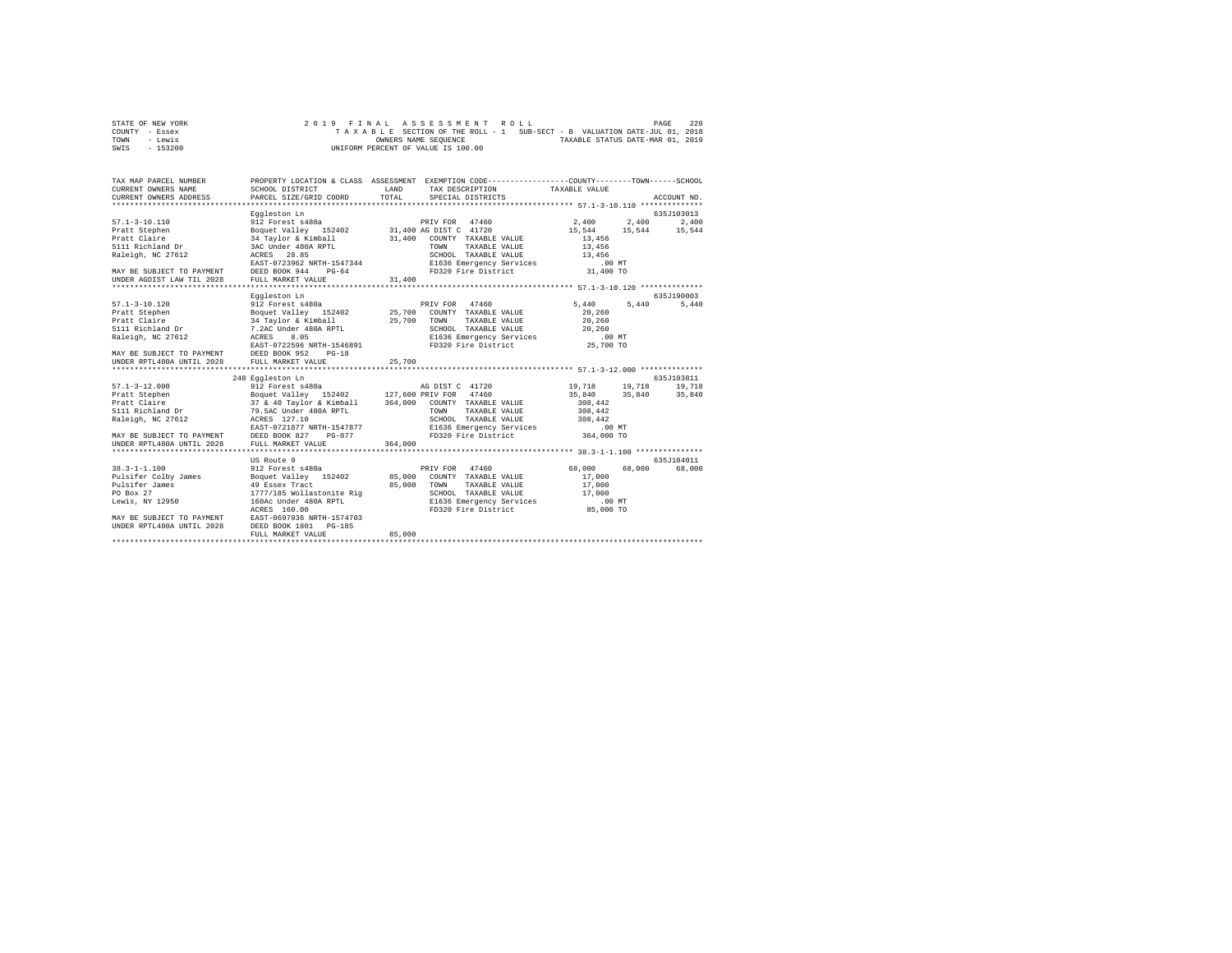STATE OF NEW YORK | 2019 FINAL ASSESSMENT ROLL | PAGE 220
COUNTY - Essex | TAXABLE SECTION OF THE ROLL - 1 SUB-SECT - B VALUATION DATE-JUL 01, 2018
TOWN - Lewis | OWNERS NAME SEQUENCE | TAXABLE STATUS DATE-MAR 01, 2019
SWIS - 153200 | UNIFORM PERCENT OF VALUE IS 100.00

```
TAX MAP PARCEL NUMBER      PROPERTY LOCATION & CLASS  ASSESSMENT  EXEMPTION CODE-----------------COUNTY--------TOWN------SCHOOL
CURRENT OWNERS NAME        SCHOOL DISTRICT             LAND        TAX DESCRIPTION            TAXABLE VALUE
CURRENT OWNERS ADDRESS     PARCEL SIZE/GRID COORD      TOTAL       SPECIAL DISTRICTS                                      ACCOUNT NO.
************************************************************************************************ 57.1-3-10.110 **************
                           Eggleston Ln                                                                                635J103013
57.1-3-10.110              912 Forest s480a                        PRIV FOR  47460               2,400      2,400       2,400
Pratt Stephen              Boquet Valley  152402       31,400 AG DIST C  41720                  15,544     15,544      15,544
Pratt Claire               34 Taylor & Kimball         31,400   COUNTY  TAXABLE VALUE           13,456
5111 Richland Dr           3AC Under 480A RPTL                  TOWN    TAXABLE VALUE           13,456
Raleigh, NC 27612          ACRES  28.85                         SCHOOL  TAXABLE VALUE           13,456
                           EAST-0723962 NRTH-1547344            E1636 Emergency Services            .00 MT
MAY BE SUBJECT TO PAYMENT  DEED BOOK 944    PG-64               FD320 Fire District              31,400 TO
UNDER AGDIST LAW TIL 2028  FULL MARKET VALUE           31,400
************************************************************************************************ 57.1-3-10.120 **************
                           Eggleston Ln                                                                                635J190003
57.1-3-10.120              912 Forest s480a                        PRIV FOR  47460               5,440      5,440       5,440
Pratt Stephen              Boquet Valley  152402       25,700   COUNTY  TAXABLE VALUE           20,260
Pratt Claire               34 Taylor & Kimball         25,700   TOWN    TAXABLE VALUE           20,260
5111 Richland Dr           7.2AC Under 480A RPTL                SCHOOL  TAXABLE VALUE           20,260
Raleigh, NC 27612          ACRES   8.05                         E1636 Emergency Services            .00 MT
                           EAST-0722596 NRTH-1546891            FD320 Fire District              25,700 TO
MAY BE SUBJECT TO PAYMENT  DEED BOOK 952    PG-18
UNDER RPTL480A UNTIL 2028  FULL MARKET VALUE           25,700
************************************************************************************************ 57.1-3-12.000 **************
                       248 Eggleston Ln                                                                                635J103811
57.1-3-12.000              912 Forest s480a                        AG DIST C  41720             19,718     19,718      19,718
Pratt Stephen              Boquet Valley  152402      127,600 PRIV FOR  47460                   35,840     35,840      35,840
Pratt Claire               37 & 40 Taylor & Kimball   364,000   COUNTY  TAXABLE VALUE          308,442
5111 Richland Dr           79.5AC Under 480A RPTL               TOWN    TAXABLE VALUE          308,442
Raleigh, NC 27612          ACRES 127.10                         SCHOOL  TAXABLE VALUE          308,442
                           EAST-0721877 NRTH-1547877            E1636 Emergency Services            .00 MT
MAY BE SUBJECT TO PAYMENT  DEED BOOK 827    PG-077              FD320 Fire District             364,000 TO
UNDER RPTL480A UNTIL 2028  FULL MARKET VALUE          364,000
************************************************************************************************ 38.3-1-1.100 ***************
                           US Route 9                                                                                  635J104011
38.3-1-1.100               912 Forest s480a                        PRIV FOR  47460              68,000     68,000      68,000
Pulsifer Colby James       Boquet Valley  152402       85,000   COUNTY  TAXABLE VALUE           17,000
Pulsifer James             49 Essex Tract              85,000   TOWN    TAXABLE VALUE           17,000
PO Box 27                  1777/185 Wollastonite Rig            SCHOOL  TAXABLE VALUE           17,000
Lewis, NY 12950            160Ac Under 480A RPTL                E1636 Emergency Services            .00 MT
                           ACRES 160.00                         FD320 Fire District              85,000 TO
MAY BE SUBJECT TO PAYMENT  EAST-0697936 NRTH-1574703
UNDER RPTL480A UNTIL 2028  DEED BOOK 1801   PG-185
                           FULL MARKET VALUE           85,000
******************************************************************************************************************************
```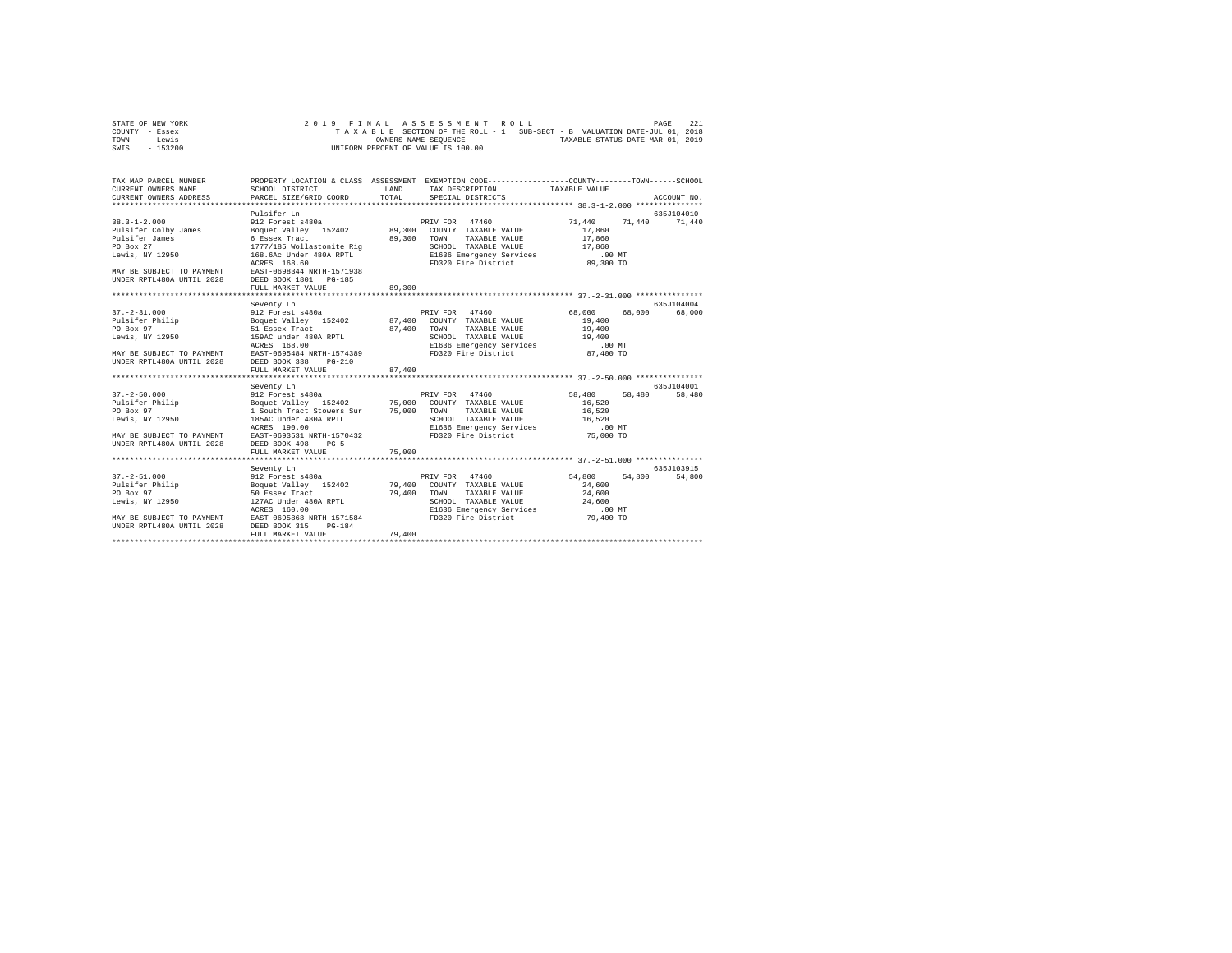STATE OF NEW YORK
COUNTY - Essex
TOWN - Lewis
SWIS - 153200

2019 FINAL ASSESSMENT ROLL
TAXABLE SECTION OF THE ROLL - 1 SUB-SECT - B VALUATION DATE-JUL 01, 2018
OWNERS NAME SEQUENCE TAXABLE STATUS DATE-MAR 01, 2019
UNIFORM PERCENT OF VALUE IS 100.00

| TAX MAP PARCEL NUMBER / CURRENT OWNERS NAME / CURRENT OWNERS ADDRESS | PROPERTY LOCATION & CLASS / SCHOOL DISTRICT / PARCEL SIZE/GRID COORD | ASSESSMENT LAND / TOTAL | EXEMPTION CODE / TAX DESCRIPTION / SPECIAL DISTRICTS | COUNTY | TOWN | SCHOOL / ACCOUNT NO. |
|---|---|---|---|---|---|---|
| **38.3-1-2.000** | Pulsifer Ln | | | | | 635J104010 |
| 38.3-1-2.000 | 912 Forest s480a | | PRIV FOR 47460 | 71,440 | 71,440 | 71,440 |
| Pulsifer Colby James | Boquet Valley 152402 | 89,300 | COUNTY TAXABLE VALUE | 17,860 | | |
| Pulsifer James | 6 Essex Tract | 89,300 | TOWN TAXABLE VALUE | 17,860 | | |
| PO Box 27 | 1777/185 Wollastonite Rig | | SCHOOL TAXABLE VALUE | 17,860 | | |
| Lewis, NY 12950 | 168.6Ac Under 480A RPTL | | E1636 Emergency Services | .00 MT | | |
| | ACRES 168.60 | | FD320 Fire District | 89,300 TO | | |
| MAY BE SUBJECT TO PAYMENT | EAST-0698344 NRTH-1571938 | | | | | |
| UNDER RPTL480A UNTIL 2028 | DEED BOOK 1801 PG-185 | | | | | |
| | FULL MARKET VALUE | 89,300 | | | | |
| **37.-2-31.000** | Seventy Ln | | | | | 635J104004 |
| 37.-2-31.000 | 912 Forest s480a | | PRIV FOR 47460 | 68,000 | 68,000 | 68,000 |
| Pulsifer Philip | Boquet Valley 152402 | 87,400 | COUNTY TAXABLE VALUE | 19,400 | | |
| PO Box 97 | 51 Essex Tract | 87,400 | TOWN TAXABLE VALUE | 19,400 | | |
| Lewis, NY 12950 | 159AC under 480A RPTL | | SCHOOL TAXABLE VALUE | 19,400 | | |
| | ACRES 168.00 | | E1636 Emergency Services | .00 MT | | |
| MAY BE SUBJECT TO PAYMENT | EAST-0695484 NRTH-1574389 | | FD320 Fire District | 87,400 TO | | |
| UNDER RPTL480A UNTIL 2028 | DEED BOOK 338 PG-210 | | | | | |
| | FULL MARKET VALUE | 87,400 | | | | |
| **37.-2-50.000** | Seventy Ln | | | | | 635J104001 |
| 37.-2-50.000 | 912 Forest s480a | | PRIV FOR 47460 | 58,480 | 58,480 | 58,480 |
| Pulsifer Philip | Boquet Valley 152402 | 75,000 | COUNTY TAXABLE VALUE | 16,520 | | |
| PO Box 97 | 1 South Tract Stowers Sur | 75,000 | TOWN TAXABLE VALUE | 16,520 | | |
| Lewis, NY 12950 | 185AC Under 480A RPTL | | SCHOOL TAXABLE VALUE | 16,520 | | |
| | ACRES 190.00 | | E1636 Emergency Services | .00 MT | | |
| MAY BE SUBJECT TO PAYMENT | EAST-0693531 NRTH-1570432 | | FD320 Fire District | 75,000 TO | | |
| UNDER RPTL480A UNTIL 2028 | DEED BOOK 498 PG-5 | | | | | |
| | FULL MARKET VALUE | 75,000 | | | | |
| **37.-2-51.000** | Seventy Ln | | | | | 635J103915 |
| 37.-2-51.000 | 912 Forest s480a | | PRIV FOR 47460 | 54,800 | 54,800 | 54,800 |
| Pulsifer Philip | Boquet Valley 152402 | 79,400 | COUNTY TAXABLE VALUE | 24,600 | | |
| PO Box 97 | 50 Essex Tract | 79,400 | TOWN TAXABLE VALUE | 24,600 | | |
| Lewis, NY 12950 | 127AC Under 480A RPTL | | SCHOOL TAXABLE VALUE | 24,600 | | |
| | ACRES 160.00 | | E1636 Emergency Services | .00 MT | | |
| MAY BE SUBJECT TO PAYMENT | EAST-0695868 NRTH-1571584 | | FD320 Fire District | 79,400 TO | | |
| UNDER RPTL480A UNTIL 2028 | DEED BOOK 315 PG-184 | | | | | |
| | FULL MARKET VALUE | 79,400 | | | | |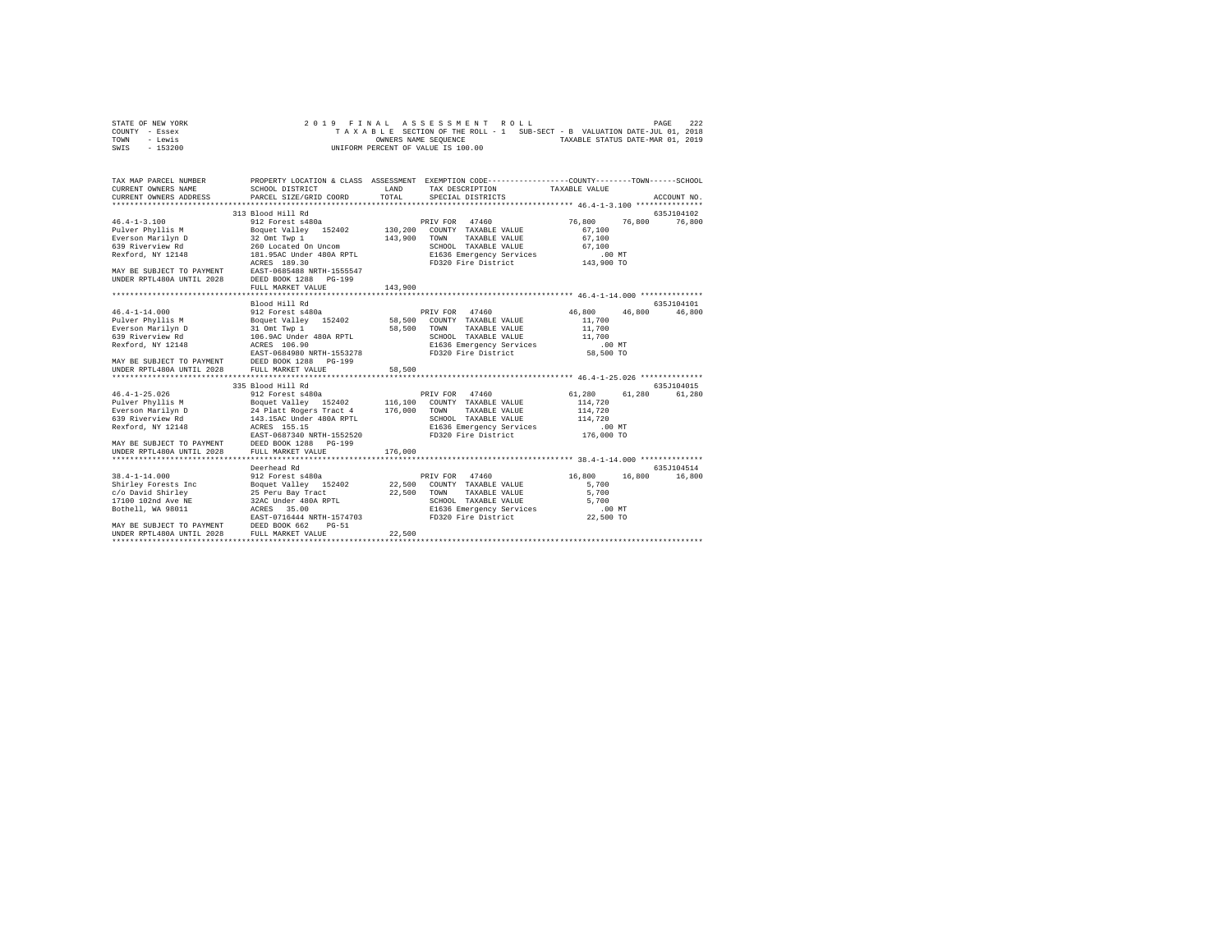STATE OF NEW YORK
COUNTY - Essex
TOWN - Lewis
SWIS - 153200

2 0 1 9 F I N A L A S S E S S M E N T R O L L
T A X A B L E SECTION OF THE ROLL - 1 SUB-SECT - B VALUATION DATE-JUL 01, 2018
OWNERS NAME SEQUENCE TAXABLE STATUS DATE-MAR 01, 2019
UNIFORM PERCENT OF VALUE IS 100.00

```
TAX MAP PARCEL NUMBER          PROPERTY LOCATION & CLASS  ASSESSMENT  EXEMPTION CODE-----------------COUNTY--------TOWN------SCHOOL
CURRENT OWNERS NAME            SCHOOL DISTRICT               LAND      TAX DESCRIPTION            TAXABLE VALUE
CURRENT OWNERS ADDRESS         PARCEL SIZE/GRID COORD        TOTAL     SPECIAL DISTRICTS                                  ACCOUNT NO.
******************************************************************************************************* 46.4-1-3.100 ***************
                               313 Blood Hill Rd                                                                        635J104102
46.4-1-3.100                   912 Forest s480a                        PRIV FOR  47460              76,800     76,800     76,800
Pulver Phyllis M               Boquet Valley  152402       130,200    COUNTY  TAXABLE VALUE          67,100
Everson Marilyn D              32 Omt Twp 1                143,900    TOWN    TAXABLE VALUE          67,100
639 Riverview Rd               260 Located On Uncom                   SCHOOL  TAXABLE VALUE          67,100
Rexford, NY 12148              181.95AC Under 480A RPTL               E1636 Emergency Services          .00 MT
                               ACRES  189.30                          FD320 Fire District            143,900 TO
MAY BE SUBJECT TO PAYMENT      EAST-0685488 NRTH-1555547
UNDER RPTL480A UNTIL 2028      DEED BOOK 1288   PG-199
                               FULL MARKET VALUE           143,900
******************************************************************************************************* 46.4-1-14.000 **************
                               Blood Hill Rd                                                                            635J104101
46.4-1-14.000                  912 Forest s480a                        PRIV FOR  47460              46,800     46,800     46,800
Pulver Phyllis M               Boquet Valley  152402        58,500    COUNTY  TAXABLE VALUE          11,700
Everson Marilyn D              31 Omt Twp 1                 58,500    TOWN    TAXABLE VALUE          11,700
639 Riverview Rd               106.9AC Under 480A RPTL                SCHOOL  TAXABLE VALUE          11,700
Rexford, NY 12148              ACRES  106.90                          E1636 Emergency Services          .00 MT
                               EAST-0684980 NRTH-1553278              FD320 Fire District             58,500 TO
MAY BE SUBJECT TO PAYMENT      DEED BOOK 1288   PG-199
UNDER RPTL480A UNTIL 2028      FULL MARKET VALUE            58,500
******************************************************************************************************* 46.4-1-25.026 **************
                               335 Blood Hill Rd                                                                        635J104015
46.4-1-25.026                  912 Forest s480a                        PRIV FOR  47460              61,280     61,280     61,280
Pulver Phyllis M               Boquet Valley  152402       116,100    COUNTY  TAXABLE VALUE         114,720
Everson Marilyn D              24 Platt Rogers Tract 4     176,000    TOWN    TAXABLE VALUE         114,720
639 Riverview Rd               143.15AC Under 480A RPTL               SCHOOL  TAXABLE VALUE         114,720
Rexford, NY 12148              ACRES  155.15                          E1636 Emergency Services          .00 MT
                               EAST-0687340 NRTH-1552520              FD320 Fire District            176,000 TO
MAY BE SUBJECT TO PAYMENT      DEED BOOK 1288   PG-199
UNDER RPTL480A UNTIL 2028      FULL MARKET VALUE           176,000
******************************************************************************************************* 38.4-1-14.000 **************
                               Deerhead Rd                                                                              635J104514
38.4-1-14.000                  912 Forest s480a                        PRIV FOR  47460              16,800     16,800     16,800
Shirley Forests Inc            Boquet Valley  152402        22,500    COUNTY  TAXABLE VALUE           5,700
c/o David Shirley              25 Peru Bay Tract            22,500    TOWN    TAXABLE VALUE           5,700
17100 102nd Ave NE             32AC Under 480A RPTL                   SCHOOL  TAXABLE VALUE           5,700
Bothell, WA 98011              ACRES   35.00                          E1636 Emergency Services          .00 MT
                               EAST-0716444 NRTH-1574703              FD320 Fire District             22,500 TO
MAY BE SUBJECT TO PAYMENT      DEED BOOK 662    PG-51
UNDER RPTL480A UNTIL 2028      FULL MARKET VALUE            22,500
************************************************************************************************************************************
```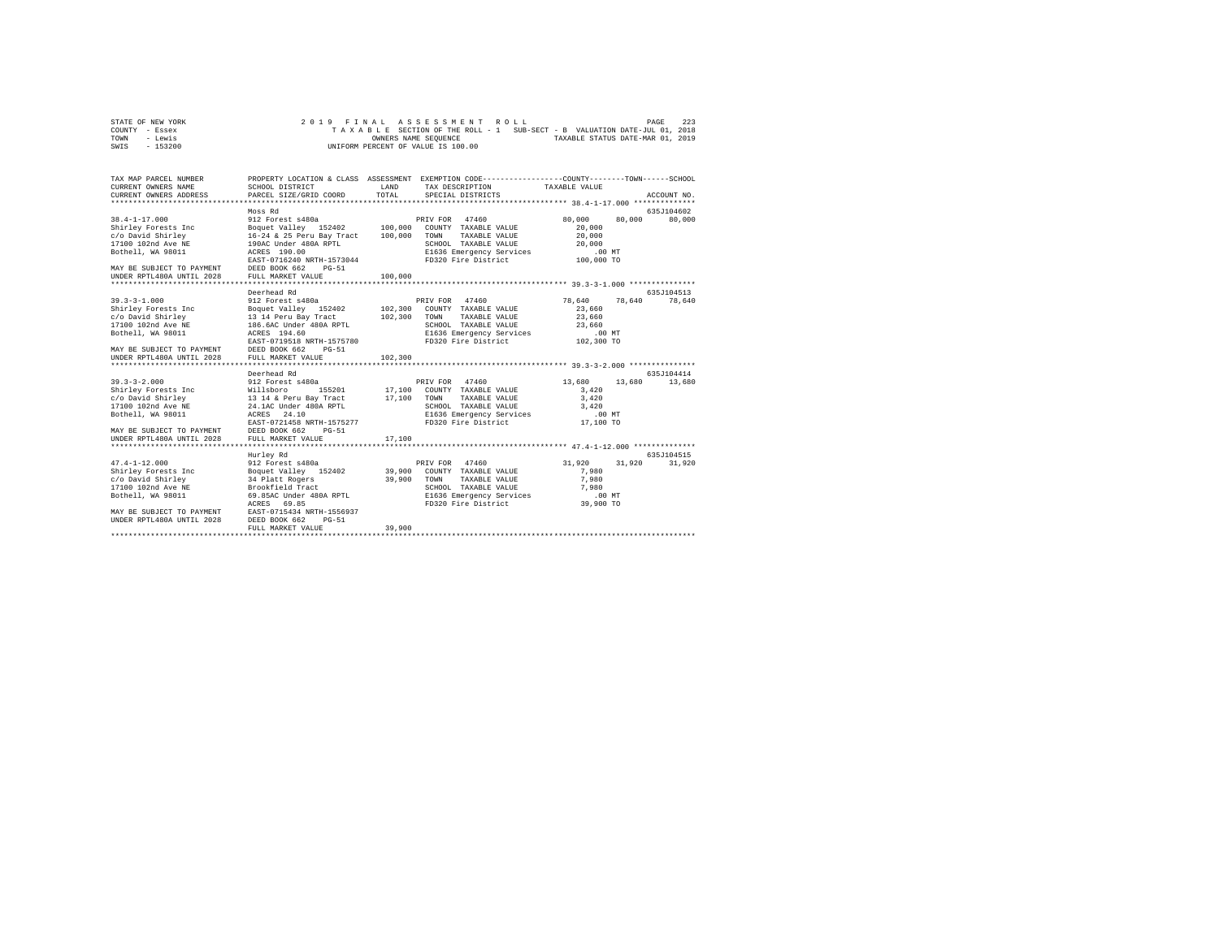STATE OF NEW YORK — 2019 FINAL ASSESSMENT ROLL
COUNTY - Essex — TAXABLE SECTION OF THE ROLL - 1 SUB-SECT - B VALUATION DATE-JUL 01, 2018
TOWN - Lewis — OWNERS NAME SEQUENCE — TAXABLE STATUS DATE-MAR 01, 2019
SWIS - 153200 — UNIFORM PERCENT OF VALUE IS 100.00

| TAX MAP PARCEL NUMBER / CURRENT OWNERS NAME / CURRENT OWNERS ADDRESS | PROPERTY LOCATION & CLASS / SCHOOL DISTRICT / PARCEL SIZE/GRID COORD | ASSESSMENT LAND / TOTAL | EXEMPTION CODE / TAX DESCRIPTION / SPECIAL DISTRICTS | COUNTY / TAXABLE VALUE | TOWN | SCHOOL / ACCOUNT NO. |
|---|---|---|---|---|---|---|
| **38.4-1-17.000** | Moss Rd | | | | | 635J104602 |
| | 912 Forest s480a | | PRIV FOR 47460 | 80,000 | 80,000 | 80,000 |
| Shirley Forests Inc | Boquet Valley 152402 | 100,000 | COUNTY TAXABLE VALUE | 20,000 | | |
| c/o David Shirley | 16-24 & 25 Peru Bay Tract | 100,000 | TOWN TAXABLE VALUE | 20,000 | | |
| 17100 102nd Ave NE | 190AC Under 480A RPTL | | SCHOOL TAXABLE VALUE | 20,000 | | |
| Bothell, WA 98011 | ACRES 190.00 | | E1636 Emergency Services | .00 MT | | |
| | EAST-0716240 NRTH-1573044 | | FD320 Fire District | 100,000 TO | | |
| MAY BE SUBJECT TO PAYMENT | DEED BOOK 662 PG-51 | | | | | |
| UNDER RPTL480A UNTIL 2028 | FULL MARKET VALUE | 100,000 | | | | |
| **39.3-3-1.000** | Deerhead Rd | | | | | 635J104513 |
| | 912 Forest s480a | | PRIV FOR 47460 | 78,640 | 78,640 | 78,640 |
| Shirley Forests Inc | Boquet Valley 152402 | 102,300 | COUNTY TAXABLE VALUE | 23,660 | | |
| c/o David Shirley | 13 14 Peru Bay Tract | 102,300 | TOWN TAXABLE VALUE | 23,660 | | |
| 17100 102nd Ave NE | 186.6AC Under 480A RPTL | | SCHOOL TAXABLE VALUE | 23,660 | | |
| Bothell, WA 98011 | ACRES 194.60 | | E1636 Emergency Services | .00 MT | | |
| | EAST-0719518 NRTH-1575780 | | FD320 Fire District | 102,300 TO | | |
| MAY BE SUBJECT TO PAYMENT | DEED BOOK 662 PG-51 | | | | | |
| UNDER RPTL480A UNTIL 2028 | FULL MARKET VALUE | 102,300 | | | | |
| **39.3-3-2.000** | Deerhead Rd | | | | | 635J104414 |
| | 912 Forest s480a | | PRIV FOR 47460 | 13,680 | 13,680 | 13,680 |
| Shirley Forests Inc | Willsboro 155201 | 17,100 | COUNTY TAXABLE VALUE | 3,420 | | |
| c/o David Shirley | 13 14 & Peru Bay Tract | 17,100 | TOWN TAXABLE VALUE | 3,420 | | |
| 17100 102nd Ave NE | 24.1AC Under 480A RPTL | | SCHOOL TAXABLE VALUE | 3,420 | | |
| Bothell, WA 98011 | ACRES 24.10 | | E1636 Emergency Services | .00 MT | | |
| | EAST-0721458 NRTH-1575277 | | FD320 Fire District | 17,100 TO | | |
| MAY BE SUBJECT TO PAYMENT | DEED BOOK 662 PG-51 | | | | | |
| UNDER RPTL480A UNTIL 2028 | FULL MARKET VALUE | 17,100 | | | | |
| **47.4-1-12.000** | Hurley Rd | | | | | 635J104515 |
| | 912 Forest s480a | | PRIV FOR 47460 | 31,920 | 31,920 | 31,920 |
| Shirley Forests Inc | Boquet Valley 152402 | 39,900 | COUNTY TAXABLE VALUE | 7,980 | | |
| c/o David Shirley | 34 Platt Rogers | 39,900 | TOWN TAXABLE VALUE | 7,980 | | |
| 17100 102nd Ave NE | Brookfield Tract | | SCHOOL TAXABLE VALUE | 7,980 | | |
| Bothell, WA 98011 | 69.85AC Under 480A RPTL | | E1636 Emergency Services | .00 MT | | |
| | ACRES 69.85 | | FD320 Fire District | 39,900 TO | | |
| MAY BE SUBJECT TO PAYMENT | EAST-0715434 NRTH-1556937 | | | | | |
| UNDER RPTL480A UNTIL 2028 | DEED BOOK 662 PG-51 | | | | | |
| | FULL MARKET VALUE | 39,900 | | | | |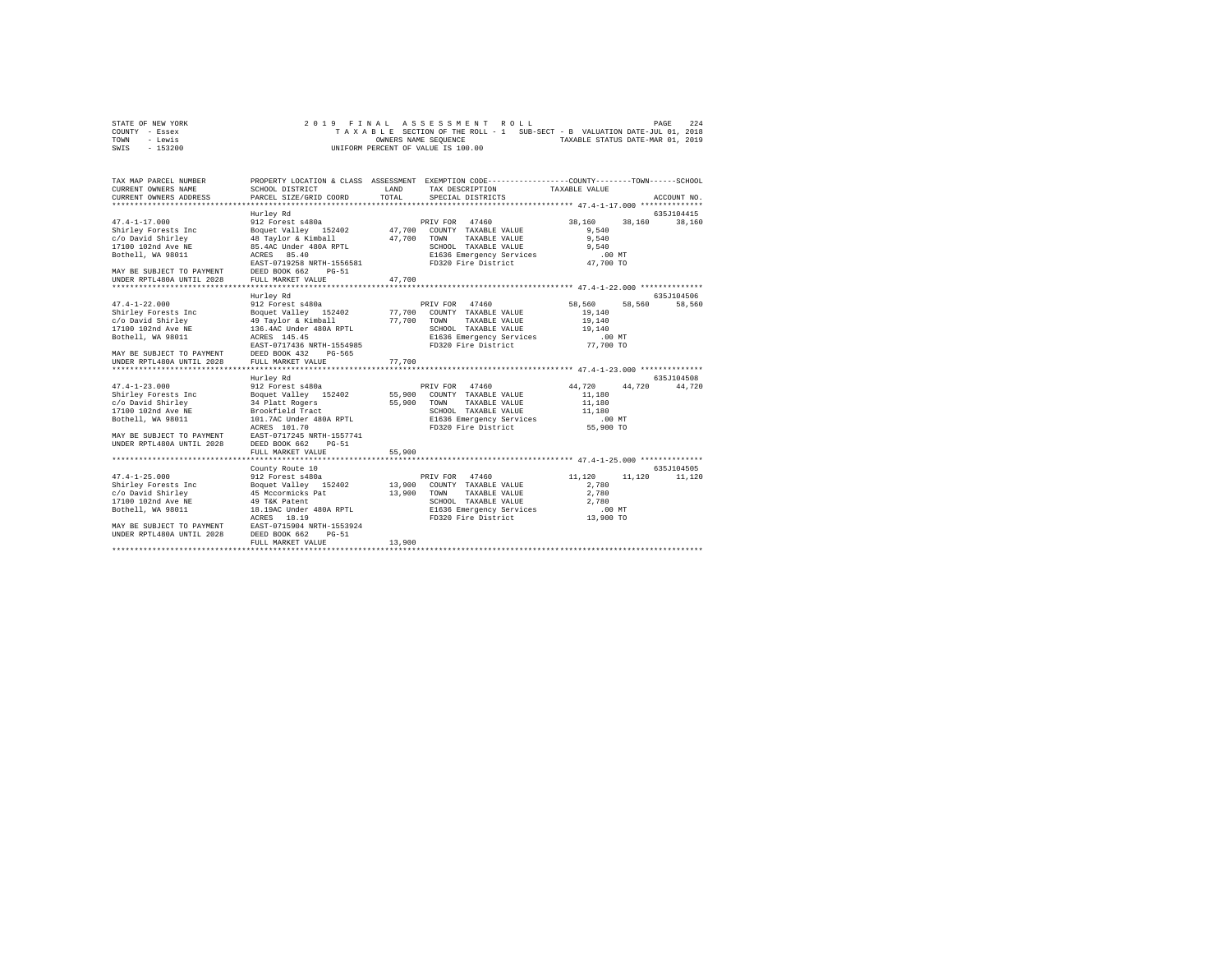STATE OF NEW YORK — 2019 FINAL ASSESSMENT ROLL
COUNTY - Essex — TAXABLE SECTION OF THE ROLL - 1 SUB-SECT - B VALUATION DATE-JUL 01, 2018
TOWN - Lewis — OWNERS NAME SEQUENCE — TAXABLE STATUS DATE-MAR 01, 2019
SWIS - 153200 — UNIFORM PERCENT OF VALUE IS 100.00

| TAX MAP PARCEL NUMBER / CURRENT OWNERS NAME / CURRENT OWNERS ADDRESS | PROPERTY LOCATION & CLASS / SCHOOL DISTRICT / PARCEL SIZE/GRID COORD | ASSESSMENT LAND / TOTAL | EXEMPTION CODE / TAX DESCRIPTION / SPECIAL DISTRICTS | COUNTY | TOWN | SCHOOL | ACCOUNT NO. |
|---|---|---|---|---|---|---|---|
| **47.4-1-17.000** | Hurley Rd | | | | | | 635J104415 |
| | 912 Forest s480a | | PRIV FOR 47460 | 38,160 | 38,160 | 38,160 | |
| Shirley Forests Inc | Boquet Valley 152402 | 47,700 | COUNTY TAXABLE VALUE | 9,540 | | | |
| c/o David Shirley | 48 Taylor & Kimball | 47,700 | TOWN TAXABLE VALUE | 9,540 | | | |
| 17100 102nd Ave NE | 85.4AC Under 480A RPTL | | SCHOOL TAXABLE VALUE | 9,540 | | | |
| Bothell, WA 98011 | ACRES 85.40 | | E1636 Emergency Services | .00 MT | | | |
| | EAST-0719258 NRTH-1556581 | | FD320 Fire District | 47,700 TO | | | |
| MAY BE SUBJECT TO PAYMENT | DEED BOOK 662 PG-51 | | | | | | |
| UNDER RPTL480A UNTIL 2028 | FULL MARKET VALUE | 47,700 | | | | | |
| **47.4-1-22.000** | Hurley Rd | | | | | | 635J104506 |
| | 912 Forest s480a | | PRIV FOR 47460 | 58,560 | 58,560 | 58,560 | |
| Shirley Forests Inc | Boquet Valley 152402 | 77,700 | COUNTY TAXABLE VALUE | 19,140 | | | |
| c/o David Shirley | 49 Taylor & Kimball | 77,700 | TOWN TAXABLE VALUE | 19,140 | | | |
| 17100 102nd Ave NE | 136.4AC Under 480A RPTL | | SCHOOL TAXABLE VALUE | 19,140 | | | |
| Bothell, WA 98011 | ACRES 145.45 | | E1636 Emergency Services | .00 MT | | | |
| | EAST-0717436 NRTH-1554985 | | FD320 Fire District | 77,700 TO | | | |
| MAY BE SUBJECT TO PAYMENT | DEED BOOK 432 PG-565 | | | | | | |
| UNDER RPTL480A UNTIL 2028 | FULL MARKET VALUE | 77,700 | | | | | |
| **47.4-1-23.000** | Hurley Rd | | | | | | 635J104508 |
| | 912 Forest s480a | | PRIV FOR 47460 | 44,720 | 44,720 | 44,720 | |
| Shirley Forests Inc | Boquet Valley 152402 | 55,900 | COUNTY TAXABLE VALUE | 11,180 | | | |
| c/o David Shirley | 34 Platt Rogers | 55,900 | TOWN TAXABLE VALUE | 11,180 | | | |
| 17100 102nd Ave NE | Brookfield Tract | | SCHOOL TAXABLE VALUE | 11,180 | | | |
| Bothell, WA 98011 | 101.7AC Under 480A RPTL | | E1636 Emergency Services | .00 MT | | | |
| | ACRES 101.70 | | FD320 Fire District | 55,900 TO | | | |
| MAY BE SUBJECT TO PAYMENT | EAST-0717245 NRTH-1557741 | | | | | | |
| UNDER RPTL480A UNTIL 2028 | DEED BOOK 662 PG-51 | | | | | | |
| | FULL MARKET VALUE | 55,900 | | | | | |
| **47.4-1-25.000** | County Route 10 | | | | | | 635J104505 |
| | 912 Forest s480a | | PRIV FOR 47460 | 11,120 | 11,120 | 11,120 | |
| Shirley Forests Inc | Boquet Valley 152402 | 13,900 | COUNTY TAXABLE VALUE | 2,780 | | | |
| c/o David Shirley | 45 Mccormicks Pat | 13,900 | TOWN TAXABLE VALUE | 2,780 | | | |
| 17100 102nd Ave NE | 49 T&K Patent | | SCHOOL TAXABLE VALUE | 2,780 | | | |
| Bothell, WA 98011 | 18.19AC Under 480A RPTL | | E1636 Emergency Services | .00 MT | | | |
| | ACRES 18.19 | | FD320 Fire District | 13,900 TO | | | |
| MAY BE SUBJECT TO PAYMENT | EAST-0715904 NRTH-1553924 | | | | | | |
| UNDER RPTL480A UNTIL 2028 | DEED BOOK 662 PG-51 | | | | | | |
| | FULL MARKET VALUE | 13,900 | | | | | |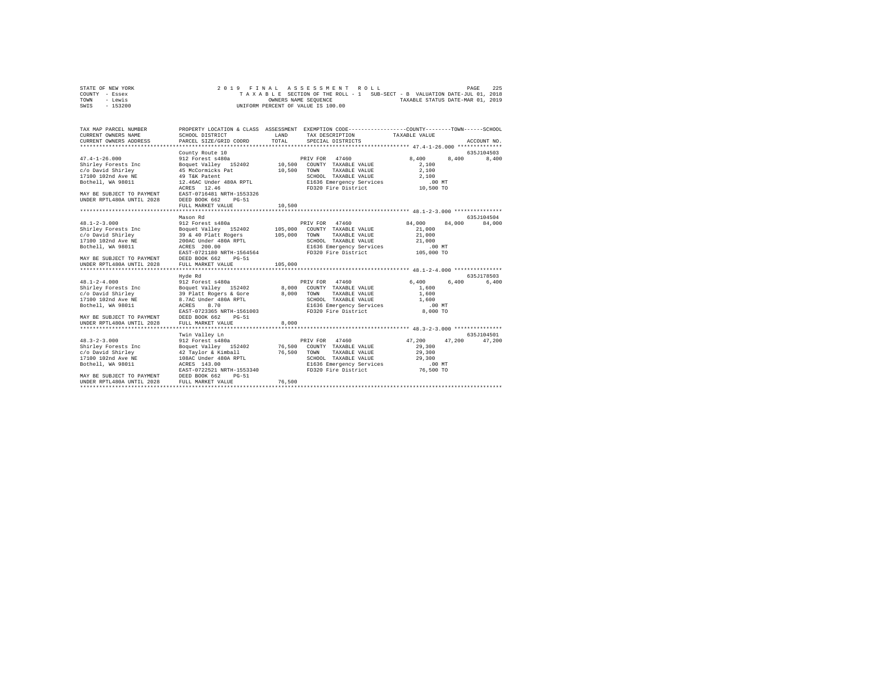STATE OF NEW YORK | 2019 FINAL ASSESSMENT ROLL
COUNTY - Essex | TAXABLE SECTION OF THE ROLL - 1 SUB-SECT - B VALUATION DATE-JUL 01, 2018
TOWN - Lewis | OWNERS NAME SEQUENCE | TAXABLE STATUS DATE-MAR 01, 2019
SWIS - 153200 | UNIFORM PERCENT OF VALUE IS 100.00

```
TAX MAP PARCEL NUMBER      PROPERTY LOCATION & CLASS  ASSESSMENT  EXEMPTION CODE-----------------COUNTY--------TOWN------SCHOOL
CURRENT OWNERS NAME        SCHOOL DISTRICT              LAND      TAX DESCRIPTION              TAXABLE VALUE
CURRENT OWNERS ADDRESS     PARCEL SIZE/GRID COORD       TOTAL     SPECIAL DISTRICTS                                        ACCOUNT NO.
****************************************************************************************************** 47.4-1-26.000 **************
                           County Route 10                                                                                635J104503
47.4-1-26.000              912 Forest s480a                       PRIV FOR  47460                  8,400      8,400      8,400
Shirley Forests Inc        Boquet Valley  152402       10,500     COUNTY  TAXABLE VALUE             2,100
c/o David Shirley          45 McCormicks Pat           10,500     TOWN    TAXABLE VALUE             2,100
17100 102nd Ave NE         49 T&K Patent                          SCHOOL  TAXABLE VALUE             2,100
Bothell, WA 98011          12.46AC Under 480A RPTL                E1636 Emergency Services            .00 MT
                           ACRES  12.46                           FD320 Fire District              10,500 TO
MAY BE SUBJECT TO PAYMENT  EAST-0716481 NRTH-1553326
UNDER RPTL480A UNTIL 2028  DEED BOOK 662    PG-51
                           FULL MARKET VALUE           10,500
****************************************************************************************************** 48.1-2-3.000 ***************
                           Mason Rd                                                                                       635J104504
48.1-2-3.000               912 Forest s480a                       PRIV FOR  47460                 84,000     84,000     84,000
Shirley Forests Inc        Boquet Valley  152402      105,000     COUNTY  TAXABLE VALUE            21,000
c/o David Shirley          39 & 40 Platt Rogers       105,000     TOWN    TAXABLE VALUE            21,000
17100 102nd Ave NE         200AC Under 480A RPTL                  SCHOOL  TAXABLE VALUE            21,000
Bothell, WA 98011          ACRES 200.00                           E1636 Emergency Services            .00 MT
                           EAST-0721180 NRTH-1564564              FD320 Fire District             105,000 TO
MAY BE SUBJECT TO PAYMENT  DEED BOOK 662    PG-51
UNDER RPTL480A UNTIL 2028  FULL MARKET VALUE          105,000
****************************************************************************************************** 48.1-2-4.000 ***************
                           Hyde Rd                                                                                        635J178503
48.1-2-4.000               912 Forest s480a                       PRIV FOR  47460                  6,400      6,400      6,400
Shirley Forests Inc        Boquet Valley  152402        8,000     COUNTY  TAXABLE VALUE             1,600
c/o David Shirley          39 Platt Rogers & Gore       8,000     TOWN    TAXABLE VALUE             1,600
17100 102nd Ave NE         8.7AC Under 480A RPTL                  SCHOOL  TAXABLE VALUE             1,600
Bothell, WA 98011          ACRES   8.70                           E1636 Emergency Services            .00 MT
                           EAST-0723365 NRTH-1561003              FD320 Fire District               8,000 TO
MAY BE SUBJECT TO PAYMENT  DEED BOOK 662    PG-51
UNDER RPTL480A UNTIL 2028  FULL MARKET VALUE            8,000
****************************************************************************************************** 48.3-2-3.000 ***************
                           Twin Valley Ln                                                                                 635J104501
48.3-2-3.000               912 Forest s480a                       PRIV FOR  47460                 47,200     47,200     47,200
Shirley Forests Inc        Boquet Valley  152402       76,500     COUNTY  TAXABLE VALUE            29,300
c/o David Shirley          42 Taylor & Kimball         76,500     TOWN    TAXABLE VALUE            29,300
17100 102nd Ave NE         108AC Under 480A RPTL                  SCHOOL  TAXABLE VALUE            29,300
Bothell, WA 98011          ACRES 143.00                           E1636 Emergency Services            .00 MT
                           EAST-0722521 NRTH-1553340              FD320 Fire District              76,500 TO
MAY BE SUBJECT TO PAYMENT  DEED BOOK 662    PG-51
UNDER RPTL480A UNTIL 2028  FULL MARKET VALUE           76,500
************************************************************************************************************************************
```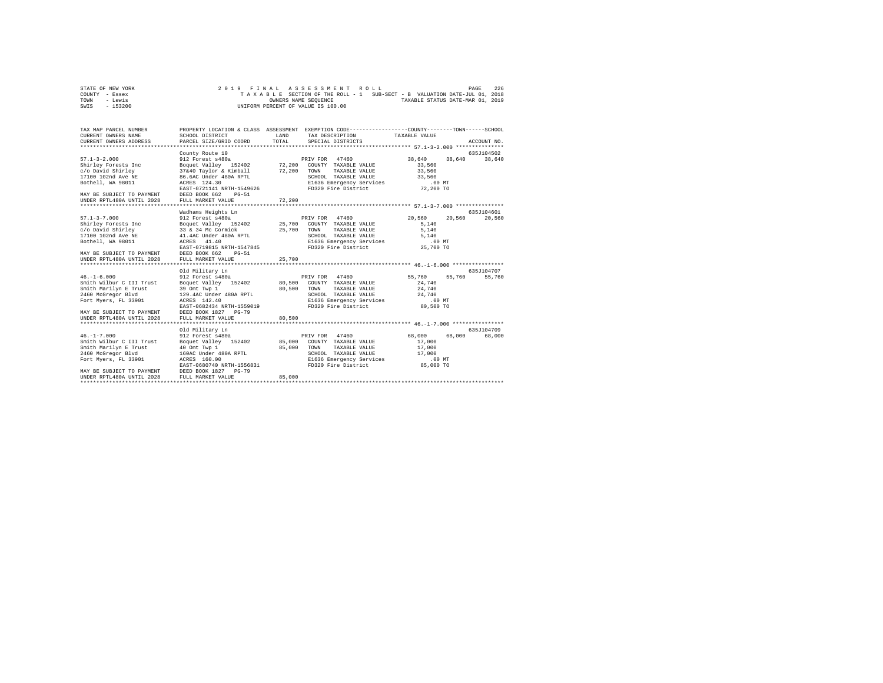STATE OF NEW YORK — 2019 FINAL ASSESSMENT ROLL
COUNTY - Essex — TAXABLE SECTION OF THE ROLL - 1 SUB-SECT - B VALUATION DATE-JUL 01, 2018
TOWN - Lewis — OWNERS NAME SEQUENCE — TAXABLE STATUS DATE-MAR 01, 2019
SWIS - 153200 — UNIFORM PERCENT OF VALUE IS 100.00

```
TAX MAP PARCEL NUMBER       PROPERTY LOCATION & CLASS  ASSESSMENT  EXEMPTION CODE-----------------COUNTY--------TOWN------SCHOOL
CURRENT OWNERS NAME         SCHOOL DISTRICT              LAND      TAX DESCRIPTION            TAXABLE VALUE
CURRENT OWNERS ADDRESS      PARCEL SIZE/GRID COORD       TOTAL     SPECIAL DISTRICTS                                   ACCOUNT NO.
******************************************************************************************************* 57.1-3-2.000 ***************
                            County Route 10                                                                             635J104502
57.1-3-2.000                912 Forest s480a                        PRIV FOR  47460                38,640     38,640     38,640
Shirley Forests Inc         Boquet Valley   152402      72,200     COUNTY  TAXABLE VALUE            33,560
c/o David Shirley           37&40 Taylor & Kimball      72,200     TOWN    TAXABLE VALUE            33,560
17100 102nd Ave NE          86.6AC Under 480A RPTL                 SCHOOL  TAXABLE VALUE            33,560
Bothell, WA 98011           ACRES  124.30                          E1636 Emergency Services            .00 MT
                            EAST-0721141 NRTH-1549626              FD320 Fire District              72,200 TO
MAY BE SUBJECT TO PAYMENT   DEED BOOK 662    PG-51
UNDER RPTL480A UNTIL 2028   FULL MARKET VALUE           72,200
******************************************************************************************************* 57.1-3-7.000 ***************
                            Wadhams Heights Ln                                                                          635J104601
57.1-3-7.000                912 Forest s480a                        PRIV FOR  47460                20,560     20,560     20,560
Shirley Forests Inc         Boquet Valley   152402      25,700     COUNTY  TAXABLE VALUE             5,140
c/o David Shirley           33 & 34 Mc Cormick          25,700     TOWN    TAXABLE VALUE             5,140
17100 102nd Ave NE          41.4AC Under 480A RPTL                 SCHOOL  TAXABLE VALUE             5,140
Bothell, WA 98011           ACRES   41.40                          E1636 Emergency Services            .00 MT
                            EAST-0719815 NRTH-1547845              FD320 Fire District              25,700 TO
MAY BE SUBJECT TO PAYMENT   DEED BOOK 662    PG-51
UNDER RPTL480A UNTIL 2028   FULL MARKET VALUE           25,700
******************************************************************************************************* 46.-1-6.000 ****************
                            Old Military Ln                                                                             635J104707
46.-1-6.000                 912 Forest s480a                        PRIV FOR  47460                55,760     55,760     55,760
Smith Wilbur C III Trust    Boquet Valley   152402      80,500     COUNTY  TAXABLE VALUE            24,740
Smith Marilyn E Trust       39 Omt Twp 1                80,500     TOWN    TAXABLE VALUE            24,740
2460 McGregor Blvd          129.4AC Under 480A RPTL                SCHOOL  TAXABLE VALUE            24,740
Fort Myers, FL 33901        ACRES  142.40                          E1636 Emergency Services            .00 MT
                            EAST-0682434 NRTH-1559019              FD320 Fire District              80,500 TO
MAY BE SUBJECT TO PAYMENT   DEED BOOK 1827   PG-79
UNDER RPTL480A UNTIL 2028   FULL MARKET VALUE           80,500
******************************************************************************************************* 46.-1-7.000 ****************
                            Old Military Ln                                                                             635J104709
46.-1-7.000                 912 Forest s480a                        PRIV FOR  47460                68,000     68,000     68,000
Smith Wilbur C III Trust    Boquet Valley   152402      85,000     COUNTY  TAXABLE VALUE            17,000
Smith Marilyn E Trust       40 Omt Twp 1                85,000     TOWN    TAXABLE VALUE            17,000
2460 McGregor Blvd          160AC Under 480A RPTL                  SCHOOL  TAXABLE VALUE            17,000
Fort Myers, FL 33901        ACRES  160.00                          E1636 Emergency Services            .00 MT
                            EAST-0680740 NRTH-1556831              FD320 Fire District              85,000 TO
MAY BE SUBJECT TO PAYMENT   DEED BOOK 1827   PG-79
UNDER RPTL480A UNTIL 2028   FULL MARKET VALUE           85,000
************************************************************************************************************************************
```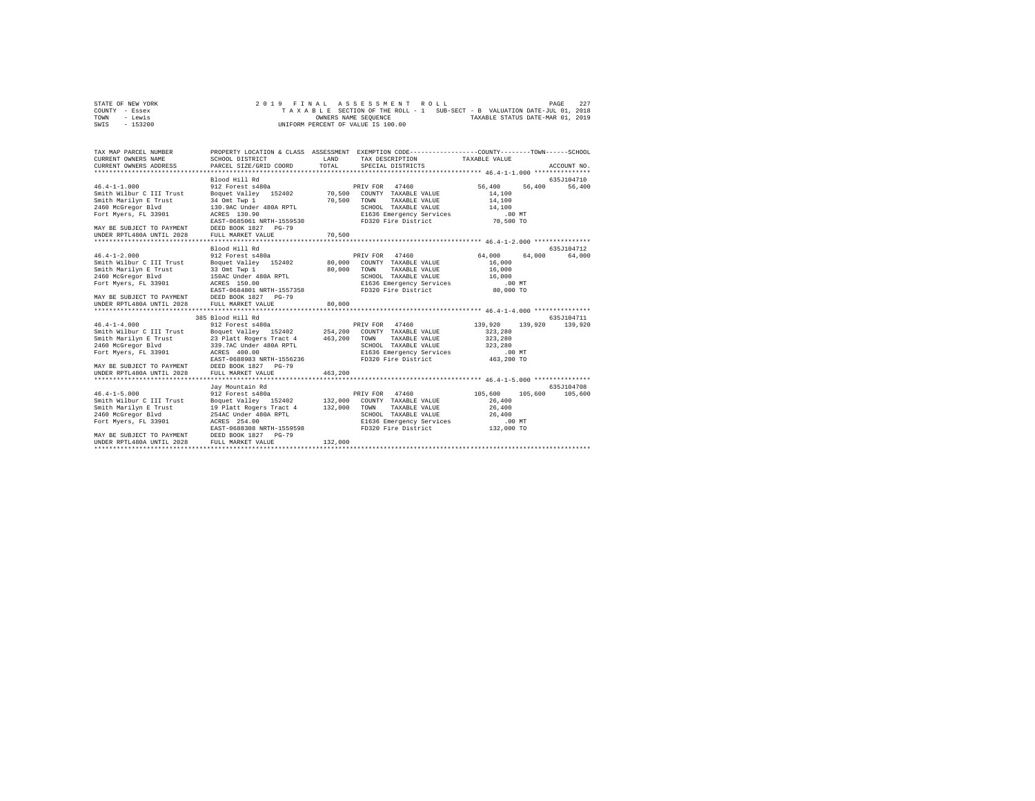STATE OF NEW YORK
COUNTY - Essex
TOWN - Lewis
SWIS - 153200

2019 FINAL ASSESSMENT ROLL
TAXABLE SECTION OF THE ROLL - 1 SUB-SECT - B VALUATION DATE-JUL 01, 2018
OWNERS NAME SEQUENCE TAXABLE STATUS DATE-MAR 01, 2019
UNIFORM PERCENT OF VALUE IS 100.00

```
TAX MAP PARCEL NUMBER        PROPERTY LOCATION & CLASS  ASSESSMENT  EXEMPTION CODE-----------------COUNTY--------TOWN------SCHOOL
CURRENT OWNERS NAME          SCHOOL DISTRICT             LAND       TAX DESCRIPTION            TAXABLE VALUE
CURRENT OWNERS ADDRESS       PARCEL SIZE/GRID COORD      TOTAL      SPECIAL DISTRICTS                                    ACCOUNT NO.
*********************************************************************************************** 46.4-1-1.000 ***************
                             Blood Hill Rd                                                                            635J104710
46.4-1-1.000                 912 Forest s480a                      PRIV FOR  47460              56,400     56,400     56,400
Smith Wilbur C III Trust     Boquet Valley  152402       70,500    COUNTY  TAXABLE VALUE         14,100
Smith Marilyn E Trust        34 Omt Twp 1                70,500    TOWN    TAXABLE VALUE         14,100
2460 McGregor Blvd           130.9AC Under 480A RPTL               SCHOOL  TAXABLE VALUE         14,100
Fort Myers, FL 33901         ACRES  130.90                         E1636 Emergency Services          .00 MT
                             EAST-0685061 NRTH-1559530             FD320 Fire District            70,500 TO
MAY BE SUBJECT TO PAYMENT    DEED BOOK 1827   PG-79
UNDER RPTL480A UNTIL 2028    FULL MARKET VALUE           70,500
*********************************************************************************************** 46.4-1-2.000 ***************
                             Blood Hill Rd                                                                            635J104712
46.4-1-2.000                 912 Forest s480a                      PRIV FOR  47460              64,000     64,000     64,000
Smith Wilbur C III Trust     Boquet Valley  152402       80,000    COUNTY  TAXABLE VALUE         16,000
Smith Marilyn E Trust        33 Omt Twp 1                80,000    TOWN    TAXABLE VALUE         16,000
2460 McGregor Blvd           150AC Under 480A RPTL                 SCHOOL  TAXABLE VALUE         16,000
Fort Myers, FL 33901         ACRES  150.00                         E1636 Emergency Services          .00 MT
                             EAST-0684801 NRTH-1557358             FD320 Fire District            80,000 TO
MAY BE SUBJECT TO PAYMENT    DEED BOOK 1827   PG-79
UNDER RPTL480A UNTIL 2028    FULL MARKET VALUE           80,000
*********************************************************************************************** 46.4-1-4.000 ***************
                             385 Blood Hill Rd                                                                        635J104711
46.4-1-4.000                 912 Forest s480a                      PRIV FOR  47460             139,920    139,920    139,920
Smith Wilbur C III Trust     Boquet Valley  152402      254,200    COUNTY  TAXABLE VALUE        323,280
Smith Marilyn E Trust        23 Platt Rogers Tract 4    463,200    TOWN    TAXABLE VALUE        323,280
2460 McGregor Blvd           339.7AC Under 480A RPTL               SCHOOL  TAXABLE VALUE        323,280
Fort Myers, FL 33901         ACRES  400.00                         E1636 Emergency Services          .00 MT
                             EAST-0688983 NRTH-1556236             FD320 Fire District           463,200 TO
MAY BE SUBJECT TO PAYMENT    DEED BOOK 1827   PG-79
UNDER RPTL480A UNTIL 2028    FULL MARKET VALUE          463,200
*********************************************************************************************** 46.4-1-5.000 ***************
                             Jay Mountain Rd                                                                          635J104708
46.4-1-5.000                 912 Forest s480a                      PRIV FOR  47460             105,600    105,600    105,600
Smith Wilbur C III Trust     Boquet Valley  152402      132,000    COUNTY  TAXABLE VALUE         26,400
Smith Marilyn E Trust        19 Platt Rogers Tract 4    132,000    TOWN    TAXABLE VALUE         26,400
2460 McGregor Blvd           254AC Under 480A RPTL                 SCHOOL  TAXABLE VALUE         26,400
Fort Myers, FL 33901         ACRES  254.00                         E1636 Emergency Services          .00 MT
                             EAST-0688308 NRTH-1559598             FD320 Fire District           132,000 TO
MAY BE SUBJECT TO PAYMENT    DEED BOOK 1827   PG-79
UNDER RPTL480A UNTIL 2028    FULL MARKET VALUE          132,000
******************************************************************************************************************************
```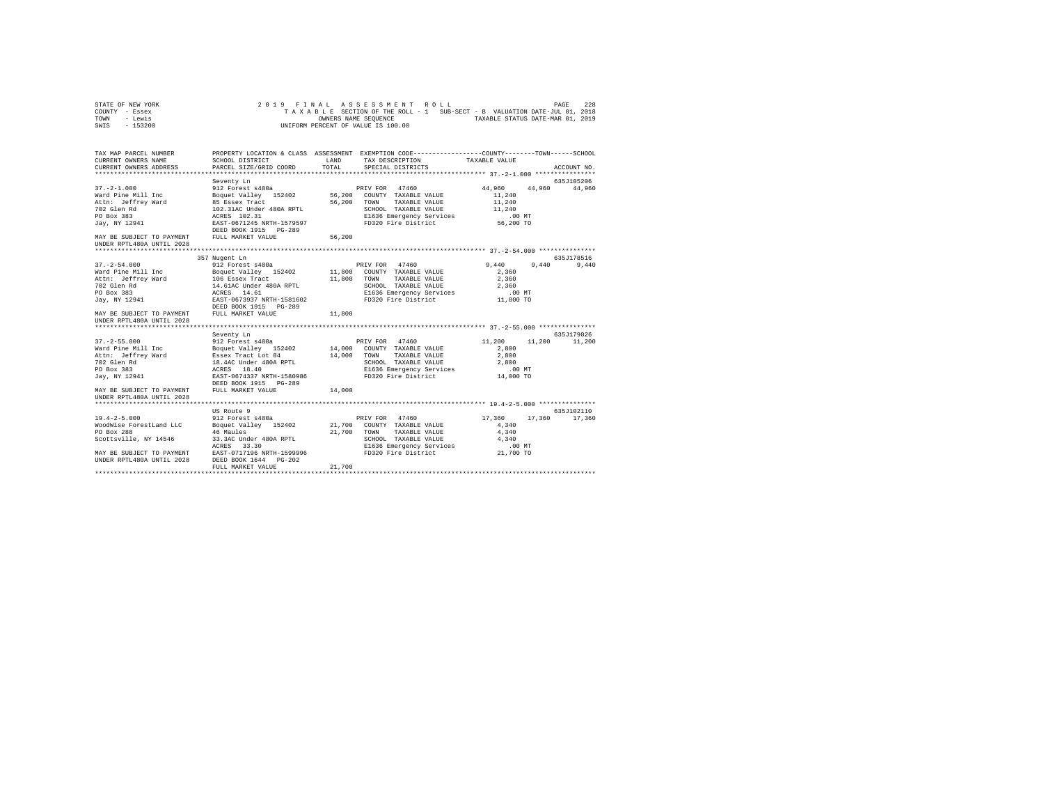STATE OF NEW YORK
COUNTY - Essex
TOWN - Lewis
SWIS - 153200

2019 FINAL ASSESSMENT ROLL
TAXABLE SECTION OF THE ROLL - 1 SUB-SECT - B VALUATION DATE-JUL 01, 2018
OWNERS NAME SEQUENCE TAXABLE STATUS DATE-MAR 01, 2019
UNIFORM PERCENT OF VALUE IS 100.00

```
TAX MAP PARCEL NUMBER      PROPERTY LOCATION & CLASS  ASSESSMENT  EXEMPTION CODE-----------------COUNTY--------TOWN------SCHOOL
CURRENT OWNERS NAME        SCHOOL DISTRICT             LAND       TAX DESCRIPTION            TAXABLE VALUE
CURRENT OWNERS ADDRESS     PARCEL SIZE/GRID COORD      TOTAL      SPECIAL DISTRICTS                                    ACCOUNT NO.
************************************************************************************************ 37.-2-1.000 ****************
                           Seventy Ln                                                                               635J105206
37.-2-1.000                912 Forest s480a                   PRIV FOR  47460              44,960     44,960     44,960
Ward Pine Mill Inc         Boquet Valley  152402      56,200   COUNTY  TAXABLE VALUE          11,240
Attn: Jeffrey Ward         85 Essex Tract             56,200   TOWN    TAXABLE VALUE          11,240
702 Glen Rd                102.31AC Under 480A RPTL            SCHOOL  TAXABLE VALUE          11,240
PO Box 383                 ACRES  102.31                       E1636 Emergency Services          .00 MT
Jay, NY 12941              EAST-0671245 NRTH-1579597           FD320 Fire District            56,200 TO
                           DEED BOOK 1915   PG-289
MAY BE SUBJECT TO PAYMENT  FULL MARKET VALUE          56,200
UNDER RPTL480A UNTIL 2028
************************************************************************************************ 37.-2-54.000 ***************
                           357 Nugent Ln                                                                            635J178516
37.-2-54.000               912 Forest s480a                   PRIV FOR  47460               9,440      9,440      9,440
Ward Pine Mill Inc         Boquet Valley  152402      11,800   COUNTY  TAXABLE VALUE           2,360
Attn: Jeffrey Ward         106 Essex Tract            11,800   TOWN    TAXABLE VALUE           2,360
702 Glen Rd                14.61AC Under 480A RPTL             SCHOOL  TAXABLE VALUE           2,360
PO Box 383                 ACRES   14.61                       E1636 Emergency Services          .00 MT
Jay, NY 12941              EAST-0673937 NRTH-1581602           FD320 Fire District            11,800 TO
                           DEED BOOK 1915   PG-289
MAY BE SUBJECT TO PAYMENT  FULL MARKET VALUE          11,800
UNDER RPTL480A UNTIL 2028
************************************************************************************************ 37.-2-55.000 ***************
                           Seventy Ln                                                                               635J179026
37.-2-55.000               912 Forest s480a                   PRIV FOR  47460              11,200     11,200     11,200
Ward Pine Mill Inc         Boquet Valley  152402      14,000   COUNTY  TAXABLE VALUE           2,800
Attn: Jeffrey Ward         Essex Tract Lot 84         14,000   TOWN    TAXABLE VALUE           2,800
702 Glen Rd                18.4AC Under 480A RPTL              SCHOOL  TAXABLE VALUE           2,800
PO Box 383                 ACRES   18.40                       E1636 Emergency Services          .00 MT
Jay, NY 12941              EAST-0674337 NRTH-1580986           FD320 Fire District            14,000 TO
                           DEED BOOK 1915   PG-289
MAY BE SUBJECT TO PAYMENT  FULL MARKET VALUE          14,000
UNDER RPTL480A UNTIL 2028
************************************************************************************************ 19.4-2-5.000 ***************
                           US Route 9                                                                               635J102110
19.4-2-5.000               912 Forest s480a                   PRIV FOR  47460              17,360     17,360     17,360
WoodWise ForestLand LLC    Boquet Valley  152402      21,700   COUNTY  TAXABLE VALUE           4,340
PO Box 288                 46 Maules                  21,700   TOWN    TAXABLE VALUE           4,340
Scottsville, NY 14546      33.3AC Under 480A RPTL              SCHOOL  TAXABLE VALUE           4,340
                           ACRES   33.30                       E1636 Emergency Services          .00 MT
MAY BE SUBJECT TO PAYMENT  EAST-0717196 NRTH-1599996           FD320 Fire District            21,700 TO
UNDER RPTL480A UNTIL 2028  DEED BOOK 1644   PG-202
                           FULL MARKET VALUE          21,700
******************************************************************************************************************************
```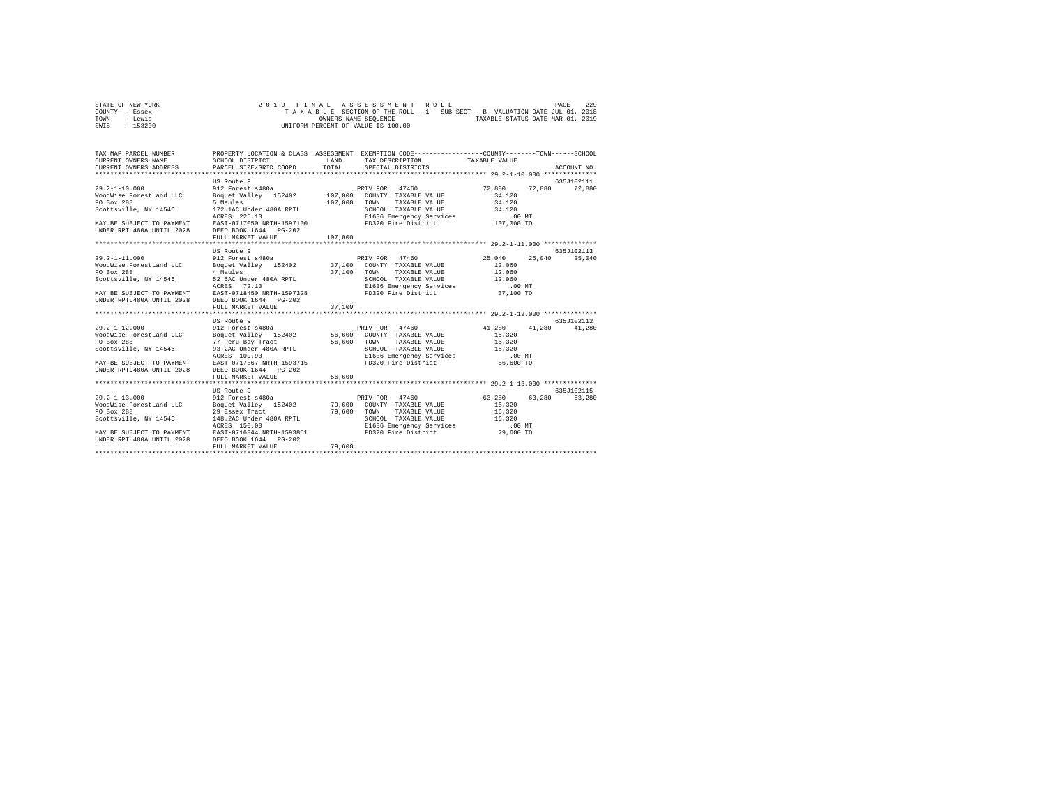STATE OF NEW YORK
COUNTY - Essex
TOWN - Lewis
SWIS - 153200

2019 FINAL ASSESSMENT ROLL
TAXABLE SECTION OF THE ROLL - 1 SUB-SECT - B VALUATION DATE-JUL 01, 2018
OWNERS NAME SEQUENCE TAXABLE STATUS DATE-MAR 01, 2019
UNIFORM PERCENT OF VALUE IS 100.00

| TAX MAP PARCEL NUMBER / CURRENT OWNERS NAME / CURRENT OWNERS ADDRESS | PROPERTY LOCATION & CLASS / SCHOOL DISTRICT / PARCEL SIZE/GRID COORD | ASSESSMENT LAND / TOTAL | EXEMPTION CODE / TAX DESCRIPTION / SPECIAL DISTRICTS | COUNTY | TOWN | SCHOOL / ACCOUNT NO. |
|---|---|---|---|---|---|---|
| 29.2-1-10.000 | US Route 9 | | | | | 635J102111 |
| | 912 Forest s480a | | PRIV FOR 47460 | 72,880 | 72,880 | 72,880 |
| WoodWise ForestLand LLC | Boquet Valley 152402 | 107,000 | COUNTY TAXABLE VALUE | 34,120 | | |
| PO Box 288 | 5 Maules | 107,000 | TOWN TAXABLE VALUE | 34,120 | | |
| Scottsville, NY 14546 | 172.1AC Under 480A RPTL | | SCHOOL TAXABLE VALUE | 34,120 | | |
| | ACRES 225.10 | | E1636 Emergency Services | .00 MT | | |
| MAY BE SUBJECT TO PAYMENT | EAST-0717050 NRTH-1597100 | | FD320 Fire District | 107,000 TO | | |
| UNDER RPTL480A UNTIL 2028 | DEED BOOK 1644 PG-202 | | | | | |
| | FULL MARKET VALUE | 107,000 | | | | |
| 29.2-1-11.000 | US Route 9 | | | | | 635J102113 |
| | 912 Forest s480a | | PRIV FOR 47460 | 25,040 | 25,040 | 25,040 |
| WoodWise ForestLand LLC | Boquet Valley 152402 | 37,100 | COUNTY TAXABLE VALUE | 12,060 | | |
| PO Box 288 | 4 Maules | 37,100 | TOWN TAXABLE VALUE | 12,060 | | |
| Scottsville, NY 14546 | 52.5AC Under 480A RPTL | | SCHOOL TAXABLE VALUE | 12,060 | | |
| | ACRES 72.10 | | E1636 Emergency Services | .00 MT | | |
| MAY BE SUBJECT TO PAYMENT | EAST-0718450 NRTH-1597328 | | FD320 Fire District | 37,100 TO | | |
| UNDER RPTL480A UNTIL 2028 | DEED BOOK 1644 PG-202 | | | | | |
| | FULL MARKET VALUE | 37,100 | | | | |
| 29.2-1-12.000 | US Route 9 | | | | | 635J102112 |
| | 912 Forest s480a | | PRIV FOR 47460 | 41,280 | 41,280 | 41,280 |
| WoodWise ForestLand LLC | Boquet Valley 152402 | 56,600 | COUNTY TAXABLE VALUE | 15,320 | | |
| PO Box 288 | 77 Peru Bay Tract | 56,600 | TOWN TAXABLE VALUE | 15,320 | | |
| Scottsville, NY 14546 | 93.2AC Under 480A RPTL | | SCHOOL TAXABLE VALUE | 15,320 | | |
| | ACRES 109.90 | | E1636 Emergency Services | .00 MT | | |
| MAY BE SUBJECT TO PAYMENT | EAST-0717867 NRTH-1593715 | | FD320 Fire District | 56,600 TO | | |
| UNDER RPTL480A UNTIL 2028 | DEED BOOK 1644 PG-202 | | | | | |
| | FULL MARKET VALUE | 56,600 | | | | |
| 29.2-1-13.000 | US Route 9 | | | | | 635J102115 |
| | 912 Forest s480a | | PRIV FOR 47460 | 63,280 | 63,280 | 63,280 |
| WoodWise ForestLand LLC | Boquet Valley 152402 | 79,600 | COUNTY TAXABLE VALUE | 16,320 | | |
| PO Box 288 | 29 Essex Tract | 79,600 | TOWN TAXABLE VALUE | 16,320 | | |
| Scottsville, NY 14546 | 148.2AC Under 480A RPTL | | SCHOOL TAXABLE VALUE | 16,320 | | |
| | ACRES 150.00 | | E1636 Emergency Services | .00 MT | | |
| MAY BE SUBJECT TO PAYMENT | EAST-0716344 NRTH-1593851 | | FD320 Fire District | 79,600 TO | | |
| UNDER RPTL480A UNTIL 2028 | DEED BOOK 1644 PG-202 | | | | | |
| | FULL MARKET VALUE | 79,600 | | | | |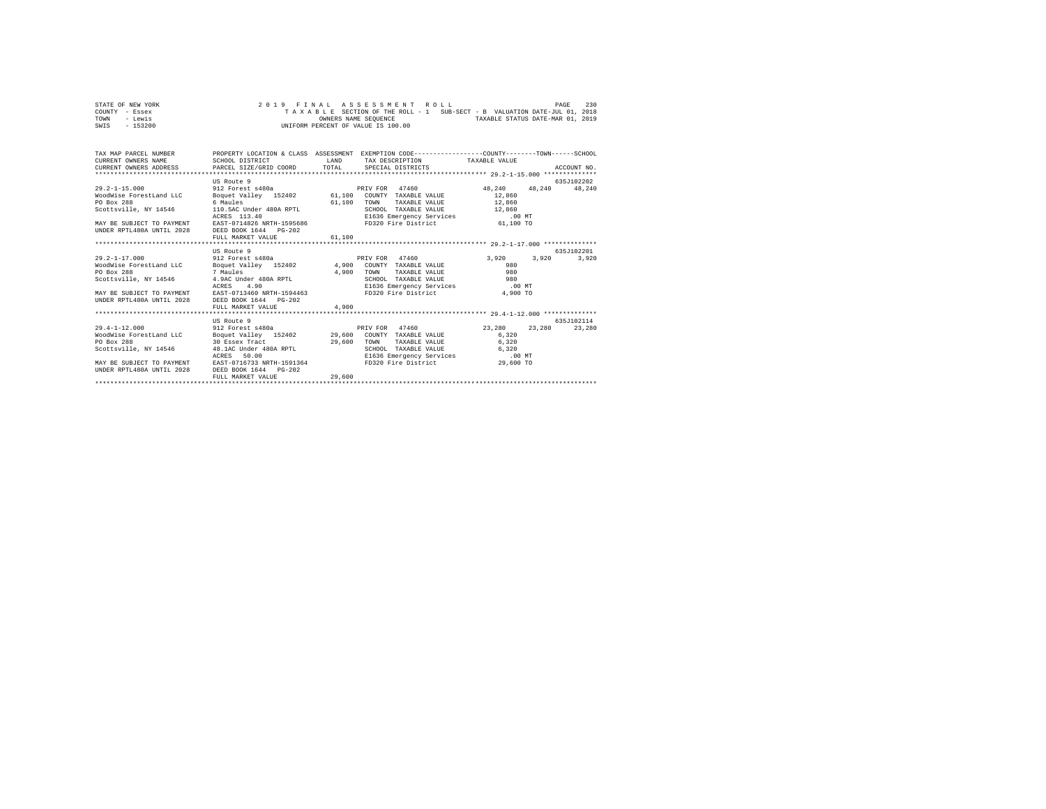STATE OF NEW YORK — COUNTY - Essex — TOWN - Lewis — SWIS - 153200

2019 FINAL ASSESSMENT ROLL
TAXABLE SECTION OF THE ROLL - 1 SUB-SECT - B VALUATION DATE-JUL 01, 2018
OWNERS NAME SEQUENCE TAXABLE STATUS DATE-MAR 01, 2019
UNIFORM PERCENT OF VALUE IS 100.00

| TAX MAP PARCEL NUMBER / CURRENT OWNERS NAME / CURRENT OWNERS ADDRESS | PROPERTY LOCATION & CLASS / SCHOOL DISTRICT / PARCEL SIZE/GRID COORD | ASSESSMENT LAND / TOTAL | EXEMPTION CODE / TAX DESCRIPTION / SPECIAL DISTRICTS | COUNTY TAXABLE VALUE | TOWN | SCHOOL | ACCOUNT NO. |
|---|---|---|---|---|---|---|---|
| **29.2-1-15.000** | US Route 9 | | | | | | 635J102202 |
| | 912 Forest s480a | | PRIV FOR 47460 | 48,240 | 48,240 | 48,240 | |
| WoodWise ForestLand LLC | Boquet Valley 152402 | 61,100 | COUNTY TAXABLE VALUE | 12,860 | | | |
| PO Box 288 | 6 Maules | 61,100 | TOWN TAXABLE VALUE | 12,860 | | | |
| Scottsville, NY 14546 | 110.5AC Under 480A RPTL | | SCHOOL TAXABLE VALUE | 12,860 | | | |
| | ACRES 113.40 | | E1636 Emergency Services | .00 MT | | | |
| MAY BE SUBJECT TO PAYMENT | EAST-0714826 NRTH-1595686 | | FD320 Fire District | 61,100 TO | | | |
| UNDER RPTL480A UNTIL 2028 | DEED BOOK 1644 PG-202 | | | | | | |
| | FULL MARKET VALUE | 61,100 | | | | | |
| **29.2-1-17.000** | US Route 9 | | | | | | 635J102201 |
| | 912 Forest s480a | | PRIV FOR 47460 | 3,920 | 3,920 | 3,920 | |
| WoodWise ForestLand LLC | Boquet Valley 152402 | 4,900 | COUNTY TAXABLE VALUE | 980 | | | |
| PO Box 288 | 7 Maules | 4,900 | TOWN TAXABLE VALUE | 980 | | | |
| Scottsville, NY 14546 | 4.9AC Under 480A RPTL | | SCHOOL TAXABLE VALUE | 980 | | | |
| | ACRES 4.90 | | E1636 Emergency Services | .00 MT | | | |
| MAY BE SUBJECT TO PAYMENT | EAST-0713460 NRTH-1594463 | | FD320 Fire District | 4,900 TO | | | |
| UNDER RPTL480A UNTIL 2028 | DEED BOOK 1644 PG-202 | | | | | | |
| | FULL MARKET VALUE | 4,900 | | | | | |
| **29.4-1-12.000** | US Route 9 | | | | | | 635J102114 |
| | 912 Forest s480a | | PRIV FOR 47460 | 23,280 | 23,280 | 23,280 | |
| WoodWise ForestLand LLC | Boquet Valley 152402 | 29,600 | COUNTY TAXABLE VALUE | 6,320 | | | |
| PO Box 288 | 30 Essex Tract | 29,600 | TOWN TAXABLE VALUE | 6,320 | | | |
| Scottsville, NY 14546 | 48.1AC Under 480A RPTL | | SCHOOL TAXABLE VALUE | 6,320 | | | |
| | ACRES 50.00 | | E1636 Emergency Services | .00 MT | | | |
| MAY BE SUBJECT TO PAYMENT | EAST-0716733 NRTH-1591364 | | FD320 Fire District | 29,600 TO | | | |
| UNDER RPTL480A UNTIL 2028 | DEED BOOK 1644 PG-202 | | | | | | |
| | FULL MARKET VALUE | 29,600 | | | | | |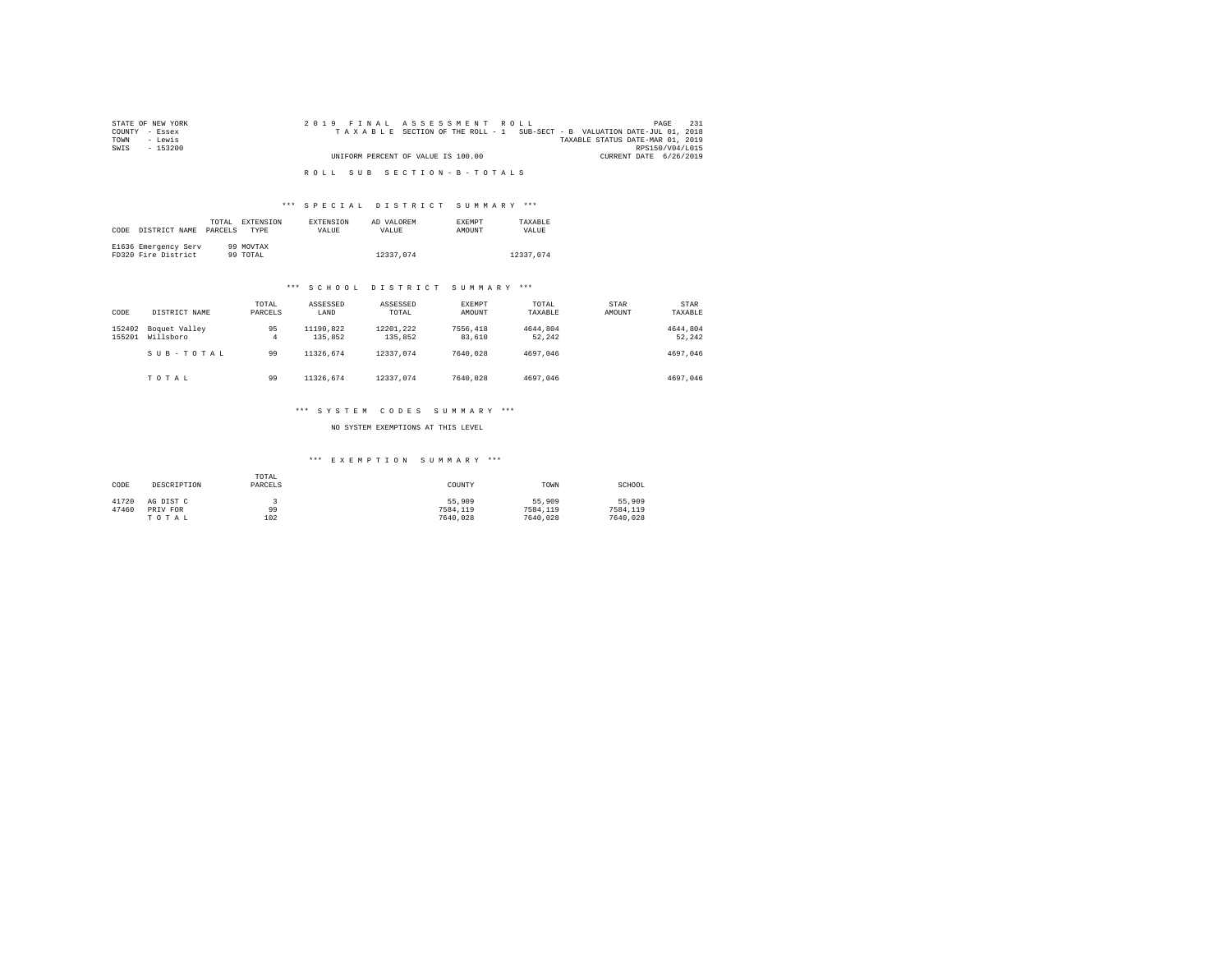STATE OF NEW YORK
COUNTY - Essex
TOWN - Lewis
SWIS - 153200

2019 FINAL ASSESSMENT ROLL
TAXABLE SECTION OF THE ROLL - 1 SUB-SECT - B VALUATION DATE-JUL 01, 2018
TAXABLE STATUS DATE-MAR 01, 2019
RPS150/V04/L015
UNIFORM PERCENT OF VALUE IS 100.00 CURRENT DATE 6/26/2019

ROLL SUB SECTION-B-TOTALS

### *** SPECIAL DISTRICT SUMMARY ***

| CODE | DISTRICT NAME | TOTAL PARCELS | EXTENSION TYPE | EXTENSION VALUE | AD VALOREM VALUE | EXEMPT AMOUNT | TAXABLE VALUE |
|---|---|---|---|---|---|---|---|
| E1636 | Emergency Serv | 99 | MOVTAX | | | | |
| FD320 | Fire District | 99 | TOTAL | | 12337,074 | | 12337,074 |

### *** SCHOOL DISTRICT SUMMARY ***

| CODE | DISTRICT NAME | TOTAL PARCELS | ASSESSED LAND | ASSESSED TOTAL | EXEMPT AMOUNT | TOTAL TAXABLE | STAR AMOUNT | STAR TAXABLE |
|---|---|---|---|---|---|---|---|---|
| 152402 | Boquet Valley | 95 | 11190,822 | 12201,222 | 7556,418 | 4644,804 | | 4644,804 |
| 155201 | Willsboro | 4 | 135,852 | 135,852 | 83,610 | 52,242 | | 52,242 |
| | SUB-TOTAL | 99 | 11326,674 | 12337,074 | 7640,028 | 4697,046 | | 4697,046 |
| | TOTAL | 99 | 11326,674 | 12337,074 | 7640,028 | 4697,046 | | 4697,046 |

### *** SYSTEM CODES SUMMARY ***

NO SYSTEM EXEMPTIONS AT THIS LEVEL

### *** EXEMPTION SUMMARY ***

| CODE | DESCRIPTION | TOTAL PARCELS | COUNTY | TOWN | SCHOOL |
|---|---|---|---|---|---|
| 41720 | AG DIST C | 3 | 55,909 | 55,909 | 55,909 |
| 47460 | PRIV FOR | 99 | 7584,119 | 7584,119 | 7584,119 |
| | TOTAL | 102 | 7640,028 | 7640,028 | 7640,028 |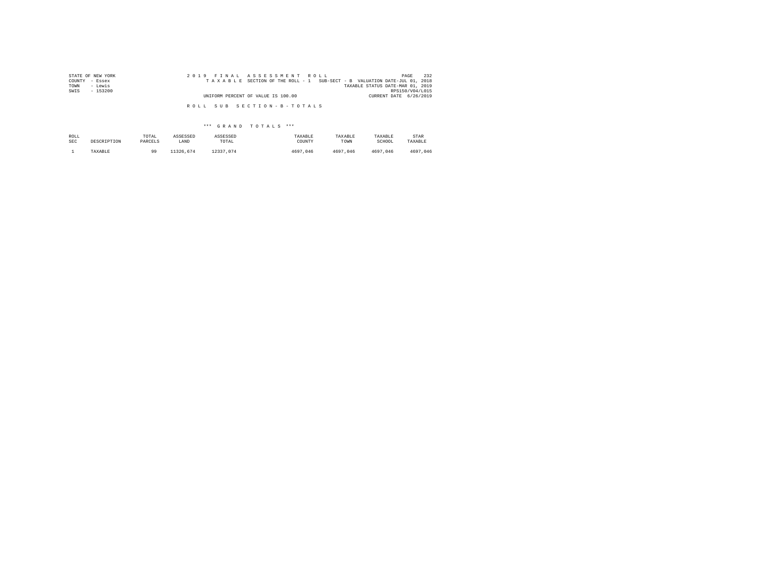STATE OF NEW YORK
COUNTY - Essex
TOWN - Lewis
SWIS - 153200

2019 FINAL ASSESSMENT ROLL
TAXABLE SECTION OF THE ROLL - 1 SUB-SECT - B VALUATION DATE-JUL 01, 2018
TAXABLE STATUS DATE-MAR 01, 2019
RPS150/V04/L015
UNIFORM PERCENT OF VALUE IS 100.00
CURRENT DATE 6/26/2019

ROLL SUB SECTION - B - TOTALS

*** GRAND TOTALS ***

| ROLL SEC | DESCRIPTION | TOTAL PARCELS | ASSESSED LAND | ASSESSED TOTAL | TAXABLE COUNTY | TAXABLE TOWN | TAXABLE SCHOOL | STAR TAXABLE |
|---|---|---|---|---|---|---|---|---|
| 1 | TAXABLE | 99 | 11326,674 | 12337,074 | 4697,046 | 4697,046 | 4697,046 | 4697,046 |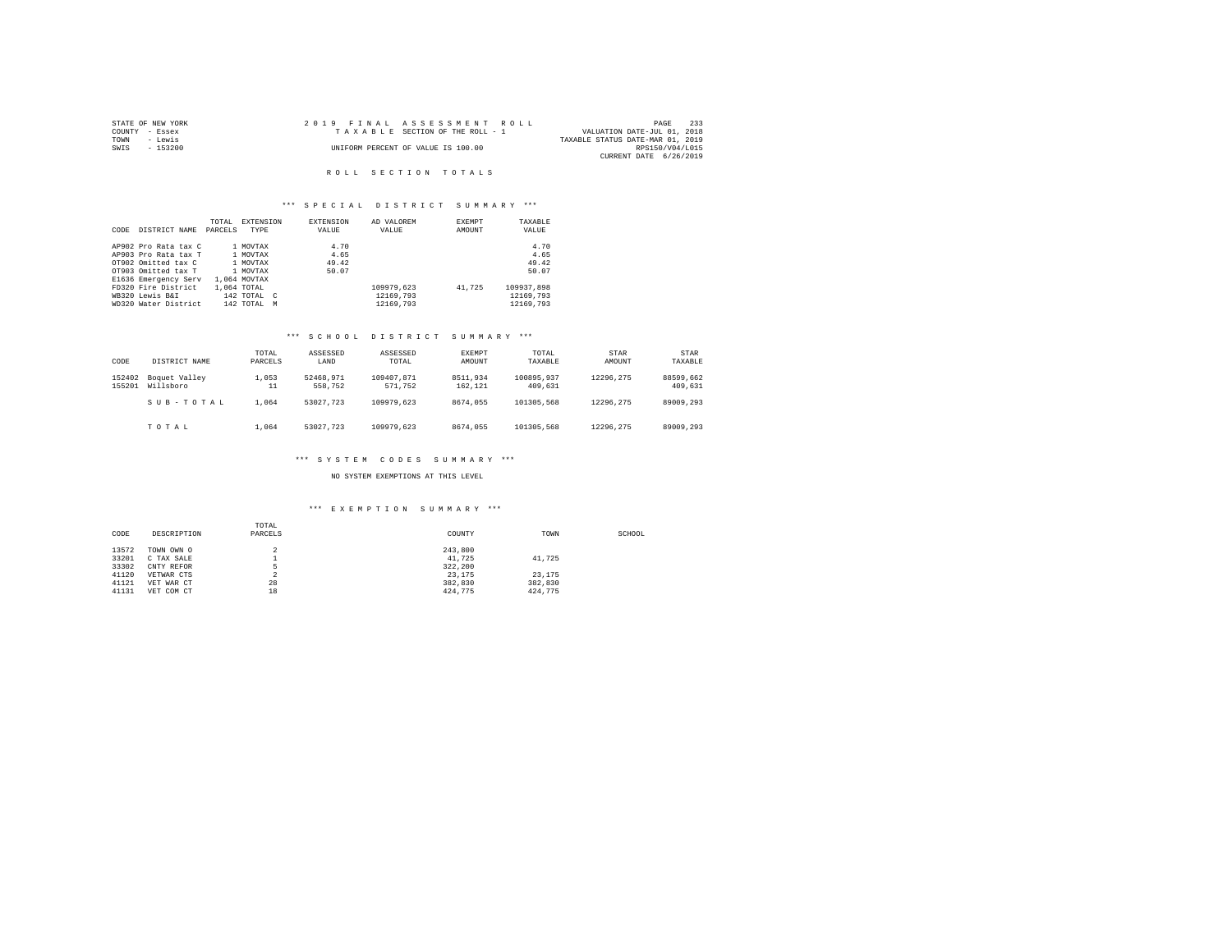STATE OF NEW YORK
COUNTY - Essex
TOWN - Lewis
SWIS - 153200

2019 FINAL ASSESSMENT ROLL
TAXABLE SECTION OF THE ROLL - 1
UNIFORM PERCENT OF VALUE IS 100.00

VALUATION DATE-JUL 01, 2018
TAXABLE STATUS DATE-MAR 01, 2019
RPS150/V04/L015
CURRENT DATE 6/26/2019

# ROLL SECTION TOTALS

## *** SPECIAL DISTRICT SUMMARY ***

| CODE | DISTRICT NAME | TOTAL PARCELS | EXTENSION TYPE | EXTENSION VALUE | AD VALOREM VALUE | EXEMPT AMOUNT | TAXABLE VALUE |
|---|---|---|---|---|---|---|---|
| AP902 | Pro Rata tax C | 1 | MOVTAX | 4.70 | | | 4.70 |
| AP903 | Pro Rata tax T | 1 | MOVTAX | 4.65 | | | 4.65 |
| OT902 | Omitted tax C | 1 | MOVTAX | 49.42 | | | 49.42 |
| OT903 | Omitted tax T | 1 | MOVTAX | 50.07 | | | 50.07 |
| E1636 | Emergency Serv | 1,064 | MOVTAX | | | | |
| FD320 | Fire District | 1,064 | TOTAL | | 109979,623 | 41,725 | 109937,898 |
| WB320 | Lewis B&I | 142 | TOTAL C | | 12169,793 | | 12169,793 |
| WD320 | Water District | 142 | TOTAL M | | 12169,793 | | 12169,793 |

## *** SCHOOL DISTRICT SUMMARY ***

| CODE | DISTRICT NAME | TOTAL PARCELS | ASSESSED LAND | ASSESSED TOTAL | EXEMPT AMOUNT | TOTAL TAXABLE | STAR AMOUNT | STAR TAXABLE |
|---|---|---|---|---|---|---|---|---|
| 152402 | Boquet Valley | 1,053 | 52468,971 | 109407,871 | 8511,934 | 100895,937 | 12296,275 | 88599,662 |
| 155201 | Willsboro | 11 | 558,752 | 571,752 | 162,121 | 409,631 | | 409,631 |
| | SUB-TOTAL | 1,064 | 53027,723 | 109979,623 | 8674,055 | 101305,568 | 12296,275 | 89009,293 |
| | TOTAL | 1,064 | 53027,723 | 109979,623 | 8674,055 | 101305,568 | 12296,275 | 89009,293 |

## *** SYSTEM CODES SUMMARY ***

NO SYSTEM EXEMPTIONS AT THIS LEVEL

## *** EXEMPTION SUMMARY ***

| CODE | DESCRIPTION | TOTAL PARCELS | COUNTY | TOWN | SCHOOL |
|---|---|---|---|---|---|
| 13572 | TOWN OWN O | 2 | 243,800 | | |
| 33201 | C TAX SALE | 1 | 41,725 | 41,725 | |
| 33302 | CNTY REFOR | 5 | 322,200 | | |
| 41120 | VETWAR CTS | 2 | 23,175 | 23,175 | |
| 41121 | VET WAR CT | 28 | 382,830 | 382,830 | |
| 41131 | VET COM CT | 18 | 424,775 | 424,775 | |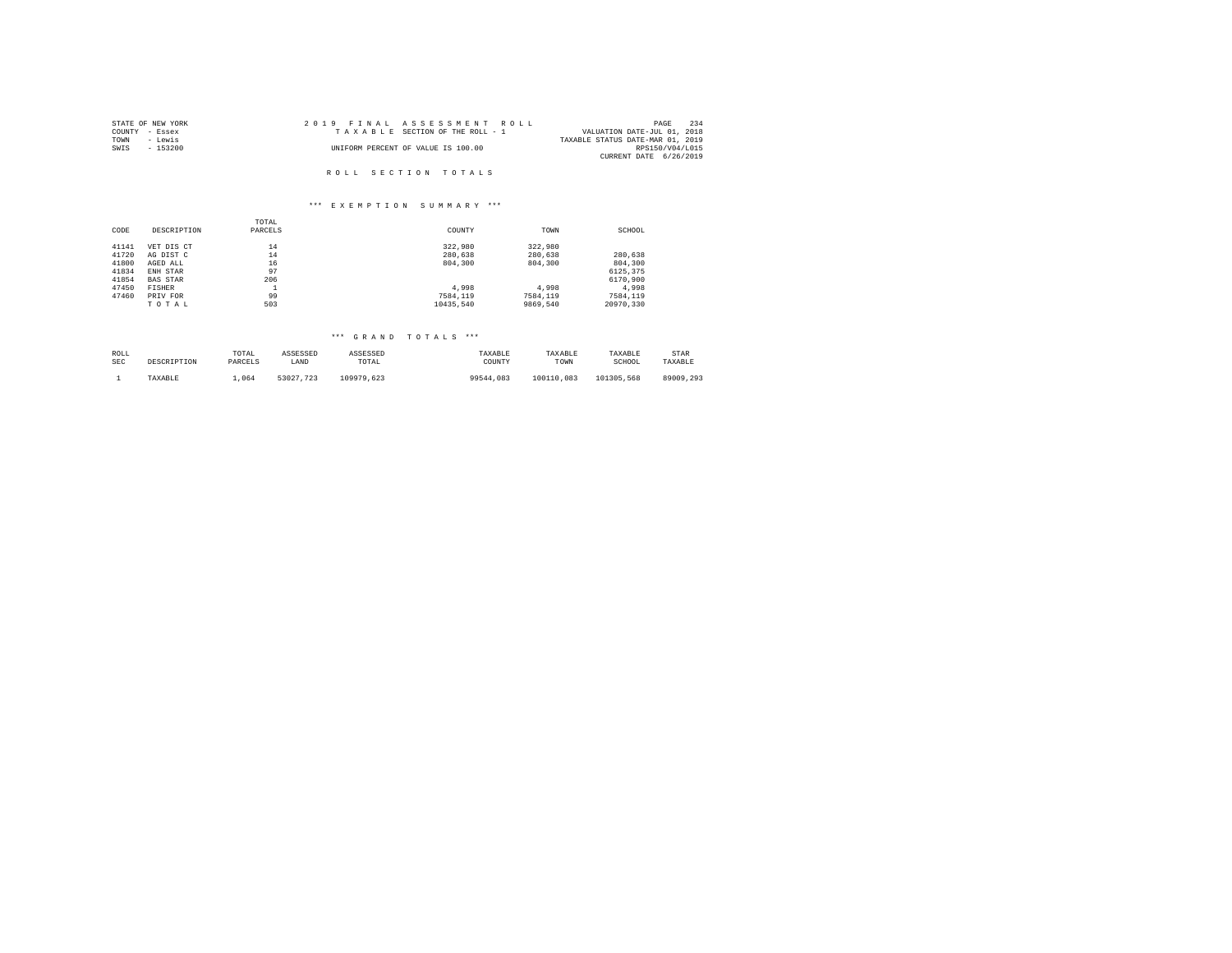STATE OF NEW YORK
COUNTY - Essex
TOWN - Lewis
SWIS - 153200

2019 FINAL ASSESSMENT ROLL
TAXABLE SECTION OF THE ROLL - 1
UNIFORM PERCENT OF VALUE IS 100.00

VALUATION DATE-JUL 01, 2018
TAXABLE STATUS DATE-MAR 01, 2019
RPS150/V04/L015
CURRENT DATE 6/26/2019

## ROLL SECTION TOTALS

### *** EXEMPTION SUMMARY ***

| CODE | DESCRIPTION | TOTAL PARCELS | COUNTY | TOWN | SCHOOL |
|---|---|---|---|---|---|
| 41141 | VET DIS CT | 14 | 322,980 | 322,980 | |
| 41720 | AG DIST C | 14 | 280,638 | 280,638 | 280,638 |
| 41800 | AGED ALL | 16 | 804,300 | 804,300 | 804,300 |
| 41834 | ENH STAR | 97 | | | 6125,375 |
| 41854 | BAS STAR | 206 | | | 6170,900 |
| 47450 | FISHER | 1 | 4,998 | 4,998 | 4,998 |
| 47460 | PRIV FOR | 99 | 7584,119 | 7584,119 | 7584,119 |
| | TOTAL | 503 | 10435,540 | 9869,540 | 20970,330 |

### *** GRAND TOTALS ***

| ROLL SEC | DESCRIPTION | TOTAL PARCELS | ASSESSED LAND | ASSESSED TOTAL | TAXABLE COUNTY | TAXABLE TOWN | TAXABLE SCHOOL | STAR TAXABLE |
|---|---|---|---|---|---|---|---|---|
| 1 | TAXABLE | 1,064 | 53027,723 | 109979,623 | 99544,083 | 100110,083 | 101305,568 | 89009,293 |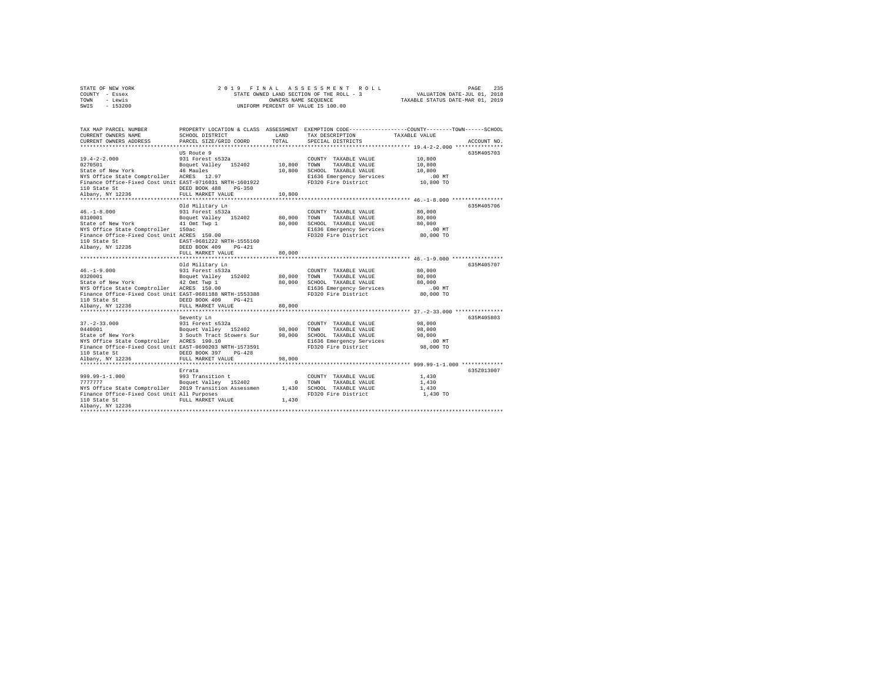STATE OF NEW YORK — 2019 FINAL ASSESSMENT ROLL
COUNTY - Essex — STATE OWNED LAND SECTION OF THE ROLL - 3 — VALUATION DATE-JUL 01, 2018
TOWN - Lewis — OWNERS NAME SEQUENCE — TAXABLE STATUS DATE-MAR 01, 2019
SWIS - 153200 — UNIFORM PERCENT OF VALUE IS 100.00

| TAX MAP PARCEL NUMBER / CURRENT OWNERS NAME / CURRENT OWNERS ADDRESS | PROPERTY LOCATION & CLASS / SCHOOL DISTRICT / PARCEL SIZE/GRID COORD | ASSESSMENT LAND / TOTAL | EXEMPTION CODE / TAX DESCRIPTION / SPECIAL DISTRICTS | COUNTY / TOWN / SCHOOL TAXABLE VALUE | ACCOUNT NO. |
|---|---|---|---|---|---|
| **19.4-2-2.000** | US Route 9 | | | | 635M405703 |
| 19.4-2-2.000 | 931 Forest s532a | | COUNTY TAXABLE VALUE | 10,800 | |
| 0270501 | Boquet Valley 152402 | 10,800 | TOWN TAXABLE VALUE | 10,800 | |
| State of New York | 46 Maules | 10,800 | SCHOOL TAXABLE VALUE | 10,800 | |
| NYS Office State Comptroller | ACRES 12.97 | | E1636 Emergency Services | .00 MT | |
| Finance Office-Fixed Cost Unit | EAST-0716031 NRTH-1601922 | | FD320 Fire District | 10,800 TO | |
| 110 State St | DEED BOOK 488 PG-350 | | | | |
| Albany, NY 12236 | FULL MARKET VALUE | 10,800 | | | |
| **46.-1-8.000** | Old Military Ln | | | | 635M405706 |
| 46.-1-8.000 | 931 Forest s532a | | COUNTY TAXABLE VALUE | 80,000 | |
| 0310001 | Boquet Valley 152402 | 80,000 | TOWN TAXABLE VALUE | 80,000 | |
| State of New York | 41 Omt Twp 1 | 80,000 | SCHOOL TAXABLE VALUE | 80,000 | |
| NYS Office State Comptroller | 150ac | | E1636 Emergency Services | .00 MT | |
| Finance Office-Fixed Cost Unit | ACRES 150.00 | | FD320 Fire District | 80,000 TO | |
| 110 State St | EAST-0681222 NRTH-1555160 | | | | |
| Albany, NY 12236 | DEED BOOK 409 PG-421 | | | | |
| | FULL MARKET VALUE | 80,000 | | | |
| **46.-1-9.000** | Old Military Ln | | | | 635M405707 |
| 46.-1-9.000 | 931 Forest s532a | | COUNTY TAXABLE VALUE | 80,000 | |
| 0320001 | Boquet Valley 152402 | 80,000 | TOWN TAXABLE VALUE | 80,000 | |
| State of New York | 42 Omt Twp 1 | 80,000 | SCHOOL TAXABLE VALUE | 80,000 | |
| NYS Office State Comptroller | ACRES 150.00 | | E1636 Emergency Services | .00 MT | |
| Finance Office-Fixed Cost Unit | EAST-0681188 NRTH-1553388 | | FD320 Fire District | 80,000 TO | |
| 110 State St | DEED BOOK 409 PG-421 | | | | |
| Albany, NY 12236 | FULL MARKET VALUE | 80,000 | | | |
| **37.-2-33.000** | Seventy Ln | | | | 635M405803 |
| 37.-2-33.000 | 931 Forest s532a | | COUNTY TAXABLE VALUE | 98,000 | |
| 0440001 | Boquet Valley 152402 | 98,000 | TOWN TAXABLE VALUE | 98,000 | |
| State of New York | 3 South Tract Stowers Sur | 98,000 | SCHOOL TAXABLE VALUE | 98,000 | |
| NYS Office State Comptroller | ACRES 190.10 | | E1636 Emergency Services | .00 MT | |
| Finance Office-Fixed Cost Unit | EAST-0690203 NRTH-1573591 | | FD320 Fire District | 98,000 TO | |
| 110 State St | DEED BOOK 397 PG-428 | | | | |
| Albany, NY 12236 | FULL MARKET VALUE | 98,000 | | | |
| **999.99-1-1.000** | Errata | | | | 635Z013007 |
| 999.99-1-1.000 | 993 Transition t | | COUNTY TAXABLE VALUE | 1,430 | |
| 7777777 | Boquet Valley 152402 | 0 | TOWN TAXABLE VALUE | 1,430 | |
| NYS Office State Comptroller | 2019 Transition Assessmen | 1,430 | SCHOOL TAXABLE VALUE | 1,430 | |
| Finance Office-Fixed Cost Unit | All Purposes | | FD320 Fire District | 1,430 TO | |
| 110 State St | FULL MARKET VALUE | 1,430 | | | |
| Albany, NY 12236 | | | | | |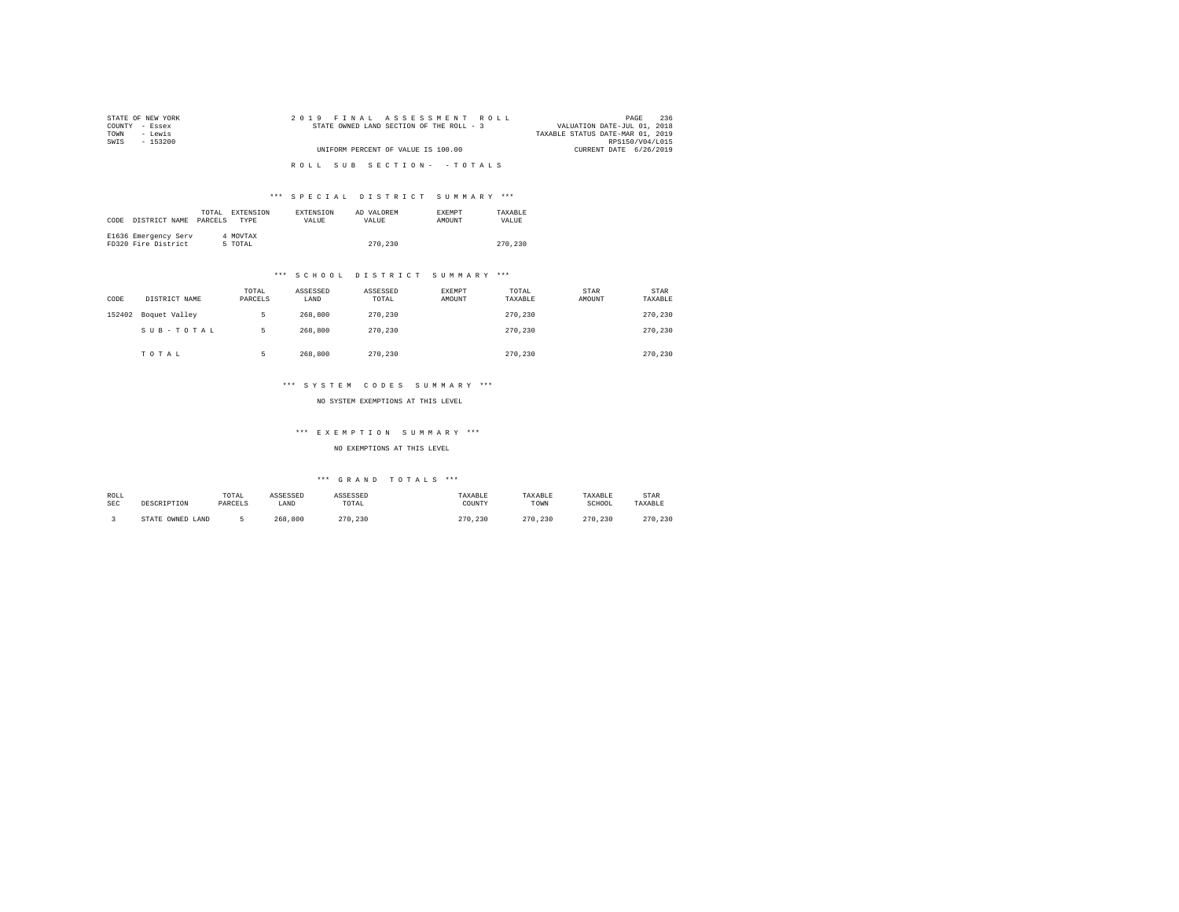STATE OF NEW YORK
COUNTY - Essex
TOWN - Lewis
SWIS - 153200

2019 FINAL ASSESSMENT ROLL
STATE OWNED LAND SECTION OF THE ROLL - 3
UNIFORM PERCENT OF VALUE IS 100.00

VALUATION DATE-JUL 01, 2018
TAXABLE STATUS DATE-MAR 01, 2019
RPS150/V04/L015
CURRENT DATE 6/26/2019

ROLL SUB SECTION- - TOTALS

*** SPECIAL DISTRICT SUMMARY ***

| CODE | DISTRICT NAME | TOTAL PARCELS | EXTENSION TYPE | EXTENSION VALUE | AD VALOREM VALUE | EXEMPT AMOUNT | TAXABLE VALUE |
|---|---|---|---|---|---|---|---|
| E1636 | Emergency Serv | 4 | MOVTAX | | | | |
| FD320 | Fire District | 5 | TOTAL | | 270,230 | | 270,230 |

*** SCHOOL DISTRICT SUMMARY ***

| CODE | DISTRICT NAME | TOTAL PARCELS | ASSESSED LAND | ASSESSED TOTAL | EXEMPT AMOUNT | TOTAL TAXABLE | STAR AMOUNT | STAR TAXABLE |
|---|---|---|---|---|---|---|---|---|
| 152402 | Boquet Valley | 5 | 268,800 | 270,230 | | 270,230 | | 270,230 |
| | SUB-TOTAL | 5 | 268,800 | 270,230 | | 270,230 | | 270,230 |
| | TOTAL | 5 | 268,800 | 270,230 | | 270,230 | | 270,230 |

*** SYSTEM CODES SUMMARY ***

NO SYSTEM EXEMPTIONS AT THIS LEVEL

*** EXEMPTION SUMMARY ***

NO EXEMPTIONS AT THIS LEVEL

*** GRAND TOTALS ***

| ROLL SEC | DESCRIPTION | TOTAL PARCELS | ASSESSED LAND | ASSESSED TOTAL | TAXABLE COUNTY | TAXABLE TOWN | TAXABLE SCHOOL | STAR TAXABLE |
|---|---|---|---|---|---|---|---|---|
| 3 | STATE OWNED LAND | 5 | 268,800 | 270,230 | 270,230 | 270,230 | 270,230 | 270,230 |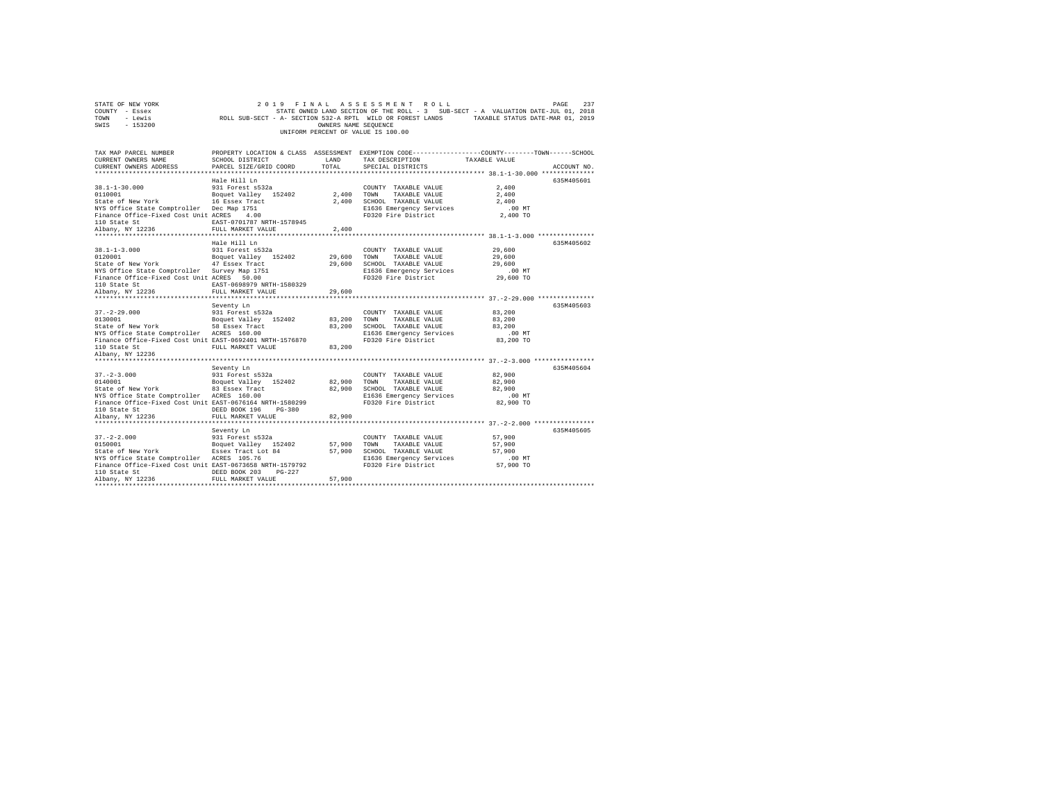STATE OF NEW YORK — 2019 FINAL ASSESSMENT ROLL
COUNTY - Essex — STATE OWNED LAND SECTION OF THE ROLL - 3 SUB-SECT - A VALUATION DATE-JUL 01, 2018
TOWN - Lewis — ROLL SUB-SECT - A- SECTION 532-A RPTL WILD OR FOREST LANDS — TAXABLE STATUS DATE-MAR 01, 2019
SWIS - 153200 — OWNERS NAME SEQUENCE
UNIFORM PERCENT OF VALUE IS 100.00

| TAX MAP PARCEL NUMBER / CURRENT OWNERS NAME / CURRENT OWNERS ADDRESS | PROPERTY LOCATION & CLASS / SCHOOL DISTRICT / PARCEL SIZE/GRID COORD | ASSESSMENT LAND | TOTAL | EXEMPTION CODE / TAX DESCRIPTION / SPECIAL DISTRICTS | TAXABLE VALUE (COUNTY / TOWN / SCHOOL) | ACCOUNT NO. |
|---|---|---|---|---|---|---|
| 38.1-1-30.000 | Hale Hill Ln | | | | | 635M405601 |
| 0110001 | 931 Forest s532a | | | COUNTY TAXABLE VALUE | 2,400 | |
| State of New York | Boquet Valley 152402 | 2,400 | | TOWN TAXABLE VALUE | 2,400 | |
| NYS Office State Comptroller | 16 Essex Tract | | 2,400 | SCHOOL TAXABLE VALUE | 2,400 | |
| Finance Office-Fixed Cost Unit | Dec Map 1751 | | | E1636 Emergency Services | .00 MT | |
| 110 State St | ACRES 4.00 | | | FD320 Fire District | 2,400 TO | |
| Albany, NY 12236 | EAST-0701787 NRTH-1578945 | | | | | |
| | FULL MARKET VALUE | | 2,400 | | | |
| 38.1-1-3.000 | Hale Hill Ln | | | | | 635M405602 |
| 0120001 | 931 Forest s532a | | | COUNTY TAXABLE VALUE | 29,600 | |
| State of New York | Boquet Valley 152402 | 29,600 | | TOWN TAXABLE VALUE | 29,600 | |
| NYS Office State Comptroller | 47 Essex Tract | | 29,600 | SCHOOL TAXABLE VALUE | 29,600 | |
| Finance Office-Fixed Cost Unit | Survey Map 1751 | | | E1636 Emergency Services | .00 MT | |
| 110 State St | ACRES 50.00 | | | FD320 Fire District | 29,600 TO | |
| Albany, NY 12236 | EAST-0698979 NRTH-1580329 | | | | | |
| | FULL MARKET VALUE | | 29,600 | | | |
| 37.-2-29.000 | Seventy Ln | | | | | 635M405603 |
| 0130001 | 931 Forest s532a | | | COUNTY TAXABLE VALUE | 83,200 | |
| State of New York | Boquet Valley 152402 | 83,200 | | TOWN TAXABLE VALUE | 83,200 | |
| NYS Office State Comptroller | 58 Essex Tract | | 83,200 | SCHOOL TAXABLE VALUE | 83,200 | |
| Finance Office-Fixed Cost Unit | ACRES 160.00 | | | E1636 Emergency Services | .00 MT | |
| 110 State St | EAST-0692401 NRTH-1576870 | | | FD320 Fire District | 83,200 TO | |
| Albany, NY 12236 | FULL MARKET VALUE | | 83,200 | | | |
| 37.-2-3.000 | Seventy Ln | | | | | 635M405604 |
| 0140001 | 931 Forest s532a | | | COUNTY TAXABLE VALUE | 82,900 | |
| State of New York | Boquet Valley 152402 | 82,900 | | TOWN TAXABLE VALUE | 82,900 | |
| NYS Office State Comptroller | 83 Essex Tract | | 82,900 | SCHOOL TAXABLE VALUE | 82,900 | |
| Finance Office-Fixed Cost Unit | ACRES 160.00 | | | E1636 Emergency Services | .00 MT | |
| 110 State St | EAST-0676164 NRTH-1580299 | | | FD320 Fire District | 82,900 TO | |
| Albany, NY 12236 | DEED BOOK 196 PG-380 | | | | | |
| | FULL MARKET VALUE | | 82,900 | | | |
| 37.-2-2.000 | Seventy Ln | | | | | 635M405605 |
| 0150001 | 931 Forest s532a | | | COUNTY TAXABLE VALUE | 57,900 | |
| State of New York | Boquet Valley 152402 | 57,900 | | TOWN TAXABLE VALUE | 57,900 | |
| NYS Office State Comptroller | Essex Tract Lot 84 | | 57,900 | SCHOOL TAXABLE VALUE | 57,900 | |
| Finance Office-Fixed Cost Unit | ACRES 105.76 | | | E1636 Emergency Services | .00 MT | |
| 110 State St | EAST-0673658 NRTH-1579792 | | | FD320 Fire District | 57,900 TO | |
| Albany, NY 12236 | DEED BOOK 203 PG-227 | | | | | |
| | FULL MARKET VALUE | | 57,900 | | | |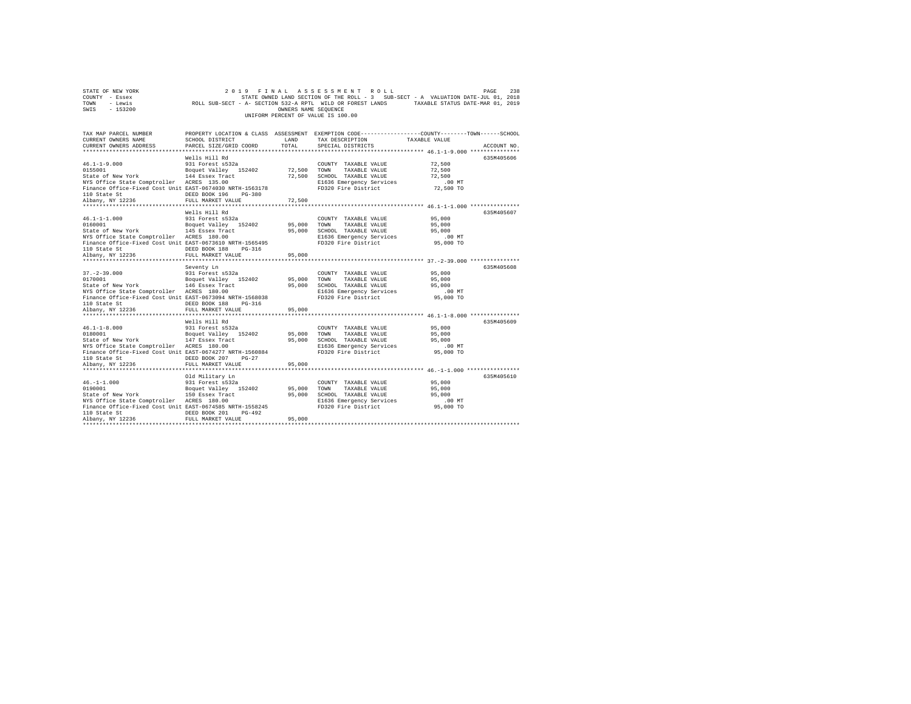STATE OF NEW YORK | 2019 FINAL ASSESSMENT ROLL
COUNTY - Essex | STATE OWNED LAND SECTION OF THE ROLL - 3 SUB-SECT - A VALUATION DATE-JUL 01, 2018
TOWN - Lewis | ROLL SUB-SECT - A- SECTION 532-A RPTL WILD OR FOREST LANDS TAXABLE STATUS DATE-MAR 01, 2019
SWIS - 153200 | OWNERS NAME SEQUENCE
UNIFORM PERCENT OF VALUE IS 100.00

| TAX MAP PARCEL NUMBER / CURRENT OWNERS NAME / CURRENT OWNERS ADDRESS | PROPERTY LOCATION & CLASS / SCHOOL DISTRICT / PARCEL SIZE/GRID COORD | ASSESSMENT LAND / TOTAL | EXEMPTION CODE / TAX DESCRIPTION / SPECIAL DISTRICTS | COUNTY / TOWN / SCHOOL TAXABLE VALUE | ACCOUNT NO. |
|---|---|---|---|---|---|
| 46.1-1-9.000 | Wells Hill Rd | | | | 635M405606 |
| 0155001 | 931 Forest s532a | | COUNTY TAXABLE VALUE | 72,500 | |
| State of New York | Boquet Valley 152402 | 72,500 | TOWN TAXABLE VALUE | 72,500 | |
| NYS Office State Comptroller | 144 Essex Tract | 72,500 | SCHOOL TAXABLE VALUE | 72,500 | |
| Finance Office-Fixed Cost Unit | ACRES 135.00 | | E1636 Emergency Services | .00 MT | |
| 110 State St | EAST-0674030 NRTH-1563178 | | FD320 Fire District | 72,500 TO | |
| Albany, NY 12236 | DEED BOOK 196 PG-380 | | | | |
| | FULL MARKET VALUE | 72,500 | | | |
| 46.1-1-1.000 | Wells Hill Rd | | | | 635M405607 |
| 0160001 | 931 Forest s532a | | COUNTY TAXABLE VALUE | 95,000 | |
| State of New York | Boquet Valley 152402 | 95,000 | TOWN TAXABLE VALUE | 95,000 | |
| NYS Office State Comptroller | 145 Essex Tract | 95,000 | SCHOOL TAXABLE VALUE | 95,000 | |
| Finance Office-Fixed Cost Unit | ACRES 180.00 | | E1636 Emergency Services | .00 MT | |
| 110 State St | EAST-0673610 NRTH-1565495 | | FD320 Fire District | 95,000 TO | |
| Albany, NY 12236 | DEED BOOK 188 PG-316 | | | | |
| | FULL MARKET VALUE | 95,000 | | | |
| 37.-2-39.000 | Seventy Ln | | | | 635M405608 |
| 0170001 | 931 Forest s532a | | COUNTY TAXABLE VALUE | 95,000 | |
| State of New York | Boquet Valley 152402 | 95,000 | TOWN TAXABLE VALUE | 95,000 | |
| NYS Office State Comptroller | 146 Essex Tract | 95,000 | SCHOOL TAXABLE VALUE | 95,000 | |
| Finance Office-Fixed Cost Unit | ACRES 180.00 | | E1636 Emergency Services | .00 MT | |
| 110 State St | EAST-0673094 NRTH-1568038 | | FD320 Fire District | 95,000 TO | |
| Albany, NY 12236 | DEED BOOK 188 PG-316 | | | | |
| | FULL MARKET VALUE | 95,000 | | | |
| 46.1-1-8.000 | Wells Hill Rd | | | | 635M405609 |
| 0180001 | 931 Forest s532a | | COUNTY TAXABLE VALUE | 95,000 | |
| State of New York | Boquet Valley 152402 | 95,000 | TOWN TAXABLE VALUE | 95,000 | |
| NYS Office State Comptroller | 147 Essex Tract | 95,000 | SCHOOL TAXABLE VALUE | 95,000 | |
| Finance Office-Fixed Cost Unit | ACRES 180.00 | | E1636 Emergency Services | .00 MT | |
| 110 State St | EAST-0674277 NRTH-1560884 | | FD320 Fire District | 95,000 TO | |
| Albany, NY 12236 | DEED BOOK 207 PG-27 | | | | |
| | FULL MARKET VALUE | 95,000 | | | |
| 46.-1-1.000 | Old Military Ln | | | | 635M405610 |
| 0190001 | 931 Forest s532a | | COUNTY TAXABLE VALUE | 95,000 | |
| State of New York | Boquet Valley 152402 | 95,000 | TOWN TAXABLE VALUE | 95,000 | |
| NYS Office State Comptroller | 150 Essex Tract | 95,000 | SCHOOL TAXABLE VALUE | 95,000 | |
| Finance Office-Fixed Cost Unit | ACRES 180.00 | | E1636 Emergency Services | .00 MT | |
| 110 State St | EAST-0674585 NRTH-1558245 | | FD320 Fire District | 95,000 TO | |
| Albany, NY 12236 | DEED BOOK 201 PG-492 | | | | |
| | FULL MARKET VALUE | 95,000 | | | |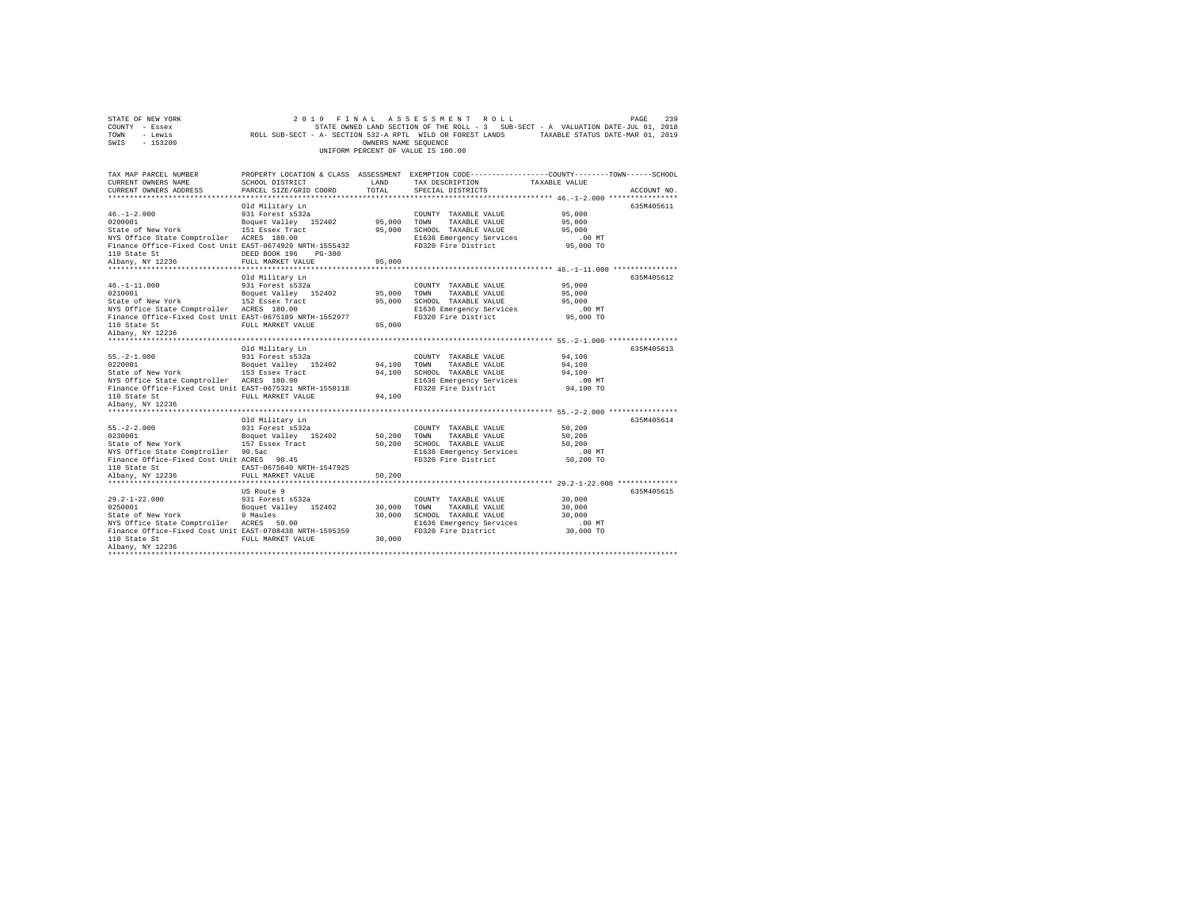STATE OF NEW YORK
COUNTY - Essex
TOWN - Lewis
SWIS - 153200

2019 FINAL ASSESSMENT ROLL
STATE OWNED LAND SECTION OF THE ROLL - 3 SUB-SECT - A VALUATION DATE-JUL 01, 2018
ROLL SUB-SECT - A- SECTION 532-A RPTL WILD OR FOREST LANDS TAXABLE STATUS DATE-MAR 01, 2019
OWNERS NAME SEQUENCE
UNIFORM PERCENT OF VALUE IS 100.00

| TAX MAP PARCEL NUMBER / CURRENT OWNERS NAME / CURRENT OWNERS ADDRESS | PROPERTY LOCATION & CLASS / SCHOOL DISTRICT / PARCEL SIZE/GRID COORD | ASSESSMENT LAND | TOTAL | EXEMPTION CODE / TAX DESCRIPTION / SPECIAL DISTRICTS | TAXABLE VALUE (COUNTY / TOWN / SCHOOL) | ACCOUNT NO. |
|---|---|---|---|---|---|---|
| **46.-1-2.000** | Old Military Ln | | | | | 635M405611 |
| 46.-1-2.000 | 931 Forest s532a | | | COUNTY TAXABLE VALUE | 95,000 | |
| 0200001 | Boquet Valley 152402 | 95,000 | | TOWN TAXABLE VALUE | 95,000 | |
| State of New York | 151 Essex Tract | | 95,000 | SCHOOL TAXABLE VALUE | 95,000 | |
| NYS Office State Comptroller | ACRES 180.00 | | | E1636 Emergency Services | .00 MT | |
| Finance Office-Fixed Cost Unit | EAST-0674920 NRTH-1555432 | | | FD320 Fire District | 95,000 TO | |
| 110 State St | DEED BOOK 196 PG-380 | | | | | |
| Albany, NY 12236 | FULL MARKET VALUE | | 95,000 | | | |
| **46.-1-11.000** | Old Military Ln | | | | | 635M405612 |
| 46.-1-11.000 | 931 Forest s532a | | | COUNTY TAXABLE VALUE | 95,000 | |
| 0210001 | Boquet Valley 152402 | 95,000 | | TOWN TAXABLE VALUE | 95,000 | |
| State of New York | 152 Essex Tract | | 95,000 | SCHOOL TAXABLE VALUE | 95,000 | |
| NYS Office State Comptroller | ACRES 180.00 | | | E1636 Emergency Services | .00 MT | |
| Finance Office-Fixed Cost Unit | EAST-0675189 NRTH-1552977 | | | FD320 Fire District | 95,000 TO | |
| 110 State St | FULL MARKET VALUE | | 95,000 | | | |
| Albany, NY 12236 | | | | | | |
| **55.-2-1.000** | Old Military Ln | | | | | 635M405613 |
| 55.-2-1.000 | 931 Forest s532a | | | COUNTY TAXABLE VALUE | 94,100 | |
| 0220001 | Boquet Valley 152402 | 94,100 | | TOWN TAXABLE VALUE | 94,100 | |
| State of New York | 153 Essex Tract | | 94,100 | SCHOOL TAXABLE VALUE | 94,100 | |
| NYS Office State Comptroller | ACRES 180.00 | | | E1636 Emergency Services | .00 MT | |
| Finance Office-Fixed Cost Unit | EAST-0675321 NRTH-1550118 | | | FD320 Fire District | 94,100 TO | |
| 110 State St | FULL MARKET VALUE | | 94,100 | | | |
| Albany, NY 12236 | | | | | | |
| **55.-2-2.000** | Old Military Ln | | | | | 635M405614 |
| 55.-2-2.000 | 931 Forest s532a | | | COUNTY TAXABLE VALUE | 50,200 | |
| 0230001 | Boquet Valley 152402 | 50,200 | | TOWN TAXABLE VALUE | 50,200 | |
| State of New York | 157 Essex Tract | | 50,200 | SCHOOL TAXABLE VALUE | 50,200 | |
| NYS Office State Comptroller | 90.5ac | | | E1636 Emergency Services | .00 MT | |
| Finance Office-Fixed Cost Unit | ACRES 90.45 | | | FD320 Fire District | 50,200 TO | |
| 110 State St | EAST-0675640 NRTH-1547925 | | | | | |
| Albany, NY 12236 | FULL MARKET VALUE | | 50,200 | | | |
| **29.2-1-22.000** | US Route 9 | | | | | 635M405615 |
| 29.2-1-22.000 | 931 Forest s532a | | | COUNTY TAXABLE VALUE | 30,000 | |
| 0250001 | Boquet Valley 152402 | 30,000 | | TOWN TAXABLE VALUE | 30,000 | |
| State of New York | 9 Maules | | 30,000 | SCHOOL TAXABLE VALUE | 30,000 | |
| NYS Office State Comptroller | ACRES 50.00 | | | E1636 Emergency Services | .00 MT | |
| Finance Office-Fixed Cost Unit | EAST-0708438 NRTH-1595359 | | | FD320 Fire District | 30,000 TO | |
| 110 State St | FULL MARKET VALUE | | 30,000 | | | |
| Albany, NY 12236 | | | | | | |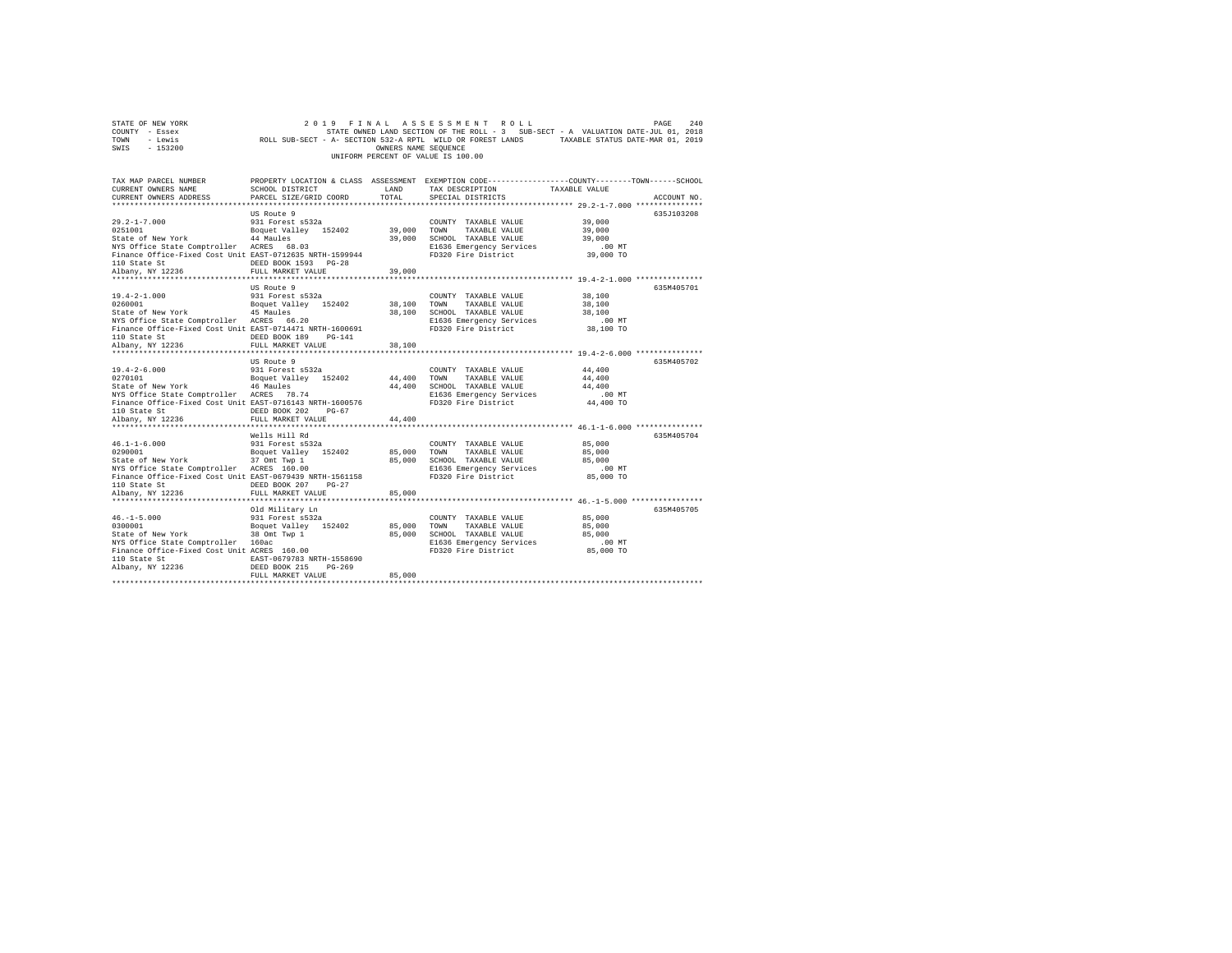STATE OF NEW YORK | 2019 FINAL ASSESSMENT ROLL
COUNTY - Essex | STATE OWNED LAND SECTION OF THE ROLL - 3 SUB-SECT - A VALUATION DATE-JUL 01, 2018
TOWN - Lewis | ROLL SUB-SECT - A- SECTION 532-A RPTL WILD OR FOREST LANDS TAXABLE STATUS DATE-MAR 01, 2019
SWIS - 153200 | OWNERS NAME SEQUENCE
UNIFORM PERCENT OF VALUE IS 100.00

| TAX MAP PARCEL NUMBER / CURRENT OWNERS NAME / CURRENT OWNERS ADDRESS | PROPERTY LOCATION & CLASS / SCHOOL DISTRICT / PARCEL SIZE/GRID COORD | ASSESSMENT LAND / TOTAL | EXEMPTION CODE / TAX DESCRIPTION / SPECIAL DISTRICTS | COUNTY / TOWN / SCHOOL TAXABLE VALUE | ACCOUNT NO. |
|---|---|---|---|---|---|
| 29.2-1-7.000 | US Route 9 | | | | 635J103208 |
| 0251001 | 931 Forest s532a | | COUNTY TAXABLE VALUE | 39,000 | |
| State of New York | Boquet Valley 152402 | 39,000 | TOWN TAXABLE VALUE | 39,000 | |
| NYS Office State Comptroller | 44 Maules | 39,000 | SCHOOL TAXABLE VALUE | 39,000 | |
| Finance Office-Fixed Cost Unit | ACRES 68.03 | | E1636 Emergency Services | .00 MT | |
| 110 State St | EAST-0712635 NRTH-1599944 | | FD320 Fire District | 39,000 TO | |
| Albany, NY 12236 | DEED BOOK 1593 PG-28 | | | | |
| | FULL MARKET VALUE | 39,000 | | | |
| 19.4-2-1.000 | US Route 9 | | | | 635M405701 |
| 0260001 | 931 Forest s532a | | COUNTY TAXABLE VALUE | 38,100 | |
| State of New York | Boquet Valley 152402 | 38,100 | TOWN TAXABLE VALUE | 38,100 | |
| NYS Office State Comptroller | 45 Maules | 38,100 | SCHOOL TAXABLE VALUE | 38,100 | |
| Finance Office-Fixed Cost Unit | ACRES 66.20 | | E1636 Emergency Services | .00 MT | |
| 110 State St | EAST-0714471 NRTH-1600691 | | FD320 Fire District | 38,100 TO | |
| Albany, NY 12236 | DEED BOOK 189 PG-141 | | | | |
| | FULL MARKET VALUE | 38,100 | | | |
| 19.4-2-6.000 | US Route 9 | | | | 635M405702 |
| 0270101 | 931 Forest s532a | | COUNTY TAXABLE VALUE | 44,400 | |
| State of New York | Boquet Valley 152402 | 44,400 | TOWN TAXABLE VALUE | 44,400 | |
| NYS Office State Comptroller | 46 Maules | 44,400 | SCHOOL TAXABLE VALUE | 44,400 | |
| Finance Office-Fixed Cost Unit | ACRES 78.74 | | E1636 Emergency Services | .00 MT | |
| 110 State St | EAST-0716143 NRTH-1600576 | | FD320 Fire District | 44,400 TO | |
| Albany, NY 12236 | DEED BOOK 202 PG-67 | | | | |
| | FULL MARKET VALUE | 44,400 | | | |
| 46.1-1-6.000 | Wells Hill Rd | | | | 635M405704 |
| 0290001 | 931 Forest s532a | | COUNTY TAXABLE VALUE | 85,000 | |
| State of New York | Boquet Valley 152402 | 85,000 | TOWN TAXABLE VALUE | 85,000 | |
| NYS Office State Comptroller | 37 Omt Twp 1 | 85,000 | SCHOOL TAXABLE VALUE | 85,000 | |
| Finance Office-Fixed Cost Unit | ACRES 160.00 | | E1636 Emergency Services | .00 MT | |
| 110 State St | EAST-0679439 NRTH-1561158 | | FD320 Fire District | 85,000 TO | |
| Albany, NY 12236 | DEED BOOK 207 PG-27 | | | | |
| | FULL MARKET VALUE | 85,000 | | | |
| 46.-1-5.000 | Old Military Ln | | | | 635M405705 |
| 0300001 | 931 Forest s532a | | COUNTY TAXABLE VALUE | 85,000 | |
| State of New York | Boquet Valley 152402 | 85,000 | TOWN TAXABLE VALUE | 85,000 | |
| NYS Office State Comptroller | 38 Omt Twp 1 | 85,000 | SCHOOL TAXABLE VALUE | 85,000 | |
| Finance Office-Fixed Cost Unit | 160ac | | E1636 Emergency Services | .00 MT | |
| 110 State St | ACRES 160.00 | | FD320 Fire District | 85,000 TO | |
| Albany, NY 12236 | EAST-0679783 NRTH-1558690 | | | | |
| | DEED BOOK 215 PG-269 | | | | |
| | FULL MARKET VALUE | 85,000 | | | |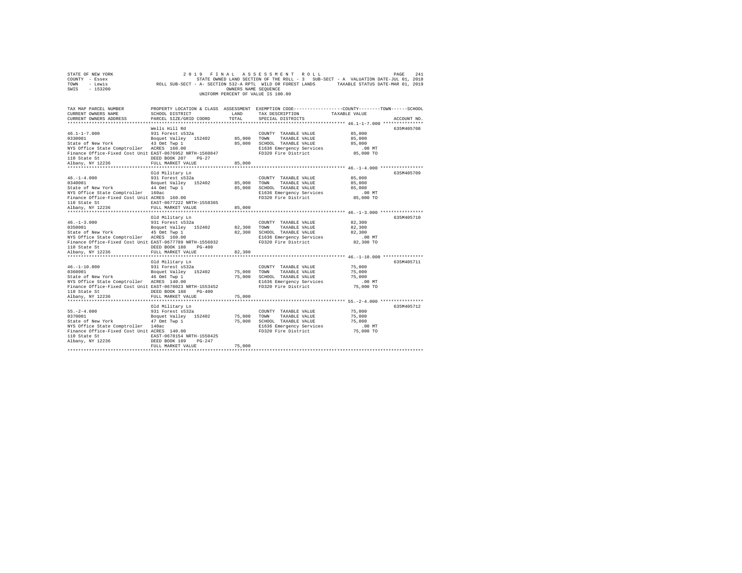STATE OF NEW YORK 2019 FINAL ASSESSMENT ROLL
COUNTY - Essex STATE OWNED LAND SECTION OF THE ROLL - 3 SUB-SECT - A VALUATION DATE-JUL 01, 2018
TOWN - Lewis ROLL SUB-SECT - A- SECTION 532-A RPTL WILD OR FOREST LANDS TAXABLE STATUS DATE-MAR 01, 2019
SWIS - 153200 OWNERS NAME SEQUENCE
UNIFORM PERCENT OF VALUE IS 100.00

| TAX MAP PARCEL NUMBER / CURRENT OWNERS NAME / CURRENT OWNERS ADDRESS | PROPERTY LOCATION & CLASS / SCHOOL DISTRICT / PARCEL SIZE/GRID COORD | ASSESSMENT LAND / TOTAL | EXEMPTION CODE / TAX DESCRIPTION / SPECIAL DISTRICTS | TAXABLE VALUE (COUNTY / TOWN / SCHOOL) | ACCOUNT NO. |
|---|---|---|---|---|---|
| **46.1-1-7.000** | Wells Hill Rd | | | | 635M405708 |
| 0330001 | 931 Forest s532a | | COUNTY TAXABLE VALUE | 85,000 | |
| State of New York | Boquet Valley 152402 | 85,000 | TOWN TAXABLE VALUE | 85,000 | |
| NYS Office State Comptroller | 43 Omt Twp 1 | 85,000 | SCHOOL TAXABLE VALUE | 85,000 | |
| Finance Office-Fixed Cost Unit | ACRES 160.00 | | E1636 Emergency Services | .00 MT | |
| 110 State St | EAST-0676952 NRTH-1560847 | | FD320 Fire District | 85,000 TO | |
| Albany, NY 12236 | DEED BOOK 207 PG-27 | | | | |
| | FULL MARKET VALUE | 85,000 | | | |
| **46.-1-4.000** | Old Military Ln | | | | 635M405709 |
| 0340001 | 931 Forest s532a | | COUNTY TAXABLE VALUE | 85,000 | |
| State of New York | Boquet Valley 152402 | 85,000 | TOWN TAXABLE VALUE | 85,000 | |
| NYS Office State Comptroller | 44 Omt Twp 1 | 85,000 | SCHOOL TAXABLE VALUE | 85,000 | |
| Finance Office-Fixed Cost Unit | 160ac | | E1636 Emergency Services | .00 MT | |
| 110 State St | ACRES 160.00 | | FD320 Fire District | 85,000 TO | |
| Albany, NY 12236 | EAST-0677222 NRTH-1558365 | | | | |
| | FULL MARKET VALUE | 85,000 | | | |
| **46.-1-3.000** | Old Military Ln | | | | 635M405710 |
| 0350001 | 931 Forest s532a | | COUNTY TAXABLE VALUE | 82,300 | |
| State of New York | Boquet Valley 152402 | 82,300 | TOWN TAXABLE VALUE | 82,300 | |
| NYS Office State Comptroller | 45 Omt Twp 1 | 82,300 | SCHOOL TAXABLE VALUE | 82,300 | |
| Finance Office-Fixed Cost Unit | ACRES 160.00 | | E1636 Emergency Services | .00 MT | |
| 110 State St | EAST-0677709 NRTH-1556032 | | FD320 Fire District | 82,300 TO | |
| Albany, NY 12236 | DEED BOOK 188 PG-400 | | | | |
| | FULL MARKET VALUE | 82,300 | | | |
| **46.-1-10.000** | Old Military Ln | | | | 635M405711 |
| 0360001 | 931 Forest s532a | | COUNTY TAXABLE VALUE | 75,000 | |
| State of New York | Boquet Valley 152402 | 75,000 | TOWN TAXABLE VALUE | 75,000 | |
| NYS Office State Comptroller | 46 Omt Twp 1 | 75,000 | SCHOOL TAXABLE VALUE | 75,000 | |
| Finance Office-Fixed Cost Unit | ACRES 140.00 | | E1636 Emergency Services | .00 MT | |
| 110 State St | EAST-0678023 NRTH-1553452 | | FD320 Fire District | 75,000 TO | |
| Albany, NY 12236 | DEED BOOK 188 PG-400 | | | | |
| | FULL MARKET VALUE | 75,000 | | | |
| **55.-2-4.000** | Old Military Ln | | | | 635M405712 |
| 0370001 | 931 Forest s532a | | COUNTY TAXABLE VALUE | 75,000 | |
| State of New York | Boquet Valley 152402 | 75,000 | TOWN TAXABLE VALUE | 75,000 | |
| NYS Office State Comptroller | 47 Omt Twp 1 | 75,000 | SCHOOL TAXABLE VALUE | 75,000 | |
| Finance Office-Fixed Cost Unit | 140ac | | E1636 Emergency Services | .00 MT | |
| 110 State St | ACRES 140.00 | | FD320 Fire District | 75,000 TO | |
| Albany, NY 12236 | EAST-0678154 NRTH-1550425 | | | | |
| | DEED BOOK 189 PG-247 | | | | |
| | FULL MARKET VALUE | 75,000 | | | |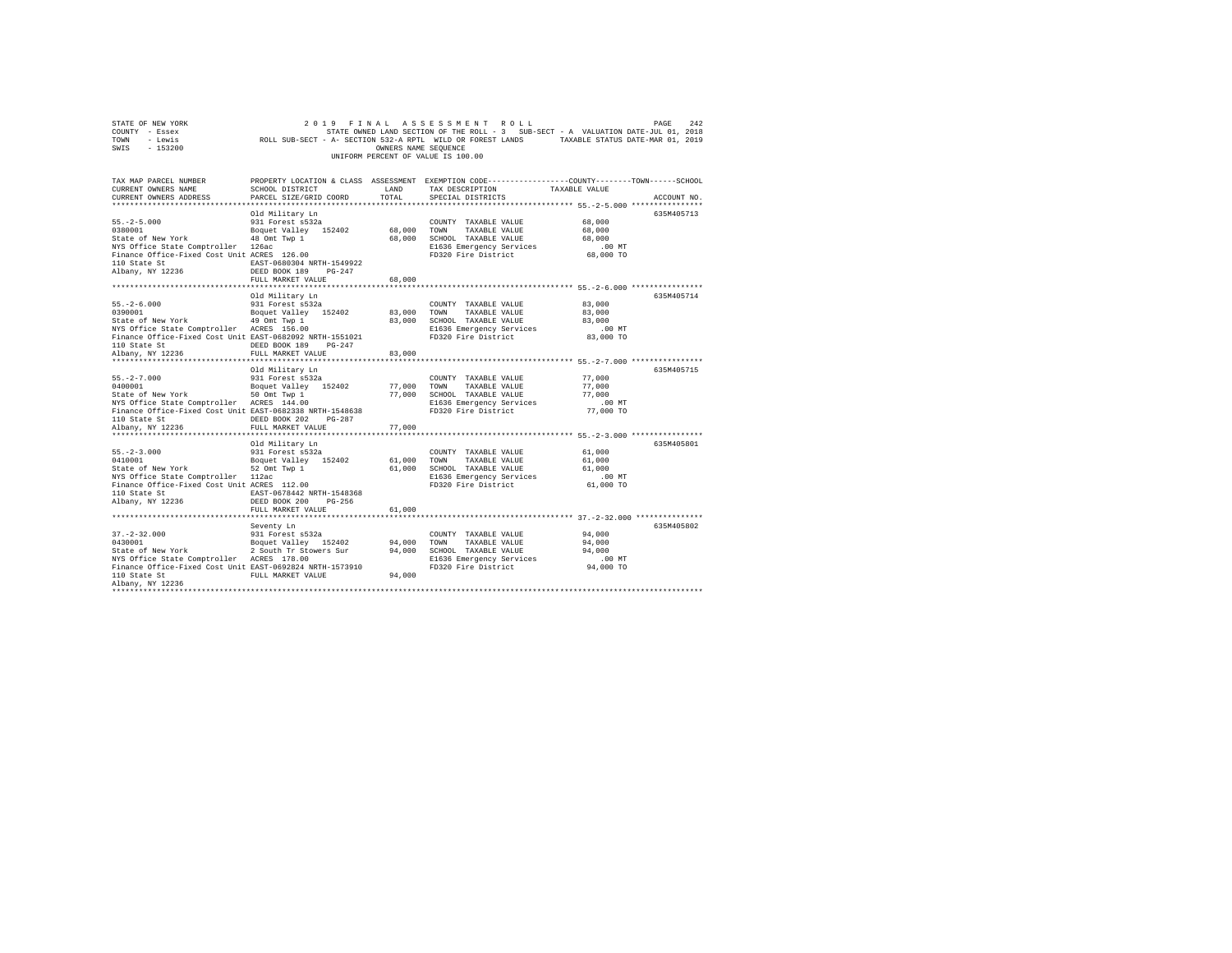STATE OF NEW YORK  
COUNTY - Essex  
TOWN - Lewis  
SWIS - 153200

2019 FINAL ASSESSMENT ROLL  
STATE OWNED LAND SECTION OF THE ROLL - 3 SUB-SECT - A VALUATION DATE-JUL 01, 2018  
ROLL SUB-SECT - A- SECTION 532-A RPTL WILD OR FOREST LANDS TAXABLE STATUS DATE-MAR 01, 2019  
OWNERS NAME SEQUENCE  
UNIFORM PERCENT OF VALUE IS 100.00

| TAX MAP PARCEL NUMBER / CURRENT OWNERS NAME / CURRENT OWNERS ADDRESS | PROPERTY LOCATION & CLASS / SCHOOL DISTRICT / PARCEL SIZE/GRID COORD | ASSESSMENT LAND | TOTAL | EXEMPTION CODE / TAX DESCRIPTION / SPECIAL DISTRICTS | COUNTY--------TOWN------SCHOOL TAXABLE VALUE | ACCOUNT NO. |
|---|---|---|---|---|---|---|
| 55.-2-5.000 | Old Military Ln | | | | | 635M405713 |
| 0380001 | 931 Forest s532a | | | COUNTY TAXABLE VALUE | 68,000 | |
| State of New York | Boquet Valley 152402 | 68,000 | | TOWN TAXABLE VALUE | 68,000 | |
| NYS Office State Comptroller | 48 Omt Twp 1 | | 68,000 | SCHOOL TAXABLE VALUE | 68,000 | |
| Finance Office-Fixed Cost Unit | 126ac | | | E1636 Emergency Services | .00 MT | |
| 110 State St | ACRES 126.00 | | | FD320 Fire District | 68,000 TO | |
| Albany, NY 12236 | EAST-0680304 NRTH-1549922 | | | | | |
| | DEED BOOK 189 PG-247 | | | | | |
| | FULL MARKET VALUE | | 68,000 | | | |
| 55.-2-6.000 | Old Military Ln | | | | | 635M405714 |
| 0390001 | 931 Forest s532a | | | COUNTY TAXABLE VALUE | 83,000 | |
| State of New York | Boquet Valley 152402 | 83,000 | | TOWN TAXABLE VALUE | 83,000 | |
| NYS Office State Comptroller | 49 Omt Twp 1 | | 83,000 | SCHOOL TAXABLE VALUE | 83,000 | |
| Finance Office-Fixed Cost Unit | ACRES 156.00 | | | E1636 Emergency Services | .00 MT | |
| 110 State St | EAST-0682092 NRTH-1551021 | | | FD320 Fire District | 83,000 TO | |
| Albany, NY 12236 | DEED BOOK 189 PG-247 | | | | | |
| | FULL MARKET VALUE | | 83,000 | | | |
| 55.-2-7.000 | Old Military Ln | | | | | 635M405715 |
| 0400001 | 931 Forest s532a | | | COUNTY TAXABLE VALUE | 77,000 | |
| State of New York | Boquet Valley 152402 | 77,000 | | TOWN TAXABLE VALUE | 77,000 | |
| NYS Office State Comptroller | 50 Omt Twp 1 | | 77,000 | SCHOOL TAXABLE VALUE | 77,000 | |
| Finance Office-Fixed Cost Unit | ACRES 144.00 | | | E1636 Emergency Services | .00 MT | |
| 110 State St | EAST-0682338 NRTH-1548638 | | | FD320 Fire District | 77,000 TO | |
| Albany, NY 12236 | DEED BOOK 202 PG-287 | | | | | |
| | FULL MARKET VALUE | | 77,000 | | | |
| 55.-2-3.000 | Old Military Ln | | | | | 635M405801 |
| 0410001 | 931 Forest s532a | | | COUNTY TAXABLE VALUE | 61,000 | |
| State of New York | Boquet Valley 152402 | 61,000 | | TOWN TAXABLE VALUE | 61,000 | |
| NYS Office State Comptroller | 52 Omt Twp 1 | | 61,000 | SCHOOL TAXABLE VALUE | 61,000 | |
| Finance Office-Fixed Cost Unit | 112ac | | | E1636 Emergency Services | .00 MT | |
| 110 State St | ACRES 112.00 | | | FD320 Fire District | 61,000 TO | |
| Albany, NY 12236 | EAST-0678442 NRTH-1548368 | | | | | |
| | DEED BOOK 200 PG-256 | | | | | |
| | FULL MARKET VALUE | | 61,000 | | | |
| 37.-2-32.000 | Seventy Ln | | | | | 635M405802 |
| 0430001 | 931 Forest s532a | | | COUNTY TAXABLE VALUE | 94,000 | |
| State of New York | Boquet Valley 152402 | 94,000 | | TOWN TAXABLE VALUE | 94,000 | |
| NYS Office State Comptroller | 2 South Tr Stowers Sur | | 94,000 | SCHOOL TAXABLE VALUE | 94,000 | |
| Finance Office-Fixed Cost Unit | ACRES 178.00 | | | E1636 Emergency Services | .00 MT | |
| 110 State St | EAST-0692824 NRTH-1573910 | | | FD320 Fire District | 94,000 TO | |
| Albany, NY 12236 | FULL MARKET VALUE | | 94,000 | | | |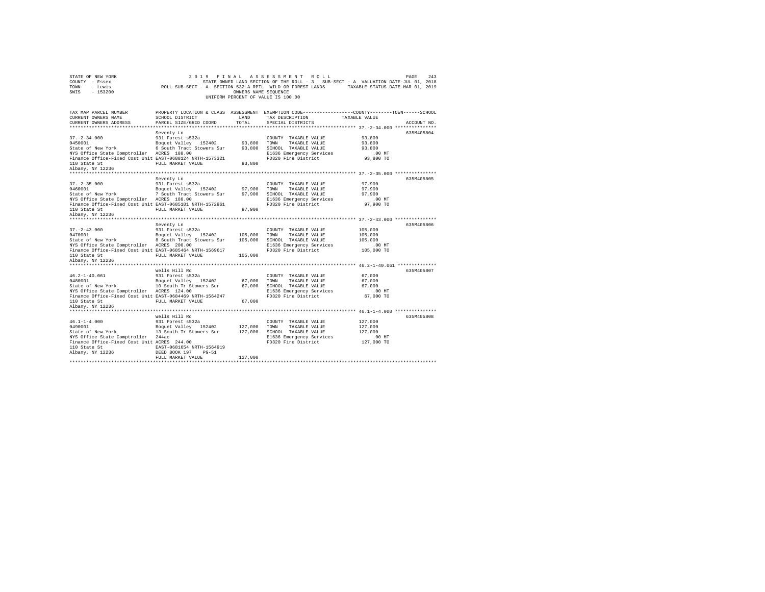STATE OF NEW YORK 2019 FINAL ASSESSMENT ROLL
COUNTY - Essex STATE OWNED LAND SECTION OF THE ROLL - 3 SUB-SECT - A VALUATION DATE-JUL 01, 2018
TOWN - Lewis ROLL SUB-SECT - A- SECTION 532-A RPTL WILD OR FOREST LANDS TAXABLE STATUS DATE-MAR 01, 2019
SWIS - 153200 OWNERS NAME SEQUENCE
UNIFORM PERCENT OF VALUE IS 100.00

| TAX MAP PARCEL NUMBER / CURRENT OWNERS NAME / CURRENT OWNERS ADDRESS | PROPERTY LOCATION & CLASS / SCHOOL DISTRICT / PARCEL SIZE/GRID COORD | ASSESSMENT LAND / TOTAL | EXEMPTION CODE / TAX DESCRIPTION / SPECIAL DISTRICTS | TAXABLE VALUE (COUNTY / TOWN / SCHOOL) | ACCOUNT NO. |
|---|---|---|---|---|---|
| 37.-2-34.000 | Seventy Ln | | | | 635M405804 |
| 0450001 | 931 Forest s532a | | COUNTY TAXABLE VALUE | 93,800 | |
| State of New York | Boquet Valley 152402 | 93,800 | TOWN TAXABLE VALUE | 93,800 | |
| NYS Office State Comptroller | 6 South Tract Stowers Sur | 93,800 | SCHOOL TAXABLE VALUE | 93,800 | |
| Finance Office-Fixed Cost Unit | ACRES 188.00 | | E1636 Emergency Services | .00 MT | |
| 110 State St | EAST-0688124 NRTH-1573321 | | FD320 Fire District | 93,800 TO | |
| Albany, NY 12236 | FULL MARKET VALUE | 93,800 | | | |
| 37.-2-35.000 | Seventy Ln | | | | 635M405805 |
| 0460001 | 931 Forest s532a | | COUNTY TAXABLE VALUE | 97,900 | |
| State of New York | Boquet Valley 152402 | 97,900 | TOWN TAXABLE VALUE | 97,900 | |
| NYS Office State Comptroller | 7 South Tract Stowers Sur | 97,900 | SCHOOL TAXABLE VALUE | 97,900 | |
| Finance Office-Fixed Cost Unit | ACRES 188.00 | | E1636 Emergency Services | .00 MT | |
| 110 State St | EAST-0685101 NRTH-1572961 | | FD320 Fire District | 97,900 TO | |
| Albany, NY 12236 | FULL MARKET VALUE | 97,900 | | | |
| 37.-2-43.000 | Seventy Ln | | | | 635M405806 |
| 0470001 | 931 Forest s532a | | COUNTY TAXABLE VALUE | 105,000 | |
| State of New York | Boquet Valley 152402 | 105,000 | TOWN TAXABLE VALUE | 105,000 | |
| NYS Office State Comptroller | 8 South Tract Stowers Sur | 105,000 | SCHOOL TAXABLE VALUE | 105,000 | |
| Finance Office-Fixed Cost Unit | ACRES 200.00 | | E1636 Emergency Services | .00 MT | |
| 110 State St | EAST-0685464 NRTH-1569617 | | FD320 Fire District | 105,000 TO | |
| Albany, NY 12236 | FULL MARKET VALUE | 105,000 | | | |
| 46.2-1-40.061 | Wells Hill Rd | | | | 635M405807 |
| 0480001 | 931 Forest s532a | | COUNTY TAXABLE VALUE | 67,000 | |
| State of New York | Boquet Valley 152402 | 67,000 | TOWN TAXABLE VALUE | 67,000 | |
| NYS Office State Comptroller | 10 South Tr Stowers Sur | 67,000 | SCHOOL TAXABLE VALUE | 67,000 | |
| Finance Office-Fixed Cost Unit | ACRES 124.00 | | E1636 Emergency Services | .00 MT | |
| 110 State St | EAST-0684469 NRTH-1564247 | | FD320 Fire District | 67,000 TO | |
| Albany, NY 12236 | FULL MARKET VALUE | 67,000 | | | |
| 46.1-1-4.000 | Wells Hill Rd | | | | 635M405808 |
| 0490001 | 931 Forest s532a | | COUNTY TAXABLE VALUE | 127,000 | |
| State of New York | Boquet Valley 152402 | 127,000 | TOWN TAXABLE VALUE | 127,000 | |
| NYS Office State Comptroller | 13 South Tr Stowers Sur | 127,000 | SCHOOL TAXABLE VALUE | 127,000 | |
| Finance Office-Fixed Cost Unit | 244ac | | E1636 Emergency Services | .00 MT | |
| 110 State St | ACRES 244.00 | | FD320 Fire District | 127,000 TO | |
| Albany, NY 12236 | EAST-0681654 NRTH-1564919 | | | | |
| | DEED BOOK 197 PG-51 | | | | |
| | FULL MARKET VALUE | 127,000 | | | |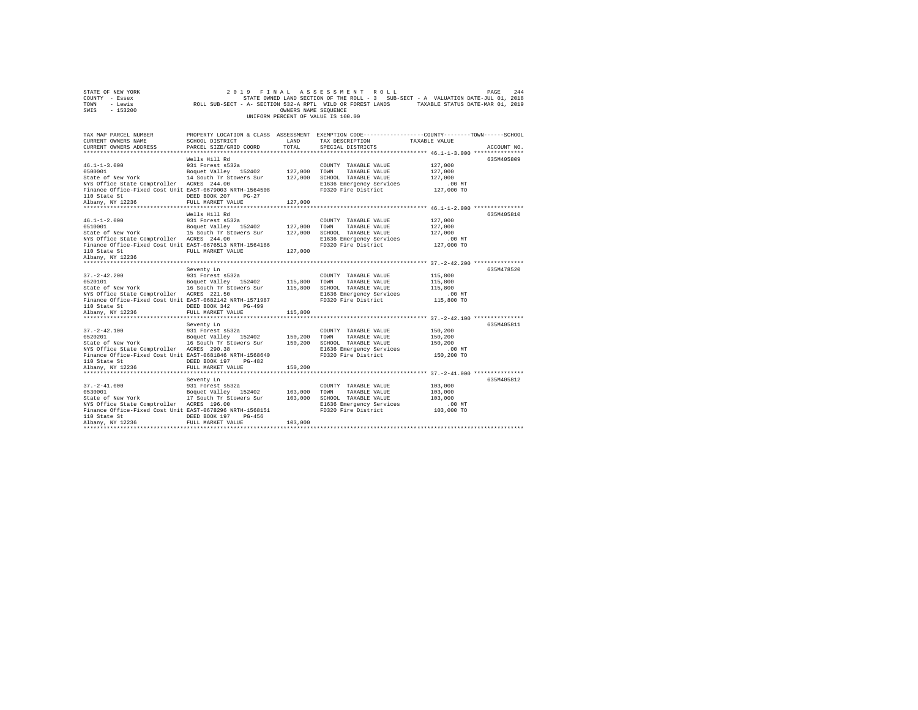STATE OF NEW YORK                    2 0 1 9   F I N A L   A S S E S S M E N T   R O L L
COUNTY - Essex                       STATE OWNED LAND SECTION OF THE ROLL - 3   SUB-SECT - A  VALUATION DATE-JUL 01, 2018
TOWN   - Lewis                       ROLL SUB-SECT - A- SECTION 532-A RPTL  WILD OR FOREST LANDS    TAXABLE STATUS DATE-MAR 01, 2019
SWIS   - 153200                      OWNERS NAME SEQUENCE
                                     UNIFORM PERCENT OF VALUE IS 100.00

| TAX MAP PARCEL NUMBER / CURRENT OWNERS NAME / CURRENT OWNERS ADDRESS | PROPERTY LOCATION & CLASS / SCHOOL DISTRICT / PARCEL SIZE/GRID COORD | ASSESSMENT LAND | TOTAL | EXEMPTION CODE / TAX DESCRIPTION / SPECIAL DISTRICTS | COUNTY--------TOWN------SCHOOL TAXABLE VALUE | ACCOUNT NO. |
|---|---|---|---|---|---|---|
| 46.1-1-3.000 | Wells Hill Rd | | | | | 635M405809 |
| 0500001 | 931 Forest s532a | | | COUNTY TAXABLE VALUE | 127,000 | |
| State of New York | Boquet Valley 152402 | 127,000 | | TOWN TAXABLE VALUE | 127,000 | |
| NYS Office State Comptroller | 14 South Tr Stowers Sur | | 127,000 | SCHOOL TAXABLE VALUE | 127,000 | |
| Finance Office-Fixed Cost Unit | ACRES 244.00 | | | E1636 Emergency Services | .00 MT | |
| 110 State St | EAST-0679003 NRTH-1564508 | | | FD320 Fire District | 127,000 TO | |
| Albany, NY 12236 | DEED BOOK 207 PG-27 | | | | | |
| | FULL MARKET VALUE | | 127,000 | | | |
| 46.1-1-2.000 | Wells Hill Rd | | | | | 635M405810 |
| 0510001 | 931 Forest s532a | | | COUNTY TAXABLE VALUE | 127,000 | |
| State of New York | Boquet Valley 152402 | 127,000 | | TOWN TAXABLE VALUE | 127,000 | |
| NYS Office State Comptroller | 15 South Tr Stowers Sur | | 127,000 | SCHOOL TAXABLE VALUE | 127,000 | |
| Finance Office-Fixed Cost Unit | ACRES 244.00 | | | E1636 Emergency Services | .00 MT | |
| 110 State St | EAST-0676513 NRTH-1564186 | | | FD320 Fire District | 127,000 TO | |
| Albany, NY 12236 | FULL MARKET VALUE | | 127,000 | | | |
| 37.-2-42.200 | Seventy Ln | | | | | 635M478520 |
| 0520101 | 931 Forest s532a | | | COUNTY TAXABLE VALUE | 115,800 | |
| State of New York | Boquet Valley 152402 | 115,800 | | TOWN TAXABLE VALUE | 115,800 | |
| NYS Office State Comptroller | 16 South Tr Stowers Sur | | 115,800 | SCHOOL TAXABLE VALUE | 115,800 | |
| Finance Office-Fixed Cost Unit | ACRES 221.50 | | | E1636 Emergency Services | .00 MT | |
| 110 State St | EAST-0682142 NRTH-1571987 | | | FD320 Fire District | 115,800 TO | |
| Albany, NY 12236 | DEED BOOK 342 PG-499 | | | | | |
| | FULL MARKET VALUE | | 115,800 | | | |
| 37.-2-42.100 | Seventy Ln | | | | | 635M405811 |
| 0520201 | 931 Forest s532a | | | COUNTY TAXABLE VALUE | 150,200 | |
| State of New York | Boquet Valley 152402 | 150,200 | | TOWN TAXABLE VALUE | 150,200 | |
| NYS Office State Comptroller | 16 South Tr Stowers Sur | | 150,200 | SCHOOL TAXABLE VALUE | 150,200 | |
| Finance Office-Fixed Cost Unit | ACRES 290.38 | | | E1636 Emergency Services | .00 MT | |
| 110 State St | EAST-0681846 NRTH-1568640 | | | FD320 Fire District | 150,200 TO | |
| Albany, NY 12236 | DEED BOOK 197 PG-482 | | | | | |
| | FULL MARKET VALUE | | 150,200 | | | |
| 37.-2-41.000 | Seventy Ln | | | | | 635M405812 |
| 0530001 | 931 Forest s532a | | | COUNTY TAXABLE VALUE | 103,000 | |
| State of New York | Boquet Valley 152402 | 103,000 | | TOWN TAXABLE VALUE | 103,000 | |
| NYS Office State Comptroller | 17 South Tr Stowers Sur | | 103,000 | SCHOOL TAXABLE VALUE | 103,000 | |
| Finance Office-Fixed Cost Unit | ACRES 196.00 | | | E1636 Emergency Services | .00 MT | |
| 110 State St | EAST-0678296 NRTH-1568151 | | | FD320 Fire District | 103,000 TO | |
| Albany, NY 12236 | DEED BOOK 197 PG-456 | | | | | |
| | FULL MARKET VALUE | | 103,000 | | | |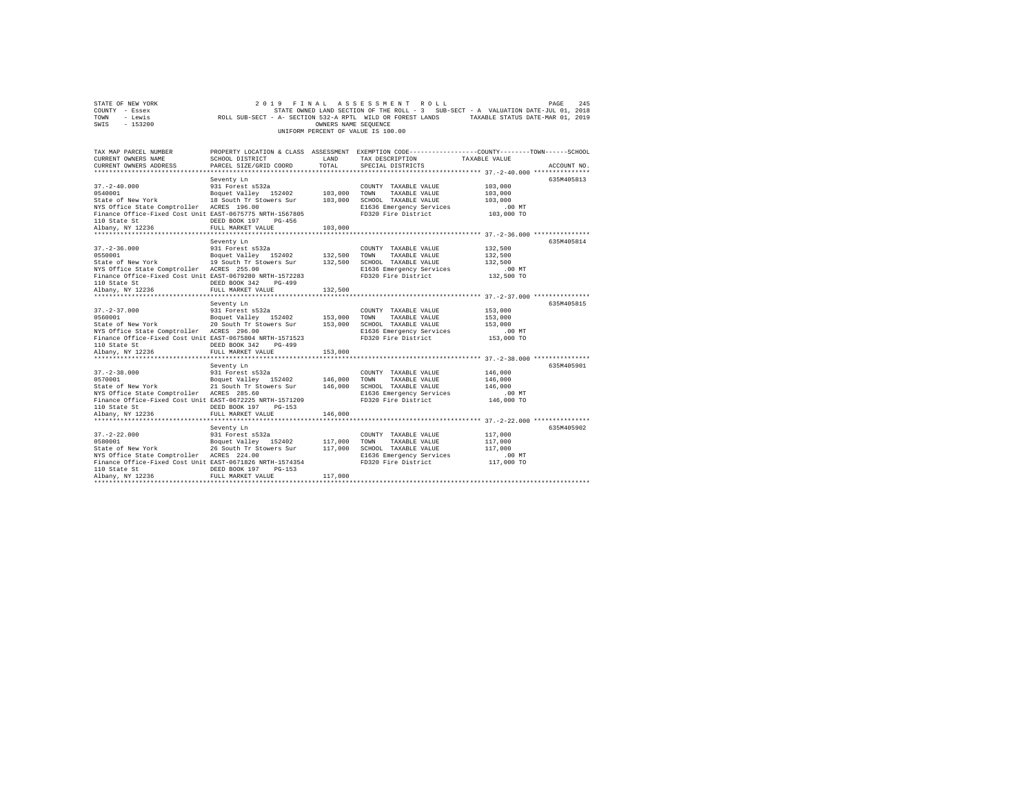STATE OF NEW YORK                    2 0 1 9   F I N A L   A S S E S S M E N T   R O L L
COUNTY - Essex                        STATE OWNED LAND SECTION OF THE ROLL - 3   SUB-SECT - A  VALUATION DATE-JUL 01, 2018
TOWN   - Lewis            ROLL SUB-SECT - A- SECTION 532-A RPTL  WILD OR FOREST LANDS        TAXABLE STATUS DATE-MAR 01, 2019
SWIS   - 153200                                    OWNERS NAME SEQUENCE
                                              UNIFORM PERCENT OF VALUE IS 100.00

| TAX MAP PARCEL NUMBER / CURRENT OWNERS NAME / CURRENT OWNERS ADDRESS | PROPERTY LOCATION & CLASS / SCHOOL DISTRICT / PARCEL SIZE/GRID COORD | ASSESSMENT LAND / TOTAL | EXEMPTION CODE / TAX DESCRIPTION / SPECIAL DISTRICTS | COUNTY / TOWN / SCHOOL TAXABLE VALUE | ACCOUNT NO. |
|---|---|---|---|---|---|
| 37.-2-40.000 | Seventy Ln | | | | 635M405813 |
| 0540001 | 931 Forest s532a | | COUNTY TAXABLE VALUE | 103,000 | |
| State of New York | Boquet Valley 152402 | 103,000 | TOWN TAXABLE VALUE | 103,000 | |
| NYS Office State Comptroller | 18 South Tr Stowers Sur | 103,000 | SCHOOL TAXABLE VALUE | 103,000 | |
| Finance Office-Fixed Cost Unit | ACRES 196.00 | | E1636 Emergency Services | .00 MT | |
| 110 State St | EAST-0675775 NRTH-1567805 | | FD320 Fire District | 103,000 TO | |
| Albany, NY 12236 | DEED BOOK 197 PG-456 | | | | |
| | FULL MARKET VALUE | 103,000 | | | |
| 37.-2-36.000 | Seventy Ln | | | | 635M405814 |
| 0550001 | 931 Forest s532a | | COUNTY TAXABLE VALUE | 132,500 | |
| State of New York | Boquet Valley 152402 | 132,500 | TOWN TAXABLE VALUE | 132,500 | |
| NYS Office State Comptroller | 19 South Tr Stowers Sur | 132,500 | SCHOOL TAXABLE VALUE | 132,500 | |
| Finance Office-Fixed Cost Unit | ACRES 255.00 | | E1636 Emergency Services | .00 MT | |
| 110 State St | EAST-0679280 NRTH-1572283 | | FD320 Fire District | 132,500 TO | |
| Albany, NY 12236 | DEED BOOK 342 PG-499 | | | | |
| | FULL MARKET VALUE | 132,500 | | | |
| 37.-2-37.000 | Seventy Ln | | | | 635M405815 |
| 0560001 | 931 Forest s532a | | COUNTY TAXABLE VALUE | 153,000 | |
| State of New York | Boquet Valley 152402 | 153,000 | TOWN TAXABLE VALUE | 153,000 | |
| NYS Office State Comptroller | 20 South Tr Stowers Sur | 153,000 | SCHOOL TAXABLE VALUE | 153,000 | |
| Finance Office-Fixed Cost Unit | ACRES 296.00 | | E1636 Emergency Services | .00 MT | |
| 110 State St | EAST-0675804 NRTH-1571523 | | FD320 Fire District | 153,000 TO | |
| Albany, NY 12236 | DEED BOOK 342 PG-499 | | | | |
| | FULL MARKET VALUE | 153,000 | | | |
| 37.-2-38.000 | Seventy Ln | | | | 635M405901 |
| 0570001 | 931 Forest s532a | | COUNTY TAXABLE VALUE | 146,000 | |
| State of New York | Boquet Valley 152402 | 146,000 | TOWN TAXABLE VALUE | 146,000 | |
| NYS Office State Comptroller | 21 South Tr Stowers Sur | 146,000 | SCHOOL TAXABLE VALUE | 146,000 | |
| Finance Office-Fixed Cost Unit | ACRES 285.60 | | E1636 Emergency Services | .00 MT | |
| 110 State St | EAST-0672225 NRTH-1571209 | | FD320 Fire District | 146,000 TO | |
| Albany, NY 12236 | DEED BOOK 197 PG-153 | | | | |
| | FULL MARKET VALUE | 146,000 | | | |
| 37.-2-22.000 | Seventy Ln | | | | 635M405902 |
| 0580001 | 931 Forest s532a | | COUNTY TAXABLE VALUE | 117,000 | |
| State of New York | Boquet Valley 152402 | 117,000 | TOWN TAXABLE VALUE | 117,000 | |
| NYS Office State Comptroller | 26 South Tr Stowers Sur | 117,000 | SCHOOL TAXABLE VALUE | 117,000 | |
| Finance Office-Fixed Cost Unit | ACRES 224.00 | | E1636 Emergency Services | .00 MT | |
| 110 State St | EAST-0671826 NRTH-1574354 | | FD320 Fire District | 117,000 TO | |
| Albany, NY 12236 | DEED BOOK 197 PG-153 | | | | |
| | FULL MARKET VALUE | 117,000 | | | |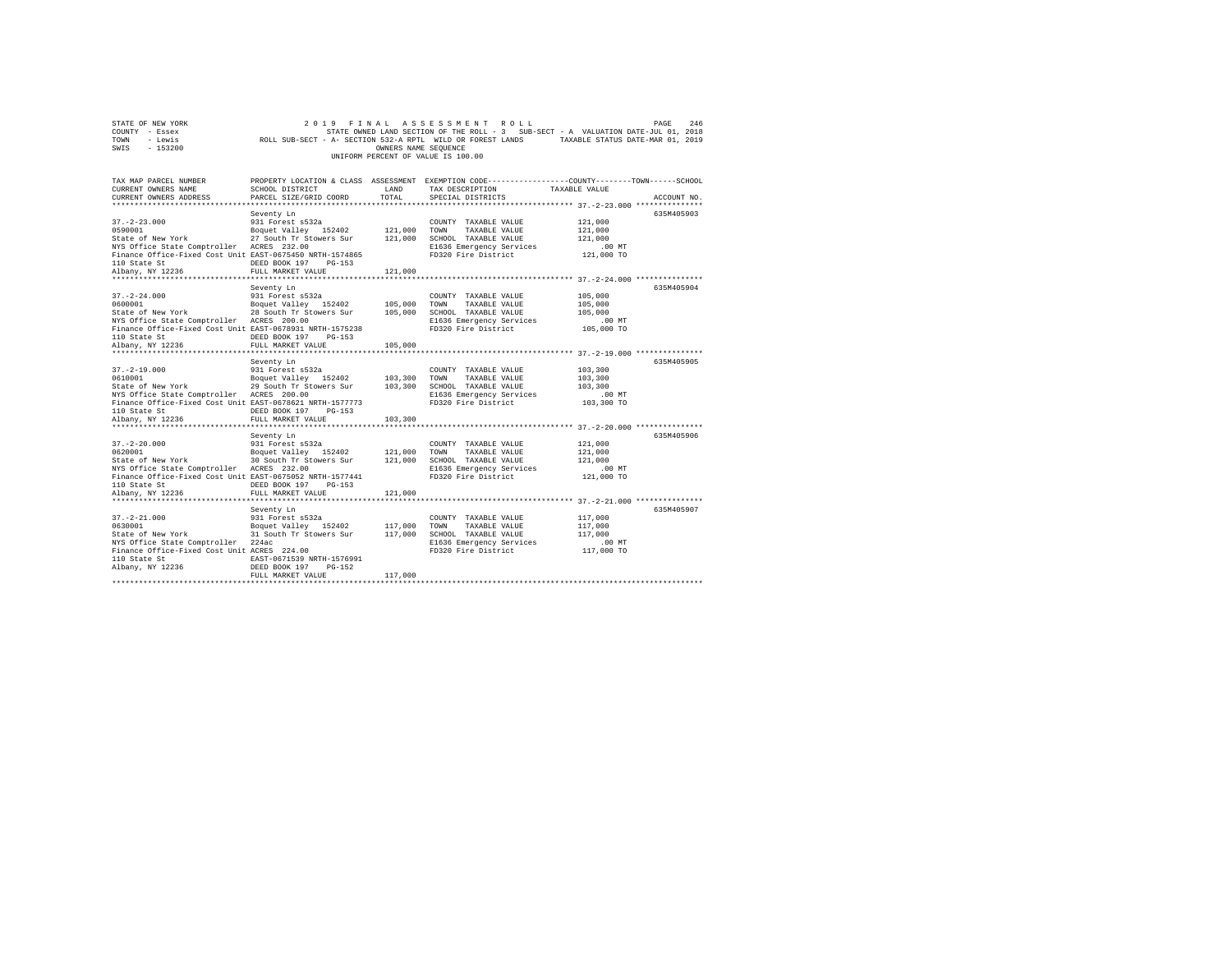STATE OF NEW YORK
COUNTY - Essex
TOWN - Lewis
SWIS - 153200

2019 FINAL ASSESSMENT ROLL
STATE OWNED LAND SECTION OF THE ROLL - 3 SUB-SECT - A VALUATION DATE-JUL 01, 2018
ROLL SUB-SECT - A- SECTION 532-A RPTL WILD OR FOREST LANDS TAXABLE STATUS DATE-MAR 01, 2019
OWNERS NAME SEQUENCE
UNIFORM PERCENT OF VALUE IS 100.00

| TAX MAP PARCEL NUMBER / CURRENT OWNERS NAME / CURRENT OWNERS ADDRESS | PROPERTY LOCATION & CLASS / SCHOOL DISTRICT / PARCEL SIZE/GRID COORD | ASSESSMENT LAND / TOTAL | EXEMPTION CODE / TAX DESCRIPTION / SPECIAL DISTRICTS | COUNTY--TOWN--SCHOOL TAXABLE VALUE | ACCOUNT NO. |
|---|---|---|---|---|---|
| 37.-2-23.000 | Seventy Ln | | | | 635M405903 |
| 0590001 | 931 Forest s532a | | COUNTY TAXABLE VALUE | 121,000 | |
| State of New York | Boquet Valley 152402 | 121,000 | TOWN TAXABLE VALUE | 121,000 | |
| NYS Office State Comptroller | 27 South Tr Stowers Sur | 121,000 | SCHOOL TAXABLE VALUE | 121,000 | |
| Finance Office-Fixed Cost Unit | ACRES 232.00 | | E1636 Emergency Services | .00 MT | |
| 110 State St | EAST-0675450 NRTH-1574865 | | FD320 Fire District | 121,000 TO | |
| Albany, NY 12236 | DEED BOOK 197 PG-153 | | | | |
| | FULL MARKET VALUE | 121,000 | | | |
| 37.-2-24.000 | Seventy Ln | | | | 635M405904 |
| 0600001 | 931 Forest s532a | | COUNTY TAXABLE VALUE | 105,000 | |
| State of New York | Boquet Valley 152402 | 105,000 | TOWN TAXABLE VALUE | 105,000 | |
| NYS Office State Comptroller | 28 South Tr Stowers Sur | 105,000 | SCHOOL TAXABLE VALUE | 105,000 | |
| Finance Office-Fixed Cost Unit | ACRES 200.00 | | E1636 Emergency Services | .00 MT | |
| 110 State St | EAST-0678931 NRTH-1575238 | | FD320 Fire District | 105,000 TO | |
| Albany, NY 12236 | DEED BOOK 197 PG-153 | | | | |
| | FULL MARKET VALUE | 105,000 | | | |
| 37.-2-19.000 | Seventy Ln | | | | 635M405905 |
| 0610001 | 931 Forest s532a | | COUNTY TAXABLE VALUE | 103,300 | |
| State of New York | Boquet Valley 152402 | 103,300 | TOWN TAXABLE VALUE | 103,300 | |
| NYS Office State Comptroller | 29 South Tr Stowers Sur | 103,300 | SCHOOL TAXABLE VALUE | 103,300 | |
| Finance Office-Fixed Cost Unit | ACRES 200.00 | | E1636 Emergency Services | .00 MT | |
| 110 State St | EAST-0678621 NRTH-1577773 | | FD320 Fire District | 103,300 TO | |
| Albany, NY 12236 | DEED BOOK 197 PG-153 | | | | |
| | FULL MARKET VALUE | 103,300 | | | |
| 37.-2-20.000 | Seventy Ln | | | | 635M405906 |
| 0620001 | 931 Forest s532a | | COUNTY TAXABLE VALUE | 121,000 | |
| State of New York | Boquet Valley 152402 | 121,000 | TOWN TAXABLE VALUE | 121,000 | |
| NYS Office State Comptroller | 30 South Tr Stowers Sur | 121,000 | SCHOOL TAXABLE VALUE | 121,000 | |
| Finance Office-Fixed Cost Unit | ACRES 232.00 | | E1636 Emergency Services | .00 MT | |
| 110 State St | EAST-0675052 NRTH-1577441 | | FD320 Fire District | 121,000 TO | |
| Albany, NY 12236 | DEED BOOK 197 PG-153 | | | | |
| | FULL MARKET VALUE | 121,000 | | | |
| 37.-2-21.000 | Seventy Ln | | | | 635M405907 |
| 0630001 | 931 Forest s532a | | COUNTY TAXABLE VALUE | 117,000 | |
| State of New York | Boquet Valley 152402 | 117,000 | TOWN TAXABLE VALUE | 117,000 | |
| NYS Office State Comptroller | 31 South Tr Stowers Sur | 117,000 | SCHOOL TAXABLE VALUE | 117,000 | |
| Finance Office-Fixed Cost Unit | 224ac | | E1636 Emergency Services | .00 MT | |
| 110 State St | ACRES 224.00 | | FD320 Fire District | 117,000 TO | |
| Albany, NY 12236 | EAST-0671539 NRTH-1576991 | | | | |
| | DEED BOOK 197 PG-152 | | | | |
| | FULL MARKET VALUE | 117,000 | | | |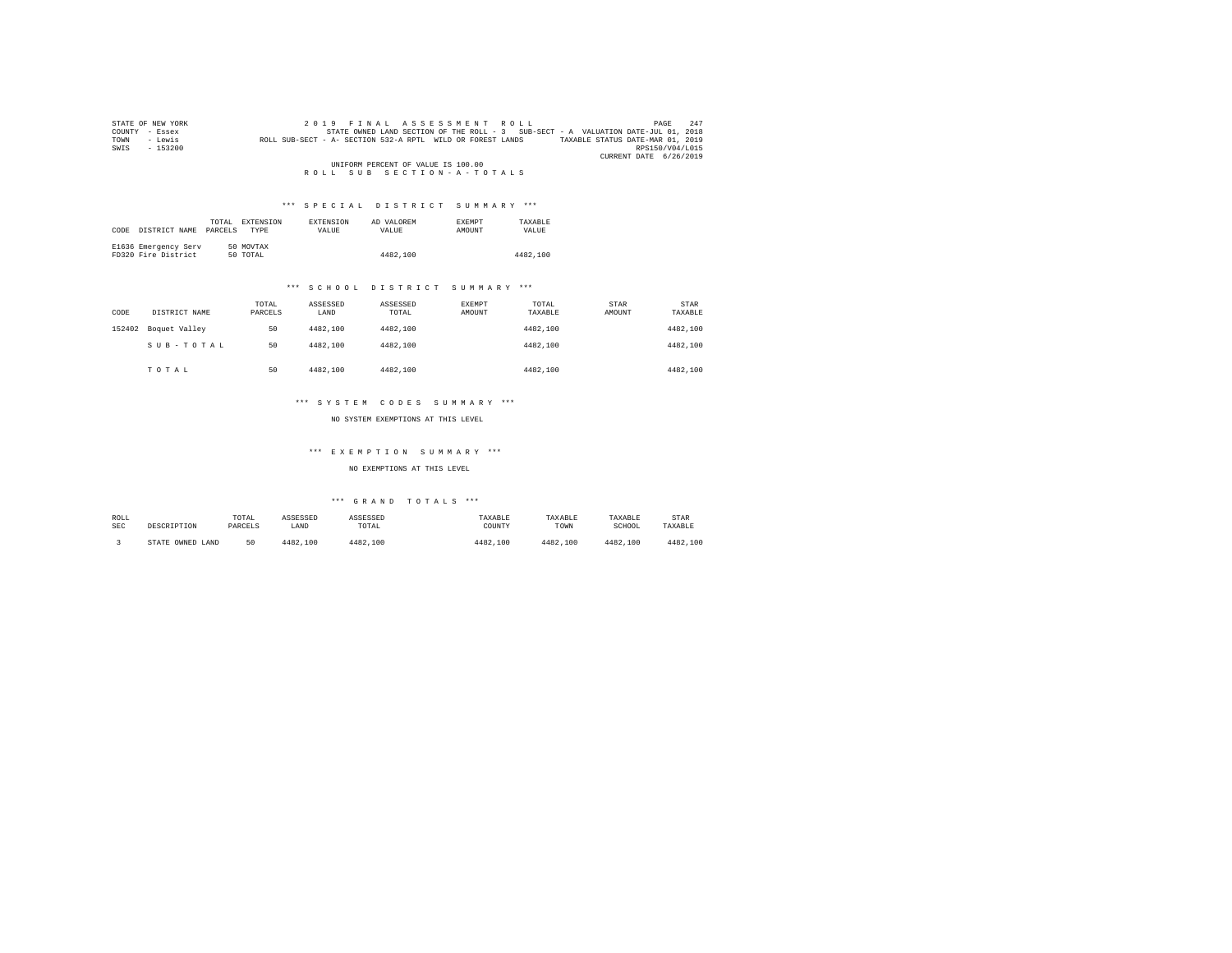STATE OF NEW YORK | 2 0 1 9 F I N A L A S S E S S M E N T R O L L
COUNTY - Essex | STATE OWNED LAND SECTION OF THE ROLL - 3 SUB-SECT - A VALUATION DATE-JUL 01, 2018
TOWN - Lewis | ROLL SUB-SECT - A- SECTION 532-A RPTL WILD OR FOREST LANDS TAXABLE STATUS DATE-MAR 01, 2019
SWIS - 153200 | RPS150/V04/L015
CURRENT DATE 6/26/2019

UNIFORM PERCENT OF VALUE IS 100.00

R O L L S U B S E C T I O N - A - T O T A L S

*** S P E C I A L D I S T R I C T S U M M A R Y ***

| CODE | DISTRICT NAME | TOTAL PARCELS | EXTENSION TYPE | EXTENSION VALUE | AD VALOREM VALUE | EXEMPT AMOUNT | TAXABLE VALUE |
|---|---|---|---|---|---|---|---|
| E1636 | Emergency Serv | 50 | MOVTAX | | | | |
| FD320 | Fire District | 50 | TOTAL | | 4482,100 | | 4482,100 |

*** S C H O O L D I S T R I C T S U M M A R Y ***

| CODE | DISTRICT NAME | TOTAL PARCELS | ASSESSED LAND | ASSESSED TOTAL | EXEMPT AMOUNT | TOTAL TAXABLE | STAR AMOUNT | STAR TAXABLE |
|---|---|---|---|---|---|---|---|---|
| 152402 | Boquet Valley | 50 | 4482,100 | 4482,100 | | 4482,100 | | 4482,100 |
| | S U B - T O T A L | 50 | 4482,100 | 4482,100 | | 4482,100 | | 4482,100 |
| | T O T A L | 50 | 4482,100 | 4482,100 | | 4482,100 | | 4482,100 |

*** S Y S T E M C O D E S S U M M A R Y ***

NO SYSTEM EXEMPTIONS AT THIS LEVEL

*** E X E M P T I O N S U M M A R Y ***

NO EXEMPTIONS AT THIS LEVEL

*** G R A N D T O T A L S ***

| ROLL SEC | DESCRIPTION | TOTAL PARCELS | ASSESSED LAND | ASSESSED TOTAL | TAXABLE COUNTY | TAXABLE TOWN | TAXABLE SCHOOL | STAR TAXABLE |
|---|---|---|---|---|---|---|---|---|
| 3 | STATE OWNED LAND | 50 | 4482,100 | 4482,100 | 4482,100 | 4482,100 | 4482,100 | 4482,100 |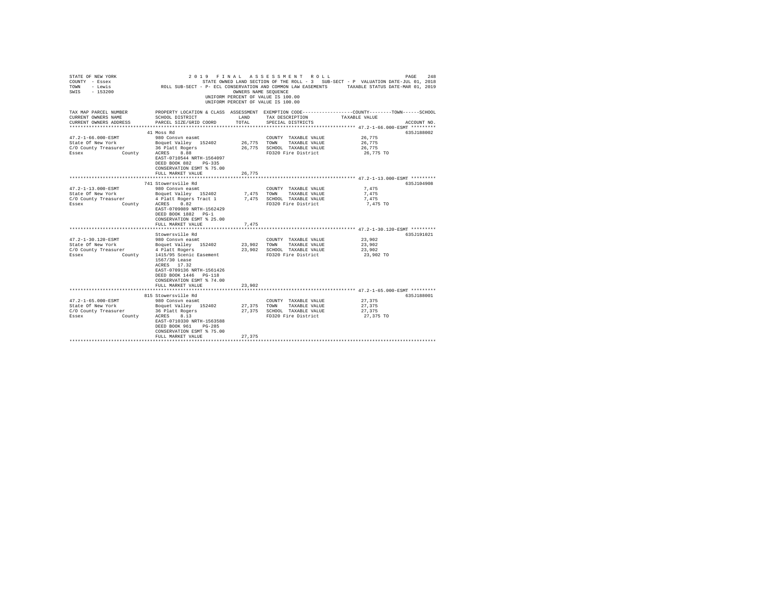STATE OF NEW YORK 2 0 1 9 F I N A L A S S E S S M E N T R O L L

COUNTY - Essex STATE OWNED LAND SECTION OF THE ROLL - 3 SUB-SECT - P VALUATION DATE-JUL 01, 2018

TOWN - Lewis ROLL SUB-SECT - P- ECL CONSERVATION AND COMMON LAW EASEMENTS TAXABLE STATUS DATE-MAR 01, 2019

SWIS - 153200 OWNERS NAME SEQUENCE

UNIFORM PERCENT OF VALUE IS 100.00

UNIFORM PERCENT OF VALUE IS 100.00

| TAX MAP PARCEL NUMBER / CURRENT OWNERS NAME / CURRENT OWNERS ADDRESS | PROPERTY LOCATION & CLASS / SCHOOL DISTRICT / PARCEL SIZE/GRID COORD | ASSESSMENT LAND / TOTAL | EXEMPTION CODE / TAX DESCRIPTION / SPECIAL DISTRICTS | COUNTY--------TOWN------SCHOOL TAXABLE VALUE | ACCOUNT NO. |
|---|---|---|---|---|---|
| **47.2-1-66.000-ESMT** | 41 Moss Rd | | | | 635J188002 |
| 47.2-1-66.000-ESMT | 980 Consvn easmt | | COUNTY TAXABLE VALUE | 26,775 | |
| State Of New York | Boquet Valley 152402 | 26,775 | TOWN TAXABLE VALUE | 26,775 | |
| C/O County Treasurer | 36 Platt Rogers | 26,775 | SCHOOL TAXABLE VALUE | 26,775 | |
| Essex County | ACRES 8.88 | | FD320 Fire District | 26,775 TO | |
| | EAST-0710544 NRTH-1564097 | | | | |
| | DEED BOOK 882 PG-335 | | | | |
| | CONSERVATION ESMT % 75.00 | | | | |
| | FULL MARKET VALUE | 26,775 | | | |
| **47.2-1-13.000-ESMT** | 741 Stowersville Rd | | | | 635J104908 |
| 47.2-1-13.000-ESMT | 980 Consvn easmt | | COUNTY TAXABLE VALUE | 7,475 | |
| State Of New York | Boquet Valley 152402 | 7,475 | TOWN TAXABLE VALUE | 7,475 | |
| C/O County Treasurer | 4 Platt Rogers Tract 1 | 7,475 | SCHOOL TAXABLE VALUE | 7,475 | |
| Essex County | ACRES 0.82 | | FD320 Fire District | 7,475 TO | |
| | EAST-0709089 NRTH-1562429 | | | | |
| | DEED BOOK 1882 PG-1 | | | | |
| | CONSERVATION ESMT % 25.00 | | | | |
| | FULL MARKET VALUE | 7,475 | | | |
| **47.2-1-30.120-ESMT** | Stowersville Rd | | | | 635J191021 |
| 47.2-1-30.120-ESMT | 980 Consvn easmt | | COUNTY TAXABLE VALUE | 23,902 | |
| State Of New York | Boquet Valley 152402 | 23,902 | TOWN TAXABLE VALUE | 23,902 | |
| C/O County Treasurer | 4 Platt Rogers | 23,902 | SCHOOL TAXABLE VALUE | 23,902 | |
| Essex County | 1415/95 Scenic Easement | | FD320 Fire District | 23,902 TO | |
| | 1567/30 Lease | | | | |
| | ACRES 17.32 | | | | |
| | EAST-0709136 NRTH-1561426 | | | | |
| | DEED BOOK 1446 PG-118 | | | | |
| | CONSERVATION ESMT % 74.00 | | | | |
| | FULL MARKET VALUE | 23,902 | | | |
| **47.2-1-65.000-ESMT** | 815 Stowersville Rd | | | | 635J188001 |
| 47.2-1-65.000-ESMT | 980 Consvn easmt | | COUNTY TAXABLE VALUE | 27,375 | |
| State Of New York | Boquet Valley 152402 | 27,375 | TOWN TAXABLE VALUE | 27,375 | |
| C/O County Treasurer | 36 Platt Rogers | 27,375 | SCHOOL TAXABLE VALUE | 27,375 | |
| Essex County | ACRES 8.13 | | FD320 Fire District | 27,375 TO | |
| | EAST-0710330 NRTH-1563588 | | | | |
| | DEED BOOK 961 PG-285 | | | | |
| | CONSERVATION ESMT % 75.00 | | | | |
| | FULL MARKET VALUE | 27,375 | | | |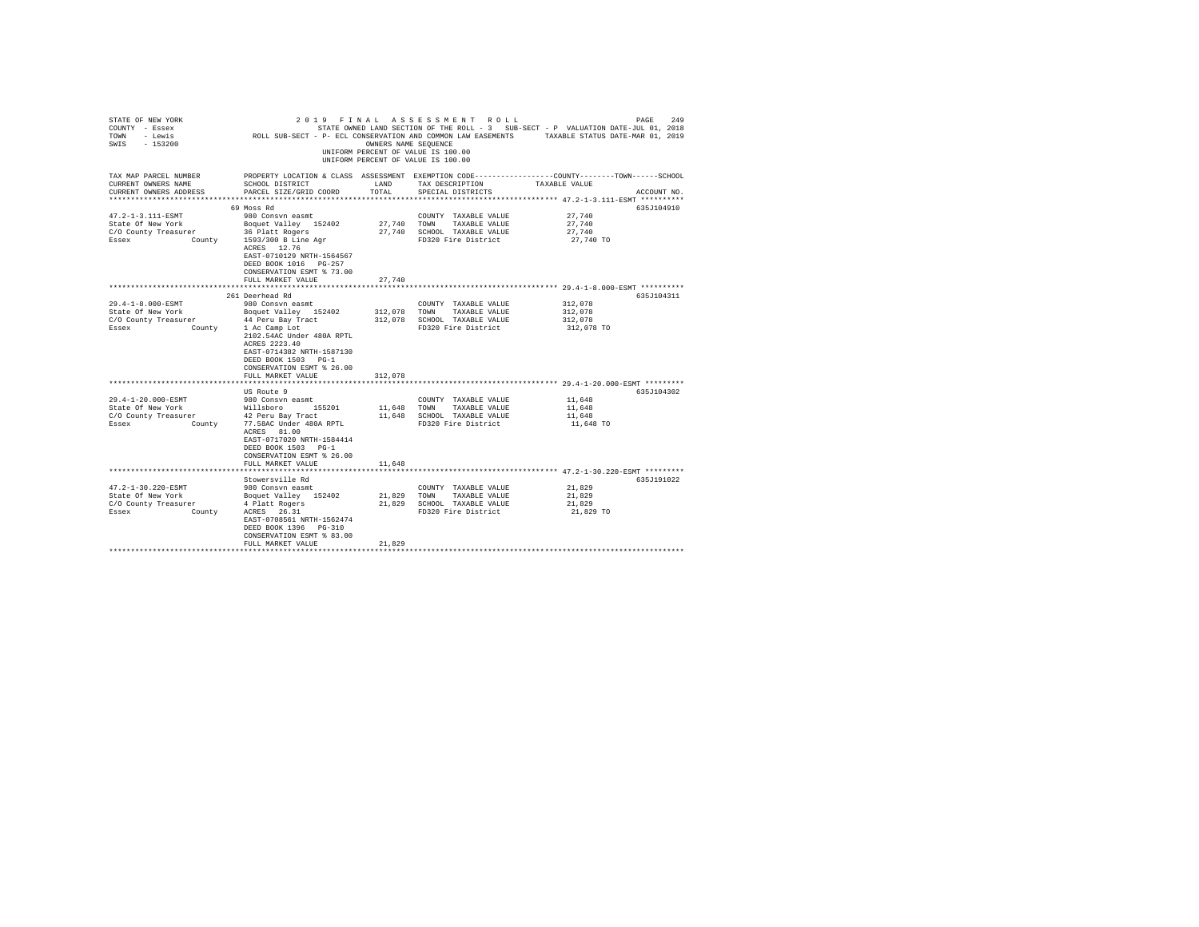STATE OF NEW YORK · 2019 FINAL ASSESSMENT ROLL
COUNTY - Essex · STATE OWNED LAND SECTION OF THE ROLL - 3 SUB-SECT - P VALUATION DATE-JUL 01, 2018
TOWN - Lewis · ROLL SUB-SECT - P- ECL CONSERVATION AND COMMON LAW EASEMENTS · TAXABLE STATUS DATE-MAR 01, 2019
SWIS - 153200 · OWNERS NAME SEQUENCE
UNIFORM PERCENT OF VALUE IS 100.00

| TAX MAP PARCEL NUMBER / CURRENT OWNERS NAME / CURRENT OWNERS ADDRESS | PROPERTY LOCATION & CLASS / SCHOOL DISTRICT / PARCEL SIZE/GRID COORD | ASSESSMENT LAND / TOTAL | EXEMPTION CODE / TAX DESCRIPTION / SPECIAL DISTRICTS | TAXABLE VALUE (COUNTY / TOWN / SCHOOL) | ACCOUNT NO. |
|---|---|---|---|---|---|
| 47.2-1-3.111-ESMT | 69 Moss Rd | | | | 635J104910 |
| | 980 Consvn easmt | | COUNTY TAXABLE VALUE | 27,740 | |
| State Of New York | Boquet Valley 152402 | 27,740 | TOWN TAXABLE VALUE | 27,740 | |
| C/O County Treasurer | 36 Platt Rogers | 27,740 | SCHOOL TAXABLE VALUE | 27,740 | |
| Essex County | 1593/300 B Line Agr | | FD320 Fire District | 27,740 TO | |
| | ACRES 12.76 | | | | |
| | EAST-0710129 NRTH-1564567 | | | | |
| | DEED BOOK 1016 PG-257 | | | | |
| | CONSERVATION ESMT % 73.00 | | | | |
| | FULL MARKET VALUE | 27,740 | | | |
| 29.4-1-8.000-ESMT | 261 Deerhead Rd | | | | 635J104311 |
| | 980 Consvn easmt | | COUNTY TAXABLE VALUE | 312,078 | |
| State Of New York | Boquet Valley 152402 | 312,078 | TOWN TAXABLE VALUE | 312,078 | |
| C/O County Treasurer | 44 Peru Bay Tract | 312,078 | SCHOOL TAXABLE VALUE | 312,078 | |
| Essex County | 1 Ac Camp Lot | | FD320 Fire District | 312,078 TO | |
| | 2102.54AC Under 480A RPTL | | | | |
| | ACRES 2223.40 | | | | |
| | EAST-0714382 NRTH-1587130 | | | | |
| | DEED BOOK 1503 PG-1 | | | | |
| | CONSERVATION ESMT % 26.00 | | | | |
| | FULL MARKET VALUE | 312,078 | | | |
| 29.4-1-20.000-ESMT | US Route 9 | | | | 635J104302 |
| | 980 Consvn easmt | | COUNTY TAXABLE VALUE | 11,648 | |
| State Of New York | Willsboro 155201 | 11,648 | TOWN TAXABLE VALUE | 11,648 | |
| C/O County Treasurer | 42 Peru Bay Tract | 11,648 | SCHOOL TAXABLE VALUE | 11,648 | |
| Essex County | 77.58AC Under 480A RPTL | | FD320 Fire District | 11,648 TO | |
| | ACRES 81.00 | | | | |
| | EAST-0717020 NRTH-1584414 | | | | |
| | DEED BOOK 1503 PG-1 | | | | |
| | CONSERVATION ESMT % 26.00 | | | | |
| | FULL MARKET VALUE | 11,648 | | | |
| 47.2-1-30.220-ESMT | Stowersville Rd | | | | 635J191022 |
| | 980 Consvn easmt | | COUNTY TAXABLE VALUE | 21,829 | |
| State Of New York | Boquet Valley 152402 | 21,829 | TOWN TAXABLE VALUE | 21,829 | |
| C/O County Treasurer | 4 Platt Rogers | 21,829 | SCHOOL TAXABLE VALUE | 21,829 | |
| Essex County | ACRES 26.31 | | FD320 Fire District | 21,829 TO | |
| | EAST-0708561 NRTH-1562474 | | | | |
| | DEED BOOK 1396 PG-310 | | | | |
| | CONSERVATION ESMT % 83.00 | | | | |
| | FULL MARKET VALUE | 21,829 | | | |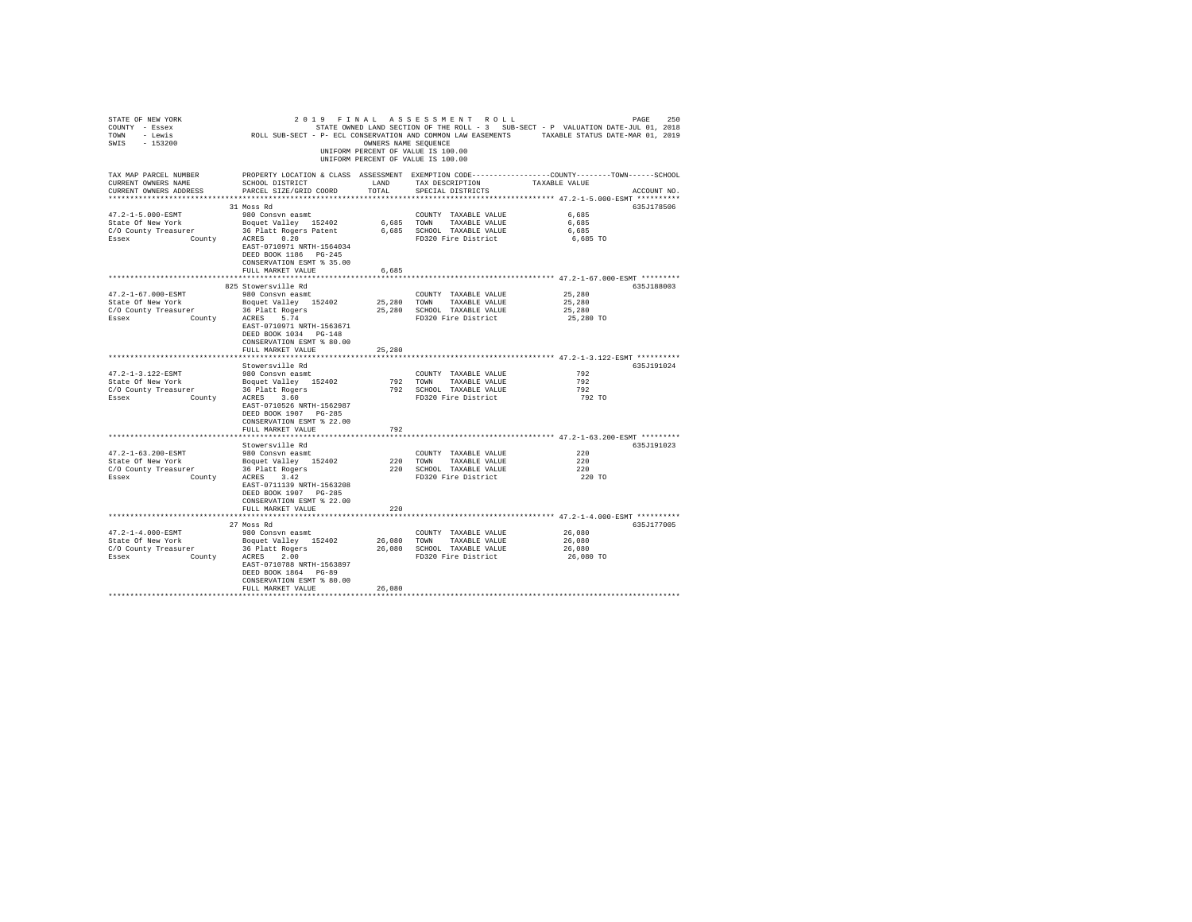STATE OF NEW YORK 2019 FINAL ASSESSMENT ROLL
COUNTY - Essex STATE OWNED LAND SECTION OF THE ROLL - 3 SUB-SECT - P VALUATION DATE-JUL 01, 2018
TOWN - Lewis ROLL SUB-SECT - P- ECL CONSERVATION AND COMMON LAW EASEMENTS TAXABLE STATUS DATE-MAR 01, 2019
SWIS - 153200 OWNERS NAME SEQUENCE
UNIFORM PERCENT OF VALUE IS 100.00
UNIFORM PERCENT OF VALUE IS 100.00

| TAX MAP PARCEL NUMBER / CURRENT OWNERS NAME / CURRENT OWNERS ADDRESS | PROPERTY LOCATION & CLASS / SCHOOL DISTRICT / PARCEL SIZE/GRID COORD | ASSESSMENT LAND / TOTAL | EXEMPTION CODE / TAX DESCRIPTION / SPECIAL DISTRICTS | COUNTY / TOWN / SCHOOL TAXABLE VALUE | ACCOUNT NO. |
|---|---|---|---|---|---|
| 47.2-1-5.000-ESMT | 31 Moss Rd | | | | 635J178506 |
| State Of New York | 980 Consvn easmt | | COUNTY TAXABLE VALUE | 6,685 | |
| C/O County Treasurer | Boquet Valley 152402 | 6,685 | TOWN TAXABLE VALUE | 6,685 | |
| Essex County | 36 Platt Rogers Patent | 6,685 | SCHOOL TAXABLE VALUE | 6,685 | |
| | ACRES 0.20 | | FD320 Fire District | 6,685 TO | |
| | EAST-0710971 NRTH-1564034 | | | | |
| | DEED BOOK 1186 PG-245 | | | | |
| | CONSERVATION ESMT % 35.00 | | | | |
| | FULL MARKET VALUE | 6,685 | | | |
| 47.2-1-67.000-ESMT | 825 Stowersville Rd | | | | 635J188003 |
| State Of New York | 980 Consvn easmt | | COUNTY TAXABLE VALUE | 25,280 | |
| C/O County Treasurer | Boquet Valley 152402 | 25,280 | TOWN TAXABLE VALUE | 25,280 | |
| Essex County | 36 Platt Rogers | 25,280 | SCHOOL TAXABLE VALUE | 25,280 | |
| | ACRES 5.74 | | FD320 Fire District | 25,280 TO | |
| | EAST-0710971 NRTH-1563671 | | | | |
| | DEED BOOK 1034 PG-148 | | | | |
| | CONSERVATION ESMT % 80.00 | | | | |
| | FULL MARKET VALUE | 25,280 | | | |
| 47.2-1-3.122-ESMT | Stowersville Rd | | | | 635J191024 |
| State Of New York | 980 Consvn easmt | | COUNTY TAXABLE VALUE | 792 | |
| C/O County Treasurer | Boquet Valley 152402 | 792 | TOWN TAXABLE VALUE | 792 | |
| Essex County | 36 Platt Rogers | 792 | SCHOOL TAXABLE VALUE | 792 | |
| | ACRES 3.60 | | FD320 Fire District | 792 TO | |
| | EAST-0710526 NRTH-1562987 | | | | |
| | DEED BOOK 1907 PG-285 | | | | |
| | CONSERVATION ESMT % 22.00 | | | | |
| | FULL MARKET VALUE | 792 | | | |
| 47.2-1-63.200-ESMT | Stowersville Rd | | | | 635J191023 |
| State Of New York | 980 Consvn easmt | | COUNTY TAXABLE VALUE | 220 | |
| C/O County Treasurer | Boquet Valley 152402 | 220 | TOWN TAXABLE VALUE | 220 | |
| Essex County | 36 Platt Rogers | 220 | SCHOOL TAXABLE VALUE | 220 | |
| | ACRES 3.42 | | FD320 Fire District | 220 TO | |
| | EAST-0711139 NRTH-1563208 | | | | |
| | DEED BOOK 1907 PG-285 | | | | |
| | CONSERVATION ESMT % 22.00 | | | | |
| | FULL MARKET VALUE | 220 | | | |
| 47.2-1-4.000-ESMT | 27 Moss Rd | | | | 635J177005 |
| State Of New York | 980 Consvn easmt | | COUNTY TAXABLE VALUE | 26,080 | |
| C/O County Treasurer | Boquet Valley 152402 | 26,080 | TOWN TAXABLE VALUE | 26,080 | |
| Essex County | 36 Platt Rogers | 26,080 | SCHOOL TAXABLE VALUE | 26,080 | |
| | ACRES 2.00 | | FD320 Fire District | 26,080 TO | |
| | EAST-0710788 NRTH-1563897 | | | | |
| | DEED BOOK 1864 PG-89 | | | | |
| | CONSERVATION ESMT % 80.00 | | | | |
| | FULL MARKET VALUE | 26,080 | | | |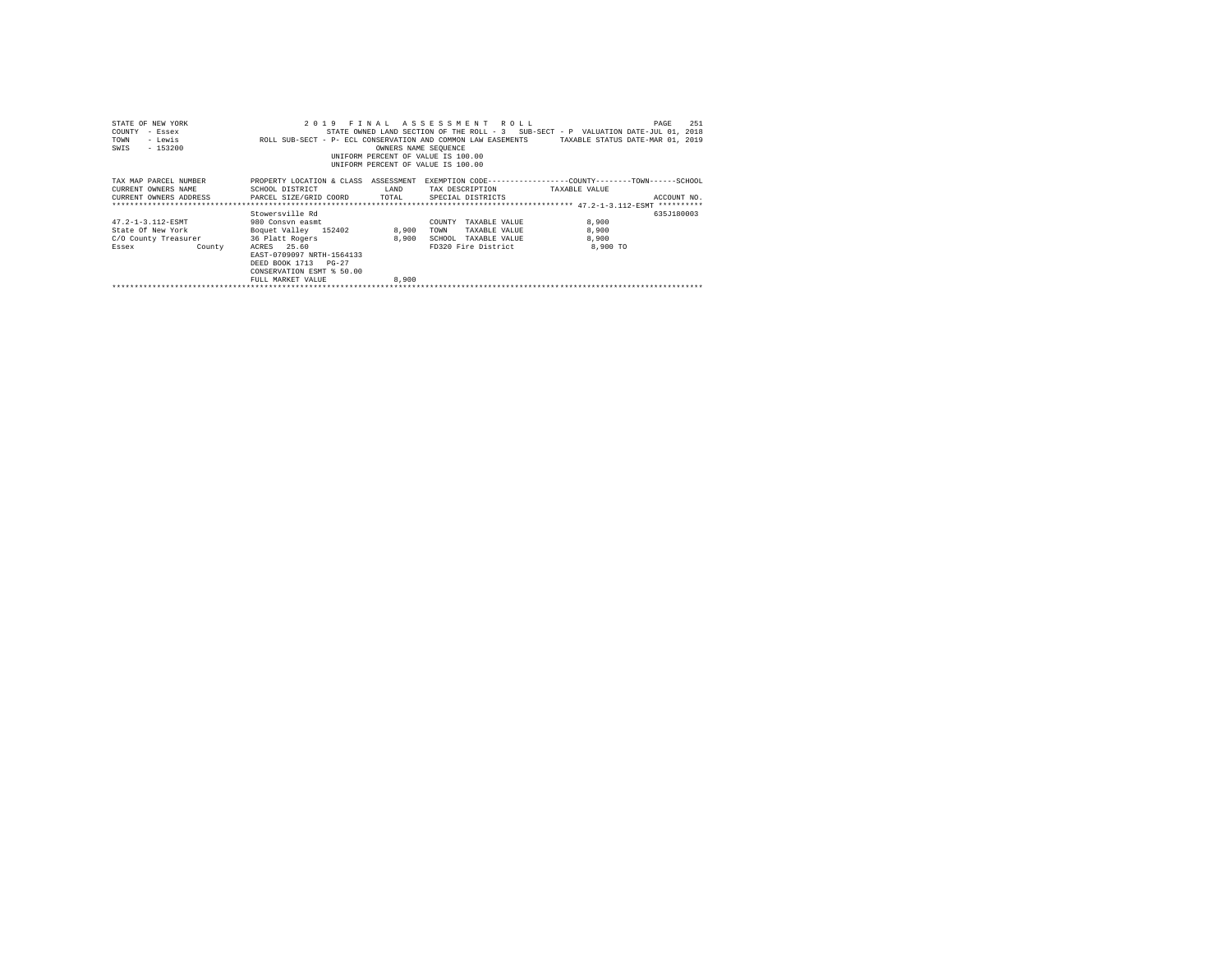STATE OF NEW YORK
COUNTY - Essex
TOWN - Lewis
SWIS - 153200

2 0 1 9 F I N A L A S S E S S M E N T R O L L

STATE OWNED LAND SECTION OF THE ROLL - 3 SUB-SECT - P VALUATION DATE-JUL 01, 2018

ROLL SUB-SECT - P- ECL CONSERVATION AND COMMON LAW EASEMENTS TAXABLE STATUS DATE-MAR 01, 2019

OWNERS NAME SEQUENCE

UNIFORM PERCENT OF VALUE IS 100.00

UNIFORM PERCENT OF VALUE IS 100.00

| TAX MAP PARCEL NUMBER / CURRENT OWNERS NAME / CURRENT OWNERS ADDRESS | PROPERTY LOCATION & CLASS / SCHOOL DISTRICT / PARCEL SIZE/GRID COORD | ASSESSMENT LAND / TOTAL | EXEMPTION CODE / TAX DESCRIPTION / SPECIAL DISTRICTS | COUNTY--------TOWN------SCHOOL TAXABLE VALUE | ACCOUNT NO. |
|---|---|---|---|---|---|
| 47.2-1-3.112-ESMT | Stowersville Rd | | | | 635J180003 |
| | 980 Consvn easmt | | COUNTY TAXABLE VALUE | 8,900 | |
| State Of New York | Boquet Valley 152402 | 8,900 | TOWN TAXABLE VALUE | 8,900 | |
| C/O County Treasurer | 36 Platt Rogers | 8,900 | SCHOOL TAXABLE VALUE | 8,900 | |
| Essex County | ACRES 25.60 | | FD320 Fire District | 8,900 TO | |
| | EAST-0709097 NRTH-1564133 | | | | |
| | DEED BOOK 1713 PG-27 | | | | |
| | CONSERVATION ESMT % 50.00 | | | | |
| | FULL MARKET VALUE | 8,900 | | | |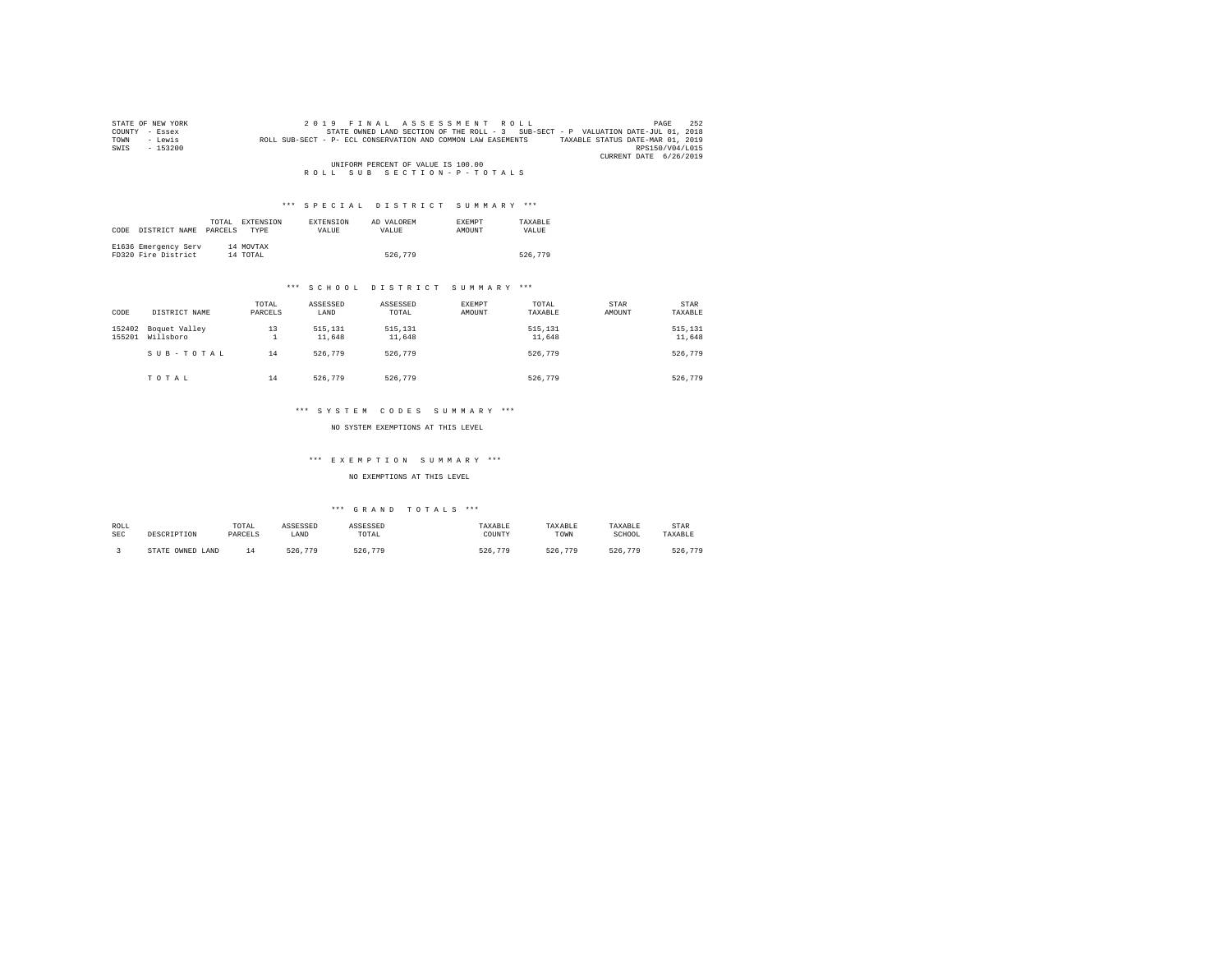STATE OF NEW YORK
COUNTY - Essex
TOWN - Lewis
SWIS - 153200

2 0 1 9 F I N A L A S S E S S M E N T R O L L
STATE OWNED LAND SECTION OF THE ROLL - 3 SUB-SECT - P VALUATION DATE-JUL 01, 2018
ROLL SUB-SECT - P- ECL CONSERVATION AND COMMON LAW EASEMENTS TAXABLE STATUS DATE-MAR 01, 2019
RPS150/V04/L015
CURRENT DATE 6/26/2019

UNIFORM PERCENT OF VALUE IS 100.00

R O L L S U B S E C T I O N - P - T O T A L S

### *** S P E C I A L D I S T R I C T S U M M A R Y ***

| CODE | DISTRICT NAME | TOTAL PARCELS | EXTENSION TYPE | EXTENSION VALUE | AD VALOREM VALUE | EXEMPT AMOUNT | TAXABLE VALUE |
|---|---|---|---|---|---|---|---|
| E1636 | Emergency Serv | 14 | MOVTAX | | | | |
| FD320 | Fire District | 14 | TOTAL | | 526,779 | | 526,779 |

### *** S C H O O L D I S T R I C T S U M M A R Y ***

| CODE | DISTRICT NAME | TOTAL PARCELS | ASSESSED LAND | ASSESSED TOTAL | EXEMPT AMOUNT | TOTAL TAXABLE | STAR AMOUNT | STAR TAXABLE |
|---|---|---|---|---|---|---|---|---|
| 152402 | Boquet Valley | 13 | 515,131 | 515,131 | | 515,131 | | 515,131 |
| 155201 | Willsboro | 1 | 11,648 | 11,648 | | 11,648 | | 11,648 |
| | S U B - T O T A L | 14 | 526,779 | 526,779 | | 526,779 | | 526,779 |
| | T O T A L | 14 | 526,779 | 526,779 | | 526,779 | | 526,779 |

### *** S Y S T E M C O D E S S U M M A R Y ***

NO SYSTEM EXEMPTIONS AT THIS LEVEL

### *** E X E M P T I O N S U M M A R Y ***

NO EXEMPTIONS AT THIS LEVEL

### *** G R A N D T O T A L S ***

| ROLL SEC | DESCRIPTION | TOTAL PARCELS | ASSESSED LAND | ASSESSED TOTAL | TAXABLE COUNTY | TAXABLE TOWN | TAXABLE SCHOOL | STAR TAXABLE |
|---|---|---|---|---|---|---|---|---|
| 3 | STATE OWNED LAND | 14 | 526,779 | 526,779 | 526,779 | 526,779 | 526,779 | 526,779 |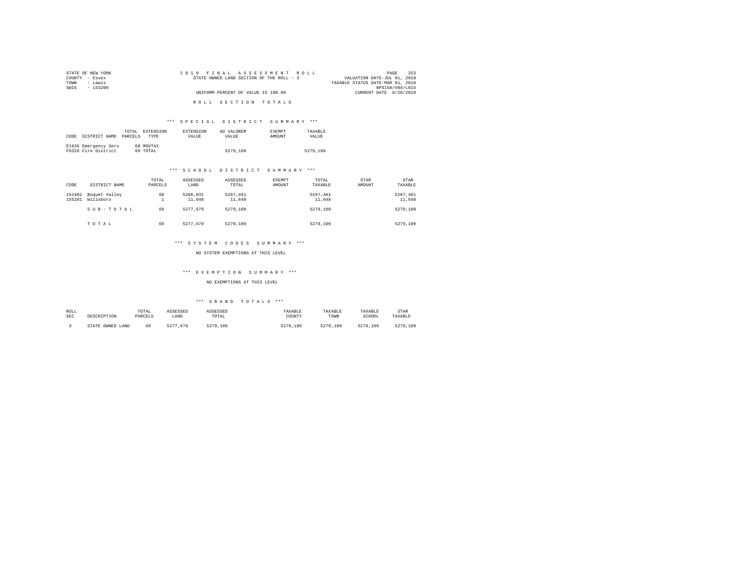STATE OF NEW YORK
COUNTY - Essex
TOWN - Lewis
SWIS - 153200

2019 FINAL ASSESSMENT ROLL
STATE OWNED LAND SECTION OF THE ROLL - 3
UNIFORM PERCENT OF VALUE IS 100.00

VALUATION DATE-JUL 01, 2018
TAXABLE STATUS DATE-MAR 01, 2019
RPS150/V04/L015
CURRENT DATE 6/26/2019

## ROLL SECTION TOTALS

### *** SPECIAL DISTRICT SUMMARY ***

| CODE | DISTRICT NAME | TOTAL PARCELS | EXTENSION TYPE | EXTENSION VALUE | AD VALOREM VALUE | EXEMPT AMOUNT | TAXABLE VALUE |
|---|---|---|---|---|---|---|---|
| E1636 | Emergency Serv | 68 | MOVTAX | | | | |
| FD320 | Fire District | 69 | TOTAL | | 5279,109 | | 5279,109 |

### *** SCHOOL DISTRICT SUMMARY ***

| CODE | DISTRICT NAME | TOTAL PARCELS | ASSESSED LAND | ASSESSED TOTAL | EXEMPT AMOUNT | TOTAL TAXABLE | STAR AMOUNT | STAR TAXABLE |
|---|---|---|---|---|---|---|---|---|
| 152402 | Boquet Valley | 68 | 5266,031 | 5267,461 | | 5267,461 | | 5267,461 |
| 155201 | Willsboro | 1 | 11,648 | 11,648 | | 11,648 | | 11,648 |
| | SUB-TOTAL | 69 | 5277,679 | 5279,109 | | 5279,109 | | 5279,109 |
| | TOTAL | 69 | 5277,679 | 5279,109 | | 5279,109 | | 5279,109 |

### *** SYSTEM CODES SUMMARY ***

NO SYSTEM EXEMPTIONS AT THIS LEVEL

### *** EXEMPTION SUMMARY ***

NO EXEMPTIONS AT THIS LEVEL

### *** GRAND TOTALS ***

| ROLL SEC | DESCRIPTION | TOTAL PARCELS | ASSESSED LAND | ASSESSED TOTAL | TAXABLE COUNTY | TAXABLE TOWN | TAXABLE SCHOOL | STAR TAXABLE |
|---|---|---|---|---|---|---|---|---|
| 3 | STATE OWNED LAND | 69 | 5277,679 | 5279,109 | 5279,109 | 5279,109 | 5279,109 | 5279,109 |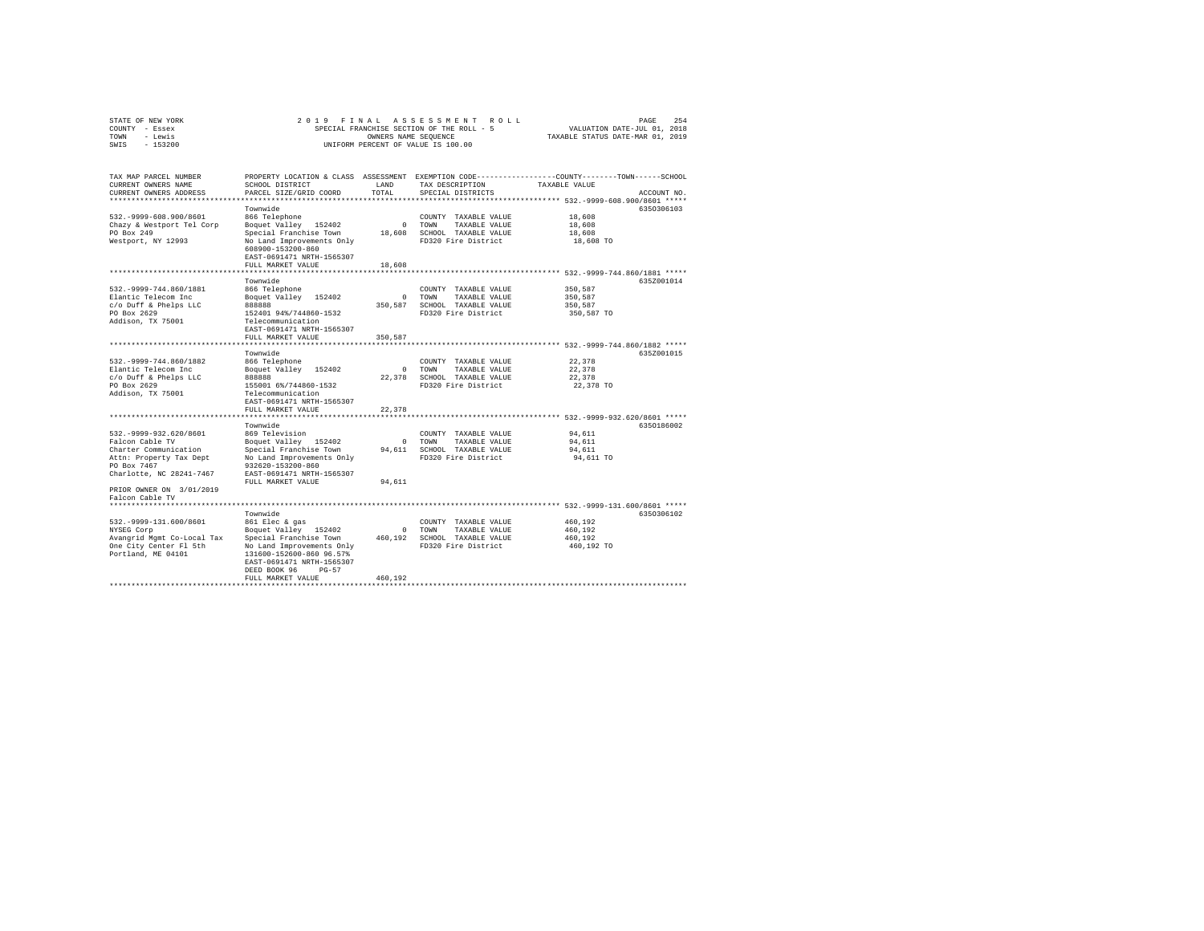STATE OF NEW YORK | 2019 FINAL ASSESSMENT ROLL | PAGE 254
COUNTY - Essex | SPECIAL FRANCHISE SECTION OF THE ROLL - 5 | VALUATION DATE-JUL 01, 2018
TOWN - Lewis | OWNERS NAME SEQUENCE | TAXABLE STATUS DATE-MAR 01, 2019
SWIS - 153200 | UNIFORM PERCENT OF VALUE IS 100.00

| TAX MAP PARCEL NUMBER / CURRENT OWNERS NAME / CURRENT OWNERS ADDRESS | PROPERTY LOCATION & CLASS / SCHOOL DISTRICT / PARCEL SIZE/GRID COORD | ASSESSMENT LAND / TOTAL | EXEMPTION CODE / TAX DESCRIPTION / SPECIAL DISTRICTS | COUNTY / TOWN / SCHOOL TAXABLE VALUE | ACCOUNT NO. |
|---|---|---|---|---|---|
| **532.-9999-608.900/8601** | Townwide | | | | 635O306103 |
| 532.-9999-608.900/8601 | 866 Telephone | | COUNTY TAXABLE VALUE | 18,608 | |
| Chazy & Westport Tel Corp | Boquet Valley 152402 | 0 | TOWN TAXABLE VALUE | 18,608 | |
| PO Box 249 | Special Franchise Town | 18,608 | SCHOOL TAXABLE VALUE | 18,608 | |
| Westport, NY 12993 | No Land Improvements Only | | FD320 Fire District | 18,608 TO | |
| | 608900-153200-860 | | | | |
| | EAST-0691471 NRTH-1565307 | | | | |
| | FULL MARKET VALUE | 18,608 | | | |
| **532.-9999-744.860/1881** | Townwide | | | | 635Z001014 |
| 532.-9999-744.860/1881 | 866 Telephone | | COUNTY TAXABLE VALUE | 350,587 | |
| Elantic Telecom Inc | Boquet Valley 152402 | 0 | TOWN TAXABLE VALUE | 350,587 | |
| c/o Duff & Phelps LLC | 888888 | 350,587 | SCHOOL TAXABLE VALUE | 350,587 | |
| PO Box 2629 | 152401 94%/744860-1532 | | FD320 Fire District | 350,587 TO | |
| Addison, TX 75001 | Telecommunication | | | | |
| | EAST-0691471 NRTH-1565307 | | | | |
| | FULL MARKET VALUE | 350,587 | | | |
| **532.-9999-744.860/1882** | Townwide | | | | 635Z001015 |
| 532.-9999-744.860/1882 | 866 Telephone | | COUNTY TAXABLE VALUE | 22,378 | |
| Elantic Telecom Inc | Boquet Valley 152402 | 0 | TOWN TAXABLE VALUE | 22,378 | |
| c/o Duff & Phelps LLC | 888888 | 22,378 | SCHOOL TAXABLE VALUE | 22,378 | |
| PO Box 2629 | 155001 6%/744860-1532 | | FD320 Fire District | 22,378 TO | |
| Addison, TX 75001 | Telecommunication | | | | |
| | EAST-0691471 NRTH-1565307 | | | | |
| | FULL MARKET VALUE | 22,378 | | | |
| **532.-9999-932.620/8601** | Townwide | | | | 635O186002 |
| 532.-9999-932.620/8601 | 869 Television | | COUNTY TAXABLE VALUE | 94,611 | |
| Falcon Cable TV | Boquet Valley 152402 | 0 | TOWN TAXABLE VALUE | 94,611 | |
| Charter Communication | Special Franchise Town | 94,611 | SCHOOL TAXABLE VALUE | 94,611 | |
| Attn: Property Tax Dept | No Land Improvements Only | | FD320 Fire District | 94,611 TO | |
| PO Box 7467 | 932620-153200-860 | | | | |
| Charlotte, NC 28241-7467 | EAST-0691471 NRTH-1565307 | | | | |
| | FULL MARKET VALUE | 94,611 | | | |
| PRIOR OWNER ON 3/01/2019 | | | | | |
| Falcon Cable TV | | | | | |
| **532.-9999-131.600/8601** | Townwide | | | | 635O306102 |
| 532.-9999-131.600/8601 | 861 Elec & gas | | COUNTY TAXABLE VALUE | 460,192 | |
| NYSEG Corp | Boquet Valley 152402 | 0 | TOWN TAXABLE VALUE | 460,192 | |
| Avangrid Mgmt Co-Local Tax | Special Franchise Town | 460,192 | SCHOOL TAXABLE VALUE | 460,192 | |
| One City Center Fl 5th | No Land Improvements Only | | FD320 Fire District | 460,192 TO | |
| Portland, ME 04101 | 131600-152600-860 96.57% | | | | |
| | EAST-0691471 NRTH-1565307 | | | | |
| | DEED BOOK 96 PG-57 | | | | |
| | FULL MARKET VALUE | 460,192 | | | |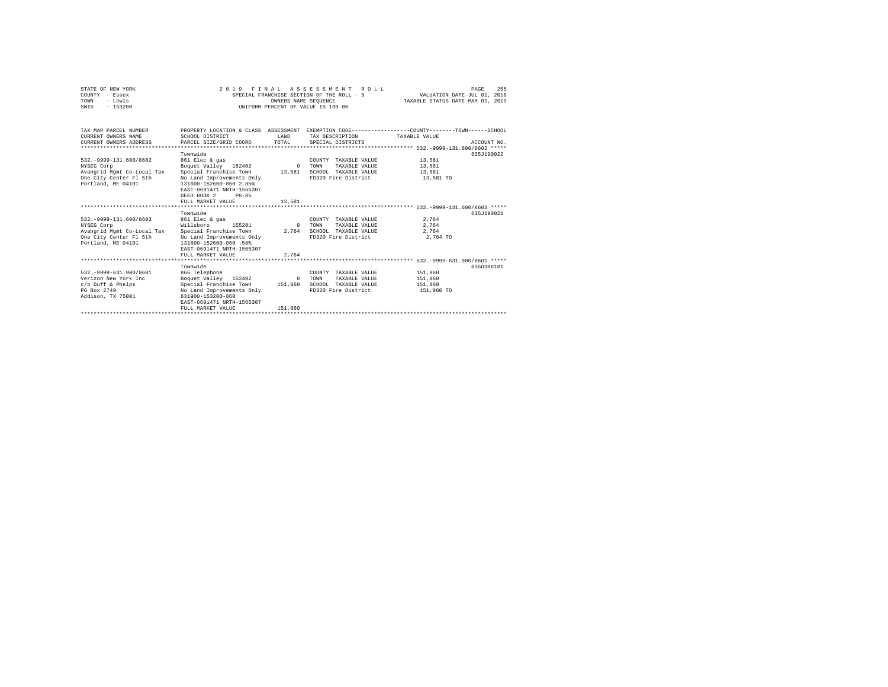STATE OF NEW YORK
COUNTY - Essex
TOWN - Lewis
SWIS - 153200

2019 FINAL ASSESSMENT ROLL
SPECIAL FRANCHISE SECTION OF THE ROLL - 5
OWNERS NAME SEQUENCE
UNIFORM PERCENT OF VALUE IS 100.00

VALUATION DATE-JUL 01, 2018
TAXABLE STATUS DATE-MAR 01, 2019

| TAX MAP PARCEL NUMBER / CURRENT OWNERS NAME / CURRENT OWNERS ADDRESS | PROPERTY LOCATION & CLASS / SCHOOL DISTRICT / PARCEL SIZE/GRID COORD | ASSESSMENT LAND / TOTAL | EXEMPTION CODE / TAX DESCRIPTION / SPECIAL DISTRICTS | COUNTY / TOWN / SCHOOL TAXABLE VALUE | ACCOUNT NO. |
|---|---|---|---|---|---|
| 532.-9999-131.600/8602 | Townwide | | | | 635J190022 |
| 532.-9999-131.600/8602 | 861 Elec & gas | | COUNTY TAXABLE VALUE | 13,581 | |
| NYSEG Corp | Boquet Valley 152402 | 0 | TOWN TAXABLE VALUE | 13,581 | |
| Avangrid Mgmt Co-Local Tax | Special Franchise Town | 13,581 | SCHOOL TAXABLE VALUE | 13,581 | |
| One City Center Fl 5th | No Land Improvements Only | | FD320 Fire District | 13,581 TO | |
| Portland, ME 04101 | 131600-152600-860 2.85% | | | | |
| | EAST-0691471 NRTH-1565307 | | | | |
| | DEED BOOK 2 PG-85 | | | | |
| | FULL MARKET VALUE | 13,581 | | | |
| 532.-9999-131.600/8603 | Townwide | | | | 635J190021 |
| 532.-9999-131.600/8603 | 861 Elec & gas | | COUNTY TAXABLE VALUE | 2,764 | |
| NYSEG Corp | Willsboro 155201 | 0 | TOWN TAXABLE VALUE | 2,764 | |
| Avangrid Mgmt Co-Local Tax | Special Franchise Town | 2,764 | SCHOOL TAXABLE VALUE | 2,764 | |
| One City Center Fl 5th | No Land Improvements Only | | FD320 Fire District | 2,764 TO | |
| Portland, ME 04101 | 131600-152600-860 .58% | | | | |
| | EAST-0691471 NRTH-1565307 | | | | |
| | FULL MARKET VALUE | 2,764 | | | |
| 532.-9999-631.900/8601 | Townwide | | | | 635O306101 |
| 532.-9999-631.900/8601 | 866 Telephone | | COUNTY TAXABLE VALUE | 151,860 | |
| Verizon New York Inc | Boquet Valley 152402 | 0 | TOWN TAXABLE VALUE | 151,860 | |
| c/o Duff & Phelps | Special Franchise Town | 151,860 | SCHOOL TAXABLE VALUE | 151,860 | |
| PO Box 2749 | No Land Improvements Only | | FD320 Fire District | 151,860 TO | |
| Addison, TX 75001 | 631900-153200-860 | | | | |
| | EAST-0691471 NRTH-1565307 | | | | |
| | FULL MARKET VALUE | 151,860 | | | |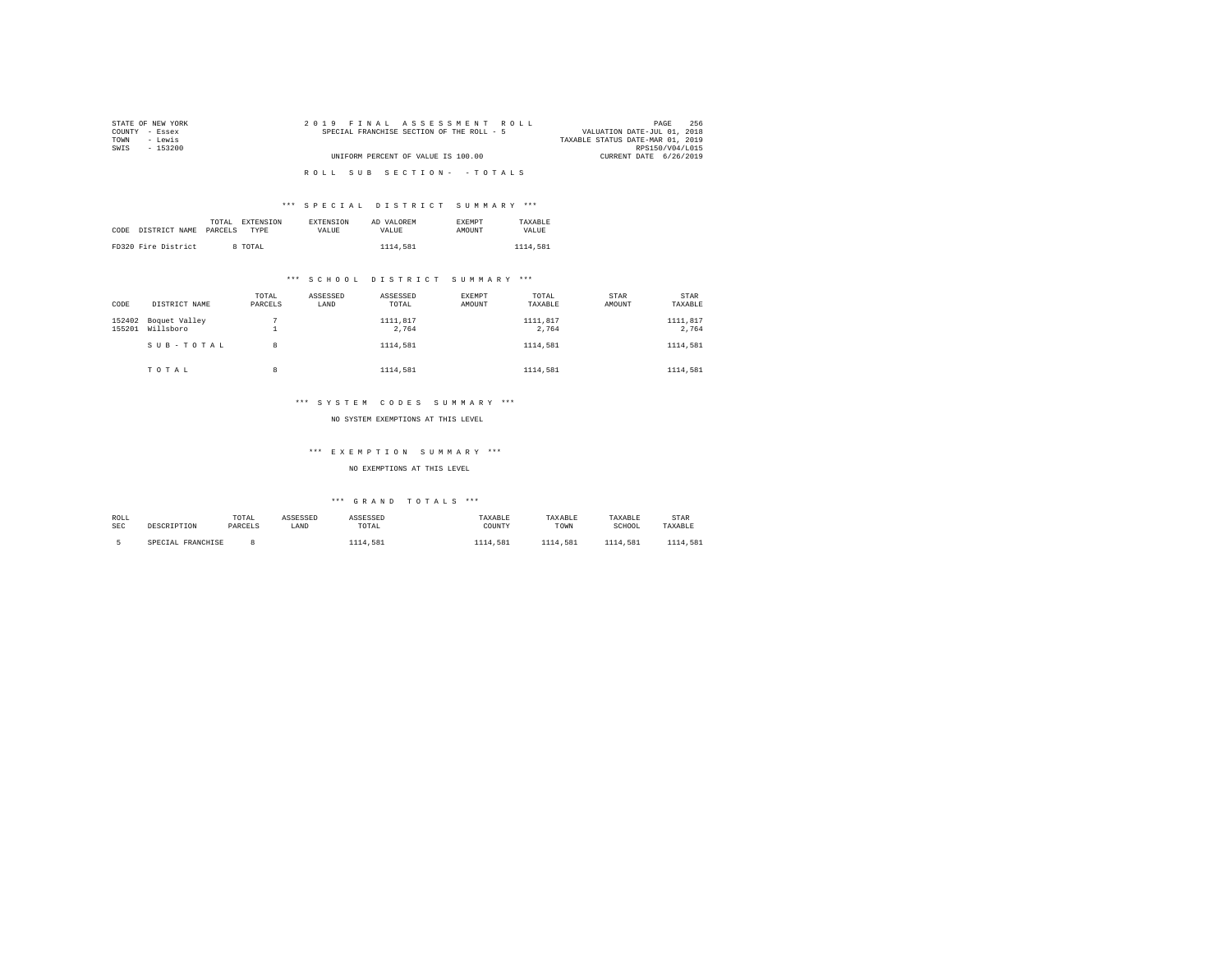STATE OF NEW YORK
COUNTY - Essex
TOWN - Lewis
SWIS - 153200

2019 FINAL ASSESSMENT ROLL
SPECIAL FRANCHISE SECTION OF THE ROLL - 5

VALUATION DATE-JUL 01, 2018
TAXABLE STATUS DATE-MAR 01, 2019
RPS150/V04/L015
CURRENT DATE 6/26/2019

UNIFORM PERCENT OF VALUE IS 100.00

ROLL SUB SECTION- - TOTALS

*** SPECIAL DISTRICT SUMMARY ***

| CODE | DISTRICT NAME | TOTAL PARCELS | EXTENSION TYPE | EXTENSION VALUE | AD VALOREM VALUE | EXEMPT AMOUNT | TAXABLE VALUE |
|---|---|---|---|---|---|---|---|
| FD320 | Fire District | 8 | TOTAL | | 1114,581 | | 1114,581 |

*** SCHOOL DISTRICT SUMMARY ***

| CODE | DISTRICT NAME | TOTAL PARCELS | ASSESSED LAND | ASSESSED TOTAL | EXEMPT AMOUNT | TOTAL TAXABLE | STAR AMOUNT | STAR TAXABLE |
|---|---|---|---|---|---|---|---|---|
| 152402 | Boquet Valley | 7 | | 1111,817 | | 1111,817 | | 1111,817 |
| 155201 | Willsboro | 1 | | 2,764 | | 2,764 | | 2,764 |
| | SUB-TOTAL | 8 | | 1114,581 | | 1114,581 | | 1114,581 |
| | TOTAL | 8 | | 1114,581 | | 1114,581 | | 1114,581 |

*** SYSTEM CODES SUMMARY ***

NO SYSTEM EXEMPTIONS AT THIS LEVEL

*** EXEMPTION SUMMARY ***

NO EXEMPTIONS AT THIS LEVEL

*** GRAND TOTALS ***

| ROLL SEC | DESCRIPTION | TOTAL PARCELS | ASSESSED LAND | ASSESSED TOTAL | TAXABLE COUNTY | TAXABLE TOWN | TAXABLE SCHOOL | STAR TAXABLE |
|---|---|---|---|---|---|---|---|---|
| 5 | SPECIAL FRANCHISE | 8 | | 1114,581 | 1114,581 | 1114,581 | 1114,581 | 1114,581 |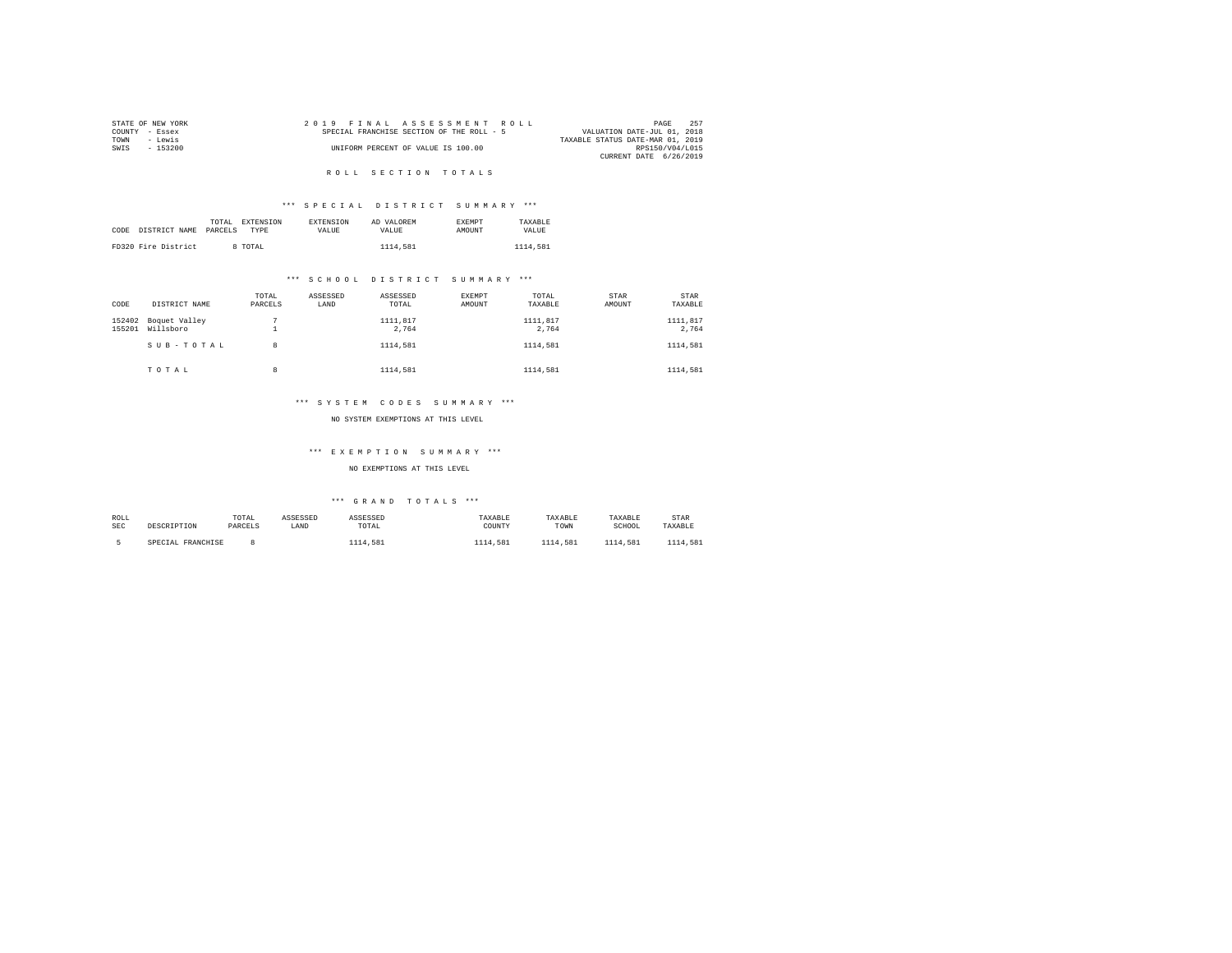STATE OF NEW YORK
COUNTY - Essex
TOWN - Lewis
SWIS - 153200

2019 FINAL ASSESSMENT ROLL
SPECIAL FRANCHISE SECTION OF THE ROLL - 5
UNIFORM PERCENT OF VALUE IS 100.00

VALUATION DATE-JUL 01, 2018
TAXABLE STATUS DATE-MAR 01, 2019
RPS150/V04/L015
CURRENT DATE 6/26/2019

## ROLL SECTION TOTALS

### *** SPECIAL DISTRICT SUMMARY ***

| CODE | DISTRICT NAME | TOTAL PARCELS | EXTENSION TYPE | EXTENSION VALUE | AD VALOREM VALUE | EXEMPT AMOUNT | TAXABLE VALUE |
|---|---|---|---|---|---|---|---|
| FD320 | Fire District | 8 | TOTAL | | 1114,581 | | 1114,581 |

### *** SCHOOL DISTRICT SUMMARY ***

| CODE | DISTRICT NAME | TOTAL PARCELS | ASSESSED LAND | ASSESSED TOTAL | EXEMPT AMOUNT | TOTAL TAXABLE | STAR AMOUNT | STAR TAXABLE |
|---|---|---|---|---|---|---|---|---|
| 152402 | Boquet Valley | 7 | | 1111,817 | | 1111,817 | | 1111,817 |
| 155201 | Willsboro | 1 | | 2,764 | | 2,764 | | 2,764 |
| | SUB-TOTAL | 8 | | 1114,581 | | 1114,581 | | 1114,581 |
| | TOTAL | 8 | | 1114,581 | | 1114,581 | | 1114,581 |

### *** SYSTEM CODES SUMMARY ***

NO SYSTEM EXEMPTIONS AT THIS LEVEL

### *** EXEMPTION SUMMARY ***

NO EXEMPTIONS AT THIS LEVEL

### *** GRAND TOTALS ***

| ROLL SEC | DESCRIPTION | TOTAL PARCELS | ASSESSED LAND | ASSESSED TOTAL | TAXABLE COUNTY | TAXABLE TOWN | TAXABLE SCHOOL | STAR TAXABLE |
|---|---|---|---|---|---|---|---|---|
| 5 | SPECIAL FRANCHISE | 8 | | 1114,581 | 1114,581 | 1114,581 | 1114,581 | 1114,581 |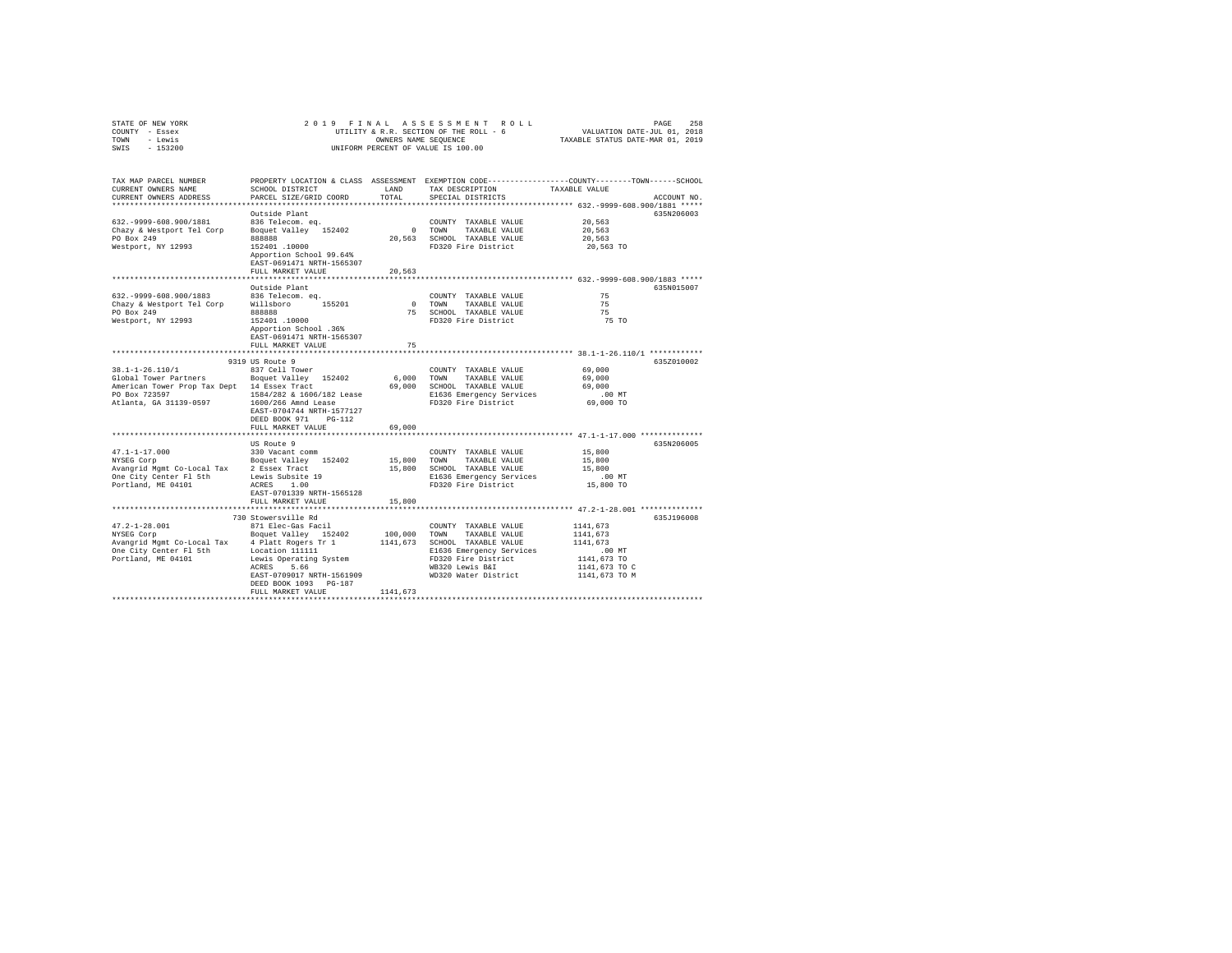STATE OF NEW YORK | 2019 FINAL ASSESSMENT ROLL | VALUATION DATE-JUL 01, 2018
COUNTY - Essex | UTILITY & R.R. SECTION OF THE ROLL - 6 | TAXABLE STATUS DATE-MAR 01, 2019
TOWN - Lewis | OWNERS NAME SEQUENCE
SWIS - 153200 | UNIFORM PERCENT OF VALUE IS 100.00

| TAX MAP PARCEL NUMBER / CURRENT OWNERS NAME / CURRENT OWNERS ADDRESS | PROPERTY LOCATION & CLASS / SCHOOL DISTRICT / PARCEL SIZE/GRID COORD | ASSESSMENT LAND / TOTAL | EXEMPTION CODE / TAX DESCRIPTION / SPECIAL DISTRICTS | COUNTY--------TOWN------SCHOOL TAXABLE VALUE | ACCOUNT NO. |
|---|---|---|---|---|---|
| **632.-9999-608.900/1881** | Outside Plant | | | | 635N206003 |
| 632.-9999-608.900/1881 | 836 Telecom. eq. | | COUNTY TAXABLE VALUE | 20,563 | |
| Chazy & Westport Tel Corp | Boquet Valley 152402 | 0 | TOWN TAXABLE VALUE | 20,563 | |
| PO Box 249 | 888888 | 20,563 | SCHOOL TAXABLE VALUE | 20,563 | |
| Westport, NY 12993 | 152401 .10000 | | FD320 Fire District | 20,563 TO | |
| | Apportion School 99.64% | | | | |
| | EAST-0691471 NRTH-1565307 | | | | |
| | FULL MARKET VALUE | 20,563 | | | |
| **632.-9999-608.900/1883** | Outside Plant | | | | 635N015007 |
| 632.-9999-608.900/1883 | 836 Telecom. eq. | | COUNTY TAXABLE VALUE | 75 | |
| Chazy & Westport Tel Corp | Willsboro 155201 | 0 | TOWN TAXABLE VALUE | 75 | |
| PO Box 249 | 888888 | 75 | SCHOOL TAXABLE VALUE | 75 | |
| Westport, NY 12993 | 152401 .10000 | | FD320 Fire District | 75 TO | |
| | Apportion School .36% | | | | |
| | EAST-0691471 NRTH-1565307 | | | | |
| | FULL MARKET VALUE | 75 | | | |
| **38.1-1-26.110/1** | 9319 US Route 9 | | | | 635Z010002 |
| 38.1-1-26.110/1 | 837 Cell Tower | | COUNTY TAXABLE VALUE | 69,000 | |
| Global Tower Partners | Boquet Valley 152402 | 6,000 | TOWN TAXABLE VALUE | 69,000 | |
| American Tower Prop Tax Dept | 14 Essex Tract | 69,000 | SCHOOL TAXABLE VALUE | 69,000 | |
| PO Box 723597 | 1584/282 & 1606/182 Lease | | E1636 Emergency Services | .00 MT | |
| Atlanta, GA 31139-0597 | 1600/266 Amnd Lease | | FD320 Fire District | 69,000 TO | |
| | EAST-0704744 NRTH-1577127 | | | | |
| | DEED BOOK 971 PG-112 | | | | |
| | FULL MARKET VALUE | 69,000 | | | |
| **47.1-1-17.000** | US Route 9 | | | | 635N206005 |
| 47.1-1-17.000 | 330 Vacant comm | | COUNTY TAXABLE VALUE | 15,800 | |
| NYSEG Corp | Boquet Valley 152402 | 15,800 | TOWN TAXABLE VALUE | 15,800 | |
| Avangrid Mgmt Co-Local Tax | 2 Essex Tract | 15,800 | SCHOOL TAXABLE VALUE | 15,800 | |
| One City Center Fl 5th | Lewis Subsite 19 | | E1636 Emergency Services | .00 MT | |
| Portland, ME 04101 | ACRES 1.00 | | FD320 Fire District | 15,800 TO | |
| | EAST-0701339 NRTH-1565128 | | | | |
| | FULL MARKET VALUE | 15,800 | | | |
| **47.2-1-28.001** | 730 Stowersville Rd | | | | 635J196008 |
| 47.2-1-28.001 | 871 Elec-Gas Facil | | COUNTY TAXABLE VALUE | 1141,673 | |
| NYSEG Corp | Boquet Valley 152402 | 100,000 | TOWN TAXABLE VALUE | 1141,673 | |
| Avangrid Mgmt Co-Local Tax | 4 Platt Rogers Tr 1 | 1141,673 | SCHOOL TAXABLE VALUE | 1141,673 | |
| One City Center Fl 5th | Location 111111 | | E1636 Emergency Services | .00 MT | |
| Portland, ME 04101 | Lewis Operating System | | FD320 Fire District | 1141,673 TO | |
| | ACRES 5.66 | | WB320 Lewis B&I | 1141,673 TO C | |
| | EAST-0709017 NRTH-1561909 | | WD320 Water District | 1141,673 TO M | |
| | DEED BOOK 1093 PG-187 | | | | |
| | FULL MARKET VALUE | 1141,673 | | | |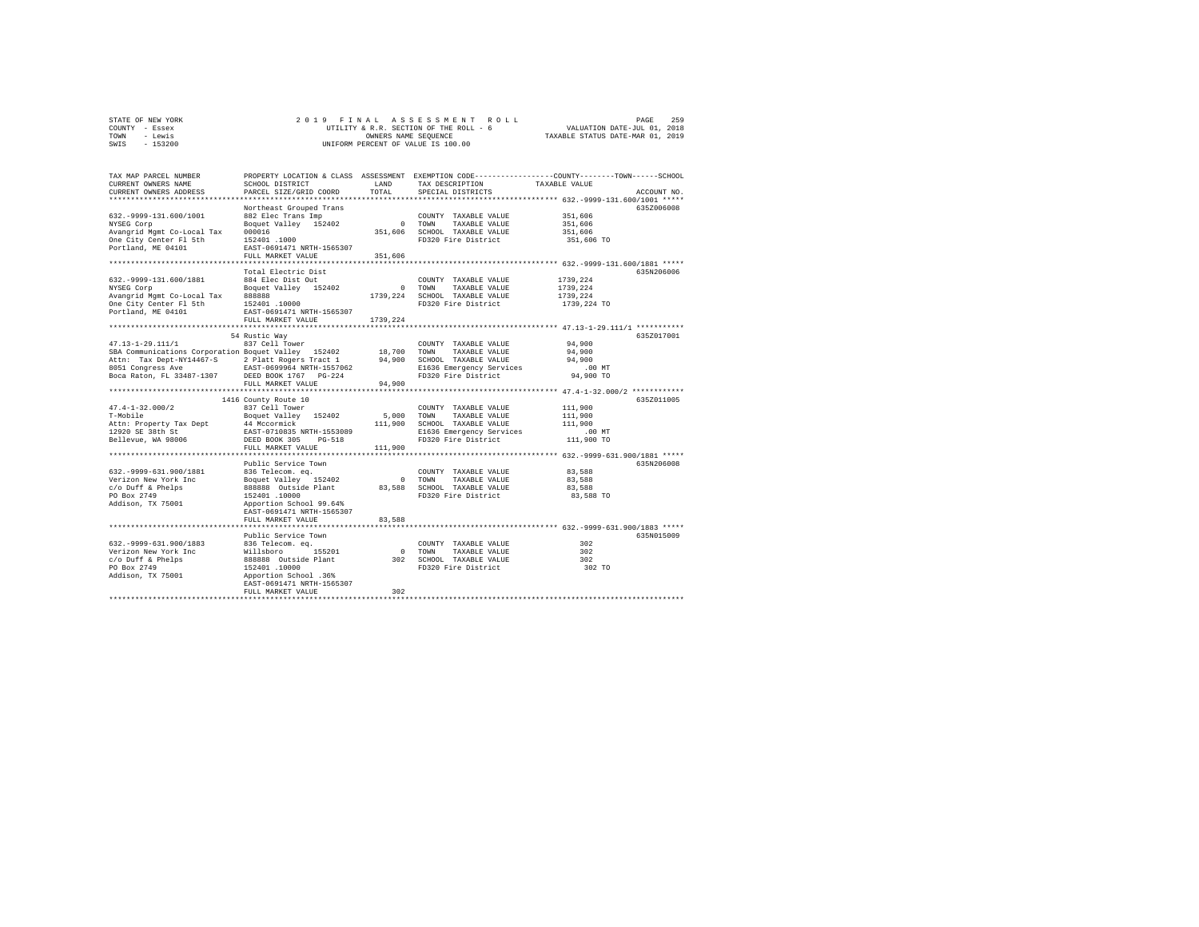STATE OF NEW YORK
COUNTY - Essex
TOWN - Lewis
SWIS - 153200

2019 FINAL ASSESSMENT ROLL
UTILITY & R.R. SECTION OF THE ROLL - 6
OWNERS NAME SEQUENCE
UNIFORM PERCENT OF VALUE IS 100.00

VALUATION DATE-JUL 01, 2018
TAXABLE STATUS DATE-MAR 01, 2019

```
TAX MAP PARCEL NUMBER          PROPERTY LOCATION & CLASS  ASSESSMENT  EXEMPTION CODE-----------------COUNTY--------TOWN------SCHOOL
CURRENT OWNERS NAME            SCHOOL DISTRICT              LAND       TAX DESCRIPTION            TAXABLE VALUE
CURRENT OWNERS ADDRESS         PARCEL SIZE/GRID COORD       TOTAL      SPECIAL DISTRICTS                                      ACCOUNT NO.
******************************************************************************************************* 632.-9999-131.600/1001 *****
                               Northeast Grouped Trans                                                                    635Z006008
632.-9999-131.600/1001         882 Elec Trans Imp                       COUNTY  TAXABLE VALUE           351,606
NYSEG Corp                     Boquet Valley  152402            0       TOWN    TAXABLE VALUE           351,606
Avangrid Mgmt Co-Local Tax     000016                      351,606      SCHOOL  TAXABLE VALUE           351,606
One City Center Fl 5th         152401 .1000                             FD320 Fire District              351,606 TO
Portland, ME 04101             EAST-0691471 NRTH-1565307
                               FULL MARKET VALUE           351,606
******************************************************************************************************* 632.-9999-131.600/1881 *****
                               Total Electric Dist                                                                        635N206006
632.-9999-131.600/1881         884 Elec Dist Out                        COUNTY  TAXABLE VALUE          1739,224
NYSEG Corp                     Boquet Valley  152402            0       TOWN    TAXABLE VALUE          1739,224
Avangrid Mgmt Co-Local Tax     888888                     1739,224      SCHOOL  TAXABLE VALUE          1739,224
One City Center Fl 5th         152401 .10000                            FD320 Fire District             1739,224 TO
Portland, ME 04101             EAST-0691471 NRTH-1565307
                               FULL MARKET VALUE          1739,224
******************************************************************************************************* 47.13-1-29.111/1 **********
                               54 Rustic Way                                                                              635Z017001
47.13-1-29.111/1               837 Cell Tower                           COUNTY  TAXABLE VALUE            94,900
SBA Communications Corporation Boquet Valley  152402       18,700       TOWN    TAXABLE VALUE            94,900
Attn: Tax Dept-NY14467-S       2 Platt Rogers Tract 1       94,900      SCHOOL  TAXABLE VALUE            94,900
8051 Congress Ave              EAST-0699964 NRTH-1557062                E1636 Emergency Services            .00 MT
Boca Raton, FL 33487-1307      DEED BOOK 1767   PG-224                  FD320 Fire District               94,900 TO
                               FULL MARKET VALUE            94,900
******************************************************************************************************* 47.4-1-32.000/2 ***********
                               1416 County Route 10                                                                       635Z011005
47.4-1-32.000/2                837 Cell Tower                           COUNTY  TAXABLE VALUE           111,900
T-Mobile                       Boquet Valley  152402        5,000       TOWN    TAXABLE VALUE           111,900
Attn: Property Tax Dept        44 Mccormick                111,900      SCHOOL  TAXABLE VALUE           111,900
12920 SE 38th St               EAST-0710835 NRTH-1553089                E1636 Emergency Services            .00 MT
Bellevue, WA 98006             DEED BOOK 305    PG-518                  FD320 Fire District              111,900 TO
                               FULL MARKET VALUE           111,900
******************************************************************************************************* 632.-9999-631.900/1881 *****
                               Public Service Town                                                                        635N206008
632.-9999-631.900/1881         836 Telecom. eq.                         COUNTY  TAXABLE VALUE            83,588
Verizon New York Inc           Boquet Valley  152402            0       TOWN    TAXABLE VALUE            83,588
c/o Duff & Phelps              888888 Outside Plant         83,588      SCHOOL  TAXABLE VALUE            83,588
PO Box 2749                    152401 .10000                            FD320 Fire District               83,588 TO
Addison, TX 75001              Apportion School 99.64%
                               EAST-0691471 NRTH-1565307
                               FULL MARKET VALUE            83,588
******************************************************************************************************* 632.-9999-631.900/1883 *****
                               Public Service Town                                                                        635N015009
632.-9999-631.900/1883         836 Telecom. eq.                         COUNTY  TAXABLE VALUE               302
Verizon New York Inc           Willsboro      155201            0       TOWN    TAXABLE VALUE               302
c/o Duff & Phelps              888888 Outside Plant            302      SCHOOL  TAXABLE VALUE               302
PO Box 2749                    152401 .10000                            FD320 Fire District                  302 TO
Addison, TX 75001              Apportion School .36%
                               EAST-0691471 NRTH-1565307
                               FULL MARKET VALUE               302
************************************************************************************************************************************
```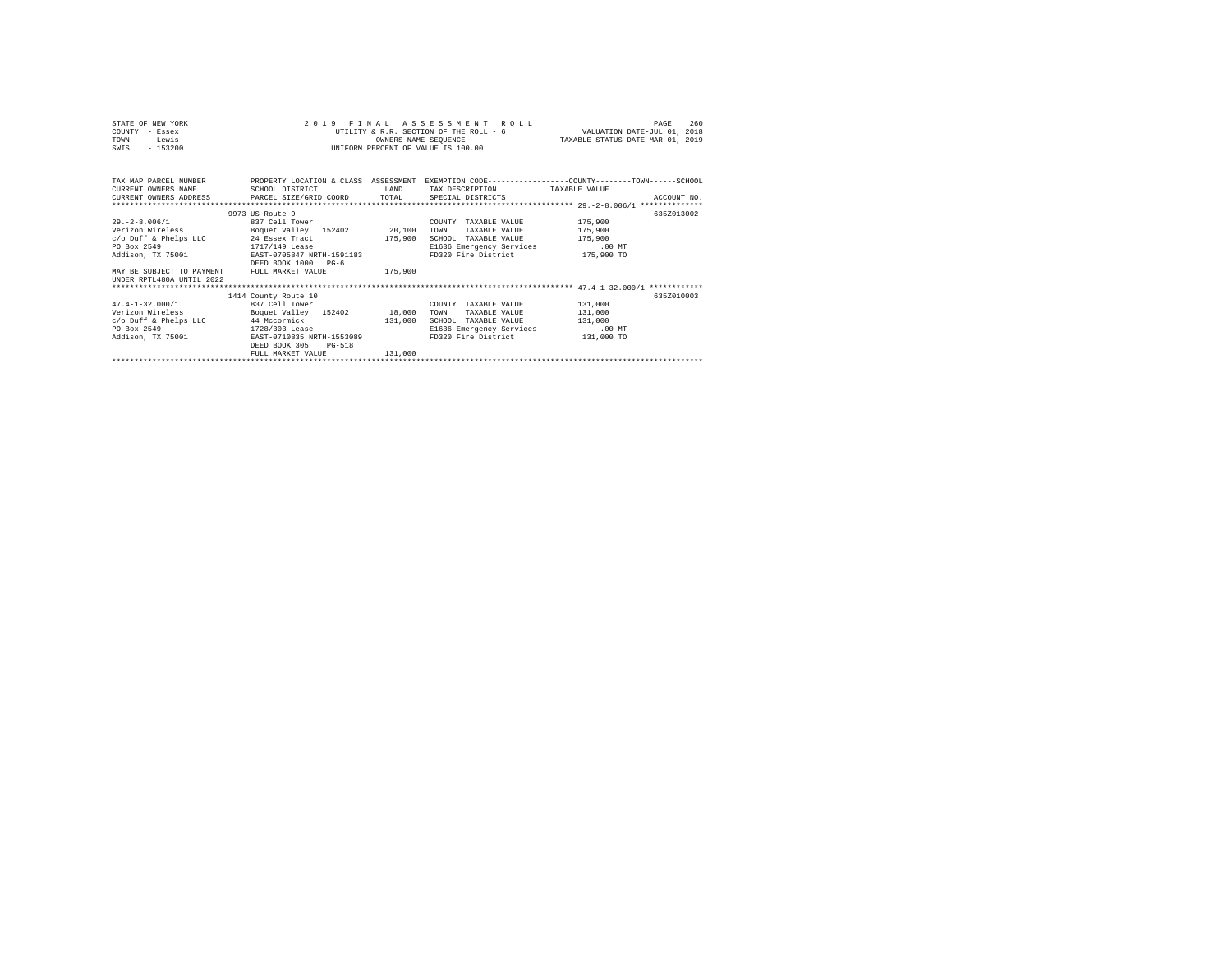STATE OF NEW YORK
COUNTY - Essex
TOWN - Lewis
SWIS - 153200

2019 FINAL ASSESSMENT ROLL
UTILITY & R.R. SECTION OF THE ROLL - 6
OWNERS NAME SEQUENCE
UNIFORM PERCENT OF VALUE IS 100.00

VALUATION DATE-JUL 01, 2018
TAXABLE STATUS DATE-MAR 01, 2019

| TAX MAP PARCEL NUMBER / CURRENT OWNERS NAME / CURRENT OWNERS ADDRESS | PROPERTY LOCATION & CLASS / SCHOOL DISTRICT / PARCEL SIZE/GRID COORD | ASSESSMENT LAND / TOTAL | EXEMPTION CODE / TAX DESCRIPTION / SPECIAL DISTRICTS | TAXABLE VALUE (COUNTY--TOWN--SCHOOL) | ACCOUNT NO. |
|---|---|---|---|---|---|
| **29.-2-8.006/1** | 9973 US Route 9 | | | | 635Z013002 |
| 29.-2-8.006/1 | 837 Cell Tower | | COUNTY TAXABLE VALUE | 175,900 | |
| Verizon Wireless | Boquet Valley 152402 | 20,100 | TOWN TAXABLE VALUE | 175,900 | |
| c/o Duff & Phelps LLC | 24 Essex Tract | 175,900 | SCHOOL TAXABLE VALUE | 175,900 | |
| PO Box 2549 | 1717/149 Lease | | E1636 Emergency Services | .00 MT | |
| Addison, TX 75001 | EAST-0705847 NRTH-1591183 | | FD320 Fire District | 175,900 TO | |
| | DEED BOOK 1000 PG-6 | | | | |
| MAY BE SUBJECT TO PAYMENT UNDER RPTL480A UNTIL 2022 | FULL MARKET VALUE | 175,900 | | | |
| **47.4-1-32.000/1** | 1414 County Route 10 | | | | 635Z010003 |
| 47.4-1-32.000/1 | 837 Cell Tower | | COUNTY TAXABLE VALUE | 131,000 | |
| Verizon Wireless | Boquet Valley 152402 | 18,000 | TOWN TAXABLE VALUE | 131,000 | |
| c/o Duff & Phelps LLC | 44 Mccormick | 131,000 | SCHOOL TAXABLE VALUE | 131,000 | |
| PO Box 2549 | 1728/303 Lease | | E1636 Emergency Services | .00 MT | |
| Addison, TX 75001 | EAST-0710835 NRTH-1553089 | | FD320 Fire District | 131,000 TO | |
| | DEED BOOK 305 PG-518 | | | | |
| | FULL MARKET VALUE | 131,000 | | | |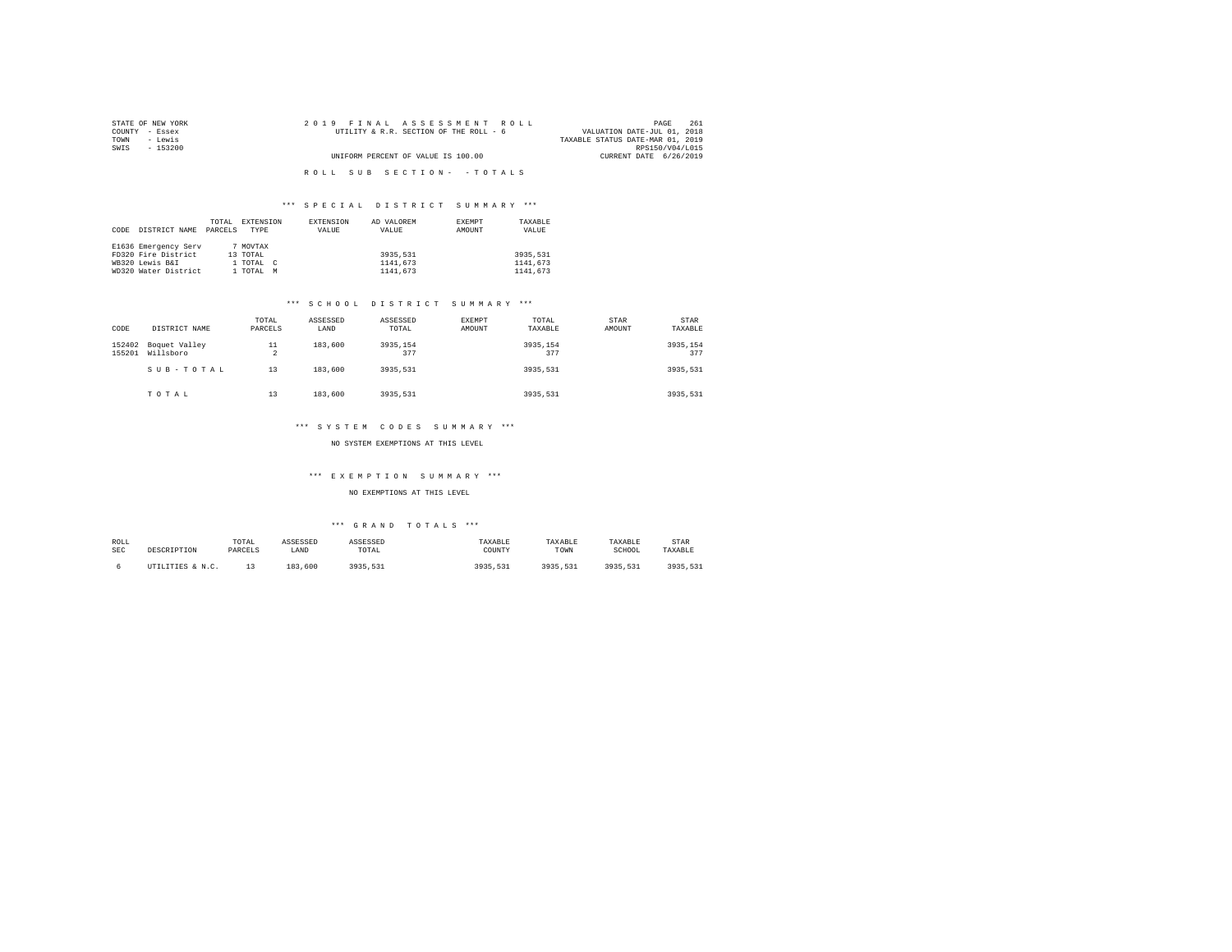STATE OF NEW YORK — 2019 FINAL ASSESSMENT ROLL
COUNTY - Essex — UTILITY & R.R. SECTION OF THE ROLL - 6 — VALUATION DATE-JUL 01, 2018
TOWN - Lewis — TAXABLE STATUS DATE-MAR 01, 2019
SWIS - 153200 — RPS150/V04/L015
UNIFORM PERCENT OF VALUE IS 100.00 — CURRENT DATE 6/26/2019

ROLL SUB SECTION- - TOTALS

## *** SPECIAL DISTRICT SUMMARY ***

| CODE | DISTRICT NAME | TOTAL PARCELS | EXTENSION TYPE | EXTENSION VALUE | AD VALOREM VALUE | EXEMPT AMOUNT | TAXABLE VALUE |
|---|---|---|---|---|---|---|---|
| E1636 | Emergency Serv | 7 | MOVTAX | | | | |
| FD320 | Fire District | 13 | TOTAL | | 3935,531 | | 3935,531 |
| WB320 | Lewis B&I | 1 | TOTAL C | | 1141,673 | | 1141,673 |
| WD320 | Water District | 1 | TOTAL M | | 1141,673 | | 1141,673 |

## *** SCHOOL DISTRICT SUMMARY ***

| CODE | DISTRICT NAME | TOTAL PARCELS | ASSESSED LAND | ASSESSED TOTAL | EXEMPT AMOUNT | TOTAL TAXABLE | STAR AMOUNT | STAR TAXABLE |
|---|---|---|---|---|---|---|---|---|
| 152402 | Boquet Valley | 11 | 183,600 | 3935,154 | | 3935,154 | | 3935,154 |
| 155201 | Willsboro | 2 | | 377 | | 377 | | 377 |
| | SUB-TOTAL | 13 | 183,600 | 3935,531 | | 3935,531 | | 3935,531 |
| | TOTAL | 13 | 183,600 | 3935,531 | | 3935,531 | | 3935,531 |

## *** SYSTEM CODES SUMMARY ***

NO SYSTEM EXEMPTIONS AT THIS LEVEL

## *** EXEMPTION SUMMARY ***

NO EXEMPTIONS AT THIS LEVEL

## *** GRAND TOTALS ***

| ROLL SEC | DESCRIPTION | TOTAL PARCELS | ASSESSED LAND | ASSESSED TOTAL | TAXABLE COUNTY | TAXABLE TOWN | TAXABLE SCHOOL | STAR TAXABLE |
|---|---|---|---|---|---|---|---|---|
| 6 | UTILITIES & N.C. | 13 | 183,600 | 3935,531 | 3935,531 | 3935,531 | 3935,531 | 3935,531 |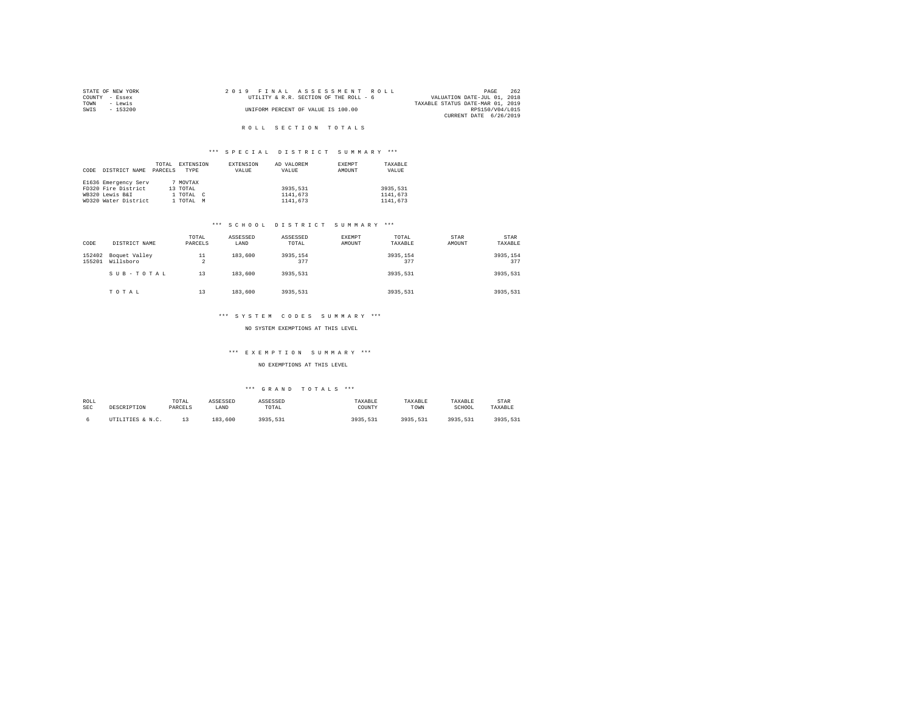STATE OF NEW YORK
COUNTY - Essex
TOWN - Lewis
SWIS - 153200

2 0 1 9 F I N A L A S S E S S M E N T R O L L
UTILITY & R.R. SECTION OF THE ROLL - 6
UNIFORM PERCENT OF VALUE IS 100.00

VALUATION DATE-JUL 01, 2018
TAXABLE STATUS DATE-MAR 01, 2019
RPS150/V04/L015
CURRENT DATE 6/26/2019

## R O L L S E C T I O N T O T A L S

### *** S P E C I A L D I S T R I C T S U M M A R Y ***

| CODE DISTRICT NAME | TOTAL PARCELS | EXTENSION TYPE | EXTENSION VALUE | AD VALOREM VALUE | EXEMPT AMOUNT | TAXABLE VALUE |
|---|---|---|---|---|---|---|
| E1636 Emergency Serv | 7 | MOVTAX | | | | |
| FD320 Fire District | 13 | TOTAL | | 3935,531 | | 3935,531 |
| WB320 Lewis B&I | 1 | TOTAL C | | 1141,673 | | 1141,673 |
| WD320 Water District | 1 | TOTAL M | | 1141,673 | | 1141,673 |

### *** S C H O O L D I S T R I C T S U M M A R Y ***

| CODE | DISTRICT NAME | TOTAL PARCELS | ASSESSED LAND | ASSESSED TOTAL | EXEMPT AMOUNT | TOTAL TAXABLE | STAR AMOUNT | STAR TAXABLE |
|---|---|---|---|---|---|---|---|---|
| 152402 | Boquet Valley | 11 | 183,600 | 3935,154 | | 3935,154 | | 3935,154 |
| 155201 | Willsboro | 2 | | 377 | | 377 | | 377 |
| | S U B - T O T A L | 13 | 183,600 | 3935,531 | | 3935,531 | | 3935,531 |
| | T O T A L | 13 | 183,600 | 3935,531 | | 3935,531 | | 3935,531 |

### *** S Y S T E M C O D E S S U M M A R Y ***

NO SYSTEM EXEMPTIONS AT THIS LEVEL

### *** E X E M P T I O N S U M M A R Y ***

NO EXEMPTIONS AT THIS LEVEL

### *** G R A N D T O T A L S ***

| ROLL SEC | DESCRIPTION | TOTAL PARCELS | ASSESSED LAND | ASSESSED TOTAL | TAXABLE COUNTY | TAXABLE TOWN | TAXABLE SCHOOL | STAR TAXABLE |
|---|---|---|---|---|---|---|---|---|
| 6 | UTILITIES & N.C. | 13 | 183,600 | 3935,531 | 3935,531 | 3935,531 | 3935,531 | 3935,531 |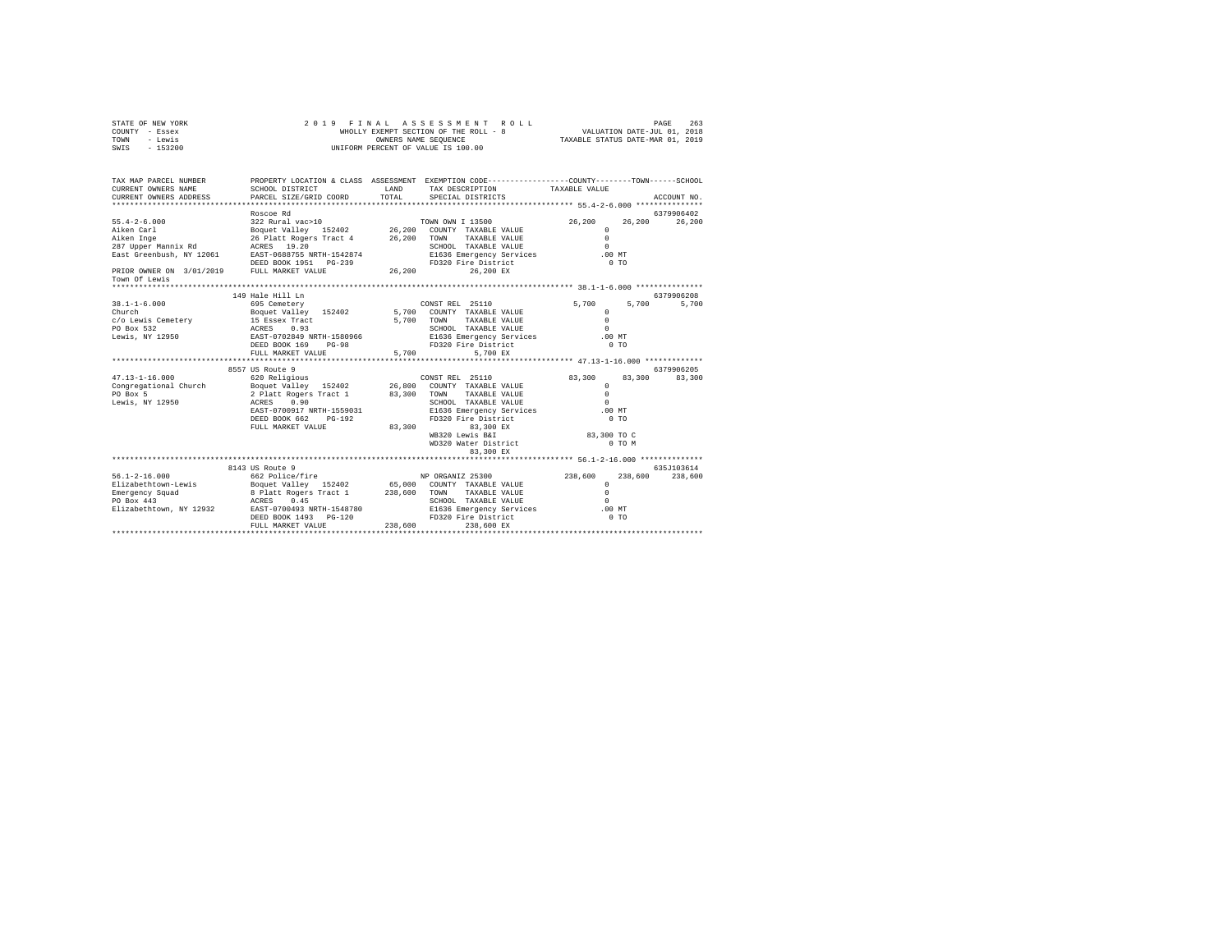STATE OF NEW YORK
COUNTY - Essex
TOWN - Lewis
SWIS - 153200

2019 FINAL ASSESSMENT ROLL
WHOLLY EXEMPT SECTION OF THE ROLL - 8
OWNERS NAME SEQUENCE
UNIFORM PERCENT OF VALUE IS 100.00

VALUATION DATE-JUL 01, 2018
TAXABLE STATUS DATE-MAR 01, 2019

```
TAX MAP PARCEL NUMBER          PROPERTY LOCATION & CLASS  ASSESSMENT  EXEMPTION CODE-----------------COUNTY--------TOWN------SCHOOL
CURRENT OWNERS NAME            SCHOOL DISTRICT               LAND      TAX DESCRIPTION            TAXABLE VALUE
CURRENT OWNERS ADDRESS         PARCEL SIZE/GRID COORD        TOTAL     SPECIAL DISTRICTS                                   ACCOUNT NO.
******************************************************************************************************* 55.4-2-6.000 ***************
                               Roscoe Rd                                                                               6379906402
55.4-2-6.000                   322 Rural vac>10                        TOWN OWN I 13500            26,200     26,200     26,200
Aiken Carl                     Boquet Valley  152402         26,200    COUNTY  TAXABLE VALUE             0
Aiken Inge                     26 Platt Rogers Tract 4       26,200    TOWN    TAXABLE VALUE             0
287 Upper Mannix Rd            ACRES  19.20                            SCHOOL  TAXABLE VALUE             0
East Greenbush, NY 12061       EAST-0688755 NRTH-1542874               E1636 Emergency Services        .00 MT
                               DEED BOOK 1951   PG-239                 FD320 Fire District               0 TO
PRIOR OWNER ON  3/01/2019      FULL MARKET VALUE             26,200         26,200 EX
Town Of Lewis
******************************************************************************************************* 38.1-1-6.000 ***************
                               149 Hale Hill Ln                                                                        6379906208
38.1-1-6.000                   695 Cemetery                            CONST REL  25110             5,700      5,700      5,700
Church                         Boquet Valley  152402          5,700    COUNTY  TAXABLE VALUE             0
c/o Lewis Cemetery             15 Essex Tract                 5,700    TOWN    TAXABLE VALUE             0
PO Box 532                     ACRES   0.93                            SCHOOL  TAXABLE VALUE             0
Lewis, NY 12950                EAST-0702849 NRTH-1580966               E1636 Emergency Services        .00 MT
                               DEED BOOK 169    PG-98                  FD320 Fire District               0 TO
                               FULL MARKET VALUE              5,700          5,700 EX
******************************************************************************************************* 47.13-1-16.000 *************
                               8557 US Route 9                                                                         6379906205
47.13-1-16.000                 620 Religious                           CONST REL  25110            83,300     83,300     83,300
Congregational Church          Boquet Valley  152402         26,800    COUNTY  TAXABLE VALUE             0
PO Box 5                       2 Platt Rogers Tract 1        83,300    TOWN    TAXABLE VALUE             0
Lewis, NY 12950                ACRES   0.90                            SCHOOL  TAXABLE VALUE             0
                               EAST-0700917 NRTH-1559031               E1636 Emergency Services        .00 MT
                               DEED BOOK 662    PG-192                 FD320 Fire District               0 TO
                               FULL MARKET VALUE             83,300         83,300 EX
                                                                       WB320 Lewis B&I              83,300 TO C
                                                                       WD320 Water District              0 TO M
                                                                            83,300 EX
******************************************************************************************************* 56.1-2-16.000 **************
                               8143 US Route 9                                                                         635J103614
56.1-2-16.000                  662 Police/fire                         NP ORGANIZ 25300           238,600    238,600    238,600
Elizabethtown-Lewis            Boquet Valley  152402         65,000    COUNTY  TAXABLE VALUE             0
Emergency Squad                8 Platt Rogers Tract 1       238,600    TOWN    TAXABLE VALUE             0
PO Box 443                     ACRES   0.45                            SCHOOL  TAXABLE VALUE             0
Elizabethtown, NY 12932        EAST-0700493 NRTH-1548780               E1636 Emergency Services        .00 MT
                               DEED BOOK 1493   PG-120                 FD320 Fire District               0 TO
                               FULL MARKET VALUE            238,600        238,600 EX
************************************************************************************************************************************
```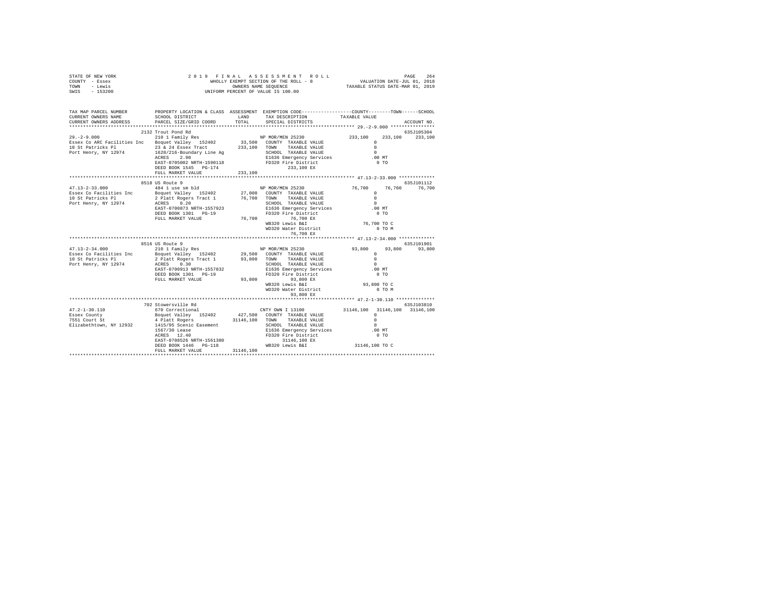STATE OF NEW YORK — 2019 FINAL ASSESSMENT ROLL — PAGE 264
COUNTY - Essex — WHOLLY EXEMPT SECTION OF THE ROLL - 8 — VALUATION DATE-JUL 01, 2018
TOWN - Lewis — OWNERS NAME SEQUENCE — TAXABLE STATUS DATE-MAR 01, 2019
SWIS - 153200 — UNIFORM PERCENT OF VALUE IS 100.00

```
TAX MAP PARCEL NUMBER          PROPERTY LOCATION & CLASS  ASSESSMENT  EXEMPTION CODE-----------------COUNTY--------TOWN------SCHOOL
CURRENT OWNERS NAME            SCHOOL DISTRICT             LAND       TAX DESCRIPTION            TAXABLE VALUE
CURRENT OWNERS ADDRESS         PARCEL SIZE/GRID COORD      TOTAL      SPECIAL DISTRICTS                                   ACCOUNT NO.
******************************************************************************************************* 29.-2-9.000 ****************
                               2132 Trout Pond Rd                                                                          635J105304
29.-2-9.000                    210 1 Family Res                       NP MOR/MEN 25230              233,100    233,100    233,100
Essex Co ARC Facilities Inc    Boquet Valley  152402       33,500     COUNTY  TAXABLE VALUE               0
10 St Patricks Pl              23 & 24 Essex Tract         233,100    TOWN    TAXABLE VALUE               0
Port Henry, NY 12974           1628/216-Boundary Line Ag              SCHOOL  TAXABLE VALUE               0
                               ACRES    2.90                          E1636 Emergency Services         .00 MT
                               EAST-0705002 NRTH-1590118              FD320 Fire District                0 TO
                               DEED BOOK 1545   PG-174                      233,100 EX
                               FULL MARKET VALUE           233,100
******************************************************************************************************* 47.13-2-33.000 *************
                               8518 US Route 9                                                                             635J101112
47.13-2-33.000                 484 1 use sm bld                       NP MOR/MEN 25230               76,700     76,700     76,700
Essex Co Facilities Inc        Boquet Valley  152402       27,000     COUNTY  TAXABLE VALUE               0
10 St Patricks Pl              2 Platt Rogers Tract 1      76,700     TOWN    TAXABLE VALUE               0
Port Henry, NY 12974           ACRES    0.20                          SCHOOL  TAXABLE VALUE               0
                               EAST-0700873 NRTH-1557923              E1636 Emergency Services         .00 MT
                               DEED BOOK 1301   PG-19                 FD320 Fire District                0 TO
                               FULL MARKET VALUE            76,700          76,700 EX
                                                                      WB320 Lewis B&I               76,700 TO C
                                                                      WD320 Water District               0 TO M
                                                                            76,700 EX
******************************************************************************************************* 47.13-2-34.000 *************
                               8516 US Route 9                                                                             635J101901
47.13-2-34.000                 210 1 Family Res                       NP MOR/MEN 25230               93,800     93,800     93,800
Essex Co Facilities Inc        Boquet Valley  152402       29,500     COUNTY  TAXABLE VALUE               0
10 St Patricks Pl              2 Platt Rogers Tract 1      93,800     TOWN    TAXABLE VALUE               0
Port Henry, NY 12974           ACRES    0.30                          SCHOOL  TAXABLE VALUE               0
                               EAST-0700913 NRTH-1557832              E1636 Emergency Services         .00 MT
                               DEED BOOK 1301   PG-19                 FD320 Fire District                0 TO
                               FULL MARKET VALUE            93,800          93,800 EX
                                                                      WB320 Lewis B&I               93,800 TO C
                                                                      WD320 Water District               0 TO M
                                                                            93,800 EX
******************************************************************************************************* 47.2-1-30.110 **************
                               702 Stowersville Rd                                                                         635J103810
47.2-1-30.110                  670 Correctional                       CNTY OWN I 13100            31146,100  31146,100  31146,100
Essex County                   Boquet Valley  152402      427,500     COUNTY  TAXABLE VALUE               0
7551 Court St                  4 Platt Rogers           31146,100     TOWN    TAXABLE VALUE               0
Elizabethtown, NY 12932        1415/95 Scenic Easement                SCHOOL  TAXABLE VALUE               0
                               1567/30 Lease                          E1636 Emergency Services         .00 MT
                               ACRES   12.40                          FD320 Fire District                0 TO
                               EAST-0708526 NRTH-1561380                  31146,100 EX
                               DEED BOOK 1446   PG-118                WB320 Lewis B&I             31146,100 TO C
                               FULL MARKET VALUE         31146,100
************************************************************************************************************************************
```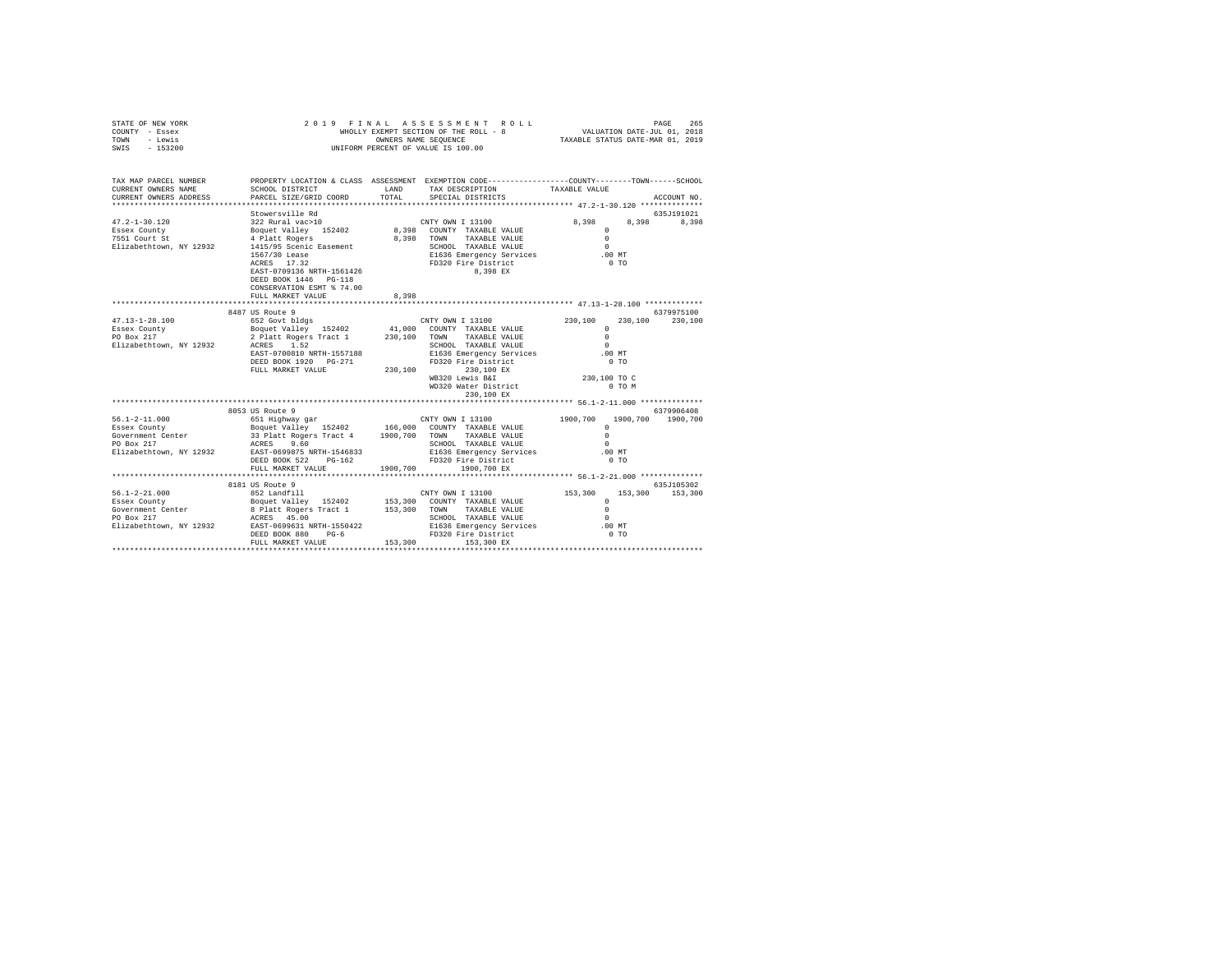STATE OF NEW YORK
COUNTY - Essex
TOWN - Lewis
SWIS - 153200

2 0 1 9 F I N A L A S S E S S M E N T R O L L
WHOLLY EXEMPT SECTION OF THE ROLL - 8
OWNERS NAME SEQUENCE
UNIFORM PERCENT OF VALUE IS 100.00

VALUATION DATE-JUL 01, 2018
TAXABLE STATUS DATE-MAR 01, 2019

```
TAX MAP PARCEL NUMBER     PROPERTY LOCATION & CLASS  ASSESSMENT  EXEMPTION CODE-----------------COUNTY--------TOWN------SCHOOL
CURRENT OWNERS NAME       SCHOOL DISTRICT             LAND       TAX DESCRIPTION              TAXABLE VALUE
CURRENT OWNERS ADDRESS    PARCEL SIZE/GRID COORD      TOTAL      SPECIAL DISTRICTS                                      ACCOUNT NO.
******************************************************************************************************* 47.2-1-30.120 **************
                          Stowersville Rd                                                                              635J191021
47.2-1-30.120             322 Rural vac>10                       CNTY OWN I 13100                 8,398      8,398       8,398
Essex County              Boquet Valley  152402       8,398      COUNTY  TAXABLE VALUE                0
7551 Court St             4 Platt Rogers              8,398      TOWN    TAXABLE VALUE                0
Elizabethtown, NY 12932   1415/95 Scenic Easement                SCHOOL  TAXABLE VALUE                0
                          1567/30 Lease                          E1636 Emergency Services          .00 MT
                          ACRES   17.32                          FD320 Fire District                 0 TO
                          EAST-0709136 NRTH-1561426                   8,398 EX
                          DEED BOOK 1446   PG-118
                          CONSERVATION ESMT % 74.00
                          FULL MARKET VALUE           8,398
******************************************************************************************************* 47.13-1-28.100 ************
                          8487 US Route 9                                                                              6379975100
47.13-1-28.100            652 Govt bldgs                         CNTY OWN I 13100               230,100    230,100     230,100
Essex County              Boquet Valley  152402      41,000      COUNTY  TAXABLE VALUE                0
PO Box 217                2 Platt Rogers Tract 1    230,100      TOWN    TAXABLE VALUE                0
Elizabethtown, NY 12932   ACRES    1.52                          SCHOOL  TAXABLE VALUE                0
                          EAST-0700810 NRTH-1557188              E1636 Emergency Services          .00 MT
                          DEED BOOK 1920   PG-271                FD320 Fire District                 0 TO
                          FULL MARKET VALUE         230,100           230,100 EX
                                                                 WB320 Lewis B&I               230,100 TO C
                                                                 WD320 Water District                0 TO M
                                                                      230,100 EX
******************************************************************************************************* 56.1-2-11.000 *************
                          8053 US Route 9                                                                              6379906408
56.1-2-11.000             651 Highway gar                        CNTY OWN I 13100              1900,700   1900,700    1900,700
Essex County              Boquet Valley  152402     166,000      COUNTY  TAXABLE VALUE                0
Government Center         33 Platt Rogers Tract 4  1900,700      TOWN    TAXABLE VALUE                0
PO Box 217                ACRES    9.60                          SCHOOL  TAXABLE VALUE                0
Elizabethtown, NY 12932   EAST-0699875 NRTH-1546833              E1636 Emergency Services          .00 MT
                          DEED BOOK 522    PG-162                FD320 Fire District                 0 TO
                          FULL MARKET VALUE        1900,700           1900,700 EX
******************************************************************************************************* 56.1-2-21.000 *************
                          8181 US Route 9                                                                              635J105302
56.1-2-21.000             852 Landfill                           CNTY OWN I 13100               153,300    153,300     153,300
Essex County              Boquet Valley  152402     153,300      COUNTY  TAXABLE VALUE                0
Government Center         8 Platt Rogers Tract 1    153,300      TOWN    TAXABLE VALUE                0
PO Box 217                ACRES   45.00                          SCHOOL  TAXABLE VALUE                0
Elizabethtown, NY 12932   EAST-0699631 NRTH-1550422              E1636 Emergency Services          .00 MT
                          DEED BOOK 880    PG-6                  FD320 Fire District                 0 TO
                          FULL MARKET VALUE         153,300           153,300 EX
************************************************************************************************************************************
```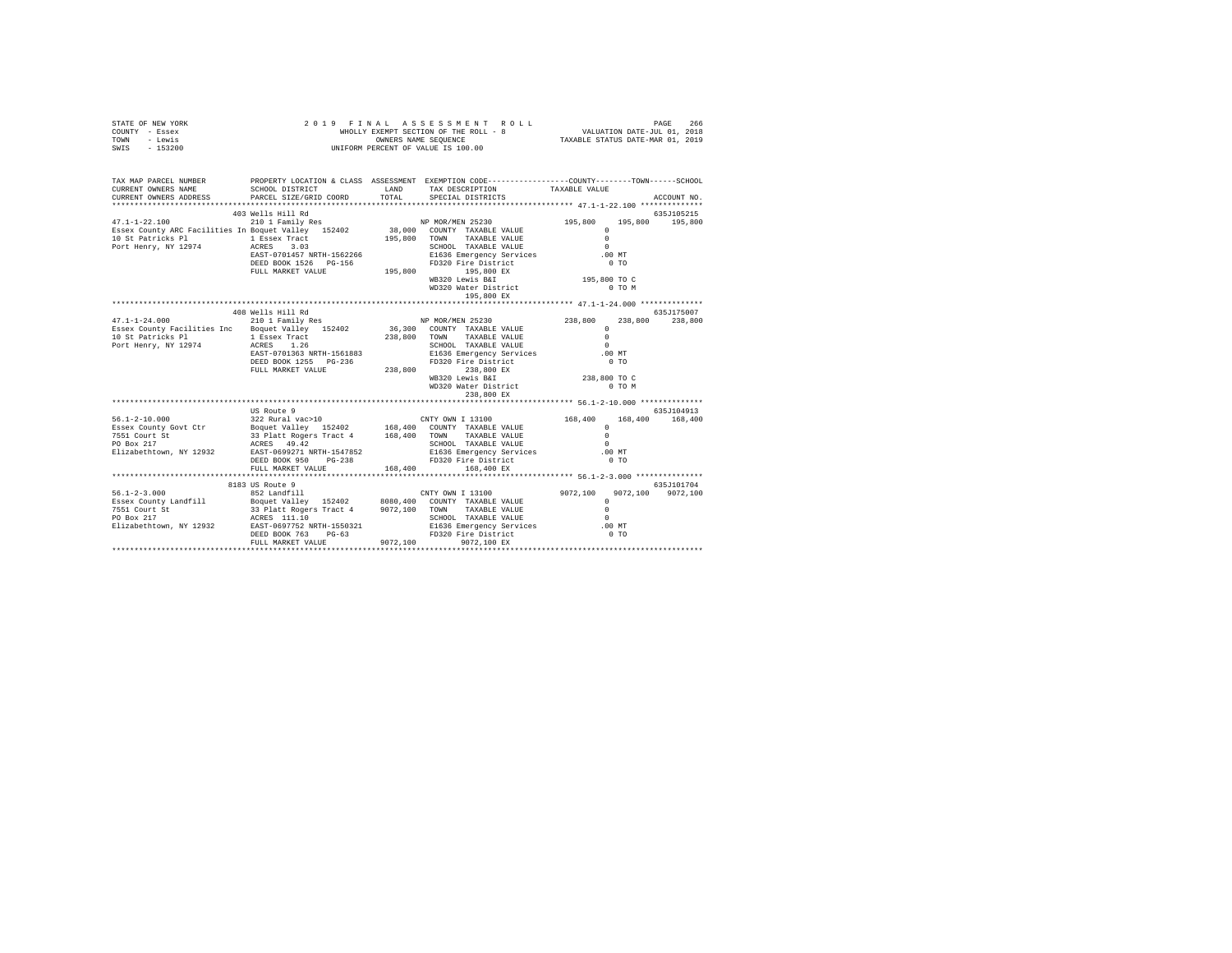```
STATE OF NEW YORK              2 0 1 9  F I N A L  A S S E S S M E N T  R O L L                    PAGE  266
COUNTY  - Essex                    WHOLLY EXEMPT SECTION OF THE ROLL - 8          VALUATION DATE-JUL 01, 2018
TOWN    - Lewis                          OWNERS NAME SEQUENCE                   TAXABLE STATUS DATE-MAR 01, 2019
SWIS    - 153200                   UNIFORM PERCENT OF VALUE IS 100.00

TAX MAP PARCEL NUMBER          PROPERTY LOCATION & CLASS  ASSESSMENT  EXEMPTION CODE-----------------COUNTY--------TOWN------SCHOOL
CURRENT OWNERS NAME            SCHOOL DISTRICT              LAND      TAX DESCRIPTION            TAXABLE VALUE
CURRENT OWNERS ADDRESS         PARCEL SIZE/GRID COORD       TOTAL     SPECIAL DISTRICTS                                   ACCOUNT NO.
****************************************************************************************************** 47.1-1-22.100 **************
                    403 Wells Hill Rd                                                                                635J105215
47.1-1-22.100                  210 1 Family Res                     NP MOR/MEN 25230           195,800    195,800    195,800
Essex County ARC Facilities In Boquet Valley  152402        38,000   COUNTY  TAXABLE VALUE           0
10 St Patricks Pl              1 Essex Tract                195,800   TOWN    TAXABLE VALUE           0
Port Henry, NY 12974           ACRES    3.03                          SCHOOL  TAXABLE VALUE           0
                               EAST-0701457 NRTH-1562266              E1636 Emergency Services         .00 MT
                               DEED BOOK 1526   PG-156                FD320 Fire District               0 TO
                               FULL MARKET VALUE            195,800        195,800 EX
                                                                      WB320 Lewis B&I              195,800 TO C
                                                                      WD320 Water District              0 TO M
                                                                           195,800 EX
****************************************************************************************************** 47.1-1-24.000 **************
                    408 Wells Hill Rd                                                                                635J175007
47.1-1-24.000                  210 1 Family Res                     NP MOR/MEN 25230           238,800    238,800    238,800
Essex County Facilities Inc    Boquet Valley  152402        36,300   COUNTY  TAXABLE VALUE           0
10 St Patricks Pl              1 Essex Tract                238,800   TOWN    TAXABLE VALUE           0
Port Henry, NY 12974           ACRES    1.26                          SCHOOL  TAXABLE VALUE           0
                               EAST-0701363 NRTH-1561883              E1636 Emergency Services         .00 MT
                               DEED BOOK 1255   PG-236                FD320 Fire District               0 TO
                               FULL MARKET VALUE            238,800        238,800 EX
                                                                      WB320 Lewis B&I              238,800 TO C
                                                                      WD320 Water District              0 TO M
                                                                           238,800 EX
****************************************************************************************************** 56.1-2-10.000 **************
                        US Route 9                                                                                   635J104913
56.1-2-10.000                  322 Rural vac>10                     CNTY OWN I 13100           168,400    168,400    168,400
Essex County Govt Ctr          Boquet Valley  152402       168,400   COUNTY  TAXABLE VALUE           0
7551 Court St                  33 Platt Rogers Tract 4      168,400   TOWN    TAXABLE VALUE           0
PO Box 217                     ACRES   49.42                          SCHOOL  TAXABLE VALUE           0
Elizabethtown, NY 12932        EAST-0699271 NRTH-1547852              E1636 Emergency Services         .00 MT
                               DEED BOOK 950    PG-238                FD320 Fire District               0 TO
                               FULL MARKET VALUE            168,400        168,400 EX
****************************************************************************************************** 56.1-2-3.000 ***************
                   8183 US Route 9                                                                                   635J101704
56.1-2-3.000                   852 Landfill                         CNTY OWN I 13100          9072,100   9072,100   9072,100
Essex County Landfill          Boquet Valley  152402      8080,400   COUNTY  TAXABLE VALUE           0
7551 Court St                  33 Platt Rogers Tract 4     9072,100   TOWN    TAXABLE VALUE           0
PO Box 217                     ACRES  111.10                          SCHOOL  TAXABLE VALUE           0
Elizabethtown, NY 12932        EAST-0697752 NRTH-1550321              E1636 Emergency Services         .00 MT
                               DEED BOOK 763    PG-63                 FD320 Fire District               0 TO
                               FULL MARKET VALUE           9072,100       9072,100 EX
************************************************************************************************************************************
```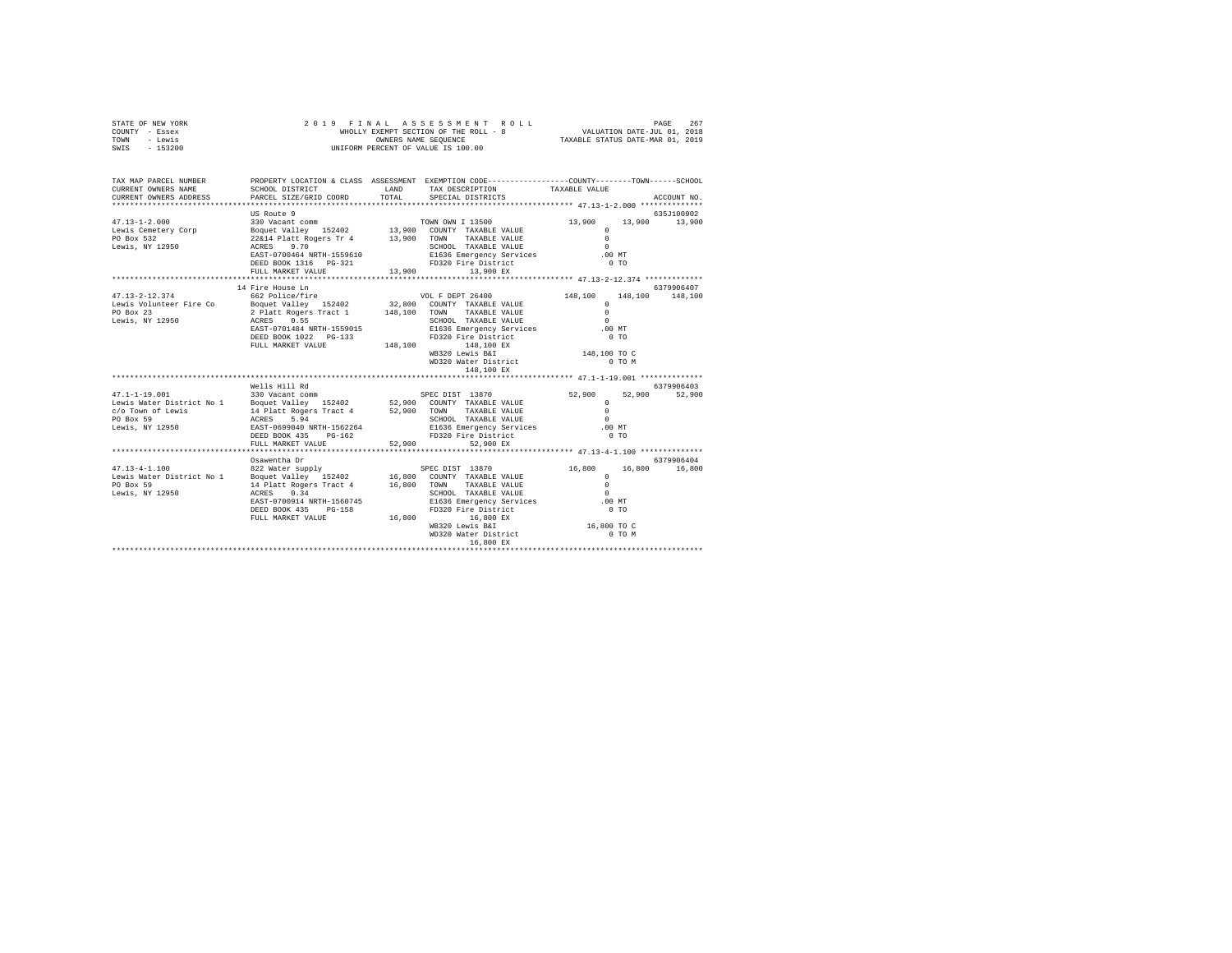STATE OF NEW YORK
COUNTY - Essex
TOWN - Lewis
SWIS - 153200

2019 FINAL ASSESSMENT ROLL
WHOLLY EXEMPT SECTION OF THE ROLL - 8
OWNERS NAME SEQUENCE
UNIFORM PERCENT OF VALUE IS 100.00

VALUATION DATE-JUL 01, 2018
TAXABLE STATUS DATE-MAR 01, 2019

```
TAX MAP PARCEL NUMBER    PROPERTY LOCATION & CLASS  ASSESSMENT  EXEMPTION CODE-----------------COUNTY--------TOWN------SCHOOL
CURRENT OWNERS NAME      SCHOOL DISTRICT             LAND       TAX DESCRIPTION             TAXABLE VALUE
CURRENT OWNERS ADDRESS   PARCEL SIZE/GRID COORD      TOTAL      SPECIAL DISTRICTS                                    ACCOUNT NO.
****************************************************************************************** 47.13-1-2.000 **************
                         US Route 9                                                                            635J100902
47.13-1-2.000            330 Vacant comm                        TOWN OWN I 13500          13,900    13,900    13,900
Lewis Cemetery Corp      Boquet Valley  152402      13,900   COUNTY  TAXABLE VALUE            0
PO Box 532               22&14 Platt Rogers Tr 4    13,900   TOWN    TAXABLE VALUE            0
Lewis, NY 12950          ACRES    9.70                       SCHOOL  TAXABLE VALUE            0
                         EAST-0700464 NRTH-1559610           E1636 Emergency Services      .00 MT
                         DEED BOOK 1316   PG-321             FD320 Fire District             0 TO
                         FULL MARKET VALUE          13,900          13,900 EX
****************************************************************************************** 47.13-2-12.374 *************
                         14 Fire House Ln                                                                      6379906407
47.13-2-12.374           662 Police/fire                        VOL F DEPT 26400         148,100   148,100   148,100
Lewis Volunteer Fire Co  Boquet Valley  152402      32,800   COUNTY  TAXABLE VALUE            0
PO Box 23                2 Platt Rogers Tract 1    148,100   TOWN    TAXABLE VALUE            0
Lewis, NY 12950          ACRES    0.55                       SCHOOL  TAXABLE VALUE            0
                         EAST-0701484 NRTH-1559015           E1636 Emergency Services      .00 MT
                         DEED BOOK 1022   PG-133             FD320 Fire District             0 TO
                         FULL MARKET VALUE         148,100          148,100 EX
                                                             WB320 Lewis B&I           148,100 TO C
                                                             WD320 Water District            0 TO M
                                                                    148,100 EX
****************************************************************************************** 47.1-1-19.001 **************
                         Wells Hill Rd                                                                         6379906403
47.1-1-19.001            330 Vacant comm                        SPEC DIST 13870           52,900    52,900    52,900
Lewis Water District No 1  Boquet Valley  152402    52,900   COUNTY  TAXABLE VALUE            0
c/o Town of Lewis        14 Platt Rogers Tract 4    52,900   TOWN    TAXABLE VALUE            0
PO Box 59                ACRES    5.94                       SCHOOL  TAXABLE VALUE            0
Lewis, NY 12950          EAST-0699040 NRTH-1562264           E1636 Emergency Services      .00 MT
                         DEED BOOK 435    PG-162             FD320 Fire District             0 TO
                         FULL MARKET VALUE          52,900          52,900 EX
****************************************************************************************** 47.13-4-1.100 **************
                         Osawentha Dr                                                                          6379906404
47.13-4-1.100            822 Water supply                       SPEC DIST 13870           16,800    16,800    16,800
Lewis Water District No 1  Boquet Valley  152402    16,800   COUNTY  TAXABLE VALUE            0
PO Box 59                14 Platt Rogers Tract 4    16,800   TOWN    TAXABLE VALUE            0
Lewis, NY 12950          ACRES    0.34                       SCHOOL  TAXABLE VALUE            0
                         EAST-0700914 NRTH-1560745           E1636 Emergency Services      .00 MT
                         DEED BOOK 435    PG-158             FD320 Fire District             0 TO
                         FULL MARKET VALUE          16,800          16,800 EX
                                                             WB320 Lewis B&I            16,800 TO C
                                                             WD320 Water District            0 TO M
                                                                     16,800 EX
************************************************************************************************************************
```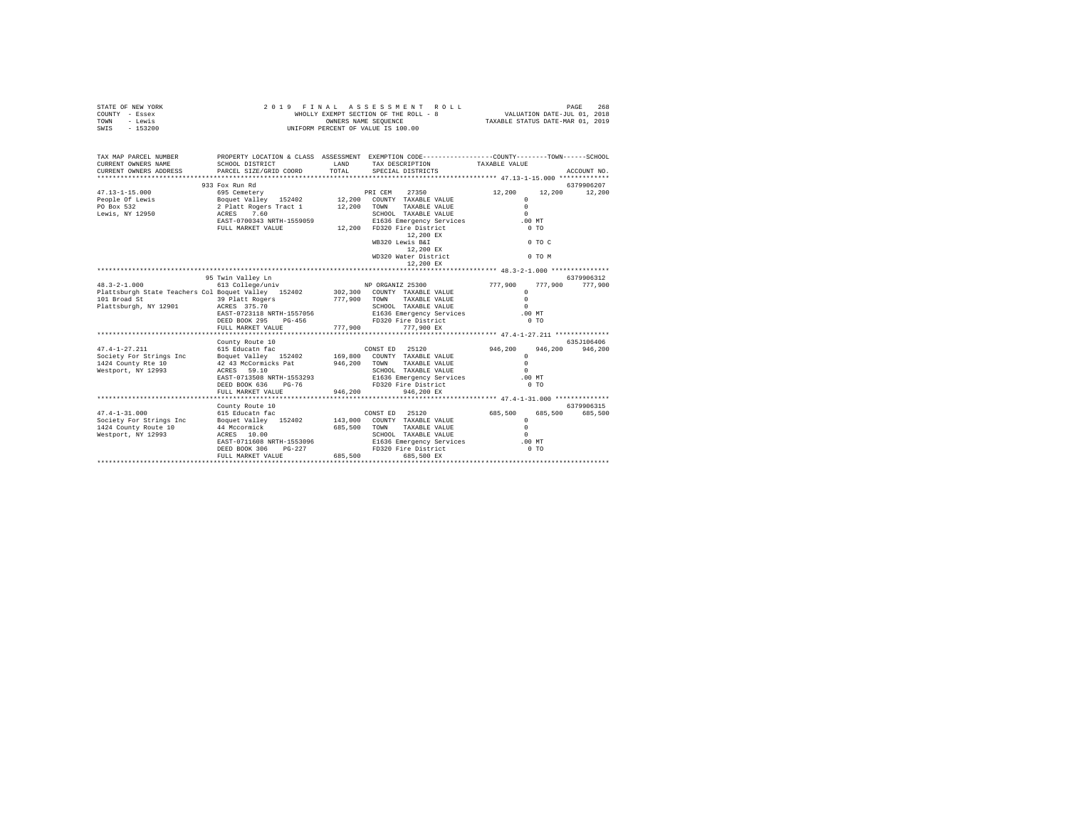```
STATE OF NEW YORK              2 0 1 9  F I N A L  A S S E S S M E N T  R O L L                      PAGE  268
COUNTY - Essex                      WHOLLY EXEMPT SECTION OF THE ROLL - 8           VALUATION DATE-JUL 01, 2018
TOWN   - Lewis                             OWNERS NAME SEQUENCE                   TAXABLE STATUS DATE-MAR 01, 2019
SWIS   - 153200                       UNIFORM PERCENT OF VALUE IS 100.00


TAX MAP PARCEL NUMBER          PROPERTY LOCATION & CLASS  ASSESSMENT  EXEMPTION CODE-----------------COUNTY--------TOWN------SCHOOL
CURRENT OWNERS NAME            SCHOOL DISTRICT            LAND      TAX DESCRIPTION           TAXABLE VALUE
CURRENT OWNERS ADDRESS         PARCEL SIZE/GRID COORD     TOTAL     SPECIAL DISTRICTS                                  ACCOUNT NO.
****************************************************************************************************** 47.13-1-15.000 *************
                               933 Fox Run Rd                                                                          6379906207
47.13-1-15.000                 695 Cemetery                         PRI CEM    27350               12,200     12,200     12,200
People Of Lewis                Boquet Valley  152402       12,200   COUNTY  TAXABLE VALUE             0
PO Box 532                     2 Platt Rogers Tract 1      12,200   TOWN    TAXABLE VALUE             0
Lewis, NY 12950                ACRES    7.60                        SCHOOL  TAXABLE VALUE             0
                               EAST-0700343 NRTH-1559059            E1636 Emergency Services          .00 MT
                               FULL MARKET VALUE           12,200   FD320 Fire District                0 TO
                                                                         12,200 EX
                                                                    WB320 Lewis B&I                    0 TO C
                                                                         12,200 EX
                                                                    WD320 Water District               0 TO M
                                                                         12,200 EX
****************************************************************************************************** 48.3-2-1.000 ***************
                               95 Twin Valley Ln                                                                       6379906312
48.3-2-1.000                   613 College/univ                     NP ORGANIZ 25300              777,900    777,900    777,900
Plattsburgh State Teachers Col Boquet Valley  152402      302,300   COUNTY  TAXABLE VALUE             0
101 Broad St                   39 Platt Rogers            777,900   TOWN    TAXABLE VALUE             0
Plattsburgh, NY 12901          ACRES  375.70                        SCHOOL  TAXABLE VALUE             0
                               EAST-0723118 NRTH-1557056            E1636 Emergency Services          .00 MT
                               DEED BOOK 295    PG-456              FD320 Fire District                0 TO
                               FULL MARKET VALUE          777,900        777,900 EX
****************************************************************************************************** 47.4-1-27.211 **************
                               County Route 10                                                                         635J106406
47.4-1-27.211                  615 Educatn fac                      CONST ED   25120              946,200    946,200    946,200
Society For Strings Inc        Boquet Valley  152402      169,800   COUNTY  TAXABLE VALUE             0
1424 County Rte 10             42 43 McCormicks Pat       946,200   TOWN    TAXABLE VALUE             0
Westport, NY 12993             ACRES   59.10                        SCHOOL  TAXABLE VALUE             0
                               EAST-0713508 NRTH-1553293            E1636 Emergency Services          .00 MT
                               DEED BOOK 636    PG-76               FD320 Fire District                0 TO
                               FULL MARKET VALUE          946,200        946,200 EX
****************************************************************************************************** 47.4-1-31.000 **************
                               County Route 10                                                                         6379906315
47.4-1-31.000                  615 Educatn fac                      CONST ED   25120              685,500    685,500    685,500
Society For Strings Inc        Boquet Valley  152402      143,000   COUNTY  TAXABLE VALUE             0
1424 County Route 10           44 Mccormick               685,500   TOWN    TAXABLE VALUE             0
Westport, NY 12993             ACRES   10.00                        SCHOOL  TAXABLE VALUE             0
                               EAST-0711608 NRTH-1553096            E1636 Emergency Services          .00 MT
                               DEED BOOK 306    PG-227              FD320 Fire District                0 TO
                               FULL MARKET VALUE          685,500        685,500 EX
************************************************************************************************************************************
```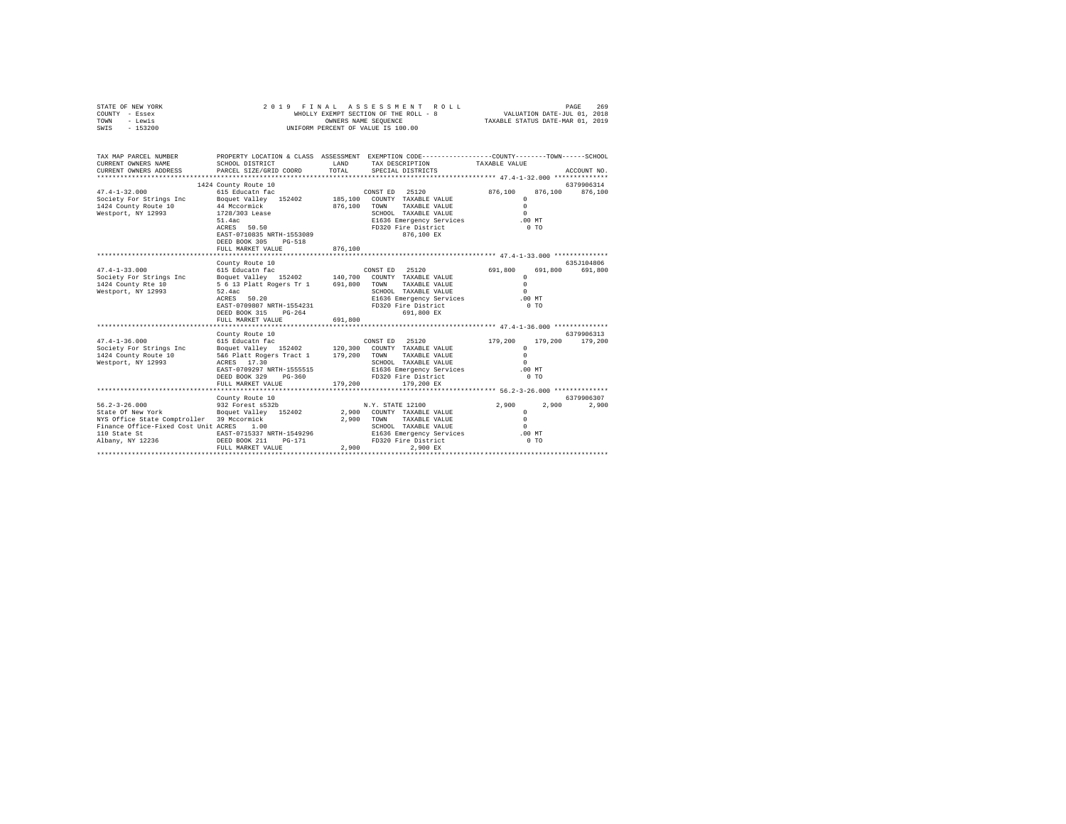STATE OF NEW YORK &nbsp;&nbsp;&nbsp;&nbsp; 2 0 1 9 F I N A L A S S E S S M E N T R O L L &nbsp;&nbsp;&nbsp;&nbsp; PAGE 269
COUNTY - Essex &nbsp;&nbsp;&nbsp;&nbsp; WHOLLY EXEMPT SECTION OF THE ROLL - 8 &nbsp;&nbsp;&nbsp;&nbsp; VALUATION DATE-JUL 01, 2018
TOWN - Lewis &nbsp;&nbsp;&nbsp;&nbsp; OWNERS NAME SEQUENCE &nbsp;&nbsp;&nbsp;&nbsp; TAXABLE STATUS DATE-MAR 01, 2019
SWIS - 153200 &nbsp;&nbsp;&nbsp;&nbsp; UNIFORM PERCENT OF VALUE IS 100.00

```
TAX MAP PARCEL NUMBER          PROPERTY LOCATION & CLASS  ASSESSMENT  EXEMPTION CODE-----------------COUNTY--------TOWN------SCHOOL
CURRENT OWNERS NAME            SCHOOL DISTRICT              LAND      TAX DESCRIPTION           TAXABLE VALUE
CURRENT OWNERS ADDRESS         PARCEL SIZE/GRID COORD       TOTAL     SPECIAL DISTRICTS                                  ACCOUNT NO.
******************************************************************************************************* 47.4-1-32.000 **************
                               1424 County Route 10                                                                   6379906314
47.4-1-32.000                  615 Educatn fac                         CONST ED   25120          876,100    876,100    876,100
Society For Strings Inc        Boquet Valley  152402       185,100    COUNTY  TAXABLE VALUE              0
1424 County Route 10           44 Mccormick                876,100    TOWN    TAXABLE VALUE              0
Westport, NY 12993             1728/303 Lease                         SCHOOL  TAXABLE VALUE              0
                               51.4ac                                  E1636 Emergency Services          .00 MT
                               ACRES   50.50                           FD320 Fire District                0 TO
                               EAST-0710835 NRTH-1553089                    876,100 EX
                               DEED BOOK 305    PG-518
                               FULL MARKET VALUE           876,100
******************************************************************************************************* 47.4-1-33.000 **************
                               County Route 10                                                                        635J104806
47.4-1-33.000                  615 Educatn fac                         CONST ED   25120          691,800    691,800    691,800
Society For Strings Inc        Boquet Valley  152402       140,700    COUNTY  TAXABLE VALUE              0
1424 County Rte 10             5 6 13 Platt Rogers Tr 1    691,800    TOWN    TAXABLE VALUE              0
Westport, NY 12993             52.4ac                                  SCHOOL  TAXABLE VALUE              0
                               ACRES   50.20                           E1636 Emergency Services          .00 MT
                               EAST-0709807 NRTH-1554231               FD320 Fire District                0 TO
                               DEED BOOK 315    PG-264                      691,800 EX
                               FULL MARKET VALUE           691,800
******************************************************************************************************* 47.4-1-36.000 **************
                               County Route 10                                                                        6379906313
47.4-1-36.000                  615 Educatn fac                         CONST ED   25120          179,200    179,200    179,200
Society For Strings Inc        Boquet Valley  152402       120,300    COUNTY  TAXABLE VALUE              0
1424 County Route 10           5&6 Platt Rogers Tract 1    179,200    TOWN    TAXABLE VALUE              0
Westport, NY 12993             ACRES   17.30                           SCHOOL  TAXABLE VALUE              0
                               EAST-0709297 NRTH-1555515               E1636 Emergency Services          .00 MT
                               DEED BOOK 329    PG-360                 FD320 Fire District                0 TO
                               FULL MARKET VALUE           179,200          179,200 EX
******************************************************************************************************* 56.2-3-26.000 **************
                               County Route 10                                                                        6379906307
56.2-3-26.000                  932 Forest s532b                        N.Y. STATE 12100            2,900      2,900      2,900
State Of New York              Boquet Valley  152402         2,900    COUNTY  TAXABLE VALUE              0
NYS Office State Comptroller   39 Mccormick                  2,900    TOWN    TAXABLE VALUE              0
Finance Office-Fixed Cost Unit ACRES    1.00                           SCHOOL  TAXABLE VALUE              0
110 State St                   EAST-0715337 NRTH-1549296               E1636 Emergency Services          .00 MT
Albany, NY 12236               DEED BOOK 211    PG-171                 FD320 Fire District                0 TO
                               FULL MARKET VALUE             2,900            2,900 EX
************************************************************************************************************************************
```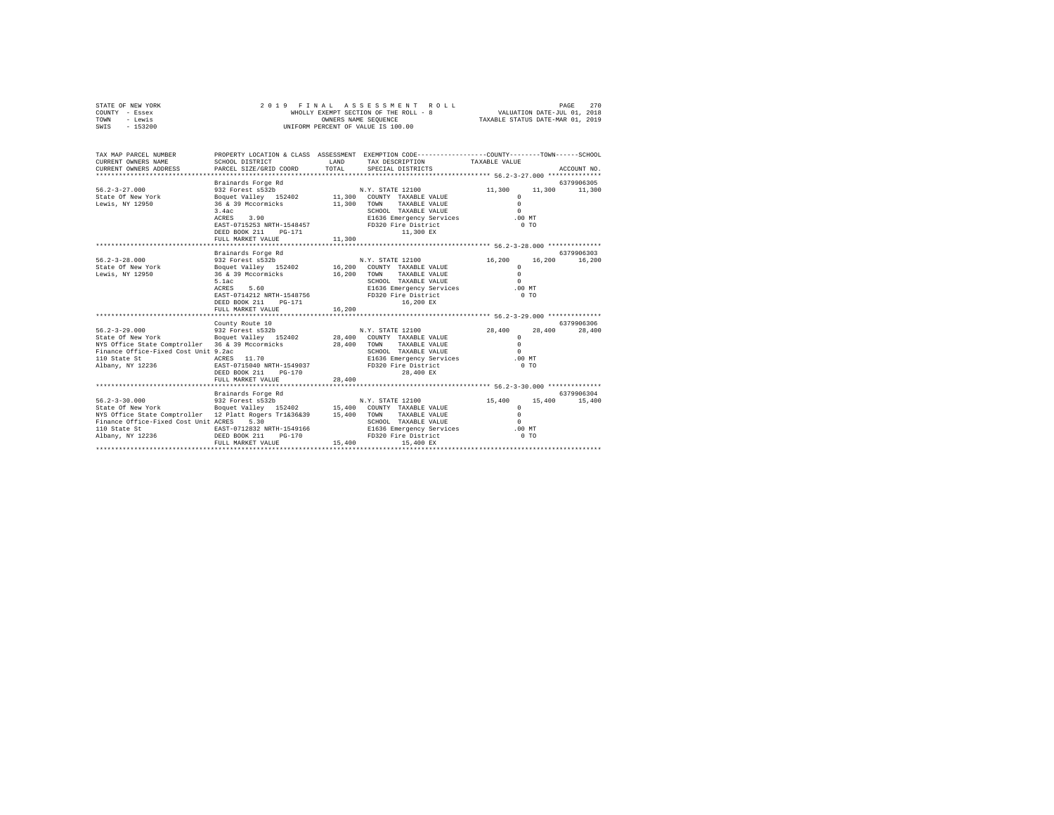STATE OF NEW YORK — 2019 FINAL ASSESSMENT ROLL — PAGE 270
COUNTY - Essex — WHOLLY EXEMPT SECTION OF THE ROLL - 8 — VALUATION DATE-JUL 01, 2018
TOWN - Lewis — OWNERS NAME SEQUENCE — TAXABLE STATUS DATE-MAR 01, 2019
SWIS - 153200 — UNIFORM PERCENT OF VALUE IS 100.00

```
TAX MAP PARCEL NUMBER          PROPERTY LOCATION & CLASS  ASSESSMENT  EXEMPTION CODE-----------------COUNTY--------TOWN------SCHOOL
CURRENT OWNERS NAME            SCHOOL DISTRICT             LAND       TAX DESCRIPTION           TAXABLE VALUE
CURRENT OWNERS ADDRESS         PARCEL SIZE/GRID COORD      TOTAL      SPECIAL DISTRICTS                                  ACCOUNT NO.
*********************************************************************************************** 56.2-3-27.000 **************
                               Brainards Forge Rd                                                                     6379906305
56.2-3-27.000                  932 Forest s532b                       N.Y. STATE 12100            11,300     11,300     11,300
State Of New York              Boquet Valley  152402       11,300     COUNTY  TAXABLE VALUE             0
Lewis, NY 12950                36 & 39 Mccormicks          11,300     TOWN    TAXABLE VALUE             0
                               3.4ac                                  SCHOOL  TAXABLE VALUE             0
                               ACRES    3.90                          E1636 Emergency Services         .00 MT
                               EAST-0715253 NRTH-1548457              FD320 Fire District                0 TO
                               DEED BOOK 211   PG-171                      11,300 EX
                               FULL MARKET VALUE           11,300
*********************************************************************************************** 56.2-3-28.000 **************
                               Brainards Forge Rd                                                                     6379906303
56.2-3-28.000                  932 Forest s532b                       N.Y. STATE 12100            16,200     16,200     16,200
State Of New York              Boquet Valley  152402       16,200     COUNTY  TAXABLE VALUE             0
Lewis, NY 12950                36 & 39 Mccormicks          16,200     TOWN    TAXABLE VALUE             0
                               5.1ac                                  SCHOOL  TAXABLE VALUE             0
                               ACRES    5.60                          E1636 Emergency Services         .00 MT
                               EAST-0714212 NRTH-1548756              FD320 Fire District                0 TO
                               DEED BOOK 211   PG-171                      16,200 EX
                               FULL MARKET VALUE           16,200
*********************************************************************************************** 56.2-3-29.000 **************
                               County Route 10                                                                        6379906306
56.2-3-29.000                  932 Forest s532b                       N.Y. STATE 12100            28,400     28,400     28,400
State Of New York              Boquet Valley  152402       28,400     COUNTY  TAXABLE VALUE             0
NYS Office State Comptroller   36 & 39 Mccormicks          28,400     TOWN    TAXABLE VALUE             0
Finance Office-Fixed Cost Unit 9.2ac                                  SCHOOL  TAXABLE VALUE             0
110 State St                   ACRES   11.70                          E1636 Emergency Services         .00 MT
Albany, NY 12236               EAST-0715040 NRTH-1549037              FD320 Fire District                0 TO
                               DEED BOOK 211   PG-170                      28,400 EX
                               FULL MARKET VALUE           28,400
*********************************************************************************************** 56.2-3-30.000 **************
                               Brainards Forge Rd                                                                     6379906304
56.2-3-30.000                  932 Forest s532b                       N.Y. STATE 12100            15,400     15,400     15,400
State Of New York              Boquet Valley  152402       15,400     COUNTY  TAXABLE VALUE             0
NYS Office State Comptroller   12 Platt Rogers Tr1&36&39   15,400     TOWN    TAXABLE VALUE             0
Finance Office-Fixed Cost Unit ACRES    5.30                          SCHOOL  TAXABLE VALUE             0
110 State St                   EAST-0712832 NRTH-1549166              E1636 Emergency Services         .00 MT
Albany, NY 12236               DEED BOOK 211   PG-170                 FD320 Fire District                0 TO
                               FULL MARKET VALUE           15,400          15,400 EX
****************************************************************************************************************************
```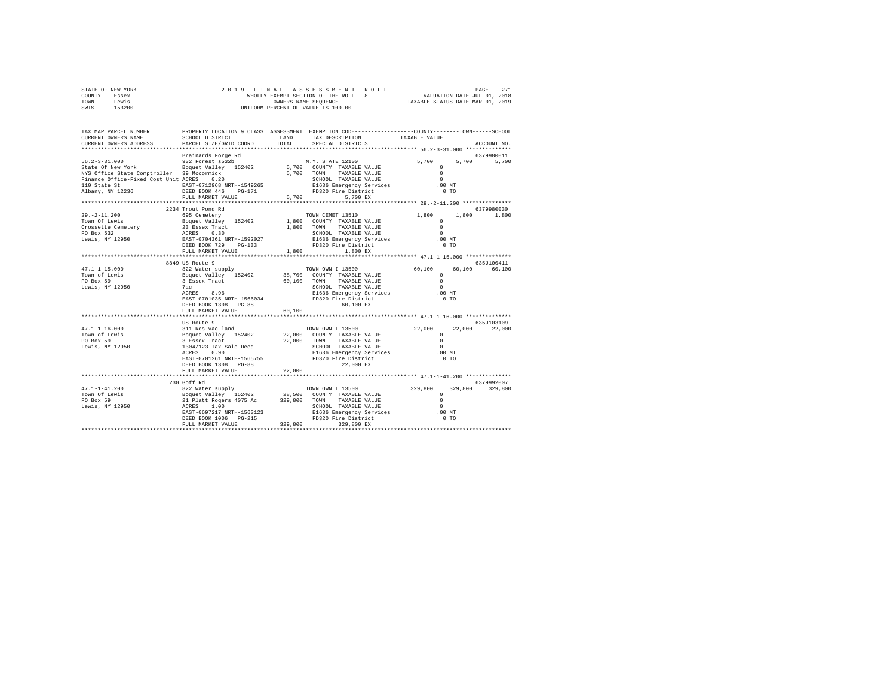STATE OF NEW YORK — COUNTY - Essex — TOWN - Lewis — SWIS - 153200

**2019 FINAL ASSESSMENT ROLL**
WHOLLY EXEMPT SECTION OF THE ROLL - 8
OWNERS NAME SEQUENCE
UNIFORM PERCENT OF VALUE IS 100.00

VALUATION DATE-JUL 01, 2018
TAXABLE STATUS DATE-MAR 01, 2019

| TAX MAP PARCEL NUMBER / CURRENT OWNERS NAME / CURRENT OWNERS ADDRESS | PROPERTY LOCATION & CLASS / SCHOOL DISTRICT / PARCEL SIZE/GRID COORD | ASSESSMENT LAND / TOTAL | EXEMPTION CODE / TAX DESCRIPTION / SPECIAL DISTRICTS | COUNTY / TAXABLE VALUE | TOWN | SCHOOL / ACCOUNT NO. |
|---|---|---|---|---|---|---|
| **56.2-3-31.000** | Brainards Forge Rd | | | | | 6379980011 |
| 56.2-3-31.000 | 932 Forest s532b | | N.Y. STATE 12100 | 5,700 | 5,700 | 5,700 |
| State Of New York | Boquet Valley 152402 | 5,700 | COUNTY TAXABLE VALUE | 0 | | |
| NYS Office State Comptroller | 39 Mccormick | 5,700 | TOWN TAXABLE VALUE | 0 | | |
| Finance Office-Fixed Cost Unit | ACRES 0.20 | | SCHOOL TAXABLE VALUE | 0 | | |
| 110 State St | EAST-0712968 NRTH-1549265 | | E1636 Emergency Services | .00 MT | | |
| Albany, NY 12236 | DEED BOOK 446 PG-171 | | FD320 Fire District | 0 TO | | |
| | FULL MARKET VALUE | 5,700 | 5,700 EX | | | |
| **29.-2-11.200** | 2234 Trout Pond Rd | | | | | 6379980030 |
| 29.-2-11.200 | 695 Cemetery | | TOWN CEMET 13510 | 1,800 | 1,800 | 1,800 |
| Town Of Lewis | Boquet Valley 152402 | 1,800 | COUNTY TAXABLE VALUE | 0 | | |
| Crossette Cemetery | 23 Essex Tract | 1,800 | TOWN TAXABLE VALUE | 0 | | |
| PO Box 532 | ACRES 0.30 | | SCHOOL TAXABLE VALUE | 0 | | |
| Lewis, NY 12950 | EAST-0704361 NRTH-1592027 | | E1636 Emergency Services | .00 MT | | |
| | DEED BOOK 729 PG-133 | | FD320 Fire District | 0 TO | | |
| | FULL MARKET VALUE | 1,800 | 1,800 EX | | | |
| **47.1-1-15.000** | 8849 US Route 9 | | | | | 635J100411 |
| 47.1-1-15.000 | 822 Water supply | | TOWN OWN I 13500 | 60,100 | 60,100 | 60,100 |
| Town of Lewis | Boquet Valley 152402 | 38,700 | COUNTY TAXABLE VALUE | 0 | | |
| PO Box 59 | 3 Essex Tract | 60,100 | TOWN TAXABLE VALUE | 0 | | |
| Lewis, NY 12950 | 7ac | | SCHOOL TAXABLE VALUE | 0 | | |
| | ACRES 8.96 | | E1636 Emergency Services | .00 MT | | |
| | EAST-0701035 NRTH-1566034 | | FD320 Fire District | 0 TO | | |
| | DEED BOOK 1308 PG-88 | | 60,100 EX | | | |
| | FULL MARKET VALUE | 60,100 | | | | |
| **47.1-1-16.000** | US Route 9 | | | | | 635J103109 |
| 47.1-1-16.000 | 311 Res vac land | | TOWN OWN I 13500 | 22,000 | 22,000 | 22,000 |
| Town of Lewis | Boquet Valley 152402 | 22,000 | COUNTY TAXABLE VALUE | 0 | | |
| PO Box 59 | 3 Essex Tract | 22,000 | TOWN TAXABLE VALUE | 0 | | |
| Lewis, NY 12950 | 1304/123 Tax Sale Deed | | SCHOOL TAXABLE VALUE | 0 | | |
| | ACRES 0.90 | | E1636 Emergency Services | .00 MT | | |
| | EAST-0701261 NRTH-1565755 | | FD320 Fire District | 0 TO | | |
| | DEED BOOK 1308 PG-88 | | 22,000 EX | | | |
| | FULL MARKET VALUE | 22,000 | | | | |
| **47.1-1-41.200** | 230 Goff Rd | | | | | 6379992007 |
| 47.1-1-41.200 | 822 Water supply | | TOWN OWN I 13500 | 329,800 | 329,800 | 329,800 |
| Town Of Lewis | Boquet Valley 152402 | 28,500 | COUNTY TAXABLE VALUE | 0 | | |
| PO Box 59 | 21 Platt Rogers 4075 Ac | 329,800 | TOWN TAXABLE VALUE | 0 | | |
| Lewis, NY 12950 | ACRES 1.00 | | SCHOOL TAXABLE VALUE | 0 | | |
| | EAST-0697217 NRTH-1563123 | | E1636 Emergency Services | .00 MT | | |
| | DEED BOOK 1006 PG-215 | | FD320 Fire District | 0 TO | | |
| | FULL MARKET VALUE | 329,800 | 329,800 EX | | | |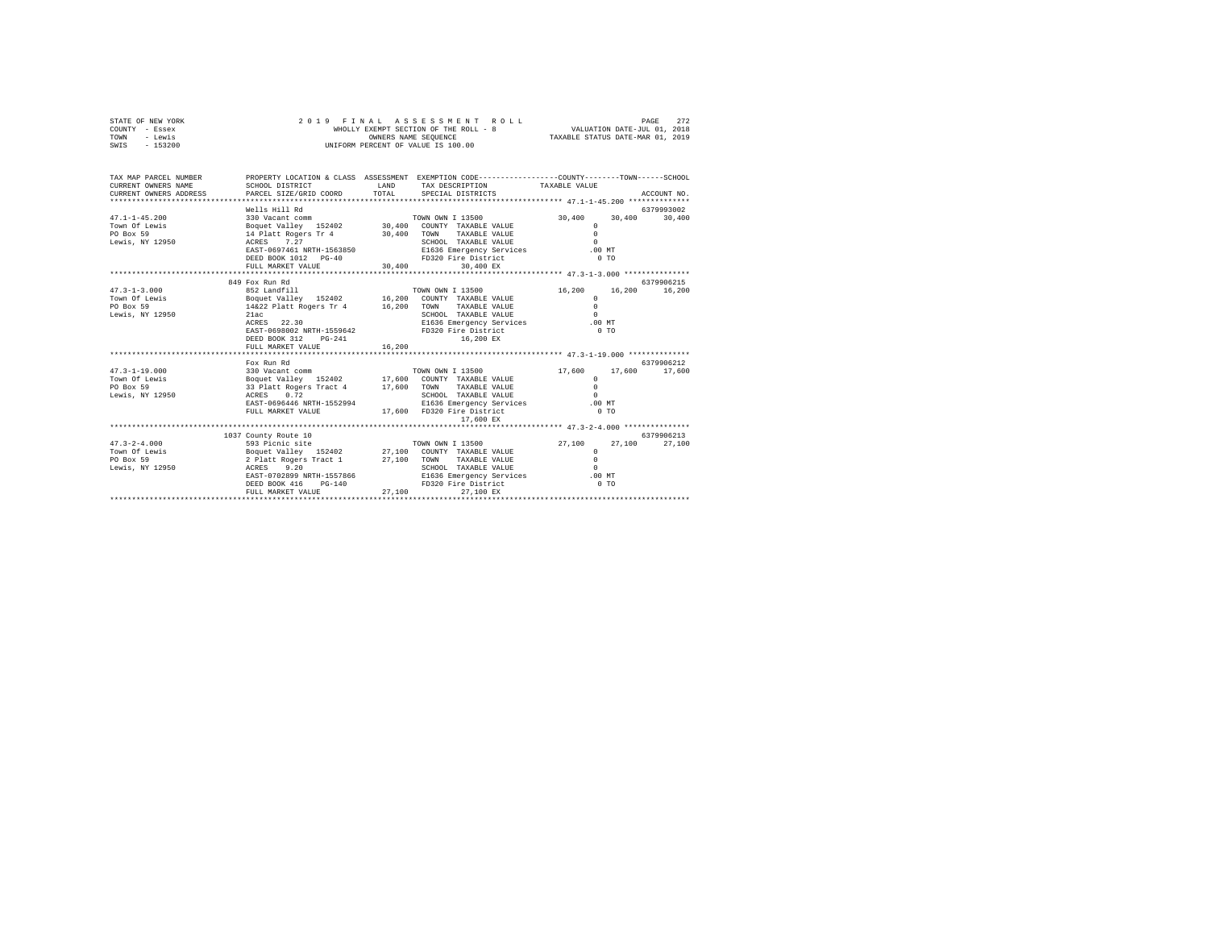STATE OF NEW YORK &nbsp;&nbsp;&nbsp; 2 0 1 9 &nbsp; F I N A L &nbsp; A S S E S S M E N T &nbsp; R O L L
COUNTY - Essex &nbsp;&nbsp;&nbsp; WHOLLY EXEMPT SECTION OF THE ROLL - 8 &nbsp;&nbsp;&nbsp; VALUATION DATE-JUL 01, 2018
TOWN - Lewis &nbsp;&nbsp;&nbsp; OWNERS NAME SEQUENCE &nbsp;&nbsp;&nbsp; TAXABLE STATUS DATE-MAR 01, 2019
SWIS - 153200 &nbsp;&nbsp;&nbsp; UNIFORM PERCENT OF VALUE IS 100.00

| TAX MAP PARCEL NUMBER / CURRENT OWNERS NAME / CURRENT OWNERS ADDRESS | PROPERTY LOCATION & CLASS / SCHOOL DISTRICT / PARCEL SIZE/GRID COORD | ASSESSMENT LAND / TOTAL | EXEMPTION CODE / TAX DESCRIPTION / SPECIAL DISTRICTS | COUNTY TAXABLE VALUE | TOWN | SCHOOL / ACCOUNT NO. |
|---|---|---|---|---|---|---|
| **47.1-1-45.200** | Wells Hill Rd | | | | | 6379993002 |
| 47.1-1-45.200 | 330 Vacant comm | | TOWN OWN I 13500 | 30,400 | 30,400 | 30,400 |
| Town Of Lewis | Boquet Valley 152402 | 30,400 | COUNTY TAXABLE VALUE | 0 | | |
| PO Box 59 | 14 Platt Rogers Tr 4 | 30,400 | TOWN TAXABLE VALUE | 0 | | |
| Lewis, NY 12950 | ACRES 7.27 | | SCHOOL TAXABLE VALUE | 0 | | |
| | EAST-0697461 NRTH-1563850 | | E1636 Emergency Services | .00 MT | | |
| | DEED BOOK 1012 PG-40 | | FD320 Fire District | 0 TO | | |
| | FULL MARKET VALUE | 30,400 | 30,400 EX | | | |
| **47.3-1-3.000** | 849 Fox Run Rd | | | | | 6379906215 |
| 47.3-1-3.000 | 852 Landfill | | TOWN OWN I 13500 | 16,200 | 16,200 | 16,200 |
| Town Of Lewis | Boquet Valley 152402 | 16,200 | COUNTY TAXABLE VALUE | 0 | | |
| PO Box 59 | 14&22 Platt Rogers Tr 4 | 16,200 | TOWN TAXABLE VALUE | 0 | | |
| Lewis, NY 12950 | 21ac | | SCHOOL TAXABLE VALUE | 0 | | |
| | ACRES 22.30 | | E1636 Emergency Services | .00 MT | | |
| | EAST-0698002 NRTH-1559642 | | FD320 Fire District | 0 TO | | |
| | DEED BOOK 312 PG-241 | | 16,200 EX | | | |
| | FULL MARKET VALUE | 16,200 | | | | |
| **47.3-1-19.000** | Fox Run Rd | | | | | 6379906212 |
| 47.3-1-19.000 | 330 Vacant comm | | TOWN OWN I 13500 | 17,600 | 17,600 | 17,600 |
| Town Of Lewis | Boquet Valley 152402 | 17,600 | COUNTY TAXABLE VALUE | 0 | | |
| PO Box 59 | 33 Platt Rogers Tract 4 | 17,600 | TOWN TAXABLE VALUE | 0 | | |
| Lewis, NY 12950 | ACRES 0.72 | | SCHOOL TAXABLE VALUE | 0 | | |
| | EAST-0696446 NRTH-1552994 | | E1636 Emergency Services | .00 MT | | |
| | FULL MARKET VALUE | 17,600 | FD320 Fire District | 0 TO | | |
| | | | 17,600 EX | | | |
| **47.3-2-4.000** | 1037 County Route 10 | | | | | 6379906213 |
| 47.3-2-4.000 | 593 Picnic site | | TOWN OWN I 13500 | 27,100 | 27,100 | 27,100 |
| Town Of Lewis | Boquet Valley 152402 | 27,100 | COUNTY TAXABLE VALUE | 0 | | |
| PO Box 59 | 2 Platt Rogers Tract 1 | 27,100 | TOWN TAXABLE VALUE | 0 | | |
| Lewis, NY 12950 | ACRES 9.20 | | SCHOOL TAXABLE VALUE | 0 | | |
| | EAST-0702899 NRTH-1557866 | | E1636 Emergency Services | .00 MT | | |
| | DEED BOOK 416 PG-140 | | FD320 Fire District | 0 TO | | |
| | FULL MARKET VALUE | 27,100 | 27,100 EX | | | |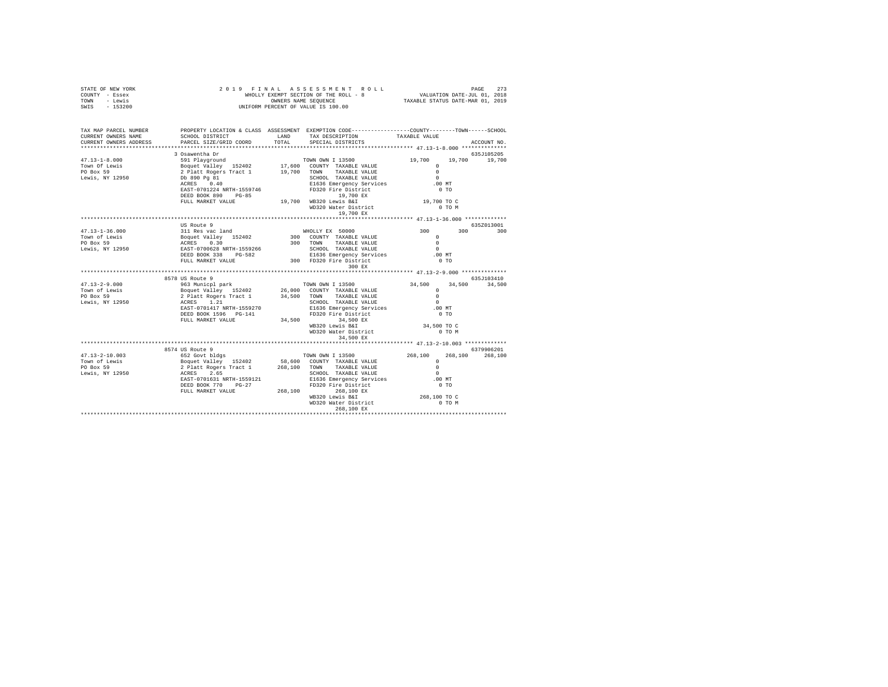STATE OF NEW YORK
COUNTY - Essex
TOWN - Lewis
SWIS - 153200

2019 FINAL ASSESSMENT ROLL
WHOLLY EXEMPT SECTION OF THE ROLL - 8
OWNERS NAME SEQUENCE
UNIFORM PERCENT OF VALUE IS 100.00

VALUATION DATE-JUL 01, 2018
TAXABLE STATUS DATE-MAR 01, 2019

```
TAX MAP PARCEL NUMBER     PROPERTY LOCATION & CLASS  ASSESSMENT  EXEMPTION CODE-----------------COUNTY--------TOWN------SCHOOL
CURRENT OWNERS NAME       SCHOOL DISTRICT             LAND       TAX DESCRIPTION            TAXABLE VALUE
CURRENT OWNERS ADDRESS    PARCEL SIZE/GRID COORD      TOTAL      SPECIAL DISTRICTS                                        ACCOUNT NO.
******************************************************************************************** 47.13-1-8.000 **************
                          3 Osawentha Dr                                                                               635J105205
47.13-1-8.000             591 Playground                         TOWN OWN I 13500               19,700     19,700     19,700
Town Of Lewis             Boquet Valley  152402      17,600      COUNTY  TAXABLE VALUE                0
PO Box 59                 2 Platt Rogers Tract 1     19,700      TOWN    TAXABLE VALUE                0
Lewis, NY 12950           Db 890 Pg 81                           SCHOOL  TAXABLE VALUE                0
                          ACRES    0.40                          E1636 Emergency Services           .00 MT
                          EAST-0701224 NRTH-1559746              FD320 Fire District                  0 TO
                          DEED BOOK 890    PG-85                      19,700 EX
                          FULL MARKET VALUE          19,700      WB320 Lewis B&I                 19,700 TO C
                                                                 WD320 Water District                 0 TO M
                                                                      19,700 EX
******************************************************************************************** 47.13-1-36.000 *************
                          US Route 9                                                                                   635Z013001
47.13-1-36.000            311 Res vac land                       WHOLLY EX 50000                    300        300        300
Town of Lewis             Boquet Valley  152402         300      COUNTY  TAXABLE VALUE                0
PO Box 59                 ACRES    0.30                 300      TOWN    TAXABLE VALUE                0
Lewis, NY 12950           EAST-0700628 NRTH-1559266              SCHOOL  TAXABLE VALUE                0
                          DEED BOOK 338    PG-582                E1636 Emergency Services           .00 MT
                          FULL MARKET VALUE             300      FD320 Fire District                  0 TO
                                                                      300 EX
******************************************************************************************** 47.13-2-9.000 **************
                          8578 US Route 9                                                                              635J103410
47.13-2-9.000             963 Municpl park                       TOWN OWN I 13500               34,500     34,500     34,500
Town of Lewis             Boquet Valley  152402      26,000      COUNTY  TAXABLE VALUE                0
PO Box 59                 2 Platt Rogers Tract 1     34,500      TOWN    TAXABLE VALUE                0
Lewis, NY 12950           ACRES    1.21                          SCHOOL  TAXABLE VALUE                0
                          EAST-0701417 NRTH-1559270              E1636 Emergency Services           .00 MT
                          DEED BOOK 1596   PG-141                FD320 Fire District                  0 TO
                          FULL MARKET VALUE          34,500           34,500 EX
                                                                 WB320 Lewis B&I                 34,500 TO C
                                                                 WD320 Water District                 0 TO M
                                                                      34,500 EX
******************************************************************************************** 47.13-2-10.003 *************
                          8574 US Route 9                                                                              6379906201
47.13-2-10.003            652 Govt bldgs                         TOWN OWN I 13500              268,100    268,100    268,100
Town of Lewis             Boquet Valley  152402      58,600      COUNTY  TAXABLE VALUE                0
PO Box 59                 2 Platt Rogers Tract 1    268,100      TOWN    TAXABLE VALUE                0
Lewis, NY 12950           ACRES    2.65                          SCHOOL  TAXABLE VALUE                0
                          EAST-0701631 NRTH-1559121              E1636 Emergency Services           .00 MT
                          DEED BOOK 770    PG-27                 FD320 Fire District                  0 TO
                          FULL MARKET VALUE         268,100           268,100 EX
                                                                 WB320 Lewis B&I                268,100 TO C
                                                                 WD320 Water District                 0 TO M
                                                                      268,100 EX
****************************************************************************************************************************
```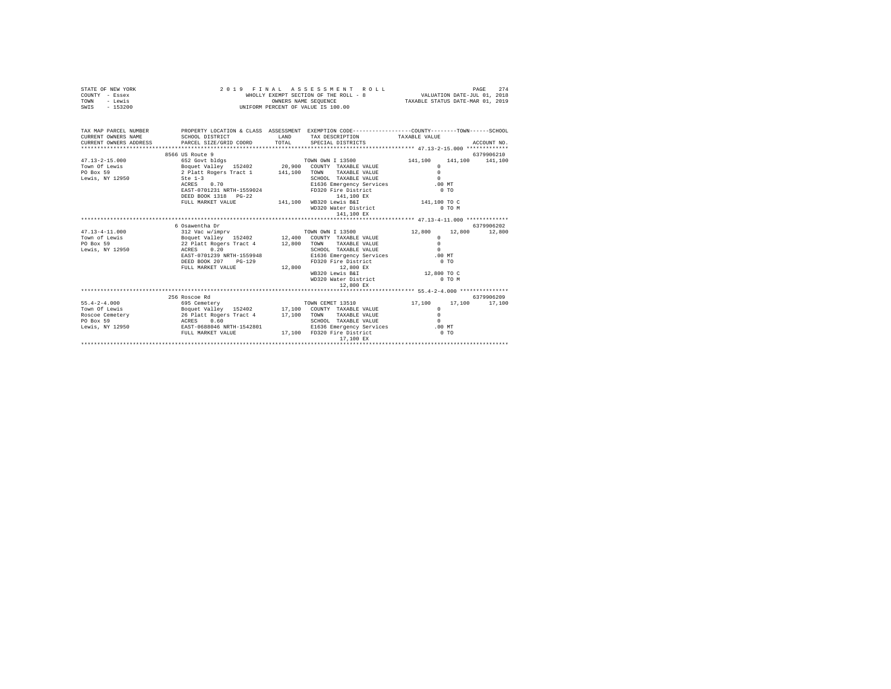STATE OF NEW YORK
COUNTY - Essex
TOWN - Lewis
SWIS - 153200

2019 FINAL ASSESSMENT ROLL
WHOLLY EXEMPT SECTION OF THE ROLL - 8
OWNERS NAME SEQUENCE
UNIFORM PERCENT OF VALUE IS 100.00

VALUATION DATE-JUL 01, 2018
TAXABLE STATUS DATE-MAR 01, 2019

```
TAX MAP PARCEL NUMBER      PROPERTY LOCATION & CLASS  ASSESSMENT  EXEMPTION CODE-----------------COUNTY--------TOWN------SCHOOL
CURRENT OWNERS NAME        SCHOOL DISTRICT             LAND       TAX DESCRIPTION           TAXABLE VALUE
CURRENT OWNERS ADDRESS     PARCEL SIZE/GRID COORD      TOTAL      SPECIAL DISTRICTS                                    ACCOUNT NO.
*********************************************************************************************** 47.13-2-15.000 *************
                           8566 US Route 9                                                                              6379906210
47.13-2-15.000             652 Govt bldgs                          TOWN OWN I 13500             141,100    141,100    141,100
Town Of Lewis              Boquet Valley   152402      20,900      COUNTY  TAXABLE VALUE              0
PO Box 59                  2 Platt Rogers Tract 1     141,100      TOWN    TAXABLE VALUE              0
Lewis, NY 12950            Ste 1-3                                 SCHOOL  TAXABLE VALUE              0
                           ACRES    0.70                           E1636 Emergency Services         .00 MT
                           EAST-0701231 NRTH-1559024               FD320 Fire District                0 TO
                           DEED BOOK 1318   PG-22                        141,100 EX
                           FULL MARKET VALUE          141,100      WB320 Lewis B&I              141,100 TO C
                                                                   WD320 Water District               0 TO M
                                                                         141,100 EX
*********************************************************************************************** 47.13-4-11.000 *************
                           6 Osawentha Dr                                                                               6379906202
47.13-4-11.000             312 Vac w/imprv                         TOWN OWN I 13500              12,800     12,800     12,800
Town of Lewis              Boquet Valley   152402      12,400      COUNTY  TAXABLE VALUE              0
PO Box 59                  22 Platt Rogers Tract 4     12,800      TOWN    TAXABLE VALUE              0
Lewis, NY 12950            ACRES    0.20                           SCHOOL  TAXABLE VALUE              0
                           EAST-0701239 NRTH-1559948               E1636 Emergency Services         .00 MT
                           DEED BOOK 207    PG-129                 FD320 Fire District                0 TO
                           FULL MARKET VALUE           12,800            12,800 EX
                                                                   WB320 Lewis B&I               12,800 TO C
                                                                   WD320 Water District               0 TO M
                                                                         12,800 EX
*********************************************************************************************** 55.4-2-4.000 ***************
                           256 Roscoe Rd                                                                                6379906209
55.4-2-4.000               695 Cemetery                            TOWN CEMET 13510              17,100     17,100     17,100
Town Of Lewis              Boquet Valley   152402      17,100      COUNTY  TAXABLE VALUE              0
Roscoe Cemetery            26 Platt Rogers Tract 4     17,100      TOWN    TAXABLE VALUE              0
PO Box 59                  ACRES    0.60                           SCHOOL  TAXABLE VALUE              0
Lewis, NY 12950            EAST-0688046 NRTH-1542801               E1636 Emergency Services         .00 MT
                           FULL MARKET VALUE           17,100      FD320 Fire District                0 TO
                                                                         17,100 EX
****************************************************************************************************************************
```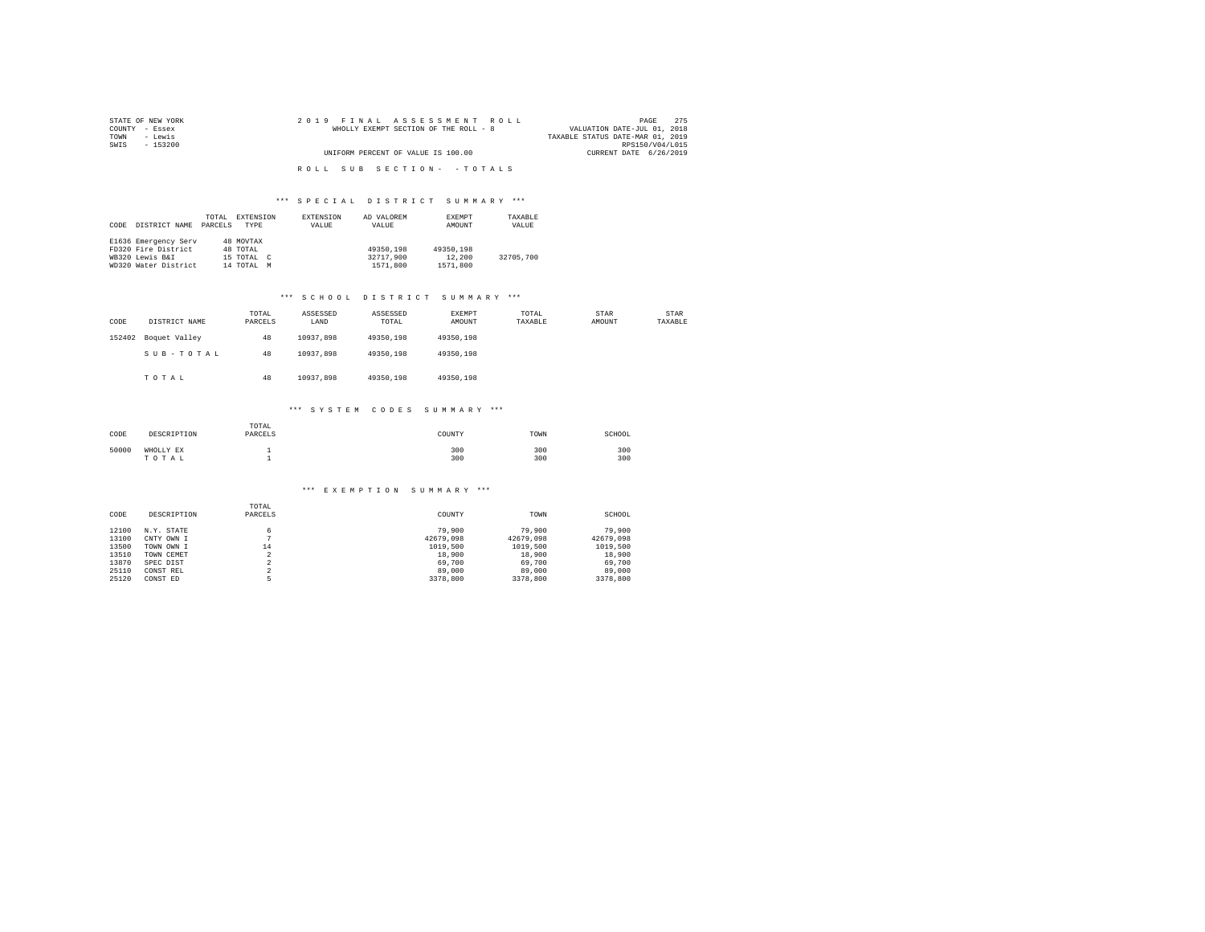STATE OF NEW YORK | COUNTY - Essex | TOWN - Lewis | SWIS - 153200

**2019 FINAL ASSESSMENT ROLL**
WHOLLY EXEMPT SECTION OF THE ROLL - 8
UNIFORM PERCENT OF VALUE IS 100.00

VALUATION DATE-JUL 01, 2018
TAXABLE STATUS DATE-MAR 01, 2019
RPS150/V04/L015
CURRENT DATE 6/26/2019

## ROLL SUB SECTION- - TOTALS

### *** SPECIAL DISTRICT SUMMARY ***

| CODE | DISTRICT NAME | TOTAL PARCELS | EXTENSION TYPE | EXTENSION VALUE | AD VALOREM VALUE | EXEMPT AMOUNT | TAXABLE VALUE |
|---|---|---|---|---|---|---|---|
| E1636 | Emergency Serv | 48 | MOVTAX | | | | |
| FD320 | Fire District | 48 | TOTAL | | 49350,198 | 49350,198 | |
| WB320 | Lewis B&I | 15 | TOTAL C | | 32717,900 | 12,200 | 32705,700 |
| WD320 | Water District | 14 | TOTAL M | | 1571,800 | 1571,800 | |

### *** SCHOOL DISTRICT SUMMARY ***

| CODE | DISTRICT NAME | TOTAL PARCELS | ASSESSED LAND | ASSESSED TOTAL | EXEMPT AMOUNT | TOTAL TAXABLE | STAR AMOUNT | STAR TAXABLE |
|---|---|---|---|---|---|---|---|---|
| 152402 | Boquet Valley | 48 | 10937,898 | 49350,198 | 49350,198 | | | |
| | S U B - T O T A L | 48 | 10937,898 | 49350,198 | 49350,198 | | | |
| | T O T A L | 48 | 10937,898 | 49350,198 | 49350,198 | | | |

### *** SYSTEM CODES SUMMARY ***

| CODE | DESCRIPTION | TOTAL PARCELS | COUNTY | TOWN | SCHOOL |
|---|---|---|---|---|---|
| 50000 | WHOLLY EX | 1 | 300 | 300 | 300 |
| | T O T A L | 1 | 300 | 300 | 300 |

### *** EXEMPTION SUMMARY ***

| CODE | DESCRIPTION | TOTAL PARCELS | COUNTY | TOWN | SCHOOL |
|---|---|---|---|---|---|
| 12100 | N.Y. STATE | 6 | 79,900 | 79,900 | 79,900 |
| 13100 | CNTY OWN I | 7 | 42679,098 | 42679,098 | 42679,098 |
| 13500 | TOWN OWN I | 14 | 1019,500 | 1019,500 | 1019,500 |
| 13510 | TOWN CEMET | 2 | 18,900 | 18,900 | 18,900 |
| 13870 | SPEC DIST | 2 | 69,700 | 69,700 | 69,700 |
| 25110 | CONST REL | 2 | 89,000 | 89,000 | 89,000 |
| 25120 | CONST ED | 5 | 3378,800 | 3378,800 | 3378,800 |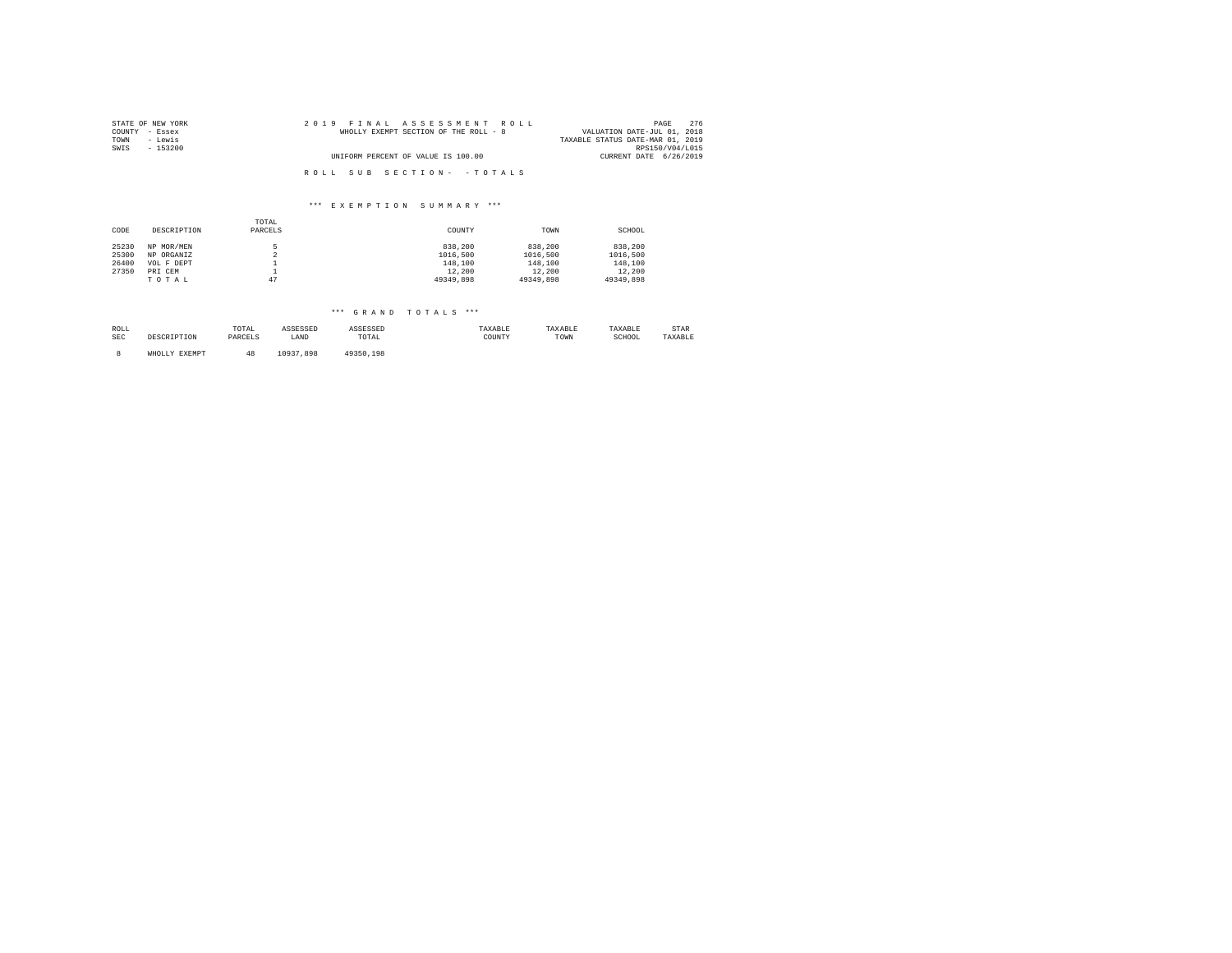STATE OF NEW YORK
COUNTY - Essex
TOWN - Lewis
SWIS - 153200

2 0 1 9 F I N A L A S S E S S M E N T R O L L
WHOLLY EXEMPT SECTION OF THE ROLL - 8
UNIFORM PERCENT OF VALUE IS 100.00

VALUATION DATE-JUL 01, 2018
TAXABLE STATUS DATE-MAR 01, 2019
RPS150/V04/L015
CURRENT DATE 6/26/2019

R O L L S U B S E C T I O N - - T O T A L S

*** E X E M P T I O N S U M M A R Y ***

| CODE | DESCRIPTION | TOTAL PARCELS | COUNTY | TOWN | SCHOOL |
|---|---|---|---|---|---|
| 25230 | NP MOR/MEN | 5 | 838,200 | 838,200 | 838,200 |
| 25300 | NP ORGANIZ | 2 | 1016,500 | 1016,500 | 1016,500 |
| 26400 | VOL F DEPT | 1 | 148,100 | 148,100 | 148,100 |
| 27350 | PRI CEM | 1 | 12,200 | 12,200 | 12,200 |
| | T O T A L | 47 | 49349,898 | 49349,898 | 49349,898 |

*** G R A N D T O T A L S ***

| ROLL SEC | DESCRIPTION | TOTAL PARCELS | ASSESSED LAND | ASSESSED TOTAL | TAXABLE COUNTY | TAXABLE TOWN | TAXABLE SCHOOL | STAR TAXABLE |
|---|---|---|---|---|---|---|---|---|
| 8 | WHOLLY EXEMPT | 48 | 10937,898 | 49350,198 | | | | |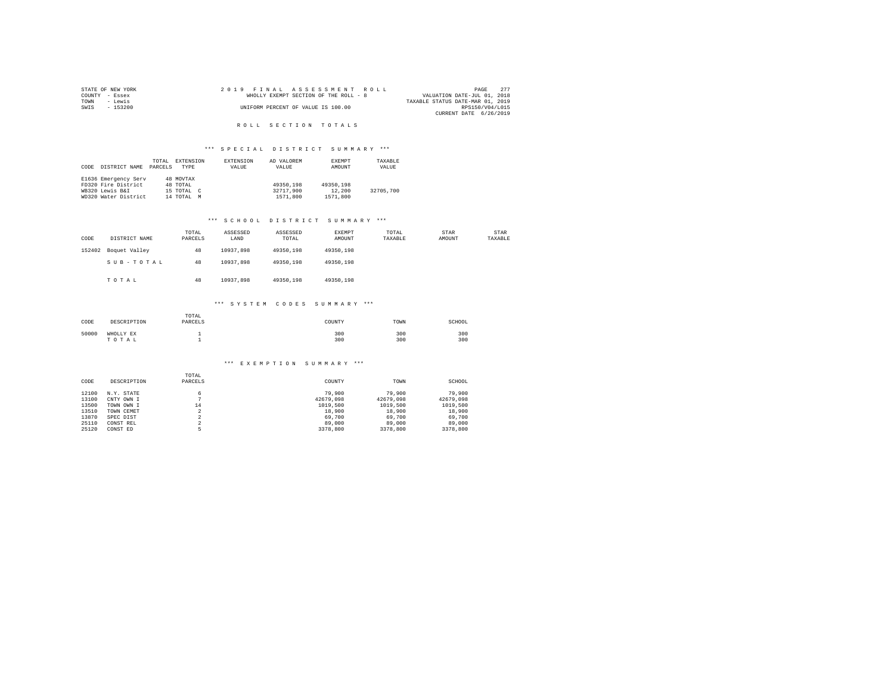STATE OF NEW YORK
COUNTY - Essex
TOWN - Lewis
SWIS - 153200

2019 FINAL ASSESSMENT ROLL
WHOLLY EXEMPT SECTION OF THE ROLL - 8
UNIFORM PERCENT OF VALUE IS 100.00

VALUATION DATE-JUL 01, 2018
TAXABLE STATUS DATE-MAR 01, 2019
RPS150/V04/L015
CURRENT DATE 6/26/2019

## ROLL SECTION TOTALS

### *** SPECIAL DISTRICT SUMMARY ***

| CODE | DISTRICT NAME | TOTAL PARCELS | EXTENSION TYPE | EXTENSION VALUE | AD VALOREM VALUE | EXEMPT AMOUNT | TAXABLE VALUE |
|---|---|---|---|---|---|---|---|
| E1636 | Emergency Serv | 48 | MOVTAX | | | | |
| FD320 | Fire District | 48 | TOTAL | | 49350,198 | 49350,198 | |
| WB320 | Lewis B&I | 15 | TOTAL C | | 32717,900 | 12,200 | 32705,700 |
| WD320 | Water District | 14 | TOTAL M | | 1571,800 | 1571,800 | |

### *** SCHOOL DISTRICT SUMMARY ***

| CODE | DISTRICT NAME | TOTAL PARCELS | ASSESSED LAND | ASSESSED TOTAL | EXEMPT AMOUNT | TOTAL TAXABLE | STAR AMOUNT | STAR TAXABLE |
|---|---|---|---|---|---|---|---|---|
| 152402 | Boquet Valley | 48 | 10937,898 | 49350,198 | 49350,198 | | | |
| | SUB-TOTAL | 48 | 10937,898 | 49350,198 | 49350,198 | | | |
| | TOTAL | 48 | 10937,898 | 49350,198 | 49350,198 | | | |

### *** SYSTEM CODES SUMMARY ***

| CODE | DESCRIPTION | TOTAL PARCELS | COUNTY | TOWN | SCHOOL |
|---|---|---|---|---|---|
| 50000 | WHOLLY EX | 1 | 300 | 300 | 300 |
| | TOTAL | 1 | 300 | 300 | 300 |

### *** EXEMPTION SUMMARY ***

| CODE | DESCRIPTION | TOTAL PARCELS | COUNTY | TOWN | SCHOOL |
|---|---|---|---|---|---|
| 12100 | N.Y. STATE | 6 | 79,900 | 79,900 | 79,900 |
| 13100 | CNTY OWN I | 7 | 42679,098 | 42679,098 | 42679,098 |
| 13500 | TOWN OWN I | 14 | 1019,500 | 1019,500 | 1019,500 |
| 13510 | TOWN CEMET | 2 | 18,900 | 18,900 | 18,900 |
| 13870 | SPEC DIST | 2 | 69,700 | 69,700 | 69,700 |
| 25110 | CONST REL | 2 | 89,000 | 89,000 | 89,000 |
| 25120 | CONST ED | 5 | 3378,800 | 3378,800 | 3378,800 |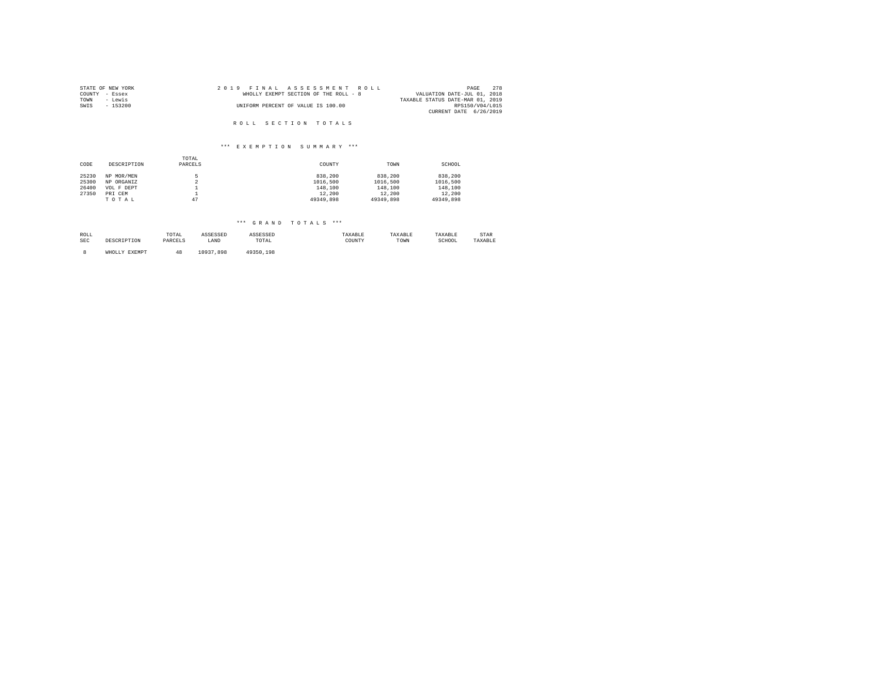STATE OF NEW YORK
COUNTY - Essex
TOWN - Lewis
SWIS - 153200

2 0 1 9 F I N A L A S S E S S M E N T R O L L
WHOLLY EXEMPT SECTION OF THE ROLL - 8
UNIFORM PERCENT OF VALUE IS 100.00

VALUATION DATE-JUL 01, 2018
TAXABLE STATUS DATE-MAR 01, 2019
RPS150/V04/L015
CURRENT DATE 6/26/2019

R O L L S E C T I O N T O T A L S

\*\*\* E X E M P T I O N S U M M A R Y \*\*\*

| CODE | DESCRIPTION | TOTAL PARCELS | COUNTY | TOWN | SCHOOL |
|---|---|---|---|---|---|
| 25230 | NP MOR/MEN | 5 | 838,200 | 838,200 | 838,200 |
| 25300 | NP ORGANIZ | 2 | 1016,500 | 1016,500 | 1016,500 |
| 26400 | VOL F DEPT | 1 | 148,100 | 148,100 | 148,100 |
| 27350 | PRI CEM | 1 | 12,200 | 12,200 | 12,200 |
| | T O T A L | 47 | 49349,898 | 49349,898 | 49349,898 |

\*\*\* G R A N D T O T A L S \*\*\*

| ROLL SEC | DESCRIPTION | TOTAL PARCELS | ASSESSED LAND | ASSESSED TOTAL | TAXABLE COUNTY | TAXABLE TOWN | TAXABLE SCHOOL | STAR TAXABLE |
|---|---|---|---|---|---|---|---|---|
| 8 | WHOLLY EXEMPT | 48 | 10937,898 | 49350,198 | | | | |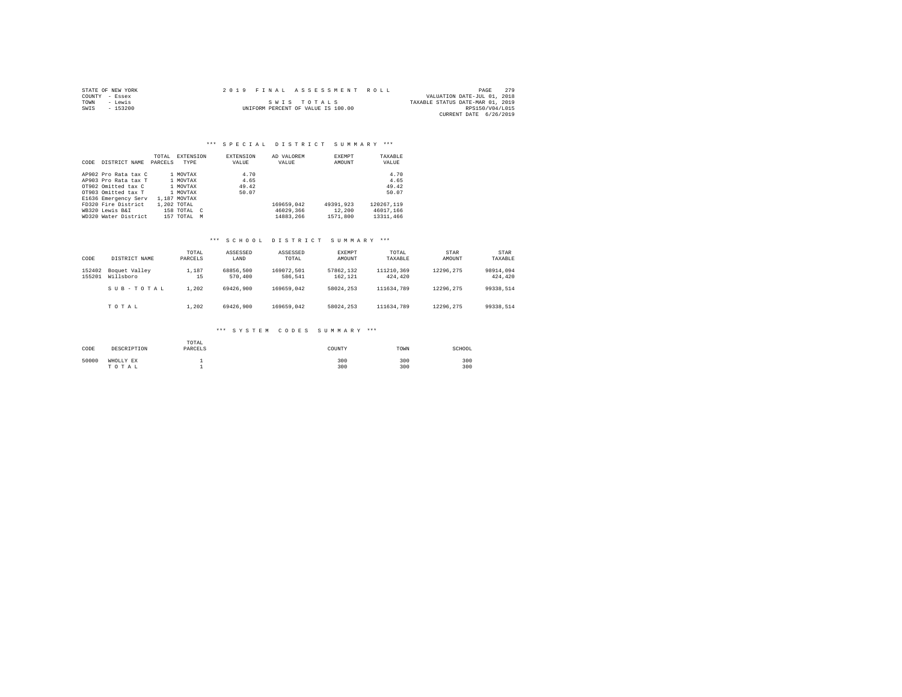STATE OF NEW YORK
COUNTY - Essex
TOWN - Lewis
SWIS - 153200

2019 FINAL ASSESSMENT ROLL

SWIS TOTALS

UNIFORM PERCENT OF VALUE IS 100.00

VALUATION DATE-JUL 01, 2018
TAXABLE STATUS DATE-MAR 01, 2019
RPS150/V04/L015
CURRENT DATE 6/26/2019

### *** SPECIAL DISTRICT SUMMARY ***

| CODE | DISTRICT NAME | TOTAL PARCELS | EXTENSION TYPE | EXTENSION VALUE | AD VALOREM VALUE | EXEMPT AMOUNT | TAXABLE VALUE |
|---|---|---|---|---|---|---|---|
| AP902 | Pro Rata tax C | 1 | MOVTAX | 4.70 | | | 4.70 |
| AP903 | Pro Rata tax T | 1 | MOVTAX | 4.65 | | | 4.65 |
| OT902 | Omitted tax C | 1 | MOVTAX | 49.42 | | | 49.42 |
| OT903 | Omitted tax T | 1 | MOVTAX | 50.07 | | | 50.07 |
| E1636 | Emergency Serv | 1,187 | MOVTAX | | | | |
| FD320 | Fire District | 1,202 | TOTAL | | 169659,042 | 49391,923 | 120267,119 |
| WB320 | Lewis B&I | 158 | TOTAL C | | 46029,366 | 12,200 | 46017,166 |
| WD320 | Water District | 157 | TOTAL M | | 14883,266 | 1571,800 | 13311,466 |

### *** SCHOOL DISTRICT SUMMARY ***

| CODE | DISTRICT NAME | TOTAL PARCELS | ASSESSED LAND | ASSESSED TOTAL | EXEMPT AMOUNT | TOTAL TAXABLE | STAR AMOUNT | STAR TAXABLE |
|---|---|---|---|---|---|---|---|---|
| 152402 | Boquet Valley | 1,187 | 68856,500 | 169072,501 | 57862,132 | 111210,369 | 12296,275 | 98914,094 |
| 155201 | Willsboro | 15 | 570,400 | 586,541 | 162,121 | 424,420 | | 424,420 |
| | SUB-TOTAL | 1,202 | 69426,900 | 169659,042 | 58024,253 | 111634,789 | 12296,275 | 99338,514 |
| | TOTAL | 1,202 | 69426,900 | 169659,042 | 58024,253 | 111634,789 | 12296,275 | 99338,514 |

### *** SYSTEM CODES SUMMARY ***

| CODE | DESCRIPTION | TOTAL PARCELS | COUNTY | TOWN | SCHOOL |
|---|---|---|---|---|---|
| 50000 | WHOLLY EX | 1 | 300 | 300 | 300 |
| | TOTAL | 1 | 300 | 300 | 300 |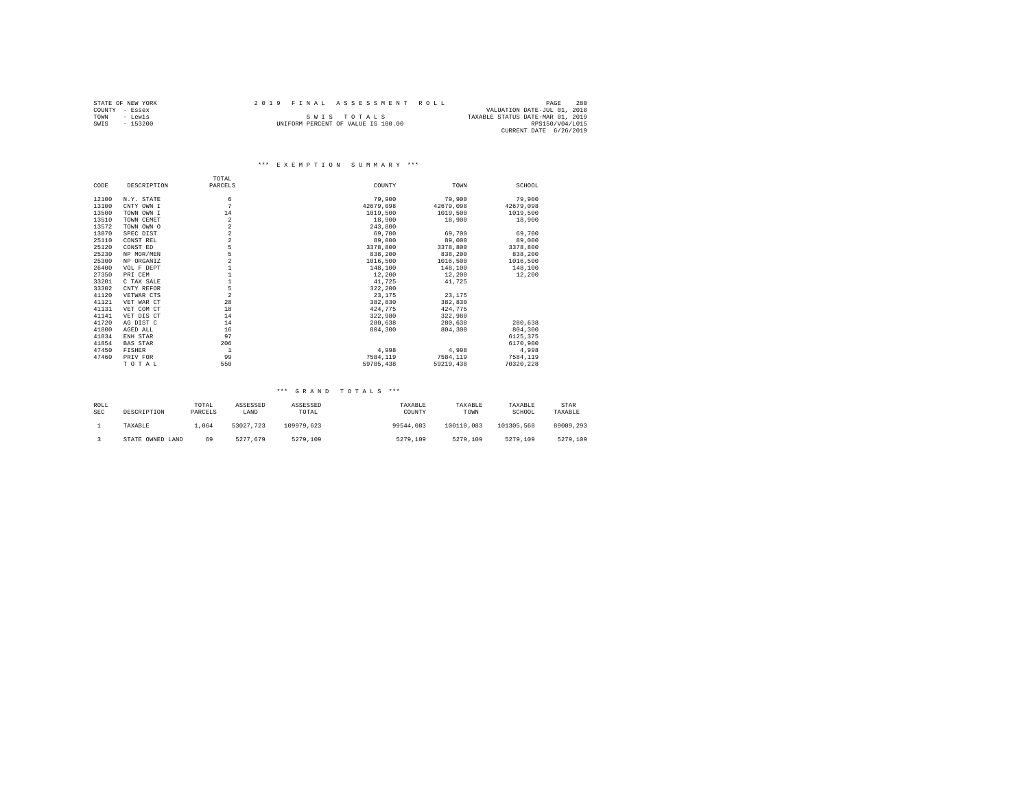STATE OF NEW YORK  
COUNTY - Essex  
TOWN - Lewis  
SWIS - 153200

# 2019 FINAL ASSESSMENT ROLL

SWIS TOTALS  
UNIFORM PERCENT OF VALUE IS 100.00

VALUATION DATE-JUL 01, 2018  
TAXABLE STATUS DATE-MAR 01, 2019  
RPS150/V04/L015  
CURRENT DATE 6/26/2019

## *** EXEMPTION SUMMARY ***

| CODE | DESCRIPTION | TOTAL PARCELS | COUNTY | TOWN | SCHOOL |
|---|---|---|---|---|---|
| 12100 | N.Y. STATE | 6 | 79,900 | 79,900 | 79,900 |
| 13100 | CNTY OWN I | 7 | 42679,098 | 42679,098 | 42679,098 |
| 13500 | TOWN OWN I | 14 | 1019,500 | 1019,500 | 1019,500 |
| 13510 | TOWN CEMET | 2 | 18,900 | 18,900 | 18,900 |
| 13572 | TOWN OWN O | 2 | 243,800 | | |
| 13870 | SPEC DIST | 2 | 69,700 | 69,700 | 69,700 |
| 25110 | CONST REL | 2 | 89,000 | 89,000 | 89,000 |
| 25120 | CONST ED | 5 | 3378,800 | 3378,800 | 3378,800 |
| 25230 | NP MOR/MEN | 5 | 838,200 | 838,200 | 838,200 |
| 25300 | NP ORGANIZ | 2 | 1016,500 | 1016,500 | 1016,500 |
| 26400 | VOL F DEPT | 1 | 148,100 | 148,100 | 148,100 |
| 27350 | PRI CEM | 1 | 12,200 | 12,200 | 12,200 |
| 33201 | C TAX SALE | 1 | 41,725 | 41,725 | |
| 33302 | CNTY REFOR | 5 | 322,200 | | |
| 41120 | VETWAR CTS | 2 | 23,175 | 23,175 | |
| 41121 | VET WAR CT | 28 | 382,830 | 382,830 | |
| 41131 | VET COM CT | 18 | 424,775 | 424,775 | |
| 41141 | VET DIS CT | 14 | 322,980 | 322,980 | |
| 41720 | AG DIST C | 14 | 280,638 | 280,638 | 280,638 |
| 41800 | AGED ALL | 16 | 804,300 | 804,300 | 804,300 |
| 41834 | ENH STAR | 97 | | | 6125,375 |
| 41854 | BAS STAR | 206 | | | 6170,900 |
| 47450 | FISHER | 1 | 4,998 | 4,998 | 4,998 |
| 47460 | PRIV FOR | 99 | 7584,119 | 7584,119 | 7584,119 |
| | TOTAL | 550 | 59785,438 | 59219,438 | 70320,228 |

## *** GRAND TOTALS ***

| ROLL SEC | DESCRIPTION | TOTAL PARCELS | ASSESSED LAND | ASSESSED TOTAL | TAXABLE COUNTY | TAXABLE TOWN | TAXABLE SCHOOL | STAR TAXABLE |
|---|---|---|---|---|---|---|---|---|
| 1 | TAXABLE | 1,064 | 53027,723 | 109979,623 | 99544,083 | 100110,083 | 101305,568 | 89009,293 |
| 3 | STATE OWNED LAND | 69 | 5277,679 | 5279,109 | 5279,109 | 5279,109 | 5279,109 | 5279,109 |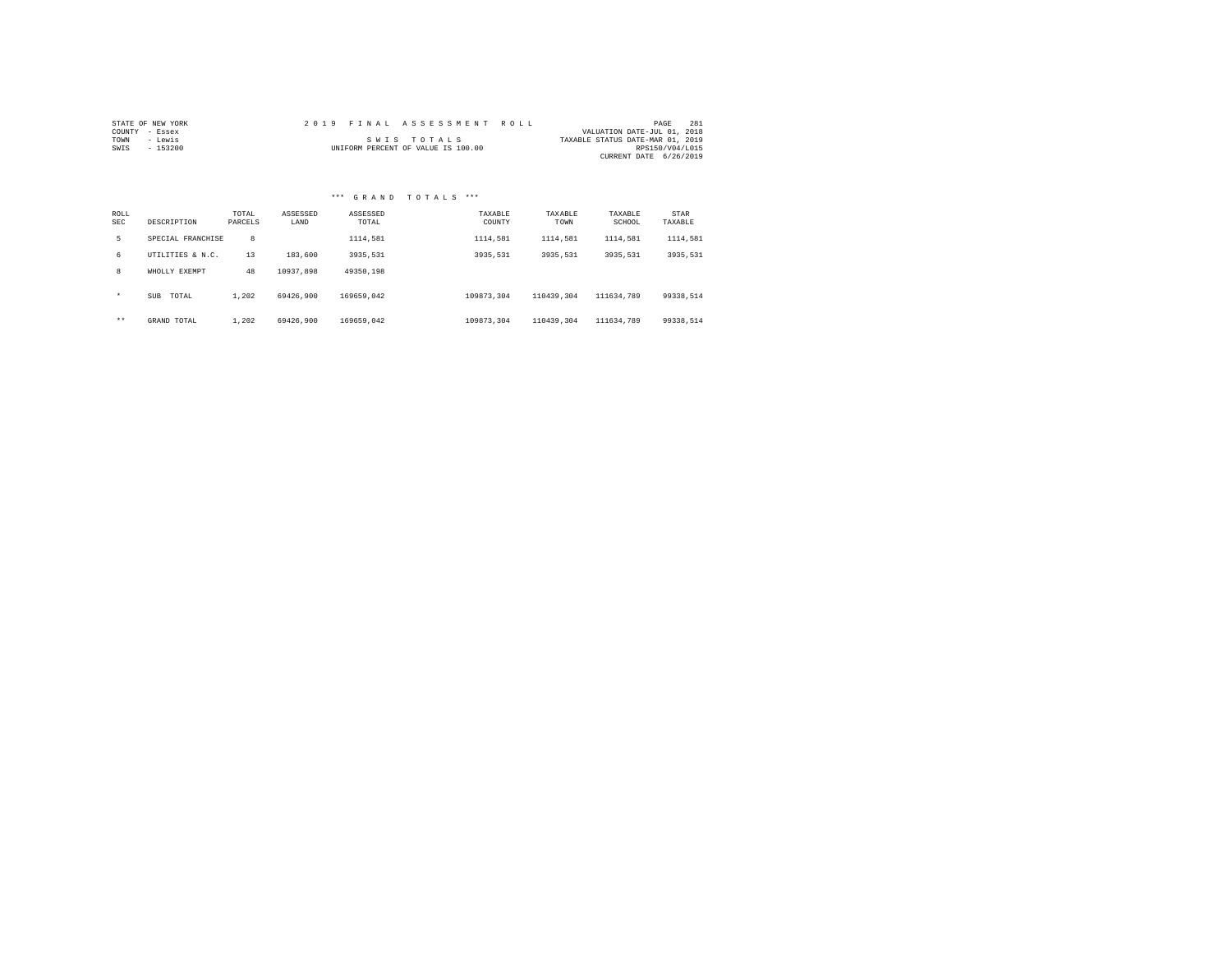STATE OF NEW YORK
COUNTY - Essex
TOWN - Lewis
SWIS - 153200

2 0 1 9 F I N A L A S S E S S M E N T R O L L

S W I S T O T A L S

UNIFORM PERCENT OF VALUE IS 100.00

VALUATION DATE-JUL 01, 2018
TAXABLE STATUS DATE-MAR 01, 2019
RPS150/V04/L015
CURRENT DATE 6/26/2019

### *** G R A N D T O T A L S ***

| ROLL SEC | DESCRIPTION | TOTAL PARCELS | ASSESSED LAND | ASSESSED TOTAL | TAXABLE COUNTY | TAXABLE TOWN | TAXABLE SCHOOL | STAR TAXABLE |
|---|---|---|---|---|---|---|---|---|
| 5 | SPECIAL FRANCHISE | 8 | | 1114,581 | 1114,581 | 1114,581 | 1114,581 | 1114,581 |
| 6 | UTILITIES & N.C. | 13 | 183,600 | 3935,531 | 3935,531 | 3935,531 | 3935,531 | 3935,531 |
| 8 | WHOLLY EXEMPT | 48 | 10937,898 | 49350,198 | | | | |
| * | SUB TOTAL | 1,202 | 69426,900 | 169659,042 | 109873,304 | 110439,304 | 111634,789 | 99338,514 |
| ** | GRAND TOTAL | 1,202 | 69426,900 | 169659,042 | 109873,304 | 110439,304 | 111634,789 | 99338,514 |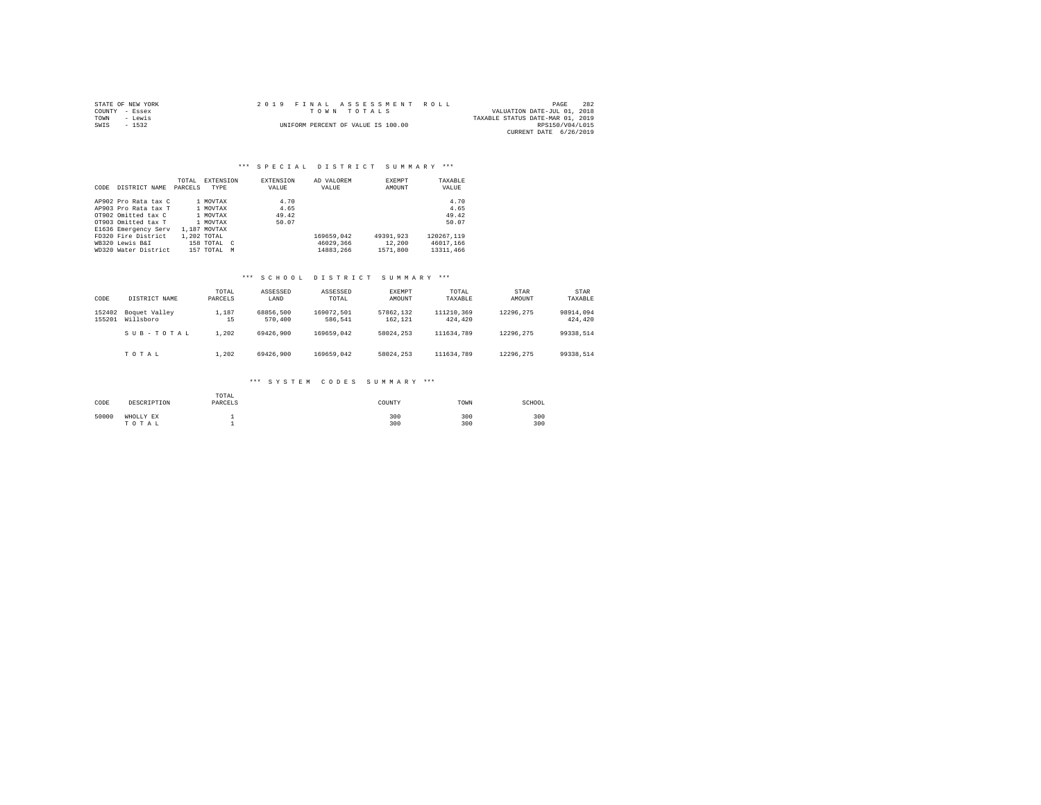STATE OF NEW YORK
COUNTY - Essex
TOWN - Lewis
SWIS - 1532

2019 FINAL ASSESSMENT ROLL
TOWN TOTALS
UNIFORM PERCENT OF VALUE IS 100.00

VALUATION DATE-JUL 01, 2018
TAXABLE STATUS DATE-MAR 01, 2019
RPS150/V04/L015
CURRENT DATE 6/26/2019

## *** SPECIAL DISTRICT SUMMARY ***

| CODE | DISTRICT NAME | TOTAL PARCELS | EXTENSION TYPE | EXTENSION VALUE | AD VALOREM VALUE | EXEMPT AMOUNT | TAXABLE VALUE |
|---|---|---|---|---|---|---|---|
| AP902 | Pro Rata tax C | 1 | MOVTAX | 4.70 | | | 4.70 |
| AP903 | Pro Rata tax T | 1 | MOVTAX | 4.65 | | | 4.65 |
| OT902 | Omitted tax C | 1 | MOVTAX | 49.42 | | | 49.42 |
| OT903 | Omitted tax T | 1 | MOVTAX | 50.07 | | | 50.07 |
| E1636 | Emergency Serv | 1,187 | MOVTAX | | | | |
| FD320 | Fire District | 1,202 | TOTAL | | 169659,042 | 49391,923 | 120267,119 |
| WB320 | Lewis B&I | 158 | TOTAL C | | 46029,366 | 12,200 | 46017,166 |
| WD320 | Water District | 157 | TOTAL M | | 14883,266 | 1571,800 | 13311,466 |

## *** SCHOOL DISTRICT SUMMARY ***

| CODE | DISTRICT NAME | TOTAL PARCELS | ASSESSED LAND | ASSESSED TOTAL | EXEMPT AMOUNT | TOTAL TAXABLE | STAR AMOUNT | STAR TAXABLE |
|---|---|---|---|---|---|---|---|---|
| 152402 | Boquet Valley | 1,187 | 68856,500 | 169072,501 | 57862,132 | 111210,369 | 12296,275 | 98914,094 |
| 155201 | Willsboro | 15 | 570,400 | 586,541 | 162,121 | 424,420 | | 424,420 |
| | SUB-TOTAL | 1,202 | 69426,900 | 169659,042 | 58024,253 | 111634,789 | 12296,275 | 99338,514 |
| | TOTAL | 1,202 | 69426,900 | 169659,042 | 58024,253 | 111634,789 | 12296,275 | 99338,514 |

## *** SYSTEM CODES SUMMARY ***

| CODE | DESCRIPTION | TOTAL PARCELS | COUNTY | TOWN | SCHOOL |
|---|---|---|---|---|---|
| 50000 | WHOLLY EX | 1 | 300 | 300 | 300 |
| | TOTAL | 1 | 300 | 300 | 300 |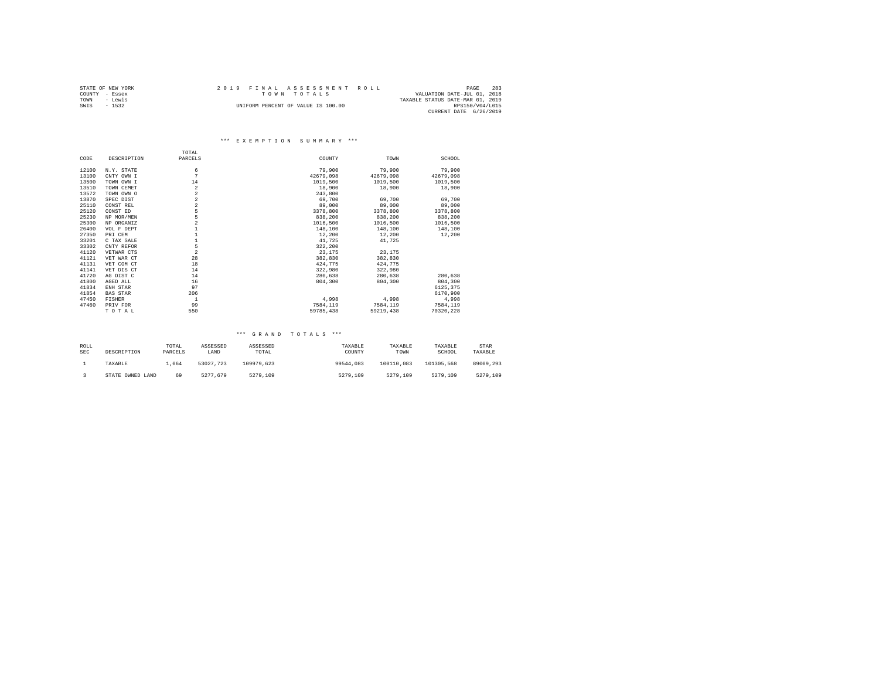STATE OF NEW YORK
COUNTY - Essex
TOWN - Lewis
SWIS - 1532

2019 FINAL ASSESSMENT ROLL
TOWN TOTALS
UNIFORM PERCENT OF VALUE IS 100.00

VALUATION DATE-JUL 01, 2018
TAXABLE STATUS DATE-MAR 01, 2019
RPS150/V04/L015
CURRENT DATE 6/26/2019

### *** EXEMPTION SUMMARY ***

| CODE | DESCRIPTION | TOTAL PARCELS | COUNTY | TOWN | SCHOOL |
|---|---|---|---|---|---|
| 12100 | N.Y. STATE | 6 | 79,900 | 79,900 | 79,900 |
| 13100 | CNTY OWN I | 7 | 42679,098 | 42679,098 | 42679,098 |
| 13500 | TOWN OWN I | 14 | 1019,500 | 1019,500 | 1019,500 |
| 13510 | TOWN CEMET | 2 | 18,900 | 18,900 | 18,900 |
| 13572 | TOWN OWN O | 2 | 243,800 | | |
| 13870 | SPEC DIST | 2 | 69,700 | 69,700 | 69,700 |
| 25110 | CONST REL | 2 | 89,000 | 89,000 | 89,000 |
| 25120 | CONST ED | 5 | 3378,800 | 3378,800 | 3378,800 |
| 25230 | NP MOR/MEN | 5 | 838,200 | 838,200 | 838,200 |
| 25300 | NP ORGANIZ | 2 | 1016,500 | 1016,500 | 1016,500 |
| 26400 | VOL F DEPT | 1 | 148,100 | 148,100 | 148,100 |
| 27350 | PRI CEM | 1 | 12,200 | 12,200 | 12,200 |
| 33201 | C TAX SALE | 1 | 41,725 | 41,725 | |
| 33302 | CNTY REFOR | 5 | 322,200 | | |
| 41120 | VETWAR CTS | 2 | 23,175 | 23,175 | |
| 41121 | VET WAR CT | 28 | 382,830 | 382,830 | |
| 41131 | VET COM CT | 18 | 424,775 | 424,775 | |
| 41141 | VET DIS CT | 14 | 322,980 | 322,980 | |
| 41720 | AG DIST C | 14 | 280,638 | 280,638 | 280,638 |
| 41800 | AGED ALL | 16 | 804,300 | 804,300 | 804,300 |
| 41834 | ENH STAR | 97 | | | 6125,375 |
| 41854 | BAS STAR | 206 | | | 6170,900 |
| 47450 | FISHER | 1 | 4,998 | 4,998 | 4,998 |
| 47460 | PRIV FOR | 99 | 7584,119 | 7584,119 | 7584,119 |
| | TOTAL | 550 | 59785,438 | 59219,438 | 70320,228 |

### *** GRAND TOTALS ***

| ROLL SEC | DESCRIPTION | TOTAL PARCELS | ASSESSED LAND | ASSESSED TOTAL | TAXABLE COUNTY | TAXABLE TOWN | TAXABLE SCHOOL | STAR TAXABLE |
|---|---|---|---|---|---|---|---|---|
| 1 | TAXABLE | 1,064 | 53027,723 | 109979,623 | 99544,083 | 100110,083 | 101305,568 | 89009,293 |
| 3 | STATE OWNED LAND | 69 | 5277,679 | 5279,109 | 5279,109 | 5279,109 | 5279,109 | 5279,109 |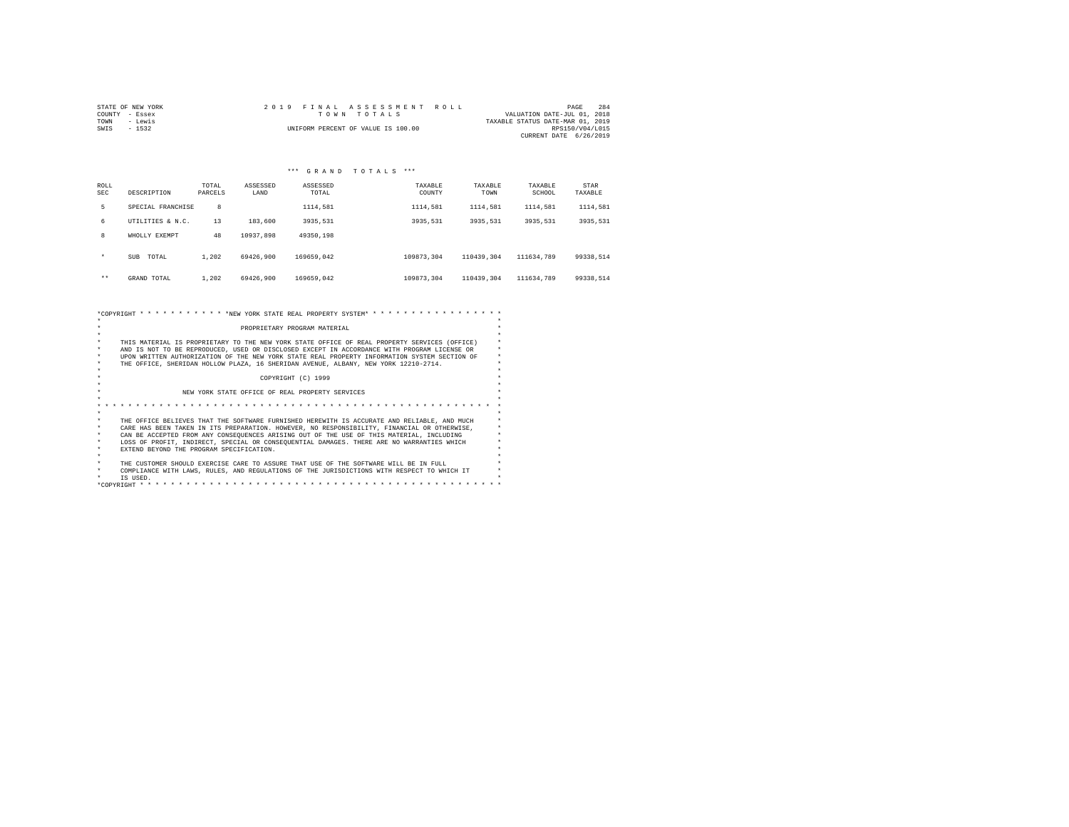STATE OF NEW YORK
COUNTY - Essex
TOWN - Lewis
SWIS - 1532

2 0 1 9 F I N A L A S S E S S M E N T R O L L
T O W N T O T A L S
UNIFORM PERCENT OF VALUE IS 100.00

VALUATION DATE-JUL 01, 2018
TAXABLE STATUS DATE-MAR 01, 2019
RPS150/V04/L015
CURRENT DATE 6/26/2019

*** G R A N D T O T A L S ***

| ROLL SEC | DESCRIPTION | TOTAL PARCELS | ASSESSED LAND | ASSESSED TOTAL | TAXABLE COUNTY | TAXABLE TOWN | TAXABLE SCHOOL | STAR TAXABLE |
|---|---|---|---|---|---|---|---|---|
| 5 | SPECIAL FRANCHISE | 8 | | 1114,581 | 1114,581 | 1114,581 | 1114,581 | 1114,581 |
| 6 | UTILITIES & N.C. | 13 | 183,600 | 3935,531 | 3935,531 | 3935,531 | 3935,531 | 3935,531 |
| 8 | WHOLLY EXEMPT | 48 | 10937,898 | 49350,198 | | | | |
| * | SUB TOTAL | 1,202 | 69426,900 | 169659,042 | 109873,304 | 110439,304 | 111634,789 | 99338,514 |
| ** | GRAND TOTAL | 1,202 | 69426,900 | 169659,042 | 109873,304 | 110439,304 | 111634,789 | 99338,514 |

```
*COPYRIGHT * * * * * * * * * * * *NEW YORK STATE REAL PROPERTY SYSTEM* * * * * * * * * * * * * * * * *
*                                                                                                     *
*                              PROPRIETARY PROGRAM MATERIAL                                           *
*                                                                                                     *
*    THIS MATERIAL IS PROPRIETARY TO THE NEW YORK STATE OFFICE OF REAL PROPERTY SERVICES (OFFICE)     *
*    AND IS NOT TO BE REPRODUCED, USED OR DISCLOSED EXCEPT IN ACCORDANCE WITH PROGRAM LICENSE OR      *
*    UPON WRITTEN AUTHORIZATION OF THE NEW YORK STATE REAL PROPERTY INFORMATION SYSTEM SECTION OF     *
*    THE OFFICE, SHERIDAN HOLLOW PLAZA, 16 SHERIDAN AVENUE, ALBANY, NEW YORK 12210-2714.              *
*                                                                                                     *
*                                   COPYRIGHT (C) 1999                                                *
*                                                                                                     *
*                     NEW YORK STATE OFFICE OF REAL PROPERTY SERVICES                                 *
*                                                                                                     *
* * * * * * * * * * * * * * * * * * * * * * * * * * * * * * * * * * * * * * * * * * * * * * * * * * * *
*                                                                                                     *
*    THE OFFICE BELIEVES THAT THE SOFTWARE FURNISHED HEREWITH IS ACCURATE AND RELIABLE, AND MUCH      *
*    CARE HAS BEEN TAKEN IN ITS PREPARATION. HOWEVER, NO RESPONSIBILITY, FINANCIAL OR OTHERWISE,      *
*    CAN BE ACCEPTED FROM ANY CONSEQUENCES ARISING OUT OF THE USE OF THIS MATERIAL, INCLUDING         *
*    LOSS OF PROFIT, INDIRECT, SPECIAL OR CONSEQUENTIAL DAMAGES. THERE ARE NO WARRANTIES WHICH        *
*    EXTEND BEYOND THE PROGRAM SPECIFICATION.                                                         *
*                                                                                                     *
*    THE CUSTOMER SHOULD EXERCISE CARE TO ASSURE THAT USE OF THE SOFTWARE WILL BE IN FULL             *
*    COMPLIANCE WITH LAWS, RULES, AND REGULATIONS OF THE JURISDICTIONS WITH RESPECT TO WHICH IT       *
*    IS USED.                                                                                         *
*COPYRIGHT * * * * * * * * * * * * * * * * * * * * * * * * * * * * * * * * * * * * * * * * * * * * * *
```